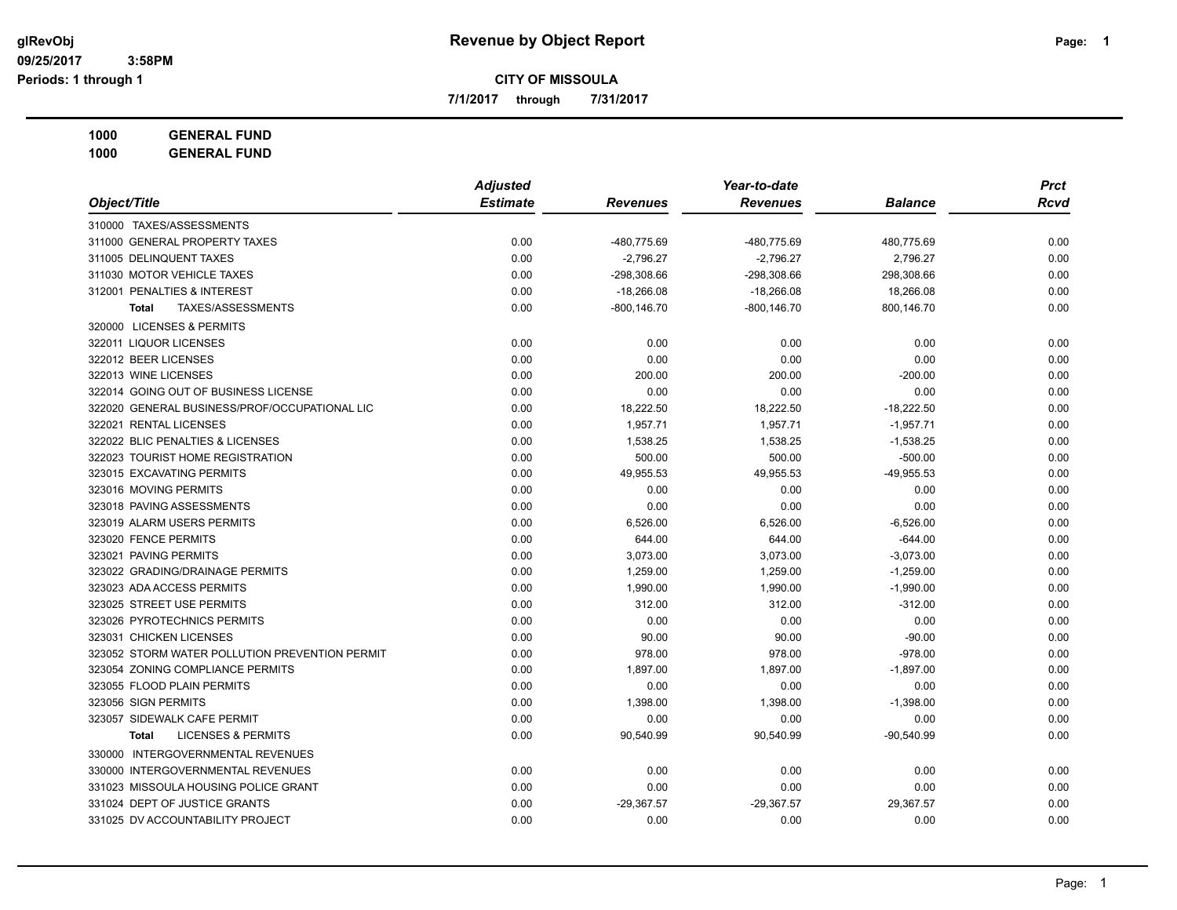# Revenue by Object Report

**CITY OF MISSOULA**

**7/1/2017 through 7/31/2017**

glRevObj
09/25/2017 3:58PM
Periods: 1 through 1

**1000 GENERAL FUND**
**1000 GENERAL FUND**

| Object/Title | Adjusted Estimate | Revenues | Year-to-date Revenues | Balance | Prct Rcvd |
|---|---|---|---|---|---|
| 310000 TAXES/ASSESSMENTS | | | | | |
| 311000 GENERAL PROPERTY TAXES | 0.00 | -480,775.69 | -480,775.69 | 480,775.69 | 0.00 |
| 311005 DELINQUENT TAXES | 0.00 | -2,796.27 | -2,796.27 | 2,796.27 | 0.00 |
| 311030 MOTOR VEHICLE TAXES | 0.00 | -298,308.66 | -298,308.66 | 298,308.66 | 0.00 |
| 312001 PENALTIES & INTEREST | 0.00 | -18,266.08 | -18,266.08 | 18,266.08 | 0.00 |
| **Total** TAXES/ASSESSMENTS | 0.00 | -800,146.70 | -800,146.70 | 800,146.70 | 0.00 |
| 320000 LICENSES & PERMITS | | | | | |
| 322011 LIQUOR LICENSES | 0.00 | 0.00 | 0.00 | 0.00 | 0.00 |
| 322012 BEER LICENSES | 0.00 | 0.00 | 0.00 | 0.00 | 0.00 |
| 322013 WINE LICENSES | 0.00 | 200.00 | 200.00 | -200.00 | 0.00 |
| 322014 GOING OUT OF BUSINESS LICENSE | 0.00 | 0.00 | 0.00 | 0.00 | 0.00 |
| 322020 GENERAL BUSINESS/PROF/OCCUPATIONAL LIC | 0.00 | 18,222.50 | 18,222.50 | -18,222.50 | 0.00 |
| 322021 RENTAL LICENSES | 0.00 | 1,957.71 | 1,957.71 | -1,957.71 | 0.00 |
| 322022 BLIC PENALTIES & LICENSES | 0.00 | 1,538.25 | 1,538.25 | -1,538.25 | 0.00 |
| 322023 TOURIST HOME REGISTRATION | 0.00 | 500.00 | 500.00 | -500.00 | 0.00 |
| 323015 EXCAVATING PERMITS | 0.00 | 49,955.53 | 49,955.53 | -49,955.53 | 0.00 |
| 323016 MOVING PERMITS | 0.00 | 0.00 | 0.00 | 0.00 | 0.00 |
| 323018 PAVING ASSESSMENTS | 0.00 | 0.00 | 0.00 | 0.00 | 0.00 |
| 323019 ALARM USERS PERMITS | 0.00 | 6,526.00 | 6,526.00 | -6,526.00 | 0.00 |
| 323020 FENCE PERMITS | 0.00 | 644.00 | 644.00 | -644.00 | 0.00 |
| 323021 PAVING PERMITS | 0.00 | 3,073.00 | 3,073.00 | -3,073.00 | 0.00 |
| 323022 GRADING/DRAINAGE PERMITS | 0.00 | 1,259.00 | 1,259.00 | -1,259.00 | 0.00 |
| 323023 ADA ACCESS PERMITS | 0.00 | 1,990.00 | 1,990.00 | -1,990.00 | 0.00 |
| 323025 STREET USE PERMITS | 0.00 | 312.00 | 312.00 | -312.00 | 0.00 |
| 323026 PYROTECHNICS PERMITS | 0.00 | 0.00 | 0.00 | 0.00 | 0.00 |
| 323031 CHICKEN LICENSES | 0.00 | 90.00 | 90.00 | -90.00 | 0.00 |
| 323052 STORM WATER POLLUTION PREVENTION PERMIT | 0.00 | 978.00 | 978.00 | -978.00 | 0.00 |
| 323054 ZONING COMPLIANCE PERMITS | 0.00 | 1,897.00 | 1,897.00 | -1,897.00 | 0.00 |
| 323055 FLOOD PLAIN PERMITS | 0.00 | 0.00 | 0.00 | 0.00 | 0.00 |
| 323056 SIGN PERMITS | 0.00 | 1,398.00 | 1,398.00 | -1,398.00 | 0.00 |
| 323057 SIDEWALK CAFE PERMIT | 0.00 | 0.00 | 0.00 | 0.00 | 0.00 |
| **Total** LICENSES & PERMITS | 0.00 | 90,540.99 | 90,540.99 | -90,540.99 | 0.00 |
| 330000 INTERGOVERNMENTAL REVENUES | | | | | |
| 330000 INTERGOVERNMENTAL REVENUES | 0.00 | 0.00 | 0.00 | 0.00 | 0.00 |
| 331023 MISSOULA HOUSING POLICE GRANT | 0.00 | 0.00 | 0.00 | 0.00 | 0.00 |
| 331024 DEPT OF JUSTICE GRANTS | 0.00 | -29,367.57 | -29,367.57 | 29,367.57 | 0.00 |
| 331025 DV ACCOUNTABILITY PROJECT | 0.00 | 0.00 | 0.00 | 0.00 | 0.00 |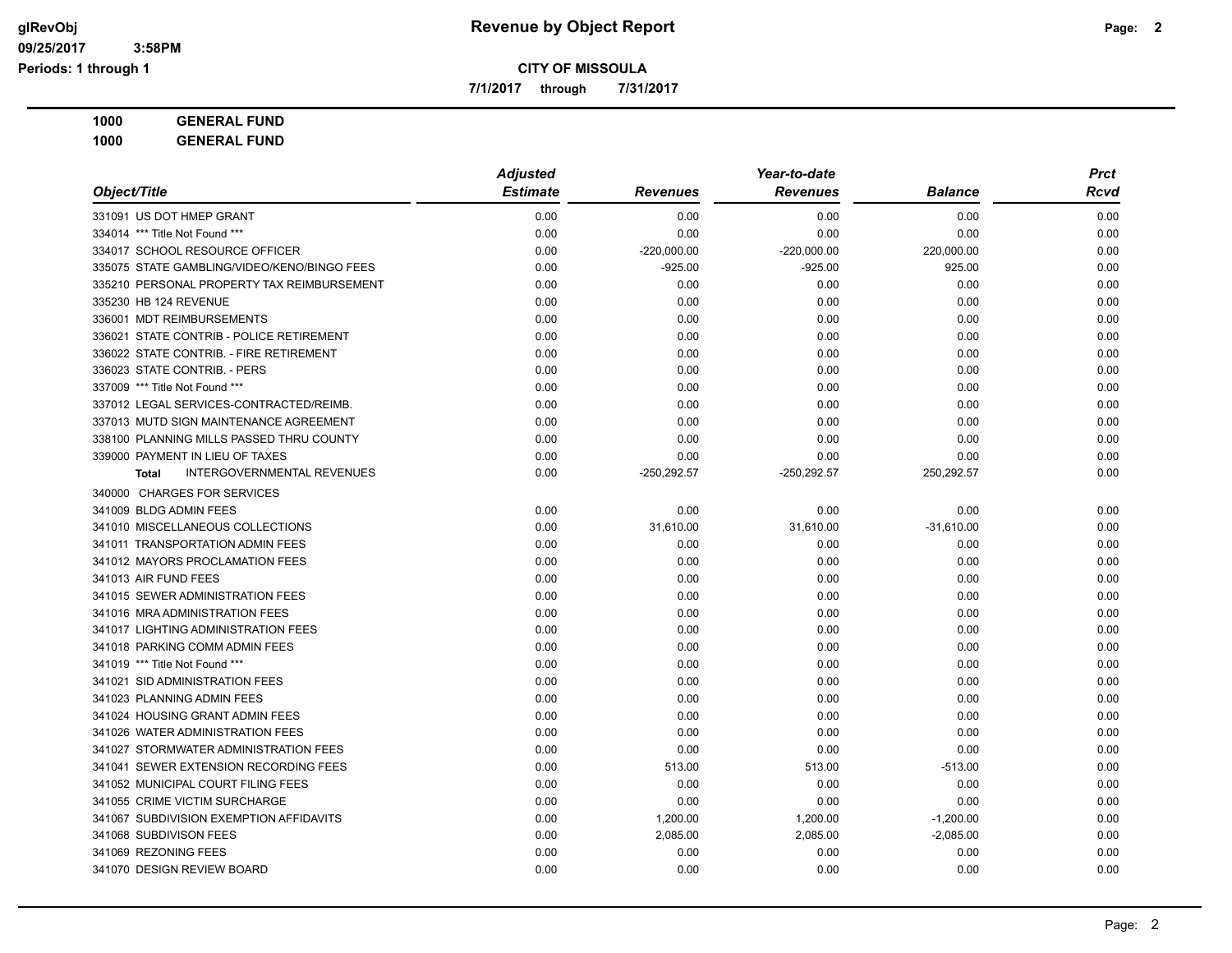**Revenue by Object Report**

**CITY OF MISSOULA**

**7/1/2017 through 7/31/2017**

glRevObj
09/25/2017 3:58PM
Periods: 1 through 1

**1000 GENERAL FUND**

**1000 GENERAL FUND**

| Object/Title | Adjusted Estimate | Revenues | Year-to-date Revenues | Balance | Prct Rcvd |
|---|---|---|---|---|---|
| 331091 US DOT HMEP GRANT | 0.00 | 0.00 | 0.00 | 0.00 | 0.00 |
| 334014 *** Title Not Found *** | 0.00 | 0.00 | 0.00 | 0.00 | 0.00 |
| 334017 SCHOOL RESOURCE OFFICER | 0.00 | -220,000.00 | -220,000.00 | 220,000.00 | 0.00 |
| 335075 STATE GAMBLING/VIDEO/KENO/BINGO FEES | 0.00 | -925.00 | -925.00 | 925.00 | 0.00 |
| 335210 PERSONAL PROPERTY TAX REIMBURSEMENT | 0.00 | 0.00 | 0.00 | 0.00 | 0.00 |
| 335230 HB 124 REVENUE | 0.00 | 0.00 | 0.00 | 0.00 | 0.00 |
| 336001 MDT REIMBURSEMENTS | 0.00 | 0.00 | 0.00 | 0.00 | 0.00 |
| 336021 STATE CONTRIB - POLICE RETIREMENT | 0.00 | 0.00 | 0.00 | 0.00 | 0.00 |
| 336022 STATE CONTRIB. - FIRE RETIREMENT | 0.00 | 0.00 | 0.00 | 0.00 | 0.00 |
| 336023 STATE CONTRIB. - PERS | 0.00 | 0.00 | 0.00 | 0.00 | 0.00 |
| 337009 *** Title Not Found *** | 0.00 | 0.00 | 0.00 | 0.00 | 0.00 |
| 337012 LEGAL SERVICES-CONTRACTED/REIMB. | 0.00 | 0.00 | 0.00 | 0.00 | 0.00 |
| 337013 MUTD SIGN MAINTENANCE AGREEMENT | 0.00 | 0.00 | 0.00 | 0.00 | 0.00 |
| 338100 PLANNING MILLS PASSED THRU COUNTY | 0.00 | 0.00 | 0.00 | 0.00 | 0.00 |
| 339000 PAYMENT IN LIEU OF TAXES | 0.00 | 0.00 | 0.00 | 0.00 | 0.00 |
| **Total** INTERGOVERNMENTAL REVENUES | 0.00 | -250,292.57 | -250,292.57 | 250,292.57 | 0.00 |
| 340000 CHARGES FOR SERVICES | | | | | |
| 341009 BLDG ADMIN FEES | 0.00 | 0.00 | 0.00 | 0.00 | 0.00 |
| 341010 MISCELLANEOUS COLLECTIONS | 0.00 | 31,610.00 | 31,610.00 | -31,610.00 | 0.00 |
| 341011 TRANSPORTATION ADMIN FEES | 0.00 | 0.00 | 0.00 | 0.00 | 0.00 |
| 341012 MAYORS PROCLAMATION FEES | 0.00 | 0.00 | 0.00 | 0.00 | 0.00 |
| 341013 AIR FUND FEES | 0.00 | 0.00 | 0.00 | 0.00 | 0.00 |
| 341015 SEWER ADMINISTRATION FEES | 0.00 | 0.00 | 0.00 | 0.00 | 0.00 |
| 341016 MRA ADMINISTRATION FEES | 0.00 | 0.00 | 0.00 | 0.00 | 0.00 |
| 341017 LIGHTING ADMINISTRATION FEES | 0.00 | 0.00 | 0.00 | 0.00 | 0.00 |
| 341018 PARKING COMM ADMIN FEES | 0.00 | 0.00 | 0.00 | 0.00 | 0.00 |
| 341019 *** Title Not Found *** | 0.00 | 0.00 | 0.00 | 0.00 | 0.00 |
| 341021 SID ADMINISTRATION FEES | 0.00 | 0.00 | 0.00 | 0.00 | 0.00 |
| 341023 PLANNING ADMIN FEES | 0.00 | 0.00 | 0.00 | 0.00 | 0.00 |
| 341024 HOUSING GRANT ADMIN FEES | 0.00 | 0.00 | 0.00 | 0.00 | 0.00 |
| 341026 WATER ADMINISTRATION FEES | 0.00 | 0.00 | 0.00 | 0.00 | 0.00 |
| 341027 STORMWATER ADMINISTRATION FEES | 0.00 | 0.00 | 0.00 | 0.00 | 0.00 |
| 341041 SEWER EXTENSION RECORDING FEES | 0.00 | 513.00 | 513.00 | -513.00 | 0.00 |
| 341052 MUNICIPAL COURT FILING FEES | 0.00 | 0.00 | 0.00 | 0.00 | 0.00 |
| 341055 CRIME VICTIM SURCHARGE | 0.00 | 0.00 | 0.00 | 0.00 | 0.00 |
| 341067 SUBDIVISION EXEMPTION AFFIDAVITS | 0.00 | 1,200.00 | 1,200.00 | -1,200.00 | 0.00 |
| 341068 SUBDIVISON FEES | 0.00 | 2,085.00 | 2,085.00 | -2,085.00 | 0.00 |
| 341069 REZONING FEES | 0.00 | 0.00 | 0.00 | 0.00 | 0.00 |
| 341070 DESIGN REVIEW BOARD | 0.00 | 0.00 | 0.00 | 0.00 | 0.00 |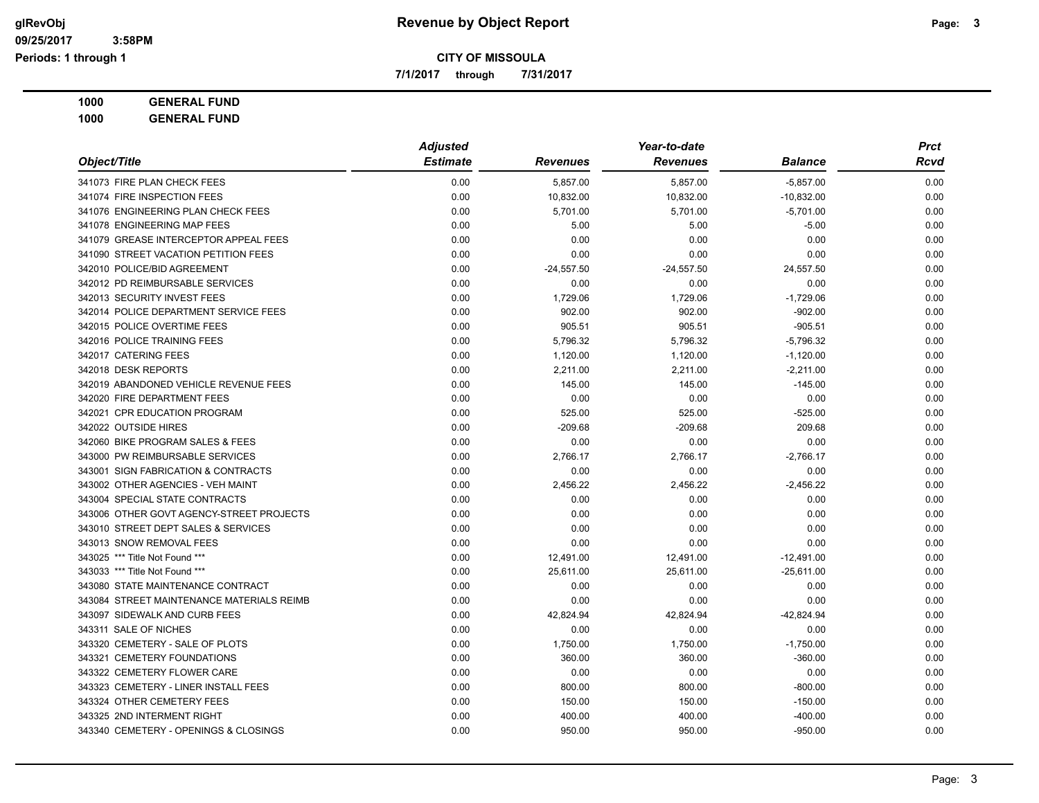**CITY OF MISSOULA**

**7/1/2017 through 7/31/2017**

**1000 GENERAL FUND**

**1000 GENERAL FUND**

| Object/Title | Adjusted Estimate | Revenues | Year-to-date Revenues | Balance | Prct Rcvd |
|---|---|---|---|---|---|
| 341073 FIRE PLAN CHECK FEES | 0.00 | 5,857.00 | 5,857.00 | -5,857.00 | 0.00 |
| 341074 FIRE INSPECTION FEES | 0.00 | 10,832.00 | 10,832.00 | -10,832.00 | 0.00 |
| 341076 ENGINEERING PLAN CHECK FEES | 0.00 | 5,701.00 | 5,701.00 | -5,701.00 | 0.00 |
| 341078 ENGINEERING MAP FEES | 0.00 | 5.00 | 5.00 | -5.00 | 0.00 |
| 341079 GREASE INTERCEPTOR APPEAL FEES | 0.00 | 0.00 | 0.00 | 0.00 | 0.00 |
| 341090 STREET VACATION PETITION FEES | 0.00 | 0.00 | 0.00 | 0.00 | 0.00 |
| 342010 POLICE/BID AGREEMENT | 0.00 | -24,557.50 | -24,557.50 | 24,557.50 | 0.00 |
| 342012 PD REIMBURSABLE SERVICES | 0.00 | 0.00 | 0.00 | 0.00 | 0.00 |
| 342013 SECURITY INVEST FEES | 0.00 | 1,729.06 | 1,729.06 | -1,729.06 | 0.00 |
| 342014 POLICE DEPARTMENT SERVICE FEES | 0.00 | 902.00 | 902.00 | -902.00 | 0.00 |
| 342015 POLICE OVERTIME FEES | 0.00 | 905.51 | 905.51 | -905.51 | 0.00 |
| 342016 POLICE TRAINING FEES | 0.00 | 5,796.32 | 5,796.32 | -5,796.32 | 0.00 |
| 342017 CATERING FEES | 0.00 | 1,120.00 | 1,120.00 | -1,120.00 | 0.00 |
| 342018 DESK REPORTS | 0.00 | 2,211.00 | 2,211.00 | -2,211.00 | 0.00 |
| 342019 ABANDONED VEHICLE REVENUE FEES | 0.00 | 145.00 | 145.00 | -145.00 | 0.00 |
| 342020 FIRE DEPARTMENT FEES | 0.00 | 0.00 | 0.00 | 0.00 | 0.00 |
| 342021 CPR EDUCATION PROGRAM | 0.00 | 525.00 | 525.00 | -525.00 | 0.00 |
| 342022 OUTSIDE HIRES | 0.00 | -209.68 | -209.68 | 209.68 | 0.00 |
| 342060 BIKE PROGRAM SALES & FEES | 0.00 | 0.00 | 0.00 | 0.00 | 0.00 |
| 343000 PW REIMBURSABLE SERVICES | 0.00 | 2,766.17 | 2,766.17 | -2,766.17 | 0.00 |
| 343001 SIGN FABRICATION & CONTRACTS | 0.00 | 0.00 | 0.00 | 0.00 | 0.00 |
| 343002 OTHER AGENCIES - VEH MAINT | 0.00 | 2,456.22 | 2,456.22 | -2,456.22 | 0.00 |
| 343004 SPECIAL STATE CONTRACTS | 0.00 | 0.00 | 0.00 | 0.00 | 0.00 |
| 343006 OTHER GOVT AGENCY-STREET PROJECTS | 0.00 | 0.00 | 0.00 | 0.00 | 0.00 |
| 343010 STREET DEPT SALES & SERVICES | 0.00 | 0.00 | 0.00 | 0.00 | 0.00 |
| 343013 SNOW REMOVAL FEES | 0.00 | 0.00 | 0.00 | 0.00 | 0.00 |
| 343025 *** Title Not Found *** | 0.00 | 12,491.00 | 12,491.00 | -12,491.00 | 0.00 |
| 343033 *** Title Not Found *** | 0.00 | 25,611.00 | 25,611.00 | -25,611.00 | 0.00 |
| 343080 STATE MAINTENANCE CONTRACT | 0.00 | 0.00 | 0.00 | 0.00 | 0.00 |
| 343084 STREET MAINTENANCE MATERIALS REIMB | 0.00 | 0.00 | 0.00 | 0.00 | 0.00 |
| 343097 SIDEWALK AND CURB FEES | 0.00 | 42,824.94 | 42,824.94 | -42,824.94 | 0.00 |
| 343311 SALE OF NICHES | 0.00 | 0.00 | 0.00 | 0.00 | 0.00 |
| 343320 CEMETERY - SALE OF PLOTS | 0.00 | 1,750.00 | 1,750.00 | -1,750.00 | 0.00 |
| 343321 CEMETERY FOUNDATIONS | 0.00 | 360.00 | 360.00 | -360.00 | 0.00 |
| 343322 CEMETERY FLOWER CARE | 0.00 | 0.00 | 0.00 | 0.00 | 0.00 |
| 343323 CEMETERY - LINER INSTALL FEES | 0.00 | 800.00 | 800.00 | -800.00 | 0.00 |
| 343324 OTHER CEMETERY FEES | 0.00 | 150.00 | 150.00 | -150.00 | 0.00 |
| 343325 2ND INTERMENT RIGHT | 0.00 | 400.00 | 400.00 | -400.00 | 0.00 |
| 343340 CEMETERY - OPENINGS & CLOSINGS | 0.00 | 950.00 | 950.00 | -950.00 | 0.00 |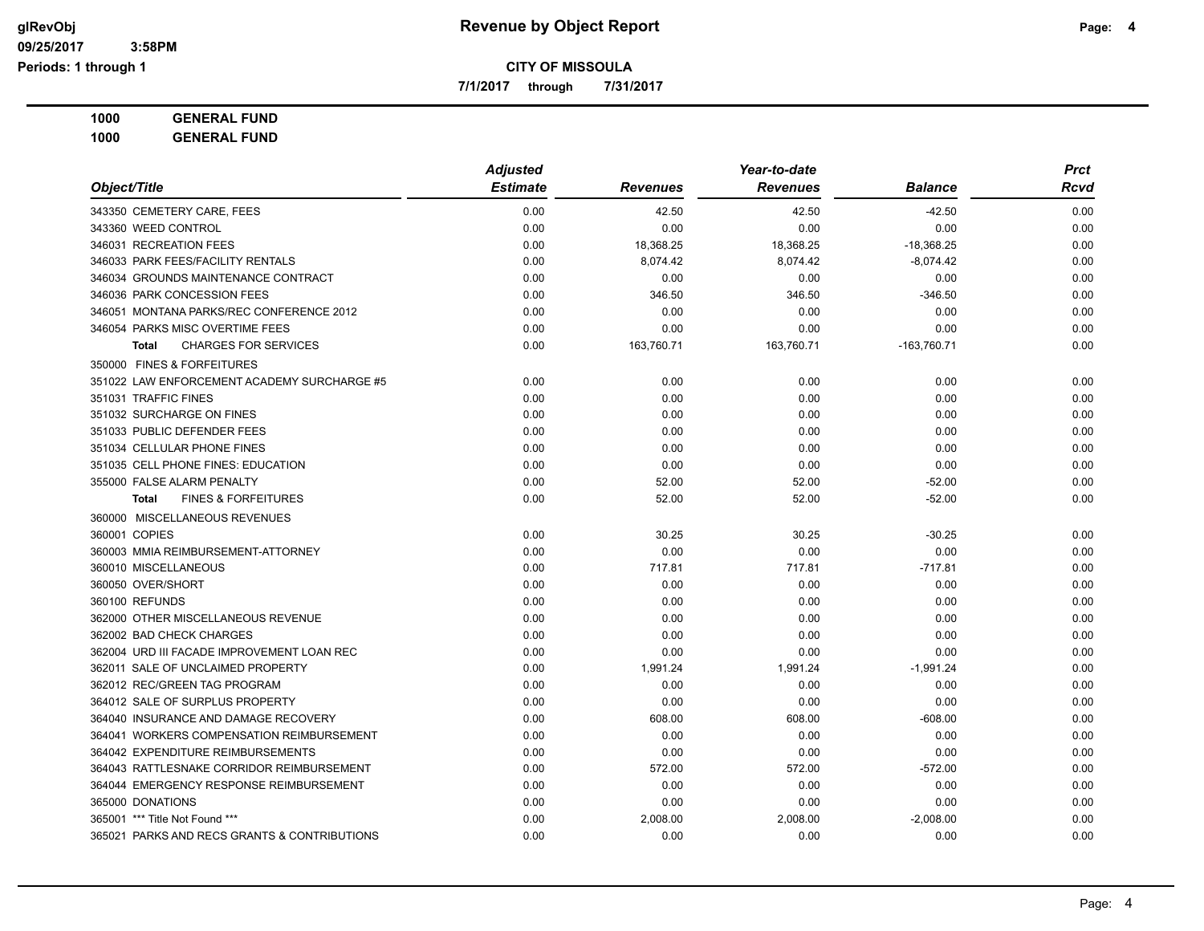**CITY OF MISSOULA**

**7/1/2017 through 7/31/2017**

**1000 GENERAL FUND**

**1000 GENERAL FUND**

| Object/Title | Adjusted Estimate | Revenues | Year-to-date Revenues | Balance | Prct Rcvd |
|---|---|---|---|---|---|
| 343350 CEMETERY CARE, FEES | 0.00 | 42.50 | 42.50 | -42.50 | 0.00 |
| 343360 WEED CONTROL | 0.00 | 0.00 | 0.00 | 0.00 | 0.00 |
| 346031 RECREATION FEES | 0.00 | 18,368.25 | 18,368.25 | -18,368.25 | 0.00 |
| 346033 PARK FEES/FACILITY RENTALS | 0.00 | 8,074.42 | 8,074.42 | -8,074.42 | 0.00 |
| 346034 GROUNDS MAINTENANCE CONTRACT | 0.00 | 0.00 | 0.00 | 0.00 | 0.00 |
| 346036 PARK CONCESSION FEES | 0.00 | 346.50 | 346.50 | -346.50 | 0.00 |
| 346051 MONTANA PARKS/REC CONFERENCE 2012 | 0.00 | 0.00 | 0.00 | 0.00 | 0.00 |
| 346054 PARKS MISC OVERTIME FEES | 0.00 | 0.00 | 0.00 | 0.00 | 0.00 |
| **Total** CHARGES FOR SERVICES | 0.00 | 163,760.71 | 163,760.71 | -163,760.71 | 0.00 |
| 350000 FINES & FORFEITURES | | | | | |
| 351022 LAW ENFORCEMENT ACADEMY SURCHARGE #5 | 0.00 | 0.00 | 0.00 | 0.00 | 0.00 |
| 351031 TRAFFIC FINES | 0.00 | 0.00 | 0.00 | 0.00 | 0.00 |
| 351032 SURCHARGE ON FINES | 0.00 | 0.00 | 0.00 | 0.00 | 0.00 |
| 351033 PUBLIC DEFENDER FEES | 0.00 | 0.00 | 0.00 | 0.00 | 0.00 |
| 351034 CELLULAR PHONE FINES | 0.00 | 0.00 | 0.00 | 0.00 | 0.00 |
| 351035 CELL PHONE FINES: EDUCATION | 0.00 | 0.00 | 0.00 | 0.00 | 0.00 |
| 355000 FALSE ALARM PENALTY | 0.00 | 52.00 | 52.00 | -52.00 | 0.00 |
| **Total** FINES & FORFEITURES | 0.00 | 52.00 | 52.00 | -52.00 | 0.00 |
| 360000 MISCELLANEOUS REVENUES | | | | | |
| 360001 COPIES | 0.00 | 30.25 | 30.25 | -30.25 | 0.00 |
| 360003 MMIA REIMBURSEMENT-ATTORNEY | 0.00 | 0.00 | 0.00 | 0.00 | 0.00 |
| 360010 MISCELLANEOUS | 0.00 | 717.81 | 717.81 | -717.81 | 0.00 |
| 360050 OVER/SHORT | 0.00 | 0.00 | 0.00 | 0.00 | 0.00 |
| 360100 REFUNDS | 0.00 | 0.00 | 0.00 | 0.00 | 0.00 |
| 362000 OTHER MISCELLANEOUS REVENUE | 0.00 | 0.00 | 0.00 | 0.00 | 0.00 |
| 362002 BAD CHECK CHARGES | 0.00 | 0.00 | 0.00 | 0.00 | 0.00 |
| 362004 URD III FACADE IMPROVEMENT LOAN REC | 0.00 | 0.00 | 0.00 | 0.00 | 0.00 |
| 362011 SALE OF UNCLAIMED PROPERTY | 0.00 | 1,991.24 | 1,991.24 | -1,991.24 | 0.00 |
| 362012 REC/GREEN TAG PROGRAM | 0.00 | 0.00 | 0.00 | 0.00 | 0.00 |
| 364012 SALE OF SURPLUS PROPERTY | 0.00 | 0.00 | 0.00 | 0.00 | 0.00 |
| 364040 INSURANCE AND DAMAGE RECOVERY | 0.00 | 608.00 | 608.00 | -608.00 | 0.00 |
| 364041 WORKERS COMPENSATION REIMBURSEMENT | 0.00 | 0.00 | 0.00 | 0.00 | 0.00 |
| 364042 EXPENDITURE REIMBURSEMENTS | 0.00 | 0.00 | 0.00 | 0.00 | 0.00 |
| 364043 RATTLESNAKE CORRIDOR REIMBURSEMENT | 0.00 | 572.00 | 572.00 | -572.00 | 0.00 |
| 364044 EMERGENCY RESPONSE REIMBURSEMENT | 0.00 | 0.00 | 0.00 | 0.00 | 0.00 |
| 365000 DONATIONS | 0.00 | 0.00 | 0.00 | 0.00 | 0.00 |
| 365001 *** Title Not Found *** | 0.00 | 2,008.00 | 2,008.00 | -2,008.00 | 0.00 |
| 365021 PARKS AND RECS GRANTS & CONTRIBUTIONS | 0.00 | 0.00 | 0.00 | 0.00 | 0.00 |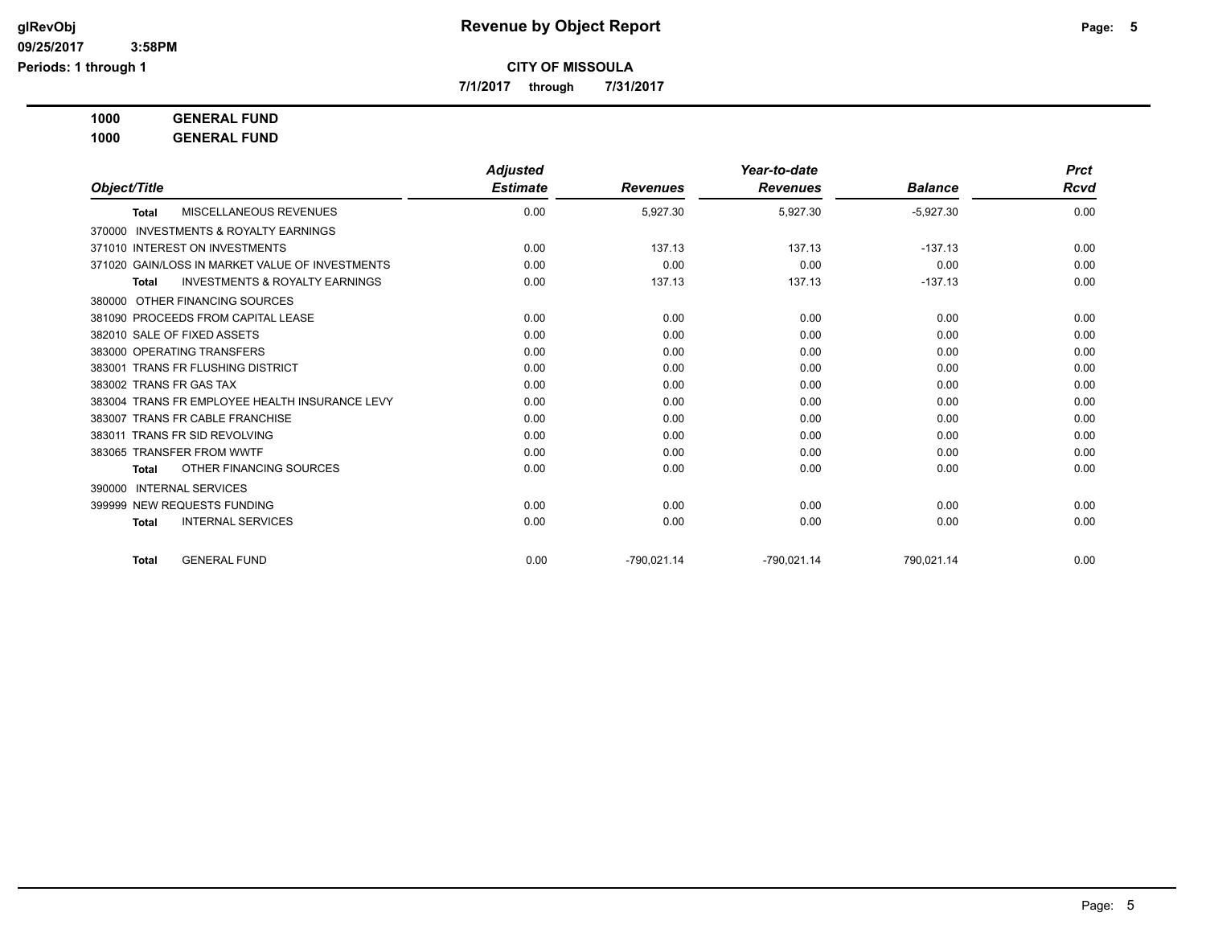**Revenue by Object Report**

**CITY OF MISSOULA**

**7/1/2017 through 7/31/2017**

glRevObj
09/25/2017 3:58PM
Periods: 1 through 1

**1000 GENERAL FUND**
**1000 GENERAL FUND**

| Object/Title | Adjusted Estimate | Revenues | Year-to-date Revenues | Balance | Prct Rcvd |
|---|---|---|---|---|---|
| **Total** MISCELLANEOUS REVENUES | 0.00 | 5,927.30 | 5,927.30 | -5,927.30 | 0.00 |
| 370000 INVESTMENTS & ROYALTY EARNINGS | | | | | |
| 371010 INTEREST ON INVESTMENTS | 0.00 | 137.13 | 137.13 | -137.13 | 0.00 |
| 371020 GAIN/LOSS IN MARKET VALUE OF INVESTMENTS | 0.00 | 0.00 | 0.00 | 0.00 | 0.00 |
| **Total** INVESTMENTS & ROYALTY EARNINGS | 0.00 | 137.13 | 137.13 | -137.13 | 0.00 |
| 380000 OTHER FINANCING SOURCES | | | | | |
| 381090 PROCEEDS FROM CAPITAL LEASE | 0.00 | 0.00 | 0.00 | 0.00 | 0.00 |
| 382010 SALE OF FIXED ASSETS | 0.00 | 0.00 | 0.00 | 0.00 | 0.00 |
| 383000 OPERATING TRANSFERS | 0.00 | 0.00 | 0.00 | 0.00 | 0.00 |
| 383001 TRANS FR FLUSHING DISTRICT | 0.00 | 0.00 | 0.00 | 0.00 | 0.00 |
| 383002 TRANS FR GAS TAX | 0.00 | 0.00 | 0.00 | 0.00 | 0.00 |
| 383004 TRANS FR EMPLOYEE HEALTH INSURANCE LEVY | 0.00 | 0.00 | 0.00 | 0.00 | 0.00 |
| 383007 TRANS FR CABLE FRANCHISE | 0.00 | 0.00 | 0.00 | 0.00 | 0.00 |
| 383011 TRANS FR SID REVOLVING | 0.00 | 0.00 | 0.00 | 0.00 | 0.00 |
| 383065 TRANSFER FROM WWTF | 0.00 | 0.00 | 0.00 | 0.00 | 0.00 |
| **Total** OTHER FINANCING SOURCES | 0.00 | 0.00 | 0.00 | 0.00 | 0.00 |
| 390000 INTERNAL SERVICES | | | | | |
| 399999 NEW REQUESTS FUNDING | 0.00 | 0.00 | 0.00 | 0.00 | 0.00 |
| **Total** INTERNAL SERVICES | 0.00 | 0.00 | 0.00 | 0.00 | 0.00 |
| **Total** GENERAL FUND | 0.00 | -790,021.14 | -790,021.14 | 790,021.14 | 0.00 |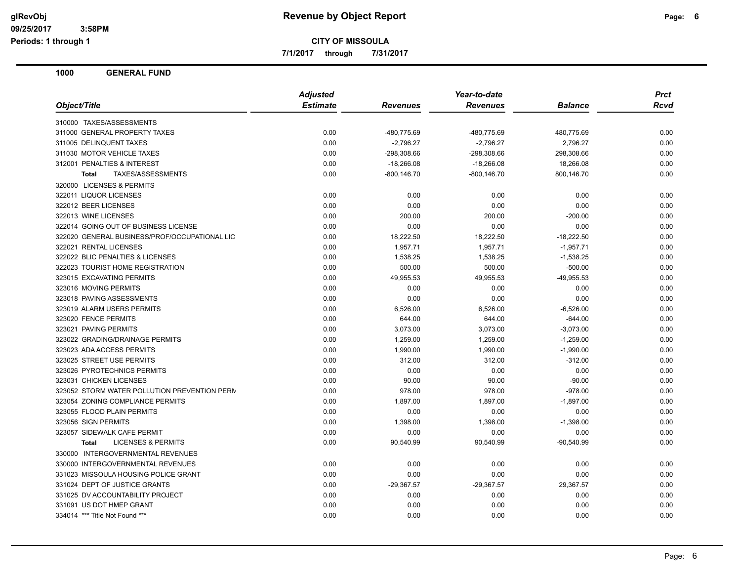# Revenue by Object Report

glRevObj
09/25/2017 3:58PM
Periods: 1 through 1

**CITY OF MISSOULA**

**7/1/2017 through 7/31/2017**

## 1000 GENERAL FUND

| Object/Title | Adjusted Estimate | Revenues | Year-to-date Revenues | Balance | Prct Rcvd |
|---|---|---|---|---|---|
| 310000 TAXES/ASSESSMENTS | | | | | |
| 311000 GENERAL PROPERTY TAXES | 0.00 | -480,775.69 | -480,775.69 | 480,775.69 | 0.00 |
| 311005 DELINQUENT TAXES | 0.00 | -2,796.27 | -2,796.27 | 2,796.27 | 0.00 |
| 311030 MOTOR VEHICLE TAXES | 0.00 | -298,308.66 | -298,308.66 | 298,308.66 | 0.00 |
| 312001 PENALTIES & INTEREST | 0.00 | -18,266.08 | -18,266.08 | 18,266.08 | 0.00 |
| **Total** TAXES/ASSESSMENTS | 0.00 | -800,146.70 | -800,146.70 | 800,146.70 | 0.00 |
| 320000 LICENSES & PERMITS | | | | | |
| 322011 LIQUOR LICENSES | 0.00 | 0.00 | 0.00 | 0.00 | 0.00 |
| 322012 BEER LICENSES | 0.00 | 0.00 | 0.00 | 0.00 | 0.00 |
| 322013 WINE LICENSES | 0.00 | 200.00 | 200.00 | -200.00 | 0.00 |
| 322014 GOING OUT OF BUSINESS LICENSE | 0.00 | 0.00 | 0.00 | 0.00 | 0.00 |
| 322020 GENERAL BUSINESS/PROF/OCCUPATIONAL LIC | 0.00 | 18,222.50 | 18,222.50 | -18,222.50 | 0.00 |
| 322021 RENTAL LICENSES | 0.00 | 1,957.71 | 1,957.71 | -1,957.71 | 0.00 |
| 322022 BLIC PENALTIES & LICENSES | 0.00 | 1,538.25 | 1,538.25 | -1,538.25 | 0.00 |
| 322023 TOURIST HOME REGISTRATION | 0.00 | 500.00 | 500.00 | -500.00 | 0.00 |
| 323015 EXCAVATING PERMITS | 0.00 | 49,955.53 | 49,955.53 | -49,955.53 | 0.00 |
| 323016 MOVING PERMITS | 0.00 | 0.00 | 0.00 | 0.00 | 0.00 |
| 323018 PAVING ASSESSMENTS | 0.00 | 0.00 | 0.00 | 0.00 | 0.00 |
| 323019 ALARM USERS PERMITS | 0.00 | 6,526.00 | 6,526.00 | -6,526.00 | 0.00 |
| 323020 FENCE PERMITS | 0.00 | 644.00 | 644.00 | -644.00 | 0.00 |
| 323021 PAVING PERMITS | 0.00 | 3,073.00 | 3,073.00 | -3,073.00 | 0.00 |
| 323022 GRADING/DRAINAGE PERMITS | 0.00 | 1,259.00 | 1,259.00 | -1,259.00 | 0.00 |
| 323023 ADA ACCESS PERMITS | 0.00 | 1,990.00 | 1,990.00 | -1,990.00 | 0.00 |
| 323025 STREET USE PERMITS | 0.00 | 312.00 | 312.00 | -312.00 | 0.00 |
| 323026 PYROTECHNICS PERMITS | 0.00 | 0.00 | 0.00 | 0.00 | 0.00 |
| 323031 CHICKEN LICENSES | 0.00 | 90.00 | 90.00 | -90.00 | 0.00 |
| 323052 STORM WATER POLLUTION PREVENTION PERM | 0.00 | 978.00 | 978.00 | -978.00 | 0.00 |
| 323054 ZONING COMPLIANCE PERMITS | 0.00 | 1,897.00 | 1,897.00 | -1,897.00 | 0.00 |
| 323055 FLOOD PLAIN PERMITS | 0.00 | 0.00 | 0.00 | 0.00 | 0.00 |
| 323056 SIGN PERMITS | 0.00 | 1,398.00 | 1,398.00 | -1,398.00 | 0.00 |
| 323057 SIDEWALK CAFE PERMIT | 0.00 | 0.00 | 0.00 | 0.00 | 0.00 |
| **Total** LICENSES & PERMITS | 0.00 | 90,540.99 | 90,540.99 | -90,540.99 | 0.00 |
| 330000 INTERGOVERNMENTAL REVENUES | | | | | |
| 330000 INTERGOVERNMENTAL REVENUES | 0.00 | 0.00 | 0.00 | 0.00 | 0.00 |
| 331023 MISSOULA HOUSING POLICE GRANT | 0.00 | 0.00 | 0.00 | 0.00 | 0.00 |
| 331024 DEPT OF JUSTICE GRANTS | 0.00 | -29,367.57 | -29,367.57 | 29,367.57 | 0.00 |
| 331025 DV ACCOUNTABILITY PROJECT | 0.00 | 0.00 | 0.00 | 0.00 | 0.00 |
| 331091 US DOT HMEP GRANT | 0.00 | 0.00 | 0.00 | 0.00 | 0.00 |
| 334014 *** Title Not Found *** | 0.00 | 0.00 | 0.00 | 0.00 | 0.00 |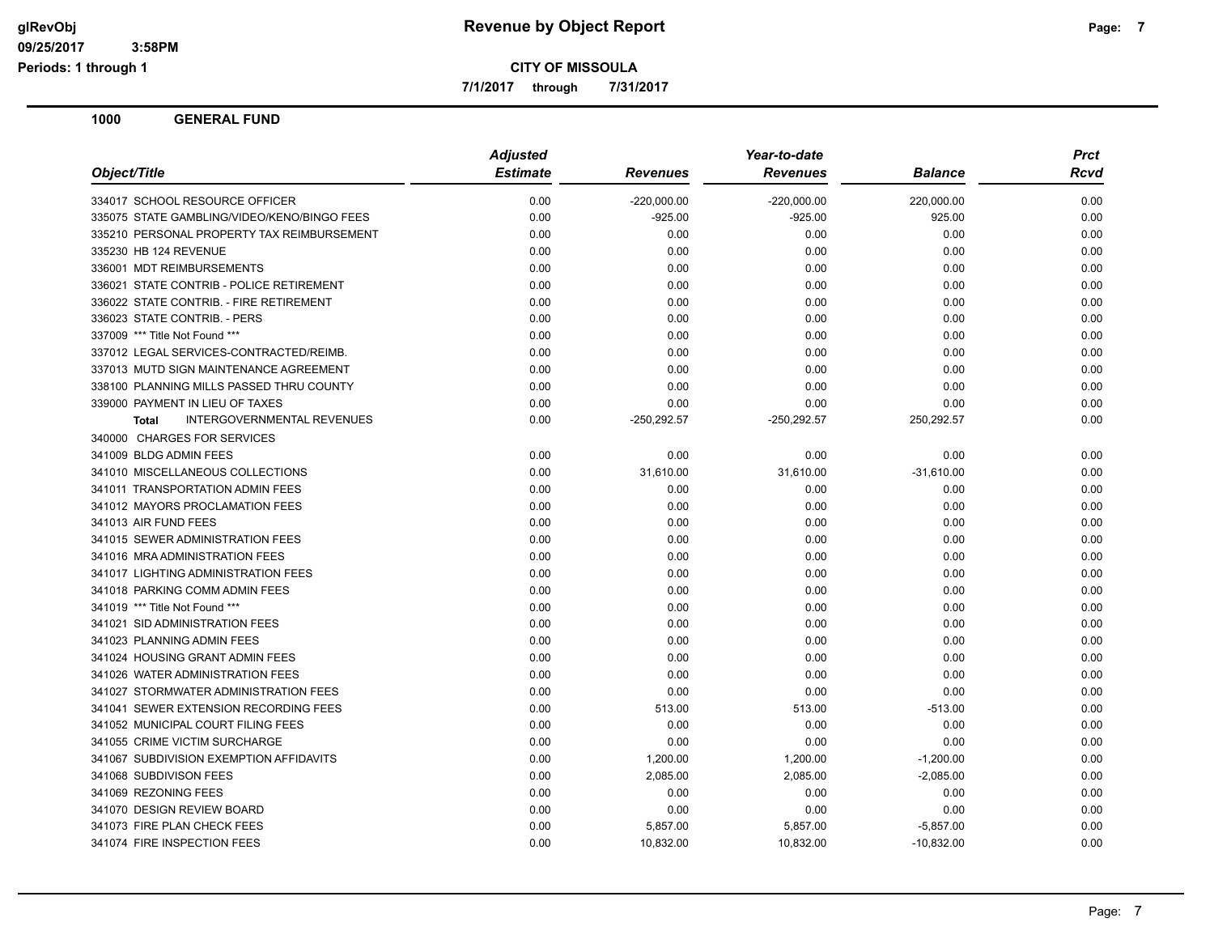# Revenue by Object Report

glRevObj
09/25/2017 3:58PM
Periods: 1 through 1

**CITY OF MISSOULA**

**7/1/2017 through 7/31/2017**

## 1000 GENERAL FUND

| Object/Title | Adjusted Estimate | Revenues | Year-to-date Revenues | Balance | Prct Rcvd |
|---|---|---|---|---|---|
| 334017 SCHOOL RESOURCE OFFICER | 0.00 | -220,000.00 | -220,000.00 | 220,000.00 | 0.00 |
| 335075 STATE GAMBLING/VIDEO/KENO/BINGO FEES | 0.00 | -925.00 | -925.00 | 925.00 | 0.00 |
| 335210 PERSONAL PROPERTY TAX REIMBURSEMENT | 0.00 | 0.00 | 0.00 | 0.00 | 0.00 |
| 335230 HB 124 REVENUE | 0.00 | 0.00 | 0.00 | 0.00 | 0.00 |
| 336001 MDT REIMBURSEMENTS | 0.00 | 0.00 | 0.00 | 0.00 | 0.00 |
| 336021 STATE CONTRIB - POLICE RETIREMENT | 0.00 | 0.00 | 0.00 | 0.00 | 0.00 |
| 336022 STATE CONTRIB. - FIRE RETIREMENT | 0.00 | 0.00 | 0.00 | 0.00 | 0.00 |
| 336023 STATE CONTRIB. - PERS | 0.00 | 0.00 | 0.00 | 0.00 | 0.00 |
| 337009 *** Title Not Found *** | 0.00 | 0.00 | 0.00 | 0.00 | 0.00 |
| 337012 LEGAL SERVICES-CONTRACTED/REIMB. | 0.00 | 0.00 | 0.00 | 0.00 | 0.00 |
| 337013 MUTD SIGN MAINTENANCE AGREEMENT | 0.00 | 0.00 | 0.00 | 0.00 | 0.00 |
| 338100 PLANNING MILLS PASSED THRU COUNTY | 0.00 | 0.00 | 0.00 | 0.00 | 0.00 |
| 339000 PAYMENT IN LIEU OF TAXES | 0.00 | 0.00 | 0.00 | 0.00 | 0.00 |
| **Total** INTERGOVERNMENTAL REVENUES | 0.00 | -250,292.57 | -250,292.57 | 250,292.57 | 0.00 |
| 340000 CHARGES FOR SERVICES | | | | | |
| 341009 BLDG ADMIN FEES | 0.00 | 0.00 | 0.00 | 0.00 | 0.00 |
| 341010 MISCELLANEOUS COLLECTIONS | 0.00 | 31,610.00 | 31,610.00 | -31,610.00 | 0.00 |
| 341011 TRANSPORTATION ADMIN FEES | 0.00 | 0.00 | 0.00 | 0.00 | 0.00 |
| 341012 MAYORS PROCLAMATION FEES | 0.00 | 0.00 | 0.00 | 0.00 | 0.00 |
| 341013 AIR FUND FEES | 0.00 | 0.00 | 0.00 | 0.00 | 0.00 |
| 341015 SEWER ADMINISTRATION FEES | 0.00 | 0.00 | 0.00 | 0.00 | 0.00 |
| 341016 MRA ADMINISTRATION FEES | 0.00 | 0.00 | 0.00 | 0.00 | 0.00 |
| 341017 LIGHTING ADMINISTRATION FEES | 0.00 | 0.00 | 0.00 | 0.00 | 0.00 |
| 341018 PARKING COMM ADMIN FEES | 0.00 | 0.00 | 0.00 | 0.00 | 0.00 |
| 341019 *** Title Not Found *** | 0.00 | 0.00 | 0.00 | 0.00 | 0.00 |
| 341021 SID ADMINISTRATION FEES | 0.00 | 0.00 | 0.00 | 0.00 | 0.00 |
| 341023 PLANNING ADMIN FEES | 0.00 | 0.00 | 0.00 | 0.00 | 0.00 |
| 341024 HOUSING GRANT ADMIN FEES | 0.00 | 0.00 | 0.00 | 0.00 | 0.00 |
| 341026 WATER ADMINISTRATION FEES | 0.00 | 0.00 | 0.00 | 0.00 | 0.00 |
| 341027 STORMWATER ADMINISTRATION FEES | 0.00 | 0.00 | 0.00 | 0.00 | 0.00 |
| 341041 SEWER EXTENSION RECORDING FEES | 0.00 | 513.00 | 513.00 | -513.00 | 0.00 |
| 341052 MUNICIPAL COURT FILING FEES | 0.00 | 0.00 | 0.00 | 0.00 | 0.00 |
| 341055 CRIME VICTIM SURCHARGE | 0.00 | 0.00 | 0.00 | 0.00 | 0.00 |
| 341067 SUBDIVISION EXEMPTION AFFIDAVITS | 0.00 | 1,200.00 | 1,200.00 | -1,200.00 | 0.00 |
| 341068 SUBDIVISON FEES | 0.00 | 2,085.00 | 2,085.00 | -2,085.00 | 0.00 |
| 341069 REZONING FEES | 0.00 | 0.00 | 0.00 | 0.00 | 0.00 |
| 341070 DESIGN REVIEW BOARD | 0.00 | 0.00 | 0.00 | 0.00 | 0.00 |
| 341073 FIRE PLAN CHECK FEES | 0.00 | 5,857.00 | 5,857.00 | -5,857.00 | 0.00 |
| 341074 FIRE INSPECTION FEES | 0.00 | 10,832.00 | 10,832.00 | -10,832.00 | 0.00 |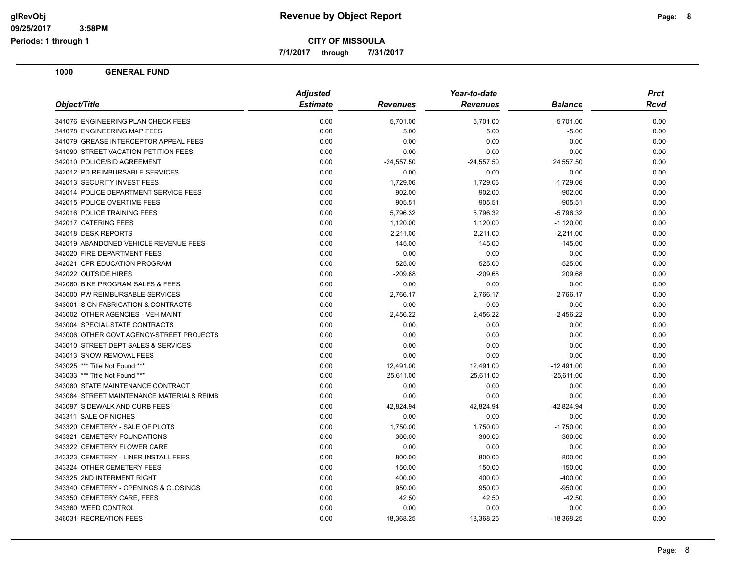# Revenue by Object Report

**CITY OF MISSOULA**

**7/1/2017 through 7/31/2017**

glRevObj
09/25/2017 3:58PM
Periods: 1 through 1

## 1000 GENERAL FUND

| Object/Title | Adjusted Estimate | Revenues | Year-to-date Revenues | Balance | Prct Rcvd |
|---|---|---|---|---|---|
| 341076 ENGINEERING PLAN CHECK FEES | 0.00 | 5,701.00 | 5,701.00 | -5,701.00 | 0.00 |
| 341078 ENGINEERING MAP FEES | 0.00 | 5.00 | 5.00 | -5.00 | 0.00 |
| 341079 GREASE INTERCEPTOR APPEAL FEES | 0.00 | 0.00 | 0.00 | 0.00 | 0.00 |
| 341090 STREET VACATION PETITION FEES | 0.00 | 0.00 | 0.00 | 0.00 | 0.00 |
| 342010 POLICE/BID AGREEMENT | 0.00 | -24,557.50 | -24,557.50 | 24,557.50 | 0.00 |
| 342012 PD REIMBURSABLE SERVICES | 0.00 | 0.00 | 0.00 | 0.00 | 0.00 |
| 342013 SECURITY INVEST FEES | 0.00 | 1,729.06 | 1,729.06 | -1,729.06 | 0.00 |
| 342014 POLICE DEPARTMENT SERVICE FEES | 0.00 | 902.00 | 902.00 | -902.00 | 0.00 |
| 342015 POLICE OVERTIME FEES | 0.00 | 905.51 | 905.51 | -905.51 | 0.00 |
| 342016 POLICE TRAINING FEES | 0.00 | 5,796.32 | 5,796.32 | -5,796.32 | 0.00 |
| 342017 CATERING FEES | 0.00 | 1,120.00 | 1,120.00 | -1,120.00 | 0.00 |
| 342018 DESK REPORTS | 0.00 | 2,211.00 | 2,211.00 | -2,211.00 | 0.00 |
| 342019 ABANDONED VEHICLE REVENUE FEES | 0.00 | 145.00 | 145.00 | -145.00 | 0.00 |
| 342020 FIRE DEPARTMENT FEES | 0.00 | 0.00 | 0.00 | 0.00 | 0.00 |
| 342021 CPR EDUCATION PROGRAM | 0.00 | 525.00 | 525.00 | -525.00 | 0.00 |
| 342022 OUTSIDE HIRES | 0.00 | -209.68 | -209.68 | 209.68 | 0.00 |
| 342060 BIKE PROGRAM SALES & FEES | 0.00 | 0.00 | 0.00 | 0.00 | 0.00 |
| 343000 PW REIMBURSABLE SERVICES | 0.00 | 2,766.17 | 2,766.17 | -2,766.17 | 0.00 |
| 343001 SIGN FABRICATION & CONTRACTS | 0.00 | 0.00 | 0.00 | 0.00 | 0.00 |
| 343002 OTHER AGENCIES - VEH MAINT | 0.00 | 2,456.22 | 2,456.22 | -2,456.22 | 0.00 |
| 343004 SPECIAL STATE CONTRACTS | 0.00 | 0.00 | 0.00 | 0.00 | 0.00 |
| 343006 OTHER GOVT AGENCY-STREET PROJECTS | 0.00 | 0.00 | 0.00 | 0.00 | 0.00 |
| 343010 STREET DEPT SALES & SERVICES | 0.00 | 0.00 | 0.00 | 0.00 | 0.00 |
| 343013 SNOW REMOVAL FEES | 0.00 | 0.00 | 0.00 | 0.00 | 0.00 |
| 343025 *** Title Not Found *** | 0.00 | 12,491.00 | 12,491.00 | -12,491.00 | 0.00 |
| 343033 *** Title Not Found *** | 0.00 | 25,611.00 | 25,611.00 | -25,611.00 | 0.00 |
| 343080 STATE MAINTENANCE CONTRACT | 0.00 | 0.00 | 0.00 | 0.00 | 0.00 |
| 343084 STREET MAINTENANCE MATERIALS REIMB | 0.00 | 0.00 | 0.00 | 0.00 | 0.00 |
| 343097 SIDEWALK AND CURB FEES | 0.00 | 42,824.94 | 42,824.94 | -42,824.94 | 0.00 |
| 343311 SALE OF NICHES | 0.00 | 0.00 | 0.00 | 0.00 | 0.00 |
| 343320 CEMETERY - SALE OF PLOTS | 0.00 | 1,750.00 | 1,750.00 | -1,750.00 | 0.00 |
| 343321 CEMETERY FOUNDATIONS | 0.00 | 360.00 | 360.00 | -360.00 | 0.00 |
| 343322 CEMETERY FLOWER CARE | 0.00 | 0.00 | 0.00 | 0.00 | 0.00 |
| 343323 CEMETERY - LINER INSTALL FEES | 0.00 | 800.00 | 800.00 | -800.00 | 0.00 |
| 343324 OTHER CEMETERY FEES | 0.00 | 150.00 | 150.00 | -150.00 | 0.00 |
| 343325 2ND INTERMENT RIGHT | 0.00 | 400.00 | 400.00 | -400.00 | 0.00 |
| 343340 CEMETERY - OPENINGS & CLOSINGS | 0.00 | 950.00 | 950.00 | -950.00 | 0.00 |
| 343350 CEMETERY CARE, FEES | 0.00 | 42.50 | 42.50 | -42.50 | 0.00 |
| 343360 WEED CONTROL | 0.00 | 0.00 | 0.00 | 0.00 | 0.00 |
| 346031 RECREATION FEES | 0.00 | 18,368.25 | 18,368.25 | -18,368.25 | 0.00 |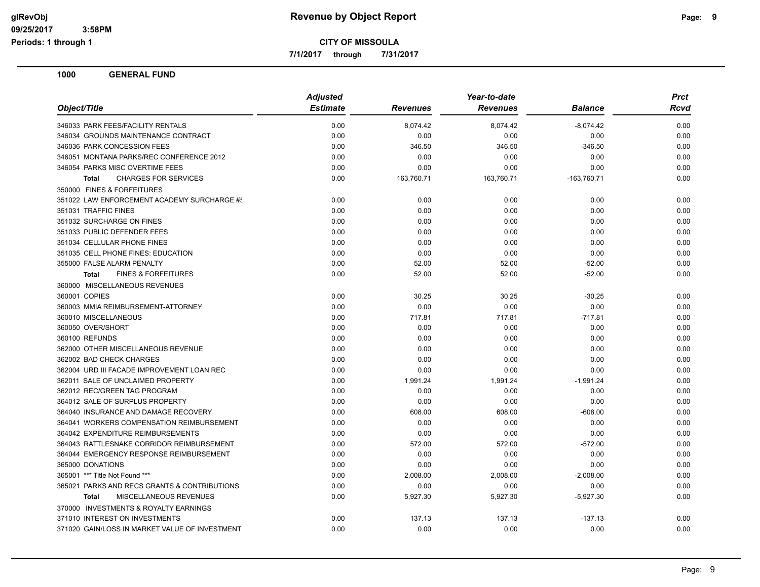**1000 GENERAL FUND**

| Object/Title | Adjusted Estimate | Revenues | Year-to-date Revenues | Balance | Prct Rcvd |
|---|---|---|---|---|---|
| 346033 PARK FEES/FACILITY RENTALS | 0.00 | 8,074.42 | 8,074.42 | -8,074.42 | 0.00 |
| 346034 GROUNDS MAINTENANCE CONTRACT | 0.00 | 0.00 | 0.00 | 0.00 | 0.00 |
| 346036 PARK CONCESSION FEES | 0.00 | 346.50 | 346.50 | -346.50 | 0.00 |
| 346051 MONTANA PARKS/REC CONFERENCE 2012 | 0.00 | 0.00 | 0.00 | 0.00 | 0.00 |
| 346054 PARKS MISC OVERTIME FEES | 0.00 | 0.00 | 0.00 | 0.00 | 0.00 |
| **Total** CHARGES FOR SERVICES | 0.00 | 163,760.71 | 163,760.71 | -163,760.71 | 0.00 |
| 350000 FINES & FORFEITURES | | | | | |
| 351022 LAW ENFORCEMENT ACADEMY SURCHARGE #! | 0.00 | 0.00 | 0.00 | 0.00 | 0.00 |
| 351031 TRAFFIC FINES | 0.00 | 0.00 | 0.00 | 0.00 | 0.00 |
| 351032 SURCHARGE ON FINES | 0.00 | 0.00 | 0.00 | 0.00 | 0.00 |
| 351033 PUBLIC DEFENDER FEES | 0.00 | 0.00 | 0.00 | 0.00 | 0.00 |
| 351034 CELLULAR PHONE FINES | 0.00 | 0.00 | 0.00 | 0.00 | 0.00 |
| 351035 CELL PHONE FINES: EDUCATION | 0.00 | 0.00 | 0.00 | 0.00 | 0.00 |
| 355000 FALSE ALARM PENALTY | 0.00 | 52.00 | 52.00 | -52.00 | 0.00 |
| **Total** FINES & FORFEITURES | 0.00 | 52.00 | 52.00 | -52.00 | 0.00 |
| 360000 MISCELLANEOUS REVENUES | | | | | |
| 360001 COPIES | 0.00 | 30.25 | 30.25 | -30.25 | 0.00 |
| 360003 MMIA REIMBURSEMENT-ATTORNEY | 0.00 | 0.00 | 0.00 | 0.00 | 0.00 |
| 360010 MISCELLANEOUS | 0.00 | 717.81 | 717.81 | -717.81 | 0.00 |
| 360050 OVER/SHORT | 0.00 | 0.00 | 0.00 | 0.00 | 0.00 |
| 360100 REFUNDS | 0.00 | 0.00 | 0.00 | 0.00 | 0.00 |
| 362000 OTHER MISCELLANEOUS REVENUE | 0.00 | 0.00 | 0.00 | 0.00 | 0.00 |
| 362002 BAD CHECK CHARGES | 0.00 | 0.00 | 0.00 | 0.00 | 0.00 |
| 362004 URD III FACADE IMPROVEMENT LOAN REC | 0.00 | 0.00 | 0.00 | 0.00 | 0.00 |
| 362011 SALE OF UNCLAIMED PROPERTY | 0.00 | 1,991.24 | 1,991.24 | -1,991.24 | 0.00 |
| 362012 REC/GREEN TAG PROGRAM | 0.00 | 0.00 | 0.00 | 0.00 | 0.00 |
| 364012 SALE OF SURPLUS PROPERTY | 0.00 | 0.00 | 0.00 | 0.00 | 0.00 |
| 364040 INSURANCE AND DAMAGE RECOVERY | 0.00 | 608.00 | 608.00 | -608.00 | 0.00 |
| 364041 WORKERS COMPENSATION REIMBURSEMENT | 0.00 | 0.00 | 0.00 | 0.00 | 0.00 |
| 364042 EXPENDITURE REIMBURSEMENTS | 0.00 | 0.00 | 0.00 | 0.00 | 0.00 |
| 364043 RATTLESNAKE CORRIDOR REIMBURSEMENT | 0.00 | 572.00 | 572.00 | -572.00 | 0.00 |
| 364044 EMERGENCY RESPONSE REIMBURSEMENT | 0.00 | 0.00 | 0.00 | 0.00 | 0.00 |
| 365000 DONATIONS | 0.00 | 0.00 | 0.00 | 0.00 | 0.00 |
| 365001 *** Title Not Found *** | 0.00 | 2,008.00 | 2,008.00 | -2,008.00 | 0.00 |
| 365021 PARKS AND RECS GRANTS & CONTRIBUTIONS | 0.00 | 0.00 | 0.00 | 0.00 | 0.00 |
| **Total** MISCELLANEOUS REVENUES | 0.00 | 5,927.30 | 5,927.30 | -5,927.30 | 0.00 |
| 370000 INVESTMENTS & ROYALTY EARNINGS | | | | | |
| 371010 INTEREST ON INVESTMENTS | 0.00 | 137.13 | 137.13 | -137.13 | 0.00 |
| 371020 GAIN/LOSS IN MARKET VALUE OF INVESTMENT | 0.00 | 0.00 | 0.00 | 0.00 | 0.00 |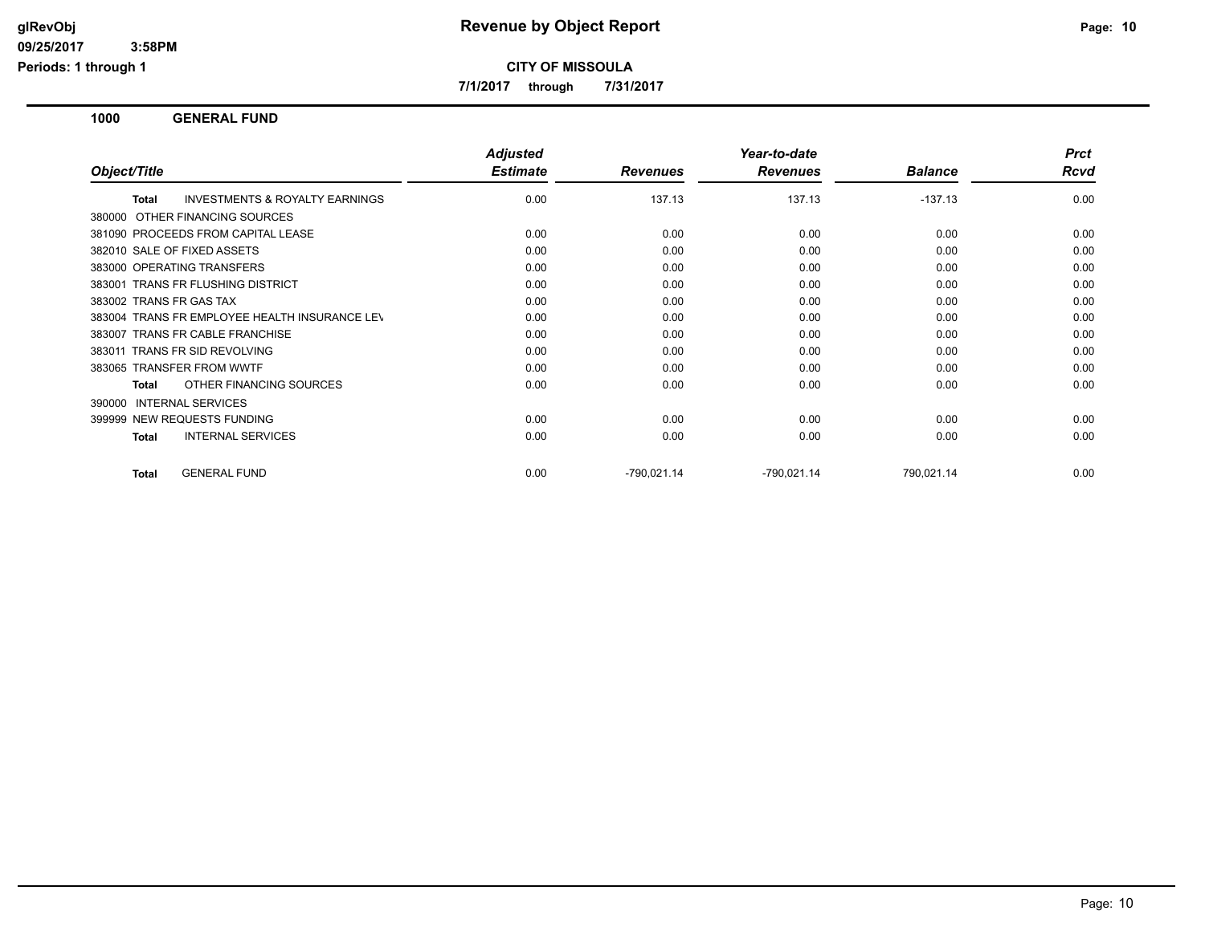# Revenue by Object Report

**CITY OF MISSOULA**

**7/1/2017 through 7/31/2017**

glRevObj
09/25/2017 3:58PM
Periods: 1 through 1

## 1000 GENERAL FUND

| Object/Title | Adjusted Estimate | Revenues | Year-to-date Revenues | Balance | Prct Rcvd |
|---|---|---|---|---|---|
| **Total** INVESTMENTS & ROYALTY EARNINGS | 0.00 | 137.13 | 137.13 | -137.13 | 0.00 |
| 380000 OTHER FINANCING SOURCES | | | | | |
| 381090 PROCEEDS FROM CAPITAL LEASE | 0.00 | 0.00 | 0.00 | 0.00 | 0.00 |
| 382010 SALE OF FIXED ASSETS | 0.00 | 0.00 | 0.00 | 0.00 | 0.00 |
| 383000 OPERATING TRANSFERS | 0.00 | 0.00 | 0.00 | 0.00 | 0.00 |
| 383001 TRANS FR FLUSHING DISTRICT | 0.00 | 0.00 | 0.00 | 0.00 | 0.00 |
| 383002 TRANS FR GAS TAX | 0.00 | 0.00 | 0.00 | 0.00 | 0.00 |
| 383004 TRANS FR EMPLOYEE HEALTH INSURANCE LEV | 0.00 | 0.00 | 0.00 | 0.00 | 0.00 |
| 383007 TRANS FR CABLE FRANCHISE | 0.00 | 0.00 | 0.00 | 0.00 | 0.00 |
| 383011 TRANS FR SID REVOLVING | 0.00 | 0.00 | 0.00 | 0.00 | 0.00 |
| 383065 TRANSFER FROM WWTF | 0.00 | 0.00 | 0.00 | 0.00 | 0.00 |
| **Total** OTHER FINANCING SOURCES | 0.00 | 0.00 | 0.00 | 0.00 | 0.00 |
| 390000 INTERNAL SERVICES | | | | | |
| 399999 NEW REQUESTS FUNDING | 0.00 | 0.00 | 0.00 | 0.00 | 0.00 |
| **Total** INTERNAL SERVICES | 0.00 | 0.00 | 0.00 | 0.00 | 0.00 |
| **Total** GENERAL FUND | 0.00 | -790,021.14 | -790,021.14 | 790,021.14 | 0.00 |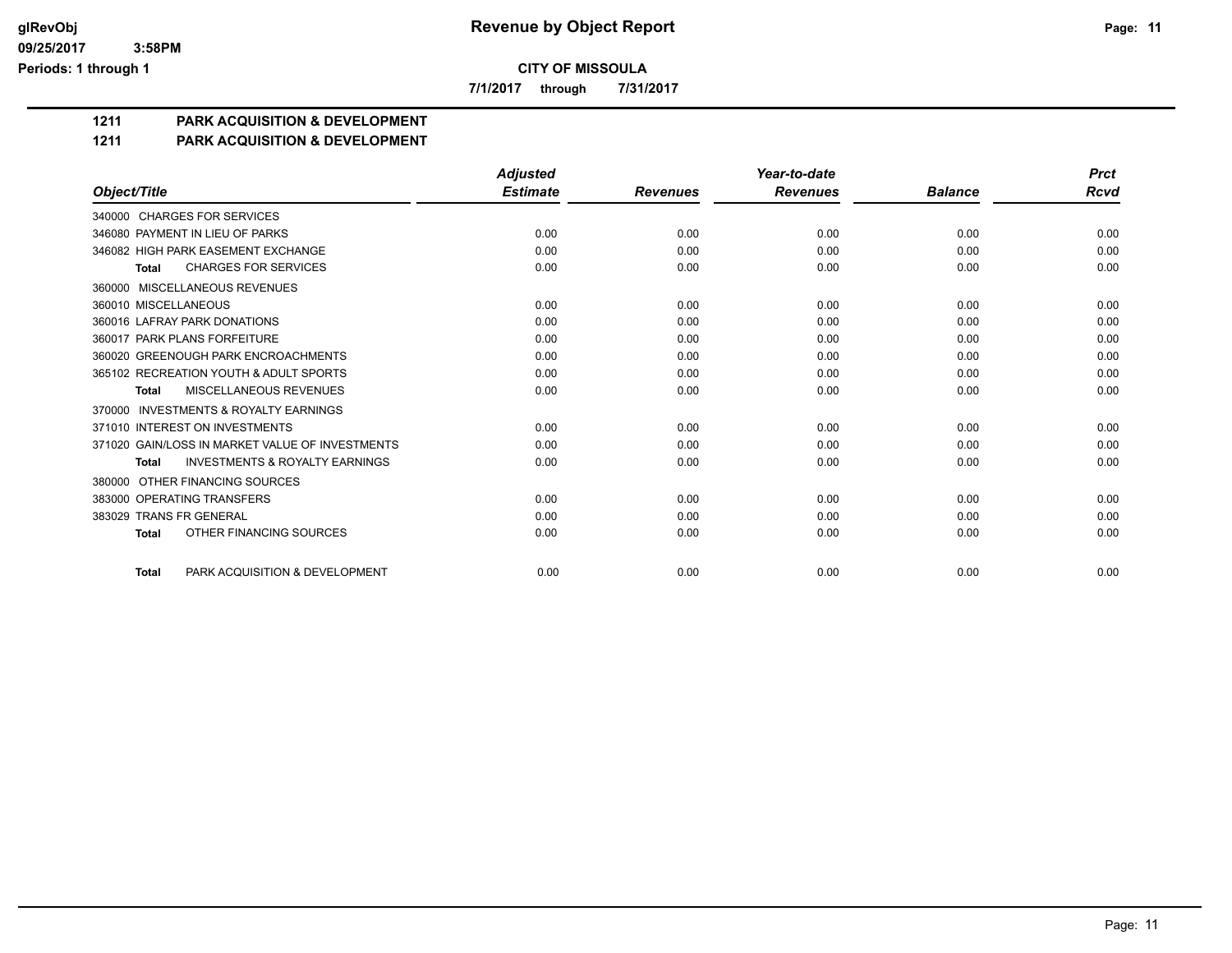**glRevObj**
**09/25/2017 3:58PM**
**Periods: 1 through 1**

# Revenue by Object Report

**CITY OF MISSOULA**

**7/1/2017 through 7/31/2017**

## 1211 PARK ACQUISITION & DEVELOPMENT

## 1211 PARK ACQUISITION & DEVELOPMENT

| Object/Title | Adjusted Estimate | Revenues | Year-to-date Revenues | Balance | Prct Rcvd |
|---|---|---|---|---|---|
| 340000 CHARGES FOR SERVICES | | | | | |
| 346080 PAYMENT IN LIEU OF PARKS | 0.00 | 0.00 | 0.00 | 0.00 | 0.00 |
| 346082 HIGH PARK EASEMENT EXCHANGE | 0.00 | 0.00 | 0.00 | 0.00 | 0.00 |
| **Total** CHARGES FOR SERVICES | 0.00 | 0.00 | 0.00 | 0.00 | 0.00 |
| 360000 MISCELLANEOUS REVENUES | | | | | |
| 360010 MISCELLANEOUS | 0.00 | 0.00 | 0.00 | 0.00 | 0.00 |
| 360016 LAFRAY PARK DONATIONS | 0.00 | 0.00 | 0.00 | 0.00 | 0.00 |
| 360017 PARK PLANS FORFEITURE | 0.00 | 0.00 | 0.00 | 0.00 | 0.00 |
| 360020 GREENOUGH PARK ENCROACHMENTS | 0.00 | 0.00 | 0.00 | 0.00 | 0.00 |
| 365102 RECREATION YOUTH & ADULT SPORTS | 0.00 | 0.00 | 0.00 | 0.00 | 0.00 |
| **Total** MISCELLANEOUS REVENUES | 0.00 | 0.00 | 0.00 | 0.00 | 0.00 |
| 370000 INVESTMENTS & ROYALTY EARNINGS | | | | | |
| 371010 INTEREST ON INVESTMENTS | 0.00 | 0.00 | 0.00 | 0.00 | 0.00 |
| 371020 GAIN/LOSS IN MARKET VALUE OF INVESTMENTS | 0.00 | 0.00 | 0.00 | 0.00 | 0.00 |
| **Total** INVESTMENTS & ROYALTY EARNINGS | 0.00 | 0.00 | 0.00 | 0.00 | 0.00 |
| 380000 OTHER FINANCING SOURCES | | | | | |
| 383000 OPERATING TRANSFERS | 0.00 | 0.00 | 0.00 | 0.00 | 0.00 |
| 383029 TRANS FR GENERAL | 0.00 | 0.00 | 0.00 | 0.00 | 0.00 |
| **Total** OTHER FINANCING SOURCES | 0.00 | 0.00 | 0.00 | 0.00 | 0.00 |
| **Total** PARK ACQUISITION & DEVELOPMENT | 0.00 | 0.00 | 0.00 | 0.00 | 0.00 |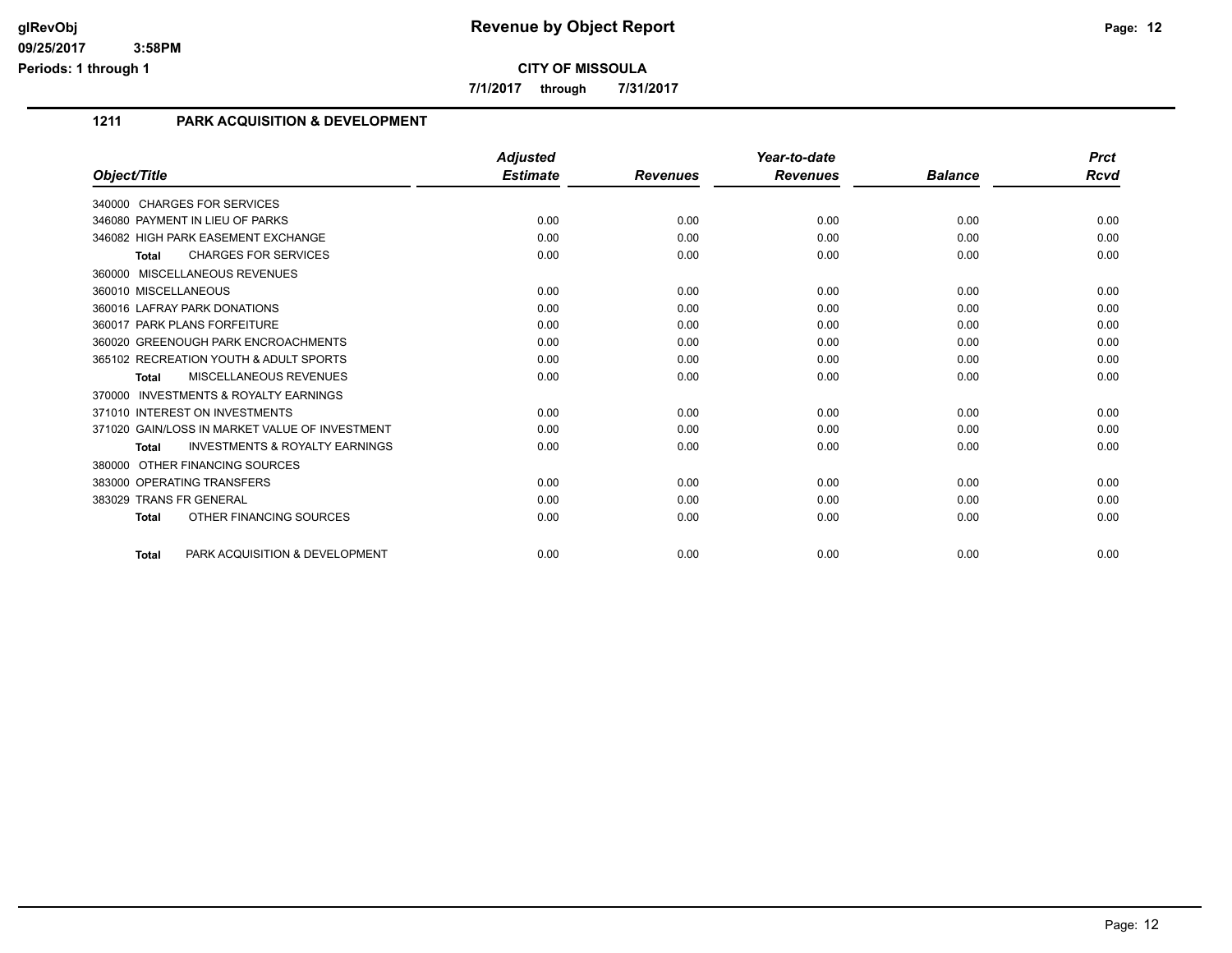**Revenue by Object Report**

**CITY OF MISSOULA**

**7/1/2017 through 7/31/2017**

## 1211 PARK ACQUISITION & DEVELOPMENT

| Object/Title | Adjusted Estimate | Revenues | Year-to-date Revenues | Balance | Prct Rcvd |
|---|---|---|---|---|---|
| 340000 CHARGES FOR SERVICES | | | | | |
| 346080 PAYMENT IN LIEU OF PARKS | 0.00 | 0.00 | 0.00 | 0.00 | 0.00 |
| 346082 HIGH PARK EASEMENT EXCHANGE | 0.00 | 0.00 | 0.00 | 0.00 | 0.00 |
| **Total** CHARGES FOR SERVICES | 0.00 | 0.00 | 0.00 | 0.00 | 0.00 |
| 360000 MISCELLANEOUS REVENUES | | | | | |
| 360010 MISCELLANEOUS | 0.00 | 0.00 | 0.00 | 0.00 | 0.00 |
| 360016 LAFRAY PARK DONATIONS | 0.00 | 0.00 | 0.00 | 0.00 | 0.00 |
| 360017 PARK PLANS FORFEITURE | 0.00 | 0.00 | 0.00 | 0.00 | 0.00 |
| 360020 GREENOUGH PARK ENCROACHMENTS | 0.00 | 0.00 | 0.00 | 0.00 | 0.00 |
| 365102 RECREATION YOUTH & ADULT SPORTS | 0.00 | 0.00 | 0.00 | 0.00 | 0.00 |
| **Total** MISCELLANEOUS REVENUES | 0.00 | 0.00 | 0.00 | 0.00 | 0.00 |
| 370000 INVESTMENTS & ROYALTY EARNINGS | | | | | |
| 371010 INTEREST ON INVESTMENTS | 0.00 | 0.00 | 0.00 | 0.00 | 0.00 |
| 371020 GAIN/LOSS IN MARKET VALUE OF INVESTMENT | 0.00 | 0.00 | 0.00 | 0.00 | 0.00 |
| **Total** INVESTMENTS & ROYALTY EARNINGS | 0.00 | 0.00 | 0.00 | 0.00 | 0.00 |
| 380000 OTHER FINANCING SOURCES | | | | | |
| 383000 OPERATING TRANSFERS | 0.00 | 0.00 | 0.00 | 0.00 | 0.00 |
| 383029 TRANS FR GENERAL | 0.00 | 0.00 | 0.00 | 0.00 | 0.00 |
| **Total** OTHER FINANCING SOURCES | 0.00 | 0.00 | 0.00 | 0.00 | 0.00 |
| **Total** PARK ACQUISITION & DEVELOPMENT | 0.00 | 0.00 | 0.00 | 0.00 | 0.00 |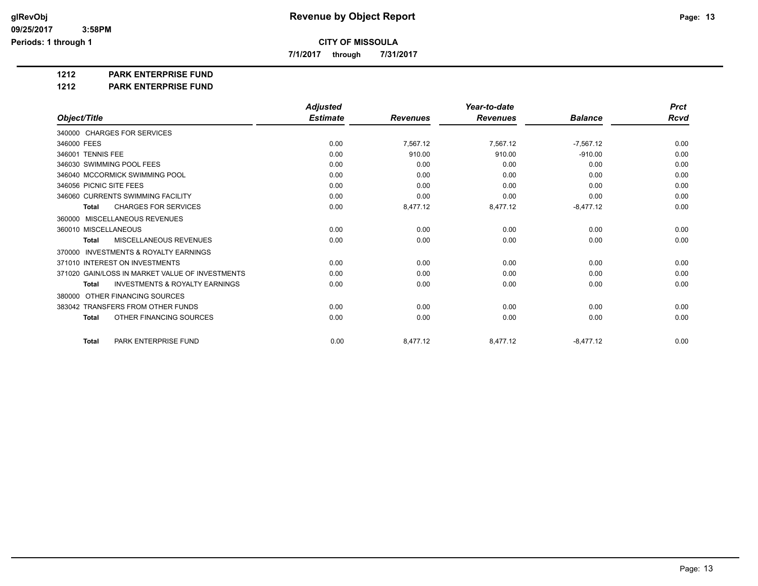# Revenue by Object Report

**CITY OF MISSOULA**

**7/1/2017 through 7/31/2017**

glRevObj
09/25/2017 3:58PM
Periods: 1 through 1

**1212 PARK ENTERPRISE FUND**

**1212 PARK ENTERPRISE FUND**

| Object/Title | Adjusted Estimate | Revenues | Year-to-date Revenues | Balance | Prct Rcvd |
|---|---|---|---|---|---|
| 340000 CHARGES FOR SERVICES | | | | | |
| 346000 FEES | 0.00 | 7,567.12 | 7,567.12 | -7,567.12 | 0.00 |
| 346001 TENNIS FEE | 0.00 | 910.00 | 910.00 | -910.00 | 0.00 |
| 346030 SWIMMING POOL FEES | 0.00 | 0.00 | 0.00 | 0.00 | 0.00 |
| 346040 MCCORMICK SWIMMING POOL | 0.00 | 0.00 | 0.00 | 0.00 | 0.00 |
| 346056 PICNIC SITE FEES | 0.00 | 0.00 | 0.00 | 0.00 | 0.00 |
| 346060 CURRENTS SWIMMING FACILITY | 0.00 | 0.00 | 0.00 | 0.00 | 0.00 |
| **Total** CHARGES FOR SERVICES | 0.00 | 8,477.12 | 8,477.12 | -8,477.12 | 0.00 |
| 360000 MISCELLANEOUS REVENUES | | | | | |
| 360010 MISCELLANEOUS | 0.00 | 0.00 | 0.00 | 0.00 | 0.00 |
| **Total** MISCELLANEOUS REVENUES | 0.00 | 0.00 | 0.00 | 0.00 | 0.00 |
| 370000 INVESTMENTS & ROYALTY EARNINGS | | | | | |
| 371010 INTEREST ON INVESTMENTS | 0.00 | 0.00 | 0.00 | 0.00 | 0.00 |
| 371020 GAIN/LOSS IN MARKET VALUE OF INVESTMENTS | 0.00 | 0.00 | 0.00 | 0.00 | 0.00 |
| **Total** INVESTMENTS & ROYALTY EARNINGS | 0.00 | 0.00 | 0.00 | 0.00 | 0.00 |
| 380000 OTHER FINANCING SOURCES | | | | | |
| 383042 TRANSFERS FROM OTHER FUNDS | 0.00 | 0.00 | 0.00 | 0.00 | 0.00 |
| **Total** OTHER FINANCING SOURCES | 0.00 | 0.00 | 0.00 | 0.00 | 0.00 |
| **Total** PARK ENTERPRISE FUND | 0.00 | 8,477.12 | 8,477.12 | -8,477.12 | 0.00 |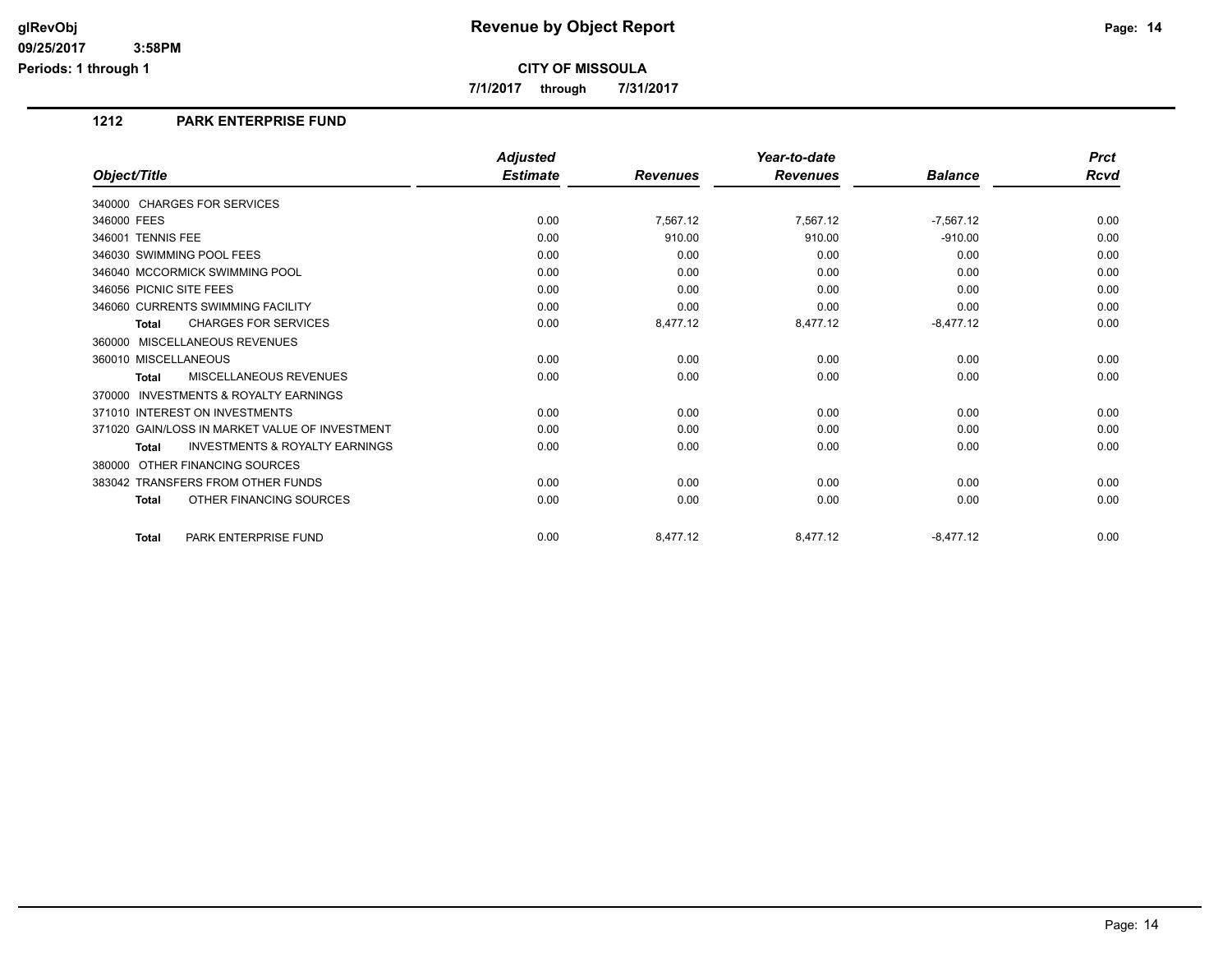# Revenue by Object Report

## CITY OF MISSOULA

7/1/2017 through 7/31/2017

### 1212 PARK ENTERPRISE FUND

| Object/Title | Adjusted Estimate | Revenues | Year-to-date Revenues | Balance | Prct Rcvd |
|---|---|---|---|---|---|
| 340000 CHARGES FOR SERVICES | | | | | |
| 346000 FEES | 0.00 | 7,567.12 | 7,567.12 | -7,567.12 | 0.00 |
| 346001 TENNIS FEE | 0.00 | 910.00 | 910.00 | -910.00 | 0.00 |
| 346030 SWIMMING POOL FEES | 0.00 | 0.00 | 0.00 | 0.00 | 0.00 |
| 346040 MCCORMICK SWIMMING POOL | 0.00 | 0.00 | 0.00 | 0.00 | 0.00 |
| 346056 PICNIC SITE FEES | 0.00 | 0.00 | 0.00 | 0.00 | 0.00 |
| 346060 CURRENTS SWIMMING FACILITY | 0.00 | 0.00 | 0.00 | 0.00 | 0.00 |
| **Total** CHARGES FOR SERVICES | 0.00 | 8,477.12 | 8,477.12 | -8,477.12 | 0.00 |
| 360000 MISCELLANEOUS REVENUES | | | | | |
| 360010 MISCELLANEOUS | 0.00 | 0.00 | 0.00 | 0.00 | 0.00 |
| **Total** MISCELLANEOUS REVENUES | 0.00 | 0.00 | 0.00 | 0.00 | 0.00 |
| 370000 INVESTMENTS & ROYALTY EARNINGS | | | | | |
| 371010 INTEREST ON INVESTMENTS | 0.00 | 0.00 | 0.00 | 0.00 | 0.00 |
| 371020 GAIN/LOSS IN MARKET VALUE OF INVESTMENT | 0.00 | 0.00 | 0.00 | 0.00 | 0.00 |
| **Total** INVESTMENTS & ROYALTY EARNINGS | 0.00 | 0.00 | 0.00 | 0.00 | 0.00 |
| 380000 OTHER FINANCING SOURCES | | | | | |
| 383042 TRANSFERS FROM OTHER FUNDS | 0.00 | 0.00 | 0.00 | 0.00 | 0.00 |
| **Total** OTHER FINANCING SOURCES | 0.00 | 0.00 | 0.00 | 0.00 | 0.00 |
| **Total** PARK ENTERPRISE FUND | 0.00 | 8,477.12 | 8,477.12 | -8,477.12 | 0.00 |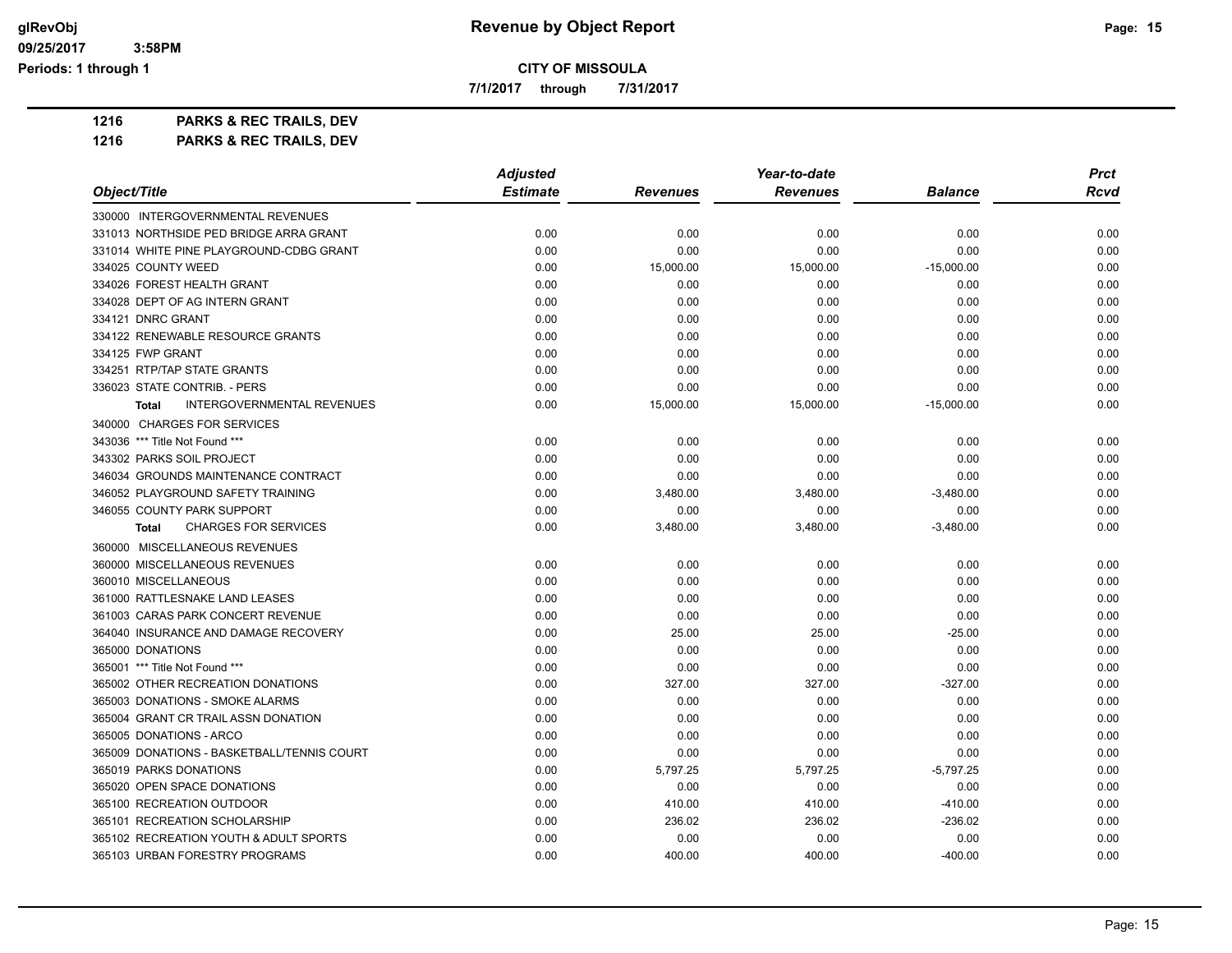**CITY OF MISSOULA**

**7/1/2017 through 7/31/2017**

**1216 PARKS & REC TRAILS, DEV**

**1216 PARKS & REC TRAILS, DEV**

| Object/Title | Adjusted Estimate | Revenues | Year-to-date Revenues | Balance | Prct Rcvd |
|---|---|---|---|---|---|
| 330000 INTERGOVERNMENTAL REVENUES | | | | | |
| 331013 NORTHSIDE PED BRIDGE ARRA GRANT | 0.00 | 0.00 | 0.00 | 0.00 | 0.00 |
| 331014 WHITE PINE PLAYGROUND-CDBG GRANT | 0.00 | 0.00 | 0.00 | 0.00 | 0.00 |
| 334025 COUNTY WEED | 0.00 | 15,000.00 | 15,000.00 | -15,000.00 | 0.00 |
| 334026 FOREST HEALTH GRANT | 0.00 | 0.00 | 0.00 | 0.00 | 0.00 |
| 334028 DEPT OF AG INTERN GRANT | 0.00 | 0.00 | 0.00 | 0.00 | 0.00 |
| 334121 DNRC GRANT | 0.00 | 0.00 | 0.00 | 0.00 | 0.00 |
| 334122 RENEWABLE RESOURCE GRANTS | 0.00 | 0.00 | 0.00 | 0.00 | 0.00 |
| 334125 FWP GRANT | 0.00 | 0.00 | 0.00 | 0.00 | 0.00 |
| 334251 RTP/TAP STATE GRANTS | 0.00 | 0.00 | 0.00 | 0.00 | 0.00 |
| 336023 STATE CONTRIB. - PERS | 0.00 | 0.00 | 0.00 | 0.00 | 0.00 |
| **Total** INTERGOVERNMENTAL REVENUES | 0.00 | 15,000.00 | 15,000.00 | -15,000.00 | 0.00 |
| 340000 CHARGES FOR SERVICES | | | | | |
| 343036 *** Title Not Found *** | 0.00 | 0.00 | 0.00 | 0.00 | 0.00 |
| 343302 PARKS SOIL PROJECT | 0.00 | 0.00 | 0.00 | 0.00 | 0.00 |
| 346034 GROUNDS MAINTENANCE CONTRACT | 0.00 | 0.00 | 0.00 | 0.00 | 0.00 |
| 346052 PLAYGROUND SAFETY TRAINING | 0.00 | 3,480.00 | 3,480.00 | -3,480.00 | 0.00 |
| 346055 COUNTY PARK SUPPORT | 0.00 | 0.00 | 0.00 | 0.00 | 0.00 |
| **Total** CHARGES FOR SERVICES | 0.00 | 3,480.00 | 3,480.00 | -3,480.00 | 0.00 |
| 360000 MISCELLANEOUS REVENUES | | | | | |
| 360000 MISCELLANEOUS REVENUES | 0.00 | 0.00 | 0.00 | 0.00 | 0.00 |
| 360010 MISCELLANEOUS | 0.00 | 0.00 | 0.00 | 0.00 | 0.00 |
| 361000 RATTLESNAKE LAND LEASES | 0.00 | 0.00 | 0.00 | 0.00 | 0.00 |
| 361003 CARAS PARK CONCERT REVENUE | 0.00 | 0.00 | 0.00 | 0.00 | 0.00 |
| 364040 INSURANCE AND DAMAGE RECOVERY | 0.00 | 25.00 | 25.00 | -25.00 | 0.00 |
| 365000 DONATIONS | 0.00 | 0.00 | 0.00 | 0.00 | 0.00 |
| 365001 *** Title Not Found *** | 0.00 | 0.00 | 0.00 | 0.00 | 0.00 |
| 365002 OTHER RECREATION DONATIONS | 0.00 | 327.00 | 327.00 | -327.00 | 0.00 |
| 365003 DONATIONS - SMOKE ALARMS | 0.00 | 0.00 | 0.00 | 0.00 | 0.00 |
| 365004 GRANT CR TRAIL ASSN DONATION | 0.00 | 0.00 | 0.00 | 0.00 | 0.00 |
| 365005 DONATIONS - ARCO | 0.00 | 0.00 | 0.00 | 0.00 | 0.00 |
| 365009 DONATIONS - BASKETBALL/TENNIS COURT | 0.00 | 0.00 | 0.00 | 0.00 | 0.00 |
| 365019 PARKS DONATIONS | 0.00 | 5,797.25 | 5,797.25 | -5,797.25 | 0.00 |
| 365020 OPEN SPACE DONATIONS | 0.00 | 0.00 | 0.00 | 0.00 | 0.00 |
| 365100 RECREATION OUTDOOR | 0.00 | 410.00 | 410.00 | -410.00 | 0.00 |
| 365101 RECREATION SCHOLARSHIP | 0.00 | 236.02 | 236.02 | -236.02 | 0.00 |
| 365102 RECREATION YOUTH & ADULT SPORTS | 0.00 | 0.00 | 0.00 | 0.00 | 0.00 |
| 365103 URBAN FORESTRY PROGRAMS | 0.00 | 400.00 | 400.00 | -400.00 | 0.00 |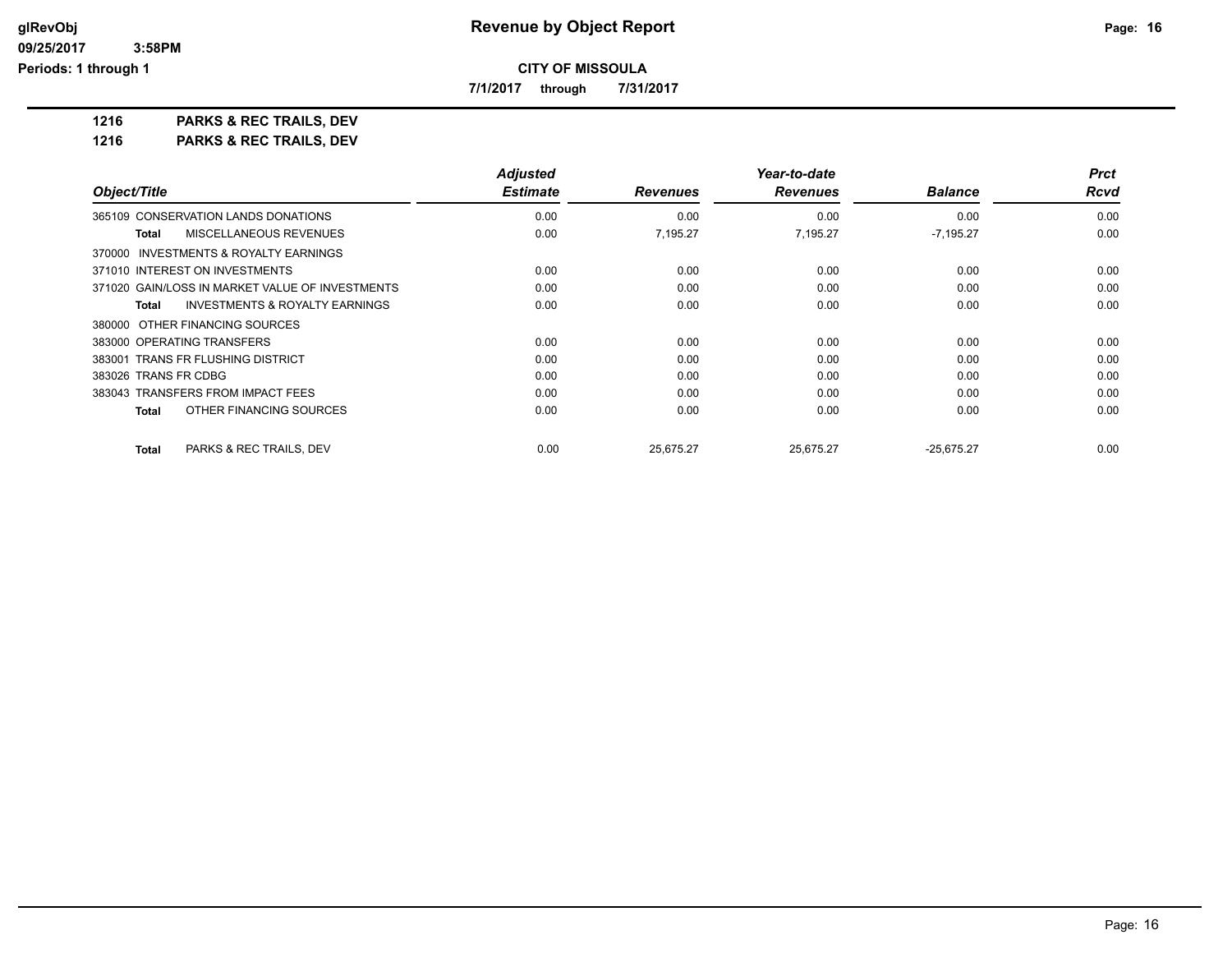**glRevObj**
**09/25/2017 3:58PM**
**Periods: 1 through 1**

# Revenue by Object Report

**CITY OF MISSOULA**

**7/1/2017 through 7/31/2017**

**1216 PARKS & REC TRAILS, DEV**

**1216 PARKS & REC TRAILS, DEV**

| Object/Title | Adjusted Estimate | Revenues | Year-to-date Revenues | Balance | Prct Rcvd |
|---|---|---|---|---|---|
| 365109 CONSERVATION LANDS DONATIONS | 0.00 | 0.00 | 0.00 | 0.00 | 0.00 |
| **Total** MISCELLANEOUS REVENUES | 0.00 | 7,195.27 | 7,195.27 | -7,195.27 | 0.00 |
| 370000 INVESTMENTS & ROYALTY EARNINGS | | | | | |
| 371010 INTEREST ON INVESTMENTS | 0.00 | 0.00 | 0.00 | 0.00 | 0.00 |
| 371020 GAIN/LOSS IN MARKET VALUE OF INVESTMENTS | 0.00 | 0.00 | 0.00 | 0.00 | 0.00 |
| **Total** INVESTMENTS & ROYALTY EARNINGS | 0.00 | 0.00 | 0.00 | 0.00 | 0.00 |
| 380000 OTHER FINANCING SOURCES | | | | | |
| 383000 OPERATING TRANSFERS | 0.00 | 0.00 | 0.00 | 0.00 | 0.00 |
| 383001 TRANS FR FLUSHING DISTRICT | 0.00 | 0.00 | 0.00 | 0.00 | 0.00 |
| 383026 TRANS FR CDBG | 0.00 | 0.00 | 0.00 | 0.00 | 0.00 |
| 383043 TRANSFERS FROM IMPACT FEES | 0.00 | 0.00 | 0.00 | 0.00 | 0.00 |
| **Total** OTHER FINANCING SOURCES | 0.00 | 0.00 | 0.00 | 0.00 | 0.00 |
| **Total** PARKS & REC TRAILS, DEV | 0.00 | 25,675.27 | 25,675.27 | -25,675.27 | 0.00 |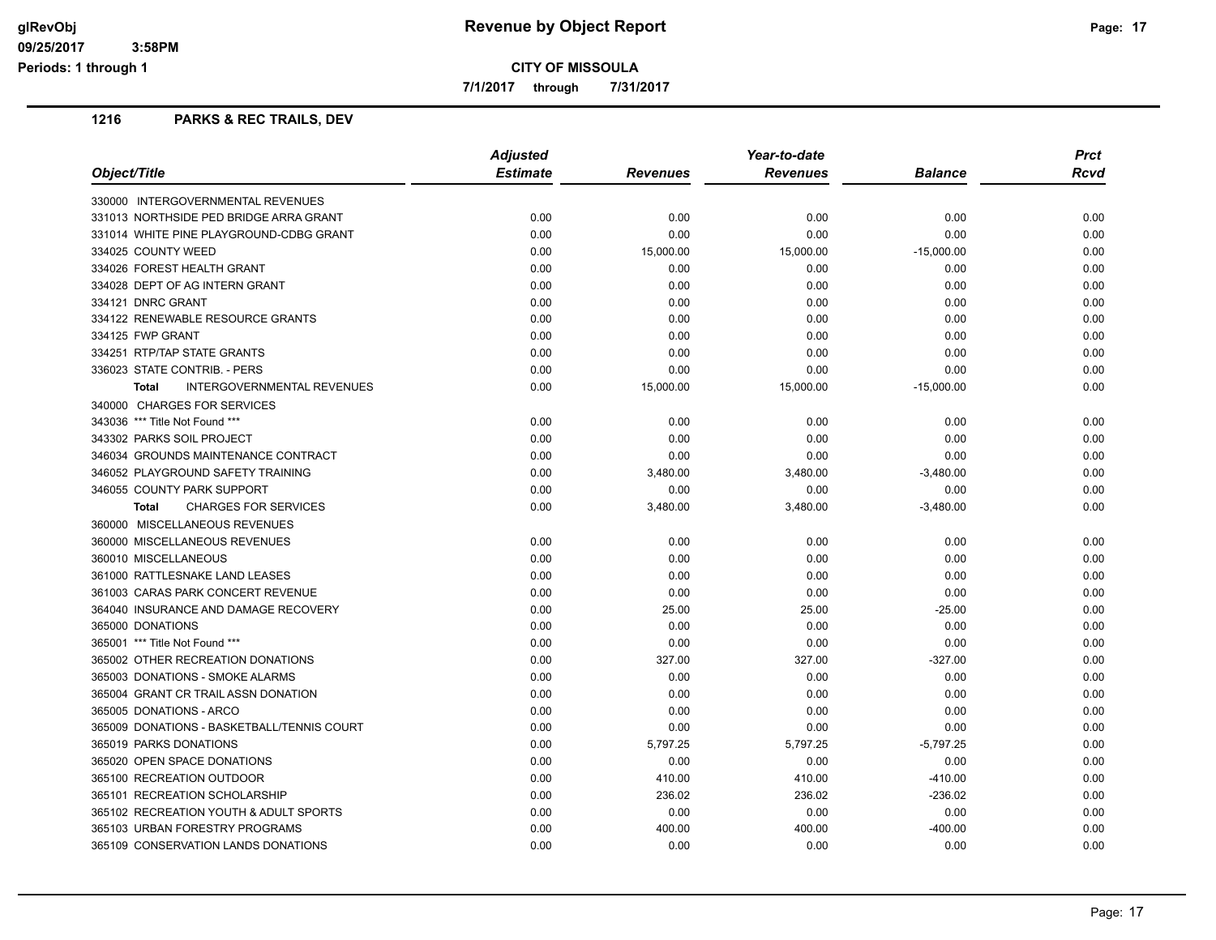**glRevObj**
**09/25/2017 3:58PM**
**Periods: 1 through 1**

# Revenue by Object Report

**CITY OF MISSOULA**

**7/1/2017 through 7/31/2017**

## 1216 PARKS & REC TRAILS, DEV

| Object/Title | Adjusted Estimate | Revenues | Year-to-date Revenues | Balance | Prct Rcvd |
|---|---|---|---|---|---|
| 330000 INTERGOVERNMENTAL REVENUES | | | | | |
| 331013 NORTHSIDE PED BRIDGE ARRA GRANT | 0.00 | 0.00 | 0.00 | 0.00 | 0.00 |
| 331014 WHITE PINE PLAYGROUND-CDBG GRANT | 0.00 | 0.00 | 0.00 | 0.00 | 0.00 |
| 334025 COUNTY WEED | 0.00 | 15,000.00 | 15,000.00 | -15,000.00 | 0.00 |
| 334026 FOREST HEALTH GRANT | 0.00 | 0.00 | 0.00 | 0.00 | 0.00 |
| 334028 DEPT OF AG INTERN GRANT | 0.00 | 0.00 | 0.00 | 0.00 | 0.00 |
| 334121 DNRC GRANT | 0.00 | 0.00 | 0.00 | 0.00 | 0.00 |
| 334122 RENEWABLE RESOURCE GRANTS | 0.00 | 0.00 | 0.00 | 0.00 | 0.00 |
| 334125 FWP GRANT | 0.00 | 0.00 | 0.00 | 0.00 | 0.00 |
| 334251 RTP/TAP STATE GRANTS | 0.00 | 0.00 | 0.00 | 0.00 | 0.00 |
| 336023 STATE CONTRIB. - PERS | 0.00 | 0.00 | 0.00 | 0.00 | 0.00 |
| **Total** INTERGOVERNMENTAL REVENUES | 0.00 | 15,000.00 | 15,000.00 | -15,000.00 | 0.00 |
| 340000 CHARGES FOR SERVICES | | | | | |
| 343036 *** Title Not Found *** | 0.00 | 0.00 | 0.00 | 0.00 | 0.00 |
| 343302 PARKS SOIL PROJECT | 0.00 | 0.00 | 0.00 | 0.00 | 0.00 |
| 346034 GROUNDS MAINTENANCE CONTRACT | 0.00 | 0.00 | 0.00 | 0.00 | 0.00 |
| 346052 PLAYGROUND SAFETY TRAINING | 0.00 | 3,480.00 | 3,480.00 | -3,480.00 | 0.00 |
| 346055 COUNTY PARK SUPPORT | 0.00 | 0.00 | 0.00 | 0.00 | 0.00 |
| **Total** CHARGES FOR SERVICES | 0.00 | 3,480.00 | 3,480.00 | -3,480.00 | 0.00 |
| 360000 MISCELLANEOUS REVENUES | | | | | |
| 360000 MISCELLANEOUS REVENUES | 0.00 | 0.00 | 0.00 | 0.00 | 0.00 |
| 360010 MISCELLANEOUS | 0.00 | 0.00 | 0.00 | 0.00 | 0.00 |
| 361000 RATTLESNAKE LAND LEASES | 0.00 | 0.00 | 0.00 | 0.00 | 0.00 |
| 361003 CARAS PARK CONCERT REVENUE | 0.00 | 0.00 | 0.00 | 0.00 | 0.00 |
| 364040 INSURANCE AND DAMAGE RECOVERY | 0.00 | 25.00 | 25.00 | -25.00 | 0.00 |
| 365000 DONATIONS | 0.00 | 0.00 | 0.00 | 0.00 | 0.00 |
| 365001 *** Title Not Found *** | 0.00 | 0.00 | 0.00 | 0.00 | 0.00 |
| 365002 OTHER RECREATION DONATIONS | 0.00 | 327.00 | 327.00 | -327.00 | 0.00 |
| 365003 DONATIONS - SMOKE ALARMS | 0.00 | 0.00 | 0.00 | 0.00 | 0.00 |
| 365004 GRANT CR TRAIL ASSN DONATION | 0.00 | 0.00 | 0.00 | 0.00 | 0.00 |
| 365005 DONATIONS - ARCO | 0.00 | 0.00 | 0.00 | 0.00 | 0.00 |
| 365009 DONATIONS - BASKETBALL/TENNIS COURT | 0.00 | 0.00 | 0.00 | 0.00 | 0.00 |
| 365019 PARKS DONATIONS | 0.00 | 5,797.25 | 5,797.25 | -5,797.25 | 0.00 |
| 365020 OPEN SPACE DONATIONS | 0.00 | 0.00 | 0.00 | 0.00 | 0.00 |
| 365100 RECREATION OUTDOOR | 0.00 | 410.00 | 410.00 | -410.00 | 0.00 |
| 365101 RECREATION SCHOLARSHIP | 0.00 | 236.02 | 236.02 | -236.02 | 0.00 |
| 365102 RECREATION YOUTH & ADULT SPORTS | 0.00 | 0.00 | 0.00 | 0.00 | 0.00 |
| 365103 URBAN FORESTRY PROGRAMS | 0.00 | 400.00 | 400.00 | -400.00 | 0.00 |
| 365109 CONSERVATION LANDS DONATIONS | 0.00 | 0.00 | 0.00 | 0.00 | 0.00 |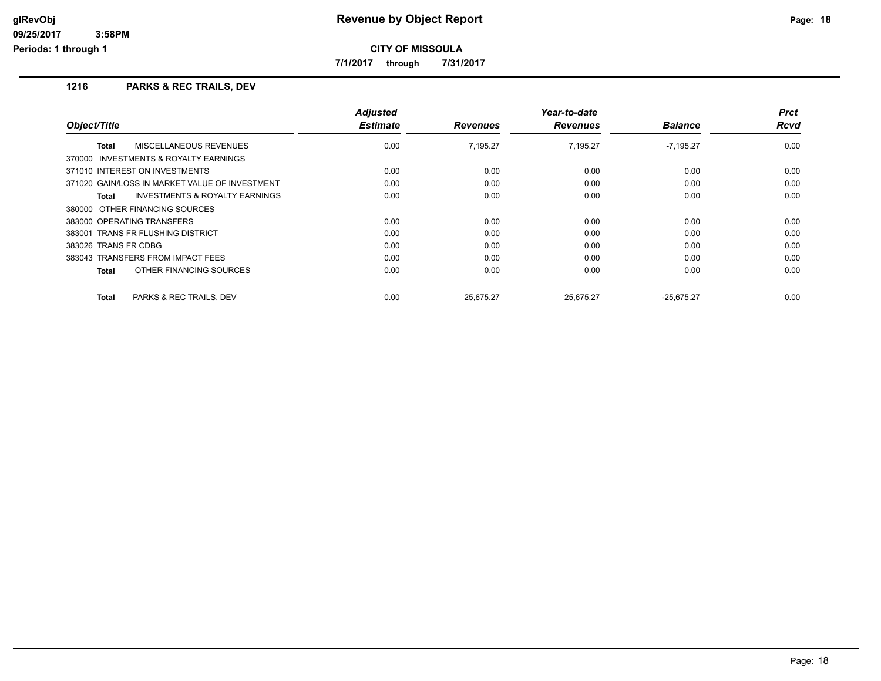**Revenue by Object Report**

**CITY OF MISSOULA**

**7/1/2017 through 7/31/2017**

glRevObj
09/25/2017 3:58PM
Periods: 1 through 1

## 1216 PARKS & REC TRAILS, DEV

| Object/Title | Adjusted Estimate | Revenues | Year-to-date Revenues | Balance | Prct Rcvd |
|---|---|---|---|---|---|
| **Total** MISCELLANEOUS REVENUES | 0.00 | 7,195.27 | 7,195.27 | -7,195.27 | 0.00 |
| 370000 INVESTMENTS & ROYALTY EARNINGS | | | | | |
| 371010 INTEREST ON INVESTMENTS | 0.00 | 0.00 | 0.00 | 0.00 | 0.00 |
| 371020 GAIN/LOSS IN MARKET VALUE OF INVESTMENT | 0.00 | 0.00 | 0.00 | 0.00 | 0.00 |
| **Total** INVESTMENTS & ROYALTY EARNINGS | 0.00 | 0.00 | 0.00 | 0.00 | 0.00 |
| 380000 OTHER FINANCING SOURCES | | | | | |
| 383000 OPERATING TRANSFERS | 0.00 | 0.00 | 0.00 | 0.00 | 0.00 |
| 383001 TRANS FR FLUSHING DISTRICT | 0.00 | 0.00 | 0.00 | 0.00 | 0.00 |
| 383026 TRANS FR CDBG | 0.00 | 0.00 | 0.00 | 0.00 | 0.00 |
| 383043 TRANSFERS FROM IMPACT FEES | 0.00 | 0.00 | 0.00 | 0.00 | 0.00 |
| **Total** OTHER FINANCING SOURCES | 0.00 | 0.00 | 0.00 | 0.00 | 0.00 |
| **Total** PARKS & REC TRAILS, DEV | 0.00 | 25,675.27 | 25,675.27 | -25,675.27 | 0.00 |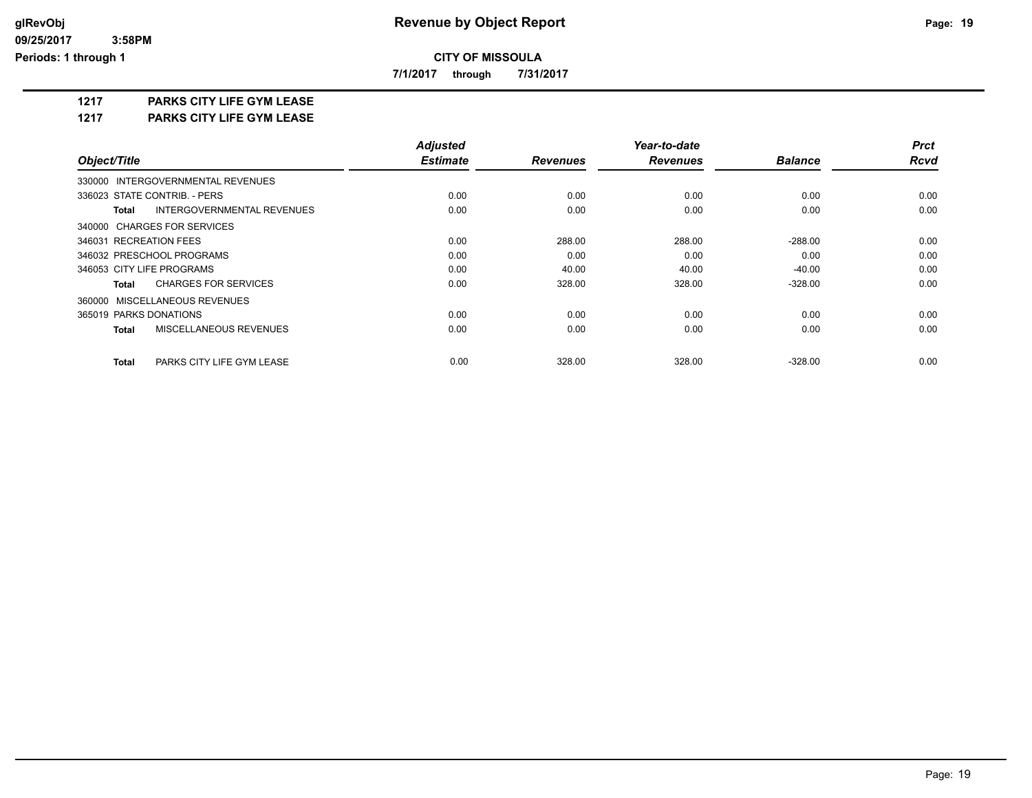# Revenue by Object Report

**CITY OF MISSOULA**

**7/1/2017 through 7/31/2017**

glRevObj
09/25/2017 3:58PM
Periods: 1 through 1

## 1217 PARKS CITY LIFE GYM LEASE

### 1217 PARKS CITY LIFE GYM LEASE

| Object/Title | Adjusted Estimate | Revenues | Year-to-date Revenues | Balance | Prct Rcvd |
|---|---|---|---|---|---|
| 330000 INTERGOVERNMENTAL REVENUES | | | | | |
| 336023 STATE CONTRIB. - PERS | 0.00 | 0.00 | 0.00 | 0.00 | 0.00 |
| **Total** INTERGOVERNMENTAL REVENUES | 0.00 | 0.00 | 0.00 | 0.00 | 0.00 |
| 340000 CHARGES FOR SERVICES | | | | | |
| 346031 RECREATION FEES | 0.00 | 288.00 | 288.00 | -288.00 | 0.00 |
| 346032 PRESCHOOL PROGRAMS | 0.00 | 0.00 | 0.00 | 0.00 | 0.00 |
| 346053 CITY LIFE PROGRAMS | 0.00 | 40.00 | 40.00 | -40.00 | 0.00 |
| **Total** CHARGES FOR SERVICES | 0.00 | 328.00 | 328.00 | -328.00 | 0.00 |
| 360000 MISCELLANEOUS REVENUES | | | | | |
| 365019 PARKS DONATIONS | 0.00 | 0.00 | 0.00 | 0.00 | 0.00 |
| **Total** MISCELLANEOUS REVENUES | 0.00 | 0.00 | 0.00 | 0.00 | 0.00 |
| **Total** PARKS CITY LIFE GYM LEASE | 0.00 | 328.00 | 328.00 | -328.00 | 0.00 |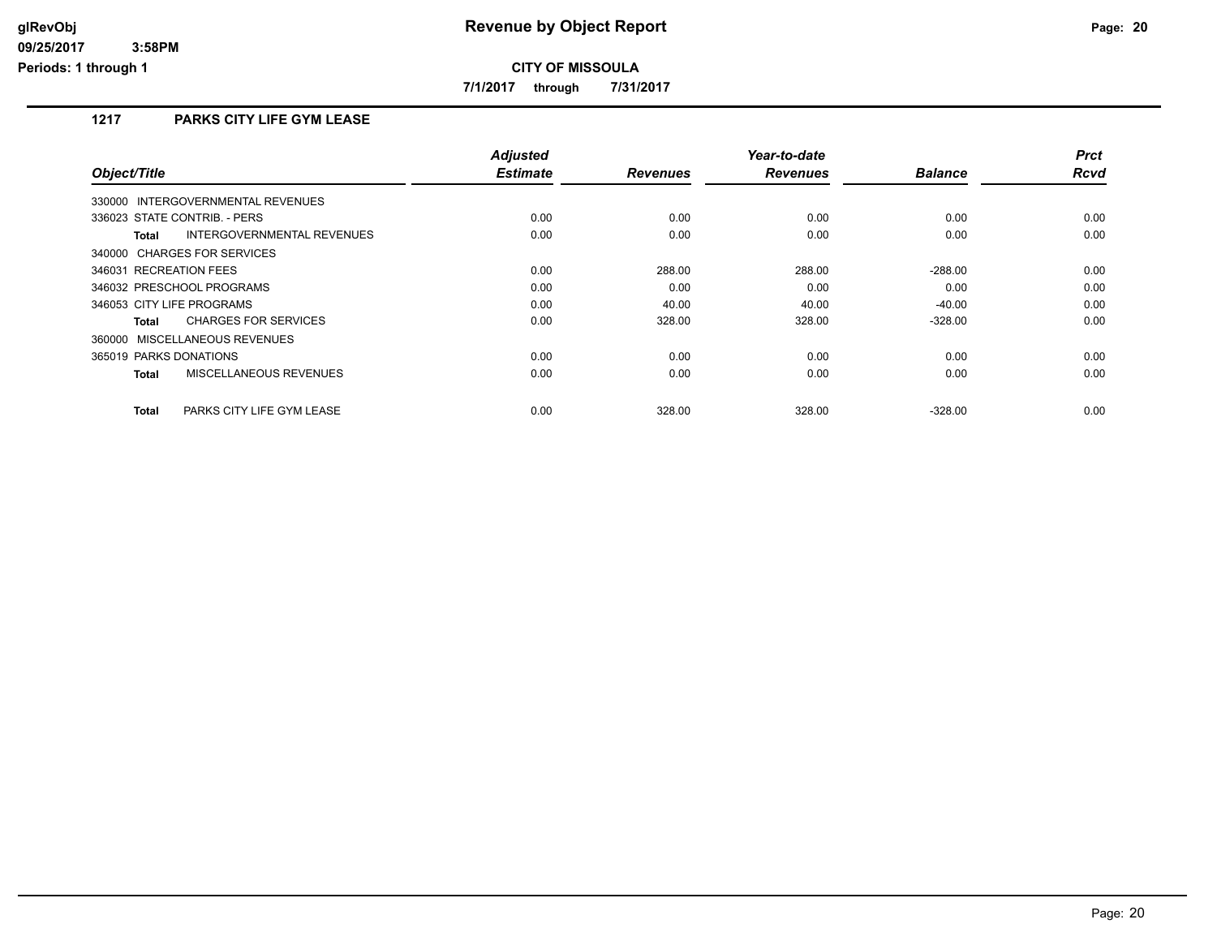# Revenue by Object Report

glRevObj
09/25/2017 3:58PM
Periods: 1 through 1

**CITY OF MISSOULA**

7/1/2017 through 7/31/2017

## 1217 PARKS CITY LIFE GYM LEASE

| Object/Title | Adjusted Estimate | Revenues | Year-to-date Revenues | Balance | Prct Rcvd |
|---|---|---|---|---|---|
| 330000 INTERGOVERNMENTAL REVENUES | | | | | |
| 336023 STATE CONTRIB. - PERS | 0.00 | 0.00 | 0.00 | 0.00 | 0.00 |
| **Total** INTERGOVERNMENTAL REVENUES | 0.00 | 0.00 | 0.00 | 0.00 | 0.00 |
| 340000 CHARGES FOR SERVICES | | | | | |
| 346031 RECREATION FEES | 0.00 | 288.00 | 288.00 | -288.00 | 0.00 |
| 346032 PRESCHOOL PROGRAMS | 0.00 | 0.00 | 0.00 | 0.00 | 0.00 |
| 346053 CITY LIFE PROGRAMS | 0.00 | 40.00 | 40.00 | -40.00 | 0.00 |
| **Total** CHARGES FOR SERVICES | 0.00 | 328.00 | 328.00 | -328.00 | 0.00 |
| 360000 MISCELLANEOUS REVENUES | | | | | |
| 365019 PARKS DONATIONS | 0.00 | 0.00 | 0.00 | 0.00 | 0.00 |
| **Total** MISCELLANEOUS REVENUES | 0.00 | 0.00 | 0.00 | 0.00 | 0.00 |
| **Total** PARKS CITY LIFE GYM LEASE | 0.00 | 328.00 | 328.00 | -328.00 | 0.00 |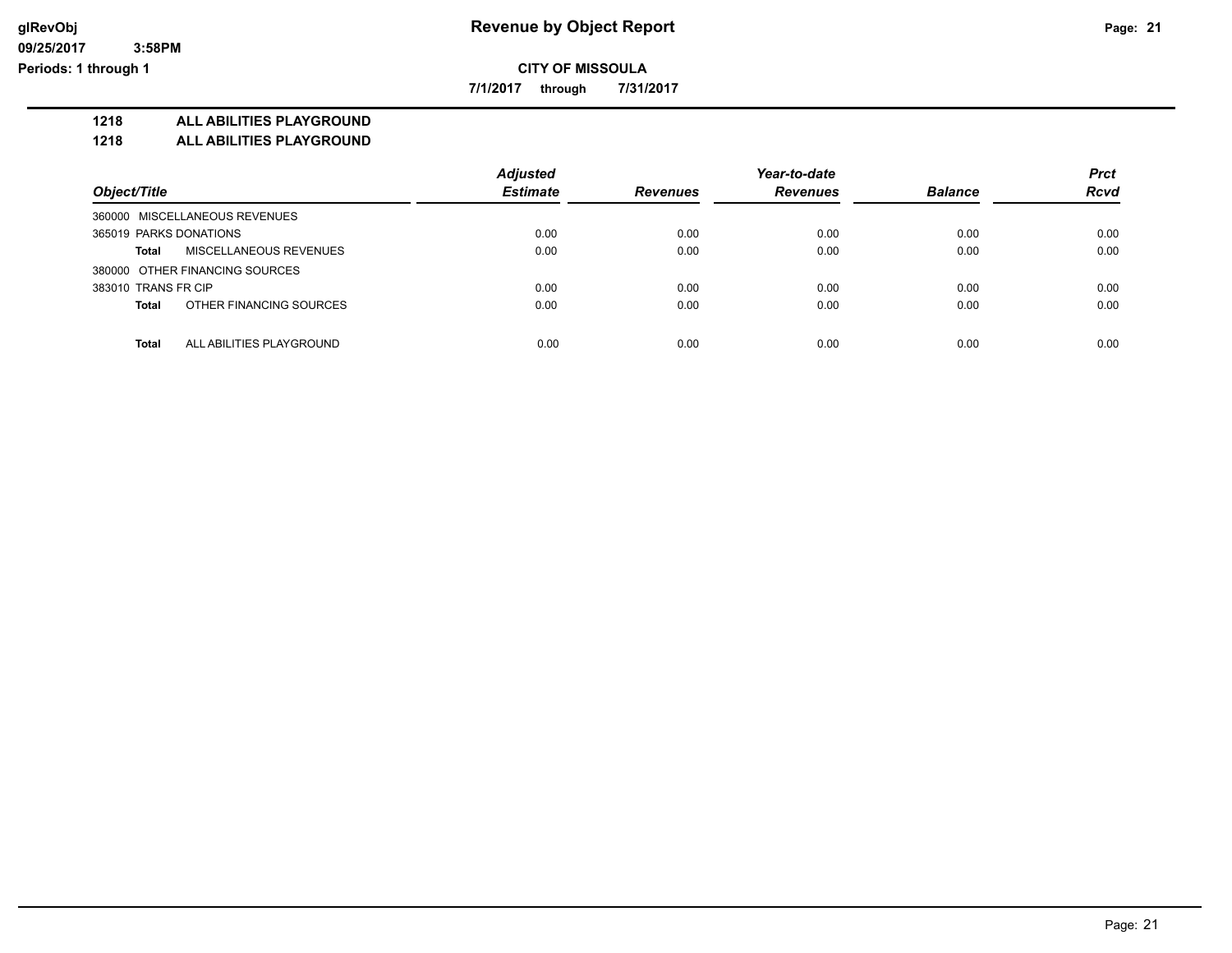glRevObj
09/25/2017 3:58PM
Periods: 1 through 1

# Revenue by Object Report

**CITY OF MISSOULA**

**7/1/2017 through 7/31/2017**

**1218 ALL ABILITIES PLAYGROUND**
**1218 ALL ABILITIES PLAYGROUND**

| Object/Title | Adjusted Estimate | Revenues | Year-to-date Revenues | Balance | Prct Rcvd |
|---|---|---|---|---|---|
| 360000 MISCELLANEOUS REVENUES | | | | | |
| 365019 PARKS DONATIONS | 0.00 | 0.00 | 0.00 | 0.00 | 0.00 |
| **Total** MISCELLANEOUS REVENUES | 0.00 | 0.00 | 0.00 | 0.00 | 0.00 |
| 380000 OTHER FINANCING SOURCES | | | | | |
| 383010 TRANS FR CIP | 0.00 | 0.00 | 0.00 | 0.00 | 0.00 |
| **Total** OTHER FINANCING SOURCES | 0.00 | 0.00 | 0.00 | 0.00 | 0.00 |
| **Total** ALL ABILITIES PLAYGROUND | 0.00 | 0.00 | 0.00 | 0.00 | 0.00 |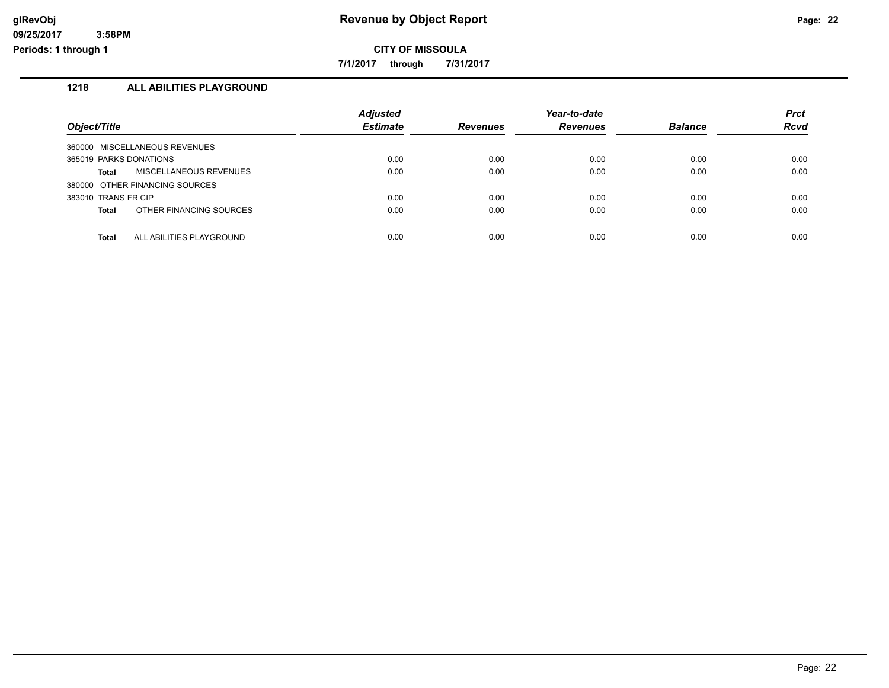glRevObj
09/25/2017 3:58PM
Periods: 1 through 1

# Revenue by Object Report

**CITY OF MISSOULA**

**7/1/2017 through 7/31/2017**

## 1218 ALL ABILITIES PLAYGROUND

| Object/Title | Adjusted Estimate | Revenues | Year-to-date Revenues | Balance | Prct Rcvd |
|---|---|---|---|---|---|
| 360000 MISCELLANEOUS REVENUES | | | | | |
| 365019 PARKS DONATIONS | 0.00 | 0.00 | 0.00 | 0.00 | 0.00 |
| **Total** MISCELLANEOUS REVENUES | 0.00 | 0.00 | 0.00 | 0.00 | 0.00 |
| 380000 OTHER FINANCING SOURCES | | | | | |
| 383010 TRANS FR CIP | 0.00 | 0.00 | 0.00 | 0.00 | 0.00 |
| **Total** OTHER FINANCING SOURCES | 0.00 | 0.00 | 0.00 | 0.00 | 0.00 |
| **Total** ALL ABILITIES PLAYGROUND | 0.00 | 0.00 | 0.00 | 0.00 | 0.00 |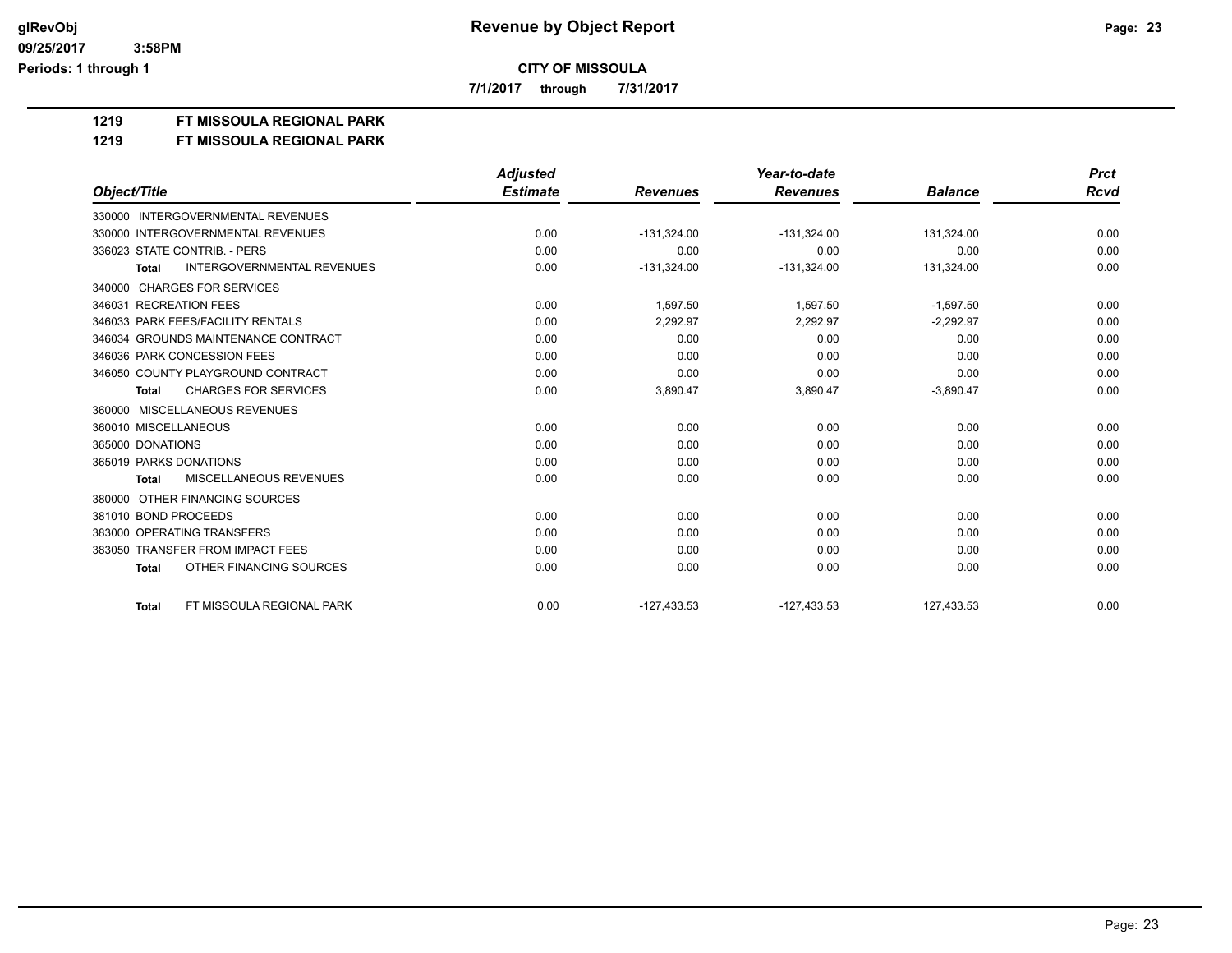# Revenue by Object Report

**CITY OF MISSOULA**

**7/1/2017 through 7/31/2017**

**1219 FT MISSOULA REGIONAL PARK**

**1219 FT MISSOULA REGIONAL PARK**

| Object/Title | Adjusted Estimate | Revenues | Year-to-date Revenues | Balance | Prct Rcvd |
|---|---|---|---|---|---|
| 330000 INTERGOVERNMENTAL REVENUES | | | | | |
| 330000 INTERGOVERNMENTAL REVENUES | 0.00 | -131,324.00 | -131,324.00 | 131,324.00 | 0.00 |
| 336023 STATE CONTRIB. - PERS | 0.00 | 0.00 | 0.00 | 0.00 | 0.00 |
| **Total** INTERGOVERNMENTAL REVENUES | 0.00 | -131,324.00 | -131,324.00 | 131,324.00 | 0.00 |
| 340000 CHARGES FOR SERVICES | | | | | |
| 346031 RECREATION FEES | 0.00 | 1,597.50 | 1,597.50 | -1,597.50 | 0.00 |
| 346033 PARK FEES/FACILITY RENTALS | 0.00 | 2,292.97 | 2,292.97 | -2,292.97 | 0.00 |
| 346034 GROUNDS MAINTENANCE CONTRACT | 0.00 | 0.00 | 0.00 | 0.00 | 0.00 |
| 346036 PARK CONCESSION FEES | 0.00 | 0.00 | 0.00 | 0.00 | 0.00 |
| 346050 COUNTY PLAYGROUND CONTRACT | 0.00 | 0.00 | 0.00 | 0.00 | 0.00 |
| **Total** CHARGES FOR SERVICES | 0.00 | 3,890.47 | 3,890.47 | -3,890.47 | 0.00 |
| 360000 MISCELLANEOUS REVENUES | | | | | |
| 360010 MISCELLANEOUS | 0.00 | 0.00 | 0.00 | 0.00 | 0.00 |
| 365000 DONATIONS | 0.00 | 0.00 | 0.00 | 0.00 | 0.00 |
| 365019 PARKS DONATIONS | 0.00 | 0.00 | 0.00 | 0.00 | 0.00 |
| **Total** MISCELLANEOUS REVENUES | 0.00 | 0.00 | 0.00 | 0.00 | 0.00 |
| 380000 OTHER FINANCING SOURCES | | | | | |
| 381010 BOND PROCEEDS | 0.00 | 0.00 | 0.00 | 0.00 | 0.00 |
| 383000 OPERATING TRANSFERS | 0.00 | 0.00 | 0.00 | 0.00 | 0.00 |
| 383050 TRANSFER FROM IMPACT FEES | 0.00 | 0.00 | 0.00 | 0.00 | 0.00 |
| **Total** OTHER FINANCING SOURCES | 0.00 | 0.00 | 0.00 | 0.00 | 0.00 |
| **Total** FT MISSOULA REGIONAL PARK | 0.00 | -127,433.53 | -127,433.53 | 127,433.53 | 0.00 |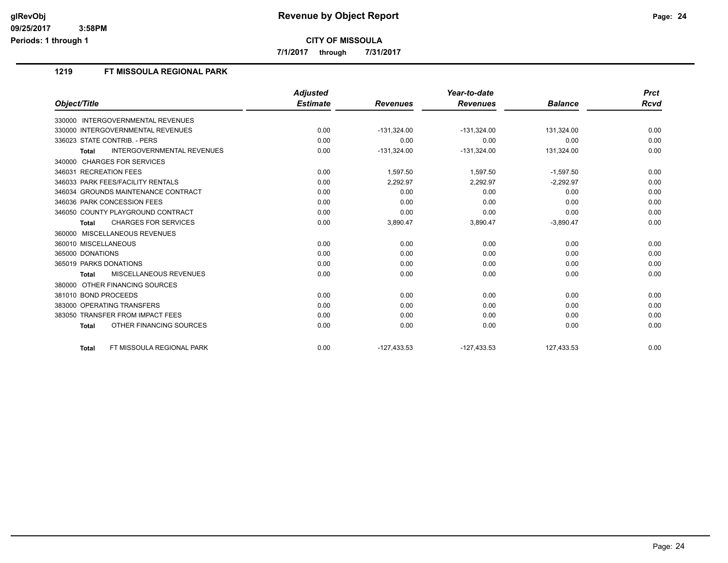# Revenue by Object Report

glRevObj
09/25/2017 3:58PM
Periods: 1 through 1

## CITY OF MISSOULA

7/1/2017 through 7/31/2017

### 1219 FT MISSOULA REGIONAL PARK

| Object/Title | Adjusted Estimate | Revenues | Year-to-date Revenues | Balance | Prct Rcvd |
|---|---|---|---|---|---|
| 330000 INTERGOVERNMENTAL REVENUES | | | | | |
| 330000 INTERGOVERNMENTAL REVENUES | 0.00 | -131,324.00 | -131,324.00 | 131,324.00 | 0.00 |
| 336023 STATE CONTRIB. - PERS | 0.00 | 0.00 | 0.00 | 0.00 | 0.00 |
| **Total** INTERGOVERNMENTAL REVENUES | 0.00 | -131,324.00 | -131,324.00 | 131,324.00 | 0.00 |
| 340000 CHARGES FOR SERVICES | | | | | |
| 346031 RECREATION FEES | 0.00 | 1,597.50 | 1,597.50 | -1,597.50 | 0.00 |
| 346033 PARK FEES/FACILITY RENTALS | 0.00 | 2,292.97 | 2,292.97 | -2,292.97 | 0.00 |
| 346034 GROUNDS MAINTENANCE CONTRACT | 0.00 | 0.00 | 0.00 | 0.00 | 0.00 |
| 346036 PARK CONCESSION FEES | 0.00 | 0.00 | 0.00 | 0.00 | 0.00 |
| 346050 COUNTY PLAYGROUND CONTRACT | 0.00 | 0.00 | 0.00 | 0.00 | 0.00 |
| **Total** CHARGES FOR SERVICES | 0.00 | 3,890.47 | 3,890.47 | -3,890.47 | 0.00 |
| 360000 MISCELLANEOUS REVENUES | | | | | |
| 360010 MISCELLANEOUS | 0.00 | 0.00 | 0.00 | 0.00 | 0.00 |
| 365000 DONATIONS | 0.00 | 0.00 | 0.00 | 0.00 | 0.00 |
| 365019 PARKS DONATIONS | 0.00 | 0.00 | 0.00 | 0.00 | 0.00 |
| **Total** MISCELLANEOUS REVENUES | 0.00 | 0.00 | 0.00 | 0.00 | 0.00 |
| 380000 OTHER FINANCING SOURCES | | | | | |
| 381010 BOND PROCEEDS | 0.00 | 0.00 | 0.00 | 0.00 | 0.00 |
| 383000 OPERATING TRANSFERS | 0.00 | 0.00 | 0.00 | 0.00 | 0.00 |
| 383050 TRANSFER FROM IMPACT FEES | 0.00 | 0.00 | 0.00 | 0.00 | 0.00 |
| **Total** OTHER FINANCING SOURCES | 0.00 | 0.00 | 0.00 | 0.00 | 0.00 |
| **Total** FT MISSOULA REGIONAL PARK | 0.00 | -127,433.53 | -127,433.53 | 127,433.53 | 0.00 |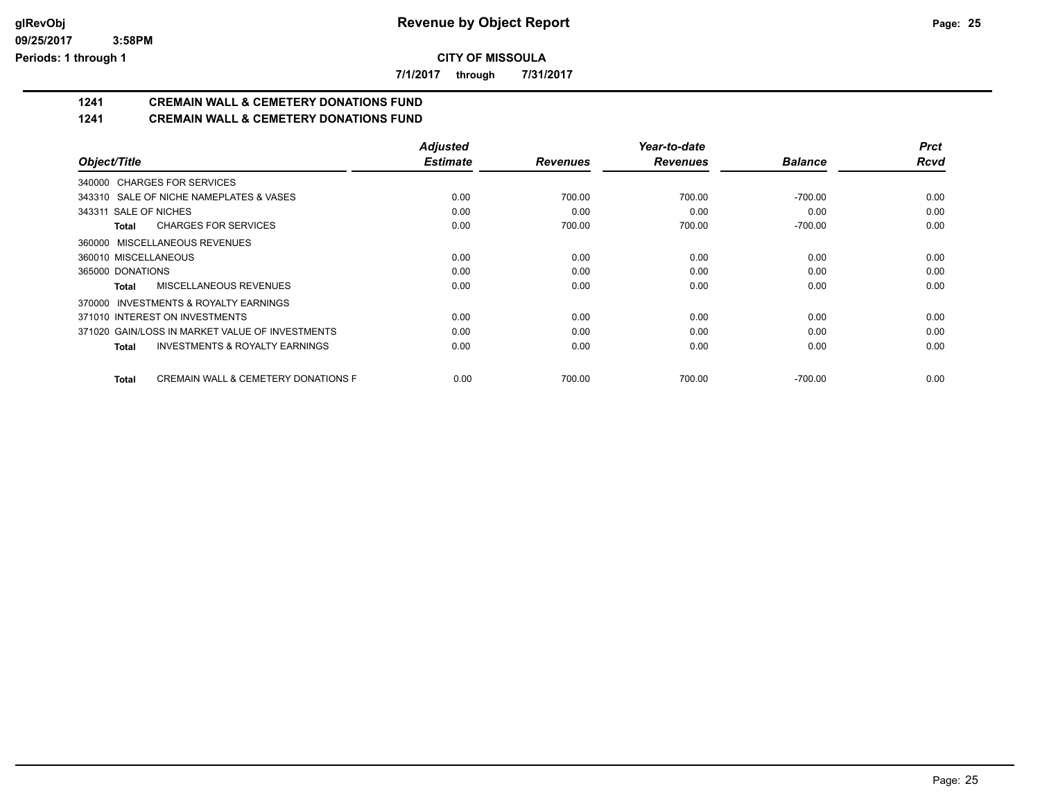**Revenue by Object Report**

**CITY OF MISSOULA**

**7/1/2017 through 7/31/2017**

## 1241 CREMAIN WALL & CEMETERY DONATIONS FUND

## 1241 CREMAIN WALL & CEMETERY DONATIONS FUND

| Object/Title | Adjusted Estimate | Revenues | Year-to-date Revenues | Balance | Prct Rcvd |
|---|---|---|---|---|---|
| 340000 CHARGES FOR SERVICES | | | | | |
| 343310 SALE OF NICHE NAMEPLATES & VASES | 0.00 | 700.00 | 700.00 | -700.00 | 0.00 |
| 343311 SALE OF NICHES | 0.00 | 0.00 | 0.00 | 0.00 | 0.00 |
| **Total** CHARGES FOR SERVICES | 0.00 | 700.00 | 700.00 | -700.00 | 0.00 |
| 360000 MISCELLANEOUS REVENUES | | | | | |
| 360010 MISCELLANEOUS | 0.00 | 0.00 | 0.00 | 0.00 | 0.00 |
| 365000 DONATIONS | 0.00 | 0.00 | 0.00 | 0.00 | 0.00 |
| **Total** MISCELLANEOUS REVENUES | 0.00 | 0.00 | 0.00 | 0.00 | 0.00 |
| 370000 INVESTMENTS & ROYALTY EARNINGS | | | | | |
| 371010 INTEREST ON INVESTMENTS | 0.00 | 0.00 | 0.00 | 0.00 | 0.00 |
| 371020 GAIN/LOSS IN MARKET VALUE OF INVESTMENTS | 0.00 | 0.00 | 0.00 | 0.00 | 0.00 |
| **Total** INVESTMENTS & ROYALTY EARNINGS | 0.00 | 0.00 | 0.00 | 0.00 | 0.00 |
| **Total** CREMAIN WALL & CEMETERY DONATIONS F | 0.00 | 700.00 | 700.00 | -700.00 | 0.00 |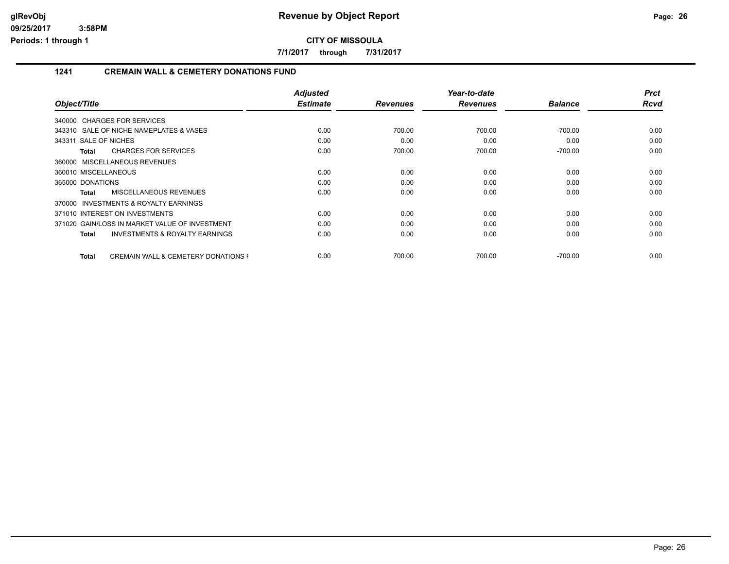**glRevObj**
**09/25/2017 3:58PM**
**Periods: 1 through 1**

# Revenue by Object Report

**CITY OF MISSOULA**

**7/1/2017 through 7/31/2017**

## 1241 CREMAIN WALL & CEMETERY DONATIONS FUND

| Object/Title | Adjusted Estimate | Revenues | Year-to-date Revenues | Balance | Prct Rcvd |
|---|---|---|---|---|---|
| 340000 CHARGES FOR SERVICES | | | | | |
| 343310 SALE OF NICHE NAMEPLATES & VASES | 0.00 | 700.00 | 700.00 | -700.00 | 0.00 |
| 343311 SALE OF NICHES | 0.00 | 0.00 | 0.00 | 0.00 | 0.00 |
| **Total** CHARGES FOR SERVICES | 0.00 | 700.00 | 700.00 | -700.00 | 0.00 |
| 360000 MISCELLANEOUS REVENUES | | | | | |
| 360010 MISCELLANEOUS | 0.00 | 0.00 | 0.00 | 0.00 | 0.00 |
| 365000 DONATIONS | 0.00 | 0.00 | 0.00 | 0.00 | 0.00 |
| **Total** MISCELLANEOUS REVENUES | 0.00 | 0.00 | 0.00 | 0.00 | 0.00 |
| 370000 INVESTMENTS & ROYALTY EARNINGS | | | | | |
| 371010 INTEREST ON INVESTMENTS | 0.00 | 0.00 | 0.00 | 0.00 | 0.00 |
| 371020 GAIN/LOSS IN MARKET VALUE OF INVESTMENT | 0.00 | 0.00 | 0.00 | 0.00 | 0.00 |
| **Total** INVESTMENTS & ROYALTY EARNINGS | 0.00 | 0.00 | 0.00 | 0.00 | 0.00 |
| **Total** CREMAIN WALL & CEMETERY DONATIONS F | 0.00 | 700.00 | 700.00 | -700.00 | 0.00 |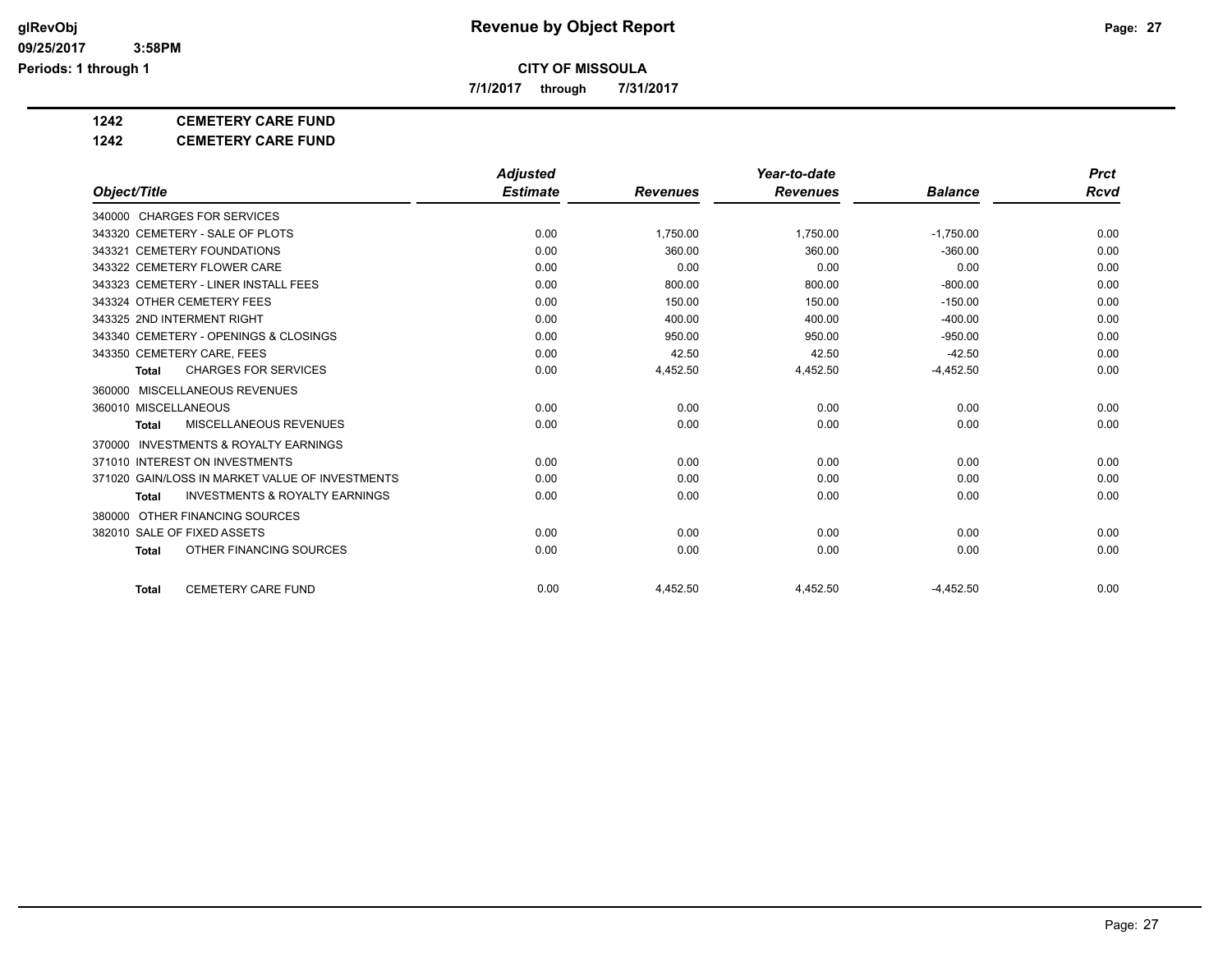**Revenue by Object Report**

**CITY OF MISSOULA**

**7/1/2017 through 7/31/2017**

glRevObj
09/25/2017 3:58PM
Periods: 1 through 1

**1242 CEMETERY CARE FUND**

**1242 CEMETERY CARE FUND**

| Object/Title | Adjusted Estimate | Revenues | Year-to-date Revenues | Balance | Prct Rcvd |
|---|---|---|---|---|---|
| 340000 CHARGES FOR SERVICES | | | | | |
| 343320 CEMETERY - SALE OF PLOTS | 0.00 | 1,750.00 | 1,750.00 | -1,750.00 | 0.00 |
| 343321 CEMETERY FOUNDATIONS | 0.00 | 360.00 | 360.00 | -360.00 | 0.00 |
| 343322 CEMETERY FLOWER CARE | 0.00 | 0.00 | 0.00 | 0.00 | 0.00 |
| 343323 CEMETERY - LINER INSTALL FEES | 0.00 | 800.00 | 800.00 | -800.00 | 0.00 |
| 343324 OTHER CEMETERY FEES | 0.00 | 150.00 | 150.00 | -150.00 | 0.00 |
| 343325 2ND INTERMENT RIGHT | 0.00 | 400.00 | 400.00 | -400.00 | 0.00 |
| 343340 CEMETERY - OPENINGS & CLOSINGS | 0.00 | 950.00 | 950.00 | -950.00 | 0.00 |
| 343350 CEMETERY CARE, FEES | 0.00 | 42.50 | 42.50 | -42.50 | 0.00 |
| **Total** CHARGES FOR SERVICES | 0.00 | 4,452.50 | 4,452.50 | -4,452.50 | 0.00 |
| 360000 MISCELLANEOUS REVENUES | | | | | |
| 360010 MISCELLANEOUS | 0.00 | 0.00 | 0.00 | 0.00 | 0.00 |
| **Total** MISCELLANEOUS REVENUES | 0.00 | 0.00 | 0.00 | 0.00 | 0.00 |
| 370000 INVESTMENTS & ROYALTY EARNINGS | | | | | |
| 371010 INTEREST ON INVESTMENTS | 0.00 | 0.00 | 0.00 | 0.00 | 0.00 |
| 371020 GAIN/LOSS IN MARKET VALUE OF INVESTMENTS | 0.00 | 0.00 | 0.00 | 0.00 | 0.00 |
| **Total** INVESTMENTS & ROYALTY EARNINGS | 0.00 | 0.00 | 0.00 | 0.00 | 0.00 |
| 380000 OTHER FINANCING SOURCES | | | | | |
| 382010 SALE OF FIXED ASSETS | 0.00 | 0.00 | 0.00 | 0.00 | 0.00 |
| **Total** OTHER FINANCING SOURCES | 0.00 | 0.00 | 0.00 | 0.00 | 0.00 |
| **Total** CEMETERY CARE FUND | 0.00 | 4,452.50 | 4,452.50 | -4,452.50 | 0.00 |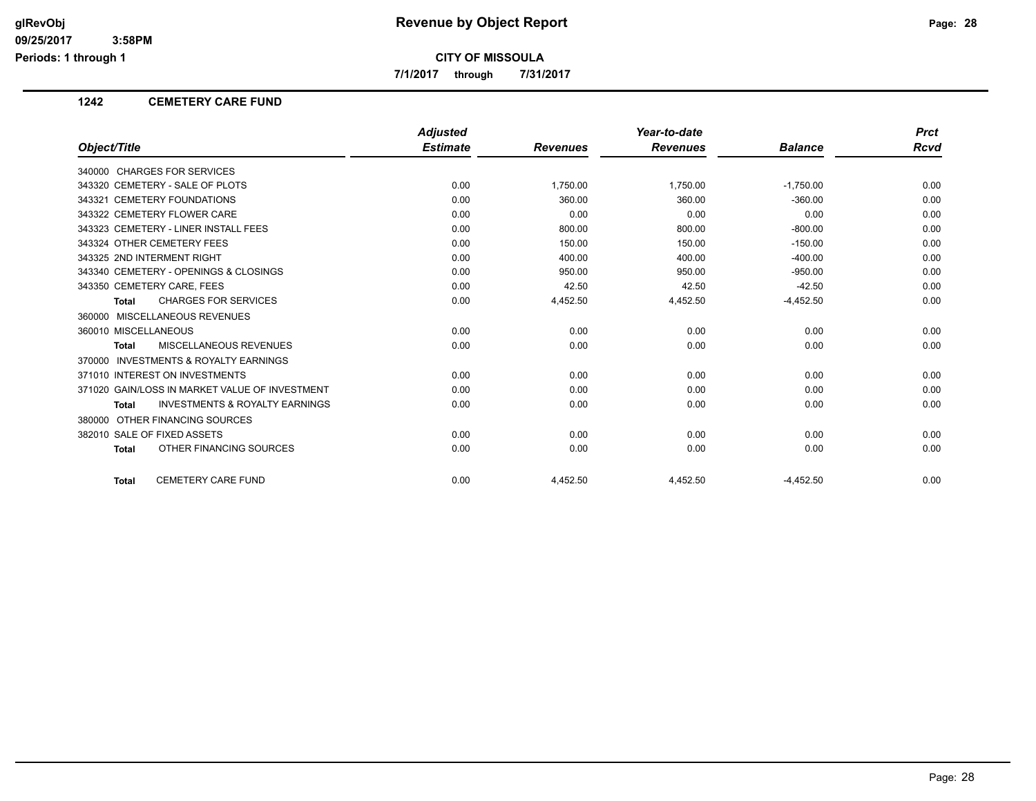# Revenue by Object Report

**CITY OF MISSOULA**

**7/1/2017 through 7/31/2017**

## 1242 CEMETERY CARE FUND

| Object/Title | Adjusted Estimate | Revenues | Year-to-date Revenues | Balance | Prct Rcvd |
|---|---|---|---|---|---|
| 340000 CHARGES FOR SERVICES | | | | | |
| 343320 CEMETERY - SALE OF PLOTS | 0.00 | 1,750.00 | 1,750.00 | -1,750.00 | 0.00 |
| 343321 CEMETERY FOUNDATIONS | 0.00 | 360.00 | 360.00 | -360.00 | 0.00 |
| 343322 CEMETERY FLOWER CARE | 0.00 | 0.00 | 0.00 | 0.00 | 0.00 |
| 343323 CEMETERY - LINER INSTALL FEES | 0.00 | 800.00 | 800.00 | -800.00 | 0.00 |
| 343324 OTHER CEMETERY FEES | 0.00 | 150.00 | 150.00 | -150.00 | 0.00 |
| 343325 2ND INTERMENT RIGHT | 0.00 | 400.00 | 400.00 | -400.00 | 0.00 |
| 343340 CEMETERY - OPENINGS & CLOSINGS | 0.00 | 950.00 | 950.00 | -950.00 | 0.00 |
| 343350 CEMETERY CARE, FEES | 0.00 | 42.50 | 42.50 | -42.50 | 0.00 |
| **Total** CHARGES FOR SERVICES | 0.00 | 4,452.50 | 4,452.50 | -4,452.50 | 0.00 |
| 360000 MISCELLANEOUS REVENUES | | | | | |
| 360010 MISCELLANEOUS | 0.00 | 0.00 | 0.00 | 0.00 | 0.00 |
| **Total** MISCELLANEOUS REVENUES | 0.00 | 0.00 | 0.00 | 0.00 | 0.00 |
| 370000 INVESTMENTS & ROYALTY EARNINGS | | | | | |
| 371010 INTEREST ON INVESTMENTS | 0.00 | 0.00 | 0.00 | 0.00 | 0.00 |
| 371020 GAIN/LOSS IN MARKET VALUE OF INVESTMENT | 0.00 | 0.00 | 0.00 | 0.00 | 0.00 |
| **Total** INVESTMENTS & ROYALTY EARNINGS | 0.00 | 0.00 | 0.00 | 0.00 | 0.00 |
| 380000 OTHER FINANCING SOURCES | | | | | |
| 382010 SALE OF FIXED ASSETS | 0.00 | 0.00 | 0.00 | 0.00 | 0.00 |
| **Total** OTHER FINANCING SOURCES | 0.00 | 0.00 | 0.00 | 0.00 | 0.00 |
| **Total** CEMETERY CARE FUND | 0.00 | 4,452.50 | 4,452.50 | -4,452.50 | 0.00 |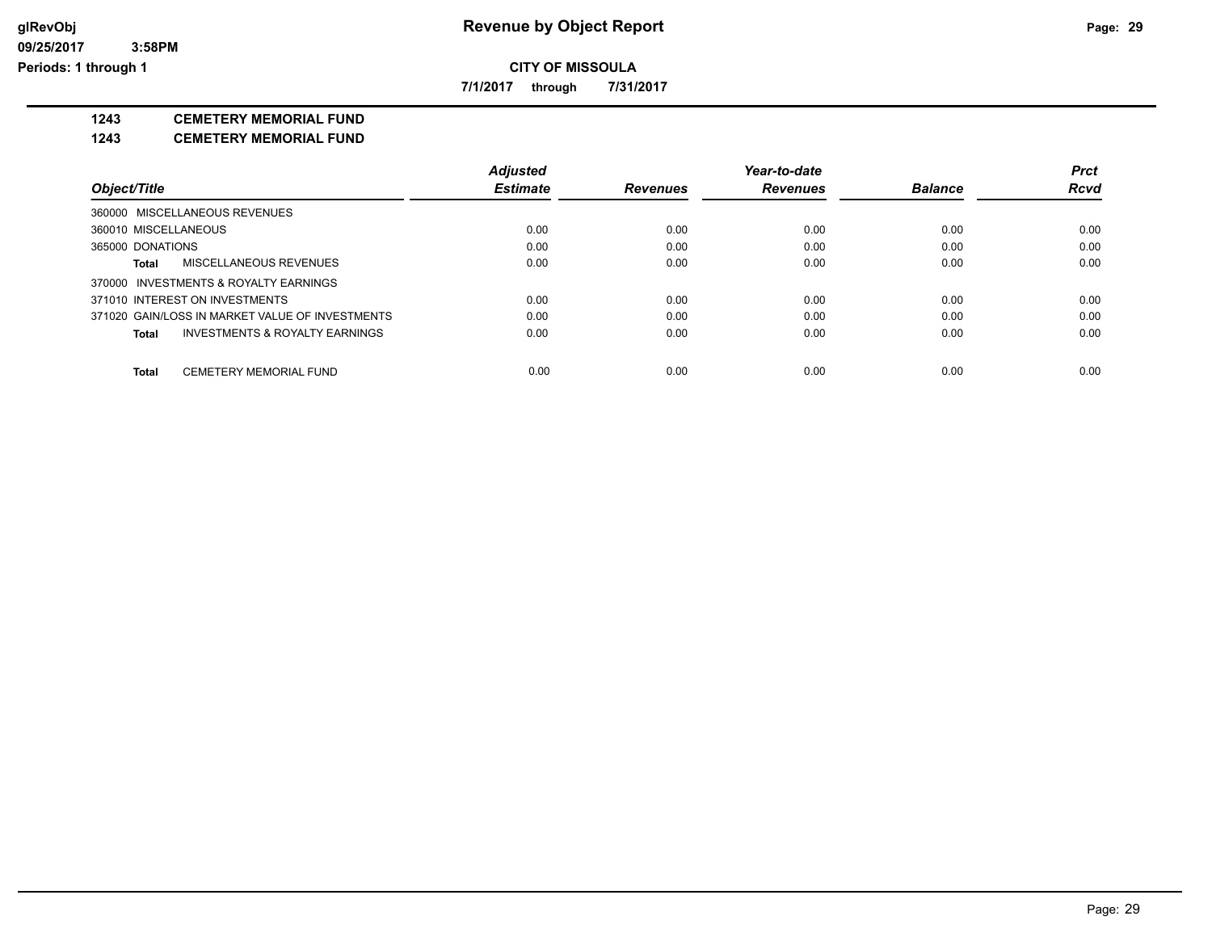glRevObj
09/25/2017 3:58PM
Periods: 1 through 1

# Revenue by Object Report

**CITY OF MISSOULA**

**7/1/2017 through 7/31/2017**

**1243 CEMETERY MEMORIAL FUND**

**1243 CEMETERY MEMORIAL FUND**

| Object/Title | Adjusted Estimate | Revenues | Year-to-date Revenues | Balance | Prct Rcvd |
|---|---|---|---|---|---|
| 360000 MISCELLANEOUS REVENUES | | | | | |
| 360010 MISCELLANEOUS | 0.00 | 0.00 | 0.00 | 0.00 | 0.00 |
| 365000 DONATIONS | 0.00 | 0.00 | 0.00 | 0.00 | 0.00 |
| **Total** MISCELLANEOUS REVENUES | 0.00 | 0.00 | 0.00 | 0.00 | 0.00 |
| 370000 INVESTMENTS & ROYALTY EARNINGS | | | | | |
| 371010 INTEREST ON INVESTMENTS | 0.00 | 0.00 | 0.00 | 0.00 | 0.00 |
| 371020 GAIN/LOSS IN MARKET VALUE OF INVESTMENTS | 0.00 | 0.00 | 0.00 | 0.00 | 0.00 |
| **Total** INVESTMENTS & ROYALTY EARNINGS | 0.00 | 0.00 | 0.00 | 0.00 | 0.00 |
| **Total** CEMETERY MEMORIAL FUND | 0.00 | 0.00 | 0.00 | 0.00 | 0.00 |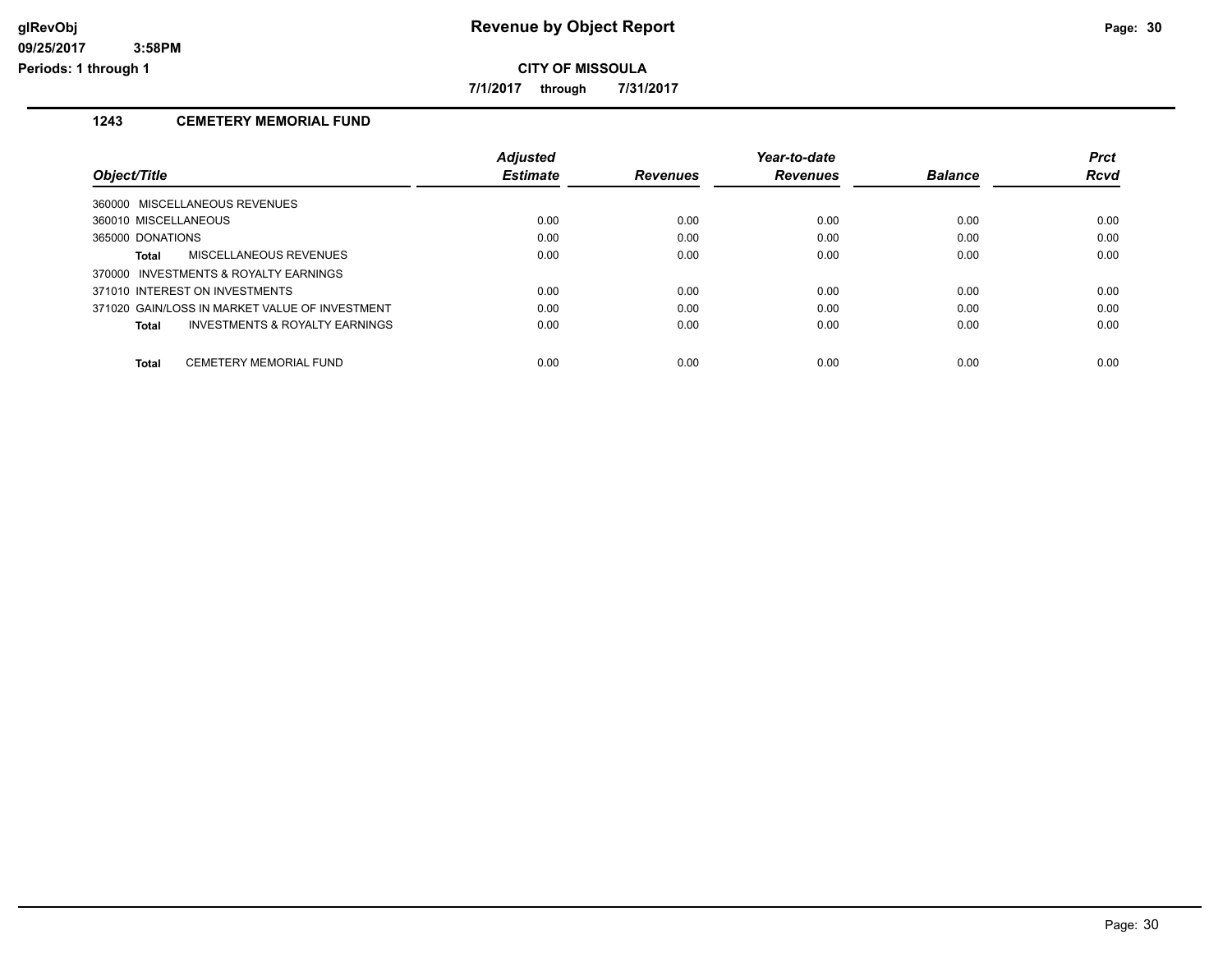# Revenue by Object Report

## CITY OF MISSOULA

**7/1/2017 through 7/31/2017**

### 1243 CEMETERY MEMORIAL FUND

| Object/Title | Adjusted Estimate | Revenues | Year-to-date Revenues | Balance | Prct Rcvd |
|---|---|---|---|---|---|
| 360000 MISCELLANEOUS REVENUES | | | | | |
| 360010 MISCELLANEOUS | 0.00 | 0.00 | 0.00 | 0.00 | 0.00 |
| 365000 DONATIONS | 0.00 | 0.00 | 0.00 | 0.00 | 0.00 |
| **Total** MISCELLANEOUS REVENUES | 0.00 | 0.00 | 0.00 | 0.00 | 0.00 |
| 370000 INVESTMENTS & ROYALTY EARNINGS | | | | | |
| 371010 INTEREST ON INVESTMENTS | 0.00 | 0.00 | 0.00 | 0.00 | 0.00 |
| 371020 GAIN/LOSS IN MARKET VALUE OF INVESTMENT | 0.00 | 0.00 | 0.00 | 0.00 | 0.00 |
| **Total** INVESTMENTS & ROYALTY EARNINGS | 0.00 | 0.00 | 0.00 | 0.00 | 0.00 |
| **Total** CEMETERY MEMORIAL FUND | 0.00 | 0.00 | 0.00 | 0.00 | 0.00 |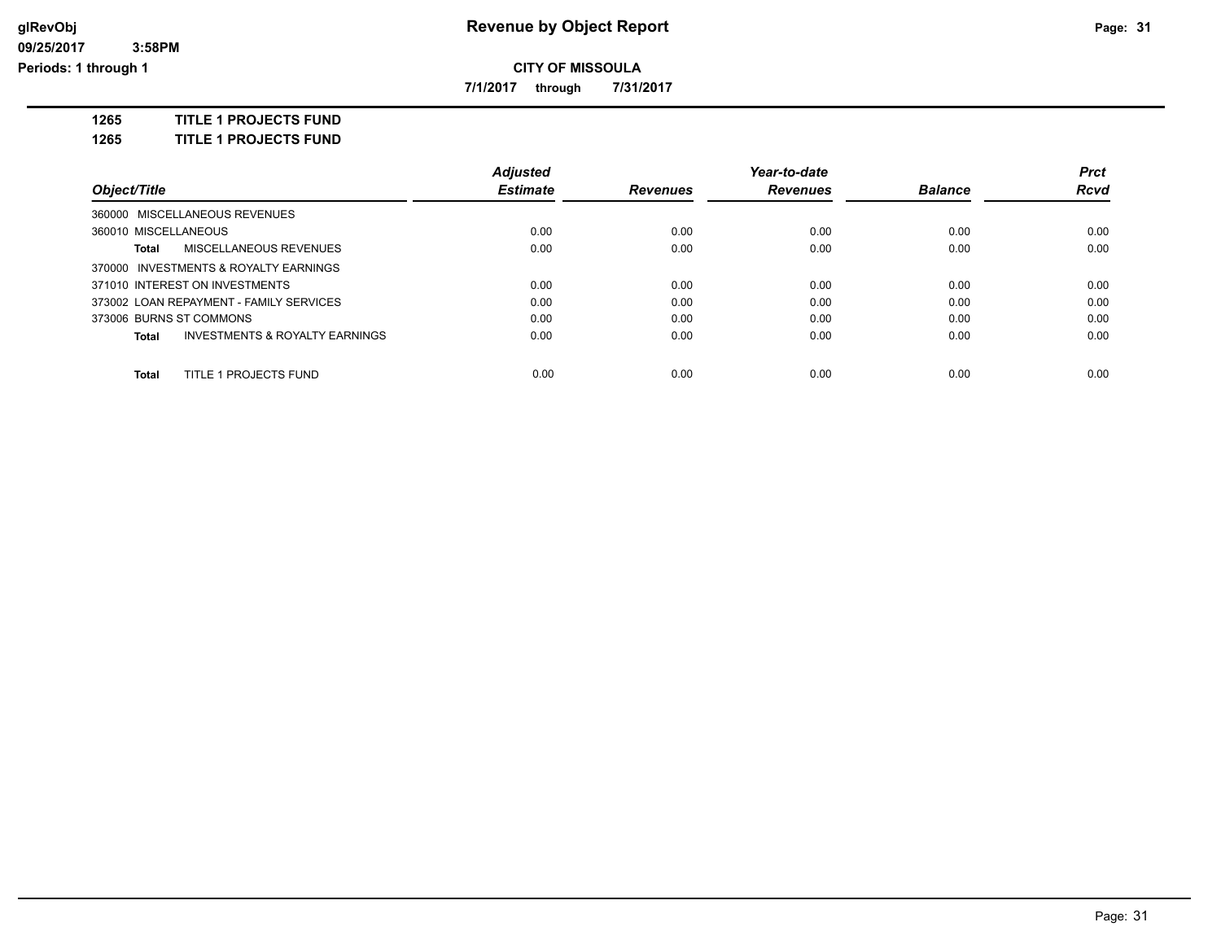glRevObj

09/25/2017 3:58PM

Periods: 1 through 1

# Revenue by Object Report

**CITY OF MISSOULA**

**7/1/2017 through 7/31/2017**

**1265 TITLE 1 PROJECTS FUND**

**1265 TITLE 1 PROJECTS FUND**

| Object/Title | Adjusted Estimate | Revenues | Year-to-date Revenues | Balance | Prct Rcvd |
|---|---|---|---|---|---|
| 360000 MISCELLANEOUS REVENUES | | | | | |
| 360010 MISCELLANEOUS | 0.00 | 0.00 | 0.00 | 0.00 | 0.00 |
| **Total** MISCELLANEOUS REVENUES | 0.00 | 0.00 | 0.00 | 0.00 | 0.00 |
| 370000 INVESTMENTS & ROYALTY EARNINGS | | | | | |
| 371010 INTEREST ON INVESTMENTS | 0.00 | 0.00 | 0.00 | 0.00 | 0.00 |
| 373002 LOAN REPAYMENT - FAMILY SERVICES | 0.00 | 0.00 | 0.00 | 0.00 | 0.00 |
| 373006 BURNS ST COMMONS | 0.00 | 0.00 | 0.00 | 0.00 | 0.00 |
| **Total** INVESTMENTS & ROYALTY EARNINGS | 0.00 | 0.00 | 0.00 | 0.00 | 0.00 |
| **Total** TITLE 1 PROJECTS FUND | 0.00 | 0.00 | 0.00 | 0.00 | 0.00 |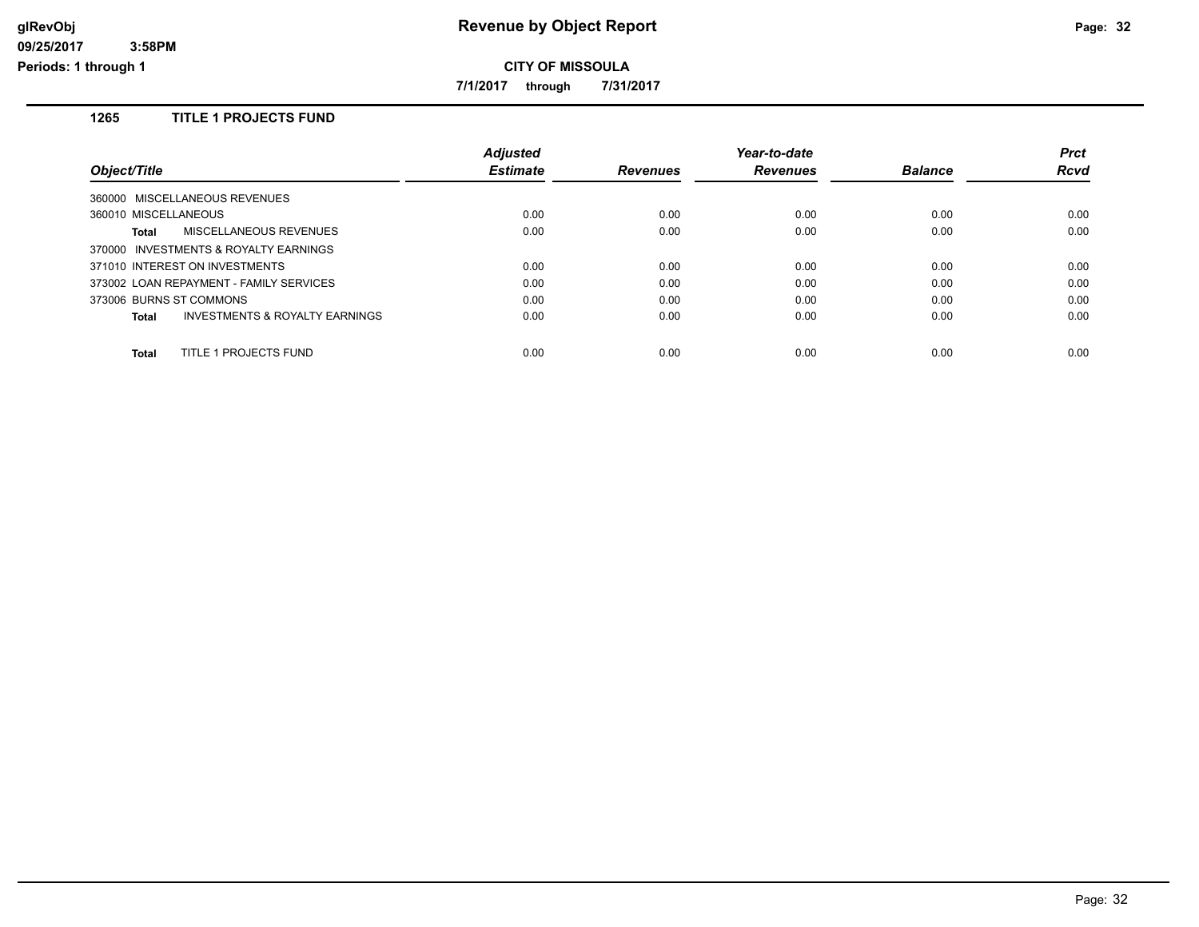# Revenue by Object Report

**CITY OF MISSOULA**

**7/1/2017 through 7/31/2017**

glRevObj
09/25/2017 3:58PM
Periods: 1 through 1

### 1265 TITLE 1 PROJECTS FUND

| Object/Title | Adjusted Estimate | Revenues | Year-to-date Revenues | Balance | Prct Rcvd |
|---|---|---|---|---|---|
| 360000 MISCELLANEOUS REVENUES | | | | | |
| 360010 MISCELLANEOUS | 0.00 | 0.00 | 0.00 | 0.00 | 0.00 |
| **Total** MISCELLANEOUS REVENUES | 0.00 | 0.00 | 0.00 | 0.00 | 0.00 |
| 370000 INVESTMENTS & ROYALTY EARNINGS | | | | | |
| 371010 INTEREST ON INVESTMENTS | 0.00 | 0.00 | 0.00 | 0.00 | 0.00 |
| 373002 LOAN REPAYMENT - FAMILY SERVICES | 0.00 | 0.00 | 0.00 | 0.00 | 0.00 |
| 373006 BURNS ST COMMONS | 0.00 | 0.00 | 0.00 | 0.00 | 0.00 |
| **Total** INVESTMENTS & ROYALTY EARNINGS | 0.00 | 0.00 | 0.00 | 0.00 | 0.00 |
| **Total** TITLE 1 PROJECTS FUND | 0.00 | 0.00 | 0.00 | 0.00 | 0.00 |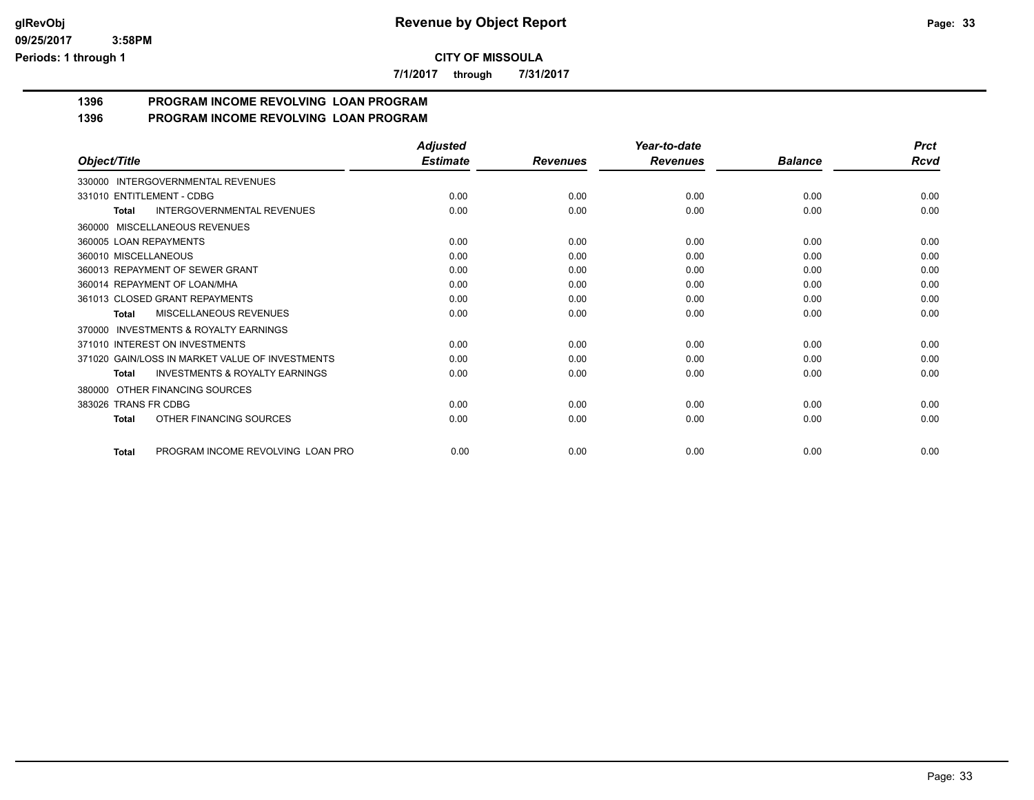**CITY OF MISSOULA**

**7/1/2017 through 7/31/2017**

## 1396 PROGRAM INCOME REVOLVING LOAN PROGRAM
## 1396 PROGRAM INCOME REVOLVING LOAN PROGRAM

| Object/Title | Adjusted Estimate | Revenues | Year-to-date Revenues | Balance | Prct Rcvd |
|---|---|---|---|---|---|
| 330000 INTERGOVERNMENTAL REVENUES | | | | | |
| 331010 ENTITLEMENT - CDBG | 0.00 | 0.00 | 0.00 | 0.00 | 0.00 |
| **Total** INTERGOVERNMENTAL REVENUES | 0.00 | 0.00 | 0.00 | 0.00 | 0.00 |
| 360000 MISCELLANEOUS REVENUES | | | | | |
| 360005 LOAN REPAYMENTS | 0.00 | 0.00 | 0.00 | 0.00 | 0.00 |
| 360010 MISCELLANEOUS | 0.00 | 0.00 | 0.00 | 0.00 | 0.00 |
| 360013 REPAYMENT OF SEWER GRANT | 0.00 | 0.00 | 0.00 | 0.00 | 0.00 |
| 360014 REPAYMENT OF LOAN/MHA | 0.00 | 0.00 | 0.00 | 0.00 | 0.00 |
| 361013 CLOSED GRANT REPAYMENTS | 0.00 | 0.00 | 0.00 | 0.00 | 0.00 |
| **Total** MISCELLANEOUS REVENUES | 0.00 | 0.00 | 0.00 | 0.00 | 0.00 |
| 370000 INVESTMENTS & ROYALTY EARNINGS | | | | | |
| 371010 INTEREST ON INVESTMENTS | 0.00 | 0.00 | 0.00 | 0.00 | 0.00 |
| 371020 GAIN/LOSS IN MARKET VALUE OF INVESTMENTS | 0.00 | 0.00 | 0.00 | 0.00 | 0.00 |
| **Total** INVESTMENTS & ROYALTY EARNINGS | 0.00 | 0.00 | 0.00 | 0.00 | 0.00 |
| 380000 OTHER FINANCING SOURCES | | | | | |
| 383026 TRANS FR CDBG | 0.00 | 0.00 | 0.00 | 0.00 | 0.00 |
| **Total** OTHER FINANCING SOURCES | 0.00 | 0.00 | 0.00 | 0.00 | 0.00 |
| **Total** PROGRAM INCOME REVOLVING LOAN PRO | 0.00 | 0.00 | 0.00 | 0.00 | 0.00 |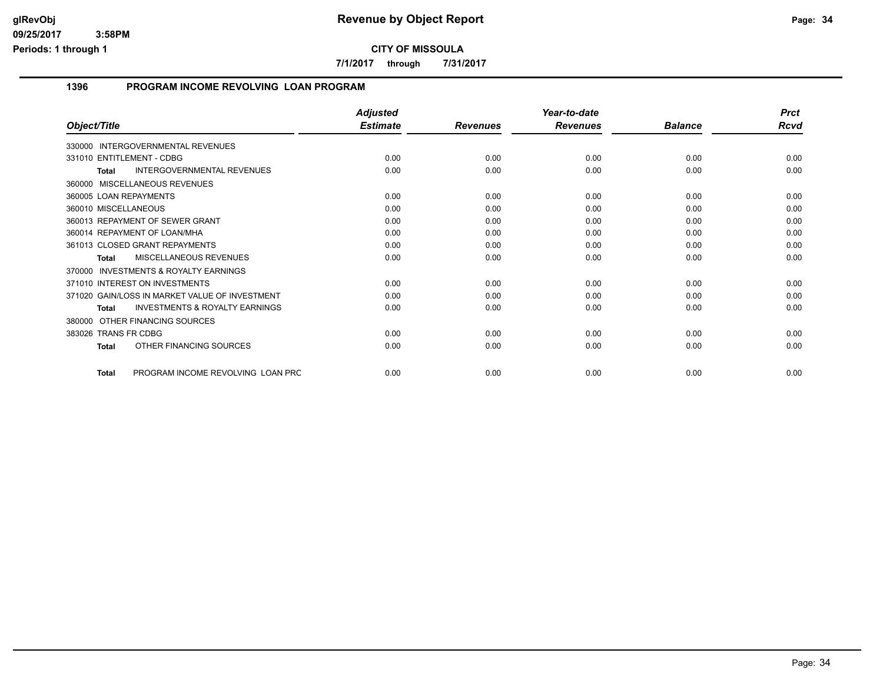**CITY OF MISSOULA**

**Revenue by Object Report**

**7/1/2017 through 7/31/2017**

## 1396 PROGRAM INCOME REVOLVING LOAN PROGRAM

| Object/Title | Adjusted Estimate | Revenues | Year-to-date Revenues | Balance | Prct Rcvd |
|---|---|---|---|---|---|
| 330000 INTERGOVERNMENTAL REVENUES | | | | | |
| 331010 ENTITLEMENT - CDBG | 0.00 | 0.00 | 0.00 | 0.00 | 0.00 |
| **Total** INTERGOVERNMENTAL REVENUES | 0.00 | 0.00 | 0.00 | 0.00 | 0.00 |
| 360000 MISCELLANEOUS REVENUES | | | | | |
| 360005 LOAN REPAYMENTS | 0.00 | 0.00 | 0.00 | 0.00 | 0.00 |
| 360010 MISCELLANEOUS | 0.00 | 0.00 | 0.00 | 0.00 | 0.00 |
| 360013 REPAYMENT OF SEWER GRANT | 0.00 | 0.00 | 0.00 | 0.00 | 0.00 |
| 360014 REPAYMENT OF LOAN/MHA | 0.00 | 0.00 | 0.00 | 0.00 | 0.00 |
| 361013 CLOSED GRANT REPAYMENTS | 0.00 | 0.00 | 0.00 | 0.00 | 0.00 |
| **Total** MISCELLANEOUS REVENUES | 0.00 | 0.00 | 0.00 | 0.00 | 0.00 |
| 370000 INVESTMENTS & ROYALTY EARNINGS | | | | | |
| 371010 INTEREST ON INVESTMENTS | 0.00 | 0.00 | 0.00 | 0.00 | 0.00 |
| 371020 GAIN/LOSS IN MARKET VALUE OF INVESTMENT | 0.00 | 0.00 | 0.00 | 0.00 | 0.00 |
| **Total** INVESTMENTS & ROYALTY EARNINGS | 0.00 | 0.00 | 0.00 | 0.00 | 0.00 |
| 380000 OTHER FINANCING SOURCES | | | | | |
| 383026 TRANS FR CDBG | 0.00 | 0.00 | 0.00 | 0.00 | 0.00 |
| **Total** OTHER FINANCING SOURCES | 0.00 | 0.00 | 0.00 | 0.00 | 0.00 |
| **Total** PROGRAM INCOME REVOLVING LOAN PRC | 0.00 | 0.00 | 0.00 | 0.00 | 0.00 |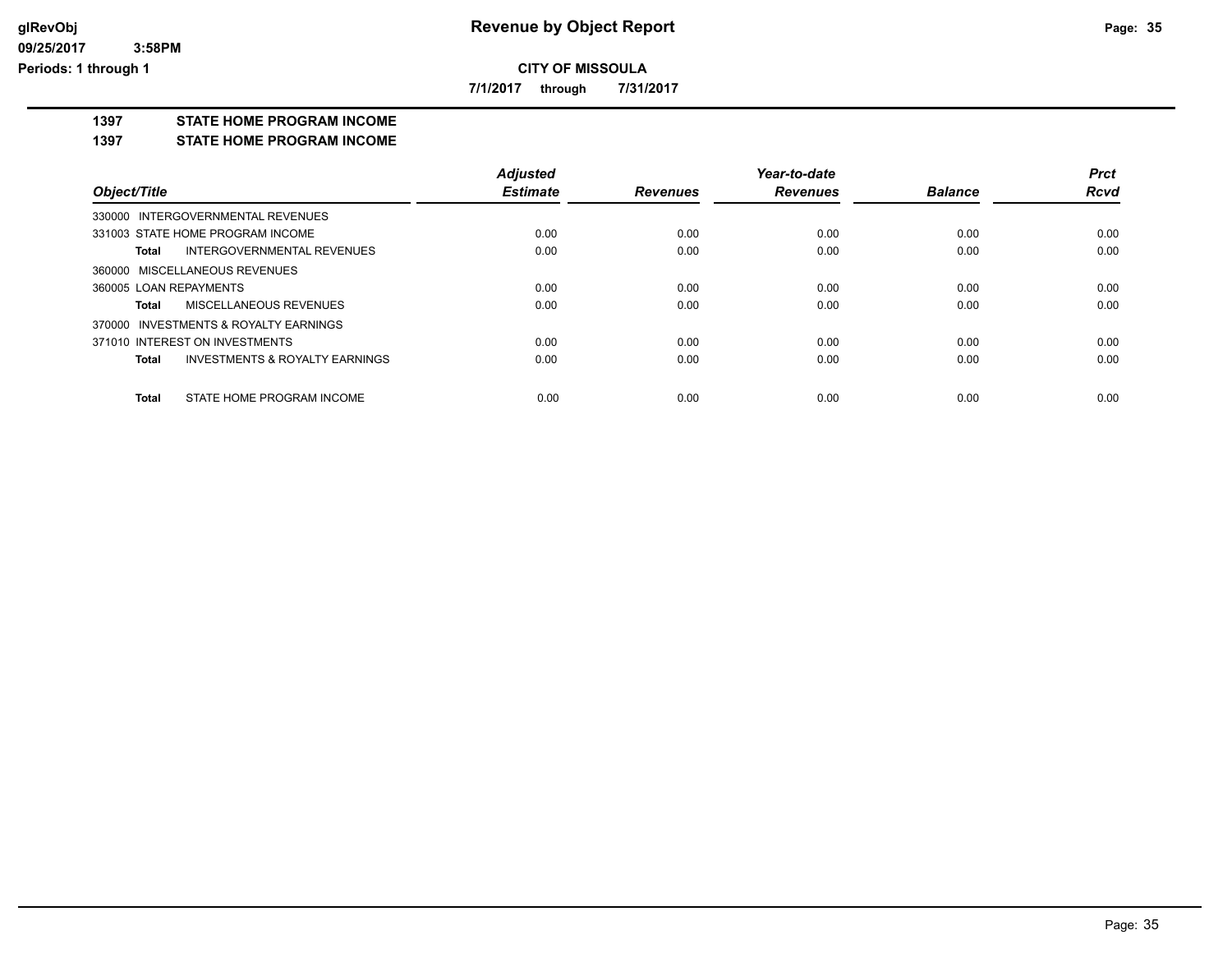**glRevObj**
**09/25/2017 3:58PM**
**Periods: 1 through 1**

# Revenue by Object Report

**CITY OF MISSOULA**

**7/1/2017 through 7/31/2017**

## 1397 STATE HOME PROGRAM INCOME
## 1397 STATE HOME PROGRAM INCOME

| Object/Title | Adjusted Estimate | Revenues | Year-to-date Revenues | Balance | Prct Rcvd |
|---|---|---|---|---|---|
| 330000 INTERGOVERNMENTAL REVENUES | | | | | |
| 331003 STATE HOME PROGRAM INCOME | 0.00 | 0.00 | 0.00 | 0.00 | 0.00 |
| **Total** INTERGOVERNMENTAL REVENUES | 0.00 | 0.00 | 0.00 | 0.00 | 0.00 |
| 360000 MISCELLANEOUS REVENUES | | | | | |
| 360005 LOAN REPAYMENTS | 0.00 | 0.00 | 0.00 | 0.00 | 0.00 |
| **Total** MISCELLANEOUS REVENUES | 0.00 | 0.00 | 0.00 | 0.00 | 0.00 |
| 370000 INVESTMENTS & ROYALTY EARNINGS | | | | | |
| 371010 INTEREST ON INVESTMENTS | 0.00 | 0.00 | 0.00 | 0.00 | 0.00 |
| **Total** INVESTMENTS & ROYALTY EARNINGS | 0.00 | 0.00 | 0.00 | 0.00 | 0.00 |
| **Total** STATE HOME PROGRAM INCOME | 0.00 | 0.00 | 0.00 | 0.00 | 0.00 |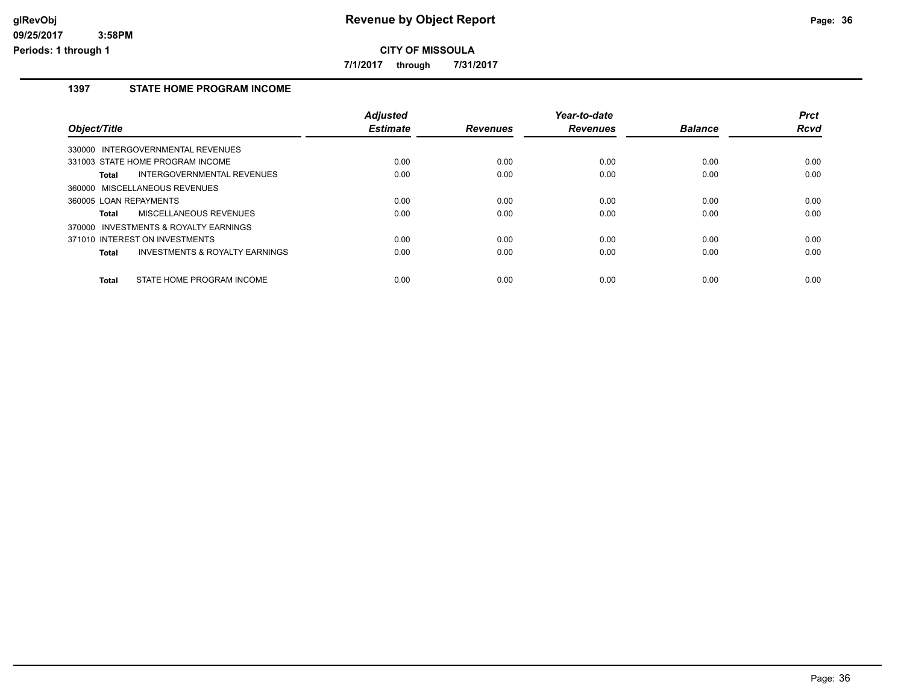# Revenue by Object Report

## CITY OF MISSOULA

**7/1/2017 through 7/31/2017**

### 1397 STATE HOME PROGRAM INCOME

| Object/Title | Adjusted Estimate | Revenues | Year-to-date Revenues | Balance | Prct Rcvd |
|---|---|---|---|---|---|
| 330000 INTERGOVERNMENTAL REVENUES | | | | | |
| 331003 STATE HOME PROGRAM INCOME | 0.00 | 0.00 | 0.00 | 0.00 | 0.00 |
| **Total** INTERGOVERNMENTAL REVENUES | 0.00 | 0.00 | 0.00 | 0.00 | 0.00 |
| 360000 MISCELLANEOUS REVENUES | | | | | |
| 360005 LOAN REPAYMENTS | 0.00 | 0.00 | 0.00 | 0.00 | 0.00 |
| **Total** MISCELLANEOUS REVENUES | 0.00 | 0.00 | 0.00 | 0.00 | 0.00 |
| 370000 INVESTMENTS & ROYALTY EARNINGS | | | | | |
| 371010 INTEREST ON INVESTMENTS | 0.00 | 0.00 | 0.00 | 0.00 | 0.00 |
| **Total** INVESTMENTS & ROYALTY EARNINGS | 0.00 | 0.00 | 0.00 | 0.00 | 0.00 |
| **Total** STATE HOME PROGRAM INCOME | 0.00 | 0.00 | 0.00 | 0.00 | 0.00 |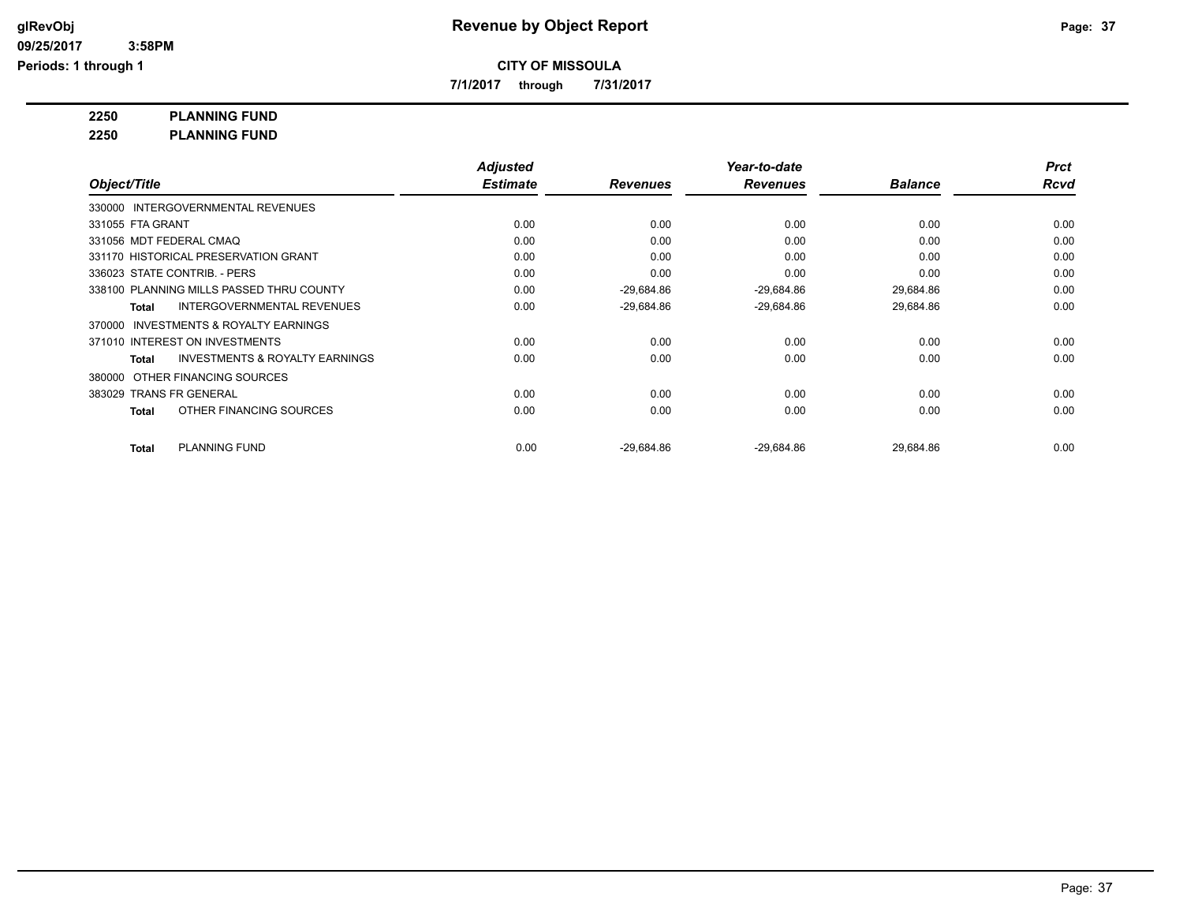# Revenue by Object Report

glRevObj
09/25/2017 3:58PM
Periods: 1 through 1

**CITY OF MISSOULA**

**7/1/2017 through 7/31/2017**

**2250 PLANNING FUND**

**2250 PLANNING FUND**

| Object/Title | Adjusted Estimate | Revenues | Year-to-date Revenues | Balance | Prct Rcvd |
|---|---|---|---|---|---|
| 330000 INTERGOVERNMENTAL REVENUES | | | | | |
| 331055 FTA GRANT | 0.00 | 0.00 | 0.00 | 0.00 | 0.00 |
| 331056 MDT FEDERAL CMAQ | 0.00 | 0.00 | 0.00 | 0.00 | 0.00 |
| 331170 HISTORICAL PRESERVATION GRANT | 0.00 | 0.00 | 0.00 | 0.00 | 0.00 |
| 336023 STATE CONTRIB. - PERS | 0.00 | 0.00 | 0.00 | 0.00 | 0.00 |
| 338100 PLANNING MILLS PASSED THRU COUNTY | 0.00 | -29,684.86 | -29,684.86 | 29,684.86 | 0.00 |
| **Total** INTERGOVERNMENTAL REVENUES | 0.00 | -29,684.86 | -29,684.86 | 29,684.86 | 0.00 |
| 370000 INVESTMENTS & ROYALTY EARNINGS | | | | | |
| 371010 INTEREST ON INVESTMENTS | 0.00 | 0.00 | 0.00 | 0.00 | 0.00 |
| **Total** INVESTMENTS & ROYALTY EARNINGS | 0.00 | 0.00 | 0.00 | 0.00 | 0.00 |
| 380000 OTHER FINANCING SOURCES | | | | | |
| 383029 TRANS FR GENERAL | 0.00 | 0.00 | 0.00 | 0.00 | 0.00 |
| **Total** OTHER FINANCING SOURCES | 0.00 | 0.00 | 0.00 | 0.00 | 0.00 |
| **Total** PLANNING FUND | 0.00 | -29,684.86 | -29,684.86 | 29,684.86 | 0.00 |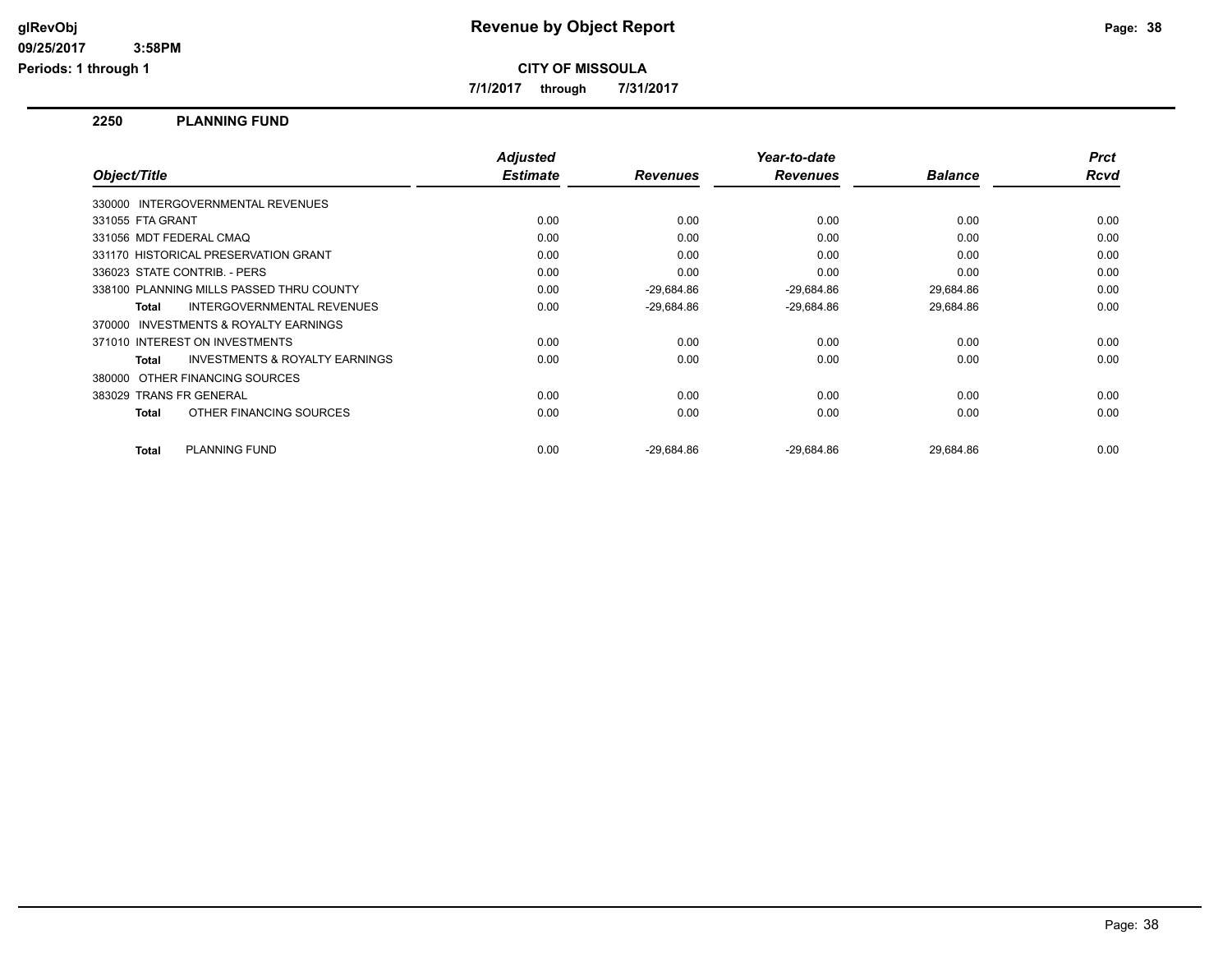# Revenue by Object Report

**CITY OF MISSOULA**

**7/1/2017 through 7/31/2017**

glRevObj
09/25/2017 3:58PM
Periods: 1 through 1

## 2250 PLANNING FUND

| Object/Title | Adjusted Estimate | Revenues | Year-to-date Revenues | Balance | Prct Rcvd |
|---|---|---|---|---|---|
| 330000 INTERGOVERNMENTAL REVENUES | | | | | |
| 331055 FTA GRANT | 0.00 | 0.00 | 0.00 | 0.00 | 0.00 |
| 331056 MDT FEDERAL CMAQ | 0.00 | 0.00 | 0.00 | 0.00 | 0.00 |
| 331170 HISTORICAL PRESERVATION GRANT | 0.00 | 0.00 | 0.00 | 0.00 | 0.00 |
| 336023 STATE CONTRIB. - PERS | 0.00 | 0.00 | 0.00 | 0.00 | 0.00 |
| 338100 PLANNING MILLS PASSED THRU COUNTY | 0.00 | -29,684.86 | -29,684.86 | 29,684.86 | 0.00 |
| **Total** INTERGOVERNMENTAL REVENUES | 0.00 | -29,684.86 | -29,684.86 | 29,684.86 | 0.00 |
| 370000 INVESTMENTS & ROYALTY EARNINGS | | | | | |
| 371010 INTEREST ON INVESTMENTS | 0.00 | 0.00 | 0.00 | 0.00 | 0.00 |
| **Total** INVESTMENTS & ROYALTY EARNINGS | 0.00 | 0.00 | 0.00 | 0.00 | 0.00 |
| 380000 OTHER FINANCING SOURCES | | | | | |
| 383029 TRANS FR GENERAL | 0.00 | 0.00 | 0.00 | 0.00 | 0.00 |
| **Total** OTHER FINANCING SOURCES | 0.00 | 0.00 | 0.00 | 0.00 | 0.00 |
| **Total** PLANNING FUND | 0.00 | -29,684.86 | -29,684.86 | 29,684.86 | 0.00 |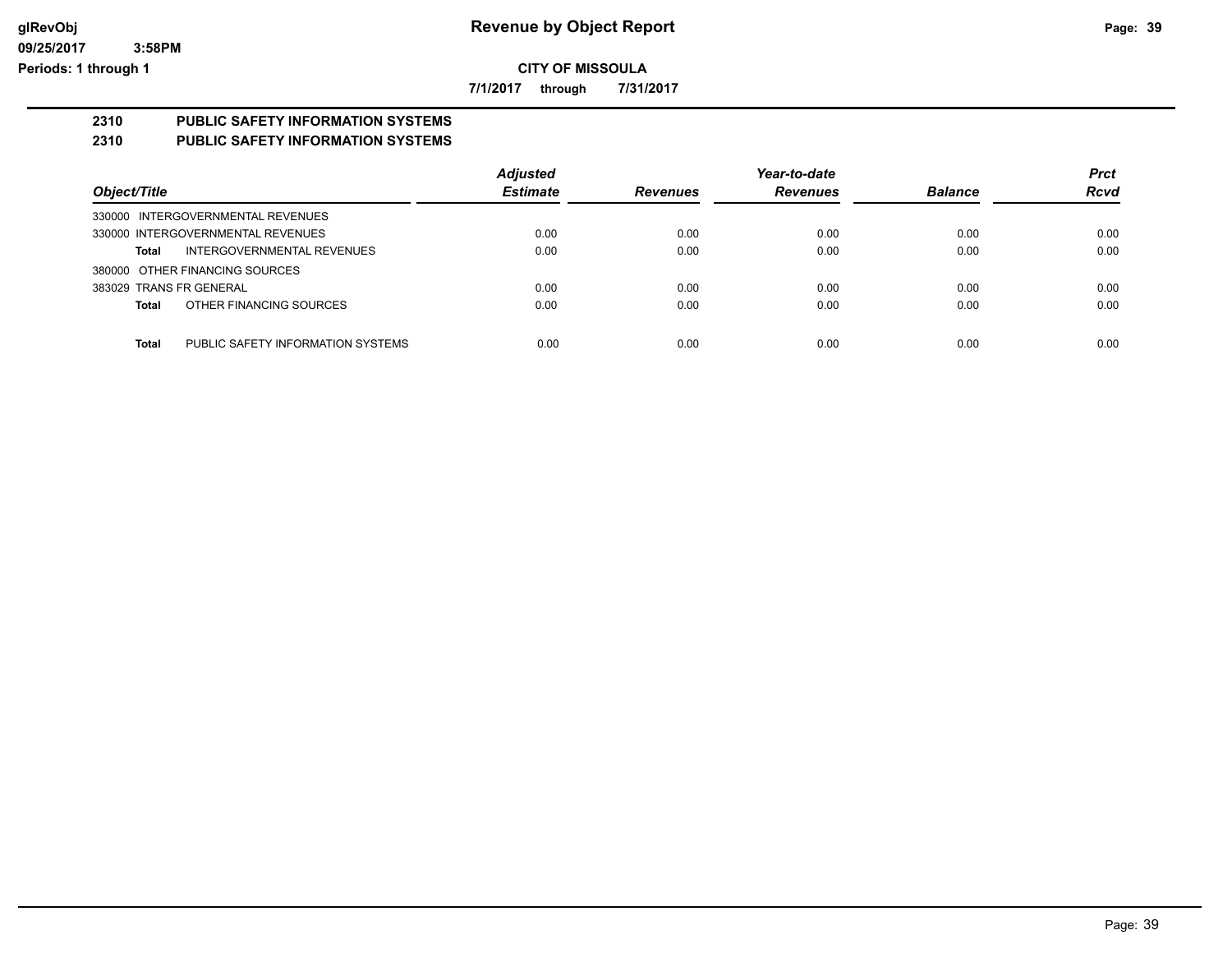# Revenue by Object Report

glRevObj
09/25/2017 3:58PM
Periods: 1 through 1

**CITY OF MISSOULA**

**7/1/2017 through 7/31/2017**

## 2310 PUBLIC SAFETY INFORMATION SYSTEMS

## 2310 PUBLIC SAFETY INFORMATION SYSTEMS

| Object/Title | | Adjusted Estimate | Revenues | Year-to-date Revenues | Balance | Prct Rcvd |
|---|---|---|---|---|---|---|
| 330000 INTERGOVERNMENTAL REVENUES | | | | | | |
| 330000 INTERGOVERNMENTAL REVENUES | | 0.00 | 0.00 | 0.00 | 0.00 | 0.00 |
| **Total** | INTERGOVERNMENTAL REVENUES | 0.00 | 0.00 | 0.00 | 0.00 | 0.00 |
| 380000 OTHER FINANCING SOURCES | | | | | | |
| 383029 TRANS FR GENERAL | | 0.00 | 0.00 | 0.00 | 0.00 | 0.00 |
| **Total** | OTHER FINANCING SOURCES | 0.00 | 0.00 | 0.00 | 0.00 | 0.00 |
| **Total** | PUBLIC SAFETY INFORMATION SYSTEMS | 0.00 | 0.00 | 0.00 | 0.00 | 0.00 |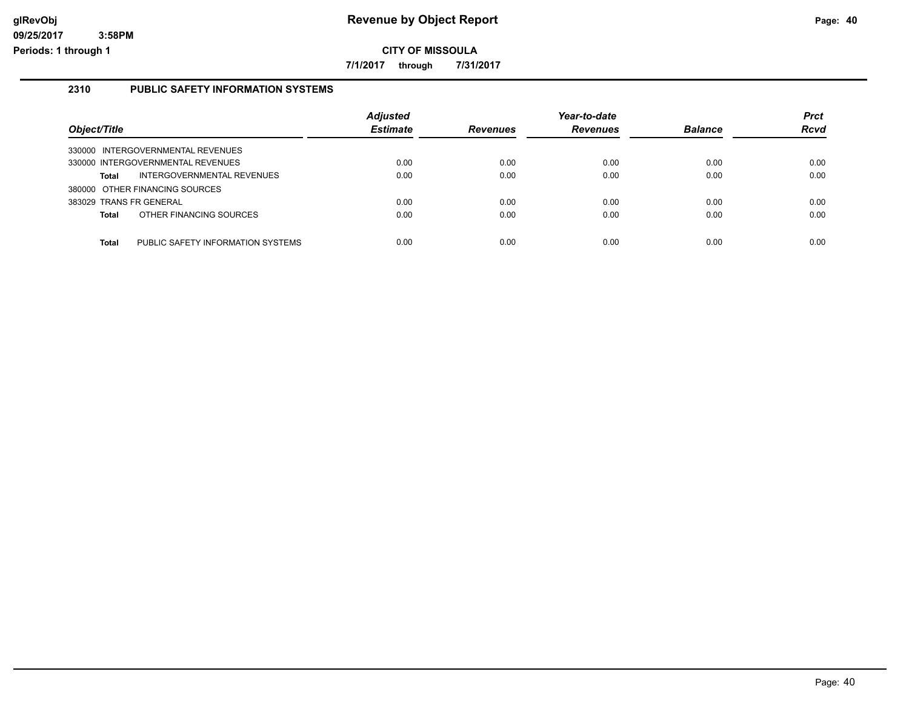# Revenue by Object Report

glRevObj
09/25/2017 3:58PM
Periods: 1 through 1

**CITY OF MISSOULA**

**7/1/2017 through 7/31/2017**

## 2310 PUBLIC SAFETY INFORMATION SYSTEMS

| Object/Title | Adjusted Estimate | Revenues | Year-to-date Revenues | Balance | Prct Rcvd |
|---|---|---|---|---|---|
| 330000 INTERGOVERNMENTAL REVENUES | | | | | |
| 330000 INTERGOVERNMENTAL REVENUES | 0.00 | 0.00 | 0.00 | 0.00 | 0.00 |
| **Total** INTERGOVERNMENTAL REVENUES | 0.00 | 0.00 | 0.00 | 0.00 | 0.00 |
| 380000 OTHER FINANCING SOURCES | | | | | |
| 383029 TRANS FR GENERAL | 0.00 | 0.00 | 0.00 | 0.00 | 0.00 |
| **Total** OTHER FINANCING SOURCES | 0.00 | 0.00 | 0.00 | 0.00 | 0.00 |
| **Total** PUBLIC SAFETY INFORMATION SYSTEMS | 0.00 | 0.00 | 0.00 | 0.00 | 0.00 |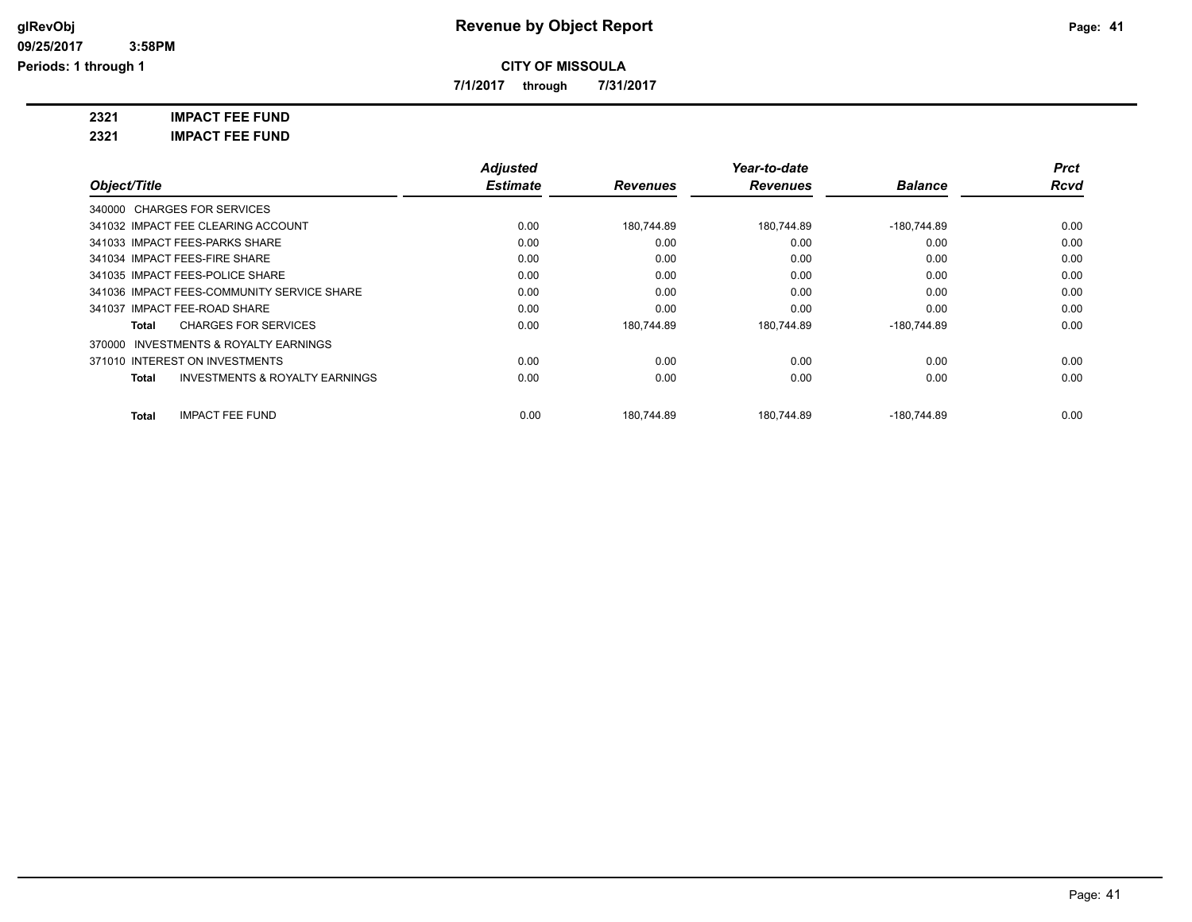**glRevObj**
**09/25/2017 3:58PM**
**Periods: 1 through 1**

# Revenue by Object Report

**CITY OF MISSOULA**

**7/1/2017 through 7/31/2017**

**2321 IMPACT FEE FUND**

**2321 IMPACT FEE FUND**

| Object/Title | Adjusted Estimate | Revenues | Year-to-date Revenues | Balance | Prct Rcvd |
|---|---|---|---|---|---|
| 340000 CHARGES FOR SERVICES | | | | | |
| 341032 IMPACT FEE CLEARING ACCOUNT | 0.00 | 180,744.89 | 180,744.89 | -180,744.89 | 0.00 |
| 341033 IMPACT FEES-PARKS SHARE | 0.00 | 0.00 | 0.00 | 0.00 | 0.00 |
| 341034 IMPACT FEES-FIRE SHARE | 0.00 | 0.00 | 0.00 | 0.00 | 0.00 |
| 341035 IMPACT FEES-POLICE SHARE | 0.00 | 0.00 | 0.00 | 0.00 | 0.00 |
| 341036 IMPACT FEES-COMMUNITY SERVICE SHARE | 0.00 | 0.00 | 0.00 | 0.00 | 0.00 |
| 341037 IMPACT FEE-ROAD SHARE | 0.00 | 0.00 | 0.00 | 0.00 | 0.00 |
| **Total** CHARGES FOR SERVICES | 0.00 | 180,744.89 | 180,744.89 | -180,744.89 | 0.00 |
| 370000 INVESTMENTS & ROYALTY EARNINGS | | | | | |
| 371010 INTEREST ON INVESTMENTS | 0.00 | 0.00 | 0.00 | 0.00 | 0.00 |
| **Total** INVESTMENTS & ROYALTY EARNINGS | 0.00 | 0.00 | 0.00 | 0.00 | 0.00 |
| **Total** IMPACT FEE FUND | 0.00 | 180,744.89 | 180,744.89 | -180,744.89 | 0.00 |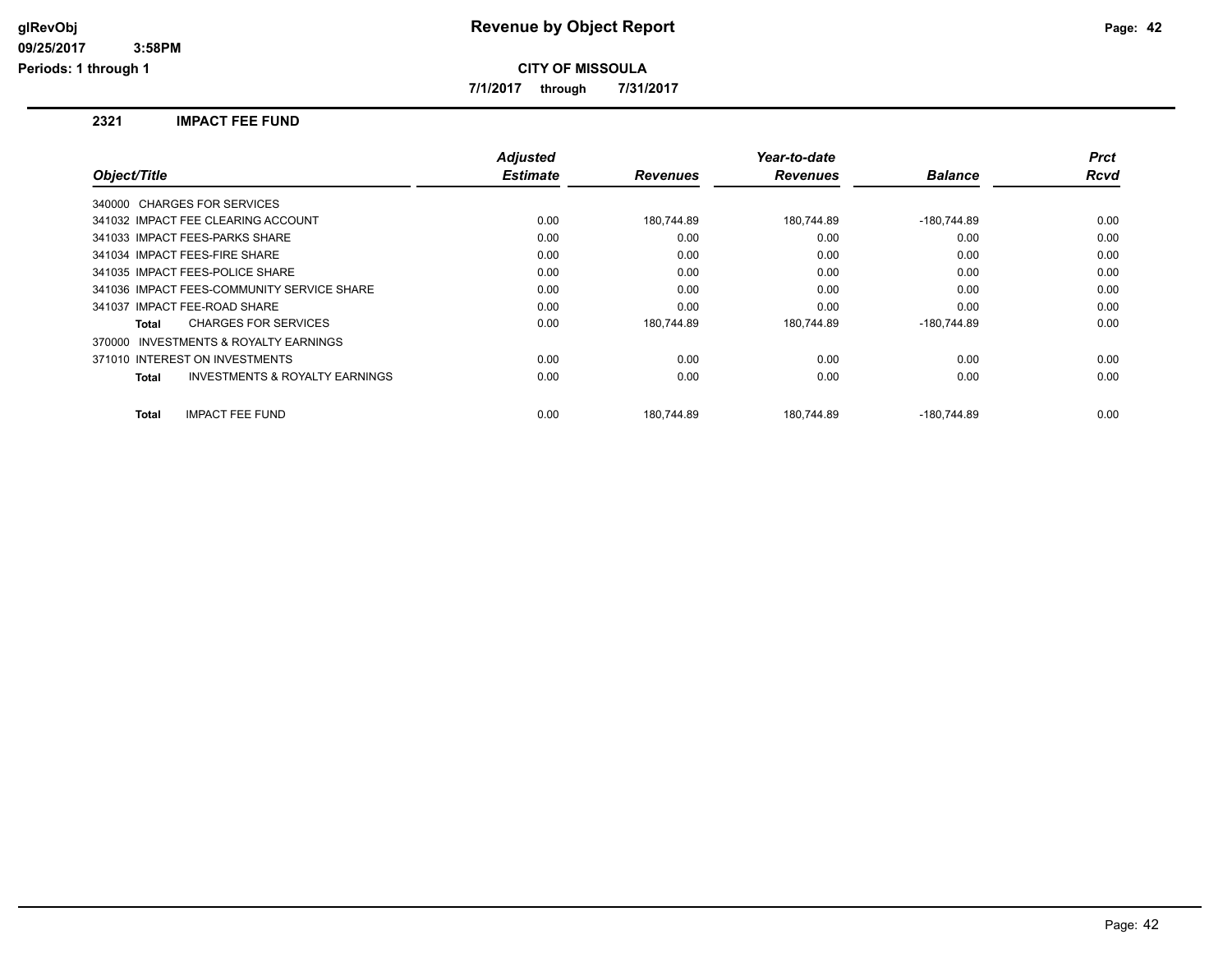# Revenue by Object Report

glRevObj
09/25/2017 3:58PM
Periods: 1 through 1

**CITY OF MISSOULA**

**7/1/2017 through 7/31/2017**

## 2321 IMPACT FEE FUND

| Object/Title | Adjusted Estimate | Revenues | Year-to-date Revenues | Balance | Prct Rcvd |
|---|---|---|---|---|---|
| 340000 CHARGES FOR SERVICES | | | | | |
| 341032 IMPACT FEE CLEARING ACCOUNT | 0.00 | 180,744.89 | 180,744.89 | -180,744.89 | 0.00 |
| 341033 IMPACT FEES-PARKS SHARE | 0.00 | 0.00 | 0.00 | 0.00 | 0.00 |
| 341034 IMPACT FEES-FIRE SHARE | 0.00 | 0.00 | 0.00 | 0.00 | 0.00 |
| 341035 IMPACT FEES-POLICE SHARE | 0.00 | 0.00 | 0.00 | 0.00 | 0.00 |
| 341036 IMPACT FEES-COMMUNITY SERVICE SHARE | 0.00 | 0.00 | 0.00 | 0.00 | 0.00 |
| 341037 IMPACT FEE-ROAD SHARE | 0.00 | 0.00 | 0.00 | 0.00 | 0.00 |
| **Total** CHARGES FOR SERVICES | 0.00 | 180,744.89 | 180,744.89 | -180,744.89 | 0.00 |
| 370000 INVESTMENTS & ROYALTY EARNINGS | | | | | |
| 371010 INTEREST ON INVESTMENTS | 0.00 | 0.00 | 0.00 | 0.00 | 0.00 |
| **Total** INVESTMENTS & ROYALTY EARNINGS | 0.00 | 0.00 | 0.00 | 0.00 | 0.00 |
| **Total** IMPACT FEE FUND | 0.00 | 180,744.89 | 180,744.89 | -180,744.89 | 0.00 |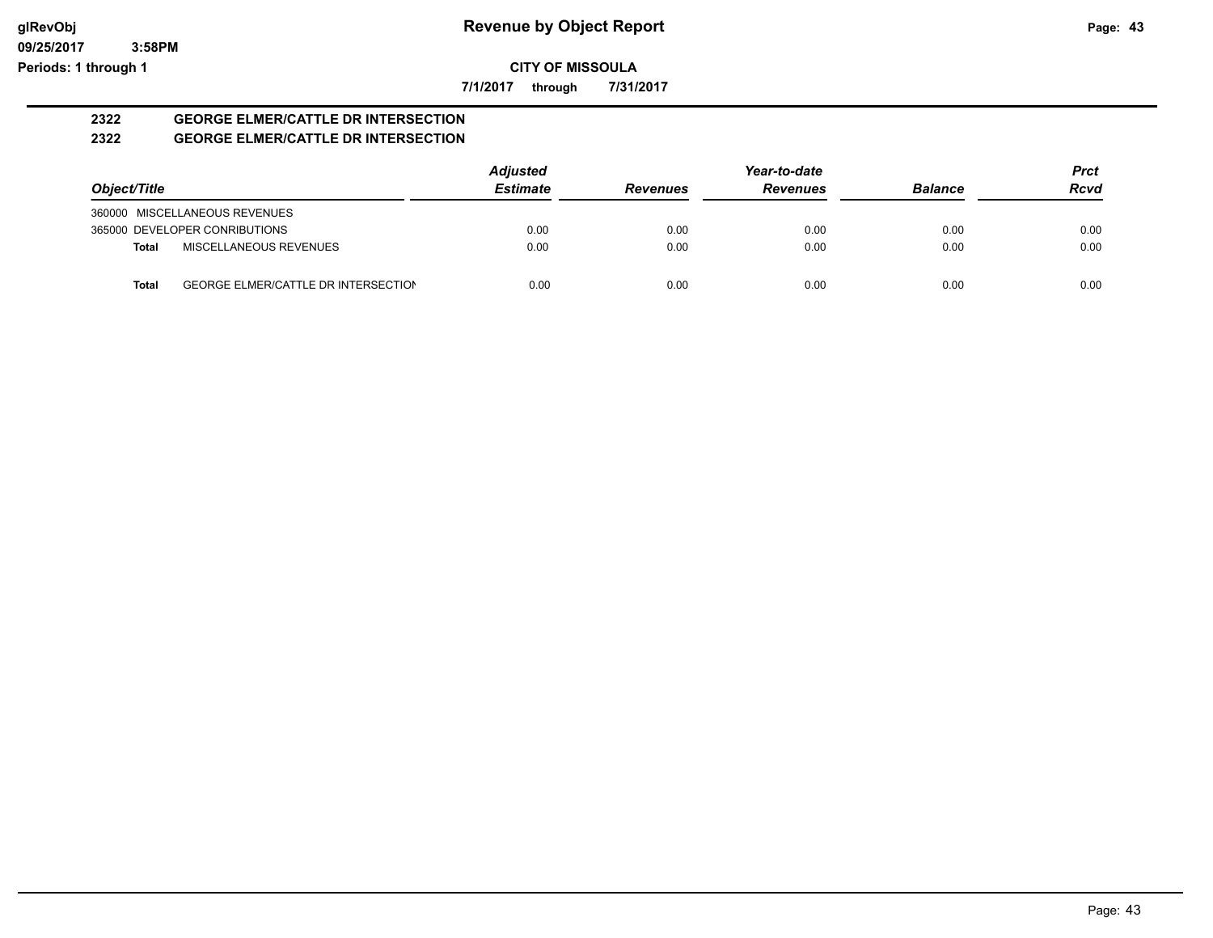glRevObj
09/25/2017 3:58PM
Periods: 1 through 1

# Revenue by Object Report

**CITY OF MISSOULA**

**7/1/2017 through 7/31/2017**

## 2322 GEORGE ELMER/CATTLE DR INTERSECTION
## 2322 GEORGE ELMER/CATTLE DR INTERSECTION

| Object/Title | Adjusted Estimate | Revenues | Year-to-date Revenues | Balance | Prct Rcvd |
|---|---|---|---|---|---|
| 360000 MISCELLANEOUS REVENUES | | | | | |
| 365000 DEVELOPER CONRIBUTIONS | 0.00 | 0.00 | 0.00 | 0.00 | 0.00 |
| **Total** MISCELLANEOUS REVENUES | 0.00 | 0.00 | 0.00 | 0.00 | 0.00 |
| **Total** GEORGE ELMER/CATTLE DR INTERSECTION | 0.00 | 0.00 | 0.00 | 0.00 | 0.00 |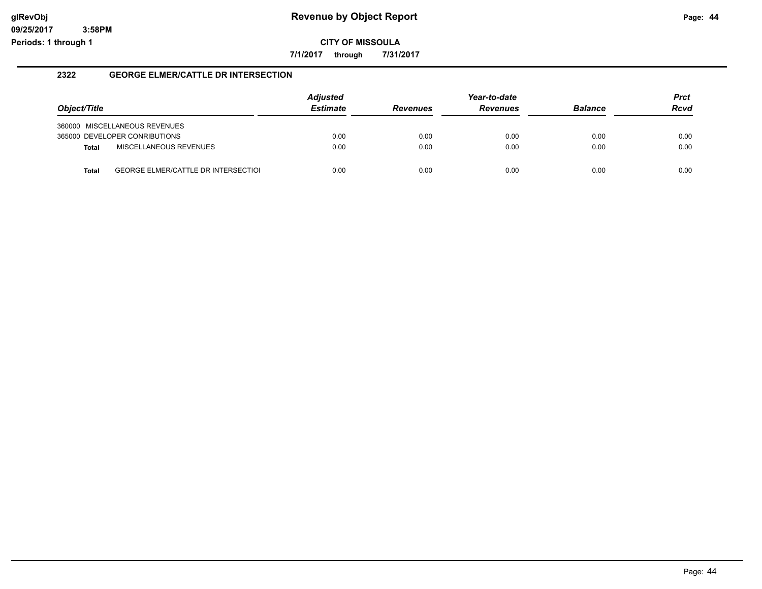**glRevObj** | **Revenue by Object Report**
**09/25/2017 3:58PM**
**Periods: 1 through 1**

**CITY OF MISSOULA**

**7/1/2017 through 7/31/2017**

### 2322 GEORGE ELMER/CATTLE DR INTERSECTION

| Object/Title | | Adjusted Estimate | Revenues | Year-to-date Revenues | Balance | Prct Rcvd |
|---|---|---|---|---|---|---|
| 360000 MISCELLANEOUS REVENUES | | | | | | |
| 365000 DEVELOPER CONRIBUTIONS | | 0.00 | 0.00 | 0.00 | 0.00 | 0.00 |
| **Total** | MISCELLANEOUS REVENUES | 0.00 | 0.00 | 0.00 | 0.00 | 0.00 |
| **Total** | GEORGE ELMER/CATTLE DR INTERSECTIOI | 0.00 | 0.00 | 0.00 | 0.00 | 0.00 |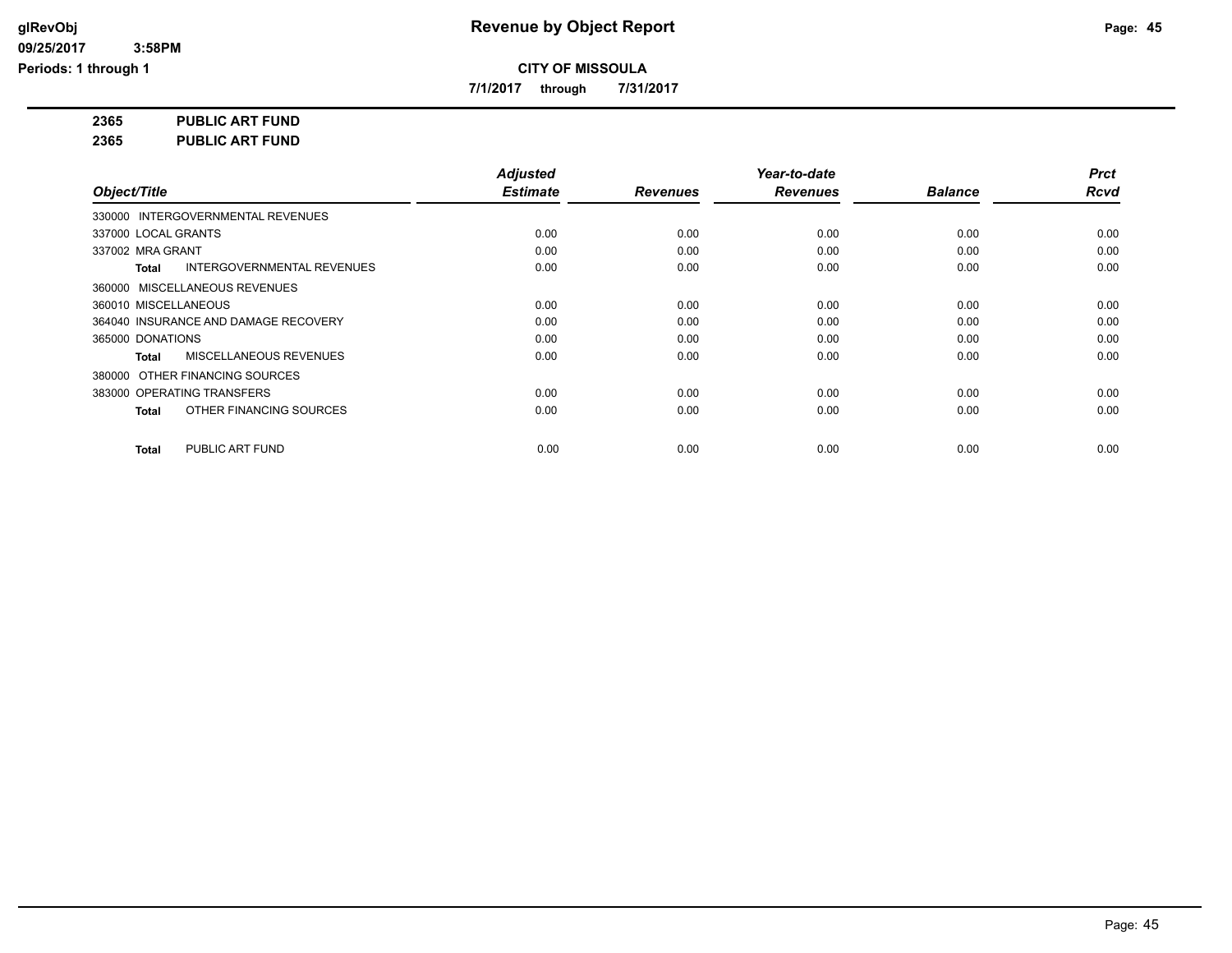**glRevObj**
**09/25/2017 3:58PM**
**Periods: 1 through 1**

# Revenue by Object Report

**CITY OF MISSOULA**

**7/1/2017 through 7/31/2017**

## 2365 PUBLIC ART FUND
## 2365 PUBLIC ART FUND

| Object/Title | Adjusted Estimate | Revenues | Year-to-date Revenues | Balance | Prct Rcvd |
|---|---|---|---|---|---|
| 330000 INTERGOVERNMENTAL REVENUES | | | | | |
| 337000 LOCAL GRANTS | 0.00 | 0.00 | 0.00 | 0.00 | 0.00 |
| 337002 MRA GRANT | 0.00 | 0.00 | 0.00 | 0.00 | 0.00 |
| **Total** INTERGOVERNMENTAL REVENUES | 0.00 | 0.00 | 0.00 | 0.00 | 0.00 |
| 360000 MISCELLANEOUS REVENUES | | | | | |
| 360010 MISCELLANEOUS | 0.00 | 0.00 | 0.00 | 0.00 | 0.00 |
| 364040 INSURANCE AND DAMAGE RECOVERY | 0.00 | 0.00 | 0.00 | 0.00 | 0.00 |
| 365000 DONATIONS | 0.00 | 0.00 | 0.00 | 0.00 | 0.00 |
| **Total** MISCELLANEOUS REVENUES | 0.00 | 0.00 | 0.00 | 0.00 | 0.00 |
| 380000 OTHER FINANCING SOURCES | | | | | |
| 383000 OPERATING TRANSFERS | 0.00 | 0.00 | 0.00 | 0.00 | 0.00 |
| **Total** OTHER FINANCING SOURCES | 0.00 | 0.00 | 0.00 | 0.00 | 0.00 |
| **Total** PUBLIC ART FUND | 0.00 | 0.00 | 0.00 | 0.00 | 0.00 |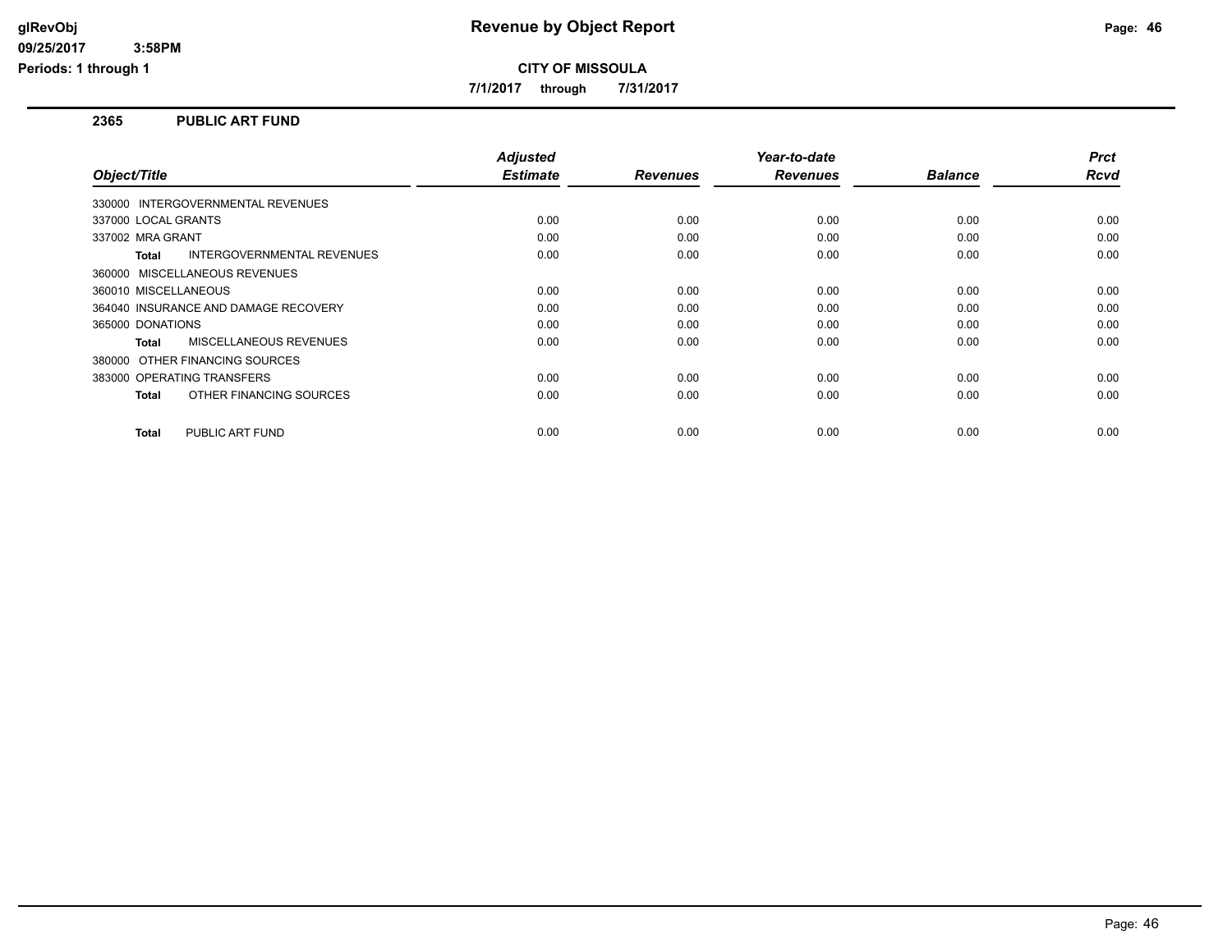# Revenue by Object Report

glRevObj
09/25/2017 3:58PM
Periods: 1 through 1

**CITY OF MISSOULA**

**7/1/2017 through 7/31/2017**

## 2365 PUBLIC ART FUND

| Object/Title | Adjusted Estimate | Revenues | Year-to-date Revenues | Balance | Prct Rcvd |
|---|---|---|---|---|---|
| 330000 INTERGOVERNMENTAL REVENUES | | | | | |
| 337000 LOCAL GRANTS | 0.00 | 0.00 | 0.00 | 0.00 | 0.00 |
| 337002 MRA GRANT | 0.00 | 0.00 | 0.00 | 0.00 | 0.00 |
| **Total** INTERGOVERNMENTAL REVENUES | 0.00 | 0.00 | 0.00 | 0.00 | 0.00 |
| 360000 MISCELLANEOUS REVENUES | | | | | |
| 360010 MISCELLANEOUS | 0.00 | 0.00 | 0.00 | 0.00 | 0.00 |
| 364040 INSURANCE AND DAMAGE RECOVERY | 0.00 | 0.00 | 0.00 | 0.00 | 0.00 |
| 365000 DONATIONS | 0.00 | 0.00 | 0.00 | 0.00 | 0.00 |
| **Total** MISCELLANEOUS REVENUES | 0.00 | 0.00 | 0.00 | 0.00 | 0.00 |
| 380000 OTHER FINANCING SOURCES | | | | | |
| 383000 OPERATING TRANSFERS | 0.00 | 0.00 | 0.00 | 0.00 | 0.00 |
| **Total** OTHER FINANCING SOURCES | 0.00 | 0.00 | 0.00 | 0.00 | 0.00 |
| **Total** PUBLIC ART FUND | 0.00 | 0.00 | 0.00 | 0.00 | 0.00 |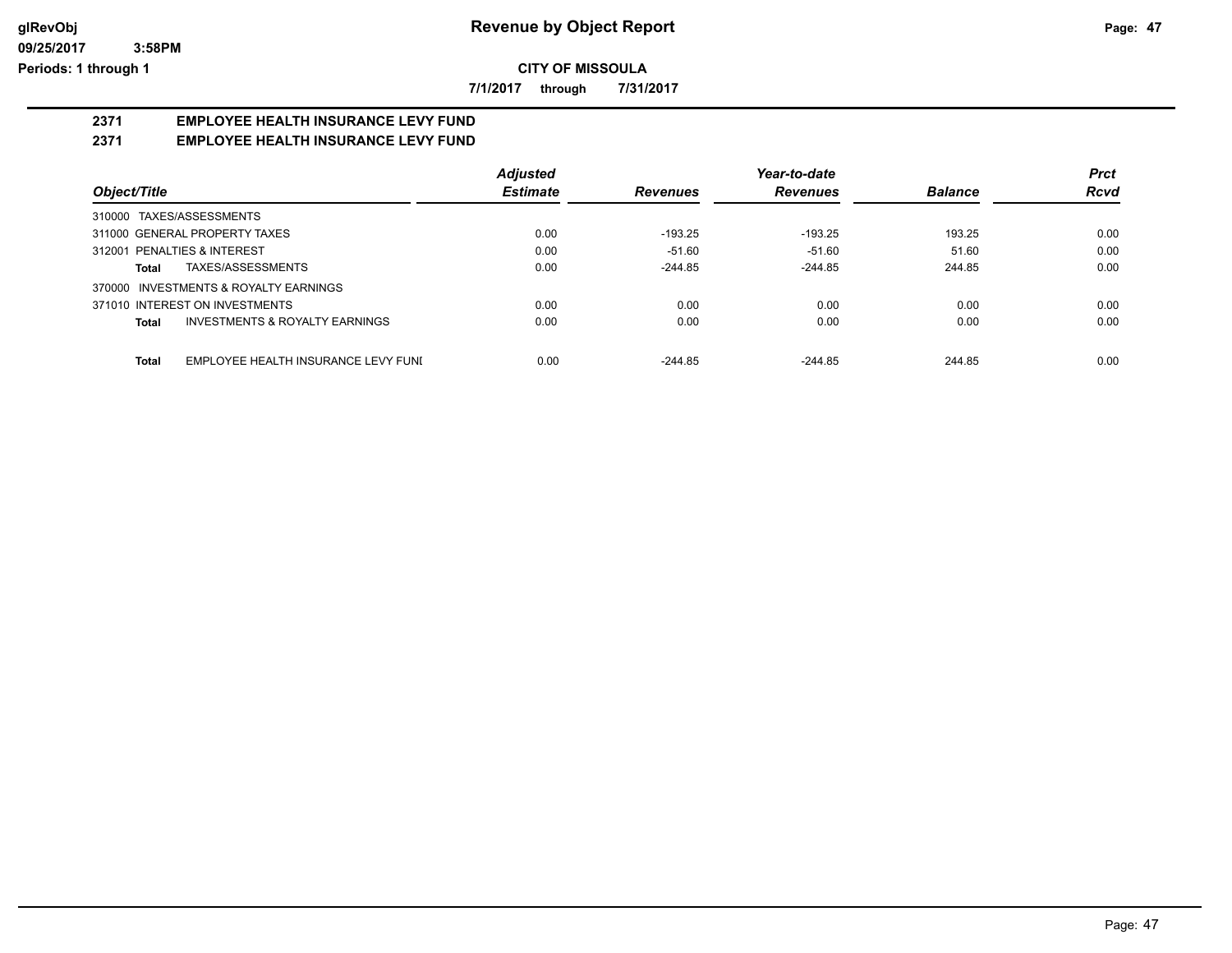# Revenue by Object Report

glRevObj
09/25/2017 3:58PM
Periods: 1 through 1

**CITY OF MISSOULA**

**7/1/2017 through 7/31/2017**

## 2371 EMPLOYEE HEALTH INSURANCE LEVY FUND
## 2371 EMPLOYEE HEALTH INSURANCE LEVY FUND

| Object/Title | Adjusted Estimate | Revenues | Year-to-date Revenues | Balance | Prct Rcvd |
|---|---|---|---|---|---|
| 310000 TAXES/ASSESSMENTS | | | | | |
| 311000 GENERAL PROPERTY TAXES | 0.00 | -193.25 | -193.25 | 193.25 | 0.00 |
| 312001 PENALTIES & INTEREST | 0.00 | -51.60 | -51.60 | 51.60 | 0.00 |
| **Total** TAXES/ASSESSMENTS | 0.00 | -244.85 | -244.85 | 244.85 | 0.00 |
| 370000 INVESTMENTS & ROYALTY EARNINGS | | | | | |
| 371010 INTEREST ON INVESTMENTS | 0.00 | 0.00 | 0.00 | 0.00 | 0.00 |
| **Total** INVESTMENTS & ROYALTY EARNINGS | 0.00 | 0.00 | 0.00 | 0.00 | 0.00 |
| **Total** EMPLOYEE HEALTH INSURANCE LEVY FUNI | 0.00 | -244.85 | -244.85 | 244.85 | 0.00 |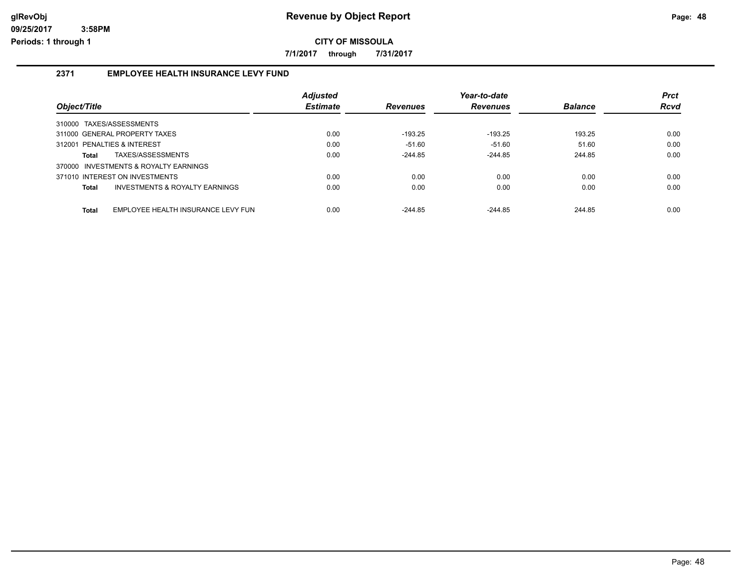# Revenue by Object Report

**CITY OF MISSOULA**

7/1/2017 through 7/31/2017

glRevObj
09/25/2017 3:58PM
Periods: 1 through 1

## 2371 EMPLOYEE HEALTH INSURANCE LEVY FUND

| Object/Title | Adjusted Estimate | Revenues | Year-to-date Revenues | Balance | Prct Rcvd |
|---|---|---|---|---|---|
| 310000 TAXES/ASSESSMENTS | | | | | |
| 311000 GENERAL PROPERTY TAXES | 0.00 | -193.25 | -193.25 | 193.25 | 0.00 |
| 312001 PENALTIES & INTEREST | 0.00 | -51.60 | -51.60 | 51.60 | 0.00 |
| **Total** TAXES/ASSESSMENTS | 0.00 | -244.85 | -244.85 | 244.85 | 0.00 |
| 370000 INVESTMENTS & ROYALTY EARNINGS | | | | | |
| 371010 INTEREST ON INVESTMENTS | 0.00 | 0.00 | 0.00 | 0.00 | 0.00 |
| **Total** INVESTMENTS & ROYALTY EARNINGS | 0.00 | 0.00 | 0.00 | 0.00 | 0.00 |
| **Total** EMPLOYEE HEALTH INSURANCE LEVY FUN | 0.00 | -244.85 | -244.85 | 244.85 | 0.00 |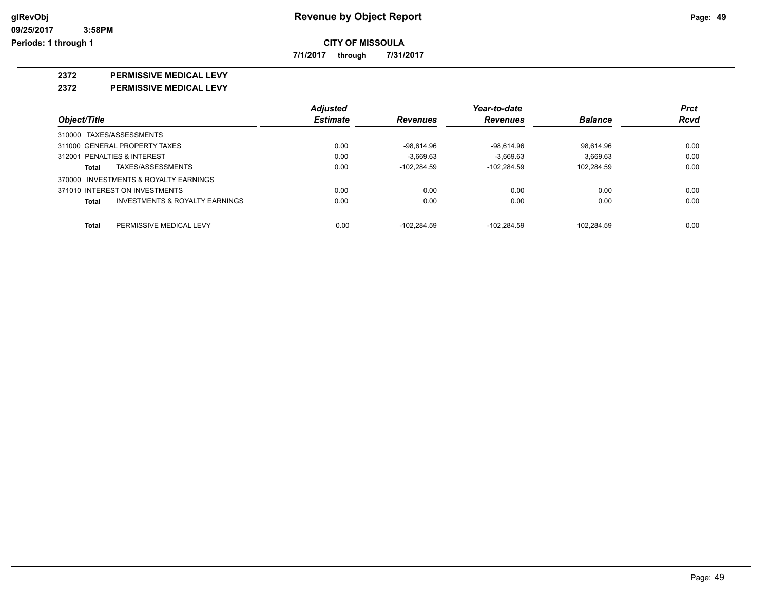# Revenue by Object Report

glRevObj
09/25/2017 3:58PM
Periods: 1 through 1

**CITY OF MISSOULA**

**7/1/2017 through 7/31/2017**

## 2372 PERMISSIVE MEDICAL LEVY

### 2372 PERMISSIVE MEDICAL LEVY

| Object/Title | Adjusted Estimate | Revenues | Year-to-date Revenues | Balance | Prct Rcvd |
|---|---|---|---|---|---|
| 310000 TAXES/ASSESSMENTS | | | | | |
| 311000 GENERAL PROPERTY TAXES | 0.00 | -98,614.96 | -98,614.96 | 98,614.96 | 0.00 |
| 312001 PENALTIES & INTEREST | 0.00 | -3,669.63 | -3,669.63 | 3,669.63 | 0.00 |
| **Total** TAXES/ASSESSMENTS | 0.00 | -102,284.59 | -102,284.59 | 102,284.59 | 0.00 |
| 370000 INVESTMENTS & ROYALTY EARNINGS | | | | | |
| 371010 INTEREST ON INVESTMENTS | 0.00 | 0.00 | 0.00 | 0.00 | 0.00 |
| **Total** INVESTMENTS & ROYALTY EARNINGS | 0.00 | 0.00 | 0.00 | 0.00 | 0.00 |
| **Total** PERMISSIVE MEDICAL LEVY | 0.00 | -102,284.59 | -102,284.59 | 102,284.59 | 0.00 |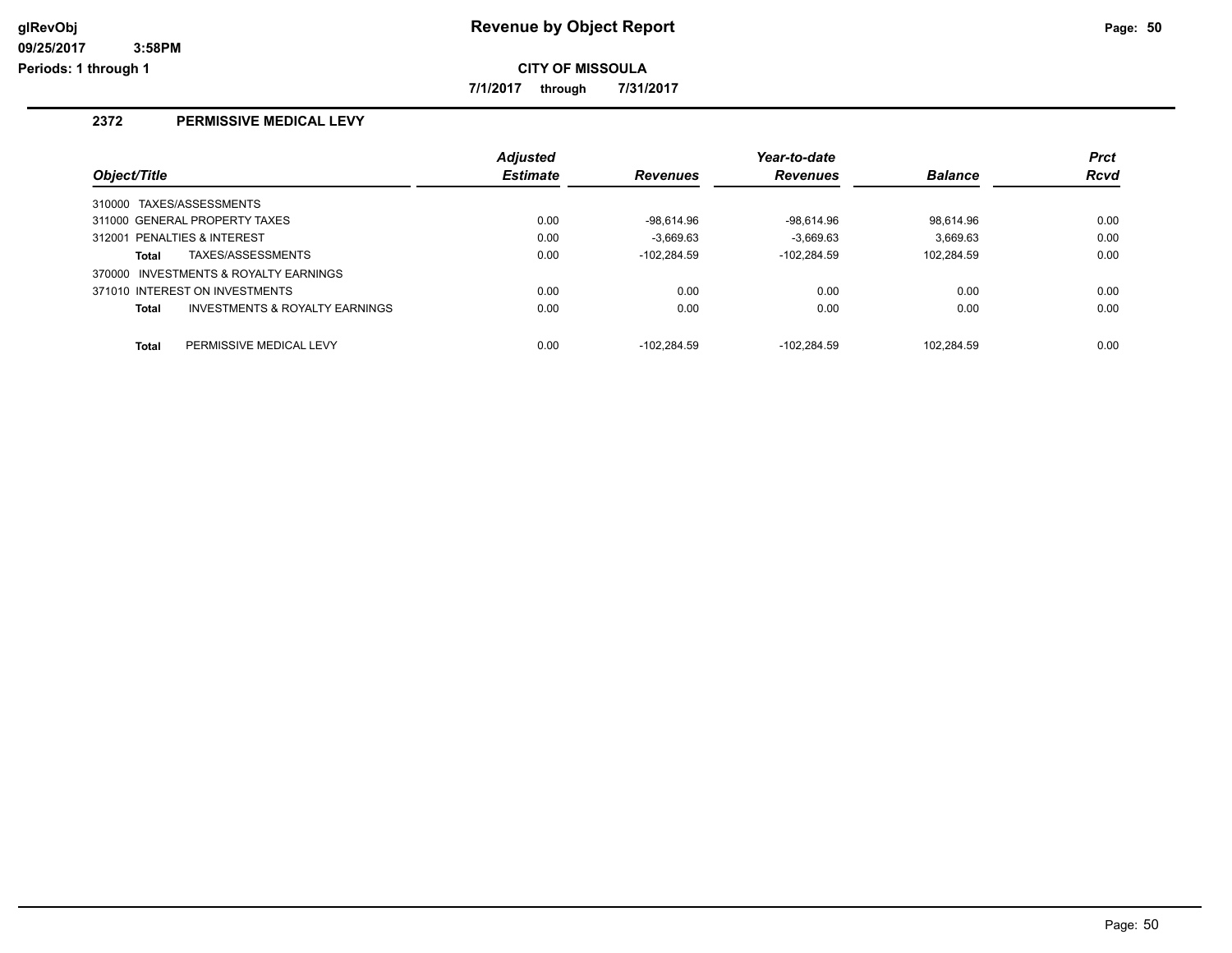# Revenue by Object Report

**CITY OF MISSOULA**

**7/1/2017 through 7/31/2017**

## 2372 PERMISSIVE MEDICAL LEVY

| Object/Title | Adjusted Estimate | Revenues | Year-to-date Revenues | Balance | Prct Rcvd |
|---|---|---|---|---|---|
| 310000 TAXES/ASSESSMENTS | | | | | |
| 311000 GENERAL PROPERTY TAXES | 0.00 | -98,614.96 | -98,614.96 | 98,614.96 | 0.00 |
| 312001 PENALTIES & INTEREST | 0.00 | -3,669.63 | -3,669.63 | 3,669.63 | 0.00 |
| **Total** TAXES/ASSESSMENTS | 0.00 | -102,284.59 | -102,284.59 | 102,284.59 | 0.00 |
| 370000 INVESTMENTS & ROYALTY EARNINGS | | | | | |
| 371010 INTEREST ON INVESTMENTS | 0.00 | 0.00 | 0.00 | 0.00 | 0.00 |
| **Total** INVESTMENTS & ROYALTY EARNINGS | 0.00 | 0.00 | 0.00 | 0.00 | 0.00 |
| **Total** PERMISSIVE MEDICAL LEVY | 0.00 | -102,284.59 | -102,284.59 | 102,284.59 | 0.00 |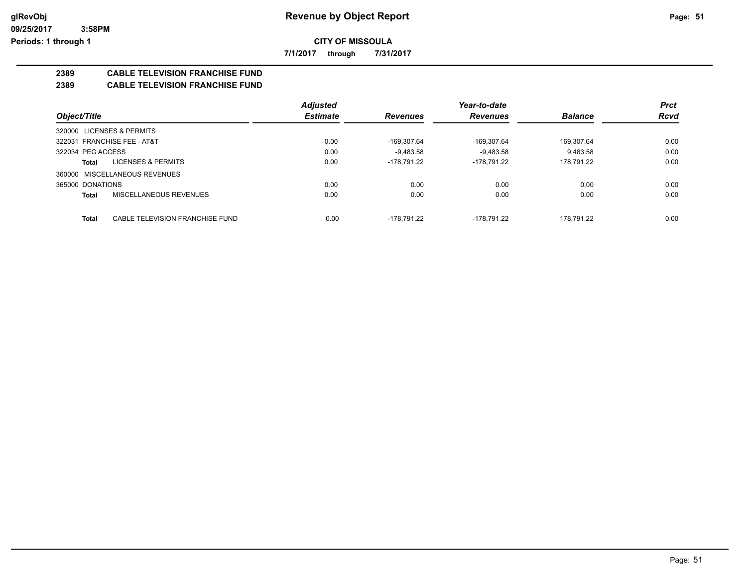**glRevObj** **Revenue by Object Report**
**09/25/2017 3:58PM**
**Periods: 1 through 1**

**CITY OF MISSOULA**

**7/1/2017 through 7/31/2017**

## 2389 CABLE TELEVISION FRANCHISE FUND
## 2389 CABLE TELEVISION FRANCHISE FUND

| Object/Title | Adjusted Estimate | Revenues | Year-to-date Revenues | Balance | Prct Rcvd |
|---|---|---|---|---|---|
| 320000 LICENSES & PERMITS | | | | | |
| 322031 FRANCHISE FEE - AT&T | 0.00 | -169,307.64 | -169,307.64 | 169,307.64 | 0.00 |
| 322034 PEG ACCESS | 0.00 | -9,483.58 | -9,483.58 | 9,483.58 | 0.00 |
| **Total** LICENSES & PERMITS | 0.00 | -178,791.22 | -178,791.22 | 178,791.22 | 0.00 |
| 360000 MISCELLANEOUS REVENUES | | | | | |
| 365000 DONATIONS | 0.00 | 0.00 | 0.00 | 0.00 | 0.00 |
| **Total** MISCELLANEOUS REVENUES | 0.00 | 0.00 | 0.00 | 0.00 | 0.00 |
| **Total** CABLE TELEVISION FRANCHISE FUND | 0.00 | -178,791.22 | -178,791.22 | 178,791.22 | 0.00 |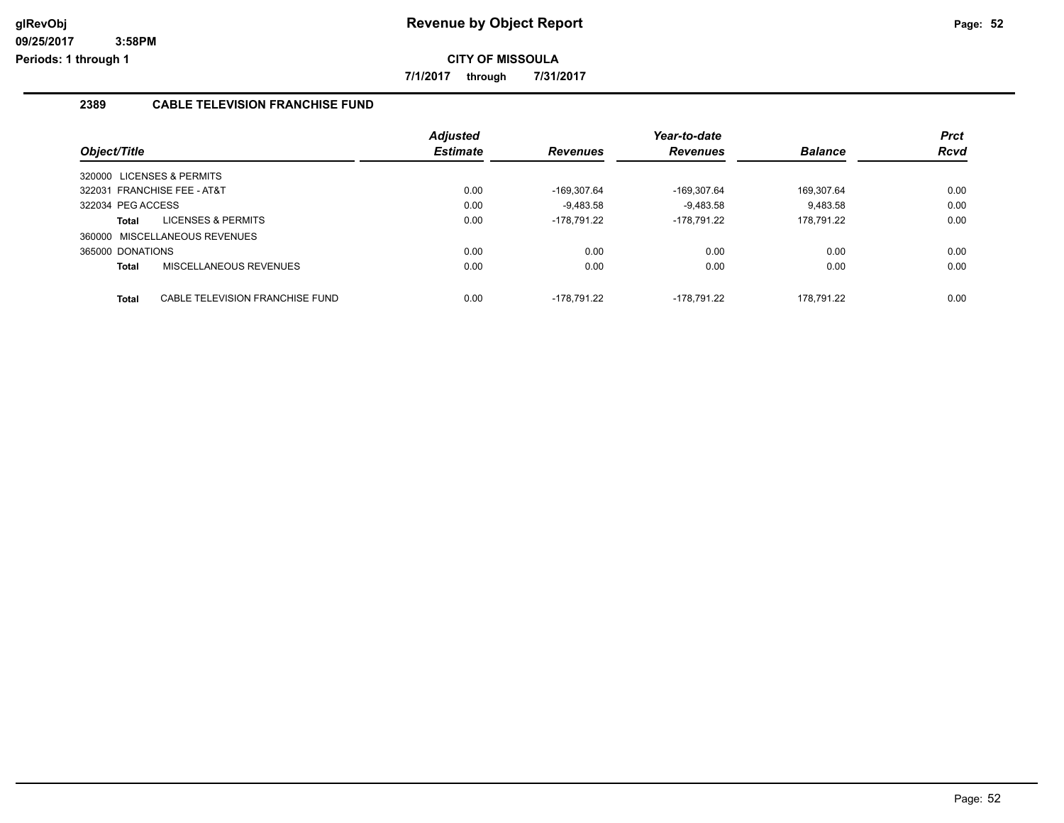# Revenue by Object Report

## CITY OF MISSOULA

**7/1/2017 through 7/31/2017**

### 2389 CABLE TELEVISION FRANCHISE FUND

| Object/Title | Adjusted Estimate | Revenues | Year-to-date Revenues | Balance | Prct Rcvd |
|---|---|---|---|---|---|
| 320000 LICENSES & PERMITS | | | | | |
| 322031 FRANCHISE FEE - AT&T | 0.00 | -169,307.64 | -169,307.64 | 169,307.64 | 0.00 |
| 322034 PEG ACCESS | 0.00 | -9,483.58 | -9,483.58 | 9,483.58 | 0.00 |
| **Total** LICENSES & PERMITS | 0.00 | -178,791.22 | -178,791.22 | 178,791.22 | 0.00 |
| 360000 MISCELLANEOUS REVENUES | | | | | |
| 365000 DONATIONS | 0.00 | 0.00 | 0.00 | 0.00 | 0.00 |
| **Total** MISCELLANEOUS REVENUES | 0.00 | 0.00 | 0.00 | 0.00 | 0.00 |
| **Total** CABLE TELEVISION FRANCHISE FUND | 0.00 | -178,791.22 | -178,791.22 | 178,791.22 | 0.00 |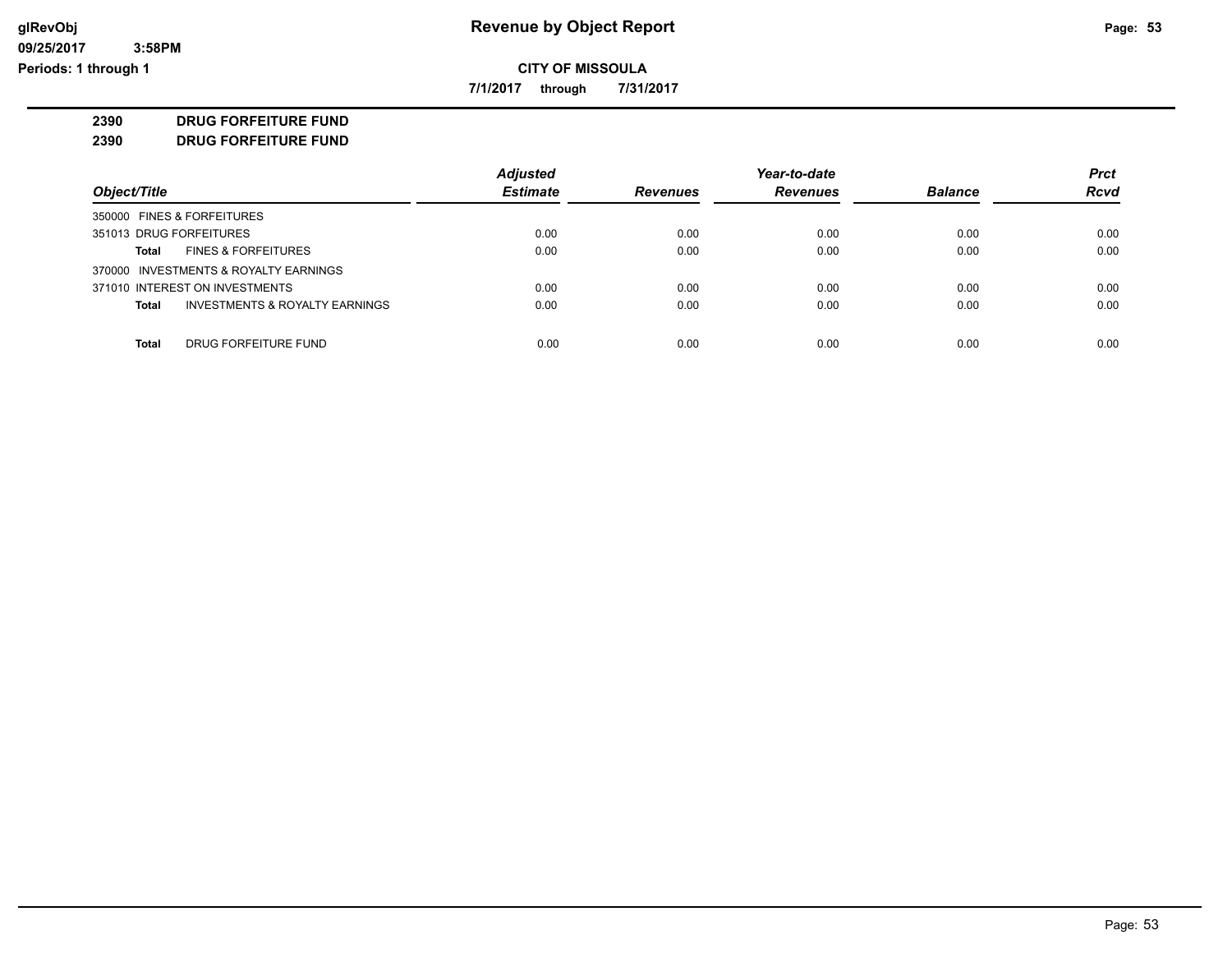**Revenue by Object Report**

**CITY OF MISSOULA**

**7/1/2017 through 7/31/2017**

glRevObj
09/25/2017 3:58PM
Periods: 1 through 1

**2390 DRUG FORFEITURE FUND**

**2390 DRUG FORFEITURE FUND**

| Object/Title | Adjusted Estimate | Revenues | Year-to-date Revenues | Balance | Prct Rcvd |
|---|---|---|---|---|---|
| 350000 FINES & FORFEITURES | | | | | |
| 351013 DRUG FORFEITURES | 0.00 | 0.00 | 0.00 | 0.00 | 0.00 |
| **Total** FINES & FORFEITURES | 0.00 | 0.00 | 0.00 | 0.00 | 0.00 |
| 370000 INVESTMENTS & ROYALTY EARNINGS | | | | | |
| 371010 INTEREST ON INVESTMENTS | 0.00 | 0.00 | 0.00 | 0.00 | 0.00 |
| **Total** INVESTMENTS & ROYALTY EARNINGS | 0.00 | 0.00 | 0.00 | 0.00 | 0.00 |
| **Total** DRUG FORFEITURE FUND | 0.00 | 0.00 | 0.00 | 0.00 | 0.00 |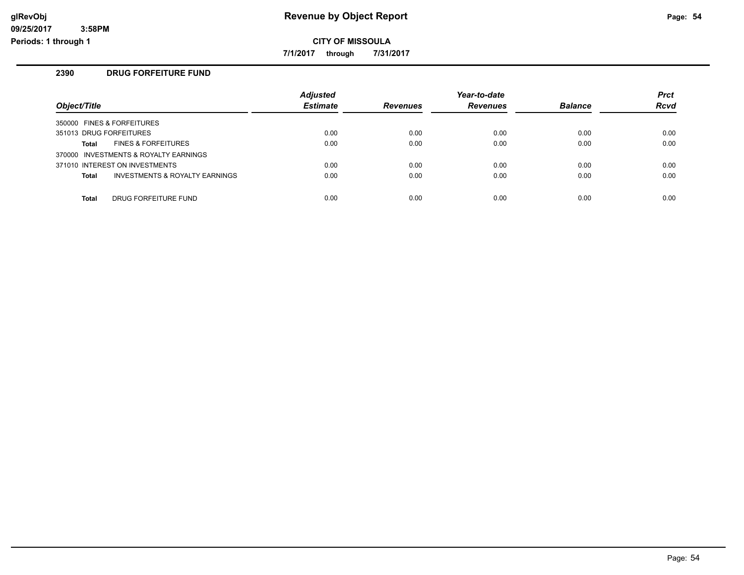# Revenue by Object Report

**CITY OF MISSOULA**

**7/1/2017 through 7/31/2017**

glRevObj
09/25/2017 3:58PM
Periods: 1 through 1

## 2390 DRUG FORFEITURE FUND

| Object/Title | Adjusted Estimate | Revenues | Year-to-date Revenues | Balance | Prct Rcvd |
|---|---|---|---|---|---|
| 350000 FINES & FORFEITURES | | | | | |
| 351013 DRUG FORFEITURES | 0.00 | 0.00 | 0.00 | 0.00 | 0.00 |
| **Total** FINES & FORFEITURES | 0.00 | 0.00 | 0.00 | 0.00 | 0.00 |
| 370000 INVESTMENTS & ROYALTY EARNINGS | | | | | |
| 371010 INTEREST ON INVESTMENTS | 0.00 | 0.00 | 0.00 | 0.00 | 0.00 |
| **Total** INVESTMENTS & ROYALTY EARNINGS | 0.00 | 0.00 | 0.00 | 0.00 | 0.00 |
| **Total** DRUG FORFEITURE FUND | 0.00 | 0.00 | 0.00 | 0.00 | 0.00 |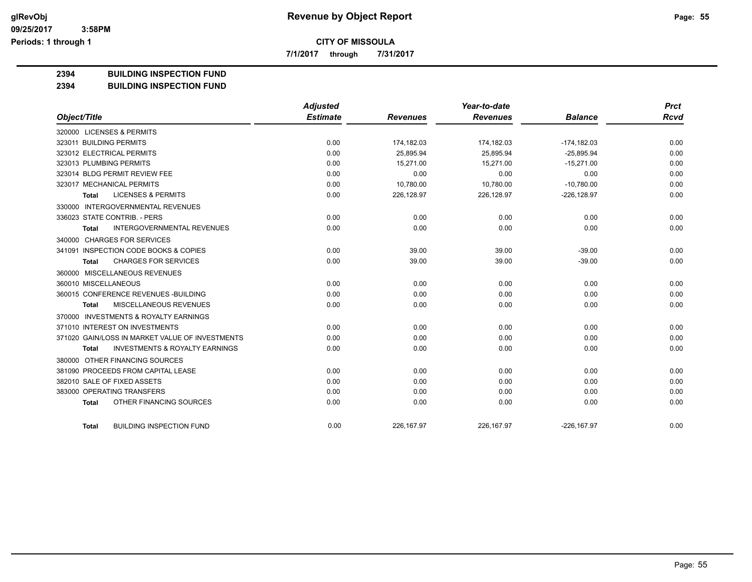**CITY OF MISSOULA**

**7/1/2017 through 7/31/2017**

# Revenue by Object Report

glRevObj
09/25/2017 3:58PM
Periods: 1 through 1

**2394 BUILDING INSPECTION FUND**
**2394 BUILDING INSPECTION FUND**

| Object/Title | Adjusted Estimate | Revenues | Year-to-date Revenues | Balance | Prct Rcvd |
|---|---|---|---|---|---|
| 320000 LICENSES & PERMITS | | | | | |
| 323011 BUILDING PERMITS | 0.00 | 174,182.03 | 174,182.03 | -174,182.03 | 0.00 |
| 323012 ELECTRICAL PERMITS | 0.00 | 25,895.94 | 25,895.94 | -25,895.94 | 0.00 |
| 323013 PLUMBING PERMITS | 0.00 | 15,271.00 | 15,271.00 | -15,271.00 | 0.00 |
| 323014 BLDG PERMIT REVIEW FEE | 0.00 | 0.00 | 0.00 | 0.00 | 0.00 |
| 323017 MECHANICAL PERMITS | 0.00 | 10,780.00 | 10,780.00 | -10,780.00 | 0.00 |
| **Total** LICENSES & PERMITS | 0.00 | 226,128.97 | 226,128.97 | -226,128.97 | 0.00 |
| 330000 INTERGOVERNMENTAL REVENUES | | | | | |
| 336023 STATE CONTRIB. - PERS | 0.00 | 0.00 | 0.00 | 0.00 | 0.00 |
| **Total** INTERGOVERNMENTAL REVENUES | 0.00 | 0.00 | 0.00 | 0.00 | 0.00 |
| 340000 CHARGES FOR SERVICES | | | | | |
| 341091 INSPECTION CODE BOOKS & COPIES | 0.00 | 39.00 | 39.00 | -39.00 | 0.00 |
| **Total** CHARGES FOR SERVICES | 0.00 | 39.00 | 39.00 | -39.00 | 0.00 |
| 360000 MISCELLANEOUS REVENUES | | | | | |
| 360010 MISCELLANEOUS | 0.00 | 0.00 | 0.00 | 0.00 | 0.00 |
| 360015 CONFERENCE REVENUES -BUILDING | 0.00 | 0.00 | 0.00 | 0.00 | 0.00 |
| **Total** MISCELLANEOUS REVENUES | 0.00 | 0.00 | 0.00 | 0.00 | 0.00 |
| 370000 INVESTMENTS & ROYALTY EARNINGS | | | | | |
| 371010 INTEREST ON INVESTMENTS | 0.00 | 0.00 | 0.00 | 0.00 | 0.00 |
| 371020 GAIN/LOSS IN MARKET VALUE OF INVESTMENTS | 0.00 | 0.00 | 0.00 | 0.00 | 0.00 |
| **Total** INVESTMENTS & ROYALTY EARNINGS | 0.00 | 0.00 | 0.00 | 0.00 | 0.00 |
| 380000 OTHER FINANCING SOURCES | | | | | |
| 381090 PROCEEDS FROM CAPITAL LEASE | 0.00 | 0.00 | 0.00 | 0.00 | 0.00 |
| 382010 SALE OF FIXED ASSETS | 0.00 | 0.00 | 0.00 | 0.00 | 0.00 |
| 383000 OPERATING TRANSFERS | 0.00 | 0.00 | 0.00 | 0.00 | 0.00 |
| **Total** OTHER FINANCING SOURCES | 0.00 | 0.00 | 0.00 | 0.00 | 0.00 |
| **Total** BUILDING INSPECTION FUND | 0.00 | 226,167.97 | 226,167.97 | -226,167.97 | 0.00 |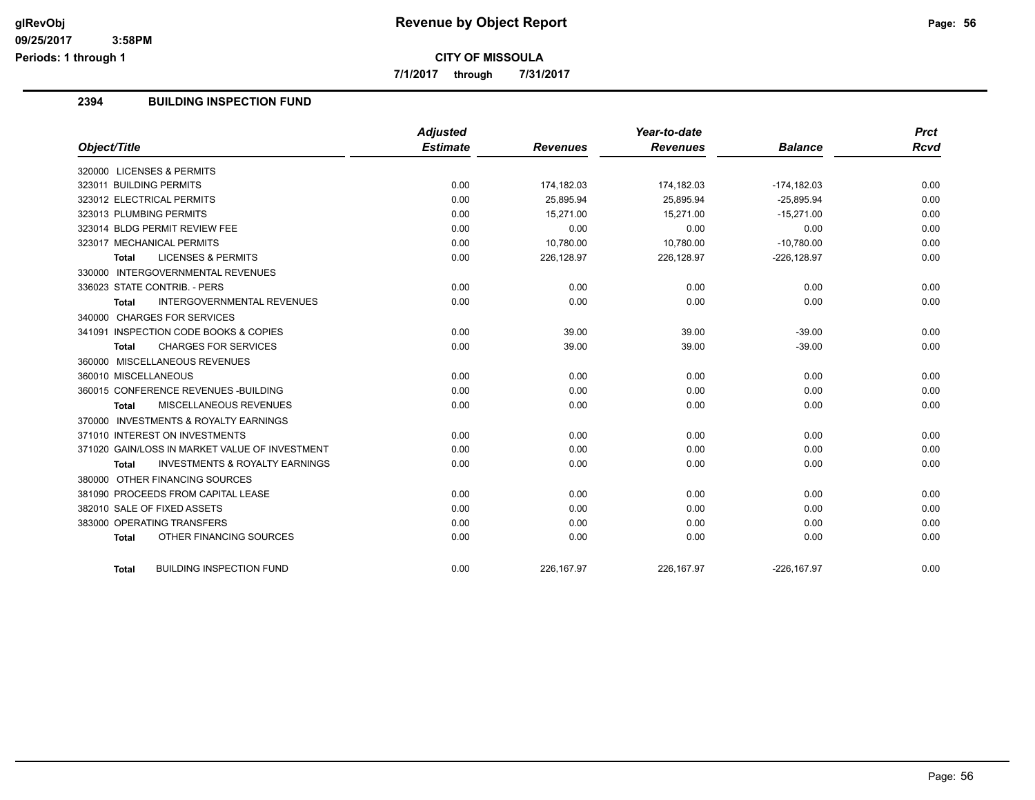# Revenue by Object Report

glRevObj
09/25/2017 3:58PM
Periods: 1 through 1

**CITY OF MISSOULA**

7/1/2017 through 7/31/2017

## 2394 BUILDING INSPECTION FUND

| Object/Title | Adjusted Estimate | Revenues | Year-to-date Revenues | Balance | Prct Rcvd |
|---|---|---|---|---|---|
| 320000 LICENSES & PERMITS | | | | | |
| 323011 BUILDING PERMITS | 0.00 | 174,182.03 | 174,182.03 | -174,182.03 | 0.00 |
| 323012 ELECTRICAL PERMITS | 0.00 | 25,895.94 | 25,895.94 | -25,895.94 | 0.00 |
| 323013 PLUMBING PERMITS | 0.00 | 15,271.00 | 15,271.00 | -15,271.00 | 0.00 |
| 323014 BLDG PERMIT REVIEW FEE | 0.00 | 0.00 | 0.00 | 0.00 | 0.00 |
| 323017 MECHANICAL PERMITS | 0.00 | 10,780.00 | 10,780.00 | -10,780.00 | 0.00 |
| **Total** LICENSES & PERMITS | 0.00 | 226,128.97 | 226,128.97 | -226,128.97 | 0.00 |
| 330000 INTERGOVERNMENTAL REVENUES | | | | | |
| 336023 STATE CONTRIB. - PERS | 0.00 | 0.00 | 0.00 | 0.00 | 0.00 |
| **Total** INTERGOVERNMENTAL REVENUES | 0.00 | 0.00 | 0.00 | 0.00 | 0.00 |
| 340000 CHARGES FOR SERVICES | | | | | |
| 341091 INSPECTION CODE BOOKS & COPIES | 0.00 | 39.00 | 39.00 | -39.00 | 0.00 |
| **Total** CHARGES FOR SERVICES | 0.00 | 39.00 | 39.00 | -39.00 | 0.00 |
| 360000 MISCELLANEOUS REVENUES | | | | | |
| 360010 MISCELLANEOUS | 0.00 | 0.00 | 0.00 | 0.00 | 0.00 |
| 360015 CONFERENCE REVENUES -BUILDING | 0.00 | 0.00 | 0.00 | 0.00 | 0.00 |
| **Total** MISCELLANEOUS REVENUES | 0.00 | 0.00 | 0.00 | 0.00 | 0.00 |
| 370000 INVESTMENTS & ROYALTY EARNINGS | | | | | |
| 371010 INTEREST ON INVESTMENTS | 0.00 | 0.00 | 0.00 | 0.00 | 0.00 |
| 371020 GAIN/LOSS IN MARKET VALUE OF INVESTMENT | 0.00 | 0.00 | 0.00 | 0.00 | 0.00 |
| **Total** INVESTMENTS & ROYALTY EARNINGS | 0.00 | 0.00 | 0.00 | 0.00 | 0.00 |
| 380000 OTHER FINANCING SOURCES | | | | | |
| 381090 PROCEEDS FROM CAPITAL LEASE | 0.00 | 0.00 | 0.00 | 0.00 | 0.00 |
| 382010 SALE OF FIXED ASSETS | 0.00 | 0.00 | 0.00 | 0.00 | 0.00 |
| 383000 OPERATING TRANSFERS | 0.00 | 0.00 | 0.00 | 0.00 | 0.00 |
| **Total** OTHER FINANCING SOURCES | 0.00 | 0.00 | 0.00 | 0.00 | 0.00 |
| **Total** BUILDING INSPECTION FUND | 0.00 | 226,167.97 | 226,167.97 | -226,167.97 | 0.00 |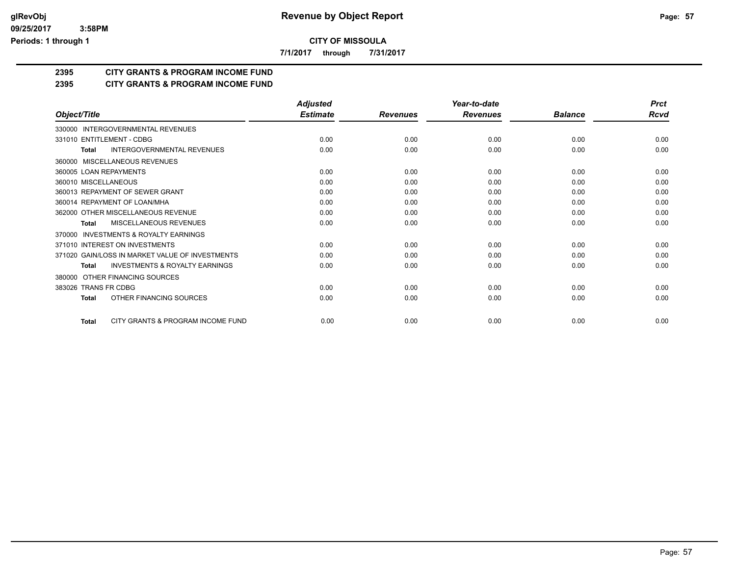**CITY OF MISSOULA**

**7/1/2017 through 7/31/2017**

## 2395 CITY GRANTS & PROGRAM INCOME FUND

## 2395 CITY GRANTS & PROGRAM INCOME FUND

| Object/Title | Adjusted Estimate | Revenues | Year-to-date Revenues | Balance | Prct Rcvd |
|---|---|---|---|---|---|
| 330000 INTERGOVERNMENTAL REVENUES | | | | | |
| 331010 ENTITLEMENT - CDBG | 0.00 | 0.00 | 0.00 | 0.00 | 0.00 |
| **Total** INTERGOVERNMENTAL REVENUES | 0.00 | 0.00 | 0.00 | 0.00 | 0.00 |
| 360000 MISCELLANEOUS REVENUES | | | | | |
| 360005 LOAN REPAYMENTS | 0.00 | 0.00 | 0.00 | 0.00 | 0.00 |
| 360010 MISCELLANEOUS | 0.00 | 0.00 | 0.00 | 0.00 | 0.00 |
| 360013 REPAYMENT OF SEWER GRANT | 0.00 | 0.00 | 0.00 | 0.00 | 0.00 |
| 360014 REPAYMENT OF LOAN/MHA | 0.00 | 0.00 | 0.00 | 0.00 | 0.00 |
| 362000 OTHER MISCELLANEOUS REVENUE | 0.00 | 0.00 | 0.00 | 0.00 | 0.00 |
| **Total** MISCELLANEOUS REVENUES | 0.00 | 0.00 | 0.00 | 0.00 | 0.00 |
| 370000 INVESTMENTS & ROYALTY EARNINGS | | | | | |
| 371010 INTEREST ON INVESTMENTS | 0.00 | 0.00 | 0.00 | 0.00 | 0.00 |
| 371020 GAIN/LOSS IN MARKET VALUE OF INVESTMENTS | 0.00 | 0.00 | 0.00 | 0.00 | 0.00 |
| **Total** INVESTMENTS & ROYALTY EARNINGS | 0.00 | 0.00 | 0.00 | 0.00 | 0.00 |
| 380000 OTHER FINANCING SOURCES | | | | | |
| 383026 TRANS FR CDBG | 0.00 | 0.00 | 0.00 | 0.00 | 0.00 |
| **Total** OTHER FINANCING SOURCES | 0.00 | 0.00 | 0.00 | 0.00 | 0.00 |
| **Total** CITY GRANTS & PROGRAM INCOME FUND | 0.00 | 0.00 | 0.00 | 0.00 | 0.00 |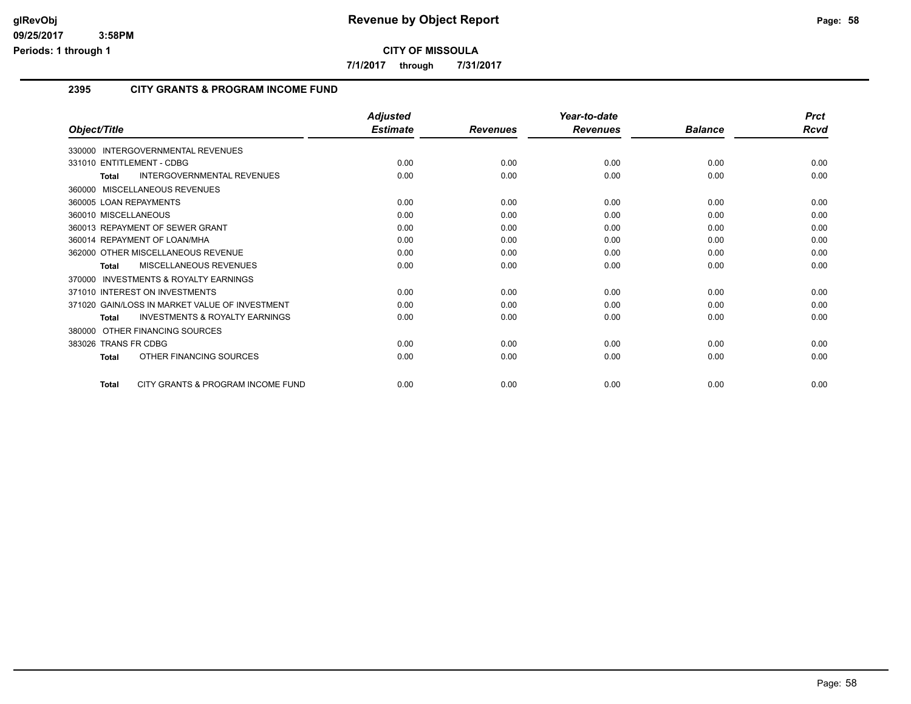# Revenue by Object Report

**CITY OF MISSOULA**

**7/1/2017 through 7/31/2017**

## 2395 CITY GRANTS & PROGRAM INCOME FUND

| Object/Title | Adjusted Estimate | Revenues | Year-to-date Revenues | Balance | Prct Rcvd |
|---|---|---|---|---|---|
| 330000 INTERGOVERNMENTAL REVENUES | | | | | |
| 331010 ENTITLEMENT - CDBG | 0.00 | 0.00 | 0.00 | 0.00 | 0.00 |
| **Total** INTERGOVERNMENTAL REVENUES | 0.00 | 0.00 | 0.00 | 0.00 | 0.00 |
| 360000 MISCELLANEOUS REVENUES | | | | | |
| 360005 LOAN REPAYMENTS | 0.00 | 0.00 | 0.00 | 0.00 | 0.00 |
| 360010 MISCELLANEOUS | 0.00 | 0.00 | 0.00 | 0.00 | 0.00 |
| 360013 REPAYMENT OF SEWER GRANT | 0.00 | 0.00 | 0.00 | 0.00 | 0.00 |
| 360014 REPAYMENT OF LOAN/MHA | 0.00 | 0.00 | 0.00 | 0.00 | 0.00 |
| 362000 OTHER MISCELLANEOUS REVENUE | 0.00 | 0.00 | 0.00 | 0.00 | 0.00 |
| **Total** MISCELLANEOUS REVENUES | 0.00 | 0.00 | 0.00 | 0.00 | 0.00 |
| 370000 INVESTMENTS & ROYALTY EARNINGS | | | | | |
| 371010 INTEREST ON INVESTMENTS | 0.00 | 0.00 | 0.00 | 0.00 | 0.00 |
| 371020 GAIN/LOSS IN MARKET VALUE OF INVESTMENT | 0.00 | 0.00 | 0.00 | 0.00 | 0.00 |
| **Total** INVESTMENTS & ROYALTY EARNINGS | 0.00 | 0.00 | 0.00 | 0.00 | 0.00 |
| 380000 OTHER FINANCING SOURCES | | | | | |
| 383026 TRANS FR CDBG | 0.00 | 0.00 | 0.00 | 0.00 | 0.00 |
| **Total** OTHER FINANCING SOURCES | 0.00 | 0.00 | 0.00 | 0.00 | 0.00 |
| **Total** CITY GRANTS & PROGRAM INCOME FUND | 0.00 | 0.00 | 0.00 | 0.00 | 0.00 |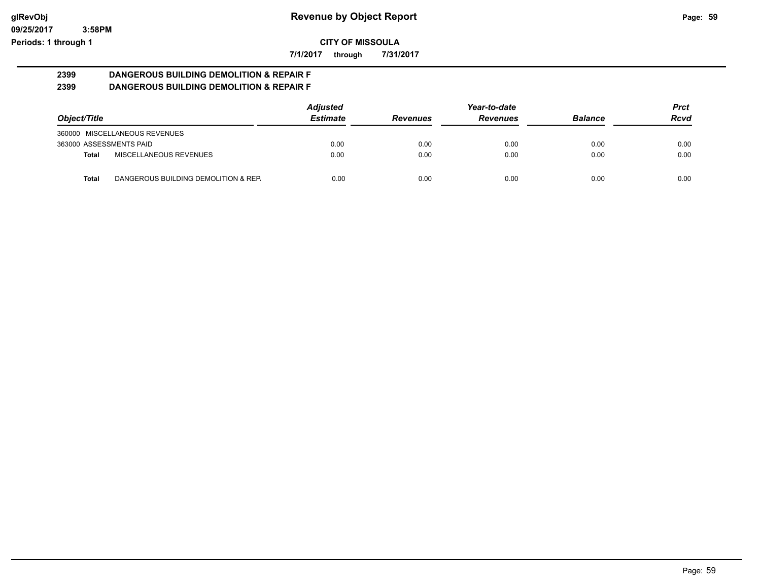# Revenue by Object Report

**CITY OF MISSOULA**

**7/1/2017 through 7/31/2017**

glRevObj
09/25/2017 3:58PM
Periods: 1 through 1

## 2399 DANGEROUS BUILDING DEMOLITION & REPAIR F
## 2399 DANGEROUS BUILDING DEMOLITION & REPAIR F

| Object/Title | | Adjusted Estimate | Revenues | Year-to-date Revenues | Balance | Prct Rcvd |
|---|---|---|---|---|---|---|
| 360000 MISCELLANEOUS REVENUES | | | | | | |
| 363000 ASSESSMENTS PAID | | 0.00 | 0.00 | 0.00 | 0.00 | 0.00 |
| **Total** | MISCELLANEOUS REVENUES | 0.00 | 0.00 | 0.00 | 0.00 | 0.00 |
| **Total** | DANGEROUS BUILDING DEMOLITION & REP. | 0.00 | 0.00 | 0.00 | 0.00 | 0.00 |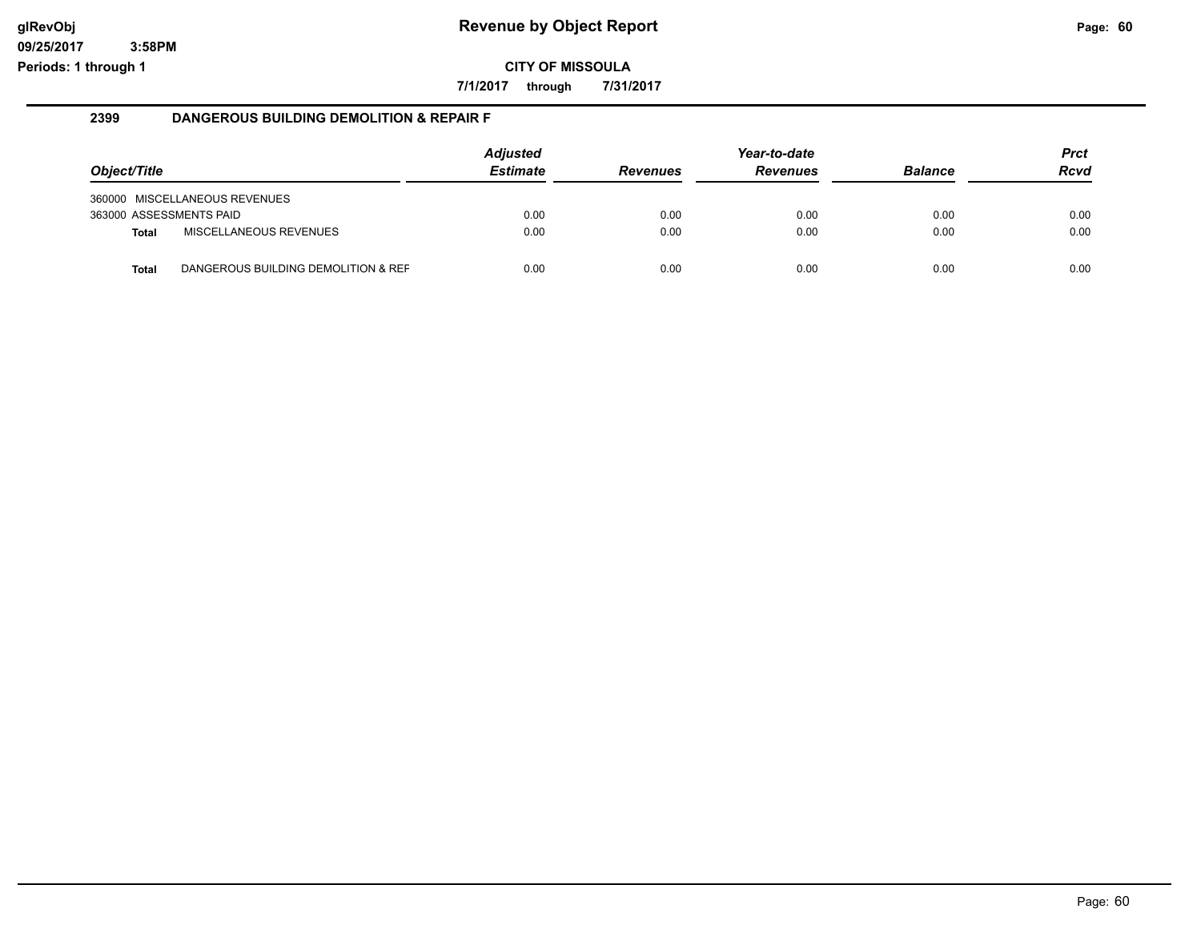**glRevObj**
**09/25/2017 3:58PM**
**Periods: 1 through 1**

# Revenue by Object Report

**CITY OF MISSOULA**

**7/1/2017 through 7/31/2017**

## 2399 DANGEROUS BUILDING DEMOLITION & REPAIR F

| Object/Title | | Adjusted Estimate | Revenues | Year-to-date Revenues | Balance | Prct Rcvd |
|---|---|---|---|---|---|---|
| 360000 MISCELLANEOUS REVENUES | | | | | | |
| 363000 ASSESSMENTS PAID | | 0.00 | 0.00 | 0.00 | 0.00 | 0.00 |
| **Total** | MISCELLANEOUS REVENUES | 0.00 | 0.00 | 0.00 | 0.00 | 0.00 |
| **Total** | DANGEROUS BUILDING DEMOLITION & REF | 0.00 | 0.00 | 0.00 | 0.00 | 0.00 |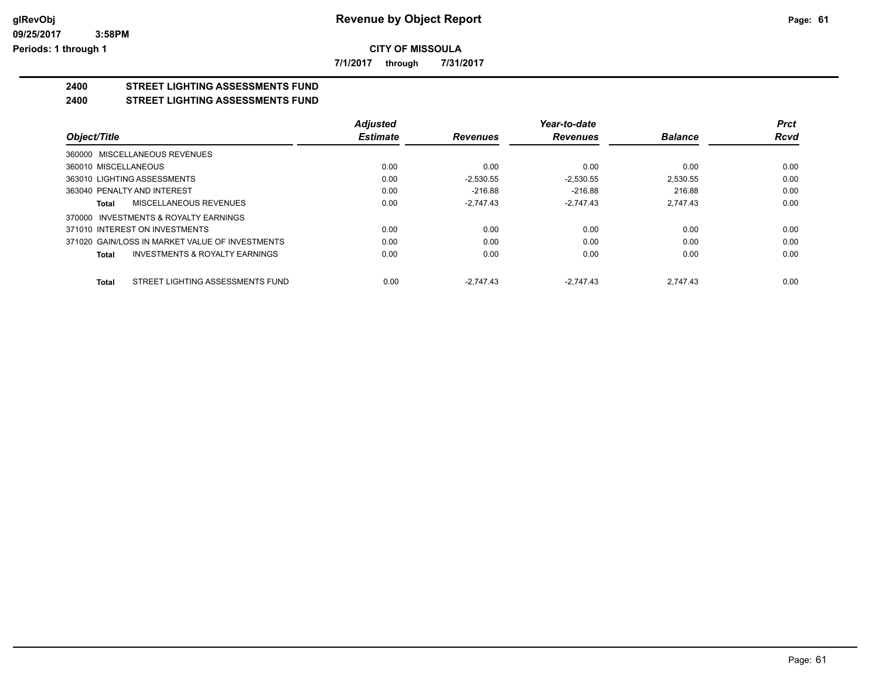# Revenue by Object Report

**CITY OF MISSOULA**

7/1/2017 through 7/31/2017

## 2400 STREET LIGHTING ASSESSMENTS FUND
## 2400 STREET LIGHTING ASSESSMENTS FUND

| Object/Title | Adjusted Estimate | Revenues | Year-to-date Revenues | Balance | Prct Rcvd |
|---|---|---|---|---|---|
| 360000 MISCELLANEOUS REVENUES | | | | | |
| 360010 MISCELLANEOUS | 0.00 | 0.00 | 0.00 | 0.00 | 0.00 |
| 363010 LIGHTING ASSESSMENTS | 0.00 | -2,530.55 | -2,530.55 | 2,530.55 | 0.00 |
| 363040 PENALTY AND INTEREST | 0.00 | -216.88 | -216.88 | 216.88 | 0.00 |
| **Total** MISCELLANEOUS REVENUES | 0.00 | -2,747.43 | -2,747.43 | 2,747.43 | 0.00 |
| 370000 INVESTMENTS & ROYALTY EARNINGS | | | | | |
| 371010 INTEREST ON INVESTMENTS | 0.00 | 0.00 | 0.00 | 0.00 | 0.00 |
| 371020 GAIN/LOSS IN MARKET VALUE OF INVESTMENTS | 0.00 | 0.00 | 0.00 | 0.00 | 0.00 |
| **Total** INVESTMENTS & ROYALTY EARNINGS | 0.00 | 0.00 | 0.00 | 0.00 | 0.00 |
| **Total** STREET LIGHTING ASSESSMENTS FUND | 0.00 | -2,747.43 | -2,747.43 | 2,747.43 | 0.00 |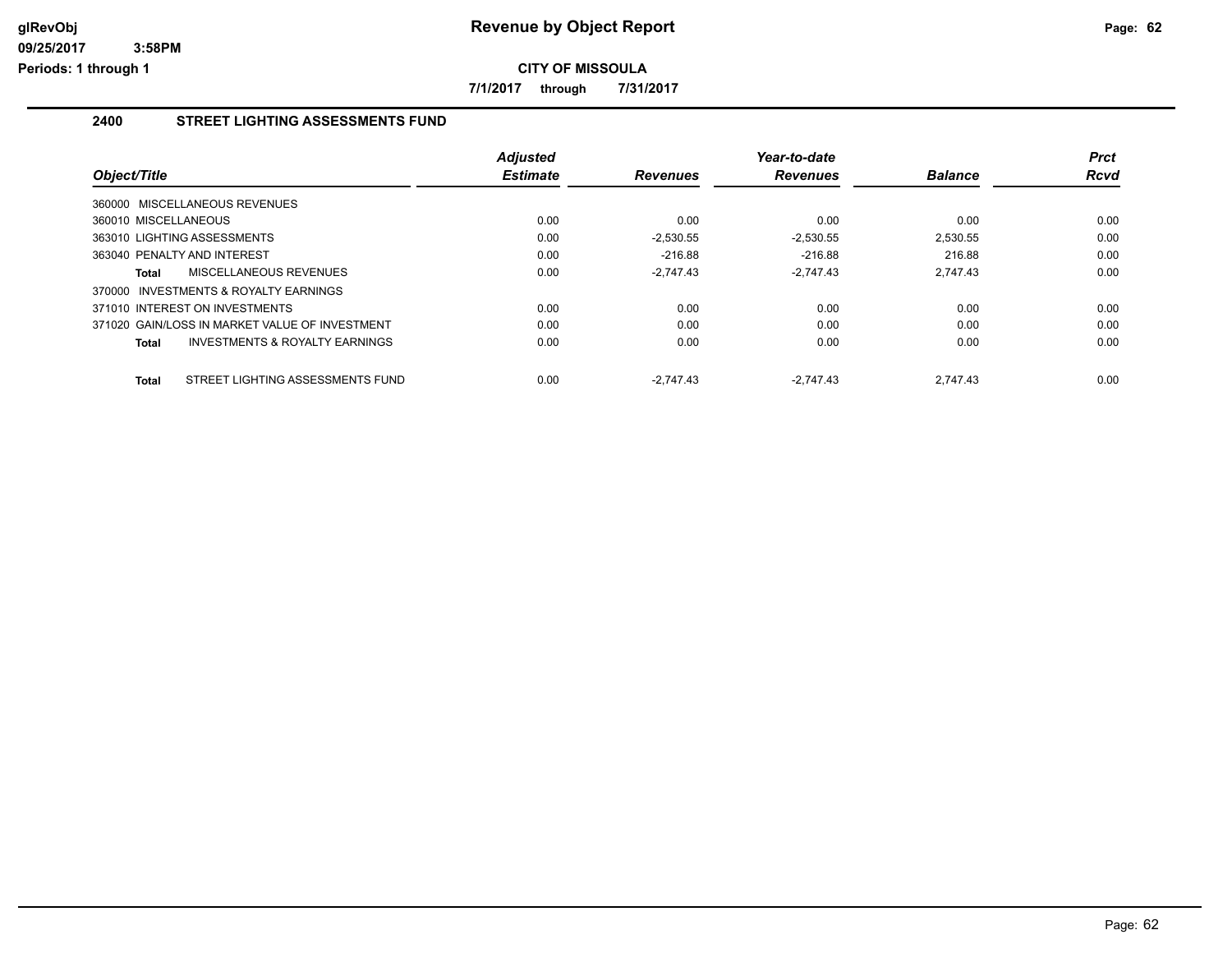# Revenue by Object Report

**CITY OF MISSOULA**

**7/1/2017 through 7/31/2017**

glRevObj
09/25/2017 3:58PM
Periods: 1 through 1

## 2400 STREET LIGHTING ASSESSMENTS FUND

| Object/Title | Adjusted Estimate | Revenues | Year-to-date Revenues | Balance | Prct Rcvd |
|---|---|---|---|---|---|
| 360000 MISCELLANEOUS REVENUES | | | | | |
| 360010 MISCELLANEOUS | 0.00 | 0.00 | 0.00 | 0.00 | 0.00 |
| 363010 LIGHTING ASSESSMENTS | 0.00 | -2,530.55 | -2,530.55 | 2,530.55 | 0.00 |
| 363040 PENALTY AND INTEREST | 0.00 | -216.88 | -216.88 | 216.88 | 0.00 |
| **Total** MISCELLANEOUS REVENUES | 0.00 | -2,747.43 | -2,747.43 | 2,747.43 | 0.00 |
| 370000 INVESTMENTS & ROYALTY EARNINGS | | | | | |
| 371010 INTEREST ON INVESTMENTS | 0.00 | 0.00 | 0.00 | 0.00 | 0.00 |
| 371020 GAIN/LOSS IN MARKET VALUE OF INVESTMENT | 0.00 | 0.00 | 0.00 | 0.00 | 0.00 |
| **Total** INVESTMENTS & ROYALTY EARNINGS | 0.00 | 0.00 | 0.00 | 0.00 | 0.00 |
| **Total** STREET LIGHTING ASSESSMENTS FUND | 0.00 | -2,747.43 | -2,747.43 | 2,747.43 | 0.00 |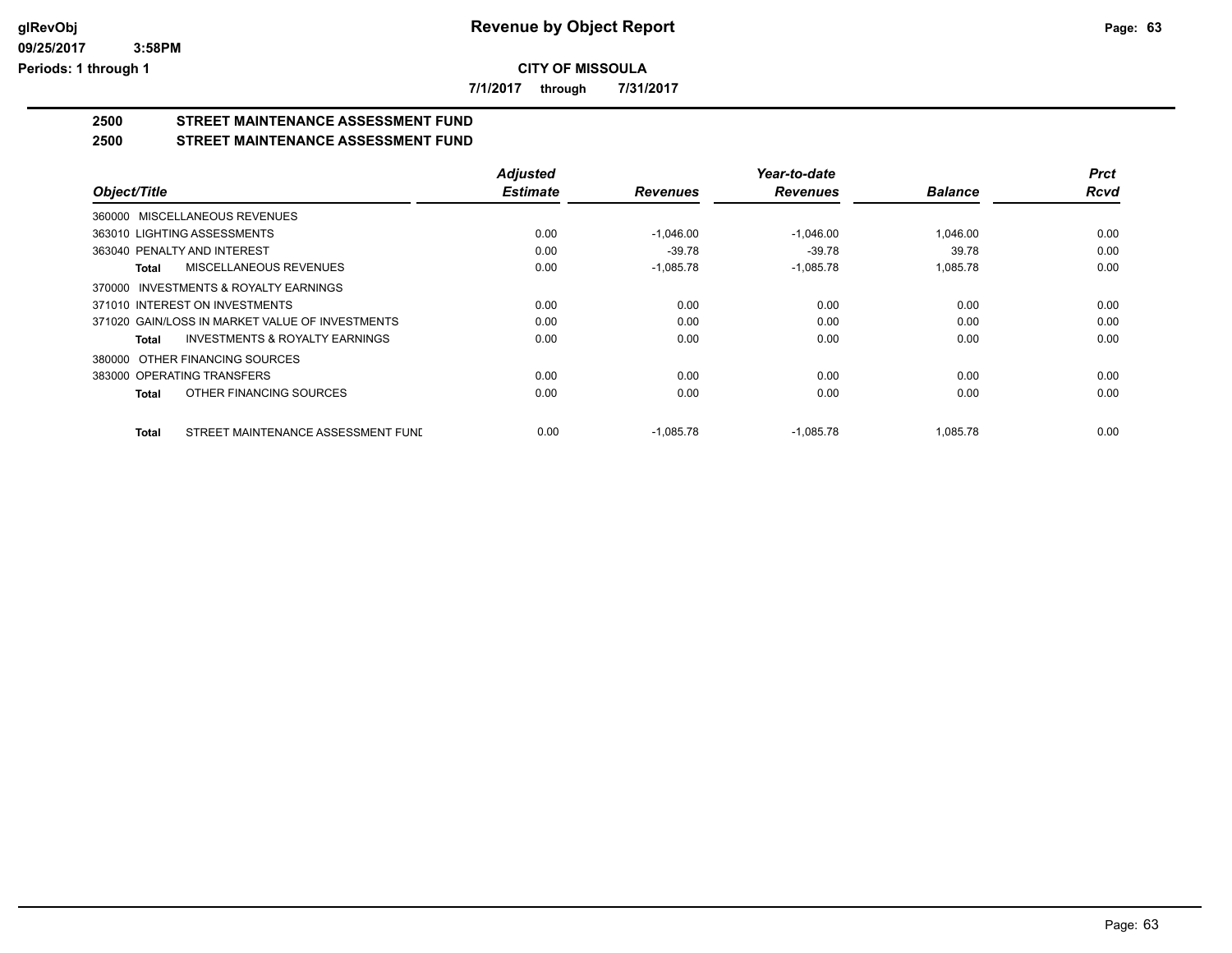**Revenue by Object Report**

**CITY OF MISSOULA**

**7/1/2017 through 7/31/2017**

## 2500 STREET MAINTENANCE ASSESSMENT FUND

## 2500 STREET MAINTENANCE ASSESSMENT FUND

| Object/Title | Adjusted Estimate | Revenues | Year-to-date Revenues | Balance | Prct Rcvd |
|---|---|---|---|---|---|
| 360000 MISCELLANEOUS REVENUES | | | | | |
| 363010 LIGHTING ASSESSMENTS | 0.00 | -1,046.00 | -1,046.00 | 1,046.00 | 0.00 |
| 363040 PENALTY AND INTEREST | 0.00 | -39.78 | -39.78 | 39.78 | 0.00 |
| **Total** MISCELLANEOUS REVENUES | 0.00 | -1,085.78 | -1,085.78 | 1,085.78 | 0.00 |
| 370000 INVESTMENTS & ROYALTY EARNINGS | | | | | |
| 371010 INTEREST ON INVESTMENTS | 0.00 | 0.00 | 0.00 | 0.00 | 0.00 |
| 371020 GAIN/LOSS IN MARKET VALUE OF INVESTMENTS | 0.00 | 0.00 | 0.00 | 0.00 | 0.00 |
| **Total** INVESTMENTS & ROYALTY EARNINGS | 0.00 | 0.00 | 0.00 | 0.00 | 0.00 |
| 380000 OTHER FINANCING SOURCES | | | | | |
| 383000 OPERATING TRANSFERS | 0.00 | 0.00 | 0.00 | 0.00 | 0.00 |
| **Total** OTHER FINANCING SOURCES | 0.00 | 0.00 | 0.00 | 0.00 | 0.00 |
| **Total** STREET MAINTENANCE ASSESSMENT FUNI | 0.00 | -1,085.78 | -1,085.78 | 1,085.78 | 0.00 |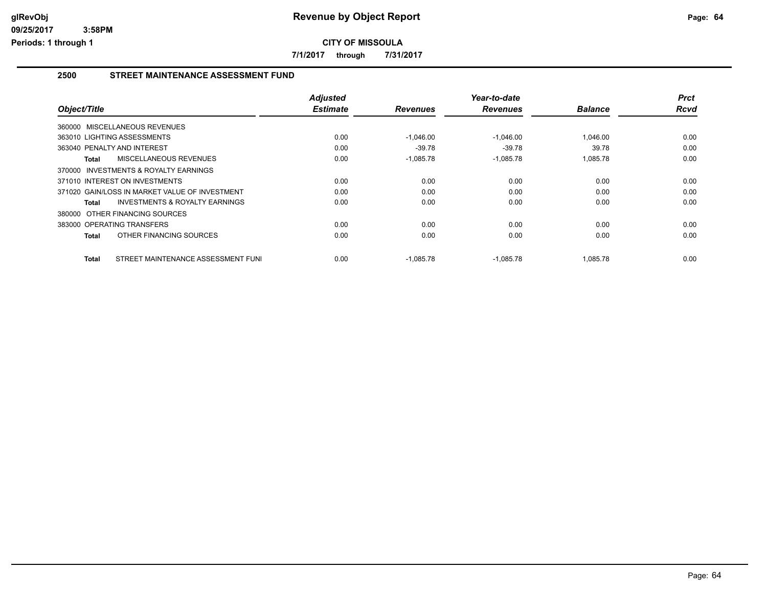# Revenue by Object Report

glRevObj
09/25/2017 3:58PM
Periods: 1 through 1

**CITY OF MISSOULA**

**7/1/2017 through 7/31/2017**

## 2500 STREET MAINTENANCE ASSESSMENT FUND

| Object/Title | | Adjusted Estimate | Revenues | Year-to-date Revenues | Balance | Prct Rcvd |
|---|---|---|---|---|---|---|
| 360000 MISCELLANEOUS REVENUES | | | | | | |
| 363010 LIGHTING ASSESSMENTS | | 0.00 | -1,046.00 | -1,046.00 | 1,046.00 | 0.00 |
| 363040 PENALTY AND INTEREST | | 0.00 | -39.78 | -39.78 | 39.78 | 0.00 |
| Total | MISCELLANEOUS REVENUES | 0.00 | -1,085.78 | -1,085.78 | 1,085.78 | 0.00 |
| 370000 INVESTMENTS & ROYALTY EARNINGS | | | | | | |
| 371010 INTEREST ON INVESTMENTS | | 0.00 | 0.00 | 0.00 | 0.00 | 0.00 |
| 371020 GAIN/LOSS IN MARKET VALUE OF INVESTMENT | | 0.00 | 0.00 | 0.00 | 0.00 | 0.00 |
| Total | INVESTMENTS & ROYALTY EARNINGS | 0.00 | 0.00 | 0.00 | 0.00 | 0.00 |
| 380000 OTHER FINANCING SOURCES | | | | | | |
| 383000 OPERATING TRANSFERS | | 0.00 | 0.00 | 0.00 | 0.00 | 0.00 |
| Total | OTHER FINANCING SOURCES | 0.00 | 0.00 | 0.00 | 0.00 | 0.00 |
| Total | STREET MAINTENANCE ASSESSMENT FUNI | 0.00 | -1,085.78 | -1,085.78 | 1,085.78 | 0.00 |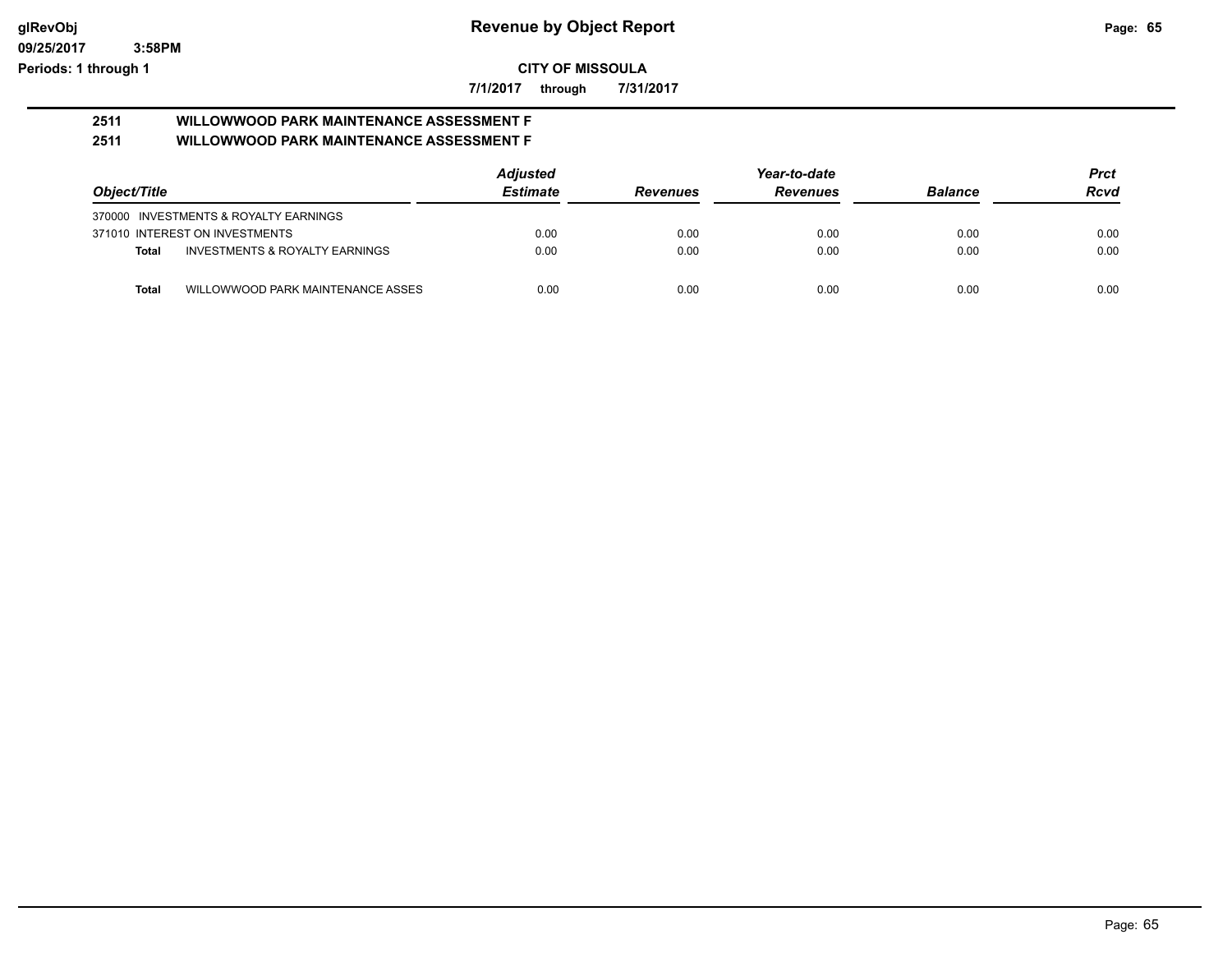# Revenue by Object Report

glRevObj
09/25/2017 3:58PM
Periods: 1 through 1

**CITY OF MISSOULA**

**7/1/2017 through 7/31/2017**

## 2511 WILLOWWOOD PARK MAINTENANCE ASSESSMENT F
## 2511 WILLOWWOOD PARK MAINTENANCE ASSESSMENT F

| Object/Title | | Adjusted Estimate | Revenues | Year-to-date Revenues | Balance | Prct Rcvd |
|---|---|---|---|---|---|---|
| 370000 INVESTMENTS & ROYALTY EARNINGS | | | | | | |
| 371010 INTEREST ON INVESTMENTS | | 0.00 | 0.00 | 0.00 | 0.00 | 0.00 |
| **Total** | INVESTMENTS & ROYALTY EARNINGS | 0.00 | 0.00 | 0.00 | 0.00 | 0.00 |
| **Total** | WILLOWWOOD PARK MAINTENANCE ASSES | 0.00 | 0.00 | 0.00 | 0.00 | 0.00 |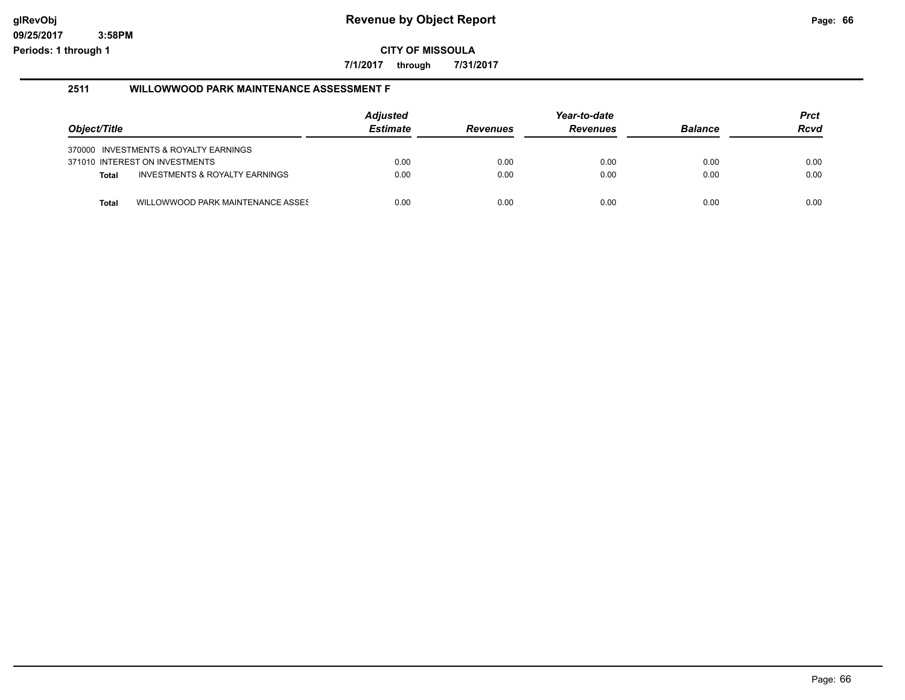# Revenue by Object Report

glRevObj
09/25/2017 3:58PM
Periods: 1 through 1

**CITY OF MISSOULA**

**7/1/2017 through 7/31/2017**

## 2511 WILLOWWOOD PARK MAINTENANCE ASSESSMENT F

| Object/Title | | Adjusted Estimate | Revenues | Year-to-date Revenues | Balance | Prct Rcvd |
|---|---|---|---|---|---|---|
| 370000 INVESTMENTS & ROYALTY EARNINGS | | | | | | |
| 371010 INTEREST ON INVESTMENTS | | 0.00 | 0.00 | 0.00 | 0.00 | 0.00 |
| **Total** | INVESTMENTS & ROYALTY EARNINGS | 0.00 | 0.00 | 0.00 | 0.00 | 0.00 |
| **Total** | WILLOWWOOD PARK MAINTENANCE ASSES | 0.00 | 0.00 | 0.00 | 0.00 | 0.00 |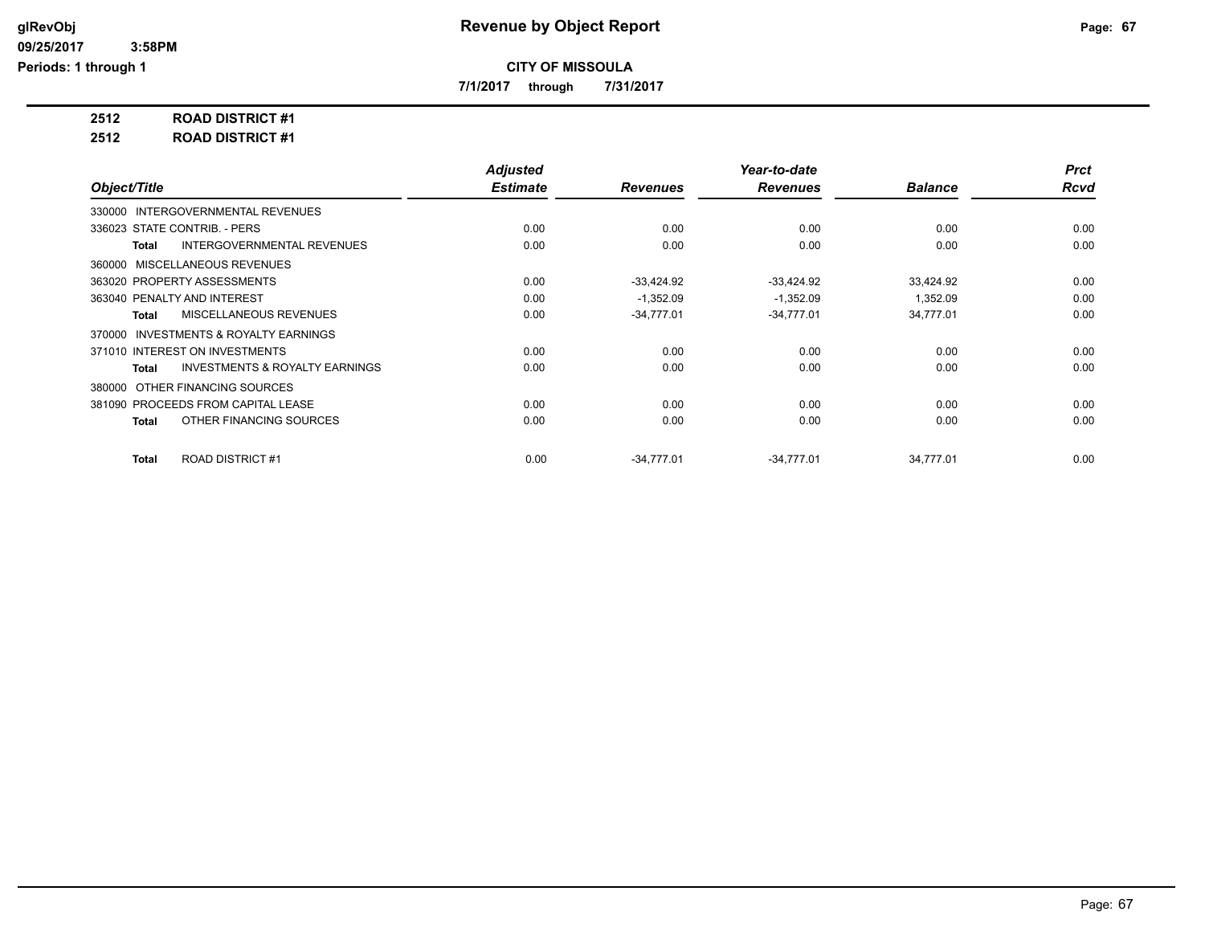# Revenue by Object Report

glRevObj
09/25/2017 3:58PM
Periods: 1 through 1

**CITY OF MISSOULA**

**7/1/2017 through 7/31/2017**

**2512 ROAD DISTRICT #1**

**2512 ROAD DISTRICT #1**

| Object/Title | Adjusted Estimate | Revenues | Year-to-date Revenues | Balance | Prct Rcvd |
|---|---|---|---|---|---|
| 330000 INTERGOVERNMENTAL REVENUES | | | | | |
| 336023 STATE CONTRIB. - PERS | 0.00 | 0.00 | 0.00 | 0.00 | 0.00 |
| **Total** INTERGOVERNMENTAL REVENUES | 0.00 | 0.00 | 0.00 | 0.00 | 0.00 |
| 360000 MISCELLANEOUS REVENUES | | | | | |
| 363020 PROPERTY ASSESSMENTS | 0.00 | -33,424.92 | -33,424.92 | 33,424.92 | 0.00 |
| 363040 PENALTY AND INTEREST | 0.00 | -1,352.09 | -1,352.09 | 1,352.09 | 0.00 |
| **Total** MISCELLANEOUS REVENUES | 0.00 | -34,777.01 | -34,777.01 | 34,777.01 | 0.00 |
| 370000 INVESTMENTS & ROYALTY EARNINGS | | | | | |
| 371010 INTEREST ON INVESTMENTS | 0.00 | 0.00 | 0.00 | 0.00 | 0.00 |
| **Total** INVESTMENTS & ROYALTY EARNINGS | 0.00 | 0.00 | 0.00 | 0.00 | 0.00 |
| 380000 OTHER FINANCING SOURCES | | | | | |
| 381090 PROCEEDS FROM CAPITAL LEASE | 0.00 | 0.00 | 0.00 | 0.00 | 0.00 |
| **Total** OTHER FINANCING SOURCES | 0.00 | 0.00 | 0.00 | 0.00 | 0.00 |
| **Total** ROAD DISTRICT #1 | 0.00 | -34,777.01 | -34,777.01 | 34,777.01 | 0.00 |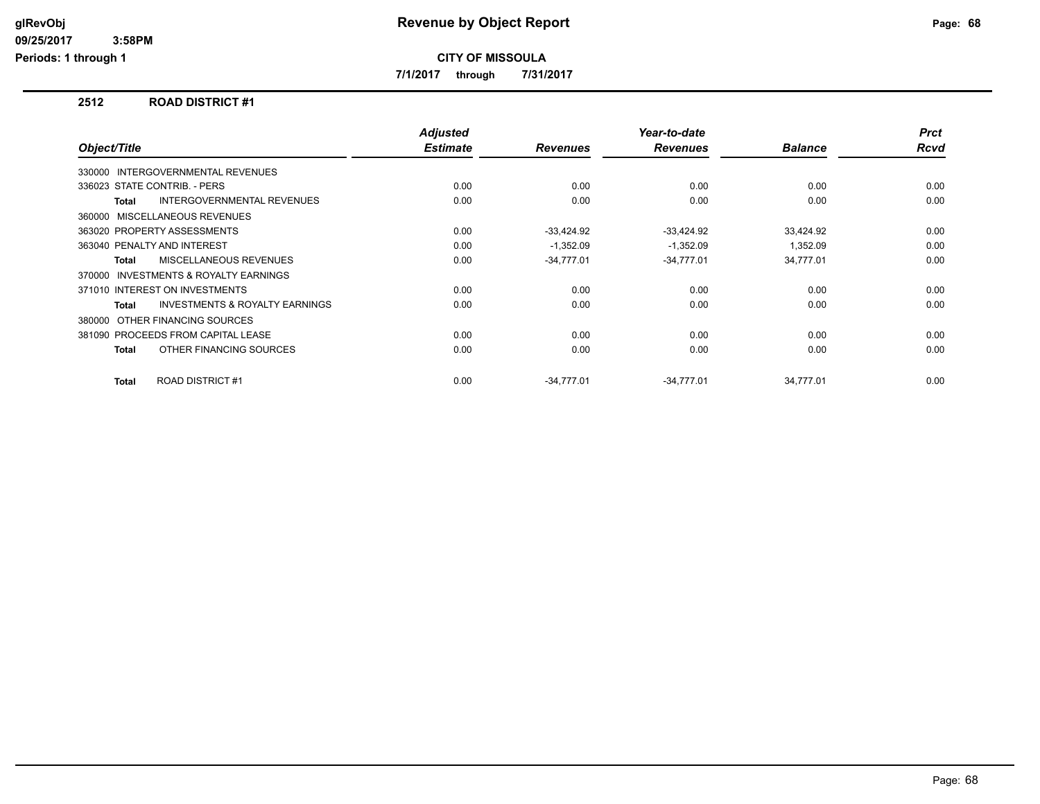# Revenue by Object Report

glRevObj
09/25/2017 3:58PM
Periods: 1 through 1

**CITY OF MISSOULA**

7/1/2017 through 7/31/2017

## 2512 ROAD DISTRICT #1

| Object/Title | Adjusted Estimate | Revenues | Year-to-date Revenues | Balance | Prct Rcvd |
|---|---|---|---|---|---|
| 330000 INTERGOVERNMENTAL REVENUES | | | | | |
| 336023 STATE CONTRIB. - PERS | 0.00 | 0.00 | 0.00 | 0.00 | 0.00 |
| **Total** INTERGOVERNMENTAL REVENUES | 0.00 | 0.00 | 0.00 | 0.00 | 0.00 |
| 360000 MISCELLANEOUS REVENUES | | | | | |
| 363020 PROPERTY ASSESSMENTS | 0.00 | -33,424.92 | -33,424.92 | 33,424.92 | 0.00 |
| 363040 PENALTY AND INTEREST | 0.00 | -1,352.09 | -1,352.09 | 1,352.09 | 0.00 |
| **Total** MISCELLANEOUS REVENUES | 0.00 | -34,777.01 | -34,777.01 | 34,777.01 | 0.00 |
| 370000 INVESTMENTS & ROYALTY EARNINGS | | | | | |
| 371010 INTEREST ON INVESTMENTS | 0.00 | 0.00 | 0.00 | 0.00 | 0.00 |
| **Total** INVESTMENTS & ROYALTY EARNINGS | 0.00 | 0.00 | 0.00 | 0.00 | 0.00 |
| 380000 OTHER FINANCING SOURCES | | | | | |
| 381090 PROCEEDS FROM CAPITAL LEASE | 0.00 | 0.00 | 0.00 | 0.00 | 0.00 |
| **Total** OTHER FINANCING SOURCES | 0.00 | 0.00 | 0.00 | 0.00 | 0.00 |
| **Total** ROAD DISTRICT #1 | 0.00 | -34,777.01 | -34,777.01 | 34,777.01 | 0.00 |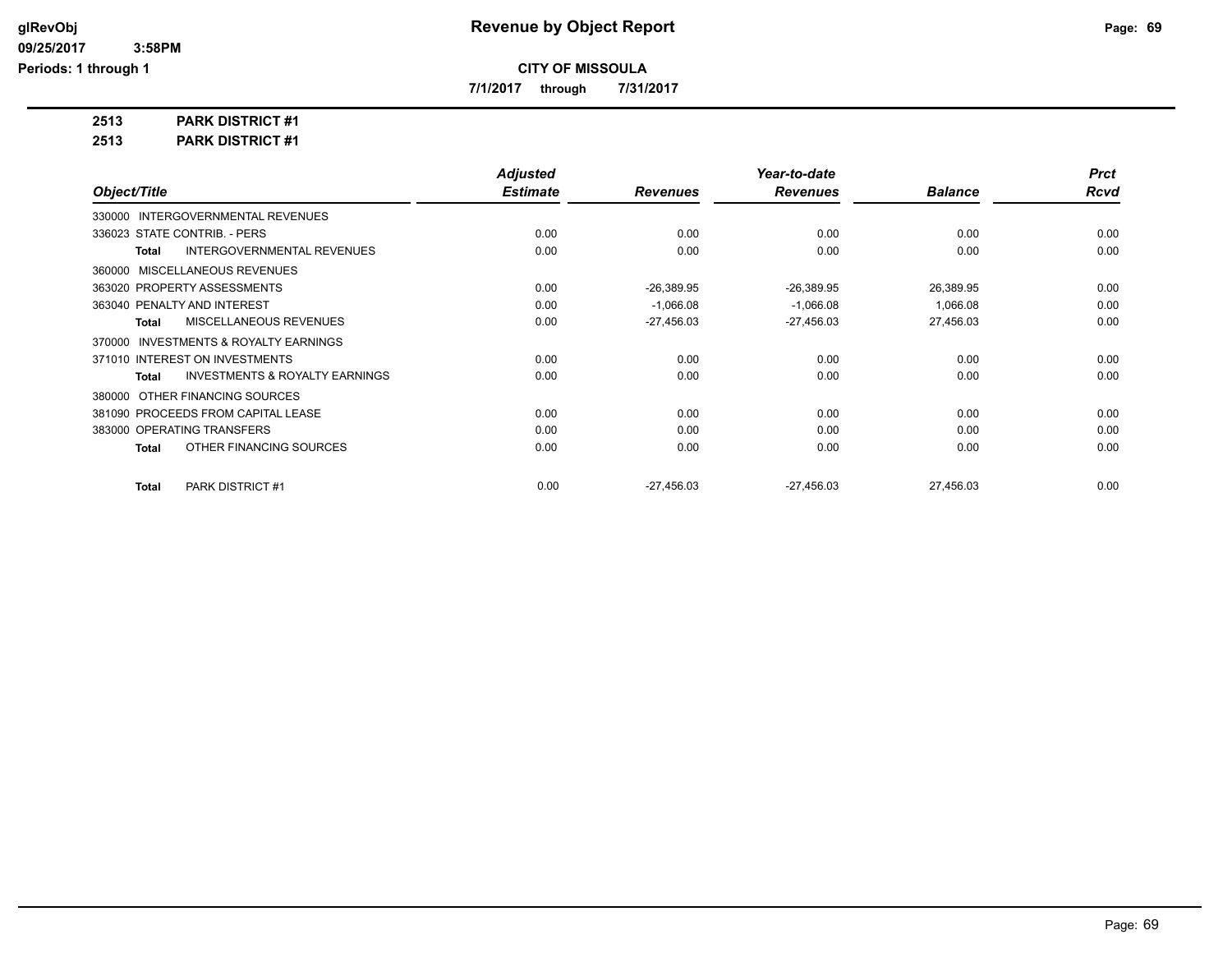glRevObj
09/25/2017 3:58PM
Periods: 1 through 1

# Revenue by Object Report

**CITY OF MISSOULA**

**7/1/2017 through 7/31/2017**

**2513 PARK DISTRICT #1**

**2513 PARK DISTRICT #1**

| Object/Title | Adjusted Estimate | Revenues | Year-to-date Revenues | Balance | Prct Rcvd |
|---|---|---|---|---|---|
| 330000 INTERGOVERNMENTAL REVENUES | | | | | |
| 336023 STATE CONTRIB. - PERS | 0.00 | 0.00 | 0.00 | 0.00 | 0.00 |
| **Total** INTERGOVERNMENTAL REVENUES | 0.00 | 0.00 | 0.00 | 0.00 | 0.00 |
| 360000 MISCELLANEOUS REVENUES | | | | | |
| 363020 PROPERTY ASSESSMENTS | 0.00 | -26,389.95 | -26,389.95 | 26,389.95 | 0.00 |
| 363040 PENALTY AND INTEREST | 0.00 | -1,066.08 | -1,066.08 | 1,066.08 | 0.00 |
| **Total** MISCELLANEOUS REVENUES | 0.00 | -27,456.03 | -27,456.03 | 27,456.03 | 0.00 |
| 370000 INVESTMENTS & ROYALTY EARNINGS | | | | | |
| 371010 INTEREST ON INVESTMENTS | 0.00 | 0.00 | 0.00 | 0.00 | 0.00 |
| **Total** INVESTMENTS & ROYALTY EARNINGS | 0.00 | 0.00 | 0.00 | 0.00 | 0.00 |
| 380000 OTHER FINANCING SOURCES | | | | | |
| 381090 PROCEEDS FROM CAPITAL LEASE | 0.00 | 0.00 | 0.00 | 0.00 | 0.00 |
| 383000 OPERATING TRANSFERS | 0.00 | 0.00 | 0.00 | 0.00 | 0.00 |
| **Total** OTHER FINANCING SOURCES | 0.00 | 0.00 | 0.00 | 0.00 | 0.00 |
| **Total** PARK DISTRICT #1 | 0.00 | -27,456.03 | -27,456.03 | 27,456.03 | 0.00 |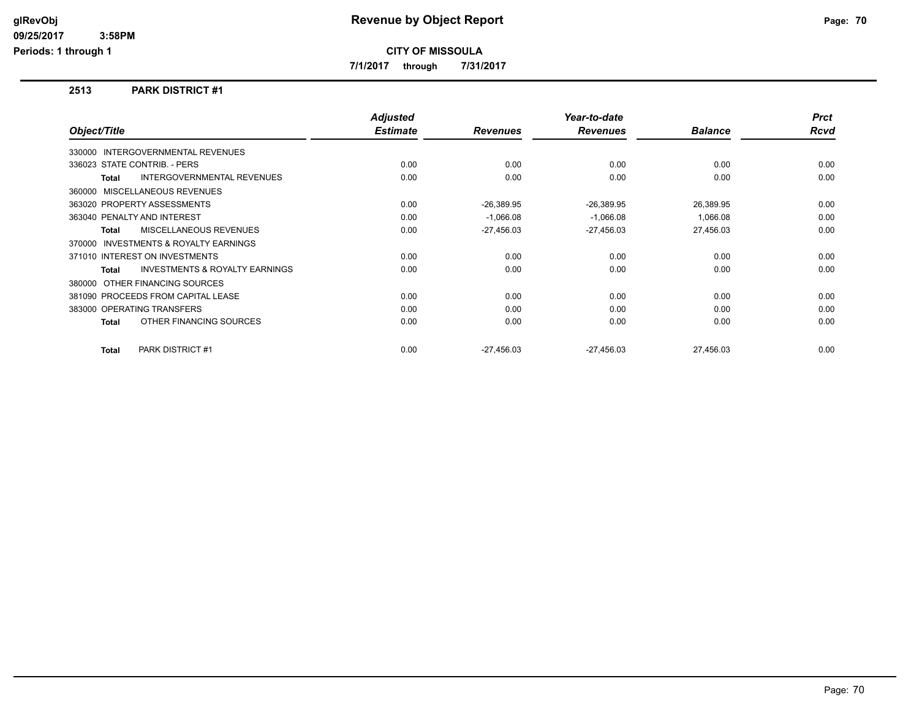# Revenue by Object Report

**CITY OF MISSOULA**

**7/1/2017 through 7/31/2017**

glRevObj
09/25/2017 3:58PM
Periods: 1 through 1

## 2513 PARK DISTRICT #1

| Object/Title | Adjusted Estimate | Revenues | Year-to-date Revenues | Balance | Prct Rcvd |
|---|---|---|---|---|---|
| 330000 INTERGOVERNMENTAL REVENUES | | | | | |
| 336023 STATE CONTRIB. - PERS | 0.00 | 0.00 | 0.00 | 0.00 | 0.00 |
| **Total** INTERGOVERNMENTAL REVENUES | 0.00 | 0.00 | 0.00 | 0.00 | 0.00 |
| 360000 MISCELLANEOUS REVENUES | | | | | |
| 363020 PROPERTY ASSESSMENTS | 0.00 | -26,389.95 | -26,389.95 | 26,389.95 | 0.00 |
| 363040 PENALTY AND INTEREST | 0.00 | -1,066.08 | -1,066.08 | 1,066.08 | 0.00 |
| **Total** MISCELLANEOUS REVENUES | 0.00 | -27,456.03 | -27,456.03 | 27,456.03 | 0.00 |
| 370000 INVESTMENTS & ROYALTY EARNINGS | | | | | |
| 371010 INTEREST ON INVESTMENTS | 0.00 | 0.00 | 0.00 | 0.00 | 0.00 |
| **Total** INVESTMENTS & ROYALTY EARNINGS | 0.00 | 0.00 | 0.00 | 0.00 | 0.00 |
| 380000 OTHER FINANCING SOURCES | | | | | |
| 381090 PROCEEDS FROM CAPITAL LEASE | 0.00 | 0.00 | 0.00 | 0.00 | 0.00 |
| 383000 OPERATING TRANSFERS | 0.00 | 0.00 | 0.00 | 0.00 | 0.00 |
| **Total** OTHER FINANCING SOURCES | 0.00 | 0.00 | 0.00 | 0.00 | 0.00 |
| **Total** PARK DISTRICT #1 | 0.00 | -27,456.03 | -27,456.03 | 27,456.03 | 0.00 |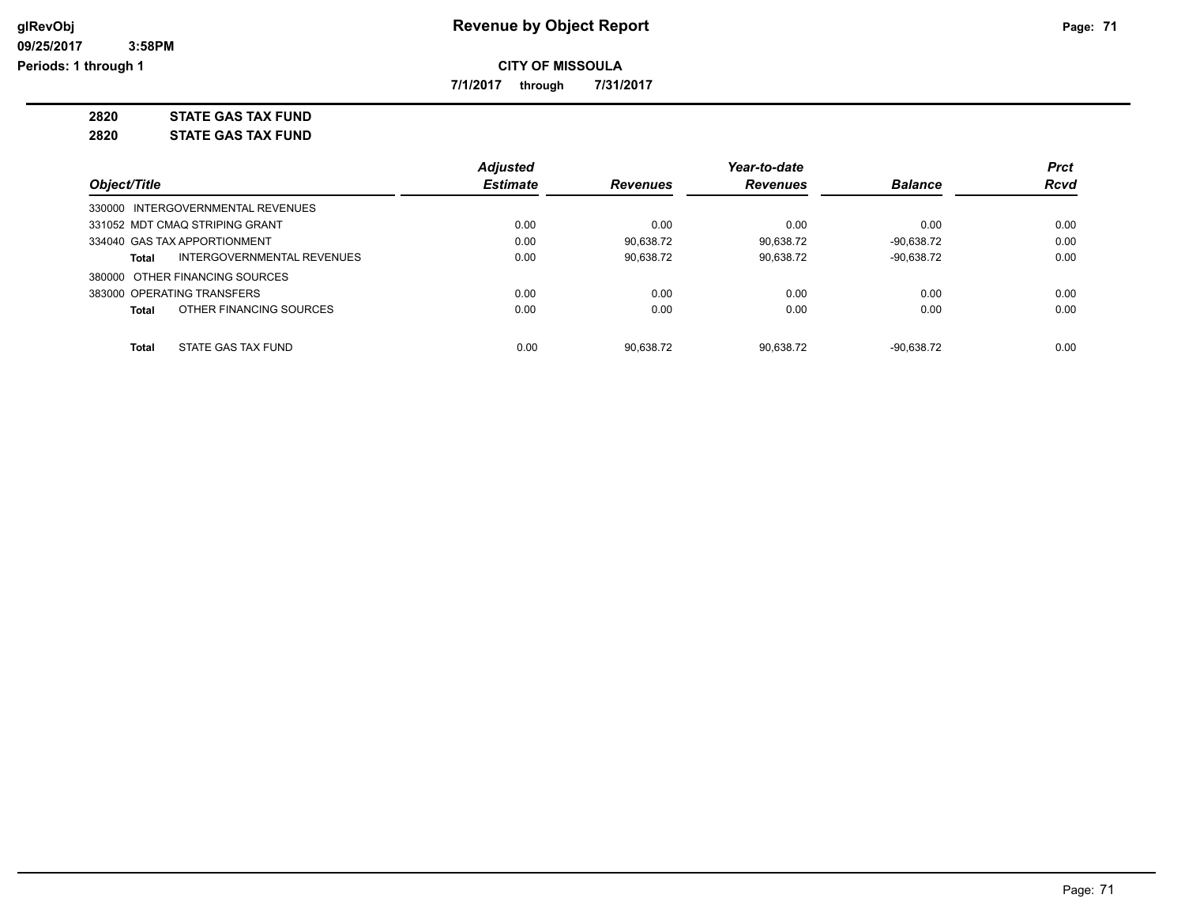# Revenue by Object Report

**CITY OF MISSOULA**

**7/1/2017 through 7/31/2017**

**2820 STATE GAS TAX FUND**

**2820 STATE GAS TAX FUND**

| Object/Title | Adjusted Estimate | Revenues | Year-to-date Revenues | Balance | Prct Rcvd |
|---|---|---|---|---|---|
| 330000 INTERGOVERNMENTAL REVENUES | | | | | |
| 331052 MDT CMAQ STRIPING GRANT | 0.00 | 0.00 | 0.00 | 0.00 | 0.00 |
| 334040 GAS TAX APPORTIONMENT | 0.00 | 90,638.72 | 90,638.72 | -90,638.72 | 0.00 |
| **Total** INTERGOVERNMENTAL REVENUES | 0.00 | 90,638.72 | 90,638.72 | -90,638.72 | 0.00 |
| 380000 OTHER FINANCING SOURCES | | | | | |
| 383000 OPERATING TRANSFERS | 0.00 | 0.00 | 0.00 | 0.00 | 0.00 |
| **Total** OTHER FINANCING SOURCES | 0.00 | 0.00 | 0.00 | 0.00 | 0.00 |
| **Total** STATE GAS TAX FUND | 0.00 | 90,638.72 | 90,638.72 | -90,638.72 | 0.00 |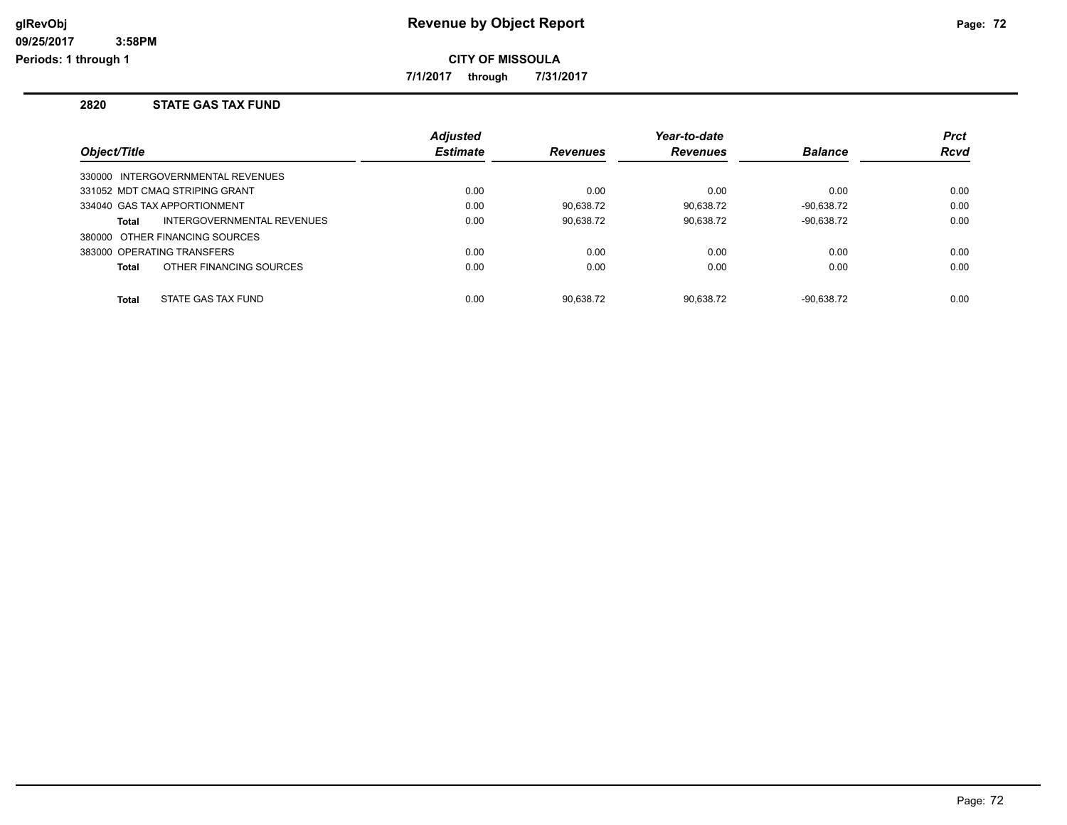# Revenue by Object Report

glRevObj
09/25/2017 3:58PM
Periods: 1 through 1

**CITY OF MISSOULA**

**7/1/2017 through 7/31/2017**

## 2820 STATE GAS TAX FUND

| Object/Title | Adjusted Estimate | Revenues | Year-to-date Revenues | Balance | Prct Rcvd |
|---|---|---|---|---|---|
| 330000 INTERGOVERNMENTAL REVENUES | | | | | |
| 331052 MDT CMAQ STRIPING GRANT | 0.00 | 0.00 | 0.00 | 0.00 | 0.00 |
| 334040 GAS TAX APPORTIONMENT | 0.00 | 90,638.72 | 90,638.72 | -90,638.72 | 0.00 |
| **Total** INTERGOVERNMENTAL REVENUES | 0.00 | 90,638.72 | 90,638.72 | -90,638.72 | 0.00 |
| 380000 OTHER FINANCING SOURCES | | | | | |
| 383000 OPERATING TRANSFERS | 0.00 | 0.00 | 0.00 | 0.00 | 0.00 |
| **Total** OTHER FINANCING SOURCES | 0.00 | 0.00 | 0.00 | 0.00 | 0.00 |
| **Total** STATE GAS TAX FUND | 0.00 | 90,638.72 | 90,638.72 | -90,638.72 | 0.00 |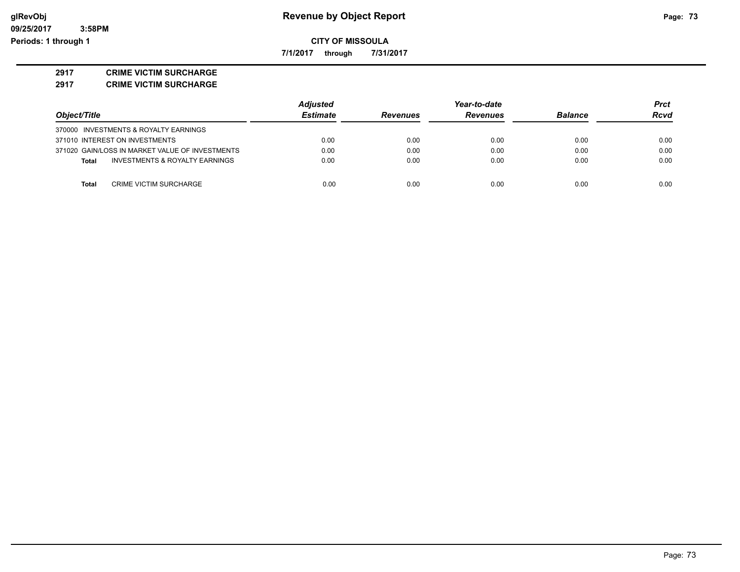# Revenue by Object Report

**CITY OF MISSOULA**

**7/1/2017 through 7/31/2017**

glRevObj
09/25/2017 3:58PM
Periods: 1 through 1

## 2917 CRIME VICTIM SURCHARGE

### 2917 CRIME VICTIM SURCHARGE

| Object/Title | Adjusted Estimate | Revenues | Year-to-date Revenues | Balance | Prct Rcvd |
|---|---|---|---|---|---|
| 370000 INVESTMENTS & ROYALTY EARNINGS | | | | | |
| 371010 INTEREST ON INVESTMENTS | 0.00 | 0.00 | 0.00 | 0.00 | 0.00 |
| 371020 GAIN/LOSS IN MARKET VALUE OF INVESTMENTS | 0.00 | 0.00 | 0.00 | 0.00 | 0.00 |
| **Total** INVESTMENTS & ROYALTY EARNINGS | 0.00 | 0.00 | 0.00 | 0.00 | 0.00 |
| **Total** CRIME VICTIM SURCHARGE | 0.00 | 0.00 | 0.00 | 0.00 | 0.00 |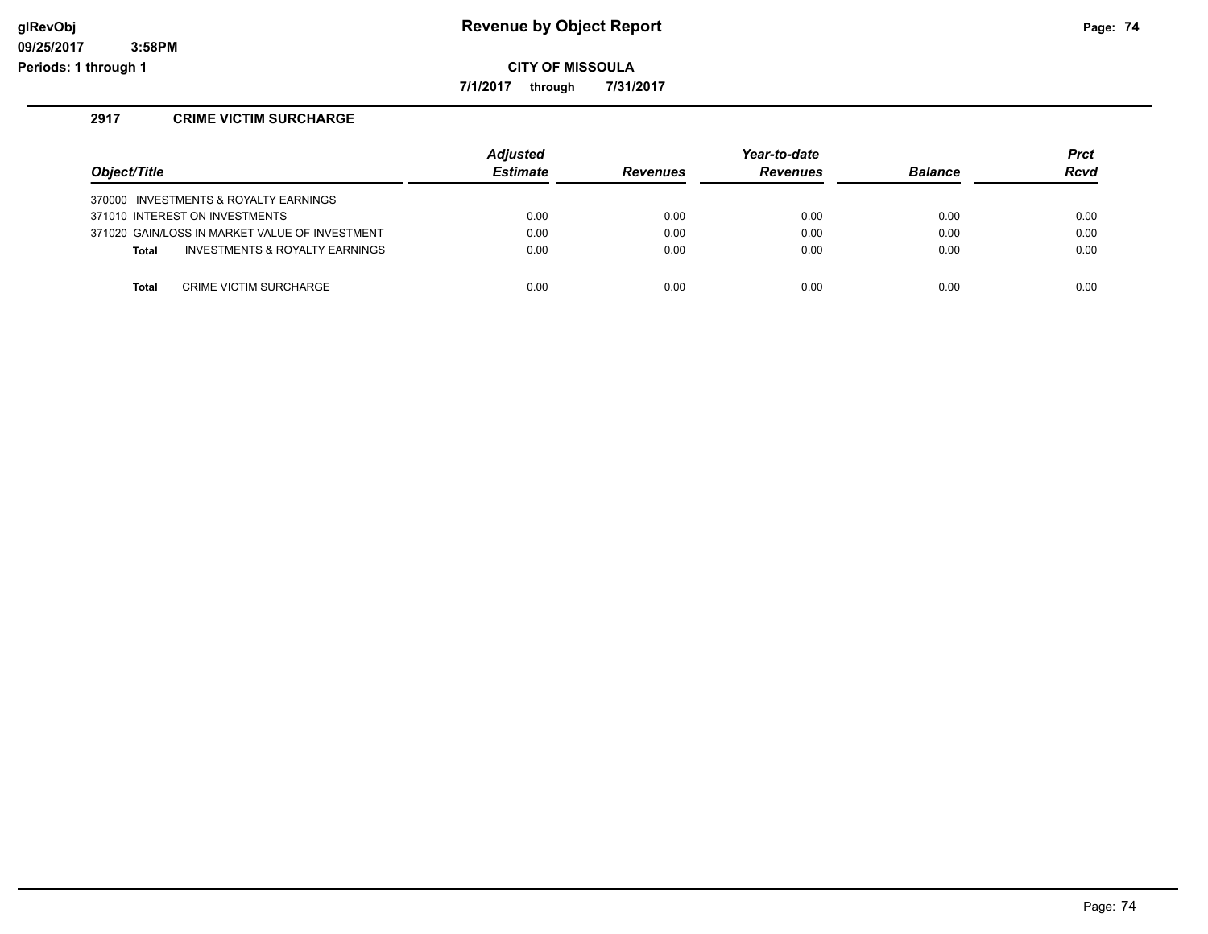**Revenue by Object Report**

**CITY OF MISSOULA**

**7/1/2017 through 7/31/2017**

glRevObj
09/25/2017 3:58PM
Periods: 1 through 1

## 2917 CRIME VICTIM SURCHARGE

| Object/Title | Adjusted Estimate | Revenues | Year-to-date Revenues | Balance | Prct Rcvd |
|---|---|---|---|---|---|
| 370000 INVESTMENTS & ROYALTY EARNINGS | | | | | |
| 371010 INTEREST ON INVESTMENTS | 0.00 | 0.00 | 0.00 | 0.00 | 0.00 |
| 371020 GAIN/LOSS IN MARKET VALUE OF INVESTMENT | 0.00 | 0.00 | 0.00 | 0.00 | 0.00 |
| **Total** INVESTMENTS & ROYALTY EARNINGS | 0.00 | 0.00 | 0.00 | 0.00 | 0.00 |
| | | | | | |
| **Total** CRIME VICTIM SURCHARGE | 0.00 | 0.00 | 0.00 | 0.00 | 0.00 |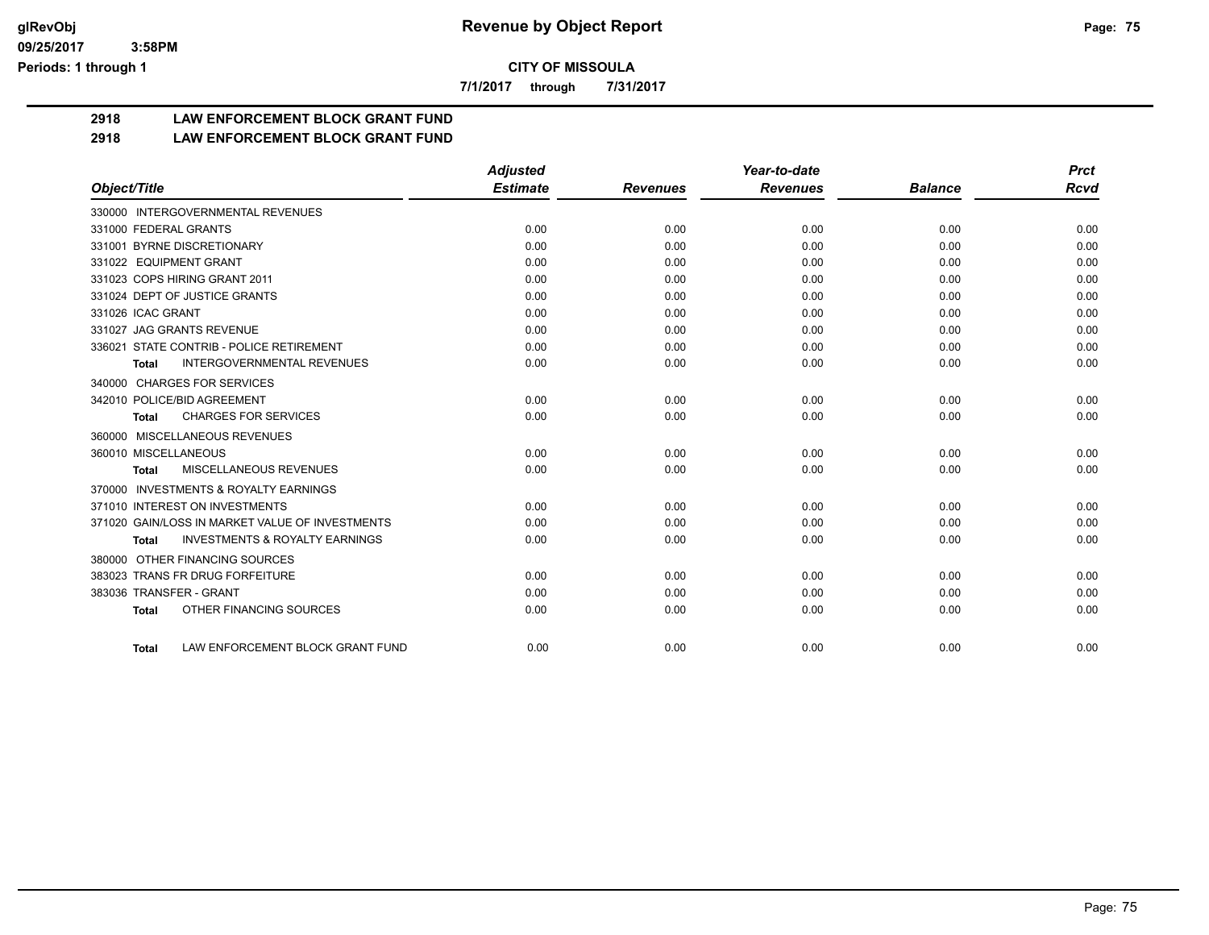**CITY OF MISSOULA**

**7/1/2017 through 7/31/2017**

## 2918 LAW ENFORCEMENT BLOCK GRANT FUND

## 2918 LAW ENFORCEMENT BLOCK GRANT FUND

| Object/Title | Adjusted Estimate | Revenues | Year-to-date Revenues | Balance | Prct Rcvd |
|---|---|---|---|---|---|
| 330000 INTERGOVERNMENTAL REVENUES | | | | | |
| 331000 FEDERAL GRANTS | 0.00 | 0.00 | 0.00 | 0.00 | 0.00 |
| 331001 BYRNE DISCRETIONARY | 0.00 | 0.00 | 0.00 | 0.00 | 0.00 |
| 331022 EQUIPMENT GRANT | 0.00 | 0.00 | 0.00 | 0.00 | 0.00 |
| 331023 COPS HIRING GRANT 2011 | 0.00 | 0.00 | 0.00 | 0.00 | 0.00 |
| 331024 DEPT OF JUSTICE GRANTS | 0.00 | 0.00 | 0.00 | 0.00 | 0.00 |
| 331026 ICAC GRANT | 0.00 | 0.00 | 0.00 | 0.00 | 0.00 |
| 331027 JAG GRANTS REVENUE | 0.00 | 0.00 | 0.00 | 0.00 | 0.00 |
| 336021 STATE CONTRIB - POLICE RETIREMENT | 0.00 | 0.00 | 0.00 | 0.00 | 0.00 |
| **Total** INTERGOVERNMENTAL REVENUES | 0.00 | 0.00 | 0.00 | 0.00 | 0.00 |
| 340000 CHARGES FOR SERVICES | | | | | |
| 342010 POLICE/BID AGREEMENT | 0.00 | 0.00 | 0.00 | 0.00 | 0.00 |
| **Total** CHARGES FOR SERVICES | 0.00 | 0.00 | 0.00 | 0.00 | 0.00 |
| 360000 MISCELLANEOUS REVENUES | | | | | |
| 360010 MISCELLANEOUS | 0.00 | 0.00 | 0.00 | 0.00 | 0.00 |
| **Total** MISCELLANEOUS REVENUES | 0.00 | 0.00 | 0.00 | 0.00 | 0.00 |
| 370000 INVESTMENTS & ROYALTY EARNINGS | | | | | |
| 371010 INTEREST ON INVESTMENTS | 0.00 | 0.00 | 0.00 | 0.00 | 0.00 |
| 371020 GAIN/LOSS IN MARKET VALUE OF INVESTMENTS | 0.00 | 0.00 | 0.00 | 0.00 | 0.00 |
| **Total** INVESTMENTS & ROYALTY EARNINGS | 0.00 | 0.00 | 0.00 | 0.00 | 0.00 |
| 380000 OTHER FINANCING SOURCES | | | | | |
| 383023 TRANS FR DRUG FORFEITURE | 0.00 | 0.00 | 0.00 | 0.00 | 0.00 |
| 383036 TRANSFER - GRANT | 0.00 | 0.00 | 0.00 | 0.00 | 0.00 |
| **Total** OTHER FINANCING SOURCES | 0.00 | 0.00 | 0.00 | 0.00 | 0.00 |
| **Total** LAW ENFORCEMENT BLOCK GRANT FUND | 0.00 | 0.00 | 0.00 | 0.00 | 0.00 |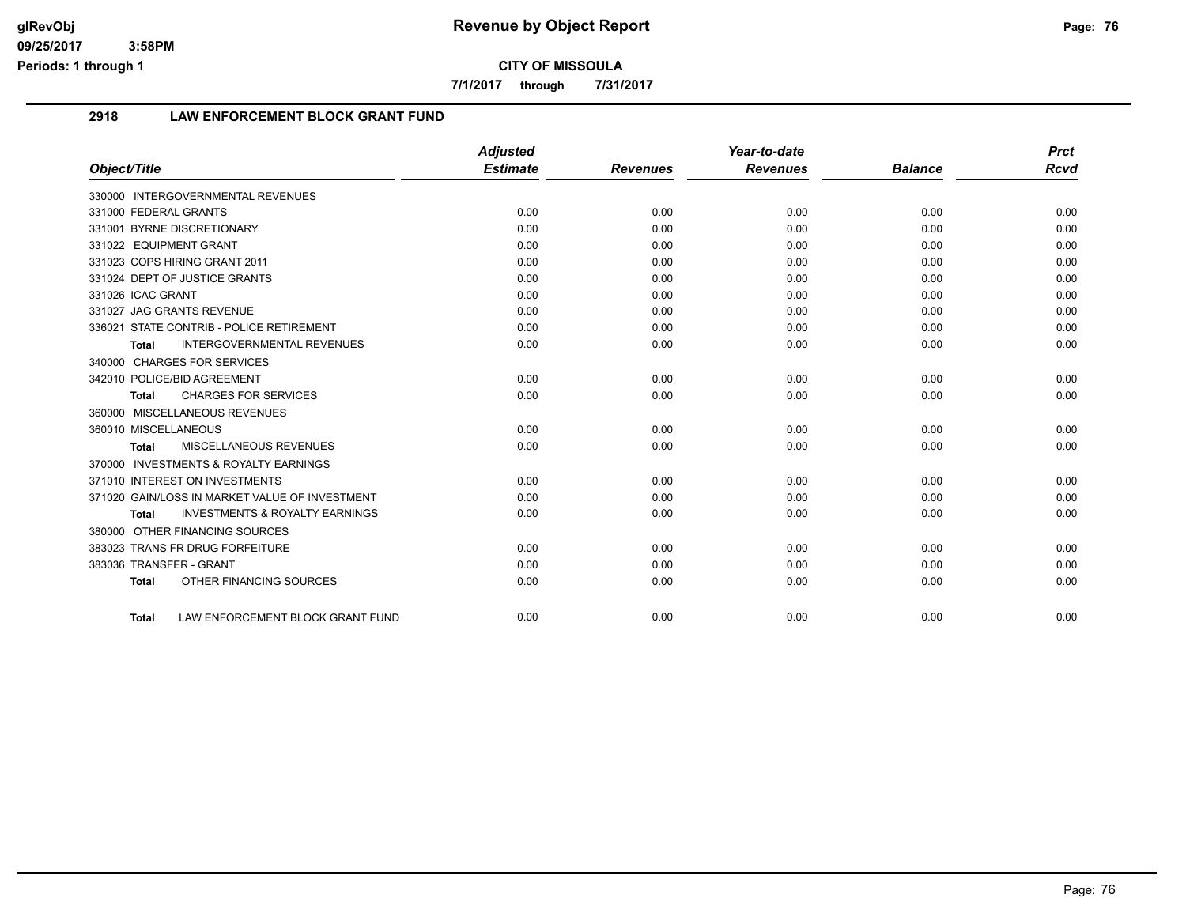**CITY OF MISSOULA**

**7/1/2017 through 7/31/2017**

## 2918 LAW ENFORCEMENT BLOCK GRANT FUND

| Object/Title | Adjusted Estimate | Revenues | Year-to-date Revenues | Balance | Prct Rcvd |
|---|---|---|---|---|---|
| 330000 INTERGOVERNMENTAL REVENUES | | | | | |
| 331000 FEDERAL GRANTS | 0.00 | 0.00 | 0.00 | 0.00 | 0.00 |
| 331001 BYRNE DISCRETIONARY | 0.00 | 0.00 | 0.00 | 0.00 | 0.00 |
| 331022 EQUIPMENT GRANT | 0.00 | 0.00 | 0.00 | 0.00 | 0.00 |
| 331023 COPS HIRING GRANT 2011 | 0.00 | 0.00 | 0.00 | 0.00 | 0.00 |
| 331024 DEPT OF JUSTICE GRANTS | 0.00 | 0.00 | 0.00 | 0.00 | 0.00 |
| 331026 ICAC GRANT | 0.00 | 0.00 | 0.00 | 0.00 | 0.00 |
| 331027 JAG GRANTS REVENUE | 0.00 | 0.00 | 0.00 | 0.00 | 0.00 |
| 336021 STATE CONTRIB - POLICE RETIREMENT | 0.00 | 0.00 | 0.00 | 0.00 | 0.00 |
| **Total** INTERGOVERNMENTAL REVENUES | 0.00 | 0.00 | 0.00 | 0.00 | 0.00 |
| 340000 CHARGES FOR SERVICES | | | | | |
| 342010 POLICE/BID AGREEMENT | 0.00 | 0.00 | 0.00 | 0.00 | 0.00 |
| **Total** CHARGES FOR SERVICES | 0.00 | 0.00 | 0.00 | 0.00 | 0.00 |
| 360000 MISCELLANEOUS REVENUES | | | | | |
| 360010 MISCELLANEOUS | 0.00 | 0.00 | 0.00 | 0.00 | 0.00 |
| **Total** MISCELLANEOUS REVENUES | 0.00 | 0.00 | 0.00 | 0.00 | 0.00 |
| 370000 INVESTMENTS & ROYALTY EARNINGS | | | | | |
| 371010 INTEREST ON INVESTMENTS | 0.00 | 0.00 | 0.00 | 0.00 | 0.00 |
| 371020 GAIN/LOSS IN MARKET VALUE OF INVESTMENT | 0.00 | 0.00 | 0.00 | 0.00 | 0.00 |
| **Total** INVESTMENTS & ROYALTY EARNINGS | 0.00 | 0.00 | 0.00 | 0.00 | 0.00 |
| 380000 OTHER FINANCING SOURCES | | | | | |
| 383023 TRANS FR DRUG FORFEITURE | 0.00 | 0.00 | 0.00 | 0.00 | 0.00 |
| 383036 TRANSFER - GRANT | 0.00 | 0.00 | 0.00 | 0.00 | 0.00 |
| **Total** OTHER FINANCING SOURCES | 0.00 | 0.00 | 0.00 | 0.00 | 0.00 |
| **Total** LAW ENFORCEMENT BLOCK GRANT FUND | 0.00 | 0.00 | 0.00 | 0.00 | 0.00 |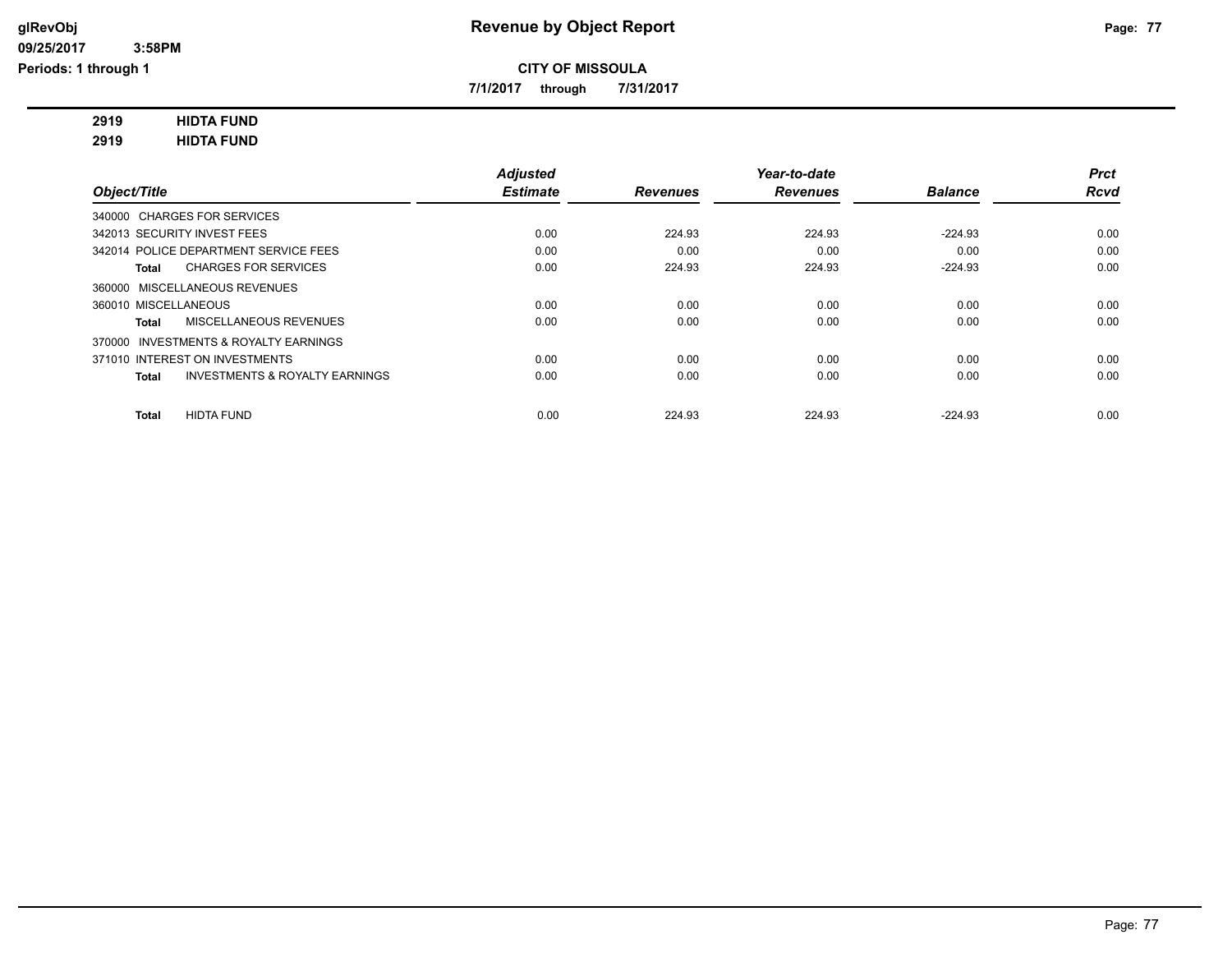# Revenue by Object Report

glRevObj
09/25/2017 3:58PM
Periods: 1 through 1

**CITY OF MISSOULA**

7/1/2017 through 7/31/2017

**2919 HIDTA FUND**
**2919 HIDTA FUND**

| Object/Title | Adjusted Estimate | Revenues | Year-to-date Revenues | Balance | Prct Rcvd |
|---|---|---|---|---|---|
| 340000 CHARGES FOR SERVICES | | | | | |
| 342013 SECURITY INVEST FEES | 0.00 | 224.93 | 224.93 | -224.93 | 0.00 |
| 342014 POLICE DEPARTMENT SERVICE FEES | 0.00 | 0.00 | 0.00 | 0.00 | 0.00 |
| **Total** CHARGES FOR SERVICES | 0.00 | 224.93 | 224.93 | -224.93 | 0.00 |
| 360000 MISCELLANEOUS REVENUES | | | | | |
| 360010 MISCELLANEOUS | 0.00 | 0.00 | 0.00 | 0.00 | 0.00 |
| **Total** MISCELLANEOUS REVENUES | 0.00 | 0.00 | 0.00 | 0.00 | 0.00 |
| 370000 INVESTMENTS & ROYALTY EARNINGS | | | | | |
| 371010 INTEREST ON INVESTMENTS | 0.00 | 0.00 | 0.00 | 0.00 | 0.00 |
| **Total** INVESTMENTS & ROYALTY EARNINGS | 0.00 | 0.00 | 0.00 | 0.00 | 0.00 |
| **Total** HIDTA FUND | 0.00 | 224.93 | 224.93 | -224.93 | 0.00 |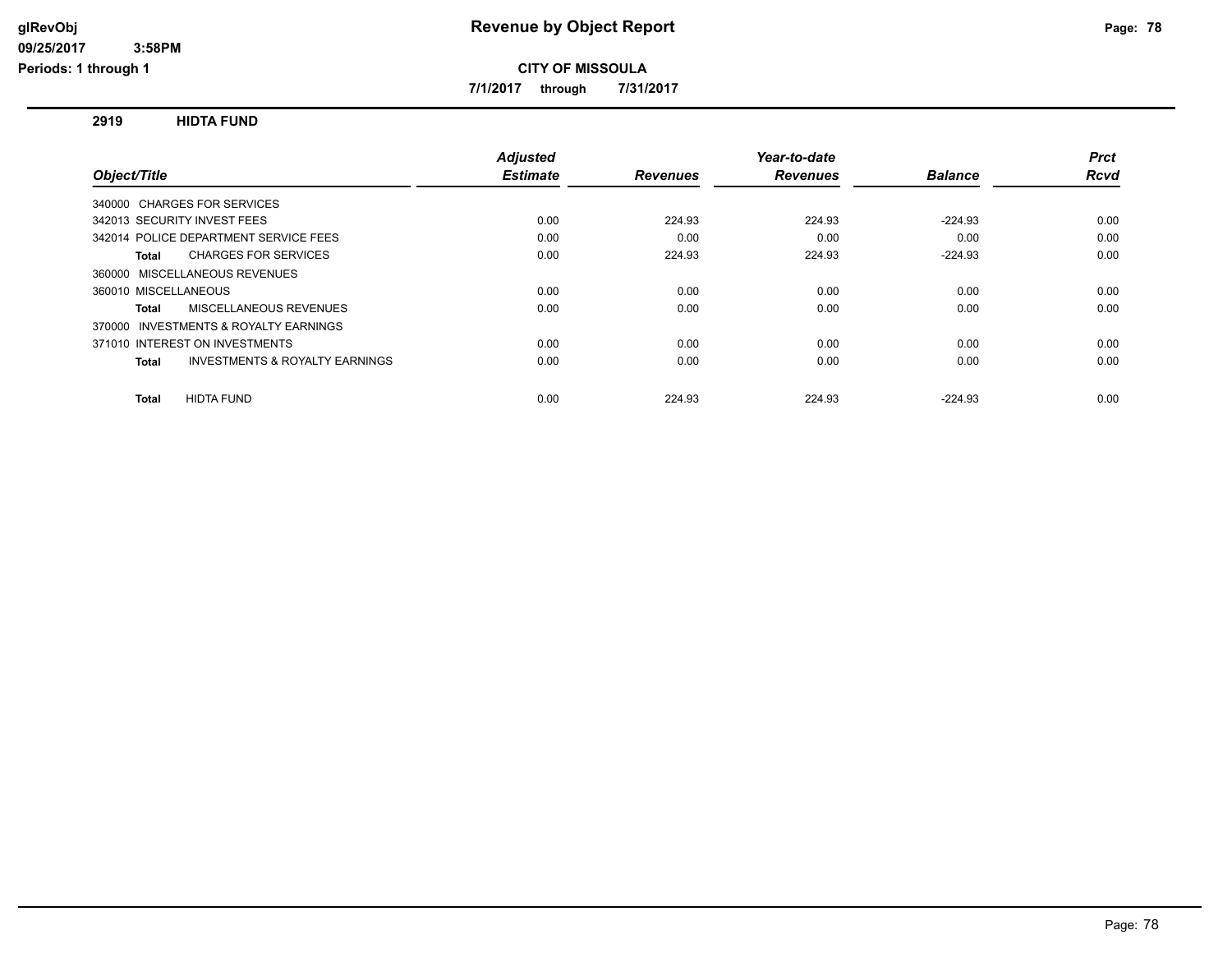# Revenue by Object Report

**CITY OF MISSOULA**

**7/1/2017 through 7/31/2017**

glRevObj
09/25/2017 3:58PM
Periods: 1 through 1

## 2919 HIDTA FUND

| Object/Title | Adjusted Estimate | Revenues | Year-to-date Revenues | Balance | Prct Rcvd |
|---|---|---|---|---|---|
| 340000 CHARGES FOR SERVICES | | | | | |
| 342013 SECURITY INVEST FEES | 0.00 | 224.93 | 224.93 | -224.93 | 0.00 |
| 342014 POLICE DEPARTMENT SERVICE FEES | 0.00 | 0.00 | 0.00 | 0.00 | 0.00 |
| **Total** CHARGES FOR SERVICES | 0.00 | 224.93 | 224.93 | -224.93 | 0.00 |
| 360000 MISCELLANEOUS REVENUES | | | | | |
| 360010 MISCELLANEOUS | 0.00 | 0.00 | 0.00 | 0.00 | 0.00 |
| **Total** MISCELLANEOUS REVENUES | 0.00 | 0.00 | 0.00 | 0.00 | 0.00 |
| 370000 INVESTMENTS & ROYALTY EARNINGS | | | | | |
| 371010 INTEREST ON INVESTMENTS | 0.00 | 0.00 | 0.00 | 0.00 | 0.00 |
| **Total** INVESTMENTS & ROYALTY EARNINGS | 0.00 | 0.00 | 0.00 | 0.00 | 0.00 |
| **Total** HIDTA FUND | 0.00 | 224.93 | 224.93 | -224.93 | 0.00 |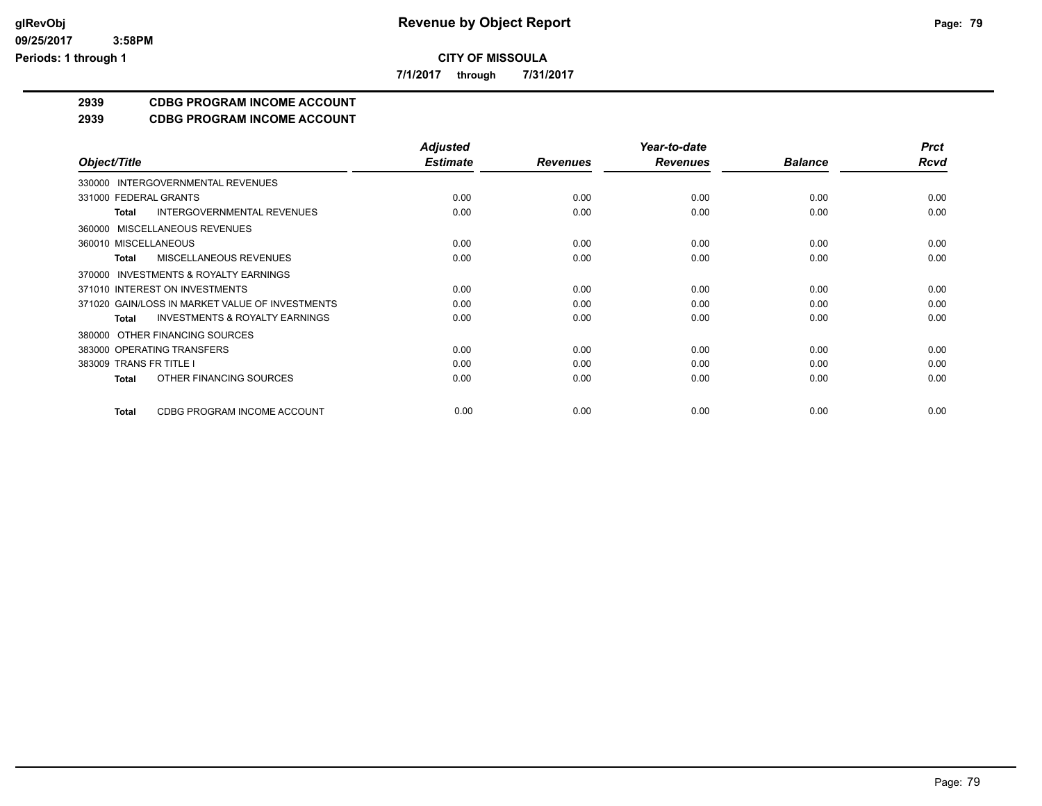**CITY OF MISSOULA**

**7/1/2017 through 7/31/2017**

## 2939 CDBG PROGRAM INCOME ACCOUNT

## 2939 CDBG PROGRAM INCOME ACCOUNT

| Object/Title | Adjusted Estimate | Revenues | Year-to-date Revenues | Balance | Prct Rcvd |
|---|---|---|---|---|---|
| 330000 INTERGOVERNMENTAL REVENUES | | | | | |
| 331000 FEDERAL GRANTS | 0.00 | 0.00 | 0.00 | 0.00 | 0.00 |
| **Total** INTERGOVERNMENTAL REVENUES | 0.00 | 0.00 | 0.00 | 0.00 | 0.00 |
| 360000 MISCELLANEOUS REVENUES | | | | | |
| 360010 MISCELLANEOUS | 0.00 | 0.00 | 0.00 | 0.00 | 0.00 |
| **Total** MISCELLANEOUS REVENUES | 0.00 | 0.00 | 0.00 | 0.00 | 0.00 |
| 370000 INVESTMENTS & ROYALTY EARNINGS | | | | | |
| 371010 INTEREST ON INVESTMENTS | 0.00 | 0.00 | 0.00 | 0.00 | 0.00 |
| 371020 GAIN/LOSS IN MARKET VALUE OF INVESTMENTS | 0.00 | 0.00 | 0.00 | 0.00 | 0.00 |
| **Total** INVESTMENTS & ROYALTY EARNINGS | 0.00 | 0.00 | 0.00 | 0.00 | 0.00 |
| 380000 OTHER FINANCING SOURCES | | | | | |
| 383000 OPERATING TRANSFERS | 0.00 | 0.00 | 0.00 | 0.00 | 0.00 |
| 383009 TRANS FR TITLE I | 0.00 | 0.00 | 0.00 | 0.00 | 0.00 |
| **Total** OTHER FINANCING SOURCES | 0.00 | 0.00 | 0.00 | 0.00 | 0.00 |
| **Total** CDBG PROGRAM INCOME ACCOUNT | 0.00 | 0.00 | 0.00 | 0.00 | 0.00 |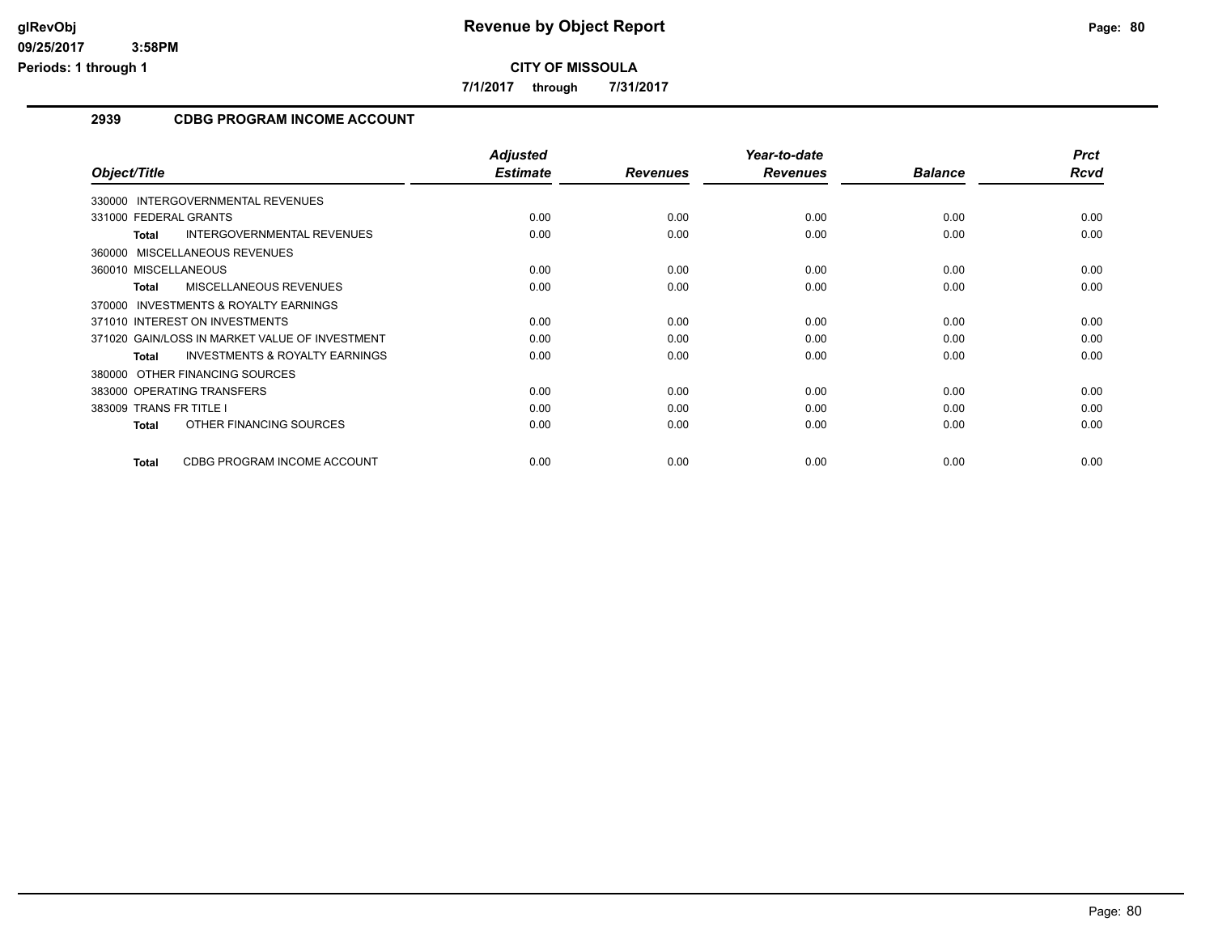# Revenue by Object Report

**CITY OF MISSOULA**

**7/1/2017 through 7/31/2017**

glRevObj
09/25/2017 3:58PM
Periods: 1 through 1

## 2939 CDBG PROGRAM INCOME ACCOUNT

| Object/Title | Adjusted Estimate | Revenues | Year-to-date Revenues | Balance | Prct Rcvd |
|---|---|---|---|---|---|
| 330000 INTERGOVERNMENTAL REVENUES | | | | | |
| 331000 FEDERAL GRANTS | 0.00 | 0.00 | 0.00 | 0.00 | 0.00 |
| **Total** INTERGOVERNMENTAL REVENUES | 0.00 | 0.00 | 0.00 | 0.00 | 0.00 |
| 360000 MISCELLANEOUS REVENUES | | | | | |
| 360010 MISCELLANEOUS | 0.00 | 0.00 | 0.00 | 0.00 | 0.00 |
| **Total** MISCELLANEOUS REVENUES | 0.00 | 0.00 | 0.00 | 0.00 | 0.00 |
| 370000 INVESTMENTS & ROYALTY EARNINGS | | | | | |
| 371010 INTEREST ON INVESTMENTS | 0.00 | 0.00 | 0.00 | 0.00 | 0.00 |
| 371020 GAIN/LOSS IN MARKET VALUE OF INVESTMENT | 0.00 | 0.00 | 0.00 | 0.00 | 0.00 |
| **Total** INVESTMENTS & ROYALTY EARNINGS | 0.00 | 0.00 | 0.00 | 0.00 | 0.00 |
| 380000 OTHER FINANCING SOURCES | | | | | |
| 383000 OPERATING TRANSFERS | 0.00 | 0.00 | 0.00 | 0.00 | 0.00 |
| 383009 TRANS FR TITLE I | 0.00 | 0.00 | 0.00 | 0.00 | 0.00 |
| **Total** OTHER FINANCING SOURCES | 0.00 | 0.00 | 0.00 | 0.00 | 0.00 |
| **Total** CDBG PROGRAM INCOME ACCOUNT | 0.00 | 0.00 | 0.00 | 0.00 | 0.00 |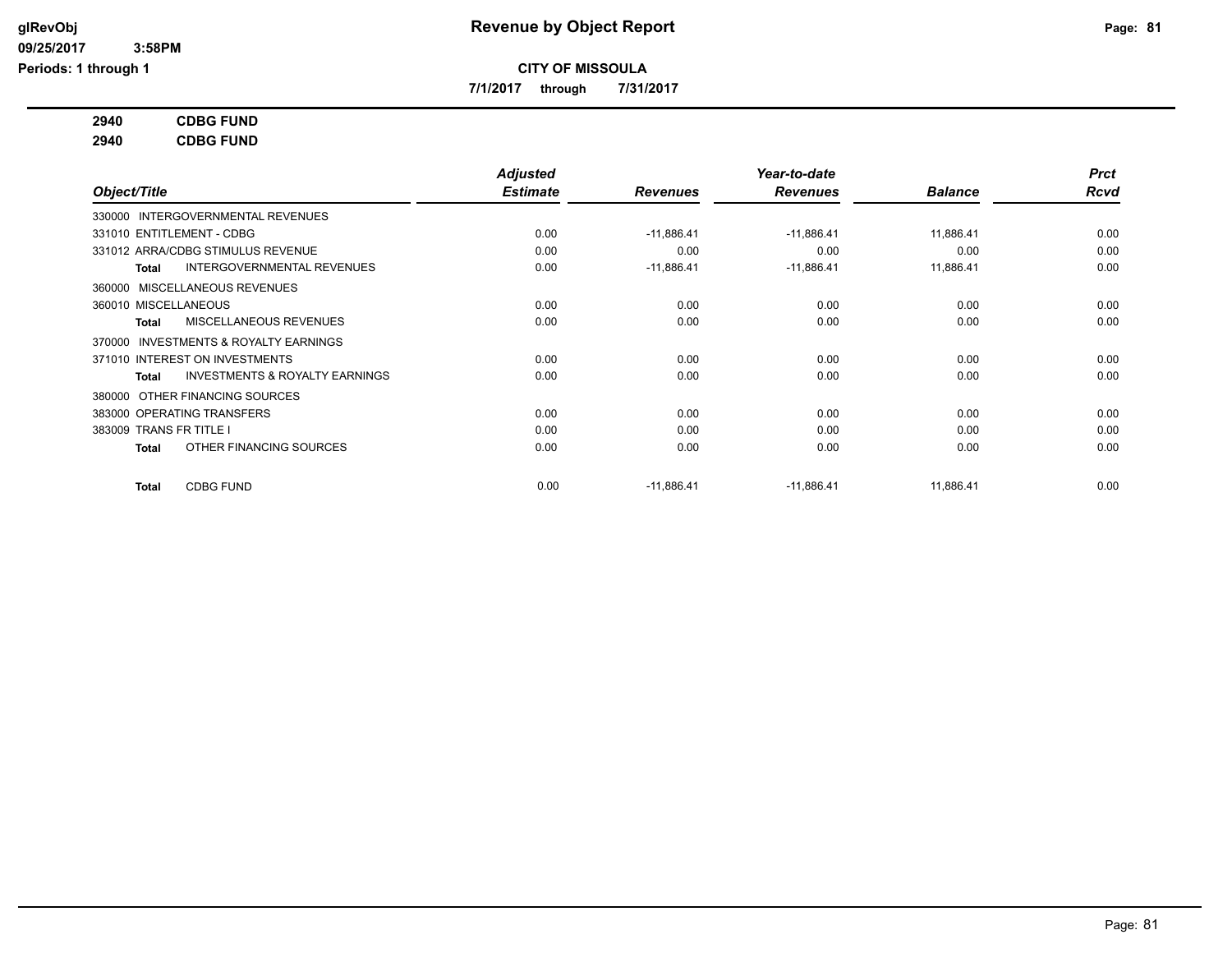**Revenue by Object Report**

**CITY OF MISSOULA**

**7/1/2017 through 7/31/2017**

glRevObj
09/25/2017 3:58PM
Periods: 1 through 1

**2940 CDBG FUND**

**2940 CDBG FUND**

| Object/Title | Adjusted Estimate | Revenues | Year-to-date Revenues | Balance | Prct Rcvd |
|---|---|---|---|---|---|
| 330000 INTERGOVERNMENTAL REVENUES | | | | | |
| 331010 ENTITLEMENT - CDBG | 0.00 | -11,886.41 | -11,886.41 | 11,886.41 | 0.00 |
| 331012 ARRA/CDBG STIMULUS REVENUE | 0.00 | 0.00 | 0.00 | 0.00 | 0.00 |
| **Total** INTERGOVERNMENTAL REVENUES | 0.00 | -11,886.41 | -11,886.41 | 11,886.41 | 0.00 |
| 360000 MISCELLANEOUS REVENUES | | | | | |
| 360010 MISCELLANEOUS | 0.00 | 0.00 | 0.00 | 0.00 | 0.00 |
| **Total** MISCELLANEOUS REVENUES | 0.00 | 0.00 | 0.00 | 0.00 | 0.00 |
| 370000 INVESTMENTS & ROYALTY EARNINGS | | | | | |
| 371010 INTEREST ON INVESTMENTS | 0.00 | 0.00 | 0.00 | 0.00 | 0.00 |
| **Total** INVESTMENTS & ROYALTY EARNINGS | 0.00 | 0.00 | 0.00 | 0.00 | 0.00 |
| 380000 OTHER FINANCING SOURCES | | | | | |
| 383000 OPERATING TRANSFERS | 0.00 | 0.00 | 0.00 | 0.00 | 0.00 |
| 383009 TRANS FR TITLE I | 0.00 | 0.00 | 0.00 | 0.00 | 0.00 |
| **Total** OTHER FINANCING SOURCES | 0.00 | 0.00 | 0.00 | 0.00 | 0.00 |
| **Total** CDBG FUND | 0.00 | -11,886.41 | -11,886.41 | 11,886.41 | 0.00 |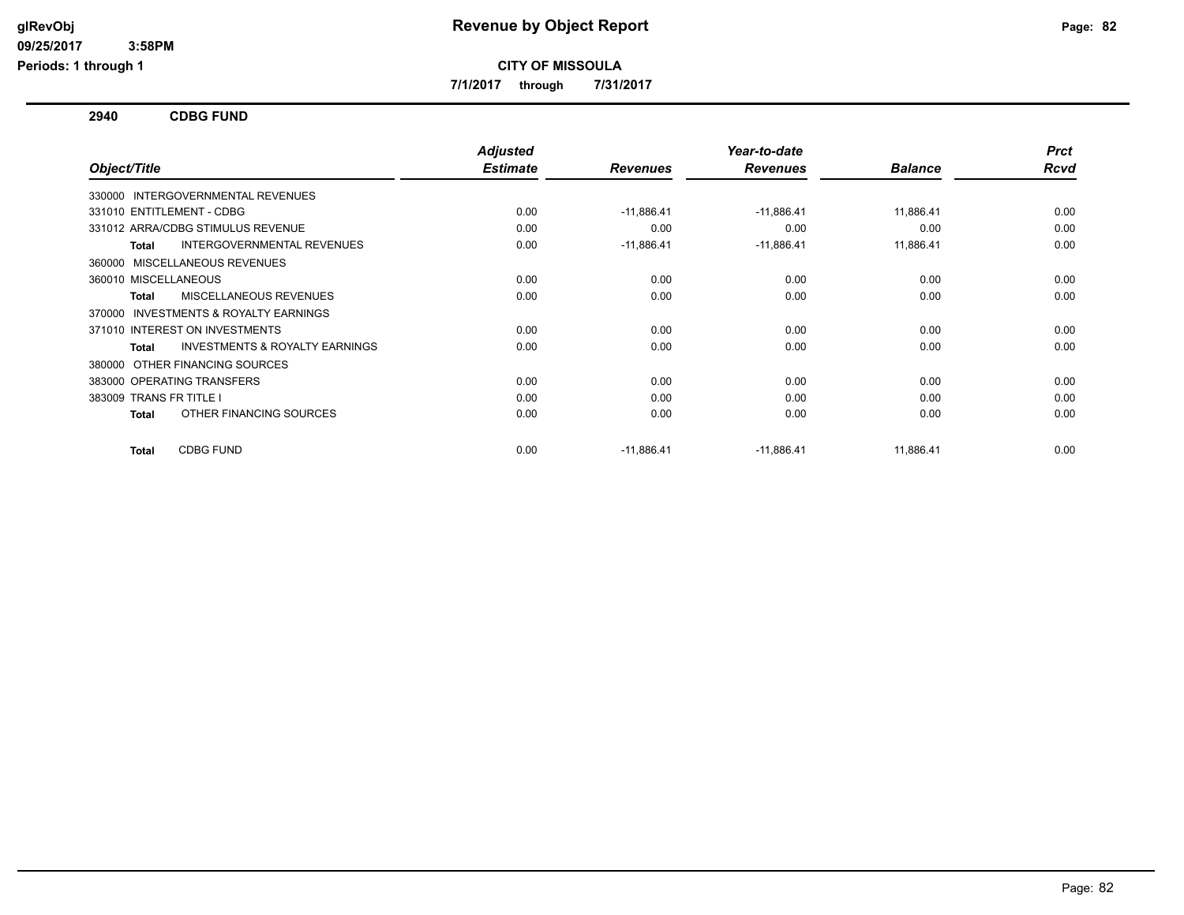**glRevObj**
**09/25/2017 3:58PM**
**Periods: 1 through 1**

# Revenue by Object Report

**CITY OF MISSOULA**

**7/1/2017 through 7/31/2017**

## 2940 CDBG FUND

| Object/Title | Adjusted Estimate | Revenues | Year-to-date Revenues | Balance | Prct Rcvd |
|---|---|---|---|---|---|
| 330000 INTERGOVERNMENTAL REVENUES | | | | | |
| 331010 ENTITLEMENT - CDBG | 0.00 | -11,886.41 | -11,886.41 | 11,886.41 | 0.00 |
| 331012 ARRA/CDBG STIMULUS REVENUE | 0.00 | 0.00 | 0.00 | 0.00 | 0.00 |
| **Total** INTERGOVERNMENTAL REVENUES | 0.00 | -11,886.41 | -11,886.41 | 11,886.41 | 0.00 |
| 360000 MISCELLANEOUS REVENUES | | | | | |
| 360010 MISCELLANEOUS | 0.00 | 0.00 | 0.00 | 0.00 | 0.00 |
| **Total** MISCELLANEOUS REVENUES | 0.00 | 0.00 | 0.00 | 0.00 | 0.00 |
| 370000 INVESTMENTS & ROYALTY EARNINGS | | | | | |
| 371010 INTEREST ON INVESTMENTS | 0.00 | 0.00 | 0.00 | 0.00 | 0.00 |
| **Total** INVESTMENTS & ROYALTY EARNINGS | 0.00 | 0.00 | 0.00 | 0.00 | 0.00 |
| 380000 OTHER FINANCING SOURCES | | | | | |
| 383000 OPERATING TRANSFERS | 0.00 | 0.00 | 0.00 | 0.00 | 0.00 |
| 383009 TRANS FR TITLE I | 0.00 | 0.00 | 0.00 | 0.00 | 0.00 |
| **Total** OTHER FINANCING SOURCES | 0.00 | 0.00 | 0.00 | 0.00 | 0.00 |
| **Total** CDBG FUND | 0.00 | -11,886.41 | -11,886.41 | 11,886.41 | 0.00 |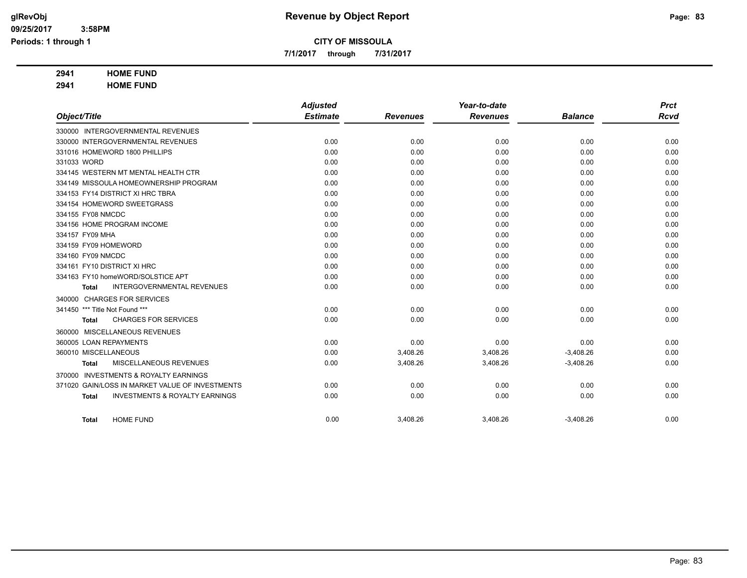# Revenue by Object Report

**CITY OF MISSOULA**

**7/1/2017 through 7/31/2017**

glRevObj
09/25/2017 3:58PM
Periods: 1 through 1

**2941 HOME FUND**

**2941 HOME FUND**

| Object/Title | Adjusted Estimate | Revenues | Year-to-date Revenues | Balance | Prct Rcvd |
|---|---|---|---|---|---|
| 330000 INTERGOVERNMENTAL REVENUES | | | | | |
| 330000 INTERGOVERNMENTAL REVENUES | 0.00 | 0.00 | 0.00 | 0.00 | 0.00 |
| 331016 HOMEWORD 1800 PHILLIPS | 0.00 | 0.00 | 0.00 | 0.00 | 0.00 |
| 331033 WORD | 0.00 | 0.00 | 0.00 | 0.00 | 0.00 |
| 334145 WESTERN MT MENTAL HEALTH CTR | 0.00 | 0.00 | 0.00 | 0.00 | 0.00 |
| 334149 MISSOULA HOMEOWNERSHIP PROGRAM | 0.00 | 0.00 | 0.00 | 0.00 | 0.00 |
| 334153 FY14 DISTRICT XI HRC TBRA | 0.00 | 0.00 | 0.00 | 0.00 | 0.00 |
| 334154 HOMEWORD SWEETGRASS | 0.00 | 0.00 | 0.00 | 0.00 | 0.00 |
| 334155 FY08 NMCDC | 0.00 | 0.00 | 0.00 | 0.00 | 0.00 |
| 334156 HOME PROGRAM INCOME | 0.00 | 0.00 | 0.00 | 0.00 | 0.00 |
| 334157 FY09 MHA | 0.00 | 0.00 | 0.00 | 0.00 | 0.00 |
| 334159 FY09 HOMEWORD | 0.00 | 0.00 | 0.00 | 0.00 | 0.00 |
| 334160 FY09 NMCDC | 0.00 | 0.00 | 0.00 | 0.00 | 0.00 |
| 334161 FY10 DISTRICT XI HRC | 0.00 | 0.00 | 0.00 | 0.00 | 0.00 |
| 334163 FY10 homeWORD/SOLSTICE APT | 0.00 | 0.00 | 0.00 | 0.00 | 0.00 |
| **Total** INTERGOVERNMENTAL REVENUES | 0.00 | 0.00 | 0.00 | 0.00 | 0.00 |
| 340000 CHARGES FOR SERVICES | | | | | |
| 341450 *** Title Not Found *** | 0.00 | 0.00 | 0.00 | 0.00 | 0.00 |
| **Total** CHARGES FOR SERVICES | 0.00 | 0.00 | 0.00 | 0.00 | 0.00 |
| 360000 MISCELLANEOUS REVENUES | | | | | |
| 360005 LOAN REPAYMENTS | 0.00 | 0.00 | 0.00 | 0.00 | 0.00 |
| 360010 MISCELLANEOUS | 0.00 | 3,408.26 | 3,408.26 | -3,408.26 | 0.00 |
| **Total** MISCELLANEOUS REVENUES | 0.00 | 3,408.26 | 3,408.26 | -3,408.26 | 0.00 |
| 370000 INVESTMENTS & ROYALTY EARNINGS | | | | | |
| 371020 GAIN/LOSS IN MARKET VALUE OF INVESTMENTS | 0.00 | 0.00 | 0.00 | 0.00 | 0.00 |
| **Total** INVESTMENTS & ROYALTY EARNINGS | 0.00 | 0.00 | 0.00 | 0.00 | 0.00 |
| **Total** HOME FUND | 0.00 | 3,408.26 | 3,408.26 | -3,408.26 | 0.00 |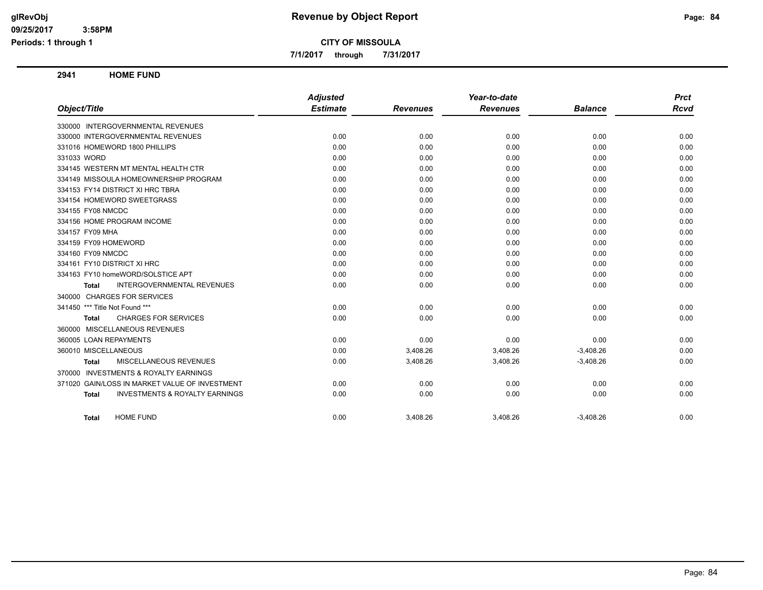# Revenue by Object Report

**CITY OF MISSOULA**

**7/1/2017 through 7/31/2017**

glRevObj
09/25/2017 3:58PM
Periods: 1 through 1

## 2941 HOME FUND

| Object/Title | Adjusted Estimate | Revenues | Year-to-date Revenues | Balance | Prct Rcvd |
|---|---|---|---|---|---|
| 330000 INTERGOVERNMENTAL REVENUES | | | | | |
| 330000 INTERGOVERNMENTAL REVENUES | 0.00 | 0.00 | 0.00 | 0.00 | 0.00 |
| 331016 HOMEWORD 1800 PHILLIPS | 0.00 | 0.00 | 0.00 | 0.00 | 0.00 |
| 331033 WORD | 0.00 | 0.00 | 0.00 | 0.00 | 0.00 |
| 334145 WESTERN MT MENTAL HEALTH CTR | 0.00 | 0.00 | 0.00 | 0.00 | 0.00 |
| 334149 MISSOULA HOMEOWNERSHIP PROGRAM | 0.00 | 0.00 | 0.00 | 0.00 | 0.00 |
| 334153 FY14 DISTRICT XI HRC TBRA | 0.00 | 0.00 | 0.00 | 0.00 | 0.00 |
| 334154 HOMEWORD SWEETGRASS | 0.00 | 0.00 | 0.00 | 0.00 | 0.00 |
| 334155 FY08 NMCDC | 0.00 | 0.00 | 0.00 | 0.00 | 0.00 |
| 334156 HOME PROGRAM INCOME | 0.00 | 0.00 | 0.00 | 0.00 | 0.00 |
| 334157 FY09 MHA | 0.00 | 0.00 | 0.00 | 0.00 | 0.00 |
| 334159 FY09 HOMEWORD | 0.00 | 0.00 | 0.00 | 0.00 | 0.00 |
| 334160 FY09 NMCDC | 0.00 | 0.00 | 0.00 | 0.00 | 0.00 |
| 334161 FY10 DISTRICT XI HRC | 0.00 | 0.00 | 0.00 | 0.00 | 0.00 |
| 334163 FY10 homeWORD/SOLSTICE APT | 0.00 | 0.00 | 0.00 | 0.00 | 0.00 |
| **Total** INTERGOVERNMENTAL REVENUES | 0.00 | 0.00 | 0.00 | 0.00 | 0.00 |
| 340000 CHARGES FOR SERVICES | | | | | |
| 341450 *** Title Not Found *** | 0.00 | 0.00 | 0.00 | 0.00 | 0.00 |
| **Total** CHARGES FOR SERVICES | 0.00 | 0.00 | 0.00 | 0.00 | 0.00 |
| 360000 MISCELLANEOUS REVENUES | | | | | |
| 360005 LOAN REPAYMENTS | 0.00 | 0.00 | 0.00 | 0.00 | 0.00 |
| 360010 MISCELLANEOUS | 0.00 | 3,408.26 | 3,408.26 | -3,408.26 | 0.00 |
| **Total** MISCELLANEOUS REVENUES | 0.00 | 3,408.26 | 3,408.26 | -3,408.26 | 0.00 |
| 370000 INVESTMENTS & ROYALTY EARNINGS | | | | | |
| 371020 GAIN/LOSS IN MARKET VALUE OF INVESTMENT | 0.00 | 0.00 | 0.00 | 0.00 | 0.00 |
| **Total** INVESTMENTS & ROYALTY EARNINGS | 0.00 | 0.00 | 0.00 | 0.00 | 0.00 |
| **Total** HOME FUND | 0.00 | 3,408.26 | 3,408.26 | -3,408.26 | 0.00 |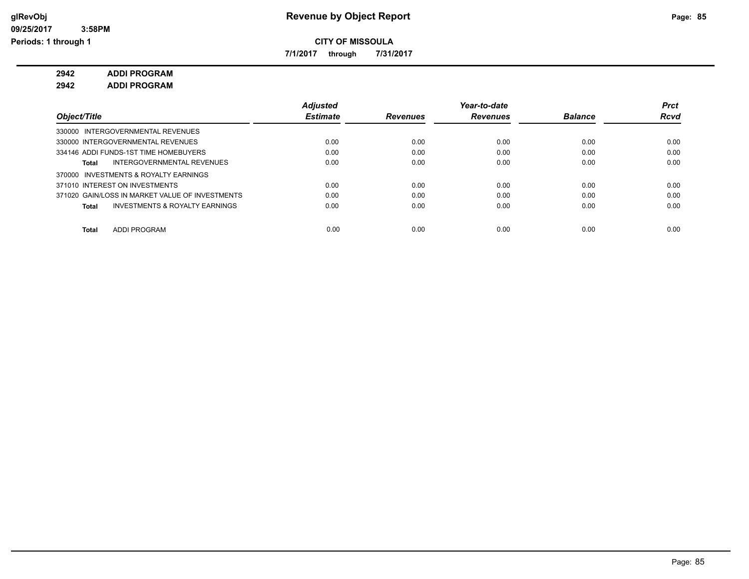**Revenue by Object Report**

**CITY OF MISSOULA**

**7/1/2017 through 7/31/2017**

glRevObj
09/25/2017 3:58PM
Periods: 1 through 1

**2942 ADDI PROGRAM**

**2942 ADDI PROGRAM**

| Object/Title | Adjusted Estimate | Revenues | Year-to-date Revenues | Balance | Prct Rcvd |
|---|---|---|---|---|---|
| 330000 INTERGOVERNMENTAL REVENUES | | | | | |
| 330000 INTERGOVERNMENTAL REVENUES | 0.00 | 0.00 | 0.00 | 0.00 | 0.00 |
| 334146 ADDI FUNDS-1ST TIME HOMEBUYERS | 0.00 | 0.00 | 0.00 | 0.00 | 0.00 |
| **Total** INTERGOVERNMENTAL REVENUES | 0.00 | 0.00 | 0.00 | 0.00 | 0.00 |
| 370000 INVESTMENTS & ROYALTY EARNINGS | | | | | |
| 371010 INTEREST ON INVESTMENTS | 0.00 | 0.00 | 0.00 | 0.00 | 0.00 |
| 371020 GAIN/LOSS IN MARKET VALUE OF INVESTMENTS | 0.00 | 0.00 | 0.00 | 0.00 | 0.00 |
| **Total** INVESTMENTS & ROYALTY EARNINGS | 0.00 | 0.00 | 0.00 | 0.00 | 0.00 |
| **Total** ADDI PROGRAM | 0.00 | 0.00 | 0.00 | 0.00 | 0.00 |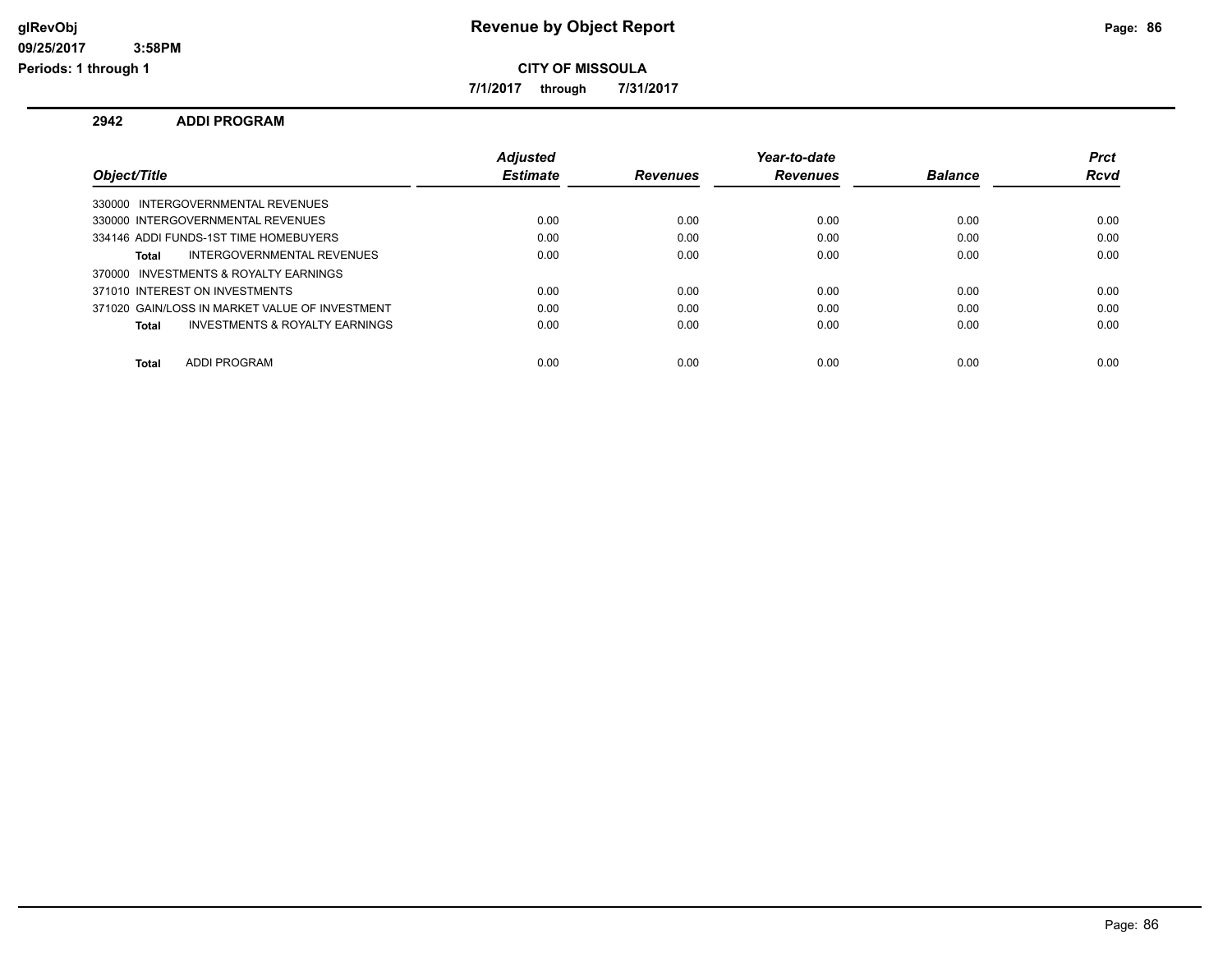**glRevObj**
**09/25/2017 3:58PM**
**Periods: 1 through 1**

# Revenue by Object Report

**CITY OF MISSOULA**

**7/1/2017 through 7/31/2017**

## 2942 ADDI PROGRAM

| Object/Title | Adjusted Estimate | Revenues | Year-to-date Revenues | Balance | Prct Rcvd |
|---|---|---|---|---|---|
| 330000 INTERGOVERNMENTAL REVENUES | | | | | |
| 330000 INTERGOVERNMENTAL REVENUES | 0.00 | 0.00 | 0.00 | 0.00 | 0.00 |
| 334146 ADDI FUNDS-1ST TIME HOMEBUYERS | 0.00 | 0.00 | 0.00 | 0.00 | 0.00 |
| **Total** INTERGOVERNMENTAL REVENUES | 0.00 | 0.00 | 0.00 | 0.00 | 0.00 |
| 370000 INVESTMENTS & ROYALTY EARNINGS | | | | | |
| 371010 INTEREST ON INVESTMENTS | 0.00 | 0.00 | 0.00 | 0.00 | 0.00 |
| 371020 GAIN/LOSS IN MARKET VALUE OF INVESTMENT | 0.00 | 0.00 | 0.00 | 0.00 | 0.00 |
| **Total** INVESTMENTS & ROYALTY EARNINGS | 0.00 | 0.00 | 0.00 | 0.00 | 0.00 |
| **Total** ADDI PROGRAM | 0.00 | 0.00 | 0.00 | 0.00 | 0.00 |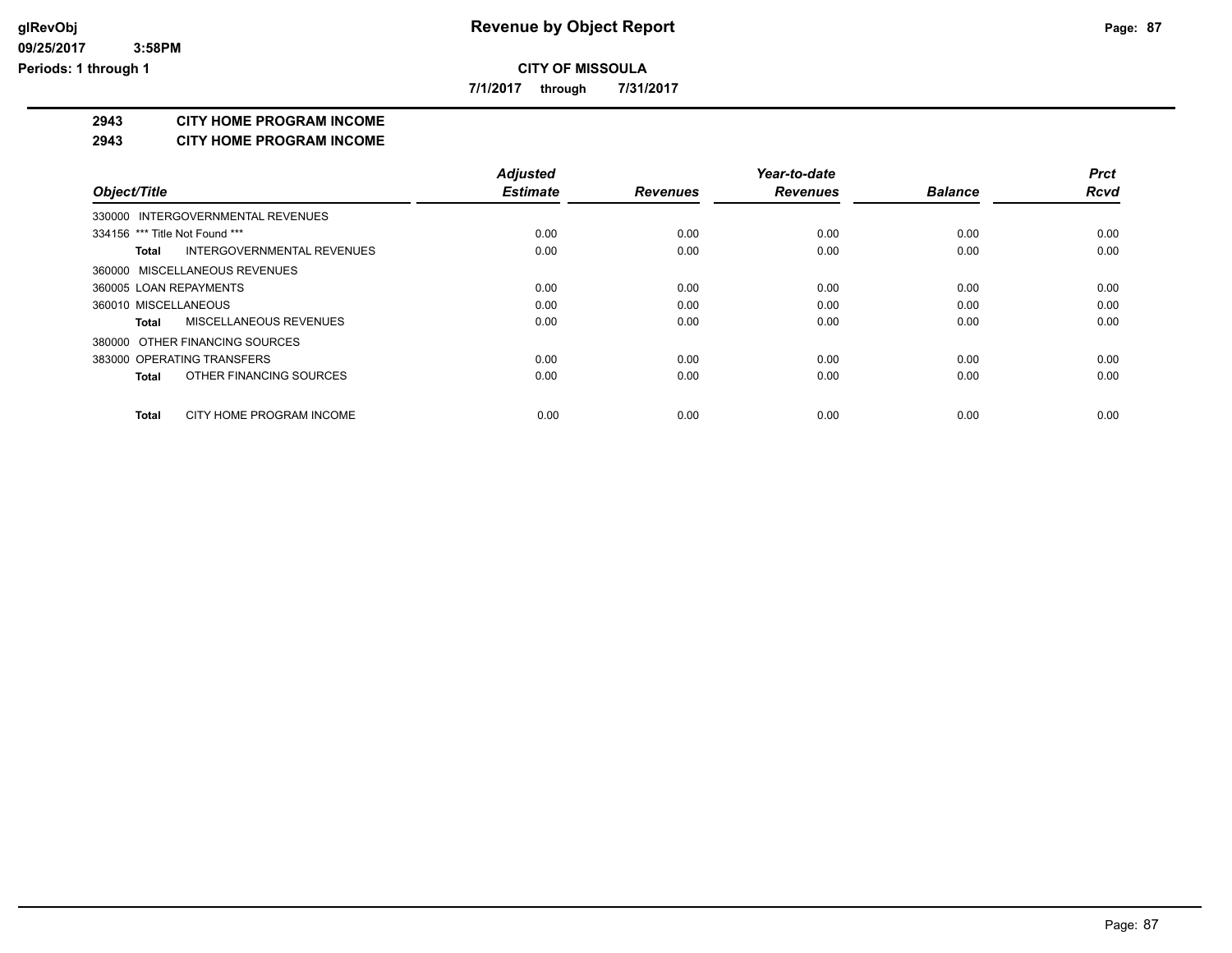**CITY OF MISSOULA**

**7/1/2017 through 7/31/2017**

**2943 CITY HOME PROGRAM INCOME**

**2943 CITY HOME PROGRAM INCOME**

| Object/Title | Adjusted Estimate | Revenues | Year-to-date Revenues | Balance | Prct Rcvd |
|---|---|---|---|---|---|
| 330000 INTERGOVERNMENTAL REVENUES | | | | | |
| 334156 *** Title Not Found *** | 0.00 | 0.00 | 0.00 | 0.00 | 0.00 |
| **Total** INTERGOVERNMENTAL REVENUES | 0.00 | 0.00 | 0.00 | 0.00 | 0.00 |
| 360000 MISCELLANEOUS REVENUES | | | | | |
| 360005 LOAN REPAYMENTS | 0.00 | 0.00 | 0.00 | 0.00 | 0.00 |
| 360010 MISCELLANEOUS | 0.00 | 0.00 | 0.00 | 0.00 | 0.00 |
| **Total** MISCELLANEOUS REVENUES | 0.00 | 0.00 | 0.00 | 0.00 | 0.00 |
| 380000 OTHER FINANCING SOURCES | | | | | |
| 383000 OPERATING TRANSFERS | 0.00 | 0.00 | 0.00 | 0.00 | 0.00 |
| **Total** OTHER FINANCING SOURCES | 0.00 | 0.00 | 0.00 | 0.00 | 0.00 |
| **Total** CITY HOME PROGRAM INCOME | 0.00 | 0.00 | 0.00 | 0.00 | 0.00 |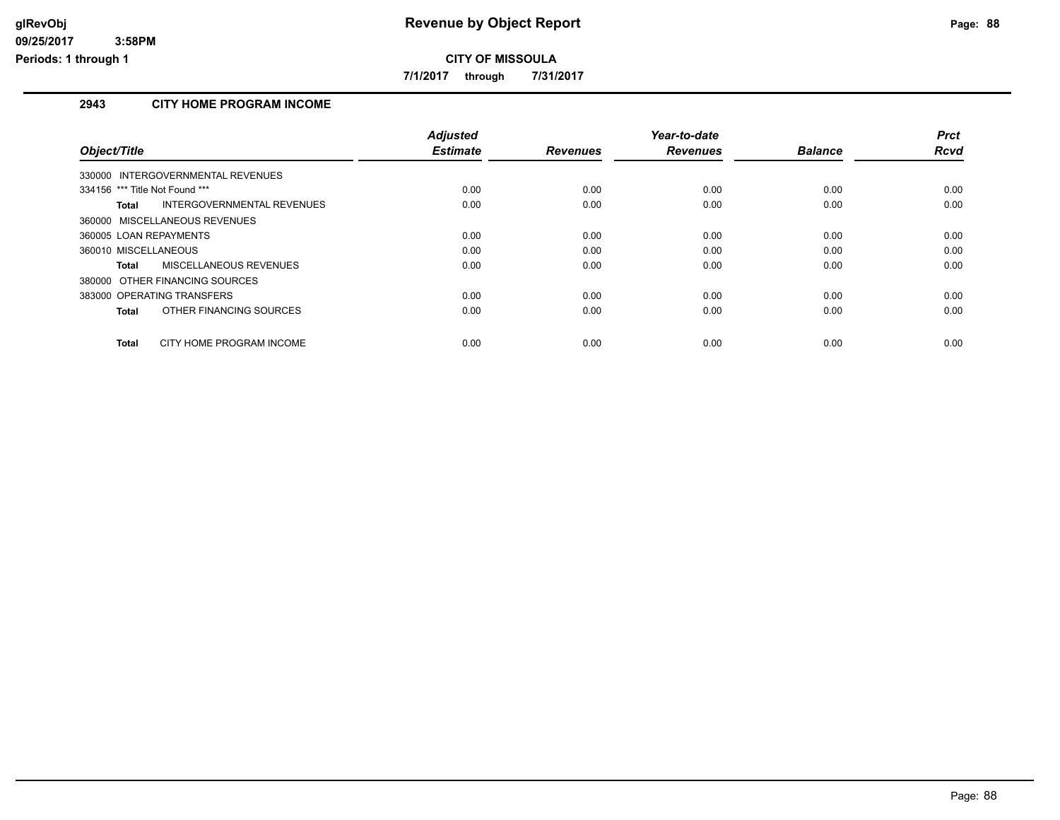# Revenue by Object Report

glRevObj
09/25/2017 3:58PM
Periods: 1 through 1

**CITY OF MISSOULA**

**7/1/2017 through 7/31/2017**

## 2943 CITY HOME PROGRAM INCOME

| Object/Title | Adjusted Estimate | Revenues | Year-to-date Revenues | Balance | Prct Rcvd |
|---|---|---|---|---|---|
| 330000 INTERGOVERNMENTAL REVENUES | | | | | |
| 334156 *** Title Not Found *** | 0.00 | 0.00 | 0.00 | 0.00 | 0.00 |
| **Total** INTERGOVERNMENTAL REVENUES | 0.00 | 0.00 | 0.00 | 0.00 | 0.00 |
| 360000 MISCELLANEOUS REVENUES | | | | | |
| 360005 LOAN REPAYMENTS | 0.00 | 0.00 | 0.00 | 0.00 | 0.00 |
| 360010 MISCELLANEOUS | 0.00 | 0.00 | 0.00 | 0.00 | 0.00 |
| **Total** MISCELLANEOUS REVENUES | 0.00 | 0.00 | 0.00 | 0.00 | 0.00 |
| 380000 OTHER FINANCING SOURCES | | | | | |
| 383000 OPERATING TRANSFERS | 0.00 | 0.00 | 0.00 | 0.00 | 0.00 |
| **Total** OTHER FINANCING SOURCES | 0.00 | 0.00 | 0.00 | 0.00 | 0.00 |
| **Total** CITY HOME PROGRAM INCOME | 0.00 | 0.00 | 0.00 | 0.00 | 0.00 |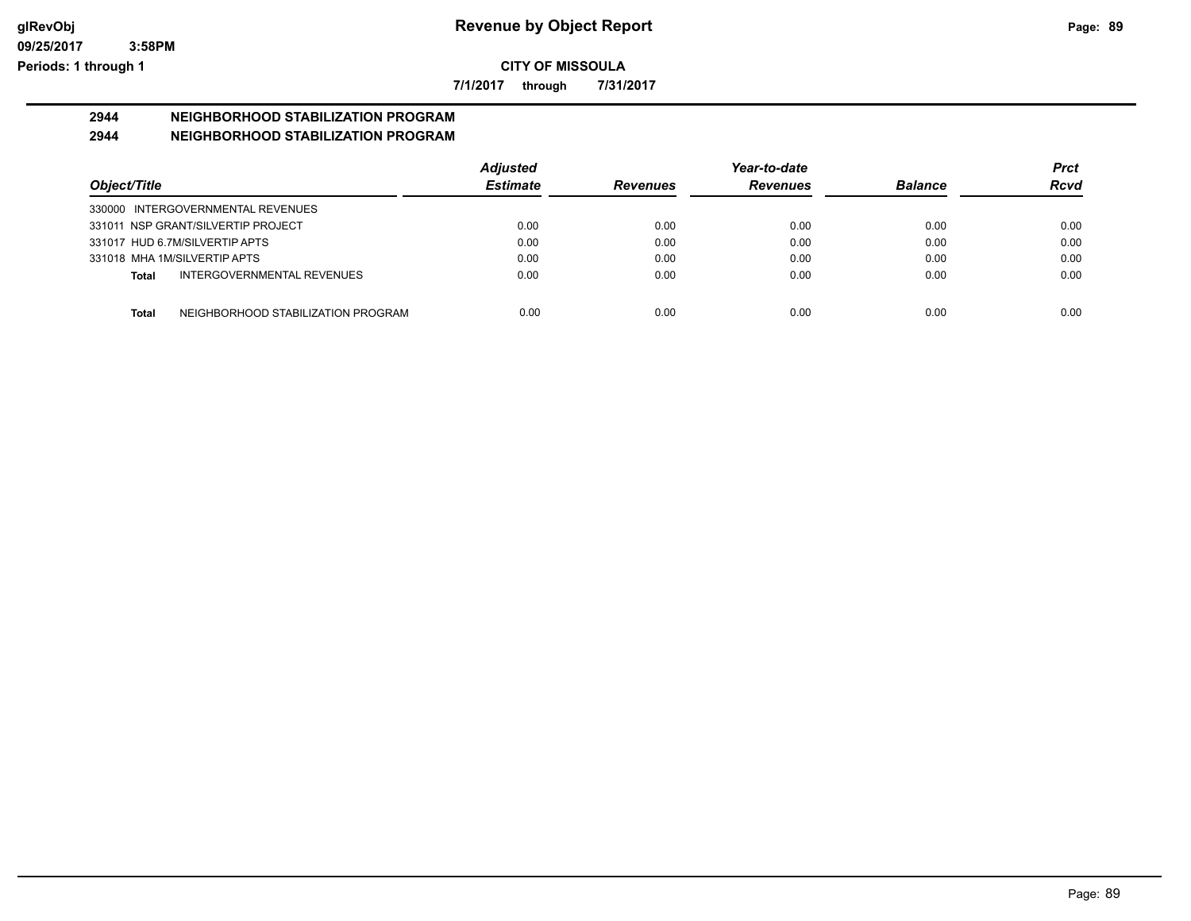# Revenue by Object Report

glRevObj
09/25/2017 3:58PM
Periods: 1 through 1

**CITY OF MISSOULA**

**7/1/2017 through 7/31/2017**

## 2944 NEIGHBORHOOD STABILIZATION PROGRAM
## 2944 NEIGHBORHOOD STABILIZATION PROGRAM

| Object/Title | Adjusted Estimate | Revenues | Year-to-date Revenues | Balance | Prct Rcvd |
|---|---|---|---|---|---|
| 330000 INTERGOVERNMENTAL REVENUES | | | | | |
| 331011 NSP GRANT/SILVERTIP PROJECT | 0.00 | 0.00 | 0.00 | 0.00 | 0.00 |
| 331017 HUD 6.7M/SILVERTIP APTS | 0.00 | 0.00 | 0.00 | 0.00 | 0.00 |
| 331018 MHA 1M/SILVERTIP APTS | 0.00 | 0.00 | 0.00 | 0.00 | 0.00 |
| **Total** INTERGOVERNMENTAL REVENUES | 0.00 | 0.00 | 0.00 | 0.00 | 0.00 |
| **Total** NEIGHBORHOOD STABILIZATION PROGRAM | 0.00 | 0.00 | 0.00 | 0.00 | 0.00 |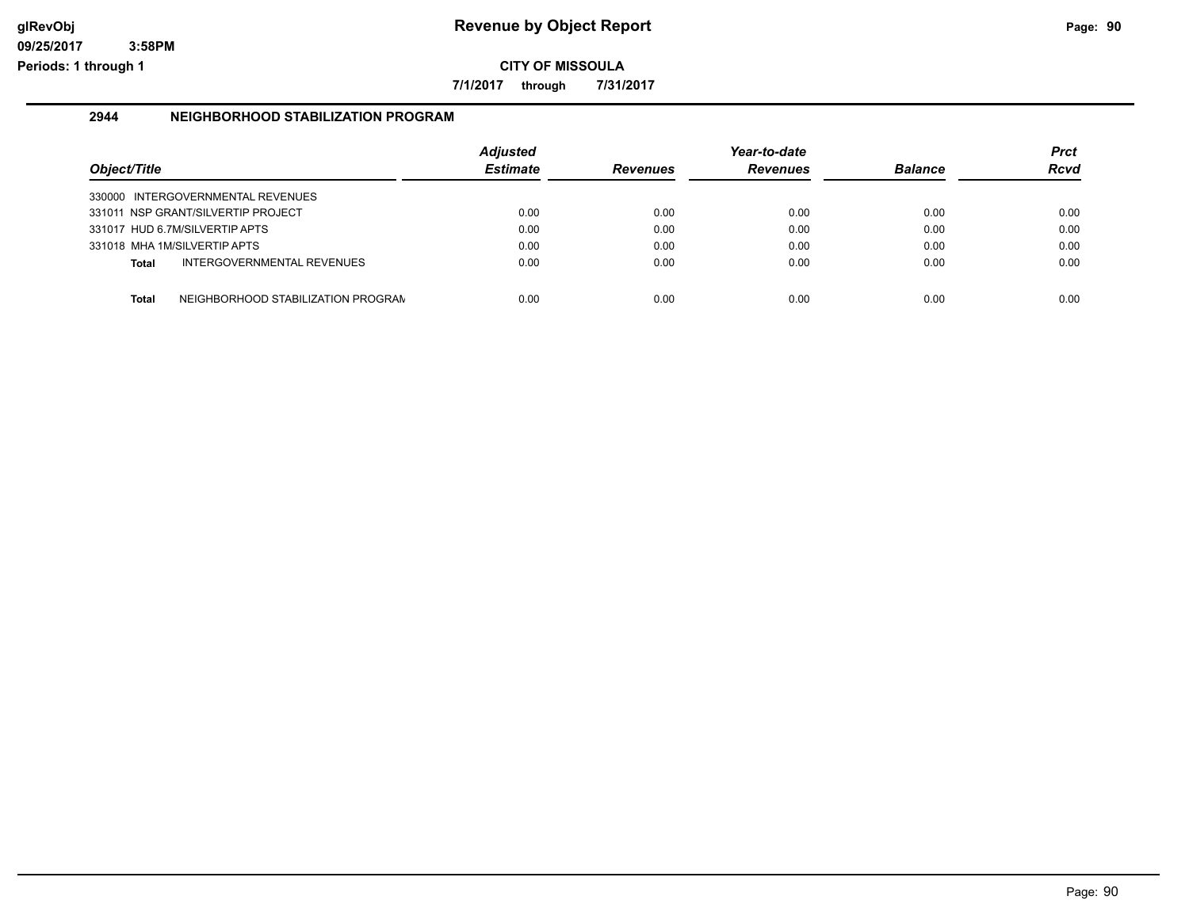# Revenue by Object Report

glRevObj
09/25/2017 3:58PM
Periods: 1 through 1

**CITY OF MISSOULA**

**7/1/2017 through 7/31/2017**

## 2944 NEIGHBORHOOD STABILIZATION PROGRAM

| Object/Title | Adjusted Estimate | Revenues | Year-to-date Revenues | Balance | Prct Rcvd |
|---|---|---|---|---|---|
| 330000 INTERGOVERNMENTAL REVENUES | | | | | |
| 331011 NSP GRANT/SILVERTIP PROJECT | 0.00 | 0.00 | 0.00 | 0.00 | 0.00 |
| 331017 HUD 6.7M/SILVERTIP APTS | 0.00 | 0.00 | 0.00 | 0.00 | 0.00 |
| 331018 MHA 1M/SILVERTIP APTS | 0.00 | 0.00 | 0.00 | 0.00 | 0.00 |
| **Total** INTERGOVERNMENTAL REVENUES | 0.00 | 0.00 | 0.00 | 0.00 | 0.00 |
| **Total** NEIGHBORHOOD STABILIZATION PROGRAM | 0.00 | 0.00 | 0.00 | 0.00 | 0.00 |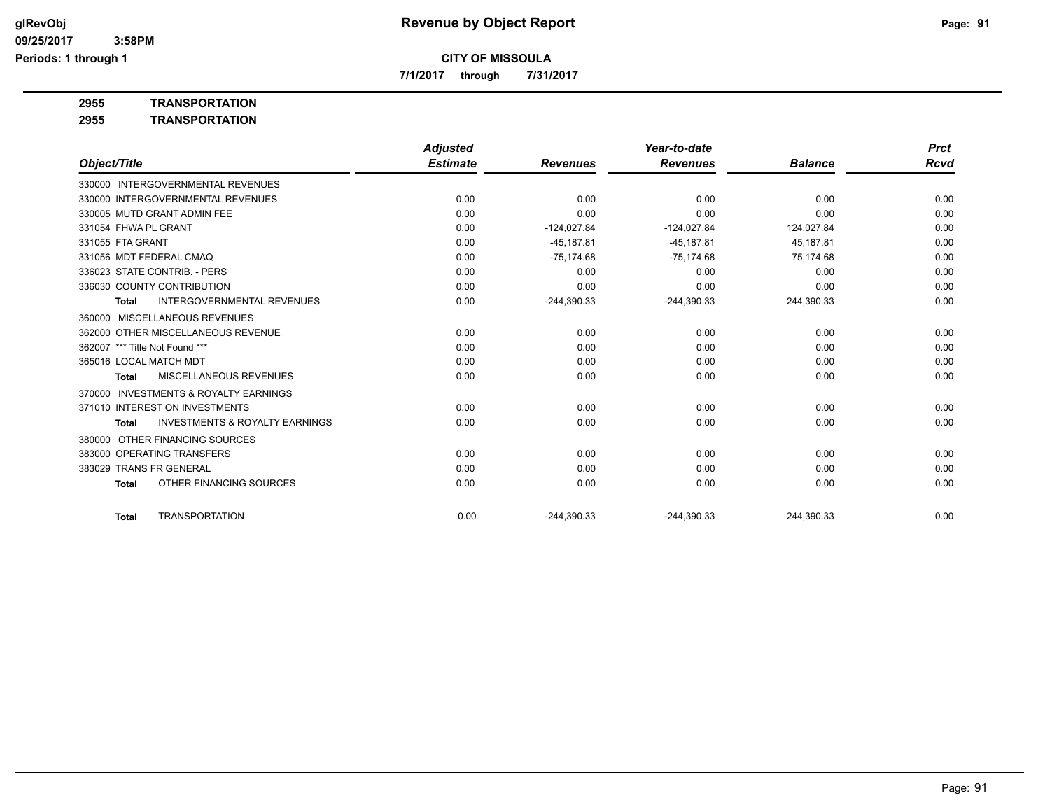# Revenue by Object Report

**CITY OF MISSOULA**

**7/1/2017 through 7/31/2017**

glRevObj
09/25/2017 3:58PM
Periods: 1 through 1

**2955 TRANSPORTATION**

**2955 TRANSPORTATION**

| Object/Title | Adjusted Estimate | Revenues | Year-to-date Revenues | Balance | Prct Rcvd |
|---|---|---|---|---|---|
| 330000 INTERGOVERNMENTAL REVENUES | | | | | |
| 330000 INTERGOVERNMENTAL REVENUES | 0.00 | 0.00 | 0.00 | 0.00 | 0.00 |
| 330005 MUTD GRANT ADMIN FEE | 0.00 | 0.00 | 0.00 | 0.00 | 0.00 |
| 331054 FHWA PL GRANT | 0.00 | -124,027.84 | -124,027.84 | 124,027.84 | 0.00 |
| 331055 FTA GRANT | 0.00 | -45,187.81 | -45,187.81 | 45,187.81 | 0.00 |
| 331056 MDT FEDERAL CMAQ | 0.00 | -75,174.68 | -75,174.68 | 75,174.68 | 0.00 |
| 336023 STATE CONTRIB. - PERS | 0.00 | 0.00 | 0.00 | 0.00 | 0.00 |
| 336030 COUNTY CONTRIBUTION | 0.00 | 0.00 | 0.00 | 0.00 | 0.00 |
| **Total** INTERGOVERNMENTAL REVENUES | 0.00 | -244,390.33 | -244,390.33 | 244,390.33 | 0.00 |
| 360000 MISCELLANEOUS REVENUES | | | | | |
| 362000 OTHER MISCELLANEOUS REVENUE | 0.00 | 0.00 | 0.00 | 0.00 | 0.00 |
| 362007 *** Title Not Found *** | 0.00 | 0.00 | 0.00 | 0.00 | 0.00 |
| 365016 LOCAL MATCH MDT | 0.00 | 0.00 | 0.00 | 0.00 | 0.00 |
| **Total** MISCELLANEOUS REVENUES | 0.00 | 0.00 | 0.00 | 0.00 | 0.00 |
| 370000 INVESTMENTS & ROYALTY EARNINGS | | | | | |
| 371010 INTEREST ON INVESTMENTS | 0.00 | 0.00 | 0.00 | 0.00 | 0.00 |
| **Total** INVESTMENTS & ROYALTY EARNINGS | 0.00 | 0.00 | 0.00 | 0.00 | 0.00 |
| 380000 OTHER FINANCING SOURCES | | | | | |
| 383000 OPERATING TRANSFERS | 0.00 | 0.00 | 0.00 | 0.00 | 0.00 |
| 383029 TRANS FR GENERAL | 0.00 | 0.00 | 0.00 | 0.00 | 0.00 |
| **Total** OTHER FINANCING SOURCES | 0.00 | 0.00 | 0.00 | 0.00 | 0.00 |
| **Total** TRANSPORTATION | 0.00 | -244,390.33 | -244,390.33 | 244,390.33 | 0.00 |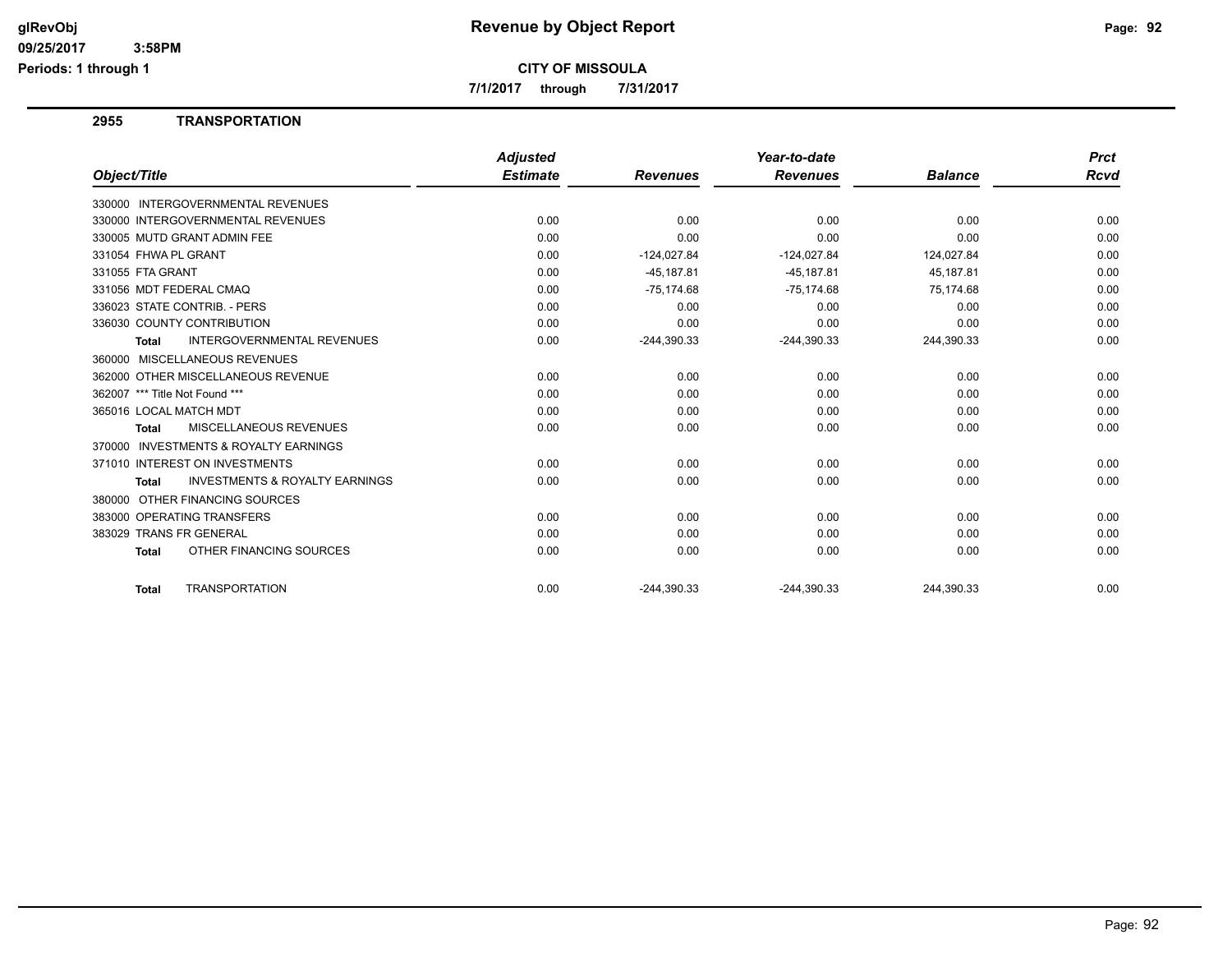# Revenue by Object Report

**CITY OF MISSOULA**

**7/1/2017 through 7/31/2017**

glRevObj
09/25/2017 3:58PM
Periods: 1 through 1

## 2955 TRANSPORTATION

| Object/Title | Adjusted Estimate | Revenues | Year-to-date Revenues | Balance | Prct Rcvd |
|---|---|---|---|---|---|
| 330000 INTERGOVERNMENTAL REVENUES | | | | | |
| 330000 INTERGOVERNMENTAL REVENUES | 0.00 | 0.00 | 0.00 | 0.00 | 0.00 |
| 330005 MUTD GRANT ADMIN FEE | 0.00 | 0.00 | 0.00 | 0.00 | 0.00 |
| 331054 FHWA PL GRANT | 0.00 | -124,027.84 | -124,027.84 | 124,027.84 | 0.00 |
| 331055 FTA GRANT | 0.00 | -45,187.81 | -45,187.81 | 45,187.81 | 0.00 |
| 331056 MDT FEDERAL CMAQ | 0.00 | -75,174.68 | -75,174.68 | 75,174.68 | 0.00 |
| 336023 STATE CONTRIB. - PERS | 0.00 | 0.00 | 0.00 | 0.00 | 0.00 |
| 336030 COUNTY CONTRIBUTION | 0.00 | 0.00 | 0.00 | 0.00 | 0.00 |
| **Total** INTERGOVERNMENTAL REVENUES | 0.00 | -244,390.33 | -244,390.33 | 244,390.33 | 0.00 |
| 360000 MISCELLANEOUS REVENUES | | | | | |
| 362000 OTHER MISCELLANEOUS REVENUE | 0.00 | 0.00 | 0.00 | 0.00 | 0.00 |
| 362007 *** Title Not Found *** | 0.00 | 0.00 | 0.00 | 0.00 | 0.00 |
| 365016 LOCAL MATCH MDT | 0.00 | 0.00 | 0.00 | 0.00 | 0.00 |
| **Total** MISCELLANEOUS REVENUES | 0.00 | 0.00 | 0.00 | 0.00 | 0.00 |
| 370000 INVESTMENTS & ROYALTY EARNINGS | | | | | |
| 371010 INTEREST ON INVESTMENTS | 0.00 | 0.00 | 0.00 | 0.00 | 0.00 |
| **Total** INVESTMENTS & ROYALTY EARNINGS | 0.00 | 0.00 | 0.00 | 0.00 | 0.00 |
| 380000 OTHER FINANCING SOURCES | | | | | |
| 383000 OPERATING TRANSFERS | 0.00 | 0.00 | 0.00 | 0.00 | 0.00 |
| 383029 TRANS FR GENERAL | 0.00 | 0.00 | 0.00 | 0.00 | 0.00 |
| **Total** OTHER FINANCING SOURCES | 0.00 | 0.00 | 0.00 | 0.00 | 0.00 |
| **Total** TRANSPORTATION | 0.00 | -244,390.33 | -244,390.33 | 244,390.33 | 0.00 |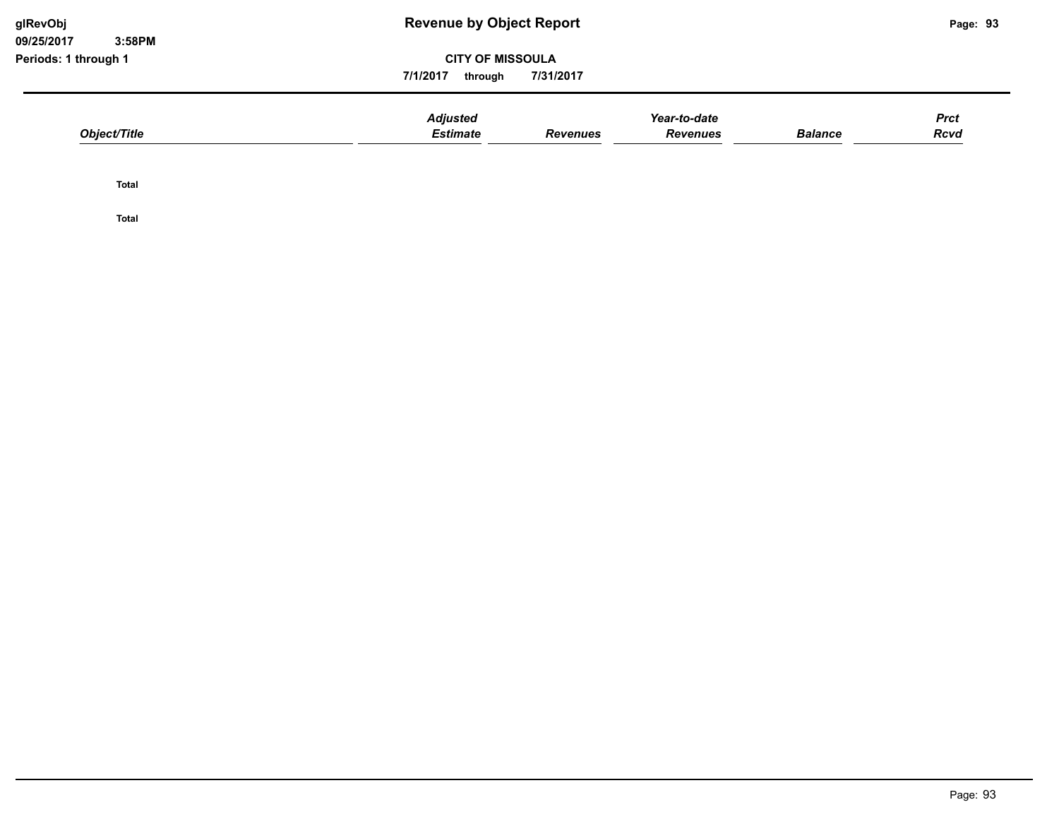| Object/Title | Adjusted Estimate | Revenues | Year-to-date Revenues | Balance | Prct Rcvd |
|---|---|---|---|---|---|
| **Total** | | | | | |
| **Total** | | | | | |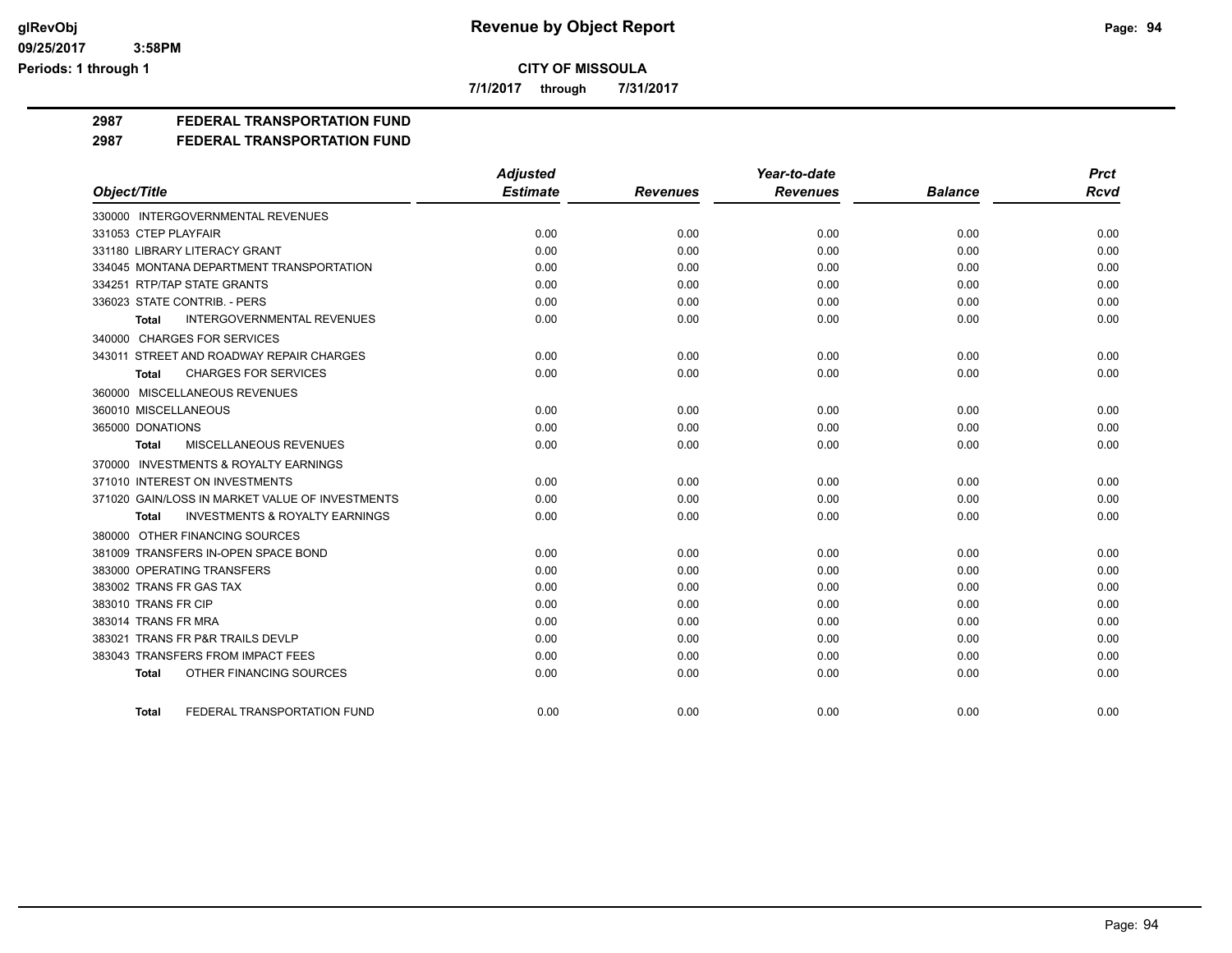**CITY OF MISSOULA**

**7/1/2017 through 7/31/2017**

**Revenue by Object Report**

**2987 FEDERAL TRANSPORTATION FUND**

**2987 FEDERAL TRANSPORTATION FUND**

| Object/Title | Adjusted Estimate | Revenues | Year-to-date Revenues | Balance | Prct Rcvd |
|---|---|---|---|---|---|
| 330000 INTERGOVERNMENTAL REVENUES | | | | | |
| 331053 CTEP PLAYFAIR | 0.00 | 0.00 | 0.00 | 0.00 | 0.00 |
| 331180 LIBRARY LITERACY GRANT | 0.00 | 0.00 | 0.00 | 0.00 | 0.00 |
| 334045 MONTANA DEPARTMENT TRANSPORTATION | 0.00 | 0.00 | 0.00 | 0.00 | 0.00 |
| 334251 RTP/TAP STATE GRANTS | 0.00 | 0.00 | 0.00 | 0.00 | 0.00 |
| 336023 STATE CONTRIB. - PERS | 0.00 | 0.00 | 0.00 | 0.00 | 0.00 |
| **Total** INTERGOVERNMENTAL REVENUES | 0.00 | 0.00 | 0.00 | 0.00 | 0.00 |
| 340000 CHARGES FOR SERVICES | | | | | |
| 343011 STREET AND ROADWAY REPAIR CHARGES | 0.00 | 0.00 | 0.00 | 0.00 | 0.00 |
| **Total** CHARGES FOR SERVICES | 0.00 | 0.00 | 0.00 | 0.00 | 0.00 |
| 360000 MISCELLANEOUS REVENUES | | | | | |
| 360010 MISCELLANEOUS | 0.00 | 0.00 | 0.00 | 0.00 | 0.00 |
| 365000 DONATIONS | 0.00 | 0.00 | 0.00 | 0.00 | 0.00 |
| **Total** MISCELLANEOUS REVENUES | 0.00 | 0.00 | 0.00 | 0.00 | 0.00 |
| 370000 INVESTMENTS & ROYALTY EARNINGS | | | | | |
| 371010 INTEREST ON INVESTMENTS | 0.00 | 0.00 | 0.00 | 0.00 | 0.00 |
| 371020 GAIN/LOSS IN MARKET VALUE OF INVESTMENTS | 0.00 | 0.00 | 0.00 | 0.00 | 0.00 |
| **Total** INVESTMENTS & ROYALTY EARNINGS | 0.00 | 0.00 | 0.00 | 0.00 | 0.00 |
| 380000 OTHER FINANCING SOURCES | | | | | |
| 381009 TRANSFERS IN-OPEN SPACE BOND | 0.00 | 0.00 | 0.00 | 0.00 | 0.00 |
| 383000 OPERATING TRANSFERS | 0.00 | 0.00 | 0.00 | 0.00 | 0.00 |
| 383002 TRANS FR GAS TAX | 0.00 | 0.00 | 0.00 | 0.00 | 0.00 |
| 383010 TRANS FR CIP | 0.00 | 0.00 | 0.00 | 0.00 | 0.00 |
| 383014 TRANS FR MRA | 0.00 | 0.00 | 0.00 | 0.00 | 0.00 |
| 383021 TRANS FR P&R TRAILS DEVLP | 0.00 | 0.00 | 0.00 | 0.00 | 0.00 |
| 383043 TRANSFERS FROM IMPACT FEES | 0.00 | 0.00 | 0.00 | 0.00 | 0.00 |
| **Total** OTHER FINANCING SOURCES | 0.00 | 0.00 | 0.00 | 0.00 | 0.00 |
| **Total** FEDERAL TRANSPORTATION FUND | 0.00 | 0.00 | 0.00 | 0.00 | 0.00 |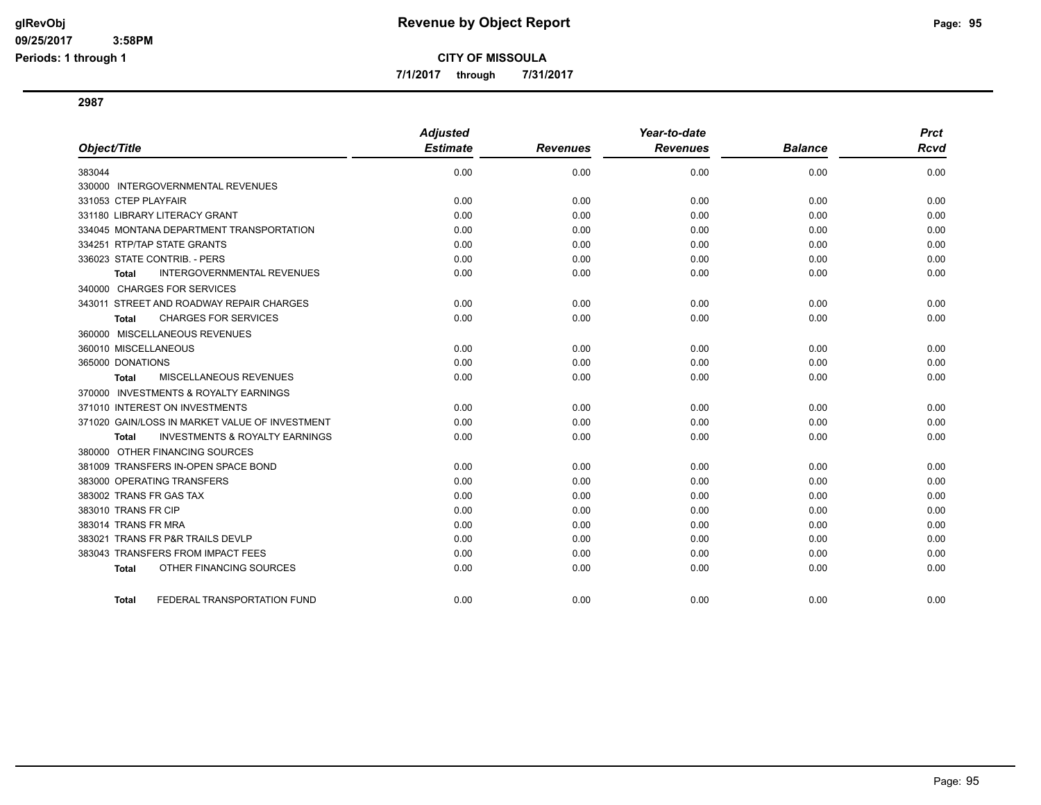# Revenue by Object Report

**CITY OF MISSOULA**

**7/1/2017 through 7/31/2017**

glRevObj
09/25/2017 3:58PM
Periods: 1 through 1

## 2987

| Object/Title | Adjusted Estimate | Revenues | Year-to-date Revenues | Balance | Prct Rcvd |
|---|---|---|---|---|---|
| 383044 | 0.00 | 0.00 | 0.00 | 0.00 | 0.00 |
| 330000 INTERGOVERNMENTAL REVENUES | | | | | |
| 331053 CTEP PLAYFAIR | 0.00 | 0.00 | 0.00 | 0.00 | 0.00 |
| 331180 LIBRARY LITERACY GRANT | 0.00 | 0.00 | 0.00 | 0.00 | 0.00 |
| 334045 MONTANA DEPARTMENT TRANSPORTATION | 0.00 | 0.00 | 0.00 | 0.00 | 0.00 |
| 334251 RTP/TAP STATE GRANTS | 0.00 | 0.00 | 0.00 | 0.00 | 0.00 |
| 336023 STATE CONTRIB. - PERS | 0.00 | 0.00 | 0.00 | 0.00 | 0.00 |
| **Total** INTERGOVERNMENTAL REVENUES | 0.00 | 0.00 | 0.00 | 0.00 | 0.00 |
| 340000 CHARGES FOR SERVICES | | | | | |
| 343011 STREET AND ROADWAY REPAIR CHARGES | 0.00 | 0.00 | 0.00 | 0.00 | 0.00 |
| **Total** CHARGES FOR SERVICES | 0.00 | 0.00 | 0.00 | 0.00 | 0.00 |
| 360000 MISCELLANEOUS REVENUES | | | | | |
| 360010 MISCELLANEOUS | 0.00 | 0.00 | 0.00 | 0.00 | 0.00 |
| 365000 DONATIONS | 0.00 | 0.00 | 0.00 | 0.00 | 0.00 |
| **Total** MISCELLANEOUS REVENUES | 0.00 | 0.00 | 0.00 | 0.00 | 0.00 |
| 370000 INVESTMENTS & ROYALTY EARNINGS | | | | | |
| 371010 INTEREST ON INVESTMENTS | 0.00 | 0.00 | 0.00 | 0.00 | 0.00 |
| 371020 GAIN/LOSS IN MARKET VALUE OF INVESTMENT | 0.00 | 0.00 | 0.00 | 0.00 | 0.00 |
| **Total** INVESTMENTS & ROYALTY EARNINGS | 0.00 | 0.00 | 0.00 | 0.00 | 0.00 |
| 380000 OTHER FINANCING SOURCES | | | | | |
| 381009 TRANSFERS IN-OPEN SPACE BOND | 0.00 | 0.00 | 0.00 | 0.00 | 0.00 |
| 383000 OPERATING TRANSFERS | 0.00 | 0.00 | 0.00 | 0.00 | 0.00 |
| 383002 TRANS FR GAS TAX | 0.00 | 0.00 | 0.00 | 0.00 | 0.00 |
| 383010 TRANS FR CIP | 0.00 | 0.00 | 0.00 | 0.00 | 0.00 |
| 383014 TRANS FR MRA | 0.00 | 0.00 | 0.00 | 0.00 | 0.00 |
| 383021 TRANS FR P&R TRAILS DEVLP | 0.00 | 0.00 | 0.00 | 0.00 | 0.00 |
| 383043 TRANSFERS FROM IMPACT FEES | 0.00 | 0.00 | 0.00 | 0.00 | 0.00 |
| **Total** OTHER FINANCING SOURCES | 0.00 | 0.00 | 0.00 | 0.00 | 0.00 |
| **Total** FEDERAL TRANSPORTATION FUND | 0.00 | 0.00 | 0.00 | 0.00 | 0.00 |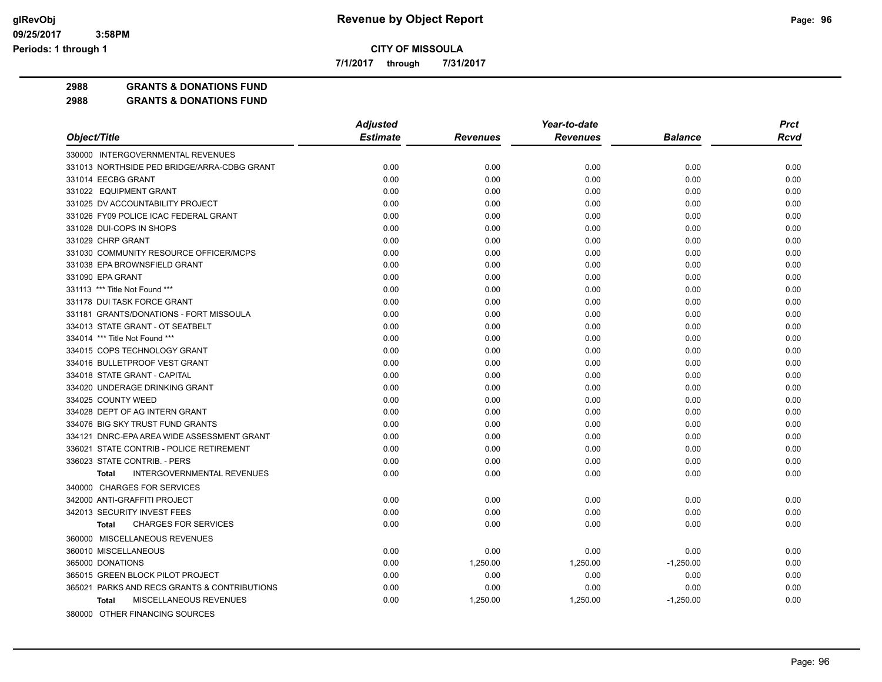**glRevObj** — **Revenue by Object Report**

09/25/2017 3:58PM

Periods: 1 through 1

**CITY OF MISSOULA**

**7/1/2017 through 7/31/2017**

**2988 GRANTS & DONATIONS FUND**

**2988 GRANTS & DONATIONS FUND**

| Object/Title | Adjusted Estimate | Revenues | Year-to-date Revenues | Balance | Prct Rcvd |
|---|---|---|---|---|---|
| 330000 INTERGOVERNMENTAL REVENUES | | | | | |
| 331013 NORTHSIDE PED BRIDGE/ARRA-CDBG GRANT | 0.00 | 0.00 | 0.00 | 0.00 | 0.00 |
| 331014 EECBG GRANT | 0.00 | 0.00 | 0.00 | 0.00 | 0.00 |
| 331022 EQUIPMENT GRANT | 0.00 | 0.00 | 0.00 | 0.00 | 0.00 |
| 331025 DV ACCOUNTABILITY PROJECT | 0.00 | 0.00 | 0.00 | 0.00 | 0.00 |
| 331026 FY09 POLICE ICAC FEDERAL GRANT | 0.00 | 0.00 | 0.00 | 0.00 | 0.00 |
| 331028 DUI-COPS IN SHOPS | 0.00 | 0.00 | 0.00 | 0.00 | 0.00 |
| 331029 CHRP GRANT | 0.00 | 0.00 | 0.00 | 0.00 | 0.00 |
| 331030 COMMUNITY RESOURCE OFFICER/MCPS | 0.00 | 0.00 | 0.00 | 0.00 | 0.00 |
| 331038 EPA BROWNSFIELD GRANT | 0.00 | 0.00 | 0.00 | 0.00 | 0.00 |
| 331090 EPA GRANT | 0.00 | 0.00 | 0.00 | 0.00 | 0.00 |
| 331113 *** Title Not Found *** | 0.00 | 0.00 | 0.00 | 0.00 | 0.00 |
| 331178 DUI TASK FORCE GRANT | 0.00 | 0.00 | 0.00 | 0.00 | 0.00 |
| 331181 GRANTS/DONATIONS - FORT MISSOULA | 0.00 | 0.00 | 0.00 | 0.00 | 0.00 |
| 334013 STATE GRANT - OT SEATBELT | 0.00 | 0.00 | 0.00 | 0.00 | 0.00 |
| 334014 *** Title Not Found *** | 0.00 | 0.00 | 0.00 | 0.00 | 0.00 |
| 334015 COPS TECHNOLOGY GRANT | 0.00 | 0.00 | 0.00 | 0.00 | 0.00 |
| 334016 BULLETPROOF VEST GRANT | 0.00 | 0.00 | 0.00 | 0.00 | 0.00 |
| 334018 STATE GRANT - CAPITAL | 0.00 | 0.00 | 0.00 | 0.00 | 0.00 |
| 334020 UNDERAGE DRINKING GRANT | 0.00 | 0.00 | 0.00 | 0.00 | 0.00 |
| 334025 COUNTY WEED | 0.00 | 0.00 | 0.00 | 0.00 | 0.00 |
| 334028 DEPT OF AG INTERN GRANT | 0.00 | 0.00 | 0.00 | 0.00 | 0.00 |
| 334076 BIG SKY TRUST FUND GRANTS | 0.00 | 0.00 | 0.00 | 0.00 | 0.00 |
| 334121 DNRC-EPA AREA WIDE ASSESSMENT GRANT | 0.00 | 0.00 | 0.00 | 0.00 | 0.00 |
| 336021 STATE CONTRIB - POLICE RETIREMENT | 0.00 | 0.00 | 0.00 | 0.00 | 0.00 |
| 336023 STATE CONTRIB. - PERS | 0.00 | 0.00 | 0.00 | 0.00 | 0.00 |
| **Total** INTERGOVERNMENTAL REVENUES | 0.00 | 0.00 | 0.00 | 0.00 | 0.00 |
| 340000 CHARGES FOR SERVICES | | | | | |
| 342000 ANTI-GRAFFITI PROJECT | 0.00 | 0.00 | 0.00 | 0.00 | 0.00 |
| 342013 SECURITY INVEST FEES | 0.00 | 0.00 | 0.00 | 0.00 | 0.00 |
| **Total** CHARGES FOR SERVICES | 0.00 | 0.00 | 0.00 | 0.00 | 0.00 |
| 360000 MISCELLANEOUS REVENUES | | | | | |
| 360010 MISCELLANEOUS | 0.00 | 0.00 | 0.00 | 0.00 | 0.00 |
| 365000 DONATIONS | 0.00 | 1,250.00 | 1,250.00 | -1,250.00 | 0.00 |
| 365015 GREEN BLOCK PILOT PROJECT | 0.00 | 0.00 | 0.00 | 0.00 | 0.00 |
| 365021 PARKS AND RECS GRANTS & CONTRIBUTIONS | 0.00 | 0.00 | 0.00 | 0.00 | 0.00 |
| **Total** MISCELLANEOUS REVENUES | 0.00 | 1,250.00 | 1,250.00 | -1,250.00 | 0.00 |
| 380000 OTHER FINANCING SOURCES | | | | | |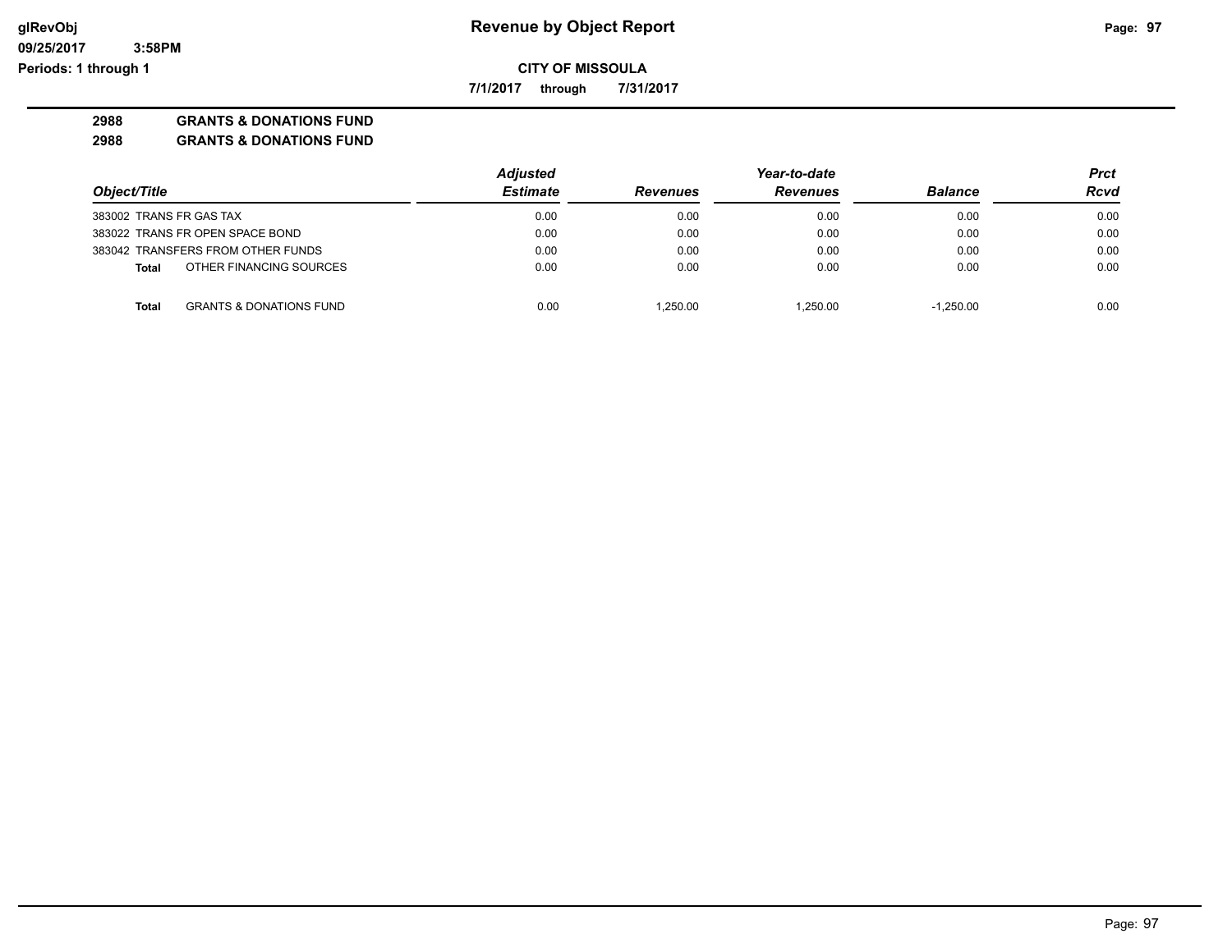**CITY OF MISSOULA**

**7/1/2017 through 7/31/2017**

**2988 GRANTS & DONATIONS FUND**

**2988 GRANTS & DONATIONS FUND**

| Object/Title | Adjusted Estimate | Revenues | Year-to-date Revenues | Balance | Prct Rcvd |
|---|---|---|---|---|---|
| 383002 TRANS FR GAS TAX | 0.00 | 0.00 | 0.00 | 0.00 | 0.00 |
| 383022 TRANS FR OPEN SPACE BOND | 0.00 | 0.00 | 0.00 | 0.00 | 0.00 |
| 383042 TRANSFERS FROM OTHER FUNDS | 0.00 | 0.00 | 0.00 | 0.00 | 0.00 |
| **Total** OTHER FINANCING SOURCES | 0.00 | 0.00 | 0.00 | 0.00 | 0.00 |
| **Total** GRANTS & DONATIONS FUND | 0.00 | 1,250.00 | 1,250.00 | -1,250.00 | 0.00 |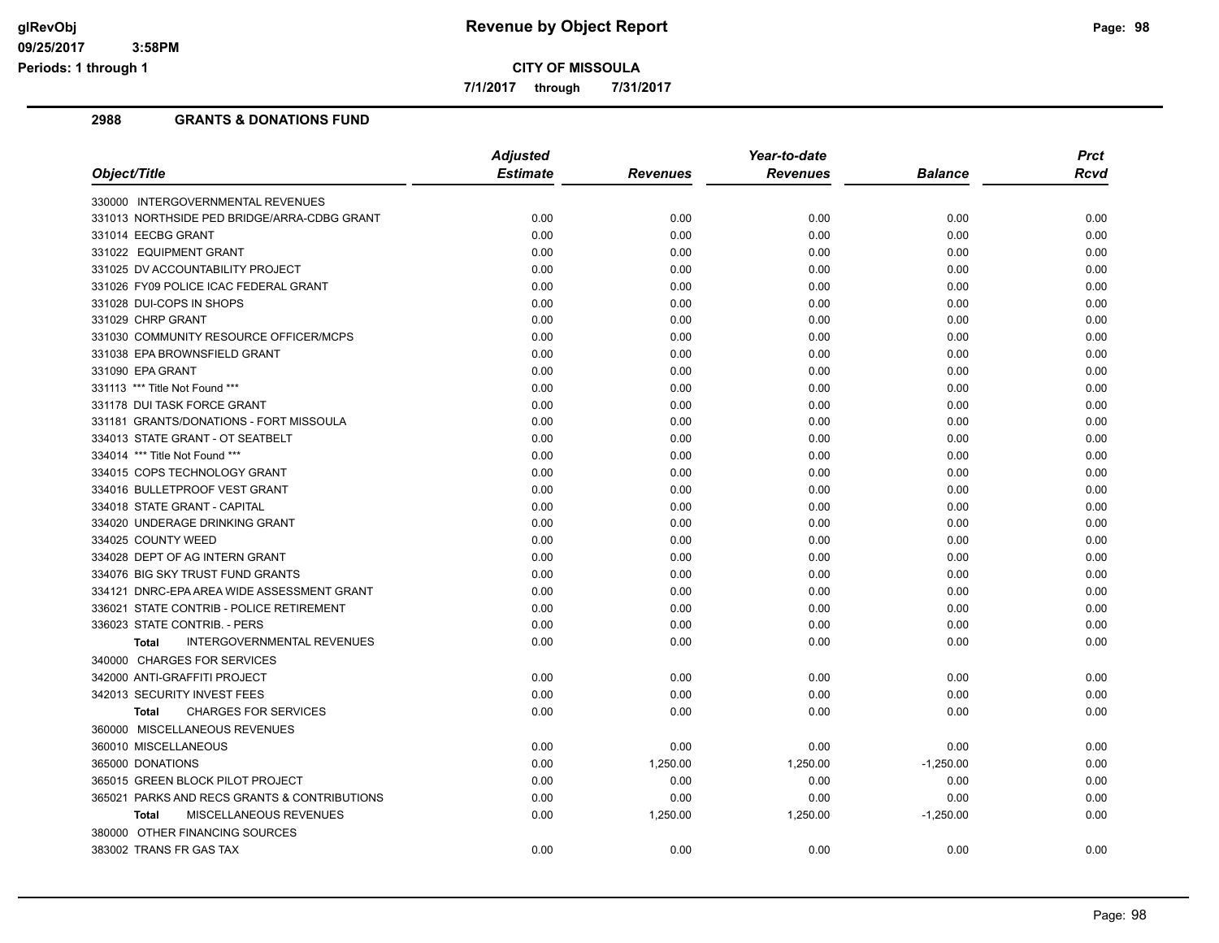**CITY OF MISSOULA**

**Revenue by Object Report**

7/1/2017 through 7/31/2017

## 2988 GRANTS & DONATIONS FUND

| Object/Title | Adjusted Estimate | Revenues | Year-to-date Revenues | Balance | Prct Rcvd |
|---|---|---|---|---|---|
| 330000 INTERGOVERNMENTAL REVENUES | | | | | |
| 331013 NORTHSIDE PED BRIDGE/ARRA-CDBG GRANT | 0.00 | 0.00 | 0.00 | 0.00 | 0.00 |
| 331014 EECBG GRANT | 0.00 | 0.00 | 0.00 | 0.00 | 0.00 |
| 331022 EQUIPMENT GRANT | 0.00 | 0.00 | 0.00 | 0.00 | 0.00 |
| 331025 DV ACCOUNTABILITY PROJECT | 0.00 | 0.00 | 0.00 | 0.00 | 0.00 |
| 331026 FY09 POLICE ICAC FEDERAL GRANT | 0.00 | 0.00 | 0.00 | 0.00 | 0.00 |
| 331028 DUI-COPS IN SHOPS | 0.00 | 0.00 | 0.00 | 0.00 | 0.00 |
| 331029 CHRP GRANT | 0.00 | 0.00 | 0.00 | 0.00 | 0.00 |
| 331030 COMMUNITY RESOURCE OFFICER/MCPS | 0.00 | 0.00 | 0.00 | 0.00 | 0.00 |
| 331038 EPA BROWNSFIELD GRANT | 0.00 | 0.00 | 0.00 | 0.00 | 0.00 |
| 331090 EPA GRANT | 0.00 | 0.00 | 0.00 | 0.00 | 0.00 |
| 331113 *** Title Not Found *** | 0.00 | 0.00 | 0.00 | 0.00 | 0.00 |
| 331178 DUI TASK FORCE GRANT | 0.00 | 0.00 | 0.00 | 0.00 | 0.00 |
| 331181 GRANTS/DONATIONS - FORT MISSOULA | 0.00 | 0.00 | 0.00 | 0.00 | 0.00 |
| 334013 STATE GRANT - OT SEATBELT | 0.00 | 0.00 | 0.00 | 0.00 | 0.00 |
| 334014 *** Title Not Found *** | 0.00 | 0.00 | 0.00 | 0.00 | 0.00 |
| 334015 COPS TECHNOLOGY GRANT | 0.00 | 0.00 | 0.00 | 0.00 | 0.00 |
| 334016 BULLETPROOF VEST GRANT | 0.00 | 0.00 | 0.00 | 0.00 | 0.00 |
| 334018 STATE GRANT - CAPITAL | 0.00 | 0.00 | 0.00 | 0.00 | 0.00 |
| 334020 UNDERAGE DRINKING GRANT | 0.00 | 0.00 | 0.00 | 0.00 | 0.00 |
| 334025 COUNTY WEED | 0.00 | 0.00 | 0.00 | 0.00 | 0.00 |
| 334028 DEPT OF AG INTERN GRANT | 0.00 | 0.00 | 0.00 | 0.00 | 0.00 |
| 334076 BIG SKY TRUST FUND GRANTS | 0.00 | 0.00 | 0.00 | 0.00 | 0.00 |
| 334121 DNRC-EPA AREA WIDE ASSESSMENT GRANT | 0.00 | 0.00 | 0.00 | 0.00 | 0.00 |
| 336021 STATE CONTRIB - POLICE RETIREMENT | 0.00 | 0.00 | 0.00 | 0.00 | 0.00 |
| 336023 STATE CONTRIB. - PERS | 0.00 | 0.00 | 0.00 | 0.00 | 0.00 |
| **Total** INTERGOVERNMENTAL REVENUES | 0.00 | 0.00 | 0.00 | 0.00 | 0.00 |
| 340000 CHARGES FOR SERVICES | | | | | |
| 342000 ANTI-GRAFFITI PROJECT | 0.00 | 0.00 | 0.00 | 0.00 | 0.00 |
| 342013 SECURITY INVEST FEES | 0.00 | 0.00 | 0.00 | 0.00 | 0.00 |
| **Total** CHARGES FOR SERVICES | 0.00 | 0.00 | 0.00 | 0.00 | 0.00 |
| 360000 MISCELLANEOUS REVENUES | | | | | |
| 360010 MISCELLANEOUS | 0.00 | 0.00 | 0.00 | 0.00 | 0.00 |
| 365000 DONATIONS | 0.00 | 1,250.00 | 1,250.00 | -1,250.00 | 0.00 |
| 365015 GREEN BLOCK PILOT PROJECT | 0.00 | 0.00 | 0.00 | 0.00 | 0.00 |
| 365021 PARKS AND RECS GRANTS & CONTRIBUTIONS | 0.00 | 0.00 | 0.00 | 0.00 | 0.00 |
| **Total** MISCELLANEOUS REVENUES | 0.00 | 1,250.00 | 1,250.00 | -1,250.00 | 0.00 |
| 380000 OTHER FINANCING SOURCES | | | | | |
| 383002 TRANS FR GAS TAX | 0.00 | 0.00 | 0.00 | 0.00 | 0.00 |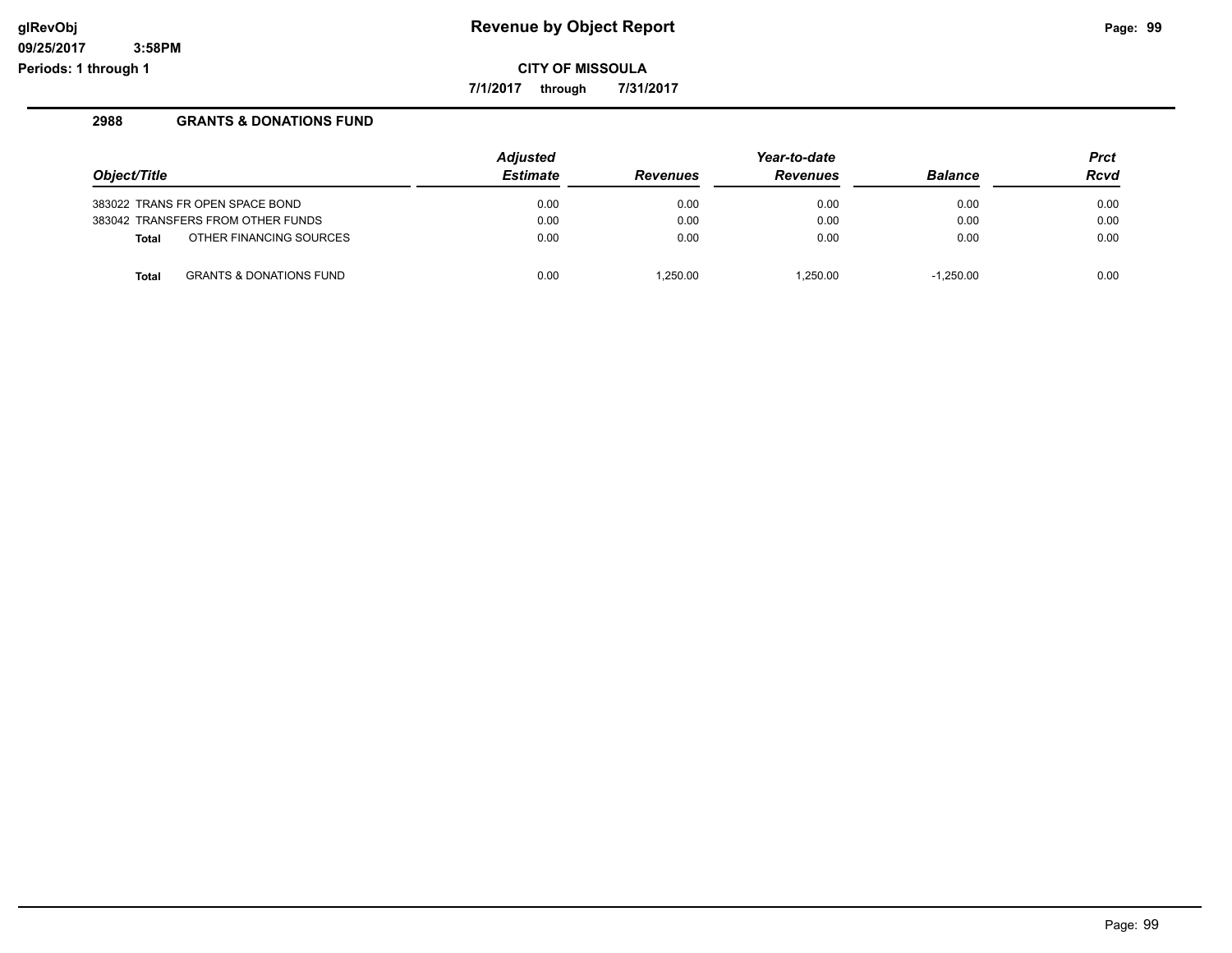## 2988 GRANTS & DONATIONS FUND

| Object/Title | Adjusted Estimate | Revenues | Year-to-date Revenues | Balance | Prct Rcvd |
|---|---|---|---|---|---|
| 383022 TRANS FR OPEN SPACE BOND | 0.00 | 0.00 | 0.00 | 0.00 | 0.00 |
| 383042 TRANSFERS FROM OTHER FUNDS | 0.00 | 0.00 | 0.00 | 0.00 | 0.00 |
| **Total** OTHER FINANCING SOURCES | 0.00 | 0.00 | 0.00 | 0.00 | 0.00 |
| **Total** GRANTS & DONATIONS FUND | 0.00 | 1,250.00 | 1,250.00 | -1,250.00 | 0.00 |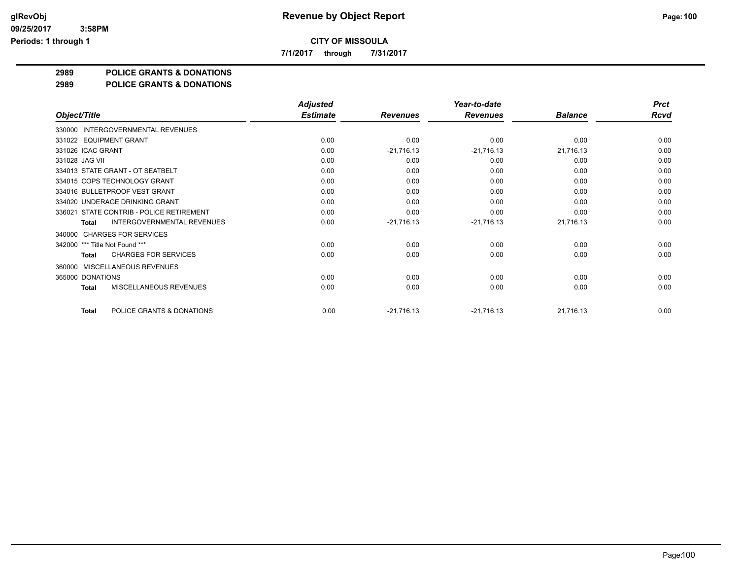# Revenue by Object Report

glRevObj
09/25/2017 3:58PM
Periods: 1 through 1

**CITY OF MISSOULA**

**7/1/2017 through 7/31/2017**

## 2989 POLICE GRANTS & DONATIONS

## 2989 POLICE GRANTS & DONATIONS

| Object/Title | Adjusted Estimate | Revenues | Year-to-date Revenues | Balance | Prct Rcvd |
|---|---|---|---|---|---|
| 330000 INTERGOVERNMENTAL REVENUES | | | | | |
| 331022 EQUIPMENT GRANT | 0.00 | 0.00 | 0.00 | 0.00 | 0.00 |
| 331026 ICAC GRANT | 0.00 | -21,716.13 | -21,716.13 | 21,716.13 | 0.00 |
| 331028 JAG VII | 0.00 | 0.00 | 0.00 | 0.00 | 0.00 |
| 334013 STATE GRANT - OT SEATBELT | 0.00 | 0.00 | 0.00 | 0.00 | 0.00 |
| 334015 COPS TECHNOLOGY GRANT | 0.00 | 0.00 | 0.00 | 0.00 | 0.00 |
| 334016 BULLETPROOF VEST GRANT | 0.00 | 0.00 | 0.00 | 0.00 | 0.00 |
| 334020 UNDERAGE DRINKING GRANT | 0.00 | 0.00 | 0.00 | 0.00 | 0.00 |
| 336021 STATE CONTRIB - POLICE RETIREMENT | 0.00 | 0.00 | 0.00 | 0.00 | 0.00 |
| **Total** INTERGOVERNMENTAL REVENUES | 0.00 | -21,716.13 | -21,716.13 | 21,716.13 | 0.00 |
| 340000 CHARGES FOR SERVICES | | | | | |
| 342000 *** Title Not Found *** | 0.00 | 0.00 | 0.00 | 0.00 | 0.00 |
| **Total** CHARGES FOR SERVICES | 0.00 | 0.00 | 0.00 | 0.00 | 0.00 |
| 360000 MISCELLANEOUS REVENUES | | | | | |
| 365000 DONATIONS | 0.00 | 0.00 | 0.00 | 0.00 | 0.00 |
| **Total** MISCELLANEOUS REVENUES | 0.00 | 0.00 | 0.00 | 0.00 | 0.00 |
| **Total** POLICE GRANTS & DONATIONS | 0.00 | -21,716.13 | -21,716.13 | 21,716.13 | 0.00 |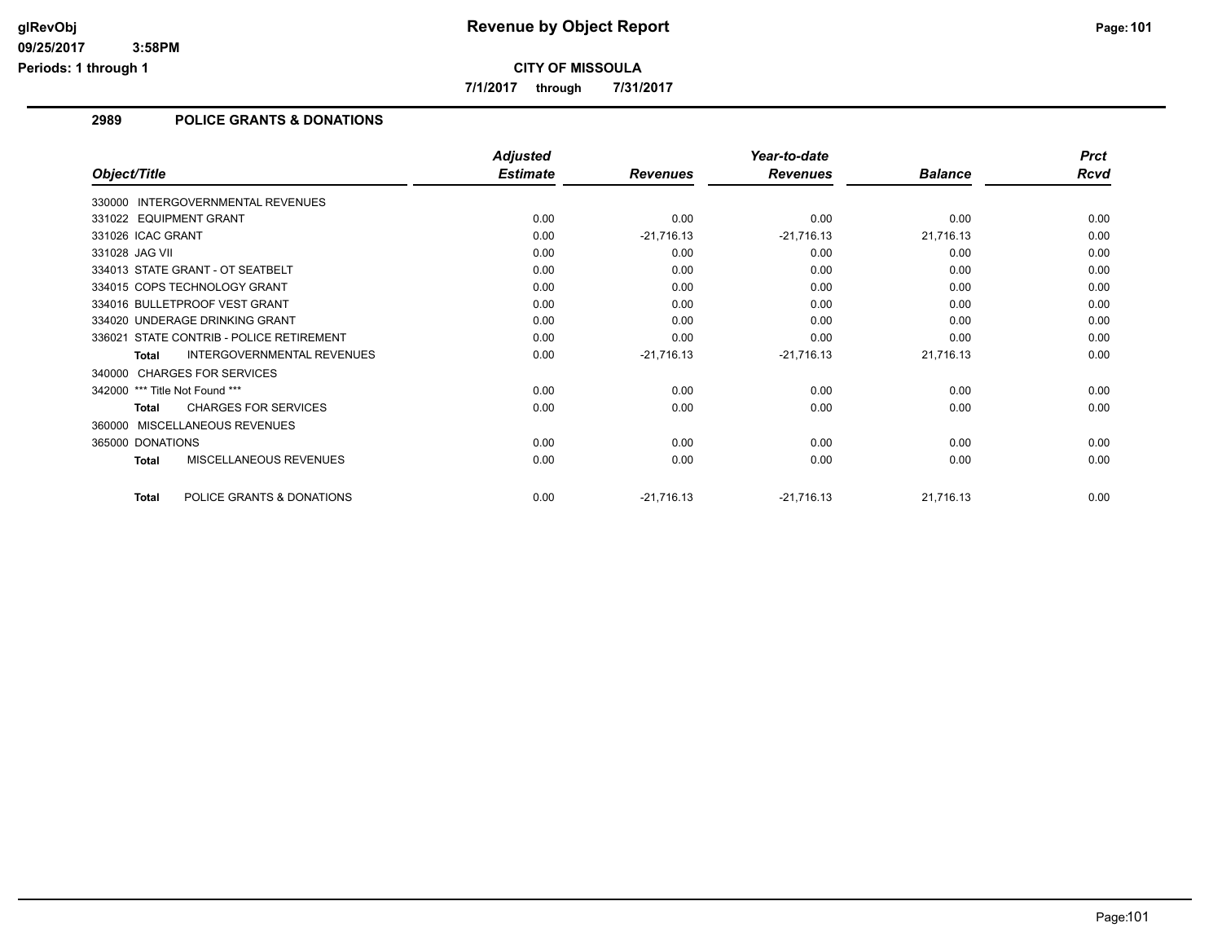# Revenue by Object Report

## CITY OF MISSOULA

**7/1/2017 through 7/31/2017**

### 2989 POLICE GRANTS & DONATIONS

| Object/Title | Adjusted Estimate | Revenues | Year-to-date Revenues | Balance | Prct Rcvd |
|---|---|---|---|---|---|
| 330000 INTERGOVERNMENTAL REVENUES | | | | | |
| 331022 EQUIPMENT GRANT | 0.00 | 0.00 | 0.00 | 0.00 | 0.00 |
| 331026 ICAC GRANT | 0.00 | -21,716.13 | -21,716.13 | 21,716.13 | 0.00 |
| 331028 JAG VII | 0.00 | 0.00 | 0.00 | 0.00 | 0.00 |
| 334013 STATE GRANT - OT SEATBELT | 0.00 | 0.00 | 0.00 | 0.00 | 0.00 |
| 334015 COPS TECHNOLOGY GRANT | 0.00 | 0.00 | 0.00 | 0.00 | 0.00 |
| 334016 BULLETPROOF VEST GRANT | 0.00 | 0.00 | 0.00 | 0.00 | 0.00 |
| 334020 UNDERAGE DRINKING GRANT | 0.00 | 0.00 | 0.00 | 0.00 | 0.00 |
| 336021 STATE CONTRIB - POLICE RETIREMENT | 0.00 | 0.00 | 0.00 | 0.00 | 0.00 |
| **Total** INTERGOVERNMENTAL REVENUES | 0.00 | -21,716.13 | -21,716.13 | 21,716.13 | 0.00 |
| 340000 CHARGES FOR SERVICES | | | | | |
| 342000 *** Title Not Found *** | 0.00 | 0.00 | 0.00 | 0.00 | 0.00 |
| **Total** CHARGES FOR SERVICES | 0.00 | 0.00 | 0.00 | 0.00 | 0.00 |
| 360000 MISCELLANEOUS REVENUES | | | | | |
| 365000 DONATIONS | 0.00 | 0.00 | 0.00 | 0.00 | 0.00 |
| **Total** MISCELLANEOUS REVENUES | 0.00 | 0.00 | 0.00 | 0.00 | 0.00 |
| **Total** POLICE GRANTS & DONATIONS | 0.00 | -21,716.13 | -21,716.13 | 21,716.13 | 0.00 |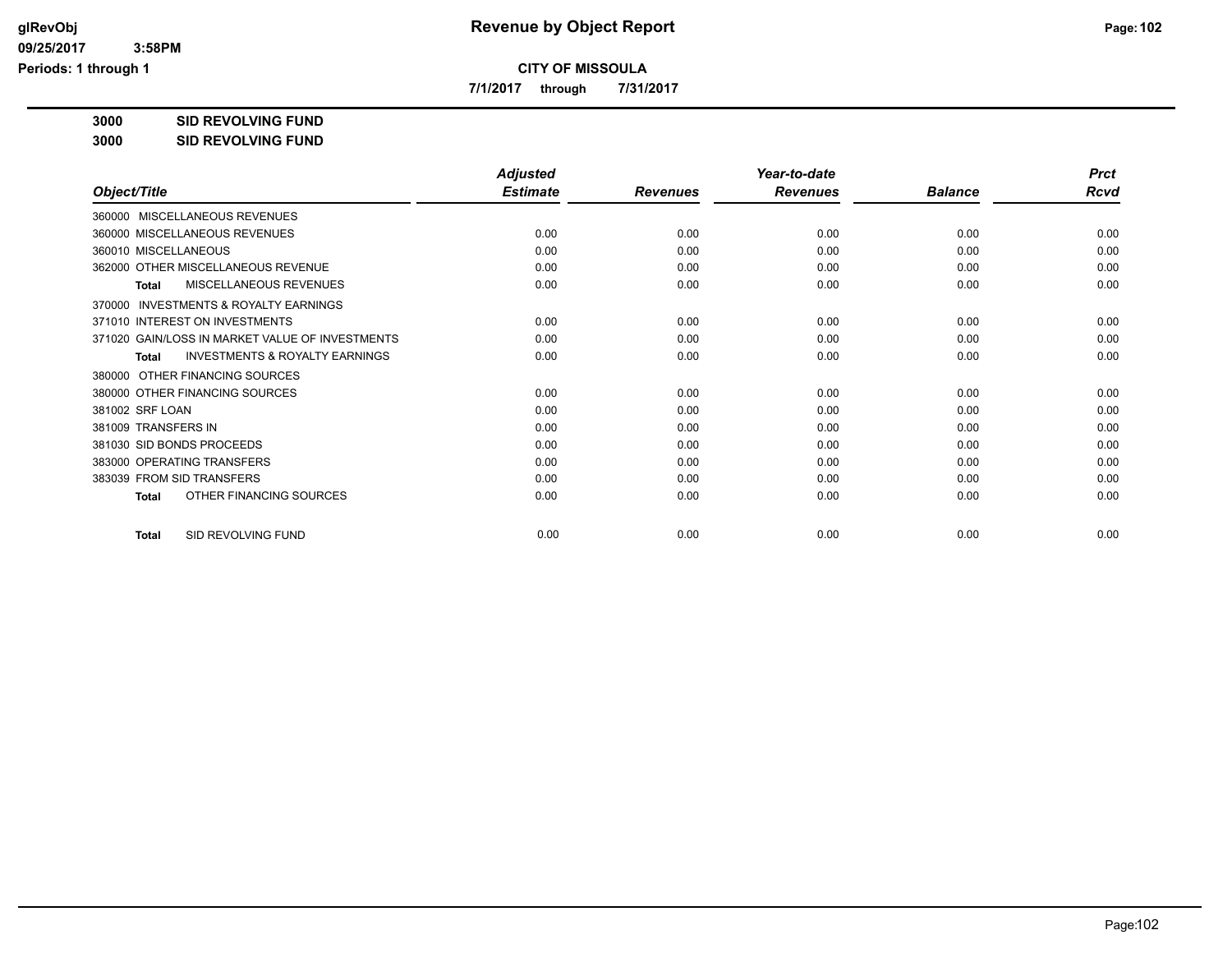# Revenue by Object Report

**CITY OF MISSOULA**

**7/1/2017 through 7/31/2017**

**3000 SID REVOLVING FUND**

**3000 SID REVOLVING FUND**

| Object/Title | Adjusted Estimate | Revenues | Year-to-date Revenues | Balance | Prct Rcvd |
|---|---|---|---|---|---|
| 360000 MISCELLANEOUS REVENUES | | | | | |
| 360000 MISCELLANEOUS REVENUES | 0.00 | 0.00 | 0.00 | 0.00 | 0.00 |
| 360010 MISCELLANEOUS | 0.00 | 0.00 | 0.00 | 0.00 | 0.00 |
| 362000 OTHER MISCELLANEOUS REVENUE | 0.00 | 0.00 | 0.00 | 0.00 | 0.00 |
| **Total** MISCELLANEOUS REVENUES | 0.00 | 0.00 | 0.00 | 0.00 | 0.00 |
| 370000 INVESTMENTS & ROYALTY EARNINGS | | | | | |
| 371010 INTEREST ON INVESTMENTS | 0.00 | 0.00 | 0.00 | 0.00 | 0.00 |
| 371020 GAIN/LOSS IN MARKET VALUE OF INVESTMENTS | 0.00 | 0.00 | 0.00 | 0.00 | 0.00 |
| **Total** INVESTMENTS & ROYALTY EARNINGS | 0.00 | 0.00 | 0.00 | 0.00 | 0.00 |
| 380000 OTHER FINANCING SOURCES | | | | | |
| 380000 OTHER FINANCING SOURCES | 0.00 | 0.00 | 0.00 | 0.00 | 0.00 |
| 381002 SRF LOAN | 0.00 | 0.00 | 0.00 | 0.00 | 0.00 |
| 381009 TRANSFERS IN | 0.00 | 0.00 | 0.00 | 0.00 | 0.00 |
| 381030 SID BONDS PROCEEDS | 0.00 | 0.00 | 0.00 | 0.00 | 0.00 |
| 383000 OPERATING TRANSFERS | 0.00 | 0.00 | 0.00 | 0.00 | 0.00 |
| 383039 FROM SID TRANSFERS | 0.00 | 0.00 | 0.00 | 0.00 | 0.00 |
| **Total** OTHER FINANCING SOURCES | 0.00 | 0.00 | 0.00 | 0.00 | 0.00 |
| **Total** SID REVOLVING FUND | 0.00 | 0.00 | 0.00 | 0.00 | 0.00 |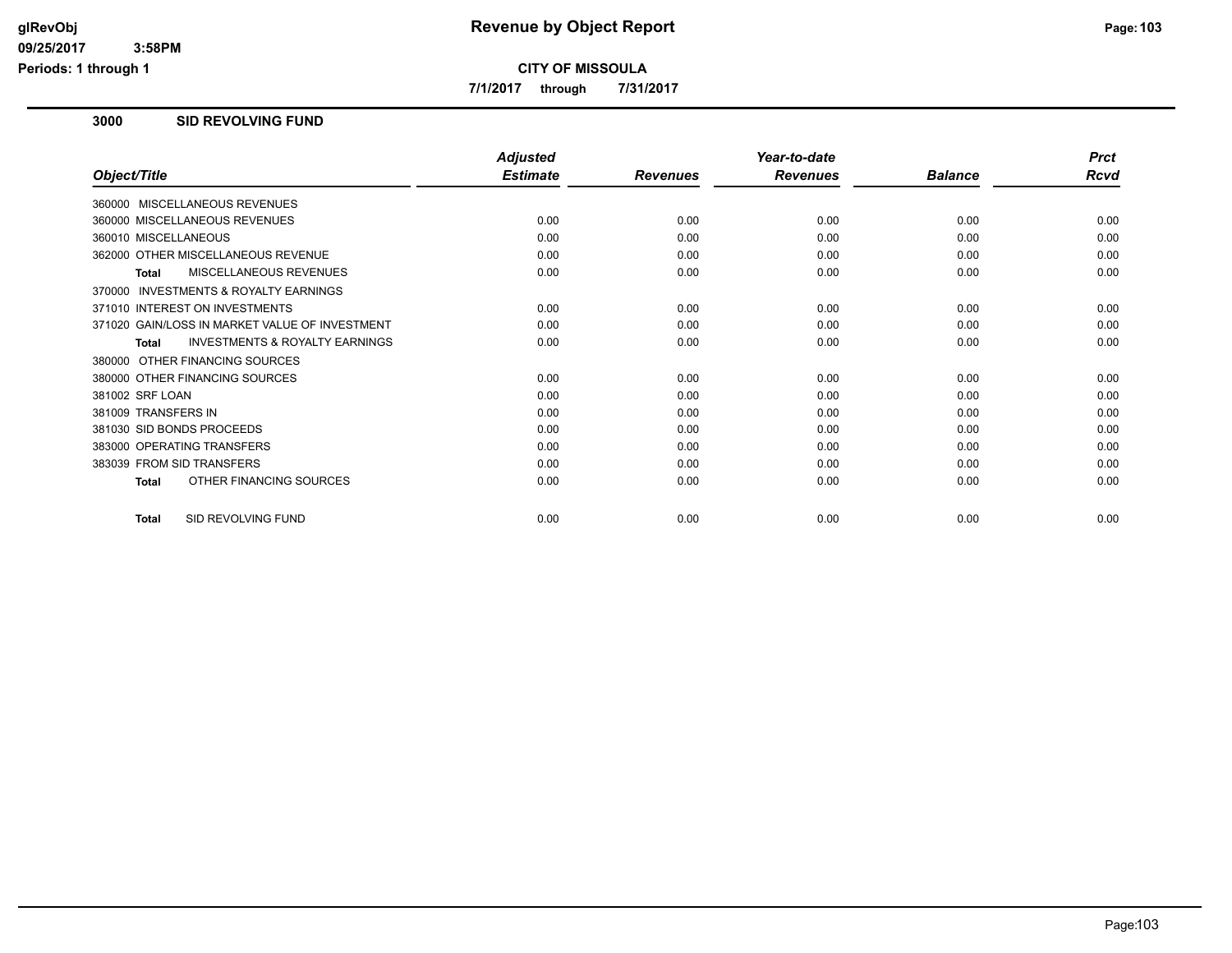# Revenue by Object Report

**CITY OF MISSOULA**

**7/1/2017 through 7/31/2017**

## 3000 SID REVOLVING FUND

| Object/Title | Adjusted Estimate | Revenues | Year-to-date Revenues | Balance | Prct Rcvd |
|---|---|---|---|---|---|
| 360000 MISCELLANEOUS REVENUES | | | | | |
| 360000 MISCELLANEOUS REVENUES | 0.00 | 0.00 | 0.00 | 0.00 | 0.00 |
| 360010 MISCELLANEOUS | 0.00 | 0.00 | 0.00 | 0.00 | 0.00 |
| 362000 OTHER MISCELLANEOUS REVENUE | 0.00 | 0.00 | 0.00 | 0.00 | 0.00 |
| **Total** MISCELLANEOUS REVENUES | 0.00 | 0.00 | 0.00 | 0.00 | 0.00 |
| 370000 INVESTMENTS & ROYALTY EARNINGS | | | | | |
| 371010 INTEREST ON INVESTMENTS | 0.00 | 0.00 | 0.00 | 0.00 | 0.00 |
| 371020 GAIN/LOSS IN MARKET VALUE OF INVESTMENT | 0.00 | 0.00 | 0.00 | 0.00 | 0.00 |
| **Total** INVESTMENTS & ROYALTY EARNINGS | 0.00 | 0.00 | 0.00 | 0.00 | 0.00 |
| 380000 OTHER FINANCING SOURCES | | | | | |
| 380000 OTHER FINANCING SOURCES | 0.00 | 0.00 | 0.00 | 0.00 | 0.00 |
| 381002 SRF LOAN | 0.00 | 0.00 | 0.00 | 0.00 | 0.00 |
| 381009 TRANSFERS IN | 0.00 | 0.00 | 0.00 | 0.00 | 0.00 |
| 381030 SID BONDS PROCEEDS | 0.00 | 0.00 | 0.00 | 0.00 | 0.00 |
| 383000 OPERATING TRANSFERS | 0.00 | 0.00 | 0.00 | 0.00 | 0.00 |
| 383039 FROM SID TRANSFERS | 0.00 | 0.00 | 0.00 | 0.00 | 0.00 |
| **Total** OTHER FINANCING SOURCES | 0.00 | 0.00 | 0.00 | 0.00 | 0.00 |
| **Total** SID REVOLVING FUND | 0.00 | 0.00 | 0.00 | 0.00 | 0.00 |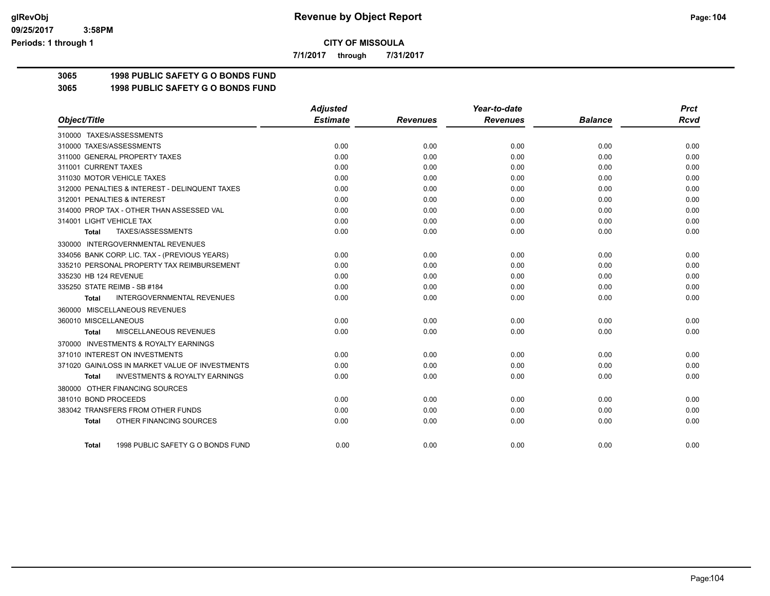# Revenue by Object Report

glRevObj
09/25/2017 3:58PM
Periods: 1 through 1

**CITY OF MISSOULA**

7/1/2017 through 7/31/2017

**3065 1998 PUBLIC SAFETY G O BONDS FUND**

**3065 1998 PUBLIC SAFETY G O BONDS FUND**

| Object/Title | Adjusted Estimate | Revenues | Year-to-date Revenues | Balance | Prct Rcvd |
|---|---|---|---|---|---|
| 310000 TAXES/ASSESSMENTS | | | | | |
| 310000 TAXES/ASSESSMENTS | 0.00 | 0.00 | 0.00 | 0.00 | 0.00 |
| 311000 GENERAL PROPERTY TAXES | 0.00 | 0.00 | 0.00 | 0.00 | 0.00 |
| 311001 CURRENT TAXES | 0.00 | 0.00 | 0.00 | 0.00 | 0.00 |
| 311030 MOTOR VEHICLE TAXES | 0.00 | 0.00 | 0.00 | 0.00 | 0.00 |
| 312000 PENALTIES & INTEREST - DELINQUENT TAXES | 0.00 | 0.00 | 0.00 | 0.00 | 0.00 |
| 312001 PENALTIES & INTEREST | 0.00 | 0.00 | 0.00 | 0.00 | 0.00 |
| 314000 PROP TAX - OTHER THAN ASSESSED VAL | 0.00 | 0.00 | 0.00 | 0.00 | 0.00 |
| 314001 LIGHT VEHICLE TAX | 0.00 | 0.00 | 0.00 | 0.00 | 0.00 |
| **Total** TAXES/ASSESSMENTS | 0.00 | 0.00 | 0.00 | 0.00 | 0.00 |
| 330000 INTERGOVERNMENTAL REVENUES | | | | | |
| 334056 BANK CORP. LIC. TAX - (PREVIOUS YEARS) | 0.00 | 0.00 | 0.00 | 0.00 | 0.00 |
| 335210 PERSONAL PROPERTY TAX REIMBURSEMENT | 0.00 | 0.00 | 0.00 | 0.00 | 0.00 |
| 335230 HB 124 REVENUE | 0.00 | 0.00 | 0.00 | 0.00 | 0.00 |
| 335250 STATE REIMB - SB #184 | 0.00 | 0.00 | 0.00 | 0.00 | 0.00 |
| **Total** INTERGOVERNMENTAL REVENUES | 0.00 | 0.00 | 0.00 | 0.00 | 0.00 |
| 360000 MISCELLANEOUS REVENUES | | | | | |
| 360010 MISCELLANEOUS | 0.00 | 0.00 | 0.00 | 0.00 | 0.00 |
| **Total** MISCELLANEOUS REVENUES | 0.00 | 0.00 | 0.00 | 0.00 | 0.00 |
| 370000 INVESTMENTS & ROYALTY EARNINGS | | | | | |
| 371010 INTEREST ON INVESTMENTS | 0.00 | 0.00 | 0.00 | 0.00 | 0.00 |
| 371020 GAIN/LOSS IN MARKET VALUE OF INVESTMENTS | 0.00 | 0.00 | 0.00 | 0.00 | 0.00 |
| **Total** INVESTMENTS & ROYALTY EARNINGS | 0.00 | 0.00 | 0.00 | 0.00 | 0.00 |
| 380000 OTHER FINANCING SOURCES | | | | | |
| 381010 BOND PROCEEDS | 0.00 | 0.00 | 0.00 | 0.00 | 0.00 |
| 383042 TRANSFERS FROM OTHER FUNDS | 0.00 | 0.00 | 0.00 | 0.00 | 0.00 |
| **Total** OTHER FINANCING SOURCES | 0.00 | 0.00 | 0.00 | 0.00 | 0.00 |
| **Total** 1998 PUBLIC SAFETY G O BONDS FUND | 0.00 | 0.00 | 0.00 | 0.00 | 0.00 |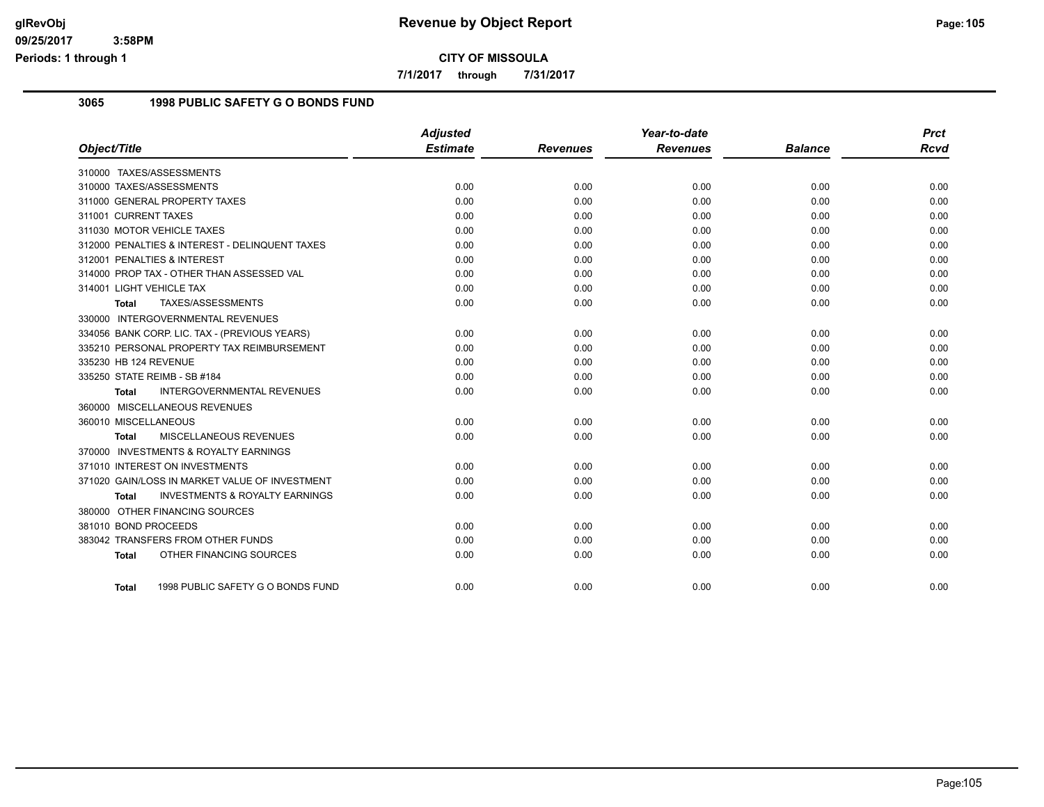**Revenue by Object Report**

**CITY OF MISSOULA**

**7/1/2017 through 7/31/2017**

### 3065 1998 PUBLIC SAFETY G O BONDS FUND

| Object/Title | Adjusted Estimate | Revenues | Year-to-date Revenues | Balance | Prct Rcvd |
|---|---|---|---|---|---|
| 310000 TAXES/ASSESSMENTS | | | | | |
| 310000 TAXES/ASSESSMENTS | 0.00 | 0.00 | 0.00 | 0.00 | 0.00 |
| 311000 GENERAL PROPERTY TAXES | 0.00 | 0.00 | 0.00 | 0.00 | 0.00 |
| 311001 CURRENT TAXES | 0.00 | 0.00 | 0.00 | 0.00 | 0.00 |
| 311030 MOTOR VEHICLE TAXES | 0.00 | 0.00 | 0.00 | 0.00 | 0.00 |
| 312000 PENALTIES & INTEREST - DELINQUENT TAXES | 0.00 | 0.00 | 0.00 | 0.00 | 0.00 |
| 312001 PENALTIES & INTEREST | 0.00 | 0.00 | 0.00 | 0.00 | 0.00 |
| 314000 PROP TAX - OTHER THAN ASSESSED VAL | 0.00 | 0.00 | 0.00 | 0.00 | 0.00 |
| 314001 LIGHT VEHICLE TAX | 0.00 | 0.00 | 0.00 | 0.00 | 0.00 |
| **Total** TAXES/ASSESSMENTS | 0.00 | 0.00 | 0.00 | 0.00 | 0.00 |
| 330000 INTERGOVERNMENTAL REVENUES | | | | | |
| 334056 BANK CORP. LIC. TAX - (PREVIOUS YEARS) | 0.00 | 0.00 | 0.00 | 0.00 | 0.00 |
| 335210 PERSONAL PROPERTY TAX REIMBURSEMENT | 0.00 | 0.00 | 0.00 | 0.00 | 0.00 |
| 335230 HB 124 REVENUE | 0.00 | 0.00 | 0.00 | 0.00 | 0.00 |
| 335250 STATE REIMB - SB #184 | 0.00 | 0.00 | 0.00 | 0.00 | 0.00 |
| **Total** INTERGOVERNMENTAL REVENUES | 0.00 | 0.00 | 0.00 | 0.00 | 0.00 |
| 360000 MISCELLANEOUS REVENUES | | | | | |
| 360010 MISCELLANEOUS | 0.00 | 0.00 | 0.00 | 0.00 | 0.00 |
| **Total** MISCELLANEOUS REVENUES | 0.00 | 0.00 | 0.00 | 0.00 | 0.00 |
| 370000 INVESTMENTS & ROYALTY EARNINGS | | | | | |
| 371010 INTEREST ON INVESTMENTS | 0.00 | 0.00 | 0.00 | 0.00 | 0.00 |
| 371020 GAIN/LOSS IN MARKET VALUE OF INVESTMENT | 0.00 | 0.00 | 0.00 | 0.00 | 0.00 |
| **Total** INVESTMENTS & ROYALTY EARNINGS | 0.00 | 0.00 | 0.00 | 0.00 | 0.00 |
| 380000 OTHER FINANCING SOURCES | | | | | |
| 381010 BOND PROCEEDS | 0.00 | 0.00 | 0.00 | 0.00 | 0.00 |
| 383042 TRANSFERS FROM OTHER FUNDS | 0.00 | 0.00 | 0.00 | 0.00 | 0.00 |
| **Total** OTHER FINANCING SOURCES | 0.00 | 0.00 | 0.00 | 0.00 | 0.00 |
| **Total** 1998 PUBLIC SAFETY G O BONDS FUND | 0.00 | 0.00 | 0.00 | 0.00 | 0.00 |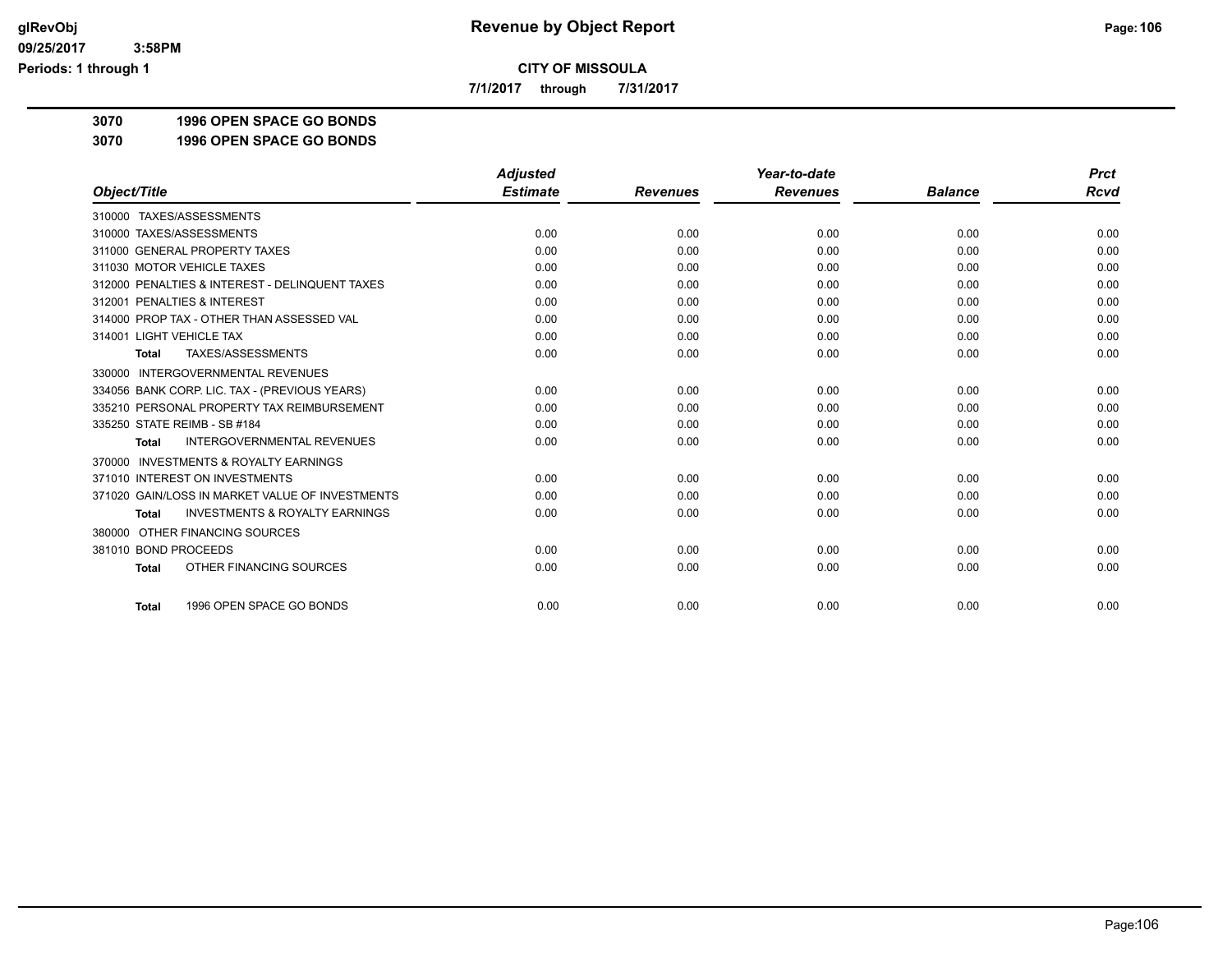# Revenue by Object Report

**CITY OF MISSOULA**

**7/1/2017 through 7/31/2017**

glRevObj
09/25/2017 3:58PM
Periods: 1 through 1

**3070 1996 OPEN SPACE GO BONDS**

**3070 1996 OPEN SPACE GO BONDS**

| Object/Title | Adjusted Estimate | Revenues | Year-to-date Revenues | Balance | Prct Rcvd |
|---|---|---|---|---|---|
| 310000 TAXES/ASSESSMENTS | | | | | |
| 310000 TAXES/ASSESSMENTS | 0.00 | 0.00 | 0.00 | 0.00 | 0.00 |
| 311000 GENERAL PROPERTY TAXES | 0.00 | 0.00 | 0.00 | 0.00 | 0.00 |
| 311030 MOTOR VEHICLE TAXES | 0.00 | 0.00 | 0.00 | 0.00 | 0.00 |
| 312000 PENALTIES & INTEREST - DELINQUENT TAXES | 0.00 | 0.00 | 0.00 | 0.00 | 0.00 |
| 312001 PENALTIES & INTEREST | 0.00 | 0.00 | 0.00 | 0.00 | 0.00 |
| 314000 PROP TAX - OTHER THAN ASSESSED VAL | 0.00 | 0.00 | 0.00 | 0.00 | 0.00 |
| 314001 LIGHT VEHICLE TAX | 0.00 | 0.00 | 0.00 | 0.00 | 0.00 |
| **Total** TAXES/ASSESSMENTS | 0.00 | 0.00 | 0.00 | 0.00 | 0.00 |
| 330000 INTERGOVERNMENTAL REVENUES | | | | | |
| 334056 BANK CORP. LIC. TAX - (PREVIOUS YEARS) | 0.00 | 0.00 | 0.00 | 0.00 | 0.00 |
| 335210 PERSONAL PROPERTY TAX REIMBURSEMENT | 0.00 | 0.00 | 0.00 | 0.00 | 0.00 |
| 335250 STATE REIMB - SB #184 | 0.00 | 0.00 | 0.00 | 0.00 | 0.00 |
| **Total** INTERGOVERNMENTAL REVENUES | 0.00 | 0.00 | 0.00 | 0.00 | 0.00 |
| 370000 INVESTMENTS & ROYALTY EARNINGS | | | | | |
| 371010 INTEREST ON INVESTMENTS | 0.00 | 0.00 | 0.00 | 0.00 | 0.00 |
| 371020 GAIN/LOSS IN MARKET VALUE OF INVESTMENTS | 0.00 | 0.00 | 0.00 | 0.00 | 0.00 |
| **Total** INVESTMENTS & ROYALTY EARNINGS | 0.00 | 0.00 | 0.00 | 0.00 | 0.00 |
| 380000 OTHER FINANCING SOURCES | | | | | |
| 381010 BOND PROCEEDS | 0.00 | 0.00 | 0.00 | 0.00 | 0.00 |
| **Total** OTHER FINANCING SOURCES | 0.00 | 0.00 | 0.00 | 0.00 | 0.00 |
| **Total** 1996 OPEN SPACE GO BONDS | 0.00 | 0.00 | 0.00 | 0.00 | 0.00 |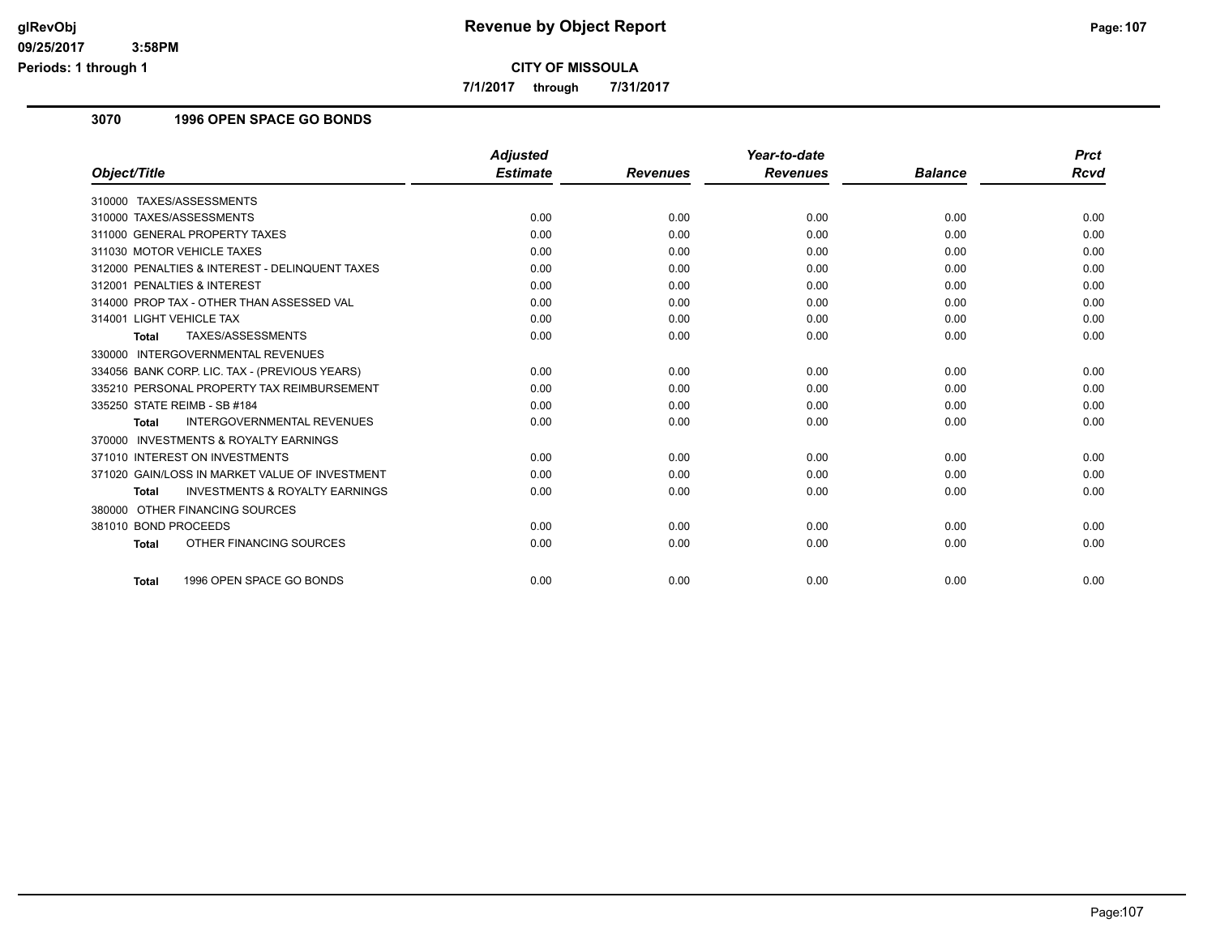**CITY OF MISSOULA**

**7/1/2017 through 7/31/2017**

## 3070 1996 OPEN SPACE GO BONDS

| Object/Title | Adjusted Estimate | Revenues | Year-to-date Revenues | Balance | Prct Rcvd |
|---|---|---|---|---|---|
| 310000 TAXES/ASSESSMENTS | | | | | |
| 310000 TAXES/ASSESSMENTS | 0.00 | 0.00 | 0.00 | 0.00 | 0.00 |
| 311000 GENERAL PROPERTY TAXES | 0.00 | 0.00 | 0.00 | 0.00 | 0.00 |
| 311030 MOTOR VEHICLE TAXES | 0.00 | 0.00 | 0.00 | 0.00 | 0.00 |
| 312000 PENALTIES & INTEREST - DELINQUENT TAXES | 0.00 | 0.00 | 0.00 | 0.00 | 0.00 |
| 312001 PENALTIES & INTEREST | 0.00 | 0.00 | 0.00 | 0.00 | 0.00 |
| 314000 PROP TAX - OTHER THAN ASSESSED VAL | 0.00 | 0.00 | 0.00 | 0.00 | 0.00 |
| 314001 LIGHT VEHICLE TAX | 0.00 | 0.00 | 0.00 | 0.00 | 0.00 |
| **Total** TAXES/ASSESSMENTS | 0.00 | 0.00 | 0.00 | 0.00 | 0.00 |
| 330000 INTERGOVERNMENTAL REVENUES | | | | | |
| 334056 BANK CORP. LIC. TAX - (PREVIOUS YEARS) | 0.00 | 0.00 | 0.00 | 0.00 | 0.00 |
| 335210 PERSONAL PROPERTY TAX REIMBURSEMENT | 0.00 | 0.00 | 0.00 | 0.00 | 0.00 |
| 335250 STATE REIMB - SB #184 | 0.00 | 0.00 | 0.00 | 0.00 | 0.00 |
| **Total** INTERGOVERNMENTAL REVENUES | 0.00 | 0.00 | 0.00 | 0.00 | 0.00 |
| 370000 INVESTMENTS & ROYALTY EARNINGS | | | | | |
| 371010 INTEREST ON INVESTMENTS | 0.00 | 0.00 | 0.00 | 0.00 | 0.00 |
| 371020 GAIN/LOSS IN MARKET VALUE OF INVESTMENT | 0.00 | 0.00 | 0.00 | 0.00 | 0.00 |
| **Total** INVESTMENTS & ROYALTY EARNINGS | 0.00 | 0.00 | 0.00 | 0.00 | 0.00 |
| 380000 OTHER FINANCING SOURCES | | | | | |
| 381010 BOND PROCEEDS | 0.00 | 0.00 | 0.00 | 0.00 | 0.00 |
| **Total** OTHER FINANCING SOURCES | 0.00 | 0.00 | 0.00 | 0.00 | 0.00 |
| **Total** 1996 OPEN SPACE GO BONDS | 0.00 | 0.00 | 0.00 | 0.00 | 0.00 |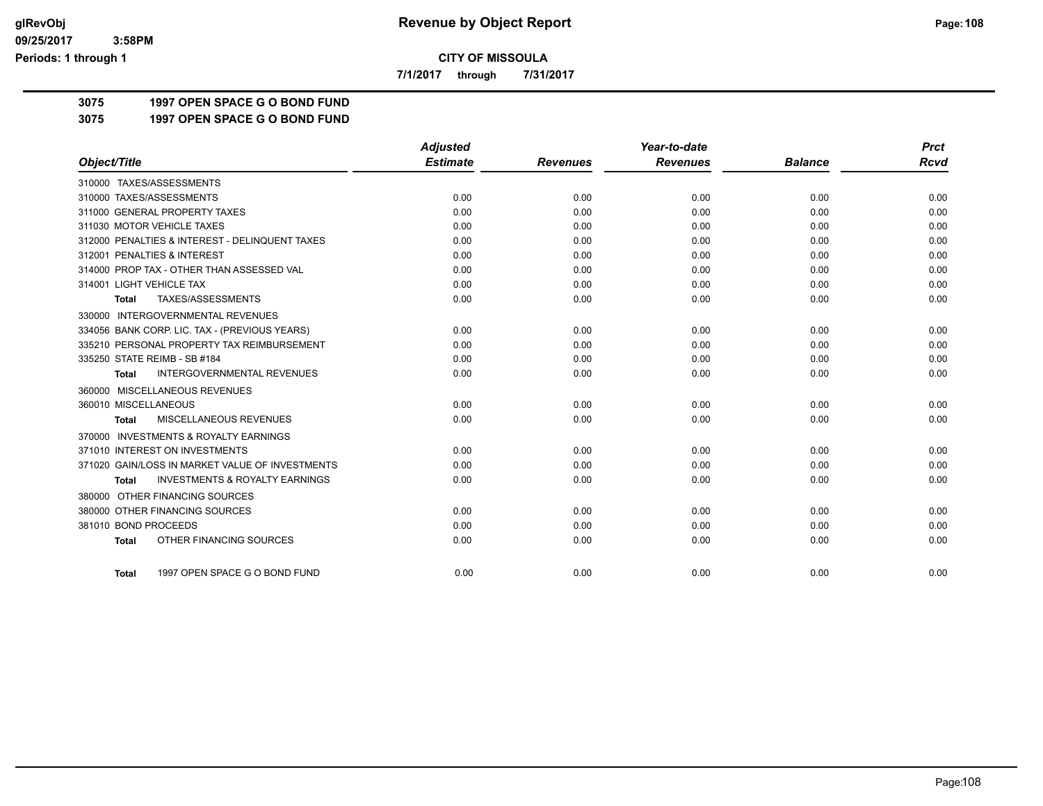glRevObj
09/25/2017 3:58PM
Periods: 1 through 1

# Revenue by Object Report

**CITY OF MISSOULA**

**7/1/2017 through 7/31/2017**

## 3075 1997 OPEN SPACE G O BOND FUND
## 3075 1997 OPEN SPACE G O BOND FUND

| Object/Title | Adjusted Estimate | Revenues | Year-to-date Revenues | Balance | Prct Rcvd |
|---|---|---|---|---|---|
| 310000 TAXES/ASSESSMENTS | | | | | |
| 310000 TAXES/ASSESSMENTS | 0.00 | 0.00 | 0.00 | 0.00 | 0.00 |
| 311000 GENERAL PROPERTY TAXES | 0.00 | 0.00 | 0.00 | 0.00 | 0.00 |
| 311030 MOTOR VEHICLE TAXES | 0.00 | 0.00 | 0.00 | 0.00 | 0.00 |
| 312000 PENALTIES & INTEREST - DELINQUENT TAXES | 0.00 | 0.00 | 0.00 | 0.00 | 0.00 |
| 312001 PENALTIES & INTEREST | 0.00 | 0.00 | 0.00 | 0.00 | 0.00 |
| 314000 PROP TAX - OTHER THAN ASSESSED VAL | 0.00 | 0.00 | 0.00 | 0.00 | 0.00 |
| 314001 LIGHT VEHICLE TAX | 0.00 | 0.00 | 0.00 | 0.00 | 0.00 |
| **Total** TAXES/ASSESSMENTS | 0.00 | 0.00 | 0.00 | 0.00 | 0.00 |
| 330000 INTERGOVERNMENTAL REVENUES | | | | | |
| 334056 BANK CORP. LIC. TAX - (PREVIOUS YEARS) | 0.00 | 0.00 | 0.00 | 0.00 | 0.00 |
| 335210 PERSONAL PROPERTY TAX REIMBURSEMENT | 0.00 | 0.00 | 0.00 | 0.00 | 0.00 |
| 335250 STATE REIMB - SB #184 | 0.00 | 0.00 | 0.00 | 0.00 | 0.00 |
| **Total** INTERGOVERNMENTAL REVENUES | 0.00 | 0.00 | 0.00 | 0.00 | 0.00 |
| 360000 MISCELLANEOUS REVENUES | | | | | |
| 360010 MISCELLANEOUS | 0.00 | 0.00 | 0.00 | 0.00 | 0.00 |
| **Total** MISCELLANEOUS REVENUES | 0.00 | 0.00 | 0.00 | 0.00 | 0.00 |
| 370000 INVESTMENTS & ROYALTY EARNINGS | | | | | |
| 371010 INTEREST ON INVESTMENTS | 0.00 | 0.00 | 0.00 | 0.00 | 0.00 |
| 371020 GAIN/LOSS IN MARKET VALUE OF INVESTMENTS | 0.00 | 0.00 | 0.00 | 0.00 | 0.00 |
| **Total** INVESTMENTS & ROYALTY EARNINGS | 0.00 | 0.00 | 0.00 | 0.00 | 0.00 |
| 380000 OTHER FINANCING SOURCES | | | | | |
| 380000 OTHER FINANCING SOURCES | 0.00 | 0.00 | 0.00 | 0.00 | 0.00 |
| 381010 BOND PROCEEDS | 0.00 | 0.00 | 0.00 | 0.00 | 0.00 |
| **Total** OTHER FINANCING SOURCES | 0.00 | 0.00 | 0.00 | 0.00 | 0.00 |
| **Total** 1997 OPEN SPACE G O BOND FUND | 0.00 | 0.00 | 0.00 | 0.00 | 0.00 |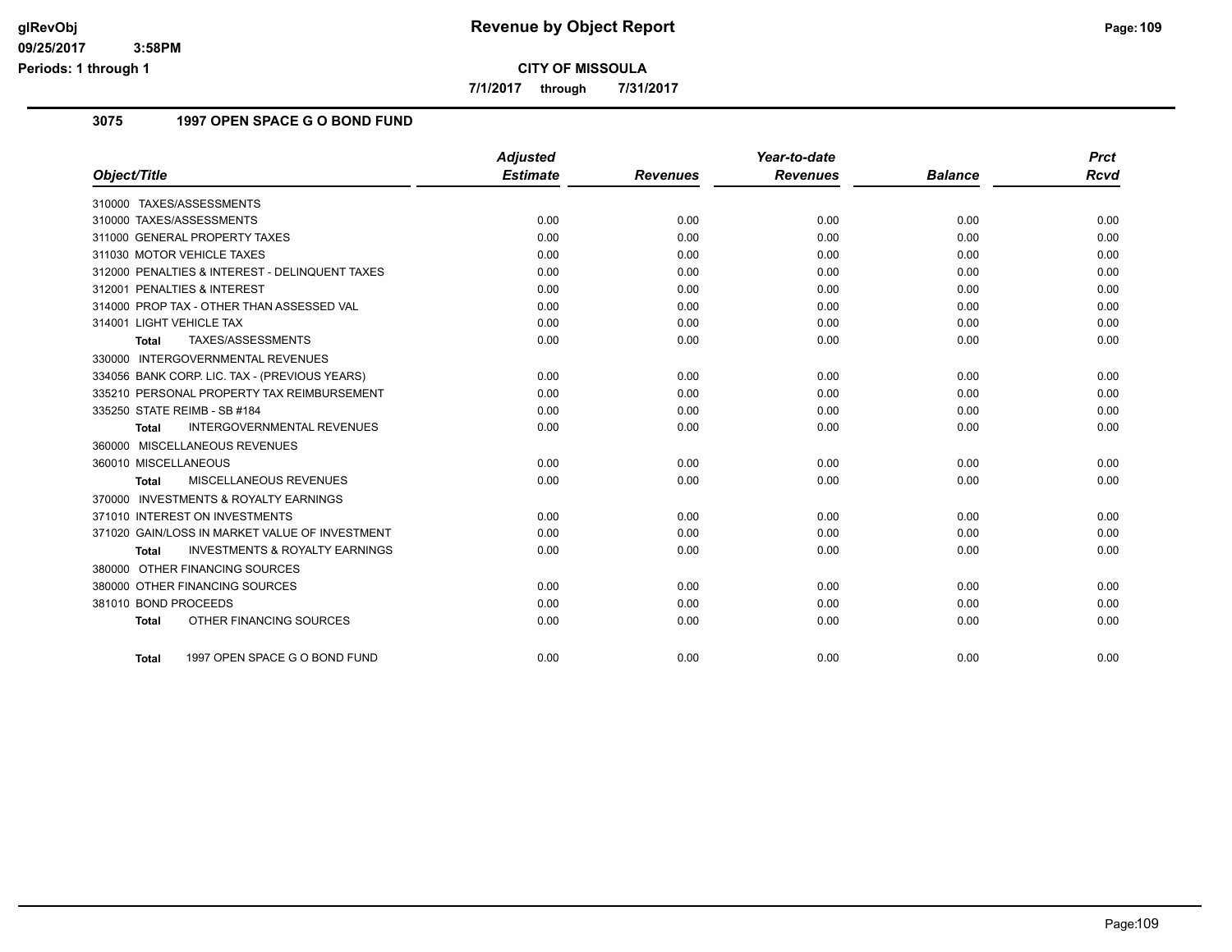**CITY OF MISSOULA**

**7/1/2017 through 7/31/2017**

## 3075 1997 OPEN SPACE G O BOND FUND

| Object/Title | Adjusted Estimate | Revenues | Year-to-date Revenues | Balance | Prct Rcvd |
|---|---|---|---|---|---|
| 310000 TAXES/ASSESSMENTS | | | | | |
| 310000 TAXES/ASSESSMENTS | 0.00 | 0.00 | 0.00 | 0.00 | 0.00 |
| 311000 GENERAL PROPERTY TAXES | 0.00 | 0.00 | 0.00 | 0.00 | 0.00 |
| 311030 MOTOR VEHICLE TAXES | 0.00 | 0.00 | 0.00 | 0.00 | 0.00 |
| 312000 PENALTIES & INTEREST - DELINQUENT TAXES | 0.00 | 0.00 | 0.00 | 0.00 | 0.00 |
| 312001 PENALTIES & INTEREST | 0.00 | 0.00 | 0.00 | 0.00 | 0.00 |
| 314000 PROP TAX - OTHER THAN ASSESSED VAL | 0.00 | 0.00 | 0.00 | 0.00 | 0.00 |
| 314001 LIGHT VEHICLE TAX | 0.00 | 0.00 | 0.00 | 0.00 | 0.00 |
| **Total** TAXES/ASSESSMENTS | 0.00 | 0.00 | 0.00 | 0.00 | 0.00 |
| 330000 INTERGOVERNMENTAL REVENUES | | | | | |
| 334056 BANK CORP. LIC. TAX - (PREVIOUS YEARS) | 0.00 | 0.00 | 0.00 | 0.00 | 0.00 |
| 335210 PERSONAL PROPERTY TAX REIMBURSEMENT | 0.00 | 0.00 | 0.00 | 0.00 | 0.00 |
| 335250 STATE REIMB - SB #184 | 0.00 | 0.00 | 0.00 | 0.00 | 0.00 |
| **Total** INTERGOVERNMENTAL REVENUES | 0.00 | 0.00 | 0.00 | 0.00 | 0.00 |
| 360000 MISCELLANEOUS REVENUES | | | | | |
| 360010 MISCELLANEOUS | 0.00 | 0.00 | 0.00 | 0.00 | 0.00 |
| **Total** MISCELLANEOUS REVENUES | 0.00 | 0.00 | 0.00 | 0.00 | 0.00 |
| 370000 INVESTMENTS & ROYALTY EARNINGS | | | | | |
| 371010 INTEREST ON INVESTMENTS | 0.00 | 0.00 | 0.00 | 0.00 | 0.00 |
| 371020 GAIN/LOSS IN MARKET VALUE OF INVESTMENT | 0.00 | 0.00 | 0.00 | 0.00 | 0.00 |
| **Total** INVESTMENTS & ROYALTY EARNINGS | 0.00 | 0.00 | 0.00 | 0.00 | 0.00 |
| 380000 OTHER FINANCING SOURCES | | | | | |
| 380000 OTHER FINANCING SOURCES | 0.00 | 0.00 | 0.00 | 0.00 | 0.00 |
| 381010 BOND PROCEEDS | 0.00 | 0.00 | 0.00 | 0.00 | 0.00 |
| **Total** OTHER FINANCING SOURCES | 0.00 | 0.00 | 0.00 | 0.00 | 0.00 |
| **Total** 1997 OPEN SPACE G O BOND FUND | 0.00 | 0.00 | 0.00 | 0.00 | 0.00 |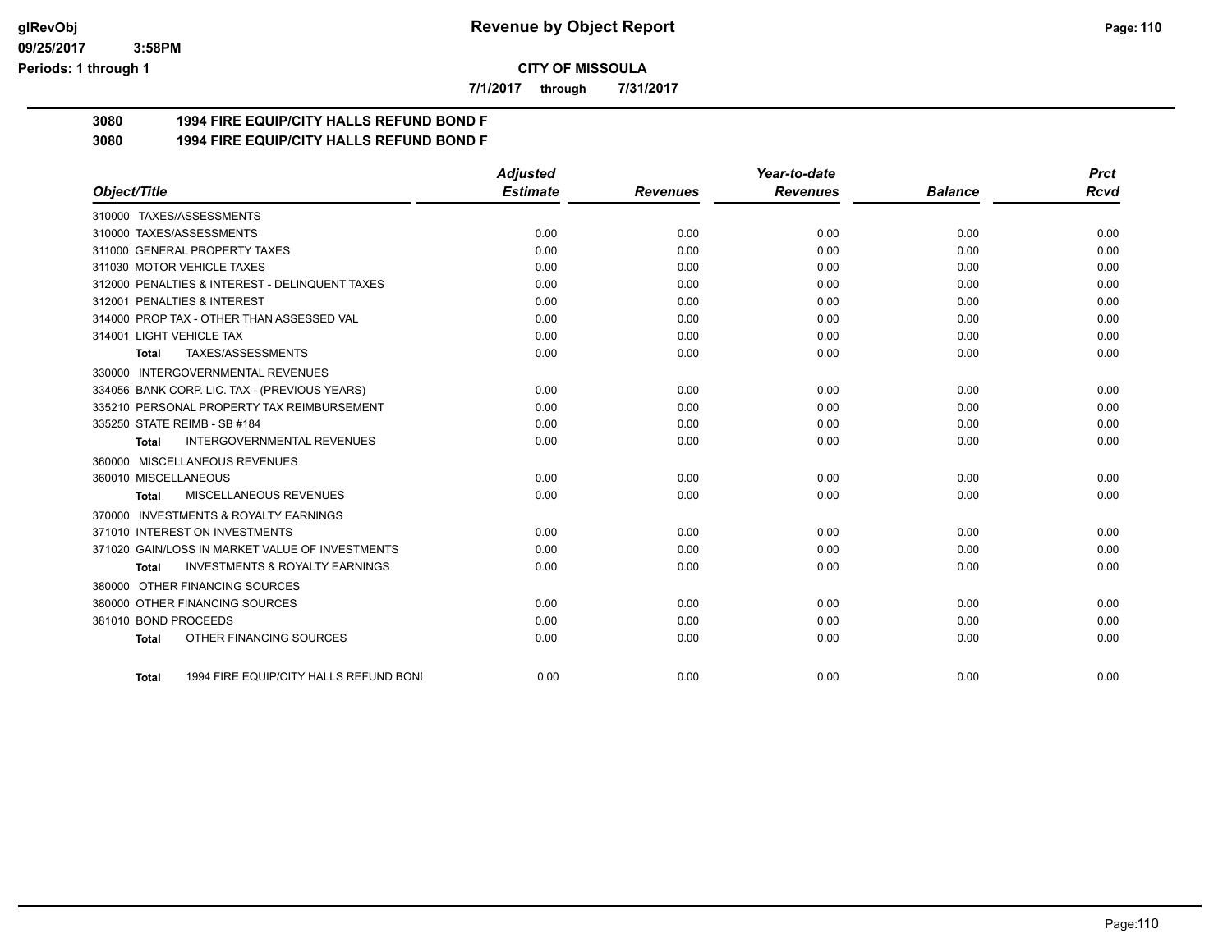# Revenue by Object Report

**CITY OF MISSOULA**

**7/1/2017 through 7/31/2017**

glRevObj
09/25/2017 3:58PM
Periods: 1 through 1

## 3080 1994 FIRE EQUIP/CITY HALLS REFUND BOND F

## 3080 1994 FIRE EQUIP/CITY HALLS REFUND BOND F

| Object/Title | Adjusted Estimate | Revenues | Year-to-date Revenues | Balance | Prct Rcvd |
|---|---|---|---|---|---|
| 310000 TAXES/ASSESSMENTS | | | | | |
| 310000 TAXES/ASSESSMENTS | 0.00 | 0.00 | 0.00 | 0.00 | 0.00 |
| 311000 GENERAL PROPERTY TAXES | 0.00 | 0.00 | 0.00 | 0.00 | 0.00 |
| 311030 MOTOR VEHICLE TAXES | 0.00 | 0.00 | 0.00 | 0.00 | 0.00 |
| 312000 PENALTIES & INTEREST - DELINQUENT TAXES | 0.00 | 0.00 | 0.00 | 0.00 | 0.00 |
| 312001 PENALTIES & INTEREST | 0.00 | 0.00 | 0.00 | 0.00 | 0.00 |
| 314000 PROP TAX - OTHER THAN ASSESSED VAL | 0.00 | 0.00 | 0.00 | 0.00 | 0.00 |
| 314001 LIGHT VEHICLE TAX | 0.00 | 0.00 | 0.00 | 0.00 | 0.00 |
| **Total** TAXES/ASSESSMENTS | 0.00 | 0.00 | 0.00 | 0.00 | 0.00 |
| 330000 INTERGOVERNMENTAL REVENUES | | | | | |
| 334056 BANK CORP. LIC. TAX - (PREVIOUS YEARS) | 0.00 | 0.00 | 0.00 | 0.00 | 0.00 |
| 335210 PERSONAL PROPERTY TAX REIMBURSEMENT | 0.00 | 0.00 | 0.00 | 0.00 | 0.00 |
| 335250 STATE REIMB - SB #184 | 0.00 | 0.00 | 0.00 | 0.00 | 0.00 |
| **Total** INTERGOVERNMENTAL REVENUES | 0.00 | 0.00 | 0.00 | 0.00 | 0.00 |
| 360000 MISCELLANEOUS REVENUES | | | | | |
| 360010 MISCELLANEOUS | 0.00 | 0.00 | 0.00 | 0.00 | 0.00 |
| **Total** MISCELLANEOUS REVENUES | 0.00 | 0.00 | 0.00 | 0.00 | 0.00 |
| 370000 INVESTMENTS & ROYALTY EARNINGS | | | | | |
| 371010 INTEREST ON INVESTMENTS | 0.00 | 0.00 | 0.00 | 0.00 | 0.00 |
| 371020 GAIN/LOSS IN MARKET VALUE OF INVESTMENTS | 0.00 | 0.00 | 0.00 | 0.00 | 0.00 |
| **Total** INVESTMENTS & ROYALTY EARNINGS | 0.00 | 0.00 | 0.00 | 0.00 | 0.00 |
| 380000 OTHER FINANCING SOURCES | | | | | |
| 380000 OTHER FINANCING SOURCES | 0.00 | 0.00 | 0.00 | 0.00 | 0.00 |
| 381010 BOND PROCEEDS | 0.00 | 0.00 | 0.00 | 0.00 | 0.00 |
| **Total** OTHER FINANCING SOURCES | 0.00 | 0.00 | 0.00 | 0.00 | 0.00 |
| **Total** 1994 FIRE EQUIP/CITY HALLS REFUND BONI | 0.00 | 0.00 | 0.00 | 0.00 | 0.00 |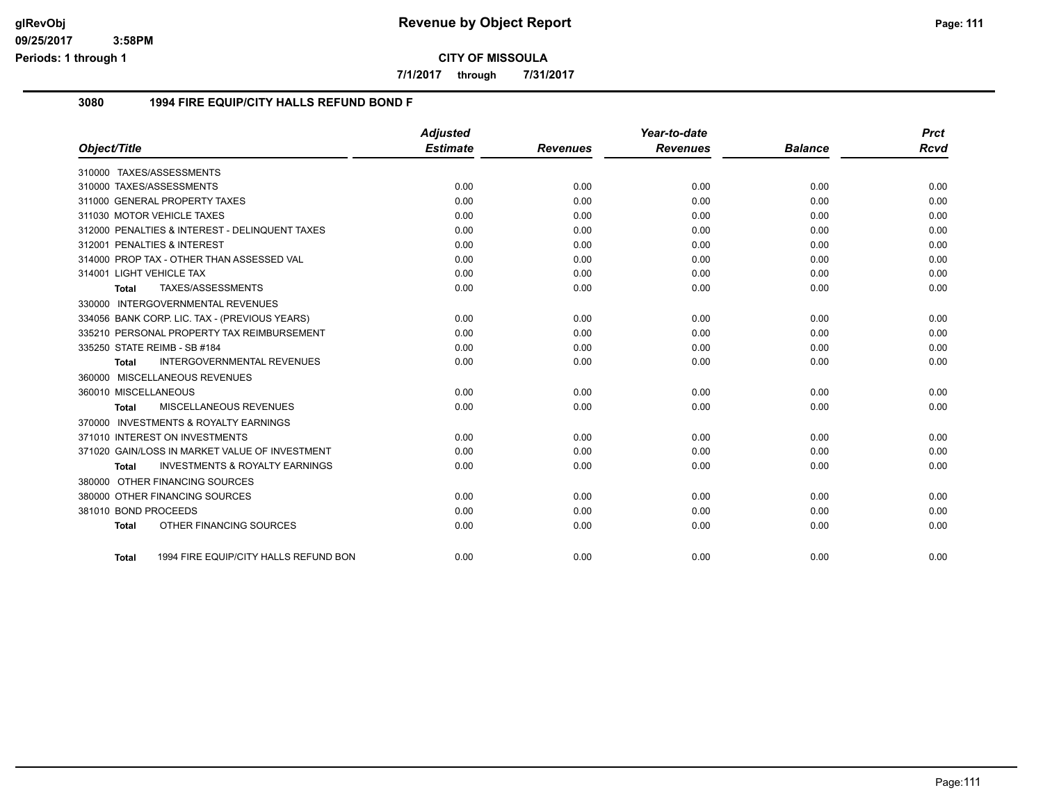# Revenue by Object Report

**CITY OF MISSOULA**

**7/1/2017 through 7/31/2017**

glRevObj
09/25/2017 3:58PM
Periods: 1 through 1

## 3080 1994 FIRE EQUIP/CITY HALLS REFUND BOND F

| Object/Title | Adjusted Estimate | Revenues | Year-to-date Revenues | Balance | Prct Rcvd |
|---|---|---|---|---|---|
| 310000 TAXES/ASSESSMENTS | | | | | |
| 310000 TAXES/ASSESSMENTS | 0.00 | 0.00 | 0.00 | 0.00 | 0.00 |
| 311000 GENERAL PROPERTY TAXES | 0.00 | 0.00 | 0.00 | 0.00 | 0.00 |
| 311030 MOTOR VEHICLE TAXES | 0.00 | 0.00 | 0.00 | 0.00 | 0.00 |
| 312000 PENALTIES & INTEREST - DELINQUENT TAXES | 0.00 | 0.00 | 0.00 | 0.00 | 0.00 |
| 312001 PENALTIES & INTEREST | 0.00 | 0.00 | 0.00 | 0.00 | 0.00 |
| 314000 PROP TAX - OTHER THAN ASSESSED VAL | 0.00 | 0.00 | 0.00 | 0.00 | 0.00 |
| 314001 LIGHT VEHICLE TAX | 0.00 | 0.00 | 0.00 | 0.00 | 0.00 |
| **Total** TAXES/ASSESSMENTS | 0.00 | 0.00 | 0.00 | 0.00 | 0.00 |
| 330000 INTERGOVERNMENTAL REVENUES | | | | | |
| 334056 BANK CORP. LIC. TAX - (PREVIOUS YEARS) | 0.00 | 0.00 | 0.00 | 0.00 | 0.00 |
| 335210 PERSONAL PROPERTY TAX REIMBURSEMENT | 0.00 | 0.00 | 0.00 | 0.00 | 0.00 |
| 335250 STATE REIMB - SB #184 | 0.00 | 0.00 | 0.00 | 0.00 | 0.00 |
| **Total** INTERGOVERNMENTAL REVENUES | 0.00 | 0.00 | 0.00 | 0.00 | 0.00 |
| 360000 MISCELLANEOUS REVENUES | | | | | |
| 360010 MISCELLANEOUS | 0.00 | 0.00 | 0.00 | 0.00 | 0.00 |
| **Total** MISCELLANEOUS REVENUES | 0.00 | 0.00 | 0.00 | 0.00 | 0.00 |
| 370000 INVESTMENTS & ROYALTY EARNINGS | | | | | |
| 371010 INTEREST ON INVESTMENTS | 0.00 | 0.00 | 0.00 | 0.00 | 0.00 |
| 371020 GAIN/LOSS IN MARKET VALUE OF INVESTMENT | 0.00 | 0.00 | 0.00 | 0.00 | 0.00 |
| **Total** INVESTMENTS & ROYALTY EARNINGS | 0.00 | 0.00 | 0.00 | 0.00 | 0.00 |
| 380000 OTHER FINANCING SOURCES | | | | | |
| 380000 OTHER FINANCING SOURCES | 0.00 | 0.00 | 0.00 | 0.00 | 0.00 |
| 381010 BOND PROCEEDS | 0.00 | 0.00 | 0.00 | 0.00 | 0.00 |
| **Total** OTHER FINANCING SOURCES | 0.00 | 0.00 | 0.00 | 0.00 | 0.00 |
| **Total** 1994 FIRE EQUIP/CITY HALLS REFUND BON | 0.00 | 0.00 | 0.00 | 0.00 | 0.00 |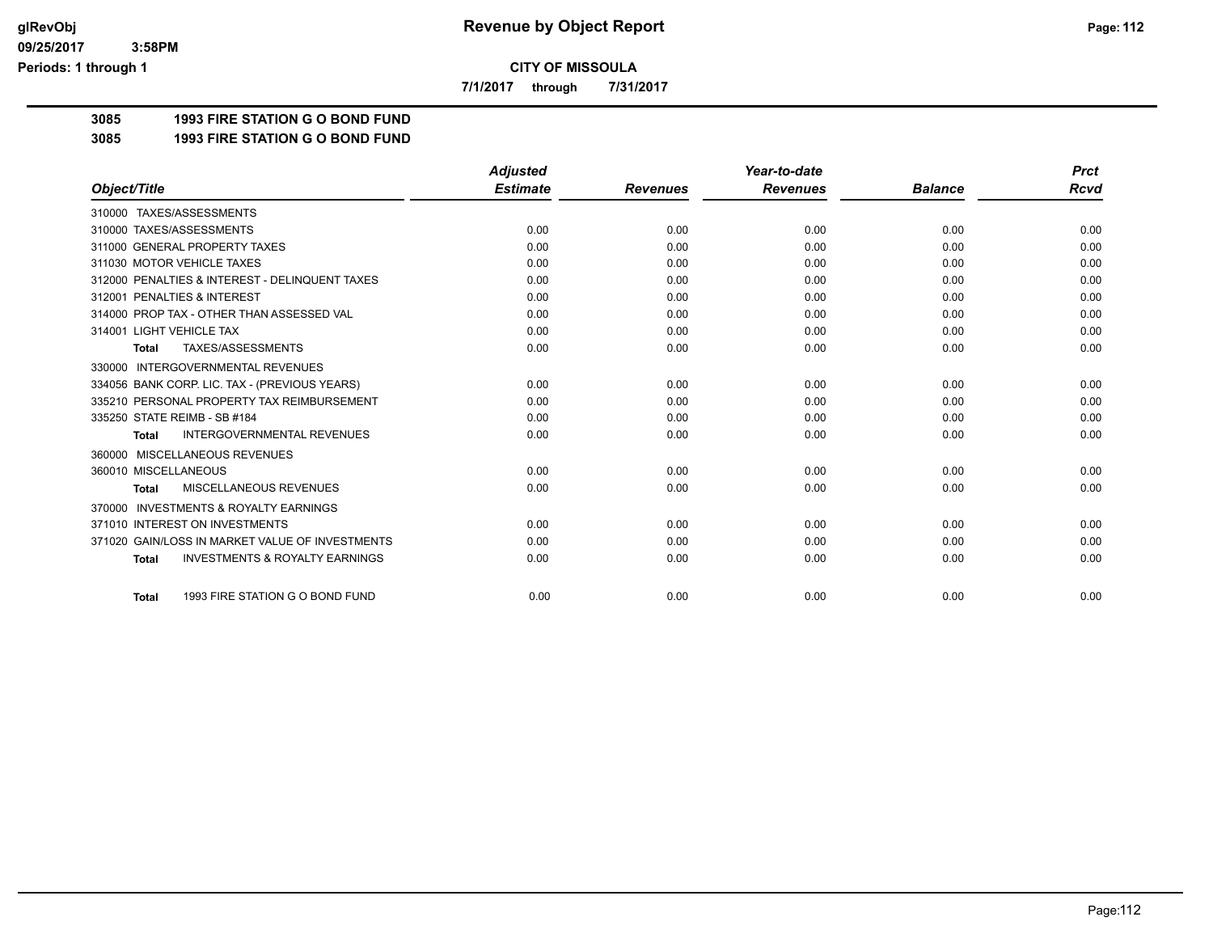# CITY OF MISSOULA

**7/1/2017 through 7/31/2017**

## 3085 1993 FIRE STATION G O BOND FUND

## 3085 1993 FIRE STATION G O BOND FUND

| Object/Title | Adjusted Estimate | Revenues | Year-to-date Revenues | Balance | Prct Rcvd |
|---|---|---|---|---|---|
| 310000 TAXES/ASSESSMENTS | | | | | |
| 310000 TAXES/ASSESSMENTS | 0.00 | 0.00 | 0.00 | 0.00 | 0.00 |
| 311000 GENERAL PROPERTY TAXES | 0.00 | 0.00 | 0.00 | 0.00 | 0.00 |
| 311030 MOTOR VEHICLE TAXES | 0.00 | 0.00 | 0.00 | 0.00 | 0.00 |
| 312000 PENALTIES & INTEREST - DELINQUENT TAXES | 0.00 | 0.00 | 0.00 | 0.00 | 0.00 |
| 312001 PENALTIES & INTEREST | 0.00 | 0.00 | 0.00 | 0.00 | 0.00 |
| 314000 PROP TAX - OTHER THAN ASSESSED VAL | 0.00 | 0.00 | 0.00 | 0.00 | 0.00 |
| 314001 LIGHT VEHICLE TAX | 0.00 | 0.00 | 0.00 | 0.00 | 0.00 |
| **Total** TAXES/ASSESSMENTS | 0.00 | 0.00 | 0.00 | 0.00 | 0.00 |
| 330000 INTERGOVERNMENTAL REVENUES | | | | | |
| 334056 BANK CORP. LIC. TAX - (PREVIOUS YEARS) | 0.00 | 0.00 | 0.00 | 0.00 | 0.00 |
| 335210 PERSONAL PROPERTY TAX REIMBURSEMENT | 0.00 | 0.00 | 0.00 | 0.00 | 0.00 |
| 335250 STATE REIMB - SB #184 | 0.00 | 0.00 | 0.00 | 0.00 | 0.00 |
| **Total** INTERGOVERNMENTAL REVENUES | 0.00 | 0.00 | 0.00 | 0.00 | 0.00 |
| 360000 MISCELLANEOUS REVENUES | | | | | |
| 360010 MISCELLANEOUS | 0.00 | 0.00 | 0.00 | 0.00 | 0.00 |
| **Total** MISCELLANEOUS REVENUES | 0.00 | 0.00 | 0.00 | 0.00 | 0.00 |
| 370000 INVESTMENTS & ROYALTY EARNINGS | | | | | |
| 371010 INTEREST ON INVESTMENTS | 0.00 | 0.00 | 0.00 | 0.00 | 0.00 |
| 371020 GAIN/LOSS IN MARKET VALUE OF INVESTMENTS | 0.00 | 0.00 | 0.00 | 0.00 | 0.00 |
| **Total** INVESTMENTS & ROYALTY EARNINGS | 0.00 | 0.00 | 0.00 | 0.00 | 0.00 |
| **Total** 1993 FIRE STATION G O BOND FUND | 0.00 | 0.00 | 0.00 | 0.00 | 0.00 |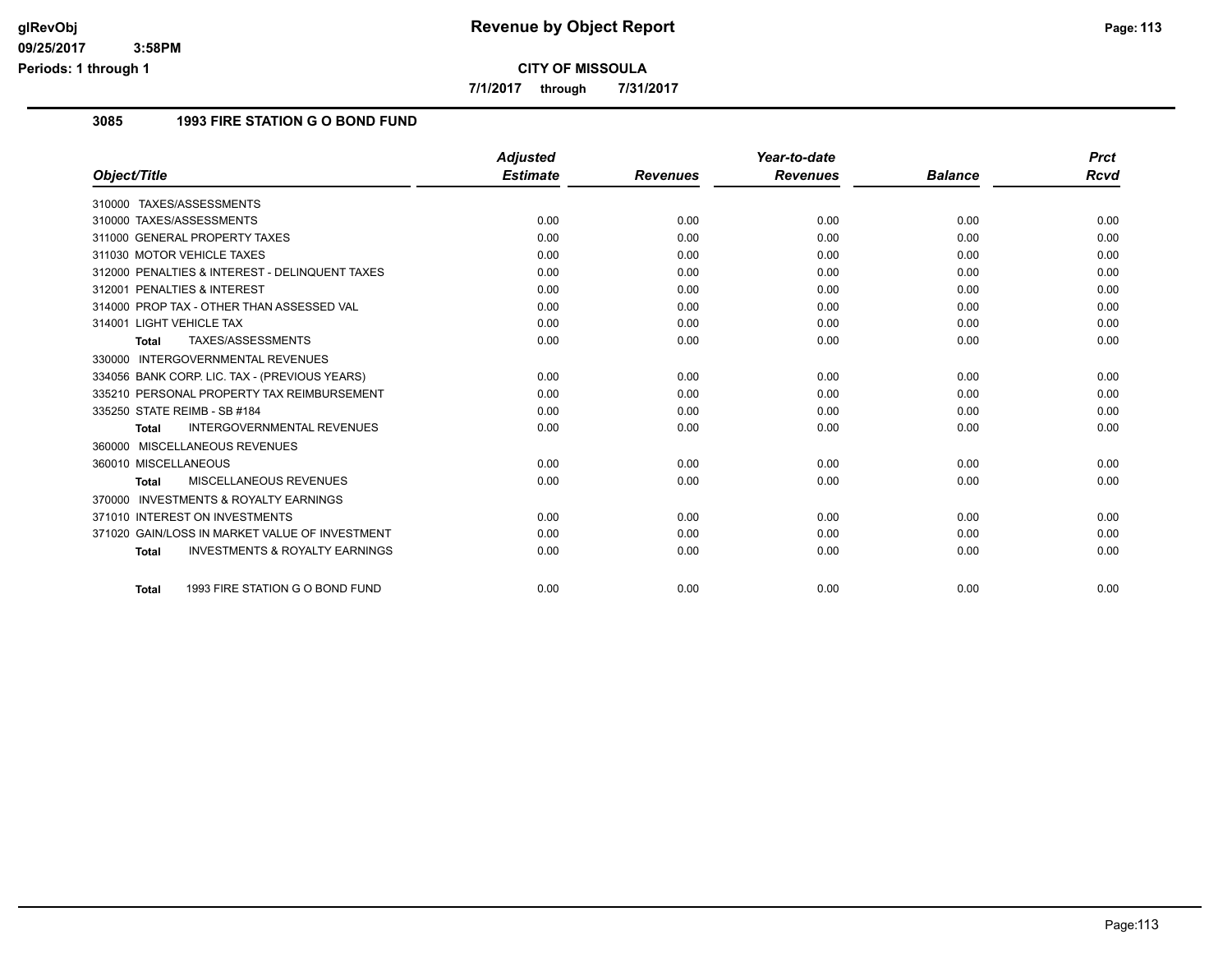# Revenue by Object Report

glRevObj
09/25/2017 3:58PM
Periods: 1 through 1

**CITY OF MISSOULA**

**7/1/2017 through 7/31/2017**

## 3085 1993 FIRE STATION G O BOND FUND

| Object/Title | Adjusted Estimate | Revenues | Year-to-date Revenues | Balance | Prct Rcvd |
|---|---|---|---|---|---|
| 310000 TAXES/ASSESSMENTS | | | | | |
| 310000 TAXES/ASSESSMENTS | 0.00 | 0.00 | 0.00 | 0.00 | 0.00 |
| 311000 GENERAL PROPERTY TAXES | 0.00 | 0.00 | 0.00 | 0.00 | 0.00 |
| 311030 MOTOR VEHICLE TAXES | 0.00 | 0.00 | 0.00 | 0.00 | 0.00 |
| 312000 PENALTIES & INTEREST - DELINQUENT TAXES | 0.00 | 0.00 | 0.00 | 0.00 | 0.00 |
| 312001 PENALTIES & INTEREST | 0.00 | 0.00 | 0.00 | 0.00 | 0.00 |
| 314000 PROP TAX - OTHER THAN ASSESSED VAL | 0.00 | 0.00 | 0.00 | 0.00 | 0.00 |
| 314001 LIGHT VEHICLE TAX | 0.00 | 0.00 | 0.00 | 0.00 | 0.00 |
| **Total** TAXES/ASSESSMENTS | 0.00 | 0.00 | 0.00 | 0.00 | 0.00 |
| 330000 INTERGOVERNMENTAL REVENUES | | | | | |
| 334056 BANK CORP. LIC. TAX - (PREVIOUS YEARS) | 0.00 | 0.00 | 0.00 | 0.00 | 0.00 |
| 335210 PERSONAL PROPERTY TAX REIMBURSEMENT | 0.00 | 0.00 | 0.00 | 0.00 | 0.00 |
| 335250 STATE REIMB - SB #184 | 0.00 | 0.00 | 0.00 | 0.00 | 0.00 |
| **Total** INTERGOVERNMENTAL REVENUES | 0.00 | 0.00 | 0.00 | 0.00 | 0.00 |
| 360000 MISCELLANEOUS REVENUES | | | | | |
| 360010 MISCELLANEOUS | 0.00 | 0.00 | 0.00 | 0.00 | 0.00 |
| **Total** MISCELLANEOUS REVENUES | 0.00 | 0.00 | 0.00 | 0.00 | 0.00 |
| 370000 INVESTMENTS & ROYALTY EARNINGS | | | | | |
| 371010 INTEREST ON INVESTMENTS | 0.00 | 0.00 | 0.00 | 0.00 | 0.00 |
| 371020 GAIN/LOSS IN MARKET VALUE OF INVESTMENT | 0.00 | 0.00 | 0.00 | 0.00 | 0.00 |
| **Total** INVESTMENTS & ROYALTY EARNINGS | 0.00 | 0.00 | 0.00 | 0.00 | 0.00 |
| **Total** 1993 FIRE STATION G O BOND FUND | 0.00 | 0.00 | 0.00 | 0.00 | 0.00 |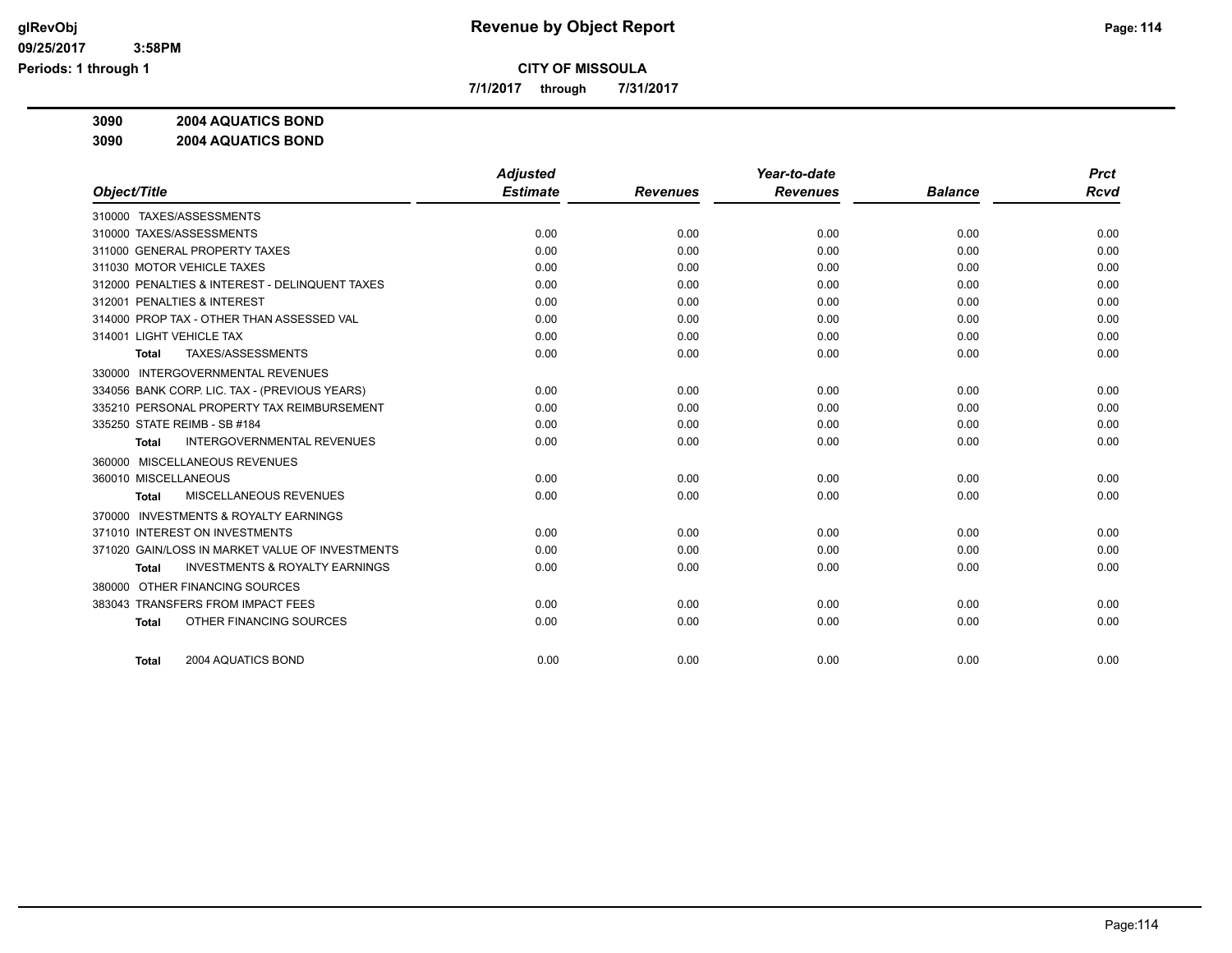**CITY OF MISSOULA**

**7/1/2017 through 7/31/2017**

**3090 2004 AQUATICS BOND**

**3090 2004 AQUATICS BOND**

| Object/Title | Adjusted Estimate | Revenues | Year-to-date Revenues | Balance | Prct Rcvd |
|---|---|---|---|---|---|
| 310000 TAXES/ASSESSMENTS | | | | | |
| 310000 TAXES/ASSESSMENTS | 0.00 | 0.00 | 0.00 | 0.00 | 0.00 |
| 311000 GENERAL PROPERTY TAXES | 0.00 | 0.00 | 0.00 | 0.00 | 0.00 |
| 311030 MOTOR VEHICLE TAXES | 0.00 | 0.00 | 0.00 | 0.00 | 0.00 |
| 312000 PENALTIES & INTEREST - DELINQUENT TAXES | 0.00 | 0.00 | 0.00 | 0.00 | 0.00 |
| 312001 PENALTIES & INTEREST | 0.00 | 0.00 | 0.00 | 0.00 | 0.00 |
| 314000 PROP TAX - OTHER THAN ASSESSED VAL | 0.00 | 0.00 | 0.00 | 0.00 | 0.00 |
| 314001 LIGHT VEHICLE TAX | 0.00 | 0.00 | 0.00 | 0.00 | 0.00 |
| **Total** TAXES/ASSESSMENTS | 0.00 | 0.00 | 0.00 | 0.00 | 0.00 |
| 330000 INTERGOVERNMENTAL REVENUES | | | | | |
| 334056 BANK CORP. LIC. TAX - (PREVIOUS YEARS) | 0.00 | 0.00 | 0.00 | 0.00 | 0.00 |
| 335210 PERSONAL PROPERTY TAX REIMBURSEMENT | 0.00 | 0.00 | 0.00 | 0.00 | 0.00 |
| 335250 STATE REIMB - SB #184 | 0.00 | 0.00 | 0.00 | 0.00 | 0.00 |
| **Total** INTERGOVERNMENTAL REVENUES | 0.00 | 0.00 | 0.00 | 0.00 | 0.00 |
| 360000 MISCELLANEOUS REVENUES | | | | | |
| 360010 MISCELLANEOUS | 0.00 | 0.00 | 0.00 | 0.00 | 0.00 |
| **Total** MISCELLANEOUS REVENUES | 0.00 | 0.00 | 0.00 | 0.00 | 0.00 |
| 370000 INVESTMENTS & ROYALTY EARNINGS | | | | | |
| 371010 INTEREST ON INVESTMENTS | 0.00 | 0.00 | 0.00 | 0.00 | 0.00 |
| 371020 GAIN/LOSS IN MARKET VALUE OF INVESTMENTS | 0.00 | 0.00 | 0.00 | 0.00 | 0.00 |
| **Total** INVESTMENTS & ROYALTY EARNINGS | 0.00 | 0.00 | 0.00 | 0.00 | 0.00 |
| 380000 OTHER FINANCING SOURCES | | | | | |
| 383043 TRANSFERS FROM IMPACT FEES | 0.00 | 0.00 | 0.00 | 0.00 | 0.00 |
| **Total** OTHER FINANCING SOURCES | 0.00 | 0.00 | 0.00 | 0.00 | 0.00 |
| **Total** 2004 AQUATICS BOND | 0.00 | 0.00 | 0.00 | 0.00 | 0.00 |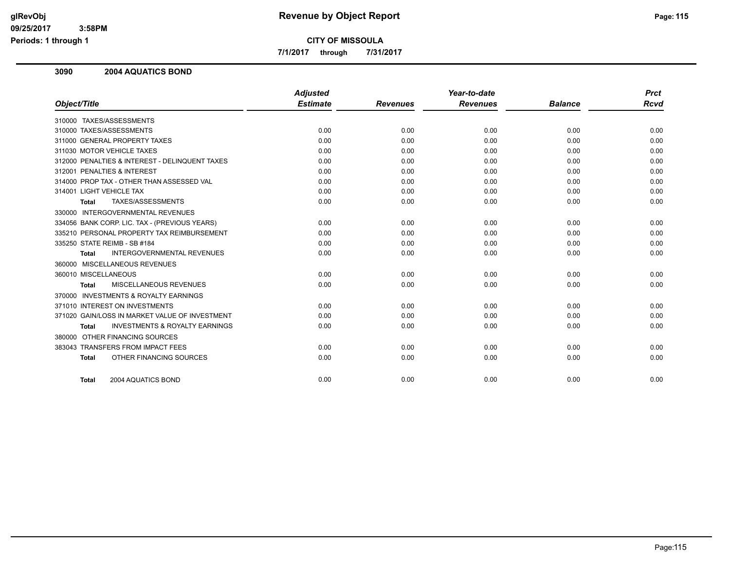**CITY OF MISSOULA**

**7/1/2017 through 7/31/2017**

### 3090 2004 AQUATICS BOND

| Object/Title | Adjusted Estimate | Revenues | Year-to-date Revenues | Balance | Prct Rcvd |
|---|---|---|---|---|---|
| 310000 TAXES/ASSESSMENTS | | | | | |
| 310000 TAXES/ASSESSMENTS | 0.00 | 0.00 | 0.00 | 0.00 | 0.00 |
| 311000 GENERAL PROPERTY TAXES | 0.00 | 0.00 | 0.00 | 0.00 | 0.00 |
| 311030 MOTOR VEHICLE TAXES | 0.00 | 0.00 | 0.00 | 0.00 | 0.00 |
| 312000 PENALTIES & INTEREST - DELINQUENT TAXES | 0.00 | 0.00 | 0.00 | 0.00 | 0.00 |
| 312001 PENALTIES & INTEREST | 0.00 | 0.00 | 0.00 | 0.00 | 0.00 |
| 314000 PROP TAX - OTHER THAN ASSESSED VAL | 0.00 | 0.00 | 0.00 | 0.00 | 0.00 |
| 314001 LIGHT VEHICLE TAX | 0.00 | 0.00 | 0.00 | 0.00 | 0.00 |
| **Total** TAXES/ASSESSMENTS | 0.00 | 0.00 | 0.00 | 0.00 | 0.00 |
| 330000 INTERGOVERNMENTAL REVENUES | | | | | |
| 334056 BANK CORP. LIC. TAX - (PREVIOUS YEARS) | 0.00 | 0.00 | 0.00 | 0.00 | 0.00 |
| 335210 PERSONAL PROPERTY TAX REIMBURSEMENT | 0.00 | 0.00 | 0.00 | 0.00 | 0.00 |
| 335250 STATE REIMB - SB #184 | 0.00 | 0.00 | 0.00 | 0.00 | 0.00 |
| **Total** INTERGOVERNMENTAL REVENUES | 0.00 | 0.00 | 0.00 | 0.00 | 0.00 |
| 360000 MISCELLANEOUS REVENUES | | | | | |
| 360010 MISCELLANEOUS | 0.00 | 0.00 | 0.00 | 0.00 | 0.00 |
| **Total** MISCELLANEOUS REVENUES | 0.00 | 0.00 | 0.00 | 0.00 | 0.00 |
| 370000 INVESTMENTS & ROYALTY EARNINGS | | | | | |
| 371010 INTEREST ON INVESTMENTS | 0.00 | 0.00 | 0.00 | 0.00 | 0.00 |
| 371020 GAIN/LOSS IN MARKET VALUE OF INVESTMENT | 0.00 | 0.00 | 0.00 | 0.00 | 0.00 |
| **Total** INVESTMENTS & ROYALTY EARNINGS | 0.00 | 0.00 | 0.00 | 0.00 | 0.00 |
| 380000 OTHER FINANCING SOURCES | | | | | |
| 383043 TRANSFERS FROM IMPACT FEES | 0.00 | 0.00 | 0.00 | 0.00 | 0.00 |
| **Total** OTHER FINANCING SOURCES | 0.00 | 0.00 | 0.00 | 0.00 | 0.00 |
| **Total** 2004 AQUATICS BOND | 0.00 | 0.00 | 0.00 | 0.00 | 0.00 |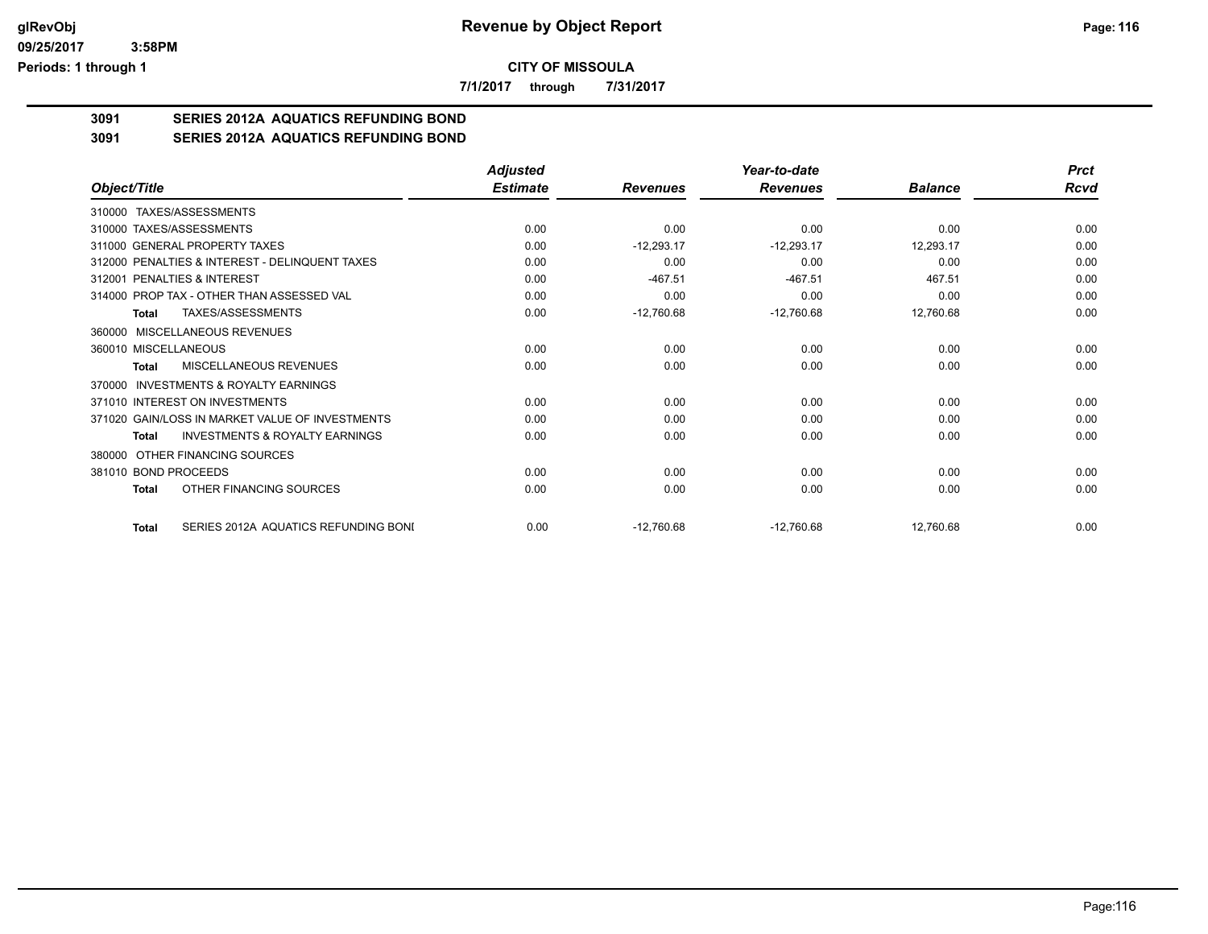# CITY OF MISSOULA

**7/1/2017 through 7/31/2017**

## 3091 SERIES 2012A AQUATICS REFUNDING BOND

## 3091 SERIES 2012A AQUATICS REFUNDING BOND

| Object/Title | Adjusted Estimate | Revenues | Year-to-date Revenues | Balance | Prct Rcvd |
|---|---|---|---|---|---|
| 310000 TAXES/ASSESSMENTS | | | | | |
| 310000 TAXES/ASSESSMENTS | 0.00 | 0.00 | 0.00 | 0.00 | 0.00 |
| 311000 GENERAL PROPERTY TAXES | 0.00 | -12,293.17 | -12,293.17 | 12,293.17 | 0.00 |
| 312000 PENALTIES & INTEREST - DELINQUENT TAXES | 0.00 | 0.00 | 0.00 | 0.00 | 0.00 |
| 312001 PENALTIES & INTEREST | 0.00 | -467.51 | -467.51 | 467.51 | 0.00 |
| 314000 PROP TAX - OTHER THAN ASSESSED VAL | 0.00 | 0.00 | 0.00 | 0.00 | 0.00 |
| **Total** TAXES/ASSESSMENTS | 0.00 | -12,760.68 | -12,760.68 | 12,760.68 | 0.00 |
| 360000 MISCELLANEOUS REVENUES | | | | | |
| 360010 MISCELLANEOUS | 0.00 | 0.00 | 0.00 | 0.00 | 0.00 |
| **Total** MISCELLANEOUS REVENUES | 0.00 | 0.00 | 0.00 | 0.00 | 0.00 |
| 370000 INVESTMENTS & ROYALTY EARNINGS | | | | | |
| 371010 INTEREST ON INVESTMENTS | 0.00 | 0.00 | 0.00 | 0.00 | 0.00 |
| 371020 GAIN/LOSS IN MARKET VALUE OF INVESTMENTS | 0.00 | 0.00 | 0.00 | 0.00 | 0.00 |
| **Total** INVESTMENTS & ROYALTY EARNINGS | 0.00 | 0.00 | 0.00 | 0.00 | 0.00 |
| 380000 OTHER FINANCING SOURCES | | | | | |
| 381010 BOND PROCEEDS | 0.00 | 0.00 | 0.00 | 0.00 | 0.00 |
| **Total** OTHER FINANCING SOURCES | 0.00 | 0.00 | 0.00 | 0.00 | 0.00 |
| **Total** SERIES 2012A AQUATICS REFUNDING BONI | 0.00 | -12,760.68 | -12,760.68 | 12,760.68 | 0.00 |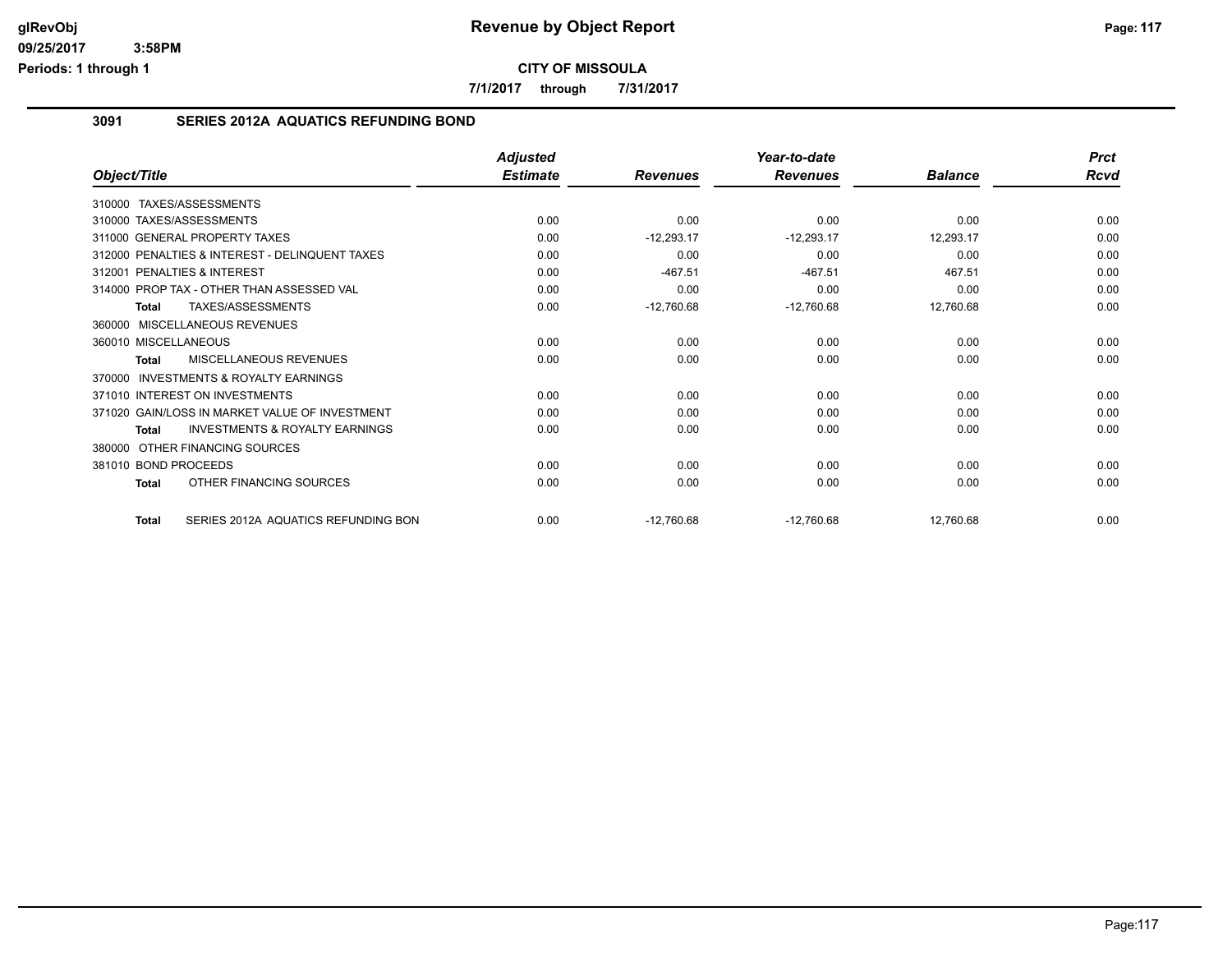# Revenue by Object Report

**CITY OF MISSOULA**

**7/1/2017 through 7/31/2017**

glRevObj
09/25/2017 3:58PM
Periods: 1 through 1

## 3091 SERIES 2012A AQUATICS REFUNDING BOND

| Object/Title | Adjusted Estimate | Revenues | Year-to-date Revenues | Balance | Prct Rcvd |
|---|---|---|---|---|---|
| 310000 TAXES/ASSESSMENTS | | | | | |
| 310000 TAXES/ASSESSMENTS | 0.00 | 0.00 | 0.00 | 0.00 | 0.00 |
| 311000 GENERAL PROPERTY TAXES | 0.00 | -12,293.17 | -12,293.17 | 12,293.17 | 0.00 |
| 312000 PENALTIES & INTEREST - DELINQUENT TAXES | 0.00 | 0.00 | 0.00 | 0.00 | 0.00 |
| 312001 PENALTIES & INTEREST | 0.00 | -467.51 | -467.51 | 467.51 | 0.00 |
| 314000 PROP TAX - OTHER THAN ASSESSED VAL | 0.00 | 0.00 | 0.00 | 0.00 | 0.00 |
| **Total** TAXES/ASSESSMENTS | 0.00 | -12,760.68 | -12,760.68 | 12,760.68 | 0.00 |
| 360000 MISCELLANEOUS REVENUES | | | | | |
| 360010 MISCELLANEOUS | 0.00 | 0.00 | 0.00 | 0.00 | 0.00 |
| **Total** MISCELLANEOUS REVENUES | 0.00 | 0.00 | 0.00 | 0.00 | 0.00 |
| 370000 INVESTMENTS & ROYALTY EARNINGS | | | | | |
| 371010 INTEREST ON INVESTMENTS | 0.00 | 0.00 | 0.00 | 0.00 | 0.00 |
| 371020 GAIN/LOSS IN MARKET VALUE OF INVESTMENT | 0.00 | 0.00 | 0.00 | 0.00 | 0.00 |
| **Total** INVESTMENTS & ROYALTY EARNINGS | 0.00 | 0.00 | 0.00 | 0.00 | 0.00 |
| 380000 OTHER FINANCING SOURCES | | | | | |
| 381010 BOND PROCEEDS | 0.00 | 0.00 | 0.00 | 0.00 | 0.00 |
| **Total** OTHER FINANCING SOURCES | 0.00 | 0.00 | 0.00 | 0.00 | 0.00 |
| **Total** SERIES 2012A AQUATICS REFUNDING BON | 0.00 | -12,760.68 | -12,760.68 | 12,760.68 | 0.00 |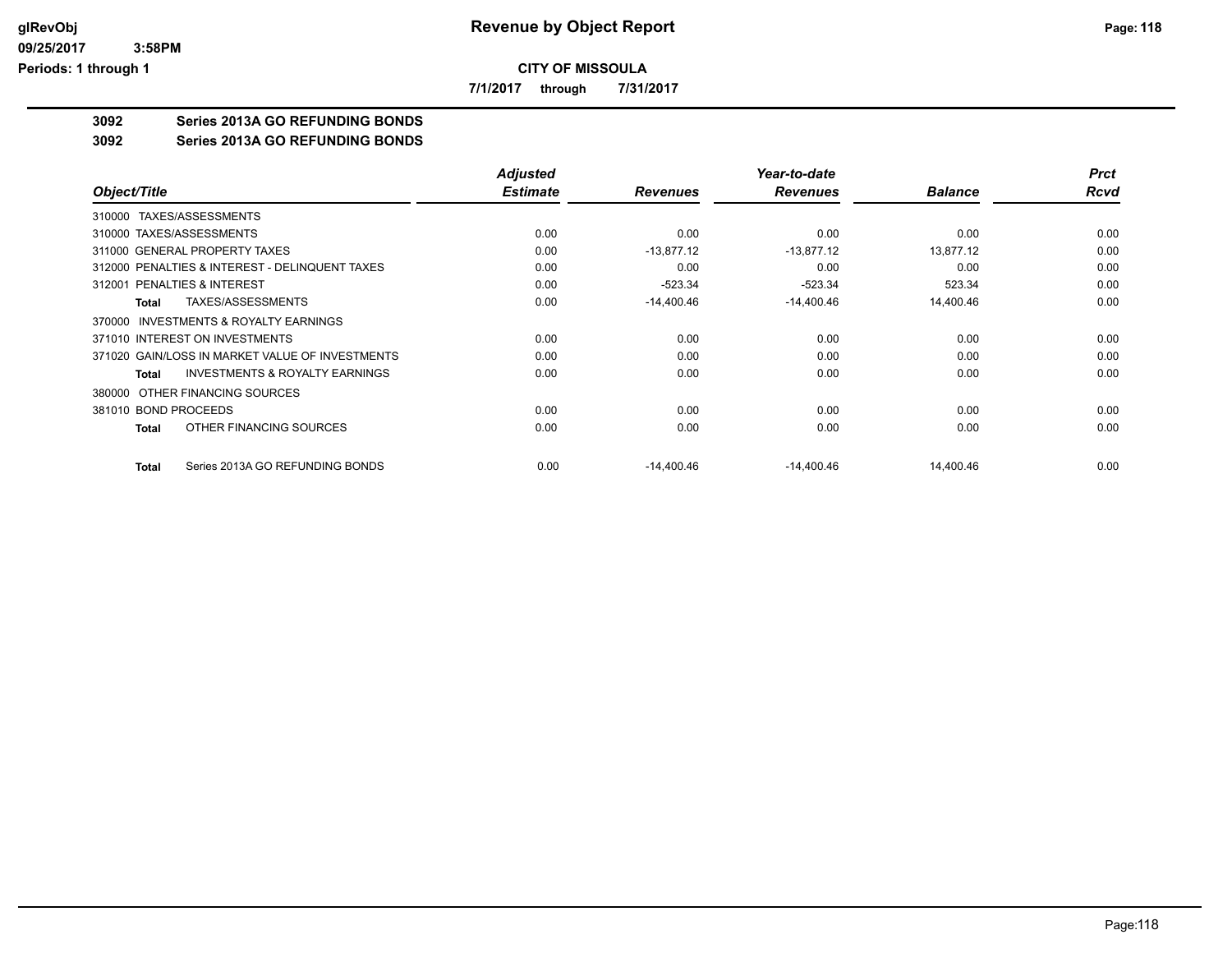**CITY OF MISSOULA**

**7/1/2017 through 7/31/2017**

**3092 Series 2013A GO REFUNDING BONDS**

**3092 Series 2013A GO REFUNDING BONDS**

| Object/Title | Adjusted Estimate | Revenues | Year-to-date Revenues | Balance | Prct Rcvd |
|---|---|---|---|---|---|
| 310000 TAXES/ASSESSMENTS | | | | | |
| 310000 TAXES/ASSESSMENTS | 0.00 | 0.00 | 0.00 | 0.00 | 0.00 |
| 311000 GENERAL PROPERTY TAXES | 0.00 | -13,877.12 | -13,877.12 | 13,877.12 | 0.00 |
| 312000 PENALTIES & INTEREST - DELINQUENT TAXES | 0.00 | 0.00 | 0.00 | 0.00 | 0.00 |
| 312001 PENALTIES & INTEREST | 0.00 | -523.34 | -523.34 | 523.34 | 0.00 |
| **Total** TAXES/ASSESSMENTS | 0.00 | -14,400.46 | -14,400.46 | 14,400.46 | 0.00 |
| 370000 INVESTMENTS & ROYALTY EARNINGS | | | | | |
| 371010 INTEREST ON INVESTMENTS | 0.00 | 0.00 | 0.00 | 0.00 | 0.00 |
| 371020 GAIN/LOSS IN MARKET VALUE OF INVESTMENTS | 0.00 | 0.00 | 0.00 | 0.00 | 0.00 |
| **Total** INVESTMENTS & ROYALTY EARNINGS | 0.00 | 0.00 | 0.00 | 0.00 | 0.00 |
| 380000 OTHER FINANCING SOURCES | | | | | |
| 381010 BOND PROCEEDS | 0.00 | 0.00 | 0.00 | 0.00 | 0.00 |
| **Total** OTHER FINANCING SOURCES | 0.00 | 0.00 | 0.00 | 0.00 | 0.00 |
| **Total** Series 2013A GO REFUNDING BONDS | 0.00 | -14,400.46 | -14,400.46 | 14,400.46 | 0.00 |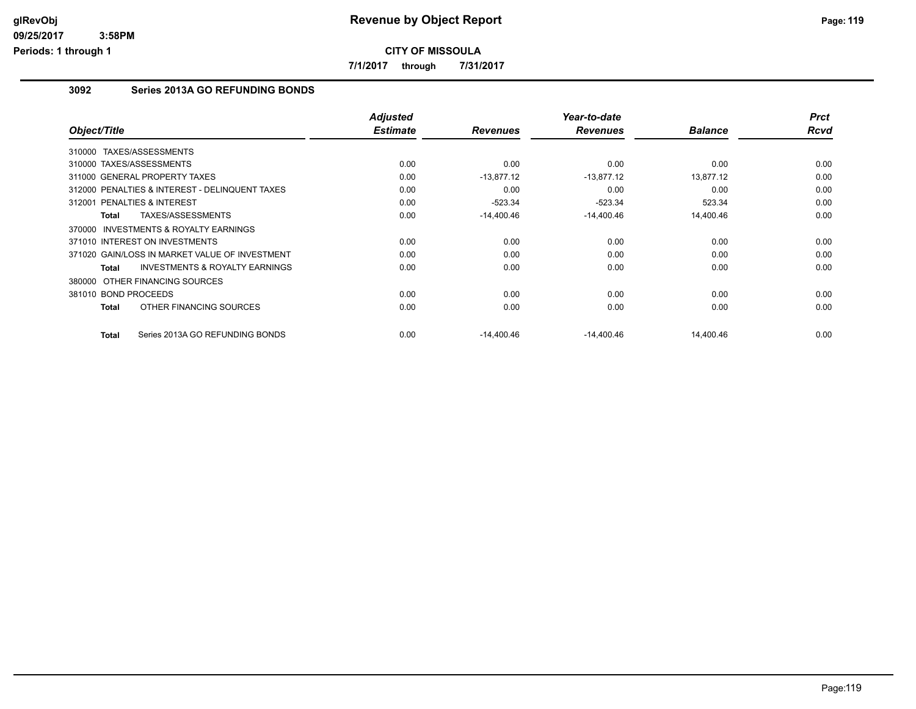# Revenue by Object Report

**CITY OF MISSOULA**

**7/1/2017 through 7/31/2017**

glRevObj
09/25/2017 3:58PM
Periods: 1 through 1

## 3092 Series 2013A GO REFUNDING BONDS

| Object/Title | Adjusted Estimate | Revenues | Year-to-date Revenues | Balance | Prct Rcvd |
|---|---|---|---|---|---|
| 310000 TAXES/ASSESSMENTS | | | | | |
| 310000 TAXES/ASSESSMENTS | 0.00 | 0.00 | 0.00 | 0.00 | 0.00 |
| 311000 GENERAL PROPERTY TAXES | 0.00 | -13,877.12 | -13,877.12 | 13,877.12 | 0.00 |
| 312000 PENALTIES & INTEREST - DELINQUENT TAXES | 0.00 | 0.00 | 0.00 | 0.00 | 0.00 |
| 312001 PENALTIES & INTEREST | 0.00 | -523.34 | -523.34 | 523.34 | 0.00 |
| **Total** TAXES/ASSESSMENTS | 0.00 | -14,400.46 | -14,400.46 | 14,400.46 | 0.00 |
| 370000 INVESTMENTS & ROYALTY EARNINGS | | | | | |
| 371010 INTEREST ON INVESTMENTS | 0.00 | 0.00 | 0.00 | 0.00 | 0.00 |
| 371020 GAIN/LOSS IN MARKET VALUE OF INVESTMENT | 0.00 | 0.00 | 0.00 | 0.00 | 0.00 |
| **Total** INVESTMENTS & ROYALTY EARNINGS | 0.00 | 0.00 | 0.00 | 0.00 | 0.00 |
| 380000 OTHER FINANCING SOURCES | | | | | |
| 381010 BOND PROCEEDS | 0.00 | 0.00 | 0.00 | 0.00 | 0.00 |
| **Total** OTHER FINANCING SOURCES | 0.00 | 0.00 | 0.00 | 0.00 | 0.00 |
| **Total** Series 2013A GO REFUNDING BONDS | 0.00 | -14,400.46 | -14,400.46 | 14,400.46 | 0.00 |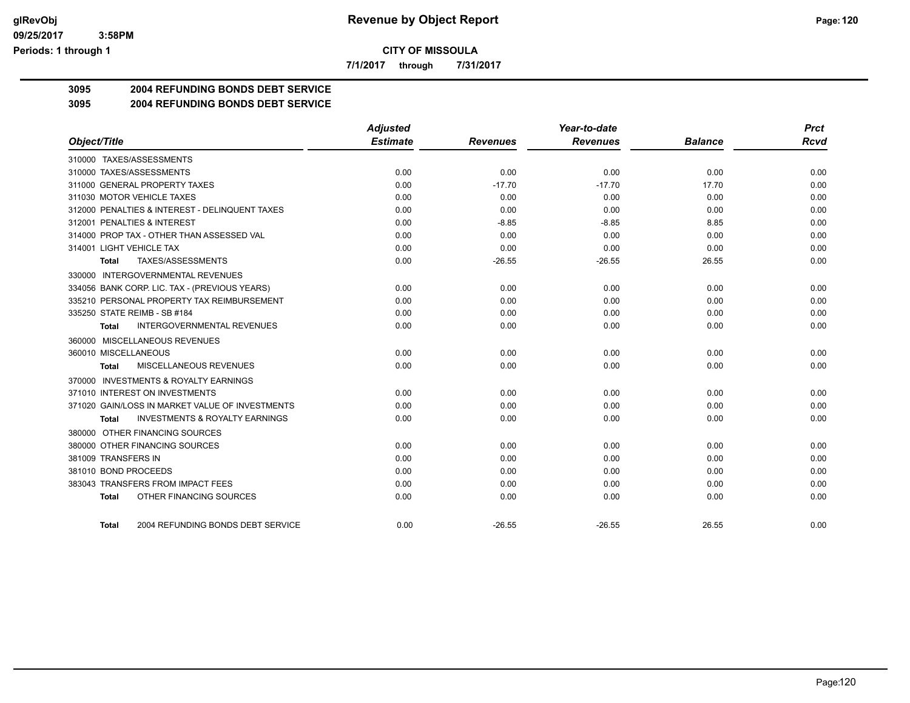**CITY OF MISSOULA**

**7/1/2017 through 7/31/2017**

## 3095 2004 REFUNDING BONDS DEBT SERVICE

### 3095 2004 REFUNDING BONDS DEBT SERVICE

| Object/Title | Adjusted Estimate | Revenues | Year-to-date Revenues | Balance | Prct Rcvd |
|---|---|---|---|---|---|
| 310000 TAXES/ASSESSMENTS | | | | | |
| 310000 TAXES/ASSESSMENTS | 0.00 | 0.00 | 0.00 | 0.00 | 0.00 |
| 311000 GENERAL PROPERTY TAXES | 0.00 | -17.70 | -17.70 | 17.70 | 0.00 |
| 311030 MOTOR VEHICLE TAXES | 0.00 | 0.00 | 0.00 | 0.00 | 0.00 |
| 312000 PENALTIES & INTEREST - DELINQUENT TAXES | 0.00 | 0.00 | 0.00 | 0.00 | 0.00 |
| 312001 PENALTIES & INTEREST | 0.00 | -8.85 | -8.85 | 8.85 | 0.00 |
| 314000 PROP TAX - OTHER THAN ASSESSED VAL | 0.00 | 0.00 | 0.00 | 0.00 | 0.00 |
| 314001 LIGHT VEHICLE TAX | 0.00 | 0.00 | 0.00 | 0.00 | 0.00 |
| **Total** TAXES/ASSESSMENTS | 0.00 | -26.55 | -26.55 | 26.55 | 0.00 |
| 330000 INTERGOVERNMENTAL REVENUES | | | | | |
| 334056 BANK CORP. LIC. TAX - (PREVIOUS YEARS) | 0.00 | 0.00 | 0.00 | 0.00 | 0.00 |
| 335210 PERSONAL PROPERTY TAX REIMBURSEMENT | 0.00 | 0.00 | 0.00 | 0.00 | 0.00 |
| 335250 STATE REIMB - SB #184 | 0.00 | 0.00 | 0.00 | 0.00 | 0.00 |
| **Total** INTERGOVERNMENTAL REVENUES | 0.00 | 0.00 | 0.00 | 0.00 | 0.00 |
| 360000 MISCELLANEOUS REVENUES | | | | | |
| 360010 MISCELLANEOUS | 0.00 | 0.00 | 0.00 | 0.00 | 0.00 |
| **Total** MISCELLANEOUS REVENUES | 0.00 | 0.00 | 0.00 | 0.00 | 0.00 |
| 370000 INVESTMENTS & ROYALTY EARNINGS | | | | | |
| 371010 INTEREST ON INVESTMENTS | 0.00 | 0.00 | 0.00 | 0.00 | 0.00 |
| 371020 GAIN/LOSS IN MARKET VALUE OF INVESTMENTS | 0.00 | 0.00 | 0.00 | 0.00 | 0.00 |
| **Total** INVESTMENTS & ROYALTY EARNINGS | 0.00 | 0.00 | 0.00 | 0.00 | 0.00 |
| 380000 OTHER FINANCING SOURCES | | | | | |
| 380000 OTHER FINANCING SOURCES | 0.00 | 0.00 | 0.00 | 0.00 | 0.00 |
| 381009 TRANSFERS IN | 0.00 | 0.00 | 0.00 | 0.00 | 0.00 |
| 381010 BOND PROCEEDS | 0.00 | 0.00 | 0.00 | 0.00 | 0.00 |
| 383043 TRANSFERS FROM IMPACT FEES | 0.00 | 0.00 | 0.00 | 0.00 | 0.00 |
| **Total** OTHER FINANCING SOURCES | 0.00 | 0.00 | 0.00 | 0.00 | 0.00 |
| **Total** 2004 REFUNDING BONDS DEBT SERVICE | 0.00 | -26.55 | -26.55 | 26.55 | 0.00 |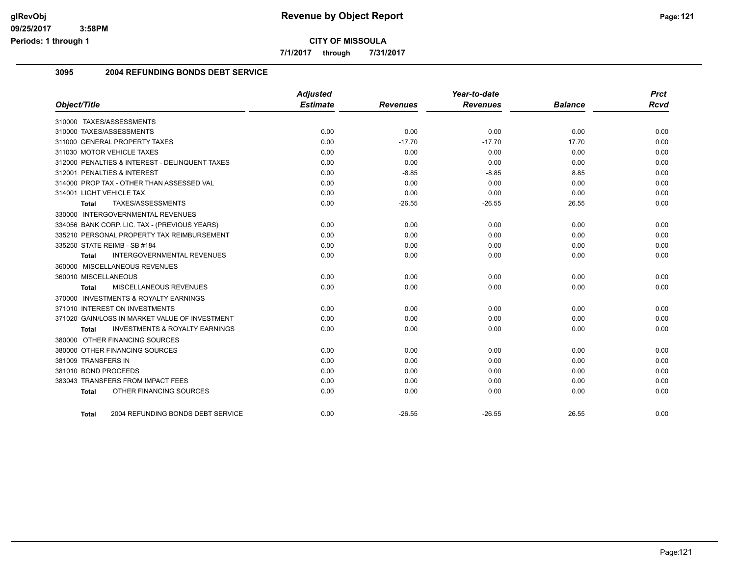# Revenue by Object Report

**CITY OF MISSOULA**

**7/1/2017 through 7/31/2017**

## 3095 2004 REFUNDING BONDS DEBT SERVICE

| Object/Title | Adjusted Estimate | Revenues | Year-to-date Revenues | Balance | Prct Rcvd |
|---|---|---|---|---|---|
| 310000 TAXES/ASSESSMENTS | | | | | |
| 310000 TAXES/ASSESSMENTS | 0.00 | 0.00 | 0.00 | 0.00 | 0.00 |
| 311000 GENERAL PROPERTY TAXES | 0.00 | -17.70 | -17.70 | 17.70 | 0.00 |
| 311030 MOTOR VEHICLE TAXES | 0.00 | 0.00 | 0.00 | 0.00 | 0.00 |
| 312000 PENALTIES & INTEREST - DELINQUENT TAXES | 0.00 | 0.00 | 0.00 | 0.00 | 0.00 |
| 312001 PENALTIES & INTEREST | 0.00 | -8.85 | -8.85 | 8.85 | 0.00 |
| 314000 PROP TAX - OTHER THAN ASSESSED VAL | 0.00 | 0.00 | 0.00 | 0.00 | 0.00 |
| 314001 LIGHT VEHICLE TAX | 0.00 | 0.00 | 0.00 | 0.00 | 0.00 |
| **Total** TAXES/ASSESSMENTS | 0.00 | -26.55 | -26.55 | 26.55 | 0.00 |
| 330000 INTERGOVERNMENTAL REVENUES | | | | | |
| 334056 BANK CORP. LIC. TAX - (PREVIOUS YEARS) | 0.00 | 0.00 | 0.00 | 0.00 | 0.00 |
| 335210 PERSONAL PROPERTY TAX REIMBURSEMENT | 0.00 | 0.00 | 0.00 | 0.00 | 0.00 |
| 335250 STATE REIMB - SB #184 | 0.00 | 0.00 | 0.00 | 0.00 | 0.00 |
| **Total** INTERGOVERNMENTAL REVENUES | 0.00 | 0.00 | 0.00 | 0.00 | 0.00 |
| 360000 MISCELLANEOUS REVENUES | | | | | |
| 360010 MISCELLANEOUS | 0.00 | 0.00 | 0.00 | 0.00 | 0.00 |
| **Total** MISCELLANEOUS REVENUES | 0.00 | 0.00 | 0.00 | 0.00 | 0.00 |
| 370000 INVESTMENTS & ROYALTY EARNINGS | | | | | |
| 371010 INTEREST ON INVESTMENTS | 0.00 | 0.00 | 0.00 | 0.00 | 0.00 |
| 371020 GAIN/LOSS IN MARKET VALUE OF INVESTMENT | 0.00 | 0.00 | 0.00 | 0.00 | 0.00 |
| **Total** INVESTMENTS & ROYALTY EARNINGS | 0.00 | 0.00 | 0.00 | 0.00 | 0.00 |
| 380000 OTHER FINANCING SOURCES | | | | | |
| 380000 OTHER FINANCING SOURCES | 0.00 | 0.00 | 0.00 | 0.00 | 0.00 |
| 381009 TRANSFERS IN | 0.00 | 0.00 | 0.00 | 0.00 | 0.00 |
| 381010 BOND PROCEEDS | 0.00 | 0.00 | 0.00 | 0.00 | 0.00 |
| 383043 TRANSFERS FROM IMPACT FEES | 0.00 | 0.00 | 0.00 | 0.00 | 0.00 |
| **Total** OTHER FINANCING SOURCES | 0.00 | 0.00 | 0.00 | 0.00 | 0.00 |
| **Total** 2004 REFUNDING BONDS DEBT SERVICE | 0.00 | -26.55 | -26.55 | 26.55 | 0.00 |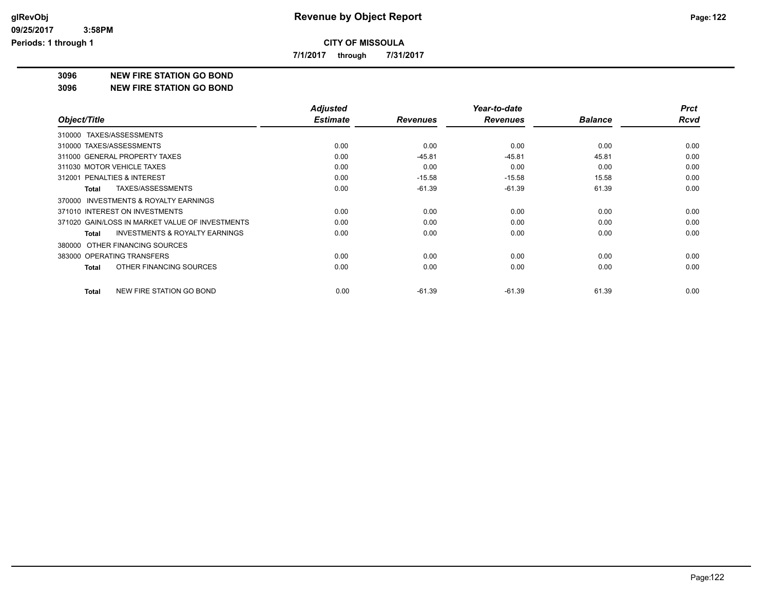**CITY OF MISSOULA**

**7/1/2017 through 7/31/2017**

## 3096 NEW FIRE STATION GO BOND

## 3096 NEW FIRE STATION GO BOND

| Object/Title | Adjusted Estimate | Revenues | Year-to-date Revenues | Balance | Prct Rcvd |
|---|---|---|---|---|---|
| 310000 TAXES/ASSESSMENTS | | | | | |
| 310000 TAXES/ASSESSMENTS | 0.00 | 0.00 | 0.00 | 0.00 | 0.00 |
| 311000 GENERAL PROPERTY TAXES | 0.00 | -45.81 | -45.81 | 45.81 | 0.00 |
| 311030 MOTOR VEHICLE TAXES | 0.00 | 0.00 | 0.00 | 0.00 | 0.00 |
| 312001 PENALTIES & INTEREST | 0.00 | -15.58 | -15.58 | 15.58 | 0.00 |
| **Total** TAXES/ASSESSMENTS | 0.00 | -61.39 | -61.39 | 61.39 | 0.00 |
| 370000 INVESTMENTS & ROYALTY EARNINGS | | | | | |
| 371010 INTEREST ON INVESTMENTS | 0.00 | 0.00 | 0.00 | 0.00 | 0.00 |
| 371020 GAIN/LOSS IN MARKET VALUE OF INVESTMENTS | 0.00 | 0.00 | 0.00 | 0.00 | 0.00 |
| **Total** INVESTMENTS & ROYALTY EARNINGS | 0.00 | 0.00 | 0.00 | 0.00 | 0.00 |
| 380000 OTHER FINANCING SOURCES | | | | | |
| 383000 OPERATING TRANSFERS | 0.00 | 0.00 | 0.00 | 0.00 | 0.00 |
| **Total** OTHER FINANCING SOURCES | 0.00 | 0.00 | 0.00 | 0.00 | 0.00 |
| **Total** NEW FIRE STATION GO BOND | 0.00 | -61.39 | -61.39 | 61.39 | 0.00 |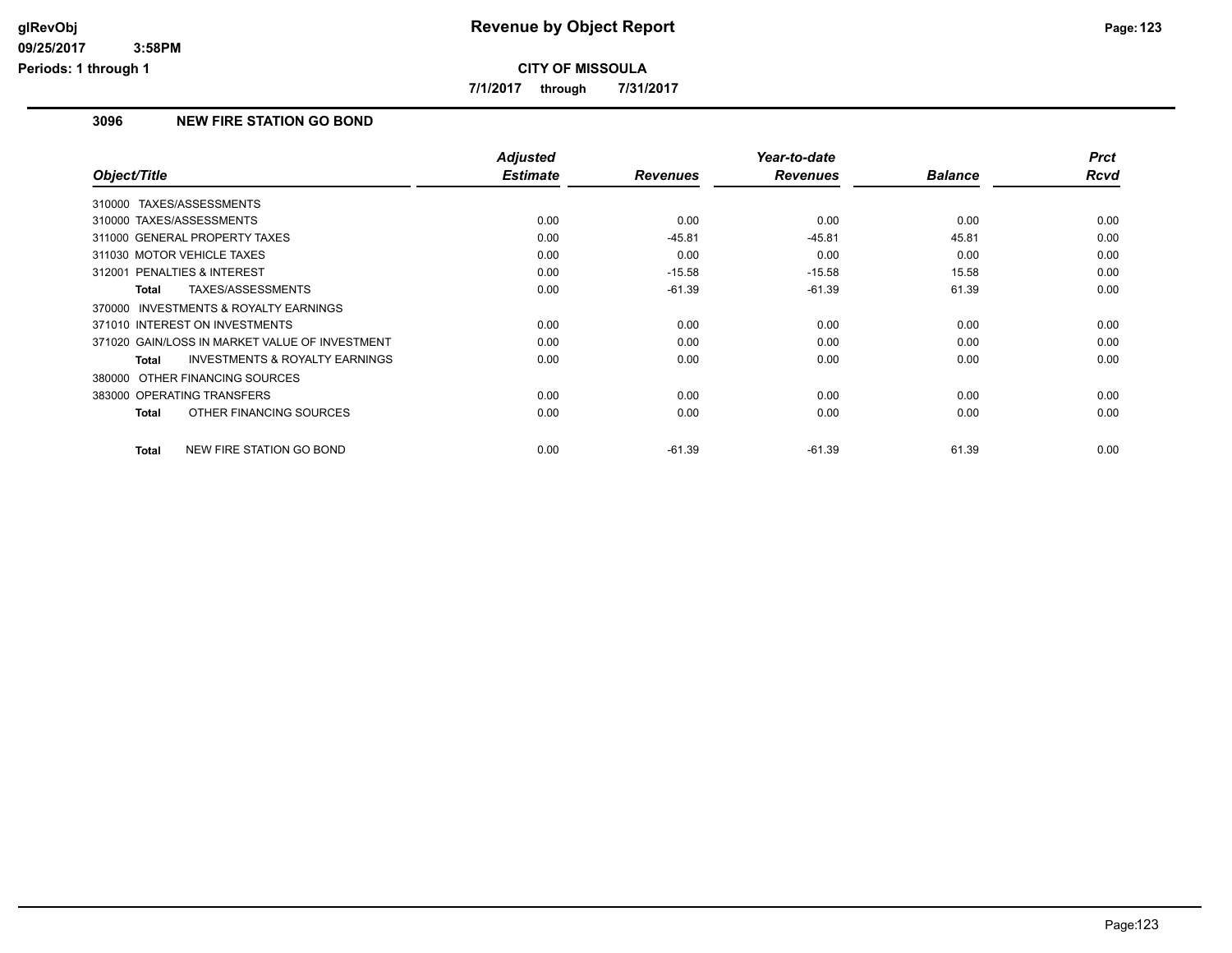# Revenue by Object Report

**CITY OF MISSOULA**

**7/1/2017 through 7/31/2017**

glRevObj
09/25/2017 3:58PM
Periods: 1 through 1

## 3096 NEW FIRE STATION GO BOND

| Object/Title | Adjusted Estimate | Revenues | Year-to-date Revenues | Balance | Prct Rcvd |
|---|---|---|---|---|---|
| 310000 TAXES/ASSESSMENTS | | | | | |
| 310000 TAXES/ASSESSMENTS | 0.00 | 0.00 | 0.00 | 0.00 | 0.00 |
| 311000 GENERAL PROPERTY TAXES | 0.00 | -45.81 | -45.81 | 45.81 | 0.00 |
| 311030 MOTOR VEHICLE TAXES | 0.00 | 0.00 | 0.00 | 0.00 | 0.00 |
| 312001 PENALTIES & INTEREST | 0.00 | -15.58 | -15.58 | 15.58 | 0.00 |
| **Total** TAXES/ASSESSMENTS | 0.00 | -61.39 | -61.39 | 61.39 | 0.00 |
| 370000 INVESTMENTS & ROYALTY EARNINGS | | | | | |
| 371010 INTEREST ON INVESTMENTS | 0.00 | 0.00 | 0.00 | 0.00 | 0.00 |
| 371020 GAIN/LOSS IN MARKET VALUE OF INVESTMENT | 0.00 | 0.00 | 0.00 | 0.00 | 0.00 |
| **Total** INVESTMENTS & ROYALTY EARNINGS | 0.00 | 0.00 | 0.00 | 0.00 | 0.00 |
| 380000 OTHER FINANCING SOURCES | | | | | |
| 383000 OPERATING TRANSFERS | 0.00 | 0.00 | 0.00 | 0.00 | 0.00 |
| **Total** OTHER FINANCING SOURCES | 0.00 | 0.00 | 0.00 | 0.00 | 0.00 |
| **Total** NEW FIRE STATION GO BOND | 0.00 | -61.39 | -61.39 | 61.39 | 0.00 |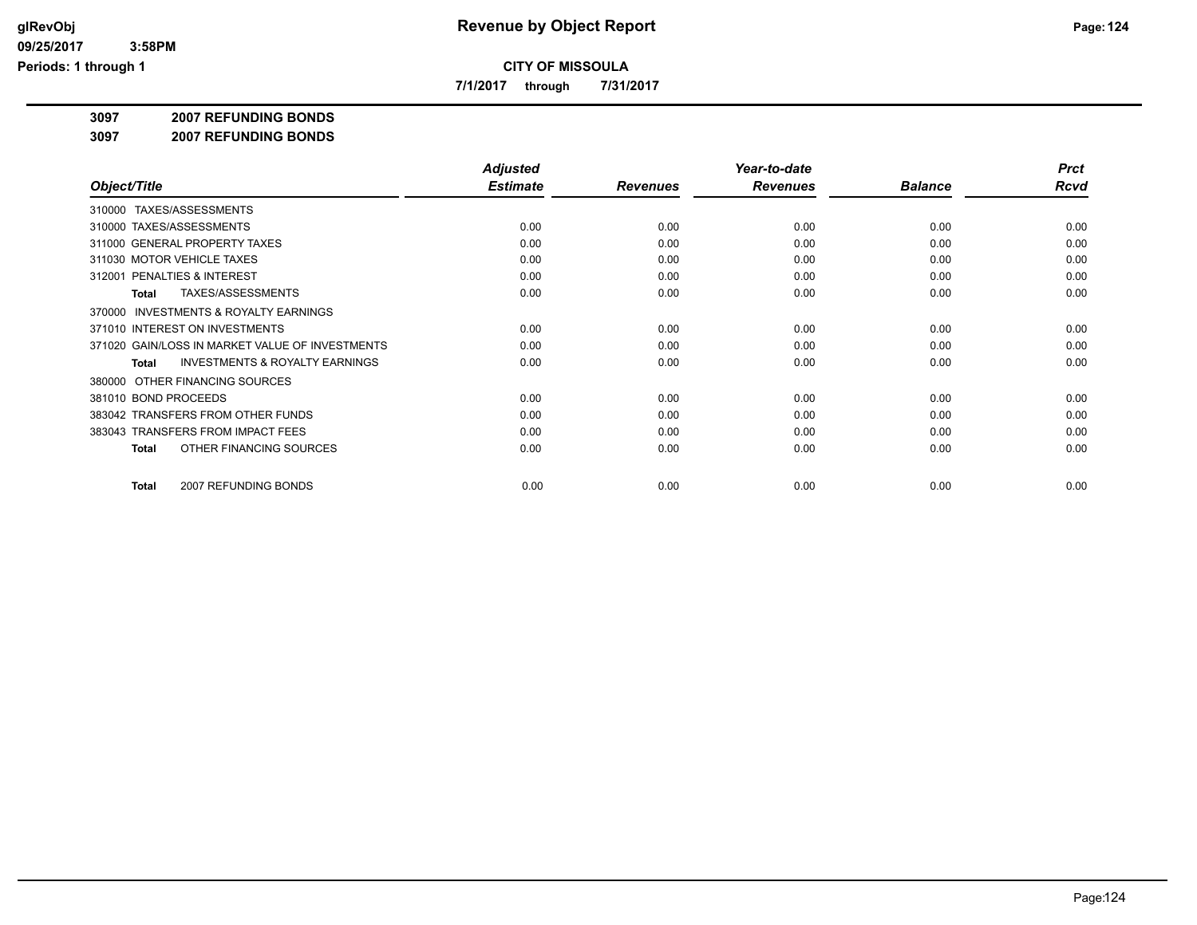# Revenue by Object Report

**CITY OF MISSOULA**

**7/1/2017 through 7/31/2017**

glRevObj
09/25/2017 3:58PM
Periods: 1 through 1

## 3097 2007 REFUNDING BONDS

### 3097 2007 REFUNDING BONDS

| Object/Title | Adjusted Estimate | Revenues | Year-to-date Revenues | Balance | Prct Rcvd |
|---|---|---|---|---|---|
| 310000 TAXES/ASSESSMENTS | | | | | |
| 310000 TAXES/ASSESSMENTS | 0.00 | 0.00 | 0.00 | 0.00 | 0.00 |
| 311000 GENERAL PROPERTY TAXES | 0.00 | 0.00 | 0.00 | 0.00 | 0.00 |
| 311030 MOTOR VEHICLE TAXES | 0.00 | 0.00 | 0.00 | 0.00 | 0.00 |
| 312001 PENALTIES & INTEREST | 0.00 | 0.00 | 0.00 | 0.00 | 0.00 |
| **Total** TAXES/ASSESSMENTS | 0.00 | 0.00 | 0.00 | 0.00 | 0.00 |
| 370000 INVESTMENTS & ROYALTY EARNINGS | | | | | |
| 371010 INTEREST ON INVESTMENTS | 0.00 | 0.00 | 0.00 | 0.00 | 0.00 |
| 371020 GAIN/LOSS IN MARKET VALUE OF INVESTMENTS | 0.00 | 0.00 | 0.00 | 0.00 | 0.00 |
| **Total** INVESTMENTS & ROYALTY EARNINGS | 0.00 | 0.00 | 0.00 | 0.00 | 0.00 |
| 380000 OTHER FINANCING SOURCES | | | | | |
| 381010 BOND PROCEEDS | 0.00 | 0.00 | 0.00 | 0.00 | 0.00 |
| 383042 TRANSFERS FROM OTHER FUNDS | 0.00 | 0.00 | 0.00 | 0.00 | 0.00 |
| 383043 TRANSFERS FROM IMPACT FEES | 0.00 | 0.00 | 0.00 | 0.00 | 0.00 |
| **Total** OTHER FINANCING SOURCES | 0.00 | 0.00 | 0.00 | 0.00 | 0.00 |
| **Total** 2007 REFUNDING BONDS | 0.00 | 0.00 | 0.00 | 0.00 | 0.00 |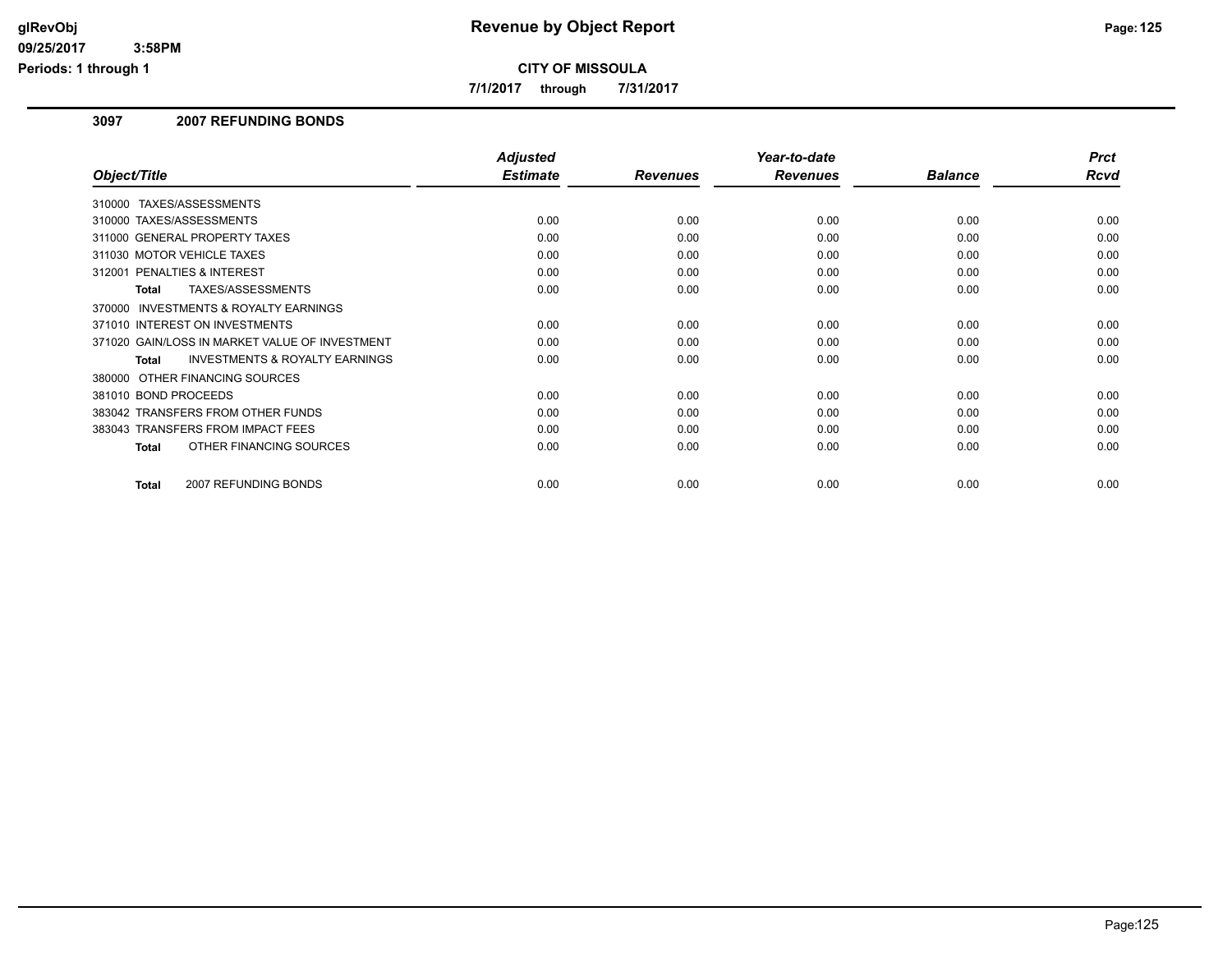**CITY OF MISSOULA**

**7/1/2017 through 7/31/2017**

### 3097 2007 REFUNDING BONDS

| Object/Title | Adjusted Estimate | Revenues | Year-to-date Revenues | Balance | Prct Rcvd |
|---|---|---|---|---|---|
| 310000 TAXES/ASSESSMENTS | | | | | |
| 310000 TAXES/ASSESSMENTS | 0.00 | 0.00 | 0.00 | 0.00 | 0.00 |
| 311000 GENERAL PROPERTY TAXES | 0.00 | 0.00 | 0.00 | 0.00 | 0.00 |
| 311030 MOTOR VEHICLE TAXES | 0.00 | 0.00 | 0.00 | 0.00 | 0.00 |
| 312001 PENALTIES & INTEREST | 0.00 | 0.00 | 0.00 | 0.00 | 0.00 |
| **Total** TAXES/ASSESSMENTS | 0.00 | 0.00 | 0.00 | 0.00 | 0.00 |
| 370000 INVESTMENTS & ROYALTY EARNINGS | | | | | |
| 371010 INTEREST ON INVESTMENTS | 0.00 | 0.00 | 0.00 | 0.00 | 0.00 |
| 371020 GAIN/LOSS IN MARKET VALUE OF INVESTMENT | 0.00 | 0.00 | 0.00 | 0.00 | 0.00 |
| **Total** INVESTMENTS & ROYALTY EARNINGS | 0.00 | 0.00 | 0.00 | 0.00 | 0.00 |
| 380000 OTHER FINANCING SOURCES | | | | | |
| 381010 BOND PROCEEDS | 0.00 | 0.00 | 0.00 | 0.00 | 0.00 |
| 383042 TRANSFERS FROM OTHER FUNDS | 0.00 | 0.00 | 0.00 | 0.00 | 0.00 |
| 383043 TRANSFERS FROM IMPACT FEES | 0.00 | 0.00 | 0.00 | 0.00 | 0.00 |
| **Total** OTHER FINANCING SOURCES | 0.00 | 0.00 | 0.00 | 0.00 | 0.00 |
| **Total** 2007 REFUNDING BONDS | 0.00 | 0.00 | 0.00 | 0.00 | 0.00 |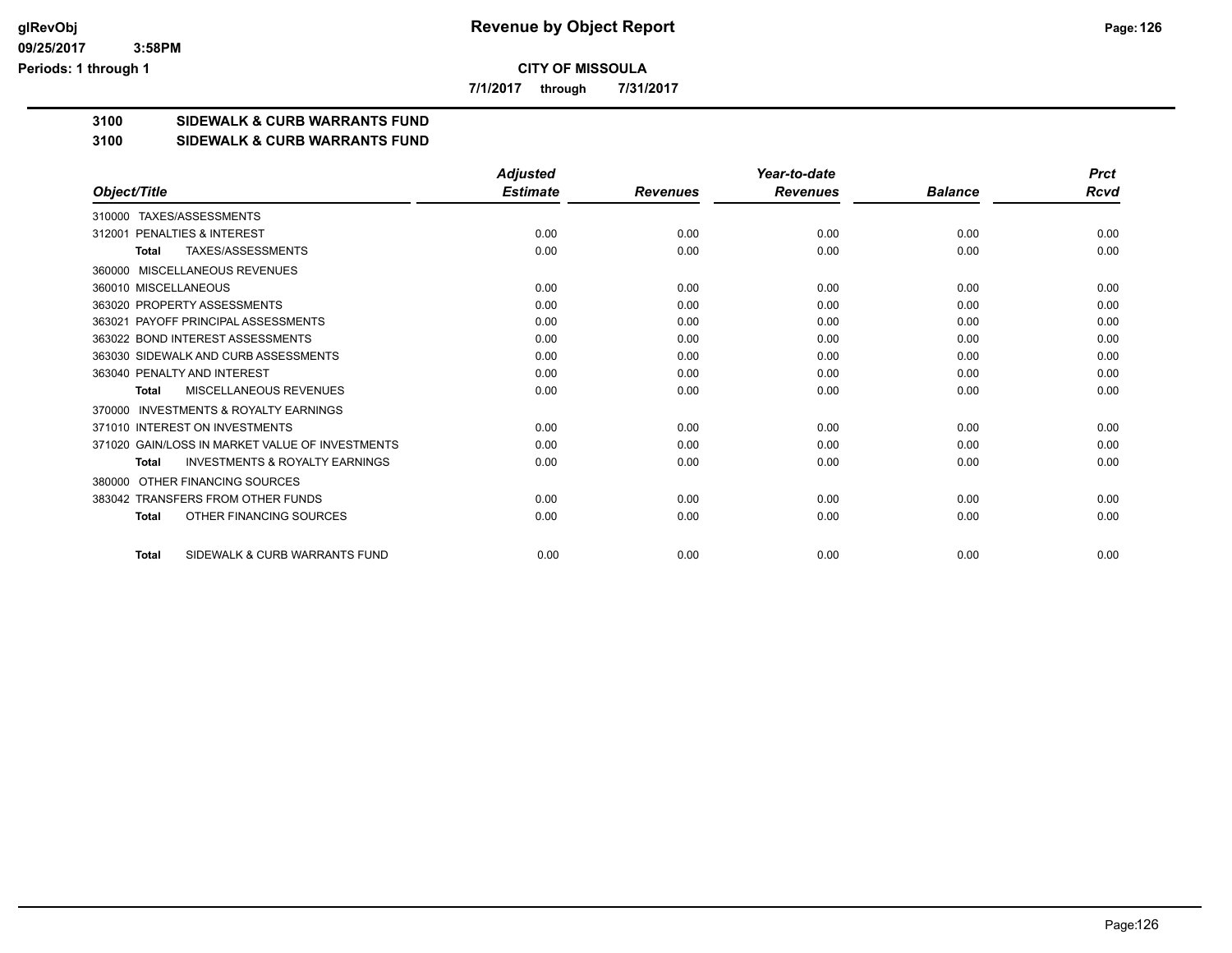**Revenue by Object Report**

**CITY OF MISSOULA**

**7/1/2017 through 7/31/2017**

glRevObj
09/25/2017 3:58PM
Periods: 1 through 1

## 3100 SIDEWALK & CURB WARRANTS FUND
## 3100 SIDEWALK & CURB WARRANTS FUND

| Object/Title | Adjusted Estimate | Revenues | Year-to-date Revenues | Balance | Prct Rcvd |
|---|---|---|---|---|---|
| 310000 TAXES/ASSESSMENTS | | | | | |
| 312001 PENALTIES & INTEREST | 0.00 | 0.00 | 0.00 | 0.00 | 0.00 |
| **Total** TAXES/ASSESSMENTS | 0.00 | 0.00 | 0.00 | 0.00 | 0.00 |
| 360000 MISCELLANEOUS REVENUES | | | | | |
| 360010 MISCELLANEOUS | 0.00 | 0.00 | 0.00 | 0.00 | 0.00 |
| 363020 PROPERTY ASSESSMENTS | 0.00 | 0.00 | 0.00 | 0.00 | 0.00 |
| 363021 PAYOFF PRINCIPAL ASSESSMENTS | 0.00 | 0.00 | 0.00 | 0.00 | 0.00 |
| 363022 BOND INTEREST ASSESSMENTS | 0.00 | 0.00 | 0.00 | 0.00 | 0.00 |
| 363030 SIDEWALK AND CURB ASSESSMENTS | 0.00 | 0.00 | 0.00 | 0.00 | 0.00 |
| 363040 PENALTY AND INTEREST | 0.00 | 0.00 | 0.00 | 0.00 | 0.00 |
| **Total** MISCELLANEOUS REVENUES | 0.00 | 0.00 | 0.00 | 0.00 | 0.00 |
| 370000 INVESTMENTS & ROYALTY EARNINGS | | | | | |
| 371010 INTEREST ON INVESTMENTS | 0.00 | 0.00 | 0.00 | 0.00 | 0.00 |
| 371020 GAIN/LOSS IN MARKET VALUE OF INVESTMENTS | 0.00 | 0.00 | 0.00 | 0.00 | 0.00 |
| **Total** INVESTMENTS & ROYALTY EARNINGS | 0.00 | 0.00 | 0.00 | 0.00 | 0.00 |
| 380000 OTHER FINANCING SOURCES | | | | | |
| 383042 TRANSFERS FROM OTHER FUNDS | 0.00 | 0.00 | 0.00 | 0.00 | 0.00 |
| **Total** OTHER FINANCING SOURCES | 0.00 | 0.00 | 0.00 | 0.00 | 0.00 |
| **Total** SIDEWALK & CURB WARRANTS FUND | 0.00 | 0.00 | 0.00 | 0.00 | 0.00 |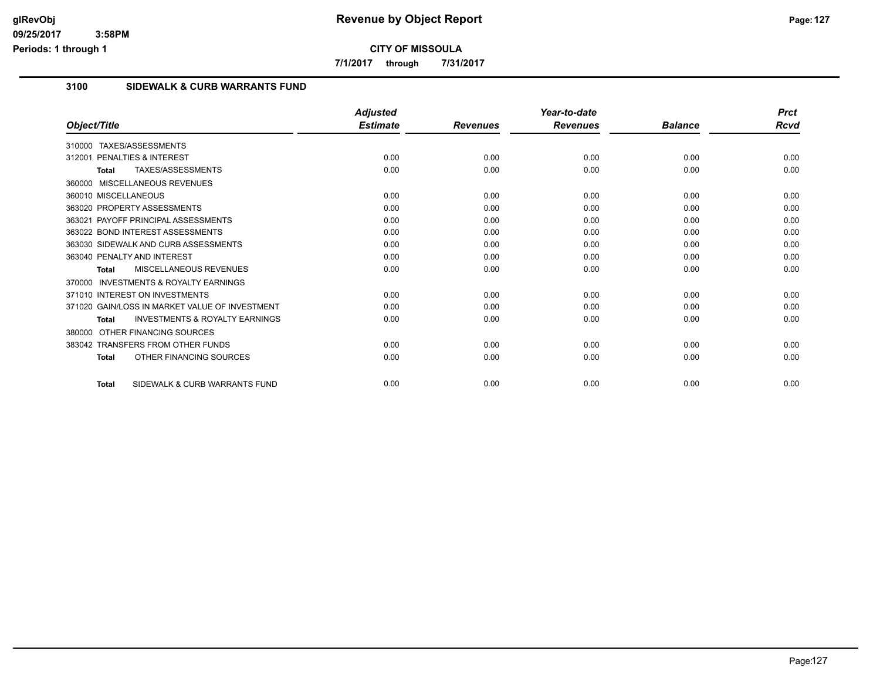**CITY OF MISSOULA**

**7/1/2017 through 7/31/2017**

## 3100 SIDEWALK & CURB WARRANTS FUND

| Object/Title | Adjusted Estimate | Revenues | Year-to-date Revenues | Balance | Prct Rcvd |
|---|---|---|---|---|---|
| 310000 TAXES/ASSESSMENTS | | | | | |
| 312001 PENALTIES & INTEREST | 0.00 | 0.00 | 0.00 | 0.00 | 0.00 |
| **Total** TAXES/ASSESSMENTS | 0.00 | 0.00 | 0.00 | 0.00 | 0.00 |
| 360000 MISCELLANEOUS REVENUES | | | | | |
| 360010 MISCELLANEOUS | 0.00 | 0.00 | 0.00 | 0.00 | 0.00 |
| 363020 PROPERTY ASSESSMENTS | 0.00 | 0.00 | 0.00 | 0.00 | 0.00 |
| 363021 PAYOFF PRINCIPAL ASSESSMENTS | 0.00 | 0.00 | 0.00 | 0.00 | 0.00 |
| 363022 BOND INTEREST ASSESSMENTS | 0.00 | 0.00 | 0.00 | 0.00 | 0.00 |
| 363030 SIDEWALK AND CURB ASSESSMENTS | 0.00 | 0.00 | 0.00 | 0.00 | 0.00 |
| 363040 PENALTY AND INTEREST | 0.00 | 0.00 | 0.00 | 0.00 | 0.00 |
| **Total** MISCELLANEOUS REVENUES | 0.00 | 0.00 | 0.00 | 0.00 | 0.00 |
| 370000 INVESTMENTS & ROYALTY EARNINGS | | | | | |
| 371010 INTEREST ON INVESTMENTS | 0.00 | 0.00 | 0.00 | 0.00 | 0.00 |
| 371020 GAIN/LOSS IN MARKET VALUE OF INVESTMENT | 0.00 | 0.00 | 0.00 | 0.00 | 0.00 |
| **Total** INVESTMENTS & ROYALTY EARNINGS | 0.00 | 0.00 | 0.00 | 0.00 | 0.00 |
| 380000 OTHER FINANCING SOURCES | | | | | |
| 383042 TRANSFERS FROM OTHER FUNDS | 0.00 | 0.00 | 0.00 | 0.00 | 0.00 |
| **Total** OTHER FINANCING SOURCES | 0.00 | 0.00 | 0.00 | 0.00 | 0.00 |
| **Total** SIDEWALK & CURB WARRANTS FUND | 0.00 | 0.00 | 0.00 | 0.00 | 0.00 |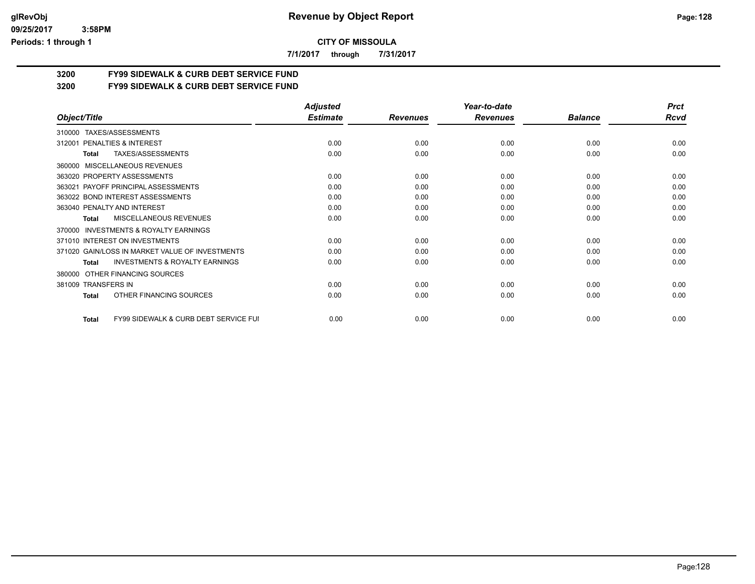# Revenue by Object Report

**CITY OF MISSOULA**

**7/1/2017 through 7/31/2017**

## 3200 FY99 SIDEWALK & CURB DEBT SERVICE FUND

## 3200 FY99 SIDEWALK & CURB DEBT SERVICE FUND

| Object/Title | Adjusted Estimate | Revenues | Year-to-date Revenues | Balance | Prct Rcvd |
|---|---|---|---|---|---|
| 310000 TAXES/ASSESSMENTS | | | | | |
| 312001 PENALTIES & INTEREST | 0.00 | 0.00 | 0.00 | 0.00 | 0.00 |
| **Total** TAXES/ASSESSMENTS | 0.00 | 0.00 | 0.00 | 0.00 | 0.00 |
| 360000 MISCELLANEOUS REVENUES | | | | | |
| 363020 PROPERTY ASSESSMENTS | 0.00 | 0.00 | 0.00 | 0.00 | 0.00 |
| 363021 PAYOFF PRINCIPAL ASSESSMENTS | 0.00 | 0.00 | 0.00 | 0.00 | 0.00 |
| 363022 BOND INTEREST ASSESSMENTS | 0.00 | 0.00 | 0.00 | 0.00 | 0.00 |
| 363040 PENALTY AND INTEREST | 0.00 | 0.00 | 0.00 | 0.00 | 0.00 |
| **Total** MISCELLANEOUS REVENUES | 0.00 | 0.00 | 0.00 | 0.00 | 0.00 |
| 370000 INVESTMENTS & ROYALTY EARNINGS | | | | | |
| 371010 INTEREST ON INVESTMENTS | 0.00 | 0.00 | 0.00 | 0.00 | 0.00 |
| 371020 GAIN/LOSS IN MARKET VALUE OF INVESTMENTS | 0.00 | 0.00 | 0.00 | 0.00 | 0.00 |
| **Total** INVESTMENTS & ROYALTY EARNINGS | 0.00 | 0.00 | 0.00 | 0.00 | 0.00 |
| 380000 OTHER FINANCING SOURCES | | | | | |
| 381009 TRANSFERS IN | 0.00 | 0.00 | 0.00 | 0.00 | 0.00 |
| **Total** OTHER FINANCING SOURCES | 0.00 | 0.00 | 0.00 | 0.00 | 0.00 |
| **Total** FY99 SIDEWALK & CURB DEBT SERVICE FUI | 0.00 | 0.00 | 0.00 | 0.00 | 0.00 |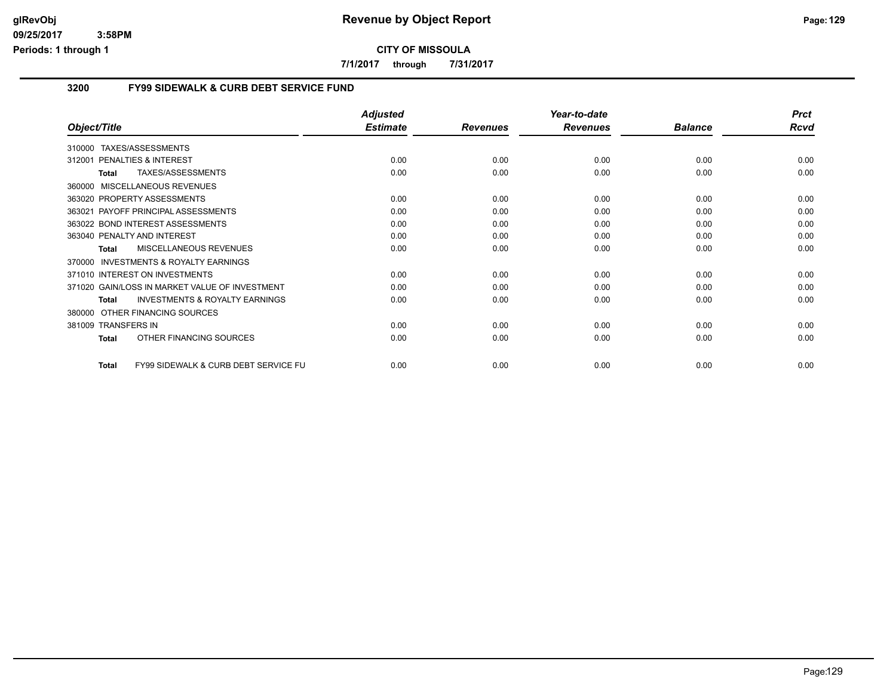**CITY OF MISSOULA**

**7/1/2017 through 7/31/2017**

## 3200 FY99 SIDEWALK & CURB DEBT SERVICE FUND

| Object/Title | Adjusted Estimate | Revenues | Year-to-date Revenues | Balance | Prct Rcvd |
|---|---|---|---|---|---|
| 310000 TAXES/ASSESSMENTS | | | | | |
| 312001 PENALTIES & INTEREST | 0.00 | 0.00 | 0.00 | 0.00 | 0.00 |
| **Total** TAXES/ASSESSMENTS | 0.00 | 0.00 | 0.00 | 0.00 | 0.00 |
| 360000 MISCELLANEOUS REVENUES | | | | | |
| 363020 PROPERTY ASSESSMENTS | 0.00 | 0.00 | 0.00 | 0.00 | 0.00 |
| 363021 PAYOFF PRINCIPAL ASSESSMENTS | 0.00 | 0.00 | 0.00 | 0.00 | 0.00 |
| 363022 BOND INTEREST ASSESSMENTS | 0.00 | 0.00 | 0.00 | 0.00 | 0.00 |
| 363040 PENALTY AND INTEREST | 0.00 | 0.00 | 0.00 | 0.00 | 0.00 |
| **Total** MISCELLANEOUS REVENUES | 0.00 | 0.00 | 0.00 | 0.00 | 0.00 |
| 370000 INVESTMENTS & ROYALTY EARNINGS | | | | | |
| 371010 INTEREST ON INVESTMENTS | 0.00 | 0.00 | 0.00 | 0.00 | 0.00 |
| 371020 GAIN/LOSS IN MARKET VALUE OF INVESTMENT | 0.00 | 0.00 | 0.00 | 0.00 | 0.00 |
| **Total** INVESTMENTS & ROYALTY EARNINGS | 0.00 | 0.00 | 0.00 | 0.00 | 0.00 |
| 380000 OTHER FINANCING SOURCES | | | | | |
| 381009 TRANSFERS IN | 0.00 | 0.00 | 0.00 | 0.00 | 0.00 |
| **Total** OTHER FINANCING SOURCES | 0.00 | 0.00 | 0.00 | 0.00 | 0.00 |
| **Total** FY99 SIDEWALK & CURB DEBT SERVICE FU | 0.00 | 0.00 | 0.00 | 0.00 | 0.00 |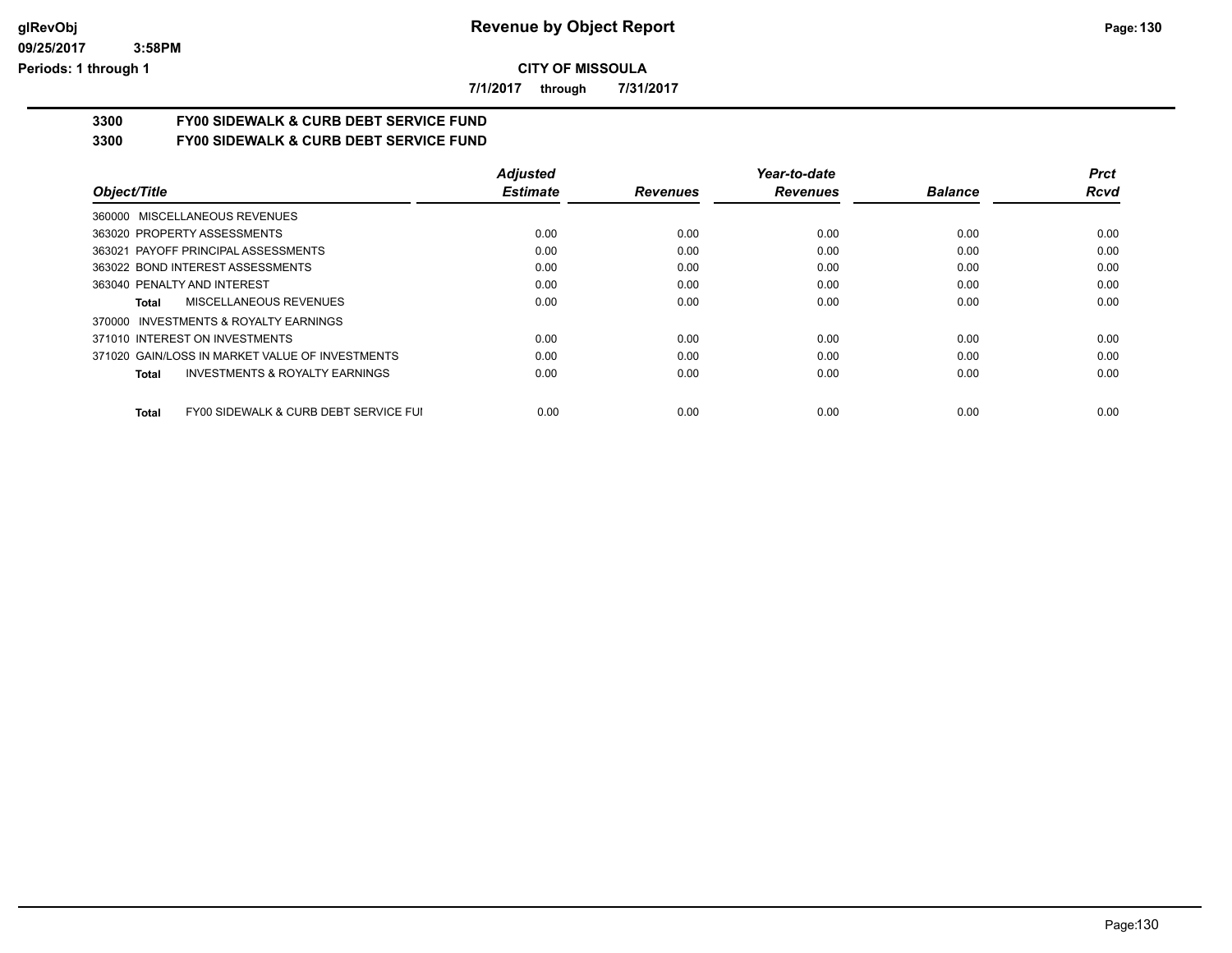**CITY OF MISSOULA**

**7/1/2017 through 7/31/2017**

## 3300 FY00 SIDEWALK & CURB DEBT SERVICE FUND

## 3300 FY00 SIDEWALK & CURB DEBT SERVICE FUND

| Object/Title | Adjusted Estimate | Revenues | Year-to-date Revenues | Balance | Prct Rcvd |
|---|---|---|---|---|---|
| 360000 MISCELLANEOUS REVENUES | | | | | |
| 363020 PROPERTY ASSESSMENTS | 0.00 | 0.00 | 0.00 | 0.00 | 0.00 |
| 363021 PAYOFF PRINCIPAL ASSESSMENTS | 0.00 | 0.00 | 0.00 | 0.00 | 0.00 |
| 363022 BOND INTEREST ASSESSMENTS | 0.00 | 0.00 | 0.00 | 0.00 | 0.00 |
| 363040 PENALTY AND INTEREST | 0.00 | 0.00 | 0.00 | 0.00 | 0.00 |
| **Total** MISCELLANEOUS REVENUES | 0.00 | 0.00 | 0.00 | 0.00 | 0.00 |
| 370000 INVESTMENTS & ROYALTY EARNINGS | | | | | |
| 371010 INTEREST ON INVESTMENTS | 0.00 | 0.00 | 0.00 | 0.00 | 0.00 |
| 371020 GAIN/LOSS IN MARKET VALUE OF INVESTMENTS | 0.00 | 0.00 | 0.00 | 0.00 | 0.00 |
| **Total** INVESTMENTS & ROYALTY EARNINGS | 0.00 | 0.00 | 0.00 | 0.00 | 0.00 |
| **Total** FY00 SIDEWALK & CURB DEBT SERVICE FUI | 0.00 | 0.00 | 0.00 | 0.00 | 0.00 |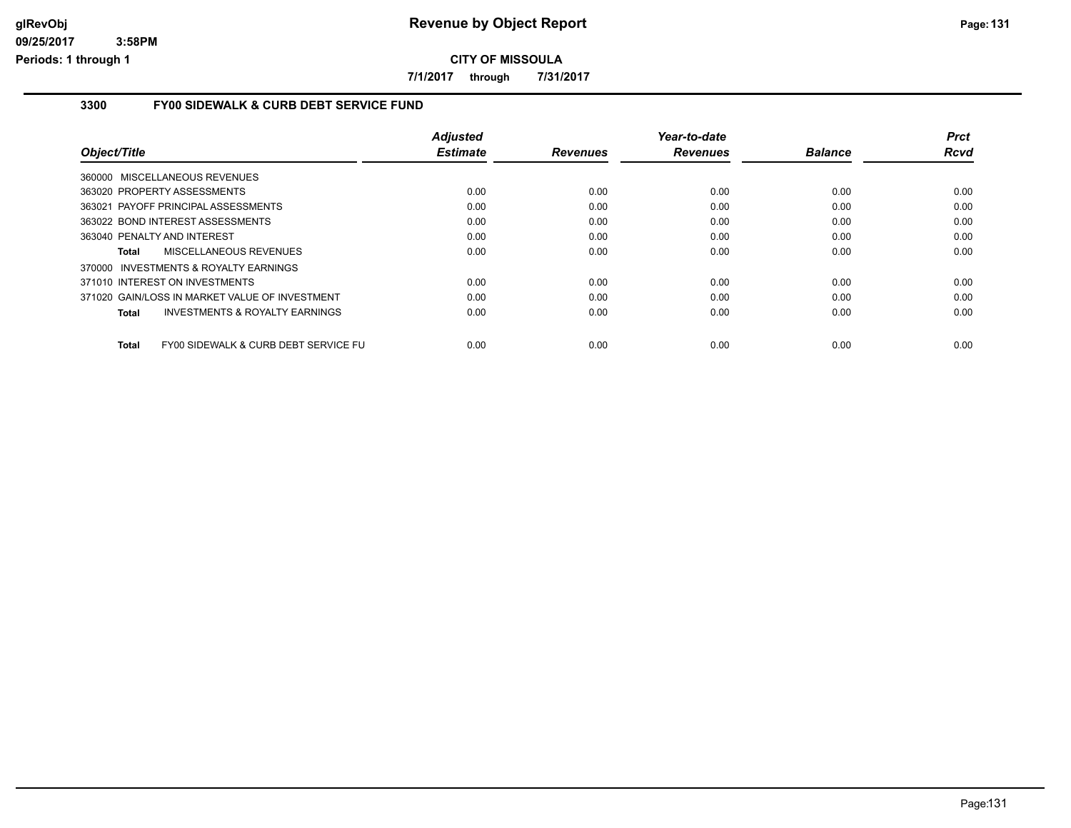# Revenue by Object Report

**CITY OF MISSOULA**

**7/1/2017 through 7/31/2017**

glRevObj
09/25/2017 3:58PM
Periods: 1 through 1

## 3300 FY00 SIDEWALK & CURB DEBT SERVICE FUND

| Object/Title | Adjusted Estimate | Revenues | Year-to-date Revenues | Balance | Prct Rcvd |
|---|---|---|---|---|---|
| 360000 MISCELLANEOUS REVENUES | | | | | |
| 363020 PROPERTY ASSESSMENTS | 0.00 | 0.00 | 0.00 | 0.00 | 0.00 |
| 363021 PAYOFF PRINCIPAL ASSESSMENTS | 0.00 | 0.00 | 0.00 | 0.00 | 0.00 |
| 363022 BOND INTEREST ASSESSMENTS | 0.00 | 0.00 | 0.00 | 0.00 | 0.00 |
| 363040 PENALTY AND INTEREST | 0.00 | 0.00 | 0.00 | 0.00 | 0.00 |
| **Total** MISCELLANEOUS REVENUES | 0.00 | 0.00 | 0.00 | 0.00 | 0.00 |
| 370000 INVESTMENTS & ROYALTY EARNINGS | | | | | |
| 371010 INTEREST ON INVESTMENTS | 0.00 | 0.00 | 0.00 | 0.00 | 0.00 |
| 371020 GAIN/LOSS IN MARKET VALUE OF INVESTMENT | 0.00 | 0.00 | 0.00 | 0.00 | 0.00 |
| **Total** INVESTMENTS & ROYALTY EARNINGS | 0.00 | 0.00 | 0.00 | 0.00 | 0.00 |
| **Total** FY00 SIDEWALK & CURB DEBT SERVICE FU | 0.00 | 0.00 | 0.00 | 0.00 | 0.00 |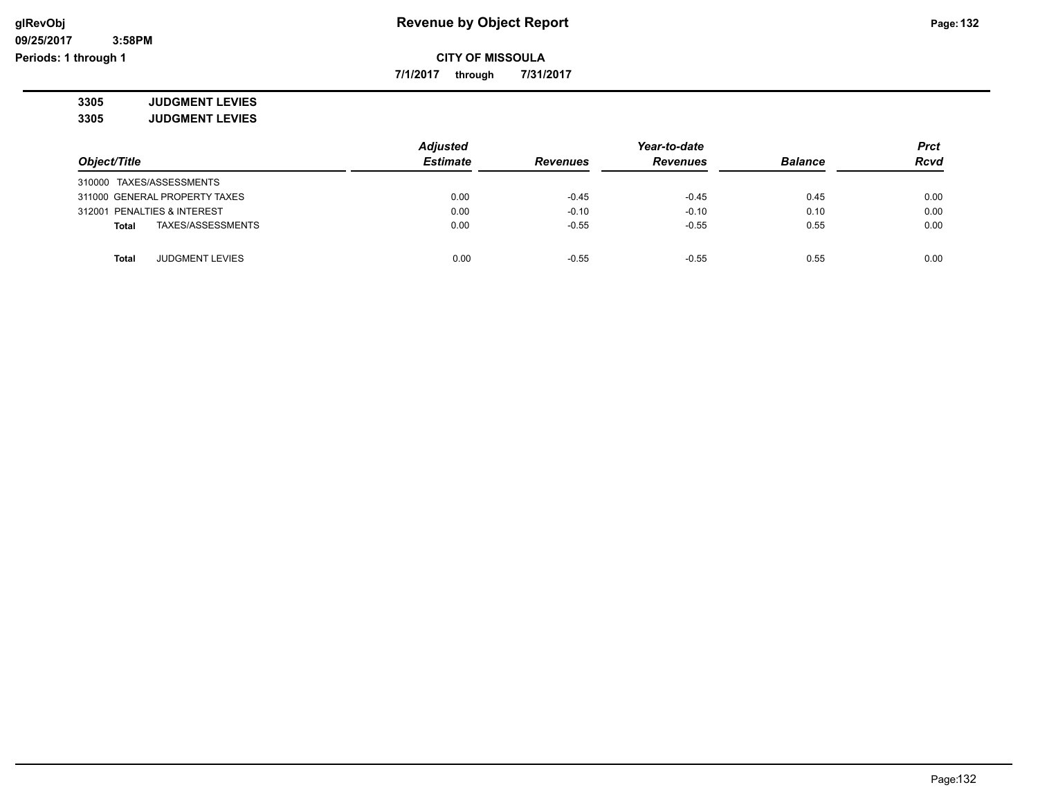# Revenue by Object Report

**CITY OF MISSOULA**

**7/1/2017 through 7/31/2017**

**3305 JUDGMENT LEVIES**

**3305 JUDGMENT LEVIES**

| Object/Title | Adjusted Estimate | Revenues | Year-to-date Revenues | Balance | Prct Rcvd |
|---|---|---|---|---|---|
| 310000 TAXES/ASSESSMENTS | | | | | |
| 311000 GENERAL PROPERTY TAXES | 0.00 | -0.45 | -0.45 | 0.45 | 0.00 |
| 312001 PENALTIES & INTEREST | 0.00 | -0.10 | -0.10 | 0.10 | 0.00 |
| **Total** TAXES/ASSESSMENTS | 0.00 | -0.55 | -0.55 | 0.55 | 0.00 |
| **Total** JUDGMENT LEVIES | 0.00 | -0.55 | -0.55 | 0.55 | 0.00 |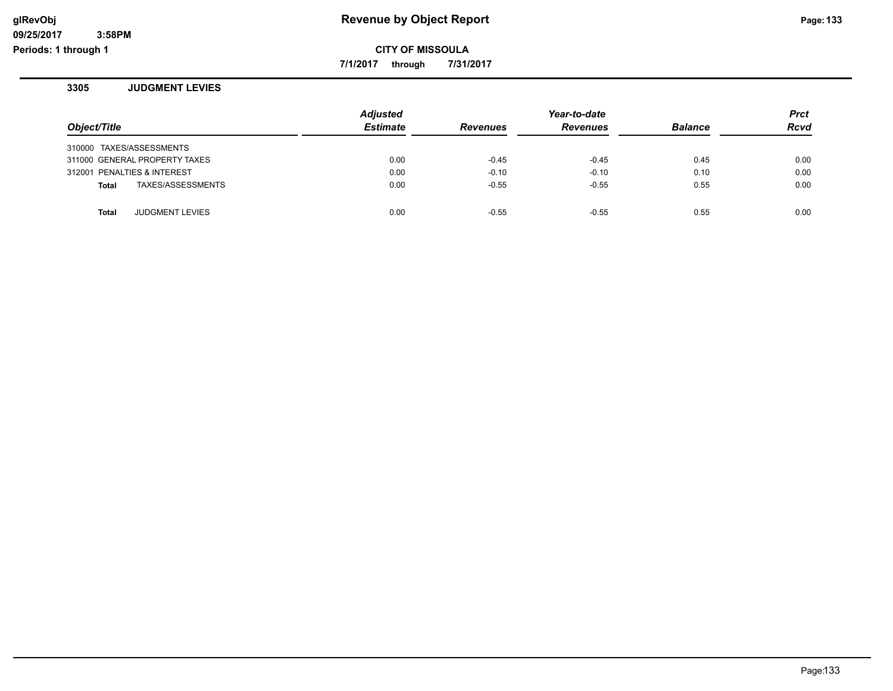## Revenue by Object Report

**CITY OF MISSOULA**

**7/1/2017 through 7/31/2017**

### 3305 JUDGMENT LEVIES

| Object/Title | Adjusted Estimate | Revenues | Year-to-date Revenues | Balance | Prct Rcvd |
|---|---|---|---|---|---|
| 310000 TAXES/ASSESSMENTS | | | | | |
| 311000 GENERAL PROPERTY TAXES | 0.00 | -0.45 | -0.45 | 0.45 | 0.00 |
| 312001 PENALTIES & INTEREST | 0.00 | -0.10 | -0.10 | 0.10 | 0.00 |
| **Total** TAXES/ASSESSMENTS | 0.00 | -0.55 | -0.55 | 0.55 | 0.00 |
| | | | | | |
| **Total** JUDGMENT LEVIES | 0.00 | -0.55 | -0.55 | 0.55 | 0.00 |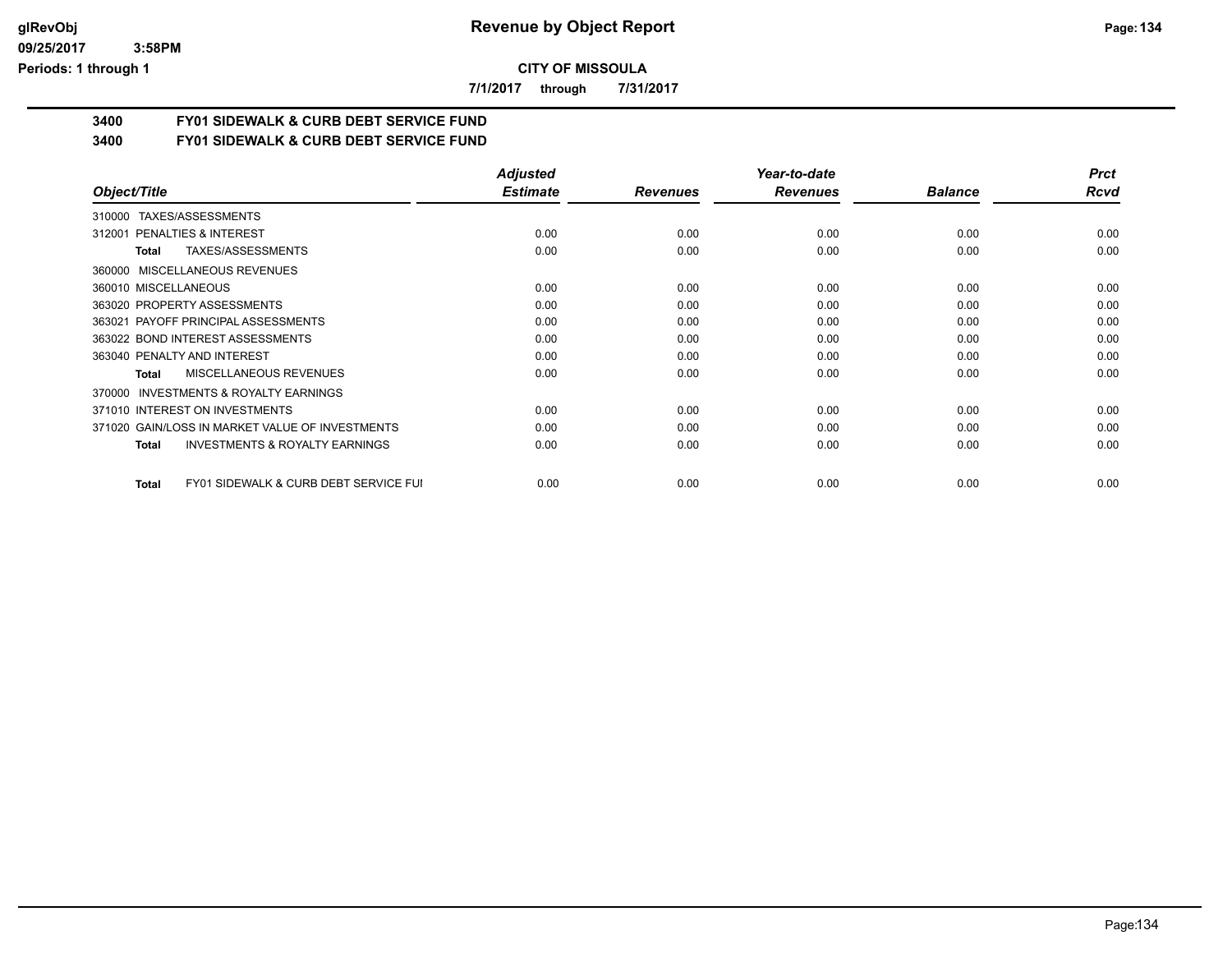# CITY OF MISSOULA

**7/1/2017 through 7/31/2017**

## 3400 FY01 SIDEWALK & CURB DEBT SERVICE FUND
## 3400 FY01 SIDEWALK & CURB DEBT SERVICE FUND

| Object/Title | Adjusted Estimate | Revenues | Year-to-date Revenues | Balance | Prct Rcvd |
|---|---|---|---|---|---|
| 310000 TAXES/ASSESSMENTS | | | | | |
| 312001 PENALTIES & INTEREST | 0.00 | 0.00 | 0.00 | 0.00 | 0.00 |
| **Total** TAXES/ASSESSMENTS | 0.00 | 0.00 | 0.00 | 0.00 | 0.00 |
| 360000 MISCELLANEOUS REVENUES | | | | | |
| 360010 MISCELLANEOUS | 0.00 | 0.00 | 0.00 | 0.00 | 0.00 |
| 363020 PROPERTY ASSESSMENTS | 0.00 | 0.00 | 0.00 | 0.00 | 0.00 |
| 363021 PAYOFF PRINCIPAL ASSESSMENTS | 0.00 | 0.00 | 0.00 | 0.00 | 0.00 |
| 363022 BOND INTEREST ASSESSMENTS | 0.00 | 0.00 | 0.00 | 0.00 | 0.00 |
| 363040 PENALTY AND INTEREST | 0.00 | 0.00 | 0.00 | 0.00 | 0.00 |
| **Total** MISCELLANEOUS REVENUES | 0.00 | 0.00 | 0.00 | 0.00 | 0.00 |
| 370000 INVESTMENTS & ROYALTY EARNINGS | | | | | |
| 371010 INTEREST ON INVESTMENTS | 0.00 | 0.00 | 0.00 | 0.00 | 0.00 |
| 371020 GAIN/LOSS IN MARKET VALUE OF INVESTMENTS | 0.00 | 0.00 | 0.00 | 0.00 | 0.00 |
| **Total** INVESTMENTS & ROYALTY EARNINGS | 0.00 | 0.00 | 0.00 | 0.00 | 0.00 |
| **Total** FY01 SIDEWALK & CURB DEBT SERVICE FUI | 0.00 | 0.00 | 0.00 | 0.00 | 0.00 |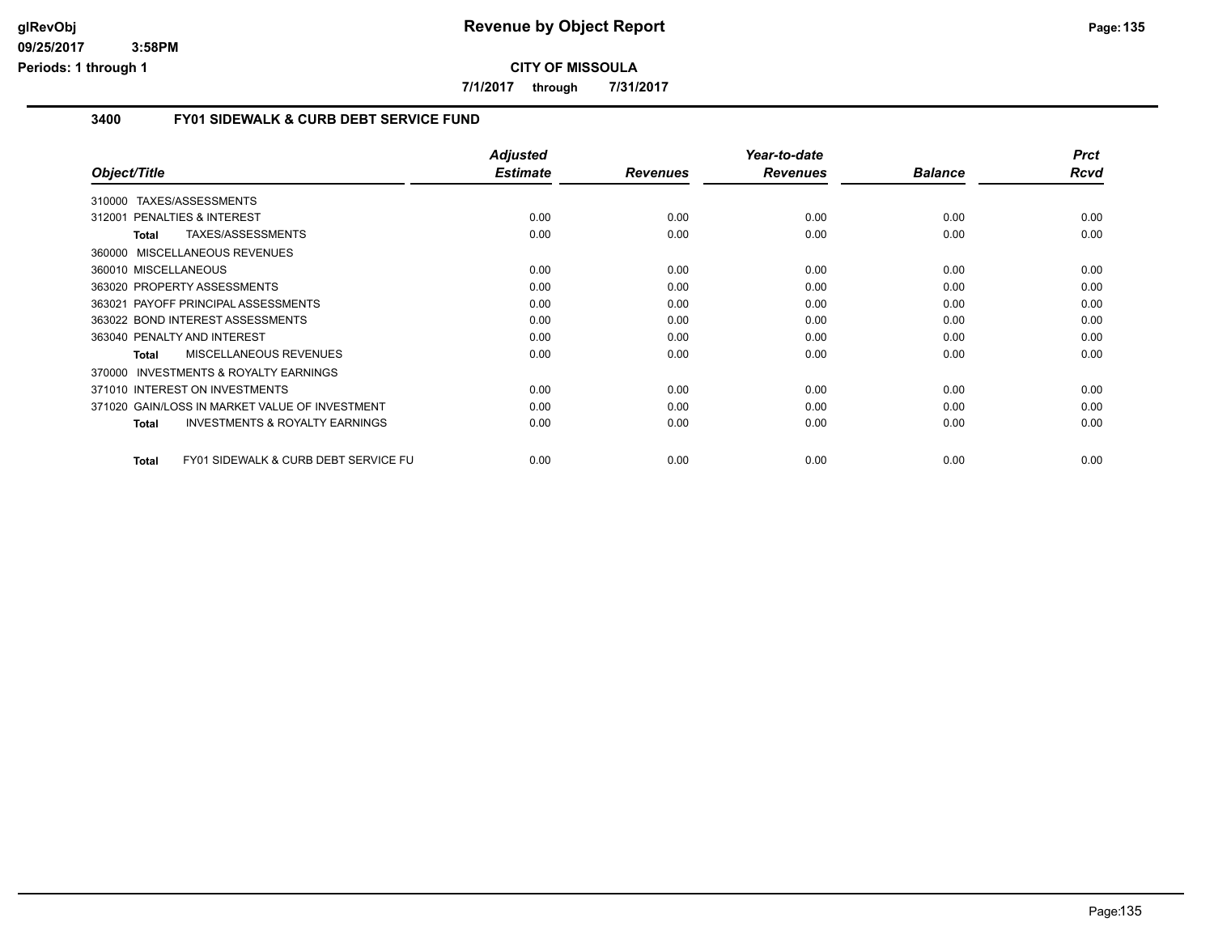**CITY OF MISSOULA**

**7/1/2017 through 7/31/2017**

## 3400 FY01 SIDEWALK & CURB DEBT SERVICE FUND

| Object/Title | Adjusted Estimate | Revenues | Year-to-date Revenues | Balance | Prct Rcvd |
|---|---|---|---|---|---|
| 310000 TAXES/ASSESSMENTS | | | | | |
| 312001 PENALTIES & INTEREST | 0.00 | 0.00 | 0.00 | 0.00 | 0.00 |
| **Total** TAXES/ASSESSMENTS | 0.00 | 0.00 | 0.00 | 0.00 | 0.00 |
| 360000 MISCELLANEOUS REVENUES | | | | | |
| 360010 MISCELLANEOUS | 0.00 | 0.00 | 0.00 | 0.00 | 0.00 |
| 363020 PROPERTY ASSESSMENTS | 0.00 | 0.00 | 0.00 | 0.00 | 0.00 |
| 363021 PAYOFF PRINCIPAL ASSESSMENTS | 0.00 | 0.00 | 0.00 | 0.00 | 0.00 |
| 363022 BOND INTEREST ASSESSMENTS | 0.00 | 0.00 | 0.00 | 0.00 | 0.00 |
| 363040 PENALTY AND INTEREST | 0.00 | 0.00 | 0.00 | 0.00 | 0.00 |
| **Total** MISCELLANEOUS REVENUES | 0.00 | 0.00 | 0.00 | 0.00 | 0.00 |
| 370000 INVESTMENTS & ROYALTY EARNINGS | | | | | |
| 371010 INTEREST ON INVESTMENTS | 0.00 | 0.00 | 0.00 | 0.00 | 0.00 |
| 371020 GAIN/LOSS IN MARKET VALUE OF INVESTMENT | 0.00 | 0.00 | 0.00 | 0.00 | 0.00 |
| **Total** INVESTMENTS & ROYALTY EARNINGS | 0.00 | 0.00 | 0.00 | 0.00 | 0.00 |
| **Total** FY01 SIDEWALK & CURB DEBT SERVICE FU | 0.00 | 0.00 | 0.00 | 0.00 | 0.00 |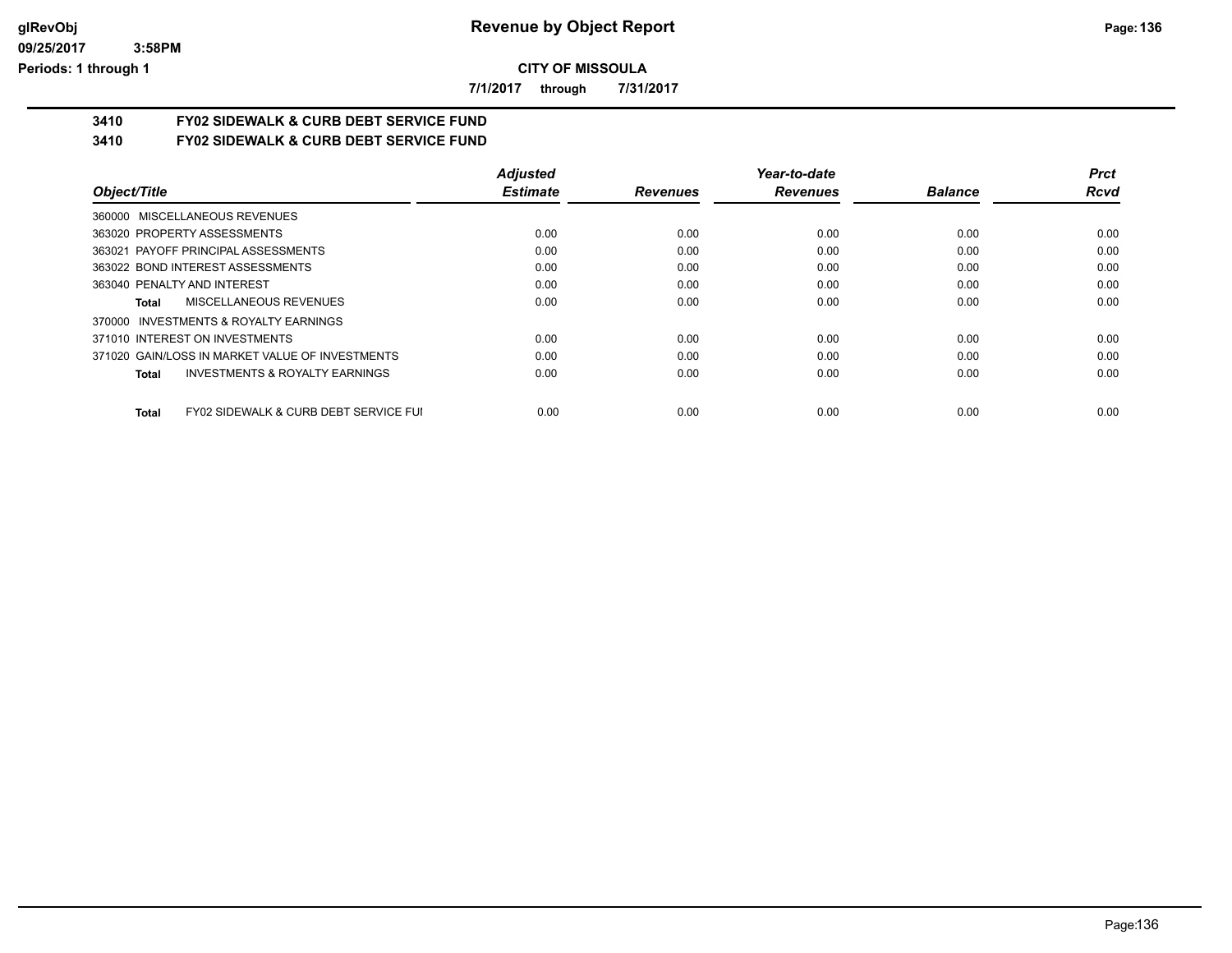**Revenue by Object Report**

**CITY OF MISSOULA**

**7/1/2017 through 7/31/2017**

glRevObj
09/25/2017 3:58PM
Periods: 1 through 1

## 3410 FY02 SIDEWALK & CURB DEBT SERVICE FUND

## 3410 FY02 SIDEWALK & CURB DEBT SERVICE FUND

| Object/Title | Adjusted Estimate | Revenues | Year-to-date Revenues | Balance | Prct Rcvd |
|---|---|---|---|---|---|
| 360000 MISCELLANEOUS REVENUES | | | | | |
| 363020 PROPERTY ASSESSMENTS | 0.00 | 0.00 | 0.00 | 0.00 | 0.00 |
| 363021 PAYOFF PRINCIPAL ASSESSMENTS | 0.00 | 0.00 | 0.00 | 0.00 | 0.00 |
| 363022 BOND INTEREST ASSESSMENTS | 0.00 | 0.00 | 0.00 | 0.00 | 0.00 |
| 363040 PENALTY AND INTEREST | 0.00 | 0.00 | 0.00 | 0.00 | 0.00 |
| **Total** MISCELLANEOUS REVENUES | 0.00 | 0.00 | 0.00 | 0.00 | 0.00 |
| 370000 INVESTMENTS & ROYALTY EARNINGS | | | | | |
| 371010 INTEREST ON INVESTMENTS | 0.00 | 0.00 | 0.00 | 0.00 | 0.00 |
| 371020 GAIN/LOSS IN MARKET VALUE OF INVESTMENTS | 0.00 | 0.00 | 0.00 | 0.00 | 0.00 |
| **Total** INVESTMENTS & ROYALTY EARNINGS | 0.00 | 0.00 | 0.00 | 0.00 | 0.00 |
| **Total** FY02 SIDEWALK & CURB DEBT SERVICE FUI | 0.00 | 0.00 | 0.00 | 0.00 | 0.00 |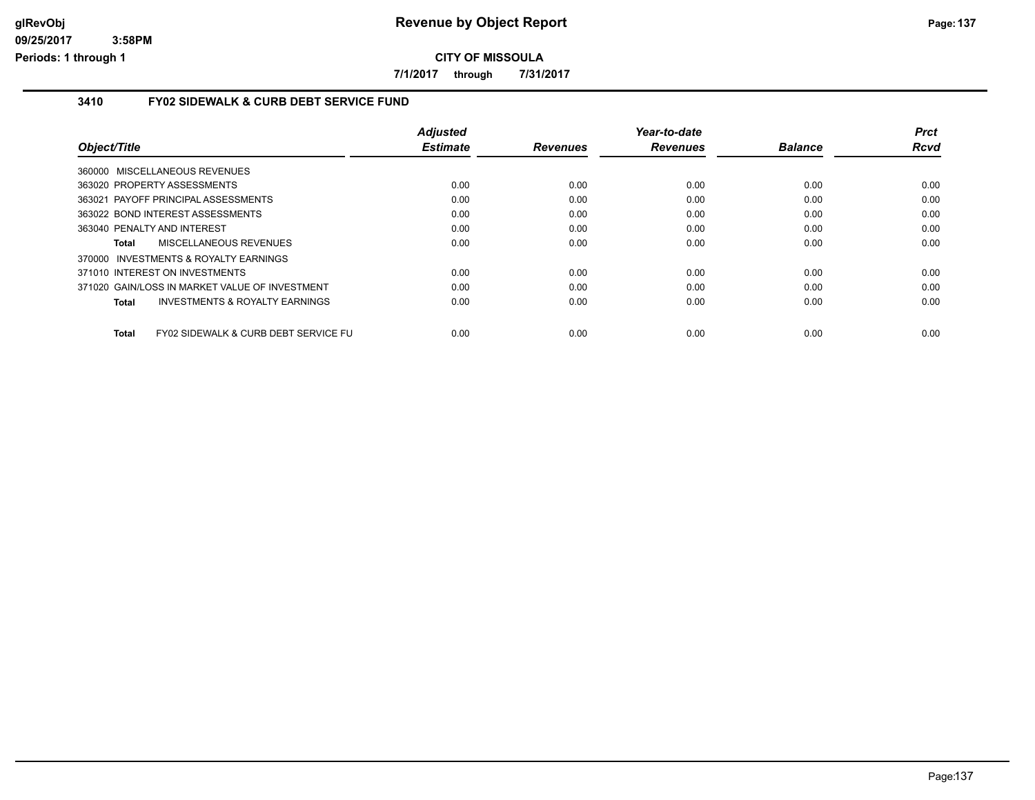**Revenue by Object Report**

**CITY OF MISSOULA**

**7/1/2017 through 7/31/2017**

glRevObj
09/25/2017 3:58PM
Periods: 1 through 1

## 3410 FY02 SIDEWALK & CURB DEBT SERVICE FUND

| Object/Title | Adjusted Estimate | Revenues | Year-to-date Revenues | Balance | Prct Rcvd |
|---|---|---|---|---|---|
| 360000 MISCELLANEOUS REVENUES | | | | | |
| 363020 PROPERTY ASSESSMENTS | 0.00 | 0.00 | 0.00 | 0.00 | 0.00 |
| 363021 PAYOFF PRINCIPAL ASSESSMENTS | 0.00 | 0.00 | 0.00 | 0.00 | 0.00 |
| 363022 BOND INTEREST ASSESSMENTS | 0.00 | 0.00 | 0.00 | 0.00 | 0.00 |
| 363040 PENALTY AND INTEREST | 0.00 | 0.00 | 0.00 | 0.00 | 0.00 |
| **Total** MISCELLANEOUS REVENUES | 0.00 | 0.00 | 0.00 | 0.00 | 0.00 |
| 370000 INVESTMENTS & ROYALTY EARNINGS | | | | | |
| 371010 INTEREST ON INVESTMENTS | 0.00 | 0.00 | 0.00 | 0.00 | 0.00 |
| 371020 GAIN/LOSS IN MARKET VALUE OF INVESTMENT | 0.00 | 0.00 | 0.00 | 0.00 | 0.00 |
| **Total** INVESTMENTS & ROYALTY EARNINGS | 0.00 | 0.00 | 0.00 | 0.00 | 0.00 |
| **Total** FY02 SIDEWALK & CURB DEBT SERVICE FU | 0.00 | 0.00 | 0.00 | 0.00 | 0.00 |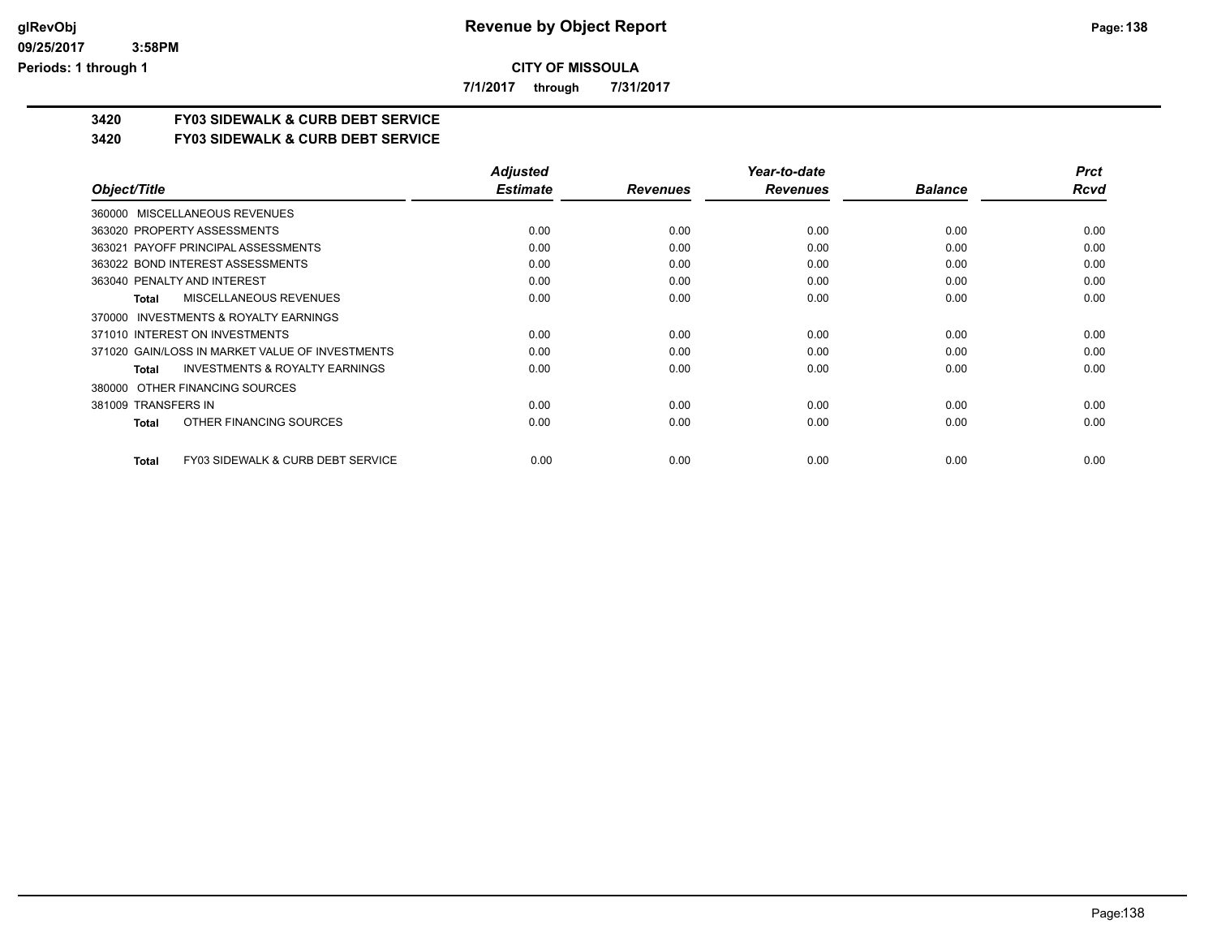**CITY OF MISSOULA**

**7/1/2017 through 7/31/2017**

## 3420 FY03 SIDEWALK & CURB DEBT SERVICE

### 3420 FY03 SIDEWALK & CURB DEBT SERVICE

| Object/Title | Adjusted Estimate | Revenues | Year-to-date Revenues | Balance | Prct Rcvd |
|---|---|---|---|---|---|
| 360000 MISCELLANEOUS REVENUES | | | | | |
| 363020 PROPERTY ASSESSMENTS | 0.00 | 0.00 | 0.00 | 0.00 | 0.00 |
| 363021 PAYOFF PRINCIPAL ASSESSMENTS | 0.00 | 0.00 | 0.00 | 0.00 | 0.00 |
| 363022 BOND INTEREST ASSESSMENTS | 0.00 | 0.00 | 0.00 | 0.00 | 0.00 |
| 363040 PENALTY AND INTEREST | 0.00 | 0.00 | 0.00 | 0.00 | 0.00 |
| **Total** MISCELLANEOUS REVENUES | 0.00 | 0.00 | 0.00 | 0.00 | 0.00 |
| 370000 INVESTMENTS & ROYALTY EARNINGS | | | | | |
| 371010 INTEREST ON INVESTMENTS | 0.00 | 0.00 | 0.00 | 0.00 | 0.00 |
| 371020 GAIN/LOSS IN MARKET VALUE OF INVESTMENTS | 0.00 | 0.00 | 0.00 | 0.00 | 0.00 |
| **Total** INVESTMENTS & ROYALTY EARNINGS | 0.00 | 0.00 | 0.00 | 0.00 | 0.00 |
| 380000 OTHER FINANCING SOURCES | | | | | |
| 381009 TRANSFERS IN | 0.00 | 0.00 | 0.00 | 0.00 | 0.00 |
| **Total** OTHER FINANCING SOURCES | 0.00 | 0.00 | 0.00 | 0.00 | 0.00 |
| **Total** FY03 SIDEWALK & CURB DEBT SERVICE | 0.00 | 0.00 | 0.00 | 0.00 | 0.00 |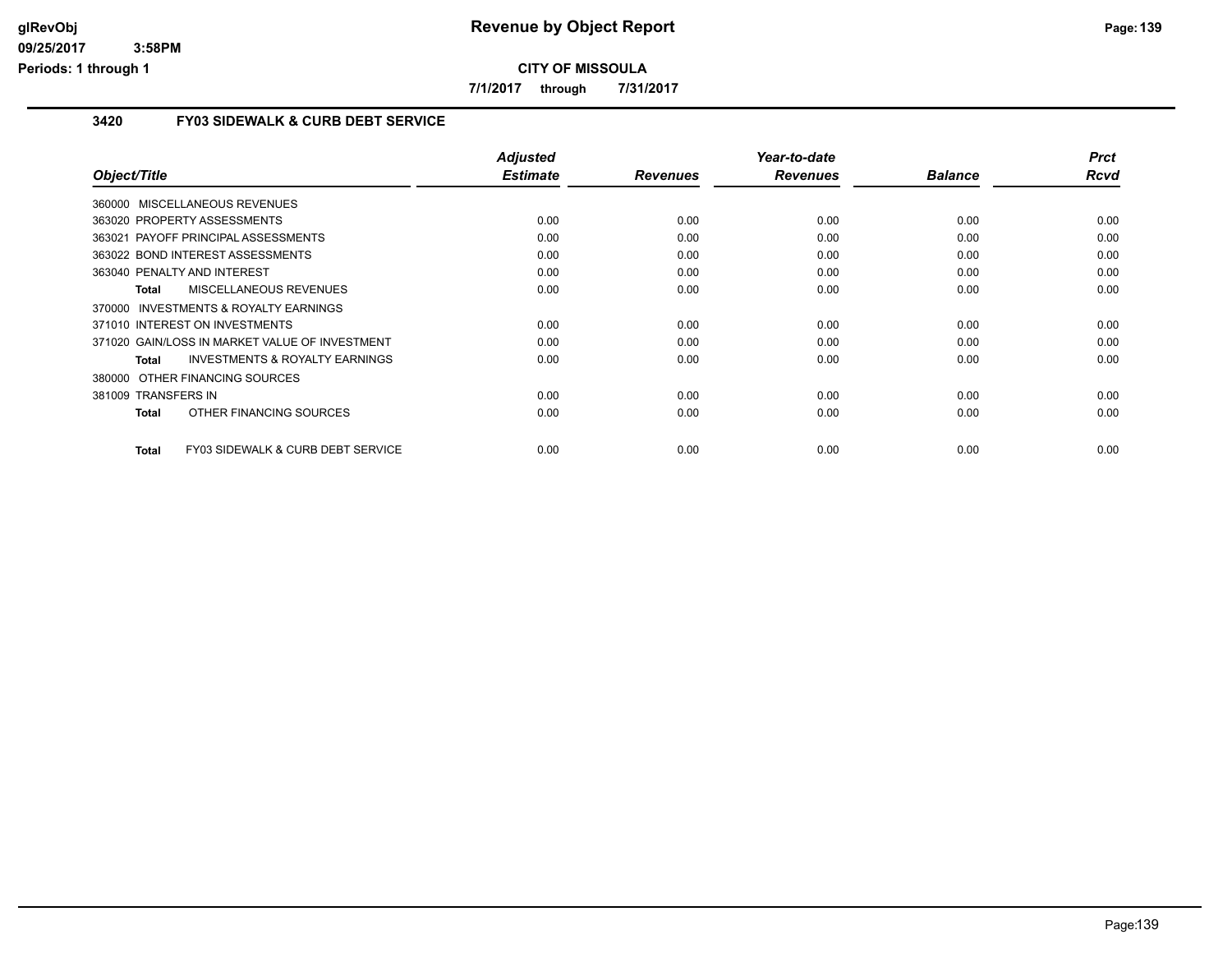# Revenue by Object Report

## CITY OF MISSOULA

**7/1/2017 through 7/31/2017**

glRevObj
09/25/2017 3:58PM
Periods: 1 through 1

### 3420 FY03 SIDEWALK & CURB DEBT SERVICE

| Object/Title | Adjusted Estimate | Revenues | Year-to-date Revenues | Balance | Prct Rcvd |
|---|---|---|---|---|---|
| 360000 MISCELLANEOUS REVENUES | | | | | |
| 363020 PROPERTY ASSESSMENTS | 0.00 | 0.00 | 0.00 | 0.00 | 0.00 |
| 363021 PAYOFF PRINCIPAL ASSESSMENTS | 0.00 | 0.00 | 0.00 | 0.00 | 0.00 |
| 363022 BOND INTEREST ASSESSMENTS | 0.00 | 0.00 | 0.00 | 0.00 | 0.00 |
| 363040 PENALTY AND INTEREST | 0.00 | 0.00 | 0.00 | 0.00 | 0.00 |
| **Total** MISCELLANEOUS REVENUES | 0.00 | 0.00 | 0.00 | 0.00 | 0.00 |
| 370000 INVESTMENTS & ROYALTY EARNINGS | | | | | |
| 371010 INTEREST ON INVESTMENTS | 0.00 | 0.00 | 0.00 | 0.00 | 0.00 |
| 371020 GAIN/LOSS IN MARKET VALUE OF INVESTMENT | 0.00 | 0.00 | 0.00 | 0.00 | 0.00 |
| **Total** INVESTMENTS & ROYALTY EARNINGS | 0.00 | 0.00 | 0.00 | 0.00 | 0.00 |
| 380000 OTHER FINANCING SOURCES | | | | | |
| 381009 TRANSFERS IN | 0.00 | 0.00 | 0.00 | 0.00 | 0.00 |
| **Total** OTHER FINANCING SOURCES | 0.00 | 0.00 | 0.00 | 0.00 | 0.00 |
| **Total** FY03 SIDEWALK & CURB DEBT SERVICE | 0.00 | 0.00 | 0.00 | 0.00 | 0.00 |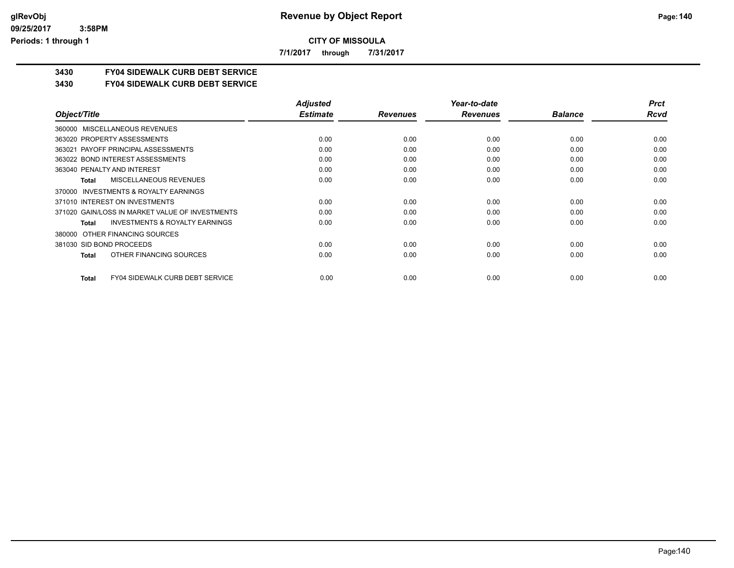**CITY OF MISSOULA**

**7/1/2017 through 7/31/2017**

## 3430 FY04 SIDEWALK CURB DEBT SERVICE

## 3430 FY04 SIDEWALK CURB DEBT SERVICE

| Object/Title | Adjusted Estimate | Revenues | Year-to-date Revenues | Balance | Prct Rcvd |
|---|---|---|---|---|---|
| 360000 MISCELLANEOUS REVENUES | | | | | |
| 363020 PROPERTY ASSESSMENTS | 0.00 | 0.00 | 0.00 | 0.00 | 0.00 |
| 363021 PAYOFF PRINCIPAL ASSESSMENTS | 0.00 | 0.00 | 0.00 | 0.00 | 0.00 |
| 363022 BOND INTEREST ASSESSMENTS | 0.00 | 0.00 | 0.00 | 0.00 | 0.00 |
| 363040 PENALTY AND INTEREST | 0.00 | 0.00 | 0.00 | 0.00 | 0.00 |
| **Total** MISCELLANEOUS REVENUES | 0.00 | 0.00 | 0.00 | 0.00 | 0.00 |
| 370000 INVESTMENTS & ROYALTY EARNINGS | | | | | |
| 371010 INTEREST ON INVESTMENTS | 0.00 | 0.00 | 0.00 | 0.00 | 0.00 |
| 371020 GAIN/LOSS IN MARKET VALUE OF INVESTMENTS | 0.00 | 0.00 | 0.00 | 0.00 | 0.00 |
| **Total** INVESTMENTS & ROYALTY EARNINGS | 0.00 | 0.00 | 0.00 | 0.00 | 0.00 |
| 380000 OTHER FINANCING SOURCES | | | | | |
| 381030 SID BOND PROCEEDS | 0.00 | 0.00 | 0.00 | 0.00 | 0.00 |
| **Total** OTHER FINANCING SOURCES | 0.00 | 0.00 | 0.00 | 0.00 | 0.00 |
| **Total** FY04 SIDEWALK CURB DEBT SERVICE | 0.00 | 0.00 | 0.00 | 0.00 | 0.00 |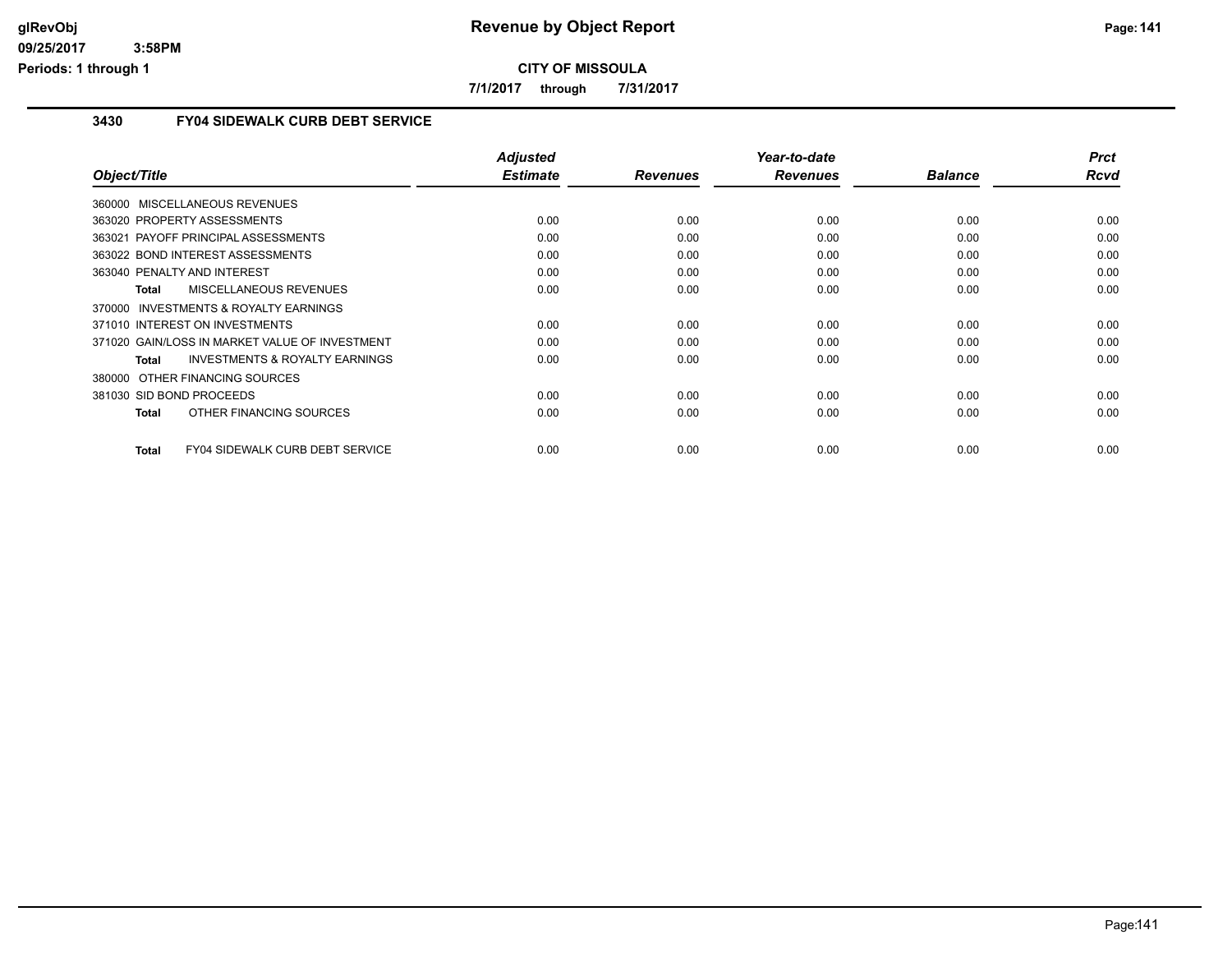# Revenue by Object Report

**CITY OF MISSOULA**

**7/1/2017 through 7/31/2017**

glRevObj
09/25/2017 3:58PM
Periods: 1 through 1

## 3430 FY04 SIDEWALK CURB DEBT SERVICE

| Object/Title | Adjusted Estimate | Revenues | Year-to-date Revenues | Balance | Prct Rcvd |
|---|---|---|---|---|---|
| 360000 MISCELLANEOUS REVENUES | | | | | |
| 363020 PROPERTY ASSESSMENTS | 0.00 | 0.00 | 0.00 | 0.00 | 0.00 |
| 363021 PAYOFF PRINCIPAL ASSESSMENTS | 0.00 | 0.00 | 0.00 | 0.00 | 0.00 |
| 363022 BOND INTEREST ASSESSMENTS | 0.00 | 0.00 | 0.00 | 0.00 | 0.00 |
| 363040 PENALTY AND INTEREST | 0.00 | 0.00 | 0.00 | 0.00 | 0.00 |
| **Total** MISCELLANEOUS REVENUES | 0.00 | 0.00 | 0.00 | 0.00 | 0.00 |
| 370000 INVESTMENTS & ROYALTY EARNINGS | | | | | |
| 371010 INTEREST ON INVESTMENTS | 0.00 | 0.00 | 0.00 | 0.00 | 0.00 |
| 371020 GAIN/LOSS IN MARKET VALUE OF INVESTMENT | 0.00 | 0.00 | 0.00 | 0.00 | 0.00 |
| **Total** INVESTMENTS & ROYALTY EARNINGS | 0.00 | 0.00 | 0.00 | 0.00 | 0.00 |
| 380000 OTHER FINANCING SOURCES | | | | | |
| 381030 SID BOND PROCEEDS | 0.00 | 0.00 | 0.00 | 0.00 | 0.00 |
| **Total** OTHER FINANCING SOURCES | 0.00 | 0.00 | 0.00 | 0.00 | 0.00 |
| **Total** FY04 SIDEWALK CURB DEBT SERVICE | 0.00 | 0.00 | 0.00 | 0.00 | 0.00 |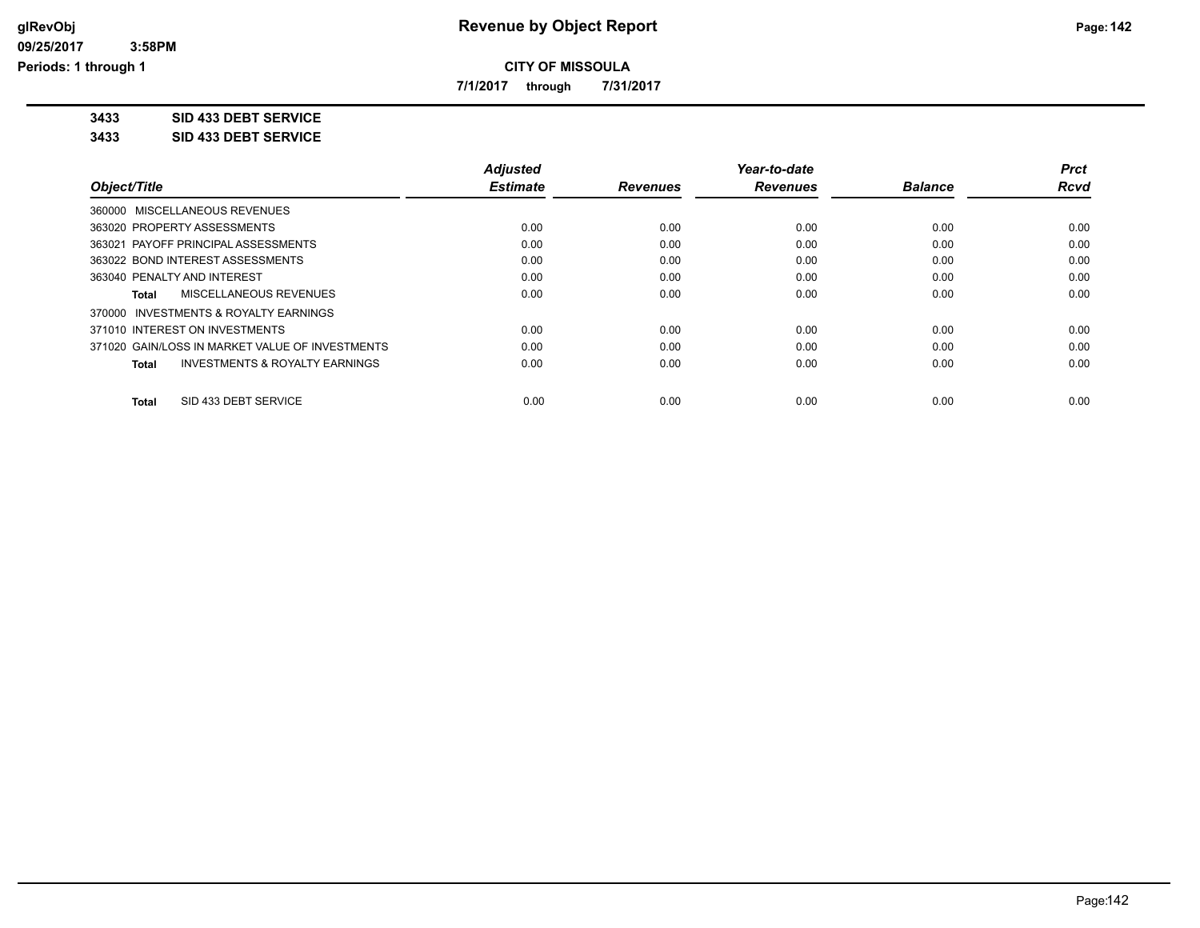# Revenue by Object Report

**CITY OF MISSOULA**

**7/1/2017 through 7/31/2017**

**3433 SID 433 DEBT SERVICE**

**3433 SID 433 DEBT SERVICE**

| Object/Title | Adjusted Estimate | Revenues | Year-to-date Revenues | Balance | Prct Rcvd |
|---|---|---|---|---|---|
| 360000 MISCELLANEOUS REVENUES | | | | | |
| 363020 PROPERTY ASSESSMENTS | 0.00 | 0.00 | 0.00 | 0.00 | 0.00 |
| 363021 PAYOFF PRINCIPAL ASSESSMENTS | 0.00 | 0.00 | 0.00 | 0.00 | 0.00 |
| 363022 BOND INTEREST ASSESSMENTS | 0.00 | 0.00 | 0.00 | 0.00 | 0.00 |
| 363040 PENALTY AND INTEREST | 0.00 | 0.00 | 0.00 | 0.00 | 0.00 |
| **Total** MISCELLANEOUS REVENUES | 0.00 | 0.00 | 0.00 | 0.00 | 0.00 |
| 370000 INVESTMENTS & ROYALTY EARNINGS | | | | | |
| 371010 INTEREST ON INVESTMENTS | 0.00 | 0.00 | 0.00 | 0.00 | 0.00 |
| 371020 GAIN/LOSS IN MARKET VALUE OF INVESTMENTS | 0.00 | 0.00 | 0.00 | 0.00 | 0.00 |
| **Total** INVESTMENTS & ROYALTY EARNINGS | 0.00 | 0.00 | 0.00 | 0.00 | 0.00 |
| **Total** SID 433 DEBT SERVICE | 0.00 | 0.00 | 0.00 | 0.00 | 0.00 |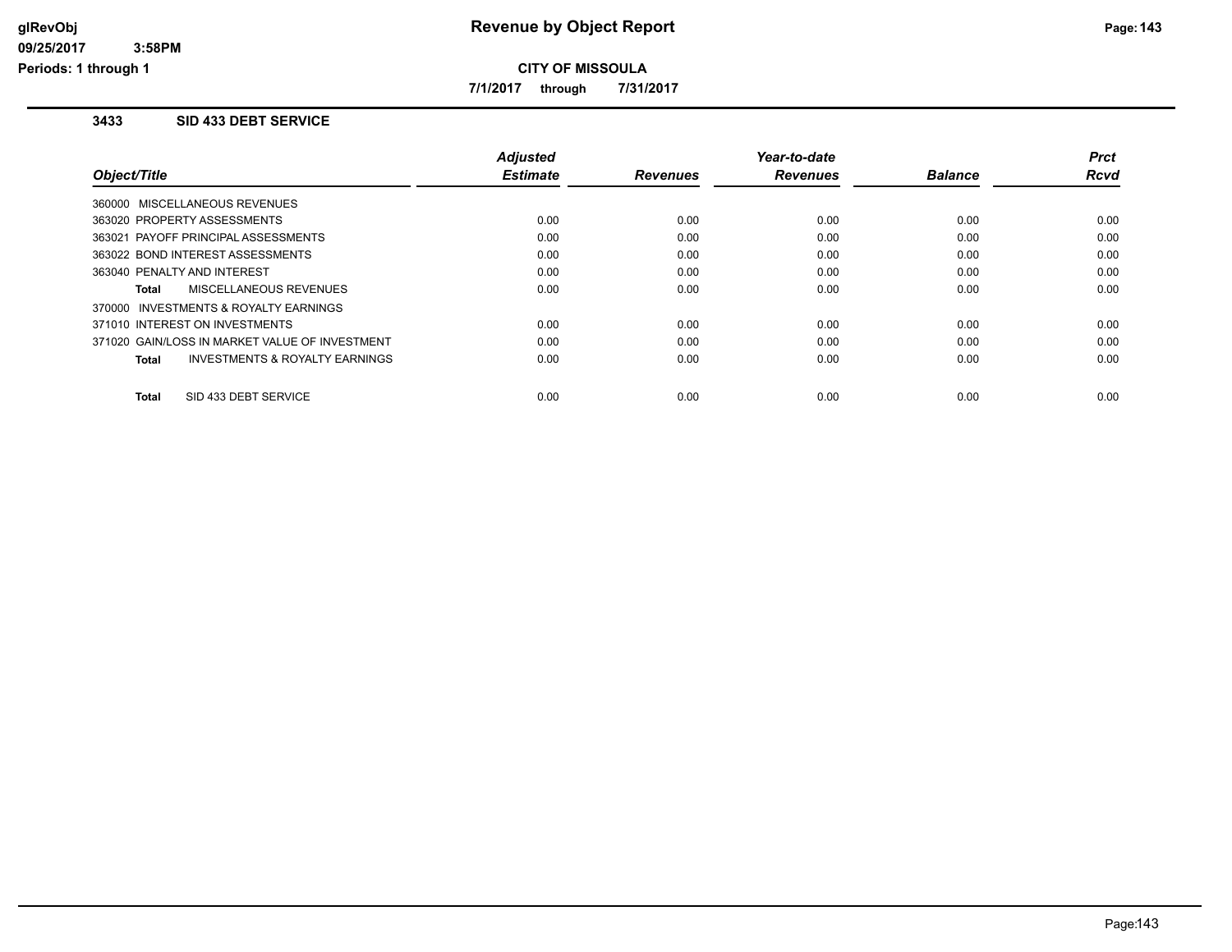# Revenue by Object Report

**CITY OF MISSOULA**

**7/1/2017 through 7/31/2017**

glRevObj
09/25/2017 3:58PM
Periods: 1 through 1

## 3433 SID 433 DEBT SERVICE

| Object/Title | Adjusted Estimate | Revenues | Year-to-date Revenues | Balance | Prct Rcvd |
|---|---|---|---|---|---|
| 360000 MISCELLANEOUS REVENUES | | | | | |
| 363020 PROPERTY ASSESSMENTS | 0.00 | 0.00 | 0.00 | 0.00 | 0.00 |
| 363021 PAYOFF PRINCIPAL ASSESSMENTS | 0.00 | 0.00 | 0.00 | 0.00 | 0.00 |
| 363022 BOND INTEREST ASSESSMENTS | 0.00 | 0.00 | 0.00 | 0.00 | 0.00 |
| 363040 PENALTY AND INTEREST | 0.00 | 0.00 | 0.00 | 0.00 | 0.00 |
| **Total** MISCELLANEOUS REVENUES | 0.00 | 0.00 | 0.00 | 0.00 | 0.00 |
| 370000 INVESTMENTS & ROYALTY EARNINGS | | | | | |
| 371010 INTEREST ON INVESTMENTS | 0.00 | 0.00 | 0.00 | 0.00 | 0.00 |
| 371020 GAIN/LOSS IN MARKET VALUE OF INVESTMENT | 0.00 | 0.00 | 0.00 | 0.00 | 0.00 |
| **Total** INVESTMENTS & ROYALTY EARNINGS | 0.00 | 0.00 | 0.00 | 0.00 | 0.00 |
| **Total** SID 433 DEBT SERVICE | 0.00 | 0.00 | 0.00 | 0.00 | 0.00 |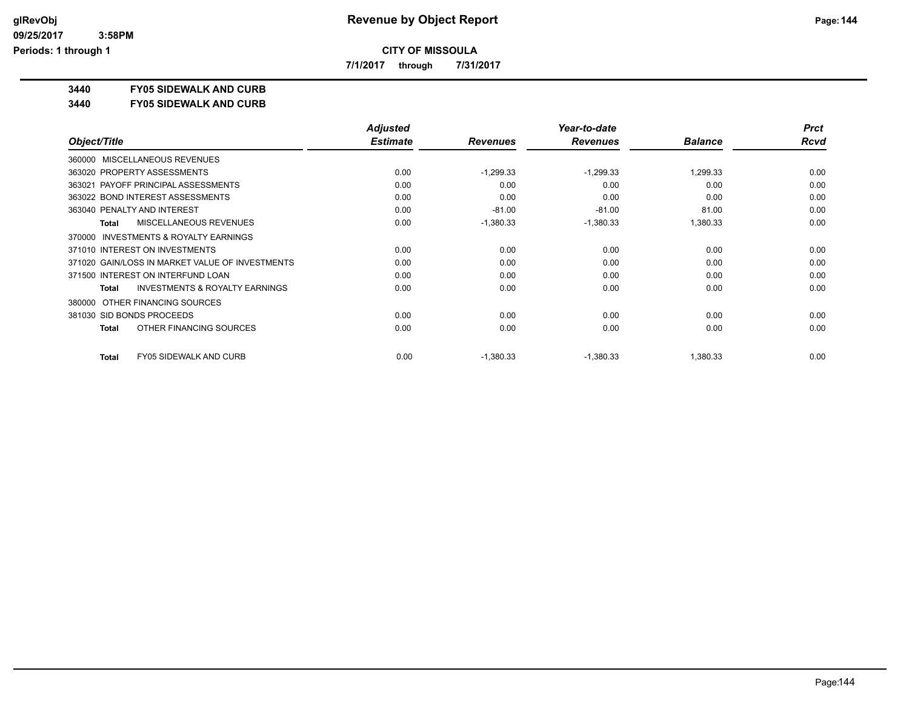# Revenue by Object Report

glRevObj
09/25/2017 3:58PM
Periods: 1 through 1

**CITY OF MISSOULA**

**7/1/2017 through 7/31/2017**

**3440 FY05 SIDEWALK AND CURB**

**3440 FY05 SIDEWALK AND CURB**

| Object/Title | Adjusted Estimate | Revenues | Year-to-date Revenues | Balance | Prct Rcvd |
|---|---|---|---|---|---|
| 360000 MISCELLANEOUS REVENUES | | | | | |
| 363020 PROPERTY ASSESSMENTS | 0.00 | -1,299.33 | -1,299.33 | 1,299.33 | 0.00 |
| 363021 PAYOFF PRINCIPAL ASSESSMENTS | 0.00 | 0.00 | 0.00 | 0.00 | 0.00 |
| 363022 BOND INTEREST ASSESSMENTS | 0.00 | 0.00 | 0.00 | 0.00 | 0.00 |
| 363040 PENALTY AND INTEREST | 0.00 | -81.00 | -81.00 | 81.00 | 0.00 |
| **Total** MISCELLANEOUS REVENUES | 0.00 | -1,380.33 | -1,380.33 | 1,380.33 | 0.00 |
| 370000 INVESTMENTS & ROYALTY EARNINGS | | | | | |
| 371010 INTEREST ON INVESTMENTS | 0.00 | 0.00 | 0.00 | 0.00 | 0.00 |
| 371020 GAIN/LOSS IN MARKET VALUE OF INVESTMENTS | 0.00 | 0.00 | 0.00 | 0.00 | 0.00 |
| 371500 INTEREST ON INTERFUND LOAN | 0.00 | 0.00 | 0.00 | 0.00 | 0.00 |
| **Total** INVESTMENTS & ROYALTY EARNINGS | 0.00 | 0.00 | 0.00 | 0.00 | 0.00 |
| 380000 OTHER FINANCING SOURCES | | | | | |
| 381030 SID BONDS PROCEEDS | 0.00 | 0.00 | 0.00 | 0.00 | 0.00 |
| **Total** OTHER FINANCING SOURCES | 0.00 | 0.00 | 0.00 | 0.00 | 0.00 |
| **Total** FY05 SIDEWALK AND CURB | 0.00 | -1,380.33 | -1,380.33 | 1,380.33 | 0.00 |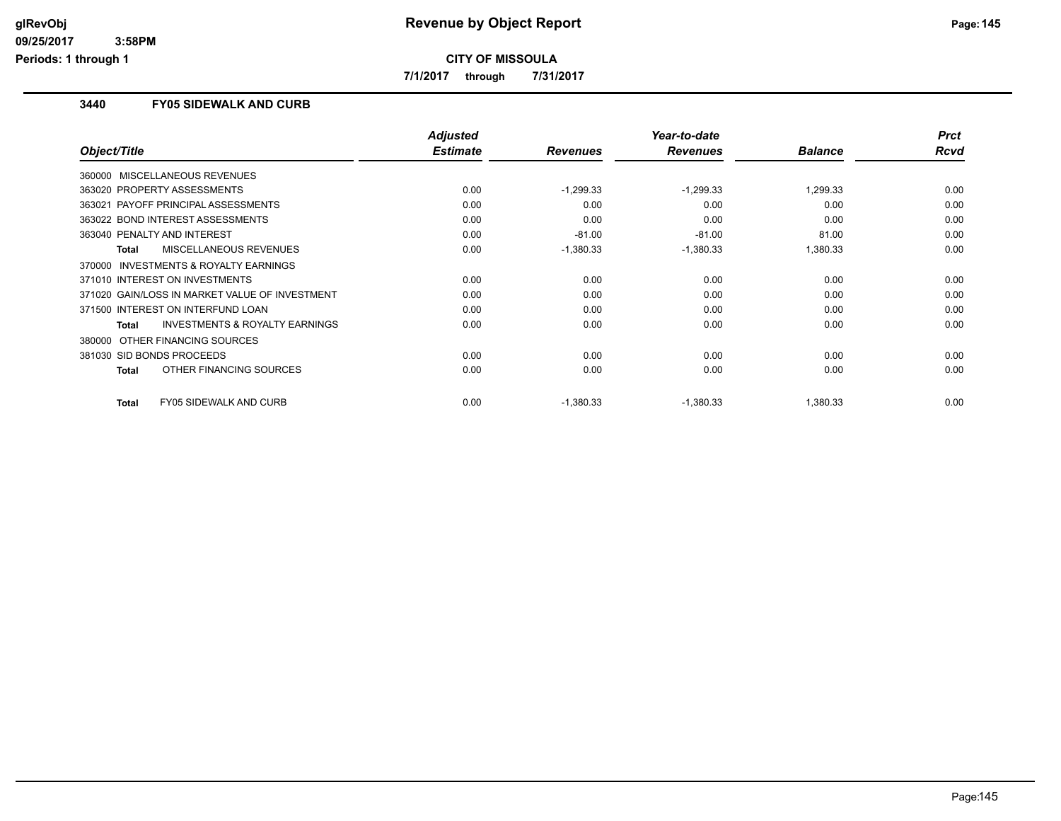# Revenue by Object Report

**CITY OF MISSOULA**

7/1/2017 through 7/31/2017

glRevObj
09/25/2017 3:58PM
Periods: 1 through 1

## 3440 FY05 SIDEWALK AND CURB

| Object/Title | Adjusted Estimate | Revenues | Year-to-date Revenues | Balance | Prct Rcvd |
|---|---|---|---|---|---|
| 360000 MISCELLANEOUS REVENUES | | | | | |
| 363020 PROPERTY ASSESSMENTS | 0.00 | -1,299.33 | -1,299.33 | 1,299.33 | 0.00 |
| 363021 PAYOFF PRINCIPAL ASSESSMENTS | 0.00 | 0.00 | 0.00 | 0.00 | 0.00 |
| 363022 BOND INTEREST ASSESSMENTS | 0.00 | 0.00 | 0.00 | 0.00 | 0.00 |
| 363040 PENALTY AND INTEREST | 0.00 | -81.00 | -81.00 | 81.00 | 0.00 |
| **Total** MISCELLANEOUS REVENUES | 0.00 | -1,380.33 | -1,380.33 | 1,380.33 | 0.00 |
| 370000 INVESTMENTS & ROYALTY EARNINGS | | | | | |
| 371010 INTEREST ON INVESTMENTS | 0.00 | 0.00 | 0.00 | 0.00 | 0.00 |
| 371020 GAIN/LOSS IN MARKET VALUE OF INVESTMENT | 0.00 | 0.00 | 0.00 | 0.00 | 0.00 |
| 371500 INTEREST ON INTERFUND LOAN | 0.00 | 0.00 | 0.00 | 0.00 | 0.00 |
| **Total** INVESTMENTS & ROYALTY EARNINGS | 0.00 | 0.00 | 0.00 | 0.00 | 0.00 |
| 380000 OTHER FINANCING SOURCES | | | | | |
| 381030 SID BONDS PROCEEDS | 0.00 | 0.00 | 0.00 | 0.00 | 0.00 |
| **Total** OTHER FINANCING SOURCES | 0.00 | 0.00 | 0.00 | 0.00 | 0.00 |
| **Total** FY05 SIDEWALK AND CURB | 0.00 | -1,380.33 | -1,380.33 | 1,380.33 | 0.00 |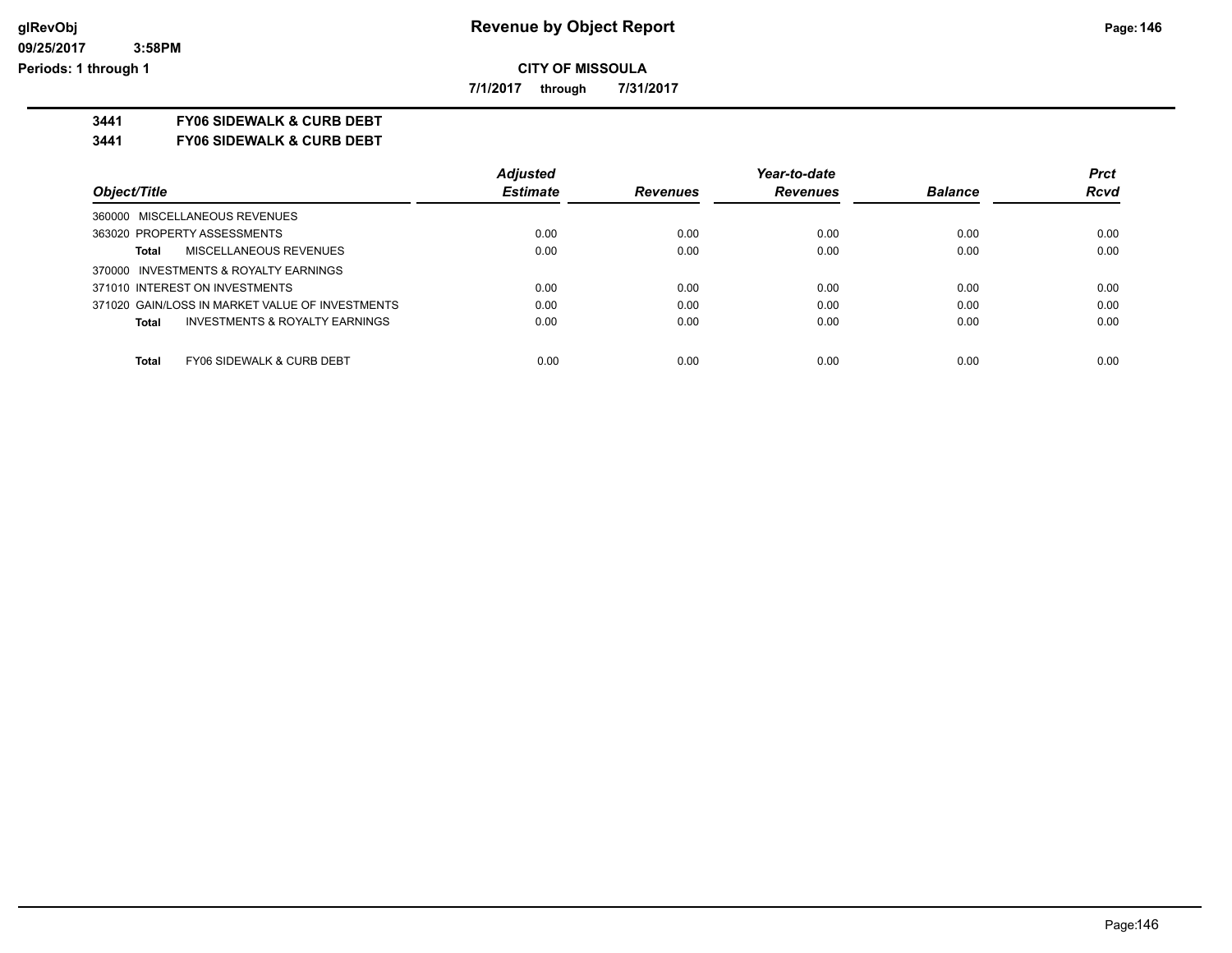# CITY OF MISSOULA

**7/1/2017 through 7/31/2017**

**3441 FY06 SIDEWALK & CURB DEBT**

**3441 FY06 SIDEWALK & CURB DEBT**

| Object/Title | Adjusted Estimate | Revenues | Year-to-date Revenues | Balance | Prct Rcvd |
|---|---|---|---|---|---|
| 360000 MISCELLANEOUS REVENUES | | | | | |
| 363020 PROPERTY ASSESSMENTS | 0.00 | 0.00 | 0.00 | 0.00 | 0.00 |
| **Total** MISCELLANEOUS REVENUES | 0.00 | 0.00 | 0.00 | 0.00 | 0.00 |
| 370000 INVESTMENTS & ROYALTY EARNINGS | | | | | |
| 371010 INTEREST ON INVESTMENTS | 0.00 | 0.00 | 0.00 | 0.00 | 0.00 |
| 371020 GAIN/LOSS IN MARKET VALUE OF INVESTMENTS | 0.00 | 0.00 | 0.00 | 0.00 | 0.00 |
| **Total** INVESTMENTS & ROYALTY EARNINGS | 0.00 | 0.00 | 0.00 | 0.00 | 0.00 |
| **Total** FY06 SIDEWALK & CURB DEBT | 0.00 | 0.00 | 0.00 | 0.00 | 0.00 |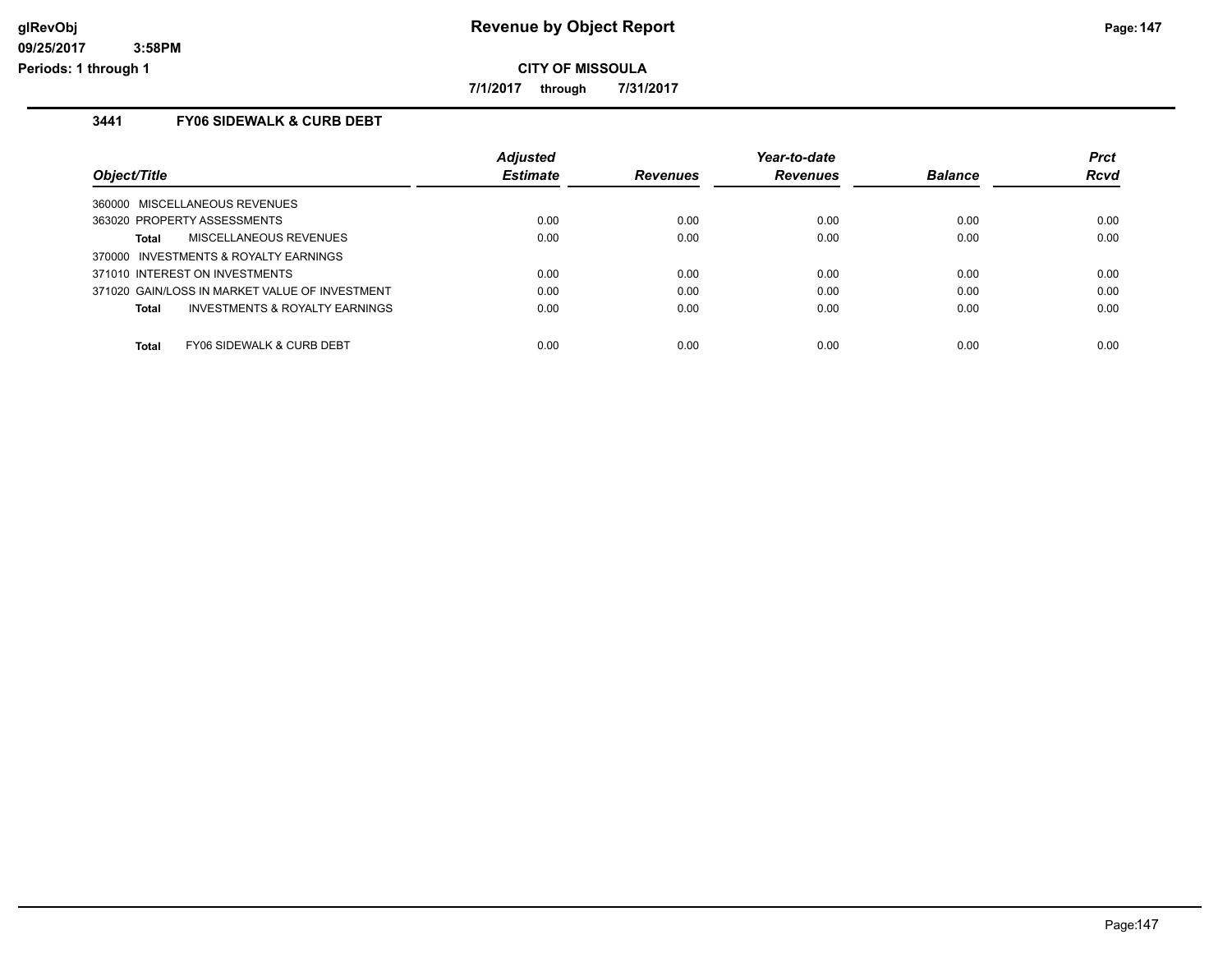# Revenue by Object Report

glRevObj
09/25/2017 3:58PM
Periods: 1 through 1

**CITY OF MISSOULA**

**7/1/2017 through 7/31/2017**

## 3441 FY06 SIDEWALK & CURB DEBT

| Object/Title | Adjusted Estimate | Revenues | Year-to-date Revenues | Balance | Prct Rcvd |
|---|---|---|---|---|---|
| 360000 MISCELLANEOUS REVENUES | | | | | |
| 363020 PROPERTY ASSESSMENTS | 0.00 | 0.00 | 0.00 | 0.00 | 0.00 |
| **Total** MISCELLANEOUS REVENUES | 0.00 | 0.00 | 0.00 | 0.00 | 0.00 |
| 370000 INVESTMENTS & ROYALTY EARNINGS | | | | | |
| 371010 INTEREST ON INVESTMENTS | 0.00 | 0.00 | 0.00 | 0.00 | 0.00 |
| 371020 GAIN/LOSS IN MARKET VALUE OF INVESTMENT | 0.00 | 0.00 | 0.00 | 0.00 | 0.00 |
| **Total** INVESTMENTS & ROYALTY EARNINGS | 0.00 | 0.00 | 0.00 | 0.00 | 0.00 |
| **Total** FY06 SIDEWALK & CURB DEBT | 0.00 | 0.00 | 0.00 | 0.00 | 0.00 |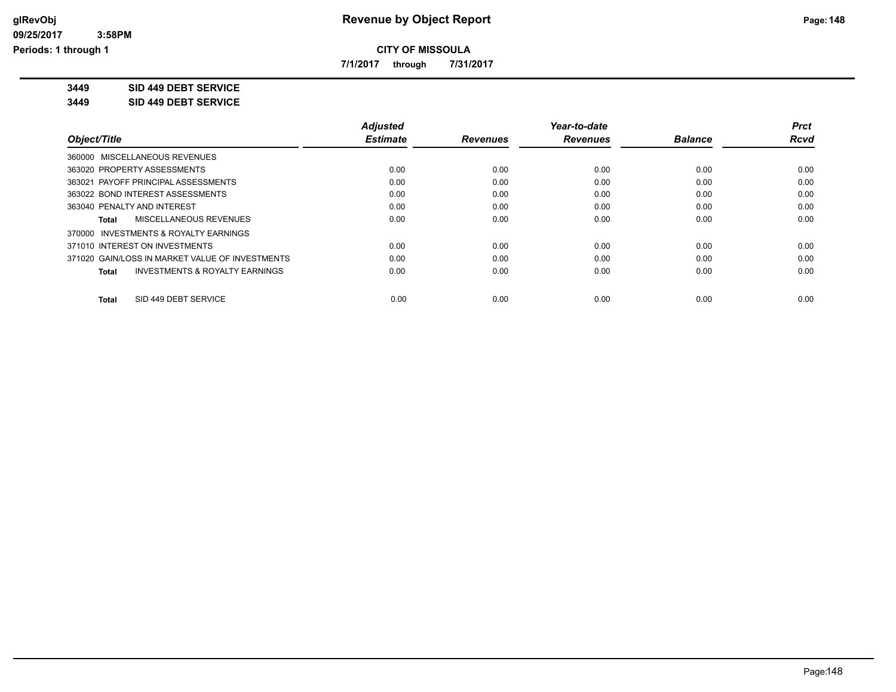# Revenue by Object Report

**CITY OF MISSOULA**

**7/1/2017 through 7/31/2017**

glRevObj
09/25/2017 3:58PM
Periods: 1 through 1

**3449 SID 449 DEBT SERVICE**

**3449 SID 449 DEBT SERVICE**

| Object/Title | Adjusted Estimate | Revenues | Year-to-date Revenues | Balance | Prct Rcvd |
|---|---|---|---|---|---|
| 360000 MISCELLANEOUS REVENUES | | | | | |
| 363020 PROPERTY ASSESSMENTS | 0.00 | 0.00 | 0.00 | 0.00 | 0.00 |
| 363021 PAYOFF PRINCIPAL ASSESSMENTS | 0.00 | 0.00 | 0.00 | 0.00 | 0.00 |
| 363022 BOND INTEREST ASSESSMENTS | 0.00 | 0.00 | 0.00 | 0.00 | 0.00 |
| 363040 PENALTY AND INTEREST | 0.00 | 0.00 | 0.00 | 0.00 | 0.00 |
| **Total** MISCELLANEOUS REVENUES | 0.00 | 0.00 | 0.00 | 0.00 | 0.00 |
| 370000 INVESTMENTS & ROYALTY EARNINGS | | | | | |
| 371010 INTEREST ON INVESTMENTS | 0.00 | 0.00 | 0.00 | 0.00 | 0.00 |
| 371020 GAIN/LOSS IN MARKET VALUE OF INVESTMENTS | 0.00 | 0.00 | 0.00 | 0.00 | 0.00 |
| **Total** INVESTMENTS & ROYALTY EARNINGS | 0.00 | 0.00 | 0.00 | 0.00 | 0.00 |
| **Total** SID 449 DEBT SERVICE | 0.00 | 0.00 | 0.00 | 0.00 | 0.00 |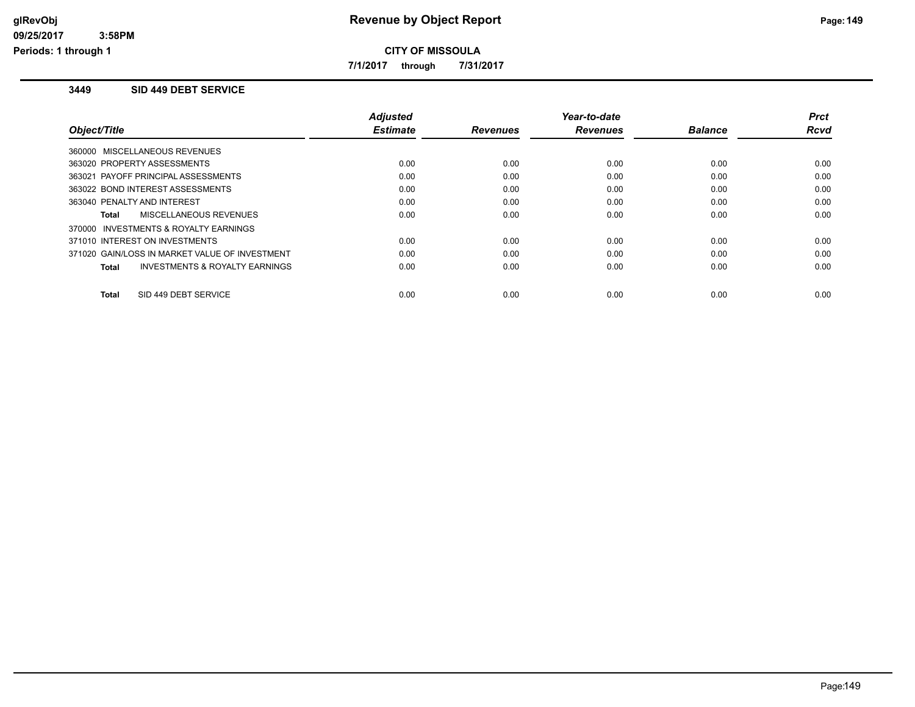**Revenue by Object Report**

**CITY OF MISSOULA**

**7/1/2017 through 7/31/2017**

glRevObj
09/25/2017 3:58PM
Periods: 1 through 1

### 3449 SID 449 DEBT SERVICE

| Object/Title | Adjusted Estimate | Revenues | Year-to-date Revenues | Balance | Prct Rcvd |
|---|---|---|---|---|---|
| 360000 MISCELLANEOUS REVENUES | | | | | |
| 363020 PROPERTY ASSESSMENTS | 0.00 | 0.00 | 0.00 | 0.00 | 0.00 |
| 363021 PAYOFF PRINCIPAL ASSESSMENTS | 0.00 | 0.00 | 0.00 | 0.00 | 0.00 |
| 363022 BOND INTEREST ASSESSMENTS | 0.00 | 0.00 | 0.00 | 0.00 | 0.00 |
| 363040 PENALTY AND INTEREST | 0.00 | 0.00 | 0.00 | 0.00 | 0.00 |
| **Total** MISCELLANEOUS REVENUES | 0.00 | 0.00 | 0.00 | 0.00 | 0.00 |
| 370000 INVESTMENTS & ROYALTY EARNINGS | | | | | |
| 371010 INTEREST ON INVESTMENTS | 0.00 | 0.00 | 0.00 | 0.00 | 0.00 |
| 371020 GAIN/LOSS IN MARKET VALUE OF INVESTMENT | 0.00 | 0.00 | 0.00 | 0.00 | 0.00 |
| **Total** INVESTMENTS & ROYALTY EARNINGS | 0.00 | 0.00 | 0.00 | 0.00 | 0.00 |
| **Total** SID 449 DEBT SERVICE | 0.00 | 0.00 | 0.00 | 0.00 | 0.00 |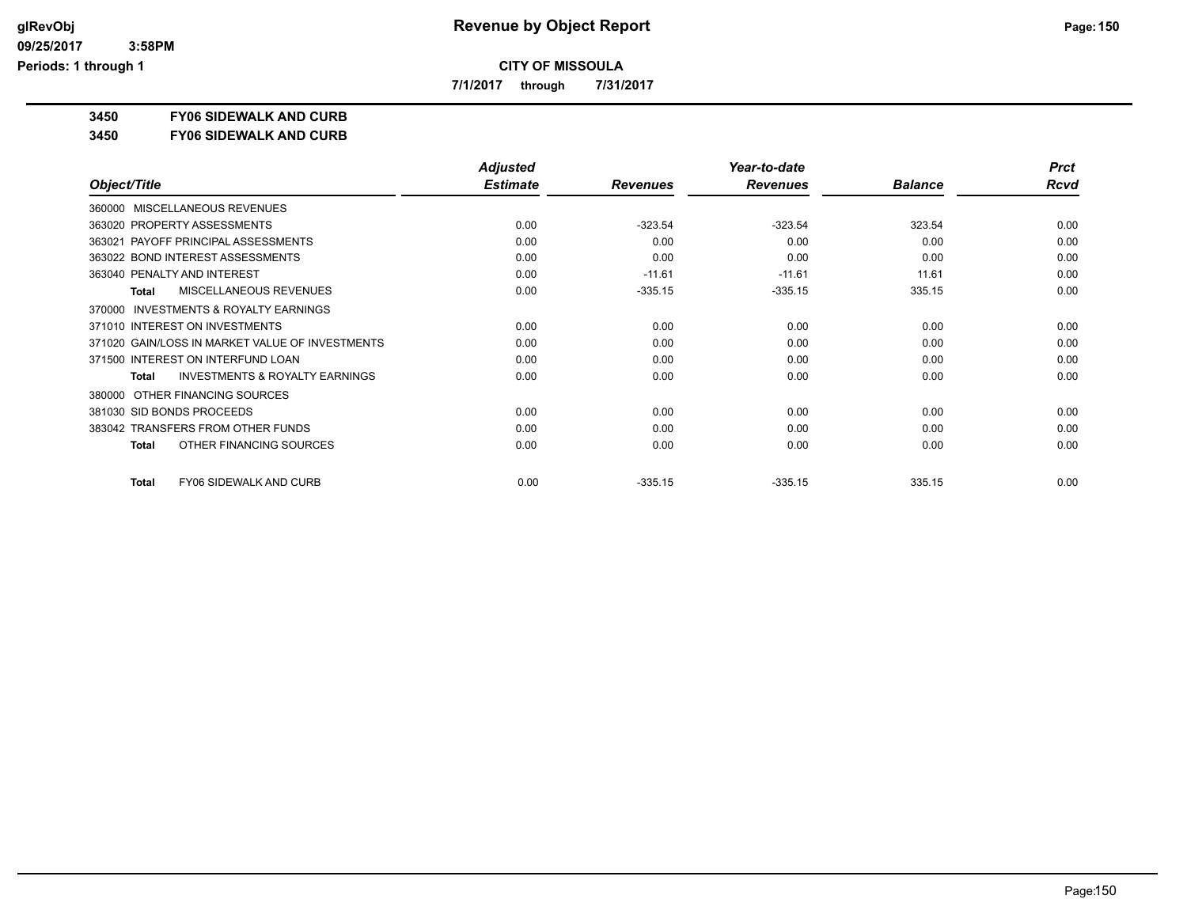# Revenue by Object Report

**CITY OF MISSOULA**

**7/1/2017 through 7/31/2017**

**3450 FY06 SIDEWALK AND CURB**

**3450 FY06 SIDEWALK AND CURB**

| Object/Title | Adjusted Estimate | Revenues | Year-to-date Revenues | Balance | Prct Rcvd |
|---|---|---|---|---|---|
| 360000 MISCELLANEOUS REVENUES | | | | | |
| 363020 PROPERTY ASSESSMENTS | 0.00 | -323.54 | -323.54 | 323.54 | 0.00 |
| 363021 PAYOFF PRINCIPAL ASSESSMENTS | 0.00 | 0.00 | 0.00 | 0.00 | 0.00 |
| 363022 BOND INTEREST ASSESSMENTS | 0.00 | 0.00 | 0.00 | 0.00 | 0.00 |
| 363040 PENALTY AND INTEREST | 0.00 | -11.61 | -11.61 | 11.61 | 0.00 |
| **Total** MISCELLANEOUS REVENUES | 0.00 | -335.15 | -335.15 | 335.15 | 0.00 |
| 370000 INVESTMENTS & ROYALTY EARNINGS | | | | | |
| 371010 INTEREST ON INVESTMENTS | 0.00 | 0.00 | 0.00 | 0.00 | 0.00 |
| 371020 GAIN/LOSS IN MARKET VALUE OF INVESTMENTS | 0.00 | 0.00 | 0.00 | 0.00 | 0.00 |
| 371500 INTEREST ON INTERFUND LOAN | 0.00 | 0.00 | 0.00 | 0.00 | 0.00 |
| **Total** INVESTMENTS & ROYALTY EARNINGS | 0.00 | 0.00 | 0.00 | 0.00 | 0.00 |
| 380000 OTHER FINANCING SOURCES | | | | | |
| 381030 SID BONDS PROCEEDS | 0.00 | 0.00 | 0.00 | 0.00 | 0.00 |
| 383042 TRANSFERS FROM OTHER FUNDS | 0.00 | 0.00 | 0.00 | 0.00 | 0.00 |
| **Total** OTHER FINANCING SOURCES | 0.00 | 0.00 | 0.00 | 0.00 | 0.00 |
| **Total** FY06 SIDEWALK AND CURB | 0.00 | -335.15 | -335.15 | 335.15 | 0.00 |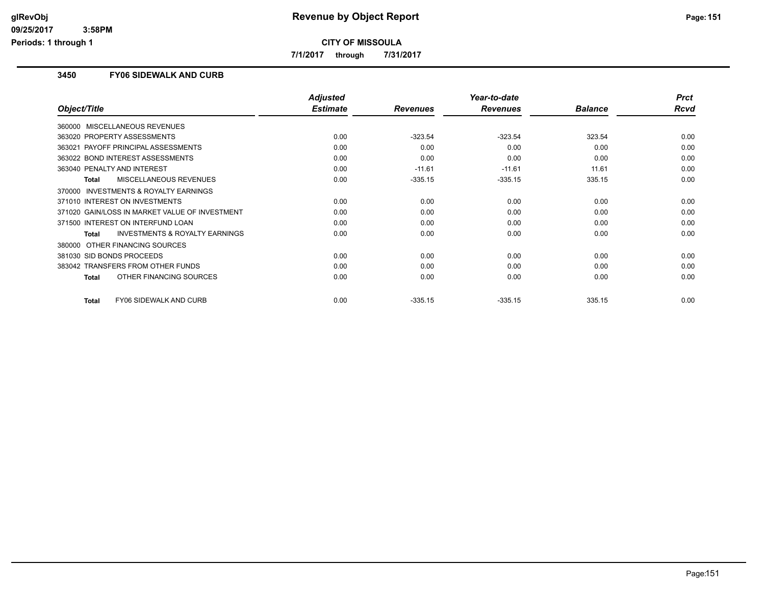# Revenue by Object Report

**CITY OF MISSOULA**

**7/1/2017 through 7/31/2017**

## 3450 FY06 SIDEWALK AND CURB

| Object/Title | Adjusted Estimate | Revenues | Year-to-date Revenues | Balance | Prct Rcvd |
|---|---|---|---|---|---|
| 360000 MISCELLANEOUS REVENUES | | | | | |
| 363020 PROPERTY ASSESSMENTS | 0.00 | -323.54 | -323.54 | 323.54 | 0.00 |
| 363021 PAYOFF PRINCIPAL ASSESSMENTS | 0.00 | 0.00 | 0.00 | 0.00 | 0.00 |
| 363022 BOND INTEREST ASSESSMENTS | 0.00 | 0.00 | 0.00 | 0.00 | 0.00 |
| 363040 PENALTY AND INTEREST | 0.00 | -11.61 | -11.61 | 11.61 | 0.00 |
| **Total** MISCELLANEOUS REVENUES | 0.00 | -335.15 | -335.15 | 335.15 | 0.00 |
| 370000 INVESTMENTS & ROYALTY EARNINGS | | | | | |
| 371010 INTEREST ON INVESTMENTS | 0.00 | 0.00 | 0.00 | 0.00 | 0.00 |
| 371020 GAIN/LOSS IN MARKET VALUE OF INVESTMENT | 0.00 | 0.00 | 0.00 | 0.00 | 0.00 |
| 371500 INTEREST ON INTERFUND LOAN | 0.00 | 0.00 | 0.00 | 0.00 | 0.00 |
| **Total** INVESTMENTS & ROYALTY EARNINGS | 0.00 | 0.00 | 0.00 | 0.00 | 0.00 |
| 380000 OTHER FINANCING SOURCES | | | | | |
| 381030 SID BONDS PROCEEDS | 0.00 | 0.00 | 0.00 | 0.00 | 0.00 |
| 383042 TRANSFERS FROM OTHER FUNDS | 0.00 | 0.00 | 0.00 | 0.00 | 0.00 |
| **Total** OTHER FINANCING SOURCES | 0.00 | 0.00 | 0.00 | 0.00 | 0.00 |
| **Total** FY06 SIDEWALK AND CURB | 0.00 | -335.15 | -335.15 | 335.15 | 0.00 |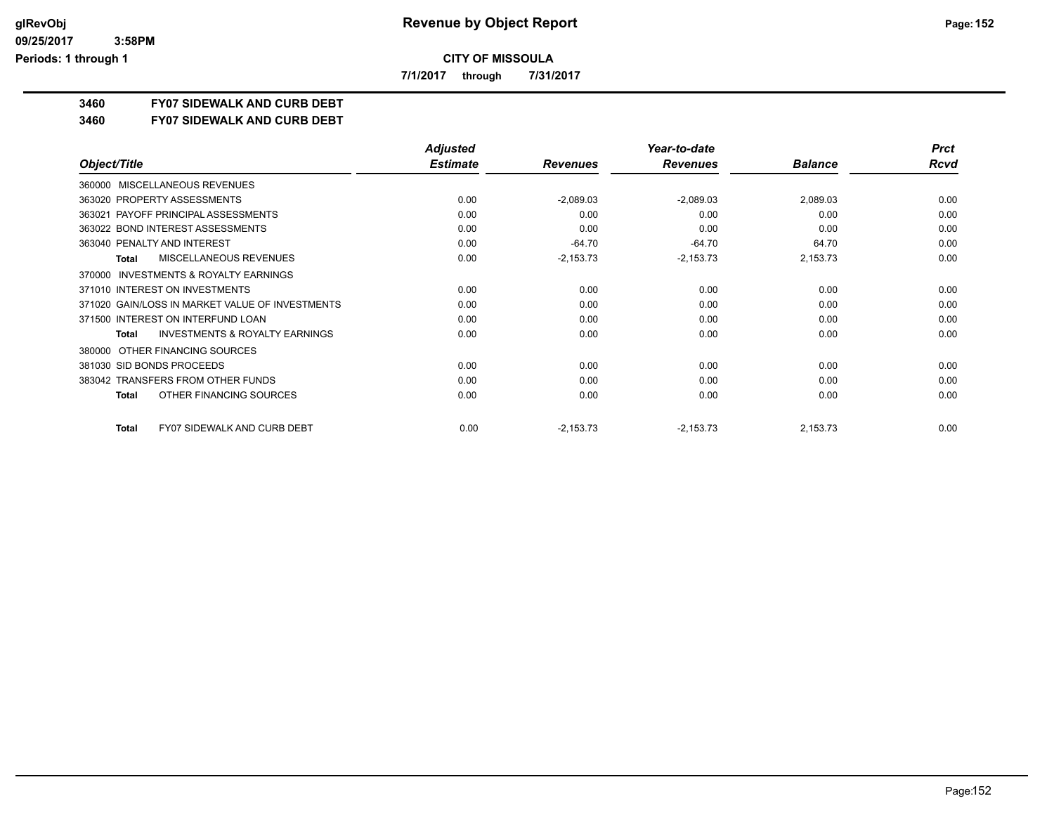**CITY OF MISSOULA**

**7/1/2017 through 7/31/2017**

**3460 FY07 SIDEWALK AND CURB DEBT**

**3460 FY07 SIDEWALK AND CURB DEBT**

| Object/Title | Adjusted Estimate | Revenues | Year-to-date Revenues | Balance | Prct Rcvd |
|---|---|---|---|---|---|
| 360000 MISCELLANEOUS REVENUES | | | | | |
| 363020 PROPERTY ASSESSMENTS | 0.00 | -2,089.03 | -2,089.03 | 2,089.03 | 0.00 |
| 363021 PAYOFF PRINCIPAL ASSESSMENTS | 0.00 | 0.00 | 0.00 | 0.00 | 0.00 |
| 363022 BOND INTEREST ASSESSMENTS | 0.00 | 0.00 | 0.00 | 0.00 | 0.00 |
| 363040 PENALTY AND INTEREST | 0.00 | -64.70 | -64.70 | 64.70 | 0.00 |
| **Total** MISCELLANEOUS REVENUES | 0.00 | -2,153.73 | -2,153.73 | 2,153.73 | 0.00 |
| 370000 INVESTMENTS & ROYALTY EARNINGS | | | | | |
| 371010 INTEREST ON INVESTMENTS | 0.00 | 0.00 | 0.00 | 0.00 | 0.00 |
| 371020 GAIN/LOSS IN MARKET VALUE OF INVESTMENTS | 0.00 | 0.00 | 0.00 | 0.00 | 0.00 |
| 371500 INTEREST ON INTERFUND LOAN | 0.00 | 0.00 | 0.00 | 0.00 | 0.00 |
| **Total** INVESTMENTS & ROYALTY EARNINGS | 0.00 | 0.00 | 0.00 | 0.00 | 0.00 |
| 380000 OTHER FINANCING SOURCES | | | | | |
| 381030 SID BONDS PROCEEDS | 0.00 | 0.00 | 0.00 | 0.00 | 0.00 |
| 383042 TRANSFERS FROM OTHER FUNDS | 0.00 | 0.00 | 0.00 | 0.00 | 0.00 |
| **Total** OTHER FINANCING SOURCES | 0.00 | 0.00 | 0.00 | 0.00 | 0.00 |
| **Total** FY07 SIDEWALK AND CURB DEBT | 0.00 | -2,153.73 | -2,153.73 | 2,153.73 | 0.00 |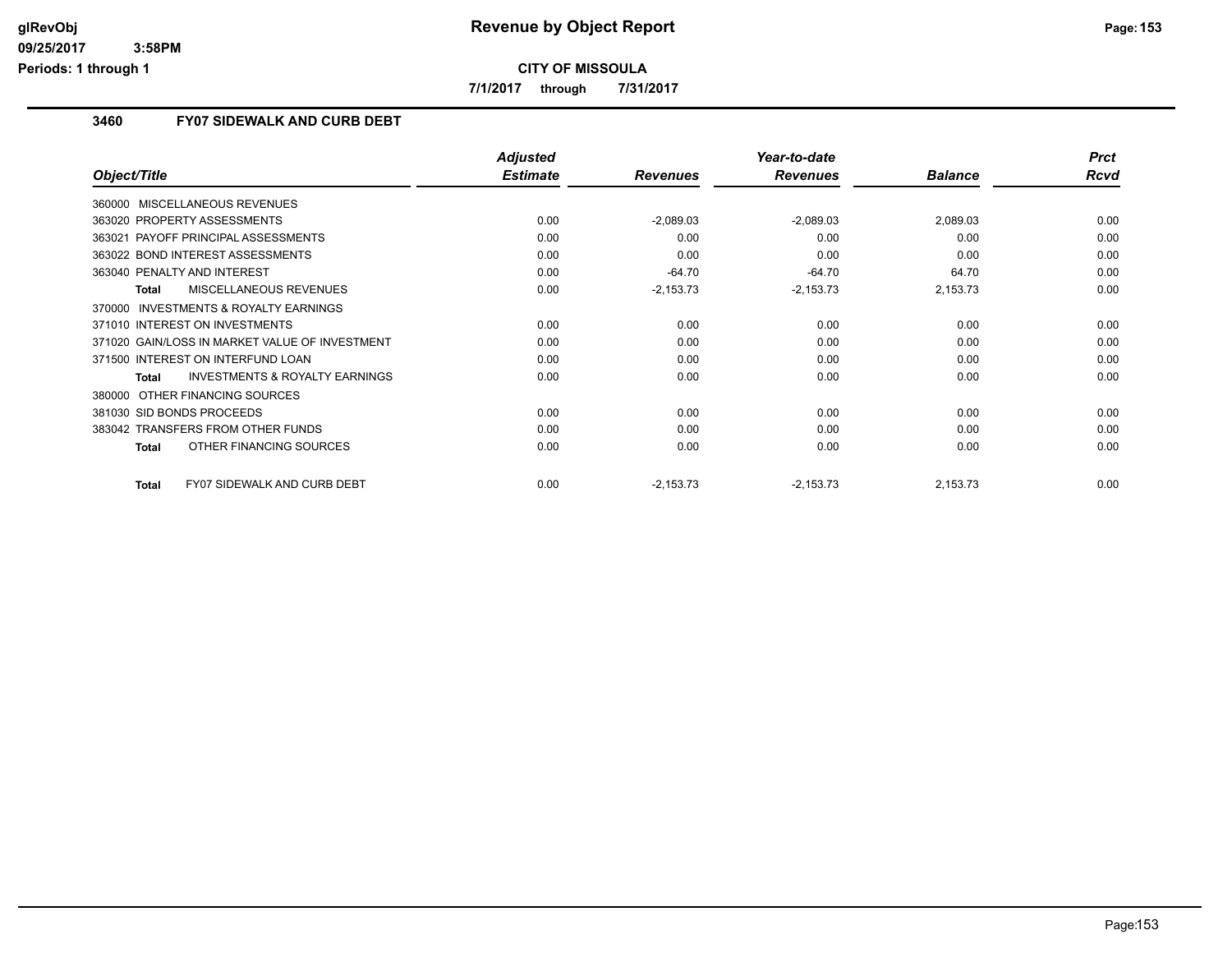**CITY OF MISSOULA**

**7/1/2017 through 7/31/2017**

### 3460 FY07 SIDEWALK AND CURB DEBT

| Object/Title | Adjusted Estimate | Revenues | Year-to-date Revenues | Balance | Prct Rcvd |
|---|---|---|---|---|---|
| 360000 MISCELLANEOUS REVENUES | | | | | |
| 363020 PROPERTY ASSESSMENTS | 0.00 | -2,089.03 | -2,089.03 | 2,089.03 | 0.00 |
| 363021 PAYOFF PRINCIPAL ASSESSMENTS | 0.00 | 0.00 | 0.00 | 0.00 | 0.00 |
| 363022 BOND INTEREST ASSESSMENTS | 0.00 | 0.00 | 0.00 | 0.00 | 0.00 |
| 363040 PENALTY AND INTEREST | 0.00 | -64.70 | -64.70 | 64.70 | 0.00 |
| **Total** MISCELLANEOUS REVENUES | 0.00 | -2,153.73 | -2,153.73 | 2,153.73 | 0.00 |
| 370000 INVESTMENTS & ROYALTY EARNINGS | | | | | |
| 371010 INTEREST ON INVESTMENTS | 0.00 | 0.00 | 0.00 | 0.00 | 0.00 |
| 371020 GAIN/LOSS IN MARKET VALUE OF INVESTMENT | 0.00 | 0.00 | 0.00 | 0.00 | 0.00 |
| 371500 INTEREST ON INTERFUND LOAN | 0.00 | 0.00 | 0.00 | 0.00 | 0.00 |
| **Total** INVESTMENTS & ROYALTY EARNINGS | 0.00 | 0.00 | 0.00 | 0.00 | 0.00 |
| 380000 OTHER FINANCING SOURCES | | | | | |
| 381030 SID BONDS PROCEEDS | 0.00 | 0.00 | 0.00 | 0.00 | 0.00 |
| 383042 TRANSFERS FROM OTHER FUNDS | 0.00 | 0.00 | 0.00 | 0.00 | 0.00 |
| **Total** OTHER FINANCING SOURCES | 0.00 | 0.00 | 0.00 | 0.00 | 0.00 |
| **Total** FY07 SIDEWALK AND CURB DEBT | 0.00 | -2,153.73 | -2,153.73 | 2,153.73 | 0.00 |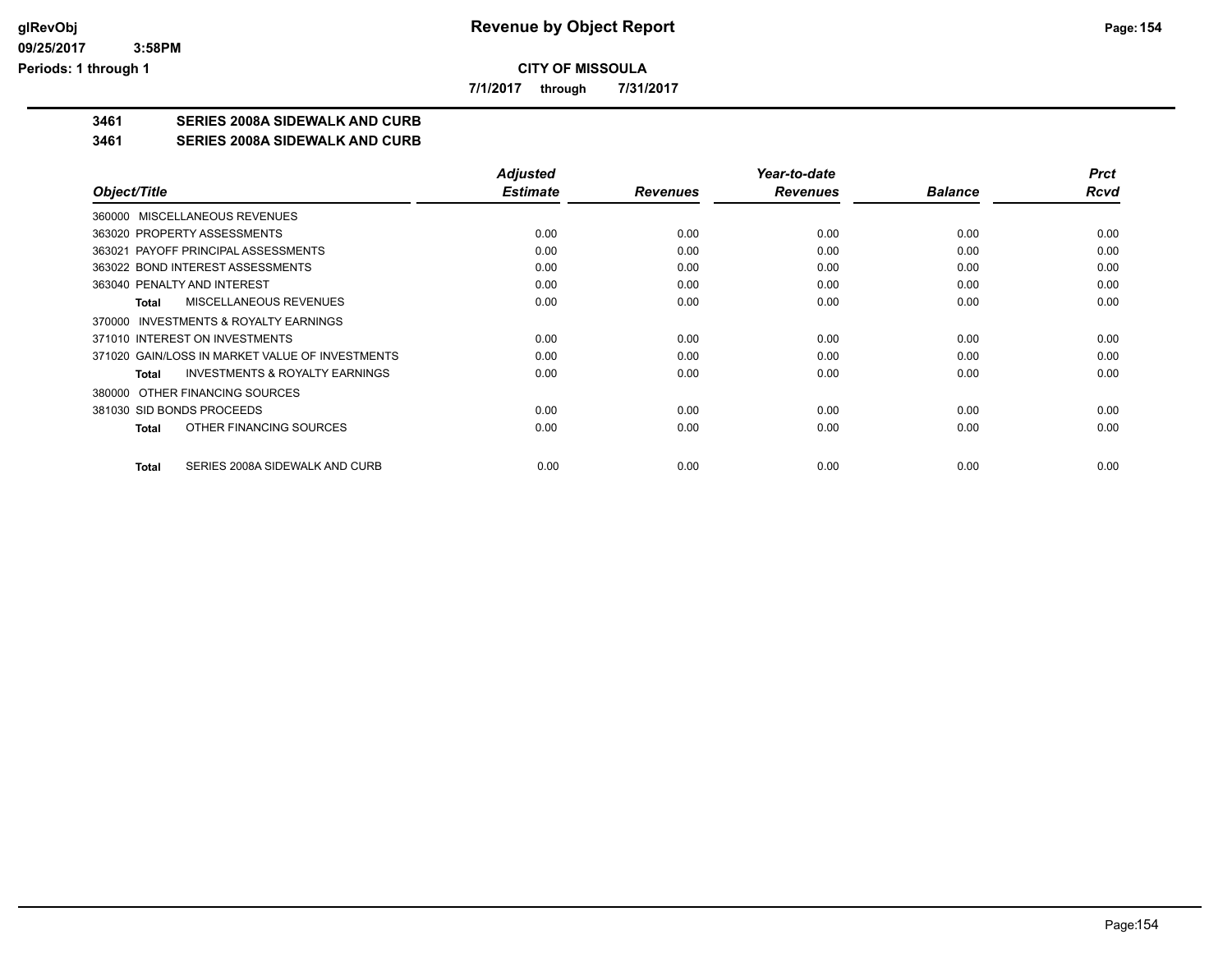**CITY OF MISSOULA**

**7/1/2017 through 7/31/2017**

**3461 SERIES 2008A SIDEWALK AND CURB**

**3461 SERIES 2008A SIDEWALK AND CURB**

| Object/Title | Adjusted Estimate | Revenues | Year-to-date Revenues | Balance | Prct Rcvd |
|---|---|---|---|---|---|
| 360000 MISCELLANEOUS REVENUES | | | | | |
| 363020 PROPERTY ASSESSMENTS | 0.00 | 0.00 | 0.00 | 0.00 | 0.00 |
| 363021 PAYOFF PRINCIPAL ASSESSMENTS | 0.00 | 0.00 | 0.00 | 0.00 | 0.00 |
| 363022 BOND INTEREST ASSESSMENTS | 0.00 | 0.00 | 0.00 | 0.00 | 0.00 |
| 363040 PENALTY AND INTEREST | 0.00 | 0.00 | 0.00 | 0.00 | 0.00 |
| **Total** MISCELLANEOUS REVENUES | 0.00 | 0.00 | 0.00 | 0.00 | 0.00 |
| 370000 INVESTMENTS & ROYALTY EARNINGS | | | | | |
| 371010 INTEREST ON INVESTMENTS | 0.00 | 0.00 | 0.00 | 0.00 | 0.00 |
| 371020 GAIN/LOSS IN MARKET VALUE OF INVESTMENTS | 0.00 | 0.00 | 0.00 | 0.00 | 0.00 |
| **Total** INVESTMENTS & ROYALTY EARNINGS | 0.00 | 0.00 | 0.00 | 0.00 | 0.00 |
| 380000 OTHER FINANCING SOURCES | | | | | |
| 381030 SID BONDS PROCEEDS | 0.00 | 0.00 | 0.00 | 0.00 | 0.00 |
| **Total** OTHER FINANCING SOURCES | 0.00 | 0.00 | 0.00 | 0.00 | 0.00 |
| **Total** SERIES 2008A SIDEWALK AND CURB | 0.00 | 0.00 | 0.00 | 0.00 | 0.00 |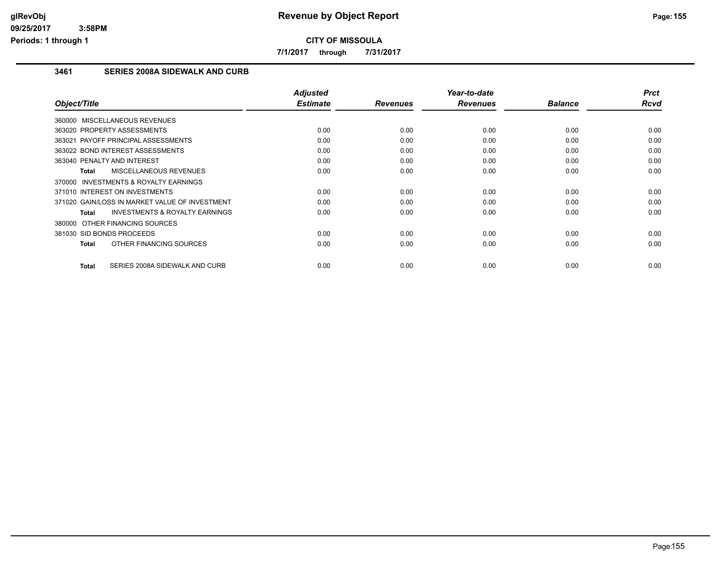**CITY OF MISSOULA**

**7/1/2017 through 7/31/2017**

### 3461 SERIES 2008A SIDEWALK AND CURB

| Object/Title | Adjusted Estimate | Revenues | Year-to-date Revenues | Balance | Prct Rcvd |
|---|---|---|---|---|---|
| 360000 MISCELLANEOUS REVENUES | | | | | |
| 363020 PROPERTY ASSESSMENTS | 0.00 | 0.00 | 0.00 | 0.00 | 0.00 |
| 363021 PAYOFF PRINCIPAL ASSESSMENTS | 0.00 | 0.00 | 0.00 | 0.00 | 0.00 |
| 363022 BOND INTEREST ASSESSMENTS | 0.00 | 0.00 | 0.00 | 0.00 | 0.00 |
| 363040 PENALTY AND INTEREST | 0.00 | 0.00 | 0.00 | 0.00 | 0.00 |
| **Total** MISCELLANEOUS REVENUES | 0.00 | 0.00 | 0.00 | 0.00 | 0.00 |
| 370000 INVESTMENTS & ROYALTY EARNINGS | | | | | |
| 371010 INTEREST ON INVESTMENTS | 0.00 | 0.00 | 0.00 | 0.00 | 0.00 |
| 371020 GAIN/LOSS IN MARKET VALUE OF INVESTMENT | 0.00 | 0.00 | 0.00 | 0.00 | 0.00 |
| **Total** INVESTMENTS & ROYALTY EARNINGS | 0.00 | 0.00 | 0.00 | 0.00 | 0.00 |
| 380000 OTHER FINANCING SOURCES | | | | | |
| 381030 SID BONDS PROCEEDS | 0.00 | 0.00 | 0.00 | 0.00 | 0.00 |
| **Total** OTHER FINANCING SOURCES | 0.00 | 0.00 | 0.00 | 0.00 | 0.00 |
| **Total** SERIES 2008A SIDEWALK AND CURB | 0.00 | 0.00 | 0.00 | 0.00 | 0.00 |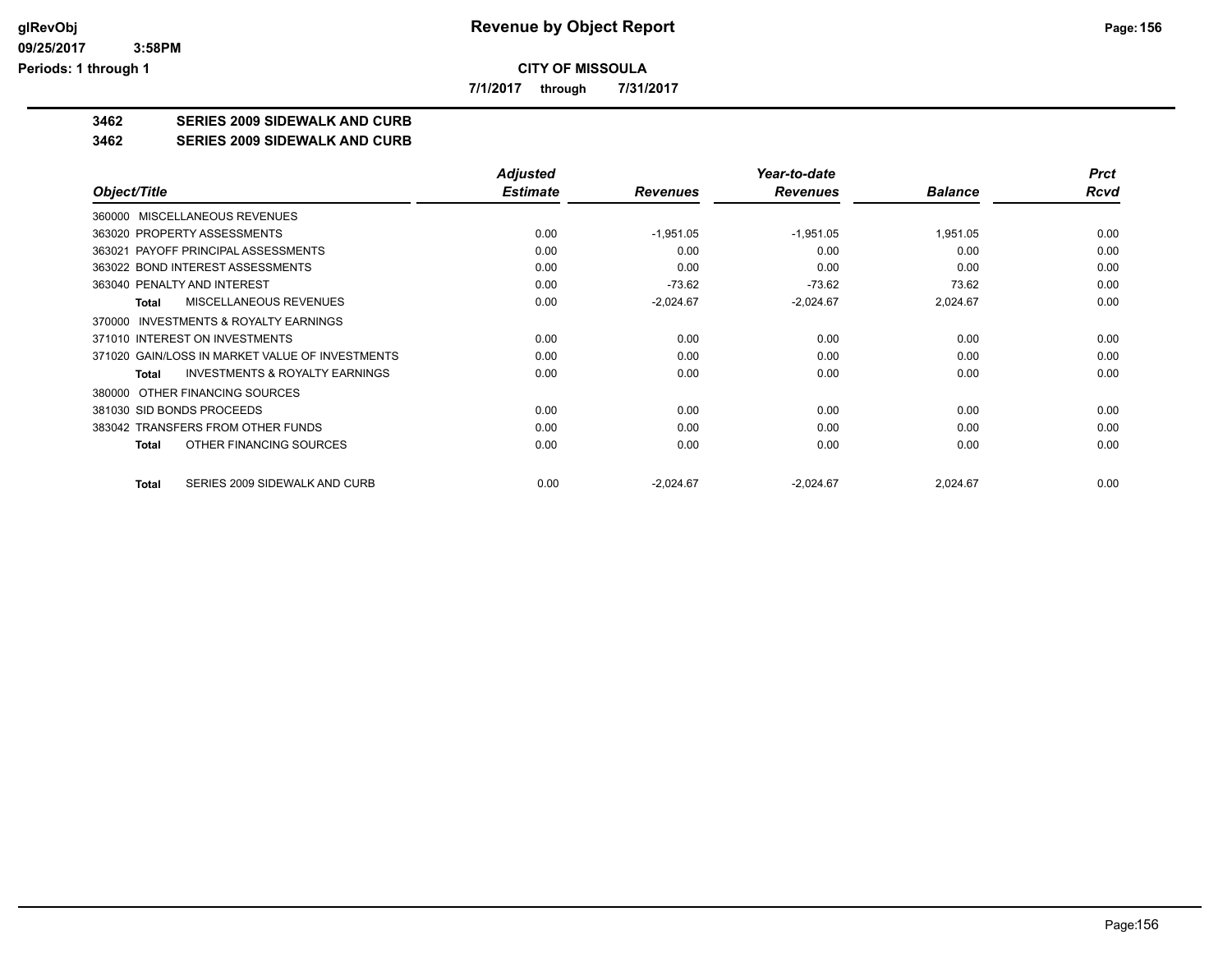**Revenue by Object Report**

**CITY OF MISSOULA**

**7/1/2017 through 7/31/2017**

glRevObj
09/25/2017 3:58PM
Periods: 1 through 1

## 3462 SERIES 2009 SIDEWALK AND CURB
## 3462 SERIES 2009 SIDEWALK AND CURB

| Object/Title | Adjusted Estimate | Revenues | Year-to-date Revenues | Balance | Prct Rcvd |
|---|---|---|---|---|---|
| 360000 MISCELLANEOUS REVENUES | | | | | |
| 363020 PROPERTY ASSESSMENTS | 0.00 | -1,951.05 | -1,951.05 | 1,951.05 | 0.00 |
| 363021 PAYOFF PRINCIPAL ASSESSMENTS | 0.00 | 0.00 | 0.00 | 0.00 | 0.00 |
| 363022 BOND INTEREST ASSESSMENTS | 0.00 | 0.00 | 0.00 | 0.00 | 0.00 |
| 363040 PENALTY AND INTEREST | 0.00 | -73.62 | -73.62 | 73.62 | 0.00 |
| **Total** MISCELLANEOUS REVENUES | 0.00 | -2,024.67 | -2,024.67 | 2,024.67 | 0.00 |
| 370000 INVESTMENTS & ROYALTY EARNINGS | | | | | |
| 371010 INTEREST ON INVESTMENTS | 0.00 | 0.00 | 0.00 | 0.00 | 0.00 |
| 371020 GAIN/LOSS IN MARKET VALUE OF INVESTMENTS | 0.00 | 0.00 | 0.00 | 0.00 | 0.00 |
| **Total** INVESTMENTS & ROYALTY EARNINGS | 0.00 | 0.00 | 0.00 | 0.00 | 0.00 |
| 380000 OTHER FINANCING SOURCES | | | | | |
| 381030 SID BONDS PROCEEDS | 0.00 | 0.00 | 0.00 | 0.00 | 0.00 |
| 383042 TRANSFERS FROM OTHER FUNDS | 0.00 | 0.00 | 0.00 | 0.00 | 0.00 |
| **Total** OTHER FINANCING SOURCES | 0.00 | 0.00 | 0.00 | 0.00 | 0.00 |
| **Total** SERIES 2009 SIDEWALK AND CURB | 0.00 | -2,024.67 | -2,024.67 | 2,024.67 | 0.00 |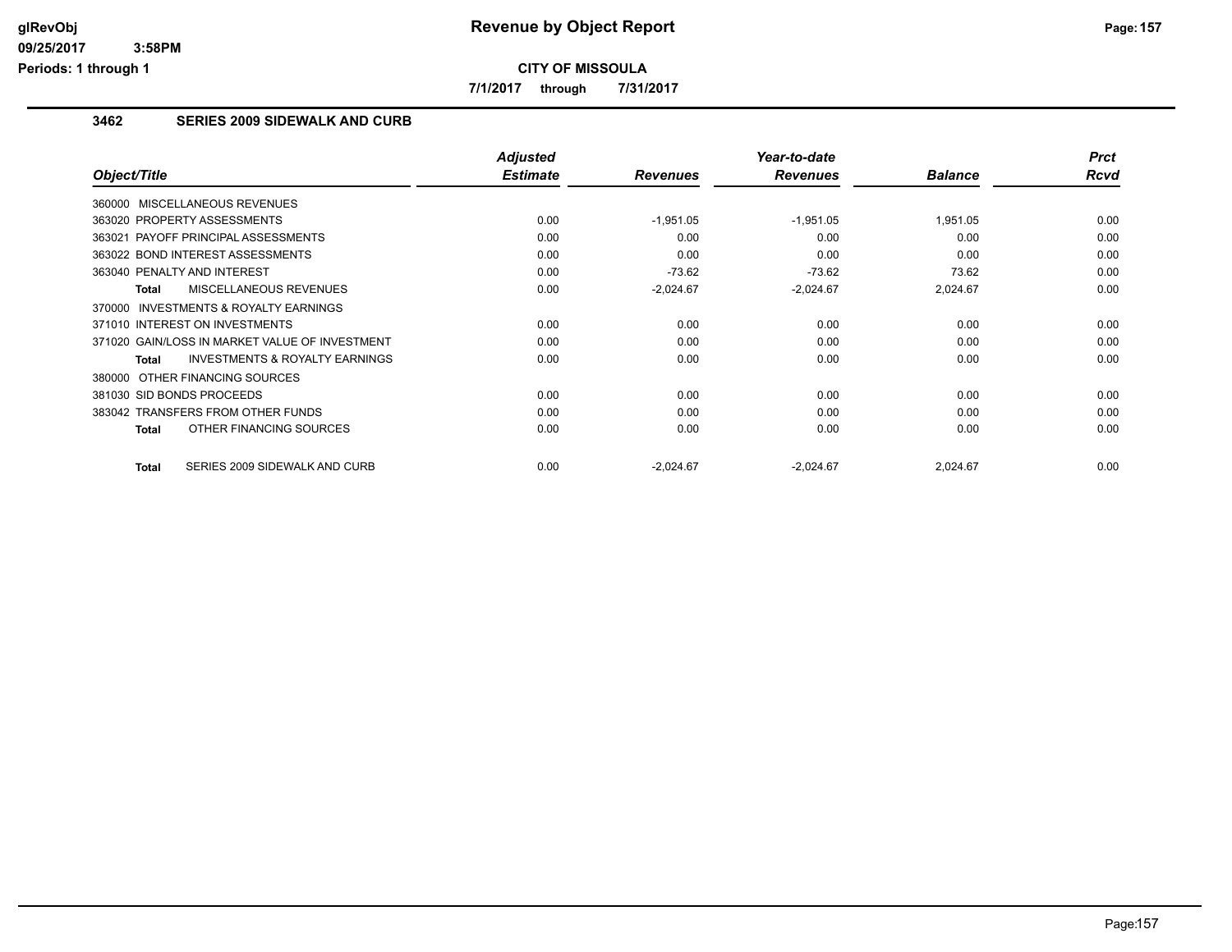# Revenue by Object Report

**CITY OF MISSOULA**

**7/1/2017 through 7/31/2017**

### 3462 SERIES 2009 SIDEWALK AND CURB

| Object/Title | Adjusted Estimate | Revenues | Year-to-date Revenues | Balance | Prct Rcvd |
|---|---|---|---|---|---|
| 360000 MISCELLANEOUS REVENUES | | | | | |
| 363020 PROPERTY ASSESSMENTS | 0.00 | -1,951.05 | -1,951.05 | 1,951.05 | 0.00 |
| 363021 PAYOFF PRINCIPAL ASSESSMENTS | 0.00 | 0.00 | 0.00 | 0.00 | 0.00 |
| 363022 BOND INTEREST ASSESSMENTS | 0.00 | 0.00 | 0.00 | 0.00 | 0.00 |
| 363040 PENALTY AND INTEREST | 0.00 | -73.62 | -73.62 | 73.62 | 0.00 |
| **Total** MISCELLANEOUS REVENUES | 0.00 | -2,024.67 | -2,024.67 | 2,024.67 | 0.00 |
| 370000 INVESTMENTS & ROYALTY EARNINGS | | | | | |
| 371010 INTEREST ON INVESTMENTS | 0.00 | 0.00 | 0.00 | 0.00 | 0.00 |
| 371020 GAIN/LOSS IN MARKET VALUE OF INVESTMENT | 0.00 | 0.00 | 0.00 | 0.00 | 0.00 |
| **Total** INVESTMENTS & ROYALTY EARNINGS | 0.00 | 0.00 | 0.00 | 0.00 | 0.00 |
| 380000 OTHER FINANCING SOURCES | | | | | |
| 381030 SID BONDS PROCEEDS | 0.00 | 0.00 | 0.00 | 0.00 | 0.00 |
| 383042 TRANSFERS FROM OTHER FUNDS | 0.00 | 0.00 | 0.00 | 0.00 | 0.00 |
| **Total** OTHER FINANCING SOURCES | 0.00 | 0.00 | 0.00 | 0.00 | 0.00 |
| **Total** SERIES 2009 SIDEWALK AND CURB | 0.00 | -2,024.67 | -2,024.67 | 2,024.67 | 0.00 |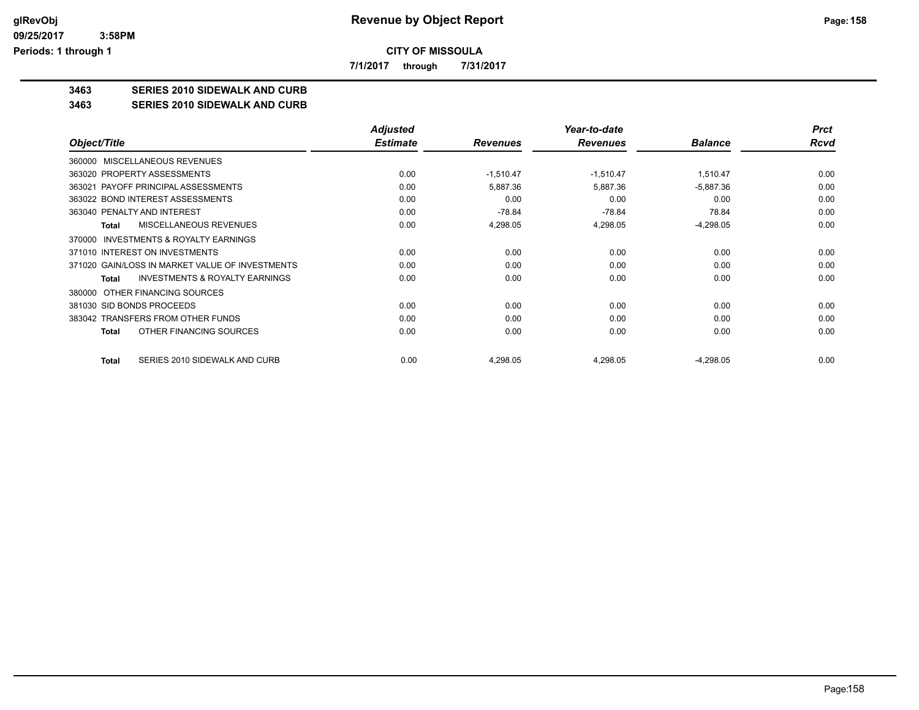# Revenue by Object Report

**CITY OF MISSOULA**

**7/1/2017 through 7/31/2017**

glRevObj
09/25/2017 3:58PM
Periods: 1 through 1

**3463 SERIES 2010 SIDEWALK AND CURB**

**3463 SERIES 2010 SIDEWALK AND CURB**

| Object/Title | Adjusted Estimate | Revenues | Year-to-date Revenues | Balance | Prct Rcvd |
|---|---|---|---|---|---|
| 360000 MISCELLANEOUS REVENUES | | | | | |
| 363020 PROPERTY ASSESSMENTS | 0.00 | -1,510.47 | -1,510.47 | 1,510.47 | 0.00 |
| 363021 PAYOFF PRINCIPAL ASSESSMENTS | 0.00 | 5,887.36 | 5,887.36 | -5,887.36 | 0.00 |
| 363022 BOND INTEREST ASSESSMENTS | 0.00 | 0.00 | 0.00 | 0.00 | 0.00 |
| 363040 PENALTY AND INTEREST | 0.00 | -78.84 | -78.84 | 78.84 | 0.00 |
| **Total** MISCELLANEOUS REVENUES | 0.00 | 4,298.05 | 4,298.05 | -4,298.05 | 0.00 |
| 370000 INVESTMENTS & ROYALTY EARNINGS | | | | | |
| 371010 INTEREST ON INVESTMENTS | 0.00 | 0.00 | 0.00 | 0.00 | 0.00 |
| 371020 GAIN/LOSS IN MARKET VALUE OF INVESTMENTS | 0.00 | 0.00 | 0.00 | 0.00 | 0.00 |
| **Total** INVESTMENTS & ROYALTY EARNINGS | 0.00 | 0.00 | 0.00 | 0.00 | 0.00 |
| 380000 OTHER FINANCING SOURCES | | | | | |
| 381030 SID BONDS PROCEEDS | 0.00 | 0.00 | 0.00 | 0.00 | 0.00 |
| 383042 TRANSFERS FROM OTHER FUNDS | 0.00 | 0.00 | 0.00 | 0.00 | 0.00 |
| **Total** OTHER FINANCING SOURCES | 0.00 | 0.00 | 0.00 | 0.00 | 0.00 |
| **Total** SERIES 2010 SIDEWALK AND CURB | 0.00 | 4,298.05 | 4,298.05 | -4,298.05 | 0.00 |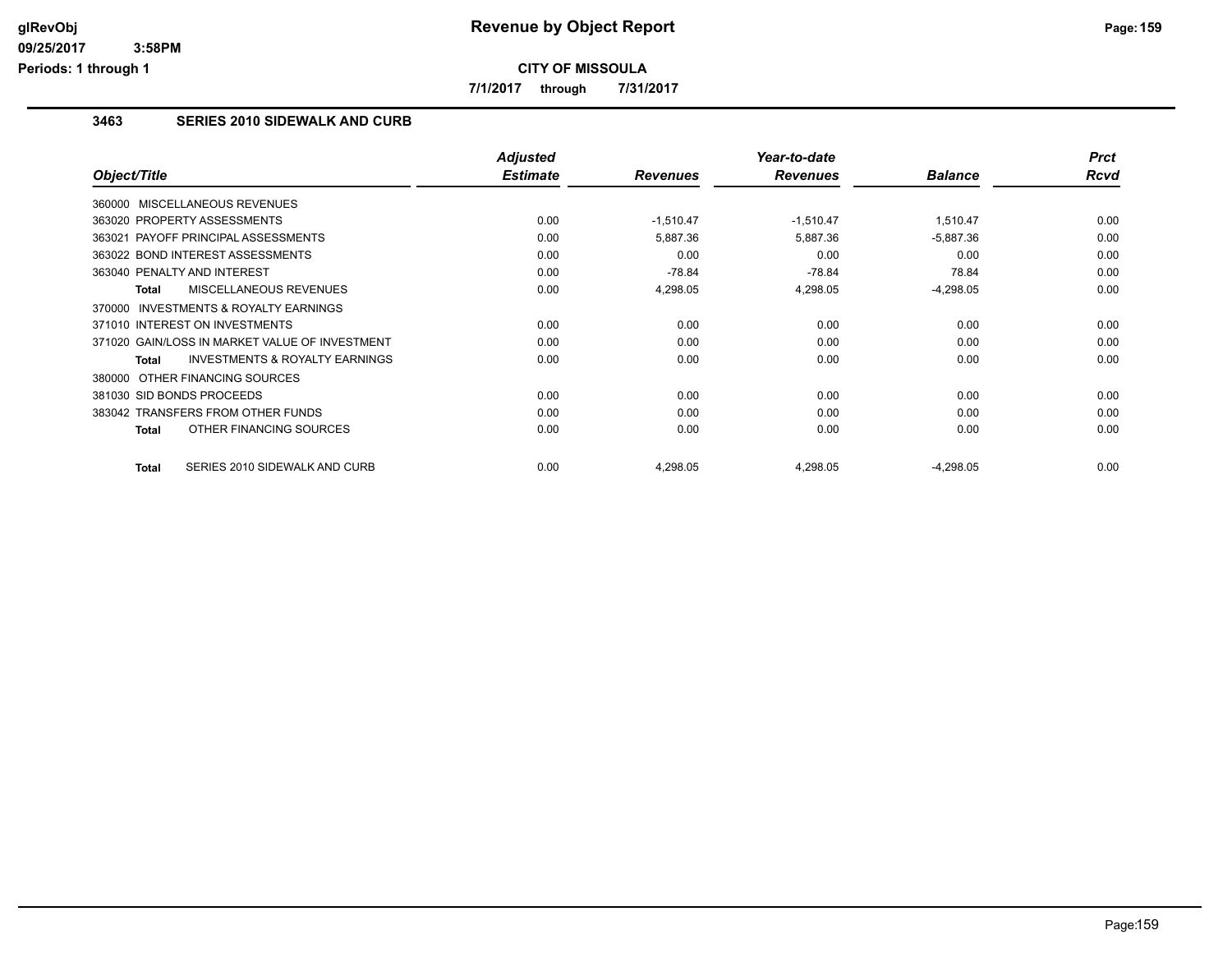**CITY OF MISSOULA**

**7/1/2017 through 7/31/2017**

### 3463 SERIES 2010 SIDEWALK AND CURB

| Object/Title | Adjusted Estimate | Revenues | Year-to-date Revenues | Balance | Prct Rcvd |
|---|---|---|---|---|---|
| 360000 MISCELLANEOUS REVENUES | | | | | |
| 363020 PROPERTY ASSESSMENTS | 0.00 | -1,510.47 | -1,510.47 | 1,510.47 | 0.00 |
| 363021 PAYOFF PRINCIPAL ASSESSMENTS | 0.00 | 5,887.36 | 5,887.36 | -5,887.36 | 0.00 |
| 363022 BOND INTEREST ASSESSMENTS | 0.00 | 0.00 | 0.00 | 0.00 | 0.00 |
| 363040 PENALTY AND INTEREST | 0.00 | -78.84 | -78.84 | 78.84 | 0.00 |
| **Total** MISCELLANEOUS REVENUES | 0.00 | 4,298.05 | 4,298.05 | -4,298.05 | 0.00 |
| 370000 INVESTMENTS & ROYALTY EARNINGS | | | | | |
| 371010 INTEREST ON INVESTMENTS | 0.00 | 0.00 | 0.00 | 0.00 | 0.00 |
| 371020 GAIN/LOSS IN MARKET VALUE OF INVESTMENT | 0.00 | 0.00 | 0.00 | 0.00 | 0.00 |
| **Total** INVESTMENTS & ROYALTY EARNINGS | 0.00 | 0.00 | 0.00 | 0.00 | 0.00 |
| 380000 OTHER FINANCING SOURCES | | | | | |
| 381030 SID BONDS PROCEEDS | 0.00 | 0.00 | 0.00 | 0.00 | 0.00 |
| 383042 TRANSFERS FROM OTHER FUNDS | 0.00 | 0.00 | 0.00 | 0.00 | 0.00 |
| **Total** OTHER FINANCING SOURCES | 0.00 | 0.00 | 0.00 | 0.00 | 0.00 |
| **Total** SERIES 2010 SIDEWALK AND CURB | 0.00 | 4,298.05 | 4,298.05 | -4,298.05 | 0.00 |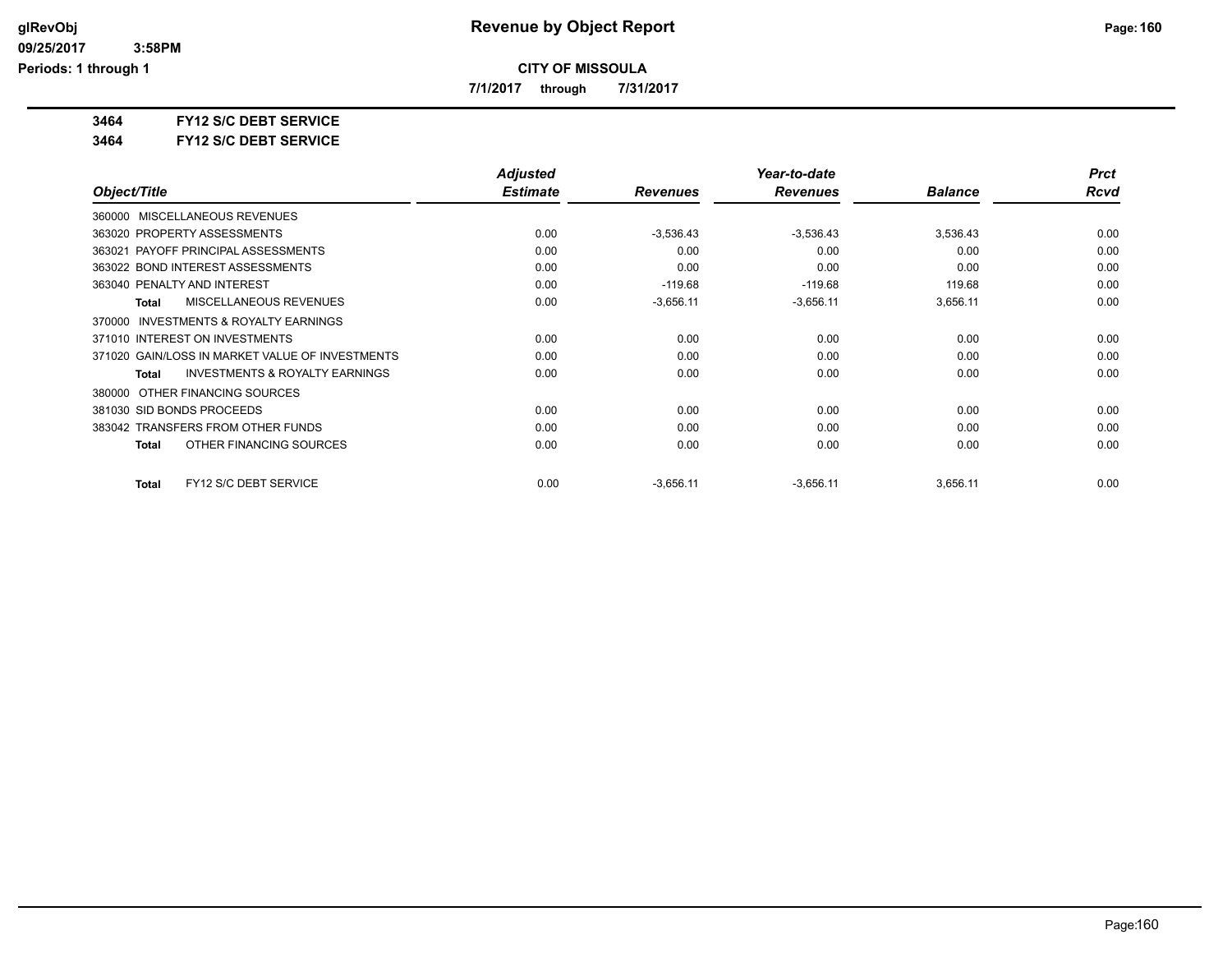**glRevObj**
**09/25/2017 3:58PM**
**Periods: 1 through 1**

# Revenue by Object Report

**CITY OF MISSOULA**

**7/1/2017 through 7/31/2017**

**3464 FY12 S/C DEBT SERVICE**

**3464 FY12 S/C DEBT SERVICE**

| Object/Title | Adjusted Estimate | Revenues | Year-to-date Revenues | Balance | Prct Rcvd |
|---|---|---|---|---|---|
| 360000 MISCELLANEOUS REVENUES | | | | | |
| 363020 PROPERTY ASSESSMENTS | 0.00 | -3,536.43 | -3,536.43 | 3,536.43 | 0.00 |
| 363021 PAYOFF PRINCIPAL ASSESSMENTS | 0.00 | 0.00 | 0.00 | 0.00 | 0.00 |
| 363022 BOND INTEREST ASSESSMENTS | 0.00 | 0.00 | 0.00 | 0.00 | 0.00 |
| 363040 PENALTY AND INTEREST | 0.00 | -119.68 | -119.68 | 119.68 | 0.00 |
| **Total** MISCELLANEOUS REVENUES | 0.00 | -3,656.11 | -3,656.11 | 3,656.11 | 0.00 |
| 370000 INVESTMENTS & ROYALTY EARNINGS | | | | | |
| 371010 INTEREST ON INVESTMENTS | 0.00 | 0.00 | 0.00 | 0.00 | 0.00 |
| 371020 GAIN/LOSS IN MARKET VALUE OF INVESTMENTS | 0.00 | 0.00 | 0.00 | 0.00 | 0.00 |
| **Total** INVESTMENTS & ROYALTY EARNINGS | 0.00 | 0.00 | 0.00 | 0.00 | 0.00 |
| 380000 OTHER FINANCING SOURCES | | | | | |
| 381030 SID BONDS PROCEEDS | 0.00 | 0.00 | 0.00 | 0.00 | 0.00 |
| 383042 TRANSFERS FROM OTHER FUNDS | 0.00 | 0.00 | 0.00 | 0.00 | 0.00 |
| **Total** OTHER FINANCING SOURCES | 0.00 | 0.00 | 0.00 | 0.00 | 0.00 |
| **Total** FY12 S/C DEBT SERVICE | 0.00 | -3,656.11 | -3,656.11 | 3,656.11 | 0.00 |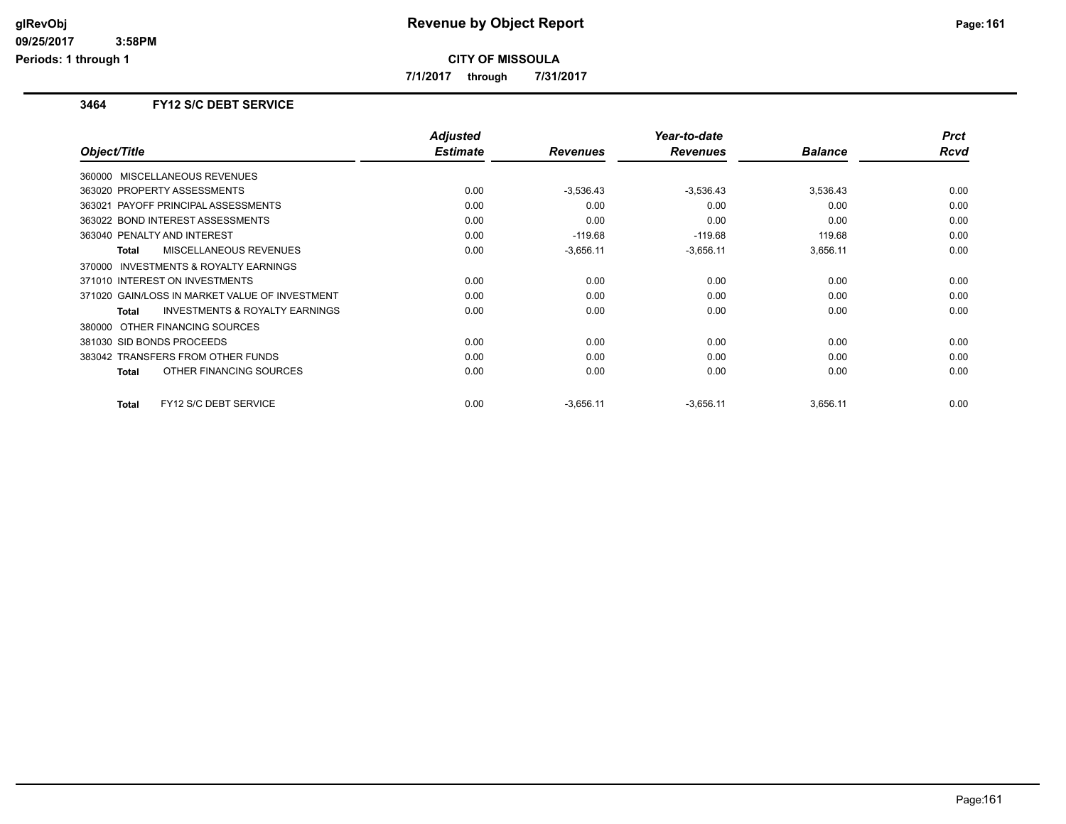**CITY OF MISSOULA**

**7/1/2017 through 7/31/2017**

### 3464 FY12 S/C DEBT SERVICE

| Object/Title | Adjusted Estimate | Revenues | Year-to-date Revenues | Balance | Prct Rcvd |
|---|---|---|---|---|---|
| 360000 MISCELLANEOUS REVENUES | | | | | |
| 363020 PROPERTY ASSESSMENTS | 0.00 | -3,536.43 | -3,536.43 | 3,536.43 | 0.00 |
| 363021 PAYOFF PRINCIPAL ASSESSMENTS | 0.00 | 0.00 | 0.00 | 0.00 | 0.00 |
| 363022 BOND INTEREST ASSESSMENTS | 0.00 | 0.00 | 0.00 | 0.00 | 0.00 |
| 363040 PENALTY AND INTEREST | 0.00 | -119.68 | -119.68 | 119.68 | 0.00 |
| **Total** MISCELLANEOUS REVENUES | 0.00 | -3,656.11 | -3,656.11 | 3,656.11 | 0.00 |
| 370000 INVESTMENTS & ROYALTY EARNINGS | | | | | |
| 371010 INTEREST ON INVESTMENTS | 0.00 | 0.00 | 0.00 | 0.00 | 0.00 |
| 371020 GAIN/LOSS IN MARKET VALUE OF INVESTMENT | 0.00 | 0.00 | 0.00 | 0.00 | 0.00 |
| **Total** INVESTMENTS & ROYALTY EARNINGS | 0.00 | 0.00 | 0.00 | 0.00 | 0.00 |
| 380000 OTHER FINANCING SOURCES | | | | | |
| 381030 SID BONDS PROCEEDS | 0.00 | 0.00 | 0.00 | 0.00 | 0.00 |
| 383042 TRANSFERS FROM OTHER FUNDS | 0.00 | 0.00 | 0.00 | 0.00 | 0.00 |
| **Total** OTHER FINANCING SOURCES | 0.00 | 0.00 | 0.00 | 0.00 | 0.00 |
| **Total** FY12 S/C DEBT SERVICE | 0.00 | -3,656.11 | -3,656.11 | 3,656.11 | 0.00 |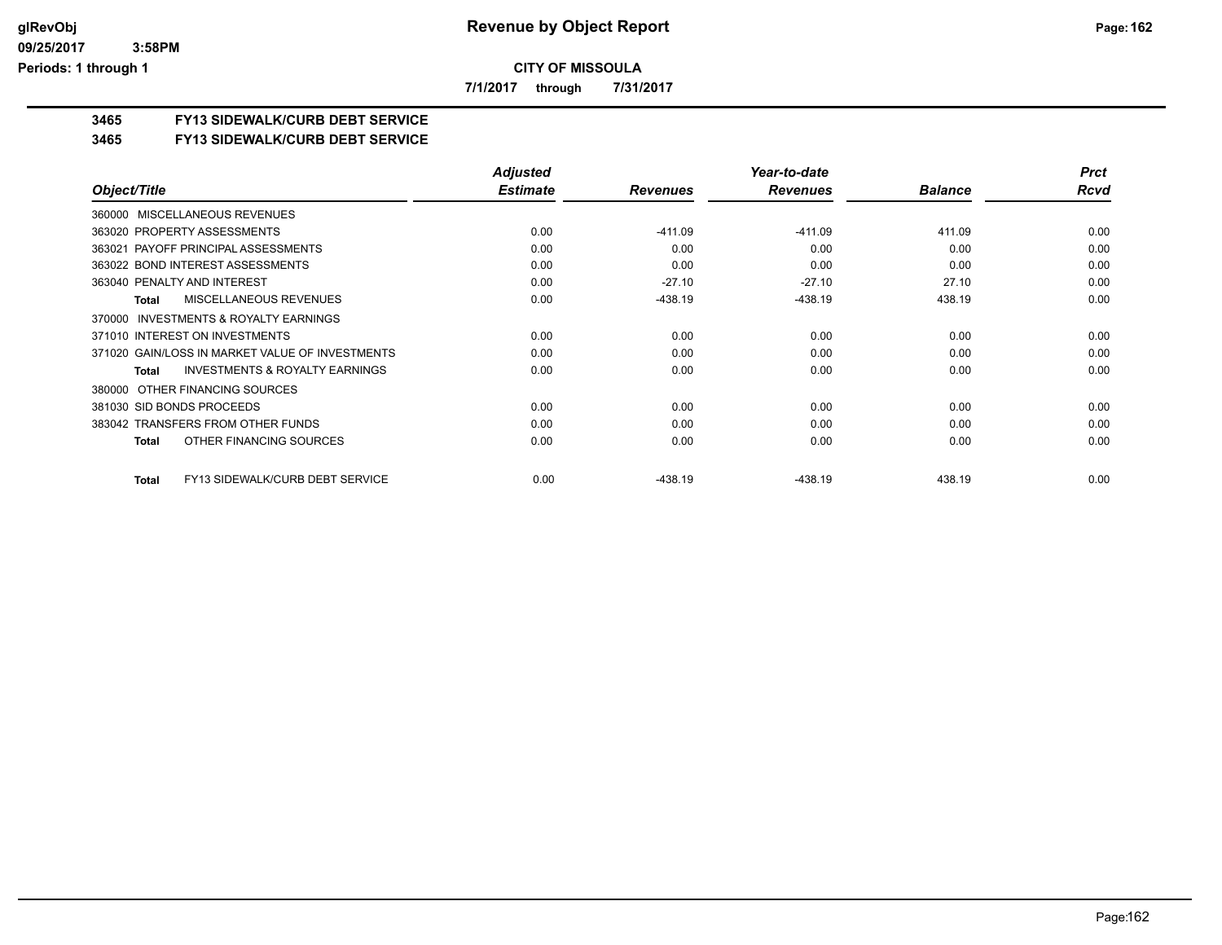# Revenue by Object Report

**CITY OF MISSOULA**

**7/1/2017 through 7/31/2017**

glRevObj
09/25/2017 3:58PM
Periods: 1 through 1

## 3465 FY13 SIDEWALK/CURB DEBT SERVICE

### 3465 FY13 SIDEWALK/CURB DEBT SERVICE

| Object/Title | Adjusted Estimate | Revenues | Year-to-date Revenues | Balance | Prct Rcvd |
|---|---|---|---|---|---|
| 360000 MISCELLANEOUS REVENUES | | | | | |
| 363020 PROPERTY ASSESSMENTS | 0.00 | -411.09 | -411.09 | 411.09 | 0.00 |
| 363021 PAYOFF PRINCIPAL ASSESSMENTS | 0.00 | 0.00 | 0.00 | 0.00 | 0.00 |
| 363022 BOND INTEREST ASSESSMENTS | 0.00 | 0.00 | 0.00 | 0.00 | 0.00 |
| 363040 PENALTY AND INTEREST | 0.00 | -27.10 | -27.10 | 27.10 | 0.00 |
| **Total** MISCELLANEOUS REVENUES | 0.00 | -438.19 | -438.19 | 438.19 | 0.00 |
| 370000 INVESTMENTS & ROYALTY EARNINGS | | | | | |
| 371010 INTEREST ON INVESTMENTS | 0.00 | 0.00 | 0.00 | 0.00 | 0.00 |
| 371020 GAIN/LOSS IN MARKET VALUE OF INVESTMENTS | 0.00 | 0.00 | 0.00 | 0.00 | 0.00 |
| **Total** INVESTMENTS & ROYALTY EARNINGS | 0.00 | 0.00 | 0.00 | 0.00 | 0.00 |
| 380000 OTHER FINANCING SOURCES | | | | | |
| 381030 SID BONDS PROCEEDS | 0.00 | 0.00 | 0.00 | 0.00 | 0.00 |
| 383042 TRANSFERS FROM OTHER FUNDS | 0.00 | 0.00 | 0.00 | 0.00 | 0.00 |
| **Total** OTHER FINANCING SOURCES | 0.00 | 0.00 | 0.00 | 0.00 | 0.00 |
| **Total** FY13 SIDEWALK/CURB DEBT SERVICE | 0.00 | -438.19 | -438.19 | 438.19 | 0.00 |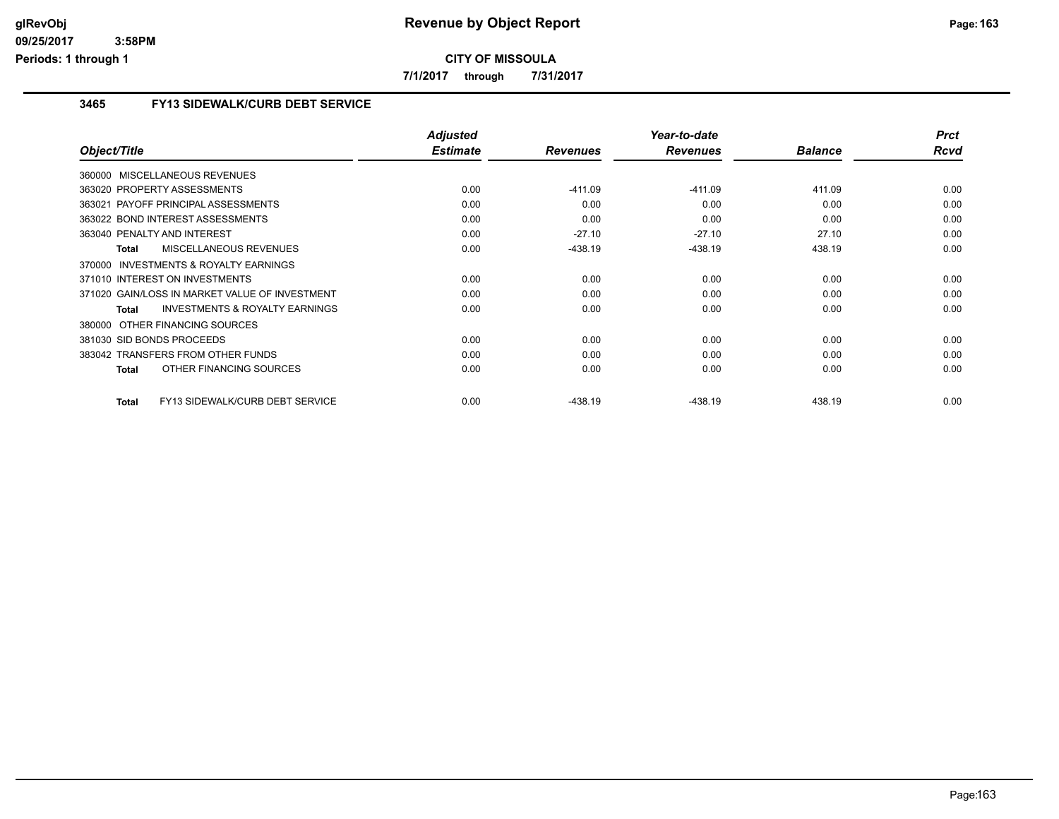**CITY OF MISSOULA**

**7/1/2017 through 7/31/2017**

## 3465 FY13 SIDEWALK/CURB DEBT SERVICE

| Object/Title | Adjusted Estimate | Revenues | Year-to-date Revenues | Balance | Prct Rcvd |
|---|---|---|---|---|---|
| 360000 MISCELLANEOUS REVENUES | | | | | |
| 363020 PROPERTY ASSESSMENTS | 0.00 | -411.09 | -411.09 | 411.09 | 0.00 |
| 363021 PAYOFF PRINCIPAL ASSESSMENTS | 0.00 | 0.00 | 0.00 | 0.00 | 0.00 |
| 363022 BOND INTEREST ASSESSMENTS | 0.00 | 0.00 | 0.00 | 0.00 | 0.00 |
| 363040 PENALTY AND INTEREST | 0.00 | -27.10 | -27.10 | 27.10 | 0.00 |
| **Total** MISCELLANEOUS REVENUES | 0.00 | -438.19 | -438.19 | 438.19 | 0.00 |
| 370000 INVESTMENTS & ROYALTY EARNINGS | | | | | |
| 371010 INTEREST ON INVESTMENTS | 0.00 | 0.00 | 0.00 | 0.00 | 0.00 |
| 371020 GAIN/LOSS IN MARKET VALUE OF INVESTMENT | 0.00 | 0.00 | 0.00 | 0.00 | 0.00 |
| **Total** INVESTMENTS & ROYALTY EARNINGS | 0.00 | 0.00 | 0.00 | 0.00 | 0.00 |
| 380000 OTHER FINANCING SOURCES | | | | | |
| 381030 SID BONDS PROCEEDS | 0.00 | 0.00 | 0.00 | 0.00 | 0.00 |
| 383042 TRANSFERS FROM OTHER FUNDS | 0.00 | 0.00 | 0.00 | 0.00 | 0.00 |
| **Total** OTHER FINANCING SOURCES | 0.00 | 0.00 | 0.00 | 0.00 | 0.00 |
| **Total** FY13 SIDEWALK/CURB DEBT SERVICE | 0.00 | -438.19 | -438.19 | 438.19 | 0.00 |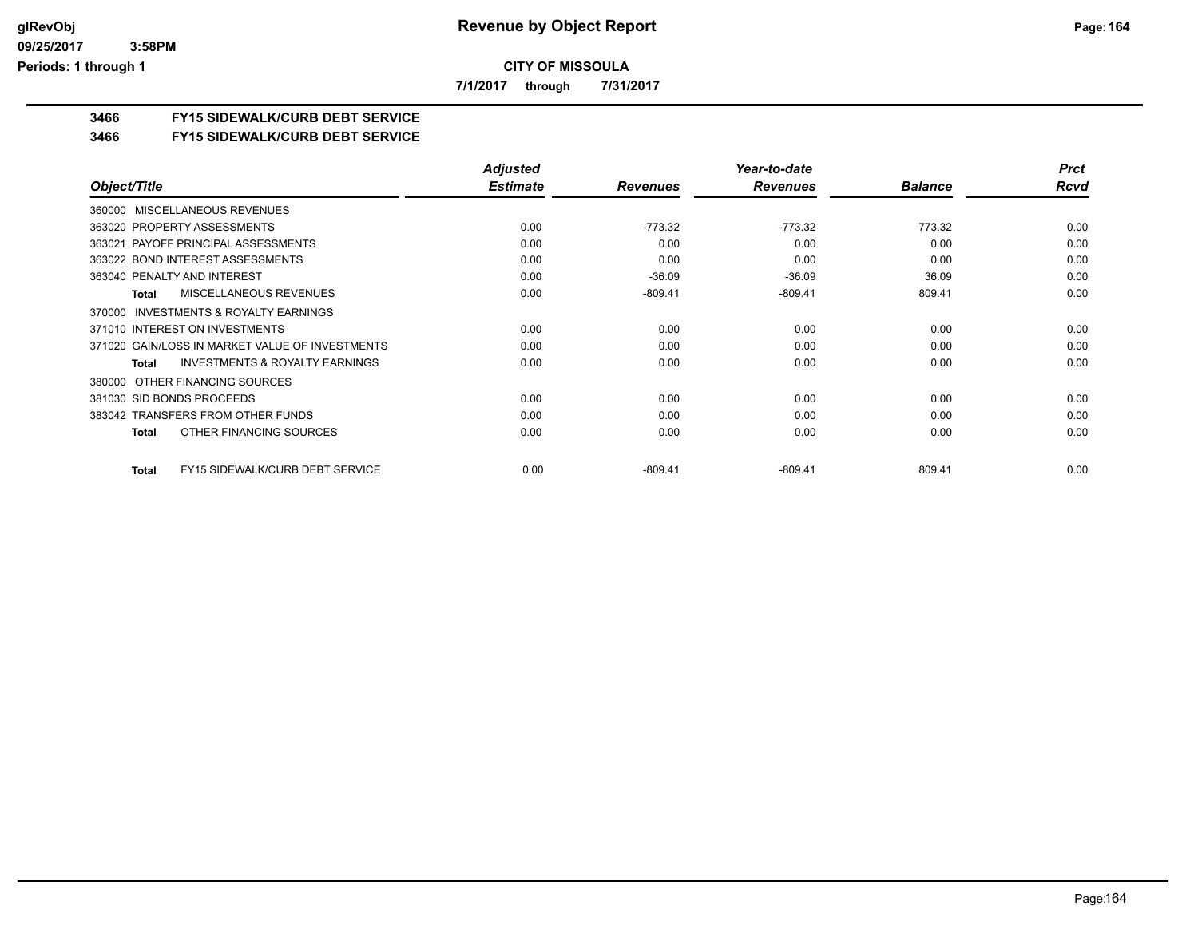**CITY OF MISSOULA**

**7/1/2017 through 7/31/2017**

## 3466 FY15 SIDEWALK/CURB DEBT SERVICE

## 3466 FY15 SIDEWALK/CURB DEBT SERVICE

| Object/Title | Adjusted Estimate | Revenues | Year-to-date Revenues | Balance | Prct Rcvd |
|---|---|---|---|---|---|
| 360000 MISCELLANEOUS REVENUES | | | | | |
| 363020 PROPERTY ASSESSMENTS | 0.00 | -773.32 | -773.32 | 773.32 | 0.00 |
| 363021 PAYOFF PRINCIPAL ASSESSMENTS | 0.00 | 0.00 | 0.00 | 0.00 | 0.00 |
| 363022 BOND INTEREST ASSESSMENTS | 0.00 | 0.00 | 0.00 | 0.00 | 0.00 |
| 363040 PENALTY AND INTEREST | 0.00 | -36.09 | -36.09 | 36.09 | 0.00 |
| **Total** MISCELLANEOUS REVENUES | 0.00 | -809.41 | -809.41 | 809.41 | 0.00 |
| 370000 INVESTMENTS & ROYALTY EARNINGS | | | | | |
| 371010 INTEREST ON INVESTMENTS | 0.00 | 0.00 | 0.00 | 0.00 | 0.00 |
| 371020 GAIN/LOSS IN MARKET VALUE OF INVESTMENTS | 0.00 | 0.00 | 0.00 | 0.00 | 0.00 |
| **Total** INVESTMENTS & ROYALTY EARNINGS | 0.00 | 0.00 | 0.00 | 0.00 | 0.00 |
| 380000 OTHER FINANCING SOURCES | | | | | |
| 381030 SID BONDS PROCEEDS | 0.00 | 0.00 | 0.00 | 0.00 | 0.00 |
| 383042 TRANSFERS FROM OTHER FUNDS | 0.00 | 0.00 | 0.00 | 0.00 | 0.00 |
| **Total** OTHER FINANCING SOURCES | 0.00 | 0.00 | 0.00 | 0.00 | 0.00 |
| **Total** FY15 SIDEWALK/CURB DEBT SERVICE | 0.00 | -809.41 | -809.41 | 809.41 | 0.00 |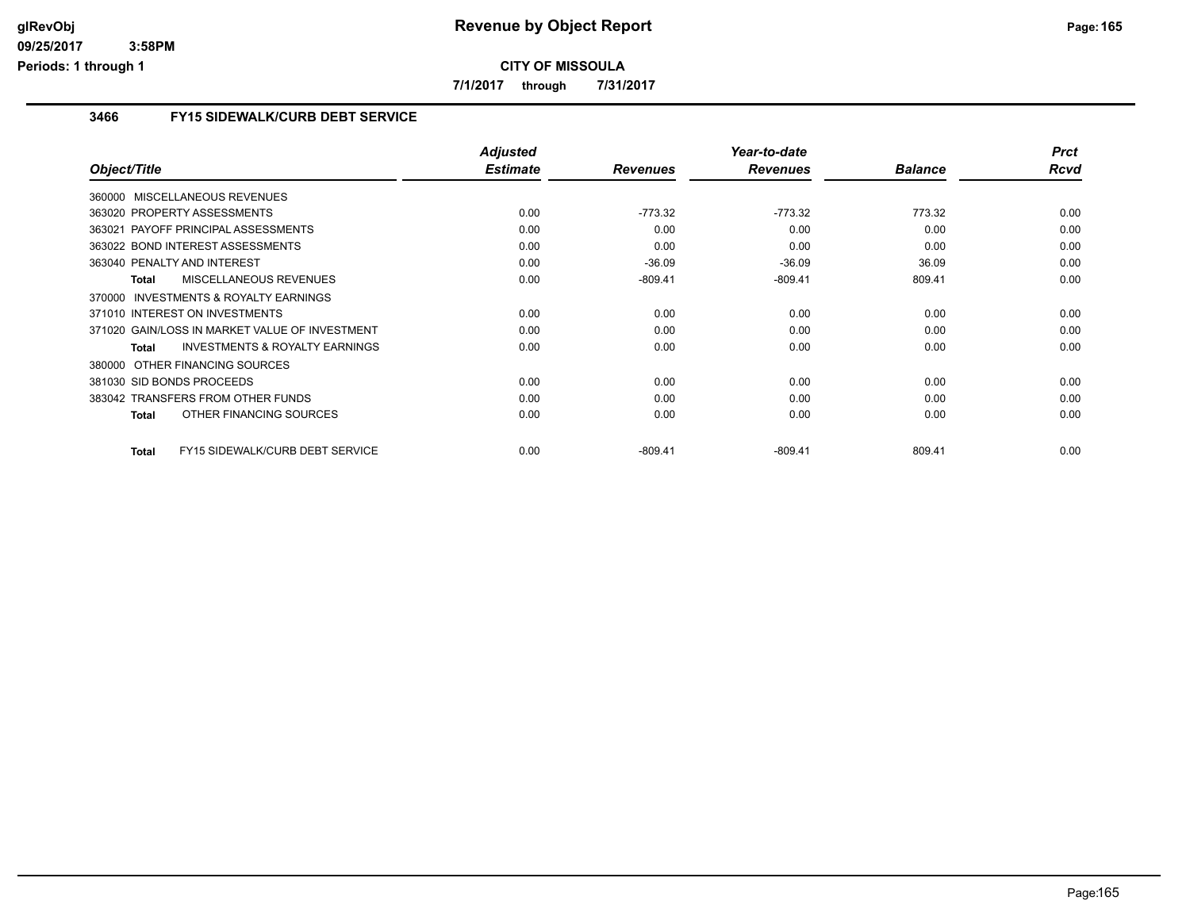# Revenue by Object Report

**CITY OF MISSOULA**

**7/1/2017 through 7/31/2017**

glRevObj
09/25/2017 3:58PM
Periods: 1 through 1

## 3466 FY15 SIDEWALK/CURB DEBT SERVICE

| Object/Title | Adjusted Estimate | Revenues | Year-to-date Revenues | Balance | Prct Rcvd |
|---|---|---|---|---|---|
| 360000 MISCELLANEOUS REVENUES | | | | | |
| 363020 PROPERTY ASSESSMENTS | 0.00 | -773.32 | -773.32 | 773.32 | 0.00 |
| 363021 PAYOFF PRINCIPAL ASSESSMENTS | 0.00 | 0.00 | 0.00 | 0.00 | 0.00 |
| 363022 BOND INTEREST ASSESSMENTS | 0.00 | 0.00 | 0.00 | 0.00 | 0.00 |
| 363040 PENALTY AND INTEREST | 0.00 | -36.09 | -36.09 | 36.09 | 0.00 |
| **Total** MISCELLANEOUS REVENUES | 0.00 | -809.41 | -809.41 | 809.41 | 0.00 |
| 370000 INVESTMENTS & ROYALTY EARNINGS | | | | | |
| 371010 INTEREST ON INVESTMENTS | 0.00 | 0.00 | 0.00 | 0.00 | 0.00 |
| 371020 GAIN/LOSS IN MARKET VALUE OF INVESTMENT | 0.00 | 0.00 | 0.00 | 0.00 | 0.00 |
| **Total** INVESTMENTS & ROYALTY EARNINGS | 0.00 | 0.00 | 0.00 | 0.00 | 0.00 |
| 380000 OTHER FINANCING SOURCES | | | | | |
| 381030 SID BONDS PROCEEDS | 0.00 | 0.00 | 0.00 | 0.00 | 0.00 |
| 383042 TRANSFERS FROM OTHER FUNDS | 0.00 | 0.00 | 0.00 | 0.00 | 0.00 |
| **Total** OTHER FINANCING SOURCES | 0.00 | 0.00 | 0.00 | 0.00 | 0.00 |
| **Total** FY15 SIDEWALK/CURB DEBT SERVICE | 0.00 | -809.41 | -809.41 | 809.41 | 0.00 |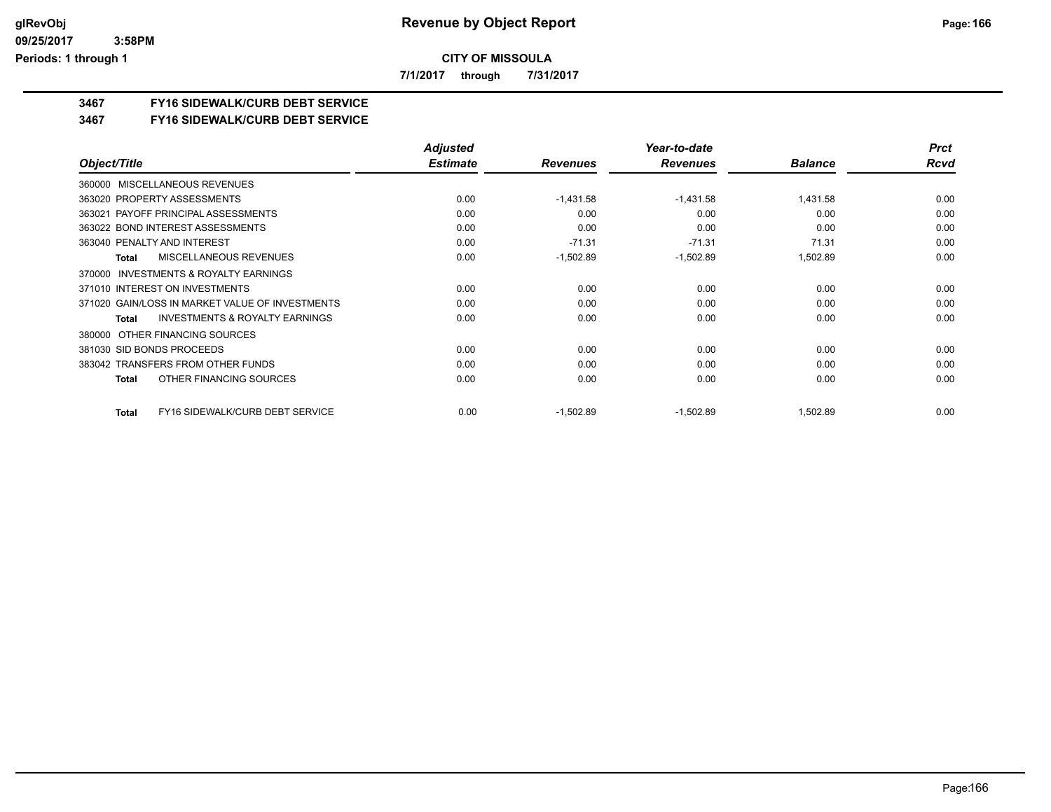# Revenue by Object Report

**CITY OF MISSOULA**

**7/1/2017 through 7/31/2017**

glRevObj
09/25/2017 3:58PM
Periods: 1 through 1

## 3467 FY16 SIDEWALK/CURB DEBT SERVICE

## 3467 FY16 SIDEWALK/CURB DEBT SERVICE

| Object/Title | Adjusted Estimate | Revenues | Year-to-date Revenues | Balance | Prct Rcvd |
|---|---|---|---|---|---|
| 360000 MISCELLANEOUS REVENUES | | | | | |
| 363020 PROPERTY ASSESSMENTS | 0.00 | -1,431.58 | -1,431.58 | 1,431.58 | 0.00 |
| 363021 PAYOFF PRINCIPAL ASSESSMENTS | 0.00 | 0.00 | 0.00 | 0.00 | 0.00 |
| 363022 BOND INTEREST ASSESSMENTS | 0.00 | 0.00 | 0.00 | 0.00 | 0.00 |
| 363040 PENALTY AND INTEREST | 0.00 | -71.31 | -71.31 | 71.31 | 0.00 |
| **Total** MISCELLANEOUS REVENUES | 0.00 | -1,502.89 | -1,502.89 | 1,502.89 | 0.00 |
| 370000 INVESTMENTS & ROYALTY EARNINGS | | | | | |
| 371010 INTEREST ON INVESTMENTS | 0.00 | 0.00 | 0.00 | 0.00 | 0.00 |
| 371020 GAIN/LOSS IN MARKET VALUE OF INVESTMENTS | 0.00 | 0.00 | 0.00 | 0.00 | 0.00 |
| **Total** INVESTMENTS & ROYALTY EARNINGS | 0.00 | 0.00 | 0.00 | 0.00 | 0.00 |
| 380000 OTHER FINANCING SOURCES | | | | | |
| 381030 SID BONDS PROCEEDS | 0.00 | 0.00 | 0.00 | 0.00 | 0.00 |
| 383042 TRANSFERS FROM OTHER FUNDS | 0.00 | 0.00 | 0.00 | 0.00 | 0.00 |
| **Total** OTHER FINANCING SOURCES | 0.00 | 0.00 | 0.00 | 0.00 | 0.00 |
| **Total** FY16 SIDEWALK/CURB DEBT SERVICE | 0.00 | -1,502.89 | -1,502.89 | 1,502.89 | 0.00 |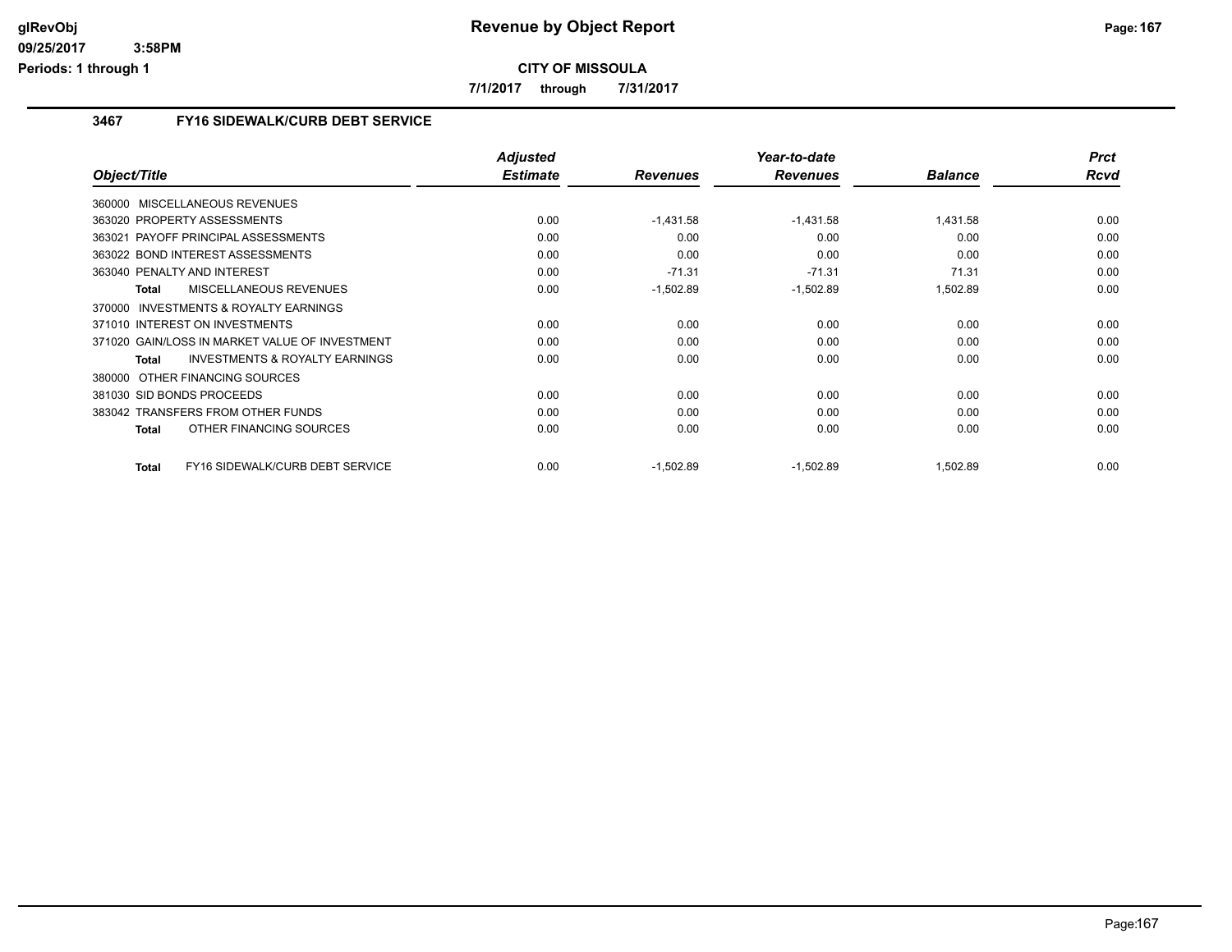**CITY OF MISSOULA**

**7/1/2017 through 7/31/2017**

### 3467 FY16 SIDEWALK/CURB DEBT SERVICE

| Object/Title | Adjusted Estimate | Revenues | Year-to-date Revenues | Balance | Prct Rcvd |
|---|---|---|---|---|---|
| 360000 MISCELLANEOUS REVENUES | | | | | |
| 363020 PROPERTY ASSESSMENTS | 0.00 | -1,431.58 | -1,431.58 | 1,431.58 | 0.00 |
| 363021 PAYOFF PRINCIPAL ASSESSMENTS | 0.00 | 0.00 | 0.00 | 0.00 | 0.00 |
| 363022 BOND INTEREST ASSESSMENTS | 0.00 | 0.00 | 0.00 | 0.00 | 0.00 |
| 363040 PENALTY AND INTEREST | 0.00 | -71.31 | -71.31 | 71.31 | 0.00 |
| **Total** MISCELLANEOUS REVENUES | 0.00 | -1,502.89 | -1,502.89 | 1,502.89 | 0.00 |
| 370000 INVESTMENTS & ROYALTY EARNINGS | | | | | |
| 371010 INTEREST ON INVESTMENTS | 0.00 | 0.00 | 0.00 | 0.00 | 0.00 |
| 371020 GAIN/LOSS IN MARKET VALUE OF INVESTMENT | 0.00 | 0.00 | 0.00 | 0.00 | 0.00 |
| **Total** INVESTMENTS & ROYALTY EARNINGS | 0.00 | 0.00 | 0.00 | 0.00 | 0.00 |
| 380000 OTHER FINANCING SOURCES | | | | | |
| 381030 SID BONDS PROCEEDS | 0.00 | 0.00 | 0.00 | 0.00 | 0.00 |
| 383042 TRANSFERS FROM OTHER FUNDS | 0.00 | 0.00 | 0.00 | 0.00 | 0.00 |
| **Total** OTHER FINANCING SOURCES | 0.00 | 0.00 | 0.00 | 0.00 | 0.00 |
| **Total** FY16 SIDEWALK/CURB DEBT SERVICE | 0.00 | -1,502.89 | -1,502.89 | 1,502.89 | 0.00 |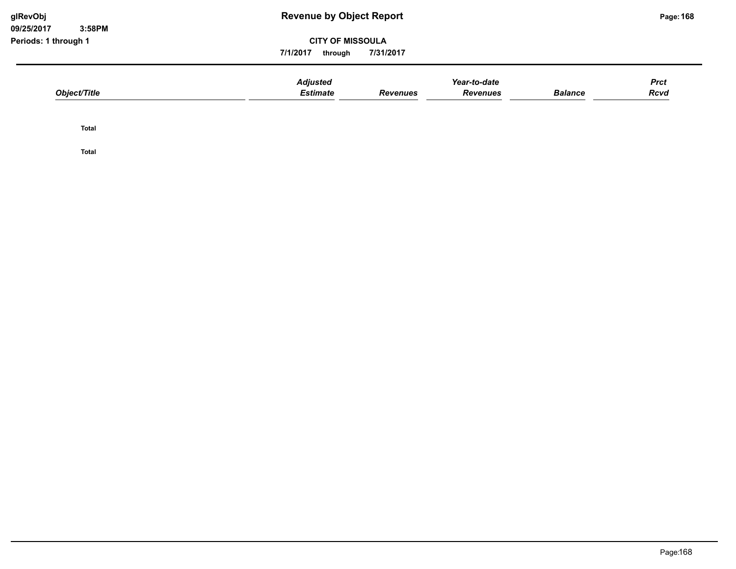# Revenue by Object Report

glRevObj
09/25/2017 3:58PM
Periods: 1 through 1

**CITY OF MISSOULA**

7/1/2017 through 7/31/2017

| Object/Title | Adjusted Estimate | Revenues | Year-to-date Revenues | Balance | Prct Rcvd |
|---|---|---|---|---|---|
| Total | | | | | |
| Total | | | | | |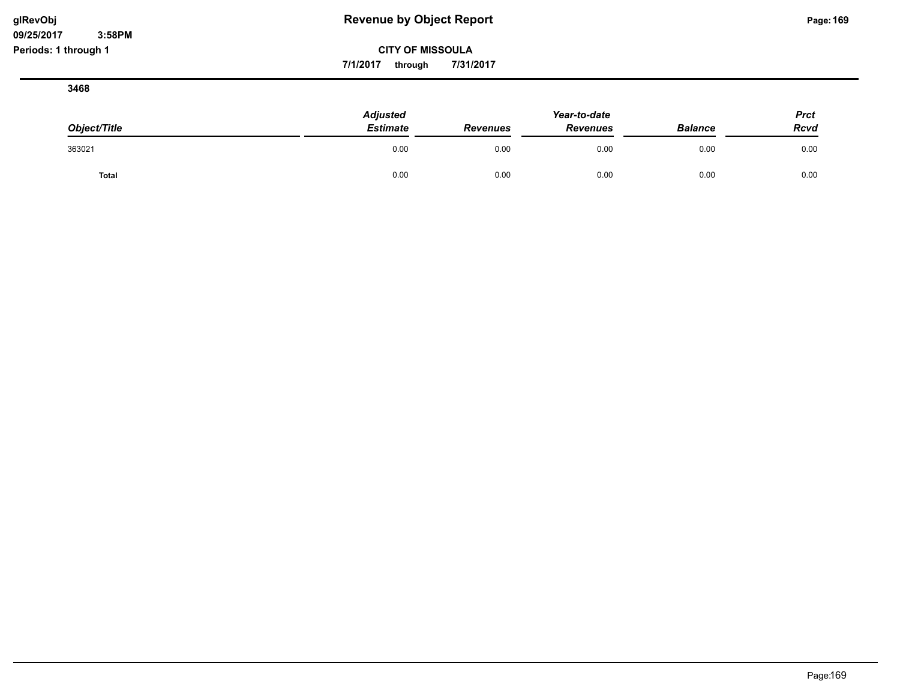# Revenue by Object Report

**CITY OF MISSOULA**

**7/1/2017 through 7/31/2017**

glRevObj
09/25/2017 3:58PM
Periods: 1 through 1

**3468**

| *Object/Title* | *Adjusted Estimate* | *Revenues* | *Year-to-date Revenues* | *Balance* | *Prct Rcvd* |
|---|---|---|---|---|---|
| 363021 | 0.00 | 0.00 | 0.00 | 0.00 | 0.00 |
| **Total** | 0.00 | 0.00 | 0.00 | 0.00 | 0.00 |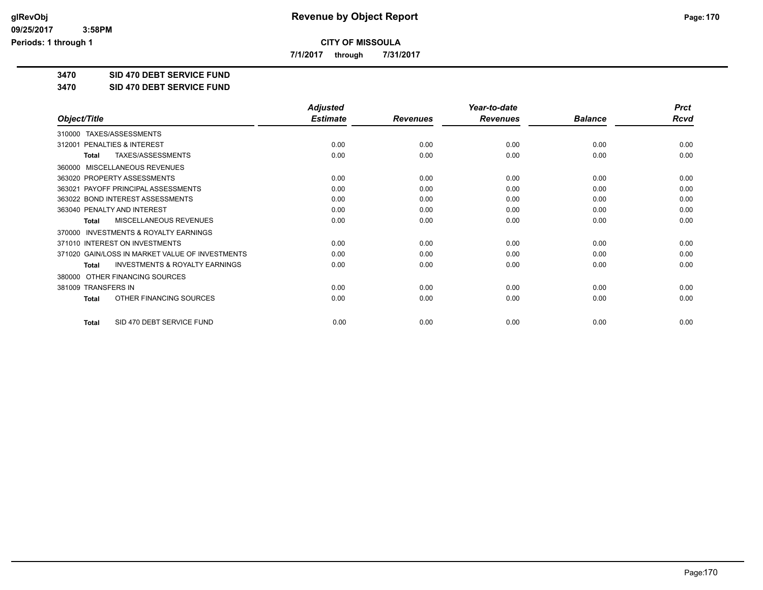# Revenue by Object Report

## CITY OF MISSOULA

7/1/2017 through 7/31/2017

glRevObj
09/25/2017 3:58PM
Periods: 1 through 1

**3470 SID 470 DEBT SERVICE FUND**

**3470 SID 470 DEBT SERVICE FUND**

| Object/Title | Adjusted Estimate | Revenues | Year-to-date Revenues | Balance | Prct Rcvd |
|---|---|---|---|---|---|
| 310000 TAXES/ASSESSMENTS | | | | | |
| 312001 PENALTIES & INTEREST | 0.00 | 0.00 | 0.00 | 0.00 | 0.00 |
| **Total** TAXES/ASSESSMENTS | 0.00 | 0.00 | 0.00 | 0.00 | 0.00 |
| 360000 MISCELLANEOUS REVENUES | | | | | |
| 363020 PROPERTY ASSESSMENTS | 0.00 | 0.00 | 0.00 | 0.00 | 0.00 |
| 363021 PAYOFF PRINCIPAL ASSESSMENTS | 0.00 | 0.00 | 0.00 | 0.00 | 0.00 |
| 363022 BOND INTEREST ASSESSMENTS | 0.00 | 0.00 | 0.00 | 0.00 | 0.00 |
| 363040 PENALTY AND INTEREST | 0.00 | 0.00 | 0.00 | 0.00 | 0.00 |
| **Total** MISCELLANEOUS REVENUES | 0.00 | 0.00 | 0.00 | 0.00 | 0.00 |
| 370000 INVESTMENTS & ROYALTY EARNINGS | | | | | |
| 371010 INTEREST ON INVESTMENTS | 0.00 | 0.00 | 0.00 | 0.00 | 0.00 |
| 371020 GAIN/LOSS IN MARKET VALUE OF INVESTMENTS | 0.00 | 0.00 | 0.00 | 0.00 | 0.00 |
| **Total** INVESTMENTS & ROYALTY EARNINGS | 0.00 | 0.00 | 0.00 | 0.00 | 0.00 |
| 380000 OTHER FINANCING SOURCES | | | | | |
| 381009 TRANSFERS IN | 0.00 | 0.00 | 0.00 | 0.00 | 0.00 |
| **Total** OTHER FINANCING SOURCES | 0.00 | 0.00 | 0.00 | 0.00 | 0.00 |
| **Total** SID 470 DEBT SERVICE FUND | 0.00 | 0.00 | 0.00 | 0.00 | 0.00 |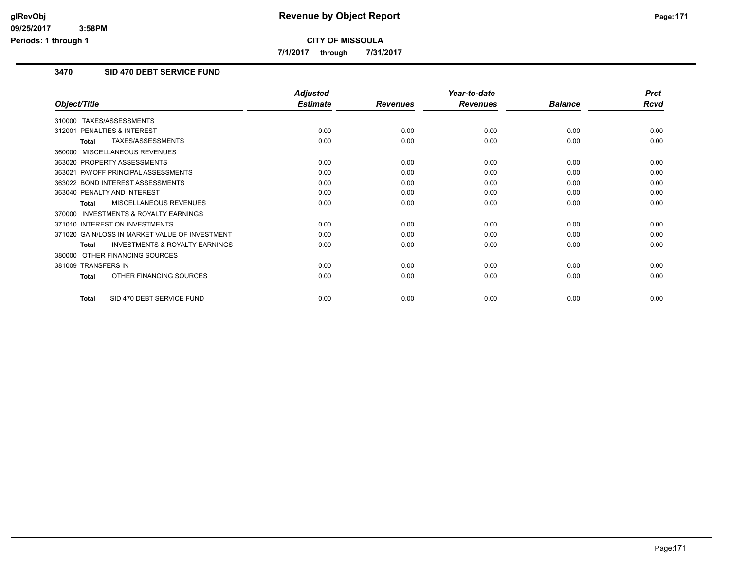# Revenue by Object Report

**CITY OF MISSOULA**

7/1/2017 through 7/31/2017

glRevObj
09/25/2017 3:58PM
Periods: 1 through 1

## 3470 SID 470 DEBT SERVICE FUND

| Object/Title | Adjusted Estimate | Revenues | Year-to-date Revenues | Balance | Prct Rcvd |
|---|---|---|---|---|---|
| 310000 TAXES/ASSESSMENTS | | | | | |
| 312001 PENALTIES & INTEREST | 0.00 | 0.00 | 0.00 | 0.00 | 0.00 |
| **Total** TAXES/ASSESSMENTS | 0.00 | 0.00 | 0.00 | 0.00 | 0.00 |
| 360000 MISCELLANEOUS REVENUES | | | | | |
| 363020 PROPERTY ASSESSMENTS | 0.00 | 0.00 | 0.00 | 0.00 | 0.00 |
| 363021 PAYOFF PRINCIPAL ASSESSMENTS | 0.00 | 0.00 | 0.00 | 0.00 | 0.00 |
| 363022 BOND INTEREST ASSESSMENTS | 0.00 | 0.00 | 0.00 | 0.00 | 0.00 |
| 363040 PENALTY AND INTEREST | 0.00 | 0.00 | 0.00 | 0.00 | 0.00 |
| **Total** MISCELLANEOUS REVENUES | 0.00 | 0.00 | 0.00 | 0.00 | 0.00 |
| 370000 INVESTMENTS & ROYALTY EARNINGS | | | | | |
| 371010 INTEREST ON INVESTMENTS | 0.00 | 0.00 | 0.00 | 0.00 | 0.00 |
| 371020 GAIN/LOSS IN MARKET VALUE OF INVESTMENT | 0.00 | 0.00 | 0.00 | 0.00 | 0.00 |
| **Total** INVESTMENTS & ROYALTY EARNINGS | 0.00 | 0.00 | 0.00 | 0.00 | 0.00 |
| 380000 OTHER FINANCING SOURCES | | | | | |
| 381009 TRANSFERS IN | 0.00 | 0.00 | 0.00 | 0.00 | 0.00 |
| **Total** OTHER FINANCING SOURCES | 0.00 | 0.00 | 0.00 | 0.00 | 0.00 |
| **Total** SID 470 DEBT SERVICE FUND | 0.00 | 0.00 | 0.00 | 0.00 | 0.00 |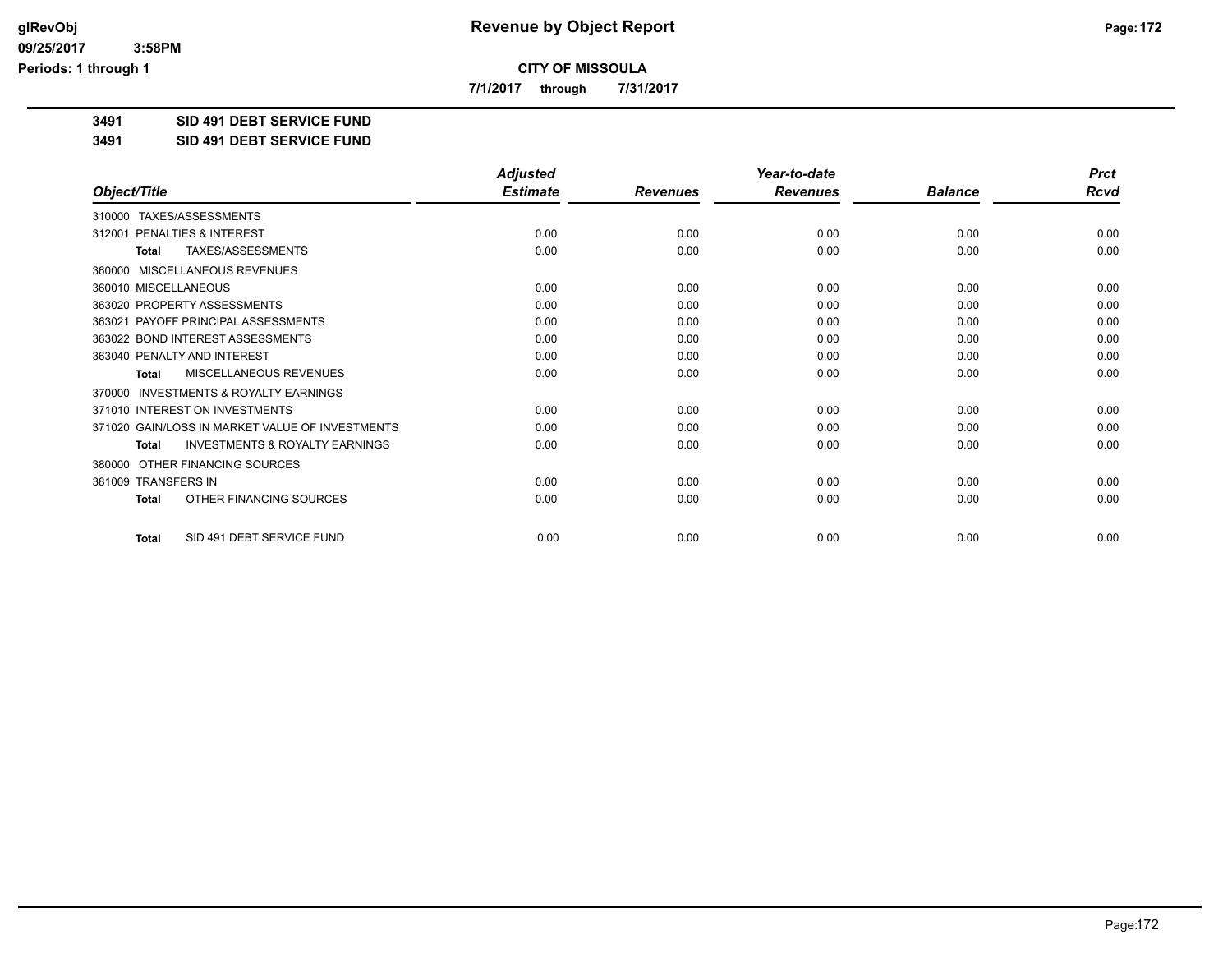# Revenue by Object Report

## CITY OF MISSOULA

**7/1/2017 through 7/31/2017**

glRevObj
09/25/2017 3:58PM
Periods: 1 through 1

**3491 SID 491 DEBT SERVICE FUND**

**3491 SID 491 DEBT SERVICE FUND**

| Object/Title | Adjusted Estimate | Revenues | Year-to-date Revenues | Balance | Prct Rcvd |
|---|---|---|---|---|---|
| 310000 TAXES/ASSESSMENTS | | | | | |
| 312001 PENALTIES & INTEREST | 0.00 | 0.00 | 0.00 | 0.00 | 0.00 |
| **Total** TAXES/ASSESSMENTS | 0.00 | 0.00 | 0.00 | 0.00 | 0.00 |
| 360000 MISCELLANEOUS REVENUES | | | | | |
| 360010 MISCELLANEOUS | 0.00 | 0.00 | 0.00 | 0.00 | 0.00 |
| 363020 PROPERTY ASSESSMENTS | 0.00 | 0.00 | 0.00 | 0.00 | 0.00 |
| 363021 PAYOFF PRINCIPAL ASSESSMENTS | 0.00 | 0.00 | 0.00 | 0.00 | 0.00 |
| 363022 BOND INTEREST ASSESSMENTS | 0.00 | 0.00 | 0.00 | 0.00 | 0.00 |
| 363040 PENALTY AND INTEREST | 0.00 | 0.00 | 0.00 | 0.00 | 0.00 |
| **Total** MISCELLANEOUS REVENUES | 0.00 | 0.00 | 0.00 | 0.00 | 0.00 |
| 370000 INVESTMENTS & ROYALTY EARNINGS | | | | | |
| 371010 INTEREST ON INVESTMENTS | 0.00 | 0.00 | 0.00 | 0.00 | 0.00 |
| 371020 GAIN/LOSS IN MARKET VALUE OF INVESTMENTS | 0.00 | 0.00 | 0.00 | 0.00 | 0.00 |
| **Total** INVESTMENTS & ROYALTY EARNINGS | 0.00 | 0.00 | 0.00 | 0.00 | 0.00 |
| 380000 OTHER FINANCING SOURCES | | | | | |
| 381009 TRANSFERS IN | 0.00 | 0.00 | 0.00 | 0.00 | 0.00 |
| **Total** OTHER FINANCING SOURCES | 0.00 | 0.00 | 0.00 | 0.00 | 0.00 |
| **Total** SID 491 DEBT SERVICE FUND | 0.00 | 0.00 | 0.00 | 0.00 | 0.00 |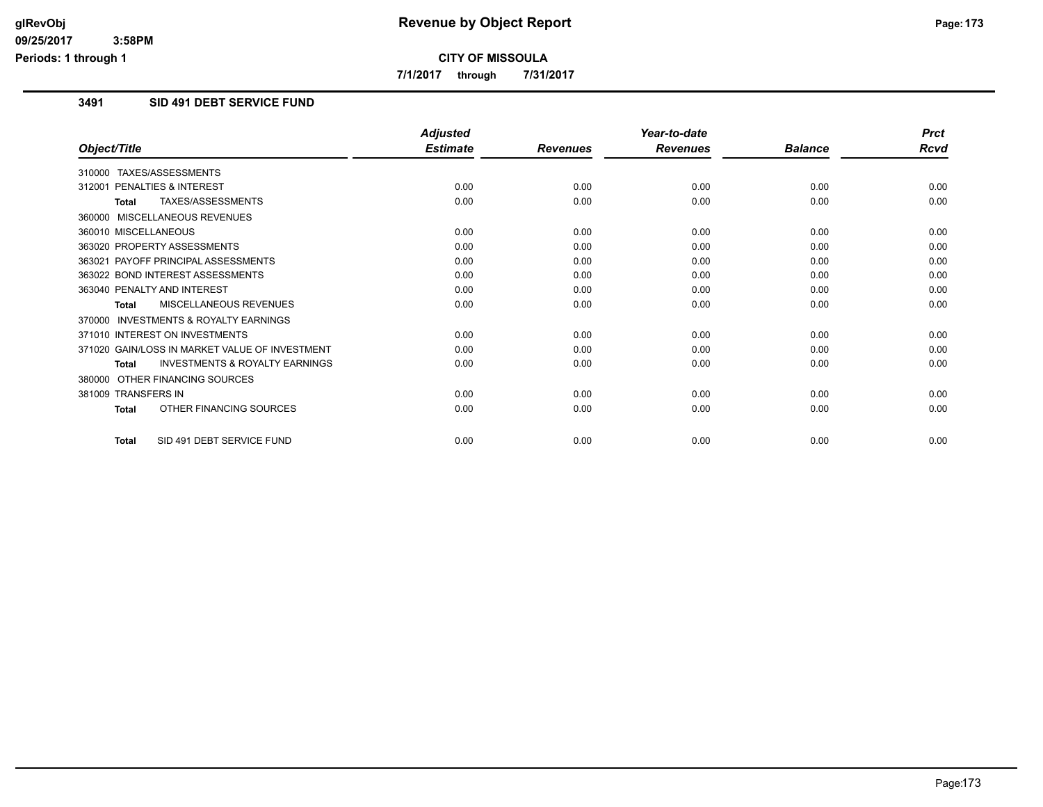**Revenue by Object Report**

**CITY OF MISSOULA**

**7/1/2017 through 7/31/2017**

glRevObj
09/25/2017 3:58PM
Periods: 1 through 1

### 3491 SID 491 DEBT SERVICE FUND

| Object/Title | Adjusted Estimate | Revenues | Year-to-date Revenues | Balance | Prct Rcvd |
|---|---|---|---|---|---|
| 310000 TAXES/ASSESSMENTS | | | | | |
| 312001 PENALTIES & INTEREST | 0.00 | 0.00 | 0.00 | 0.00 | 0.00 |
| **Total** TAXES/ASSESSMENTS | 0.00 | 0.00 | 0.00 | 0.00 | 0.00 |
| 360000 MISCELLANEOUS REVENUES | | | | | |
| 360010 MISCELLANEOUS | 0.00 | 0.00 | 0.00 | 0.00 | 0.00 |
| 363020 PROPERTY ASSESSMENTS | 0.00 | 0.00 | 0.00 | 0.00 | 0.00 |
| 363021 PAYOFF PRINCIPAL ASSESSMENTS | 0.00 | 0.00 | 0.00 | 0.00 | 0.00 |
| 363022 BOND INTEREST ASSESSMENTS | 0.00 | 0.00 | 0.00 | 0.00 | 0.00 |
| 363040 PENALTY AND INTEREST | 0.00 | 0.00 | 0.00 | 0.00 | 0.00 |
| **Total** MISCELLANEOUS REVENUES | 0.00 | 0.00 | 0.00 | 0.00 | 0.00 |
| 370000 INVESTMENTS & ROYALTY EARNINGS | | | | | |
| 371010 INTEREST ON INVESTMENTS | 0.00 | 0.00 | 0.00 | 0.00 | 0.00 |
| 371020 GAIN/LOSS IN MARKET VALUE OF INVESTMENT | 0.00 | 0.00 | 0.00 | 0.00 | 0.00 |
| **Total** INVESTMENTS & ROYALTY EARNINGS | 0.00 | 0.00 | 0.00 | 0.00 | 0.00 |
| 380000 OTHER FINANCING SOURCES | | | | | |
| 381009 TRANSFERS IN | 0.00 | 0.00 | 0.00 | 0.00 | 0.00 |
| **Total** OTHER FINANCING SOURCES | 0.00 | 0.00 | 0.00 | 0.00 | 0.00 |
| **Total** SID 491 DEBT SERVICE FUND | 0.00 | 0.00 | 0.00 | 0.00 | 0.00 |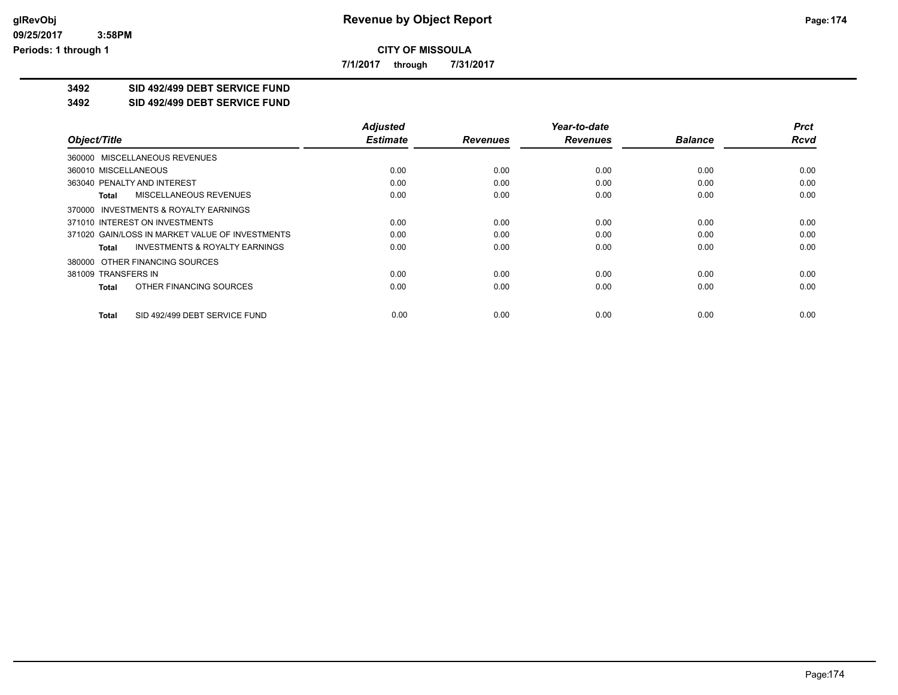**CITY OF MISSOULA**

**7/1/2017 through 7/31/2017**

**3492 SID 492/499 DEBT SERVICE FUND**

**3492 SID 492/499 DEBT SERVICE FUND**

| Object/Title | Adjusted Estimate | Revenues | Year-to-date Revenues | Balance | Prct Rcvd |
|---|---|---|---|---|---|
| 360000 MISCELLANEOUS REVENUES | | | | | |
| 360010 MISCELLANEOUS | 0.00 | 0.00 | 0.00 | 0.00 | 0.00 |
| 363040 PENALTY AND INTEREST | 0.00 | 0.00 | 0.00 | 0.00 | 0.00 |
| **Total** MISCELLANEOUS REVENUES | 0.00 | 0.00 | 0.00 | 0.00 | 0.00 |
| 370000 INVESTMENTS & ROYALTY EARNINGS | | | | | |
| 371010 INTEREST ON INVESTMENTS | 0.00 | 0.00 | 0.00 | 0.00 | 0.00 |
| 371020 GAIN/LOSS IN MARKET VALUE OF INVESTMENTS | 0.00 | 0.00 | 0.00 | 0.00 | 0.00 |
| **Total** INVESTMENTS & ROYALTY EARNINGS | 0.00 | 0.00 | 0.00 | 0.00 | 0.00 |
| 380000 OTHER FINANCING SOURCES | | | | | |
| 381009 TRANSFERS IN | 0.00 | 0.00 | 0.00 | 0.00 | 0.00 |
| **Total** OTHER FINANCING SOURCES | 0.00 | 0.00 | 0.00 | 0.00 | 0.00 |
| **Total** SID 492/499 DEBT SERVICE FUND | 0.00 | 0.00 | 0.00 | 0.00 | 0.00 |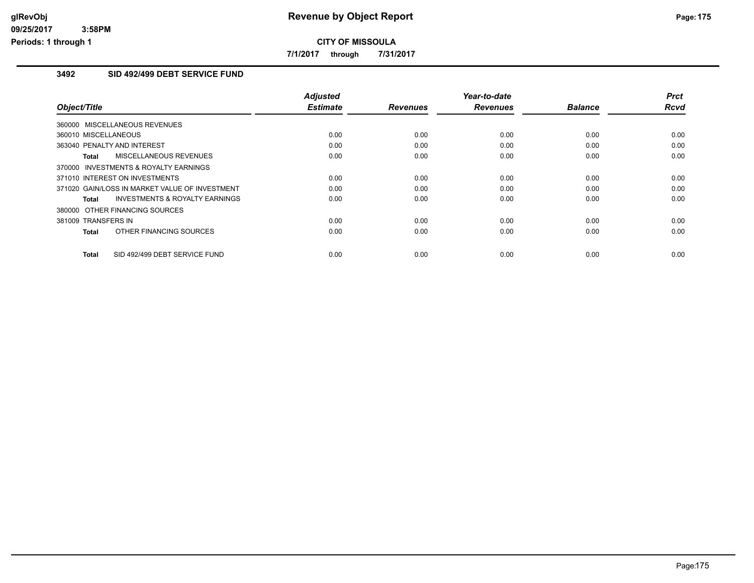**CITY OF MISSOULA**

**7/1/2017 through 7/31/2017**

### 3492 SID 492/499 DEBT SERVICE FUND

| Object/Title | Adjusted Estimate | Revenues | Year-to-date Revenues | Balance | Prct Rcvd |
|---|---|---|---|---|---|
| 360000 MISCELLANEOUS REVENUES | | | | | |
| 360010 MISCELLANEOUS | 0.00 | 0.00 | 0.00 | 0.00 | 0.00 |
| 363040 PENALTY AND INTEREST | 0.00 | 0.00 | 0.00 | 0.00 | 0.00 |
| **Total** MISCELLANEOUS REVENUES | 0.00 | 0.00 | 0.00 | 0.00 | 0.00 |
| 370000 INVESTMENTS & ROYALTY EARNINGS | | | | | |
| 371010 INTEREST ON INVESTMENTS | 0.00 | 0.00 | 0.00 | 0.00 | 0.00 |
| 371020 GAIN/LOSS IN MARKET VALUE OF INVESTMENT | 0.00 | 0.00 | 0.00 | 0.00 | 0.00 |
| **Total** INVESTMENTS & ROYALTY EARNINGS | 0.00 | 0.00 | 0.00 | 0.00 | 0.00 |
| 380000 OTHER FINANCING SOURCES | | | | | |
| 381009 TRANSFERS IN | 0.00 | 0.00 | 0.00 | 0.00 | 0.00 |
| **Total** OTHER FINANCING SOURCES | 0.00 | 0.00 | 0.00 | 0.00 | 0.00 |
| **Total** SID 492/499 DEBT SERVICE FUND | 0.00 | 0.00 | 0.00 | 0.00 | 0.00 |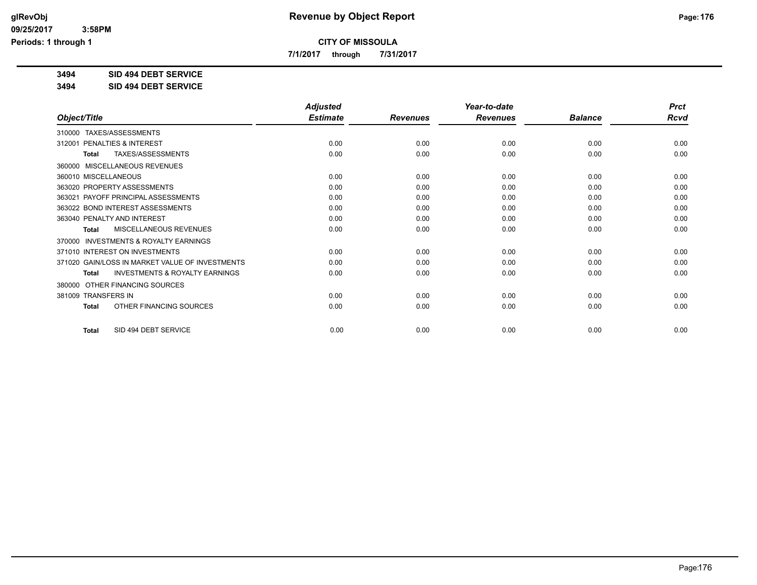# Revenue by Object Report

**CITY OF MISSOULA**

**7/1/2017 through 7/31/2017**

glRevObj
09/25/2017 3:58PM
Periods: 1 through 1

**3494 SID 494 DEBT SERVICE**

**3494 SID 494 DEBT SERVICE**

| Object/Title | Adjusted Estimate | Revenues | Year-to-date Revenues | Balance | Prct Rcvd |
|---|---|---|---|---|---|
| 310000 TAXES/ASSESSMENTS | | | | | |
| 312001 PENALTIES & INTEREST | 0.00 | 0.00 | 0.00 | 0.00 | 0.00 |
| **Total** TAXES/ASSESSMENTS | 0.00 | 0.00 | 0.00 | 0.00 | 0.00 |
| 360000 MISCELLANEOUS REVENUES | | | | | |
| 360010 MISCELLANEOUS | 0.00 | 0.00 | 0.00 | 0.00 | 0.00 |
| 363020 PROPERTY ASSESSMENTS | 0.00 | 0.00 | 0.00 | 0.00 | 0.00 |
| 363021 PAYOFF PRINCIPAL ASSESSMENTS | 0.00 | 0.00 | 0.00 | 0.00 | 0.00 |
| 363022 BOND INTEREST ASSESSMENTS | 0.00 | 0.00 | 0.00 | 0.00 | 0.00 |
| 363040 PENALTY AND INTEREST | 0.00 | 0.00 | 0.00 | 0.00 | 0.00 |
| **Total** MISCELLANEOUS REVENUES | 0.00 | 0.00 | 0.00 | 0.00 | 0.00 |
| 370000 INVESTMENTS & ROYALTY EARNINGS | | | | | |
| 371010 INTEREST ON INVESTMENTS | 0.00 | 0.00 | 0.00 | 0.00 | 0.00 |
| 371020 GAIN/LOSS IN MARKET VALUE OF INVESTMENTS | 0.00 | 0.00 | 0.00 | 0.00 | 0.00 |
| **Total** INVESTMENTS & ROYALTY EARNINGS | 0.00 | 0.00 | 0.00 | 0.00 | 0.00 |
| 380000 OTHER FINANCING SOURCES | | | | | |
| 381009 TRANSFERS IN | 0.00 | 0.00 | 0.00 | 0.00 | 0.00 |
| **Total** OTHER FINANCING SOURCES | 0.00 | 0.00 | 0.00 | 0.00 | 0.00 |
| **Total** SID 494 DEBT SERVICE | 0.00 | 0.00 | 0.00 | 0.00 | 0.00 |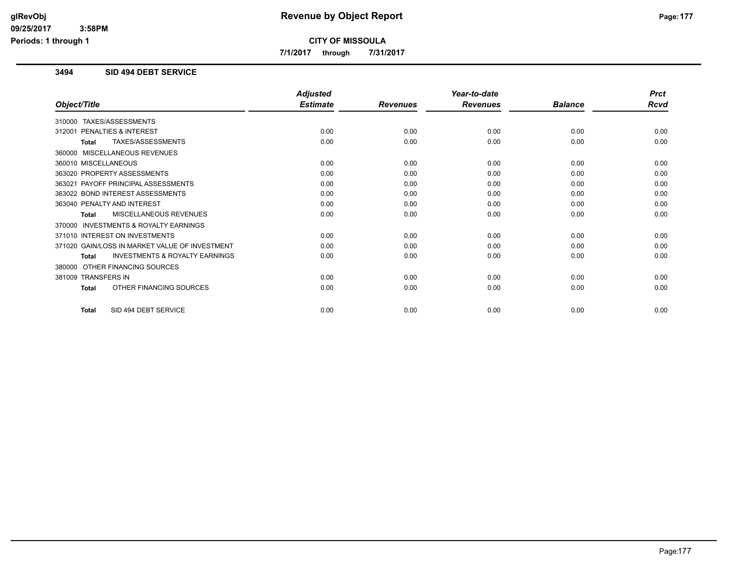# Revenue by Object Report

**CITY OF MISSOULA**

**7/1/2017 through 7/31/2017**

glRevObj
09/25/2017 3:58PM
Periods: 1 through 1

## 3494 SID 494 DEBT SERVICE

| Object/Title | Adjusted Estimate | Revenues | Year-to-date Revenues | Balance | Prct Rcvd |
|---|---|---|---|---|---|
| 310000 TAXES/ASSESSMENTS | | | | | |
| 312001 PENALTIES & INTEREST | 0.00 | 0.00 | 0.00 | 0.00 | 0.00 |
| **Total** TAXES/ASSESSMENTS | 0.00 | 0.00 | 0.00 | 0.00 | 0.00 |
| 360000 MISCELLANEOUS REVENUES | | | | | |
| 360010 MISCELLANEOUS | 0.00 | 0.00 | 0.00 | 0.00 | 0.00 |
| 363020 PROPERTY ASSESSMENTS | 0.00 | 0.00 | 0.00 | 0.00 | 0.00 |
| 363021 PAYOFF PRINCIPAL ASSESSMENTS | 0.00 | 0.00 | 0.00 | 0.00 | 0.00 |
| 363022 BOND INTEREST ASSESSMENTS | 0.00 | 0.00 | 0.00 | 0.00 | 0.00 |
| 363040 PENALTY AND INTEREST | 0.00 | 0.00 | 0.00 | 0.00 | 0.00 |
| **Total** MISCELLANEOUS REVENUES | 0.00 | 0.00 | 0.00 | 0.00 | 0.00 |
| 370000 INVESTMENTS & ROYALTY EARNINGS | | | | | |
| 371010 INTEREST ON INVESTMENTS | 0.00 | 0.00 | 0.00 | 0.00 | 0.00 |
| 371020 GAIN/LOSS IN MARKET VALUE OF INVESTMENT | 0.00 | 0.00 | 0.00 | 0.00 | 0.00 |
| **Total** INVESTMENTS & ROYALTY EARNINGS | 0.00 | 0.00 | 0.00 | 0.00 | 0.00 |
| 380000 OTHER FINANCING SOURCES | | | | | |
| 381009 TRANSFERS IN | 0.00 | 0.00 | 0.00 | 0.00 | 0.00 |
| **Total** OTHER FINANCING SOURCES | 0.00 | 0.00 | 0.00 | 0.00 | 0.00 |
| **Total** SID 494 DEBT SERVICE | 0.00 | 0.00 | 0.00 | 0.00 | 0.00 |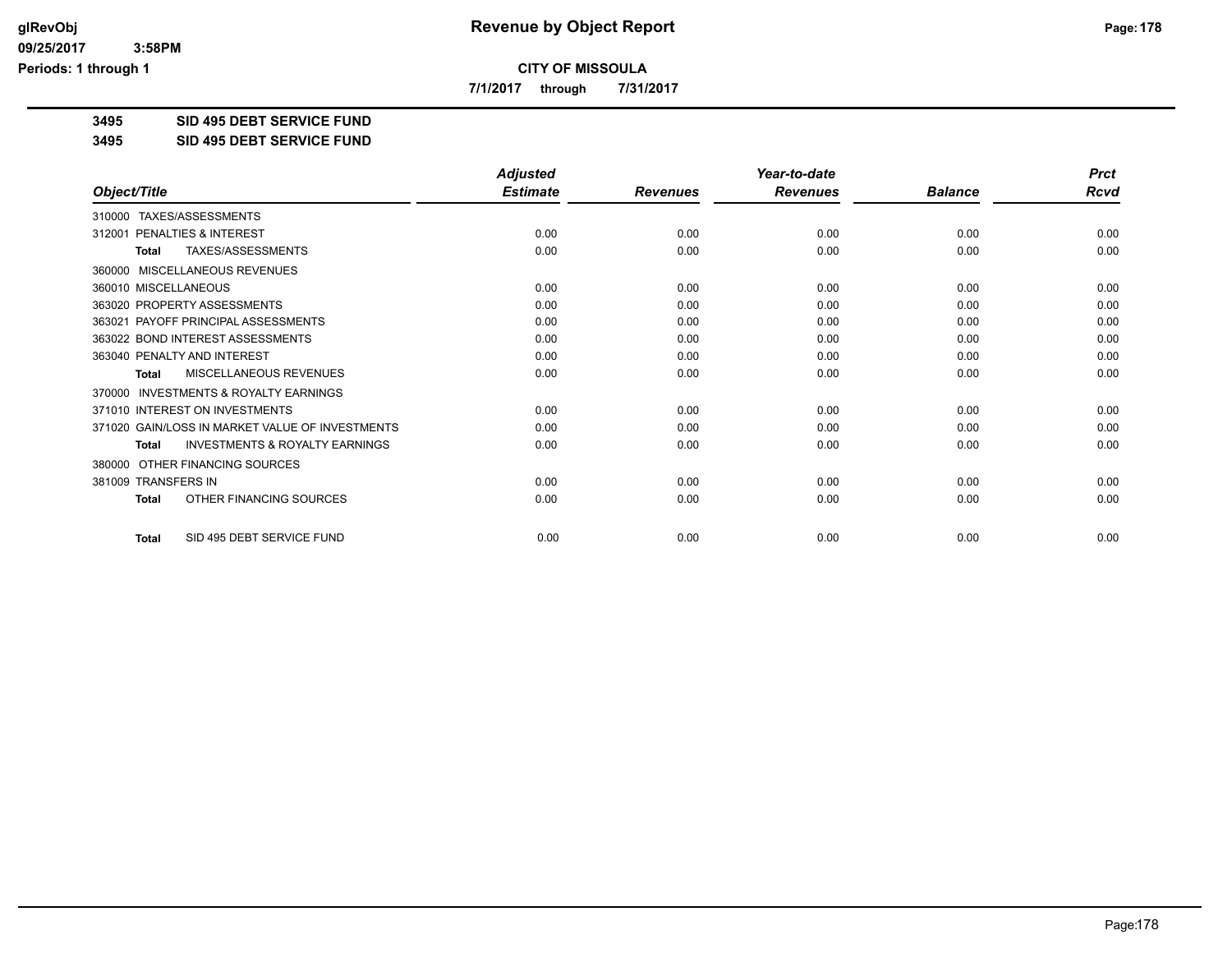**CITY OF MISSOULA**

**7/1/2017 through 7/31/2017**

**3495 SID 495 DEBT SERVICE FUND**

**3495 SID 495 DEBT SERVICE FUND**

| Object/Title | Adjusted Estimate | Revenues | Year-to-date Revenues | Balance | Prct Rcvd |
|---|---|---|---|---|---|
| 310000 TAXES/ASSESSMENTS | | | | | |
| 312001 PENALTIES & INTEREST | 0.00 | 0.00 | 0.00 | 0.00 | 0.00 |
| **Total** TAXES/ASSESSMENTS | 0.00 | 0.00 | 0.00 | 0.00 | 0.00 |
| 360000 MISCELLANEOUS REVENUES | | | | | |
| 360010 MISCELLANEOUS | 0.00 | 0.00 | 0.00 | 0.00 | 0.00 |
| 363020 PROPERTY ASSESSMENTS | 0.00 | 0.00 | 0.00 | 0.00 | 0.00 |
| 363021 PAYOFF PRINCIPAL ASSESSMENTS | 0.00 | 0.00 | 0.00 | 0.00 | 0.00 |
| 363022 BOND INTEREST ASSESSMENTS | 0.00 | 0.00 | 0.00 | 0.00 | 0.00 |
| 363040 PENALTY AND INTEREST | 0.00 | 0.00 | 0.00 | 0.00 | 0.00 |
| **Total** MISCELLANEOUS REVENUES | 0.00 | 0.00 | 0.00 | 0.00 | 0.00 |
| 370000 INVESTMENTS & ROYALTY EARNINGS | | | | | |
| 371010 INTEREST ON INVESTMENTS | 0.00 | 0.00 | 0.00 | 0.00 | 0.00 |
| 371020 GAIN/LOSS IN MARKET VALUE OF INVESTMENTS | 0.00 | 0.00 | 0.00 | 0.00 | 0.00 |
| **Total** INVESTMENTS & ROYALTY EARNINGS | 0.00 | 0.00 | 0.00 | 0.00 | 0.00 |
| 380000 OTHER FINANCING SOURCES | | | | | |
| 381009 TRANSFERS IN | 0.00 | 0.00 | 0.00 | 0.00 | 0.00 |
| **Total** OTHER FINANCING SOURCES | 0.00 | 0.00 | 0.00 | 0.00 | 0.00 |
| **Total** SID 495 DEBT SERVICE FUND | 0.00 | 0.00 | 0.00 | 0.00 | 0.00 |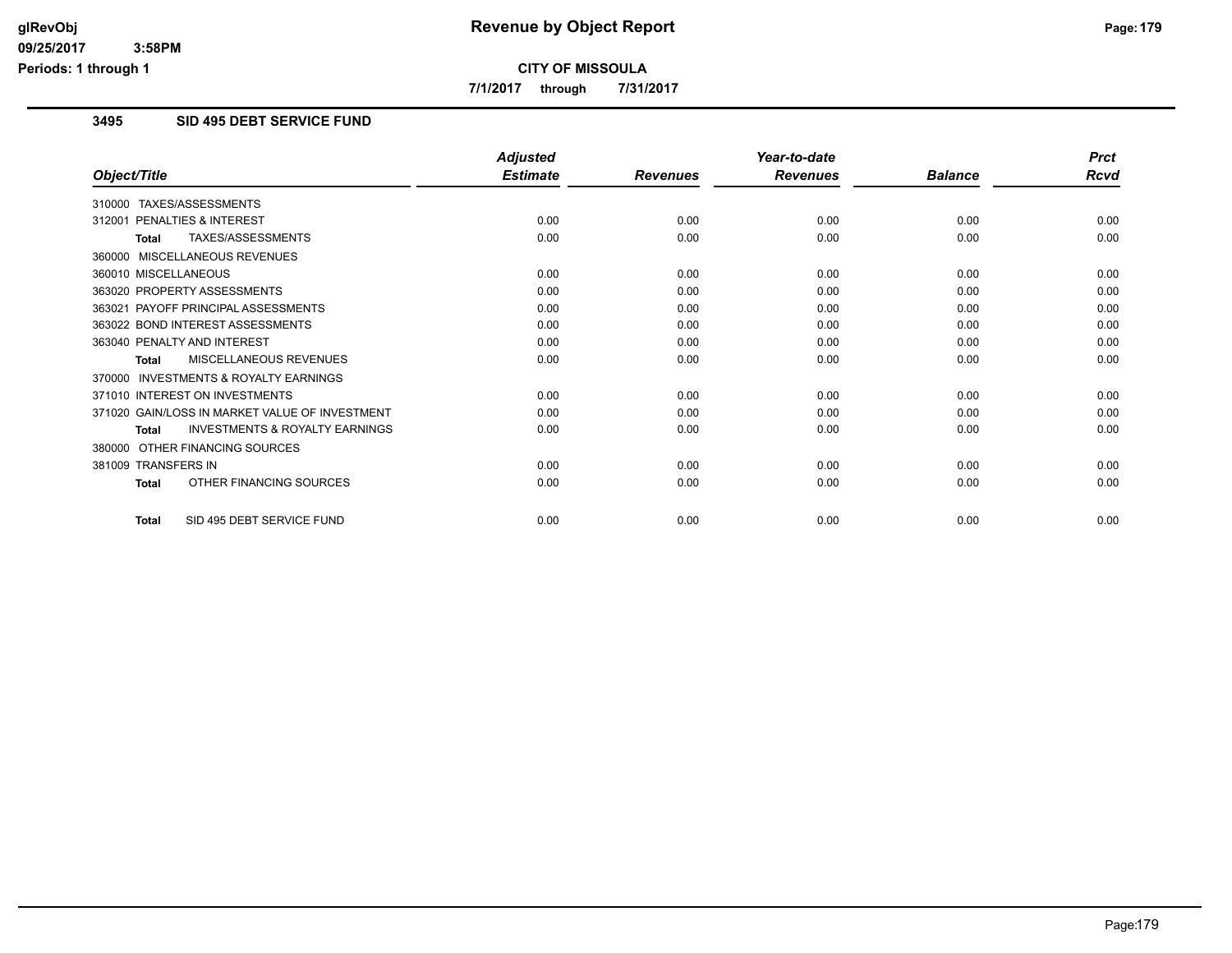# Revenue by Object Report

**CITY OF MISSOULA**

**7/1/2017 through 7/31/2017**

glRevObj
09/25/2017 3:58PM
Periods: 1 through 1

## 3495 SID 495 DEBT SERVICE FUND

| Object/Title | Adjusted Estimate | Revenues | Year-to-date Revenues | Balance | Prct Rcvd |
|---|---|---|---|---|---|
| 310000 TAXES/ASSESSMENTS | | | | | |
| 312001 PENALTIES & INTEREST | 0.00 | 0.00 | 0.00 | 0.00 | 0.00 |
| **Total** TAXES/ASSESSMENTS | 0.00 | 0.00 | 0.00 | 0.00 | 0.00 |
| 360000 MISCELLANEOUS REVENUES | | | | | |
| 360010 MISCELLANEOUS | 0.00 | 0.00 | 0.00 | 0.00 | 0.00 |
| 363020 PROPERTY ASSESSMENTS | 0.00 | 0.00 | 0.00 | 0.00 | 0.00 |
| 363021 PAYOFF PRINCIPAL ASSESSMENTS | 0.00 | 0.00 | 0.00 | 0.00 | 0.00 |
| 363022 BOND INTEREST ASSESSMENTS | 0.00 | 0.00 | 0.00 | 0.00 | 0.00 |
| 363040 PENALTY AND INTEREST | 0.00 | 0.00 | 0.00 | 0.00 | 0.00 |
| **Total** MISCELLANEOUS REVENUES | 0.00 | 0.00 | 0.00 | 0.00 | 0.00 |
| 370000 INVESTMENTS & ROYALTY EARNINGS | | | | | |
| 371010 INTEREST ON INVESTMENTS | 0.00 | 0.00 | 0.00 | 0.00 | 0.00 |
| 371020 GAIN/LOSS IN MARKET VALUE OF INVESTMENT | 0.00 | 0.00 | 0.00 | 0.00 | 0.00 |
| **Total** INVESTMENTS & ROYALTY EARNINGS | 0.00 | 0.00 | 0.00 | 0.00 | 0.00 |
| 380000 OTHER FINANCING SOURCES | | | | | |
| 381009 TRANSFERS IN | 0.00 | 0.00 | 0.00 | 0.00 | 0.00 |
| **Total** OTHER FINANCING SOURCES | 0.00 | 0.00 | 0.00 | 0.00 | 0.00 |
| **Total** SID 495 DEBT SERVICE FUND | 0.00 | 0.00 | 0.00 | 0.00 | 0.00 |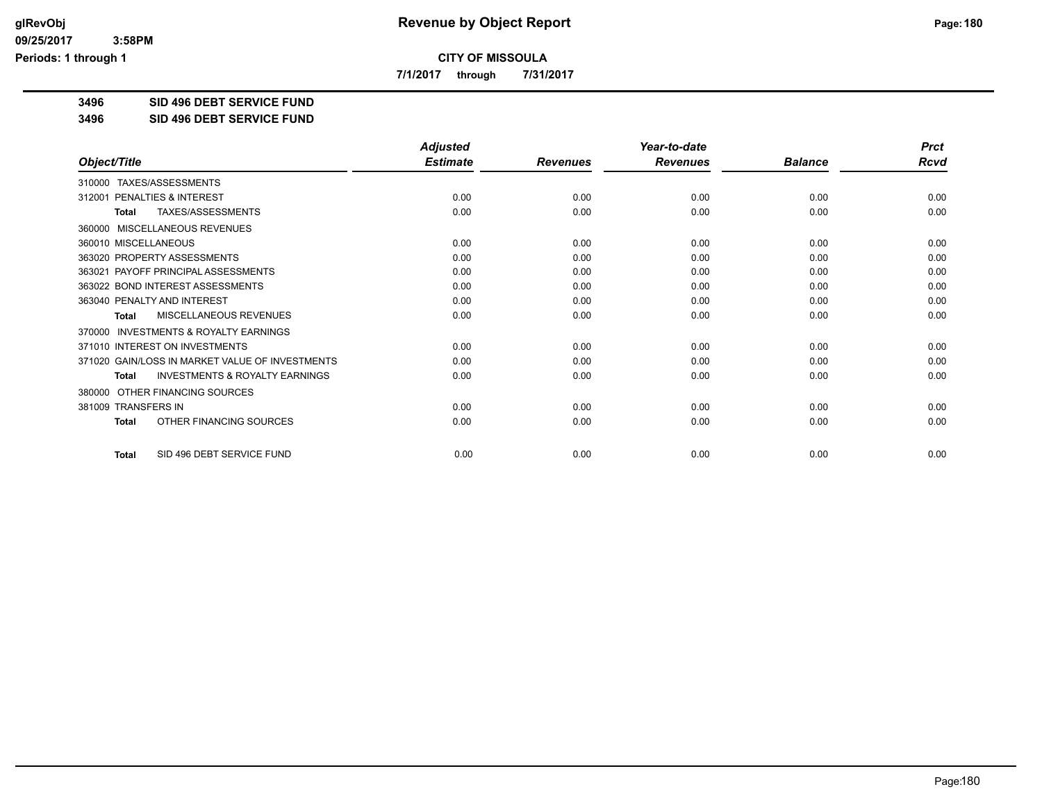**CITY OF MISSOULA**

**7/1/2017 through 7/31/2017**

**3496 SID 496 DEBT SERVICE FUND**

**3496 SID 496 DEBT SERVICE FUND**

| Object/Title | Adjusted Estimate | Revenues | Year-to-date Revenues | Balance | Prct Rcvd |
|---|---|---|---|---|---|
| 310000 TAXES/ASSESSMENTS | | | | | |
| 312001 PENALTIES & INTEREST | 0.00 | 0.00 | 0.00 | 0.00 | 0.00 |
| **Total** TAXES/ASSESSMENTS | 0.00 | 0.00 | 0.00 | 0.00 | 0.00 |
| 360000 MISCELLANEOUS REVENUES | | | | | |
| 360010 MISCELLANEOUS | 0.00 | 0.00 | 0.00 | 0.00 | 0.00 |
| 363020 PROPERTY ASSESSMENTS | 0.00 | 0.00 | 0.00 | 0.00 | 0.00 |
| 363021 PAYOFF PRINCIPAL ASSESSMENTS | 0.00 | 0.00 | 0.00 | 0.00 | 0.00 |
| 363022 BOND INTEREST ASSESSMENTS | 0.00 | 0.00 | 0.00 | 0.00 | 0.00 |
| 363040 PENALTY AND INTEREST | 0.00 | 0.00 | 0.00 | 0.00 | 0.00 |
| **Total** MISCELLANEOUS REVENUES | 0.00 | 0.00 | 0.00 | 0.00 | 0.00 |
| 370000 INVESTMENTS & ROYALTY EARNINGS | | | | | |
| 371010 INTEREST ON INVESTMENTS | 0.00 | 0.00 | 0.00 | 0.00 | 0.00 |
| 371020 GAIN/LOSS IN MARKET VALUE OF INVESTMENTS | 0.00 | 0.00 | 0.00 | 0.00 | 0.00 |
| **Total** INVESTMENTS & ROYALTY EARNINGS | 0.00 | 0.00 | 0.00 | 0.00 | 0.00 |
| 380000 OTHER FINANCING SOURCES | | | | | |
| 381009 TRANSFERS IN | 0.00 | 0.00 | 0.00 | 0.00 | 0.00 |
| **Total** OTHER FINANCING SOURCES | 0.00 | 0.00 | 0.00 | 0.00 | 0.00 |
| **Total** SID 496 DEBT SERVICE FUND | 0.00 | 0.00 | 0.00 | 0.00 | 0.00 |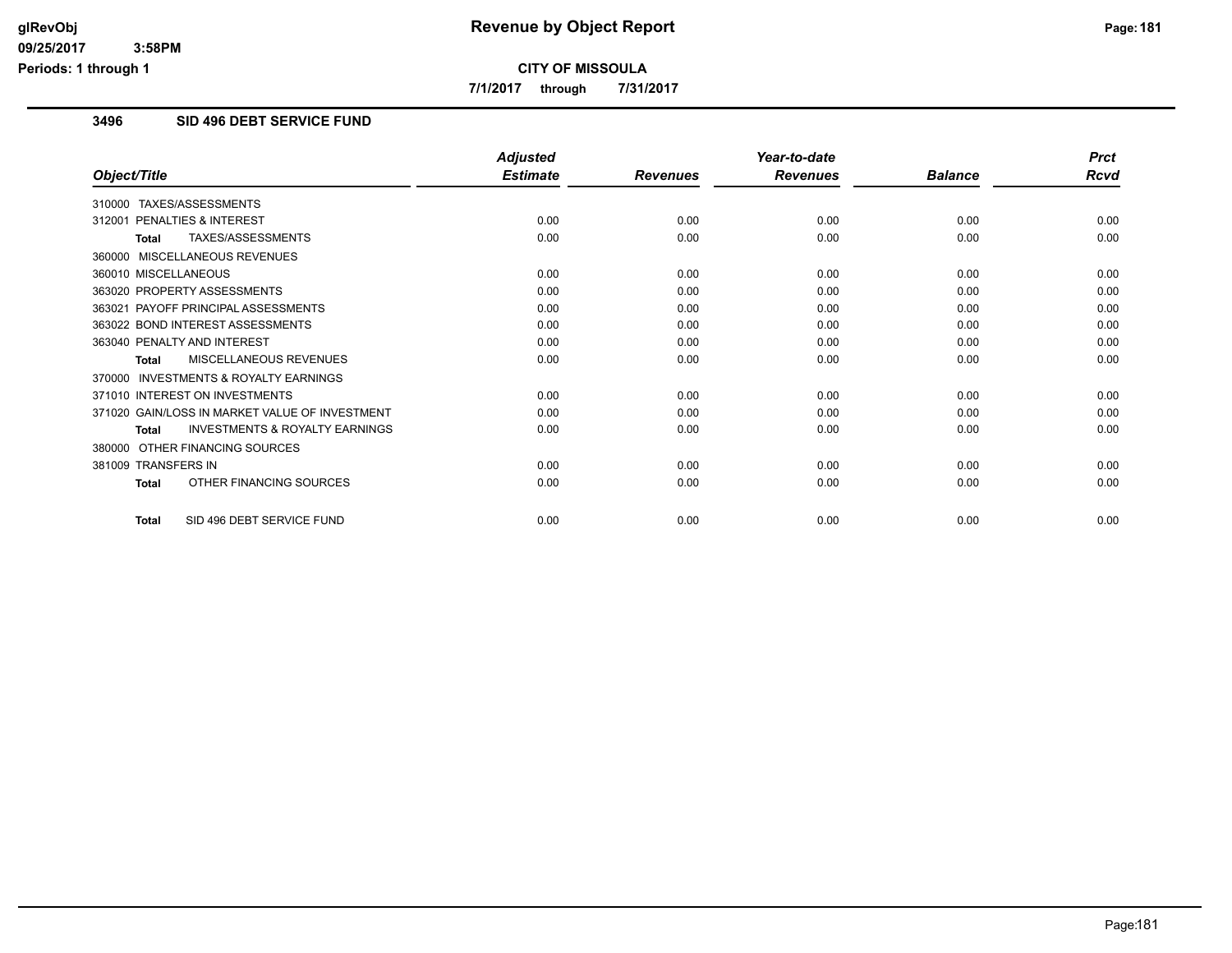# Revenue by Object Report

**CITY OF MISSOULA**

**7/1/2017 through 7/31/2017**

glRevObj
09/25/2017 3:58PM
Periods: 1 through 1

## 3496 SID 496 DEBT SERVICE FUND

| Object/Title | Adjusted Estimate | Revenues | Year-to-date Revenues | Balance | Prct Rcvd |
|---|---|---|---|---|---|
| 310000 TAXES/ASSESSMENTS | | | | | |
| 312001 PENALTIES & INTEREST | 0.00 | 0.00 | 0.00 | 0.00 | 0.00 |
| **Total** TAXES/ASSESSMENTS | 0.00 | 0.00 | 0.00 | 0.00 | 0.00 |
| 360000 MISCELLANEOUS REVENUES | | | | | |
| 360010 MISCELLANEOUS | 0.00 | 0.00 | 0.00 | 0.00 | 0.00 |
| 363020 PROPERTY ASSESSMENTS | 0.00 | 0.00 | 0.00 | 0.00 | 0.00 |
| 363021 PAYOFF PRINCIPAL ASSESSMENTS | 0.00 | 0.00 | 0.00 | 0.00 | 0.00 |
| 363022 BOND INTEREST ASSESSMENTS | 0.00 | 0.00 | 0.00 | 0.00 | 0.00 |
| 363040 PENALTY AND INTEREST | 0.00 | 0.00 | 0.00 | 0.00 | 0.00 |
| **Total** MISCELLANEOUS REVENUES | 0.00 | 0.00 | 0.00 | 0.00 | 0.00 |
| 370000 INVESTMENTS & ROYALTY EARNINGS | | | | | |
| 371010 INTEREST ON INVESTMENTS | 0.00 | 0.00 | 0.00 | 0.00 | 0.00 |
| 371020 GAIN/LOSS IN MARKET VALUE OF INVESTMENT | 0.00 | 0.00 | 0.00 | 0.00 | 0.00 |
| **Total** INVESTMENTS & ROYALTY EARNINGS | 0.00 | 0.00 | 0.00 | 0.00 | 0.00 |
| 380000 OTHER FINANCING SOURCES | | | | | |
| 381009 TRANSFERS IN | 0.00 | 0.00 | 0.00 | 0.00 | 0.00 |
| **Total** OTHER FINANCING SOURCES | 0.00 | 0.00 | 0.00 | 0.00 | 0.00 |
| **Total** SID 496 DEBT SERVICE FUND | 0.00 | 0.00 | 0.00 | 0.00 | 0.00 |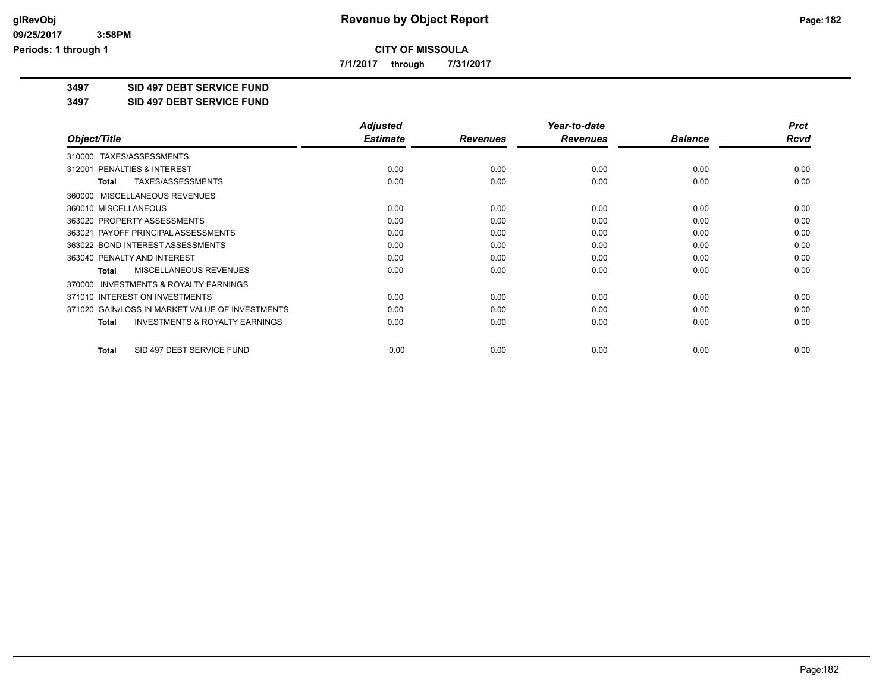# Revenue by Object Report

**CITY OF MISSOULA**

**7/1/2017 through 7/31/2017**

glRevObj
09/25/2017 3:58PM
Periods: 1 through 1

**3497 SID 497 DEBT SERVICE FUND**

**3497 SID 497 DEBT SERVICE FUND**

| Object/Title | Adjusted Estimate | Revenues | Year-to-date Revenues | Balance | Prct Rcvd |
|---|---|---|---|---|---|
| 310000 TAXES/ASSESSMENTS | | | | | |
| 312001 PENALTIES & INTEREST | 0.00 | 0.00 | 0.00 | 0.00 | 0.00 |
| **Total** TAXES/ASSESSMENTS | 0.00 | 0.00 | 0.00 | 0.00 | 0.00 |
| 360000 MISCELLANEOUS REVENUES | | | | | |
| 360010 MISCELLANEOUS | 0.00 | 0.00 | 0.00 | 0.00 | 0.00 |
| 363020 PROPERTY ASSESSMENTS | 0.00 | 0.00 | 0.00 | 0.00 | 0.00 |
| 363021 PAYOFF PRINCIPAL ASSESSMENTS | 0.00 | 0.00 | 0.00 | 0.00 | 0.00 |
| 363022 BOND INTEREST ASSESSMENTS | 0.00 | 0.00 | 0.00 | 0.00 | 0.00 |
| 363040 PENALTY AND INTEREST | 0.00 | 0.00 | 0.00 | 0.00 | 0.00 |
| **Total** MISCELLANEOUS REVENUES | 0.00 | 0.00 | 0.00 | 0.00 | 0.00 |
| 370000 INVESTMENTS & ROYALTY EARNINGS | | | | | |
| 371010 INTEREST ON INVESTMENTS | 0.00 | 0.00 | 0.00 | 0.00 | 0.00 |
| 371020 GAIN/LOSS IN MARKET VALUE OF INVESTMENTS | 0.00 | 0.00 | 0.00 | 0.00 | 0.00 |
| **Total** INVESTMENTS & ROYALTY EARNINGS | 0.00 | 0.00 | 0.00 | 0.00 | 0.00 |
| **Total** SID 497 DEBT SERVICE FUND | 0.00 | 0.00 | 0.00 | 0.00 | 0.00 |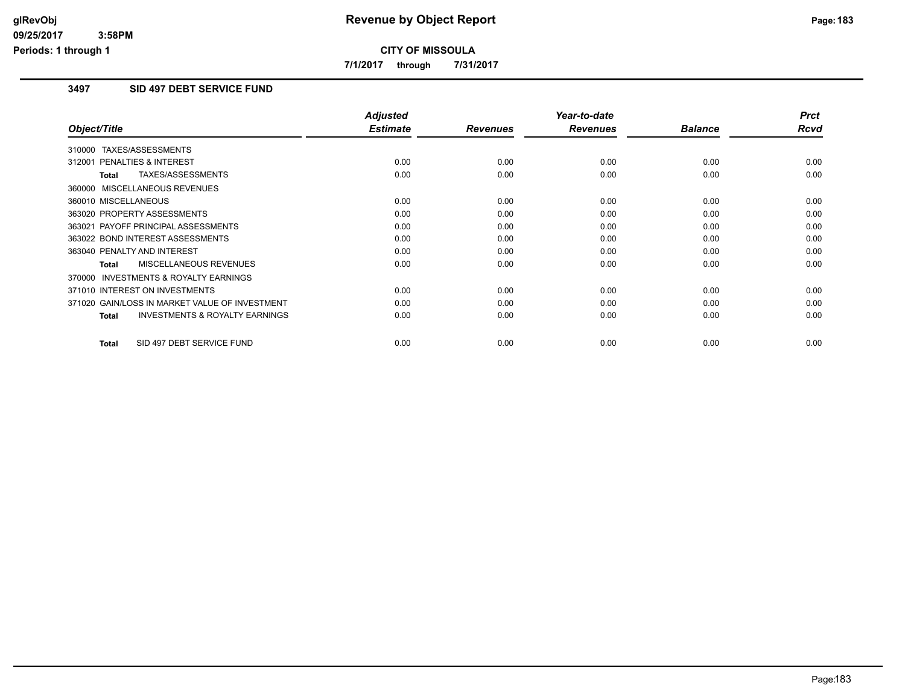# Revenue by Object Report

**CITY OF MISSOULA**

**7/1/2017 through 7/31/2017**

## 3497 SID 497 DEBT SERVICE FUND

| Object/Title | Adjusted Estimate | Revenues | Year-to-date Revenues | Balance | Prct Rcvd |
|---|---|---|---|---|---|
| 310000 TAXES/ASSESSMENTS | | | | | |
| 312001 PENALTIES & INTEREST | 0.00 | 0.00 | 0.00 | 0.00 | 0.00 |
| **Total** TAXES/ASSESSMENTS | 0.00 | 0.00 | 0.00 | 0.00 | 0.00 |
| 360000 MISCELLANEOUS REVENUES | | | | | |
| 360010 MISCELLANEOUS | 0.00 | 0.00 | 0.00 | 0.00 | 0.00 |
| 363020 PROPERTY ASSESSMENTS | 0.00 | 0.00 | 0.00 | 0.00 | 0.00 |
| 363021 PAYOFF PRINCIPAL ASSESSMENTS | 0.00 | 0.00 | 0.00 | 0.00 | 0.00 |
| 363022 BOND INTEREST ASSESSMENTS | 0.00 | 0.00 | 0.00 | 0.00 | 0.00 |
| 363040 PENALTY AND INTEREST | 0.00 | 0.00 | 0.00 | 0.00 | 0.00 |
| **Total** MISCELLANEOUS REVENUES | 0.00 | 0.00 | 0.00 | 0.00 | 0.00 |
| 370000 INVESTMENTS & ROYALTY EARNINGS | | | | | |
| 371010 INTEREST ON INVESTMENTS | 0.00 | 0.00 | 0.00 | 0.00 | 0.00 |
| 371020 GAIN/LOSS IN MARKET VALUE OF INVESTMENT | 0.00 | 0.00 | 0.00 | 0.00 | 0.00 |
| **Total** INVESTMENTS & ROYALTY EARNINGS | 0.00 | 0.00 | 0.00 | 0.00 | 0.00 |
| **Total** SID 497 DEBT SERVICE FUND | 0.00 | 0.00 | 0.00 | 0.00 | 0.00 |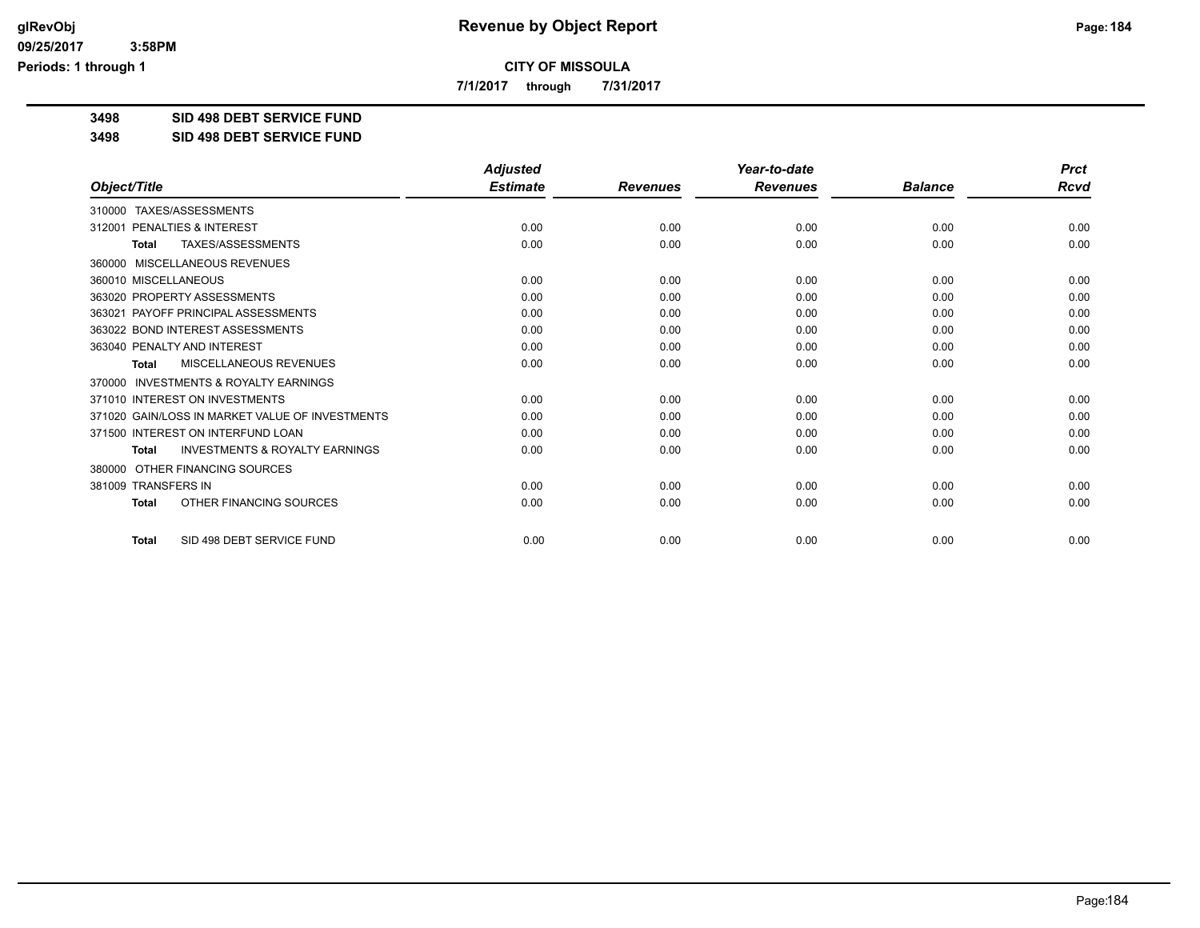# Revenue by Object Report

**CITY OF MISSOULA**

**7/1/2017 through 7/31/2017**

glRevObj
09/25/2017 3:58PM
Periods: 1 through 1

**3498 SID 498 DEBT SERVICE FUND**

**3498 SID 498 DEBT SERVICE FUND**

| Object/Title | Adjusted Estimate | Revenues | Year-to-date Revenues | Balance | Prct Rcvd |
|---|---|---|---|---|---|
| 310000 TAXES/ASSESSMENTS | | | | | |
| 312001 PENALTIES & INTEREST | 0.00 | 0.00 | 0.00 | 0.00 | 0.00 |
| **Total** TAXES/ASSESSMENTS | 0.00 | 0.00 | 0.00 | 0.00 | 0.00 |
| 360000 MISCELLANEOUS REVENUES | | | | | |
| 360010 MISCELLANEOUS | 0.00 | 0.00 | 0.00 | 0.00 | 0.00 |
| 363020 PROPERTY ASSESSMENTS | 0.00 | 0.00 | 0.00 | 0.00 | 0.00 |
| 363021 PAYOFF PRINCIPAL ASSESSMENTS | 0.00 | 0.00 | 0.00 | 0.00 | 0.00 |
| 363022 BOND INTEREST ASSESSMENTS | 0.00 | 0.00 | 0.00 | 0.00 | 0.00 |
| 363040 PENALTY AND INTEREST | 0.00 | 0.00 | 0.00 | 0.00 | 0.00 |
| **Total** MISCELLANEOUS REVENUES | 0.00 | 0.00 | 0.00 | 0.00 | 0.00 |
| 370000 INVESTMENTS & ROYALTY EARNINGS | | | | | |
| 371010 INTEREST ON INVESTMENTS | 0.00 | 0.00 | 0.00 | 0.00 | 0.00 |
| 371020 GAIN/LOSS IN MARKET VALUE OF INVESTMENTS | 0.00 | 0.00 | 0.00 | 0.00 | 0.00 |
| 371500 INTEREST ON INTERFUND LOAN | 0.00 | 0.00 | 0.00 | 0.00 | 0.00 |
| **Total** INVESTMENTS & ROYALTY EARNINGS | 0.00 | 0.00 | 0.00 | 0.00 | 0.00 |
| 380000 OTHER FINANCING SOURCES | | | | | |
| 381009 TRANSFERS IN | 0.00 | 0.00 | 0.00 | 0.00 | 0.00 |
| **Total** OTHER FINANCING SOURCES | 0.00 | 0.00 | 0.00 | 0.00 | 0.00 |
| **Total** SID 498 DEBT SERVICE FUND | 0.00 | 0.00 | 0.00 | 0.00 | 0.00 |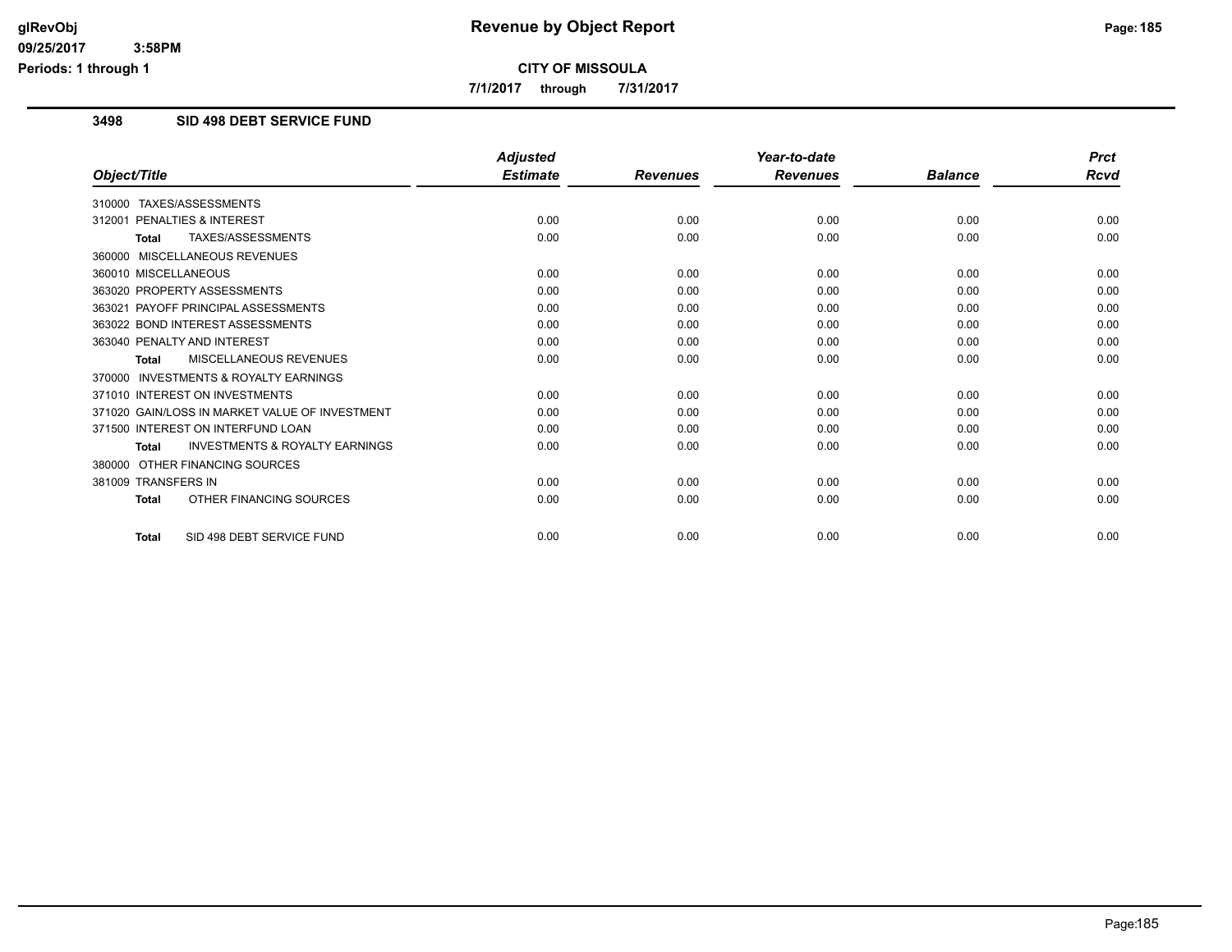**CITY OF MISSOULA**

**7/1/2017 through 7/31/2017**

### 3498 SID 498 DEBT SERVICE FUND

| Object/Title | Adjusted Estimate | Revenues | Year-to-date Revenues | Balance | Prct Rcvd |
|---|---|---|---|---|---|
| 310000 TAXES/ASSESSMENTS | | | | | |
| 312001 PENALTIES & INTEREST | 0.00 | 0.00 | 0.00 | 0.00 | 0.00 |
| **Total** TAXES/ASSESSMENTS | 0.00 | 0.00 | 0.00 | 0.00 | 0.00 |
| 360000 MISCELLANEOUS REVENUES | | | | | |
| 360010 MISCELLANEOUS | 0.00 | 0.00 | 0.00 | 0.00 | 0.00 |
| 363020 PROPERTY ASSESSMENTS | 0.00 | 0.00 | 0.00 | 0.00 | 0.00 |
| 363021 PAYOFF PRINCIPAL ASSESSMENTS | 0.00 | 0.00 | 0.00 | 0.00 | 0.00 |
| 363022 BOND INTEREST ASSESSMENTS | 0.00 | 0.00 | 0.00 | 0.00 | 0.00 |
| 363040 PENALTY AND INTEREST | 0.00 | 0.00 | 0.00 | 0.00 | 0.00 |
| **Total** MISCELLANEOUS REVENUES | 0.00 | 0.00 | 0.00 | 0.00 | 0.00 |
| 370000 INVESTMENTS & ROYALTY EARNINGS | | | | | |
| 371010 INTEREST ON INVESTMENTS | 0.00 | 0.00 | 0.00 | 0.00 | 0.00 |
| 371020 GAIN/LOSS IN MARKET VALUE OF INVESTMENT | 0.00 | 0.00 | 0.00 | 0.00 | 0.00 |
| 371500 INTEREST ON INTERFUND LOAN | 0.00 | 0.00 | 0.00 | 0.00 | 0.00 |
| **Total** INVESTMENTS & ROYALTY EARNINGS | 0.00 | 0.00 | 0.00 | 0.00 | 0.00 |
| 380000 OTHER FINANCING SOURCES | | | | | |
| 381009 TRANSFERS IN | 0.00 | 0.00 | 0.00 | 0.00 | 0.00 |
| **Total** OTHER FINANCING SOURCES | 0.00 | 0.00 | 0.00 | 0.00 | 0.00 |
| **Total** SID 498 DEBT SERVICE FUND | 0.00 | 0.00 | 0.00 | 0.00 | 0.00 |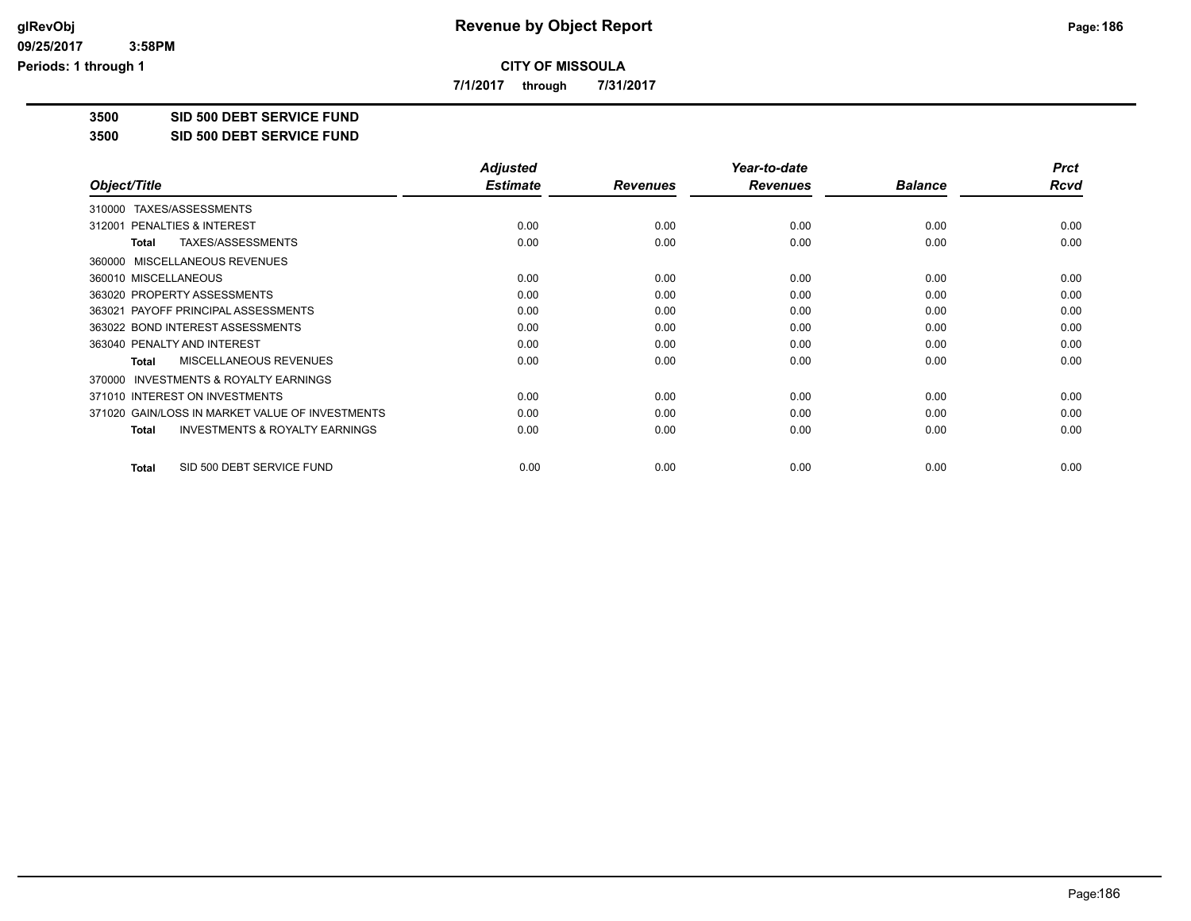# Revenue by Object Report

**CITY OF MISSOULA**

**7/1/2017 through 7/31/2017**

glRevObj
09/25/2017 3:58PM
Periods: 1 through 1

**3500 SID 500 DEBT SERVICE FUND**

**3500 SID 500 DEBT SERVICE FUND**

| Object/Title | Adjusted Estimate | Revenues | Year-to-date Revenues | Balance | Prct Rcvd |
|---|---|---|---|---|---|
| 310000 TAXES/ASSESSMENTS | | | | | |
| 312001 PENALTIES & INTEREST | 0.00 | 0.00 | 0.00 | 0.00 | 0.00 |
| **Total** TAXES/ASSESSMENTS | 0.00 | 0.00 | 0.00 | 0.00 | 0.00 |
| 360000 MISCELLANEOUS REVENUES | | | | | |
| 360010 MISCELLANEOUS | 0.00 | 0.00 | 0.00 | 0.00 | 0.00 |
| 363020 PROPERTY ASSESSMENTS | 0.00 | 0.00 | 0.00 | 0.00 | 0.00 |
| 363021 PAYOFF PRINCIPAL ASSESSMENTS | 0.00 | 0.00 | 0.00 | 0.00 | 0.00 |
| 363022 BOND INTEREST ASSESSMENTS | 0.00 | 0.00 | 0.00 | 0.00 | 0.00 |
| 363040 PENALTY AND INTEREST | 0.00 | 0.00 | 0.00 | 0.00 | 0.00 |
| **Total** MISCELLANEOUS REVENUES | 0.00 | 0.00 | 0.00 | 0.00 | 0.00 |
| 370000 INVESTMENTS & ROYALTY EARNINGS | | | | | |
| 371010 INTEREST ON INVESTMENTS | 0.00 | 0.00 | 0.00 | 0.00 | 0.00 |
| 371020 GAIN/LOSS IN MARKET VALUE OF INVESTMENTS | 0.00 | 0.00 | 0.00 | 0.00 | 0.00 |
| **Total** INVESTMENTS & ROYALTY EARNINGS | 0.00 | 0.00 | 0.00 | 0.00 | 0.00 |
| **Total** SID 500 DEBT SERVICE FUND | 0.00 | 0.00 | 0.00 | 0.00 | 0.00 |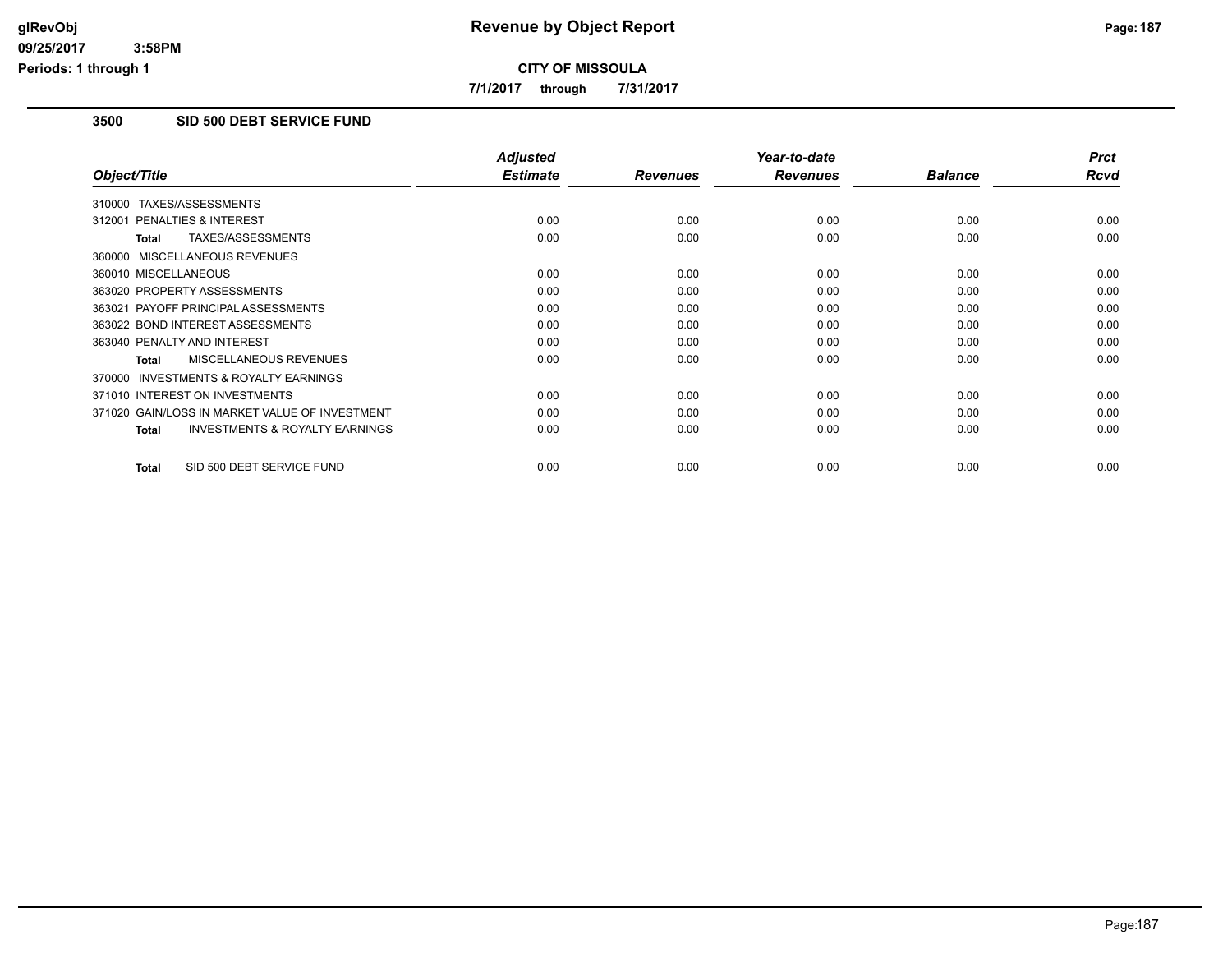**CITY OF MISSOULA**

**7/1/2017 through 7/31/2017**

### 3500 SID 500 DEBT SERVICE FUND

| Object/Title | Adjusted Estimate | Revenues | Year-to-date Revenues | Balance | Prct Rcvd |
|---|---|---|---|---|---|
| 310000 TAXES/ASSESSMENTS | | | | | |
| 312001 PENALTIES & INTEREST | 0.00 | 0.00 | 0.00 | 0.00 | 0.00 |
| **Total** TAXES/ASSESSMENTS | 0.00 | 0.00 | 0.00 | 0.00 | 0.00 |
| 360000 MISCELLANEOUS REVENUES | | | | | |
| 360010 MISCELLANEOUS | 0.00 | 0.00 | 0.00 | 0.00 | 0.00 |
| 363020 PROPERTY ASSESSMENTS | 0.00 | 0.00 | 0.00 | 0.00 | 0.00 |
| 363021 PAYOFF PRINCIPAL ASSESSMENTS | 0.00 | 0.00 | 0.00 | 0.00 | 0.00 |
| 363022 BOND INTEREST ASSESSMENTS | 0.00 | 0.00 | 0.00 | 0.00 | 0.00 |
| 363040 PENALTY AND INTEREST | 0.00 | 0.00 | 0.00 | 0.00 | 0.00 |
| **Total** MISCELLANEOUS REVENUES | 0.00 | 0.00 | 0.00 | 0.00 | 0.00 |
| 370000 INVESTMENTS & ROYALTY EARNINGS | | | | | |
| 371010 INTEREST ON INVESTMENTS | 0.00 | 0.00 | 0.00 | 0.00 | 0.00 |
| 371020 GAIN/LOSS IN MARKET VALUE OF INVESTMENT | 0.00 | 0.00 | 0.00 | 0.00 | 0.00 |
| **Total** INVESTMENTS & ROYALTY EARNINGS | 0.00 | 0.00 | 0.00 | 0.00 | 0.00 |
| **Total** SID 500 DEBT SERVICE FUND | 0.00 | 0.00 | 0.00 | 0.00 | 0.00 |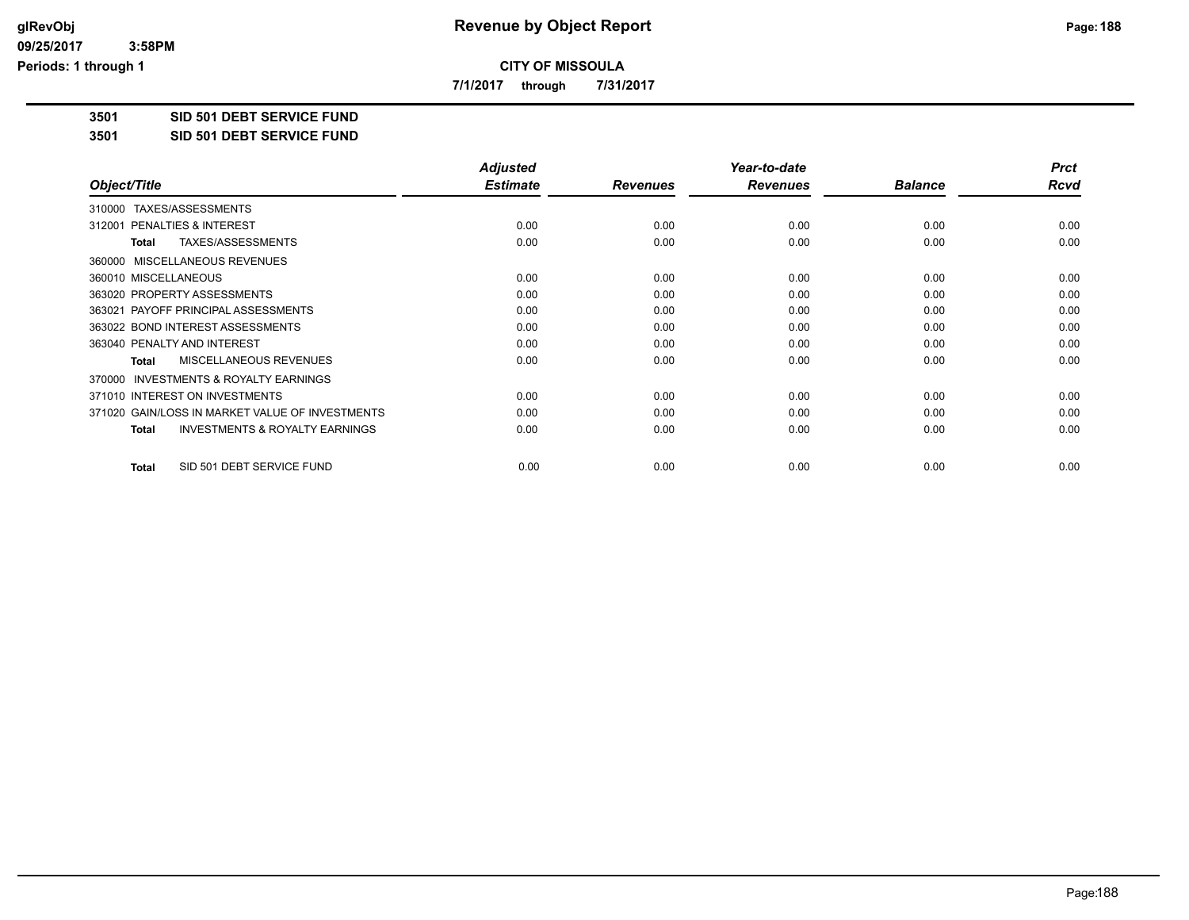# Revenue by Object Report

**CITY OF MISSOULA**

**7/1/2017 through 7/31/2017**

glRevObj
09/25/2017 3:58PM
Periods: 1 through 1

**3501 SID 501 DEBT SERVICE FUND**

**3501 SID 501 DEBT SERVICE FUND**

| Object/Title | Adjusted Estimate | Revenues | Year-to-date Revenues | Balance | Prct Rcvd |
|---|---|---|---|---|---|
| 310000 TAXES/ASSESSMENTS | | | | | |
| 312001 PENALTIES & INTEREST | 0.00 | 0.00 | 0.00 | 0.00 | 0.00 |
| **Total** TAXES/ASSESSMENTS | 0.00 | 0.00 | 0.00 | 0.00 | 0.00 |
| 360000 MISCELLANEOUS REVENUES | | | | | |
| 360010 MISCELLANEOUS | 0.00 | 0.00 | 0.00 | 0.00 | 0.00 |
| 363020 PROPERTY ASSESSMENTS | 0.00 | 0.00 | 0.00 | 0.00 | 0.00 |
| 363021 PAYOFF PRINCIPAL ASSESSMENTS | 0.00 | 0.00 | 0.00 | 0.00 | 0.00 |
| 363022 BOND INTEREST ASSESSMENTS | 0.00 | 0.00 | 0.00 | 0.00 | 0.00 |
| 363040 PENALTY AND INTEREST | 0.00 | 0.00 | 0.00 | 0.00 | 0.00 |
| **Total** MISCELLANEOUS REVENUES | 0.00 | 0.00 | 0.00 | 0.00 | 0.00 |
| 370000 INVESTMENTS & ROYALTY EARNINGS | | | | | |
| 371010 INTEREST ON INVESTMENTS | 0.00 | 0.00 | 0.00 | 0.00 | 0.00 |
| 371020 GAIN/LOSS IN MARKET VALUE OF INVESTMENTS | 0.00 | 0.00 | 0.00 | 0.00 | 0.00 |
| **Total** INVESTMENTS & ROYALTY EARNINGS | 0.00 | 0.00 | 0.00 | 0.00 | 0.00 |
| **Total** SID 501 DEBT SERVICE FUND | 0.00 | 0.00 | 0.00 | 0.00 | 0.00 |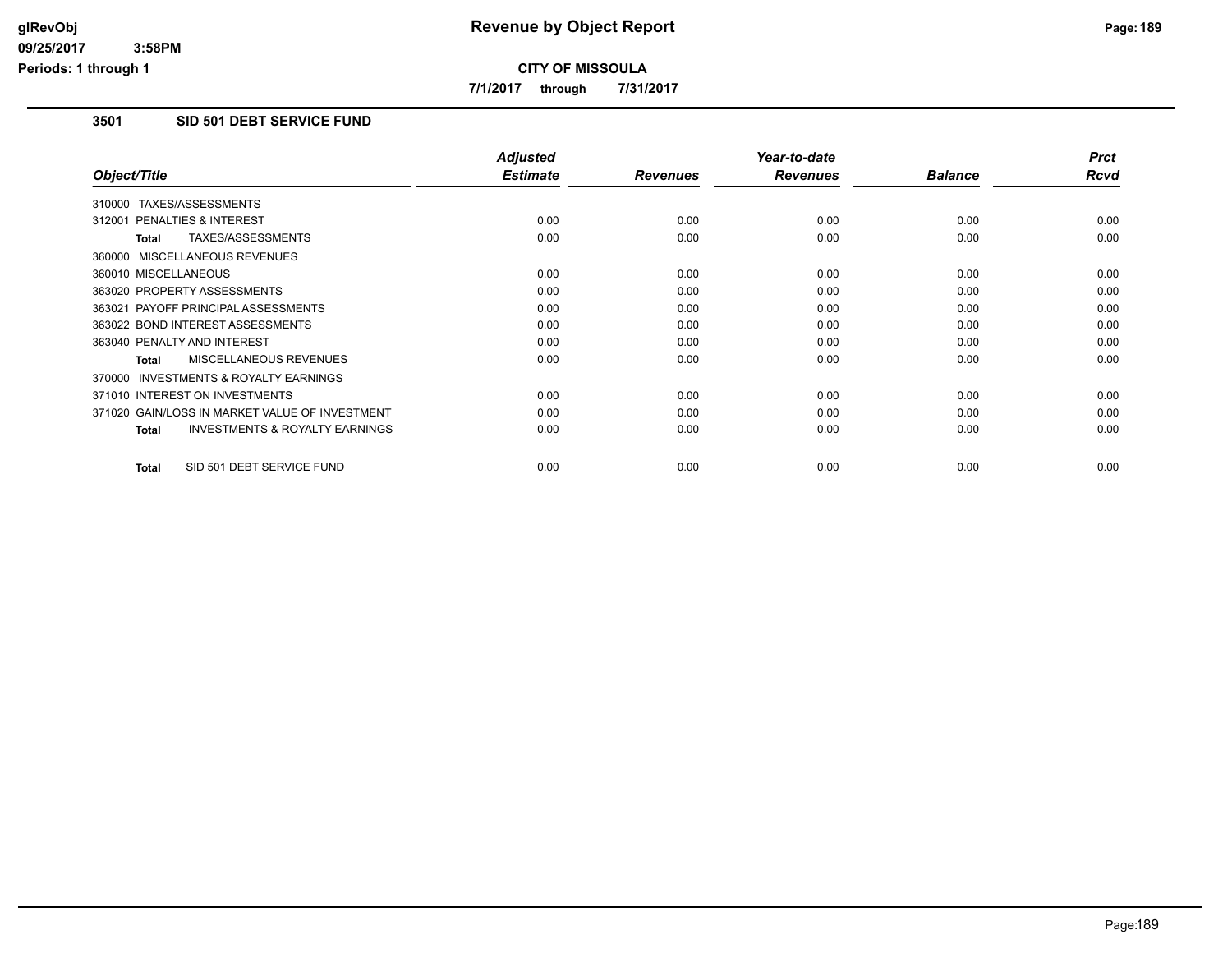# Revenue by Object Report

**CITY OF MISSOULA**

**7/1/2017 through 7/31/2017**

glRevObj
09/25/2017 3:58PM
Periods: 1 through 1

## 3501 SID 501 DEBT SERVICE FUND

| Object/Title | Adjusted Estimate | Revenues | Year-to-date Revenues | Balance | Prct Rcvd |
|---|---|---|---|---|---|
| 310000 TAXES/ASSESSMENTS | | | | | |
| 312001 PENALTIES & INTEREST | 0.00 | 0.00 | 0.00 | 0.00 | 0.00 |
| **Total** TAXES/ASSESSMENTS | 0.00 | 0.00 | 0.00 | 0.00 | 0.00 |
| 360000 MISCELLANEOUS REVENUES | | | | | |
| 360010 MISCELLANEOUS | 0.00 | 0.00 | 0.00 | 0.00 | 0.00 |
| 363020 PROPERTY ASSESSMENTS | 0.00 | 0.00 | 0.00 | 0.00 | 0.00 |
| 363021 PAYOFF PRINCIPAL ASSESSMENTS | 0.00 | 0.00 | 0.00 | 0.00 | 0.00 |
| 363022 BOND INTEREST ASSESSMENTS | 0.00 | 0.00 | 0.00 | 0.00 | 0.00 |
| 363040 PENALTY AND INTEREST | 0.00 | 0.00 | 0.00 | 0.00 | 0.00 |
| **Total** MISCELLANEOUS REVENUES | 0.00 | 0.00 | 0.00 | 0.00 | 0.00 |
| 370000 INVESTMENTS & ROYALTY EARNINGS | | | | | |
| 371010 INTEREST ON INVESTMENTS | 0.00 | 0.00 | 0.00 | 0.00 | 0.00 |
| 371020 GAIN/LOSS IN MARKET VALUE OF INVESTMENT | 0.00 | 0.00 | 0.00 | 0.00 | 0.00 |
| **Total** INVESTMENTS & ROYALTY EARNINGS | 0.00 | 0.00 | 0.00 | 0.00 | 0.00 |
| **Total** SID 501 DEBT SERVICE FUND | 0.00 | 0.00 | 0.00 | 0.00 | 0.00 |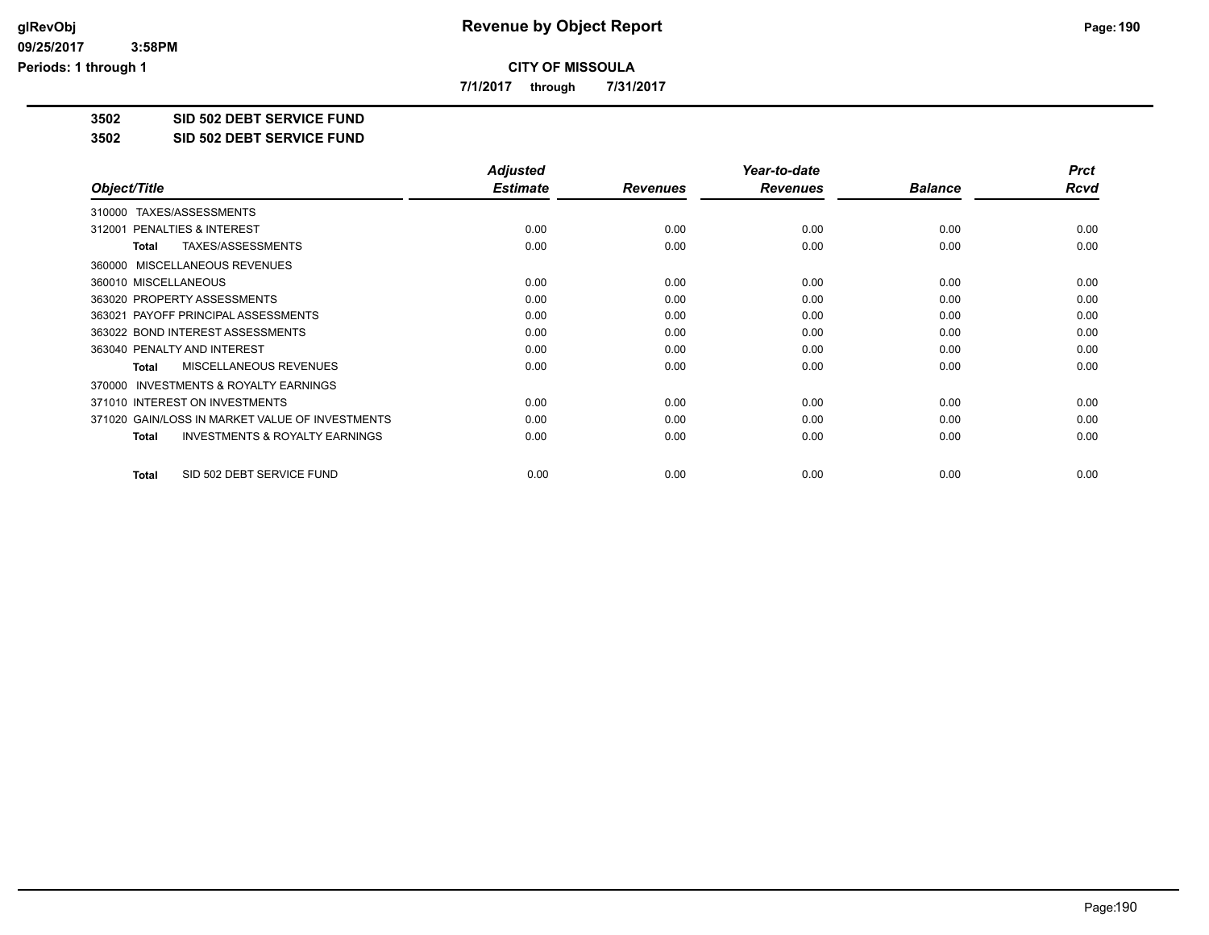# Revenue by Object Report

**CITY OF MISSOULA**

**7/1/2017 through 7/31/2017**

**3502 SID 502 DEBT SERVICE FUND**

**3502 SID 502 DEBT SERVICE FUND**

| Object/Title | Adjusted Estimate | Revenues | Year-to-date Revenues | Balance | Prct Rcvd |
|---|---|---|---|---|---|
| 310000 TAXES/ASSESSMENTS | | | | | |
| 312001 PENALTIES & INTEREST | 0.00 | 0.00 | 0.00 | 0.00 | 0.00 |
| **Total** TAXES/ASSESSMENTS | 0.00 | 0.00 | 0.00 | 0.00 | 0.00 |
| 360000 MISCELLANEOUS REVENUES | | | | | |
| 360010 MISCELLANEOUS | 0.00 | 0.00 | 0.00 | 0.00 | 0.00 |
| 363020 PROPERTY ASSESSMENTS | 0.00 | 0.00 | 0.00 | 0.00 | 0.00 |
| 363021 PAYOFF PRINCIPAL ASSESSMENTS | 0.00 | 0.00 | 0.00 | 0.00 | 0.00 |
| 363022 BOND INTEREST ASSESSMENTS | 0.00 | 0.00 | 0.00 | 0.00 | 0.00 |
| 363040 PENALTY AND INTEREST | 0.00 | 0.00 | 0.00 | 0.00 | 0.00 |
| **Total** MISCELLANEOUS REVENUES | 0.00 | 0.00 | 0.00 | 0.00 | 0.00 |
| 370000 INVESTMENTS & ROYALTY EARNINGS | | | | | |
| 371010 INTEREST ON INVESTMENTS | 0.00 | 0.00 | 0.00 | 0.00 | 0.00 |
| 371020 GAIN/LOSS IN MARKET VALUE OF INVESTMENTS | 0.00 | 0.00 | 0.00 | 0.00 | 0.00 |
| **Total** INVESTMENTS & ROYALTY EARNINGS | 0.00 | 0.00 | 0.00 | 0.00 | 0.00 |
| **Total** SID 502 DEBT SERVICE FUND | 0.00 | 0.00 | 0.00 | 0.00 | 0.00 |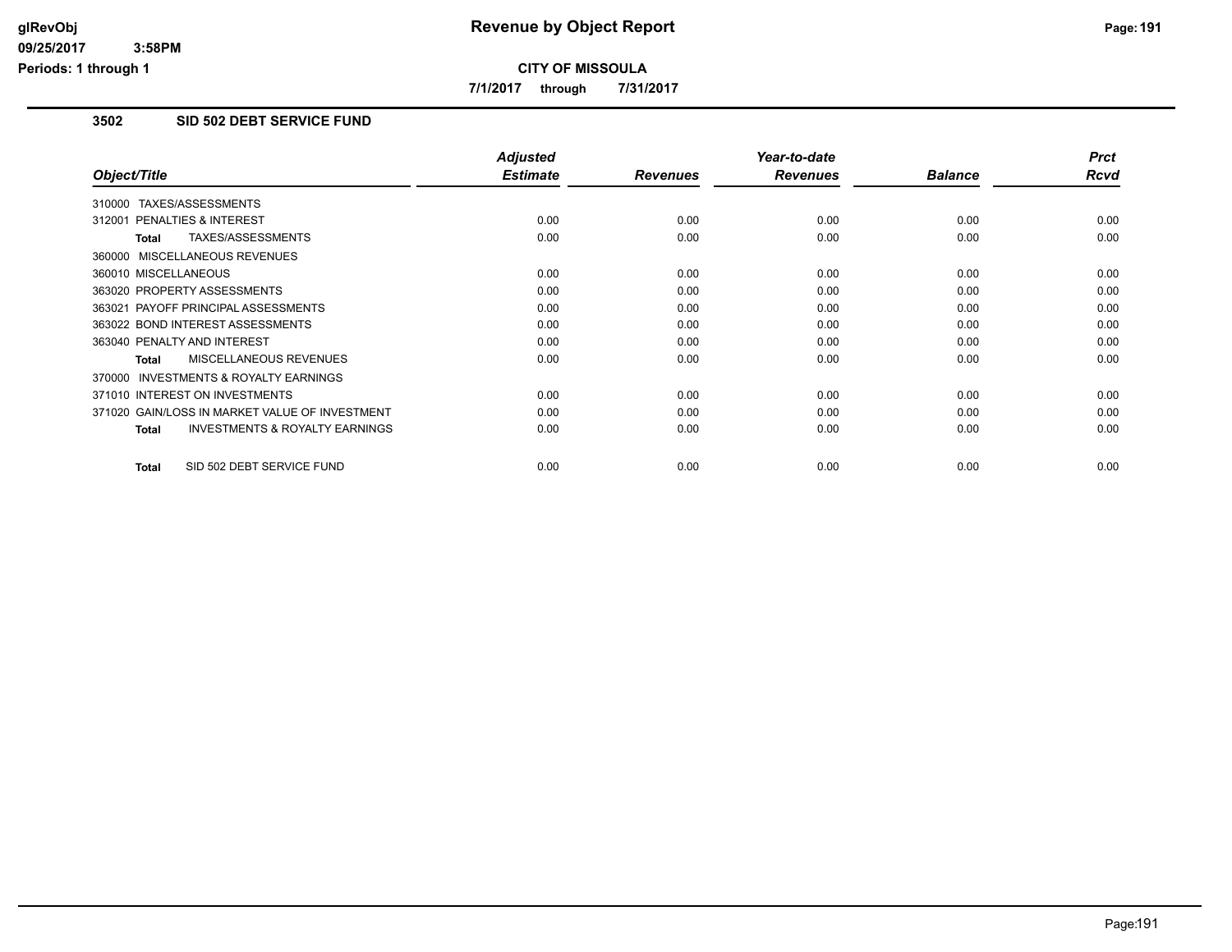# Revenue by Object Report

**CITY OF MISSOULA**

**7/1/2017 through 7/31/2017**

glRevObj
09/25/2017 3:58PM
Periods: 1 through 1

## 3502 SID 502 DEBT SERVICE FUND

| Object/Title | Adjusted Estimate | Revenues | Year-to-date Revenues | Balance | Prct Rcvd |
|---|---|---|---|---|---|
| 310000 TAXES/ASSESSMENTS | | | | | |
| 312001 PENALTIES & INTEREST | 0.00 | 0.00 | 0.00 | 0.00 | 0.00 |
| **Total** TAXES/ASSESSMENTS | 0.00 | 0.00 | 0.00 | 0.00 | 0.00 |
| 360000 MISCELLANEOUS REVENUES | | | | | |
| 360010 MISCELLANEOUS | 0.00 | 0.00 | 0.00 | 0.00 | 0.00 |
| 363020 PROPERTY ASSESSMENTS | 0.00 | 0.00 | 0.00 | 0.00 | 0.00 |
| 363021 PAYOFF PRINCIPAL ASSESSMENTS | 0.00 | 0.00 | 0.00 | 0.00 | 0.00 |
| 363022 BOND INTEREST ASSESSMENTS | 0.00 | 0.00 | 0.00 | 0.00 | 0.00 |
| 363040 PENALTY AND INTEREST | 0.00 | 0.00 | 0.00 | 0.00 | 0.00 |
| **Total** MISCELLANEOUS REVENUES | 0.00 | 0.00 | 0.00 | 0.00 | 0.00 |
| 370000 INVESTMENTS & ROYALTY EARNINGS | | | | | |
| 371010 INTEREST ON INVESTMENTS | 0.00 | 0.00 | 0.00 | 0.00 | 0.00 |
| 371020 GAIN/LOSS IN MARKET VALUE OF INVESTMENT | 0.00 | 0.00 | 0.00 | 0.00 | 0.00 |
| **Total** INVESTMENTS & ROYALTY EARNINGS | 0.00 | 0.00 | 0.00 | 0.00 | 0.00 |
| **Total** SID 502 DEBT SERVICE FUND | 0.00 | 0.00 | 0.00 | 0.00 | 0.00 |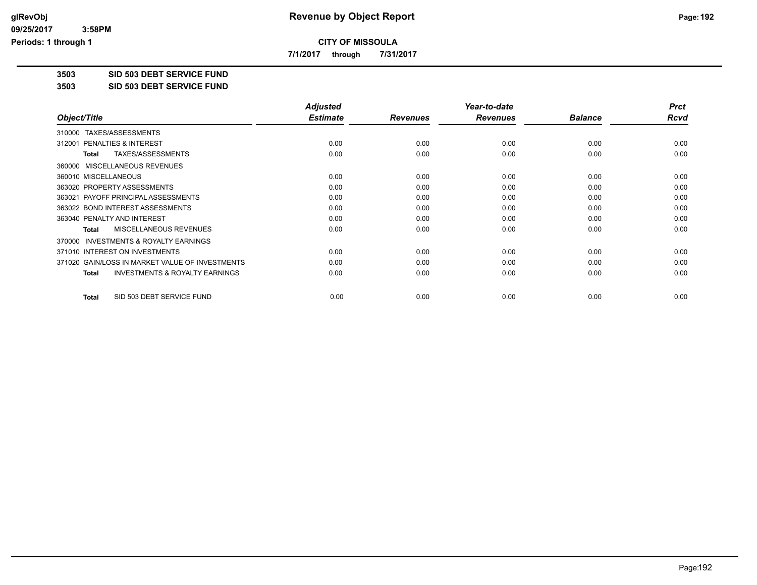**CITY OF MISSOULA**

**7/1/2017 through 7/31/2017**

**3503 SID 503 DEBT SERVICE FUND**

**3503 SID 503 DEBT SERVICE FUND**

| Object/Title | Adjusted Estimate | Revenues | Year-to-date Revenues | Balance | Prct Rcvd |
|---|---|---|---|---|---|
| 310000 TAXES/ASSESSMENTS | | | | | |
| 312001 PENALTIES & INTEREST | 0.00 | 0.00 | 0.00 | 0.00 | 0.00 |
| **Total** TAXES/ASSESSMENTS | 0.00 | 0.00 | 0.00 | 0.00 | 0.00 |
| 360000 MISCELLANEOUS REVENUES | | | | | |
| 360010 MISCELLANEOUS | 0.00 | 0.00 | 0.00 | 0.00 | 0.00 |
| 363020 PROPERTY ASSESSMENTS | 0.00 | 0.00 | 0.00 | 0.00 | 0.00 |
| 363021 PAYOFF PRINCIPAL ASSESSMENTS | 0.00 | 0.00 | 0.00 | 0.00 | 0.00 |
| 363022 BOND INTEREST ASSESSMENTS | 0.00 | 0.00 | 0.00 | 0.00 | 0.00 |
| 363040 PENALTY AND INTEREST | 0.00 | 0.00 | 0.00 | 0.00 | 0.00 |
| **Total** MISCELLANEOUS REVENUES | 0.00 | 0.00 | 0.00 | 0.00 | 0.00 |
| 370000 INVESTMENTS & ROYALTY EARNINGS | | | | | |
| 371010 INTEREST ON INVESTMENTS | 0.00 | 0.00 | 0.00 | 0.00 | 0.00 |
| 371020 GAIN/LOSS IN MARKET VALUE OF INVESTMENTS | 0.00 | 0.00 | 0.00 | 0.00 | 0.00 |
| **Total** INVESTMENTS & ROYALTY EARNINGS | 0.00 | 0.00 | 0.00 | 0.00 | 0.00 |
| **Total** SID 503 DEBT SERVICE FUND | 0.00 | 0.00 | 0.00 | 0.00 | 0.00 |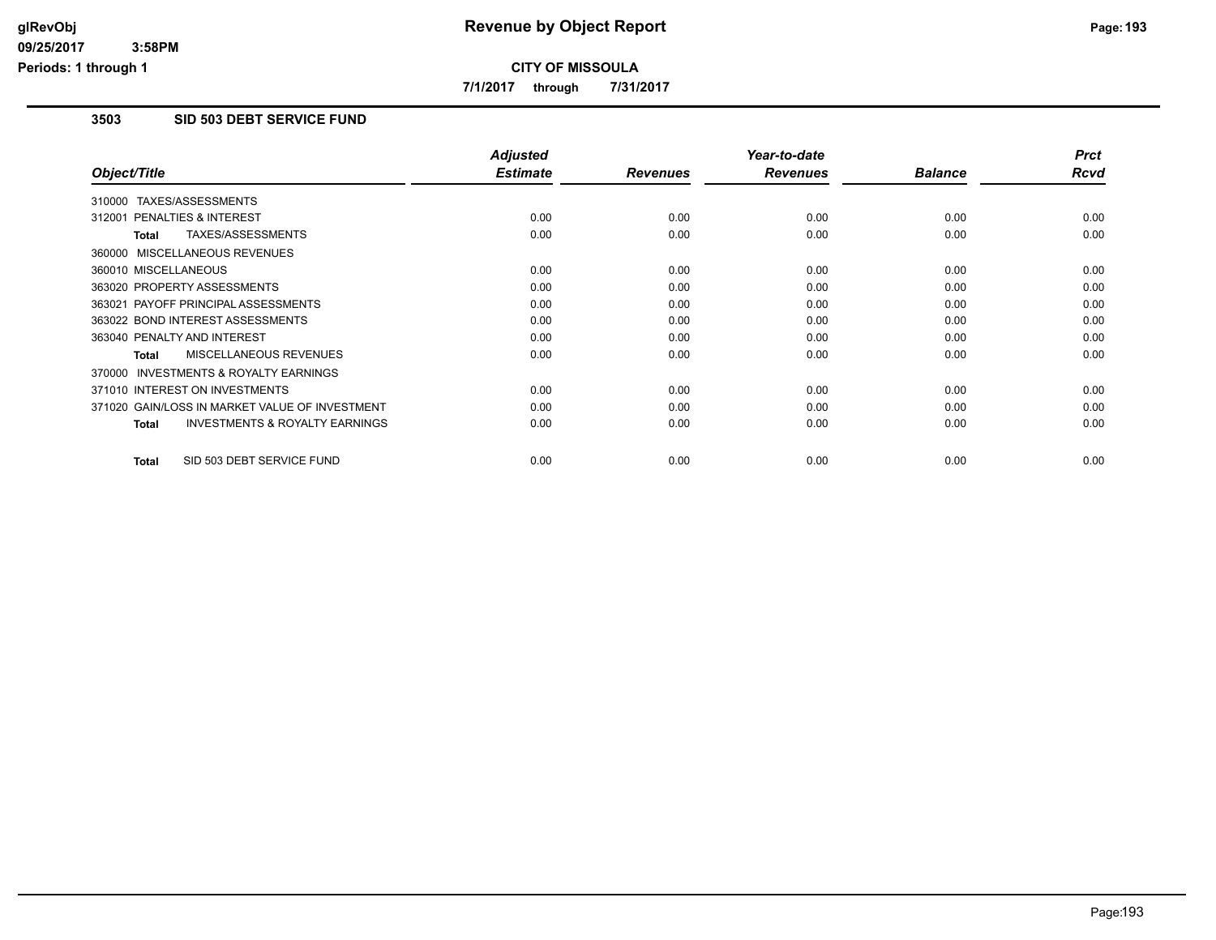**Revenue by Object Report**

**CITY OF MISSOULA**

**7/1/2017 through 7/31/2017**

glRevObj
09/25/2017 3:58PM
Periods: 1 through 1

### 3503 SID 503 DEBT SERVICE FUND

| Object/Title | Adjusted Estimate | Revenues | Year-to-date Revenues | Balance | Prct Rcvd |
|---|---|---|---|---|---|
| 310000 TAXES/ASSESSMENTS | | | | | |
| 312001 PENALTIES & INTEREST | 0.00 | 0.00 | 0.00 | 0.00 | 0.00 |
| **Total** TAXES/ASSESSMENTS | 0.00 | 0.00 | 0.00 | 0.00 | 0.00 |
| 360000 MISCELLANEOUS REVENUES | | | | | |
| 360010 MISCELLANEOUS | 0.00 | 0.00 | 0.00 | 0.00 | 0.00 |
| 363020 PROPERTY ASSESSMENTS | 0.00 | 0.00 | 0.00 | 0.00 | 0.00 |
| 363021 PAYOFF PRINCIPAL ASSESSMENTS | 0.00 | 0.00 | 0.00 | 0.00 | 0.00 |
| 363022 BOND INTEREST ASSESSMENTS | 0.00 | 0.00 | 0.00 | 0.00 | 0.00 |
| 363040 PENALTY AND INTEREST | 0.00 | 0.00 | 0.00 | 0.00 | 0.00 |
| **Total** MISCELLANEOUS REVENUES | 0.00 | 0.00 | 0.00 | 0.00 | 0.00 |
| 370000 INVESTMENTS & ROYALTY EARNINGS | | | | | |
| 371010 INTEREST ON INVESTMENTS | 0.00 | 0.00 | 0.00 | 0.00 | 0.00 |
| 371020 GAIN/LOSS IN MARKET VALUE OF INVESTMENT | 0.00 | 0.00 | 0.00 | 0.00 | 0.00 |
| **Total** INVESTMENTS & ROYALTY EARNINGS | 0.00 | 0.00 | 0.00 | 0.00 | 0.00 |
| **Total** SID 503 DEBT SERVICE FUND | 0.00 | 0.00 | 0.00 | 0.00 | 0.00 |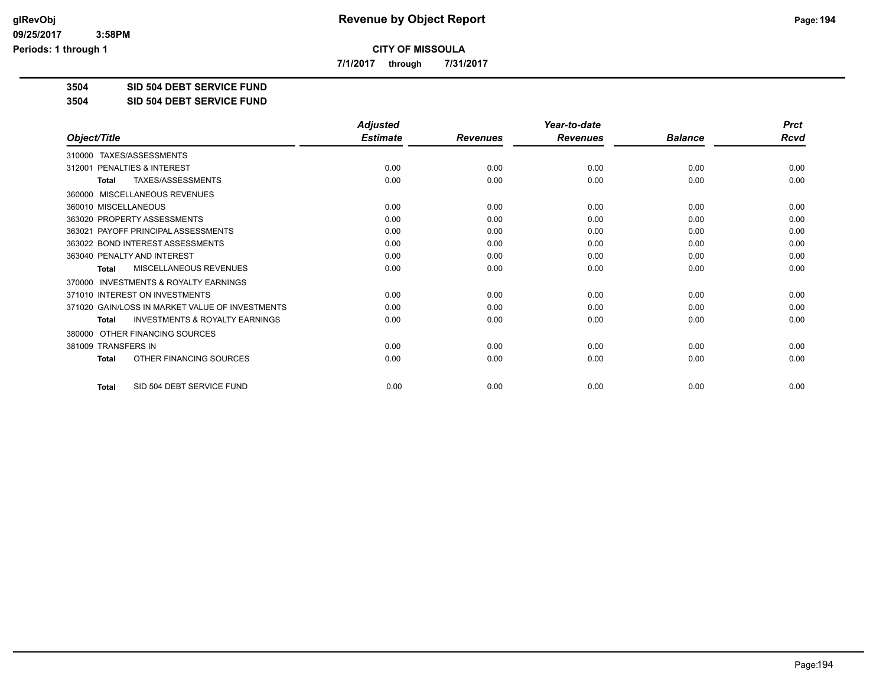# Revenue by Object Report

**CITY OF MISSOULA**

**7/1/2017 through 7/31/2017**

**3504 SID 504 DEBT SERVICE FUND**

**3504 SID 504 DEBT SERVICE FUND**

| Object/Title | Adjusted Estimate | Revenues | Year-to-date Revenues | Balance | Prct Rcvd |
|---|---|---|---|---|---|
| 310000 TAXES/ASSESSMENTS | | | | | |
| 312001 PENALTIES & INTEREST | 0.00 | 0.00 | 0.00 | 0.00 | 0.00 |
| **Total** TAXES/ASSESSMENTS | 0.00 | 0.00 | 0.00 | 0.00 | 0.00 |
| 360000 MISCELLANEOUS REVENUES | | | | | |
| 360010 MISCELLANEOUS | 0.00 | 0.00 | 0.00 | 0.00 | 0.00 |
| 363020 PROPERTY ASSESSMENTS | 0.00 | 0.00 | 0.00 | 0.00 | 0.00 |
| 363021 PAYOFF PRINCIPAL ASSESSMENTS | 0.00 | 0.00 | 0.00 | 0.00 | 0.00 |
| 363022 BOND INTEREST ASSESSMENTS | 0.00 | 0.00 | 0.00 | 0.00 | 0.00 |
| 363040 PENALTY AND INTEREST | 0.00 | 0.00 | 0.00 | 0.00 | 0.00 |
| **Total** MISCELLANEOUS REVENUES | 0.00 | 0.00 | 0.00 | 0.00 | 0.00 |
| 370000 INVESTMENTS & ROYALTY EARNINGS | | | | | |
| 371010 INTEREST ON INVESTMENTS | 0.00 | 0.00 | 0.00 | 0.00 | 0.00 |
| 371020 GAIN/LOSS IN MARKET VALUE OF INVESTMENTS | 0.00 | 0.00 | 0.00 | 0.00 | 0.00 |
| **Total** INVESTMENTS & ROYALTY EARNINGS | 0.00 | 0.00 | 0.00 | 0.00 | 0.00 |
| 380000 OTHER FINANCING SOURCES | | | | | |
| 381009 TRANSFERS IN | 0.00 | 0.00 | 0.00 | 0.00 | 0.00 |
| **Total** OTHER FINANCING SOURCES | 0.00 | 0.00 | 0.00 | 0.00 | 0.00 |
| **Total** SID 504 DEBT SERVICE FUND | 0.00 | 0.00 | 0.00 | 0.00 | 0.00 |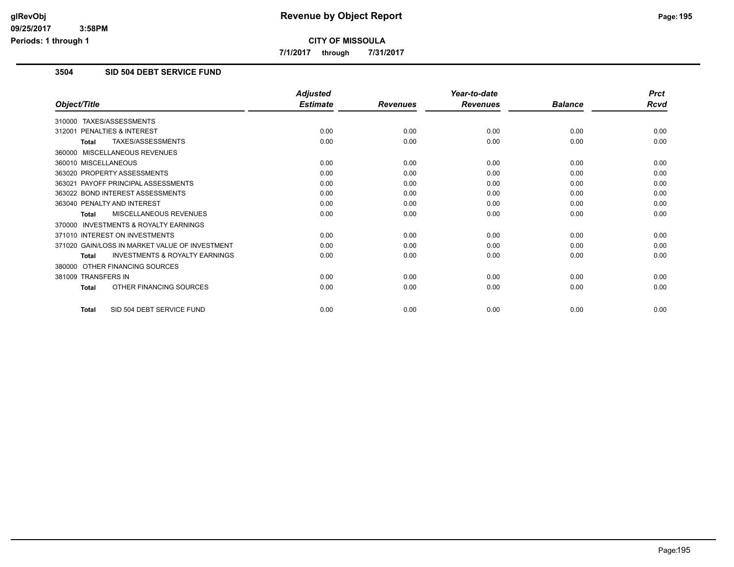# Revenue by Object Report

**CITY OF MISSOULA**

**7/1/2017 through 7/31/2017**

glRevObj
09/25/2017 3:58PM
Periods: 1 through 1

## 3504 SID 504 DEBT SERVICE FUND

| Object/Title | Adjusted Estimate | Revenues | Year-to-date Revenues | Balance | Prct Rcvd |
|---|---|---|---|---|---|
| 310000 TAXES/ASSESSMENTS | | | | | |
| 312001 PENALTIES & INTEREST | 0.00 | 0.00 | 0.00 | 0.00 | 0.00 |
| **Total** TAXES/ASSESSMENTS | 0.00 | 0.00 | 0.00 | 0.00 | 0.00 |
| 360000 MISCELLANEOUS REVENUES | | | | | |
| 360010 MISCELLANEOUS | 0.00 | 0.00 | 0.00 | 0.00 | 0.00 |
| 363020 PROPERTY ASSESSMENTS | 0.00 | 0.00 | 0.00 | 0.00 | 0.00 |
| 363021 PAYOFF PRINCIPAL ASSESSMENTS | 0.00 | 0.00 | 0.00 | 0.00 | 0.00 |
| 363022 BOND INTEREST ASSESSMENTS | 0.00 | 0.00 | 0.00 | 0.00 | 0.00 |
| 363040 PENALTY AND INTEREST | 0.00 | 0.00 | 0.00 | 0.00 | 0.00 |
| **Total** MISCELLANEOUS REVENUES | 0.00 | 0.00 | 0.00 | 0.00 | 0.00 |
| 370000 INVESTMENTS & ROYALTY EARNINGS | | | | | |
| 371010 INTEREST ON INVESTMENTS | 0.00 | 0.00 | 0.00 | 0.00 | 0.00 |
| 371020 GAIN/LOSS IN MARKET VALUE OF INVESTMENT | 0.00 | 0.00 | 0.00 | 0.00 | 0.00 |
| **Total** INVESTMENTS & ROYALTY EARNINGS | 0.00 | 0.00 | 0.00 | 0.00 | 0.00 |
| 380000 OTHER FINANCING SOURCES | | | | | |
| 381009 TRANSFERS IN | 0.00 | 0.00 | 0.00 | 0.00 | 0.00 |
| **Total** OTHER FINANCING SOURCES | 0.00 | 0.00 | 0.00 | 0.00 | 0.00 |
| **Total** SID 504 DEBT SERVICE FUND | 0.00 | 0.00 | 0.00 | 0.00 | 0.00 |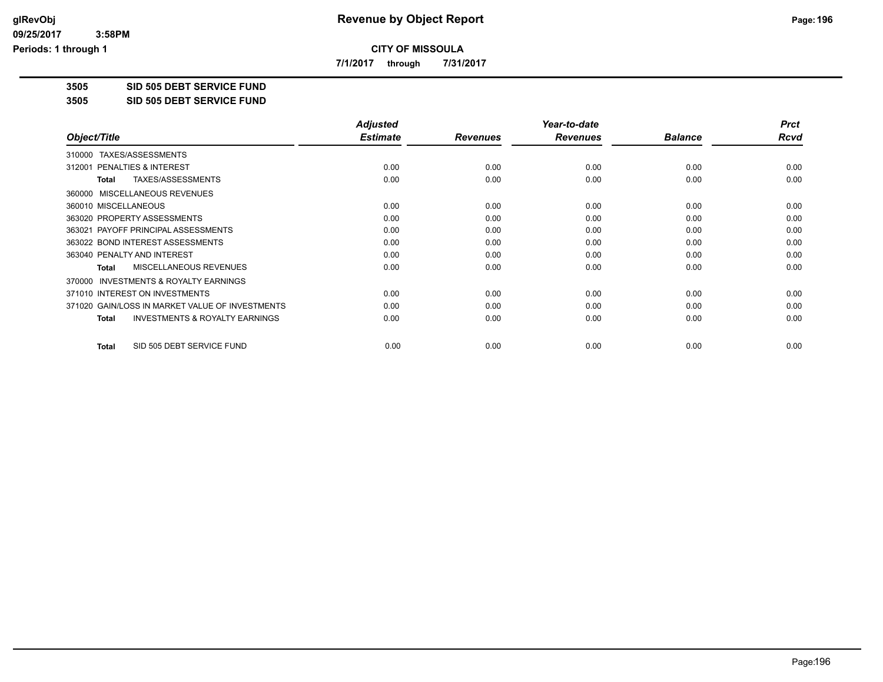# Revenue by Object Report

**CITY OF MISSOULA**

**7/1/2017 through 7/31/2017**

glRevObj
09/25/2017 3:58PM
Periods: 1 through 1

**3505 SID 505 DEBT SERVICE FUND**

**3505 SID 505 DEBT SERVICE FUND**

| Object/Title | Adjusted Estimate | Revenues | Year-to-date Revenues | Balance | Prct Rcvd |
|---|---|---|---|---|---|
| 310000 TAXES/ASSESSMENTS | | | | | |
| 312001 PENALTIES & INTEREST | 0.00 | 0.00 | 0.00 | 0.00 | 0.00 |
| **Total** TAXES/ASSESSMENTS | 0.00 | 0.00 | 0.00 | 0.00 | 0.00 |
| 360000 MISCELLANEOUS REVENUES | | | | | |
| 360010 MISCELLANEOUS | 0.00 | 0.00 | 0.00 | 0.00 | 0.00 |
| 363020 PROPERTY ASSESSMENTS | 0.00 | 0.00 | 0.00 | 0.00 | 0.00 |
| 363021 PAYOFF PRINCIPAL ASSESSMENTS | 0.00 | 0.00 | 0.00 | 0.00 | 0.00 |
| 363022 BOND INTEREST ASSESSMENTS | 0.00 | 0.00 | 0.00 | 0.00 | 0.00 |
| 363040 PENALTY AND INTEREST | 0.00 | 0.00 | 0.00 | 0.00 | 0.00 |
| **Total** MISCELLANEOUS REVENUES | 0.00 | 0.00 | 0.00 | 0.00 | 0.00 |
| 370000 INVESTMENTS & ROYALTY EARNINGS | | | | | |
| 371010 INTEREST ON INVESTMENTS | 0.00 | 0.00 | 0.00 | 0.00 | 0.00 |
| 371020 GAIN/LOSS IN MARKET VALUE OF INVESTMENTS | 0.00 | 0.00 | 0.00 | 0.00 | 0.00 |
| **Total** INVESTMENTS & ROYALTY EARNINGS | 0.00 | 0.00 | 0.00 | 0.00 | 0.00 |
| **Total** SID 505 DEBT SERVICE FUND | 0.00 | 0.00 | 0.00 | 0.00 | 0.00 |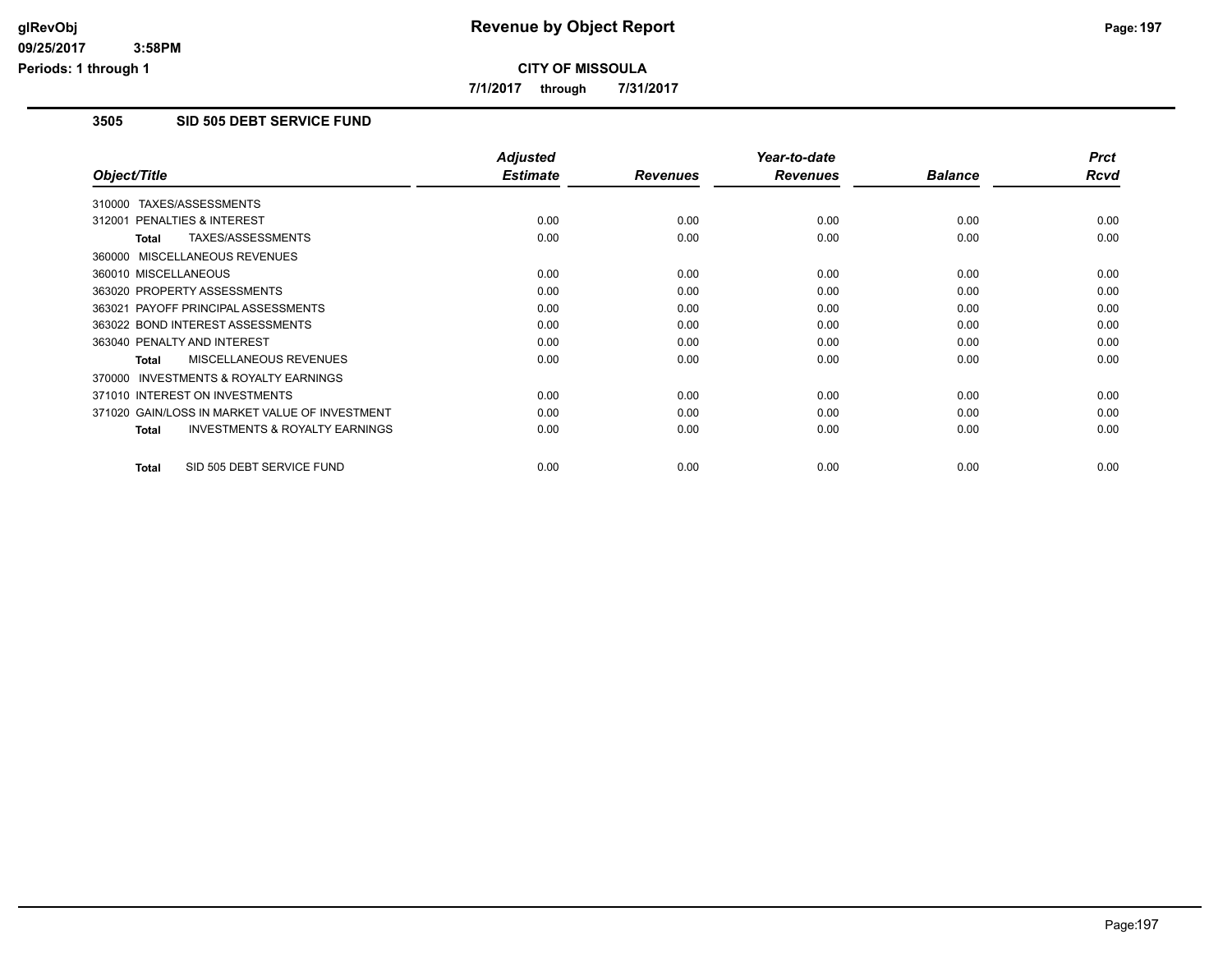# Revenue by Object Report

glRevObj
09/25/2017 3:58PM
Periods: 1 through 1

**CITY OF MISSOULA**

7/1/2017 through 7/31/2017

### 3505 SID 505 DEBT SERVICE FUND

| Object/Title | Adjusted Estimate | Revenues | Year-to-date Revenues | Balance | Prct Rcvd |
|---|---|---|---|---|---|
| 310000 TAXES/ASSESSMENTS | | | | | |
| 312001 PENALTIES & INTEREST | 0.00 | 0.00 | 0.00 | 0.00 | 0.00 |
| **Total** TAXES/ASSESSMENTS | 0.00 | 0.00 | 0.00 | 0.00 | 0.00 |
| 360000 MISCELLANEOUS REVENUES | | | | | |
| 360010 MISCELLANEOUS | 0.00 | 0.00 | 0.00 | 0.00 | 0.00 |
| 363020 PROPERTY ASSESSMENTS | 0.00 | 0.00 | 0.00 | 0.00 | 0.00 |
| 363021 PAYOFF PRINCIPAL ASSESSMENTS | 0.00 | 0.00 | 0.00 | 0.00 | 0.00 |
| 363022 BOND INTEREST ASSESSMENTS | 0.00 | 0.00 | 0.00 | 0.00 | 0.00 |
| 363040 PENALTY AND INTEREST | 0.00 | 0.00 | 0.00 | 0.00 | 0.00 |
| **Total** MISCELLANEOUS REVENUES | 0.00 | 0.00 | 0.00 | 0.00 | 0.00 |
| 370000 INVESTMENTS & ROYALTY EARNINGS | | | | | |
| 371010 INTEREST ON INVESTMENTS | 0.00 | 0.00 | 0.00 | 0.00 | 0.00 |
| 371020 GAIN/LOSS IN MARKET VALUE OF INVESTMENT | 0.00 | 0.00 | 0.00 | 0.00 | 0.00 |
| **Total** INVESTMENTS & ROYALTY EARNINGS | 0.00 | 0.00 | 0.00 | 0.00 | 0.00 |
| **Total** SID 505 DEBT SERVICE FUND | 0.00 | 0.00 | 0.00 | 0.00 | 0.00 |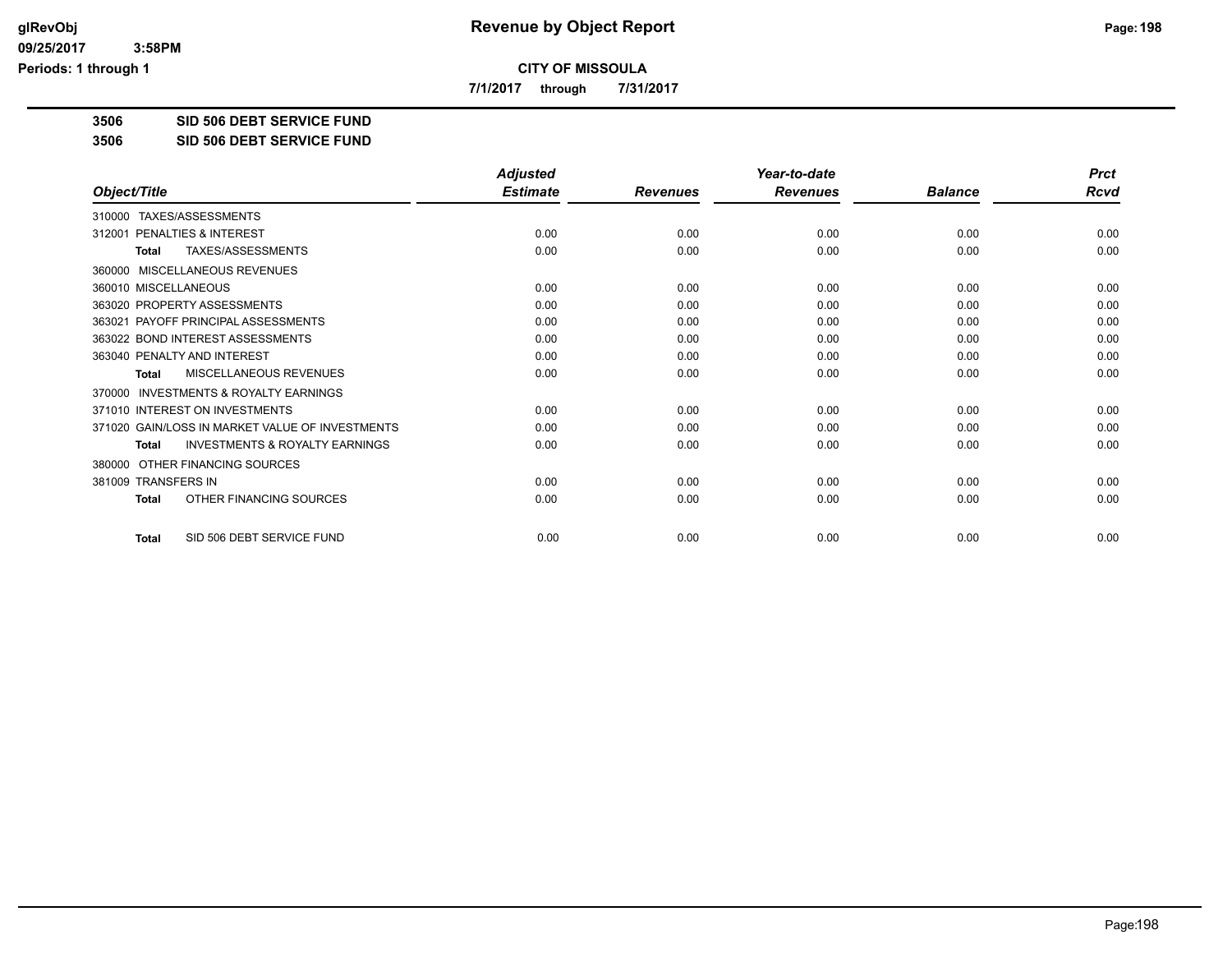# Revenue by Object Report

**CITY OF MISSOULA**

**7/1/2017 through 7/31/2017**

**3506 SID 506 DEBT SERVICE FUND**

**3506 SID 506 DEBT SERVICE FUND**

| Object/Title | Adjusted Estimate | Revenues | Year-to-date Revenues | Balance | Prct Rcvd |
|---|---|---|---|---|---|
| 310000 TAXES/ASSESSMENTS | | | | | |
| 312001 PENALTIES & INTEREST | 0.00 | 0.00 | 0.00 | 0.00 | 0.00 |
| **Total** TAXES/ASSESSMENTS | 0.00 | 0.00 | 0.00 | 0.00 | 0.00 |
| 360000 MISCELLANEOUS REVENUES | | | | | |
| 360010 MISCELLANEOUS | 0.00 | 0.00 | 0.00 | 0.00 | 0.00 |
| 363020 PROPERTY ASSESSMENTS | 0.00 | 0.00 | 0.00 | 0.00 | 0.00 |
| 363021 PAYOFF PRINCIPAL ASSESSMENTS | 0.00 | 0.00 | 0.00 | 0.00 | 0.00 |
| 363022 BOND INTEREST ASSESSMENTS | 0.00 | 0.00 | 0.00 | 0.00 | 0.00 |
| 363040 PENALTY AND INTEREST | 0.00 | 0.00 | 0.00 | 0.00 | 0.00 |
| **Total** MISCELLANEOUS REVENUES | 0.00 | 0.00 | 0.00 | 0.00 | 0.00 |
| 370000 INVESTMENTS & ROYALTY EARNINGS | | | | | |
| 371010 INTEREST ON INVESTMENTS | 0.00 | 0.00 | 0.00 | 0.00 | 0.00 |
| 371020 GAIN/LOSS IN MARKET VALUE OF INVESTMENTS | 0.00 | 0.00 | 0.00 | 0.00 | 0.00 |
| **Total** INVESTMENTS & ROYALTY EARNINGS | 0.00 | 0.00 | 0.00 | 0.00 | 0.00 |
| 380000 OTHER FINANCING SOURCES | | | | | |
| 381009 TRANSFERS IN | 0.00 | 0.00 | 0.00 | 0.00 | 0.00 |
| **Total** OTHER FINANCING SOURCES | 0.00 | 0.00 | 0.00 | 0.00 | 0.00 |
| **Total** SID 506 DEBT SERVICE FUND | 0.00 | 0.00 | 0.00 | 0.00 | 0.00 |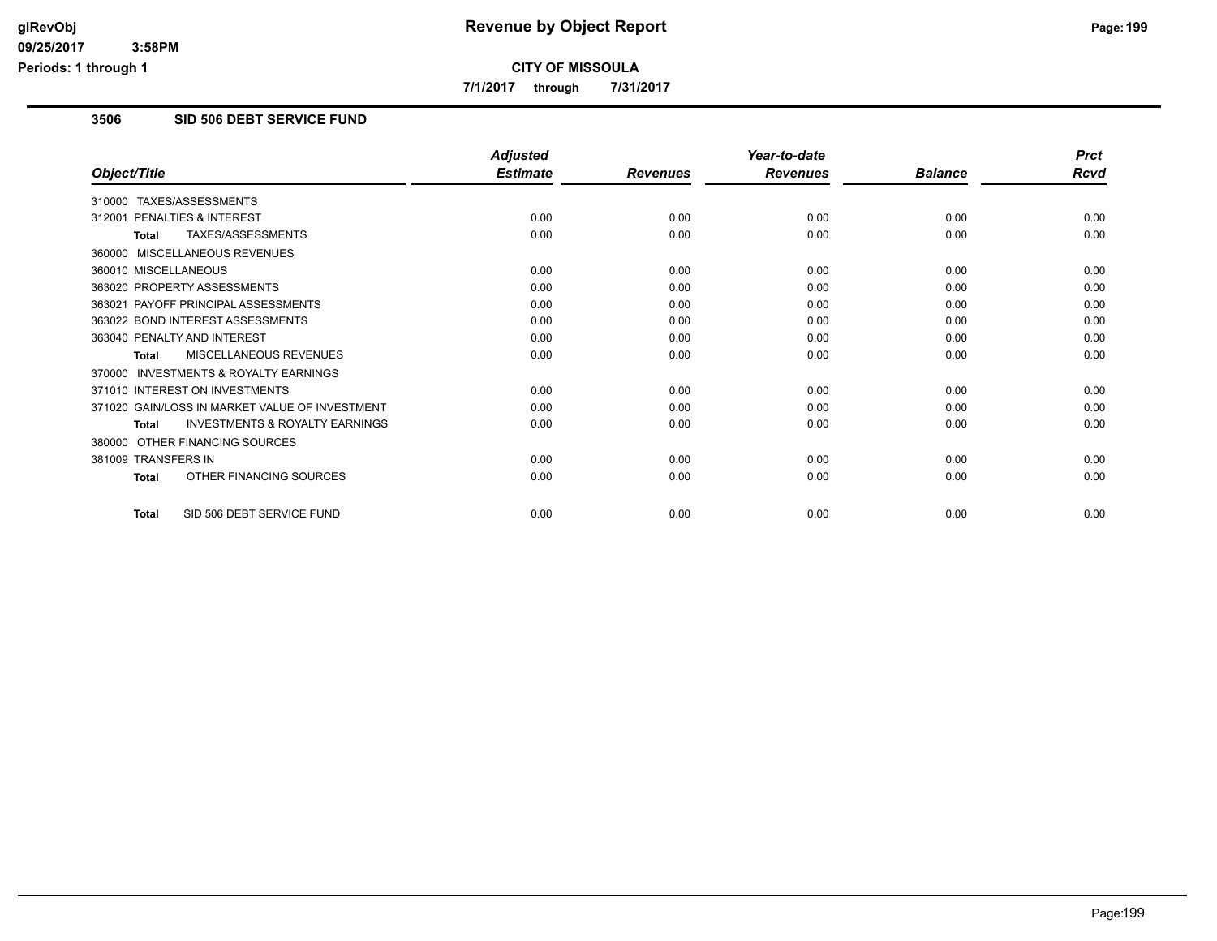# Revenue by Object Report

**CITY OF MISSOULA**

**7/1/2017 through 7/31/2017**

glRevObj
09/25/2017 3:58PM
Periods: 1 through 1

## 3506 SID 506 DEBT SERVICE FUND

| Object/Title | Adjusted Estimate | Revenues | Year-to-date Revenues | Balance | Prct Rcvd |
|---|---|---|---|---|---|
| 310000 TAXES/ASSESSMENTS | | | | | |
| 312001 PENALTIES & INTEREST | 0.00 | 0.00 | 0.00 | 0.00 | 0.00 |
| **Total** TAXES/ASSESSMENTS | 0.00 | 0.00 | 0.00 | 0.00 | 0.00 |
| 360000 MISCELLANEOUS REVENUES | | | | | |
| 360010 MISCELLANEOUS | 0.00 | 0.00 | 0.00 | 0.00 | 0.00 |
| 363020 PROPERTY ASSESSMENTS | 0.00 | 0.00 | 0.00 | 0.00 | 0.00 |
| 363021 PAYOFF PRINCIPAL ASSESSMENTS | 0.00 | 0.00 | 0.00 | 0.00 | 0.00 |
| 363022 BOND INTEREST ASSESSMENTS | 0.00 | 0.00 | 0.00 | 0.00 | 0.00 |
| 363040 PENALTY AND INTEREST | 0.00 | 0.00 | 0.00 | 0.00 | 0.00 |
| **Total** MISCELLANEOUS REVENUES | 0.00 | 0.00 | 0.00 | 0.00 | 0.00 |
| 370000 INVESTMENTS & ROYALTY EARNINGS | | | | | |
| 371010 INTEREST ON INVESTMENTS | 0.00 | 0.00 | 0.00 | 0.00 | 0.00 |
| 371020 GAIN/LOSS IN MARKET VALUE OF INVESTMENT | 0.00 | 0.00 | 0.00 | 0.00 | 0.00 |
| **Total** INVESTMENTS & ROYALTY EARNINGS | 0.00 | 0.00 | 0.00 | 0.00 | 0.00 |
| 380000 OTHER FINANCING SOURCES | | | | | |
| 381009 TRANSFERS IN | 0.00 | 0.00 | 0.00 | 0.00 | 0.00 |
| **Total** OTHER FINANCING SOURCES | 0.00 | 0.00 | 0.00 | 0.00 | 0.00 |
| **Total** SID 506 DEBT SERVICE FUND | 0.00 | 0.00 | 0.00 | 0.00 | 0.00 |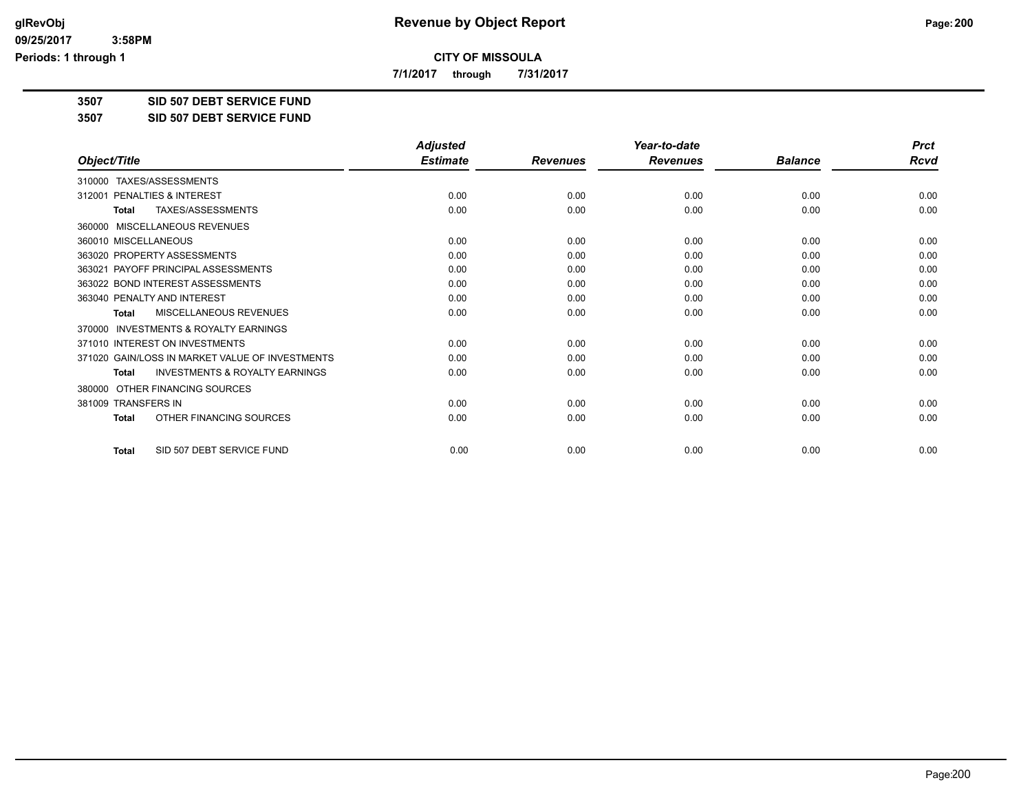**CITY OF MISSOULA**

**7/1/2017 through 7/31/2017**

**3507 SID 507 DEBT SERVICE FUND**

**3507 SID 507 DEBT SERVICE FUND**

| Object/Title | Adjusted Estimate | Revenues | Year-to-date Revenues | Balance | Prct Rcvd |
|---|---|---|---|---|---|
| 310000 TAXES/ASSESSMENTS | | | | | |
| 312001 PENALTIES & INTEREST | 0.00 | 0.00 | 0.00 | 0.00 | 0.00 |
| **Total** TAXES/ASSESSMENTS | 0.00 | 0.00 | 0.00 | 0.00 | 0.00 |
| 360000 MISCELLANEOUS REVENUES | | | | | |
| 360010 MISCELLANEOUS | 0.00 | 0.00 | 0.00 | 0.00 | 0.00 |
| 363020 PROPERTY ASSESSMENTS | 0.00 | 0.00 | 0.00 | 0.00 | 0.00 |
| 363021 PAYOFF PRINCIPAL ASSESSMENTS | 0.00 | 0.00 | 0.00 | 0.00 | 0.00 |
| 363022 BOND INTEREST ASSESSMENTS | 0.00 | 0.00 | 0.00 | 0.00 | 0.00 |
| 363040 PENALTY AND INTEREST | 0.00 | 0.00 | 0.00 | 0.00 | 0.00 |
| **Total** MISCELLANEOUS REVENUES | 0.00 | 0.00 | 0.00 | 0.00 | 0.00 |
| 370000 INVESTMENTS & ROYALTY EARNINGS | | | | | |
| 371010 INTEREST ON INVESTMENTS | 0.00 | 0.00 | 0.00 | 0.00 | 0.00 |
| 371020 GAIN/LOSS IN MARKET VALUE OF INVESTMENTS | 0.00 | 0.00 | 0.00 | 0.00 | 0.00 |
| **Total** INVESTMENTS & ROYALTY EARNINGS | 0.00 | 0.00 | 0.00 | 0.00 | 0.00 |
| 380000 OTHER FINANCING SOURCES | | | | | |
| 381009 TRANSFERS IN | 0.00 | 0.00 | 0.00 | 0.00 | 0.00 |
| **Total** OTHER FINANCING SOURCES | 0.00 | 0.00 | 0.00 | 0.00 | 0.00 |
| **Total** SID 507 DEBT SERVICE FUND | 0.00 | 0.00 | 0.00 | 0.00 | 0.00 |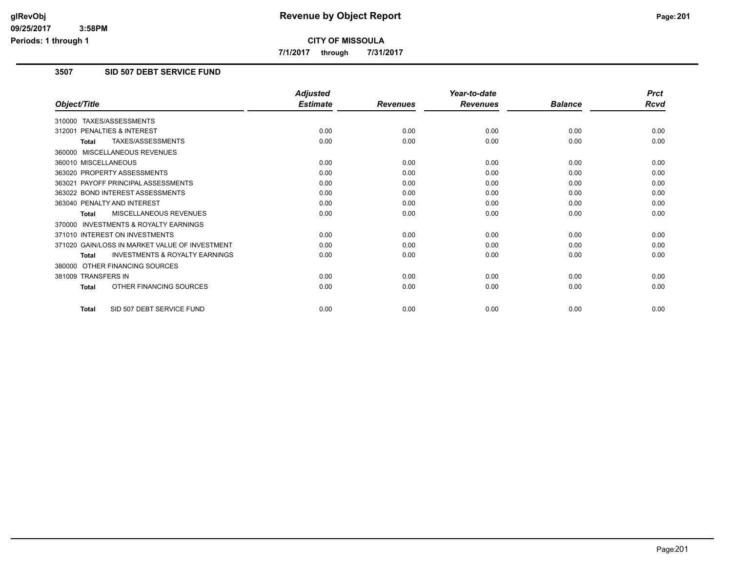# Revenue by Object Report

**CITY OF MISSOULA**

**7/1/2017 through 7/31/2017**

glRevObj
09/25/2017 3:58PM
Periods: 1 through 1

## 3507 SID 507 DEBT SERVICE FUND

| Object/Title | Adjusted Estimate | Revenues | Year-to-date Revenues | Balance | Prct Rcvd |
|---|---|---|---|---|---|
| 310000 TAXES/ASSESSMENTS | | | | | |
| 312001 PENALTIES & INTEREST | 0.00 | 0.00 | 0.00 | 0.00 | 0.00 |
| **Total** TAXES/ASSESSMENTS | 0.00 | 0.00 | 0.00 | 0.00 | 0.00 |
| 360000 MISCELLANEOUS REVENUES | | | | | |
| 360010 MISCELLANEOUS | 0.00 | 0.00 | 0.00 | 0.00 | 0.00 |
| 363020 PROPERTY ASSESSMENTS | 0.00 | 0.00 | 0.00 | 0.00 | 0.00 |
| 363021 PAYOFF PRINCIPAL ASSESSMENTS | 0.00 | 0.00 | 0.00 | 0.00 | 0.00 |
| 363022 BOND INTEREST ASSESSMENTS | 0.00 | 0.00 | 0.00 | 0.00 | 0.00 |
| 363040 PENALTY AND INTEREST | 0.00 | 0.00 | 0.00 | 0.00 | 0.00 |
| **Total** MISCELLANEOUS REVENUES | 0.00 | 0.00 | 0.00 | 0.00 | 0.00 |
| 370000 INVESTMENTS & ROYALTY EARNINGS | | | | | |
| 371010 INTEREST ON INVESTMENTS | 0.00 | 0.00 | 0.00 | 0.00 | 0.00 |
| 371020 GAIN/LOSS IN MARKET VALUE OF INVESTMENT | 0.00 | 0.00 | 0.00 | 0.00 | 0.00 |
| **Total** INVESTMENTS & ROYALTY EARNINGS | 0.00 | 0.00 | 0.00 | 0.00 | 0.00 |
| 380000 OTHER FINANCING SOURCES | | | | | |
| 381009 TRANSFERS IN | 0.00 | 0.00 | 0.00 | 0.00 | 0.00 |
| **Total** OTHER FINANCING SOURCES | 0.00 | 0.00 | 0.00 | 0.00 | 0.00 |
| **Total** SID 507 DEBT SERVICE FUND | 0.00 | 0.00 | 0.00 | 0.00 | 0.00 |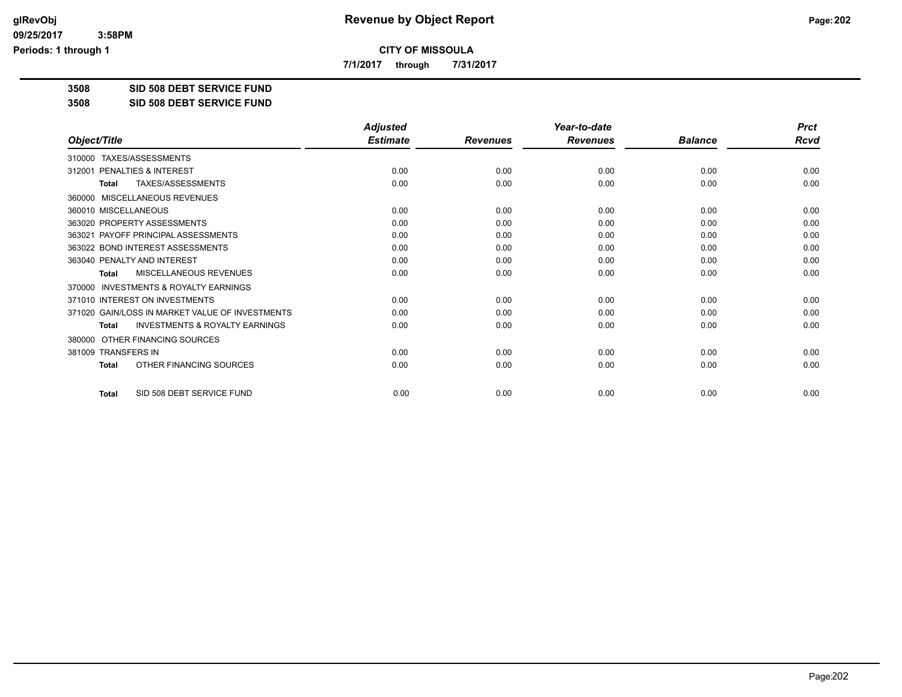**CITY OF MISSOULA**

**7/1/2017 through 7/31/2017**

## 3508 SID 508 DEBT SERVICE FUND

## 3508 SID 508 DEBT SERVICE FUND

| Object/Title | Adjusted Estimate | Revenues | Year-to-date Revenues | Balance | Prct Rcvd |
|---|---|---|---|---|---|
| 310000 TAXES/ASSESSMENTS | | | | | |
| 312001 PENALTIES & INTEREST | 0.00 | 0.00 | 0.00 | 0.00 | 0.00 |
| **Total** TAXES/ASSESSMENTS | 0.00 | 0.00 | 0.00 | 0.00 | 0.00 |
| 360000 MISCELLANEOUS REVENUES | | | | | |
| 360010 MISCELLANEOUS | 0.00 | 0.00 | 0.00 | 0.00 | 0.00 |
| 363020 PROPERTY ASSESSMENTS | 0.00 | 0.00 | 0.00 | 0.00 | 0.00 |
| 363021 PAYOFF PRINCIPAL ASSESSMENTS | 0.00 | 0.00 | 0.00 | 0.00 | 0.00 |
| 363022 BOND INTEREST ASSESSMENTS | 0.00 | 0.00 | 0.00 | 0.00 | 0.00 |
| 363040 PENALTY AND INTEREST | 0.00 | 0.00 | 0.00 | 0.00 | 0.00 |
| **Total** MISCELLANEOUS REVENUES | 0.00 | 0.00 | 0.00 | 0.00 | 0.00 |
| 370000 INVESTMENTS & ROYALTY EARNINGS | | | | | |
| 371010 INTEREST ON INVESTMENTS | 0.00 | 0.00 | 0.00 | 0.00 | 0.00 |
| 371020 GAIN/LOSS IN MARKET VALUE OF INVESTMENTS | 0.00 | 0.00 | 0.00 | 0.00 | 0.00 |
| **Total** INVESTMENTS & ROYALTY EARNINGS | 0.00 | 0.00 | 0.00 | 0.00 | 0.00 |
| 380000 OTHER FINANCING SOURCES | | | | | |
| 381009 TRANSFERS IN | 0.00 | 0.00 | 0.00 | 0.00 | 0.00 |
| **Total** OTHER FINANCING SOURCES | 0.00 | 0.00 | 0.00 | 0.00 | 0.00 |
| **Total** SID 508 DEBT SERVICE FUND | 0.00 | 0.00 | 0.00 | 0.00 | 0.00 |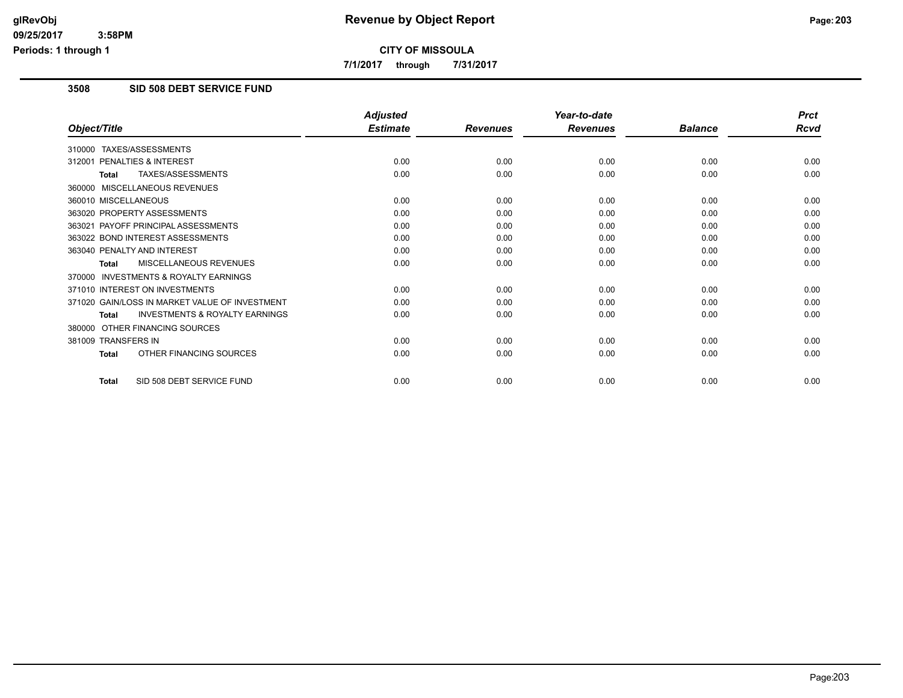# Revenue by Object Report

**CITY OF MISSOULA**

**7/1/2017 through 7/31/2017**

## 3508 SID 508 DEBT SERVICE FUND

| Object/Title | Adjusted Estimate | Revenues | Year-to-date Revenues | Balance | Prct Rcvd |
|---|---|---|---|---|---|
| 310000 TAXES/ASSESSMENTS | | | | | |
| 312001 PENALTIES & INTEREST | 0.00 | 0.00 | 0.00 | 0.00 | 0.00 |
| **Total** TAXES/ASSESSMENTS | 0.00 | 0.00 | 0.00 | 0.00 | 0.00 |
| 360000 MISCELLANEOUS REVENUES | | | | | |
| 360010 MISCELLANEOUS | 0.00 | 0.00 | 0.00 | 0.00 | 0.00 |
| 363020 PROPERTY ASSESSMENTS | 0.00 | 0.00 | 0.00 | 0.00 | 0.00 |
| 363021 PAYOFF PRINCIPAL ASSESSMENTS | 0.00 | 0.00 | 0.00 | 0.00 | 0.00 |
| 363022 BOND INTEREST ASSESSMENTS | 0.00 | 0.00 | 0.00 | 0.00 | 0.00 |
| 363040 PENALTY AND INTEREST | 0.00 | 0.00 | 0.00 | 0.00 | 0.00 |
| **Total** MISCELLANEOUS REVENUES | 0.00 | 0.00 | 0.00 | 0.00 | 0.00 |
| 370000 INVESTMENTS & ROYALTY EARNINGS | | | | | |
| 371010 INTEREST ON INVESTMENTS | 0.00 | 0.00 | 0.00 | 0.00 | 0.00 |
| 371020 GAIN/LOSS IN MARKET VALUE OF INVESTMENT | 0.00 | 0.00 | 0.00 | 0.00 | 0.00 |
| **Total** INVESTMENTS & ROYALTY EARNINGS | 0.00 | 0.00 | 0.00 | 0.00 | 0.00 |
| 380000 OTHER FINANCING SOURCES | | | | | |
| 381009 TRANSFERS IN | 0.00 | 0.00 | 0.00 | 0.00 | 0.00 |
| **Total** OTHER FINANCING SOURCES | 0.00 | 0.00 | 0.00 | 0.00 | 0.00 |
| **Total** SID 508 DEBT SERVICE FUND | 0.00 | 0.00 | 0.00 | 0.00 | 0.00 |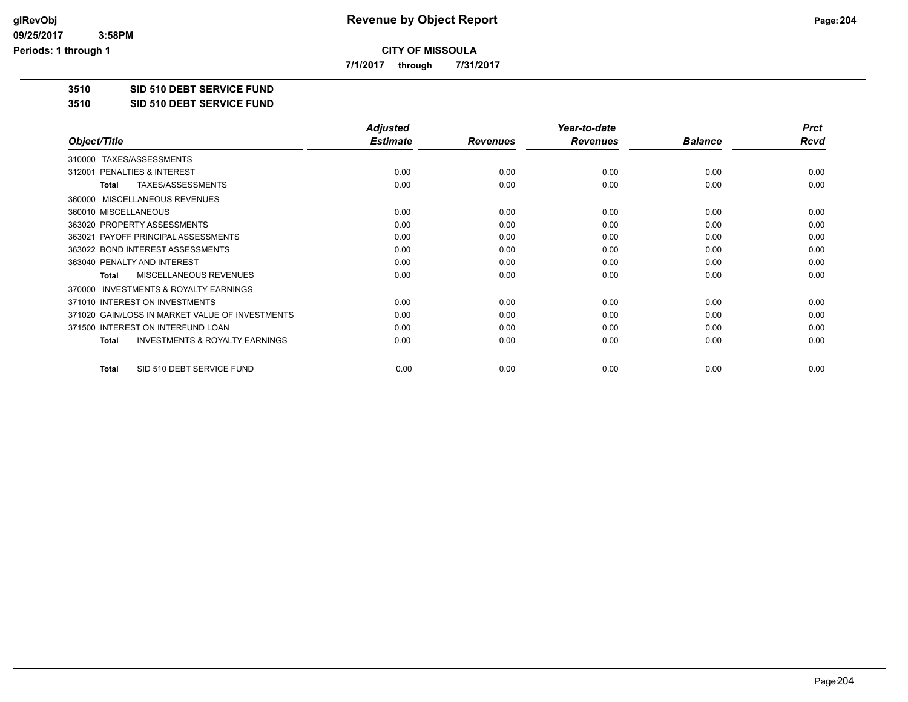**CITY OF MISSOULA**

**7/1/2017 through 7/31/2017**

**3510 SID 510 DEBT SERVICE FUND**

**3510 SID 510 DEBT SERVICE FUND**

| Object/Title | Adjusted Estimate | Revenues | Year-to-date Revenues | Balance | Prct Rcvd |
|---|---|---|---|---|---|
| 310000 TAXES/ASSESSMENTS | | | | | |
| 312001 PENALTIES & INTEREST | 0.00 | 0.00 | 0.00 | 0.00 | 0.00 |
| **Total** TAXES/ASSESSMENTS | 0.00 | 0.00 | 0.00 | 0.00 | 0.00 |
| 360000 MISCELLANEOUS REVENUES | | | | | |
| 360010 MISCELLANEOUS | 0.00 | 0.00 | 0.00 | 0.00 | 0.00 |
| 363020 PROPERTY ASSESSMENTS | 0.00 | 0.00 | 0.00 | 0.00 | 0.00 |
| 363021 PAYOFF PRINCIPAL ASSESSMENTS | 0.00 | 0.00 | 0.00 | 0.00 | 0.00 |
| 363022 BOND INTEREST ASSESSMENTS | 0.00 | 0.00 | 0.00 | 0.00 | 0.00 |
| 363040 PENALTY AND INTEREST | 0.00 | 0.00 | 0.00 | 0.00 | 0.00 |
| **Total** MISCELLANEOUS REVENUES | 0.00 | 0.00 | 0.00 | 0.00 | 0.00 |
| 370000 INVESTMENTS & ROYALTY EARNINGS | | | | | |
| 371010 INTEREST ON INVESTMENTS | 0.00 | 0.00 | 0.00 | 0.00 | 0.00 |
| 371020 GAIN/LOSS IN MARKET VALUE OF INVESTMENTS | 0.00 | 0.00 | 0.00 | 0.00 | 0.00 |
| 371500 INTEREST ON INTERFUND LOAN | 0.00 | 0.00 | 0.00 | 0.00 | 0.00 |
| **Total** INVESTMENTS & ROYALTY EARNINGS | 0.00 | 0.00 | 0.00 | 0.00 | 0.00 |
| **Total** SID 510 DEBT SERVICE FUND | 0.00 | 0.00 | 0.00 | 0.00 | 0.00 |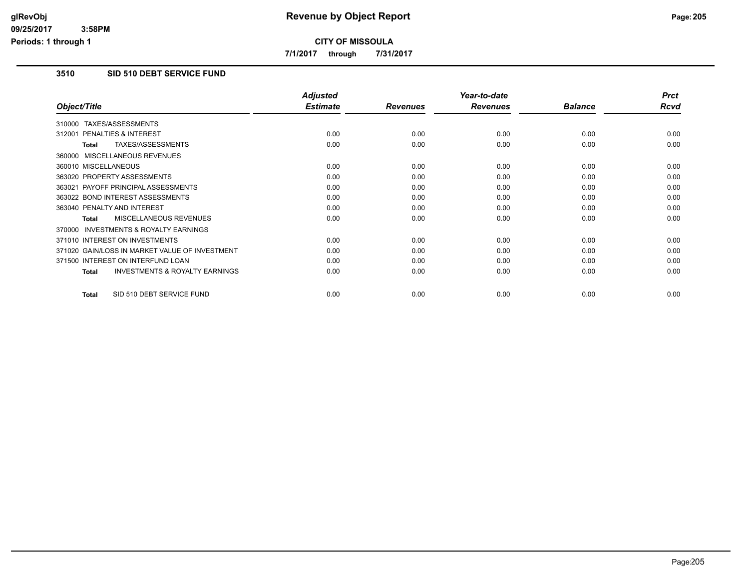# Revenue by Object Report

**CITY OF MISSOULA**

**7/1/2017 through 7/31/2017**

## 3510 SID 510 DEBT SERVICE FUND

| Object/Title | Adjusted Estimate | Revenues | Year-to-date Revenues | Balance | Prct Rcvd |
|---|---|---|---|---|---|
| 310000 TAXES/ASSESSMENTS | | | | | |
| 312001 PENALTIES & INTEREST | 0.00 | 0.00 | 0.00 | 0.00 | 0.00 |
| **Total** TAXES/ASSESSMENTS | 0.00 | 0.00 | 0.00 | 0.00 | 0.00 |
| 360000 MISCELLANEOUS REVENUES | | | | | |
| 360010 MISCELLANEOUS | 0.00 | 0.00 | 0.00 | 0.00 | 0.00 |
| 363020 PROPERTY ASSESSMENTS | 0.00 | 0.00 | 0.00 | 0.00 | 0.00 |
| 363021 PAYOFF PRINCIPAL ASSESSMENTS | 0.00 | 0.00 | 0.00 | 0.00 | 0.00 |
| 363022 BOND INTEREST ASSESSMENTS | 0.00 | 0.00 | 0.00 | 0.00 | 0.00 |
| 363040 PENALTY AND INTEREST | 0.00 | 0.00 | 0.00 | 0.00 | 0.00 |
| **Total** MISCELLANEOUS REVENUES | 0.00 | 0.00 | 0.00 | 0.00 | 0.00 |
| 370000 INVESTMENTS & ROYALTY EARNINGS | | | | | |
| 371010 INTEREST ON INVESTMENTS | 0.00 | 0.00 | 0.00 | 0.00 | 0.00 |
| 371020 GAIN/LOSS IN MARKET VALUE OF INVESTMENT | 0.00 | 0.00 | 0.00 | 0.00 | 0.00 |
| 371500 INTEREST ON INTERFUND LOAN | 0.00 | 0.00 | 0.00 | 0.00 | 0.00 |
| **Total** INVESTMENTS & ROYALTY EARNINGS | 0.00 | 0.00 | 0.00 | 0.00 | 0.00 |
| **Total** SID 510 DEBT SERVICE FUND | 0.00 | 0.00 | 0.00 | 0.00 | 0.00 |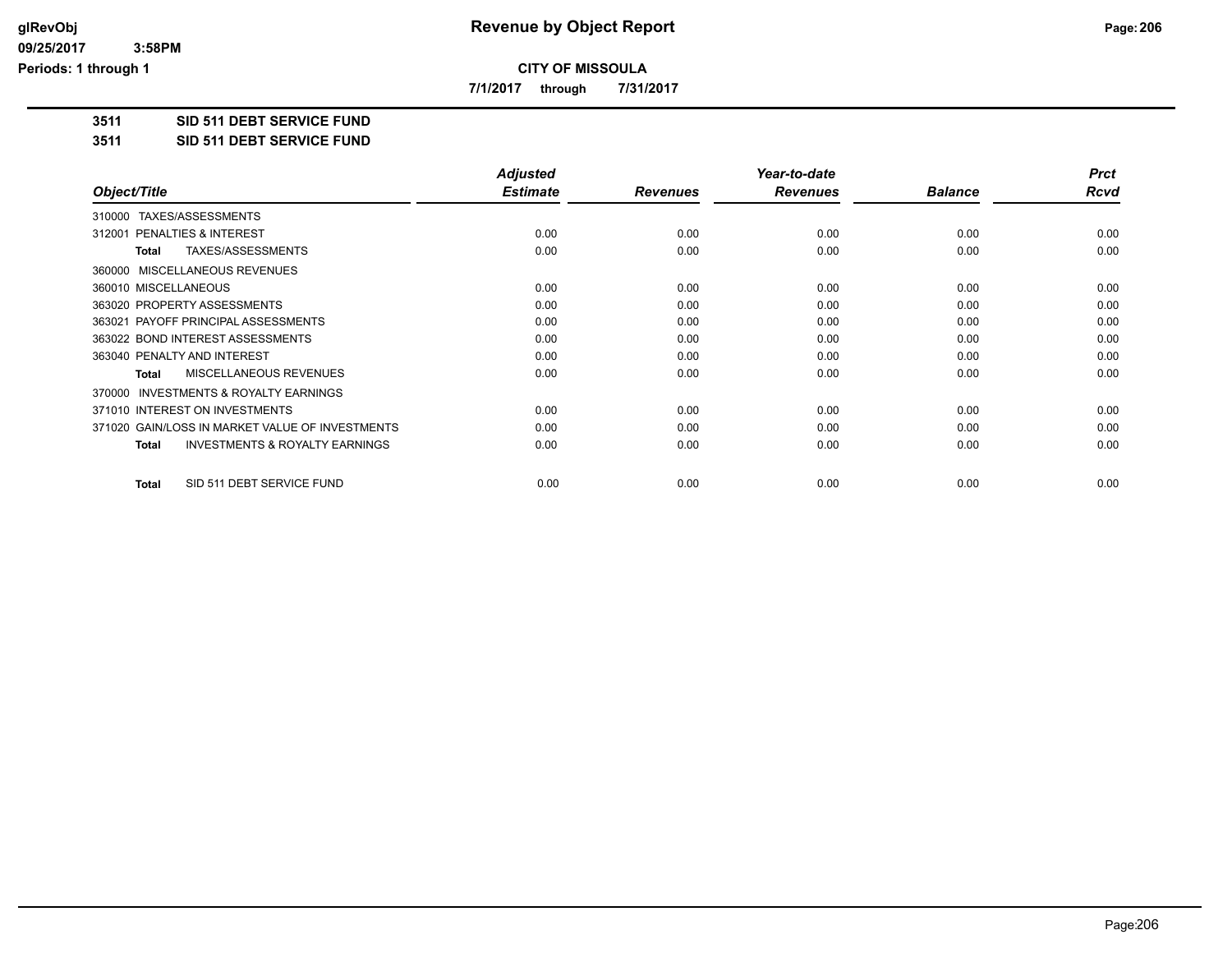# Revenue by Object Report

**CITY OF MISSOULA**

**7/1/2017 through 7/31/2017**

**3511 SID 511 DEBT SERVICE FUND**

**3511 SID 511 DEBT SERVICE FUND**

| Object/Title | Adjusted Estimate | Revenues | Year-to-date Revenues | Balance | Prct Rcvd |
|---|---|---|---|---|---|
| 310000 TAXES/ASSESSMENTS | | | | | |
| 312001 PENALTIES & INTEREST | 0.00 | 0.00 | 0.00 | 0.00 | 0.00 |
| **Total** TAXES/ASSESSMENTS | 0.00 | 0.00 | 0.00 | 0.00 | 0.00 |
| 360000 MISCELLANEOUS REVENUES | | | | | |
| 360010 MISCELLANEOUS | 0.00 | 0.00 | 0.00 | 0.00 | 0.00 |
| 363020 PROPERTY ASSESSMENTS | 0.00 | 0.00 | 0.00 | 0.00 | 0.00 |
| 363021 PAYOFF PRINCIPAL ASSESSMENTS | 0.00 | 0.00 | 0.00 | 0.00 | 0.00 |
| 363022 BOND INTEREST ASSESSMENTS | 0.00 | 0.00 | 0.00 | 0.00 | 0.00 |
| 363040 PENALTY AND INTEREST | 0.00 | 0.00 | 0.00 | 0.00 | 0.00 |
| **Total** MISCELLANEOUS REVENUES | 0.00 | 0.00 | 0.00 | 0.00 | 0.00 |
| 370000 INVESTMENTS & ROYALTY EARNINGS | | | | | |
| 371010 INTEREST ON INVESTMENTS | 0.00 | 0.00 | 0.00 | 0.00 | 0.00 |
| 371020 GAIN/LOSS IN MARKET VALUE OF INVESTMENTS | 0.00 | 0.00 | 0.00 | 0.00 | 0.00 |
| **Total** INVESTMENTS & ROYALTY EARNINGS | 0.00 | 0.00 | 0.00 | 0.00 | 0.00 |
| **Total** SID 511 DEBT SERVICE FUND | 0.00 | 0.00 | 0.00 | 0.00 | 0.00 |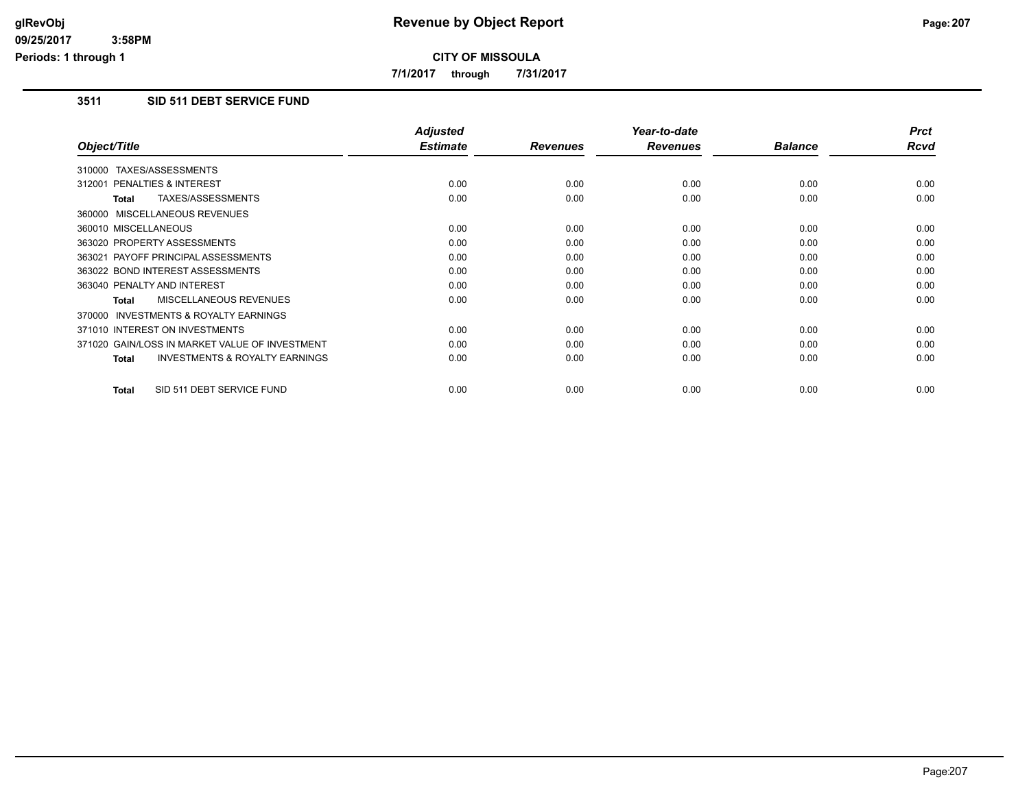# Revenue by Object Report

**CITY OF MISSOULA**

**7/1/2017 through 7/31/2017**

glRevObj
09/25/2017 3:58PM
Periods: 1 through 1

## 3511 SID 511 DEBT SERVICE FUND

| Object/Title | Adjusted Estimate | Revenues | Year-to-date Revenues | Balance | Prct Rcvd |
|---|---|---|---|---|---|
| 310000 TAXES/ASSESSMENTS | | | | | |
| 312001 PENALTIES & INTEREST | 0.00 | 0.00 | 0.00 | 0.00 | 0.00 |
| **Total** TAXES/ASSESSMENTS | 0.00 | 0.00 | 0.00 | 0.00 | 0.00 |
| 360000 MISCELLANEOUS REVENUES | | | | | |
| 360010 MISCELLANEOUS | 0.00 | 0.00 | 0.00 | 0.00 | 0.00 |
| 363020 PROPERTY ASSESSMENTS | 0.00 | 0.00 | 0.00 | 0.00 | 0.00 |
| 363021 PAYOFF PRINCIPAL ASSESSMENTS | 0.00 | 0.00 | 0.00 | 0.00 | 0.00 |
| 363022 BOND INTEREST ASSESSMENTS | 0.00 | 0.00 | 0.00 | 0.00 | 0.00 |
| 363040 PENALTY AND INTEREST | 0.00 | 0.00 | 0.00 | 0.00 | 0.00 |
| **Total** MISCELLANEOUS REVENUES | 0.00 | 0.00 | 0.00 | 0.00 | 0.00 |
| 370000 INVESTMENTS & ROYALTY EARNINGS | | | | | |
| 371010 INTEREST ON INVESTMENTS | 0.00 | 0.00 | 0.00 | 0.00 | 0.00 |
| 371020 GAIN/LOSS IN MARKET VALUE OF INVESTMENT | 0.00 | 0.00 | 0.00 | 0.00 | 0.00 |
| **Total** INVESTMENTS & ROYALTY EARNINGS | 0.00 | 0.00 | 0.00 | 0.00 | 0.00 |
| **Total** SID 511 DEBT SERVICE FUND | 0.00 | 0.00 | 0.00 | 0.00 | 0.00 |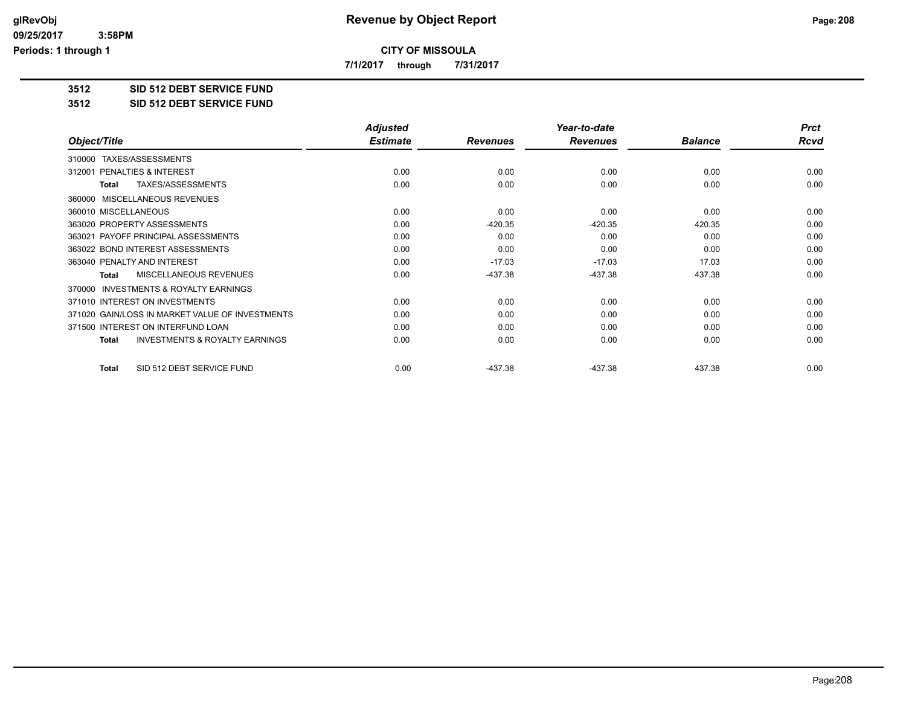**CITY OF MISSOULA**

**7/1/2017 through 7/31/2017**

**3512 SID 512 DEBT SERVICE FUND**

**3512 SID 512 DEBT SERVICE FUND**

| Object/Title | Adjusted Estimate | Revenues | Year-to-date Revenues | Balance | Prct Rcvd |
|---|---|---|---|---|---|
| 310000 TAXES/ASSESSMENTS | | | | | |
| 312001 PENALTIES & INTEREST | 0.00 | 0.00 | 0.00 | 0.00 | 0.00 |
| **Total** TAXES/ASSESSMENTS | 0.00 | 0.00 | 0.00 | 0.00 | 0.00 |
| 360000 MISCELLANEOUS REVENUES | | | | | |
| 360010 MISCELLANEOUS | 0.00 | 0.00 | 0.00 | 0.00 | 0.00 |
| 363020 PROPERTY ASSESSMENTS | 0.00 | -420.35 | -420.35 | 420.35 | 0.00 |
| 363021 PAYOFF PRINCIPAL ASSESSMENTS | 0.00 | 0.00 | 0.00 | 0.00 | 0.00 |
| 363022 BOND INTEREST ASSESSMENTS | 0.00 | 0.00 | 0.00 | 0.00 | 0.00 |
| 363040 PENALTY AND INTEREST | 0.00 | -17.03 | -17.03 | 17.03 | 0.00 |
| **Total** MISCELLANEOUS REVENUES | 0.00 | -437.38 | -437.38 | 437.38 | 0.00 |
| 370000 INVESTMENTS & ROYALTY EARNINGS | | | | | |
| 371010 INTEREST ON INVESTMENTS | 0.00 | 0.00 | 0.00 | 0.00 | 0.00 |
| 371020 GAIN/LOSS IN MARKET VALUE OF INVESTMENTS | 0.00 | 0.00 | 0.00 | 0.00 | 0.00 |
| 371500 INTEREST ON INTERFUND LOAN | 0.00 | 0.00 | 0.00 | 0.00 | 0.00 |
| **Total** INVESTMENTS & ROYALTY EARNINGS | 0.00 | 0.00 | 0.00 | 0.00 | 0.00 |
| **Total** SID 512 DEBT SERVICE FUND | 0.00 | -437.38 | -437.38 | 437.38 | 0.00 |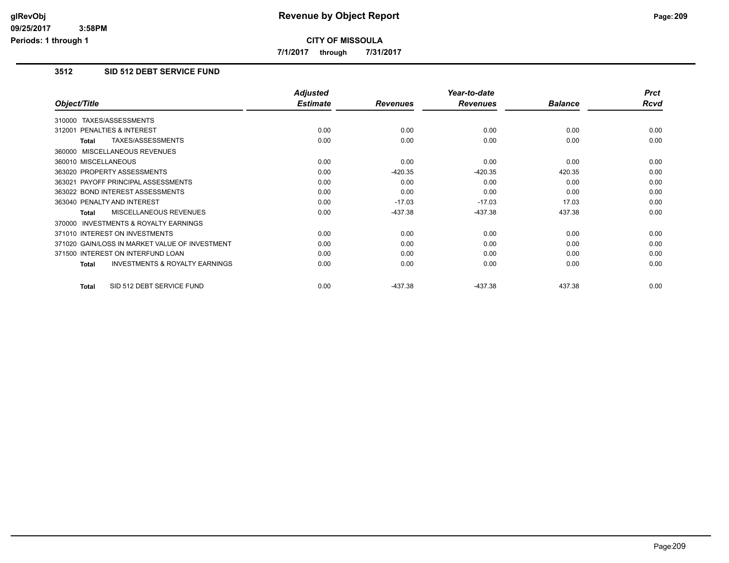# Revenue by Object Report

**CITY OF MISSOULA**

7/1/2017 through 7/31/2017

glRevObj
09/25/2017 3:58PM
Periods: 1 through 1

### 3512 SID 512 DEBT SERVICE FUND

| Object/Title | Adjusted Estimate | Revenues | Year-to-date Revenues | Balance | Prct Rcvd |
|---|---|---|---|---|---|
| 310000 TAXES/ASSESSMENTS | | | | | |
| 312001 PENALTIES & INTEREST | 0.00 | 0.00 | 0.00 | 0.00 | 0.00 |
| **Total** TAXES/ASSESSMENTS | 0.00 | 0.00 | 0.00 | 0.00 | 0.00 |
| 360000 MISCELLANEOUS REVENUES | | | | | |
| 360010 MISCELLANEOUS | 0.00 | 0.00 | 0.00 | 0.00 | 0.00 |
| 363020 PROPERTY ASSESSMENTS | 0.00 | -420.35 | -420.35 | 420.35 | 0.00 |
| 363021 PAYOFF PRINCIPAL ASSESSMENTS | 0.00 | 0.00 | 0.00 | 0.00 | 0.00 |
| 363022 BOND INTEREST ASSESSMENTS | 0.00 | 0.00 | 0.00 | 0.00 | 0.00 |
| 363040 PENALTY AND INTEREST | 0.00 | -17.03 | -17.03 | 17.03 | 0.00 |
| **Total** MISCELLANEOUS REVENUES | 0.00 | -437.38 | -437.38 | 437.38 | 0.00 |
| 370000 INVESTMENTS & ROYALTY EARNINGS | | | | | |
| 371010 INTEREST ON INVESTMENTS | 0.00 | 0.00 | 0.00 | 0.00 | 0.00 |
| 371020 GAIN/LOSS IN MARKET VALUE OF INVESTMENT | 0.00 | 0.00 | 0.00 | 0.00 | 0.00 |
| 371500 INTEREST ON INTERFUND LOAN | 0.00 | 0.00 | 0.00 | 0.00 | 0.00 |
| **Total** INVESTMENTS & ROYALTY EARNINGS | 0.00 | 0.00 | 0.00 | 0.00 | 0.00 |
| **Total** SID 512 DEBT SERVICE FUND | 0.00 | -437.38 | -437.38 | 437.38 | 0.00 |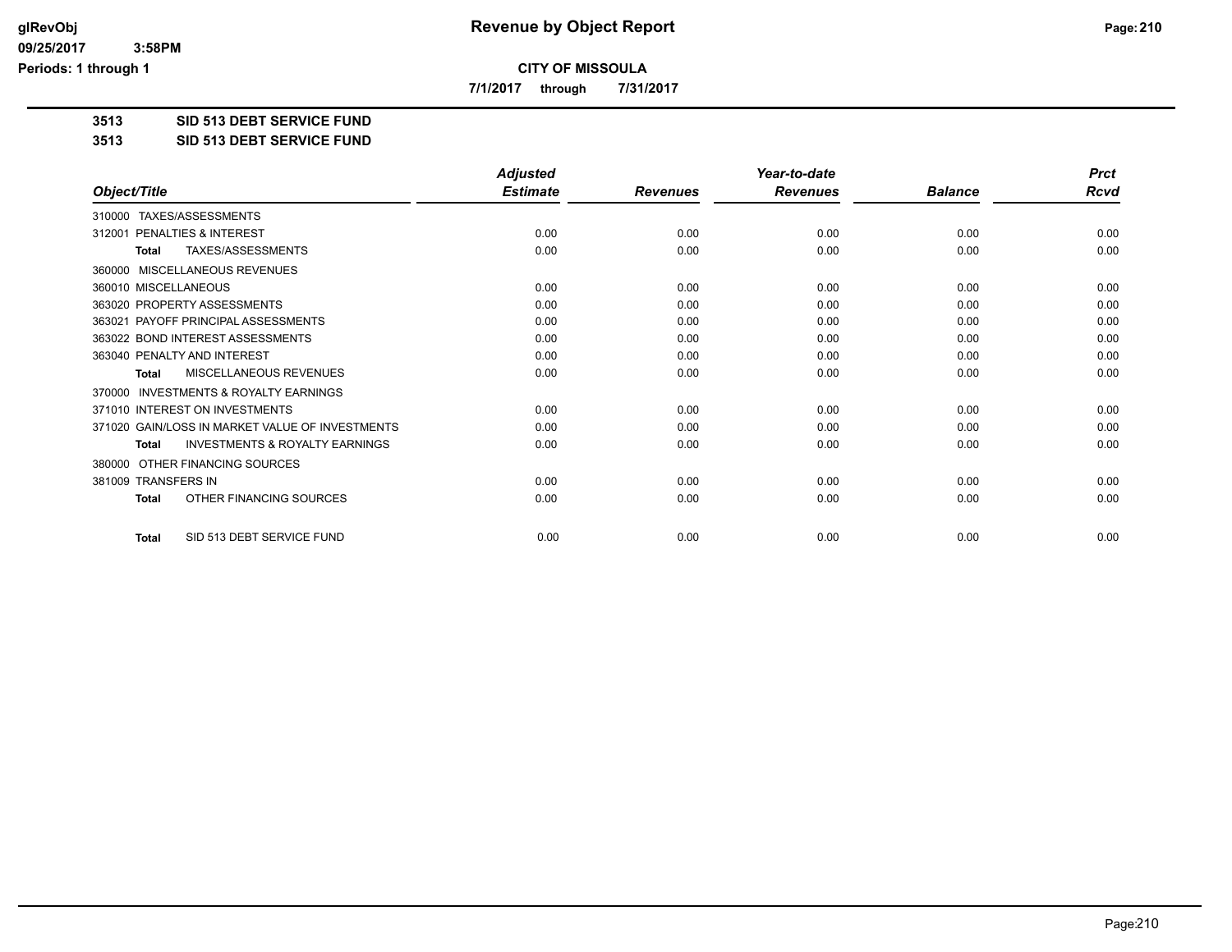**Revenue by Object Report**

**CITY OF MISSOULA**

**7/1/2017 through 7/31/2017**

glRevObj
09/25/2017 3:58PM
Periods: 1 through 1

## 3513 SID 513 DEBT SERVICE FUND

## 3513 SID 513 DEBT SERVICE FUND

| Object/Title | Adjusted Estimate | Revenues | Year-to-date Revenues | Balance | Prct Rcvd |
|---|---|---|---|---|---|
| 310000 TAXES/ASSESSMENTS | | | | | |
| 312001 PENALTIES & INTEREST | 0.00 | 0.00 | 0.00 | 0.00 | 0.00 |
| **Total** TAXES/ASSESSMENTS | 0.00 | 0.00 | 0.00 | 0.00 | 0.00 |
| 360000 MISCELLANEOUS REVENUES | | | | | |
| 360010 MISCELLANEOUS | 0.00 | 0.00 | 0.00 | 0.00 | 0.00 |
| 363020 PROPERTY ASSESSMENTS | 0.00 | 0.00 | 0.00 | 0.00 | 0.00 |
| 363021 PAYOFF PRINCIPAL ASSESSMENTS | 0.00 | 0.00 | 0.00 | 0.00 | 0.00 |
| 363022 BOND INTEREST ASSESSMENTS | 0.00 | 0.00 | 0.00 | 0.00 | 0.00 |
| 363040 PENALTY AND INTEREST | 0.00 | 0.00 | 0.00 | 0.00 | 0.00 |
| **Total** MISCELLANEOUS REVENUES | 0.00 | 0.00 | 0.00 | 0.00 | 0.00 |
| 370000 INVESTMENTS & ROYALTY EARNINGS | | | | | |
| 371010 INTEREST ON INVESTMENTS | 0.00 | 0.00 | 0.00 | 0.00 | 0.00 |
| 371020 GAIN/LOSS IN MARKET VALUE OF INVESTMENTS | 0.00 | 0.00 | 0.00 | 0.00 | 0.00 |
| **Total** INVESTMENTS & ROYALTY EARNINGS | 0.00 | 0.00 | 0.00 | 0.00 | 0.00 |
| 380000 OTHER FINANCING SOURCES | | | | | |
| 381009 TRANSFERS IN | 0.00 | 0.00 | 0.00 | 0.00 | 0.00 |
| **Total** OTHER FINANCING SOURCES | 0.00 | 0.00 | 0.00 | 0.00 | 0.00 |
| **Total** SID 513 DEBT SERVICE FUND | 0.00 | 0.00 | 0.00 | 0.00 | 0.00 |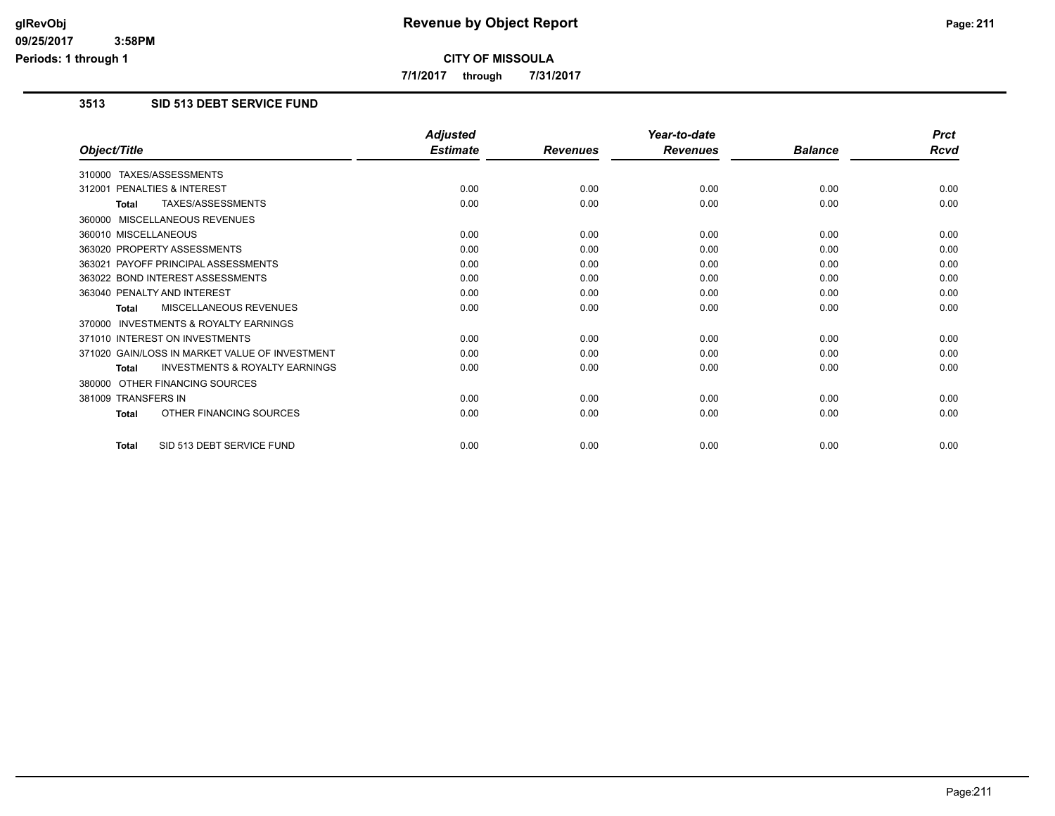# Revenue by Object Report

**CITY OF MISSOULA**

**7/1/2017 through 7/31/2017**

glRevObj
09/25/2017 3:58PM
Periods: 1 through 1

## 3513 SID 513 DEBT SERVICE FUND

| Object/Title | Adjusted Estimate | Revenues | Year-to-date Revenues | Balance | Prct Rcvd |
|---|---|---|---|---|---|
| 310000 TAXES/ASSESSMENTS | | | | | |
| 312001 PENALTIES & INTEREST | 0.00 | 0.00 | 0.00 | 0.00 | 0.00 |
| **Total** TAXES/ASSESSMENTS | 0.00 | 0.00 | 0.00 | 0.00 | 0.00 |
| 360000 MISCELLANEOUS REVENUES | | | | | |
| 360010 MISCELLANEOUS | 0.00 | 0.00 | 0.00 | 0.00 | 0.00 |
| 363020 PROPERTY ASSESSMENTS | 0.00 | 0.00 | 0.00 | 0.00 | 0.00 |
| 363021 PAYOFF PRINCIPAL ASSESSMENTS | 0.00 | 0.00 | 0.00 | 0.00 | 0.00 |
| 363022 BOND INTEREST ASSESSMENTS | 0.00 | 0.00 | 0.00 | 0.00 | 0.00 |
| 363040 PENALTY AND INTEREST | 0.00 | 0.00 | 0.00 | 0.00 | 0.00 |
| **Total** MISCELLANEOUS REVENUES | 0.00 | 0.00 | 0.00 | 0.00 | 0.00 |
| 370000 INVESTMENTS & ROYALTY EARNINGS | | | | | |
| 371010 INTEREST ON INVESTMENTS | 0.00 | 0.00 | 0.00 | 0.00 | 0.00 |
| 371020 GAIN/LOSS IN MARKET VALUE OF INVESTMENT | 0.00 | 0.00 | 0.00 | 0.00 | 0.00 |
| **Total** INVESTMENTS & ROYALTY EARNINGS | 0.00 | 0.00 | 0.00 | 0.00 | 0.00 |
| 380000 OTHER FINANCING SOURCES | | | | | |
| 381009 TRANSFERS IN | 0.00 | 0.00 | 0.00 | 0.00 | 0.00 |
| **Total** OTHER FINANCING SOURCES | 0.00 | 0.00 | 0.00 | 0.00 | 0.00 |
| **Total** SID 513 DEBT SERVICE FUND | 0.00 | 0.00 | 0.00 | 0.00 | 0.00 |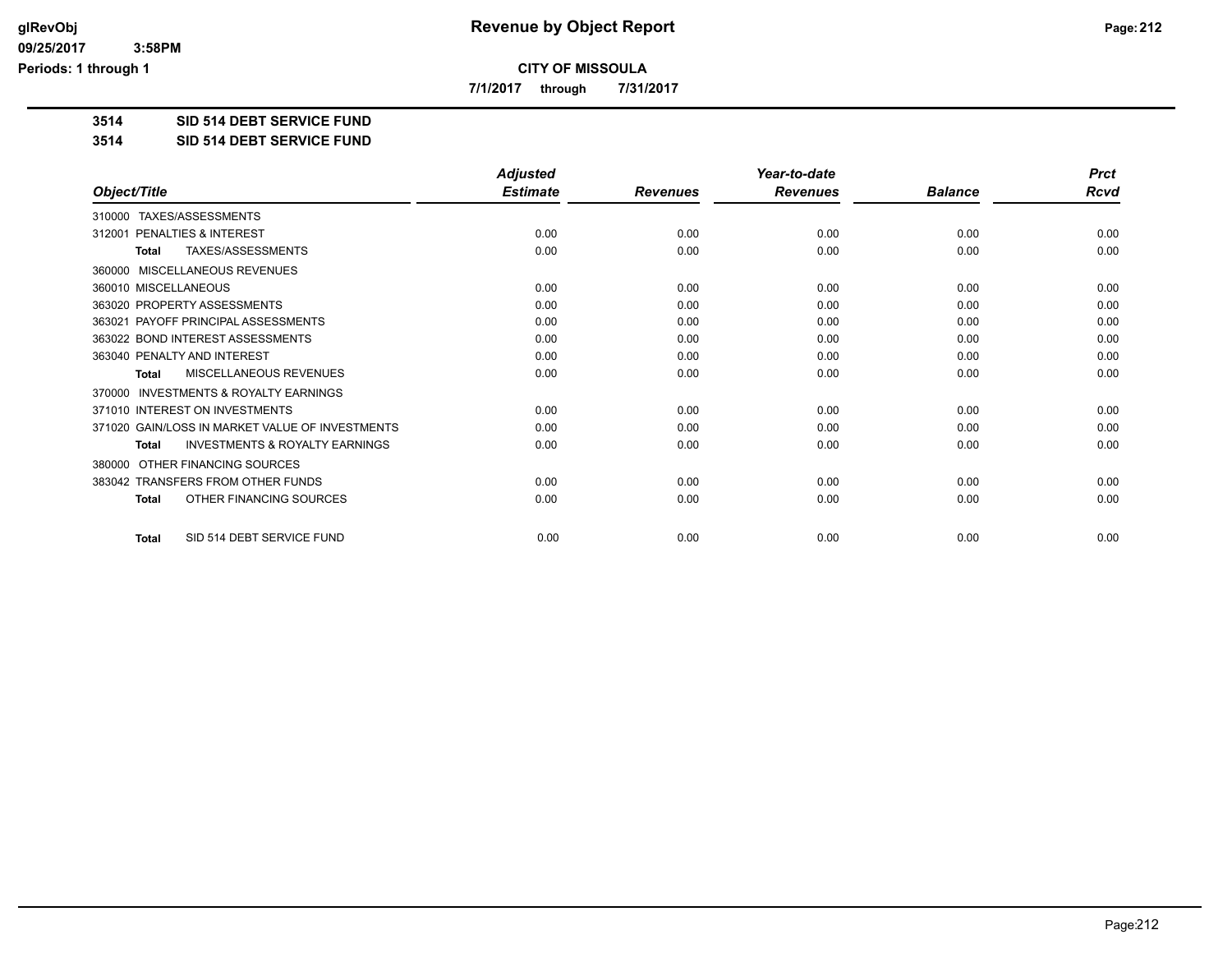**CITY OF MISSOULA**

**7/1/2017 through 7/31/2017**

**3514 SID 514 DEBT SERVICE FUND**

**3514 SID 514 DEBT SERVICE FUND**

| Object/Title | Adjusted Estimate | Revenues | Year-to-date Revenues | Balance | Prct Rcvd |
|---|---|---|---|---|---|
| 310000 TAXES/ASSESSMENTS | | | | | |
| 312001 PENALTIES & INTEREST | 0.00 | 0.00 | 0.00 | 0.00 | 0.00 |
| **Total** TAXES/ASSESSMENTS | 0.00 | 0.00 | 0.00 | 0.00 | 0.00 |
| 360000 MISCELLANEOUS REVENUES | | | | | |
| 360010 MISCELLANEOUS | 0.00 | 0.00 | 0.00 | 0.00 | 0.00 |
| 363020 PROPERTY ASSESSMENTS | 0.00 | 0.00 | 0.00 | 0.00 | 0.00 |
| 363021 PAYOFF PRINCIPAL ASSESSMENTS | 0.00 | 0.00 | 0.00 | 0.00 | 0.00 |
| 363022 BOND INTEREST ASSESSMENTS | 0.00 | 0.00 | 0.00 | 0.00 | 0.00 |
| 363040 PENALTY AND INTEREST | 0.00 | 0.00 | 0.00 | 0.00 | 0.00 |
| **Total** MISCELLANEOUS REVENUES | 0.00 | 0.00 | 0.00 | 0.00 | 0.00 |
| 370000 INVESTMENTS & ROYALTY EARNINGS | | | | | |
| 371010 INTEREST ON INVESTMENTS | 0.00 | 0.00 | 0.00 | 0.00 | 0.00 |
| 371020 GAIN/LOSS IN MARKET VALUE OF INVESTMENTS | 0.00 | 0.00 | 0.00 | 0.00 | 0.00 |
| **Total** INVESTMENTS & ROYALTY EARNINGS | 0.00 | 0.00 | 0.00 | 0.00 | 0.00 |
| 380000 OTHER FINANCING SOURCES | | | | | |
| 383042 TRANSFERS FROM OTHER FUNDS | 0.00 | 0.00 | 0.00 | 0.00 | 0.00 |
| **Total** OTHER FINANCING SOURCES | 0.00 | 0.00 | 0.00 | 0.00 | 0.00 |
| **Total** SID 514 DEBT SERVICE FUND | 0.00 | 0.00 | 0.00 | 0.00 | 0.00 |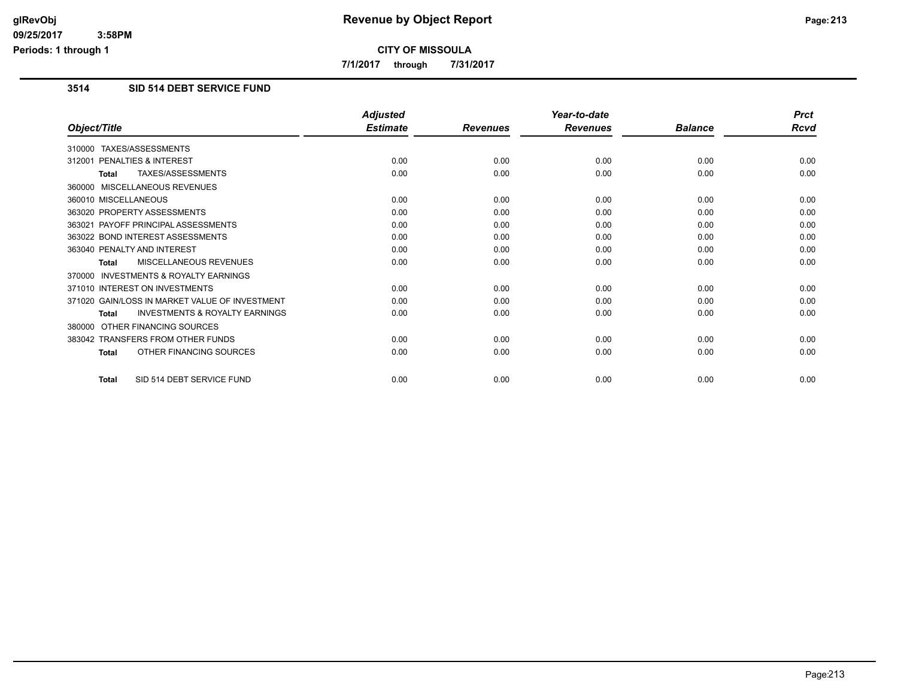# Revenue by Object Report

glRevObj
09/25/2017 3:58PM
Periods: 1 through 1

**CITY OF MISSOULA**

**7/1/2017 through 7/31/2017**

## 3514 SID 514 DEBT SERVICE FUND

| Object/Title | Adjusted Estimate | Revenues | Year-to-date Revenues | Balance | Prct Rcvd |
|---|---|---|---|---|---|
| 310000 TAXES/ASSESSMENTS | | | | | |
| 312001 PENALTIES & INTEREST | 0.00 | 0.00 | 0.00 | 0.00 | 0.00 |
| **Total** TAXES/ASSESSMENTS | 0.00 | 0.00 | 0.00 | 0.00 | 0.00 |
| 360000 MISCELLANEOUS REVENUES | | | | | |
| 360010 MISCELLANEOUS | 0.00 | 0.00 | 0.00 | 0.00 | 0.00 |
| 363020 PROPERTY ASSESSMENTS | 0.00 | 0.00 | 0.00 | 0.00 | 0.00 |
| 363021 PAYOFF PRINCIPAL ASSESSMENTS | 0.00 | 0.00 | 0.00 | 0.00 | 0.00 |
| 363022 BOND INTEREST ASSESSMENTS | 0.00 | 0.00 | 0.00 | 0.00 | 0.00 |
| 363040 PENALTY AND INTEREST | 0.00 | 0.00 | 0.00 | 0.00 | 0.00 |
| **Total** MISCELLANEOUS REVENUES | 0.00 | 0.00 | 0.00 | 0.00 | 0.00 |
| 370000 INVESTMENTS & ROYALTY EARNINGS | | | | | |
| 371010 INTEREST ON INVESTMENTS | 0.00 | 0.00 | 0.00 | 0.00 | 0.00 |
| 371020 GAIN/LOSS IN MARKET VALUE OF INVESTMENT | 0.00 | 0.00 | 0.00 | 0.00 | 0.00 |
| **Total** INVESTMENTS & ROYALTY EARNINGS | 0.00 | 0.00 | 0.00 | 0.00 | 0.00 |
| 380000 OTHER FINANCING SOURCES | | | | | |
| 383042 TRANSFERS FROM OTHER FUNDS | 0.00 | 0.00 | 0.00 | 0.00 | 0.00 |
| **Total** OTHER FINANCING SOURCES | 0.00 | 0.00 | 0.00 | 0.00 | 0.00 |
| **Total** SID 514 DEBT SERVICE FUND | 0.00 | 0.00 | 0.00 | 0.00 | 0.00 |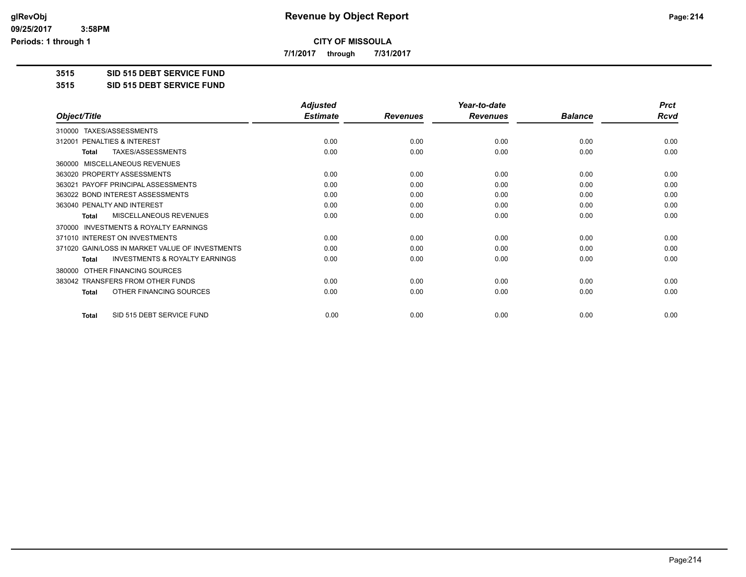# Revenue by Object Report

**CITY OF MISSOULA**

**7/1/2017 through 7/31/2017**

glRevObj
09/25/2017 3:58PM
Periods: 1 through 1

## 3515 SID 515 DEBT SERVICE FUND

### 3515 SID 515 DEBT SERVICE FUND

| Object/Title | Adjusted Estimate | Revenues | Year-to-date Revenues | Balance | Prct Rcvd |
|---|---|---|---|---|---|
| 310000 TAXES/ASSESSMENTS | | | | | |
| 312001 PENALTIES & INTEREST | 0.00 | 0.00 | 0.00 | 0.00 | 0.00 |
| **Total** TAXES/ASSESSMENTS | 0.00 | 0.00 | 0.00 | 0.00 | 0.00 |
| 360000 MISCELLANEOUS REVENUES | | | | | |
| 363020 PROPERTY ASSESSMENTS | 0.00 | 0.00 | 0.00 | 0.00 | 0.00 |
| 363021 PAYOFF PRINCIPAL ASSESSMENTS | 0.00 | 0.00 | 0.00 | 0.00 | 0.00 |
| 363022 BOND INTEREST ASSESSMENTS | 0.00 | 0.00 | 0.00 | 0.00 | 0.00 |
| 363040 PENALTY AND INTEREST | 0.00 | 0.00 | 0.00 | 0.00 | 0.00 |
| **Total** MISCELLANEOUS REVENUES | 0.00 | 0.00 | 0.00 | 0.00 | 0.00 |
| 370000 INVESTMENTS & ROYALTY EARNINGS | | | | | |
| 371010 INTEREST ON INVESTMENTS | 0.00 | 0.00 | 0.00 | 0.00 | 0.00 |
| 371020 GAIN/LOSS IN MARKET VALUE OF INVESTMENTS | 0.00 | 0.00 | 0.00 | 0.00 | 0.00 |
| **Total** INVESTMENTS & ROYALTY EARNINGS | 0.00 | 0.00 | 0.00 | 0.00 | 0.00 |
| 380000 OTHER FINANCING SOURCES | | | | | |
| 383042 TRANSFERS FROM OTHER FUNDS | 0.00 | 0.00 | 0.00 | 0.00 | 0.00 |
| **Total** OTHER FINANCING SOURCES | 0.00 | 0.00 | 0.00 | 0.00 | 0.00 |
| **Total** SID 515 DEBT SERVICE FUND | 0.00 | 0.00 | 0.00 | 0.00 | 0.00 |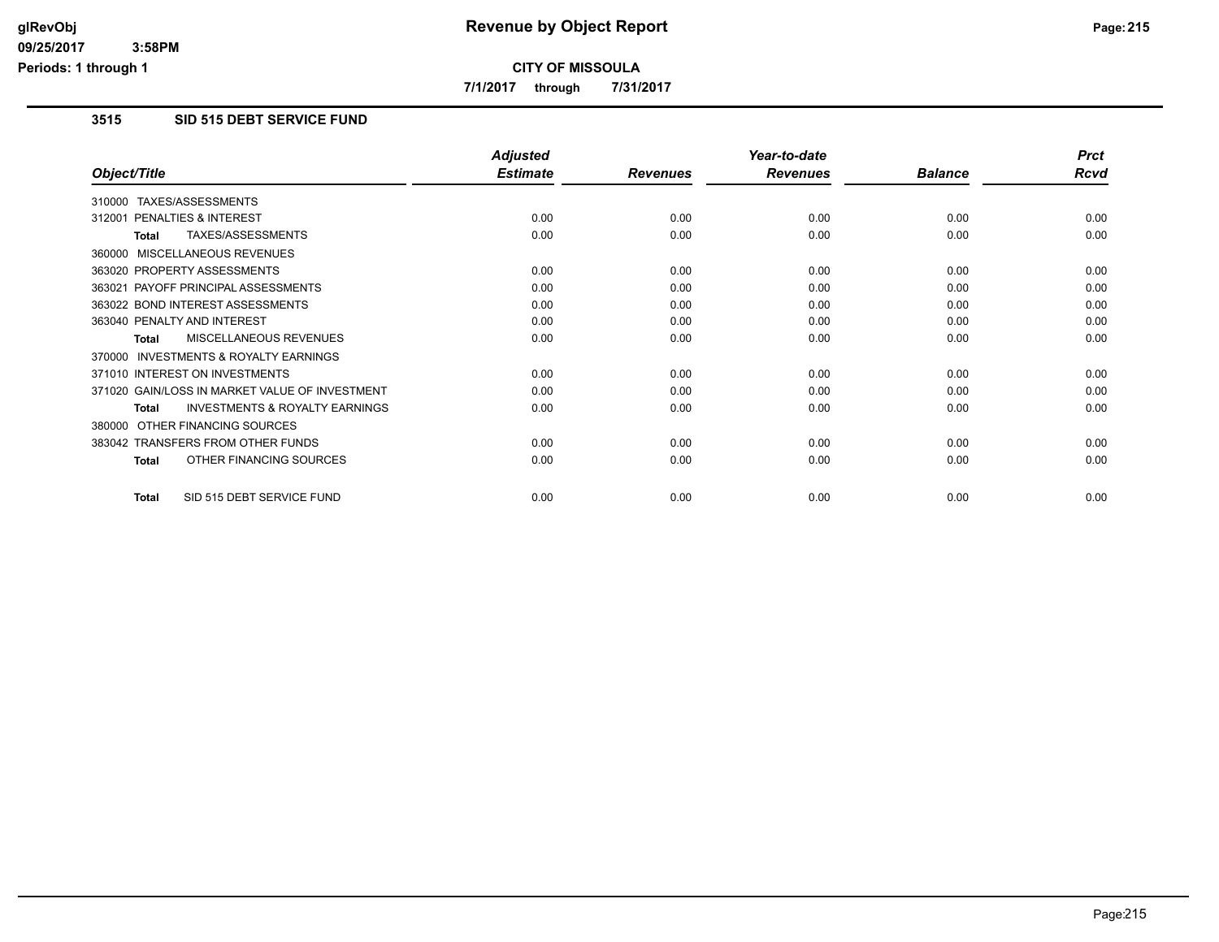**CITY OF MISSOULA**

**7/1/2017 through 7/31/2017**

## 3515 SID 515 DEBT SERVICE FUND

| Object/Title | Adjusted Estimate | Revenues | Year-to-date Revenues | Balance | Prct Rcvd |
|---|---|---|---|---|---|
| 310000 TAXES/ASSESSMENTS | | | | | |
| 312001 PENALTIES & INTEREST | 0.00 | 0.00 | 0.00 | 0.00 | 0.00 |
| **Total** TAXES/ASSESSMENTS | 0.00 | 0.00 | 0.00 | 0.00 | 0.00 |
| 360000 MISCELLANEOUS REVENUES | | | | | |
| 363020 PROPERTY ASSESSMENTS | 0.00 | 0.00 | 0.00 | 0.00 | 0.00 |
| 363021 PAYOFF PRINCIPAL ASSESSMENTS | 0.00 | 0.00 | 0.00 | 0.00 | 0.00 |
| 363022 BOND INTEREST ASSESSMENTS | 0.00 | 0.00 | 0.00 | 0.00 | 0.00 |
| 363040 PENALTY AND INTEREST | 0.00 | 0.00 | 0.00 | 0.00 | 0.00 |
| **Total** MISCELLANEOUS REVENUES | 0.00 | 0.00 | 0.00 | 0.00 | 0.00 |
| 370000 INVESTMENTS & ROYALTY EARNINGS | | | | | |
| 371010 INTEREST ON INVESTMENTS | 0.00 | 0.00 | 0.00 | 0.00 | 0.00 |
| 371020 GAIN/LOSS IN MARKET VALUE OF INVESTMENT | 0.00 | 0.00 | 0.00 | 0.00 | 0.00 |
| **Total** INVESTMENTS & ROYALTY EARNINGS | 0.00 | 0.00 | 0.00 | 0.00 | 0.00 |
| 380000 OTHER FINANCING SOURCES | | | | | |
| 383042 TRANSFERS FROM OTHER FUNDS | 0.00 | 0.00 | 0.00 | 0.00 | 0.00 |
| **Total** OTHER FINANCING SOURCES | 0.00 | 0.00 | 0.00 | 0.00 | 0.00 |
| **Total** SID 515 DEBT SERVICE FUND | 0.00 | 0.00 | 0.00 | 0.00 | 0.00 |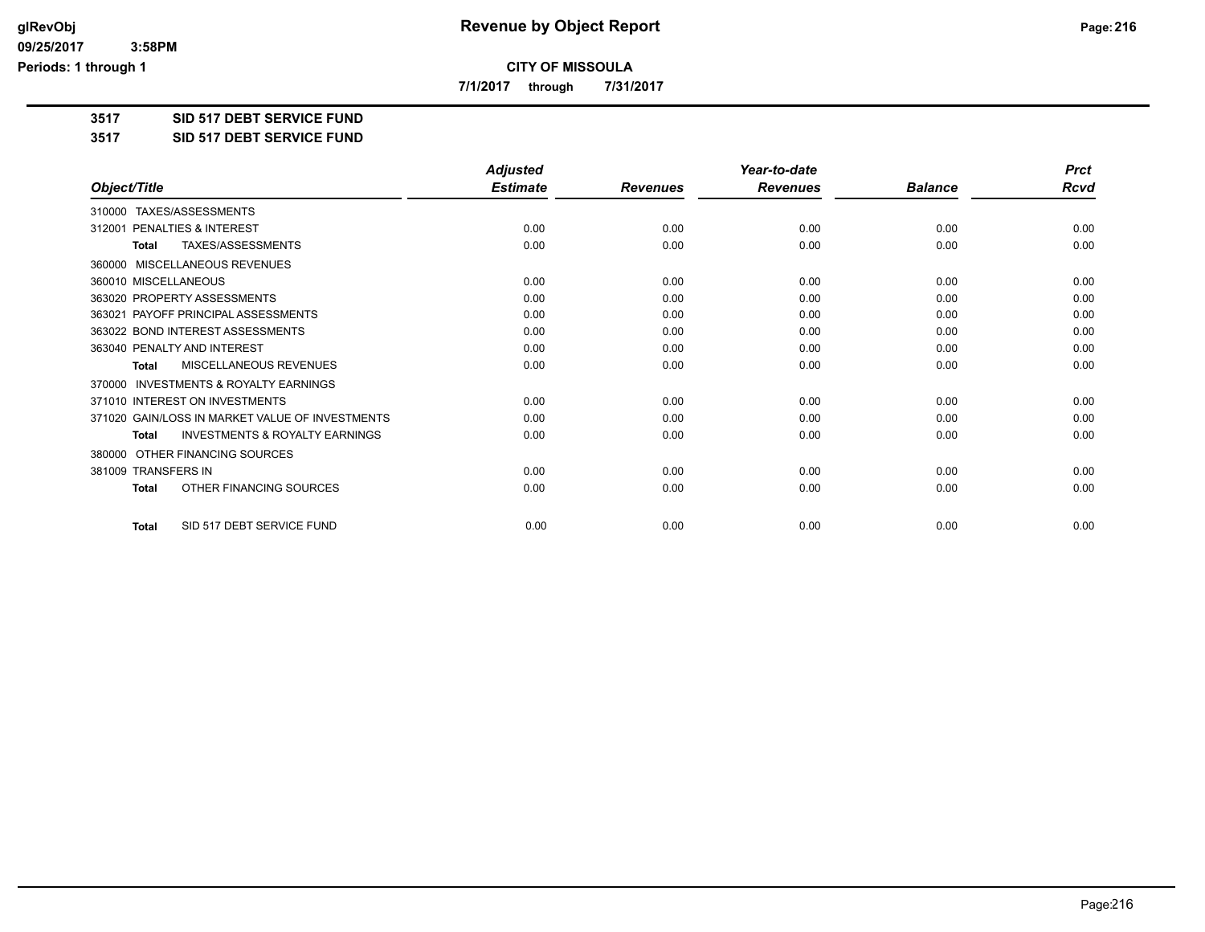# Revenue by Object Report

**CITY OF MISSOULA**

**7/1/2017 through 7/31/2017**

**3517 SID 517 DEBT SERVICE FUND**

**3517 SID 517 DEBT SERVICE FUND**

| Object/Title | Adjusted Estimate | Revenues | Year-to-date Revenues | Balance | Prct Rcvd |
|---|---|---|---|---|---|
| 310000 TAXES/ASSESSMENTS | | | | | |
| 312001 PENALTIES & INTEREST | 0.00 | 0.00 | 0.00 | 0.00 | 0.00 |
| **Total** TAXES/ASSESSMENTS | 0.00 | 0.00 | 0.00 | 0.00 | 0.00 |
| 360000 MISCELLANEOUS REVENUES | | | | | |
| 360010 MISCELLANEOUS | 0.00 | 0.00 | 0.00 | 0.00 | 0.00 |
| 363020 PROPERTY ASSESSMENTS | 0.00 | 0.00 | 0.00 | 0.00 | 0.00 |
| 363021 PAYOFF PRINCIPAL ASSESSMENTS | 0.00 | 0.00 | 0.00 | 0.00 | 0.00 |
| 363022 BOND INTEREST ASSESSMENTS | 0.00 | 0.00 | 0.00 | 0.00 | 0.00 |
| 363040 PENALTY AND INTEREST | 0.00 | 0.00 | 0.00 | 0.00 | 0.00 |
| **Total** MISCELLANEOUS REVENUES | 0.00 | 0.00 | 0.00 | 0.00 | 0.00 |
| 370000 INVESTMENTS & ROYALTY EARNINGS | | | | | |
| 371010 INTEREST ON INVESTMENTS | 0.00 | 0.00 | 0.00 | 0.00 | 0.00 |
| 371020 GAIN/LOSS IN MARKET VALUE OF INVESTMENTS | 0.00 | 0.00 | 0.00 | 0.00 | 0.00 |
| **Total** INVESTMENTS & ROYALTY EARNINGS | 0.00 | 0.00 | 0.00 | 0.00 | 0.00 |
| 380000 OTHER FINANCING SOURCES | | | | | |
| 381009 TRANSFERS IN | 0.00 | 0.00 | 0.00 | 0.00 | 0.00 |
| **Total** OTHER FINANCING SOURCES | 0.00 | 0.00 | 0.00 | 0.00 | 0.00 |
| **Total** SID 517 DEBT SERVICE FUND | 0.00 | 0.00 | 0.00 | 0.00 | 0.00 |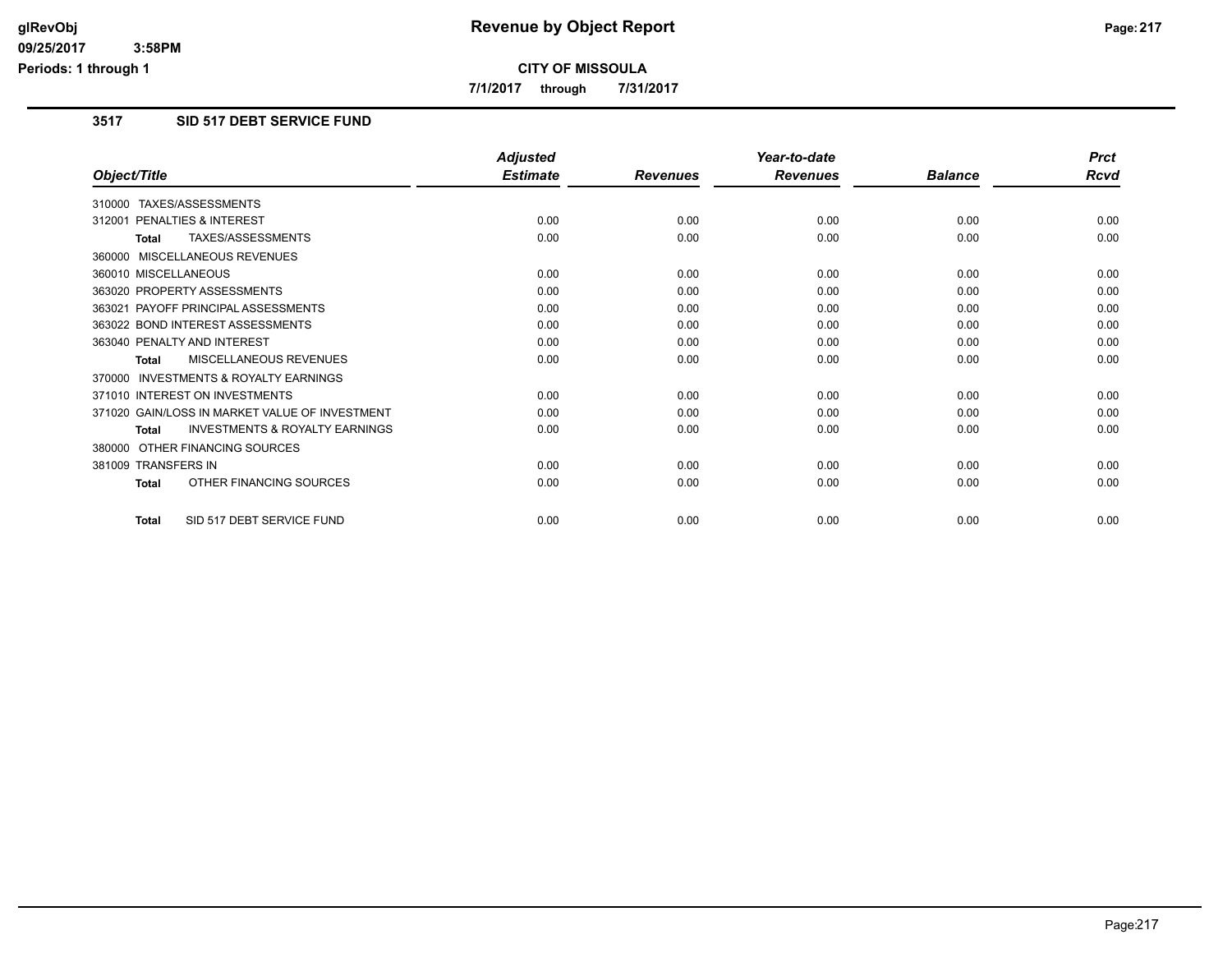# Revenue by Object Report

**CITY OF MISSOULA**

**7/1/2017 through 7/31/2017**

### 3517 SID 517 DEBT SERVICE FUND

| Object/Title | Adjusted Estimate | Revenues | Year-to-date Revenues | Balance | Prct Rcvd |
|---|---|---|---|---|---|
| 310000 TAXES/ASSESSMENTS | | | | | |
| 312001 PENALTIES & INTEREST | 0.00 | 0.00 | 0.00 | 0.00 | 0.00 |
| **Total** TAXES/ASSESSMENTS | 0.00 | 0.00 | 0.00 | 0.00 | 0.00 |
| 360000 MISCELLANEOUS REVENUES | | | | | |
| 360010 MISCELLANEOUS | 0.00 | 0.00 | 0.00 | 0.00 | 0.00 |
| 363020 PROPERTY ASSESSMENTS | 0.00 | 0.00 | 0.00 | 0.00 | 0.00 |
| 363021 PAYOFF PRINCIPAL ASSESSMENTS | 0.00 | 0.00 | 0.00 | 0.00 | 0.00 |
| 363022 BOND INTEREST ASSESSMENTS | 0.00 | 0.00 | 0.00 | 0.00 | 0.00 |
| 363040 PENALTY AND INTEREST | 0.00 | 0.00 | 0.00 | 0.00 | 0.00 |
| **Total** MISCELLANEOUS REVENUES | 0.00 | 0.00 | 0.00 | 0.00 | 0.00 |
| 370000 INVESTMENTS & ROYALTY EARNINGS | | | | | |
| 371010 INTEREST ON INVESTMENTS | 0.00 | 0.00 | 0.00 | 0.00 | 0.00 |
| 371020 GAIN/LOSS IN MARKET VALUE OF INVESTMENT | 0.00 | 0.00 | 0.00 | 0.00 | 0.00 |
| **Total** INVESTMENTS & ROYALTY EARNINGS | 0.00 | 0.00 | 0.00 | 0.00 | 0.00 |
| 380000 OTHER FINANCING SOURCES | | | | | |
| 381009 TRANSFERS IN | 0.00 | 0.00 | 0.00 | 0.00 | 0.00 |
| **Total** OTHER FINANCING SOURCES | 0.00 | 0.00 | 0.00 | 0.00 | 0.00 |
| **Total** SID 517 DEBT SERVICE FUND | 0.00 | 0.00 | 0.00 | 0.00 | 0.00 |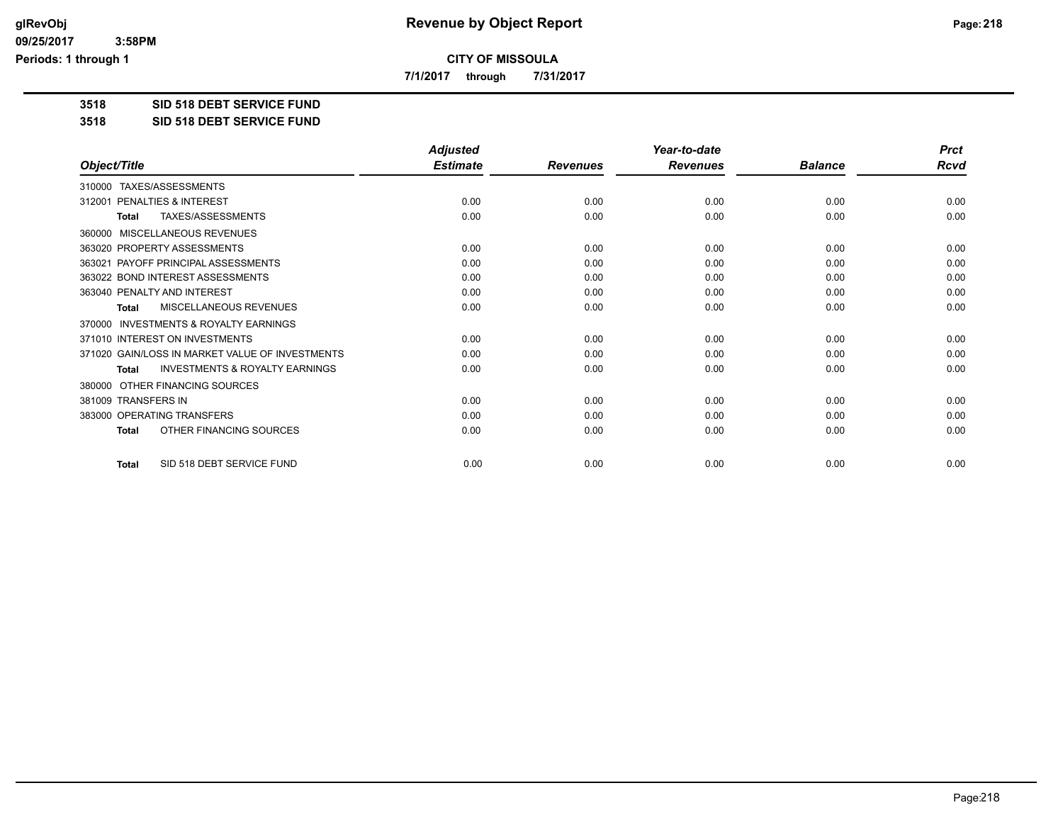# Revenue by Object Report

glRevObj
09/25/2017 3:58PM
Periods: 1 through 1

## CITY OF MISSOULA

7/1/2017 through 7/31/2017

**3518 SID 518 DEBT SERVICE FUND**

**3518 SID 518 DEBT SERVICE FUND**

| Object/Title | Adjusted Estimate | Revenues | Year-to-date Revenues | Balance | Prct Rcvd |
|---|---|---|---|---|---|
| 310000 TAXES/ASSESSMENTS | | | | | |
| 312001 PENALTIES & INTEREST | 0.00 | 0.00 | 0.00 | 0.00 | 0.00 |
| **Total** TAXES/ASSESSMENTS | 0.00 | 0.00 | 0.00 | 0.00 | 0.00 |
| 360000 MISCELLANEOUS REVENUES | | | | | |
| 363020 PROPERTY ASSESSMENTS | 0.00 | 0.00 | 0.00 | 0.00 | 0.00 |
| 363021 PAYOFF PRINCIPAL ASSESSMENTS | 0.00 | 0.00 | 0.00 | 0.00 | 0.00 |
| 363022 BOND INTEREST ASSESSMENTS | 0.00 | 0.00 | 0.00 | 0.00 | 0.00 |
| 363040 PENALTY AND INTEREST | 0.00 | 0.00 | 0.00 | 0.00 | 0.00 |
| **Total** MISCELLANEOUS REVENUES | 0.00 | 0.00 | 0.00 | 0.00 | 0.00 |
| 370000 INVESTMENTS & ROYALTY EARNINGS | | | | | |
| 371010 INTEREST ON INVESTMENTS | 0.00 | 0.00 | 0.00 | 0.00 | 0.00 |
| 371020 GAIN/LOSS IN MARKET VALUE OF INVESTMENTS | 0.00 | 0.00 | 0.00 | 0.00 | 0.00 |
| **Total** INVESTMENTS & ROYALTY EARNINGS | 0.00 | 0.00 | 0.00 | 0.00 | 0.00 |
| 380000 OTHER FINANCING SOURCES | | | | | |
| 381009 TRANSFERS IN | 0.00 | 0.00 | 0.00 | 0.00 | 0.00 |
| 383000 OPERATING TRANSFERS | 0.00 | 0.00 | 0.00 | 0.00 | 0.00 |
| **Total** OTHER FINANCING SOURCES | 0.00 | 0.00 | 0.00 | 0.00 | 0.00 |
| **Total** SID 518 DEBT SERVICE FUND | 0.00 | 0.00 | 0.00 | 0.00 | 0.00 |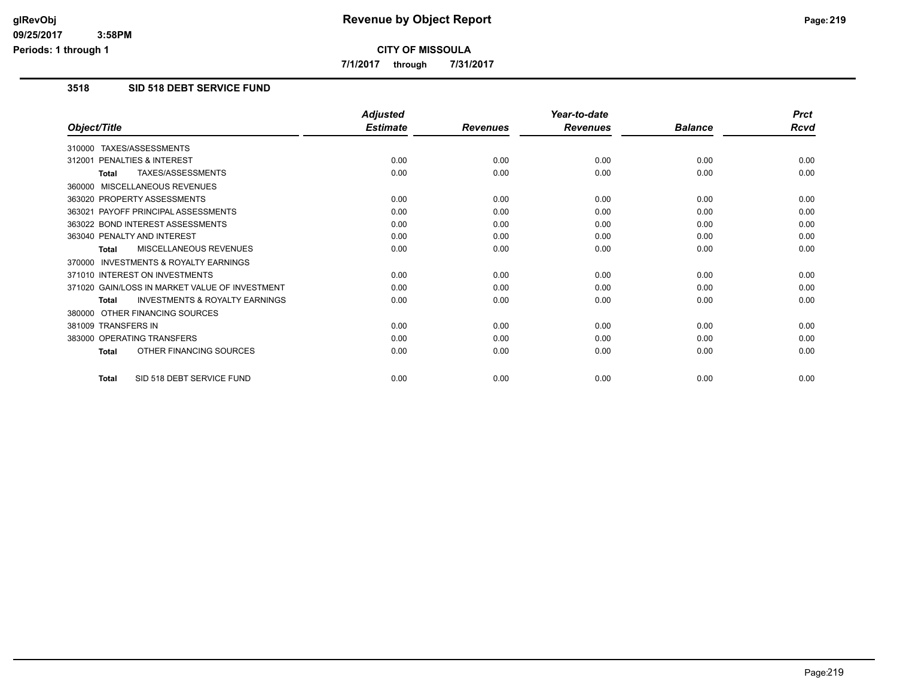**Revenue by Object Report**

**CITY OF MISSOULA**

**7/1/2017 through 7/31/2017**

## 3518 SID 518 DEBT SERVICE FUND

| Object/Title | Adjusted Estimate | Revenues | Year-to-date Revenues | Balance | Prct Rcvd |
|---|---|---|---|---|---|
| 310000 TAXES/ASSESSMENTS | | | | | |
| 312001 PENALTIES & INTEREST | 0.00 | 0.00 | 0.00 | 0.00 | 0.00 |
| **Total** TAXES/ASSESSMENTS | 0.00 | 0.00 | 0.00 | 0.00 | 0.00 |
| 360000 MISCELLANEOUS REVENUES | | | | | |
| 363020 PROPERTY ASSESSMENTS | 0.00 | 0.00 | 0.00 | 0.00 | 0.00 |
| 363021 PAYOFF PRINCIPAL ASSESSMENTS | 0.00 | 0.00 | 0.00 | 0.00 | 0.00 |
| 363022 BOND INTEREST ASSESSMENTS | 0.00 | 0.00 | 0.00 | 0.00 | 0.00 |
| 363040 PENALTY AND INTEREST | 0.00 | 0.00 | 0.00 | 0.00 | 0.00 |
| **Total** MISCELLANEOUS REVENUES | 0.00 | 0.00 | 0.00 | 0.00 | 0.00 |
| 370000 INVESTMENTS & ROYALTY EARNINGS | | | | | |
| 371010 INTEREST ON INVESTMENTS | 0.00 | 0.00 | 0.00 | 0.00 | 0.00 |
| 371020 GAIN/LOSS IN MARKET VALUE OF INVESTMENT | 0.00 | 0.00 | 0.00 | 0.00 | 0.00 |
| **Total** INVESTMENTS & ROYALTY EARNINGS | 0.00 | 0.00 | 0.00 | 0.00 | 0.00 |
| 380000 OTHER FINANCING SOURCES | | | | | |
| 381009 TRANSFERS IN | 0.00 | 0.00 | 0.00 | 0.00 | 0.00 |
| 383000 OPERATING TRANSFERS | 0.00 | 0.00 | 0.00 | 0.00 | 0.00 |
| **Total** OTHER FINANCING SOURCES | 0.00 | 0.00 | 0.00 | 0.00 | 0.00 |
| **Total** SID 518 DEBT SERVICE FUND | 0.00 | 0.00 | 0.00 | 0.00 | 0.00 |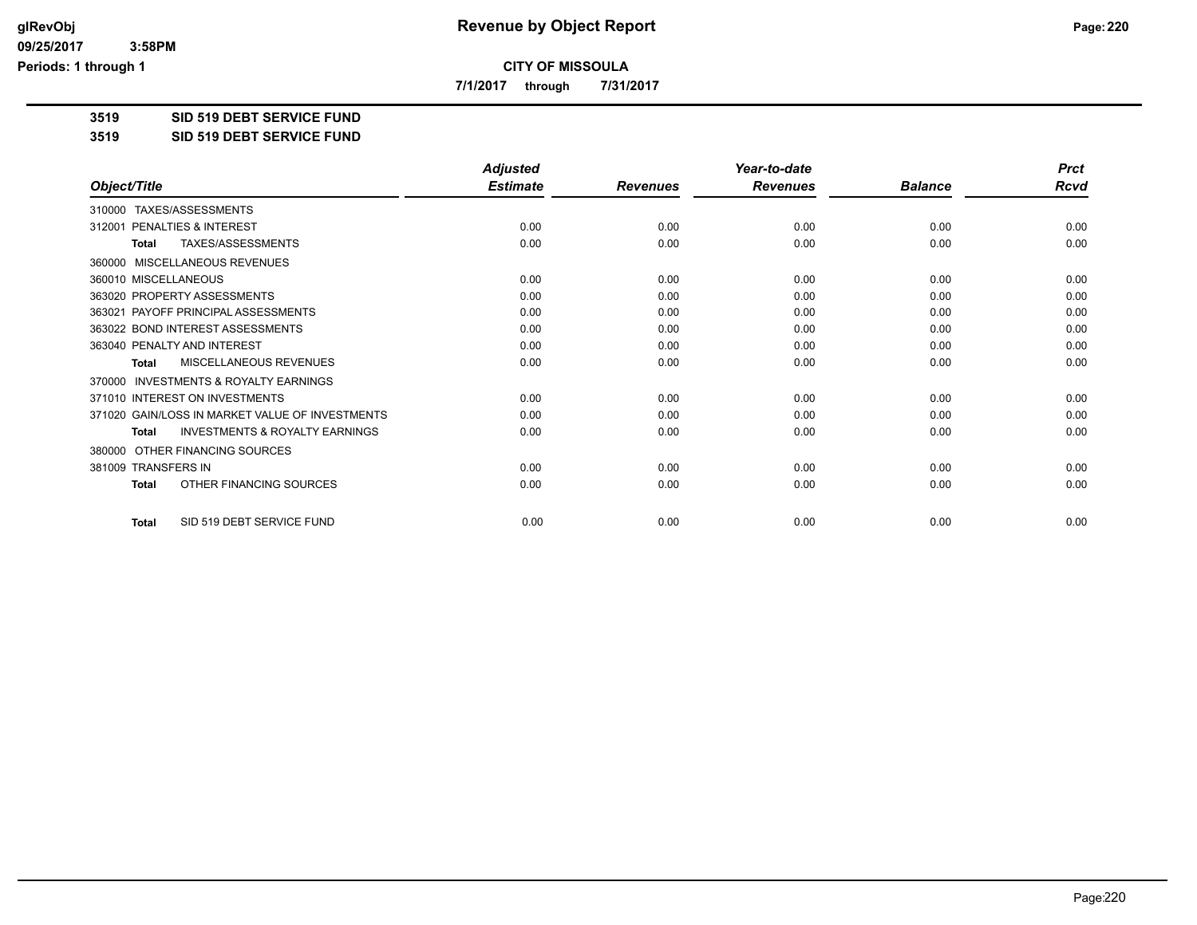# Revenue by Object Report

## CITY OF MISSOULA

7/1/2017 through 7/31/2017

**3519 SID 519 DEBT SERVICE FUND**

**3519 SID 519 DEBT SERVICE FUND**

| Object/Title | Adjusted Estimate | Revenues | Year-to-date Revenues | Balance | Prct Rcvd |
|---|---|---|---|---|---|
| 310000 TAXES/ASSESSMENTS | | | | | |
| 312001 PENALTIES & INTEREST | 0.00 | 0.00 | 0.00 | 0.00 | 0.00 |
| **Total** TAXES/ASSESSMENTS | 0.00 | 0.00 | 0.00 | 0.00 | 0.00 |
| 360000 MISCELLANEOUS REVENUES | | | | | |
| 360010 MISCELLANEOUS | 0.00 | 0.00 | 0.00 | 0.00 | 0.00 |
| 363020 PROPERTY ASSESSMENTS | 0.00 | 0.00 | 0.00 | 0.00 | 0.00 |
| 363021 PAYOFF PRINCIPAL ASSESSMENTS | 0.00 | 0.00 | 0.00 | 0.00 | 0.00 |
| 363022 BOND INTEREST ASSESSMENTS | 0.00 | 0.00 | 0.00 | 0.00 | 0.00 |
| 363040 PENALTY AND INTEREST | 0.00 | 0.00 | 0.00 | 0.00 | 0.00 |
| **Total** MISCELLANEOUS REVENUES | 0.00 | 0.00 | 0.00 | 0.00 | 0.00 |
| 370000 INVESTMENTS & ROYALTY EARNINGS | | | | | |
| 371010 INTEREST ON INVESTMENTS | 0.00 | 0.00 | 0.00 | 0.00 | 0.00 |
| 371020 GAIN/LOSS IN MARKET VALUE OF INVESTMENTS | 0.00 | 0.00 | 0.00 | 0.00 | 0.00 |
| **Total** INVESTMENTS & ROYALTY EARNINGS | 0.00 | 0.00 | 0.00 | 0.00 | 0.00 |
| 380000 OTHER FINANCING SOURCES | | | | | |
| 381009 TRANSFERS IN | 0.00 | 0.00 | 0.00 | 0.00 | 0.00 |
| **Total** OTHER FINANCING SOURCES | 0.00 | 0.00 | 0.00 | 0.00 | 0.00 |
| **Total** SID 519 DEBT SERVICE FUND | 0.00 | 0.00 | 0.00 | 0.00 | 0.00 |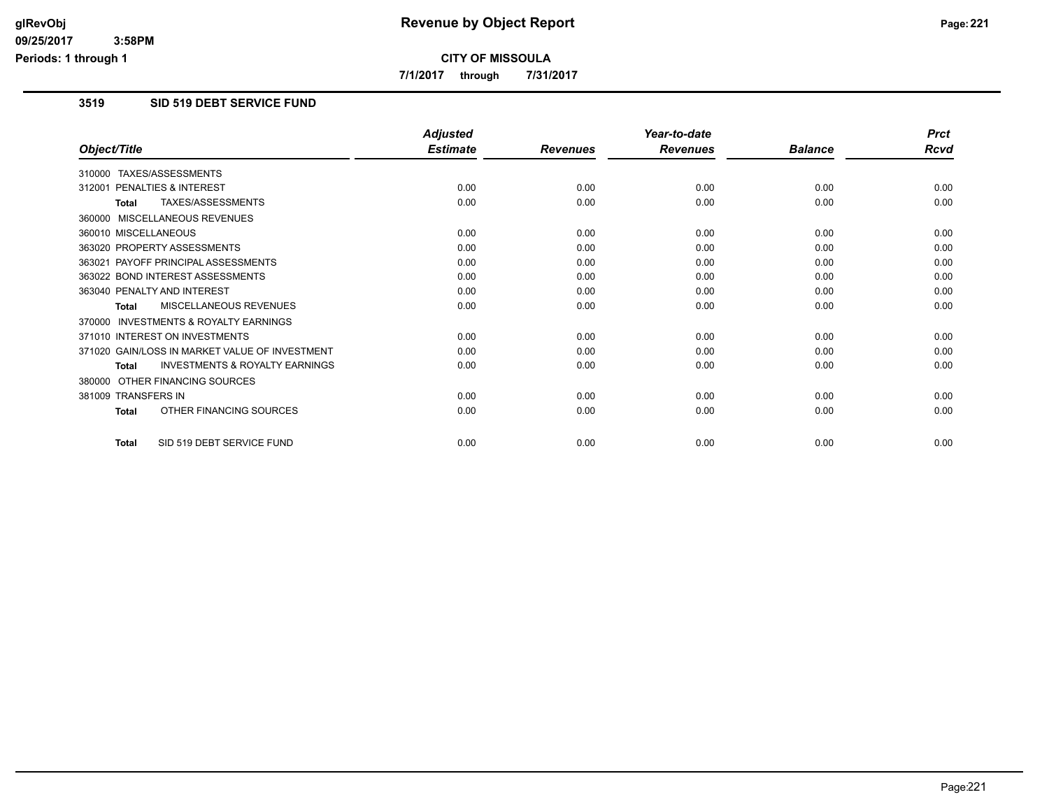**CITY OF MISSOULA**

**7/1/2017 through 7/31/2017**

## 3519 SID 519 DEBT SERVICE FUND

| Object/Title | Adjusted Estimate | Revenues | Year-to-date Revenues | Balance | Prct Rcvd |
|---|---|---|---|---|---|
| 310000 TAXES/ASSESSMENTS | | | | | |
| 312001 PENALTIES & INTEREST | 0.00 | 0.00 | 0.00 | 0.00 | 0.00 |
| **Total** TAXES/ASSESSMENTS | 0.00 | 0.00 | 0.00 | 0.00 | 0.00 |
| 360000 MISCELLANEOUS REVENUES | | | | | |
| 360010 MISCELLANEOUS | 0.00 | 0.00 | 0.00 | 0.00 | 0.00 |
| 363020 PROPERTY ASSESSMENTS | 0.00 | 0.00 | 0.00 | 0.00 | 0.00 |
| 363021 PAYOFF PRINCIPAL ASSESSMENTS | 0.00 | 0.00 | 0.00 | 0.00 | 0.00 |
| 363022 BOND INTEREST ASSESSMENTS | 0.00 | 0.00 | 0.00 | 0.00 | 0.00 |
| 363040 PENALTY AND INTEREST | 0.00 | 0.00 | 0.00 | 0.00 | 0.00 |
| **Total** MISCELLANEOUS REVENUES | 0.00 | 0.00 | 0.00 | 0.00 | 0.00 |
| 370000 INVESTMENTS & ROYALTY EARNINGS | | | | | |
| 371010 INTEREST ON INVESTMENTS | 0.00 | 0.00 | 0.00 | 0.00 | 0.00 |
| 371020 GAIN/LOSS IN MARKET VALUE OF INVESTMENT | 0.00 | 0.00 | 0.00 | 0.00 | 0.00 |
| **Total** INVESTMENTS & ROYALTY EARNINGS | 0.00 | 0.00 | 0.00 | 0.00 | 0.00 |
| 380000 OTHER FINANCING SOURCES | | | | | |
| 381009 TRANSFERS IN | 0.00 | 0.00 | 0.00 | 0.00 | 0.00 |
| **Total** OTHER FINANCING SOURCES | 0.00 | 0.00 | 0.00 | 0.00 | 0.00 |
| **Total** SID 519 DEBT SERVICE FUND | 0.00 | 0.00 | 0.00 | 0.00 | 0.00 |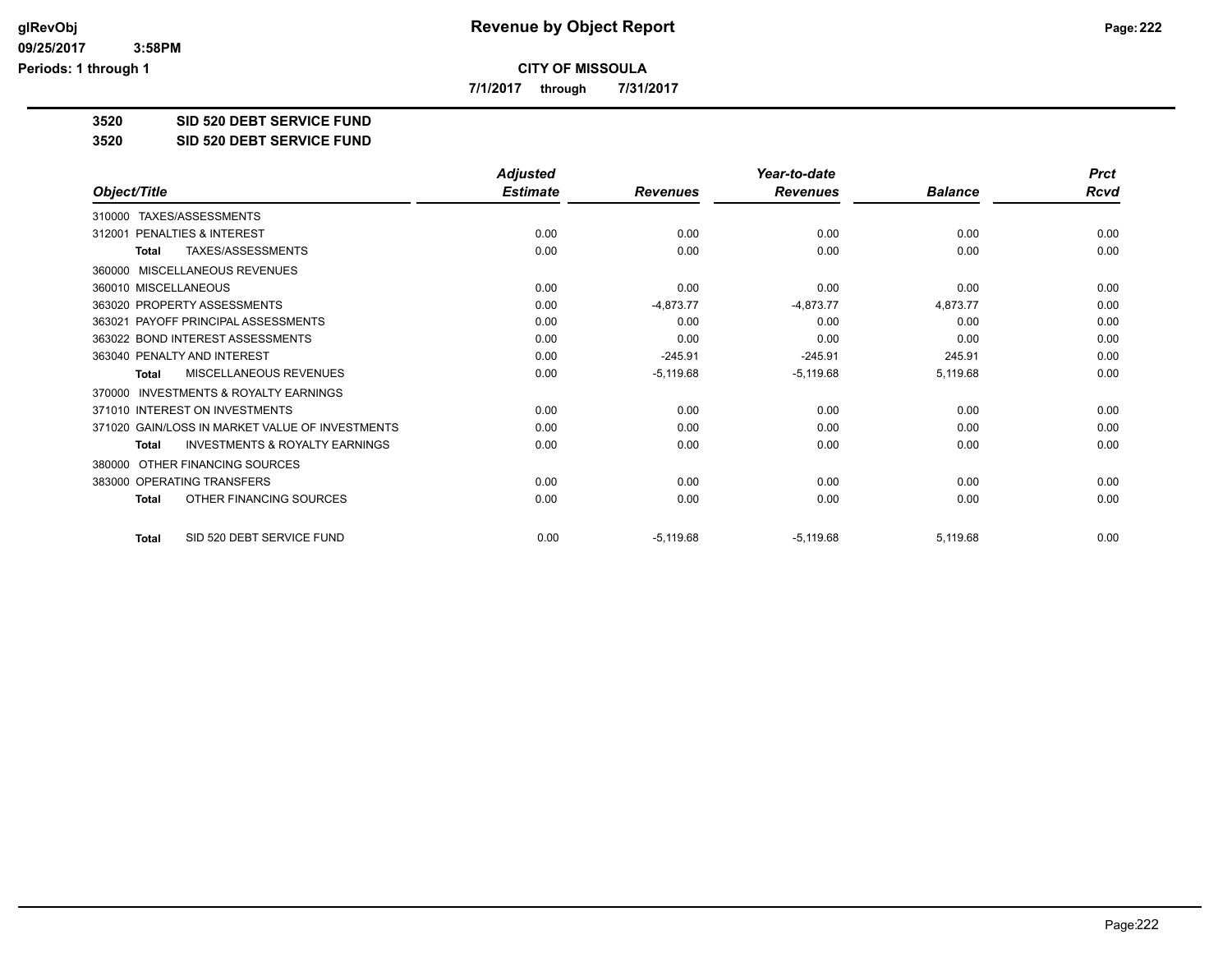**CITY OF MISSOULA**

**7/1/2017 through 7/31/2017**

**3520 SID 520 DEBT SERVICE FUND**

**3520 SID 520 DEBT SERVICE FUND**

| Object/Title | Adjusted Estimate | Revenues | Year-to-date Revenues | Balance | Prct Rcvd |
|---|---|---|---|---|---|
| 310000 TAXES/ASSESSMENTS | | | | | |
| 312001 PENALTIES & INTEREST | 0.00 | 0.00 | 0.00 | 0.00 | 0.00 |
| **Total** TAXES/ASSESSMENTS | 0.00 | 0.00 | 0.00 | 0.00 | 0.00 |
| 360000 MISCELLANEOUS REVENUES | | | | | |
| 360010 MISCELLANEOUS | 0.00 | 0.00 | 0.00 | 0.00 | 0.00 |
| 363020 PROPERTY ASSESSMENTS | 0.00 | -4,873.77 | -4,873.77 | 4,873.77 | 0.00 |
| 363021 PAYOFF PRINCIPAL ASSESSMENTS | 0.00 | 0.00 | 0.00 | 0.00 | 0.00 |
| 363022 BOND INTEREST ASSESSMENTS | 0.00 | 0.00 | 0.00 | 0.00 | 0.00 |
| 363040 PENALTY AND INTEREST | 0.00 | -245.91 | -245.91 | 245.91 | 0.00 |
| **Total** MISCELLANEOUS REVENUES | 0.00 | -5,119.68 | -5,119.68 | 5,119.68 | 0.00 |
| 370000 INVESTMENTS & ROYALTY EARNINGS | | | | | |
| 371010 INTEREST ON INVESTMENTS | 0.00 | 0.00 | 0.00 | 0.00 | 0.00 |
| 371020 GAIN/LOSS IN MARKET VALUE OF INVESTMENTS | 0.00 | 0.00 | 0.00 | 0.00 | 0.00 |
| **Total** INVESTMENTS & ROYALTY EARNINGS | 0.00 | 0.00 | 0.00 | 0.00 | 0.00 |
| 380000 OTHER FINANCING SOURCES | | | | | |
| 383000 OPERATING TRANSFERS | 0.00 | 0.00 | 0.00 | 0.00 | 0.00 |
| **Total** OTHER FINANCING SOURCES | 0.00 | 0.00 | 0.00 | 0.00 | 0.00 |
| **Total** SID 520 DEBT SERVICE FUND | 0.00 | -5,119.68 | -5,119.68 | 5,119.68 | 0.00 |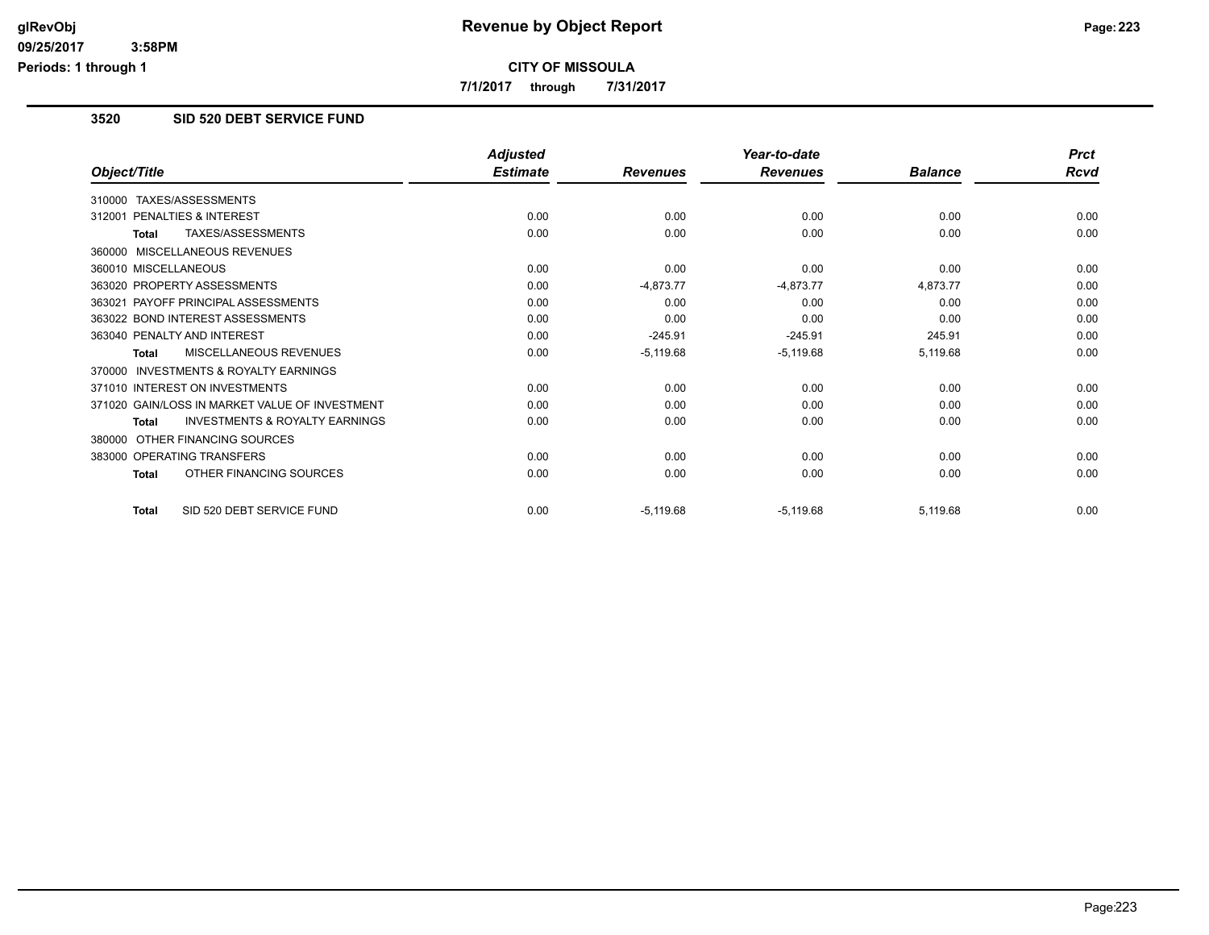**CITY OF MISSOULA**

**7/1/2017 through 7/31/2017**

## 3520 SID 520 DEBT SERVICE FUND

| Object/Title | Adjusted Estimate | Revenues | Year-to-date Revenues | Balance | Prct Rcvd |
|---|---|---|---|---|---|
| 310000 TAXES/ASSESSMENTS | | | | | |
| 312001 PENALTIES & INTEREST | 0.00 | 0.00 | 0.00 | 0.00 | 0.00 |
| Total TAXES/ASSESSMENTS | 0.00 | 0.00 | 0.00 | 0.00 | 0.00 |
| 360000 MISCELLANEOUS REVENUES | | | | | |
| 360010 MISCELLANEOUS | 0.00 | 0.00 | 0.00 | 0.00 | 0.00 |
| 363020 PROPERTY ASSESSMENTS | 0.00 | -4,873.77 | -4,873.77 | 4,873.77 | 0.00 |
| 363021 PAYOFF PRINCIPAL ASSESSMENTS | 0.00 | 0.00 | 0.00 | 0.00 | 0.00 |
| 363022 BOND INTEREST ASSESSMENTS | 0.00 | 0.00 | 0.00 | 0.00 | 0.00 |
| 363040 PENALTY AND INTEREST | 0.00 | -245.91 | -245.91 | 245.91 | 0.00 |
| Total MISCELLANEOUS REVENUES | 0.00 | -5,119.68 | -5,119.68 | 5,119.68 | 0.00 |
| 370000 INVESTMENTS & ROYALTY EARNINGS | | | | | |
| 371010 INTEREST ON INVESTMENTS | 0.00 | 0.00 | 0.00 | 0.00 | 0.00 |
| 371020 GAIN/LOSS IN MARKET VALUE OF INVESTMENT | 0.00 | 0.00 | 0.00 | 0.00 | 0.00 |
| Total INVESTMENTS & ROYALTY EARNINGS | 0.00 | 0.00 | 0.00 | 0.00 | 0.00 |
| 380000 OTHER FINANCING SOURCES | | | | | |
| 383000 OPERATING TRANSFERS | 0.00 | 0.00 | 0.00 | 0.00 | 0.00 |
| Total OTHER FINANCING SOURCES | 0.00 | 0.00 | 0.00 | 0.00 | 0.00 |
| Total SID 520 DEBT SERVICE FUND | 0.00 | -5,119.68 | -5,119.68 | 5,119.68 | 0.00 |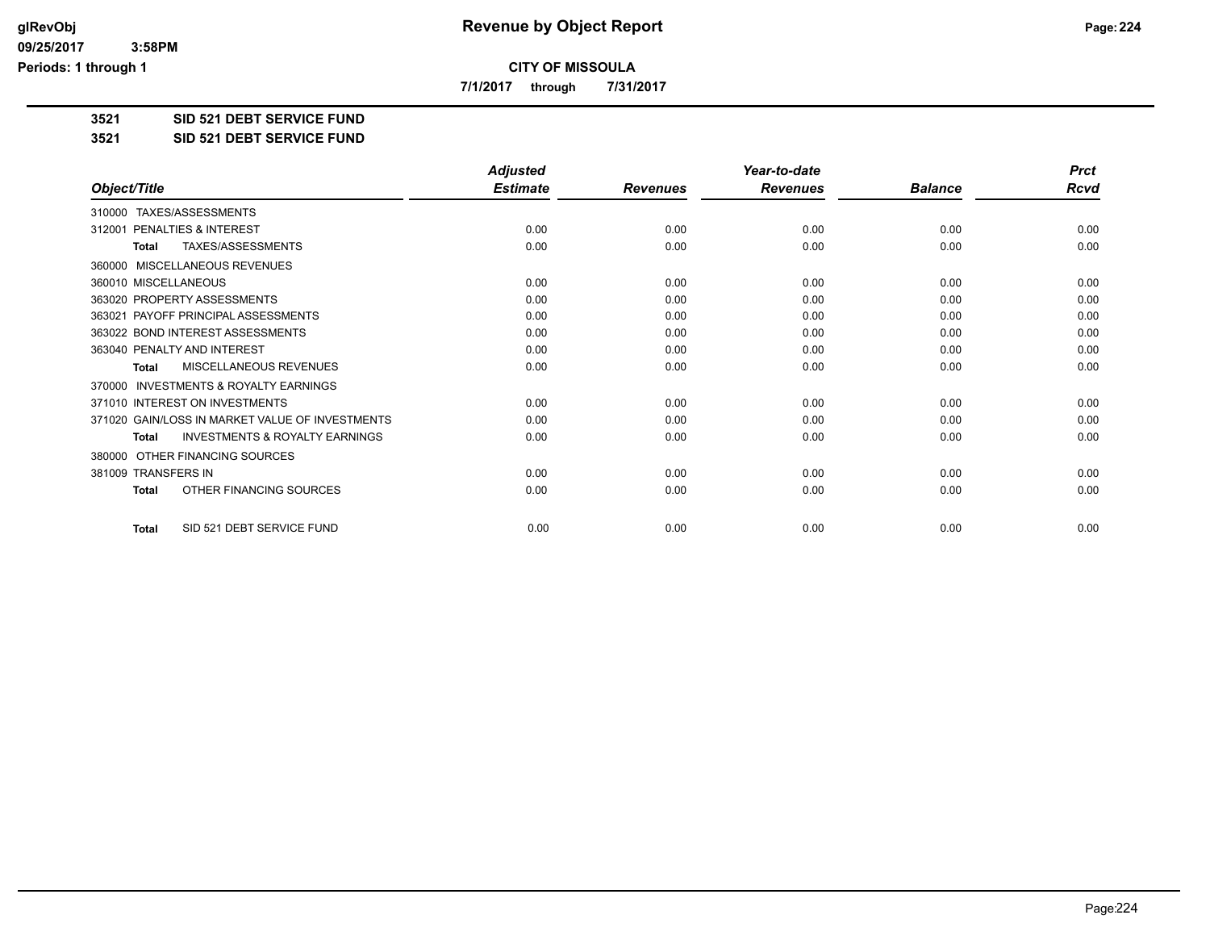**CITY OF MISSOULA**

**7/1/2017 through 7/31/2017**

**3521 SID 521 DEBT SERVICE FUND**

**3521 SID 521 DEBT SERVICE FUND**

| Object/Title | Adjusted Estimate | Revenues | Year-to-date Revenues | Balance | Prct Rcvd |
|---|---|---|---|---|---|
| 310000 TAXES/ASSESSMENTS | | | | | |
| 312001 PENALTIES & INTEREST | 0.00 | 0.00 | 0.00 | 0.00 | 0.00 |
| **Total** TAXES/ASSESSMENTS | 0.00 | 0.00 | 0.00 | 0.00 | 0.00 |
| 360000 MISCELLANEOUS REVENUES | | | | | |
| 360010 MISCELLANEOUS | 0.00 | 0.00 | 0.00 | 0.00 | 0.00 |
| 363020 PROPERTY ASSESSMENTS | 0.00 | 0.00 | 0.00 | 0.00 | 0.00 |
| 363021 PAYOFF PRINCIPAL ASSESSMENTS | 0.00 | 0.00 | 0.00 | 0.00 | 0.00 |
| 363022 BOND INTEREST ASSESSMENTS | 0.00 | 0.00 | 0.00 | 0.00 | 0.00 |
| 363040 PENALTY AND INTEREST | 0.00 | 0.00 | 0.00 | 0.00 | 0.00 |
| **Total** MISCELLANEOUS REVENUES | 0.00 | 0.00 | 0.00 | 0.00 | 0.00 |
| 370000 INVESTMENTS & ROYALTY EARNINGS | | | | | |
| 371010 INTEREST ON INVESTMENTS | 0.00 | 0.00 | 0.00 | 0.00 | 0.00 |
| 371020 GAIN/LOSS IN MARKET VALUE OF INVESTMENTS | 0.00 | 0.00 | 0.00 | 0.00 | 0.00 |
| **Total** INVESTMENTS & ROYALTY EARNINGS | 0.00 | 0.00 | 0.00 | 0.00 | 0.00 |
| 380000 OTHER FINANCING SOURCES | | | | | |
| 381009 TRANSFERS IN | 0.00 | 0.00 | 0.00 | 0.00 | 0.00 |
| **Total** OTHER FINANCING SOURCES | 0.00 | 0.00 | 0.00 | 0.00 | 0.00 |
| **Total** SID 521 DEBT SERVICE FUND | 0.00 | 0.00 | 0.00 | 0.00 | 0.00 |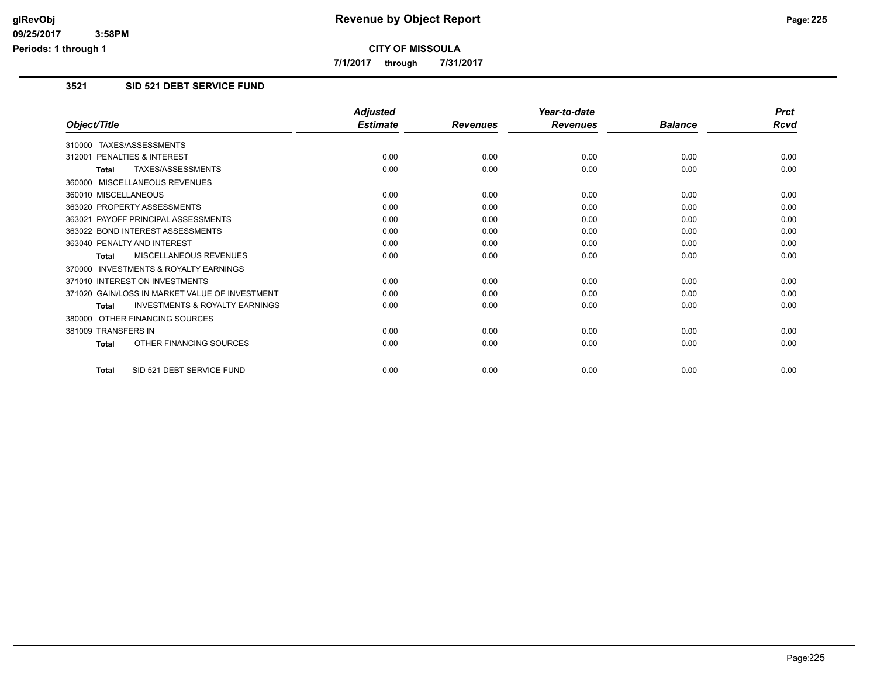**CITY OF MISSOULA**

**7/1/2017 through 7/31/2017**

### 3521 SID 521 DEBT SERVICE FUND

| Object/Title | Adjusted Estimate | Revenues | Year-to-date Revenues | Balance | Prct Rcvd |
|---|---|---|---|---|---|
| 310000 TAXES/ASSESSMENTS | | | | | |
| 312001 PENALTIES & INTEREST | 0.00 | 0.00 | 0.00 | 0.00 | 0.00 |
| **Total** TAXES/ASSESSMENTS | 0.00 | 0.00 | 0.00 | 0.00 | 0.00 |
| 360000 MISCELLANEOUS REVENUES | | | | | |
| 360010 MISCELLANEOUS | 0.00 | 0.00 | 0.00 | 0.00 | 0.00 |
| 363020 PROPERTY ASSESSMENTS | 0.00 | 0.00 | 0.00 | 0.00 | 0.00 |
| 363021 PAYOFF PRINCIPAL ASSESSMENTS | 0.00 | 0.00 | 0.00 | 0.00 | 0.00 |
| 363022 BOND INTEREST ASSESSMENTS | 0.00 | 0.00 | 0.00 | 0.00 | 0.00 |
| 363040 PENALTY AND INTEREST | 0.00 | 0.00 | 0.00 | 0.00 | 0.00 |
| **Total** MISCELLANEOUS REVENUES | 0.00 | 0.00 | 0.00 | 0.00 | 0.00 |
| 370000 INVESTMENTS & ROYALTY EARNINGS | | | | | |
| 371010 INTEREST ON INVESTMENTS | 0.00 | 0.00 | 0.00 | 0.00 | 0.00 |
| 371020 GAIN/LOSS IN MARKET VALUE OF INVESTMENT | 0.00 | 0.00 | 0.00 | 0.00 | 0.00 |
| **Total** INVESTMENTS & ROYALTY EARNINGS | 0.00 | 0.00 | 0.00 | 0.00 | 0.00 |
| 380000 OTHER FINANCING SOURCES | | | | | |
| 381009 TRANSFERS IN | 0.00 | 0.00 | 0.00 | 0.00 | 0.00 |
| **Total** OTHER FINANCING SOURCES | 0.00 | 0.00 | 0.00 | 0.00 | 0.00 |
| **Total** SID 521 DEBT SERVICE FUND | 0.00 | 0.00 | 0.00 | 0.00 | 0.00 |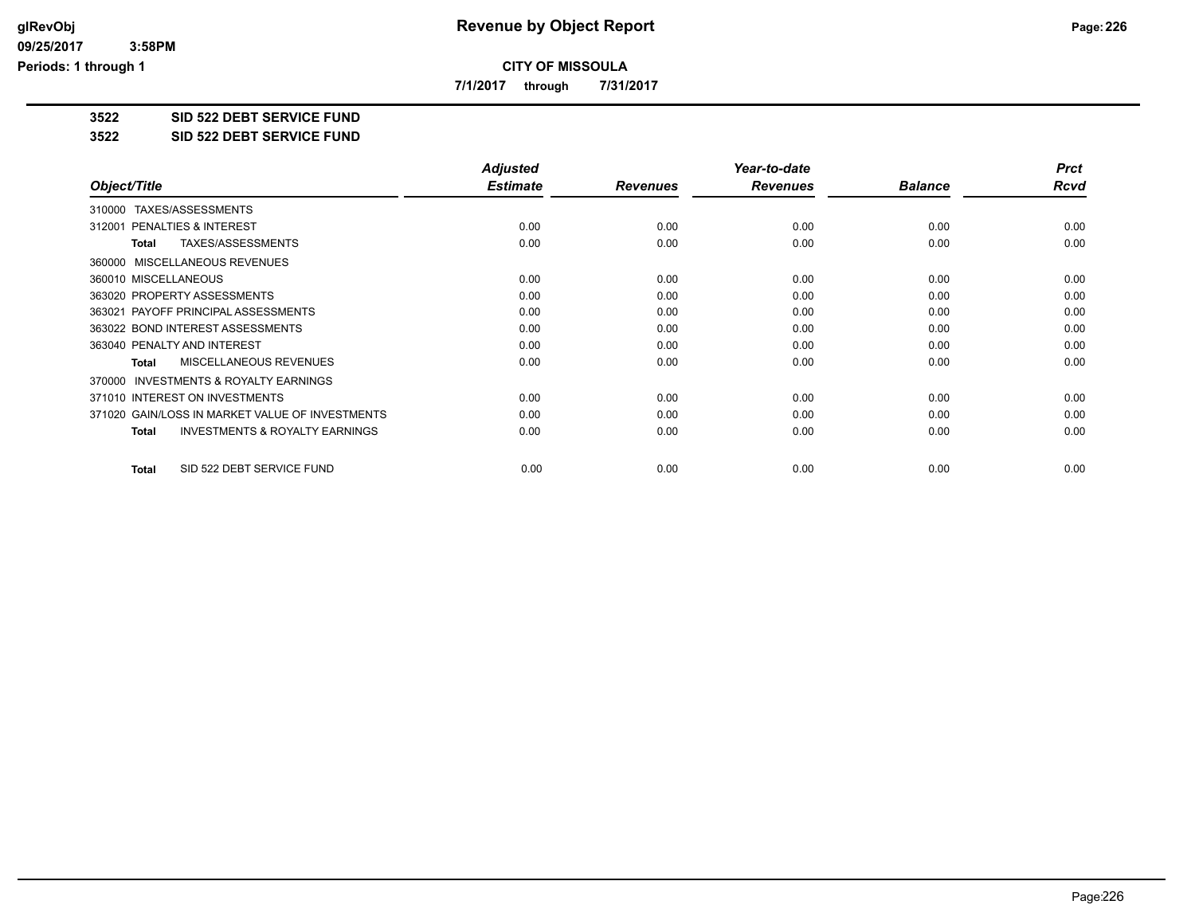# CITY OF MISSOULA

**7/1/2017 through 7/31/2017**

## 3522 SID 522 DEBT SERVICE FUND

## 3522 SID 522 DEBT SERVICE FUND

| Object/Title | Adjusted Estimate | Revenues | Year-to-date Revenues | Balance | Prct Rcvd |
|---|---|---|---|---|---|
| 310000 TAXES/ASSESSMENTS | | | | | |
| 312001 PENALTIES & INTEREST | 0.00 | 0.00 | 0.00 | 0.00 | 0.00 |
| **Total** TAXES/ASSESSMENTS | 0.00 | 0.00 | 0.00 | 0.00 | 0.00 |
| 360000 MISCELLANEOUS REVENUES | | | | | |
| 360010 MISCELLANEOUS | 0.00 | 0.00 | 0.00 | 0.00 | 0.00 |
| 363020 PROPERTY ASSESSMENTS | 0.00 | 0.00 | 0.00 | 0.00 | 0.00 |
| 363021 PAYOFF PRINCIPAL ASSESSMENTS | 0.00 | 0.00 | 0.00 | 0.00 | 0.00 |
| 363022 BOND INTEREST ASSESSMENTS | 0.00 | 0.00 | 0.00 | 0.00 | 0.00 |
| 363040 PENALTY AND INTEREST | 0.00 | 0.00 | 0.00 | 0.00 | 0.00 |
| **Total** MISCELLANEOUS REVENUES | 0.00 | 0.00 | 0.00 | 0.00 | 0.00 |
| 370000 INVESTMENTS & ROYALTY EARNINGS | | | | | |
| 371010 INTEREST ON INVESTMENTS | 0.00 | 0.00 | 0.00 | 0.00 | 0.00 |
| 371020 GAIN/LOSS IN MARKET VALUE OF INVESTMENTS | 0.00 | 0.00 | 0.00 | 0.00 | 0.00 |
| **Total** INVESTMENTS & ROYALTY EARNINGS | 0.00 | 0.00 | 0.00 | 0.00 | 0.00 |
| **Total** SID 522 DEBT SERVICE FUND | 0.00 | 0.00 | 0.00 | 0.00 | 0.00 |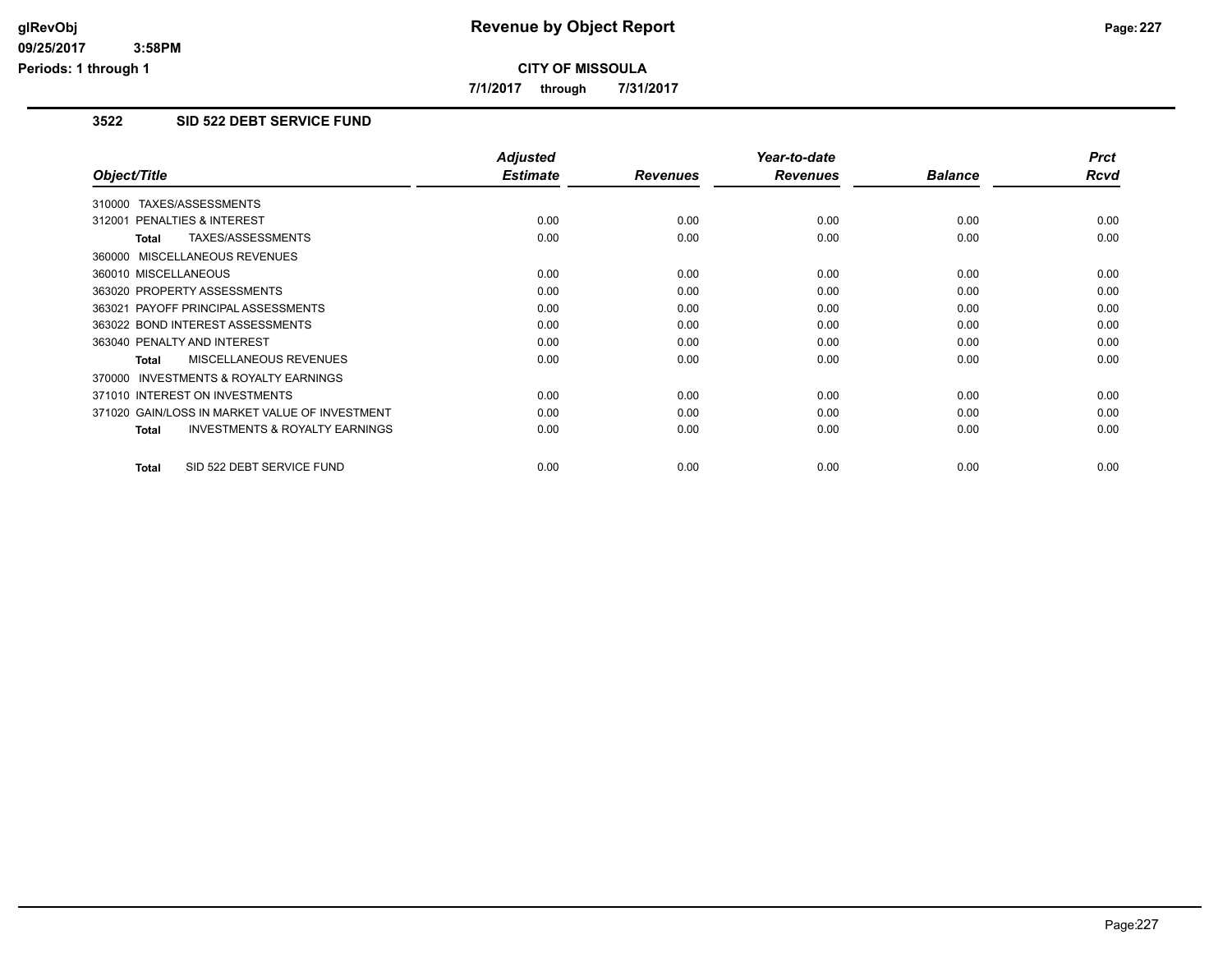# Revenue by Object Report

## CITY OF MISSOULA

7/1/2017 through 7/31/2017

### 3522 SID 522 DEBT SERVICE FUND

| Object/Title | Adjusted Estimate | Revenues | Year-to-date Revenues | Balance | Prct Rcvd |
|---|---|---|---|---|---|
| 310000 TAXES/ASSESSMENTS | | | | | |
| 312001 PENALTIES & INTEREST | 0.00 | 0.00 | 0.00 | 0.00 | 0.00 |
| Total TAXES/ASSESSMENTS | 0.00 | 0.00 | 0.00 | 0.00 | 0.00 |
| 360000 MISCELLANEOUS REVENUES | | | | | |
| 360010 MISCELLANEOUS | 0.00 | 0.00 | 0.00 | 0.00 | 0.00 |
| 363020 PROPERTY ASSESSMENTS | 0.00 | 0.00 | 0.00 | 0.00 | 0.00 |
| 363021 PAYOFF PRINCIPAL ASSESSMENTS | 0.00 | 0.00 | 0.00 | 0.00 | 0.00 |
| 363022 BOND INTEREST ASSESSMENTS | 0.00 | 0.00 | 0.00 | 0.00 | 0.00 |
| 363040 PENALTY AND INTEREST | 0.00 | 0.00 | 0.00 | 0.00 | 0.00 |
| Total MISCELLANEOUS REVENUES | 0.00 | 0.00 | 0.00 | 0.00 | 0.00 |
| 370000 INVESTMENTS & ROYALTY EARNINGS | | | | | |
| 371010 INTEREST ON INVESTMENTS | 0.00 | 0.00 | 0.00 | 0.00 | 0.00 |
| 371020 GAIN/LOSS IN MARKET VALUE OF INVESTMENT | 0.00 | 0.00 | 0.00 | 0.00 | 0.00 |
| Total INVESTMENTS & ROYALTY EARNINGS | 0.00 | 0.00 | 0.00 | 0.00 | 0.00 |
| Total SID 522 DEBT SERVICE FUND | 0.00 | 0.00 | 0.00 | 0.00 | 0.00 |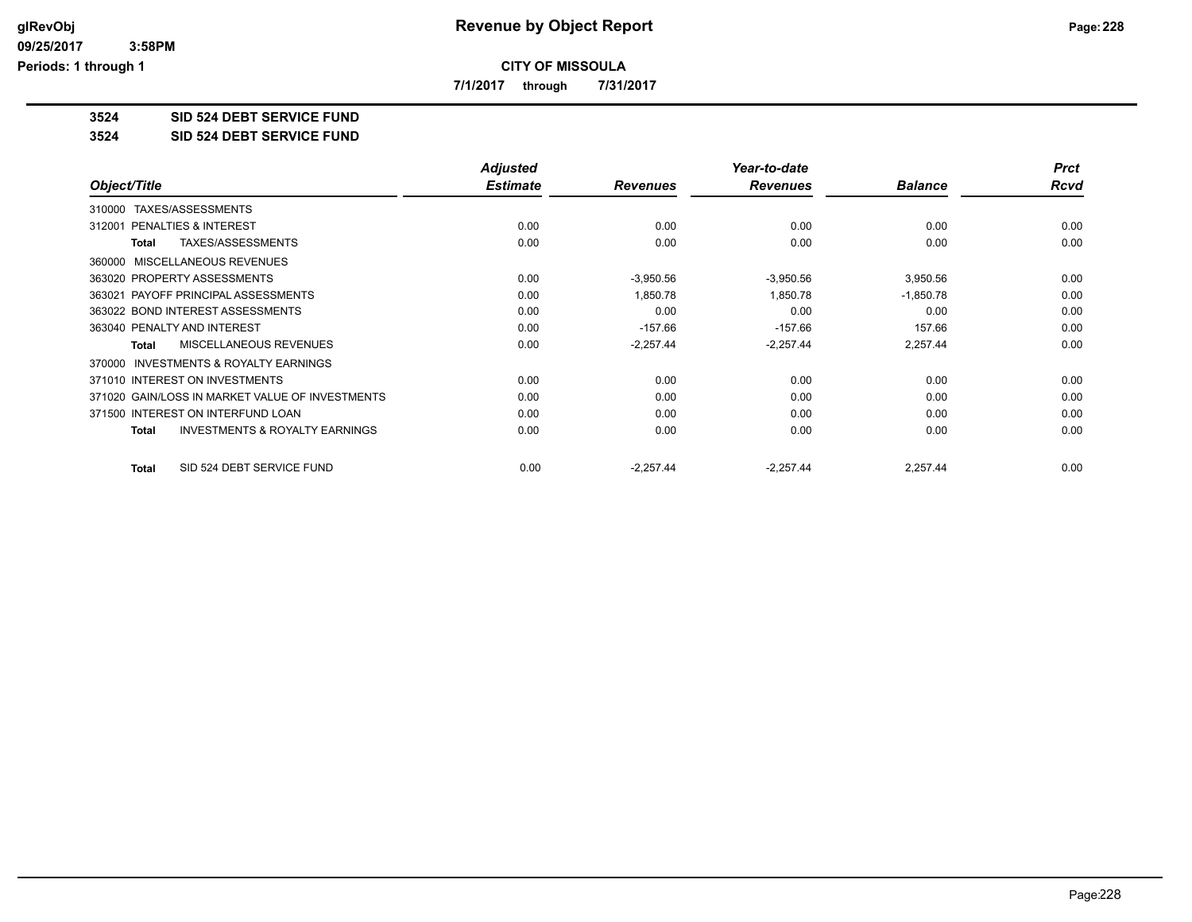**CITY OF MISSOULA**

**7/1/2017 through 7/31/2017**

**3524 SID 524 DEBT SERVICE FUND**

**3524 SID 524 DEBT SERVICE FUND**

| Object/Title | Adjusted Estimate | Revenues | Year-to-date Revenues | Balance | Prct Rcvd |
|---|---|---|---|---|---|
| 310000 TAXES/ASSESSMENTS | | | | | |
| 312001 PENALTIES & INTEREST | 0.00 | 0.00 | 0.00 | 0.00 | 0.00 |
| **Total** TAXES/ASSESSMENTS | 0.00 | 0.00 | 0.00 | 0.00 | 0.00 |
| 360000 MISCELLANEOUS REVENUES | | | | | |
| 363020 PROPERTY ASSESSMENTS | 0.00 | -3,950.56 | -3,950.56 | 3,950.56 | 0.00 |
| 363021 PAYOFF PRINCIPAL ASSESSMENTS | 0.00 | 1,850.78 | 1,850.78 | -1,850.78 | 0.00 |
| 363022 BOND INTEREST ASSESSMENTS | 0.00 | 0.00 | 0.00 | 0.00 | 0.00 |
| 363040 PENALTY AND INTEREST | 0.00 | -157.66 | -157.66 | 157.66 | 0.00 |
| **Total** MISCELLANEOUS REVENUES | 0.00 | -2,257.44 | -2,257.44 | 2,257.44 | 0.00 |
| 370000 INVESTMENTS & ROYALTY EARNINGS | | | | | |
| 371010 INTEREST ON INVESTMENTS | 0.00 | 0.00 | 0.00 | 0.00 | 0.00 |
| 371020 GAIN/LOSS IN MARKET VALUE OF INVESTMENTS | 0.00 | 0.00 | 0.00 | 0.00 | 0.00 |
| 371500 INTEREST ON INTERFUND LOAN | 0.00 | 0.00 | 0.00 | 0.00 | 0.00 |
| **Total** INVESTMENTS & ROYALTY EARNINGS | 0.00 | 0.00 | 0.00 | 0.00 | 0.00 |
| **Total** SID 524 DEBT SERVICE FUND | 0.00 | -2,257.44 | -2,257.44 | 2,257.44 | 0.00 |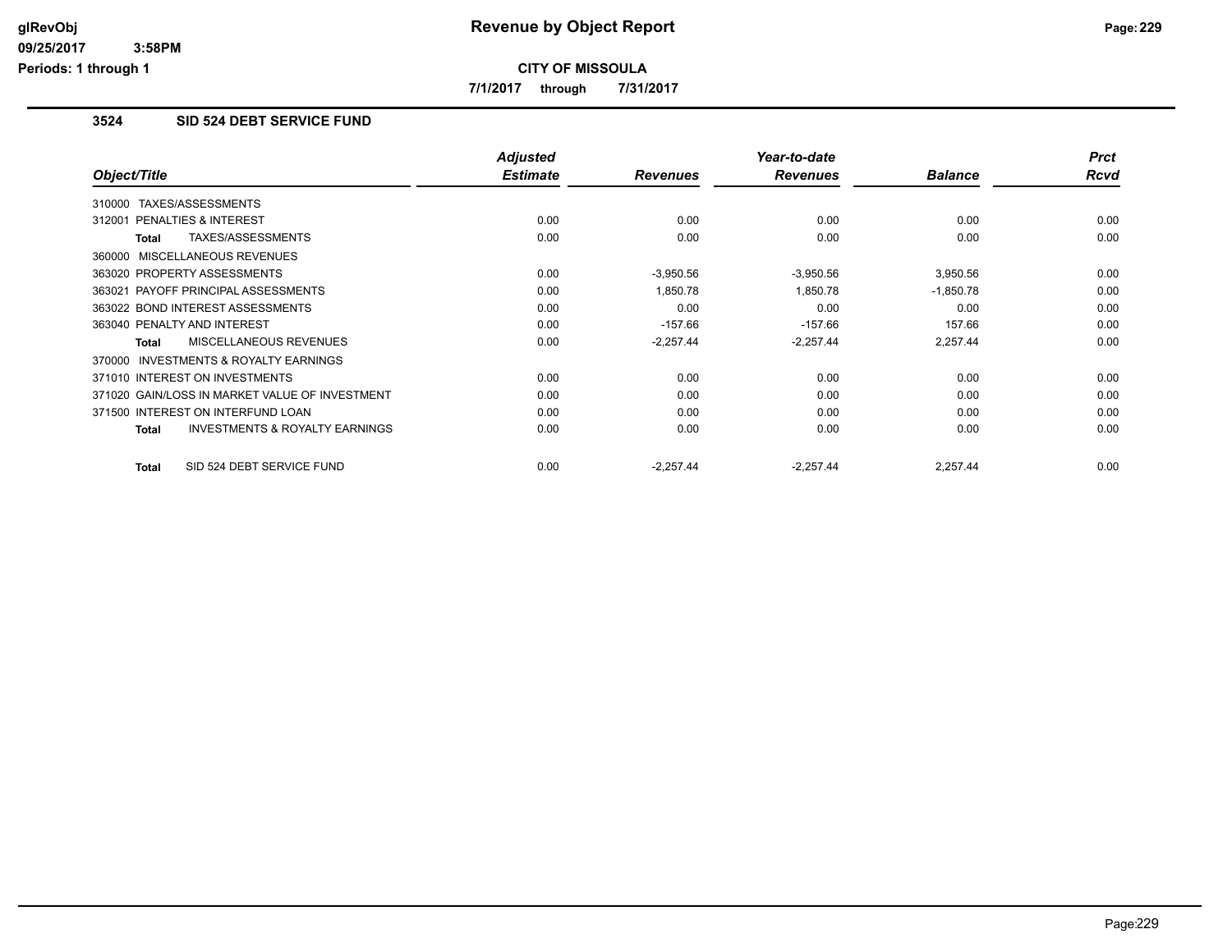# Revenue by Object Report

glRevObj
09/25/2017 3:58PM
Periods: 1 through 1

**CITY OF MISSOULA**

**7/1/2017 through 7/31/2017**

## 3524 SID 524 DEBT SERVICE FUND

| Object/Title | Adjusted Estimate | Revenues | Year-to-date Revenues | Balance | Prct Rcvd |
|---|---|---|---|---|---|
| 310000 TAXES/ASSESSMENTS | | | | | |
| 312001 PENALTIES & INTEREST | 0.00 | 0.00 | 0.00 | 0.00 | 0.00 |
| **Total** TAXES/ASSESSMENTS | 0.00 | 0.00 | 0.00 | 0.00 | 0.00 |
| 360000 MISCELLANEOUS REVENUES | | | | | |
| 363020 PROPERTY ASSESSMENTS | 0.00 | -3,950.56 | -3,950.56 | 3,950.56 | 0.00 |
| 363021 PAYOFF PRINCIPAL ASSESSMENTS | 0.00 | 1,850.78 | 1,850.78 | -1,850.78 | 0.00 |
| 363022 BOND INTEREST ASSESSMENTS | 0.00 | 0.00 | 0.00 | 0.00 | 0.00 |
| 363040 PENALTY AND INTEREST | 0.00 | -157.66 | -157.66 | 157.66 | 0.00 |
| **Total** MISCELLANEOUS REVENUES | 0.00 | -2,257.44 | -2,257.44 | 2,257.44 | 0.00 |
| 370000 INVESTMENTS & ROYALTY EARNINGS | | | | | |
| 371010 INTEREST ON INVESTMENTS | 0.00 | 0.00 | 0.00 | 0.00 | 0.00 |
| 371020 GAIN/LOSS IN MARKET VALUE OF INVESTMENT | 0.00 | 0.00 | 0.00 | 0.00 | 0.00 |
| 371500 INTEREST ON INTERFUND LOAN | 0.00 | 0.00 | 0.00 | 0.00 | 0.00 |
| **Total** INVESTMENTS & ROYALTY EARNINGS | 0.00 | 0.00 | 0.00 | 0.00 | 0.00 |
| **Total** SID 524 DEBT SERVICE FUND | 0.00 | -2,257.44 | -2,257.44 | 2,257.44 | 0.00 |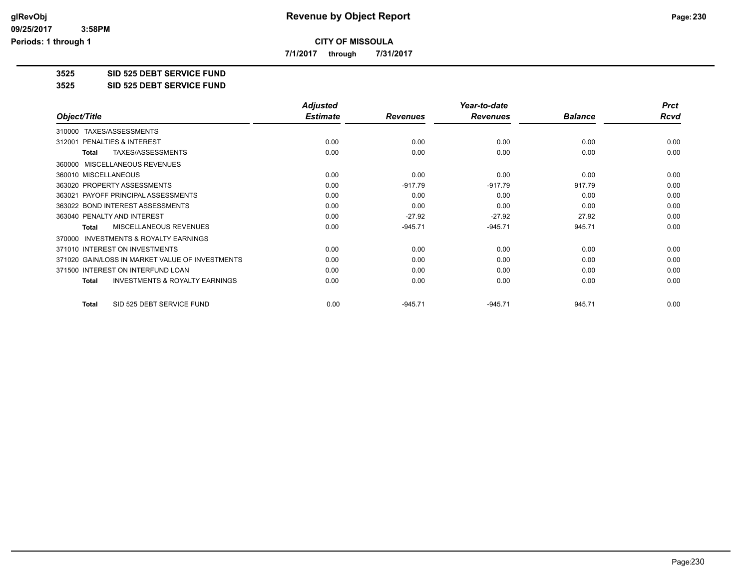# Revenue by Object Report

**CITY OF MISSOULA**

**7/1/2017 through 7/31/2017**

**3525 SID 525 DEBT SERVICE FUND**

**3525 SID 525 DEBT SERVICE FUND**

| Object/Title | Adjusted Estimate | Revenues | Year-to-date Revenues | Balance | Prct Rcvd |
|---|---|---|---|---|---|
| 310000 TAXES/ASSESSMENTS | | | | | |
| 312001 PENALTIES & INTEREST | 0.00 | 0.00 | 0.00 | 0.00 | 0.00 |
| **Total** TAXES/ASSESSMENTS | 0.00 | 0.00 | 0.00 | 0.00 | 0.00 |
| 360000 MISCELLANEOUS REVENUES | | | | | |
| 360010 MISCELLANEOUS | 0.00 | 0.00 | 0.00 | 0.00 | 0.00 |
| 363020 PROPERTY ASSESSMENTS | 0.00 | -917.79 | -917.79 | 917.79 | 0.00 |
| 363021 PAYOFF PRINCIPAL ASSESSMENTS | 0.00 | 0.00 | 0.00 | 0.00 | 0.00 |
| 363022 BOND INTEREST ASSESSMENTS | 0.00 | 0.00 | 0.00 | 0.00 | 0.00 |
| 363040 PENALTY AND INTEREST | 0.00 | -27.92 | -27.92 | 27.92 | 0.00 |
| **Total** MISCELLANEOUS REVENUES | 0.00 | -945.71 | -945.71 | 945.71 | 0.00 |
| 370000 INVESTMENTS & ROYALTY EARNINGS | | | | | |
| 371010 INTEREST ON INVESTMENTS | 0.00 | 0.00 | 0.00 | 0.00 | 0.00 |
| 371020 GAIN/LOSS IN MARKET VALUE OF INVESTMENTS | 0.00 | 0.00 | 0.00 | 0.00 | 0.00 |
| 371500 INTEREST ON INTERFUND LOAN | 0.00 | 0.00 | 0.00 | 0.00 | 0.00 |
| **Total** INVESTMENTS & ROYALTY EARNINGS | 0.00 | 0.00 | 0.00 | 0.00 | 0.00 |
| **Total** SID 525 DEBT SERVICE FUND | 0.00 | -945.71 | -945.71 | 945.71 | 0.00 |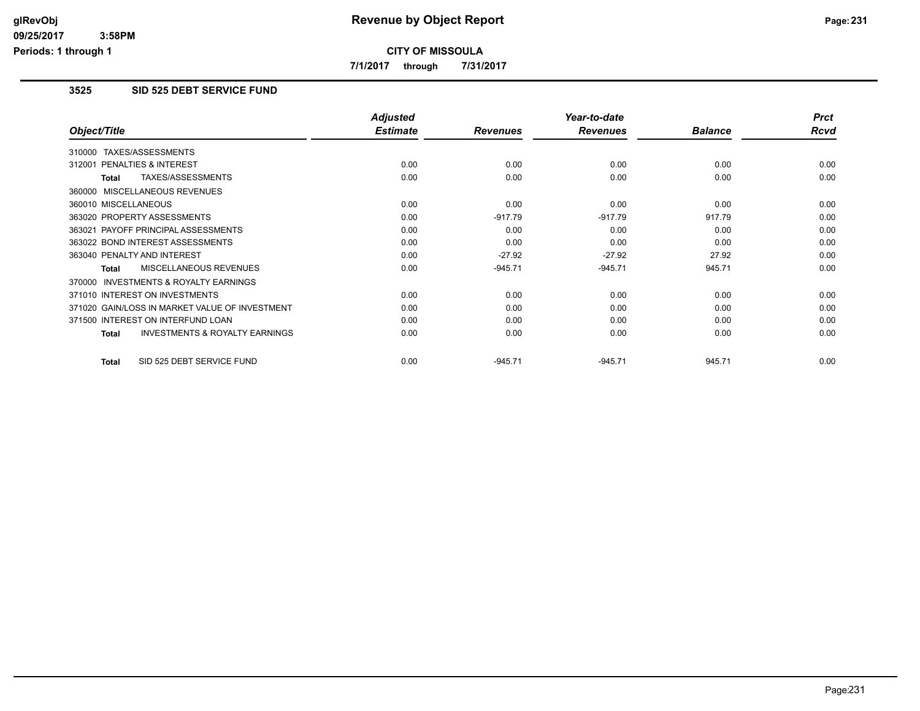# Revenue by Object Report

glRevObj
09/25/2017 3:58PM
Periods: 1 through 1

**CITY OF MISSOULA**

**7/1/2017 through 7/31/2017**

## 3525 SID 525 DEBT SERVICE FUND

| Object/Title | Adjusted Estimate | Revenues | Year-to-date Revenues | Balance | Prct Rcvd |
|---|---|---|---|---|---|
| 310000 TAXES/ASSESSMENTS | | | | | |
| 312001 PENALTIES & INTEREST | 0.00 | 0.00 | 0.00 | 0.00 | 0.00 |
| **Total** TAXES/ASSESSMENTS | 0.00 | 0.00 | 0.00 | 0.00 | 0.00 |
| 360000 MISCELLANEOUS REVENUES | | | | | |
| 360010 MISCELLANEOUS | 0.00 | 0.00 | 0.00 | 0.00 | 0.00 |
| 363020 PROPERTY ASSESSMENTS | 0.00 | -917.79 | -917.79 | 917.79 | 0.00 |
| 363021 PAYOFF PRINCIPAL ASSESSMENTS | 0.00 | 0.00 | 0.00 | 0.00 | 0.00 |
| 363022 BOND INTEREST ASSESSMENTS | 0.00 | 0.00 | 0.00 | 0.00 | 0.00 |
| 363040 PENALTY AND INTEREST | 0.00 | -27.92 | -27.92 | 27.92 | 0.00 |
| **Total** MISCELLANEOUS REVENUES | 0.00 | -945.71 | -945.71 | 945.71 | 0.00 |
| 370000 INVESTMENTS & ROYALTY EARNINGS | | | | | |
| 371010 INTEREST ON INVESTMENTS | 0.00 | 0.00 | 0.00 | 0.00 | 0.00 |
| 371020 GAIN/LOSS IN MARKET VALUE OF INVESTMENT | 0.00 | 0.00 | 0.00 | 0.00 | 0.00 |
| 371500 INTEREST ON INTERFUND LOAN | 0.00 | 0.00 | 0.00 | 0.00 | 0.00 |
| **Total** INVESTMENTS & ROYALTY EARNINGS | 0.00 | 0.00 | 0.00 | 0.00 | 0.00 |
| **Total** SID 525 DEBT SERVICE FUND | 0.00 | -945.71 | -945.71 | 945.71 | 0.00 |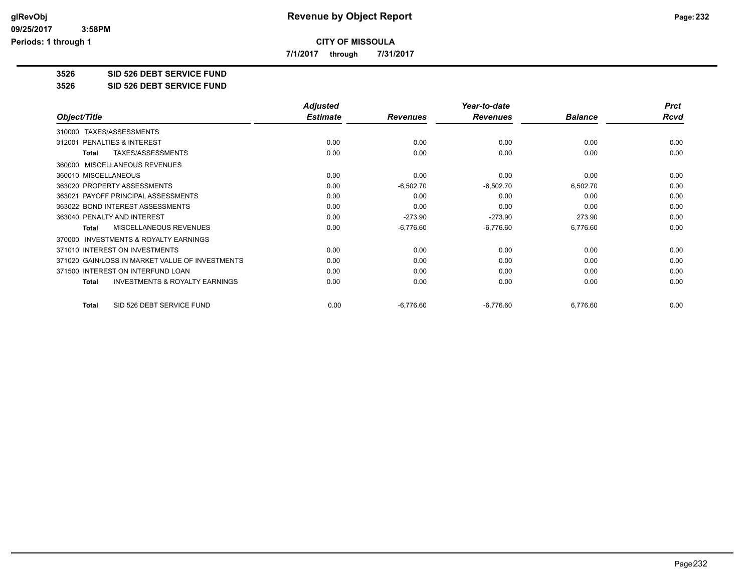# Revenue by Object Report

## CITY OF MISSOULA

**7/1/2017 through 7/31/2017**

glRevObj
09/25/2017 3:58PM
Periods: 1 through 1

**3526 SID 526 DEBT SERVICE FUND**

**3526 SID 526 DEBT SERVICE FUND**

| Object/Title | Adjusted Estimate | Revenues | Year-to-date Revenues | Balance | Prct Rcvd |
|---|---|---|---|---|---|
| 310000 TAXES/ASSESSMENTS | | | | | |
| 312001 PENALTIES & INTEREST | 0.00 | 0.00 | 0.00 | 0.00 | 0.00 |
| **Total** TAXES/ASSESSMENTS | 0.00 | 0.00 | 0.00 | 0.00 | 0.00 |
| 360000 MISCELLANEOUS REVENUES | | | | | |
| 360010 MISCELLANEOUS | 0.00 | 0.00 | 0.00 | 0.00 | 0.00 |
| 363020 PROPERTY ASSESSMENTS | 0.00 | -6,502.70 | -6,502.70 | 6,502.70 | 0.00 |
| 363021 PAYOFF PRINCIPAL ASSESSMENTS | 0.00 | 0.00 | 0.00 | 0.00 | 0.00 |
| 363022 BOND INTEREST ASSESSMENTS | 0.00 | 0.00 | 0.00 | 0.00 | 0.00 |
| 363040 PENALTY AND INTEREST | 0.00 | -273.90 | -273.90 | 273.90 | 0.00 |
| **Total** MISCELLANEOUS REVENUES | 0.00 | -6,776.60 | -6,776.60 | 6,776.60 | 0.00 |
| 370000 INVESTMENTS & ROYALTY EARNINGS | | | | | |
| 371010 INTEREST ON INVESTMENTS | 0.00 | 0.00 | 0.00 | 0.00 | 0.00 |
| 371020 GAIN/LOSS IN MARKET VALUE OF INVESTMENTS | 0.00 | 0.00 | 0.00 | 0.00 | 0.00 |
| 371500 INTEREST ON INTERFUND LOAN | 0.00 | 0.00 | 0.00 | 0.00 | 0.00 |
| **Total** INVESTMENTS & ROYALTY EARNINGS | 0.00 | 0.00 | 0.00 | 0.00 | 0.00 |
| **Total** SID 526 DEBT SERVICE FUND | 0.00 | -6,776.60 | -6,776.60 | 6,776.60 | 0.00 |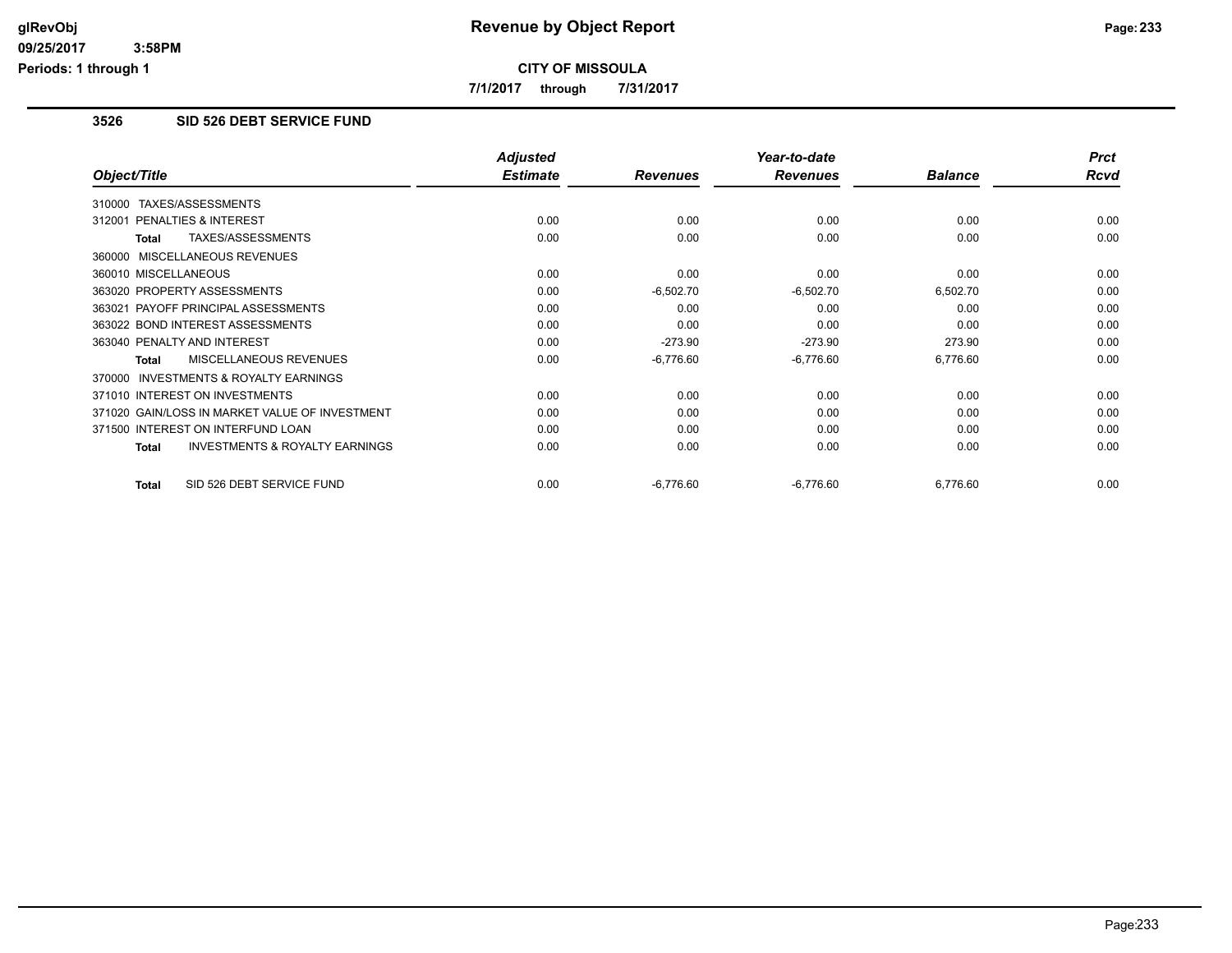# Revenue by Object Report

**CITY OF MISSOULA**

**7/1/2017 through 7/31/2017**

glRevObj
09/25/2017 3:58PM
Periods: 1 through 1

## 3526 SID 526 DEBT SERVICE FUND

| Object/Title | Adjusted Estimate | Revenues | Year-to-date Revenues | Balance | Prct Rcvd |
|---|---|---|---|---|---|
| 310000 TAXES/ASSESSMENTS | | | | | |
| 312001 PENALTIES & INTEREST | 0.00 | 0.00 | 0.00 | 0.00 | 0.00 |
| **Total** TAXES/ASSESSMENTS | 0.00 | 0.00 | 0.00 | 0.00 | 0.00 |
| 360000 MISCELLANEOUS REVENUES | | | | | |
| 360010 MISCELLANEOUS | 0.00 | 0.00 | 0.00 | 0.00 | 0.00 |
| 363020 PROPERTY ASSESSMENTS | 0.00 | -6,502.70 | -6,502.70 | 6,502.70 | 0.00 |
| 363021 PAYOFF PRINCIPAL ASSESSMENTS | 0.00 | 0.00 | 0.00 | 0.00 | 0.00 |
| 363022 BOND INTEREST ASSESSMENTS | 0.00 | 0.00 | 0.00 | 0.00 | 0.00 |
| 363040 PENALTY AND INTEREST | 0.00 | -273.90 | -273.90 | 273.90 | 0.00 |
| **Total** MISCELLANEOUS REVENUES | 0.00 | -6,776.60 | -6,776.60 | 6,776.60 | 0.00 |
| 370000 INVESTMENTS & ROYALTY EARNINGS | | | | | |
| 371010 INTEREST ON INVESTMENTS | 0.00 | 0.00 | 0.00 | 0.00 | 0.00 |
| 371020 GAIN/LOSS IN MARKET VALUE OF INVESTMENT | 0.00 | 0.00 | 0.00 | 0.00 | 0.00 |
| 371500 INTEREST ON INTERFUND LOAN | 0.00 | 0.00 | 0.00 | 0.00 | 0.00 |
| **Total** INVESTMENTS & ROYALTY EARNINGS | 0.00 | 0.00 | 0.00 | 0.00 | 0.00 |
| **Total** SID 526 DEBT SERVICE FUND | 0.00 | -6,776.60 | -6,776.60 | 6,776.60 | 0.00 |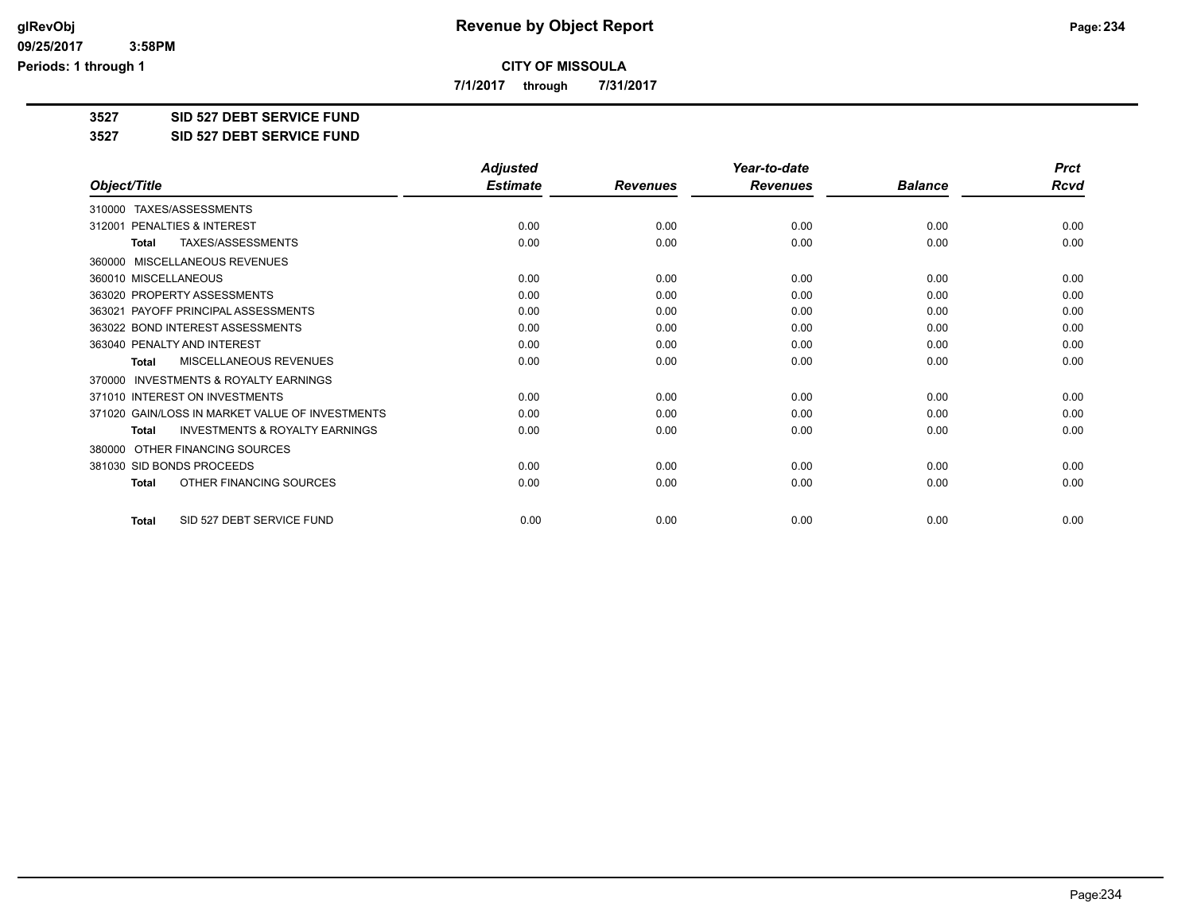# Revenue by Object Report

glRevObj
09/25/2017 3:58PM
Periods: 1 through 1

**CITY OF MISSOULA**

7/1/2017 through 7/31/2017

**3527 SID 527 DEBT SERVICE FUND**

**3527 SID 527 DEBT SERVICE FUND**

| Object/Title | Adjusted Estimate | Revenues | Year-to-date Revenues | Balance | Prct Rcvd |
|---|---|---|---|---|---|
| 310000 TAXES/ASSESSMENTS | | | | | |
| 312001 PENALTIES & INTEREST | 0.00 | 0.00 | 0.00 | 0.00 | 0.00 |
| **Total** TAXES/ASSESSMENTS | 0.00 | 0.00 | 0.00 | 0.00 | 0.00 |
| 360000 MISCELLANEOUS REVENUES | | | | | |
| 360010 MISCELLANEOUS | 0.00 | 0.00 | 0.00 | 0.00 | 0.00 |
| 363020 PROPERTY ASSESSMENTS | 0.00 | 0.00 | 0.00 | 0.00 | 0.00 |
| 363021 PAYOFF PRINCIPAL ASSESSMENTS | 0.00 | 0.00 | 0.00 | 0.00 | 0.00 |
| 363022 BOND INTEREST ASSESSMENTS | 0.00 | 0.00 | 0.00 | 0.00 | 0.00 |
| 363040 PENALTY AND INTEREST | 0.00 | 0.00 | 0.00 | 0.00 | 0.00 |
| **Total** MISCELLANEOUS REVENUES | 0.00 | 0.00 | 0.00 | 0.00 | 0.00 |
| 370000 INVESTMENTS & ROYALTY EARNINGS | | | | | |
| 371010 INTEREST ON INVESTMENTS | 0.00 | 0.00 | 0.00 | 0.00 | 0.00 |
| 371020 GAIN/LOSS IN MARKET VALUE OF INVESTMENTS | 0.00 | 0.00 | 0.00 | 0.00 | 0.00 |
| **Total** INVESTMENTS & ROYALTY EARNINGS | 0.00 | 0.00 | 0.00 | 0.00 | 0.00 |
| 380000 OTHER FINANCING SOURCES | | | | | |
| 381030 SID BONDS PROCEEDS | 0.00 | 0.00 | 0.00 | 0.00 | 0.00 |
| **Total** OTHER FINANCING SOURCES | 0.00 | 0.00 | 0.00 | 0.00 | 0.00 |
| **Total** SID 527 DEBT SERVICE FUND | 0.00 | 0.00 | 0.00 | 0.00 | 0.00 |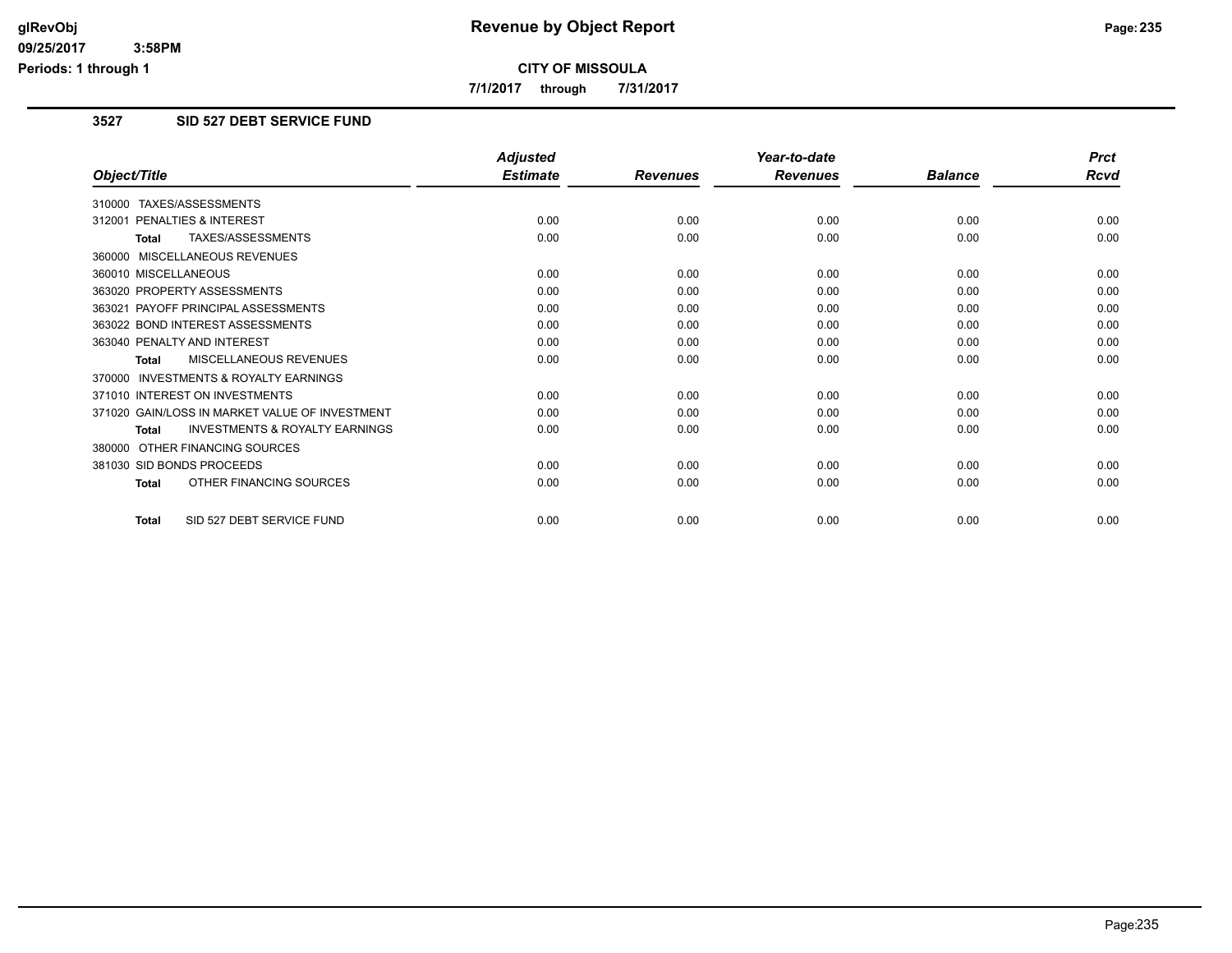# Revenue by Object Report

**CITY OF MISSOULA**

**7/1/2017 through 7/31/2017**

## 3527 SID 527 DEBT SERVICE FUND

| Object/Title | Adjusted Estimate | Revenues | Year-to-date Revenues | Balance | Prct Rcvd |
|---|---|---|---|---|---|
| 310000 TAXES/ASSESSMENTS | | | | | |
| 312001 PENALTIES & INTEREST | 0.00 | 0.00 | 0.00 | 0.00 | 0.00 |
| **Total** TAXES/ASSESSMENTS | 0.00 | 0.00 | 0.00 | 0.00 | 0.00 |
| 360000 MISCELLANEOUS REVENUES | | | | | |
| 360010 MISCELLANEOUS | 0.00 | 0.00 | 0.00 | 0.00 | 0.00 |
| 363020 PROPERTY ASSESSMENTS | 0.00 | 0.00 | 0.00 | 0.00 | 0.00 |
| 363021 PAYOFF PRINCIPAL ASSESSMENTS | 0.00 | 0.00 | 0.00 | 0.00 | 0.00 |
| 363022 BOND INTEREST ASSESSMENTS | 0.00 | 0.00 | 0.00 | 0.00 | 0.00 |
| 363040 PENALTY AND INTEREST | 0.00 | 0.00 | 0.00 | 0.00 | 0.00 |
| **Total** MISCELLANEOUS REVENUES | 0.00 | 0.00 | 0.00 | 0.00 | 0.00 |
| 370000 INVESTMENTS & ROYALTY EARNINGS | | | | | |
| 371010 INTEREST ON INVESTMENTS | 0.00 | 0.00 | 0.00 | 0.00 | 0.00 |
| 371020 GAIN/LOSS IN MARKET VALUE OF INVESTMENT | 0.00 | 0.00 | 0.00 | 0.00 | 0.00 |
| **Total** INVESTMENTS & ROYALTY EARNINGS | 0.00 | 0.00 | 0.00 | 0.00 | 0.00 |
| 380000 OTHER FINANCING SOURCES | | | | | |
| 381030 SID BONDS PROCEEDS | 0.00 | 0.00 | 0.00 | 0.00 | 0.00 |
| **Total** OTHER FINANCING SOURCES | 0.00 | 0.00 | 0.00 | 0.00 | 0.00 |
| **Total** SID 527 DEBT SERVICE FUND | 0.00 | 0.00 | 0.00 | 0.00 | 0.00 |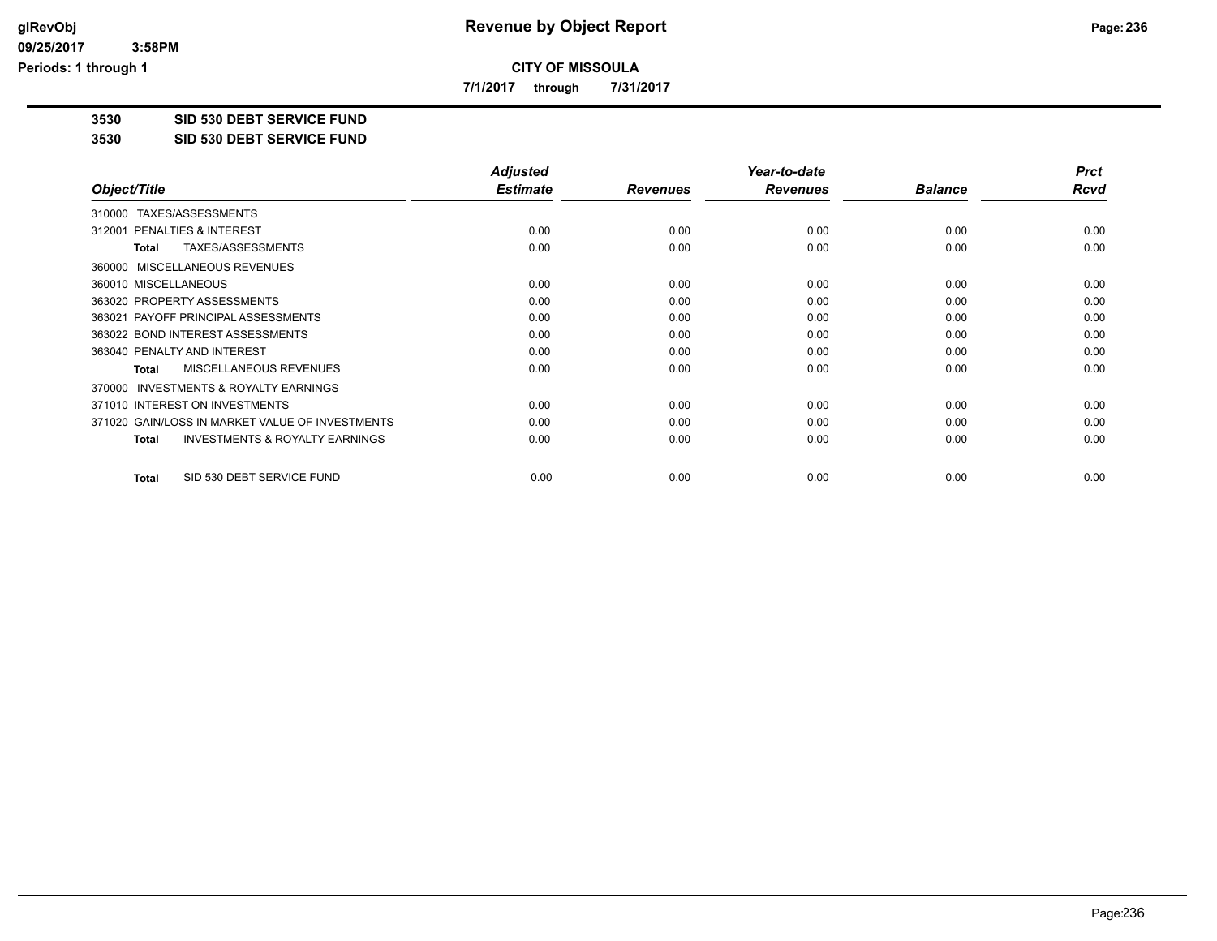# CITY OF MISSOULA

**7/1/2017 through 7/31/2017**

**3530 SID 530 DEBT SERVICE FUND**

**3530 SID 530 DEBT SERVICE FUND**

| Object/Title | Adjusted Estimate | Revenues | Year-to-date Revenues | Balance | Prct Rcvd |
|---|---|---|---|---|---|
| 310000 TAXES/ASSESSMENTS | | | | | |
| 312001 PENALTIES & INTEREST | 0.00 | 0.00 | 0.00 | 0.00 | 0.00 |
| **Total** TAXES/ASSESSMENTS | 0.00 | 0.00 | 0.00 | 0.00 | 0.00 |
| 360000 MISCELLANEOUS REVENUES | | | | | |
| 360010 MISCELLANEOUS | 0.00 | 0.00 | 0.00 | 0.00 | 0.00 |
| 363020 PROPERTY ASSESSMENTS | 0.00 | 0.00 | 0.00 | 0.00 | 0.00 |
| 363021 PAYOFF PRINCIPAL ASSESSMENTS | 0.00 | 0.00 | 0.00 | 0.00 | 0.00 |
| 363022 BOND INTEREST ASSESSMENTS | 0.00 | 0.00 | 0.00 | 0.00 | 0.00 |
| 363040 PENALTY AND INTEREST | 0.00 | 0.00 | 0.00 | 0.00 | 0.00 |
| **Total** MISCELLANEOUS REVENUES | 0.00 | 0.00 | 0.00 | 0.00 | 0.00 |
| 370000 INVESTMENTS & ROYALTY EARNINGS | | | | | |
| 371010 INTEREST ON INVESTMENTS | 0.00 | 0.00 | 0.00 | 0.00 | 0.00 |
| 371020 GAIN/LOSS IN MARKET VALUE OF INVESTMENTS | 0.00 | 0.00 | 0.00 | 0.00 | 0.00 |
| **Total** INVESTMENTS & ROYALTY EARNINGS | 0.00 | 0.00 | 0.00 | 0.00 | 0.00 |
| **Total** SID 530 DEBT SERVICE FUND | 0.00 | 0.00 | 0.00 | 0.00 | 0.00 |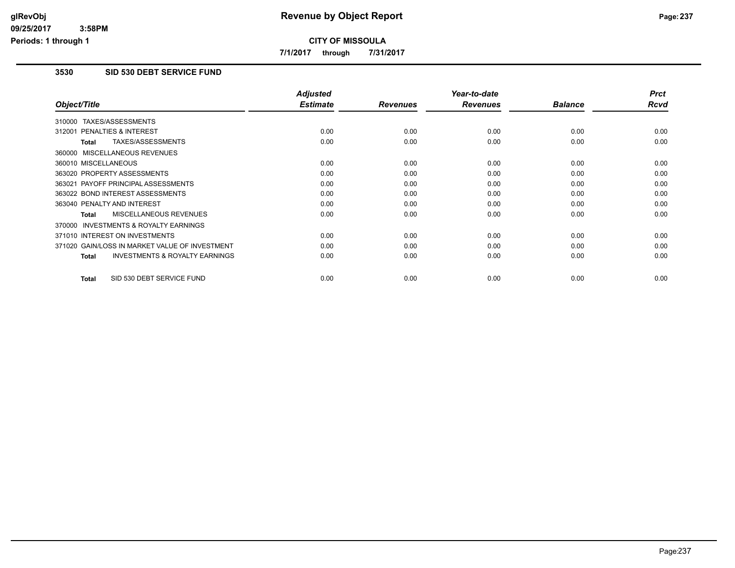# Revenue by Object Report

**CITY OF MISSOULA**

**7/1/2017 through 7/31/2017**

glRevObj
09/25/2017 3:58PM
Periods: 1 through 1

### 3530 SID 530 DEBT SERVICE FUND

| Object/Title | Adjusted Estimate | Revenues | Year-to-date Revenues | Balance | Prct Rcvd |
|---|---|---|---|---|---|
| 310000 TAXES/ASSESSMENTS | | | | | |
| 312001 PENALTIES & INTEREST | 0.00 | 0.00 | 0.00 | 0.00 | 0.00 |
| **Total** TAXES/ASSESSMENTS | 0.00 | 0.00 | 0.00 | 0.00 | 0.00 |
| 360000 MISCELLANEOUS REVENUES | | | | | |
| 360010 MISCELLANEOUS | 0.00 | 0.00 | 0.00 | 0.00 | 0.00 |
| 363020 PROPERTY ASSESSMENTS | 0.00 | 0.00 | 0.00 | 0.00 | 0.00 |
| 363021 PAYOFF PRINCIPAL ASSESSMENTS | 0.00 | 0.00 | 0.00 | 0.00 | 0.00 |
| 363022 BOND INTEREST ASSESSMENTS | 0.00 | 0.00 | 0.00 | 0.00 | 0.00 |
| 363040 PENALTY AND INTEREST | 0.00 | 0.00 | 0.00 | 0.00 | 0.00 |
| **Total** MISCELLANEOUS REVENUES | 0.00 | 0.00 | 0.00 | 0.00 | 0.00 |
| 370000 INVESTMENTS & ROYALTY EARNINGS | | | | | |
| 371010 INTEREST ON INVESTMENTS | 0.00 | 0.00 | 0.00 | 0.00 | 0.00 |
| 371020 GAIN/LOSS IN MARKET VALUE OF INVESTMENT | 0.00 | 0.00 | 0.00 | 0.00 | 0.00 |
| **Total** INVESTMENTS & ROYALTY EARNINGS | 0.00 | 0.00 | 0.00 | 0.00 | 0.00 |
| **Total** SID 530 DEBT SERVICE FUND | 0.00 | 0.00 | 0.00 | 0.00 | 0.00 |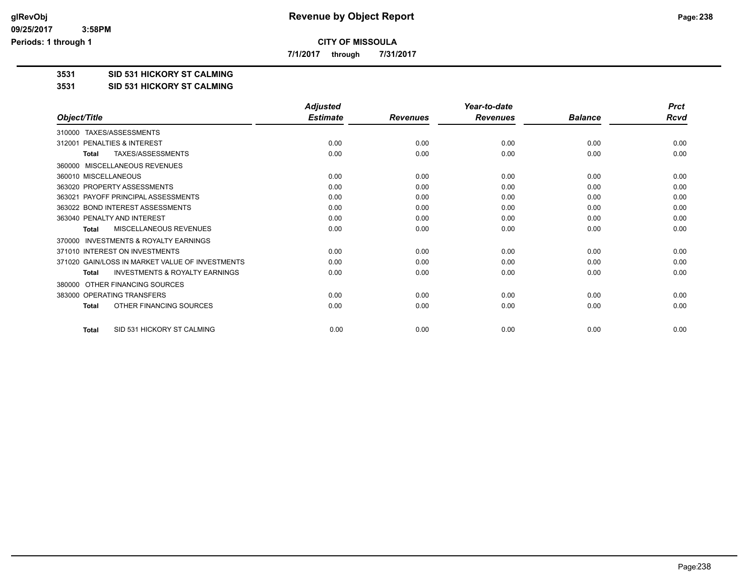# Revenue by Object Report

**CITY OF MISSOULA**

**7/1/2017 through 7/31/2017**

**3531 SID 531 HICKORY ST CALMING**

**3531 SID 531 HICKORY ST CALMING**

| Object/Title | Adjusted Estimate | Revenues | Year-to-date Revenues | Balance | Prct Rcvd |
|---|---|---|---|---|---|
| 310000 TAXES/ASSESSMENTS | | | | | |
| 312001 PENALTIES & INTEREST | 0.00 | 0.00 | 0.00 | 0.00 | 0.00 |
| **Total** TAXES/ASSESSMENTS | 0.00 | 0.00 | 0.00 | 0.00 | 0.00 |
| 360000 MISCELLANEOUS REVENUES | | | | | |
| 360010 MISCELLANEOUS | 0.00 | 0.00 | 0.00 | 0.00 | 0.00 |
| 363020 PROPERTY ASSESSMENTS | 0.00 | 0.00 | 0.00 | 0.00 | 0.00 |
| 363021 PAYOFF PRINCIPAL ASSESSMENTS | 0.00 | 0.00 | 0.00 | 0.00 | 0.00 |
| 363022 BOND INTEREST ASSESSMENTS | 0.00 | 0.00 | 0.00 | 0.00 | 0.00 |
| 363040 PENALTY AND INTEREST | 0.00 | 0.00 | 0.00 | 0.00 | 0.00 |
| **Total** MISCELLANEOUS REVENUES | 0.00 | 0.00 | 0.00 | 0.00 | 0.00 |
| 370000 INVESTMENTS & ROYALTY EARNINGS | | | | | |
| 371010 INTEREST ON INVESTMENTS | 0.00 | 0.00 | 0.00 | 0.00 | 0.00 |
| 371020 GAIN/LOSS IN MARKET VALUE OF INVESTMENTS | 0.00 | 0.00 | 0.00 | 0.00 | 0.00 |
| **Total** INVESTMENTS & ROYALTY EARNINGS | 0.00 | 0.00 | 0.00 | 0.00 | 0.00 |
| 380000 OTHER FINANCING SOURCES | | | | | |
| 383000 OPERATING TRANSFERS | 0.00 | 0.00 | 0.00 | 0.00 | 0.00 |
| **Total** OTHER FINANCING SOURCES | 0.00 | 0.00 | 0.00 | 0.00 | 0.00 |
| **Total** SID 531 HICKORY ST CALMING | 0.00 | 0.00 | 0.00 | 0.00 | 0.00 |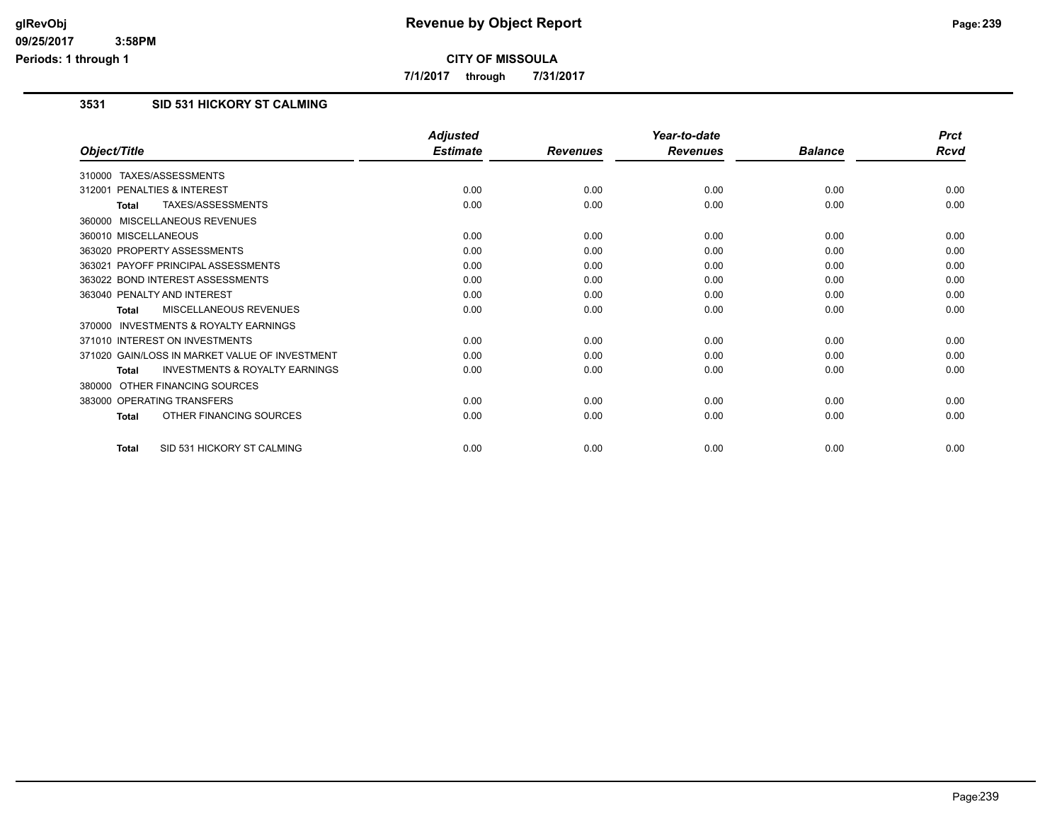**CITY OF MISSOULA**

**7/1/2017 through 7/31/2017**

## 3531 SID 531 HICKORY ST CALMING

| Object/Title | Adjusted Estimate | Revenues | Year-to-date Revenues | Balance | Prct Rcvd |
|---|---|---|---|---|---|
| 310000 TAXES/ASSESSMENTS | | | | | |
| 312001 PENALTIES & INTEREST | 0.00 | 0.00 | 0.00 | 0.00 | 0.00 |
| **Total** TAXES/ASSESSMENTS | 0.00 | 0.00 | 0.00 | 0.00 | 0.00 |
| 360000 MISCELLANEOUS REVENUES | | | | | |
| 360010 MISCELLANEOUS | 0.00 | 0.00 | 0.00 | 0.00 | 0.00 |
| 363020 PROPERTY ASSESSMENTS | 0.00 | 0.00 | 0.00 | 0.00 | 0.00 |
| 363021 PAYOFF PRINCIPAL ASSESSMENTS | 0.00 | 0.00 | 0.00 | 0.00 | 0.00 |
| 363022 BOND INTEREST ASSESSMENTS | 0.00 | 0.00 | 0.00 | 0.00 | 0.00 |
| 363040 PENALTY AND INTEREST | 0.00 | 0.00 | 0.00 | 0.00 | 0.00 |
| **Total** MISCELLANEOUS REVENUES | 0.00 | 0.00 | 0.00 | 0.00 | 0.00 |
| 370000 INVESTMENTS & ROYALTY EARNINGS | | | | | |
| 371010 INTEREST ON INVESTMENTS | 0.00 | 0.00 | 0.00 | 0.00 | 0.00 |
| 371020 GAIN/LOSS IN MARKET VALUE OF INVESTMENT | 0.00 | 0.00 | 0.00 | 0.00 | 0.00 |
| **Total** INVESTMENTS & ROYALTY EARNINGS | 0.00 | 0.00 | 0.00 | 0.00 | 0.00 |
| 380000 OTHER FINANCING SOURCES | | | | | |
| 383000 OPERATING TRANSFERS | 0.00 | 0.00 | 0.00 | 0.00 | 0.00 |
| **Total** OTHER FINANCING SOURCES | 0.00 | 0.00 | 0.00 | 0.00 | 0.00 |
| **Total** SID 531 HICKORY ST CALMING | 0.00 | 0.00 | 0.00 | 0.00 | 0.00 |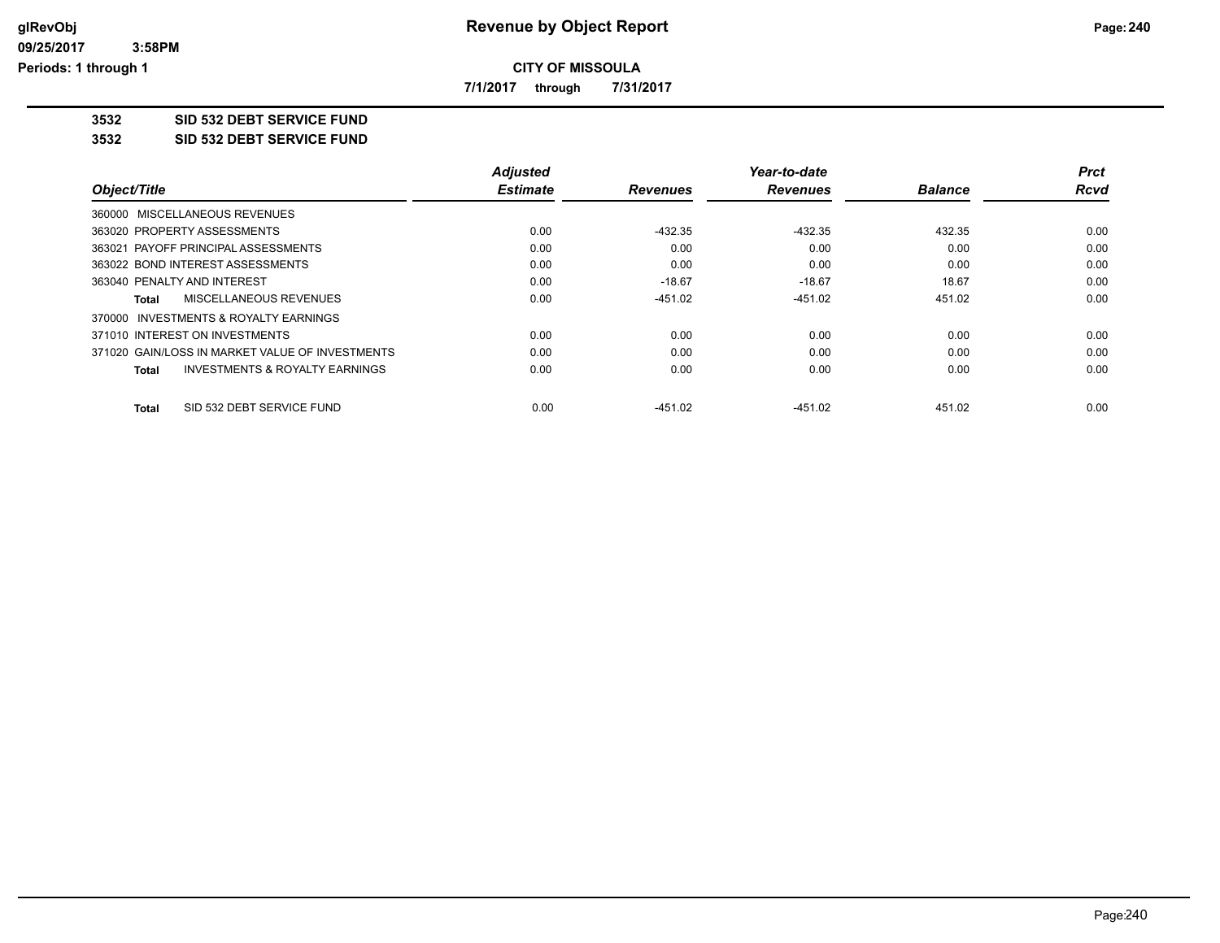# Revenue by Object Report

**CITY OF MISSOULA**

**7/1/2017 through 7/31/2017**

glRevObj
09/25/2017 3:58PM
Periods: 1 through 1

**3532 SID 532 DEBT SERVICE FUND**

**3532 SID 532 DEBT SERVICE FUND**

| Object/Title | Adjusted Estimate | Revenues | Year-to-date Revenues | Balance | Prct Rcvd |
|---|---|---|---|---|---|
| 360000 MISCELLANEOUS REVENUES | | | | | |
| 363020 PROPERTY ASSESSMENTS | 0.00 | -432.35 | -432.35 | 432.35 | 0.00 |
| 363021 PAYOFF PRINCIPAL ASSESSMENTS | 0.00 | 0.00 | 0.00 | 0.00 | 0.00 |
| 363022 BOND INTEREST ASSESSMENTS | 0.00 | 0.00 | 0.00 | 0.00 | 0.00 |
| 363040 PENALTY AND INTEREST | 0.00 | -18.67 | -18.67 | 18.67 | 0.00 |
| **Total** MISCELLANEOUS REVENUES | 0.00 | -451.02 | -451.02 | 451.02 | 0.00 |
| 370000 INVESTMENTS & ROYALTY EARNINGS | | | | | |
| 371010 INTEREST ON INVESTMENTS | 0.00 | 0.00 | 0.00 | 0.00 | 0.00 |
| 371020 GAIN/LOSS IN MARKET VALUE OF INVESTMENTS | 0.00 | 0.00 | 0.00 | 0.00 | 0.00 |
| **Total** INVESTMENTS & ROYALTY EARNINGS | 0.00 | 0.00 | 0.00 | 0.00 | 0.00 |
| **Total** SID 532 DEBT SERVICE FUND | 0.00 | -451.02 | -451.02 | 451.02 | 0.00 |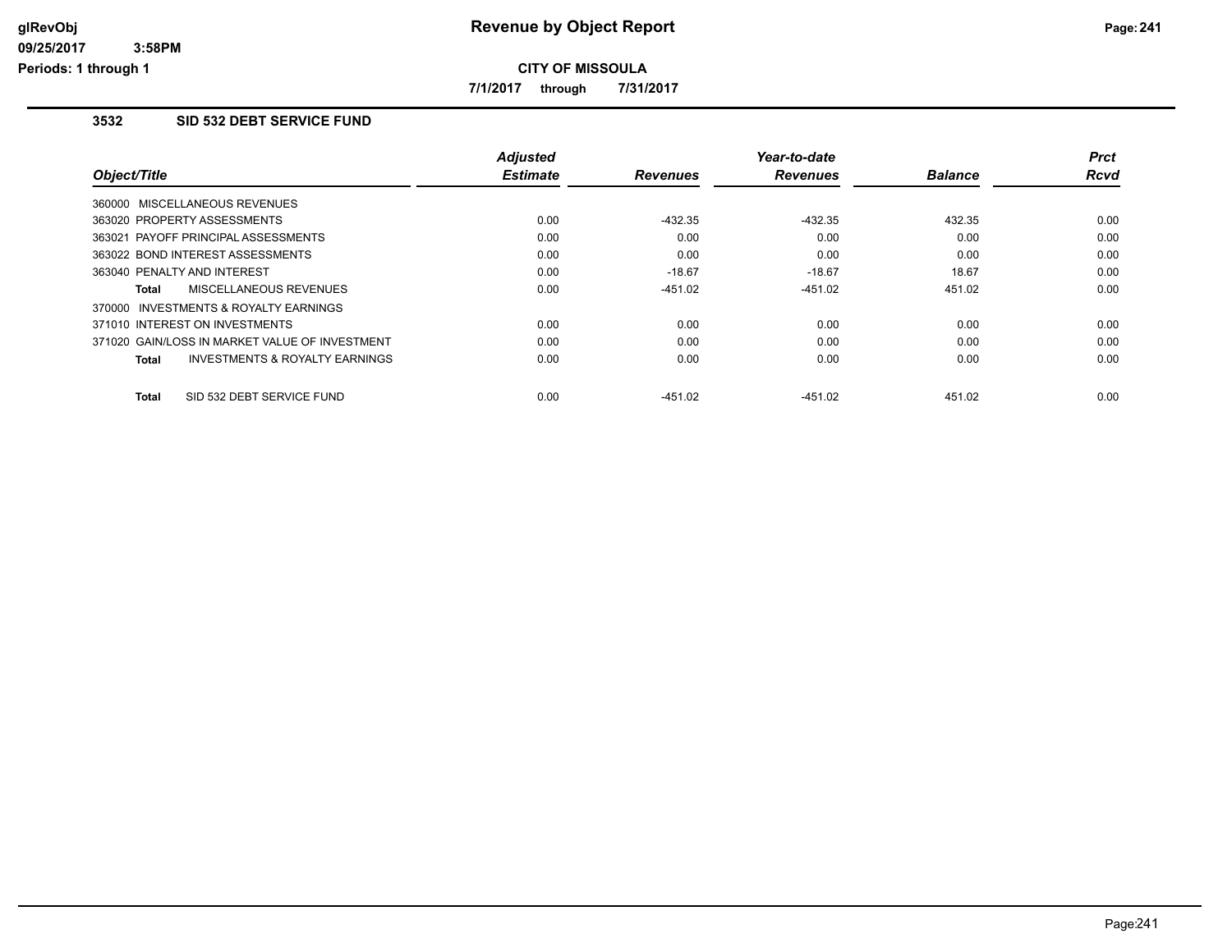# Revenue by Object Report

**CITY OF MISSOULA**

**7/1/2017 through 7/31/2017**

glRevObj
09/25/2017 3:58PM
Periods: 1 through 1

## 3532 SID 532 DEBT SERVICE FUND

| Object/Title | Adjusted Estimate | Revenues | Year-to-date Revenues | Balance | Prct Rcvd |
|---|---|---|---|---|---|
| 360000 MISCELLANEOUS REVENUES | | | | | |
| 363020 PROPERTY ASSESSMENTS | 0.00 | -432.35 | -432.35 | 432.35 | 0.00 |
| 363021 PAYOFF PRINCIPAL ASSESSMENTS | 0.00 | 0.00 | 0.00 | 0.00 | 0.00 |
| 363022 BOND INTEREST ASSESSMENTS | 0.00 | 0.00 | 0.00 | 0.00 | 0.00 |
| 363040 PENALTY AND INTEREST | 0.00 | -18.67 | -18.67 | 18.67 | 0.00 |
| **Total** MISCELLANEOUS REVENUES | 0.00 | -451.02 | -451.02 | 451.02 | 0.00 |
| 370000 INVESTMENTS & ROYALTY EARNINGS | | | | | |
| 371010 INTEREST ON INVESTMENTS | 0.00 | 0.00 | 0.00 | 0.00 | 0.00 |
| 371020 GAIN/LOSS IN MARKET VALUE OF INVESTMENT | 0.00 | 0.00 | 0.00 | 0.00 | 0.00 |
| **Total** INVESTMENTS & ROYALTY EARNINGS | 0.00 | 0.00 | 0.00 | 0.00 | 0.00 |
| **Total** SID 532 DEBT SERVICE FUND | 0.00 | -451.02 | -451.02 | 451.02 | 0.00 |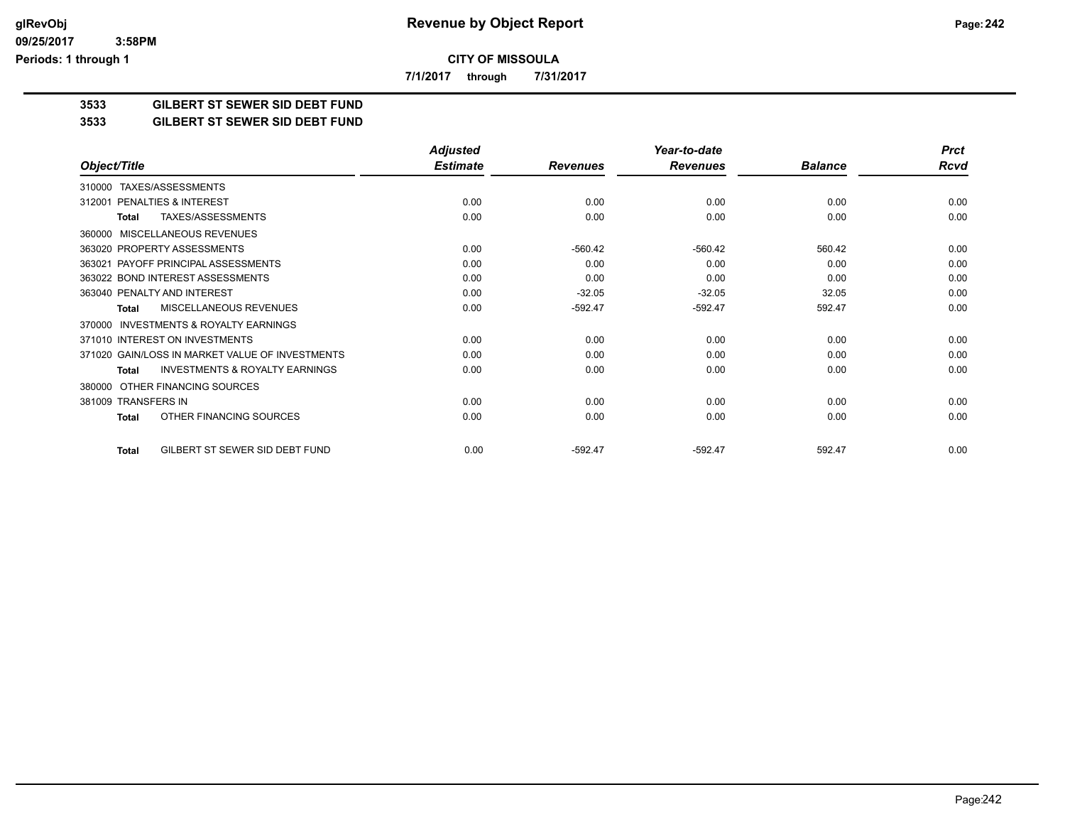# Revenue by Object Report

**CITY OF MISSOULA**

**7/1/2017 through 7/31/2017**

## 3533 GILBERT ST SEWER SID DEBT FUND

## 3533 GILBERT ST SEWER SID DEBT FUND

| Object/Title | Adjusted Estimate | Revenues | Year-to-date Revenues | Balance | Prct Rcvd |
|---|---|---|---|---|---|
| 310000 TAXES/ASSESSMENTS | | | | | |
| 312001 PENALTIES & INTEREST | 0.00 | 0.00 | 0.00 | 0.00 | 0.00 |
| **Total** TAXES/ASSESSMENTS | 0.00 | 0.00 | 0.00 | 0.00 | 0.00 |
| 360000 MISCELLANEOUS REVENUES | | | | | |
| 363020 PROPERTY ASSESSMENTS | 0.00 | -560.42 | -560.42 | 560.42 | 0.00 |
| 363021 PAYOFF PRINCIPAL ASSESSMENTS | 0.00 | 0.00 | 0.00 | 0.00 | 0.00 |
| 363022 BOND INTEREST ASSESSMENTS | 0.00 | 0.00 | 0.00 | 0.00 | 0.00 |
| 363040 PENALTY AND INTEREST | 0.00 | -32.05 | -32.05 | 32.05 | 0.00 |
| **Total** MISCELLANEOUS REVENUES | 0.00 | -592.47 | -592.47 | 592.47 | 0.00 |
| 370000 INVESTMENTS & ROYALTY EARNINGS | | | | | |
| 371010 INTEREST ON INVESTMENTS | 0.00 | 0.00 | 0.00 | 0.00 | 0.00 |
| 371020 GAIN/LOSS IN MARKET VALUE OF INVESTMENTS | 0.00 | 0.00 | 0.00 | 0.00 | 0.00 |
| **Total** INVESTMENTS & ROYALTY EARNINGS | 0.00 | 0.00 | 0.00 | 0.00 | 0.00 |
| 380000 OTHER FINANCING SOURCES | | | | | |
| 381009 TRANSFERS IN | 0.00 | 0.00 | 0.00 | 0.00 | 0.00 |
| **Total** OTHER FINANCING SOURCES | 0.00 | 0.00 | 0.00 | 0.00 | 0.00 |
| **Total** GILBERT ST SEWER SID DEBT FUND | 0.00 | -592.47 | -592.47 | 592.47 | 0.00 |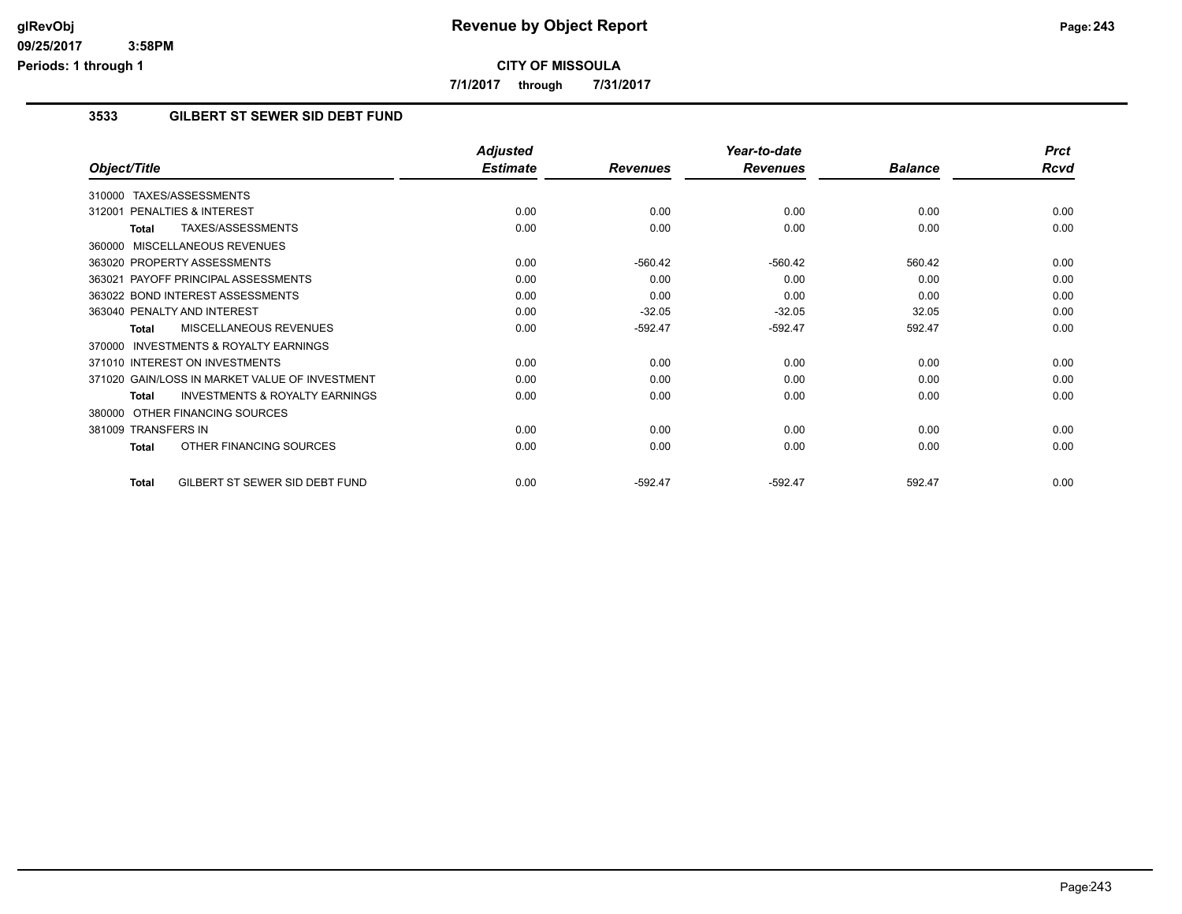# Revenue by Object Report

**CITY OF MISSOULA**

**7/1/2017 through 7/31/2017**

glRevObj
09/25/2017 3:58PM
Periods: 1 through 1

## 3533 GILBERT ST SEWER SID DEBT FUND

| Object/Title | Adjusted Estimate | Revenues | Year-to-date Revenues | Balance | Prct Rcvd |
|---|---|---|---|---|---|
| 310000 TAXES/ASSESSMENTS | | | | | |
| 312001 PENALTIES & INTEREST | 0.00 | 0.00 | 0.00 | 0.00 | 0.00 |
| **Total** TAXES/ASSESSMENTS | 0.00 | 0.00 | 0.00 | 0.00 | 0.00 |
| 360000 MISCELLANEOUS REVENUES | | | | | |
| 363020 PROPERTY ASSESSMENTS | 0.00 | -560.42 | -560.42 | 560.42 | 0.00 |
| 363021 PAYOFF PRINCIPAL ASSESSMENTS | 0.00 | 0.00 | 0.00 | 0.00 | 0.00 |
| 363022 BOND INTEREST ASSESSMENTS | 0.00 | 0.00 | 0.00 | 0.00 | 0.00 |
| 363040 PENALTY AND INTEREST | 0.00 | -32.05 | -32.05 | 32.05 | 0.00 |
| **Total** MISCELLANEOUS REVENUES | 0.00 | -592.47 | -592.47 | 592.47 | 0.00 |
| 370000 INVESTMENTS & ROYALTY EARNINGS | | | | | |
| 371010 INTEREST ON INVESTMENTS | 0.00 | 0.00 | 0.00 | 0.00 | 0.00 |
| 371020 GAIN/LOSS IN MARKET VALUE OF INVESTMENT | 0.00 | 0.00 | 0.00 | 0.00 | 0.00 |
| **Total** INVESTMENTS & ROYALTY EARNINGS | 0.00 | 0.00 | 0.00 | 0.00 | 0.00 |
| 380000 OTHER FINANCING SOURCES | | | | | |
| 381009 TRANSFERS IN | 0.00 | 0.00 | 0.00 | 0.00 | 0.00 |
| **Total** OTHER FINANCING SOURCES | 0.00 | 0.00 | 0.00 | 0.00 | 0.00 |
| **Total** GILBERT ST SEWER SID DEBT FUND | 0.00 | -592.47 | -592.47 | 592.47 | 0.00 |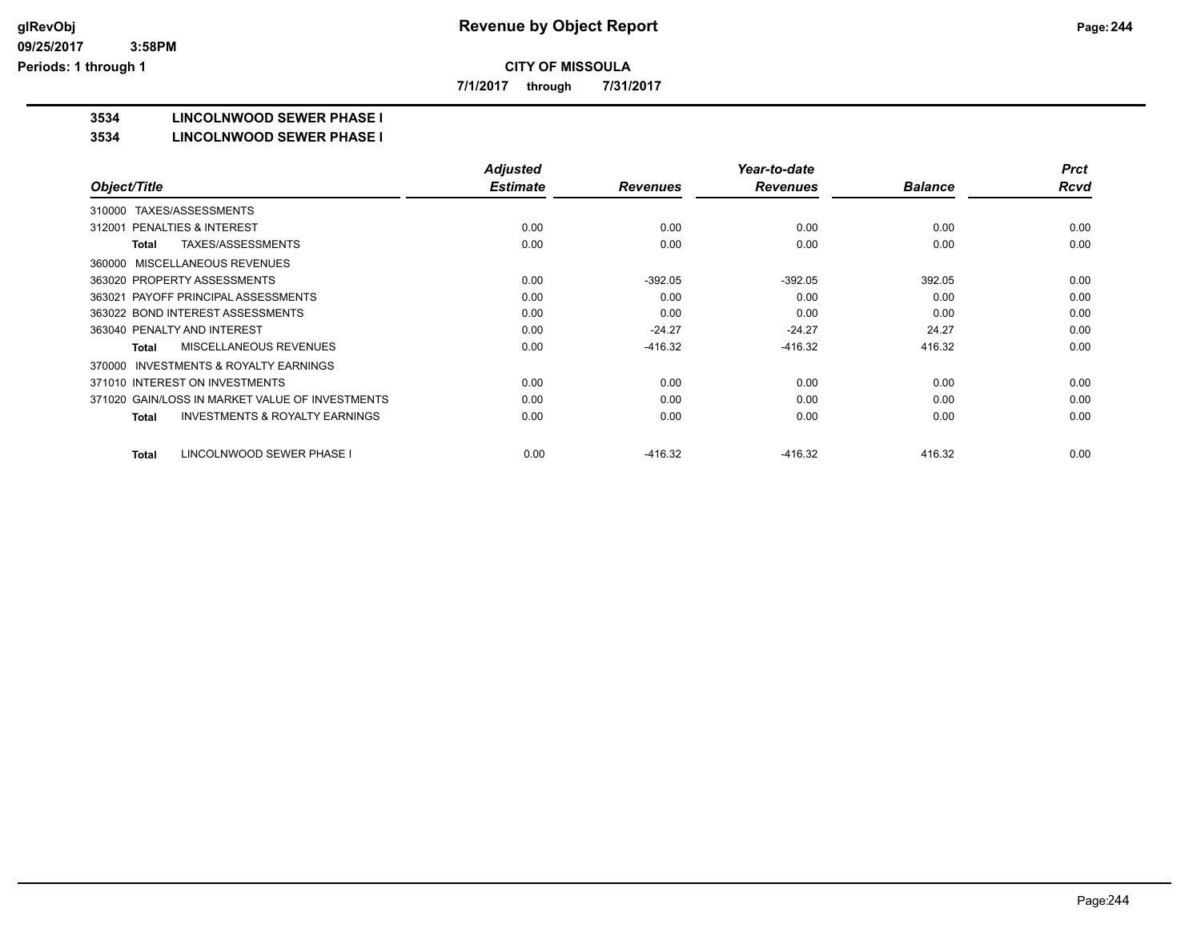**CITY OF MISSOULA**

**7/1/2017 through 7/31/2017**

## 3534 LINCOLNWOOD SEWER PHASE I

### 3534 LINCOLNWOOD SEWER PHASE I

| Object/Title | Adjusted Estimate | Revenues | Year-to-date Revenues | Balance | Prct Rcvd |
|---|---|---|---|---|---|
| 310000 TAXES/ASSESSMENTS | | | | | |
| 312001 PENALTIES & INTEREST | 0.00 | 0.00 | 0.00 | 0.00 | 0.00 |
| **Total** TAXES/ASSESSMENTS | 0.00 | 0.00 | 0.00 | 0.00 | 0.00 |
| 360000 MISCELLANEOUS REVENUES | | | | | |
| 363020 PROPERTY ASSESSMENTS | 0.00 | -392.05 | -392.05 | 392.05 | 0.00 |
| 363021 PAYOFF PRINCIPAL ASSESSMENTS | 0.00 | 0.00 | 0.00 | 0.00 | 0.00 |
| 363022 BOND INTEREST ASSESSMENTS | 0.00 | 0.00 | 0.00 | 0.00 | 0.00 |
| 363040 PENALTY AND INTEREST | 0.00 | -24.27 | -24.27 | 24.27 | 0.00 |
| **Total** MISCELLANEOUS REVENUES | 0.00 | -416.32 | -416.32 | 416.32 | 0.00 |
| 370000 INVESTMENTS & ROYALTY EARNINGS | | | | | |
| 371010 INTEREST ON INVESTMENTS | 0.00 | 0.00 | 0.00 | 0.00 | 0.00 |
| 371020 GAIN/LOSS IN MARKET VALUE OF INVESTMENTS | 0.00 | 0.00 | 0.00 | 0.00 | 0.00 |
| **Total** INVESTMENTS & ROYALTY EARNINGS | 0.00 | 0.00 | 0.00 | 0.00 | 0.00 |
| **Total** LINCOLNWOOD SEWER PHASE I | 0.00 | -416.32 | -416.32 | 416.32 | 0.00 |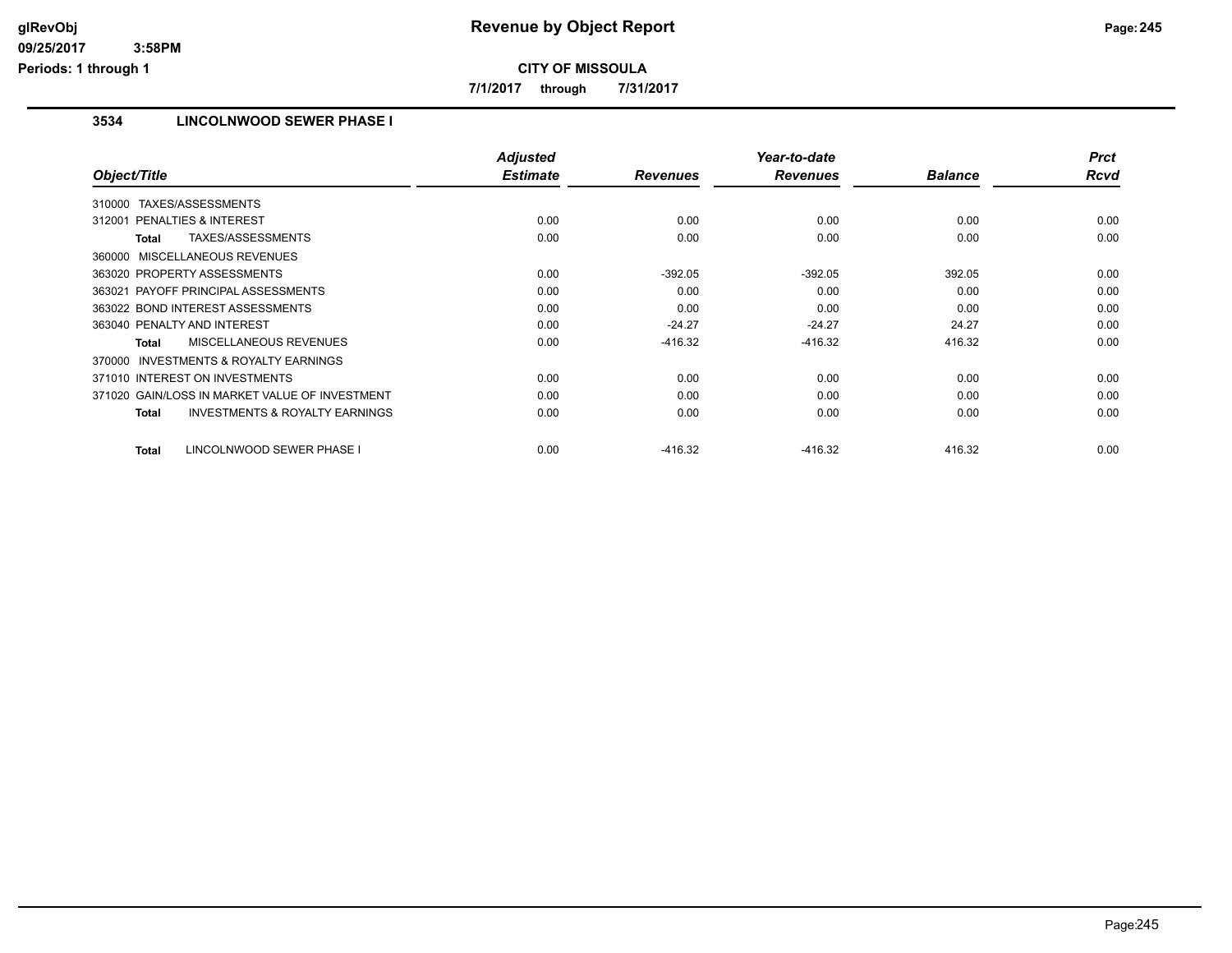# Revenue by Object Report

**CITY OF MISSOULA**

7/1/2017 through 7/31/2017

glRevObj
09/25/2017 3:58PM
Periods: 1 through 1

## 3534 LINCOLNWOOD SEWER PHASE I

| Object/Title | Adjusted Estimate | Revenues | Year-to-date Revenues | Balance | Prct Rcvd |
|---|---|---|---|---|---|
| 310000 TAXES/ASSESSMENTS | | | | | |
| 312001 PENALTIES & INTEREST | 0.00 | 0.00 | 0.00 | 0.00 | 0.00 |
| **Total** TAXES/ASSESSMENTS | 0.00 | 0.00 | 0.00 | 0.00 | 0.00 |
| 360000 MISCELLANEOUS REVENUES | | | | | |
| 363020 PROPERTY ASSESSMENTS | 0.00 | -392.05 | -392.05 | 392.05 | 0.00 |
| 363021 PAYOFF PRINCIPAL ASSESSMENTS | 0.00 | 0.00 | 0.00 | 0.00 | 0.00 |
| 363022 BOND INTEREST ASSESSMENTS | 0.00 | 0.00 | 0.00 | 0.00 | 0.00 |
| 363040 PENALTY AND INTEREST | 0.00 | -24.27 | -24.27 | 24.27 | 0.00 |
| **Total** MISCELLANEOUS REVENUES | 0.00 | -416.32 | -416.32 | 416.32 | 0.00 |
| 370000 INVESTMENTS & ROYALTY EARNINGS | | | | | |
| 371010 INTEREST ON INVESTMENTS | 0.00 | 0.00 | 0.00 | 0.00 | 0.00 |
| 371020 GAIN/LOSS IN MARKET VALUE OF INVESTMENT | 0.00 | 0.00 | 0.00 | 0.00 | 0.00 |
| **Total** INVESTMENTS & ROYALTY EARNINGS | 0.00 | 0.00 | 0.00 | 0.00 | 0.00 |
| **Total** LINCOLNWOOD SEWER PHASE I | 0.00 | -416.32 | -416.32 | 416.32 | 0.00 |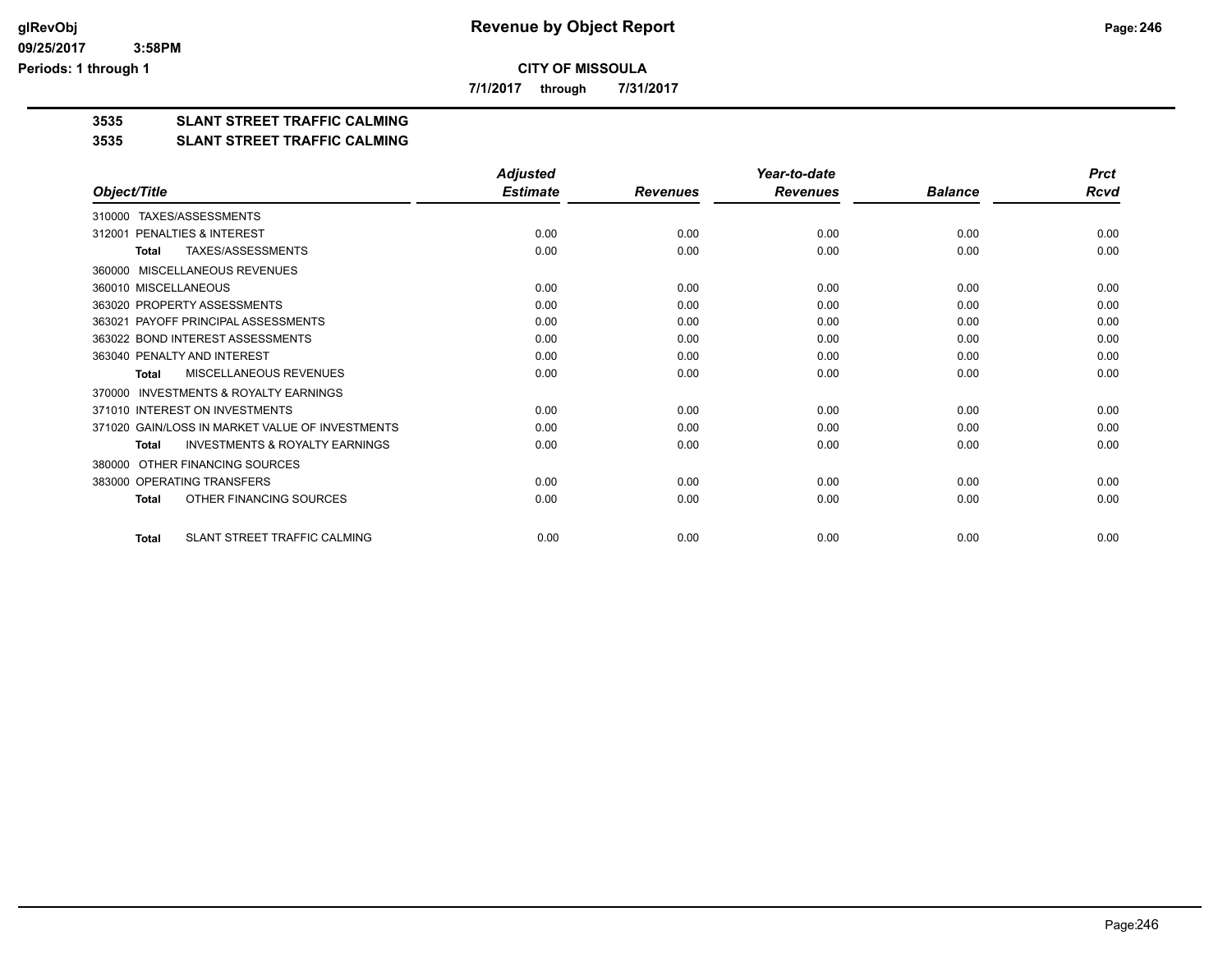# Revenue by Object Report

## CITY OF MISSOULA

7/1/2017 through 7/31/2017

### 3535 SLANT STREET TRAFFIC CALMING

### 3535 SLANT STREET TRAFFIC CALMING

| Object/Title | Adjusted Estimate | Revenues | Year-to-date Revenues | Balance | Prct Rcvd |
|---|---|---|---|---|---|
| 310000 TAXES/ASSESSMENTS | | | | | |
| 312001 PENALTIES & INTEREST | 0.00 | 0.00 | 0.00 | 0.00 | 0.00 |
| **Total** TAXES/ASSESSMENTS | 0.00 | 0.00 | 0.00 | 0.00 | 0.00 |
| 360000 MISCELLANEOUS REVENUES | | | | | |
| 360010 MISCELLANEOUS | 0.00 | 0.00 | 0.00 | 0.00 | 0.00 |
| 363020 PROPERTY ASSESSMENTS | 0.00 | 0.00 | 0.00 | 0.00 | 0.00 |
| 363021 PAYOFF PRINCIPAL ASSESSMENTS | 0.00 | 0.00 | 0.00 | 0.00 | 0.00 |
| 363022 BOND INTEREST ASSESSMENTS | 0.00 | 0.00 | 0.00 | 0.00 | 0.00 |
| 363040 PENALTY AND INTEREST | 0.00 | 0.00 | 0.00 | 0.00 | 0.00 |
| **Total** MISCELLANEOUS REVENUES | 0.00 | 0.00 | 0.00 | 0.00 | 0.00 |
| 370000 INVESTMENTS & ROYALTY EARNINGS | | | | | |
| 371010 INTEREST ON INVESTMENTS | 0.00 | 0.00 | 0.00 | 0.00 | 0.00 |
| 371020 GAIN/LOSS IN MARKET VALUE OF INVESTMENTS | 0.00 | 0.00 | 0.00 | 0.00 | 0.00 |
| **Total** INVESTMENTS & ROYALTY EARNINGS | 0.00 | 0.00 | 0.00 | 0.00 | 0.00 |
| 380000 OTHER FINANCING SOURCES | | | | | |
| 383000 OPERATING TRANSFERS | 0.00 | 0.00 | 0.00 | 0.00 | 0.00 |
| **Total** OTHER FINANCING SOURCES | 0.00 | 0.00 | 0.00 | 0.00 | 0.00 |
| **Total** SLANT STREET TRAFFIC CALMING | 0.00 | 0.00 | 0.00 | 0.00 | 0.00 |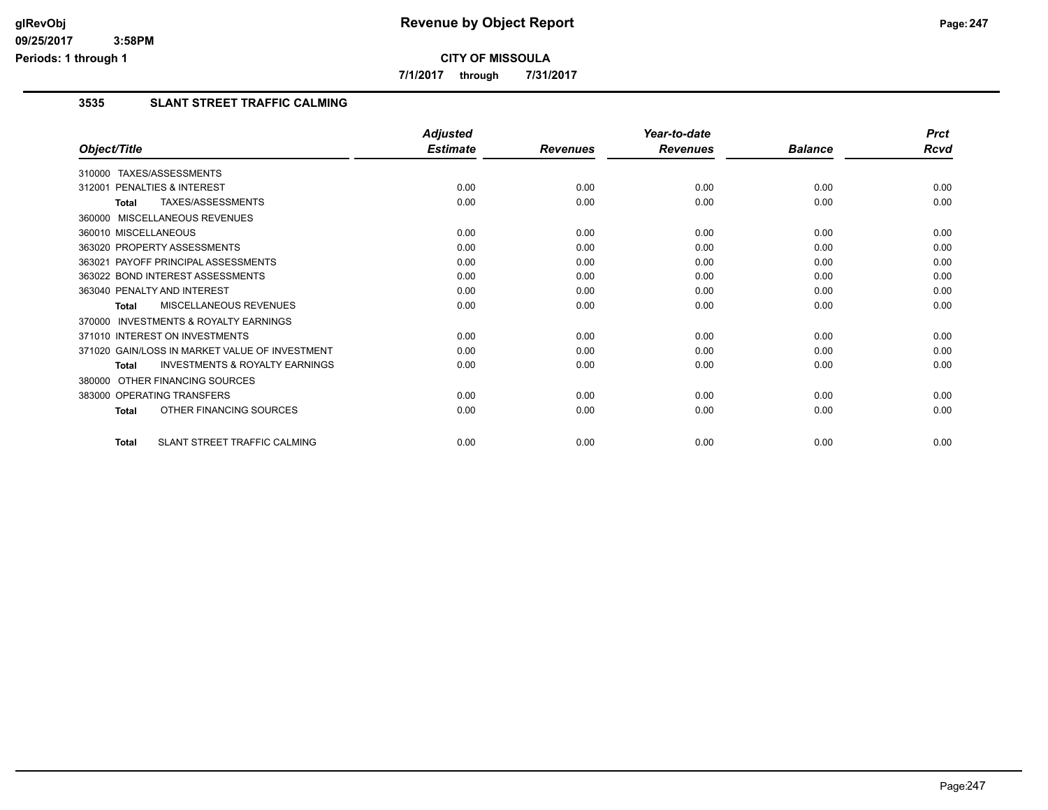**CITY OF MISSOULA**

**7/1/2017 through 7/31/2017**

### 3535 SLANT STREET TRAFFIC CALMING

| Object/Title | Adjusted Estimate | Revenues | Year-to-date Revenues | Balance | Prct Rcvd |
|---|---|---|---|---|---|
| 310000 TAXES/ASSESSMENTS | | | | | |
| 312001 PENALTIES & INTEREST | 0.00 | 0.00 | 0.00 | 0.00 | 0.00 |
| **Total** TAXES/ASSESSMENTS | 0.00 | 0.00 | 0.00 | 0.00 | 0.00 |
| 360000 MISCELLANEOUS REVENUES | | | | | |
| 360010 MISCELLANEOUS | 0.00 | 0.00 | 0.00 | 0.00 | 0.00 |
| 363020 PROPERTY ASSESSMENTS | 0.00 | 0.00 | 0.00 | 0.00 | 0.00 |
| 363021 PAYOFF PRINCIPAL ASSESSMENTS | 0.00 | 0.00 | 0.00 | 0.00 | 0.00 |
| 363022 BOND INTEREST ASSESSMENTS | 0.00 | 0.00 | 0.00 | 0.00 | 0.00 |
| 363040 PENALTY AND INTEREST | 0.00 | 0.00 | 0.00 | 0.00 | 0.00 |
| **Total** MISCELLANEOUS REVENUES | 0.00 | 0.00 | 0.00 | 0.00 | 0.00 |
| 370000 INVESTMENTS & ROYALTY EARNINGS | | | | | |
| 371010 INTEREST ON INVESTMENTS | 0.00 | 0.00 | 0.00 | 0.00 | 0.00 |
| 371020 GAIN/LOSS IN MARKET VALUE OF INVESTMENT | 0.00 | 0.00 | 0.00 | 0.00 | 0.00 |
| **Total** INVESTMENTS & ROYALTY EARNINGS | 0.00 | 0.00 | 0.00 | 0.00 | 0.00 |
| 380000 OTHER FINANCING SOURCES | | | | | |
| 383000 OPERATING TRANSFERS | 0.00 | 0.00 | 0.00 | 0.00 | 0.00 |
| **Total** OTHER FINANCING SOURCES | 0.00 | 0.00 | 0.00 | 0.00 | 0.00 |
| **Total** SLANT STREET TRAFFIC CALMING | 0.00 | 0.00 | 0.00 | 0.00 | 0.00 |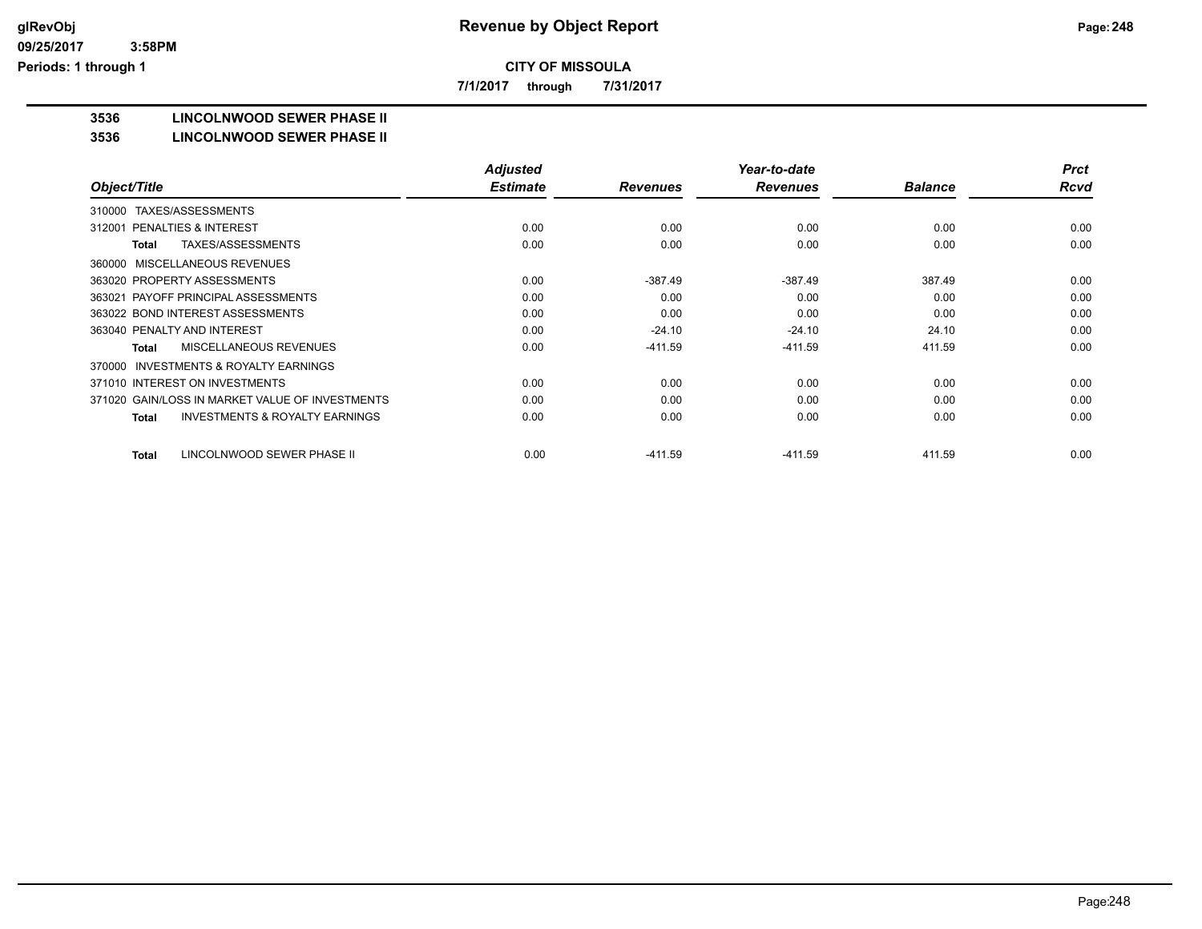# Revenue by Object Report

**CITY OF MISSOULA**

**7/1/2017 through 7/31/2017**

**3536 LINCOLNWOOD SEWER PHASE II**

**3536 LINCOLNWOOD SEWER PHASE II**

| Object/Title | Adjusted Estimate | Revenues | Year-to-date Revenues | Balance | Prct Rcvd |
|---|---|---|---|---|---|
| 310000 TAXES/ASSESSMENTS | | | | | |
| 312001 PENALTIES & INTEREST | 0.00 | 0.00 | 0.00 | 0.00 | 0.00 |
| Total TAXES/ASSESSMENTS | 0.00 | 0.00 | 0.00 | 0.00 | 0.00 |
| 360000 MISCELLANEOUS REVENUES | | | | | |
| 363020 PROPERTY ASSESSMENTS | 0.00 | -387.49 | -387.49 | 387.49 | 0.00 |
| 363021 PAYOFF PRINCIPAL ASSESSMENTS | 0.00 | 0.00 | 0.00 | 0.00 | 0.00 |
| 363022 BOND INTEREST ASSESSMENTS | 0.00 | 0.00 | 0.00 | 0.00 | 0.00 |
| 363040 PENALTY AND INTEREST | 0.00 | -24.10 | -24.10 | 24.10 | 0.00 |
| Total MISCELLANEOUS REVENUES | 0.00 | -411.59 | -411.59 | 411.59 | 0.00 |
| 370000 INVESTMENTS & ROYALTY EARNINGS | | | | | |
| 371010 INTEREST ON INVESTMENTS | 0.00 | 0.00 | 0.00 | 0.00 | 0.00 |
| 371020 GAIN/LOSS IN MARKET VALUE OF INVESTMENTS | 0.00 | 0.00 | 0.00 | 0.00 | 0.00 |
| Total INVESTMENTS & ROYALTY EARNINGS | 0.00 | 0.00 | 0.00 | 0.00 | 0.00 |
| Total LINCOLNWOOD SEWER PHASE II | 0.00 | -411.59 | -411.59 | 411.59 | 0.00 |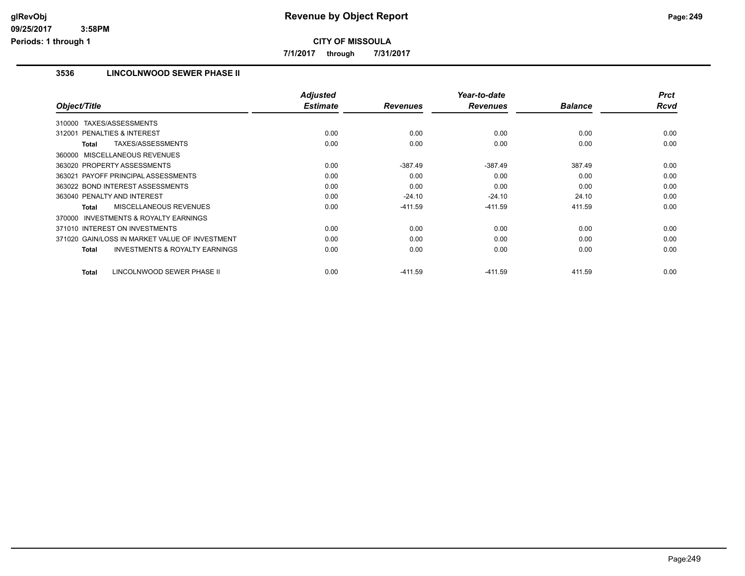**CITY OF MISSOULA**

**7/1/2017 through 7/31/2017**

## 3536 LINCOLNWOOD SEWER PHASE II

| Object/Title | Adjusted Estimate | Revenues | Year-to-date Revenues | Balance | Prct Rcvd |
|---|---|---|---|---|---|
| 310000 TAXES/ASSESSMENTS | | | | | |
| 312001 PENALTIES & INTEREST | 0.00 | 0.00 | 0.00 | 0.00 | 0.00 |
| **Total** TAXES/ASSESSMENTS | 0.00 | 0.00 | 0.00 | 0.00 | 0.00 |
| 360000 MISCELLANEOUS REVENUES | | | | | |
| 363020 PROPERTY ASSESSMENTS | 0.00 | -387.49 | -387.49 | 387.49 | 0.00 |
| 363021 PAYOFF PRINCIPAL ASSESSMENTS | 0.00 | 0.00 | 0.00 | 0.00 | 0.00 |
| 363022 BOND INTEREST ASSESSMENTS | 0.00 | 0.00 | 0.00 | 0.00 | 0.00 |
| 363040 PENALTY AND INTEREST | 0.00 | -24.10 | -24.10 | 24.10 | 0.00 |
| **Total** MISCELLANEOUS REVENUES | 0.00 | -411.59 | -411.59 | 411.59 | 0.00 |
| 370000 INVESTMENTS & ROYALTY EARNINGS | | | | | |
| 371010 INTEREST ON INVESTMENTS | 0.00 | 0.00 | 0.00 | 0.00 | 0.00 |
| 371020 GAIN/LOSS IN MARKET VALUE OF INVESTMENT | 0.00 | 0.00 | 0.00 | 0.00 | 0.00 |
| **Total** INVESTMENTS & ROYALTY EARNINGS | 0.00 | 0.00 | 0.00 | 0.00 | 0.00 |
| **Total** LINCOLNWOOD SEWER PHASE II | 0.00 | -411.59 | -411.59 | 411.59 | 0.00 |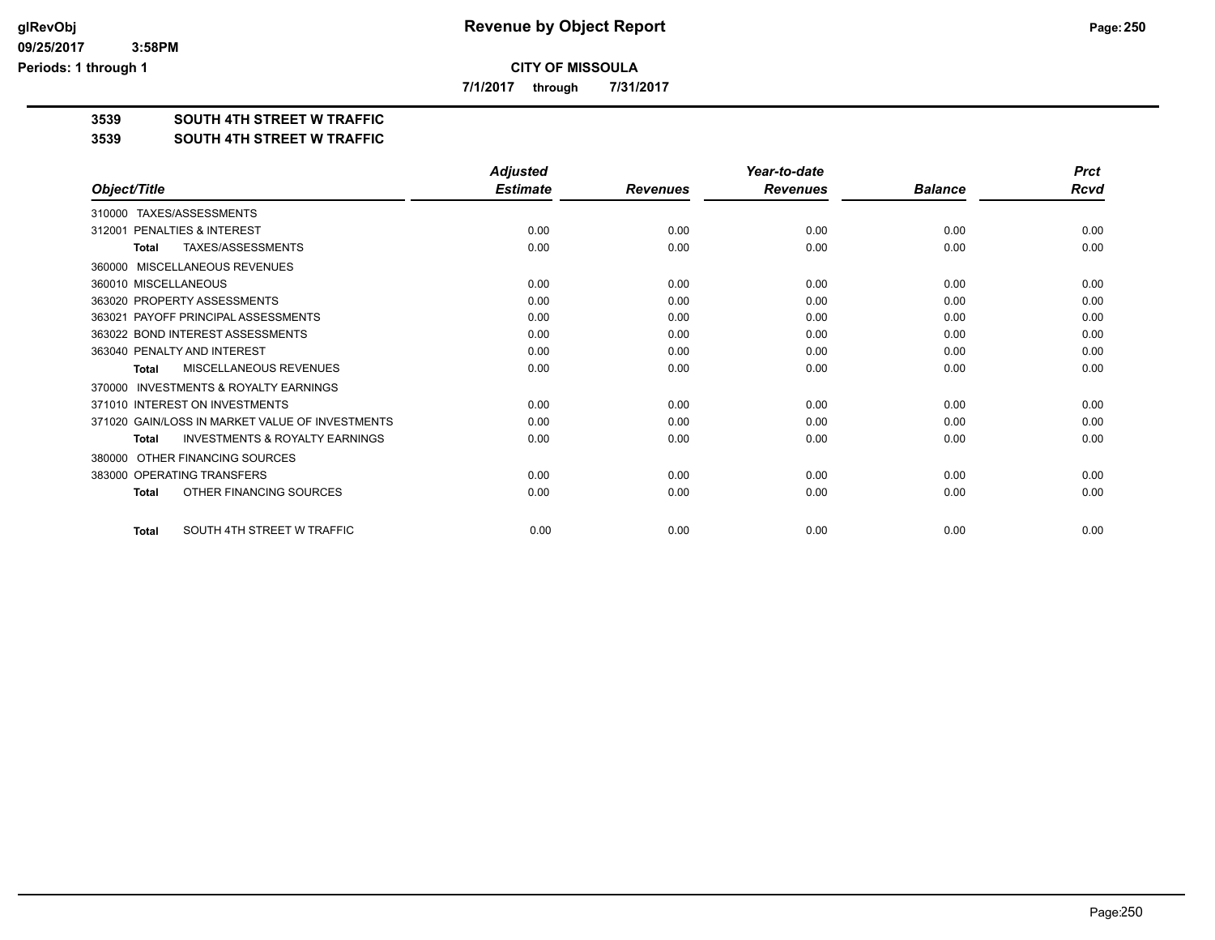**CITY OF MISSOULA**

**7/1/2017 through 7/31/2017**

**3539 SOUTH 4TH STREET W TRAFFIC**

**3539 SOUTH 4TH STREET W TRAFFIC**

| Object/Title | Adjusted Estimate | Revenues | Year-to-date Revenues | Balance | Prct Rcvd |
|---|---|---|---|---|---|
| 310000 TAXES/ASSESSMENTS | | | | | |
| 312001 PENALTIES & INTEREST | 0.00 | 0.00 | 0.00 | 0.00 | 0.00 |
| **Total** TAXES/ASSESSMENTS | 0.00 | 0.00 | 0.00 | 0.00 | 0.00 |
| 360000 MISCELLANEOUS REVENUES | | | | | |
| 360010 MISCELLANEOUS | 0.00 | 0.00 | 0.00 | 0.00 | 0.00 |
| 363020 PROPERTY ASSESSMENTS | 0.00 | 0.00 | 0.00 | 0.00 | 0.00 |
| 363021 PAYOFF PRINCIPAL ASSESSMENTS | 0.00 | 0.00 | 0.00 | 0.00 | 0.00 |
| 363022 BOND INTEREST ASSESSMENTS | 0.00 | 0.00 | 0.00 | 0.00 | 0.00 |
| 363040 PENALTY AND INTEREST | 0.00 | 0.00 | 0.00 | 0.00 | 0.00 |
| **Total** MISCELLANEOUS REVENUES | 0.00 | 0.00 | 0.00 | 0.00 | 0.00 |
| 370000 INVESTMENTS & ROYALTY EARNINGS | | | | | |
| 371010 INTEREST ON INVESTMENTS | 0.00 | 0.00 | 0.00 | 0.00 | 0.00 |
| 371020 GAIN/LOSS IN MARKET VALUE OF INVESTMENTS | 0.00 | 0.00 | 0.00 | 0.00 | 0.00 |
| **Total** INVESTMENTS & ROYALTY EARNINGS | 0.00 | 0.00 | 0.00 | 0.00 | 0.00 |
| 380000 OTHER FINANCING SOURCES | | | | | |
| 383000 OPERATING TRANSFERS | 0.00 | 0.00 | 0.00 | 0.00 | 0.00 |
| **Total** OTHER FINANCING SOURCES | 0.00 | 0.00 | 0.00 | 0.00 | 0.00 |
| **Total** SOUTH 4TH STREET W TRAFFIC | 0.00 | 0.00 | 0.00 | 0.00 | 0.00 |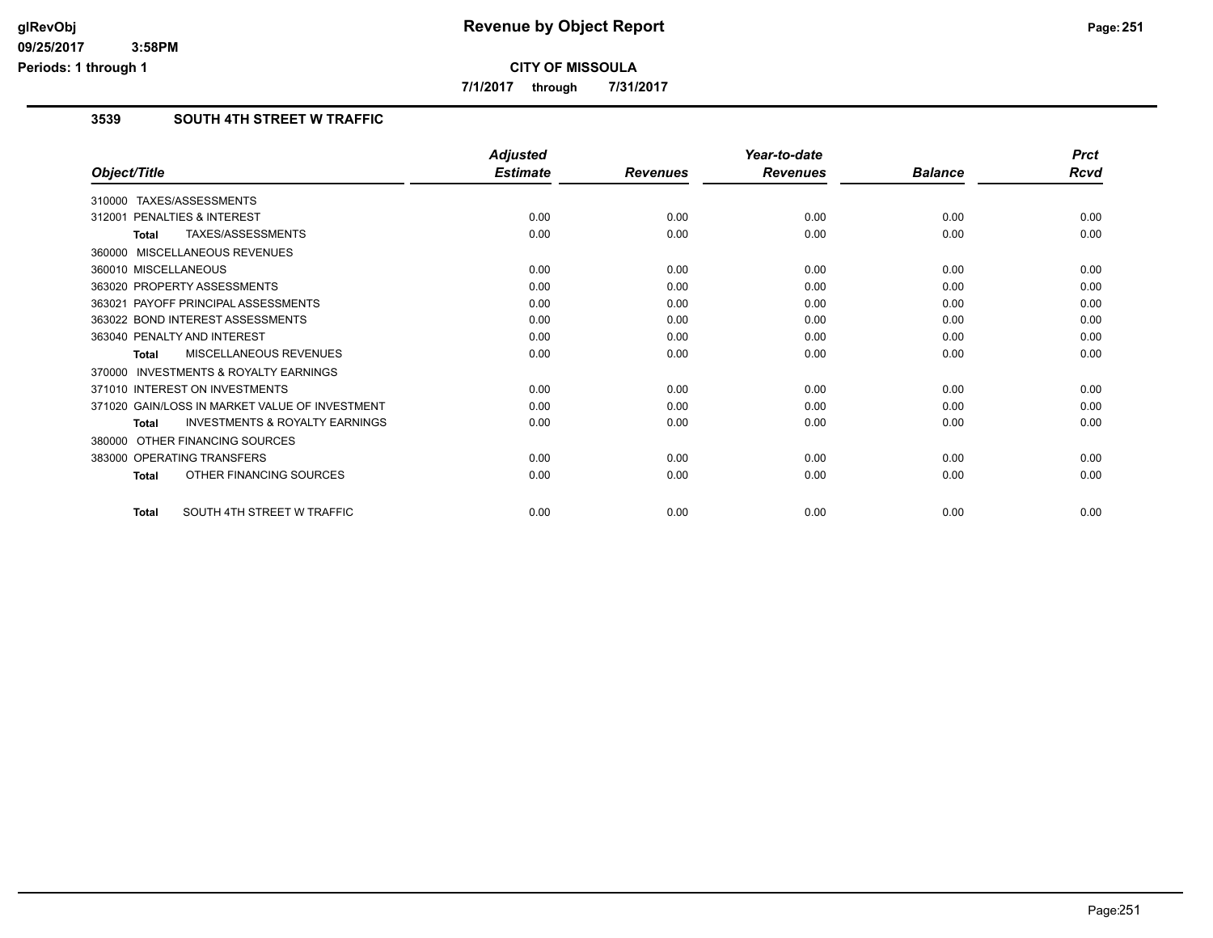**CITY OF MISSOULA**

**7/1/2017 through 7/31/2017**

### 3539 SOUTH 4TH STREET W TRAFFIC

| Object/Title | Adjusted Estimate | Revenues | Year-to-date Revenues | Balance | Prct Rcvd |
|---|---|---|---|---|---|
| 310000 TAXES/ASSESSMENTS | | | | | |
| 312001 PENALTIES & INTEREST | 0.00 | 0.00 | 0.00 | 0.00 | 0.00 |
| **Total** TAXES/ASSESSMENTS | 0.00 | 0.00 | 0.00 | 0.00 | 0.00 |
| 360000 MISCELLANEOUS REVENUES | | | | | |
| 360010 MISCELLANEOUS | 0.00 | 0.00 | 0.00 | 0.00 | 0.00 |
| 363020 PROPERTY ASSESSMENTS | 0.00 | 0.00 | 0.00 | 0.00 | 0.00 |
| 363021 PAYOFF PRINCIPAL ASSESSMENTS | 0.00 | 0.00 | 0.00 | 0.00 | 0.00 |
| 363022 BOND INTEREST ASSESSMENTS | 0.00 | 0.00 | 0.00 | 0.00 | 0.00 |
| 363040 PENALTY AND INTEREST | 0.00 | 0.00 | 0.00 | 0.00 | 0.00 |
| **Total** MISCELLANEOUS REVENUES | 0.00 | 0.00 | 0.00 | 0.00 | 0.00 |
| 370000 INVESTMENTS & ROYALTY EARNINGS | | | | | |
| 371010 INTEREST ON INVESTMENTS | 0.00 | 0.00 | 0.00 | 0.00 | 0.00 |
| 371020 GAIN/LOSS IN MARKET VALUE OF INVESTMENT | 0.00 | 0.00 | 0.00 | 0.00 | 0.00 |
| **Total** INVESTMENTS & ROYALTY EARNINGS | 0.00 | 0.00 | 0.00 | 0.00 | 0.00 |
| 380000 OTHER FINANCING SOURCES | | | | | |
| 383000 OPERATING TRANSFERS | 0.00 | 0.00 | 0.00 | 0.00 | 0.00 |
| **Total** OTHER FINANCING SOURCES | 0.00 | 0.00 | 0.00 | 0.00 | 0.00 |
| **Total** SOUTH 4TH STREET W TRAFFIC | 0.00 | 0.00 | 0.00 | 0.00 | 0.00 |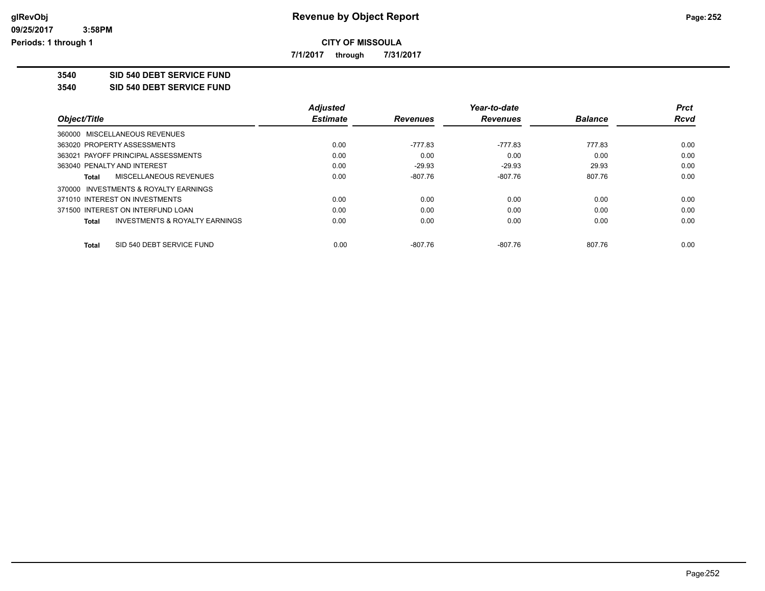# Revenue by Object Report

glRevObj
09/25/2017 3:58PM
Periods: 1 through 1

**CITY OF MISSOULA**

**7/1/2017 through 7/31/2017**

**3540 SID 540 DEBT SERVICE FUND**

**3540 SID 540 DEBT SERVICE FUND**

| Object/Title | Adjusted Estimate | Revenues | Year-to-date Revenues | Balance | Prct Rcvd |
|---|---|---|---|---|---|
| 360000 MISCELLANEOUS REVENUES | | | | | |
| 363020 PROPERTY ASSESSMENTS | 0.00 | -777.83 | -777.83 | 777.83 | 0.00 |
| 363021 PAYOFF PRINCIPAL ASSESSMENTS | 0.00 | 0.00 | 0.00 | 0.00 | 0.00 |
| 363040 PENALTY AND INTEREST | 0.00 | -29.93 | -29.93 | 29.93 | 0.00 |
| **Total** MISCELLANEOUS REVENUES | 0.00 | -807.76 | -807.76 | 807.76 | 0.00 |
| 370000 INVESTMENTS & ROYALTY EARNINGS | | | | | |
| 371010 INTEREST ON INVESTMENTS | 0.00 | 0.00 | 0.00 | 0.00 | 0.00 |
| 371500 INTEREST ON INTERFUND LOAN | 0.00 | 0.00 | 0.00 | 0.00 | 0.00 |
| **Total** INVESTMENTS & ROYALTY EARNINGS | 0.00 | 0.00 | 0.00 | 0.00 | 0.00 |
| **Total** SID 540 DEBT SERVICE FUND | 0.00 | -807.76 | -807.76 | 807.76 | 0.00 |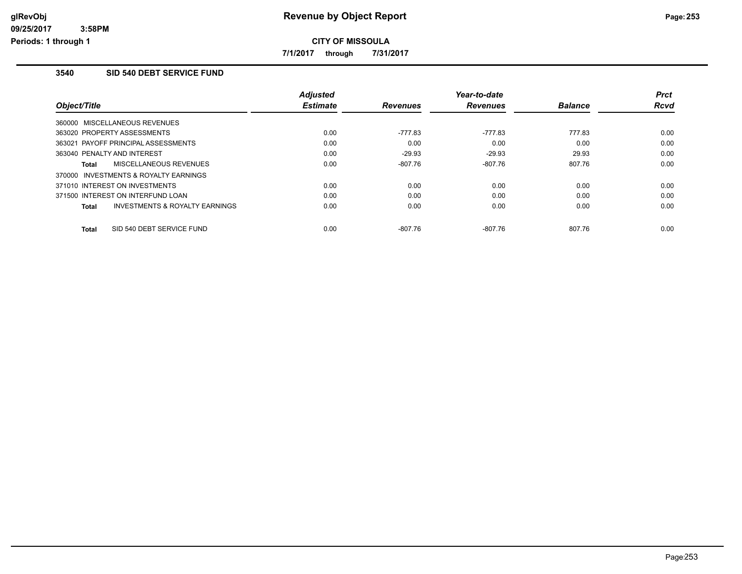# Revenue by Object Report

glRevObj
09/25/2017 3:58PM
Periods: 1 through 1

**CITY OF MISSOULA**

**7/1/2017 through 7/31/2017**

## 3540 SID 540 DEBT SERVICE FUND

| Object/Title | Adjusted Estimate | Revenues | Year-to-date Revenues | Balance | Prct Rcvd |
|---|---|---|---|---|---|
| 360000 MISCELLANEOUS REVENUES | | | | | |
| 363020 PROPERTY ASSESSMENTS | 0.00 | -777.83 | -777.83 | 777.83 | 0.00 |
| 363021 PAYOFF PRINCIPAL ASSESSMENTS | 0.00 | 0.00 | 0.00 | 0.00 | 0.00 |
| 363040 PENALTY AND INTEREST | 0.00 | -29.93 | -29.93 | 29.93 | 0.00 |
| **Total** MISCELLANEOUS REVENUES | 0.00 | -807.76 | -807.76 | 807.76 | 0.00 |
| 370000 INVESTMENTS & ROYALTY EARNINGS | | | | | |
| 371010 INTEREST ON INVESTMENTS | 0.00 | 0.00 | 0.00 | 0.00 | 0.00 |
| 371500 INTEREST ON INTERFUND LOAN | 0.00 | 0.00 | 0.00 | 0.00 | 0.00 |
| **Total** INVESTMENTS & ROYALTY EARNINGS | 0.00 | 0.00 | 0.00 | 0.00 | 0.00 |
| **Total** SID 540 DEBT SERVICE FUND | 0.00 | -807.76 | -807.76 | 807.76 | 0.00 |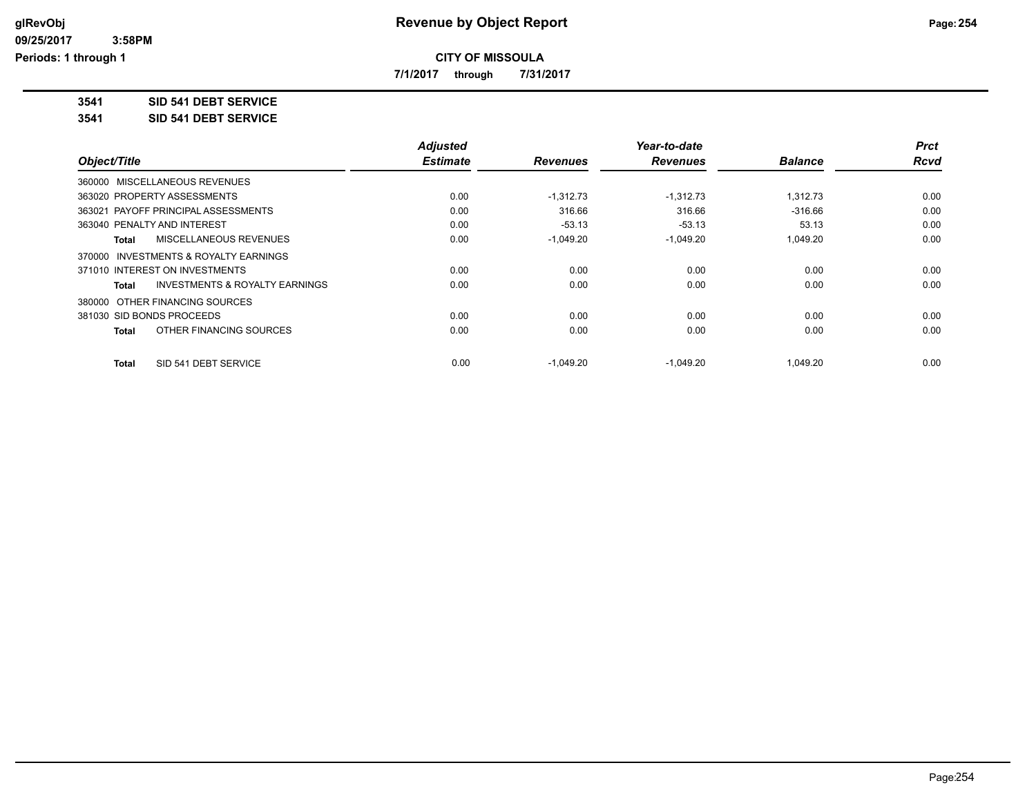**Revenue by Object Report**

**CITY OF MISSOULA**

**7/1/2017 through 7/31/2017**

glRevObj
09/25/2017 3:58PM
Periods: 1 through 1

**3541 SID 541 DEBT SERVICE**

**3541 SID 541 DEBT SERVICE**

| Object/Title | Adjusted Estimate | Revenues | Year-to-date Revenues | Balance | Prct Rcvd |
|---|---|---|---|---|---|
| 360000 MISCELLANEOUS REVENUES | | | | | |
| 363020 PROPERTY ASSESSMENTS | 0.00 | -1,312.73 | -1,312.73 | 1,312.73 | 0.00 |
| 363021 PAYOFF PRINCIPAL ASSESSMENTS | 0.00 | 316.66 | 316.66 | -316.66 | 0.00 |
| 363040 PENALTY AND INTEREST | 0.00 | -53.13 | -53.13 | 53.13 | 0.00 |
| **Total** MISCELLANEOUS REVENUES | 0.00 | -1,049.20 | -1,049.20 | 1,049.20 | 0.00 |
| 370000 INVESTMENTS & ROYALTY EARNINGS | | | | | |
| 371010 INTEREST ON INVESTMENTS | 0.00 | 0.00 | 0.00 | 0.00 | 0.00 |
| **Total** INVESTMENTS & ROYALTY EARNINGS | 0.00 | 0.00 | 0.00 | 0.00 | 0.00 |
| 380000 OTHER FINANCING SOURCES | | | | | |
| 381030 SID BONDS PROCEEDS | 0.00 | 0.00 | 0.00 | 0.00 | 0.00 |
| **Total** OTHER FINANCING SOURCES | 0.00 | 0.00 | 0.00 | 0.00 | 0.00 |
| **Total** SID 541 DEBT SERVICE | 0.00 | -1,049.20 | -1,049.20 | 1,049.20 | 0.00 |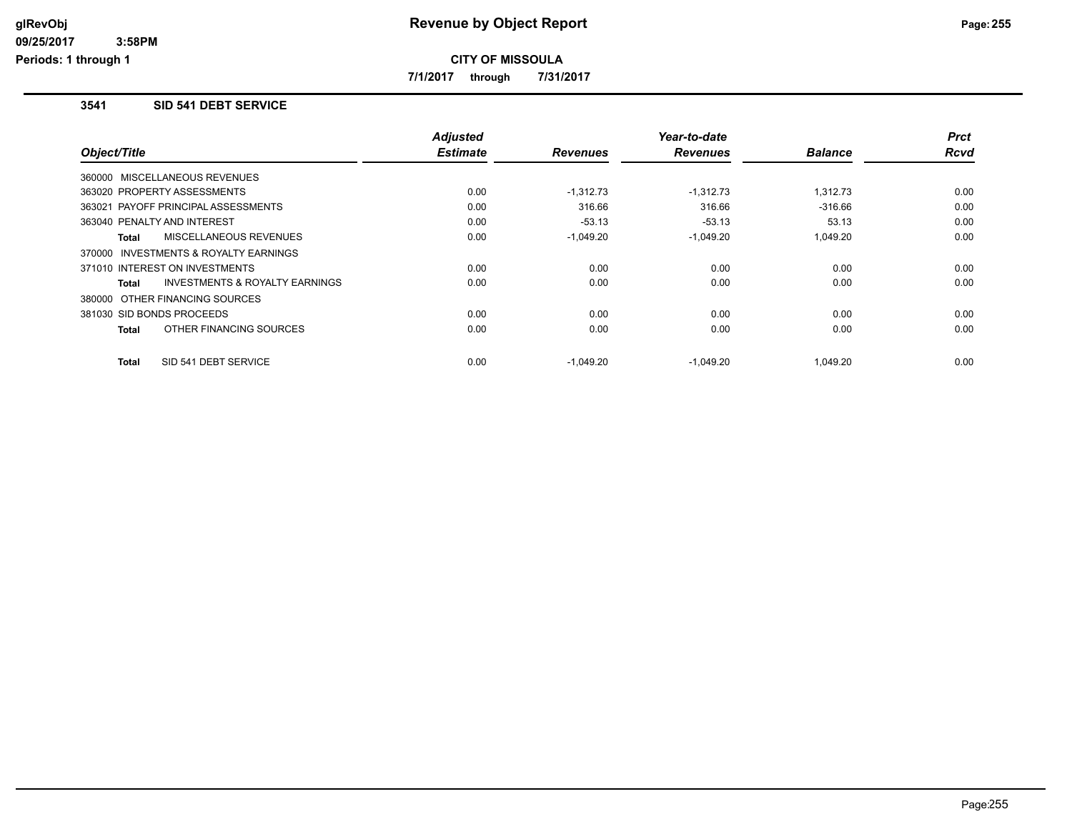# Revenue by Object Report

**CITY OF MISSOULA**

7/1/2017 through 7/31/2017

glRevObj
09/25/2017 3:58PM
Periods: 1 through 1

## 3541 SID 541 DEBT SERVICE

| Object/Title | Adjusted Estimate | Revenues | Year-to-date Revenues | Balance | Prct Rcvd |
|---|---|---|---|---|---|
| 360000 MISCELLANEOUS REVENUES | | | | | |
| 363020 PROPERTY ASSESSMENTS | 0.00 | -1,312.73 | -1,312.73 | 1,312.73 | 0.00 |
| 363021 PAYOFF PRINCIPAL ASSESSMENTS | 0.00 | 316.66 | 316.66 | -316.66 | 0.00 |
| 363040 PENALTY AND INTEREST | 0.00 | -53.13 | -53.13 | 53.13 | 0.00 |
| **Total** MISCELLANEOUS REVENUES | 0.00 | -1,049.20 | -1,049.20 | 1,049.20 | 0.00 |
| 370000 INVESTMENTS & ROYALTY EARNINGS | | | | | |
| 371010 INTEREST ON INVESTMENTS | 0.00 | 0.00 | 0.00 | 0.00 | 0.00 |
| **Total** INVESTMENTS & ROYALTY EARNINGS | 0.00 | 0.00 | 0.00 | 0.00 | 0.00 |
| 380000 OTHER FINANCING SOURCES | | | | | |
| 381030 SID BONDS PROCEEDS | 0.00 | 0.00 | 0.00 | 0.00 | 0.00 |
| **Total** OTHER FINANCING SOURCES | 0.00 | 0.00 | 0.00 | 0.00 | 0.00 |
| **Total** SID 541 DEBT SERVICE | 0.00 | -1,049.20 | -1,049.20 | 1,049.20 | 0.00 |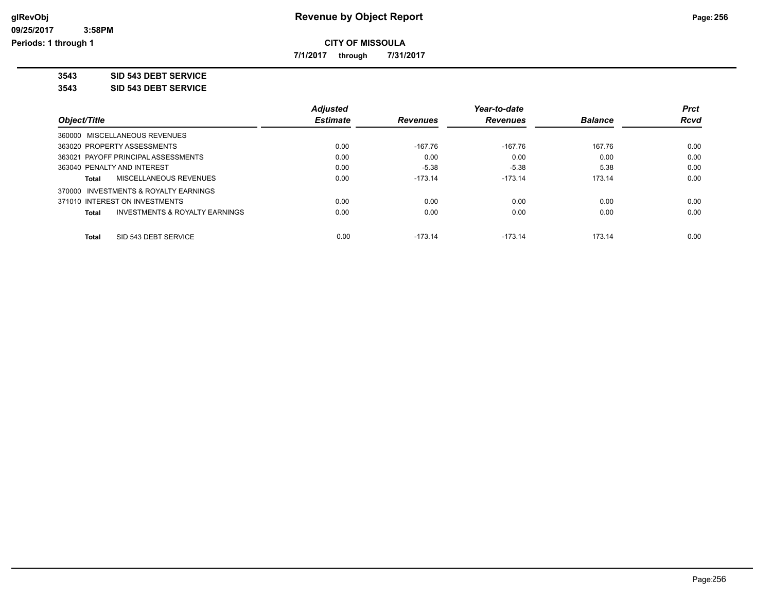# Revenue by Object Report

**CITY OF MISSOULA**

**7/1/2017 through 7/31/2017**

glRevObj
09/25/2017 3:58PM
Periods: 1 through 1

**3543 SID 543 DEBT SERVICE**

**3543 SID 543 DEBT SERVICE**

| Object/Title | Adjusted Estimate | Revenues | Year-to-date Revenues | Balance | Prct Rcvd |
|---|---|---|---|---|---|
| 360000 MISCELLANEOUS REVENUES | | | | | |
| 363020 PROPERTY ASSESSMENTS | 0.00 | -167.76 | -167.76 | 167.76 | 0.00 |
| 363021 PAYOFF PRINCIPAL ASSESSMENTS | 0.00 | 0.00 | 0.00 | 0.00 | 0.00 |
| 363040 PENALTY AND INTEREST | 0.00 | -5.38 | -5.38 | 5.38 | 0.00 |
| **Total** MISCELLANEOUS REVENUES | 0.00 | -173.14 | -173.14 | 173.14 | 0.00 |
| 370000 INVESTMENTS & ROYALTY EARNINGS | | | | | |
| 371010 INTEREST ON INVESTMENTS | 0.00 | 0.00 | 0.00 | 0.00 | 0.00 |
| **Total** INVESTMENTS & ROYALTY EARNINGS | 0.00 | 0.00 | 0.00 | 0.00 | 0.00 |
| **Total** SID 543 DEBT SERVICE | 0.00 | -173.14 | -173.14 | 173.14 | 0.00 |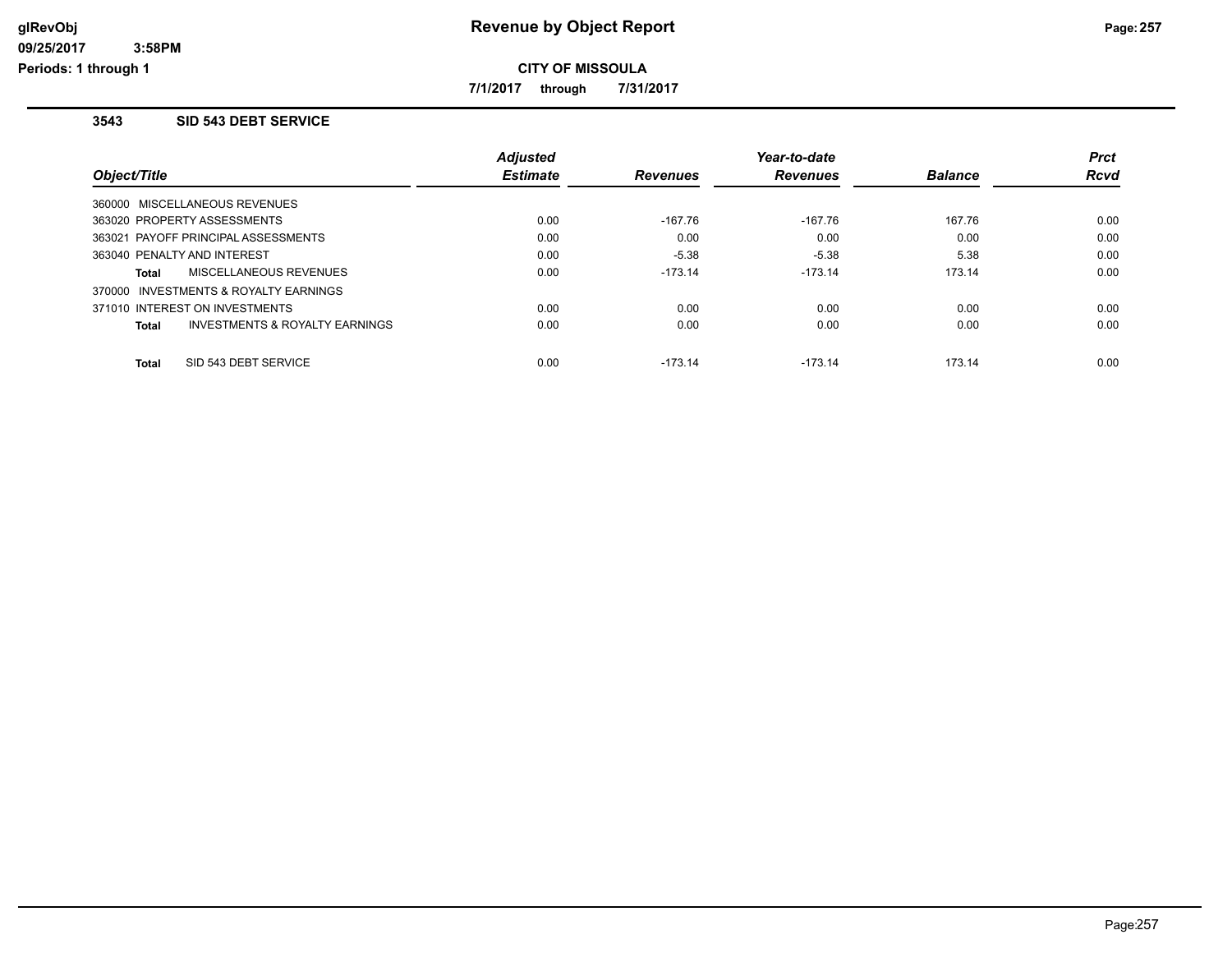# Revenue by Object Report

**CITY OF MISSOULA**

**7/1/2017 through 7/31/2017**

glRevObj
09/25/2017 3:58PM
Periods: 1 through 1

## 3543 SID 543 DEBT SERVICE

| Object/Title | Adjusted Estimate | Revenues | Year-to-date Revenues | Balance | Prct Rcvd |
|---|---|---|---|---|---|
| 360000 MISCELLANEOUS REVENUES | | | | | |
| 363020 PROPERTY ASSESSMENTS | 0.00 | -167.76 | -167.76 | 167.76 | 0.00 |
| 363021 PAYOFF PRINCIPAL ASSESSMENTS | 0.00 | 0.00 | 0.00 | 0.00 | 0.00 |
| 363040 PENALTY AND INTEREST | 0.00 | -5.38 | -5.38 | 5.38 | 0.00 |
| **Total** MISCELLANEOUS REVENUES | 0.00 | -173.14 | -173.14 | 173.14 | 0.00 |
| 370000 INVESTMENTS & ROYALTY EARNINGS | | | | | |
| 371010 INTEREST ON INVESTMENTS | 0.00 | 0.00 | 0.00 | 0.00 | 0.00 |
| **Total** INVESTMENTS & ROYALTY EARNINGS | 0.00 | 0.00 | 0.00 | 0.00 | 0.00 |
| **Total** SID 543 DEBT SERVICE | 0.00 | -173.14 | -173.14 | 173.14 | 0.00 |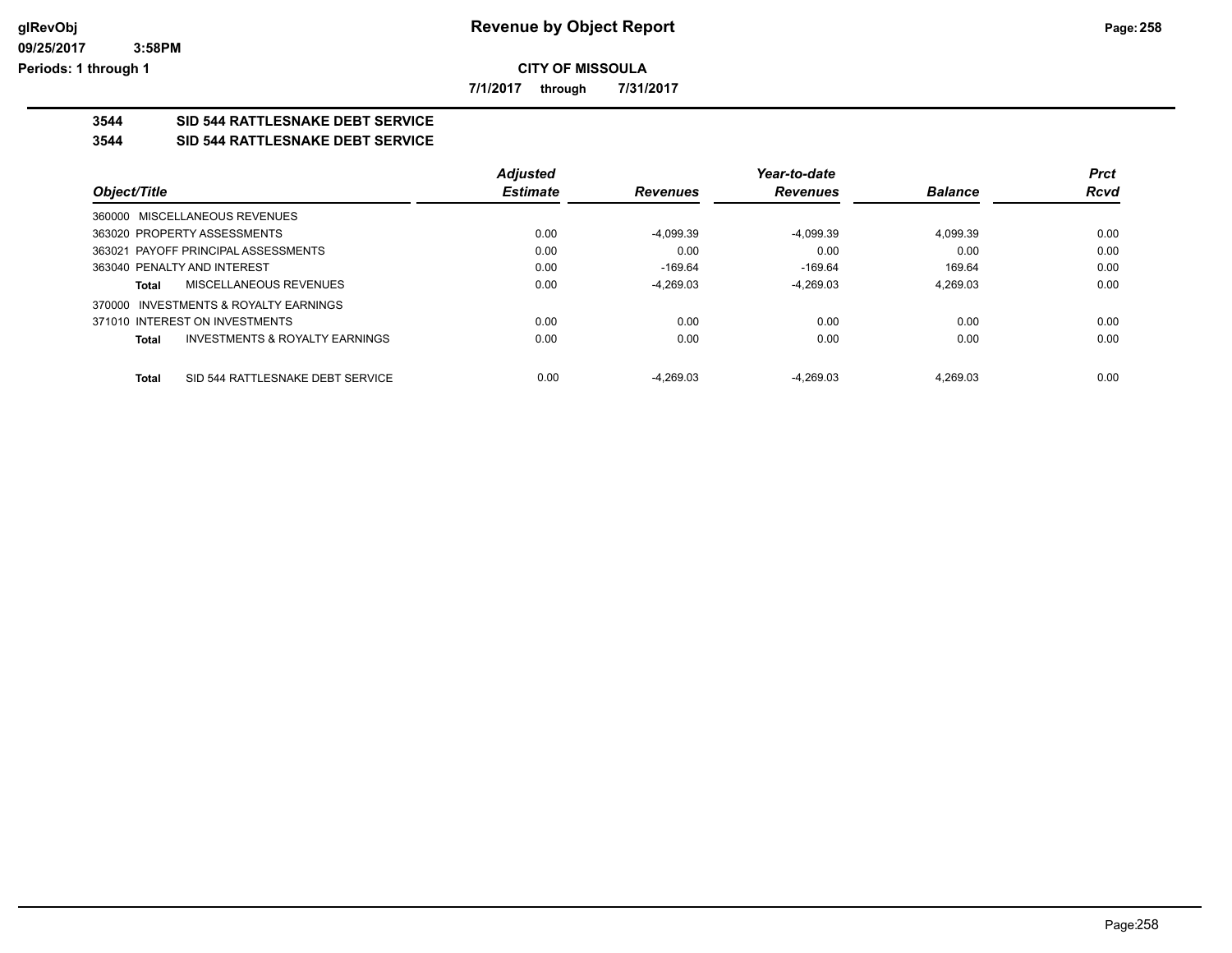# Revenue by Object Report

**CITY OF MISSOULA**

**7/1/2017 through 7/31/2017**

glRevObj
09/25/2017 3:58PM
Periods: 1 through 1

## 3544 SID 544 RATTLESNAKE DEBT SERVICE

### 3544 SID 544 RATTLESNAKE DEBT SERVICE

| Object/Title | Adjusted Estimate | Revenues | Year-to-date Revenues | Balance | Prct Rcvd |
|---|---|---|---|---|---|
| 360000 MISCELLANEOUS REVENUES | | | | | |
| 363020 PROPERTY ASSESSMENTS | 0.00 | -4,099.39 | -4,099.39 | 4,099.39 | 0.00 |
| 363021 PAYOFF PRINCIPAL ASSESSMENTS | 0.00 | 0.00 | 0.00 | 0.00 | 0.00 |
| 363040 PENALTY AND INTEREST | 0.00 | -169.64 | -169.64 | 169.64 | 0.00 |
| **Total** MISCELLANEOUS REVENUES | 0.00 | -4,269.03 | -4,269.03 | 4,269.03 | 0.00 |
| 370000 INVESTMENTS & ROYALTY EARNINGS | | | | | |
| 371010 INTEREST ON INVESTMENTS | 0.00 | 0.00 | 0.00 | 0.00 | 0.00 |
| **Total** INVESTMENTS & ROYALTY EARNINGS | 0.00 | 0.00 | 0.00 | 0.00 | 0.00 |
| **Total** SID 544 RATTLESNAKE DEBT SERVICE | 0.00 | -4,269.03 | -4,269.03 | 4,269.03 | 0.00 |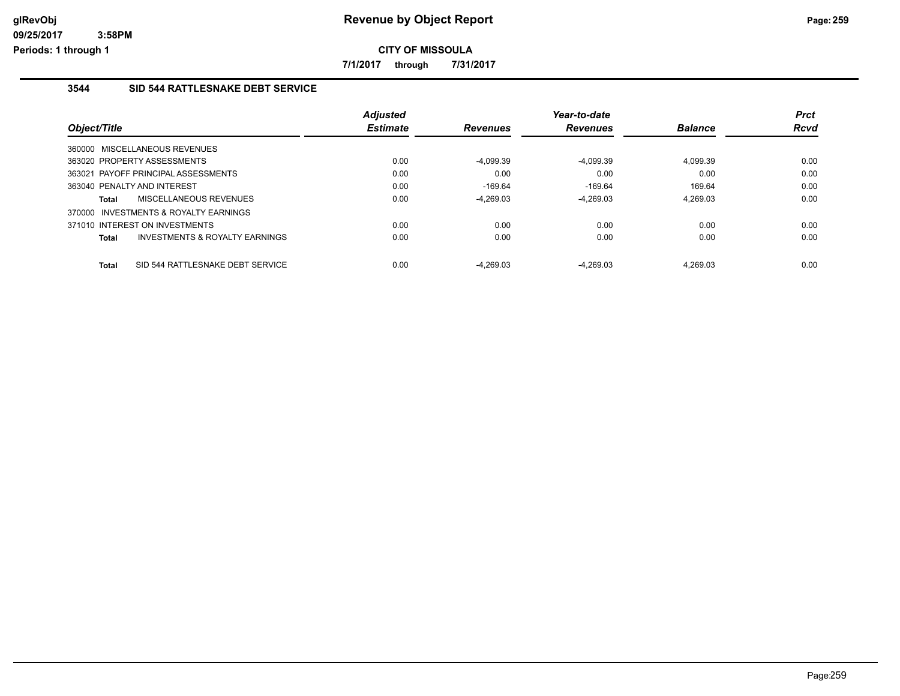**glRevObj**
**09/25/2017 3:58PM**
**Periods: 1 through 1**

# Revenue by Object Report

**CITY OF MISSOULA**

**7/1/2017 through 7/31/2017**

## 3544 SID 544 RATTLESNAKE DEBT SERVICE

| Object/Title | Adjusted Estimate | Revenues | Year-to-date Revenues | Balance | Prct Rcvd |
|---|---|---|---|---|---|
| 360000 MISCELLANEOUS REVENUES | | | | | |
| 363020 PROPERTY ASSESSMENTS | 0.00 | -4,099.39 | -4,099.39 | 4,099.39 | 0.00 |
| 363021 PAYOFF PRINCIPAL ASSESSMENTS | 0.00 | 0.00 | 0.00 | 0.00 | 0.00 |
| 363040 PENALTY AND INTEREST | 0.00 | -169.64 | -169.64 | 169.64 | 0.00 |
| **Total** MISCELLANEOUS REVENUES | 0.00 | -4,269.03 | -4,269.03 | 4,269.03 | 0.00 |
| 370000 INVESTMENTS & ROYALTY EARNINGS | | | | | |
| 371010 INTEREST ON INVESTMENTS | 0.00 | 0.00 | 0.00 | 0.00 | 0.00 |
| **Total** INVESTMENTS & ROYALTY EARNINGS | 0.00 | 0.00 | 0.00 | 0.00 | 0.00 |
| **Total** SID 544 RATTLESNAKE DEBT SERVICE | 0.00 | -4,269.03 | -4,269.03 | 4,269.03 | 0.00 |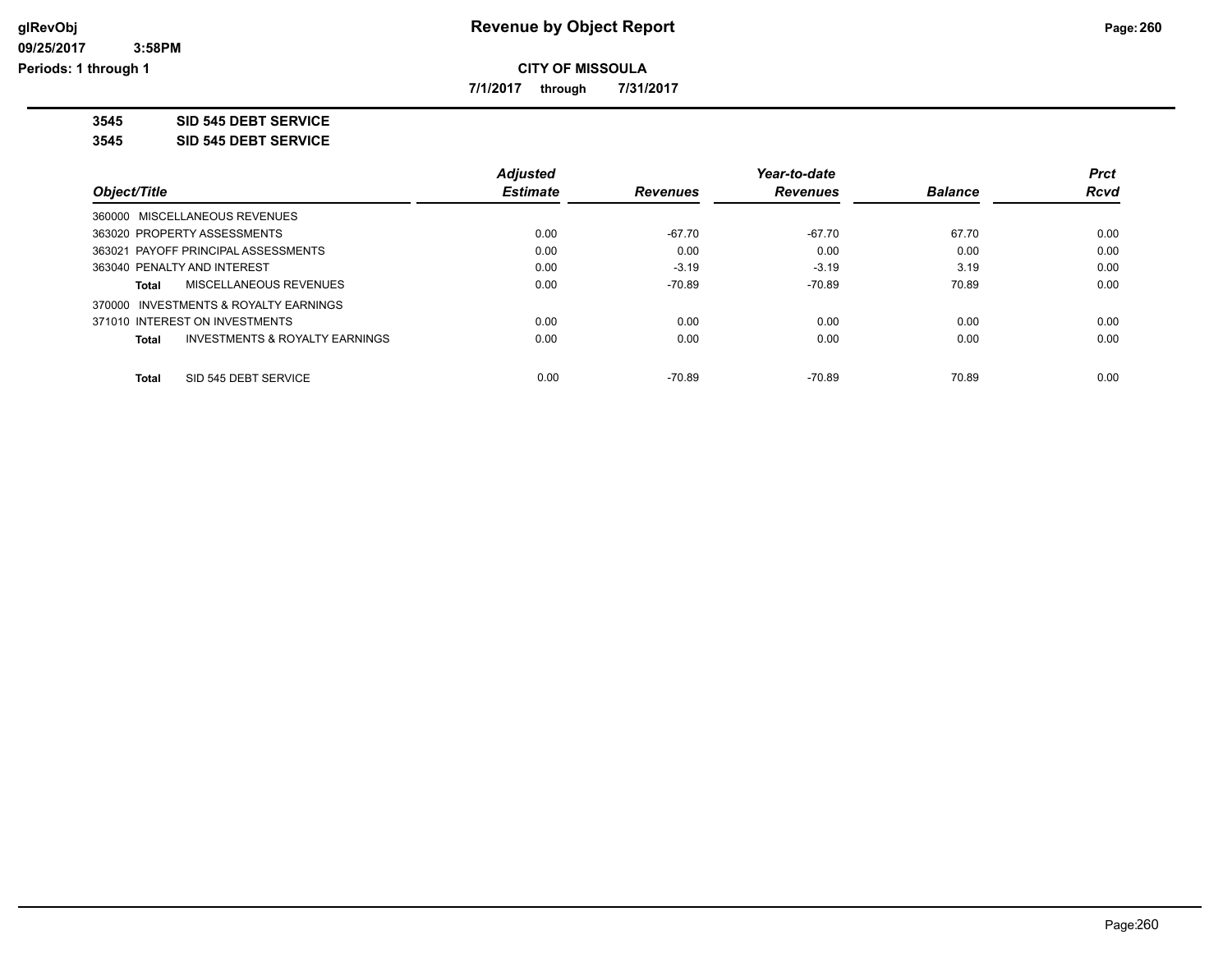# Revenue by Object Report

**CITY OF MISSOULA**

**7/1/2017 through 7/31/2017**

glRevObj
09/25/2017 3:58PM
Periods: 1 through 1

**3545 SID 545 DEBT SERVICE**

**3545 SID 545 DEBT SERVICE**

| Object/Title | Adjusted Estimate | Revenues | Year-to-date Revenues | Balance | Prct Rcvd |
|---|---|---|---|---|---|
| 360000 MISCELLANEOUS REVENUES | | | | | |
| 363020 PROPERTY ASSESSMENTS | 0.00 | -67.70 | -67.70 | 67.70 | 0.00 |
| 363021 PAYOFF PRINCIPAL ASSESSMENTS | 0.00 | 0.00 | 0.00 | 0.00 | 0.00 |
| 363040 PENALTY AND INTEREST | 0.00 | -3.19 | -3.19 | 3.19 | 0.00 |
| **Total** MISCELLANEOUS REVENUES | 0.00 | -70.89 | -70.89 | 70.89 | 0.00 |
| 370000 INVESTMENTS & ROYALTY EARNINGS | | | | | |
| 371010 INTEREST ON INVESTMENTS | 0.00 | 0.00 | 0.00 | 0.00 | 0.00 |
| **Total** INVESTMENTS & ROYALTY EARNINGS | 0.00 | 0.00 | 0.00 | 0.00 | 0.00 |
| **Total** SID 545 DEBT SERVICE | 0.00 | -70.89 | -70.89 | 70.89 | 0.00 |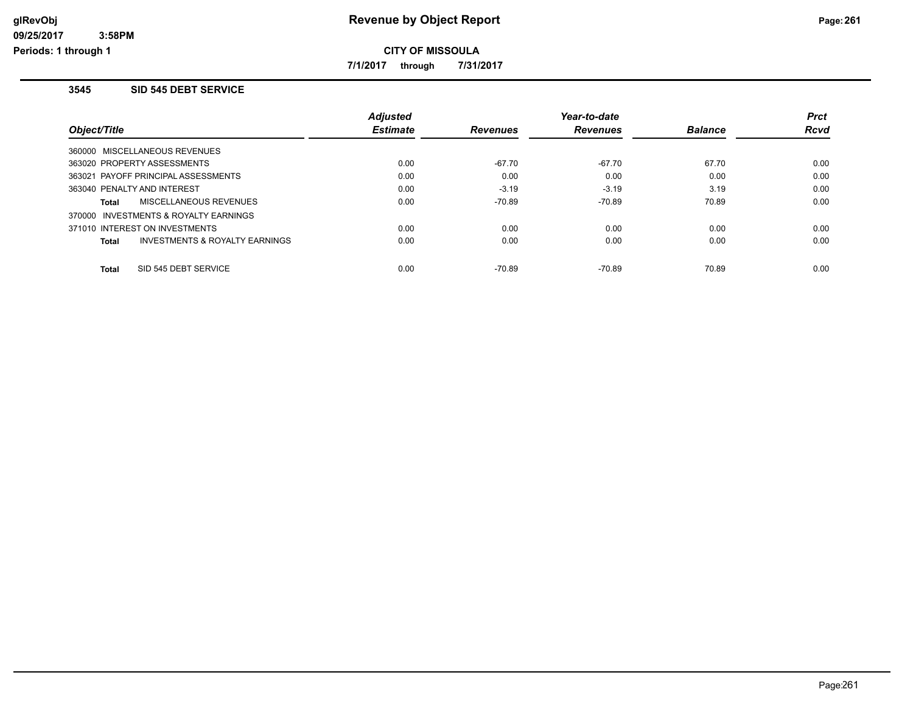# Revenue by Object Report

**CITY OF MISSOULA**

**7/1/2017 through 7/31/2017**

glRevObj
09/25/2017 3:58PM
Periods: 1 through 1

## 3545 SID 545 DEBT SERVICE

| Object/Title | Adjusted Estimate | Revenues | Year-to-date Revenues | Balance | Prct Rcvd |
|---|---|---|---|---|---|
| 360000 MISCELLANEOUS REVENUES | | | | | |
| 363020 PROPERTY ASSESSMENTS | 0.00 | -67.70 | -67.70 | 67.70 | 0.00 |
| 363021 PAYOFF PRINCIPAL ASSESSMENTS | 0.00 | 0.00 | 0.00 | 0.00 | 0.00 |
| 363040 PENALTY AND INTEREST | 0.00 | -3.19 | -3.19 | 3.19 | 0.00 |
| **Total** MISCELLANEOUS REVENUES | 0.00 | -70.89 | -70.89 | 70.89 | 0.00 |
| 370000 INVESTMENTS & ROYALTY EARNINGS | | | | | |
| 371010 INTEREST ON INVESTMENTS | 0.00 | 0.00 | 0.00 | 0.00 | 0.00 |
| **Total** INVESTMENTS & ROYALTY EARNINGS | 0.00 | 0.00 | 0.00 | 0.00 | 0.00 |
| **Total** SID 545 DEBT SERVICE | 0.00 | -70.89 | -70.89 | 70.89 | 0.00 |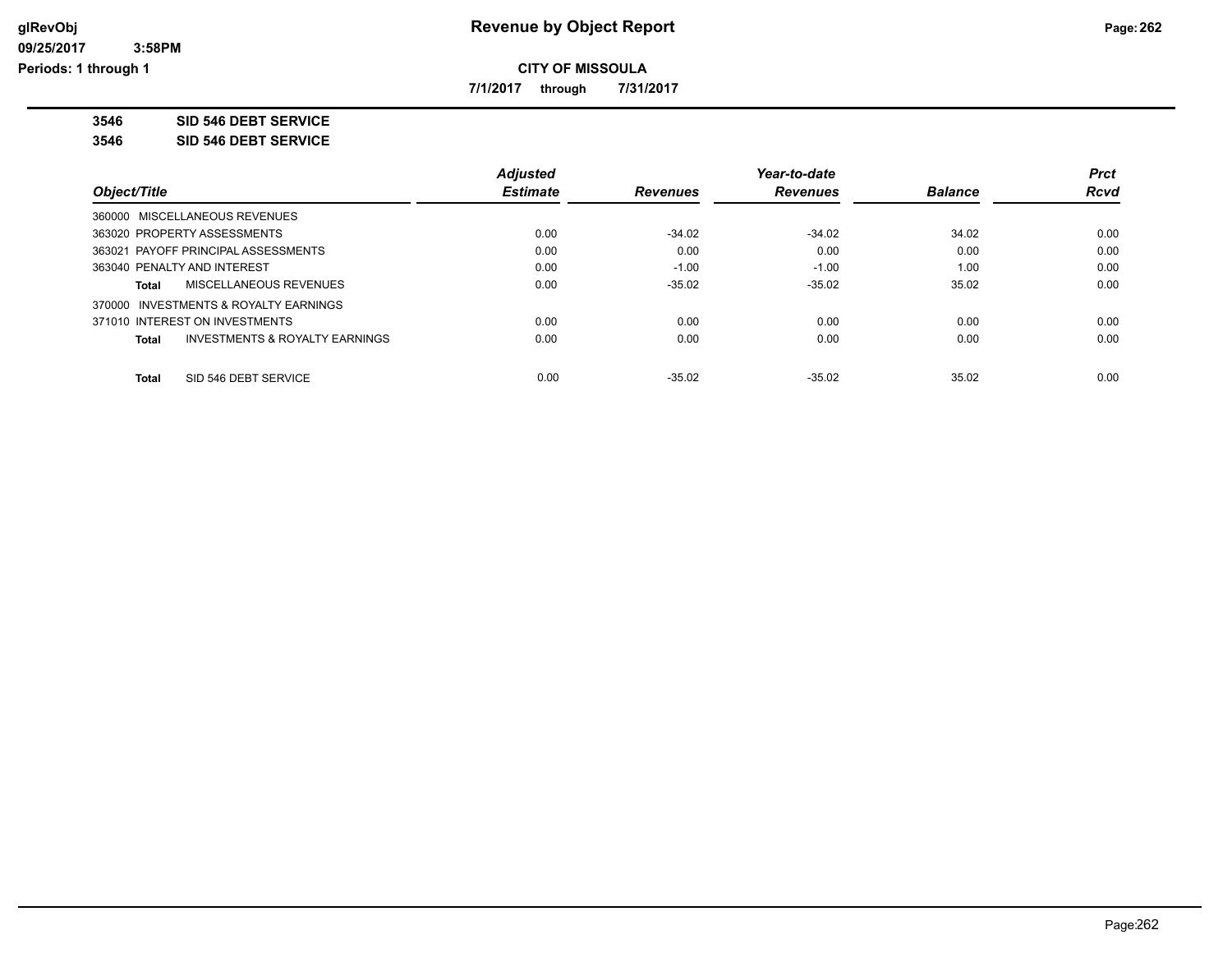# Revenue by Object Report

**CITY OF MISSOULA**

**7/1/2017 through 7/31/2017**

glRevObj
09/25/2017 3:58PM
Periods: 1 through 1

**3546 SID 546 DEBT SERVICE**

**3546 SID 546 DEBT SERVICE**

| Object/Title | Adjusted Estimate | Revenues | Year-to-date Revenues | Balance | Prct Rcvd |
|---|---|---|---|---|---|
| 360000 MISCELLANEOUS REVENUES | | | | | |
| 363020 PROPERTY ASSESSMENTS | 0.00 | -34.02 | -34.02 | 34.02 | 0.00 |
| 363021 PAYOFF PRINCIPAL ASSESSMENTS | 0.00 | 0.00 | 0.00 | 0.00 | 0.00 |
| 363040 PENALTY AND INTEREST | 0.00 | -1.00 | -1.00 | 1.00 | 0.00 |
| **Total** MISCELLANEOUS REVENUES | 0.00 | -35.02 | -35.02 | 35.02 | 0.00 |
| 370000 INVESTMENTS & ROYALTY EARNINGS | | | | | |
| 371010 INTEREST ON INVESTMENTS | 0.00 | 0.00 | 0.00 | 0.00 | 0.00 |
| **Total** INVESTMENTS & ROYALTY EARNINGS | 0.00 | 0.00 | 0.00 | 0.00 | 0.00 |
| **Total** SID 546 DEBT SERVICE | 0.00 | -35.02 | -35.02 | 35.02 | 0.00 |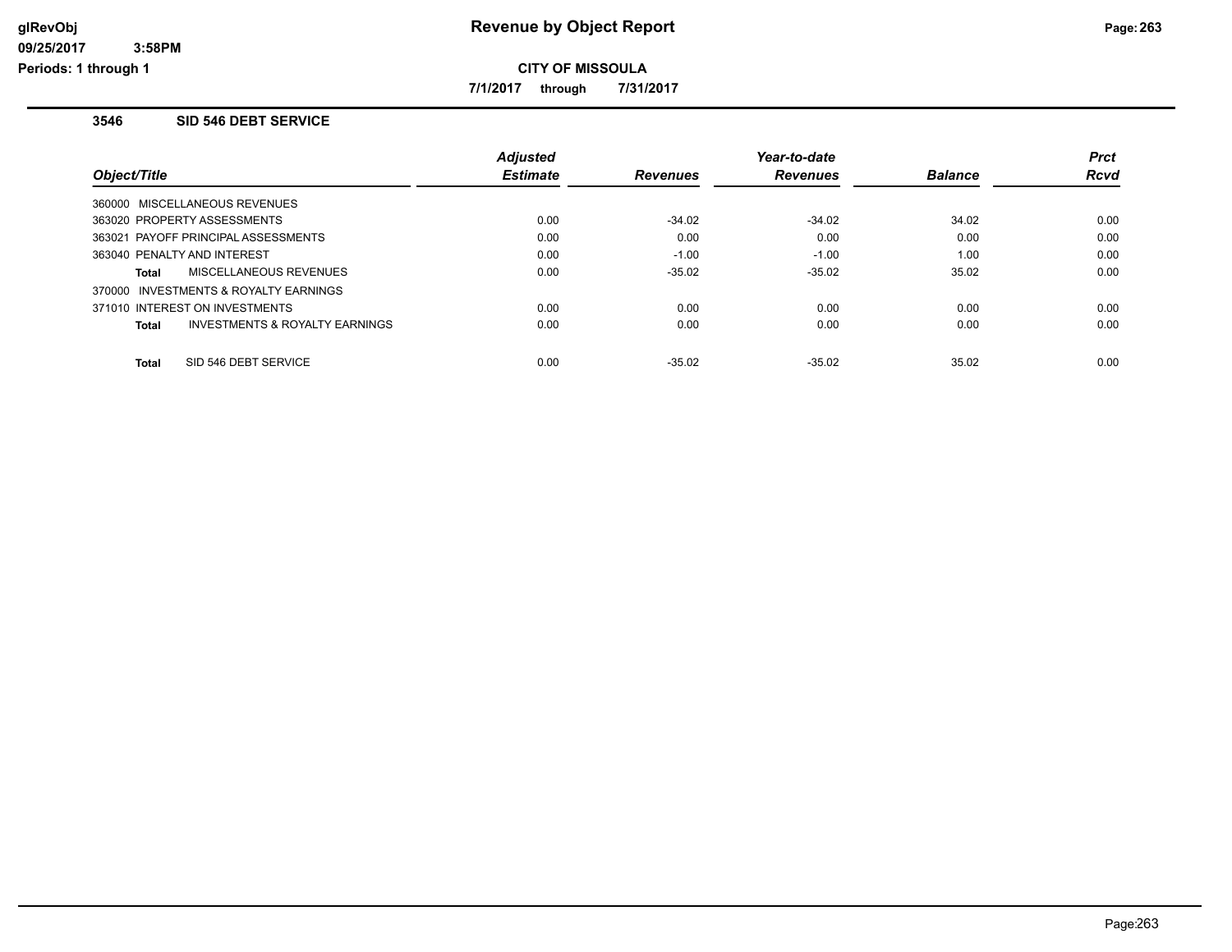# Revenue by Object Report

glRevObj
09/25/2017 3:58PM
Periods: 1 through 1

**CITY OF MISSOULA**

**7/1/2017 through 7/31/2017**

### 3546 SID 546 DEBT SERVICE

| Object/Title | Adjusted Estimate | Revenues | Year-to-date Revenues | Balance | Prct Rcvd |
|---|---|---|---|---|---|
| 360000 MISCELLANEOUS REVENUES | | | | | |
| 363020 PROPERTY ASSESSMENTS | 0.00 | -34.02 | -34.02 | 34.02 | 0.00 |
| 363021 PAYOFF PRINCIPAL ASSESSMENTS | 0.00 | 0.00 | 0.00 | 0.00 | 0.00 |
| 363040 PENALTY AND INTEREST | 0.00 | -1.00 | -1.00 | 1.00 | 0.00 |
| **Total** MISCELLANEOUS REVENUES | 0.00 | -35.02 | -35.02 | 35.02 | 0.00 |
| 370000 INVESTMENTS & ROYALTY EARNINGS | | | | | |
| 371010 INTEREST ON INVESTMENTS | 0.00 | 0.00 | 0.00 | 0.00 | 0.00 |
| **Total** INVESTMENTS & ROYALTY EARNINGS | 0.00 | 0.00 | 0.00 | 0.00 | 0.00 |
| **Total** SID 546 DEBT SERVICE | 0.00 | -35.02 | -35.02 | 35.02 | 0.00 |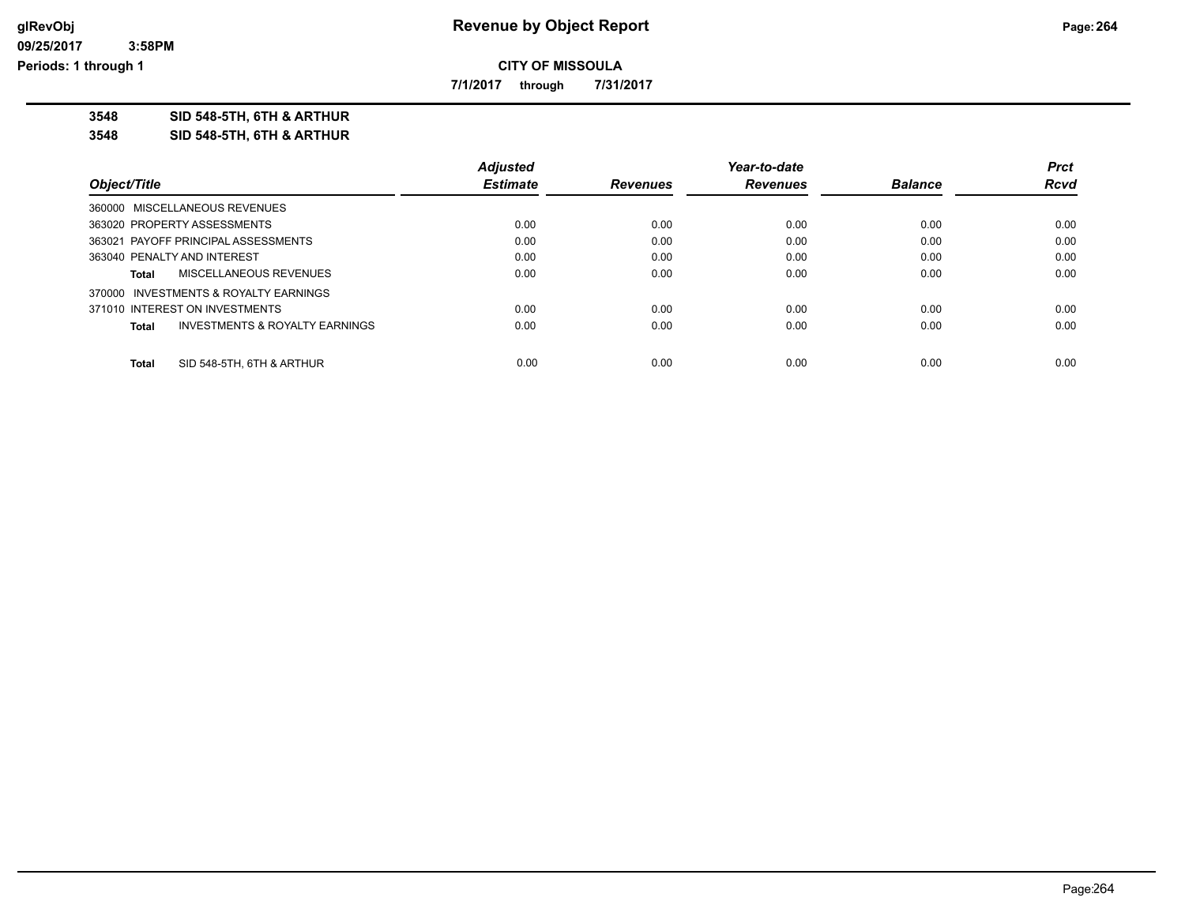**Revenue by Object Report**

**CITY OF MISSOULA**

**7/1/2017 through 7/31/2017**

**3548 SID 548-5TH, 6TH & ARTHUR**

**3548 SID 548-5TH, 6TH & ARTHUR**

| Object/Title | Adjusted Estimate | Revenues | Year-to-date Revenues | Balance | Prct Rcvd |
|---|---|---|---|---|---|
| 360000 MISCELLANEOUS REVENUES | | | | | |
| 363020 PROPERTY ASSESSMENTS | 0.00 | 0.00 | 0.00 | 0.00 | 0.00 |
| 363021 PAYOFF PRINCIPAL ASSESSMENTS | 0.00 | 0.00 | 0.00 | 0.00 | 0.00 |
| 363040 PENALTY AND INTEREST | 0.00 | 0.00 | 0.00 | 0.00 | 0.00 |
| **Total** MISCELLANEOUS REVENUES | 0.00 | 0.00 | 0.00 | 0.00 | 0.00 |
| 370000 INVESTMENTS & ROYALTY EARNINGS | | | | | |
| 371010 INTEREST ON INVESTMENTS | 0.00 | 0.00 | 0.00 | 0.00 | 0.00 |
| **Total** INVESTMENTS & ROYALTY EARNINGS | 0.00 | 0.00 | 0.00 | 0.00 | 0.00 |
| **Total** SID 548-5TH, 6TH & ARTHUR | 0.00 | 0.00 | 0.00 | 0.00 | 0.00 |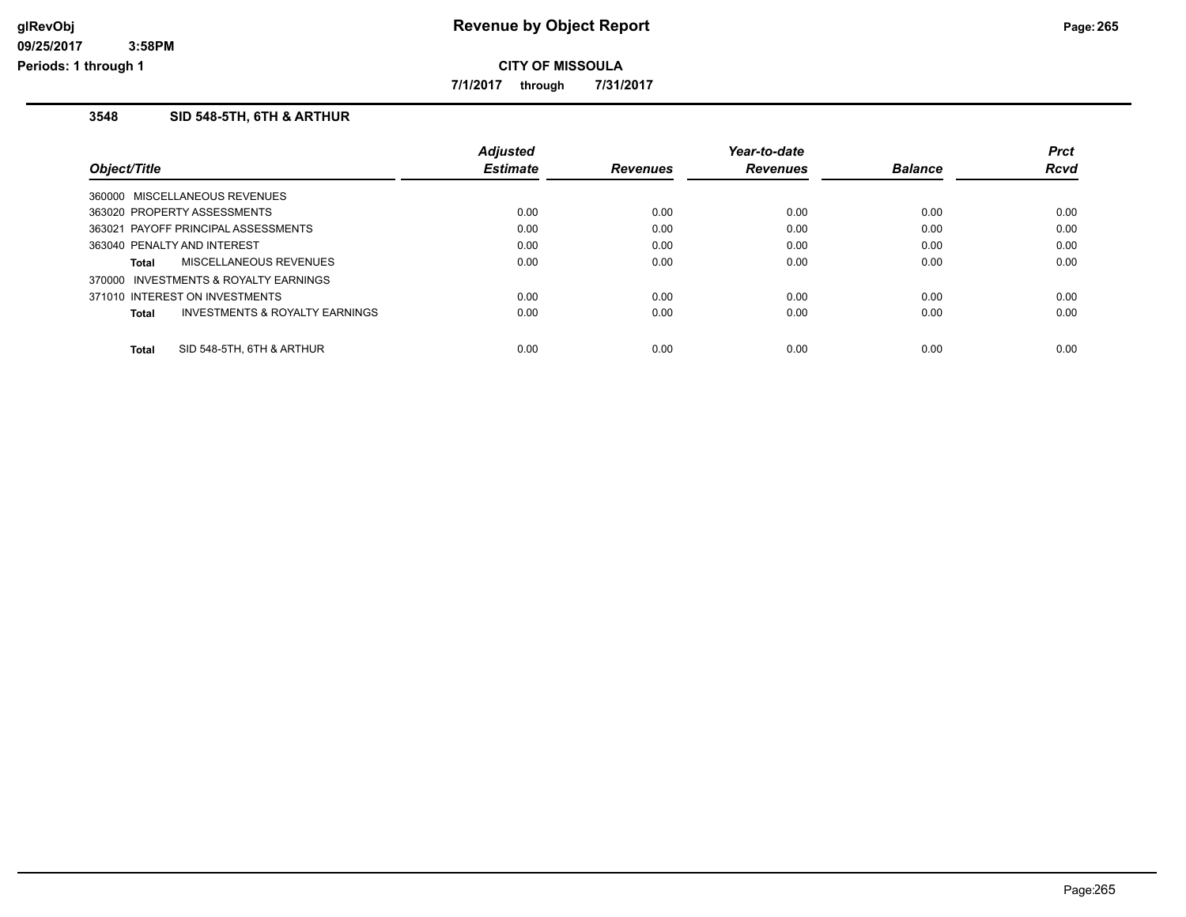# Revenue by Object Report

**CITY OF MISSOULA**

**7/1/2017 through 7/31/2017**

### 3548 SID 548-5TH, 6TH & ARTHUR

| Object/Title | Adjusted Estimate | Revenues | Year-to-date Revenues | Balance | Prct Rcvd |
|---|---|---|---|---|---|
| 360000 MISCELLANEOUS REVENUES | | | | | |
| 363020 PROPERTY ASSESSMENTS | 0.00 | 0.00 | 0.00 | 0.00 | 0.00 |
| 363021 PAYOFF PRINCIPAL ASSESSMENTS | 0.00 | 0.00 | 0.00 | 0.00 | 0.00 |
| 363040 PENALTY AND INTEREST | 0.00 | 0.00 | 0.00 | 0.00 | 0.00 |
| **Total** MISCELLANEOUS REVENUES | 0.00 | 0.00 | 0.00 | 0.00 | 0.00 |
| 370000 INVESTMENTS & ROYALTY EARNINGS | | | | | |
| 371010 INTEREST ON INVESTMENTS | 0.00 | 0.00 | 0.00 | 0.00 | 0.00 |
| **Total** INVESTMENTS & ROYALTY EARNINGS | 0.00 | 0.00 | 0.00 | 0.00 | 0.00 |
| **Total** SID 548-5TH, 6TH & ARTHUR | 0.00 | 0.00 | 0.00 | 0.00 | 0.00 |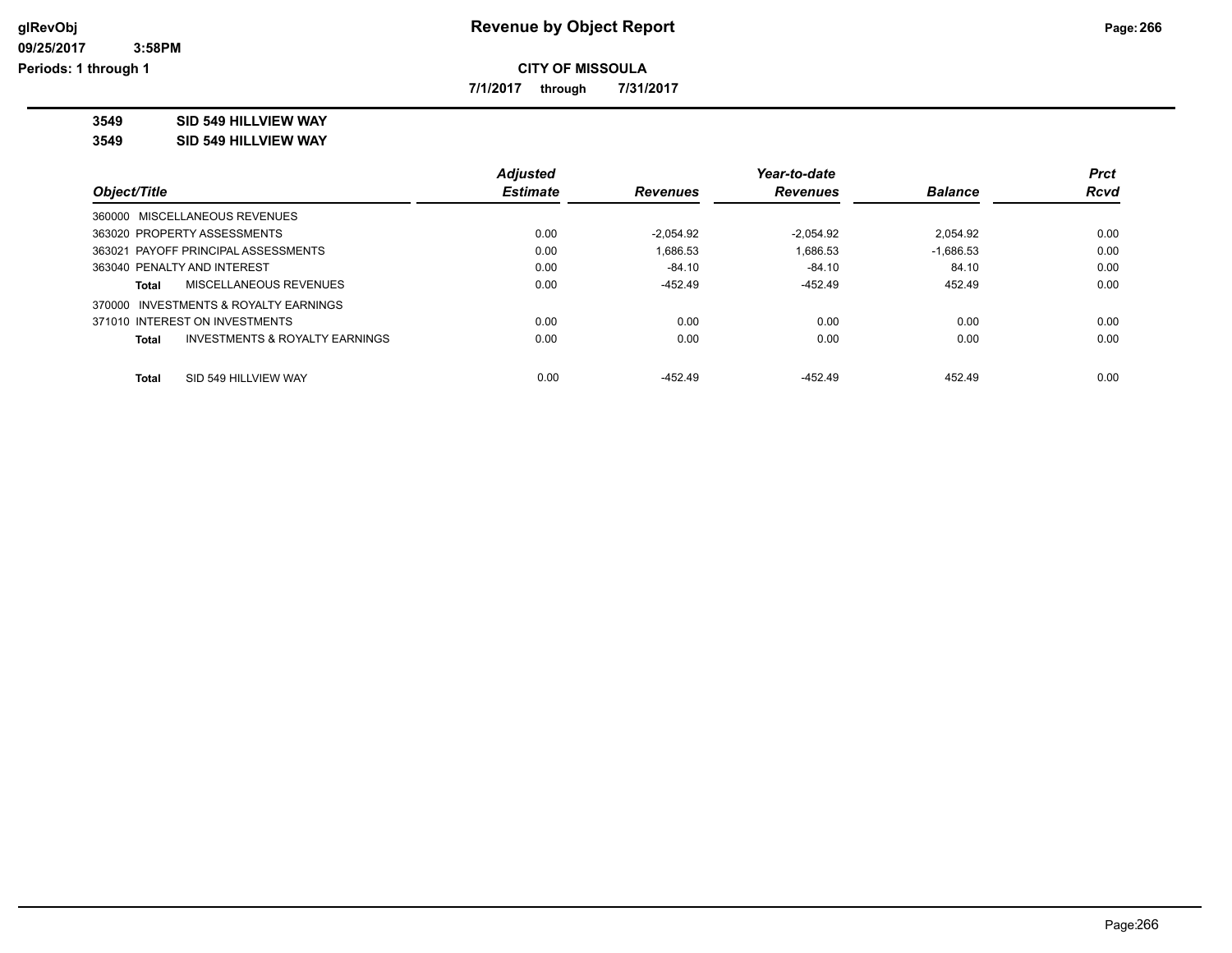# Revenue by Object Report

**CITY OF MISSOULA**

**7/1/2017 through 7/31/2017**

**3549 SID 549 HILLVIEW WAY**

**3549 SID 549 HILLVIEW WAY**

| Object/Title | Adjusted Estimate | Revenues | Year-to-date Revenues | Balance | Prct Rcvd |
|---|---|---|---|---|---|
| 360000 MISCELLANEOUS REVENUES | | | | | |
| 363020 PROPERTY ASSESSMENTS | 0.00 | -2,054.92 | -2,054.92 | 2,054.92 | 0.00 |
| 363021 PAYOFF PRINCIPAL ASSESSMENTS | 0.00 | 1,686.53 | 1,686.53 | -1,686.53 | 0.00 |
| 363040 PENALTY AND INTEREST | 0.00 | -84.10 | -84.10 | 84.10 | 0.00 |
| **Total** MISCELLANEOUS REVENUES | 0.00 | -452.49 | -452.49 | 452.49 | 0.00 |
| 370000 INVESTMENTS & ROYALTY EARNINGS | | | | | |
| 371010 INTEREST ON INVESTMENTS | 0.00 | 0.00 | 0.00 | 0.00 | 0.00 |
| **Total** INVESTMENTS & ROYALTY EARNINGS | 0.00 | 0.00 | 0.00 | 0.00 | 0.00 |
| **Total** SID 549 HILLVIEW WAY | 0.00 | -452.49 | -452.49 | 452.49 | 0.00 |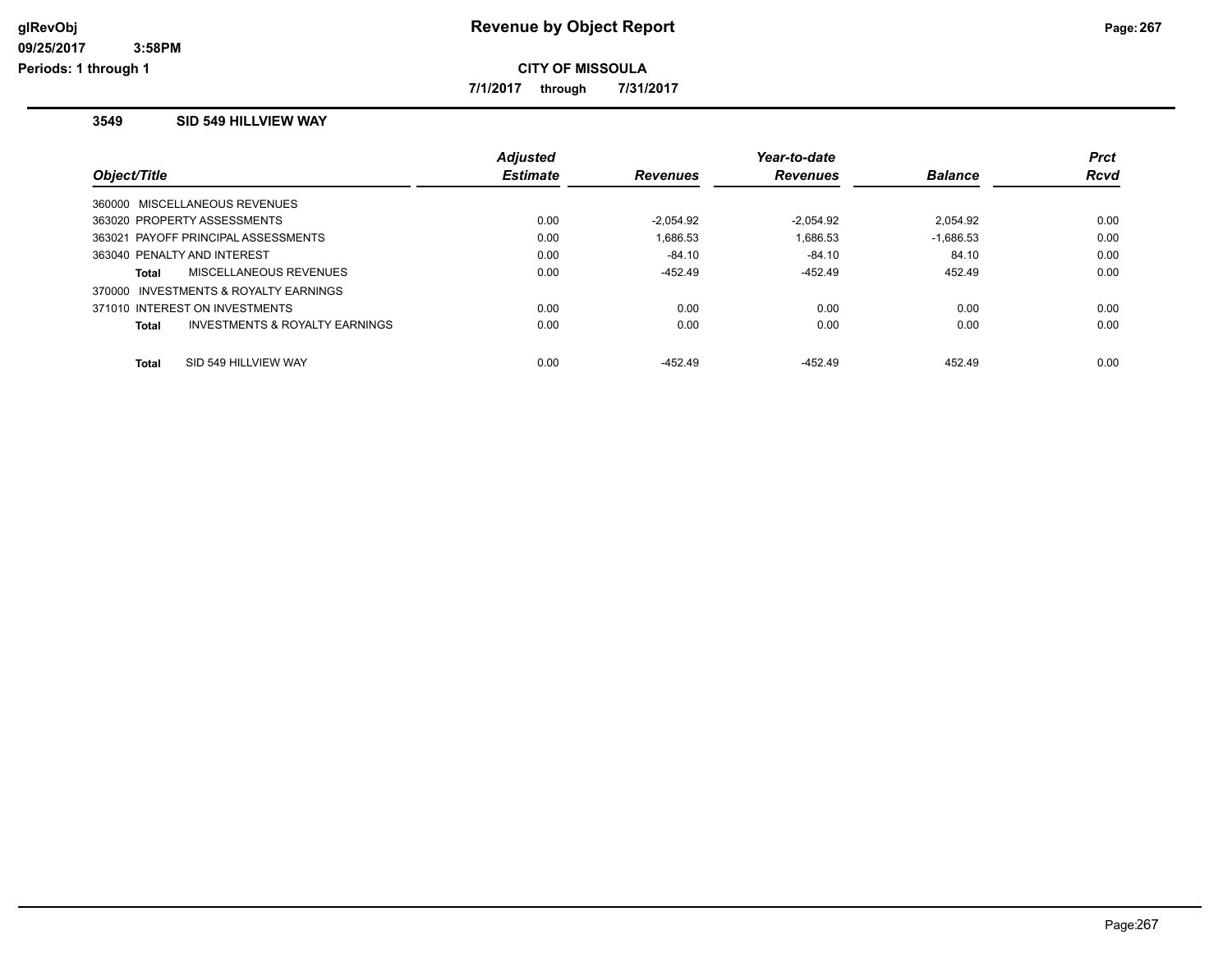# Revenue by Object Report

**CITY OF MISSOULA**

**7/1/2017 through 7/31/2017**

glRevObj
09/25/2017 3:58PM
Periods: 1 through 1

### 3549 SID 549 HILLVIEW WAY

| Object/Title | Adjusted Estimate | Revenues | Year-to-date Revenues | Balance | Prct Rcvd |
|---|---|---|---|---|---|
| 360000 MISCELLANEOUS REVENUES | | | | | |
| 363020 PROPERTY ASSESSMENTS | 0.00 | -2,054.92 | -2,054.92 | 2,054.92 | 0.00 |
| 363021 PAYOFF PRINCIPAL ASSESSMENTS | 0.00 | 1,686.53 | 1,686.53 | -1,686.53 | 0.00 |
| 363040 PENALTY AND INTEREST | 0.00 | -84.10 | -84.10 | 84.10 | 0.00 |
| **Total** MISCELLANEOUS REVENUES | 0.00 | -452.49 | -452.49 | 452.49 | 0.00 |
| 370000 INVESTMENTS & ROYALTY EARNINGS | | | | | |
| 371010 INTEREST ON INVESTMENTS | 0.00 | 0.00 | 0.00 | 0.00 | 0.00 |
| **Total** INVESTMENTS & ROYALTY EARNINGS | 0.00 | 0.00 | 0.00 | 0.00 | 0.00 |
| **Total** SID 549 HILLVIEW WAY | 0.00 | -452.49 | -452.49 | 452.49 | 0.00 |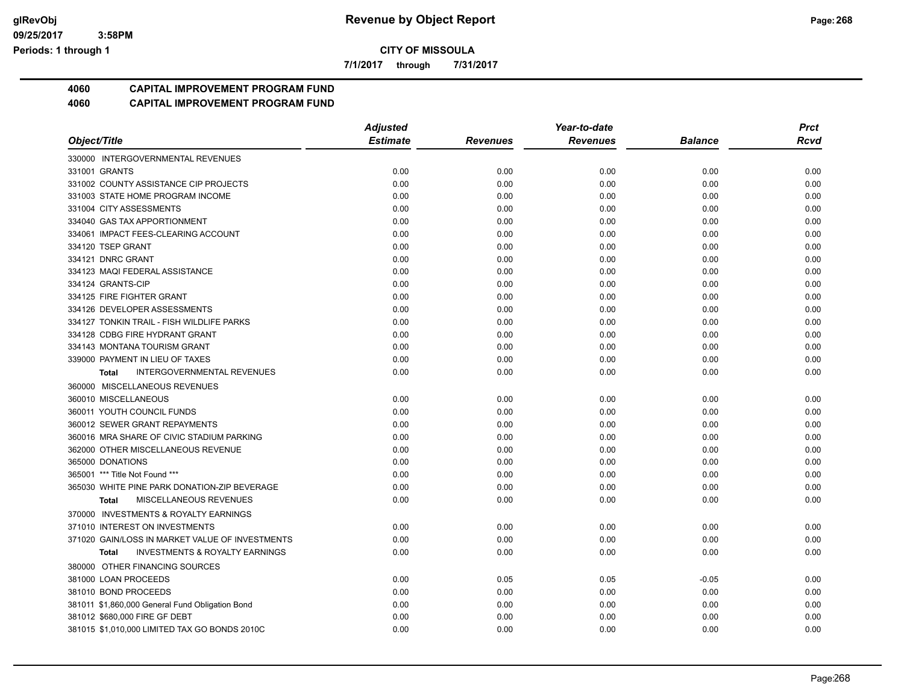**CITY OF MISSOULA**

**7/1/2017 through 7/31/2017**

## 4060 CAPITAL IMPROVEMENT PROGRAM FUND
## 4060 CAPITAL IMPROVEMENT PROGRAM FUND

| Object/Title | Adjusted Estimate | Revenues | Year-to-date Revenues | Balance | Prct Rcvd |
|---|---|---|---|---|---|
| 330000 INTERGOVERNMENTAL REVENUES | | | | | |
| 331001 GRANTS | 0.00 | 0.00 | 0.00 | 0.00 | 0.00 |
| 331002 COUNTY ASSISTANCE CIP PROJECTS | 0.00 | 0.00 | 0.00 | 0.00 | 0.00 |
| 331003 STATE HOME PROGRAM INCOME | 0.00 | 0.00 | 0.00 | 0.00 | 0.00 |
| 331004 CITY ASSESSMENTS | 0.00 | 0.00 | 0.00 | 0.00 | 0.00 |
| 334040 GAS TAX APPORTIONMENT | 0.00 | 0.00 | 0.00 | 0.00 | 0.00 |
| 334061 IMPACT FEES-CLEARING ACCOUNT | 0.00 | 0.00 | 0.00 | 0.00 | 0.00 |
| 334120 TSEP GRANT | 0.00 | 0.00 | 0.00 | 0.00 | 0.00 |
| 334121 DNRC GRANT | 0.00 | 0.00 | 0.00 | 0.00 | 0.00 |
| 334123 MAQI FEDERAL ASSISTANCE | 0.00 | 0.00 | 0.00 | 0.00 | 0.00 |
| 334124 GRANTS-CIP | 0.00 | 0.00 | 0.00 | 0.00 | 0.00 |
| 334125 FIRE FIGHTER GRANT | 0.00 | 0.00 | 0.00 | 0.00 | 0.00 |
| 334126 DEVELOPER ASSESSMENTS | 0.00 | 0.00 | 0.00 | 0.00 | 0.00 |
| 334127 TONKIN TRAIL - FISH WILDLIFE PARKS | 0.00 | 0.00 | 0.00 | 0.00 | 0.00 |
| 334128 CDBG FIRE HYDRANT GRANT | 0.00 | 0.00 | 0.00 | 0.00 | 0.00 |
| 334143 MONTANA TOURISM GRANT | 0.00 | 0.00 | 0.00 | 0.00 | 0.00 |
| 339000 PAYMENT IN LIEU OF TAXES | 0.00 | 0.00 | 0.00 | 0.00 | 0.00 |
| **Total** INTERGOVERNMENTAL REVENUES | 0.00 | 0.00 | 0.00 | 0.00 | 0.00 |
| 360000 MISCELLANEOUS REVENUES | | | | | |
| 360010 MISCELLANEOUS | 0.00 | 0.00 | 0.00 | 0.00 | 0.00 |
| 360011 YOUTH COUNCIL FUNDS | 0.00 | 0.00 | 0.00 | 0.00 | 0.00 |
| 360012 SEWER GRANT REPAYMENTS | 0.00 | 0.00 | 0.00 | 0.00 | 0.00 |
| 360016 MRA SHARE OF CIVIC STADIUM PARKING | 0.00 | 0.00 | 0.00 | 0.00 | 0.00 |
| 362000 OTHER MISCELLANEOUS REVENUE | 0.00 | 0.00 | 0.00 | 0.00 | 0.00 |
| 365000 DONATIONS | 0.00 | 0.00 | 0.00 | 0.00 | 0.00 |
| 365001 *** Title Not Found *** | 0.00 | 0.00 | 0.00 | 0.00 | 0.00 |
| 365030 WHITE PINE PARK DONATION-ZIP BEVERAGE | 0.00 | 0.00 | 0.00 | 0.00 | 0.00 |
| **Total** MISCELLANEOUS REVENUES | 0.00 | 0.00 | 0.00 | 0.00 | 0.00 |
| 370000 INVESTMENTS & ROYALTY EARNINGS | | | | | |
| 371010 INTEREST ON INVESTMENTS | 0.00 | 0.00 | 0.00 | 0.00 | 0.00 |
| 371020 GAIN/LOSS IN MARKET VALUE OF INVESTMENTS | 0.00 | 0.00 | 0.00 | 0.00 | 0.00 |
| **Total** INVESTMENTS & ROYALTY EARNINGS | 0.00 | 0.00 | 0.00 | 0.00 | 0.00 |
| 380000 OTHER FINANCING SOURCES | | | | | |
| 381000 LOAN PROCEEDS | 0.00 | 0.05 | 0.05 | -0.05 | 0.00 |
| 381010 BOND PROCEEDS | 0.00 | 0.00 | 0.00 | 0.00 | 0.00 |
| 381011 $1,860,000 General Fund Obligation Bond | 0.00 | 0.00 | 0.00 | 0.00 | 0.00 |
| 381012 $680,000 FIRE GF DEBT | 0.00 | 0.00 | 0.00 | 0.00 | 0.00 |
| 381015 $1,010,000 LIMITED TAX GO BONDS 2010C | 0.00 | 0.00 | 0.00 | 0.00 | 0.00 |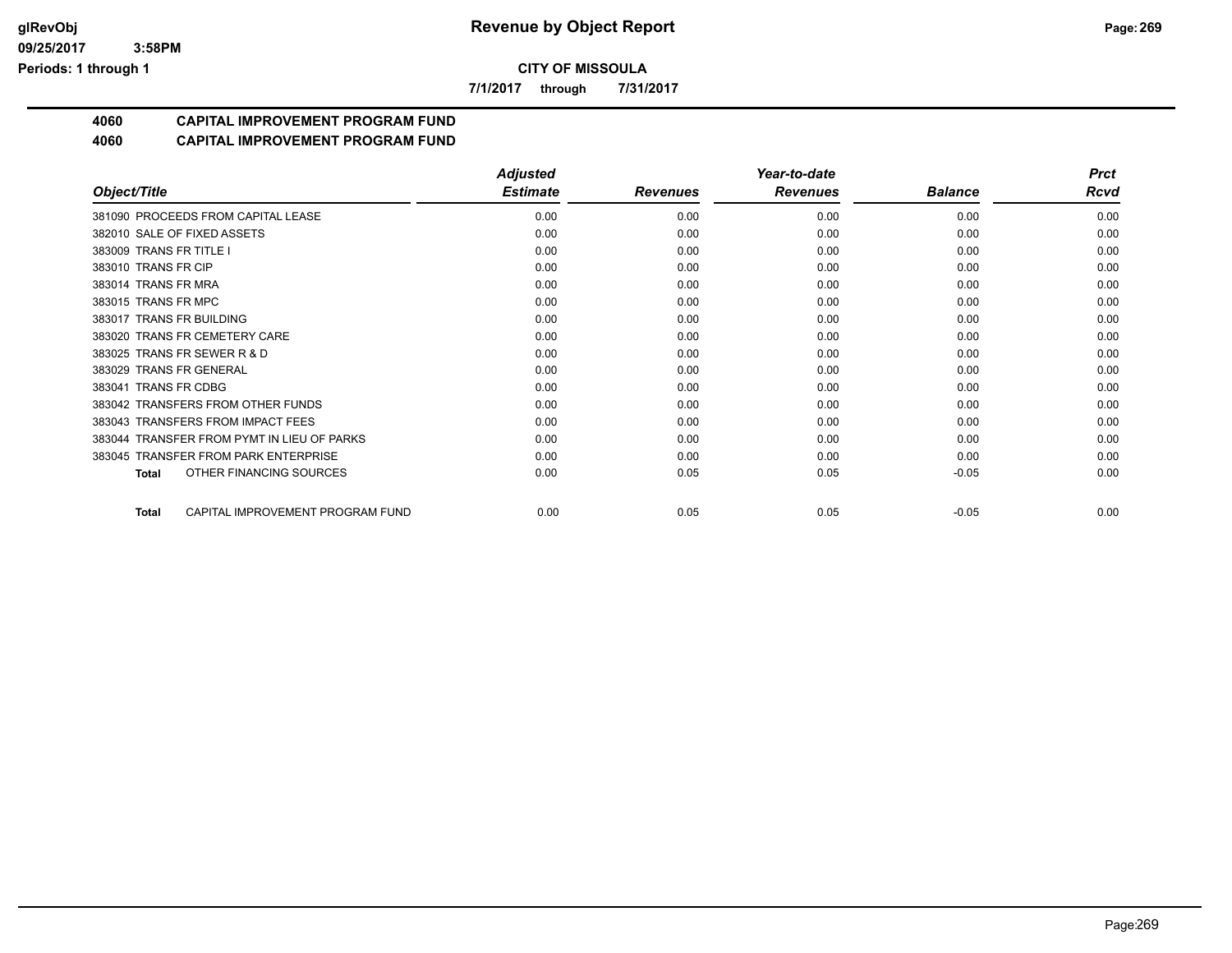# Revenue by Object Report

**CITY OF MISSOULA**

**7/1/2017 through 7/31/2017**

glRevObj
09/25/2017 3:58PM
Periods: 1 through 1

## 4060 CAPITAL IMPROVEMENT PROGRAM FUND

## 4060 CAPITAL IMPROVEMENT PROGRAM FUND

| Object/Title | Adjusted Estimate | Revenues | Year-to-date Revenues | Balance | Prct Rcvd |
|---|---|---|---|---|---|
| 381090 PROCEEDS FROM CAPITAL LEASE | 0.00 | 0.00 | 0.00 | 0.00 | 0.00 |
| 382010 SALE OF FIXED ASSETS | 0.00 | 0.00 | 0.00 | 0.00 | 0.00 |
| 383009 TRANS FR TITLE I | 0.00 | 0.00 | 0.00 | 0.00 | 0.00 |
| 383010 TRANS FR CIP | 0.00 | 0.00 | 0.00 | 0.00 | 0.00 |
| 383014 TRANS FR MRA | 0.00 | 0.00 | 0.00 | 0.00 | 0.00 |
| 383015 TRANS FR MPC | 0.00 | 0.00 | 0.00 | 0.00 | 0.00 |
| 383017 TRANS FR BUILDING | 0.00 | 0.00 | 0.00 | 0.00 | 0.00 |
| 383020 TRANS FR CEMETERY CARE | 0.00 | 0.00 | 0.00 | 0.00 | 0.00 |
| 383025 TRANS FR SEWER R & D | 0.00 | 0.00 | 0.00 | 0.00 | 0.00 |
| 383029 TRANS FR GENERAL | 0.00 | 0.00 | 0.00 | 0.00 | 0.00 |
| 383041 TRANS FR CDBG | 0.00 | 0.00 | 0.00 | 0.00 | 0.00 |
| 383042 TRANSFERS FROM OTHER FUNDS | 0.00 | 0.00 | 0.00 | 0.00 | 0.00 |
| 383043 TRANSFERS FROM IMPACT FEES | 0.00 | 0.00 | 0.00 | 0.00 | 0.00 |
| 383044 TRANSFER FROM PYMT IN LIEU OF PARKS | 0.00 | 0.00 | 0.00 | 0.00 | 0.00 |
| 383045 TRANSFER FROM PARK ENTERPRISE | 0.00 | 0.00 | 0.00 | 0.00 | 0.00 |
| **Total** OTHER FINANCING SOURCES | 0.00 | 0.05 | 0.05 | -0.05 | 0.00 |
| **Total** CAPITAL IMPROVEMENT PROGRAM FUND | 0.00 | 0.05 | 0.05 | -0.05 | 0.00 |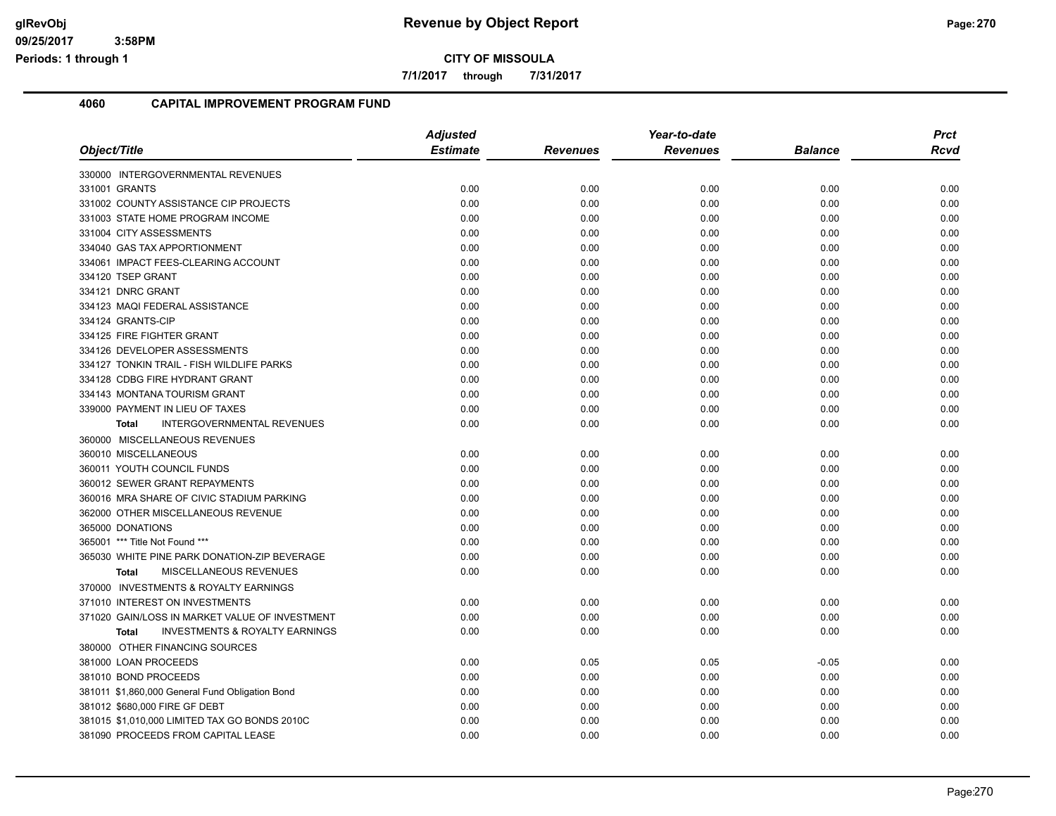**CITY OF MISSOULA**

**7/1/2017 through 7/31/2017**

## 4060 CAPITAL IMPROVEMENT PROGRAM FUND

| Object/Title | Adjusted Estimate | Revenues | Year-to-date Revenues | Balance | Prct Rcvd |
|---|---|---|---|---|---|
| 330000 INTERGOVERNMENTAL REVENUES | | | | | |
| 331001 GRANTS | 0.00 | 0.00 | 0.00 | 0.00 | 0.00 |
| 331002 COUNTY ASSISTANCE CIP PROJECTS | 0.00 | 0.00 | 0.00 | 0.00 | 0.00 |
| 331003 STATE HOME PROGRAM INCOME | 0.00 | 0.00 | 0.00 | 0.00 | 0.00 |
| 331004 CITY ASSESSMENTS | 0.00 | 0.00 | 0.00 | 0.00 | 0.00 |
| 334040 GAS TAX APPORTIONMENT | 0.00 | 0.00 | 0.00 | 0.00 | 0.00 |
| 334061 IMPACT FEES-CLEARING ACCOUNT | 0.00 | 0.00 | 0.00 | 0.00 | 0.00 |
| 334120 TSEP GRANT | 0.00 | 0.00 | 0.00 | 0.00 | 0.00 |
| 334121 DNRC GRANT | 0.00 | 0.00 | 0.00 | 0.00 | 0.00 |
| 334123 MAQI FEDERAL ASSISTANCE | 0.00 | 0.00 | 0.00 | 0.00 | 0.00 |
| 334124 GRANTS-CIP | 0.00 | 0.00 | 0.00 | 0.00 | 0.00 |
| 334125 FIRE FIGHTER GRANT | 0.00 | 0.00 | 0.00 | 0.00 | 0.00 |
| 334126 DEVELOPER ASSESSMENTS | 0.00 | 0.00 | 0.00 | 0.00 | 0.00 |
| 334127 TONKIN TRAIL - FISH WILDLIFE PARKS | 0.00 | 0.00 | 0.00 | 0.00 | 0.00 |
| 334128 CDBG FIRE HYDRANT GRANT | 0.00 | 0.00 | 0.00 | 0.00 | 0.00 |
| 334143 MONTANA TOURISM GRANT | 0.00 | 0.00 | 0.00 | 0.00 | 0.00 |
| 339000 PAYMENT IN LIEU OF TAXES | 0.00 | 0.00 | 0.00 | 0.00 | 0.00 |
| **Total** INTERGOVERNMENTAL REVENUES | 0.00 | 0.00 | 0.00 | 0.00 | 0.00 |
| 360000 MISCELLANEOUS REVENUES | | | | | |
| 360010 MISCELLANEOUS | 0.00 | 0.00 | 0.00 | 0.00 | 0.00 |
| 360011 YOUTH COUNCIL FUNDS | 0.00 | 0.00 | 0.00 | 0.00 | 0.00 |
| 360012 SEWER GRANT REPAYMENTS | 0.00 | 0.00 | 0.00 | 0.00 | 0.00 |
| 360016 MRA SHARE OF CIVIC STADIUM PARKING | 0.00 | 0.00 | 0.00 | 0.00 | 0.00 |
| 362000 OTHER MISCELLANEOUS REVENUE | 0.00 | 0.00 | 0.00 | 0.00 | 0.00 |
| 365000 DONATIONS | 0.00 | 0.00 | 0.00 | 0.00 | 0.00 |
| 365001 *** Title Not Found *** | 0.00 | 0.00 | 0.00 | 0.00 | 0.00 |
| 365030 WHITE PINE PARK DONATION-ZIP BEVERAGE | 0.00 | 0.00 | 0.00 | 0.00 | 0.00 |
| **Total** MISCELLANEOUS REVENUES | 0.00 | 0.00 | 0.00 | 0.00 | 0.00 |
| 370000 INVESTMENTS & ROYALTY EARNINGS | | | | | |
| 371010 INTEREST ON INVESTMENTS | 0.00 | 0.00 | 0.00 | 0.00 | 0.00 |
| 371020 GAIN/LOSS IN MARKET VALUE OF INVESTMENT | 0.00 | 0.00 | 0.00 | 0.00 | 0.00 |
| **Total** INVESTMENTS & ROYALTY EARNINGS | 0.00 | 0.00 | 0.00 | 0.00 | 0.00 |
| 380000 OTHER FINANCING SOURCES | | | | | |
| 381000 LOAN PROCEEDS | 0.00 | 0.05 | 0.05 | -0.05 | 0.00 |
| 381010 BOND PROCEEDS | 0.00 | 0.00 | 0.00 | 0.00 | 0.00 |
| 381011 $1,860,000 General Fund Obligation Bond | 0.00 | 0.00 | 0.00 | 0.00 | 0.00 |
| 381012 $680,000 FIRE GF DEBT | 0.00 | 0.00 | 0.00 | 0.00 | 0.00 |
| 381015 $1,010,000 LIMITED TAX GO BONDS 2010C | 0.00 | 0.00 | 0.00 | 0.00 | 0.00 |
| 381090 PROCEEDS FROM CAPITAL LEASE | 0.00 | 0.00 | 0.00 | 0.00 | 0.00 |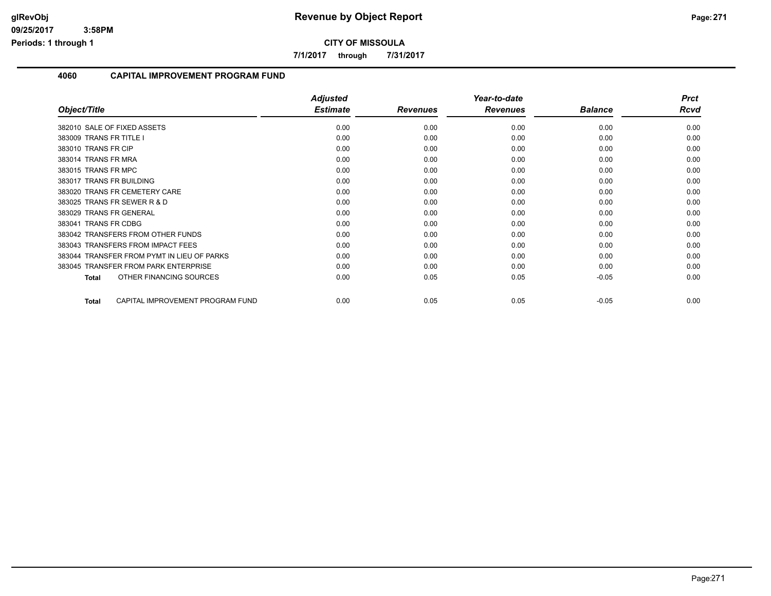# Revenue by Object Report

glRevObj
09/25/2017 3:58PM
Periods: 1 through 1

**CITY OF MISSOULA**

**7/1/2017 through 7/31/2017**

## 4060 CAPITAL IMPROVEMENT PROGRAM FUND

| Object/Title | Adjusted Estimate | Revenues | Year-to-date Revenues | Balance | Prct Rcvd |
|---|---|---|---|---|---|
| 382010 SALE OF FIXED ASSETS | 0.00 | 0.00 | 0.00 | 0.00 | 0.00 |
| 383009 TRANS FR TITLE I | 0.00 | 0.00 | 0.00 | 0.00 | 0.00 |
| 383010 TRANS FR CIP | 0.00 | 0.00 | 0.00 | 0.00 | 0.00 |
| 383014 TRANS FR MRA | 0.00 | 0.00 | 0.00 | 0.00 | 0.00 |
| 383015 TRANS FR MPC | 0.00 | 0.00 | 0.00 | 0.00 | 0.00 |
| 383017 TRANS FR BUILDING | 0.00 | 0.00 | 0.00 | 0.00 | 0.00 |
| 383020 TRANS FR CEMETERY CARE | 0.00 | 0.00 | 0.00 | 0.00 | 0.00 |
| 383025 TRANS FR SEWER R & D | 0.00 | 0.00 | 0.00 | 0.00 | 0.00 |
| 383029 TRANS FR GENERAL | 0.00 | 0.00 | 0.00 | 0.00 | 0.00 |
| 383041 TRANS FR CDBG | 0.00 | 0.00 | 0.00 | 0.00 | 0.00 |
| 383042 TRANSFERS FROM OTHER FUNDS | 0.00 | 0.00 | 0.00 | 0.00 | 0.00 |
| 383043 TRANSFERS FROM IMPACT FEES | 0.00 | 0.00 | 0.00 | 0.00 | 0.00 |
| 383044 TRANSFER FROM PYMT IN LIEU OF PARKS | 0.00 | 0.00 | 0.00 | 0.00 | 0.00 |
| 383045 TRANSFER FROM PARK ENTERPRISE | 0.00 | 0.00 | 0.00 | 0.00 | 0.00 |
| **Total** OTHER FINANCING SOURCES | 0.00 | 0.05 | 0.05 | -0.05 | 0.00 |
| **Total** CAPITAL IMPROVEMENT PROGRAM FUND | 0.00 | 0.05 | 0.05 | -0.05 | 0.00 |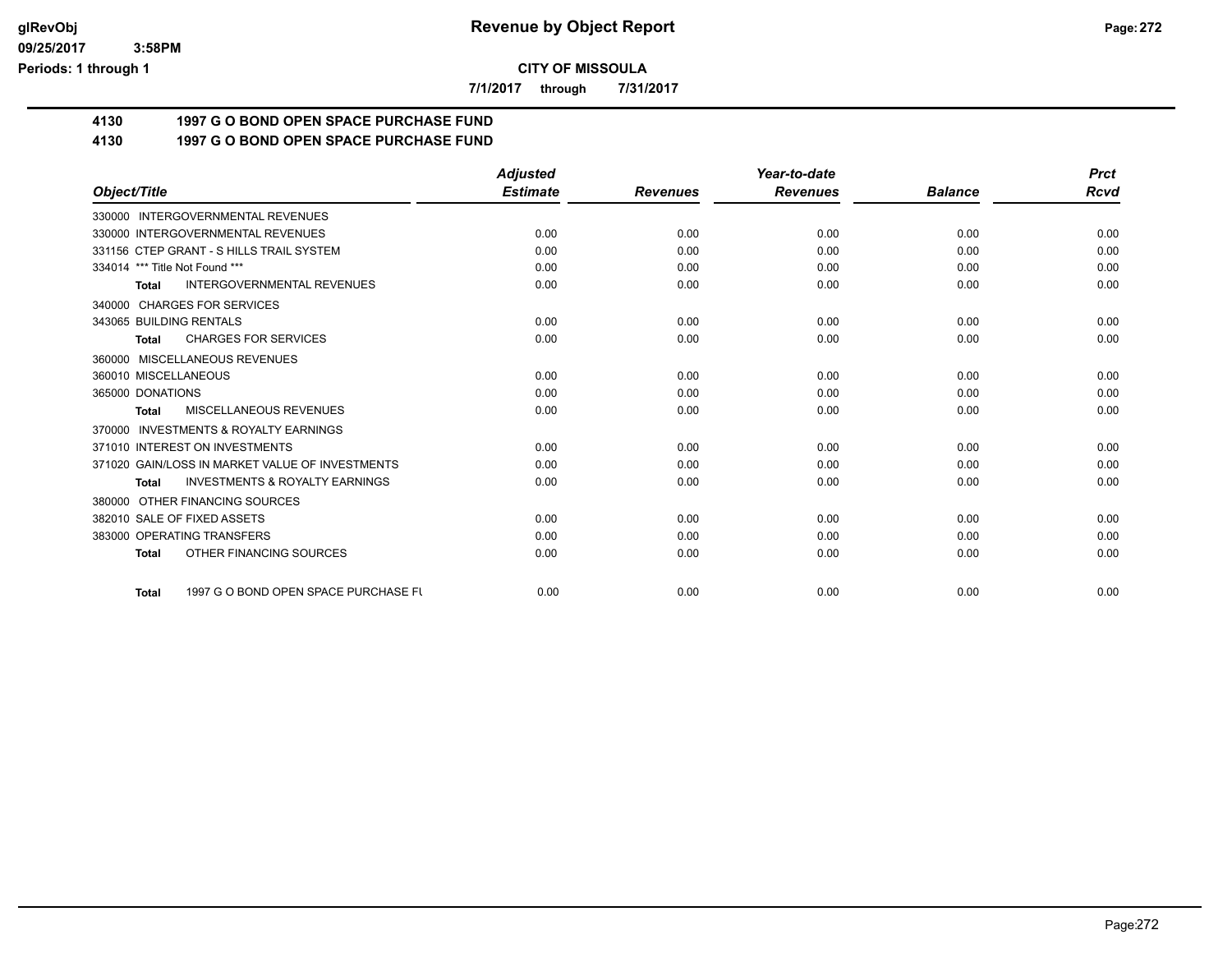# Revenue by Object Report

**CITY OF MISSOULA**

**7/1/2017 through 7/31/2017**

glRevObj
09/25/2017 3:58PM
Periods: 1 through 1

## 4130 1997 G O BOND OPEN SPACE PURCHASE FUND

## 4130 1997 G O BOND OPEN SPACE PURCHASE FUND

| Object/Title | Adjusted Estimate | Revenues | Year-to-date Revenues | Balance | Prct Rcvd |
|---|---|---|---|---|---|
| 330000 INTERGOVERNMENTAL REVENUES | | | | | |
| 330000 INTERGOVERNMENTAL REVENUES | 0.00 | 0.00 | 0.00 | 0.00 | 0.00 |
| 331156 CTEP GRANT - S HILLS TRAIL SYSTEM | 0.00 | 0.00 | 0.00 | 0.00 | 0.00 |
| 334014 *** Title Not Found *** | 0.00 | 0.00 | 0.00 | 0.00 | 0.00 |
| **Total** INTERGOVERNMENTAL REVENUES | 0.00 | 0.00 | 0.00 | 0.00 | 0.00 |
| 340000 CHARGES FOR SERVICES | | | | | |
| 343065 BUILDING RENTALS | 0.00 | 0.00 | 0.00 | 0.00 | 0.00 |
| **Total** CHARGES FOR SERVICES | 0.00 | 0.00 | 0.00 | 0.00 | 0.00 |
| 360000 MISCELLANEOUS REVENUES | | | | | |
| 360010 MISCELLANEOUS | 0.00 | 0.00 | 0.00 | 0.00 | 0.00 |
| 365000 DONATIONS | 0.00 | 0.00 | 0.00 | 0.00 | 0.00 |
| **Total** MISCELLANEOUS REVENUES | 0.00 | 0.00 | 0.00 | 0.00 | 0.00 |
| 370000 INVESTMENTS & ROYALTY EARNINGS | | | | | |
| 371010 INTEREST ON INVESTMENTS | 0.00 | 0.00 | 0.00 | 0.00 | 0.00 |
| 371020 GAIN/LOSS IN MARKET VALUE OF INVESTMENTS | 0.00 | 0.00 | 0.00 | 0.00 | 0.00 |
| **Total** INVESTMENTS & ROYALTY EARNINGS | 0.00 | 0.00 | 0.00 | 0.00 | 0.00 |
| 380000 OTHER FINANCING SOURCES | | | | | |
| 382010 SALE OF FIXED ASSETS | 0.00 | 0.00 | 0.00 | 0.00 | 0.00 |
| 383000 OPERATING TRANSFERS | 0.00 | 0.00 | 0.00 | 0.00 | 0.00 |
| **Total** OTHER FINANCING SOURCES | 0.00 | 0.00 | 0.00 | 0.00 | 0.00 |
| **Total** 1997 G O BOND OPEN SPACE PURCHASE FU | 0.00 | 0.00 | 0.00 | 0.00 | 0.00 |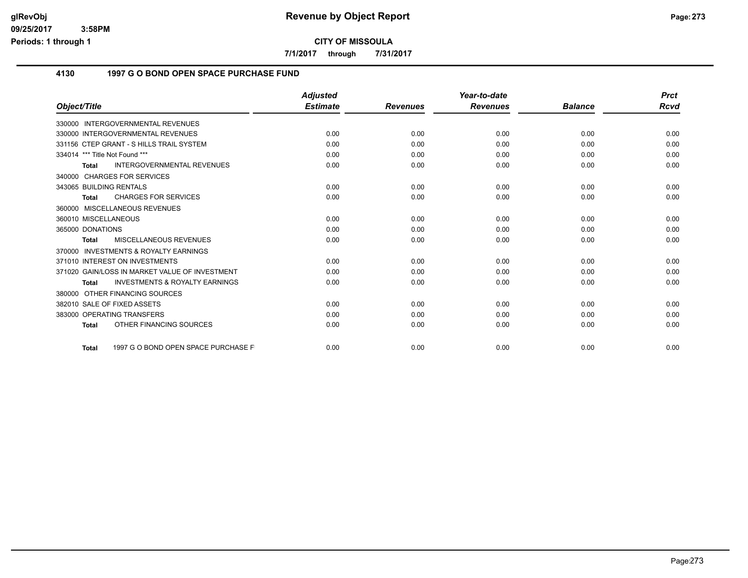# Revenue by Object Report

**CITY OF MISSOULA**

**7/1/2017 through 7/31/2017**

## 4130 1997 G O BOND OPEN SPACE PURCHASE FUND

| Object/Title | Adjusted Estimate | Revenues | Year-to-date Revenues | Balance | Prct Rcvd |
|---|---|---|---|---|---|
| 330000 INTERGOVERNMENTAL REVENUES | | | | | |
| 330000 INTERGOVERNMENTAL REVENUES | 0.00 | 0.00 | 0.00 | 0.00 | 0.00 |
| 331156 CTEP GRANT - S HILLS TRAIL SYSTEM | 0.00 | 0.00 | 0.00 | 0.00 | 0.00 |
| 334014 *** Title Not Found *** | 0.00 | 0.00 | 0.00 | 0.00 | 0.00 |
| **Total** INTERGOVERNMENTAL REVENUES | 0.00 | 0.00 | 0.00 | 0.00 | 0.00 |
| 340000 CHARGES FOR SERVICES | | | | | |
| 343065 BUILDING RENTALS | 0.00 | 0.00 | 0.00 | 0.00 | 0.00 |
| **Total** CHARGES FOR SERVICES | 0.00 | 0.00 | 0.00 | 0.00 | 0.00 |
| 360000 MISCELLANEOUS REVENUES | | | | | |
| 360010 MISCELLANEOUS | 0.00 | 0.00 | 0.00 | 0.00 | 0.00 |
| 365000 DONATIONS | 0.00 | 0.00 | 0.00 | 0.00 | 0.00 |
| **Total** MISCELLANEOUS REVENUES | 0.00 | 0.00 | 0.00 | 0.00 | 0.00 |
| 370000 INVESTMENTS & ROYALTY EARNINGS | | | | | |
| 371010 INTEREST ON INVESTMENTS | 0.00 | 0.00 | 0.00 | 0.00 | 0.00 |
| 371020 GAIN/LOSS IN MARKET VALUE OF INVESTMENT | 0.00 | 0.00 | 0.00 | 0.00 | 0.00 |
| **Total** INVESTMENTS & ROYALTY EARNINGS | 0.00 | 0.00 | 0.00 | 0.00 | 0.00 |
| 380000 OTHER FINANCING SOURCES | | | | | |
| 382010 SALE OF FIXED ASSETS | 0.00 | 0.00 | 0.00 | 0.00 | 0.00 |
| 383000 OPERATING TRANSFERS | 0.00 | 0.00 | 0.00 | 0.00 | 0.00 |
| **Total** OTHER FINANCING SOURCES | 0.00 | 0.00 | 0.00 | 0.00 | 0.00 |
| **Total** 1997 G O BOND OPEN SPACE PURCHASE F | 0.00 | 0.00 | 0.00 | 0.00 | 0.00 |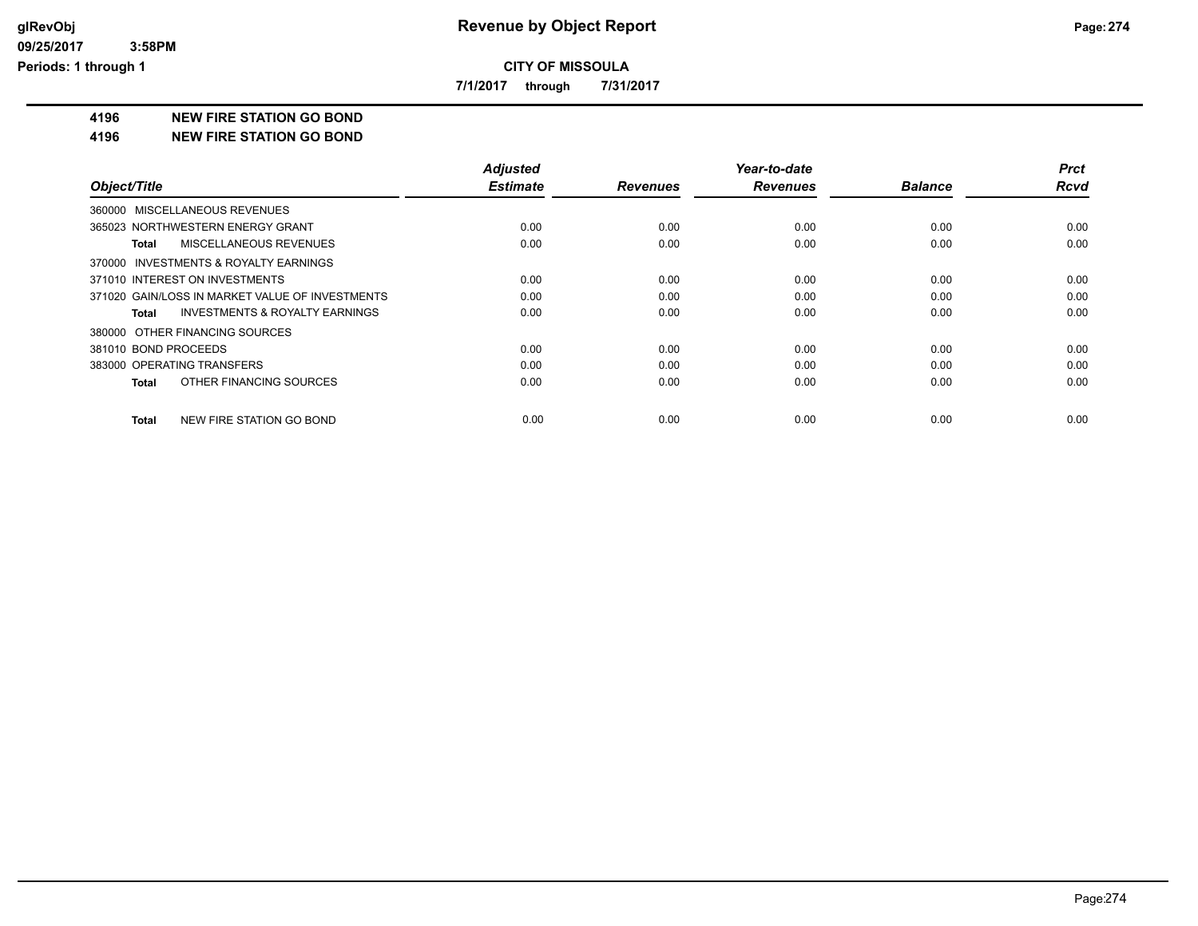**CITY OF MISSOULA**

**7/1/2017 through 7/31/2017**

## 4196 NEW FIRE STATION GO BOND

## 4196 NEW FIRE STATION GO BOND

| Object/Title | Adjusted Estimate | Revenues | Year-to-date Revenues | Balance | Prct Rcvd |
|---|---|---|---|---|---|
| 360000 MISCELLANEOUS REVENUES | | | | | |
| 365023 NORTHWESTERN ENERGY GRANT | 0.00 | 0.00 | 0.00 | 0.00 | 0.00 |
| **Total** MISCELLANEOUS REVENUES | 0.00 | 0.00 | 0.00 | 0.00 | 0.00 |
| 370000 INVESTMENTS & ROYALTY EARNINGS | | | | | |
| 371010 INTEREST ON INVESTMENTS | 0.00 | 0.00 | 0.00 | 0.00 | 0.00 |
| 371020 GAIN/LOSS IN MARKET VALUE OF INVESTMENTS | 0.00 | 0.00 | 0.00 | 0.00 | 0.00 |
| **Total** INVESTMENTS & ROYALTY EARNINGS | 0.00 | 0.00 | 0.00 | 0.00 | 0.00 |
| 380000 OTHER FINANCING SOURCES | | | | | |
| 381010 BOND PROCEEDS | 0.00 | 0.00 | 0.00 | 0.00 | 0.00 |
| 383000 OPERATING TRANSFERS | 0.00 | 0.00 | 0.00 | 0.00 | 0.00 |
| **Total** OTHER FINANCING SOURCES | 0.00 | 0.00 | 0.00 | 0.00 | 0.00 |
| **Total** NEW FIRE STATION GO BOND | 0.00 | 0.00 | 0.00 | 0.00 | 0.00 |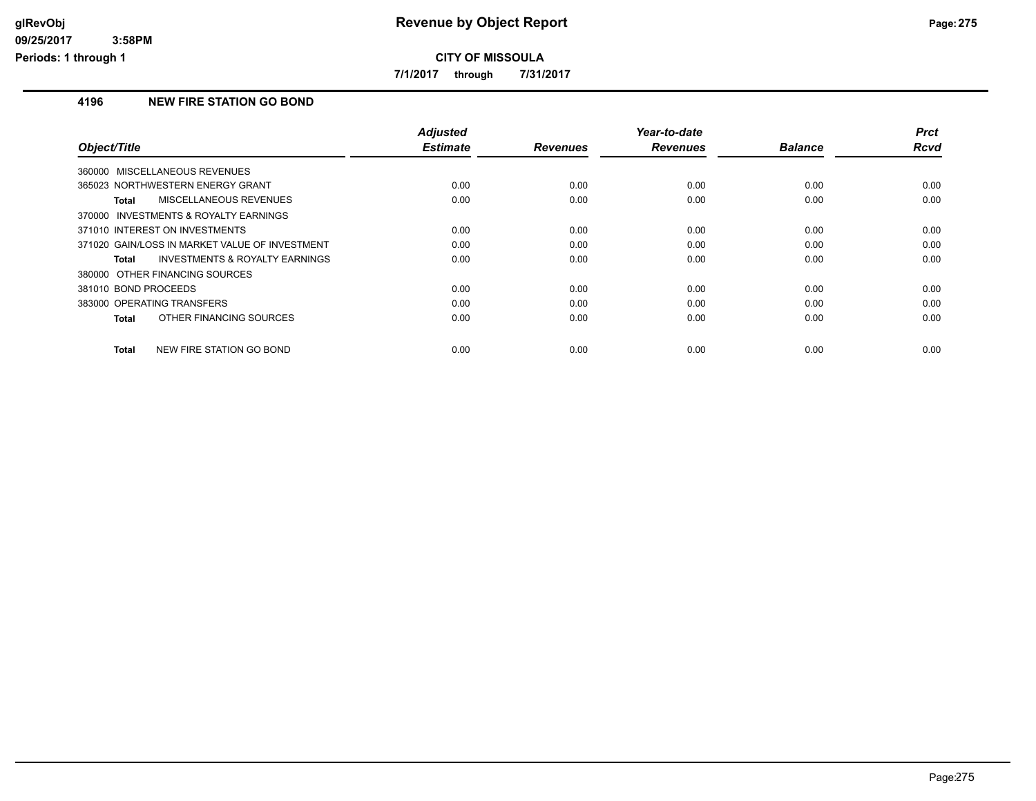# Revenue by Object Report

**CITY OF MISSOULA**

**7/1/2017 through 7/31/2017**

glRevObj
09/25/2017 3:58PM
Periods: 1 through 1

## 4196 NEW FIRE STATION GO BOND

| Object/Title | Adjusted Estimate | Revenues | Year-to-date Revenues | Balance | Prct Rcvd |
|---|---|---|---|---|---|
| 360000 MISCELLANEOUS REVENUES | | | | | |
| 365023 NORTHWESTERN ENERGY GRANT | 0.00 | 0.00 | 0.00 | 0.00 | 0.00 |
| **Total** MISCELLANEOUS REVENUES | 0.00 | 0.00 | 0.00 | 0.00 | 0.00 |
| 370000 INVESTMENTS & ROYALTY EARNINGS | | | | | |
| 371010 INTEREST ON INVESTMENTS | 0.00 | 0.00 | 0.00 | 0.00 | 0.00 |
| 371020 GAIN/LOSS IN MARKET VALUE OF INVESTMENT | 0.00 | 0.00 | 0.00 | 0.00 | 0.00 |
| **Total** INVESTMENTS & ROYALTY EARNINGS | 0.00 | 0.00 | 0.00 | 0.00 | 0.00 |
| 380000 OTHER FINANCING SOURCES | | | | | |
| 381010 BOND PROCEEDS | 0.00 | 0.00 | 0.00 | 0.00 | 0.00 |
| 383000 OPERATING TRANSFERS | 0.00 | 0.00 | 0.00 | 0.00 | 0.00 |
| **Total** OTHER FINANCING SOURCES | 0.00 | 0.00 | 0.00 | 0.00 | 0.00 |
| **Total** NEW FIRE STATION GO BOND | 0.00 | 0.00 | 0.00 | 0.00 | 0.00 |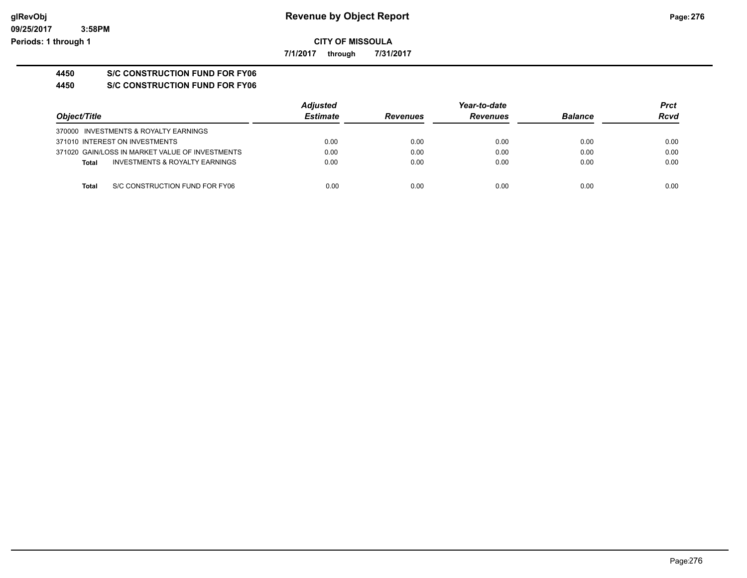**CITY OF MISSOULA**

**7/1/2017 through 7/31/2017**

**4450 S/C CONSTRUCTION FUND FOR FY06**

**4450 S/C CONSTRUCTION FUND FOR FY06**

| Object/Title | Adjusted Estimate | Revenues | Year-to-date Revenues | Balance | Prct Rcvd |
|---|---|---|---|---|---|
| 370000 INVESTMENTS & ROYALTY EARNINGS | | | | | |
| 371010 INTEREST ON INVESTMENTS | 0.00 | 0.00 | 0.00 | 0.00 | 0.00 |
| 371020 GAIN/LOSS IN MARKET VALUE OF INVESTMENTS | 0.00 | 0.00 | 0.00 | 0.00 | 0.00 |
| **Total** INVESTMENTS & ROYALTY EARNINGS | 0.00 | 0.00 | 0.00 | 0.00 | 0.00 |
| **Total** S/C CONSTRUCTION FUND FOR FY06 | 0.00 | 0.00 | 0.00 | 0.00 | 0.00 |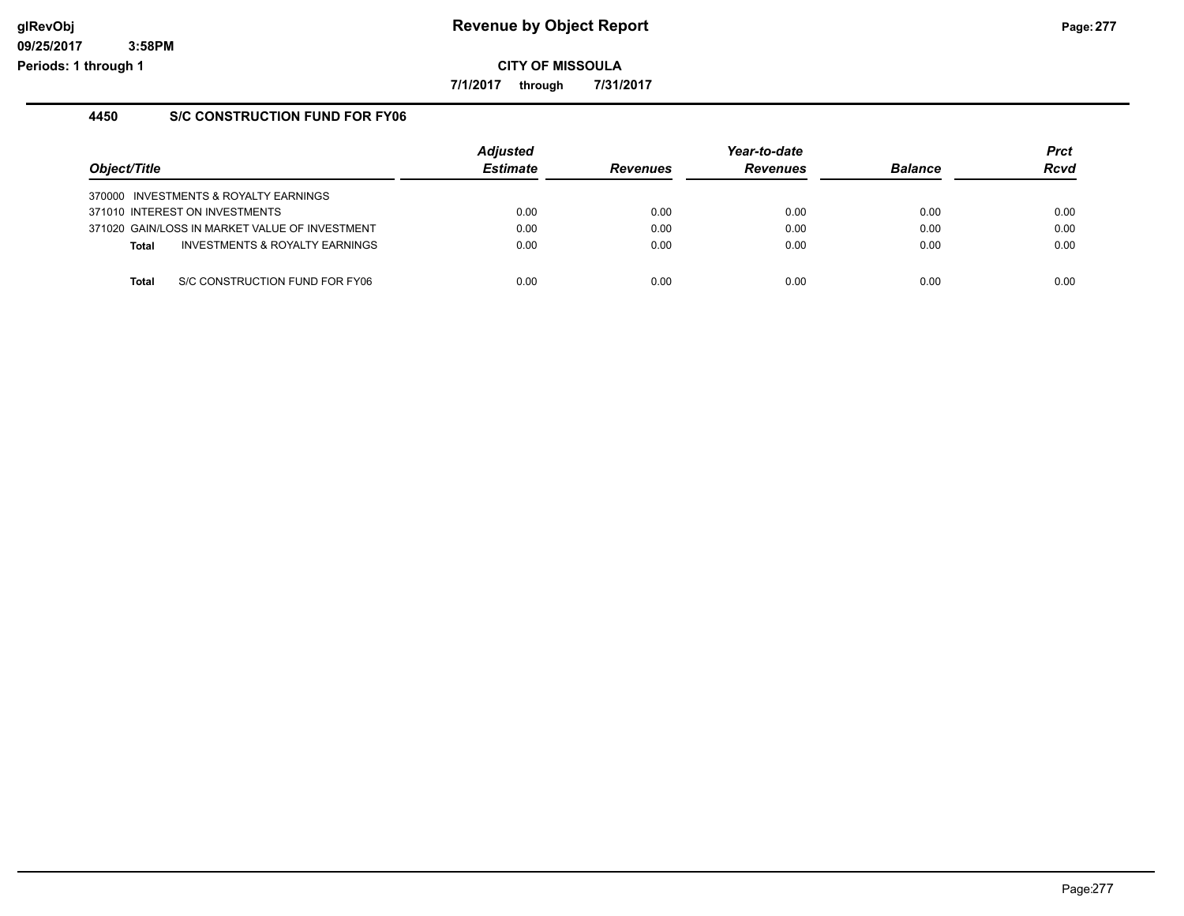# Revenue by Object Report

**CITY OF MISSOULA**

**7/1/2017 through 7/31/2017**

glRevObj
09/25/2017 3:58PM
Periods: 1 through 1

## 4450 S/C CONSTRUCTION FUND FOR FY06

| Object/Title | Adjusted Estimate | Revenues | Year-to-date Revenues | Balance | Prct Rcvd |
|---|---|---|---|---|---|
| 370000 INVESTMENTS & ROYALTY EARNINGS | | | | | |
| 371010 INTEREST ON INVESTMENTS | 0.00 | 0.00 | 0.00 | 0.00 | 0.00 |
| 371020 GAIN/LOSS IN MARKET VALUE OF INVESTMENT | 0.00 | 0.00 | 0.00 | 0.00 | 0.00 |
| **Total** INVESTMENTS & ROYALTY EARNINGS | 0.00 | 0.00 | 0.00 | 0.00 | 0.00 |
| **Total** S/C CONSTRUCTION FUND FOR FY06 | 0.00 | 0.00 | 0.00 | 0.00 | 0.00 |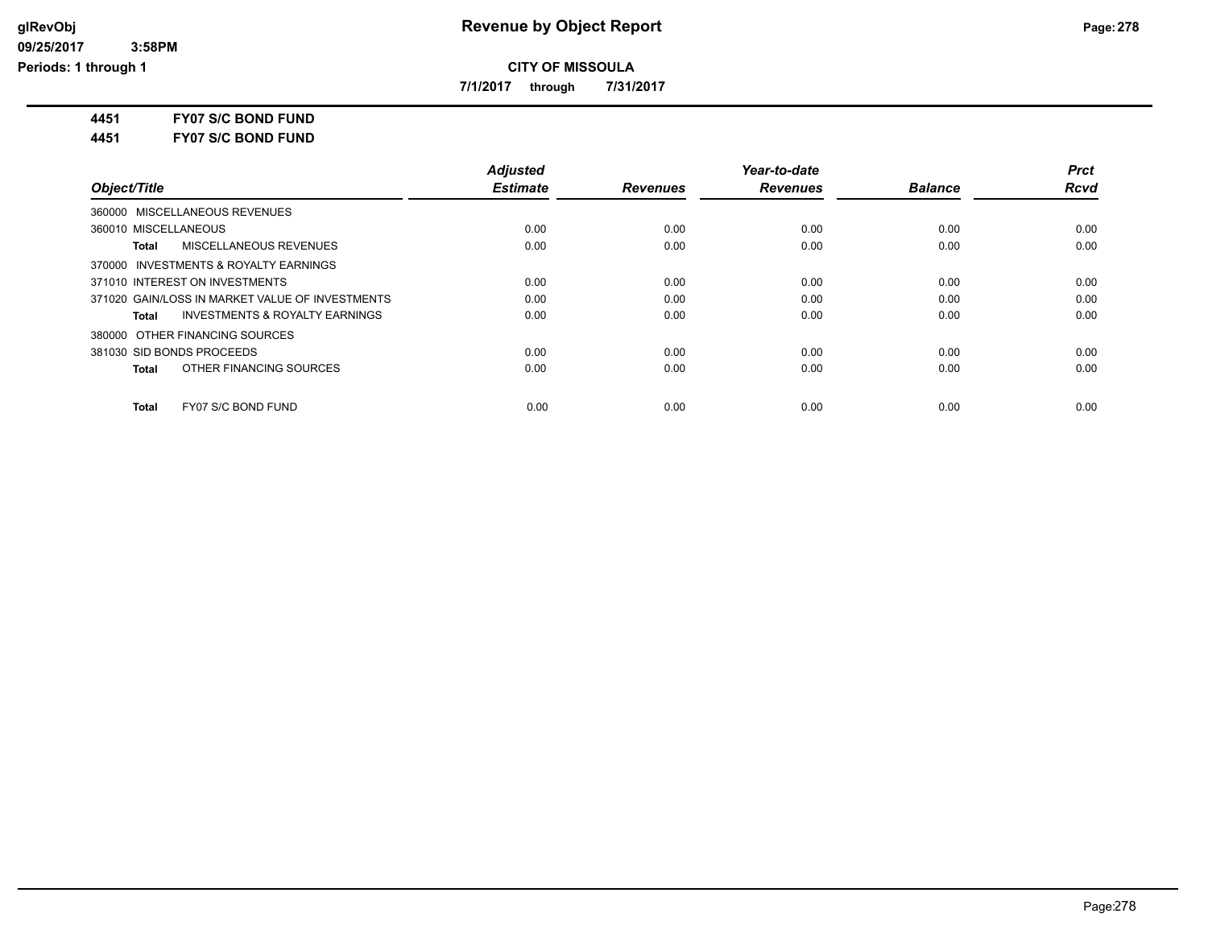# CITY OF MISSOULA

**7/1/2017 through 7/31/2017**

**4451 FY07 S/C BOND FUND**

**4451 FY07 S/C BOND FUND**

| Object/Title | Adjusted Estimate | Revenues | Year-to-date Revenues | Balance | Prct Rcvd |
|---|---|---|---|---|---|
| 360000 MISCELLANEOUS REVENUES | | | | | |
| 360010 MISCELLANEOUS | 0.00 | 0.00 | 0.00 | 0.00 | 0.00 |
| **Total** MISCELLANEOUS REVENUES | 0.00 | 0.00 | 0.00 | 0.00 | 0.00 |
| 370000 INVESTMENTS & ROYALTY EARNINGS | | | | | |
| 371010 INTEREST ON INVESTMENTS | 0.00 | 0.00 | 0.00 | 0.00 | 0.00 |
| 371020 GAIN/LOSS IN MARKET VALUE OF INVESTMENTS | 0.00 | 0.00 | 0.00 | 0.00 | 0.00 |
| **Total** INVESTMENTS & ROYALTY EARNINGS | 0.00 | 0.00 | 0.00 | 0.00 | 0.00 |
| 380000 OTHER FINANCING SOURCES | | | | | |
| 381030 SID BONDS PROCEEDS | 0.00 | 0.00 | 0.00 | 0.00 | 0.00 |
| **Total** OTHER FINANCING SOURCES | 0.00 | 0.00 | 0.00 | 0.00 | 0.00 |
| **Total** FY07 S/C BOND FUND | 0.00 | 0.00 | 0.00 | 0.00 | 0.00 |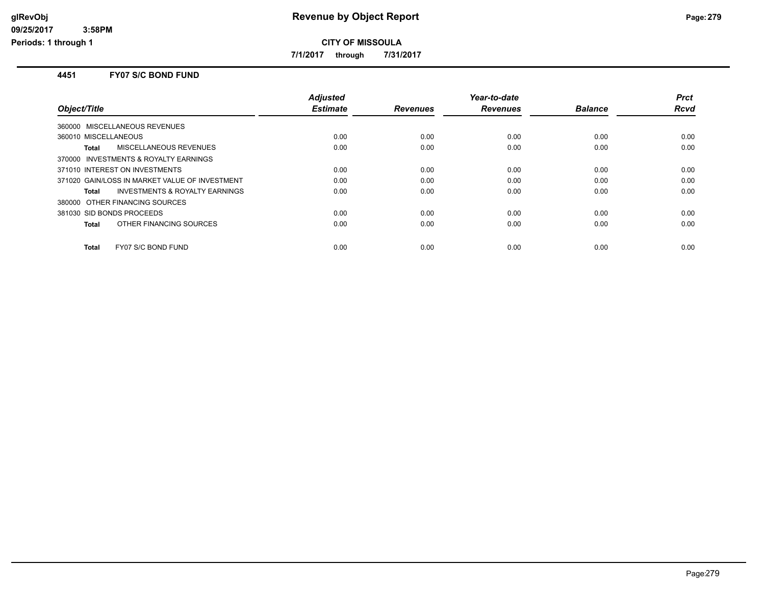# Revenue by Object Report

**CITY OF MISSOULA**

**7/1/2017 through 7/31/2017**

glRevObj
09/25/2017 3:58PM
Periods: 1 through 1

## 4451 FY07 S/C BOND FUND

| Object/Title | Adjusted Estimate | Revenues | Year-to-date Revenues | Balance | Prct Rcvd |
|---|---|---|---|---|---|
| 360000 MISCELLANEOUS REVENUES | | | | | |
| 360010 MISCELLANEOUS | 0.00 | 0.00 | 0.00 | 0.00 | 0.00 |
| **Total** MISCELLANEOUS REVENUES | 0.00 | 0.00 | 0.00 | 0.00 | 0.00 |
| 370000 INVESTMENTS & ROYALTY EARNINGS | | | | | |
| 371010 INTEREST ON INVESTMENTS | 0.00 | 0.00 | 0.00 | 0.00 | 0.00 |
| 371020 GAIN/LOSS IN MARKET VALUE OF INVESTMENT | 0.00 | 0.00 | 0.00 | 0.00 | 0.00 |
| **Total** INVESTMENTS & ROYALTY EARNINGS | 0.00 | 0.00 | 0.00 | 0.00 | 0.00 |
| 380000 OTHER FINANCING SOURCES | | | | | |
| 381030 SID BONDS PROCEEDS | 0.00 | 0.00 | 0.00 | 0.00 | 0.00 |
| **Total** OTHER FINANCING SOURCES | 0.00 | 0.00 | 0.00 | 0.00 | 0.00 |
| **Total** FY07 S/C BOND FUND | 0.00 | 0.00 | 0.00 | 0.00 | 0.00 |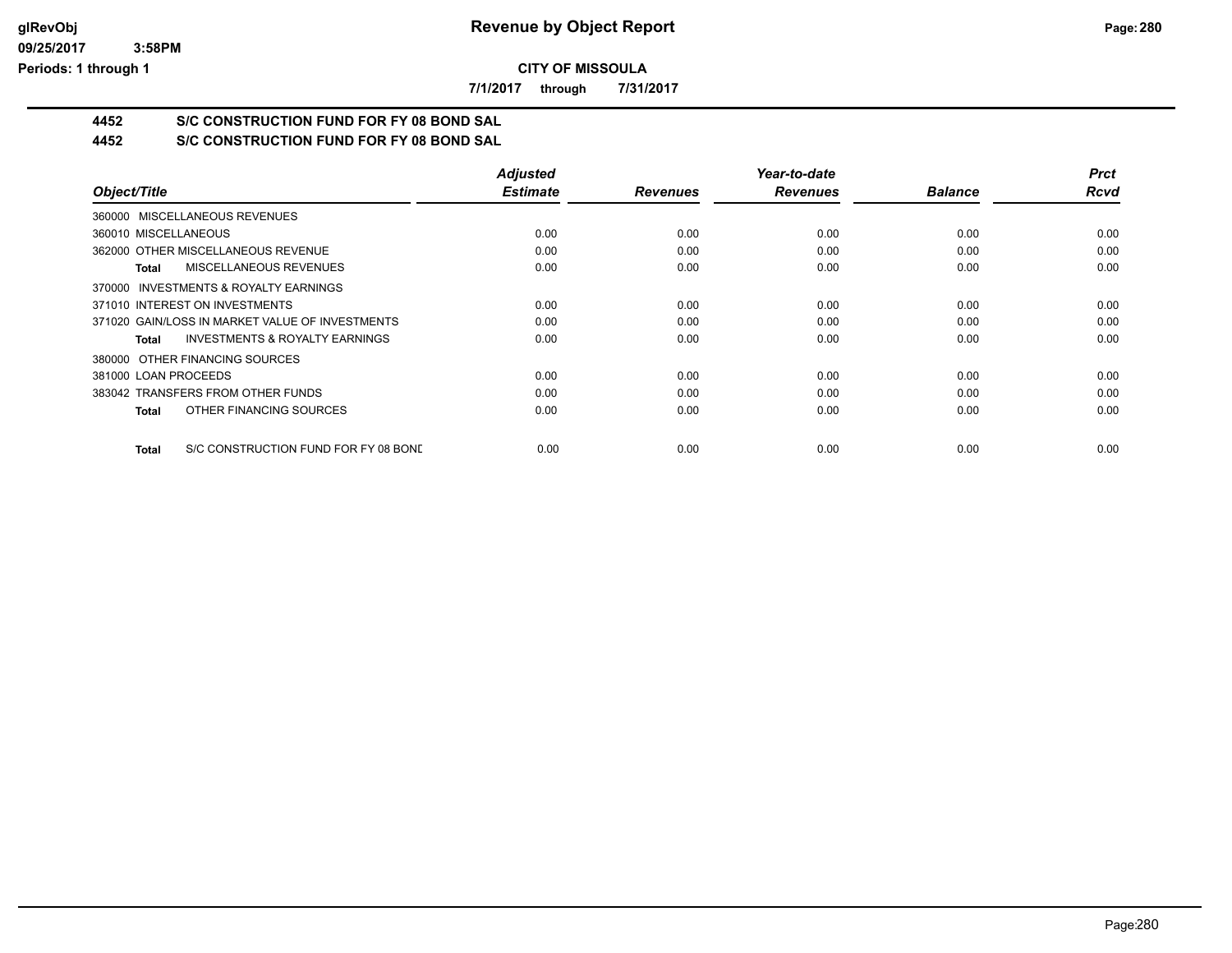# Revenue by Object Report

**CITY OF MISSOULA**

**7/1/2017 through 7/31/2017**

## 4452 S/C CONSTRUCTION FUND FOR FY 08 BOND SAL

## 4452 S/C CONSTRUCTION FUND FOR FY 08 BOND SAL

| Object/Title | Adjusted Estimate | Revenues | Year-to-date Revenues | Balance | Prct Rcvd |
|---|---|---|---|---|---|
| 360000 MISCELLANEOUS REVENUES | | | | | |
| 360010 MISCELLANEOUS | 0.00 | 0.00 | 0.00 | 0.00 | 0.00 |
| 362000 OTHER MISCELLANEOUS REVENUE | 0.00 | 0.00 | 0.00 | 0.00 | 0.00 |
| **Total** MISCELLANEOUS REVENUES | 0.00 | 0.00 | 0.00 | 0.00 | 0.00 |
| 370000 INVESTMENTS & ROYALTY EARNINGS | | | | | |
| 371010 INTEREST ON INVESTMENTS | 0.00 | 0.00 | 0.00 | 0.00 | 0.00 |
| 371020 GAIN/LOSS IN MARKET VALUE OF INVESTMENTS | 0.00 | 0.00 | 0.00 | 0.00 | 0.00 |
| **Total** INVESTMENTS & ROYALTY EARNINGS | 0.00 | 0.00 | 0.00 | 0.00 | 0.00 |
| 380000 OTHER FINANCING SOURCES | | | | | |
| 381000 LOAN PROCEEDS | 0.00 | 0.00 | 0.00 | 0.00 | 0.00 |
| 383042 TRANSFERS FROM OTHER FUNDS | 0.00 | 0.00 | 0.00 | 0.00 | 0.00 |
| **Total** OTHER FINANCING SOURCES | 0.00 | 0.00 | 0.00 | 0.00 | 0.00 |
| **Total** S/C CONSTRUCTION FUND FOR FY 08 BOND | 0.00 | 0.00 | 0.00 | 0.00 | 0.00 |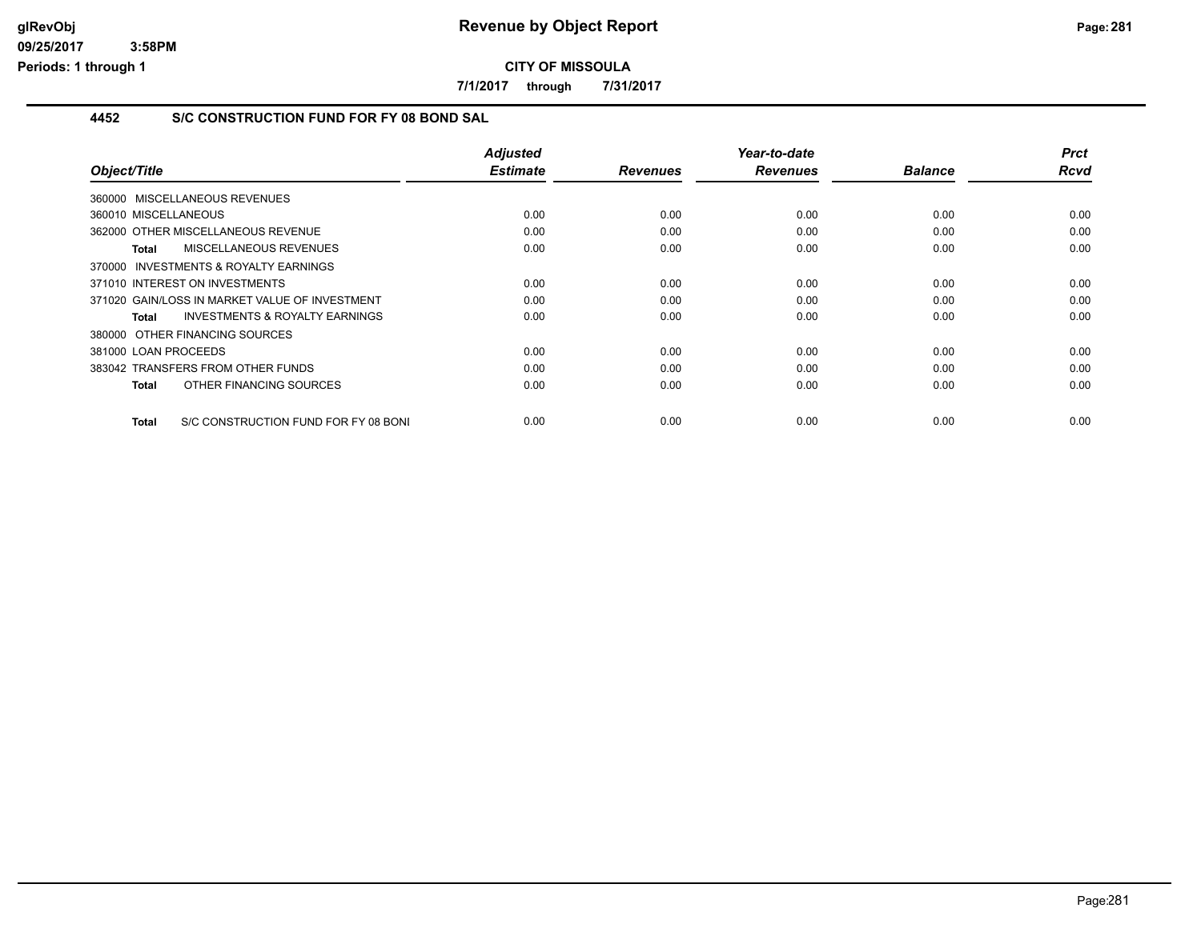**CITY OF MISSOULA**

**7/1/2017 through 7/31/2017**

## 4452 S/C CONSTRUCTION FUND FOR FY 08 BOND SAL

| Object/Title | Adjusted Estimate | Revenues | Year-to-date Revenues | Balance | Prct Rcvd |
|---|---|---|---|---|---|
| 360000 MISCELLANEOUS REVENUES | | | | | |
| 360010 MISCELLANEOUS | 0.00 | 0.00 | 0.00 | 0.00 | 0.00 |
| 362000 OTHER MISCELLANEOUS REVENUE | 0.00 | 0.00 | 0.00 | 0.00 | 0.00 |
| **Total** MISCELLANEOUS REVENUES | 0.00 | 0.00 | 0.00 | 0.00 | 0.00 |
| 370000 INVESTMENTS & ROYALTY EARNINGS | | | | | |
| 371010 INTEREST ON INVESTMENTS | 0.00 | 0.00 | 0.00 | 0.00 | 0.00 |
| 371020 GAIN/LOSS IN MARKET VALUE OF INVESTMENT | 0.00 | 0.00 | 0.00 | 0.00 | 0.00 |
| **Total** INVESTMENTS & ROYALTY EARNINGS | 0.00 | 0.00 | 0.00 | 0.00 | 0.00 |
| 380000 OTHER FINANCING SOURCES | | | | | |
| 381000 LOAN PROCEEDS | 0.00 | 0.00 | 0.00 | 0.00 | 0.00 |
| 383042 TRANSFERS FROM OTHER FUNDS | 0.00 | 0.00 | 0.00 | 0.00 | 0.00 |
| **Total** OTHER FINANCING SOURCES | 0.00 | 0.00 | 0.00 | 0.00 | 0.00 |
| **Total** S/C CONSTRUCTION FUND FOR FY 08 BONI | 0.00 | 0.00 | 0.00 | 0.00 | 0.00 |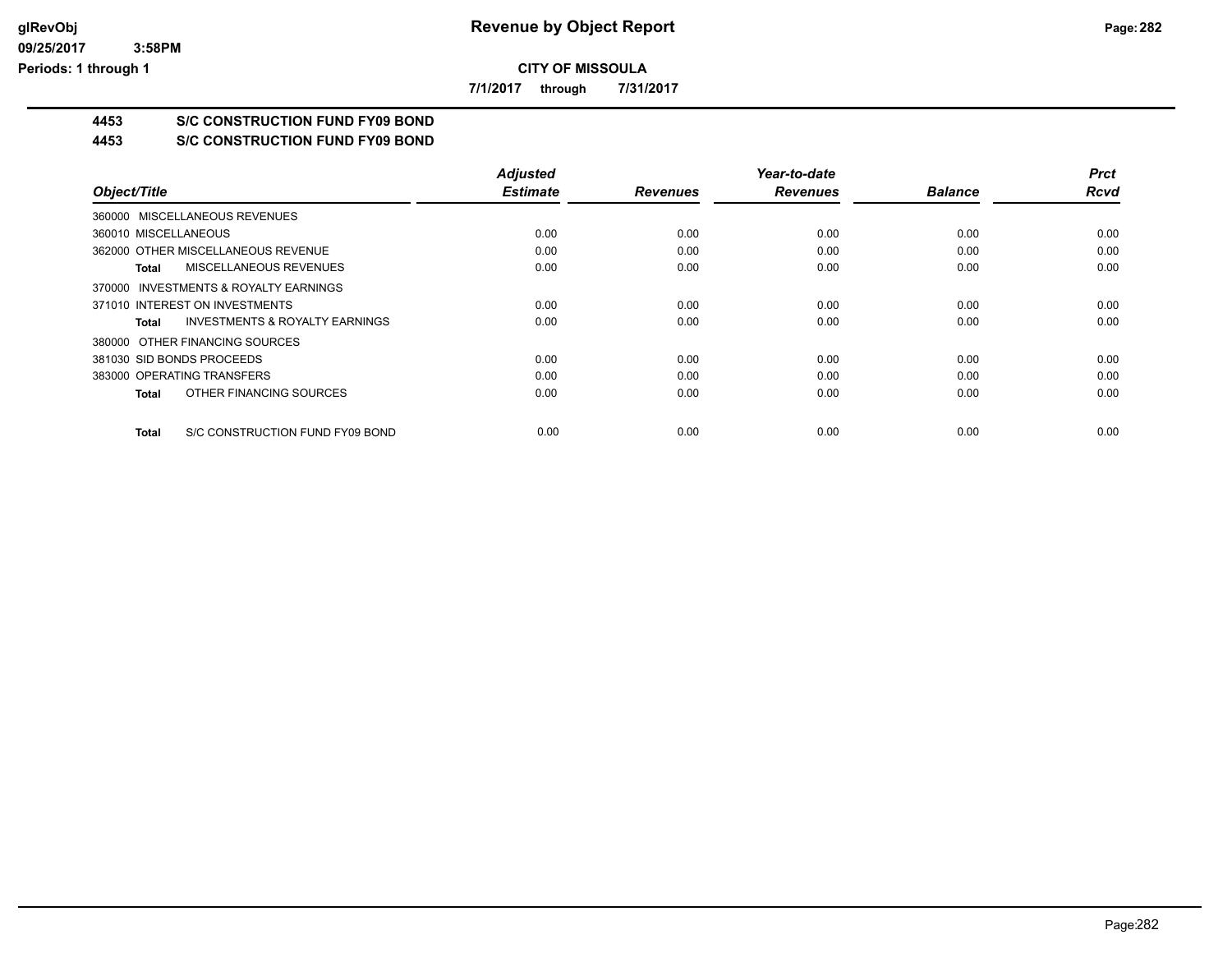# Revenue by Object Report

**CITY OF MISSOULA**

**7/1/2017 through 7/31/2017**

glRevObj
09/25/2017 3:58PM
Periods: 1 through 1

## 4453 S/C CONSTRUCTION FUND FY09 BOND

## 4453 S/C CONSTRUCTION FUND FY09 BOND

| Object/Title | Adjusted Estimate | Revenues | Year-to-date Revenues | Balance | Prct Rcvd |
|---|---|---|---|---|---|
| 360000 MISCELLANEOUS REVENUES | | | | | |
| 360010 MISCELLANEOUS | 0.00 | 0.00 | 0.00 | 0.00 | 0.00 |
| 362000 OTHER MISCELLANEOUS REVENUE | 0.00 | 0.00 | 0.00 | 0.00 | 0.00 |
| **Total** MISCELLANEOUS REVENUES | 0.00 | 0.00 | 0.00 | 0.00 | 0.00 |
| 370000 INVESTMENTS & ROYALTY EARNINGS | | | | | |
| 371010 INTEREST ON INVESTMENTS | 0.00 | 0.00 | 0.00 | 0.00 | 0.00 |
| **Total** INVESTMENTS & ROYALTY EARNINGS | 0.00 | 0.00 | 0.00 | 0.00 | 0.00 |
| 380000 OTHER FINANCING SOURCES | | | | | |
| 381030 SID BONDS PROCEEDS | 0.00 | 0.00 | 0.00 | 0.00 | 0.00 |
| 383000 OPERATING TRANSFERS | 0.00 | 0.00 | 0.00 | 0.00 | 0.00 |
| **Total** OTHER FINANCING SOURCES | 0.00 | 0.00 | 0.00 | 0.00 | 0.00 |
| **Total** S/C CONSTRUCTION FUND FY09 BOND | 0.00 | 0.00 | 0.00 | 0.00 | 0.00 |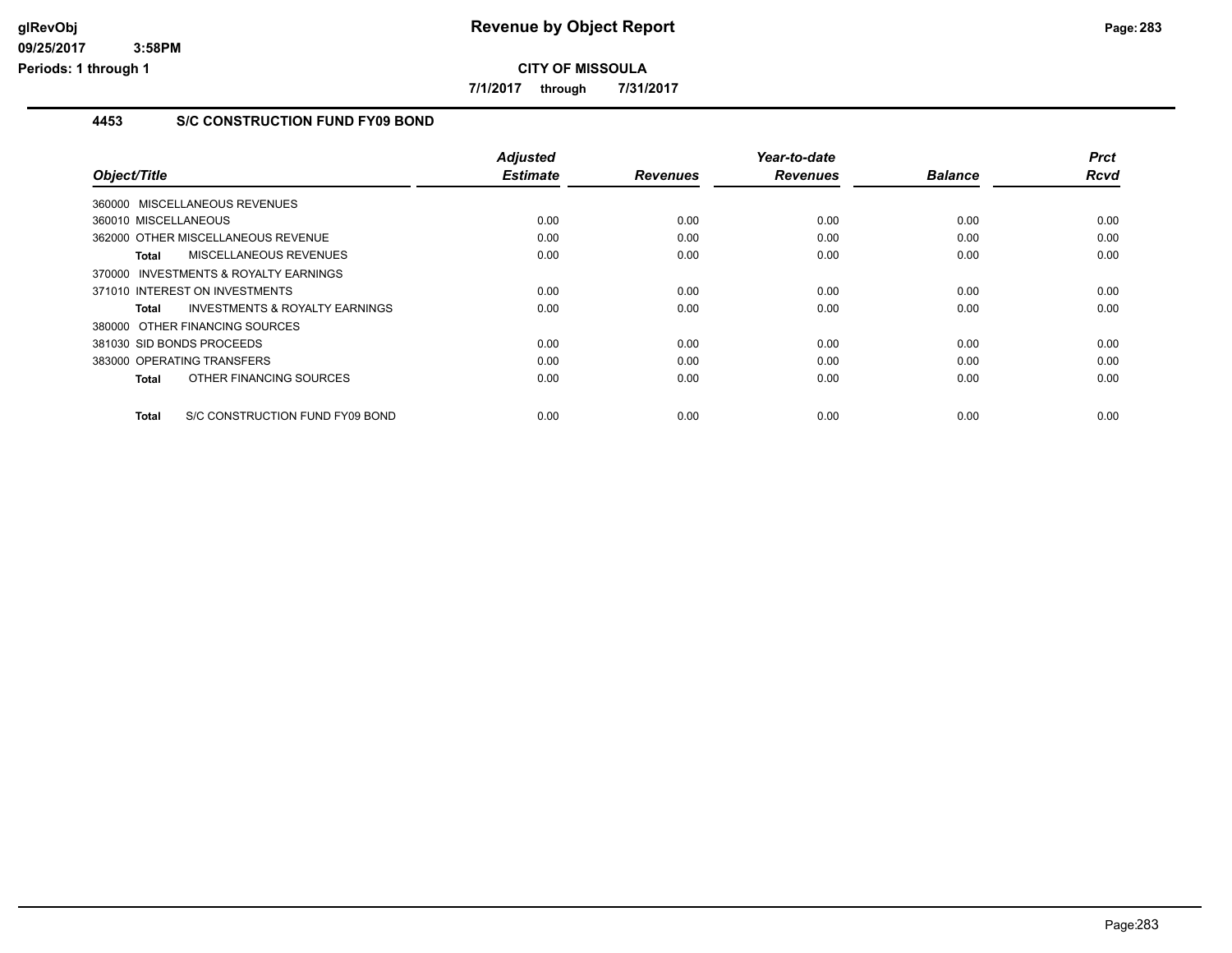# Revenue by Object Report

glRevObj
09/25/2017 3:58PM
Periods: 1 through 1

**CITY OF MISSOULA**

**7/1/2017 through 7/31/2017**

## 4453 S/C CONSTRUCTION FUND FY09 BOND

| Object/Title | Adjusted Estimate | Revenues | Year-to-date Revenues | Balance | Prct Rcvd |
|---|---|---|---|---|---|
| 360000 MISCELLANEOUS REVENUES | | | | | |
| 360010 MISCELLANEOUS | 0.00 | 0.00 | 0.00 | 0.00 | 0.00 |
| 362000 OTHER MISCELLANEOUS REVENUE | 0.00 | 0.00 | 0.00 | 0.00 | 0.00 |
| **Total** MISCELLANEOUS REVENUES | 0.00 | 0.00 | 0.00 | 0.00 | 0.00 |
| 370000 INVESTMENTS & ROYALTY EARNINGS | | | | | |
| 371010 INTEREST ON INVESTMENTS | 0.00 | 0.00 | 0.00 | 0.00 | 0.00 |
| **Total** INVESTMENTS & ROYALTY EARNINGS | 0.00 | 0.00 | 0.00 | 0.00 | 0.00 |
| 380000 OTHER FINANCING SOURCES | | | | | |
| 381030 SID BONDS PROCEEDS | 0.00 | 0.00 | 0.00 | 0.00 | 0.00 |
| 383000 OPERATING TRANSFERS | 0.00 | 0.00 | 0.00 | 0.00 | 0.00 |
| **Total** OTHER FINANCING SOURCES | 0.00 | 0.00 | 0.00 | 0.00 | 0.00 |
| **Total** S/C CONSTRUCTION FUND FY09 BOND | 0.00 | 0.00 | 0.00 | 0.00 | 0.00 |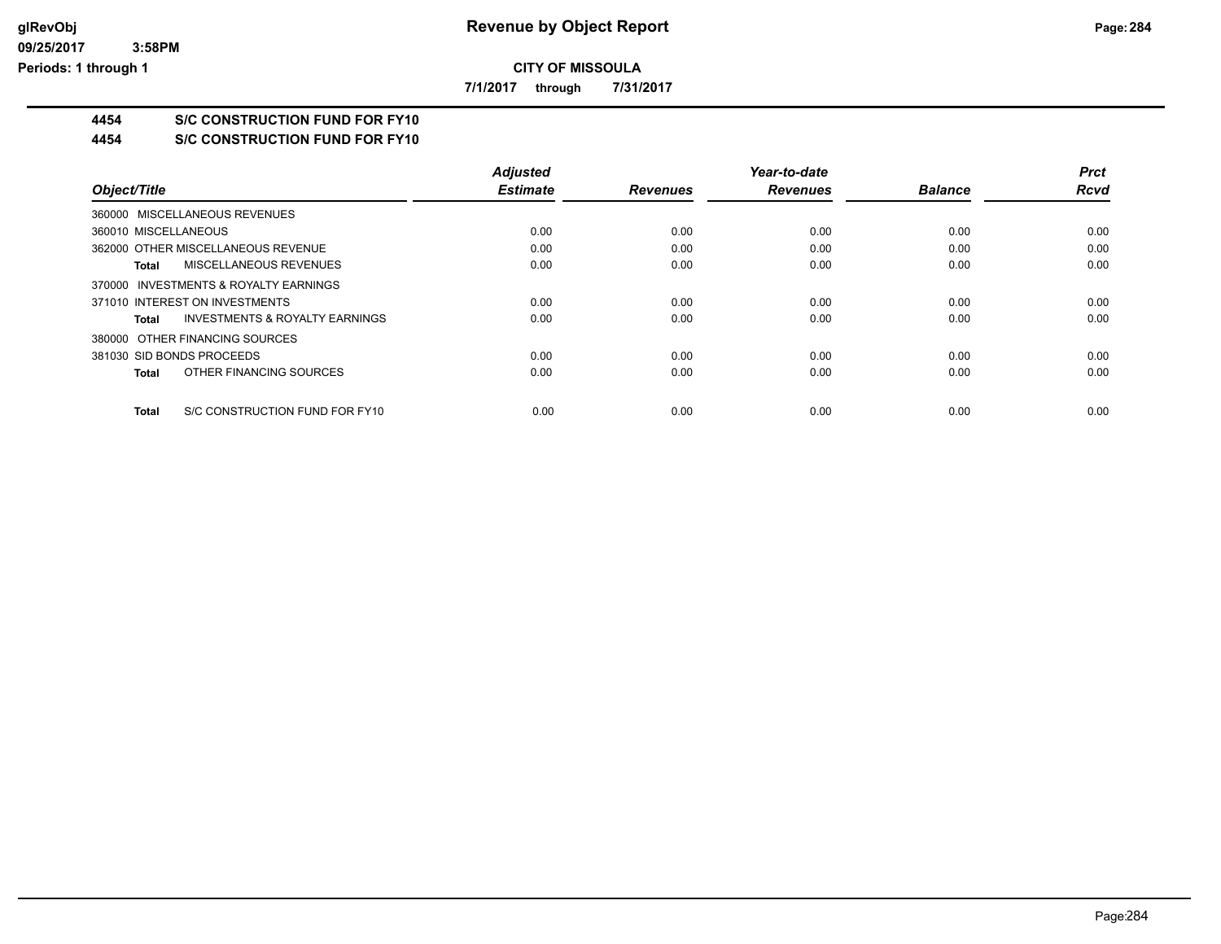# Revenue by Object Report

**CITY OF MISSOULA**

**7/1/2017 through 7/31/2017**

glRevObj
09/25/2017 3:58PM
Periods: 1 through 1

## 4454 S/C CONSTRUCTION FUND FOR FY10

## 4454 S/C CONSTRUCTION FUND FOR FY10

| Object/Title | Adjusted Estimate | Revenues | Year-to-date Revenues | Balance | Prct Rcvd |
|---|---|---|---|---|---|
| 360000 MISCELLANEOUS REVENUES | | | | | |
| 360010 MISCELLANEOUS | 0.00 | 0.00 | 0.00 | 0.00 | 0.00 |
| 362000 OTHER MISCELLANEOUS REVENUE | 0.00 | 0.00 | 0.00 | 0.00 | 0.00 |
| **Total** MISCELLANEOUS REVENUES | 0.00 | 0.00 | 0.00 | 0.00 | 0.00 |
| 370000 INVESTMENTS & ROYALTY EARNINGS | | | | | |
| 371010 INTEREST ON INVESTMENTS | 0.00 | 0.00 | 0.00 | 0.00 | 0.00 |
| **Total** INVESTMENTS & ROYALTY EARNINGS | 0.00 | 0.00 | 0.00 | 0.00 | 0.00 |
| 380000 OTHER FINANCING SOURCES | | | | | |
| 381030 SID BONDS PROCEEDS | 0.00 | 0.00 | 0.00 | 0.00 | 0.00 |
| **Total** OTHER FINANCING SOURCES | 0.00 | 0.00 | 0.00 | 0.00 | 0.00 |
| **Total** S/C CONSTRUCTION FUND FOR FY10 | 0.00 | 0.00 | 0.00 | 0.00 | 0.00 |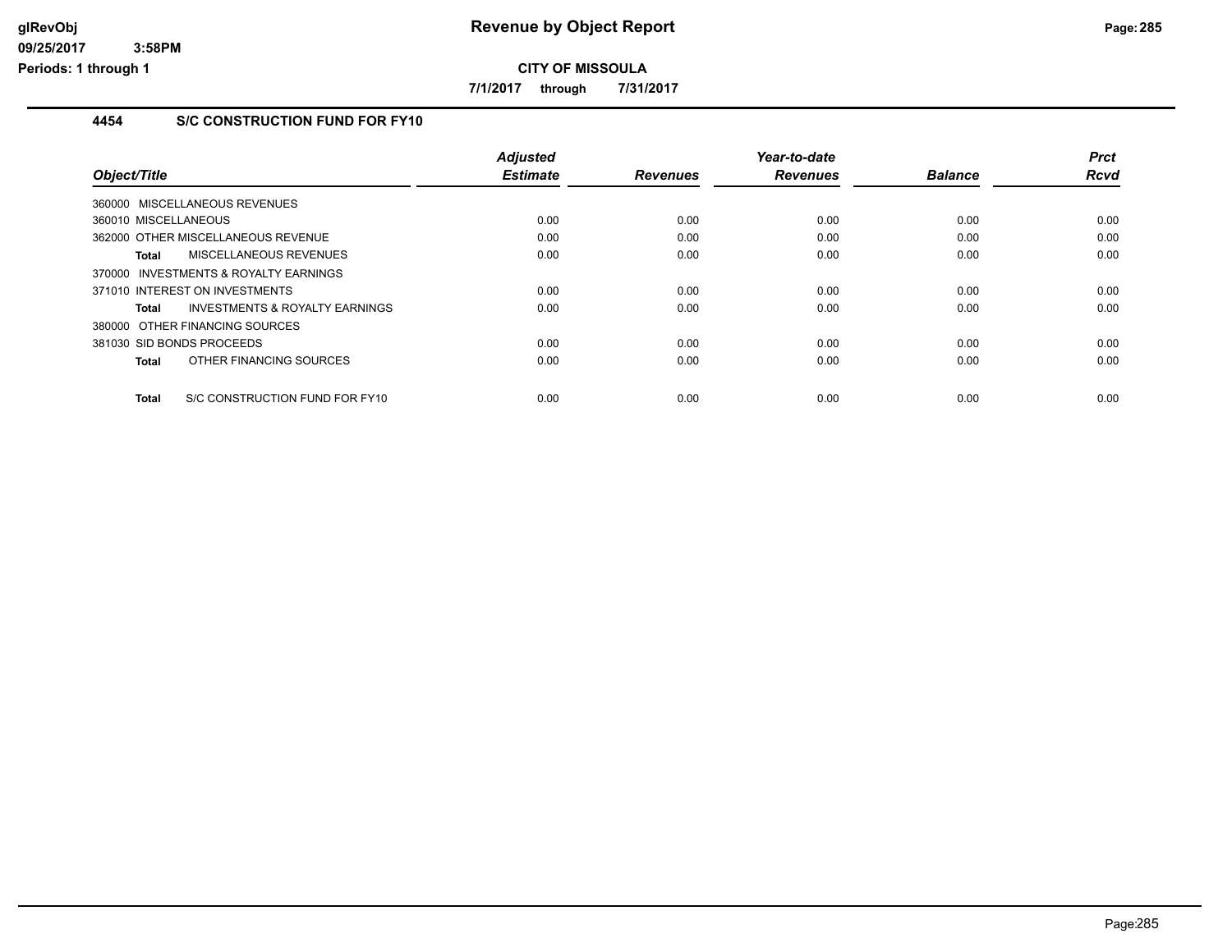# Revenue by Object Report

**CITY OF MISSOULA**

**7/1/2017 through 7/31/2017**

glRevObj
09/25/2017 3:58PM
Periods: 1 through 1

## 4454 S/C CONSTRUCTION FUND FOR FY10

| Object/Title | Adjusted Estimate | Revenues | Year-to-date Revenues | Balance | Prct Rcvd |
|---|---|---|---|---|---|
| 360000 MISCELLANEOUS REVENUES | | | | | |
| 360010 MISCELLANEOUS | 0.00 | 0.00 | 0.00 | 0.00 | 0.00 |
| 362000 OTHER MISCELLANEOUS REVENUE | 0.00 | 0.00 | 0.00 | 0.00 | 0.00 |
| **Total** MISCELLANEOUS REVENUES | 0.00 | 0.00 | 0.00 | 0.00 | 0.00 |
| 370000 INVESTMENTS & ROYALTY EARNINGS | | | | | |
| 371010 INTEREST ON INVESTMENTS | 0.00 | 0.00 | 0.00 | 0.00 | 0.00 |
| **Total** INVESTMENTS & ROYALTY EARNINGS | 0.00 | 0.00 | 0.00 | 0.00 | 0.00 |
| 380000 OTHER FINANCING SOURCES | | | | | |
| 381030 SID BONDS PROCEEDS | 0.00 | 0.00 | 0.00 | 0.00 | 0.00 |
| **Total** OTHER FINANCING SOURCES | 0.00 | 0.00 | 0.00 | 0.00 | 0.00 |
| **Total** S/C CONSTRUCTION FUND FOR FY10 | 0.00 | 0.00 | 0.00 | 0.00 | 0.00 |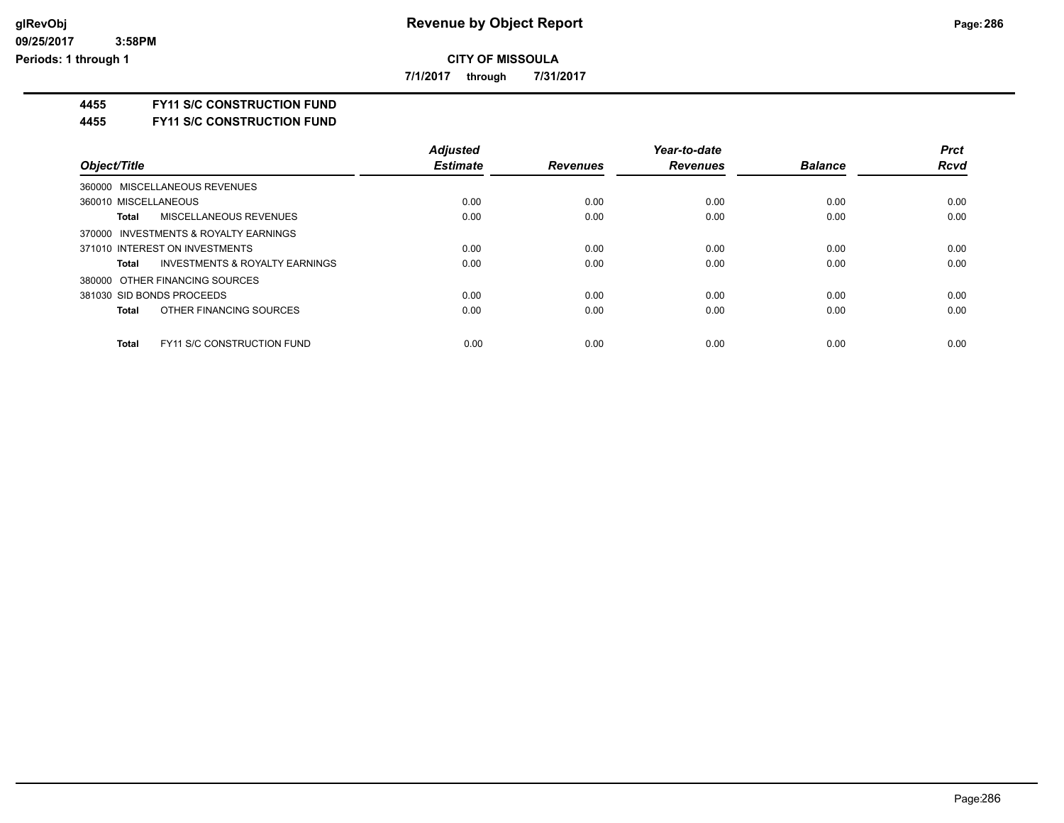# Revenue by Object Report

**CITY OF MISSOULA**

**7/1/2017 through 7/31/2017**

glRevObj
09/25/2017 3:58PM
Periods: 1 through 1

**4455 FY11 S/C CONSTRUCTION FUND**

**4455 FY11 S/C CONSTRUCTION FUND**

| Object/Title | Adjusted Estimate | Revenues | Year-to-date Revenues | Balance | Prct Rcvd |
|---|---|---|---|---|---|
| 360000 MISCELLANEOUS REVENUES | | | | | |
| 360010 MISCELLANEOUS | 0.00 | 0.00 | 0.00 | 0.00 | 0.00 |
| **Total** MISCELLANEOUS REVENUES | 0.00 | 0.00 | 0.00 | 0.00 | 0.00 |
| 370000 INVESTMENTS & ROYALTY EARNINGS | | | | | |
| 371010 INTEREST ON INVESTMENTS | 0.00 | 0.00 | 0.00 | 0.00 | 0.00 |
| **Total** INVESTMENTS & ROYALTY EARNINGS | 0.00 | 0.00 | 0.00 | 0.00 | 0.00 |
| 380000 OTHER FINANCING SOURCES | | | | | |
| 381030 SID BONDS PROCEEDS | 0.00 | 0.00 | 0.00 | 0.00 | 0.00 |
| **Total** OTHER FINANCING SOURCES | 0.00 | 0.00 | 0.00 | 0.00 | 0.00 |
| **Total** FY11 S/C CONSTRUCTION FUND | 0.00 | 0.00 | 0.00 | 0.00 | 0.00 |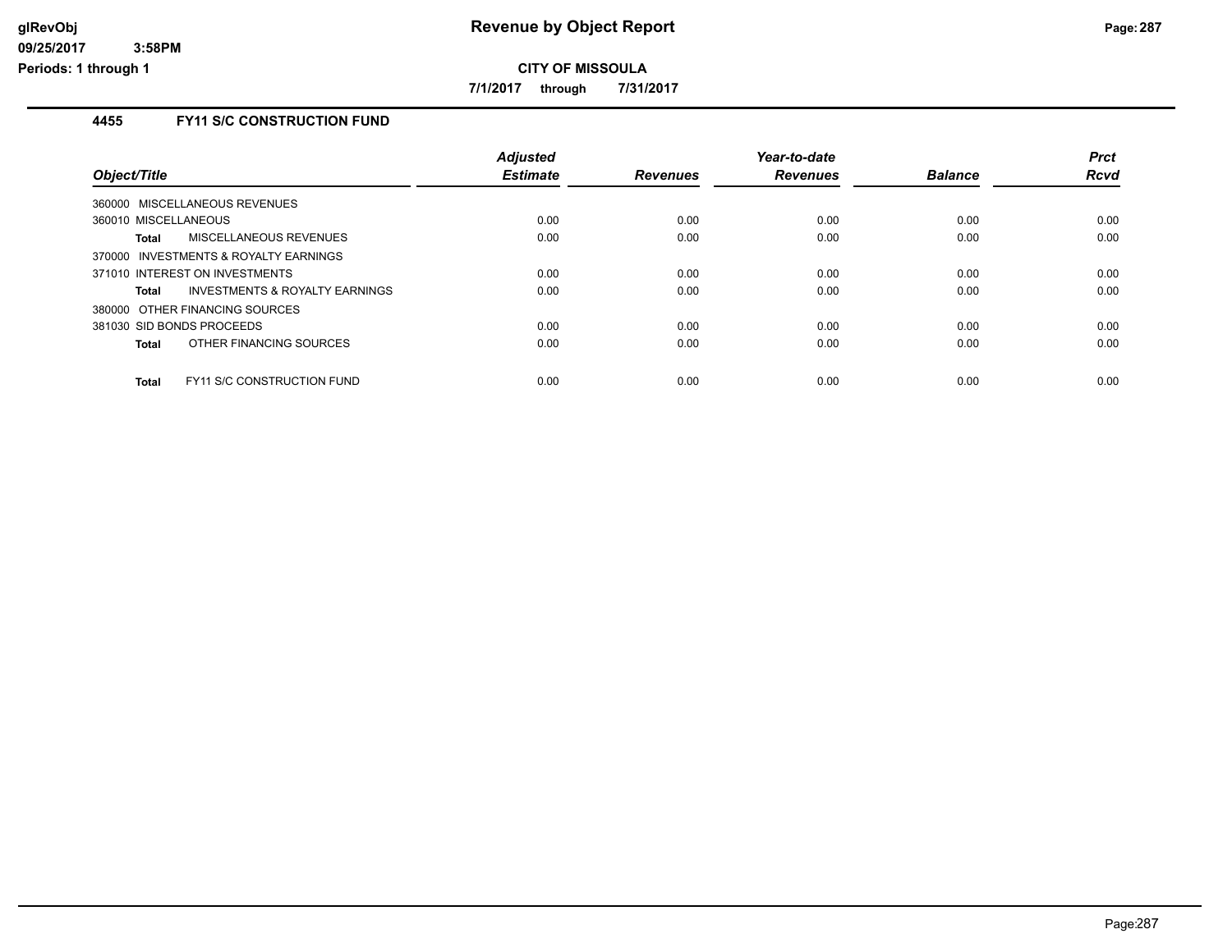# Revenue by Object Report

**CITY OF MISSOULA**

**7/1/2017 through 7/31/2017**

glRevObj
09/25/2017 3:58PM
Periods: 1 through 1

### 4455 FY11 S/C CONSTRUCTION FUND

| Object/Title | Adjusted Estimate | Revenues | Year-to-date Revenues | Balance | Prct Rcvd |
|---|---|---|---|---|---|
| 360000 MISCELLANEOUS REVENUES | | | | | |
| 360010 MISCELLANEOUS | 0.00 | 0.00 | 0.00 | 0.00 | 0.00 |
| **Total** MISCELLANEOUS REVENUES | 0.00 | 0.00 | 0.00 | 0.00 | 0.00 |
| 370000 INVESTMENTS & ROYALTY EARNINGS | | | | | |
| 371010 INTEREST ON INVESTMENTS | 0.00 | 0.00 | 0.00 | 0.00 | 0.00 |
| **Total** INVESTMENTS & ROYALTY EARNINGS | 0.00 | 0.00 | 0.00 | 0.00 | 0.00 |
| 380000 OTHER FINANCING SOURCES | | | | | |
| 381030 SID BONDS PROCEEDS | 0.00 | 0.00 | 0.00 | 0.00 | 0.00 |
| **Total** OTHER FINANCING SOURCES | 0.00 | 0.00 | 0.00 | 0.00 | 0.00 |
| **Total** FY11 S/C CONSTRUCTION FUND | 0.00 | 0.00 | 0.00 | 0.00 | 0.00 |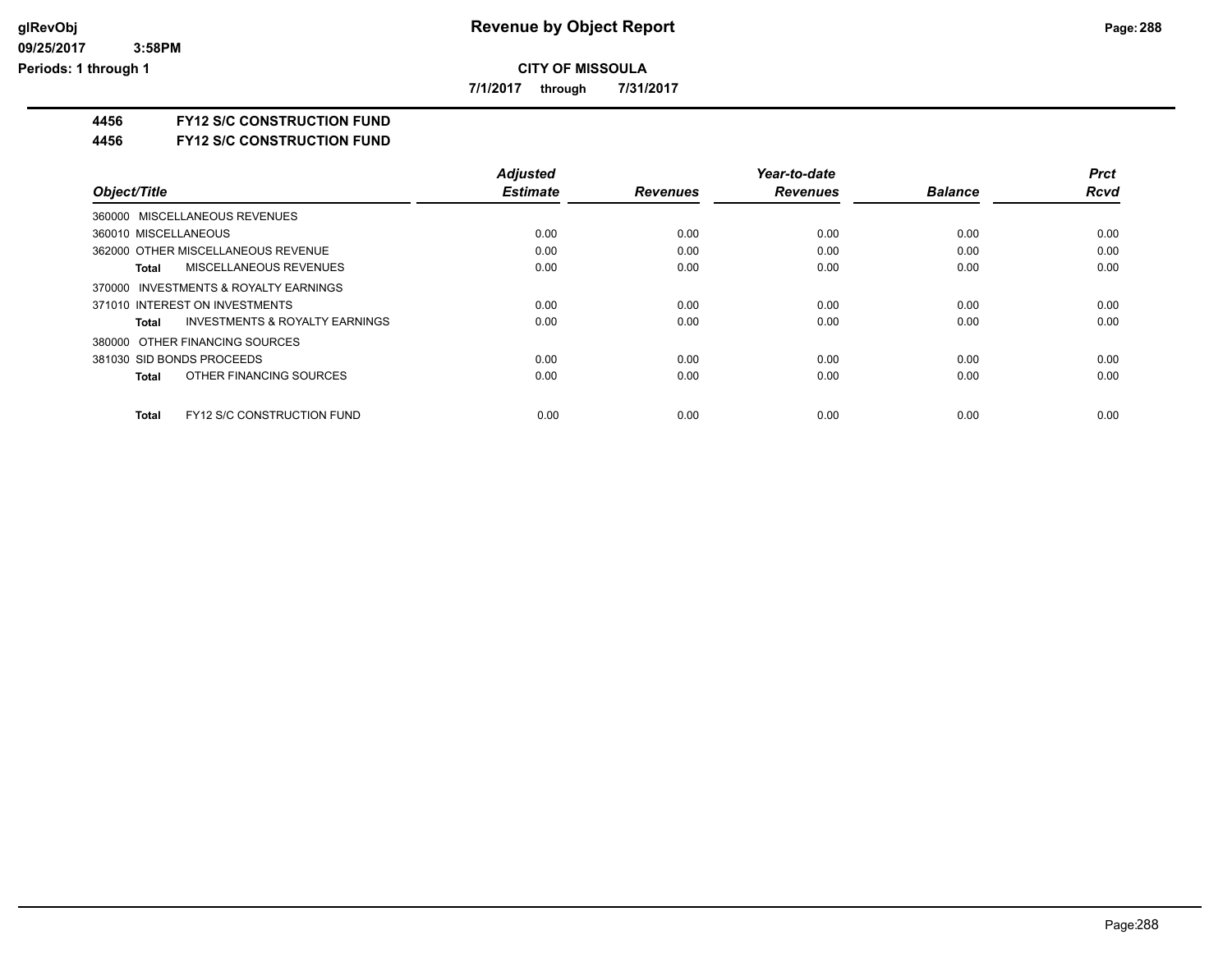**CITY OF MISSOULA**

**7/1/2017 through 7/31/2017**

**4456 FY12 S/C CONSTRUCTION FUND**

**4456 FY12 S/C CONSTRUCTION FUND**

| Object/Title | Adjusted Estimate | Revenues | Year-to-date Revenues | Balance | Prct Rcvd |
|---|---|---|---|---|---|
| 360000 MISCELLANEOUS REVENUES | | | | | |
| 360010 MISCELLANEOUS | 0.00 | 0.00 | 0.00 | 0.00 | 0.00 |
| 362000 OTHER MISCELLANEOUS REVENUE | 0.00 | 0.00 | 0.00 | 0.00 | 0.00 |
| **Total** MISCELLANEOUS REVENUES | 0.00 | 0.00 | 0.00 | 0.00 | 0.00 |
| 370000 INVESTMENTS & ROYALTY EARNINGS | | | | | |
| 371010 INTEREST ON INVESTMENTS | 0.00 | 0.00 | 0.00 | 0.00 | 0.00 |
| **Total** INVESTMENTS & ROYALTY EARNINGS | 0.00 | 0.00 | 0.00 | 0.00 | 0.00 |
| 380000 OTHER FINANCING SOURCES | | | | | |
| 381030 SID BONDS PROCEEDS | 0.00 | 0.00 | 0.00 | 0.00 | 0.00 |
| **Total** OTHER FINANCING SOURCES | 0.00 | 0.00 | 0.00 | 0.00 | 0.00 |
| **Total** FY12 S/C CONSTRUCTION FUND | 0.00 | 0.00 | 0.00 | 0.00 | 0.00 |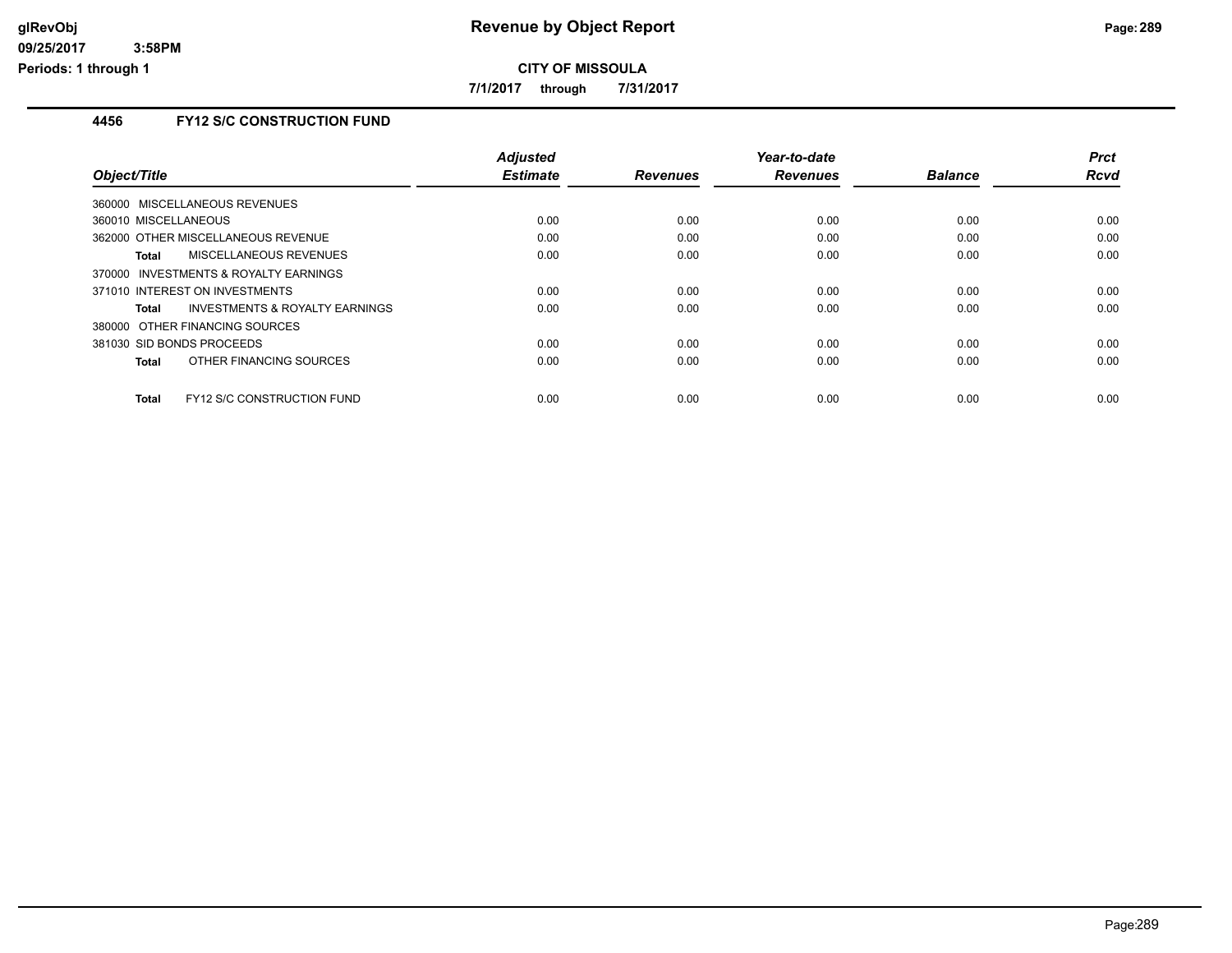# Revenue by Object Report

glRevObj
09/25/2017 3:58PM
Periods: 1 through 1

**CITY OF MISSOULA**

**7/1/2017 through 7/31/2017**

## 4456 FY12 S/C CONSTRUCTION FUND

| Object/Title | Adjusted Estimate | Revenues | Year-to-date Revenues | Balance | Prct Rcvd |
|---|---|---|---|---|---|
| 360000 MISCELLANEOUS REVENUES | | | | | |
| 360010 MISCELLANEOUS | 0.00 | 0.00 | 0.00 | 0.00 | 0.00 |
| 362000 OTHER MISCELLANEOUS REVENUE | 0.00 | 0.00 | 0.00 | 0.00 | 0.00 |
| **Total** MISCELLANEOUS REVENUES | 0.00 | 0.00 | 0.00 | 0.00 | 0.00 |
| 370000 INVESTMENTS & ROYALTY EARNINGS | | | | | |
| 371010 INTEREST ON INVESTMENTS | 0.00 | 0.00 | 0.00 | 0.00 | 0.00 |
| **Total** INVESTMENTS & ROYALTY EARNINGS | 0.00 | 0.00 | 0.00 | 0.00 | 0.00 |
| 380000 OTHER FINANCING SOURCES | | | | | |
| 381030 SID BONDS PROCEEDS | 0.00 | 0.00 | 0.00 | 0.00 | 0.00 |
| **Total** OTHER FINANCING SOURCES | 0.00 | 0.00 | 0.00 | 0.00 | 0.00 |
| **Total** FY12 S/C CONSTRUCTION FUND | 0.00 | 0.00 | 0.00 | 0.00 | 0.00 |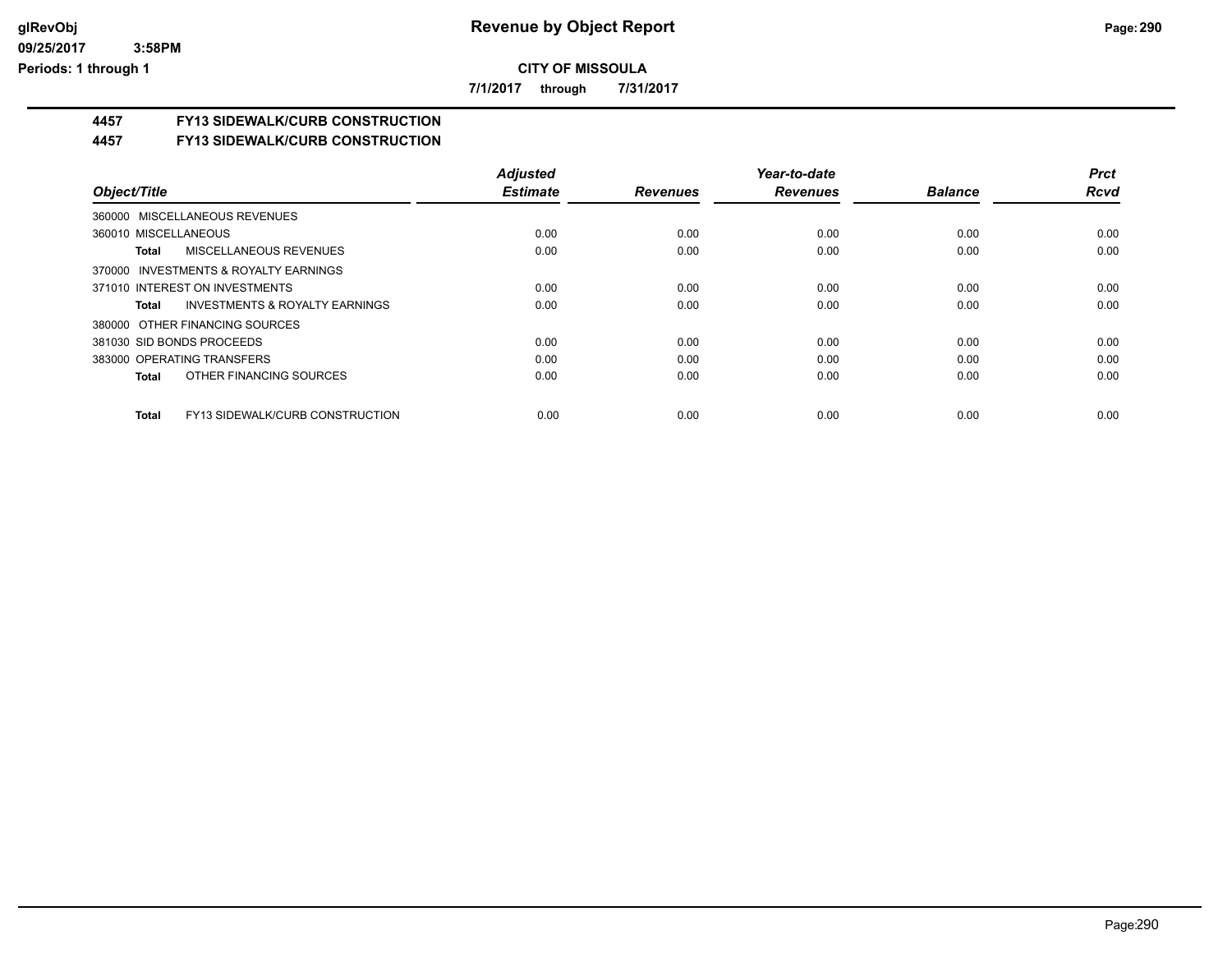**CITY OF MISSOULA**

**7/1/2017 through 7/31/2017**

## 4457 FY13 SIDEWALK/CURB CONSTRUCTION

## 4457 FY13 SIDEWALK/CURB CONSTRUCTION

| Object/Title | Adjusted Estimate | Revenues | Year-to-date Revenues | Balance | Prct Rcvd |
|---|---|---|---|---|---|
| 360000 MISCELLANEOUS REVENUES | | | | | |
| 360010 MISCELLANEOUS | 0.00 | 0.00 | 0.00 | 0.00 | 0.00 |
| **Total** MISCELLANEOUS REVENUES | 0.00 | 0.00 | 0.00 | 0.00 | 0.00 |
| 370000 INVESTMENTS & ROYALTY EARNINGS | | | | | |
| 371010 INTEREST ON INVESTMENTS | 0.00 | 0.00 | 0.00 | 0.00 | 0.00 |
| **Total** INVESTMENTS & ROYALTY EARNINGS | 0.00 | 0.00 | 0.00 | 0.00 | 0.00 |
| 380000 OTHER FINANCING SOURCES | | | | | |
| 381030 SID BONDS PROCEEDS | 0.00 | 0.00 | 0.00 | 0.00 | 0.00 |
| 383000 OPERATING TRANSFERS | 0.00 | 0.00 | 0.00 | 0.00 | 0.00 |
| **Total** OTHER FINANCING SOURCES | 0.00 | 0.00 | 0.00 | 0.00 | 0.00 |
| **Total** FY13 SIDEWALK/CURB CONSTRUCTION | 0.00 | 0.00 | 0.00 | 0.00 | 0.00 |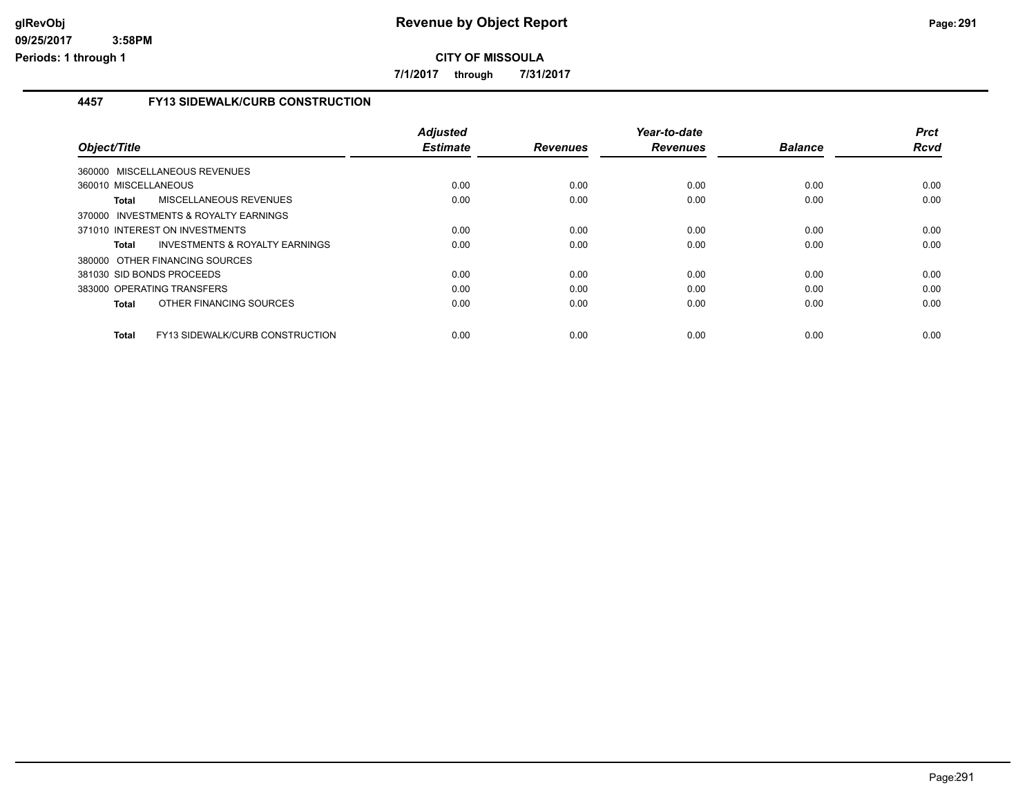**CITY OF MISSOULA**

**7/1/2017 through 7/31/2017**

### 4457 FY13 SIDEWALK/CURB CONSTRUCTION

| Object/Title | Adjusted Estimate | Revenues | Year-to-date Revenues | Balance | Prct Rcvd |
|---|---|---|---|---|---|
| 360000 MISCELLANEOUS REVENUES | | | | | |
| 360010 MISCELLANEOUS | 0.00 | 0.00 | 0.00 | 0.00 | 0.00 |
| **Total** MISCELLANEOUS REVENUES | 0.00 | 0.00 | 0.00 | 0.00 | 0.00 |
| 370000 INVESTMENTS & ROYALTY EARNINGS | | | | | |
| 371010 INTEREST ON INVESTMENTS | 0.00 | 0.00 | 0.00 | 0.00 | 0.00 |
| **Total** INVESTMENTS & ROYALTY EARNINGS | 0.00 | 0.00 | 0.00 | 0.00 | 0.00 |
| 380000 OTHER FINANCING SOURCES | | | | | |
| 381030 SID BONDS PROCEEDS | 0.00 | 0.00 | 0.00 | 0.00 | 0.00 |
| 383000 OPERATING TRANSFERS | 0.00 | 0.00 | 0.00 | 0.00 | 0.00 |
| **Total** OTHER FINANCING SOURCES | 0.00 | 0.00 | 0.00 | 0.00 | 0.00 |
| **Total** FY13 SIDEWALK/CURB CONSTRUCTION | 0.00 | 0.00 | 0.00 | 0.00 | 0.00 |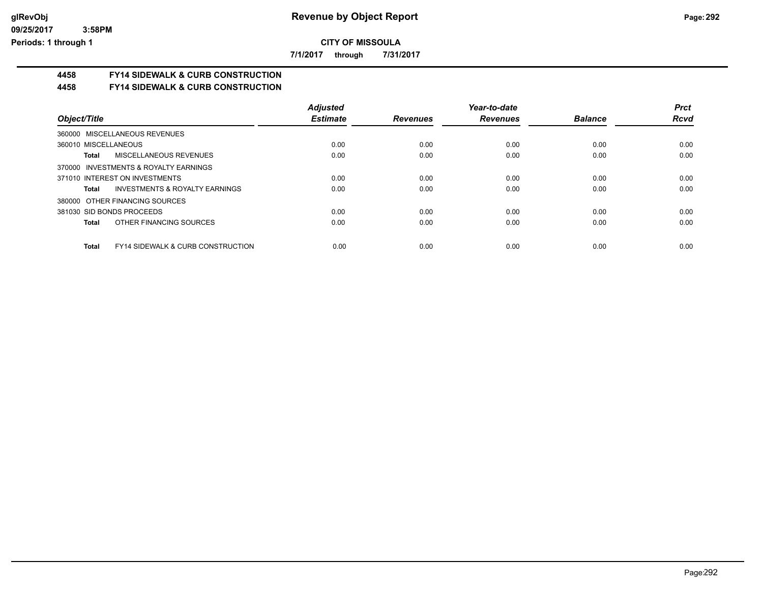**CITY OF MISSOULA**

**7/1/2017 through 7/31/2017**

## 4458 FY14 SIDEWALK & CURB CONSTRUCTION
## 4458 FY14 SIDEWALK & CURB CONSTRUCTION

| Object/Title | Adjusted Estimate | Revenues | Year-to-date Revenues | Balance | Prct Rcvd |
|---|---|---|---|---|---|
| 360000 MISCELLANEOUS REVENUES | | | | | |
| 360010 MISCELLANEOUS | 0.00 | 0.00 | 0.00 | 0.00 | 0.00 |
| **Total** MISCELLANEOUS REVENUES | 0.00 | 0.00 | 0.00 | 0.00 | 0.00 |
| 370000 INVESTMENTS & ROYALTY EARNINGS | | | | | |
| 371010 INTEREST ON INVESTMENTS | 0.00 | 0.00 | 0.00 | 0.00 | 0.00 |
| **Total** INVESTMENTS & ROYALTY EARNINGS | 0.00 | 0.00 | 0.00 | 0.00 | 0.00 |
| 380000 OTHER FINANCING SOURCES | | | | | |
| 381030 SID BONDS PROCEEDS | 0.00 | 0.00 | 0.00 | 0.00 | 0.00 |
| **Total** OTHER FINANCING SOURCES | 0.00 | 0.00 | 0.00 | 0.00 | 0.00 |
| **Total** FY14 SIDEWALK & CURB CONSTRUCTION | 0.00 | 0.00 | 0.00 | 0.00 | 0.00 |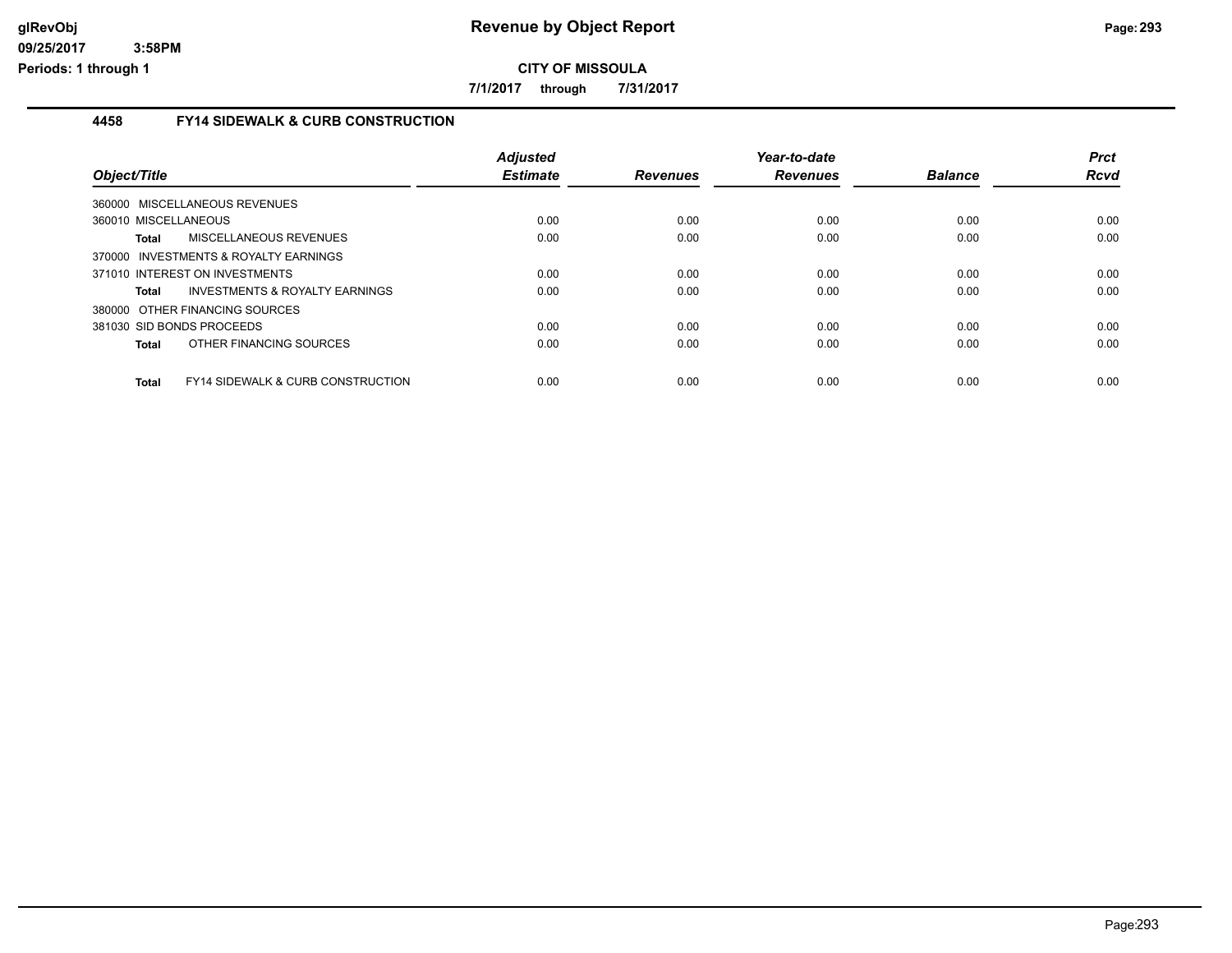**CITY OF MISSOULA**

**7/1/2017 through 7/31/2017**

### 4458 FY14 SIDEWALK & CURB CONSTRUCTION

| Object/Title | | Adjusted Estimate | Revenues | Year-to-date Revenues | Balance | Prct Rcvd |
|---|---|---|---|---|---|---|
| 360000 MISCELLANEOUS REVENUES | | | | | | |
| 360010 MISCELLANEOUS | | 0.00 | 0.00 | 0.00 | 0.00 | 0.00 |
| **Total** | MISCELLANEOUS REVENUES | 0.00 | 0.00 | 0.00 | 0.00 | 0.00 |
| 370000 INVESTMENTS & ROYALTY EARNINGS | | | | | | |
| 371010 INTEREST ON INVESTMENTS | | 0.00 | 0.00 | 0.00 | 0.00 | 0.00 |
| **Total** | INVESTMENTS & ROYALTY EARNINGS | 0.00 | 0.00 | 0.00 | 0.00 | 0.00 |
| 380000 OTHER FINANCING SOURCES | | | | | | |
| 381030 SID BONDS PROCEEDS | | 0.00 | 0.00 | 0.00 | 0.00 | 0.00 |
| **Total** | OTHER FINANCING SOURCES | 0.00 | 0.00 | 0.00 | 0.00 | 0.00 |
| **Total** | FY14 SIDEWALK & CURB CONSTRUCTION | 0.00 | 0.00 | 0.00 | 0.00 | 0.00 |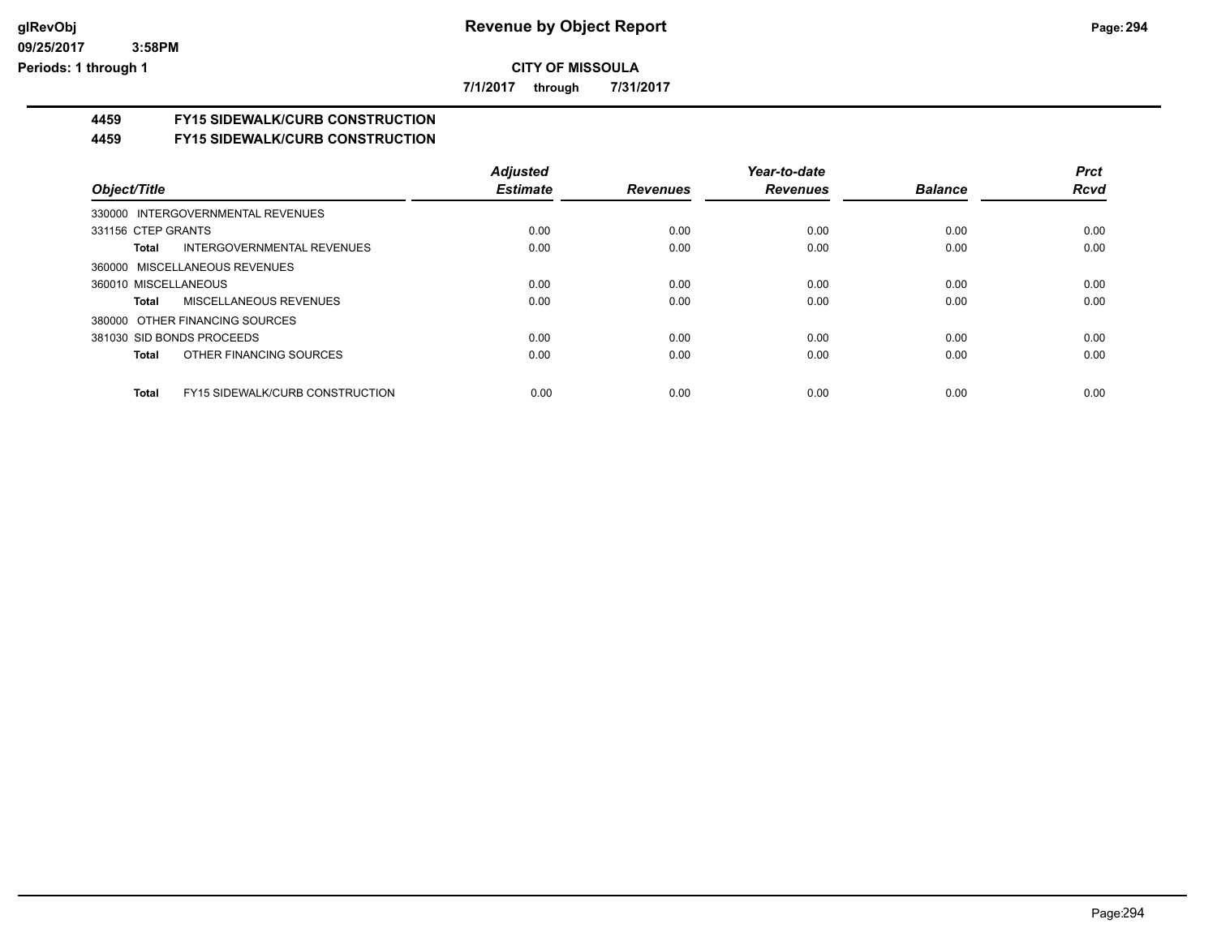# Revenue by Object Report

**CITY OF MISSOULA**

**7/1/2017 through 7/31/2017**

glRevObj
09/25/2017 3:58PM
Periods: 1 through 1

## 4459 FY15 SIDEWALK/CURB CONSTRUCTION

## 4459 FY15 SIDEWALK/CURB CONSTRUCTION

| Object/Title | Adjusted Estimate | Revenues | Year-to-date Revenues | Balance | Prct Rcvd |
|---|---|---|---|---|---|
| 330000 INTERGOVERNMENTAL REVENUES | | | | | |
| 331156 CTEP GRANTS | 0.00 | 0.00 | 0.00 | 0.00 | 0.00 |
| **Total** INTERGOVERNMENTAL REVENUES | 0.00 | 0.00 | 0.00 | 0.00 | 0.00 |
| 360000 MISCELLANEOUS REVENUES | | | | | |
| 360010 MISCELLANEOUS | 0.00 | 0.00 | 0.00 | 0.00 | 0.00 |
| **Total** MISCELLANEOUS REVENUES | 0.00 | 0.00 | 0.00 | 0.00 | 0.00 |
| 380000 OTHER FINANCING SOURCES | | | | | |
| 381030 SID BONDS PROCEEDS | 0.00 | 0.00 | 0.00 | 0.00 | 0.00 |
| **Total** OTHER FINANCING SOURCES | 0.00 | 0.00 | 0.00 | 0.00 | 0.00 |
| **Total** FY15 SIDEWALK/CURB CONSTRUCTION | 0.00 | 0.00 | 0.00 | 0.00 | 0.00 |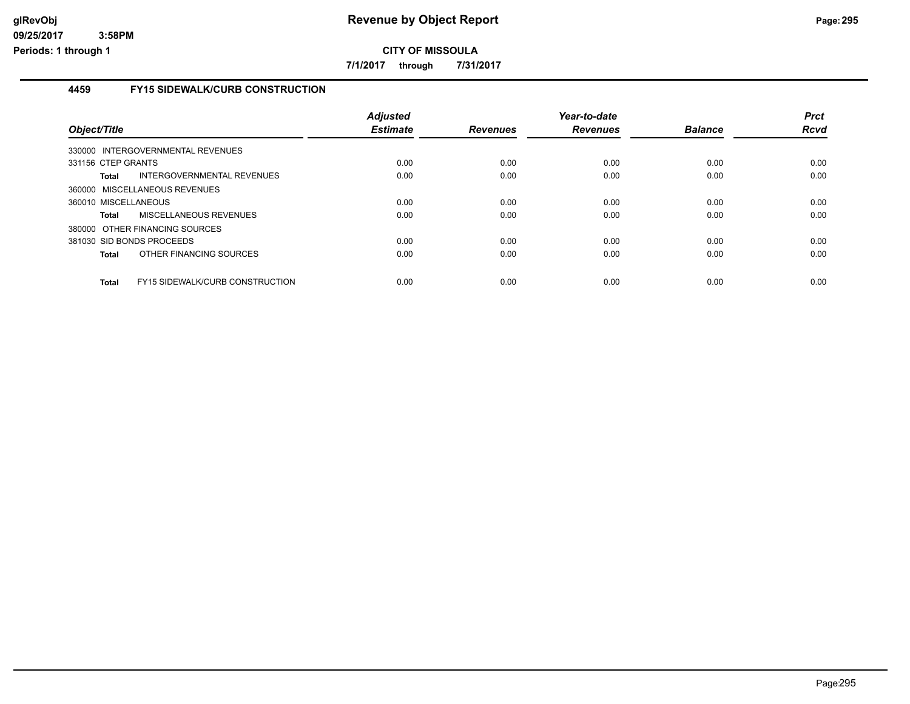**CITY OF MISSOULA**

**7/1/2017 through 7/31/2017**

### 4459 FY15 SIDEWALK/CURB CONSTRUCTION

| Object/Title | Adjusted Estimate | Revenues | Year-to-date Revenues | Balance | Prct Rcvd |
|---|---|---|---|---|---|
| 330000 INTERGOVERNMENTAL REVENUES | | | | | |
| 331156 CTEP GRANTS | 0.00 | 0.00 | 0.00 | 0.00 | 0.00 |
| **Total** INTERGOVERNMENTAL REVENUES | 0.00 | 0.00 | 0.00 | 0.00 | 0.00 |
| 360000 MISCELLANEOUS REVENUES | | | | | |
| 360010 MISCELLANEOUS | 0.00 | 0.00 | 0.00 | 0.00 | 0.00 |
| **Total** MISCELLANEOUS REVENUES | 0.00 | 0.00 | 0.00 | 0.00 | 0.00 |
| 380000 OTHER FINANCING SOURCES | | | | | |
| 381030 SID BONDS PROCEEDS | 0.00 | 0.00 | 0.00 | 0.00 | 0.00 |
| **Total** OTHER FINANCING SOURCES | 0.00 | 0.00 | 0.00 | 0.00 | 0.00 |
| **Total** FY15 SIDEWALK/CURB CONSTRUCTION | 0.00 | 0.00 | 0.00 | 0.00 | 0.00 |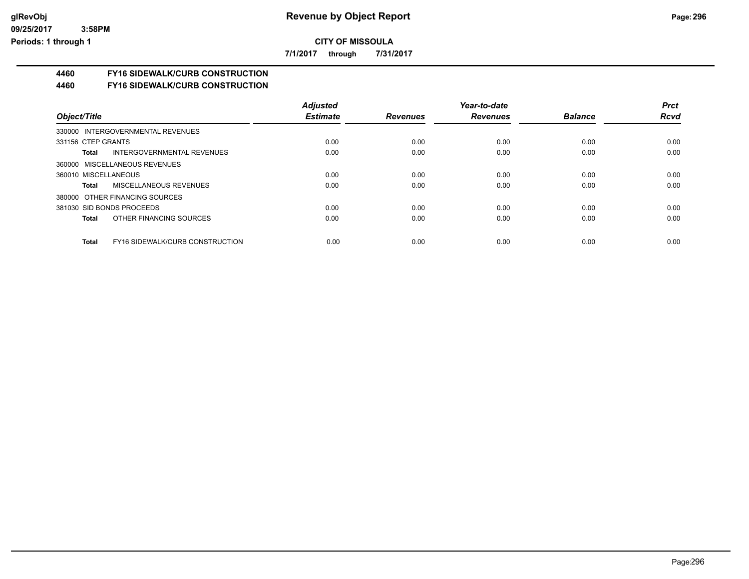# Revenue by Object Report

## CITY OF MISSOULA

**7/1/2017 through 7/31/2017**

**4460 FY16 SIDEWALK/CURB CONSTRUCTION**

**4460 FY16 SIDEWALK/CURB CONSTRUCTION**

| Object/Title | Adjusted Estimate | Revenues | Year-to-date Revenues | Balance | Prct Rcvd |
|---|---|---|---|---|---|
| 330000 INTERGOVERNMENTAL REVENUES | | | | | |
| 331156 CTEP GRANTS | 0.00 | 0.00 | 0.00 | 0.00 | 0.00 |
| **Total** INTERGOVERNMENTAL REVENUES | 0.00 | 0.00 | 0.00 | 0.00 | 0.00 |
| 360000 MISCELLANEOUS REVENUES | | | | | |
| 360010 MISCELLANEOUS | 0.00 | 0.00 | 0.00 | 0.00 | 0.00 |
| **Total** MISCELLANEOUS REVENUES | 0.00 | 0.00 | 0.00 | 0.00 | 0.00 |
| 380000 OTHER FINANCING SOURCES | | | | | |
| 381030 SID BONDS PROCEEDS | 0.00 | 0.00 | 0.00 | 0.00 | 0.00 |
| **Total** OTHER FINANCING SOURCES | 0.00 | 0.00 | 0.00 | 0.00 | 0.00 |
| **Total** FY16 SIDEWALK/CURB CONSTRUCTION | 0.00 | 0.00 | 0.00 | 0.00 | 0.00 |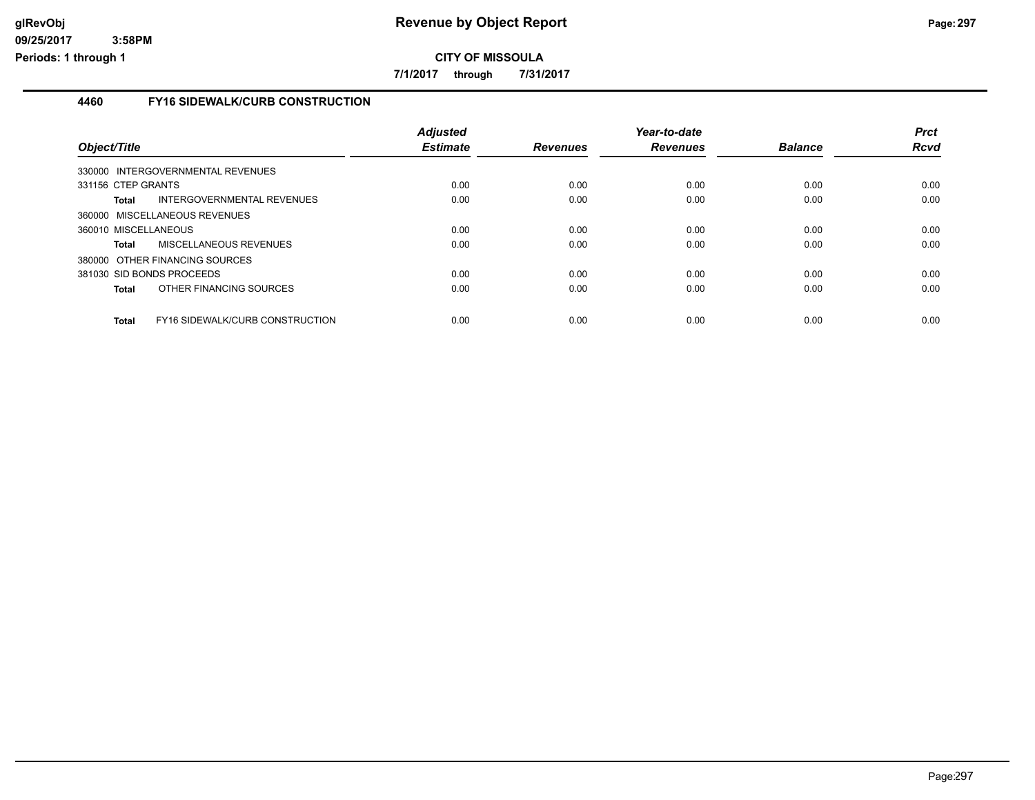# Revenue by Object Report

**CITY OF MISSOULA**

**7/1/2017 through 7/31/2017**

## 4460 FY16 SIDEWALK/CURB CONSTRUCTION

| Object/Title | Adjusted Estimate | Revenues | Year-to-date Revenues | Balance | Prct Rcvd |
|---|---|---|---|---|---|
| 330000 INTERGOVERNMENTAL REVENUES | | | | | |
| 331156 CTEP GRANTS | 0.00 | 0.00 | 0.00 | 0.00 | 0.00 |
| **Total** INTERGOVERNMENTAL REVENUES | 0.00 | 0.00 | 0.00 | 0.00 | 0.00 |
| 360000 MISCELLANEOUS REVENUES | | | | | |
| 360010 MISCELLANEOUS | 0.00 | 0.00 | 0.00 | 0.00 | 0.00 |
| **Total** MISCELLANEOUS REVENUES | 0.00 | 0.00 | 0.00 | 0.00 | 0.00 |
| 380000 OTHER FINANCING SOURCES | | | | | |
| 381030 SID BONDS PROCEEDS | 0.00 | 0.00 | 0.00 | 0.00 | 0.00 |
| **Total** OTHER FINANCING SOURCES | 0.00 | 0.00 | 0.00 | 0.00 | 0.00 |
| **Total** FY16 SIDEWALK/CURB CONSTRUCTION | 0.00 | 0.00 | 0.00 | 0.00 | 0.00 |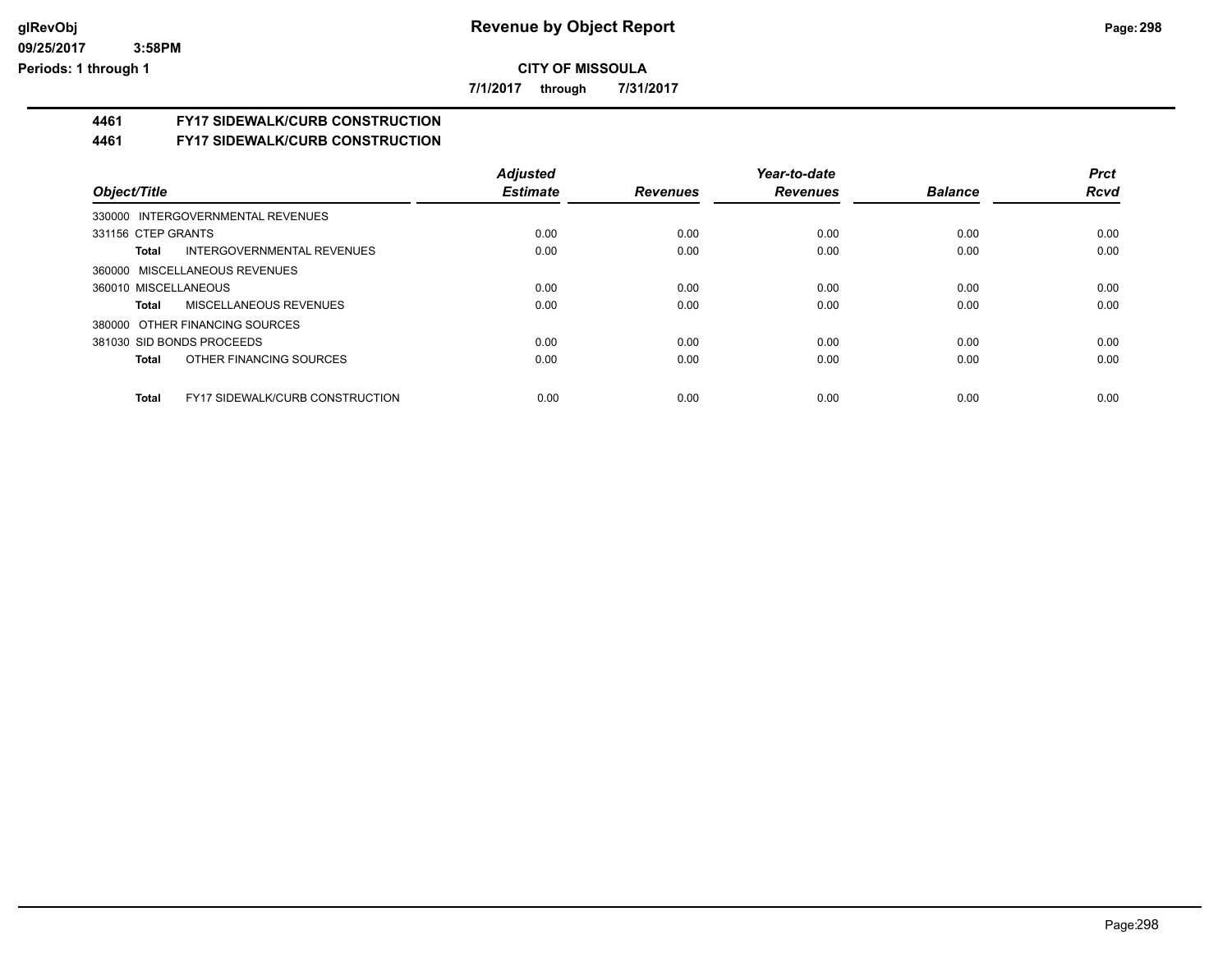# Revenue by Object Report

glRevObj
09/25/2017 3:58PM
Periods: 1 through 1

**CITY OF MISSOULA**

**7/1/2017 through 7/31/2017**

## 4461 FY17 SIDEWALK/CURB CONSTRUCTION

## 4461 FY17 SIDEWALK/CURB CONSTRUCTION

| Object/Title | Adjusted Estimate | Revenues | Year-to-date Revenues | Balance | Prct Rcvd |
|---|---|---|---|---|---|
| 330000 INTERGOVERNMENTAL REVENUES | | | | | |
| 331156 CTEP GRANTS | 0.00 | 0.00 | 0.00 | 0.00 | 0.00 |
| **Total** INTERGOVERNMENTAL REVENUES | 0.00 | 0.00 | 0.00 | 0.00 | 0.00 |
| 360000 MISCELLANEOUS REVENUES | | | | | |
| 360010 MISCELLANEOUS | 0.00 | 0.00 | 0.00 | 0.00 | 0.00 |
| **Total** MISCELLANEOUS REVENUES | 0.00 | 0.00 | 0.00 | 0.00 | 0.00 |
| 380000 OTHER FINANCING SOURCES | | | | | |
| 381030 SID BONDS PROCEEDS | 0.00 | 0.00 | 0.00 | 0.00 | 0.00 |
| **Total** OTHER FINANCING SOURCES | 0.00 | 0.00 | 0.00 | 0.00 | 0.00 |
| **Total** FY17 SIDEWALK/CURB CONSTRUCTION | 0.00 | 0.00 | 0.00 | 0.00 | 0.00 |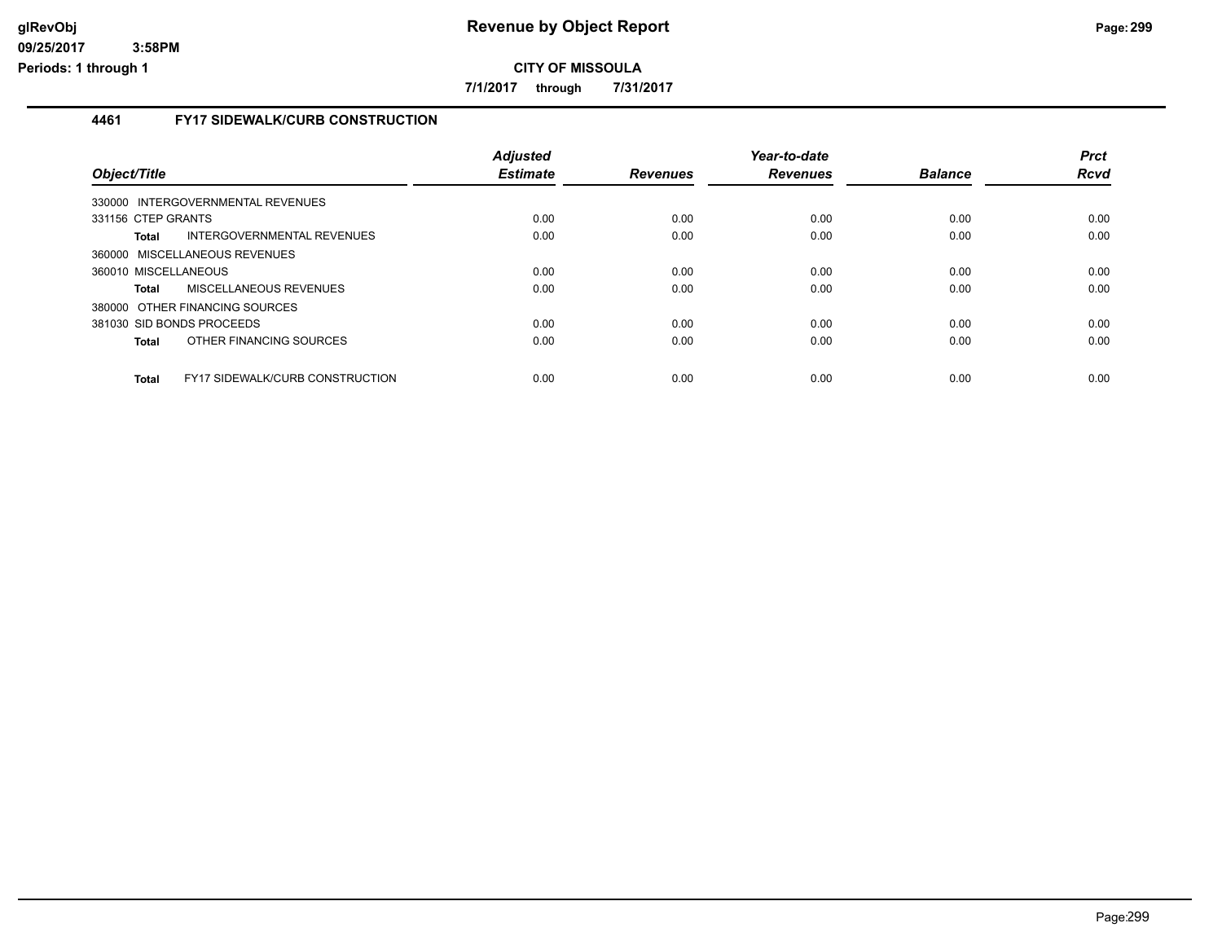# Revenue by Object Report

**CITY OF MISSOULA**

**7/1/2017 through 7/31/2017**

glRevObj
09/25/2017 3:58PM
Periods: 1 through 1

### 4461 FY17 SIDEWALK/CURB CONSTRUCTION

| Object/Title | Adjusted Estimate | Revenues | Year-to-date Revenues | Balance | Prct Rcvd |
|---|---|---|---|---|---|
| 330000 INTERGOVERNMENTAL REVENUES | | | | | |
| 331156 CTEP GRANTS | 0.00 | 0.00 | 0.00 | 0.00 | 0.00 |
| **Total** INTERGOVERNMENTAL REVENUES | 0.00 | 0.00 | 0.00 | 0.00 | 0.00 |
| 360000 MISCELLANEOUS REVENUES | | | | | |
| 360010 MISCELLANEOUS | 0.00 | 0.00 | 0.00 | 0.00 | 0.00 |
| **Total** MISCELLANEOUS REVENUES | 0.00 | 0.00 | 0.00 | 0.00 | 0.00 |
| 380000 OTHER FINANCING SOURCES | | | | | |
| 381030 SID BONDS PROCEEDS | 0.00 | 0.00 | 0.00 | 0.00 | 0.00 |
| **Total** OTHER FINANCING SOURCES | 0.00 | 0.00 | 0.00 | 0.00 | 0.00 |
| **Total** FY17 SIDEWALK/CURB CONSTRUCTION | 0.00 | 0.00 | 0.00 | 0.00 | 0.00 |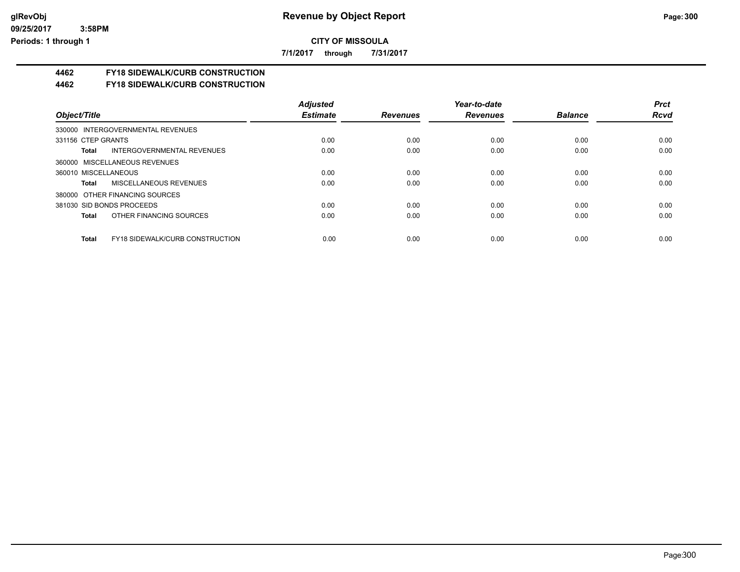**CITY OF MISSOULA**

**7/1/2017 through 7/31/2017**

## 4462 FY18 SIDEWALK/CURB CONSTRUCTION

## 4462 FY18 SIDEWALK/CURB CONSTRUCTION

| Object/Title | Adjusted Estimate | Revenues | Year-to-date Revenues | Balance | Prct Rcvd |
|---|---|---|---|---|---|
| 330000 INTERGOVERNMENTAL REVENUES | | | | | |
| 331156 CTEP GRANTS | 0.00 | 0.00 | 0.00 | 0.00 | 0.00 |
| **Total** INTERGOVERNMENTAL REVENUES | 0.00 | 0.00 | 0.00 | 0.00 | 0.00 |
| 360000 MISCELLANEOUS REVENUES | | | | | |
| 360010 MISCELLANEOUS | 0.00 | 0.00 | 0.00 | 0.00 | 0.00 |
| **Total** MISCELLANEOUS REVENUES | 0.00 | 0.00 | 0.00 | 0.00 | 0.00 |
| 380000 OTHER FINANCING SOURCES | | | | | |
| 381030 SID BONDS PROCEEDS | 0.00 | 0.00 | 0.00 | 0.00 | 0.00 |
| **Total** OTHER FINANCING SOURCES | 0.00 | 0.00 | 0.00 | 0.00 | 0.00 |
| **Total** FY18 SIDEWALK/CURB CONSTRUCTION | 0.00 | 0.00 | 0.00 | 0.00 | 0.00 |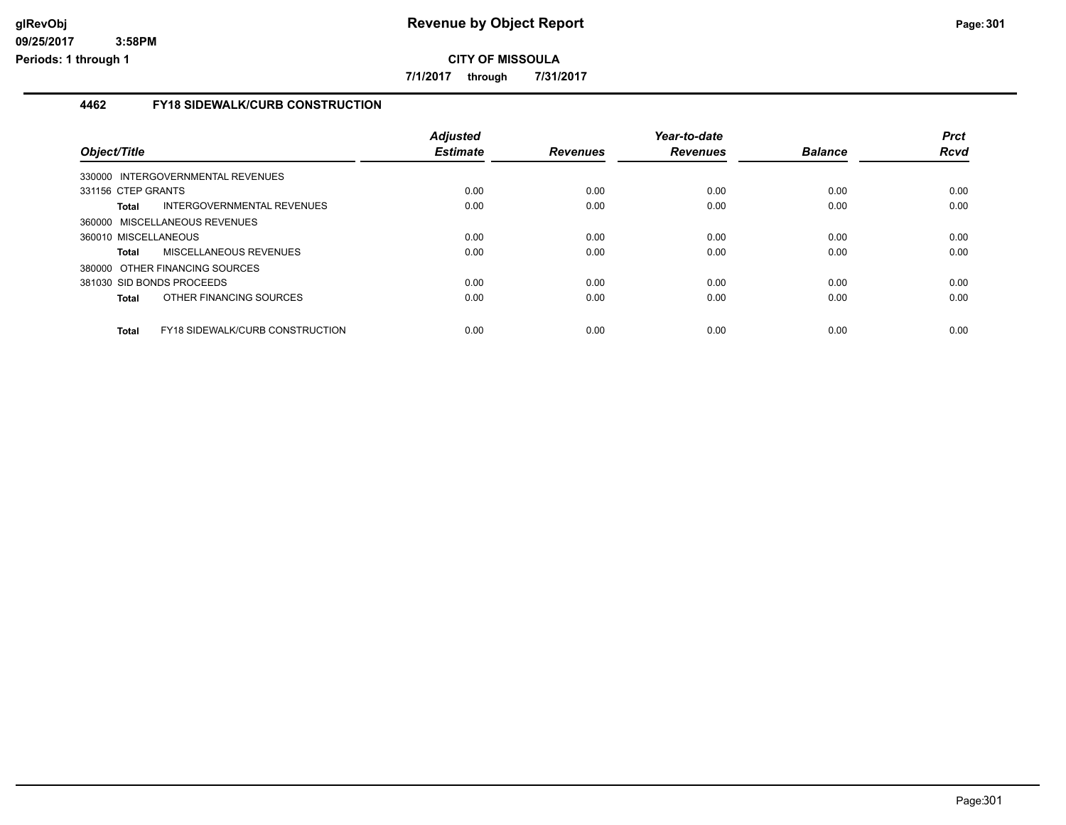**CITY OF MISSOULA**

**7/1/2017 through 7/31/2017**

### 4462 FY18 SIDEWALK/CURB CONSTRUCTION

| Object/Title | | Adjusted Estimate | Revenues | Year-to-date Revenues | Balance | Prct Rcvd |
|---|---|---|---|---|---|---|
| 330000 INTERGOVERNMENTAL REVENUES | | | | | | |
| 331156 CTEP GRANTS | | 0.00 | 0.00 | 0.00 | 0.00 | 0.00 |
| **Total** | INTERGOVERNMENTAL REVENUES | 0.00 | 0.00 | 0.00 | 0.00 | 0.00 |
| 360000 MISCELLANEOUS REVENUES | | | | | | |
| 360010 MISCELLANEOUS | | 0.00 | 0.00 | 0.00 | 0.00 | 0.00 |
| **Total** | MISCELLANEOUS REVENUES | 0.00 | 0.00 | 0.00 | 0.00 | 0.00 |
| 380000 OTHER FINANCING SOURCES | | | | | | |
| 381030 SID BONDS PROCEEDS | | 0.00 | 0.00 | 0.00 | 0.00 | 0.00 |
| **Total** | OTHER FINANCING SOURCES | 0.00 | 0.00 | 0.00 | 0.00 | 0.00 |
| **Total** | FY18 SIDEWALK/CURB CONSTRUCTION | 0.00 | 0.00 | 0.00 | 0.00 | 0.00 |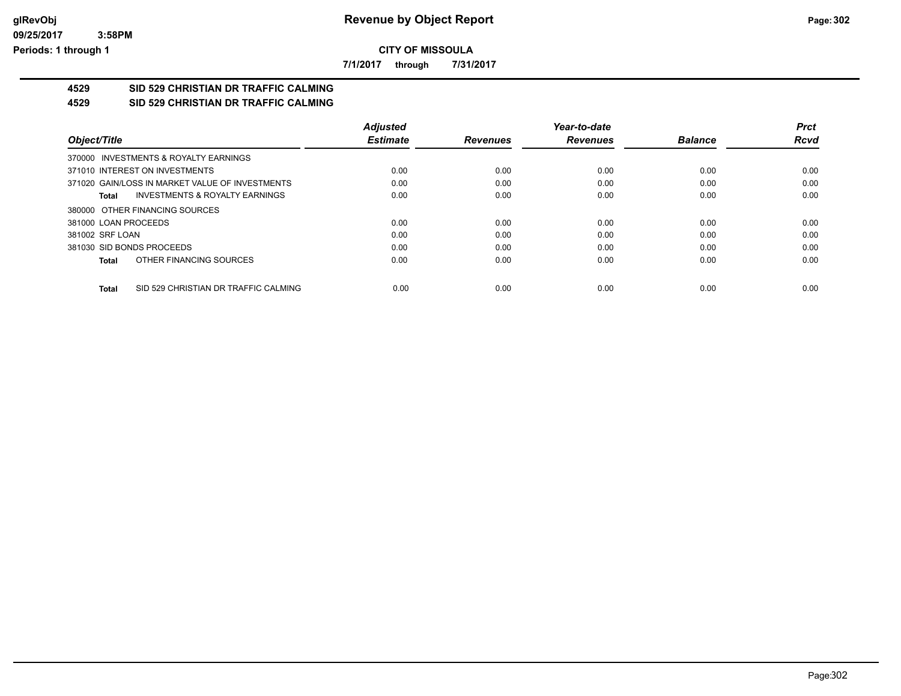# Revenue by Object Report

## CITY OF MISSOULA

**7/1/2017 through 7/31/2017**

glRevObj
09/25/2017 3:58PM
Periods: 1 through 1

### 4529 SID 529 CHRISTIAN DR TRAFFIC CALMING
### 4529 SID 529 CHRISTIAN DR TRAFFIC CALMING

| Object/Title | Adjusted Estimate | Revenues | Year-to-date Revenues | Balance | Prct Rcvd |
|---|---|---|---|---|---|
| 370000 INVESTMENTS & ROYALTY EARNINGS | | | | | |
| 371010 INTEREST ON INVESTMENTS | 0.00 | 0.00 | 0.00 | 0.00 | 0.00 |
| 371020 GAIN/LOSS IN MARKET VALUE OF INVESTMENTS | 0.00 | 0.00 | 0.00 | 0.00 | 0.00 |
| **Total** INVESTMENTS & ROYALTY EARNINGS | 0.00 | 0.00 | 0.00 | 0.00 | 0.00 |
| 380000 OTHER FINANCING SOURCES | | | | | |
| 381000 LOAN PROCEEDS | 0.00 | 0.00 | 0.00 | 0.00 | 0.00 |
| 381002 SRF LOAN | 0.00 | 0.00 | 0.00 | 0.00 | 0.00 |
| 381030 SID BONDS PROCEEDS | 0.00 | 0.00 | 0.00 | 0.00 | 0.00 |
| **Total** OTHER FINANCING SOURCES | 0.00 | 0.00 | 0.00 | 0.00 | 0.00 |
| **Total** SID 529 CHRISTIAN DR TRAFFIC CALMING | 0.00 | 0.00 | 0.00 | 0.00 | 0.00 |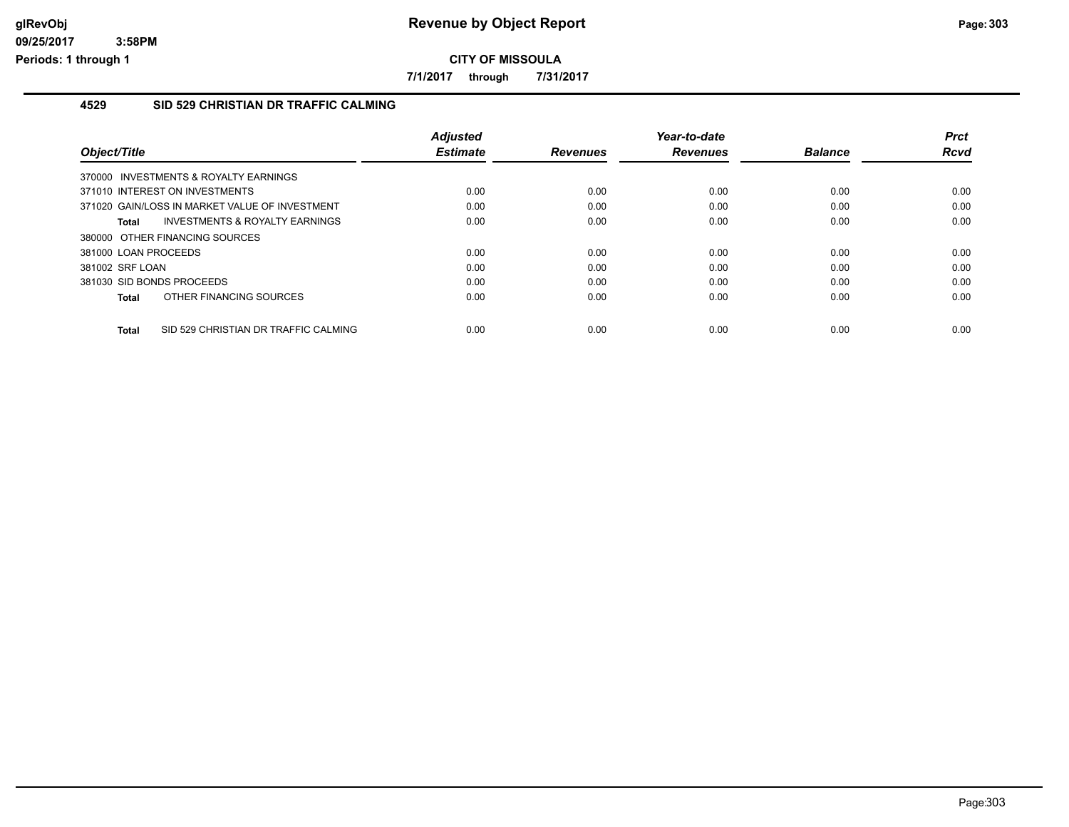# Revenue by Object Report

**CITY OF MISSOULA**

**7/1/2017 through 7/31/2017**

## 4529 SID 529 CHRISTIAN DR TRAFFIC CALMING

| Object/Title | Adjusted Estimate | Revenues | Year-to-date Revenues | Balance | Prct Rcvd |
|---|---|---|---|---|---|
| 370000 INVESTMENTS & ROYALTY EARNINGS | | | | | |
| 371010 INTEREST ON INVESTMENTS | 0.00 | 0.00 | 0.00 | 0.00 | 0.00 |
| 371020 GAIN/LOSS IN MARKET VALUE OF INVESTMENT | 0.00 | 0.00 | 0.00 | 0.00 | 0.00 |
| **Total** INVESTMENTS & ROYALTY EARNINGS | 0.00 | 0.00 | 0.00 | 0.00 | 0.00 |
| 380000 OTHER FINANCING SOURCES | | | | | |
| 381000 LOAN PROCEEDS | 0.00 | 0.00 | 0.00 | 0.00 | 0.00 |
| 381002 SRF LOAN | 0.00 | 0.00 | 0.00 | 0.00 | 0.00 |
| 381030 SID BONDS PROCEEDS | 0.00 | 0.00 | 0.00 | 0.00 | 0.00 |
| **Total** OTHER FINANCING SOURCES | 0.00 | 0.00 | 0.00 | 0.00 | 0.00 |
| **Total** SID 529 CHRISTIAN DR TRAFFIC CALMING | 0.00 | 0.00 | 0.00 | 0.00 | 0.00 |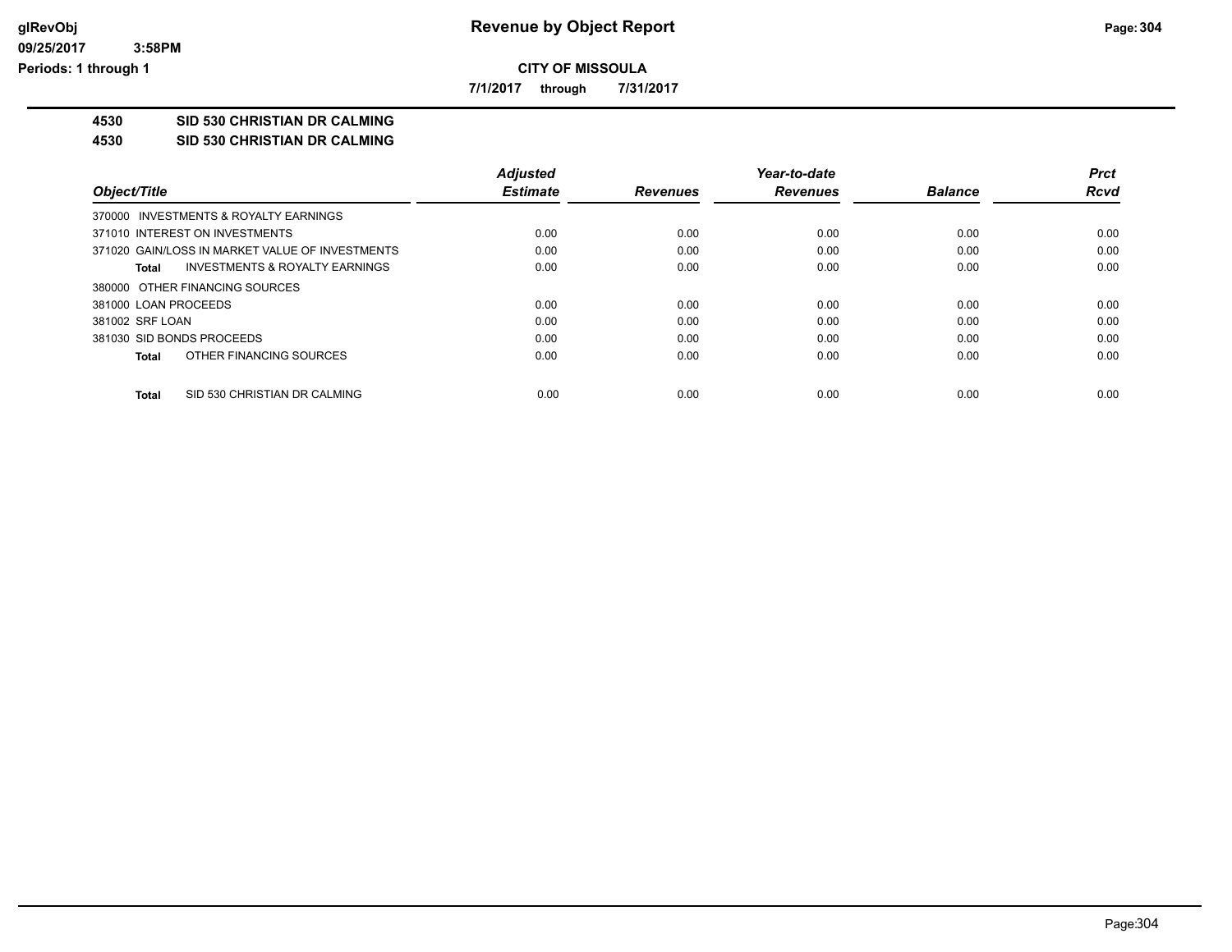# Revenue by Object Report

**CITY OF MISSOULA**

**7/1/2017 through 7/31/2017**

**4530 SID 530 CHRISTIAN DR CALMING**

**4530 SID 530 CHRISTIAN DR CALMING**

| Object/Title | Adjusted Estimate | Revenues | Year-to-date Revenues | Balance | Prct Rcvd |
|---|---|---|---|---|---|
| 370000 INVESTMENTS & ROYALTY EARNINGS | | | | | |
| 371010 INTEREST ON INVESTMENTS | 0.00 | 0.00 | 0.00 | 0.00 | 0.00 |
| 371020 GAIN/LOSS IN MARKET VALUE OF INVESTMENTS | 0.00 | 0.00 | 0.00 | 0.00 | 0.00 |
| **Total** INVESTMENTS & ROYALTY EARNINGS | 0.00 | 0.00 | 0.00 | 0.00 | 0.00 |
| 380000 OTHER FINANCING SOURCES | | | | | |
| 381000 LOAN PROCEEDS | 0.00 | 0.00 | 0.00 | 0.00 | 0.00 |
| 381002 SRF LOAN | 0.00 | 0.00 | 0.00 | 0.00 | 0.00 |
| 381030 SID BONDS PROCEEDS | 0.00 | 0.00 | 0.00 | 0.00 | 0.00 |
| **Total** OTHER FINANCING SOURCES | 0.00 | 0.00 | 0.00 | 0.00 | 0.00 |
| **Total** SID 530 CHRISTIAN DR CALMING | 0.00 | 0.00 | 0.00 | 0.00 | 0.00 |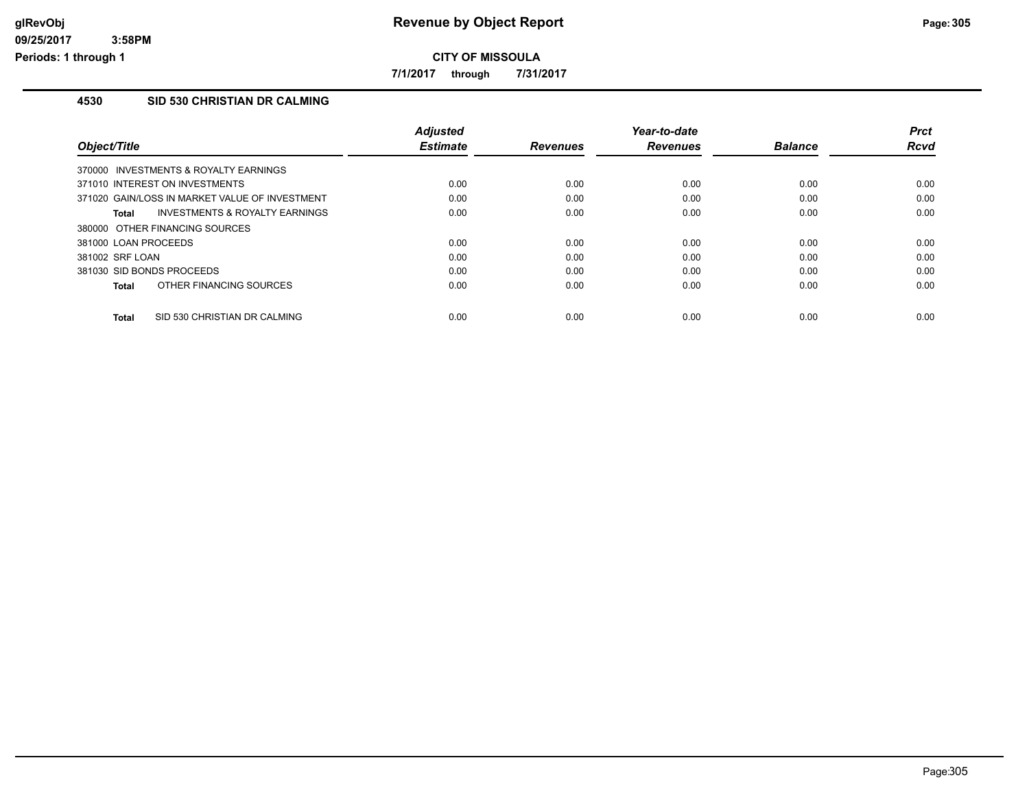# Revenue by Object Report

**CITY OF MISSOULA**

**7/1/2017 through 7/31/2017**

glRevObj
09/25/2017 3:58PM
Periods: 1 through 1

## 4530 SID 530 CHRISTIAN DR CALMING

| Object/Title | Adjusted Estimate | Revenues | Year-to-date Revenues | Balance | Prct Rcvd |
|---|---|---|---|---|---|
| 370000 INVESTMENTS & ROYALTY EARNINGS | | | | | |
| 371010 INTEREST ON INVESTMENTS | 0.00 | 0.00 | 0.00 | 0.00 | 0.00 |
| 371020 GAIN/LOSS IN MARKET VALUE OF INVESTMENT | 0.00 | 0.00 | 0.00 | 0.00 | 0.00 |
| **Total** INVESTMENTS & ROYALTY EARNINGS | 0.00 | 0.00 | 0.00 | 0.00 | 0.00 |
| 380000 OTHER FINANCING SOURCES | | | | | |
| 381000 LOAN PROCEEDS | 0.00 | 0.00 | 0.00 | 0.00 | 0.00 |
| 381002 SRF LOAN | 0.00 | 0.00 | 0.00 | 0.00 | 0.00 |
| 381030 SID BONDS PROCEEDS | 0.00 | 0.00 | 0.00 | 0.00 | 0.00 |
| **Total** OTHER FINANCING SOURCES | 0.00 | 0.00 | 0.00 | 0.00 | 0.00 |
| **Total** SID 530 CHRISTIAN DR CALMING | 0.00 | 0.00 | 0.00 | 0.00 | 0.00 |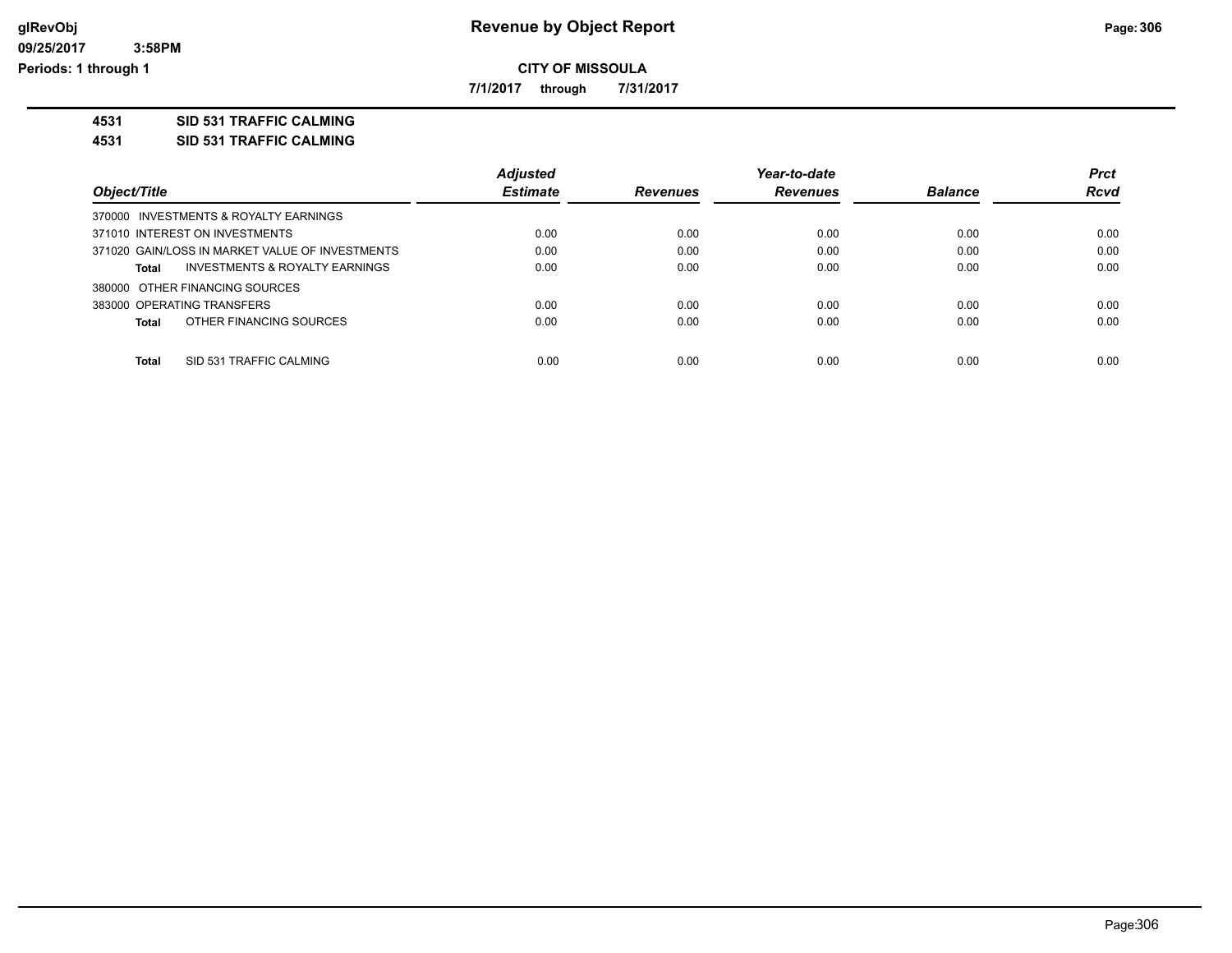**CITY OF MISSOULA**

**7/1/2017 through 7/31/2017**

**4531 SID 531 TRAFFIC CALMING**

**4531 SID 531 TRAFFIC CALMING**

| Object/Title | Adjusted Estimate | Revenues | Year-to-date Revenues | Balance | Prct Rcvd |
|---|---|---|---|---|---|
| 370000 INVESTMENTS & ROYALTY EARNINGS | | | | | |
| 371010 INTEREST ON INVESTMENTS | 0.00 | 0.00 | 0.00 | 0.00 | 0.00 |
| 371020 GAIN/LOSS IN MARKET VALUE OF INVESTMENTS | 0.00 | 0.00 | 0.00 | 0.00 | 0.00 |
| **Total** INVESTMENTS & ROYALTY EARNINGS | 0.00 | 0.00 | 0.00 | 0.00 | 0.00 |
| 380000 OTHER FINANCING SOURCES | | | | | |
| 383000 OPERATING TRANSFERS | 0.00 | 0.00 | 0.00 | 0.00 | 0.00 |
| **Total** OTHER FINANCING SOURCES | 0.00 | 0.00 | 0.00 | 0.00 | 0.00 |
| **Total** SID 531 TRAFFIC CALMING | 0.00 | 0.00 | 0.00 | 0.00 | 0.00 |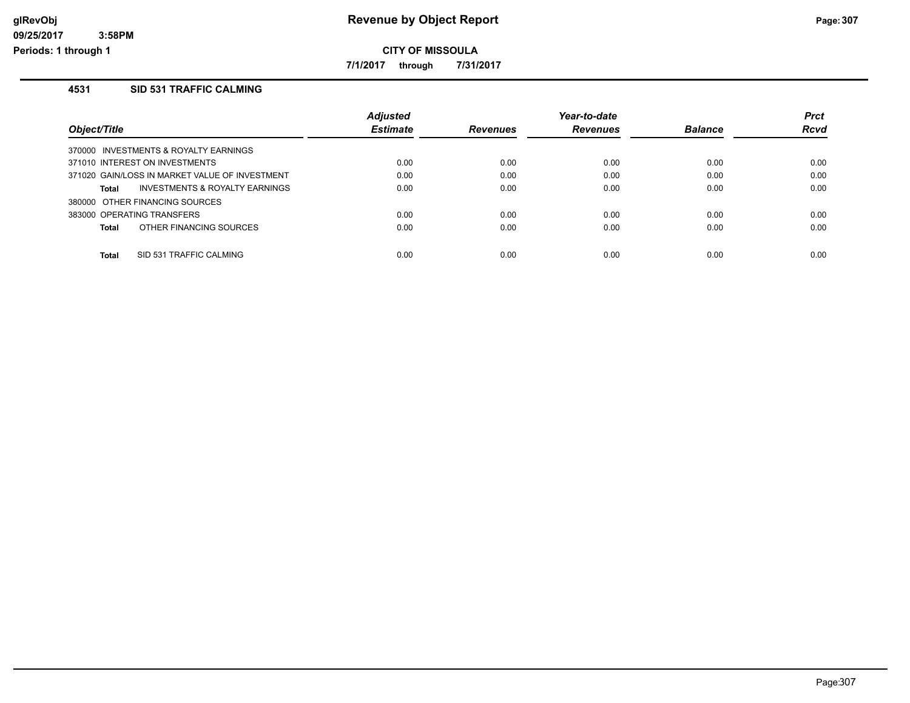**CITY OF MISSOULA**

**7/1/2017 through 7/31/2017**

## 4531 SID 531 TRAFFIC CALMING

| Object/Title | Adjusted Estimate | Revenues | Year-to-date Revenues | Balance | Prct Rcvd |
|---|---|---|---|---|---|
| 370000 INVESTMENTS & ROYALTY EARNINGS | | | | | |
| 371010 INTEREST ON INVESTMENTS | 0.00 | 0.00 | 0.00 | 0.00 | 0.00 |
| 371020 GAIN/LOSS IN MARKET VALUE OF INVESTMENT | 0.00 | 0.00 | 0.00 | 0.00 | 0.00 |
| **Total** INVESTMENTS & ROYALTY EARNINGS | 0.00 | 0.00 | 0.00 | 0.00 | 0.00 |
| 380000 OTHER FINANCING SOURCES | | | | | |
| 383000 OPERATING TRANSFERS | 0.00 | 0.00 | 0.00 | 0.00 | 0.00 |
| **Total** OTHER FINANCING SOURCES | 0.00 | 0.00 | 0.00 | 0.00 | 0.00 |
| **Total** SID 531 TRAFFIC CALMING | 0.00 | 0.00 | 0.00 | 0.00 | 0.00 |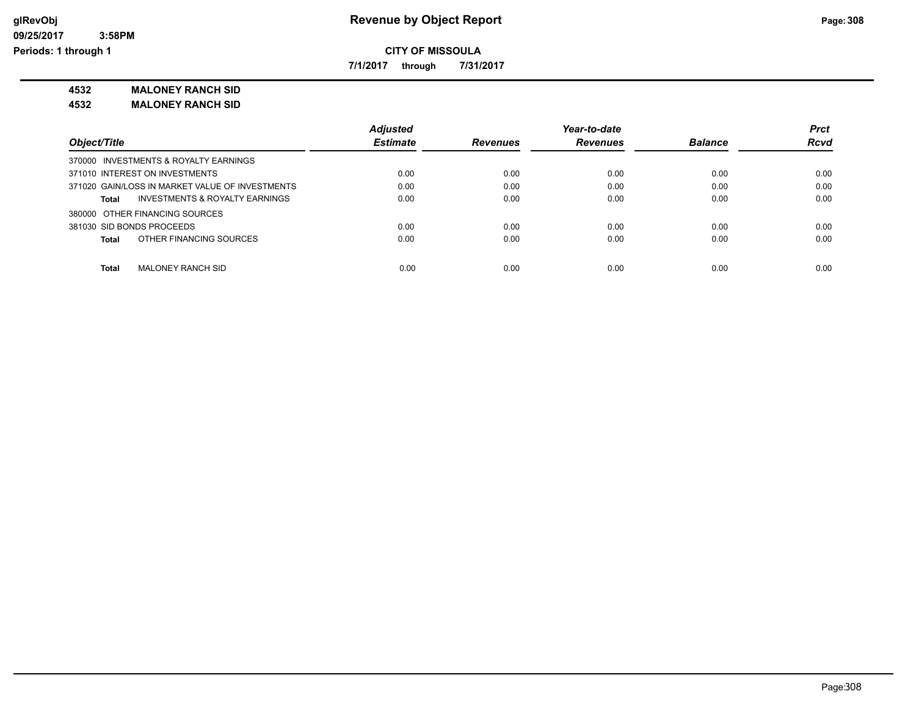**Revenue by Object Report**

**CITY OF MISSOULA**

**7/1/2017 through 7/31/2017**

glRevObj
09/25/2017 3:58PM
Periods: 1 through 1

**4532 MALONEY RANCH SID**

**4532 MALONEY RANCH SID**

| Object/Title | Adjusted Estimate | Revenues | Year-to-date Revenues | Balance | Prct Rcvd |
|---|---|---|---|---|---|
| 370000 INVESTMENTS & ROYALTY EARNINGS | | | | | |
| 371010 INTEREST ON INVESTMENTS | 0.00 | 0.00 | 0.00 | 0.00 | 0.00 |
| 371020 GAIN/LOSS IN MARKET VALUE OF INVESTMENTS | 0.00 | 0.00 | 0.00 | 0.00 | 0.00 |
| **Total** INVESTMENTS & ROYALTY EARNINGS | 0.00 | 0.00 | 0.00 | 0.00 | 0.00 |
| 380000 OTHER FINANCING SOURCES | | | | | |
| 381030 SID BONDS PROCEEDS | 0.00 | 0.00 | 0.00 | 0.00 | 0.00 |
| **Total** OTHER FINANCING SOURCES | 0.00 | 0.00 | 0.00 | 0.00 | 0.00 |
| **Total** MALONEY RANCH SID | 0.00 | 0.00 | 0.00 | 0.00 | 0.00 |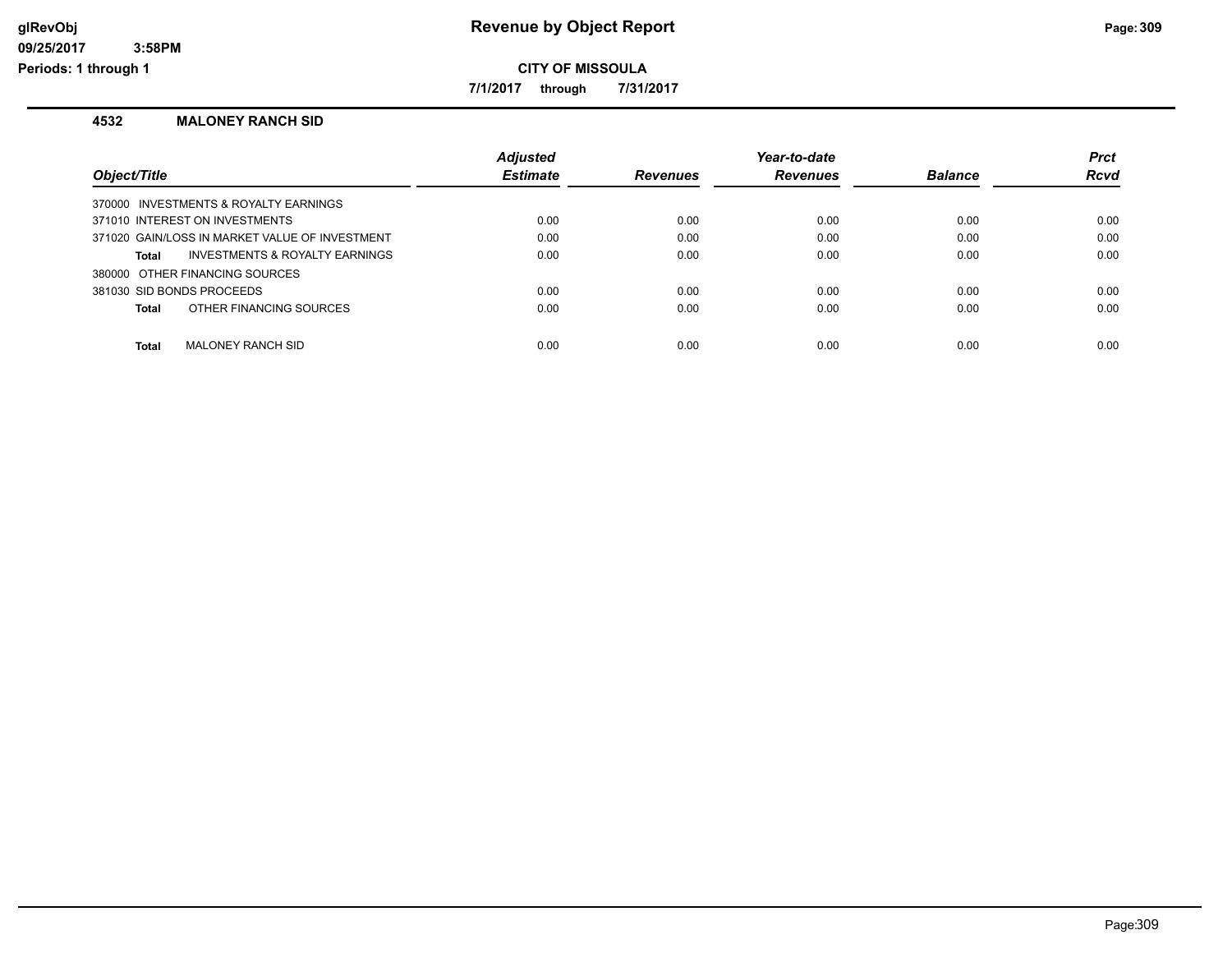# Revenue by Object Report

**CITY OF MISSOULA**

**7/1/2017 through 7/31/2017**

glRevObj
09/25/2017 3:58PM
Periods: 1 through 1

## 4532 MALONEY RANCH SID

| Object/Title | Adjusted Estimate | Revenues | Year-to-date Revenues | Balance | Prct Rcvd |
|---|---|---|---|---|---|
| 370000 INVESTMENTS & ROYALTY EARNINGS | | | | | |
| 371010 INTEREST ON INVESTMENTS | 0.00 | 0.00 | 0.00 | 0.00 | 0.00 |
| 371020 GAIN/LOSS IN MARKET VALUE OF INVESTMENT | 0.00 | 0.00 | 0.00 | 0.00 | 0.00 |
| **Total** INVESTMENTS & ROYALTY EARNINGS | 0.00 | 0.00 | 0.00 | 0.00 | 0.00 |
| 380000 OTHER FINANCING SOURCES | | | | | |
| 381030 SID BONDS PROCEEDS | 0.00 | 0.00 | 0.00 | 0.00 | 0.00 |
| **Total** OTHER FINANCING SOURCES | 0.00 | 0.00 | 0.00 | 0.00 | 0.00 |
| **Total** MALONEY RANCH SID | 0.00 | 0.00 | 0.00 | 0.00 | 0.00 |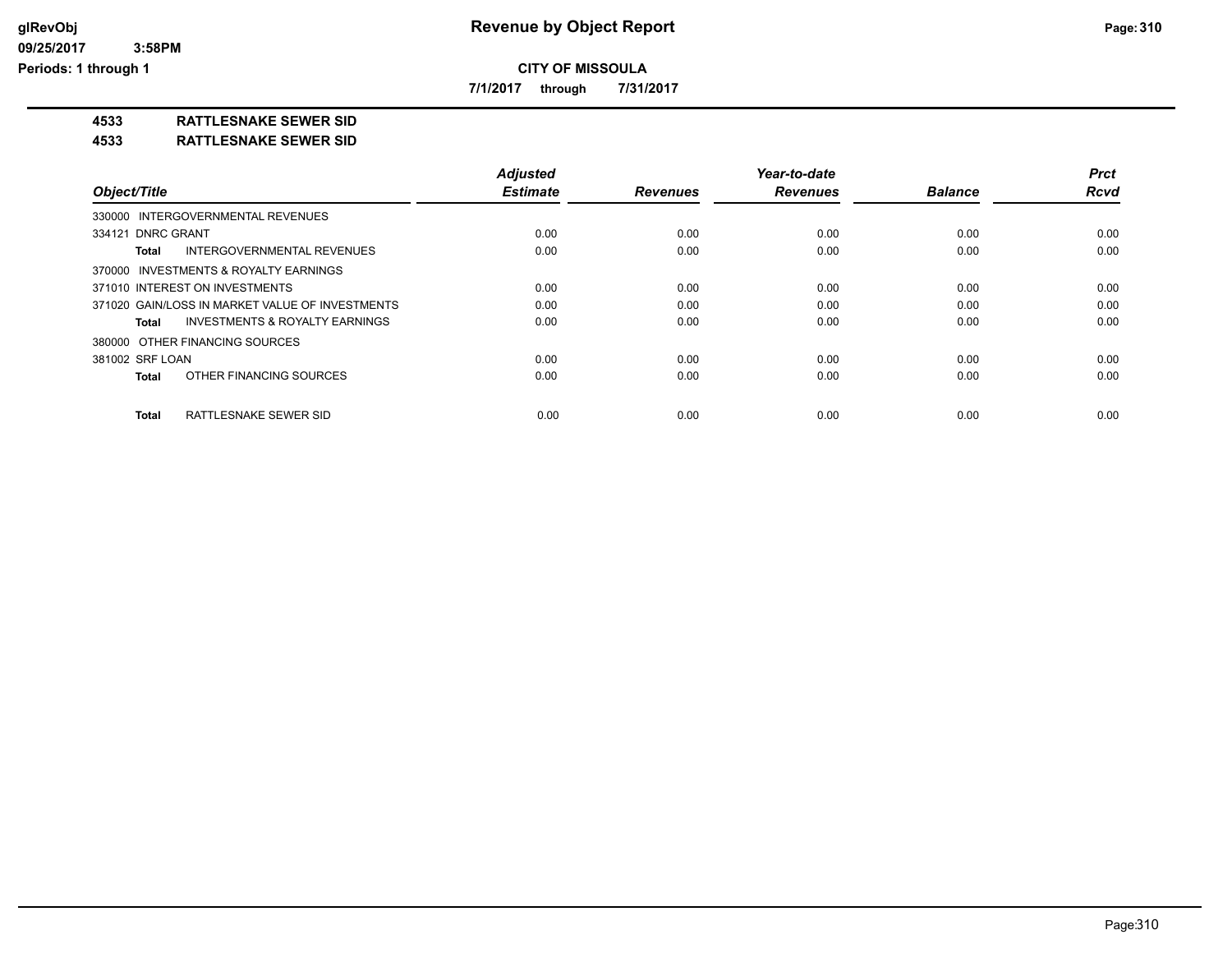# Revenue by Object Report

**CITY OF MISSOULA**

**7/1/2017 through 7/31/2017**

glRevObj
09/25/2017 3:58PM
Periods: 1 through 1

**4533 RATTLESNAKE SEWER SID**

**4533 RATTLESNAKE SEWER SID**

| Object/Title | Adjusted Estimate | Revenues | Year-to-date Revenues | Balance | Prct Rcvd |
|---|---|---|---|---|---|
| 330000 INTERGOVERNMENTAL REVENUES | | | | | |
| 334121 DNRC GRANT | 0.00 | 0.00 | 0.00 | 0.00 | 0.00 |
| **Total** INTERGOVERNMENTAL REVENUES | 0.00 | 0.00 | 0.00 | 0.00 | 0.00 |
| 370000 INVESTMENTS & ROYALTY EARNINGS | | | | | |
| 371010 INTEREST ON INVESTMENTS | 0.00 | 0.00 | 0.00 | 0.00 | 0.00 |
| 371020 GAIN/LOSS IN MARKET VALUE OF INVESTMENTS | 0.00 | 0.00 | 0.00 | 0.00 | 0.00 |
| **Total** INVESTMENTS & ROYALTY EARNINGS | 0.00 | 0.00 | 0.00 | 0.00 | 0.00 |
| 380000 OTHER FINANCING SOURCES | | | | | |
| 381002 SRF LOAN | 0.00 | 0.00 | 0.00 | 0.00 | 0.00 |
| **Total** OTHER FINANCING SOURCES | 0.00 | 0.00 | 0.00 | 0.00 | 0.00 |
| **Total** RATTLESNAKE SEWER SID | 0.00 | 0.00 | 0.00 | 0.00 | 0.00 |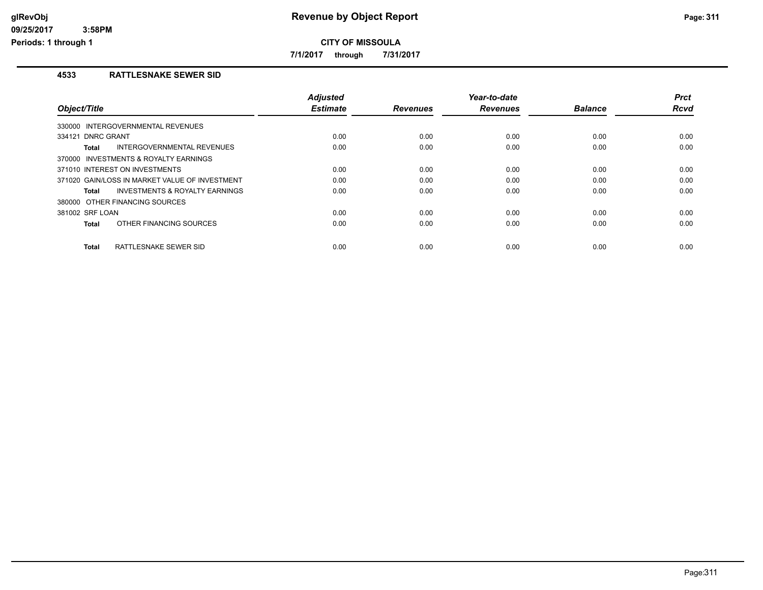# Revenue by Object Report

**CITY OF MISSOULA**

**7/1/2017 through 7/31/2017**

glRevObj
09/25/2017 3:58PM
Periods: 1 through 1

## 4533 RATTLESNAKE SEWER SID

| Object/Title | Adjusted Estimate | Revenues | Year-to-date Revenues | Balance | Prct Rcvd |
|---|---|---|---|---|---|
| 330000 INTERGOVERNMENTAL REVENUES | | | | | |
| 334121 DNRC GRANT | 0.00 | 0.00 | 0.00 | 0.00 | 0.00 |
| **Total** INTERGOVERNMENTAL REVENUES | 0.00 | 0.00 | 0.00 | 0.00 | 0.00 |
| 370000 INVESTMENTS & ROYALTY EARNINGS | | | | | |
| 371010 INTEREST ON INVESTMENTS | 0.00 | 0.00 | 0.00 | 0.00 | 0.00 |
| 371020 GAIN/LOSS IN MARKET VALUE OF INVESTMENT | 0.00 | 0.00 | 0.00 | 0.00 | 0.00 |
| **Total** INVESTMENTS & ROYALTY EARNINGS | 0.00 | 0.00 | 0.00 | 0.00 | 0.00 |
| 380000 OTHER FINANCING SOURCES | | | | | |
| 381002 SRF LOAN | 0.00 | 0.00 | 0.00 | 0.00 | 0.00 |
| **Total** OTHER FINANCING SOURCES | 0.00 | 0.00 | 0.00 | 0.00 | 0.00 |
| **Total** RATTLESNAKE SEWER SID | 0.00 | 0.00 | 0.00 | 0.00 | 0.00 |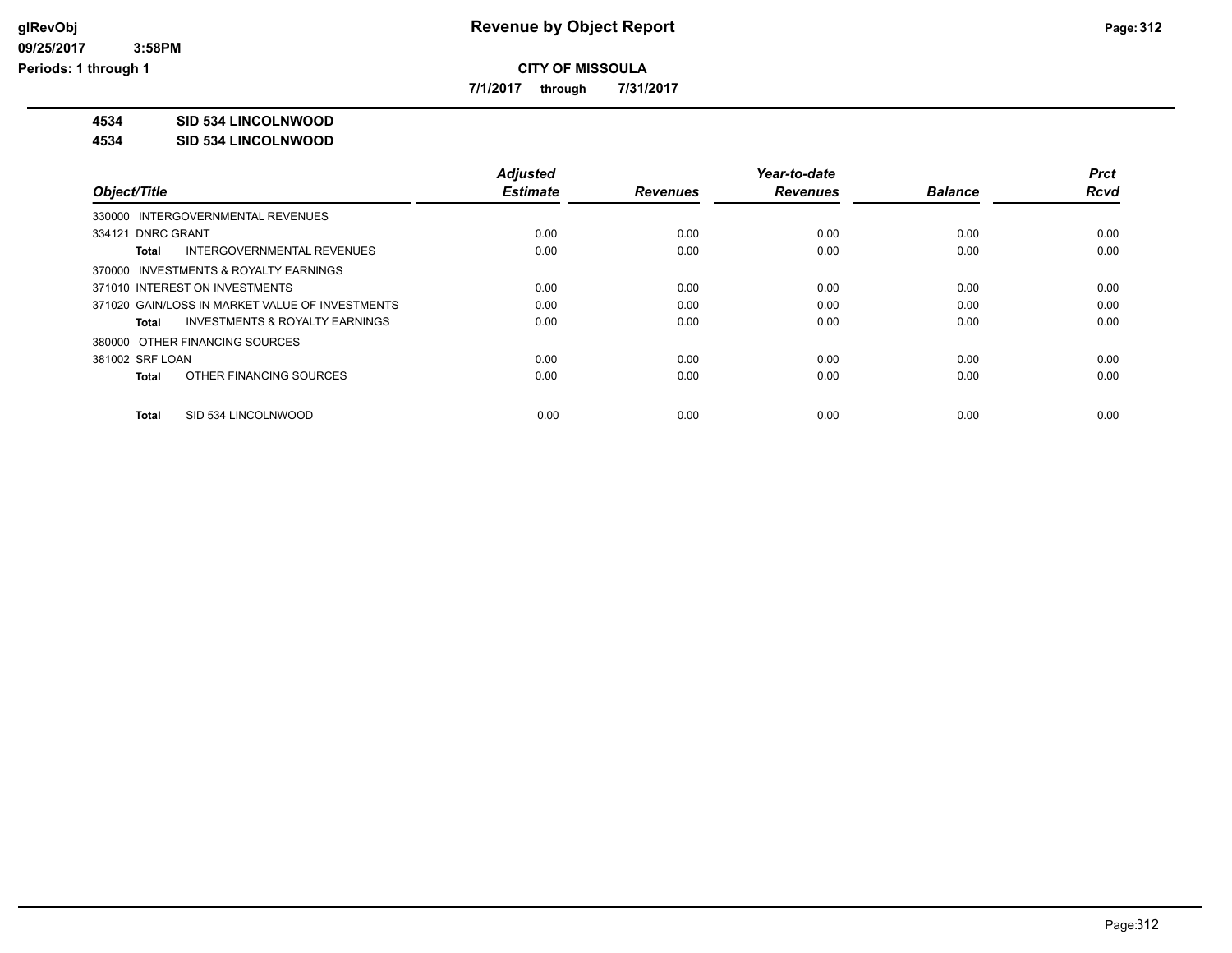**CITY OF MISSOULA**

**7/1/2017 through 7/31/2017**

**4534 SID 534 LINCOLNWOOD**

**4534 SID 534 LINCOLNWOOD**

| Object/Title | Adjusted Estimate | Revenues | Year-to-date Revenues | Balance | Prct Rcvd |
|---|---|---|---|---|---|
| 330000 INTERGOVERNMENTAL REVENUES | | | | | |
| 334121 DNRC GRANT | 0.00 | 0.00 | 0.00 | 0.00 | 0.00 |
| **Total** INTERGOVERNMENTAL REVENUES | 0.00 | 0.00 | 0.00 | 0.00 | 0.00 |
| 370000 INVESTMENTS & ROYALTY EARNINGS | | | | | |
| 371010 INTEREST ON INVESTMENTS | 0.00 | 0.00 | 0.00 | 0.00 | 0.00 |
| 371020 GAIN/LOSS IN MARKET VALUE OF INVESTMENTS | 0.00 | 0.00 | 0.00 | 0.00 | 0.00 |
| **Total** INVESTMENTS & ROYALTY EARNINGS | 0.00 | 0.00 | 0.00 | 0.00 | 0.00 |
| 380000 OTHER FINANCING SOURCES | | | | | |
| 381002 SRF LOAN | 0.00 | 0.00 | 0.00 | 0.00 | 0.00 |
| **Total** OTHER FINANCING SOURCES | 0.00 | 0.00 | 0.00 | 0.00 | 0.00 |
| **Total** SID 534 LINCOLNWOOD | 0.00 | 0.00 | 0.00 | 0.00 | 0.00 |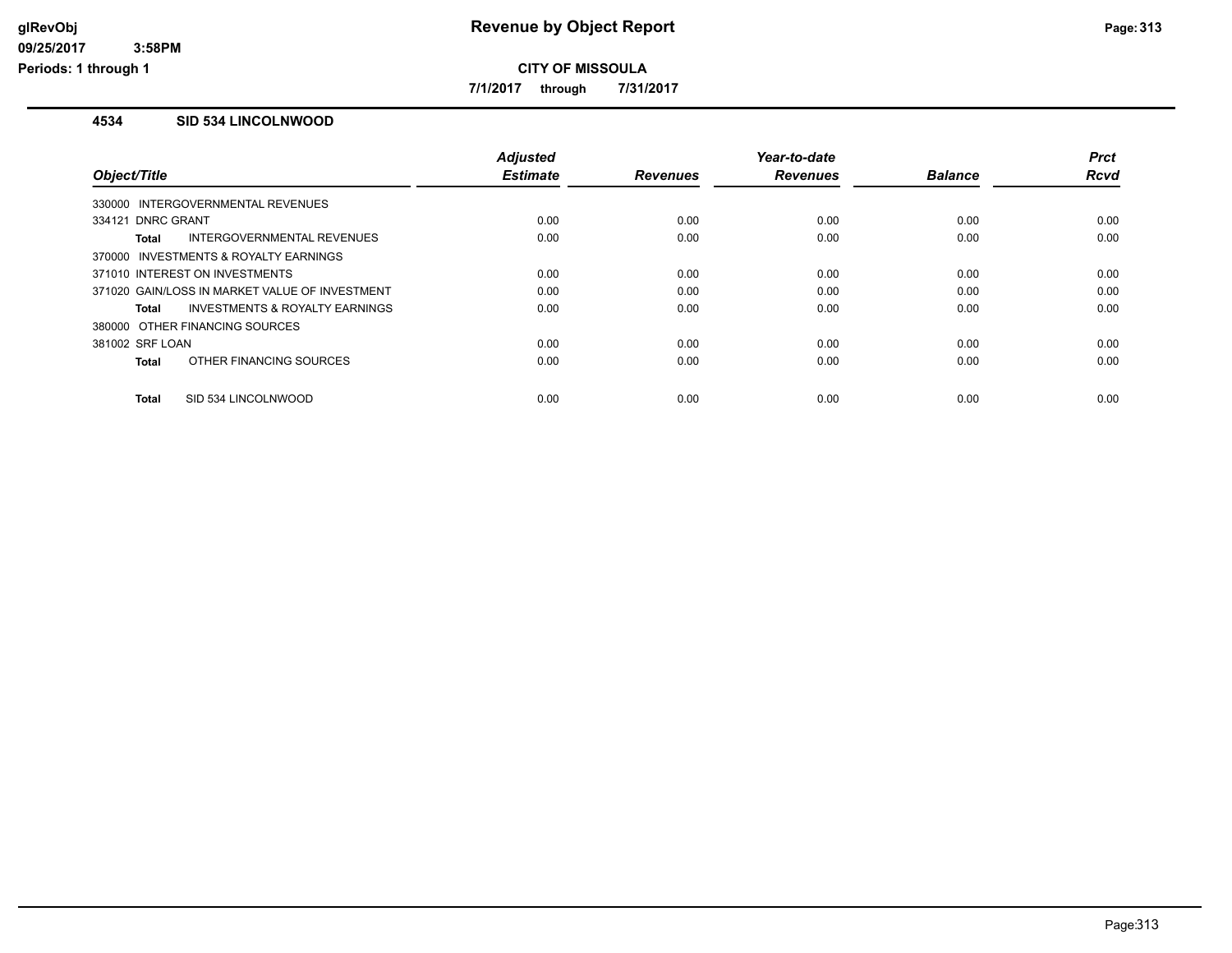# Revenue by Object Report

**CITY OF MISSOULA**

7/1/2017 through 7/31/2017

glRevObj
09/25/2017 3:58PM
Periods: 1 through 1

## 4534 SID 534 LINCOLNWOOD

| Object/Title | Adjusted Estimate | Revenues | Year-to-date Revenues | Balance | Prct Rcvd |
|---|---|---|---|---|---|
| 330000 INTERGOVERNMENTAL REVENUES | | | | | |
| 334121 DNRC GRANT | 0.00 | 0.00 | 0.00 | 0.00 | 0.00 |
| **Total** INTERGOVERNMENTAL REVENUES | 0.00 | 0.00 | 0.00 | 0.00 | 0.00 |
| 370000 INVESTMENTS & ROYALTY EARNINGS | | | | | |
| 371010 INTEREST ON INVESTMENTS | 0.00 | 0.00 | 0.00 | 0.00 | 0.00 |
| 371020 GAIN/LOSS IN MARKET VALUE OF INVESTMENT | 0.00 | 0.00 | 0.00 | 0.00 | 0.00 |
| **Total** INVESTMENTS & ROYALTY EARNINGS | 0.00 | 0.00 | 0.00 | 0.00 | 0.00 |
| 380000 OTHER FINANCING SOURCES | | | | | |
| 381002 SRF LOAN | 0.00 | 0.00 | 0.00 | 0.00 | 0.00 |
| **Total** OTHER FINANCING SOURCES | 0.00 | 0.00 | 0.00 | 0.00 | 0.00 |
| **Total** SID 534 LINCOLNWOOD | 0.00 | 0.00 | 0.00 | 0.00 | 0.00 |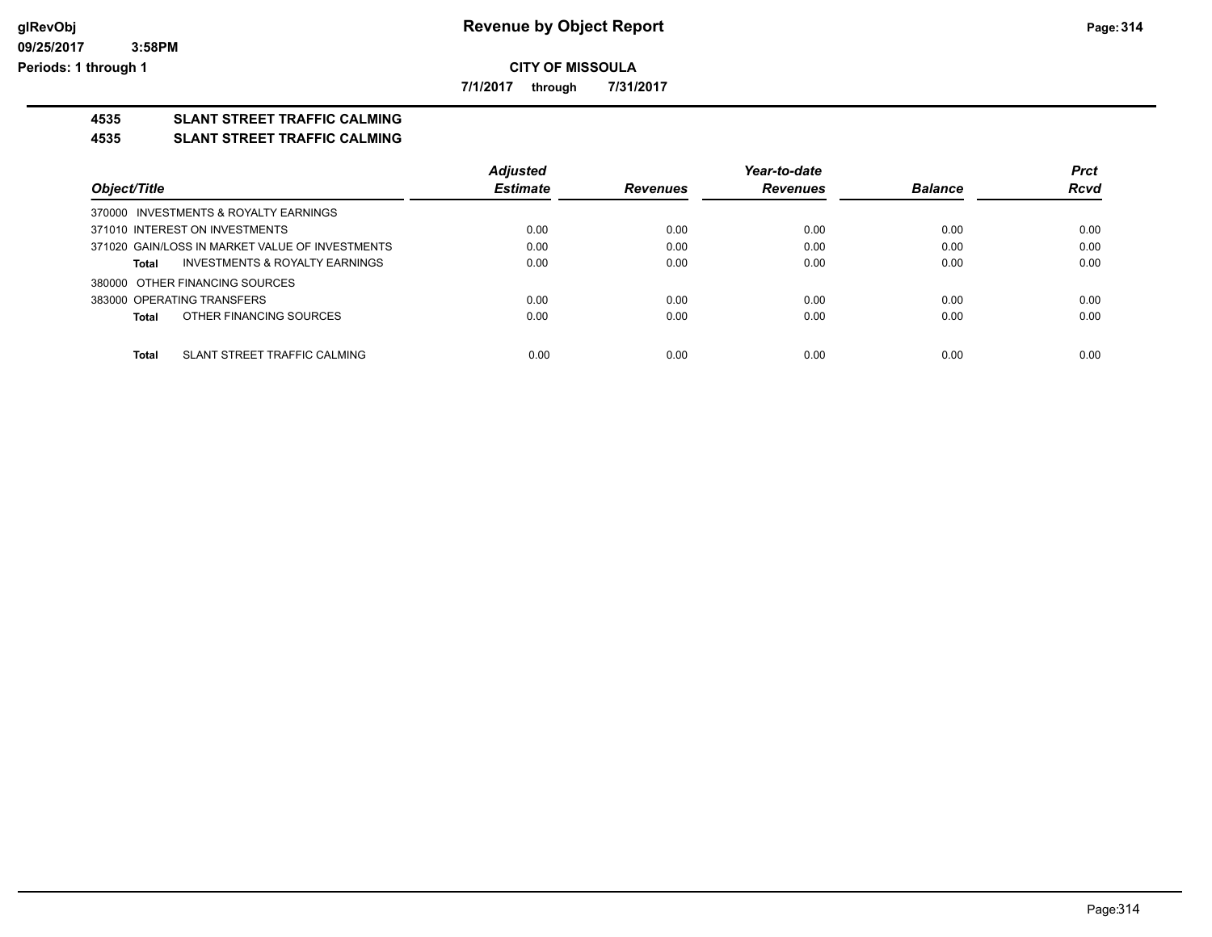**Revenue by Object Report**

**CITY OF MISSOULA**

**7/1/2017 through 7/31/2017**

glRevObj
09/25/2017 3:58PM
Periods: 1 through 1

## 4535 SLANT STREET TRAFFIC CALMING

## 4535 SLANT STREET TRAFFIC CALMING

| Object/Title | Adjusted Estimate | Revenues | Year-to-date Revenues | Balance | Prct Rcvd |
|---|---|---|---|---|---|
| 370000 INVESTMENTS & ROYALTY EARNINGS | | | | | |
| 371010 INTEREST ON INVESTMENTS | 0.00 | 0.00 | 0.00 | 0.00 | 0.00 |
| 371020 GAIN/LOSS IN MARKET VALUE OF INVESTMENTS | 0.00 | 0.00 | 0.00 | 0.00 | 0.00 |
| **Total** INVESTMENTS & ROYALTY EARNINGS | 0.00 | 0.00 | 0.00 | 0.00 | 0.00 |
| 380000 OTHER FINANCING SOURCES | | | | | |
| 383000 OPERATING TRANSFERS | 0.00 | 0.00 | 0.00 | 0.00 | 0.00 |
| **Total** OTHER FINANCING SOURCES | 0.00 | 0.00 | 0.00 | 0.00 | 0.00 |
| **Total** SLANT STREET TRAFFIC CALMING | 0.00 | 0.00 | 0.00 | 0.00 | 0.00 |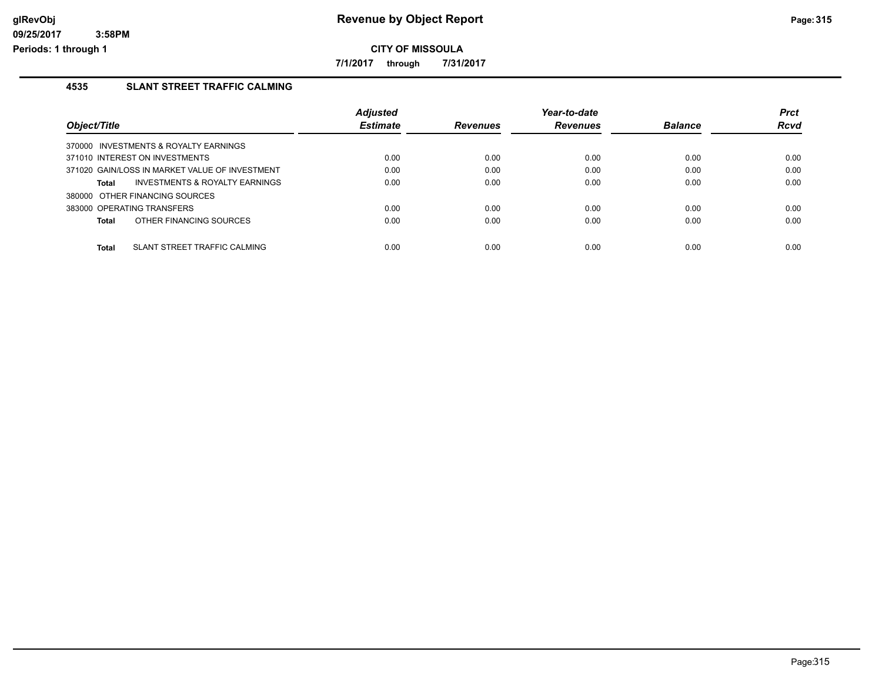# CITY OF MISSOULA

**7/1/2017 through 7/31/2017**

## 4535 SLANT STREET TRAFFIC CALMING

| Object/Title | Adjusted Estimate | Revenues | Year-to-date Revenues | Balance | Prct Rcvd |
|---|---|---|---|---|---|
| 370000 INVESTMENTS & ROYALTY EARNINGS | | | | | |
| 371010 INTEREST ON INVESTMENTS | 0.00 | 0.00 | 0.00 | 0.00 | 0.00 |
| 371020 GAIN/LOSS IN MARKET VALUE OF INVESTMENT | 0.00 | 0.00 | 0.00 | 0.00 | 0.00 |
| **Total** INVESTMENTS & ROYALTY EARNINGS | 0.00 | 0.00 | 0.00 | 0.00 | 0.00 |
| 380000 OTHER FINANCING SOURCES | | | | | |
| 383000 OPERATING TRANSFERS | 0.00 | 0.00 | 0.00 | 0.00 | 0.00 |
| **Total** OTHER FINANCING SOURCES | 0.00 | 0.00 | 0.00 | 0.00 | 0.00 |
| **Total** SLANT STREET TRAFFIC CALMING | 0.00 | 0.00 | 0.00 | 0.00 | 0.00 |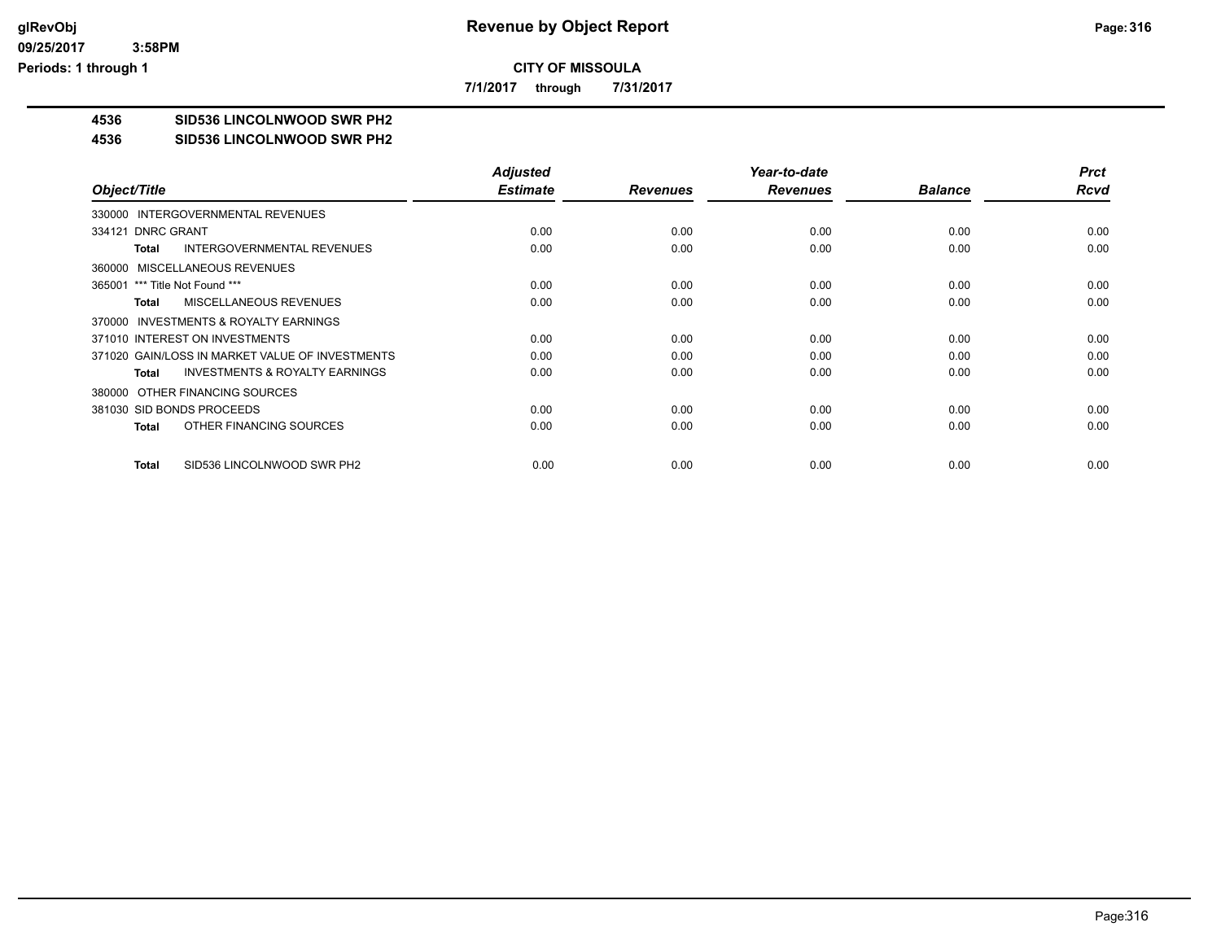**CITY OF MISSOULA**

**7/1/2017 through 7/31/2017**

**4536 SID536 LINCOLNWOOD SWR PH2**

**4536 SID536 LINCOLNWOOD SWR PH2**

| Object/Title | Adjusted Estimate | Revenues | Year-to-date Revenues | Balance | Prct Rcvd |
|---|---|---|---|---|---|
| 330000 INTERGOVERNMENTAL REVENUES | | | | | |
| 334121 DNRC GRANT | 0.00 | 0.00 | 0.00 | 0.00 | 0.00 |
| **Total** INTERGOVERNMENTAL REVENUES | 0.00 | 0.00 | 0.00 | 0.00 | 0.00 |
| 360000 MISCELLANEOUS REVENUES | | | | | |
| 365001 *** Title Not Found *** | 0.00 | 0.00 | 0.00 | 0.00 | 0.00 |
| **Total** MISCELLANEOUS REVENUES | 0.00 | 0.00 | 0.00 | 0.00 | 0.00 |
| 370000 INVESTMENTS & ROYALTY EARNINGS | | | | | |
| 371010 INTEREST ON INVESTMENTS | 0.00 | 0.00 | 0.00 | 0.00 | 0.00 |
| 371020 GAIN/LOSS IN MARKET VALUE OF INVESTMENTS | 0.00 | 0.00 | 0.00 | 0.00 | 0.00 |
| **Total** INVESTMENTS & ROYALTY EARNINGS | 0.00 | 0.00 | 0.00 | 0.00 | 0.00 |
| 380000 OTHER FINANCING SOURCES | | | | | |
| 381030 SID BONDS PROCEEDS | 0.00 | 0.00 | 0.00 | 0.00 | 0.00 |
| **Total** OTHER FINANCING SOURCES | 0.00 | 0.00 | 0.00 | 0.00 | 0.00 |
| **Total** SID536 LINCOLNWOOD SWR PH2 | 0.00 | 0.00 | 0.00 | 0.00 | 0.00 |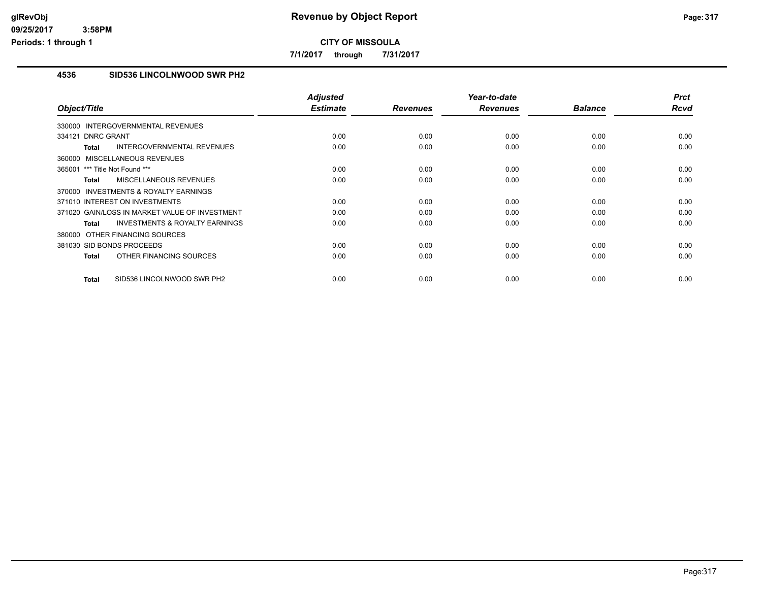**CITY OF MISSOULA**

**7/1/2017 through 7/31/2017**

## 4536 SID536 LINCOLNWOOD SWR PH2

| Object/Title | Adjusted Estimate | Revenues | Year-to-date Revenues | Balance | Prct Rcvd |
|---|---|---|---|---|---|
| 330000 INTERGOVERNMENTAL REVENUES | | | | | |
| 334121 DNRC GRANT | 0.00 | 0.00 | 0.00 | 0.00 | 0.00 |
| **Total** INTERGOVERNMENTAL REVENUES | 0.00 | 0.00 | 0.00 | 0.00 | 0.00 |
| 360000 MISCELLANEOUS REVENUES | | | | | |
| 365001 *** Title Not Found *** | 0.00 | 0.00 | 0.00 | 0.00 | 0.00 |
| **Total** MISCELLANEOUS REVENUES | 0.00 | 0.00 | 0.00 | 0.00 | 0.00 |
| 370000 INVESTMENTS & ROYALTY EARNINGS | | | | | |
| 371010 INTEREST ON INVESTMENTS | 0.00 | 0.00 | 0.00 | 0.00 | 0.00 |
| 371020 GAIN/LOSS IN MARKET VALUE OF INVESTMENT | 0.00 | 0.00 | 0.00 | 0.00 | 0.00 |
| **Total** INVESTMENTS & ROYALTY EARNINGS | 0.00 | 0.00 | 0.00 | 0.00 | 0.00 |
| 380000 OTHER FINANCING SOURCES | | | | | |
| 381030 SID BONDS PROCEEDS | 0.00 | 0.00 | 0.00 | 0.00 | 0.00 |
| **Total** OTHER FINANCING SOURCES | 0.00 | 0.00 | 0.00 | 0.00 | 0.00 |
| **Total** SID536 LINCOLNWOOD SWR PH2 | 0.00 | 0.00 | 0.00 | 0.00 | 0.00 |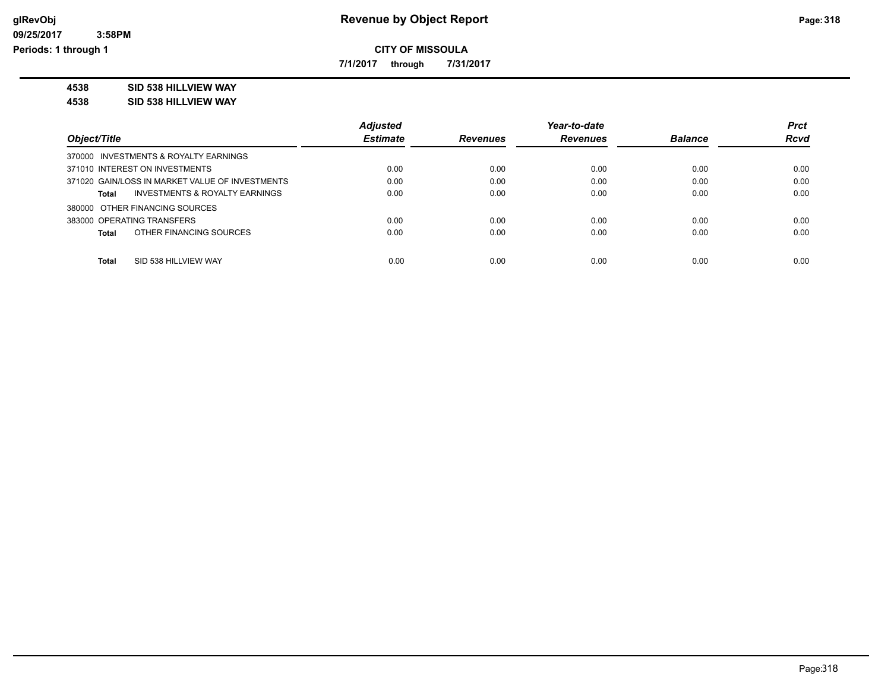**Revenue by Object Report**

**CITY OF MISSOULA**

**7/1/2017 through 7/31/2017**

**4538 SID 538 HILLVIEW WAY**

**4538 SID 538 HILLVIEW WAY**

| Object/Title | Adjusted Estimate | Revenues | Year-to-date Revenues | Balance | Prct Rcvd |
|---|---|---|---|---|---|
| 370000 INVESTMENTS & ROYALTY EARNINGS | | | | | |
| 371010 INTEREST ON INVESTMENTS | 0.00 | 0.00 | 0.00 | 0.00 | 0.00 |
| 371020 GAIN/LOSS IN MARKET VALUE OF INVESTMENTS | 0.00 | 0.00 | 0.00 | 0.00 | 0.00 |
| **Total** INVESTMENTS & ROYALTY EARNINGS | 0.00 | 0.00 | 0.00 | 0.00 | 0.00 |
| 380000 OTHER FINANCING SOURCES | | | | | |
| 383000 OPERATING TRANSFERS | 0.00 | 0.00 | 0.00 | 0.00 | 0.00 |
| **Total** OTHER FINANCING SOURCES | 0.00 | 0.00 | 0.00 | 0.00 | 0.00 |
| **Total** SID 538 HILLVIEW WAY | 0.00 | 0.00 | 0.00 | 0.00 | 0.00 |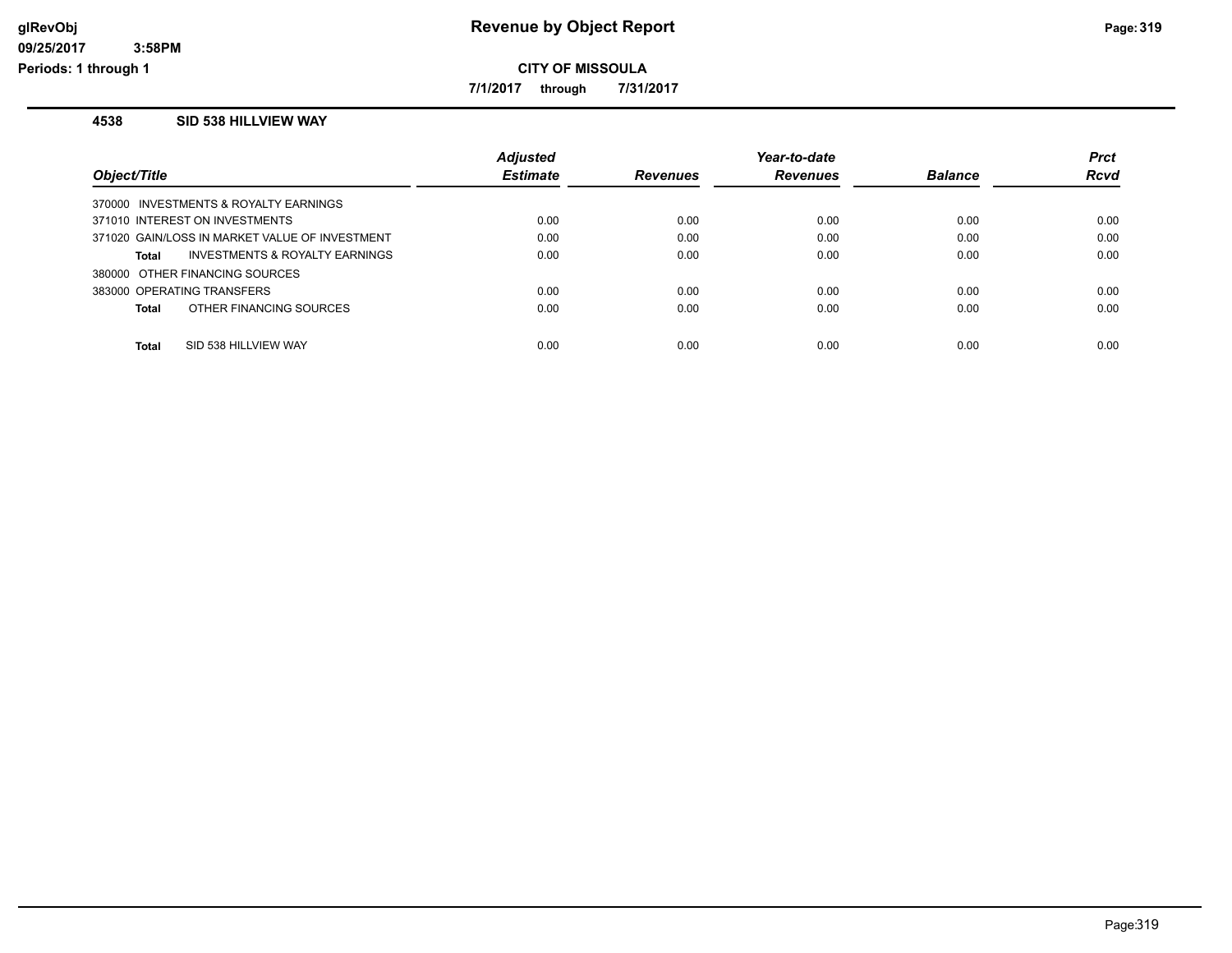# Revenue by Object Report

**CITY OF MISSOULA**

**7/1/2017 through 7/31/2017**

glRevObj
09/25/2017 3:58PM
Periods: 1 through 1

## 4538 SID 538 HILLVIEW WAY

| Object/Title | Adjusted Estimate | Revenues | Year-to-date Revenues | Balance | Prct Rcvd |
|---|---|---|---|---|---|
| 370000 INVESTMENTS & ROYALTY EARNINGS | | | | | |
| 371010 INTEREST ON INVESTMENTS | 0.00 | 0.00 | 0.00 | 0.00 | 0.00 |
| 371020 GAIN/LOSS IN MARKET VALUE OF INVESTMENT | 0.00 | 0.00 | 0.00 | 0.00 | 0.00 |
| **Total** INVESTMENTS & ROYALTY EARNINGS | 0.00 | 0.00 | 0.00 | 0.00 | 0.00 |
| 380000 OTHER FINANCING SOURCES | | | | | |
| 383000 OPERATING TRANSFERS | 0.00 | 0.00 | 0.00 | 0.00 | 0.00 |
| **Total** OTHER FINANCING SOURCES | 0.00 | 0.00 | 0.00 | 0.00 | 0.00 |
| **Total** SID 538 HILLVIEW WAY | 0.00 | 0.00 | 0.00 | 0.00 | 0.00 |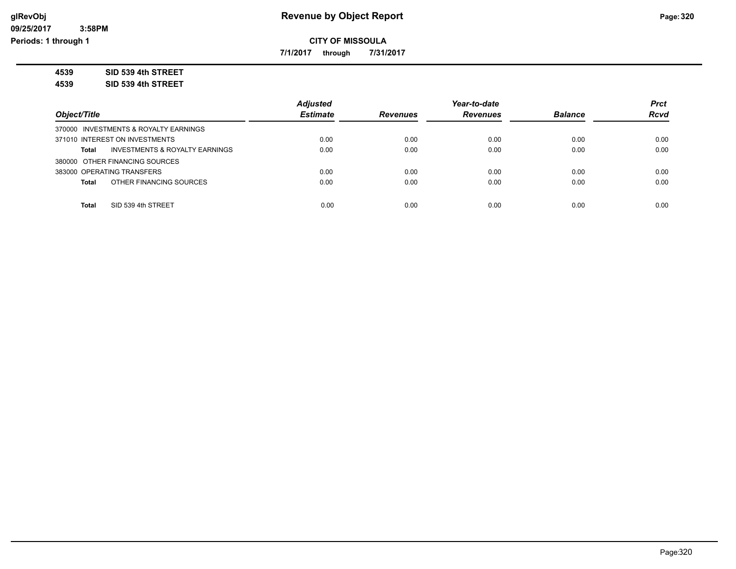**CITY OF MISSOULA**

**7/1/2017 through 7/31/2017**

**4539 SID 539 4th STREET**

**4539 SID 539 4th STREET**

| Object/Title | Adjusted Estimate | Revenues | Year-to-date Revenues | Balance | Prct Rcvd |
|---|---|---|---|---|---|
| 370000 INVESTMENTS & ROYALTY EARNINGS | | | | | |
| 371010 INTEREST ON INVESTMENTS | 0.00 | 0.00 | 0.00 | 0.00 | 0.00 |
| **Total** INVESTMENTS & ROYALTY EARNINGS | 0.00 | 0.00 | 0.00 | 0.00 | 0.00 |
| 380000 OTHER FINANCING SOURCES | | | | | |
| 383000 OPERATING TRANSFERS | 0.00 | 0.00 | 0.00 | 0.00 | 0.00 |
| **Total** OTHER FINANCING SOURCES | 0.00 | 0.00 | 0.00 | 0.00 | 0.00 |
| **Total** SID 539 4th STREET | 0.00 | 0.00 | 0.00 | 0.00 | 0.00 |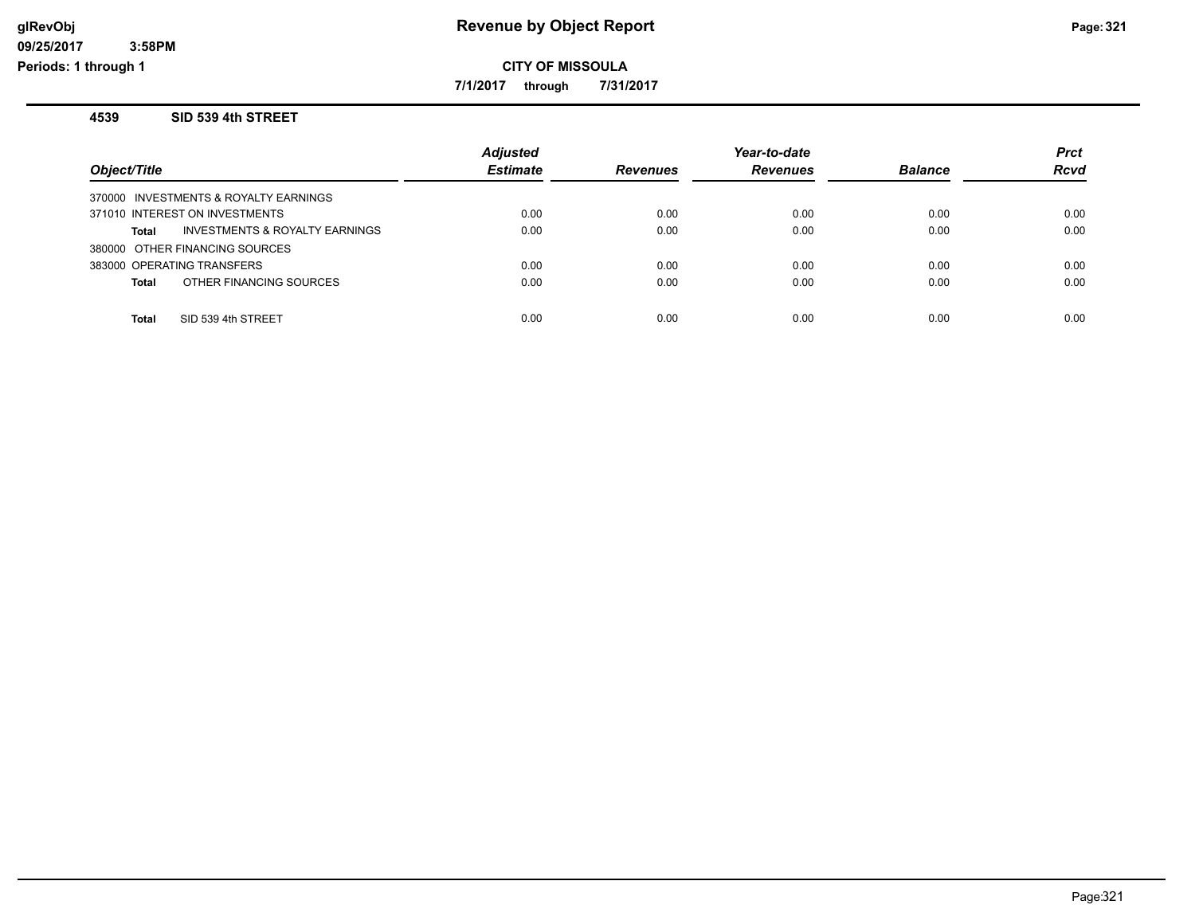# Revenue by Object Report

glRevObj
09/25/2017 3:58PM
Periods: 1 through 1

**CITY OF MISSOULA**

**7/1/2017 through 7/31/2017**

## 4539 SID 539 4th STREET

| Object/Title | Adjusted Estimate | Revenues | Year-to-date Revenues | Balance | Prct Rcvd |
|---|---|---|---|---|---|
| 370000 INVESTMENTS & ROYALTY EARNINGS | | | | | |
| 371010 INTEREST ON INVESTMENTS | 0.00 | 0.00 | 0.00 | 0.00 | 0.00 |
| **Total** INVESTMENTS & ROYALTY EARNINGS | 0.00 | 0.00 | 0.00 | 0.00 | 0.00 |
| 380000 OTHER FINANCING SOURCES | | | | | |
| 383000 OPERATING TRANSFERS | 0.00 | 0.00 | 0.00 | 0.00 | 0.00 |
| **Total** OTHER FINANCING SOURCES | 0.00 | 0.00 | 0.00 | 0.00 | 0.00 |
| **Total** SID 539 4th STREET | 0.00 | 0.00 | 0.00 | 0.00 | 0.00 |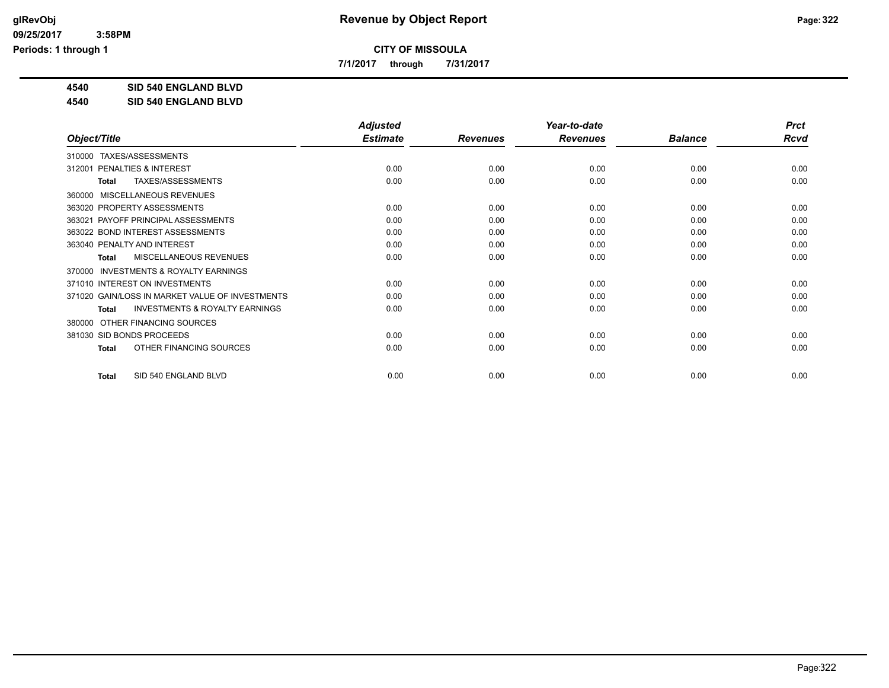**glRevObj**
**09/25/2017 3:58PM**
**Periods: 1 through 1**

# Revenue by Object Report

**CITY OF MISSOULA**

**7/1/2017 through 7/31/2017**

**4540 SID 540 ENGLAND BLVD**
**4540 SID 540 ENGLAND BLVD**

| Object/Title | Adjusted Estimate | Revenues | Year-to-date Revenues | Balance | Prct Rcvd |
|---|---|---|---|---|---|
| 310000 TAXES/ASSESSMENTS | | | | | |
| 312001 PENALTIES & INTEREST | 0.00 | 0.00 | 0.00 | 0.00 | 0.00 |
| **Total** TAXES/ASSESSMENTS | 0.00 | 0.00 | 0.00 | 0.00 | 0.00 |
| 360000 MISCELLANEOUS REVENUES | | | | | |
| 363020 PROPERTY ASSESSMENTS | 0.00 | 0.00 | 0.00 | 0.00 | 0.00 |
| 363021 PAYOFF PRINCIPAL ASSESSMENTS | 0.00 | 0.00 | 0.00 | 0.00 | 0.00 |
| 363022 BOND INTEREST ASSESSMENTS | 0.00 | 0.00 | 0.00 | 0.00 | 0.00 |
| 363040 PENALTY AND INTEREST | 0.00 | 0.00 | 0.00 | 0.00 | 0.00 |
| **Total** MISCELLANEOUS REVENUES | 0.00 | 0.00 | 0.00 | 0.00 | 0.00 |
| 370000 INVESTMENTS & ROYALTY EARNINGS | | | | | |
| 371010 INTEREST ON INVESTMENTS | 0.00 | 0.00 | 0.00 | 0.00 | 0.00 |
| 371020 GAIN/LOSS IN MARKET VALUE OF INVESTMENTS | 0.00 | 0.00 | 0.00 | 0.00 | 0.00 |
| **Total** INVESTMENTS & ROYALTY EARNINGS | 0.00 | 0.00 | 0.00 | 0.00 | 0.00 |
| 380000 OTHER FINANCING SOURCES | | | | | |
| 381030 SID BONDS PROCEEDS | 0.00 | 0.00 | 0.00 | 0.00 | 0.00 |
| **Total** OTHER FINANCING SOURCES | 0.00 | 0.00 | 0.00 | 0.00 | 0.00 |
| **Total** SID 540 ENGLAND BLVD | 0.00 | 0.00 | 0.00 | 0.00 | 0.00 |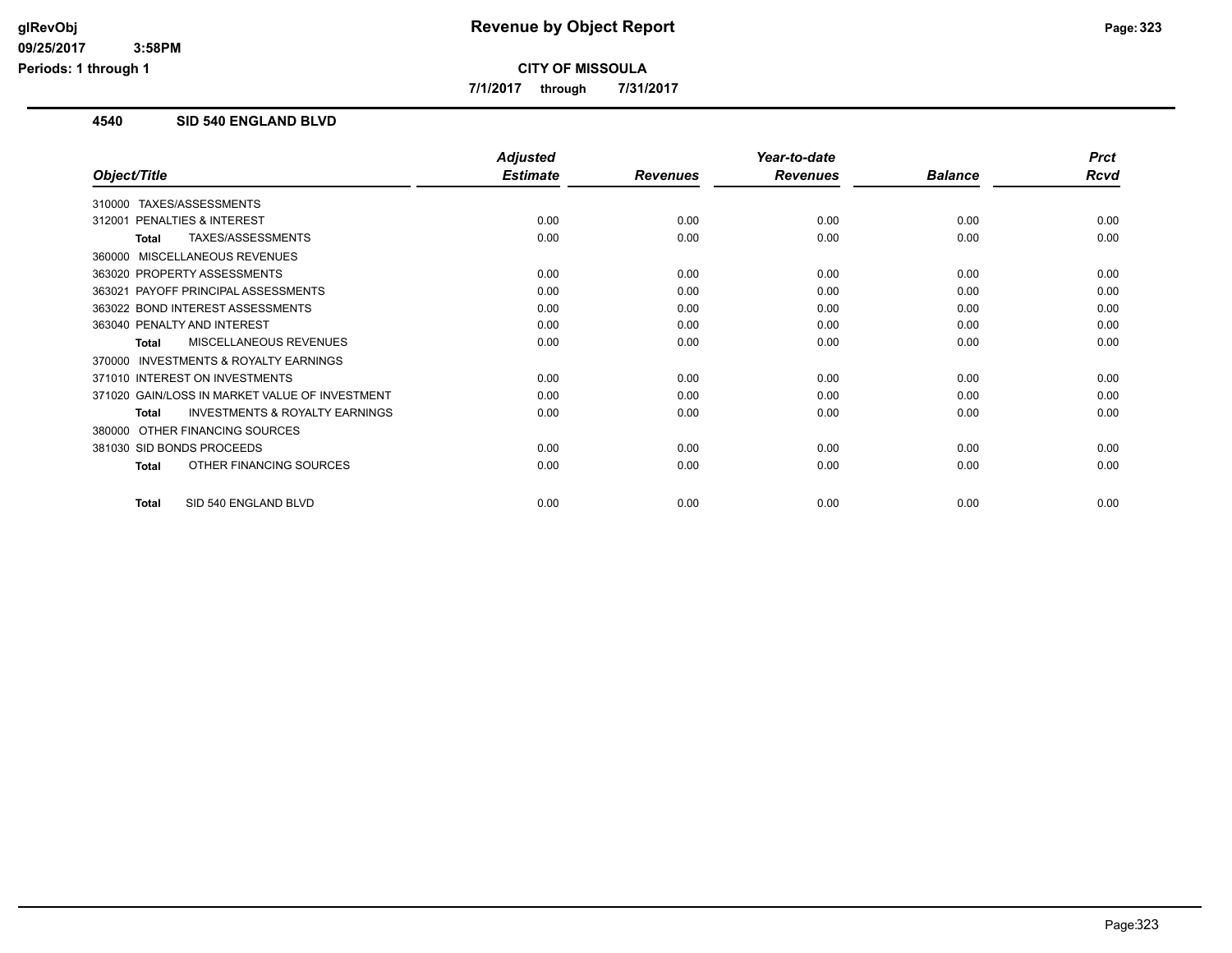**glRevObj**
**09/25/2017 3:58PM**
**Periods: 1 through 1**

# Revenue by Object Report

**CITY OF MISSOULA**

**7/1/2017 through 7/31/2017**

## 4540 SID 540 ENGLAND BLVD

| Object/Title | Adjusted Estimate | Revenues | Year-to-date Revenues | Balance | Prct Rcvd |
|---|---|---|---|---|---|
| 310000 TAXES/ASSESSMENTS | | | | | |
| 312001 PENALTIES & INTEREST | 0.00 | 0.00 | 0.00 | 0.00 | 0.00 |
| **Total** TAXES/ASSESSMENTS | 0.00 | 0.00 | 0.00 | 0.00 | 0.00 |
| 360000 MISCELLANEOUS REVENUES | | | | | |
| 363020 PROPERTY ASSESSMENTS | 0.00 | 0.00 | 0.00 | 0.00 | 0.00 |
| 363021 PAYOFF PRINCIPAL ASSESSMENTS | 0.00 | 0.00 | 0.00 | 0.00 | 0.00 |
| 363022 BOND INTEREST ASSESSMENTS | 0.00 | 0.00 | 0.00 | 0.00 | 0.00 |
| 363040 PENALTY AND INTEREST | 0.00 | 0.00 | 0.00 | 0.00 | 0.00 |
| **Total** MISCELLANEOUS REVENUES | 0.00 | 0.00 | 0.00 | 0.00 | 0.00 |
| 370000 INVESTMENTS & ROYALTY EARNINGS | | | | | |
| 371010 INTEREST ON INVESTMENTS | 0.00 | 0.00 | 0.00 | 0.00 | 0.00 |
| 371020 GAIN/LOSS IN MARKET VALUE OF INVESTMENT | 0.00 | 0.00 | 0.00 | 0.00 | 0.00 |
| **Total** INVESTMENTS & ROYALTY EARNINGS | 0.00 | 0.00 | 0.00 | 0.00 | 0.00 |
| 380000 OTHER FINANCING SOURCES | | | | | |
| 381030 SID BONDS PROCEEDS | 0.00 | 0.00 | 0.00 | 0.00 | 0.00 |
| **Total** OTHER FINANCING SOURCES | 0.00 | 0.00 | 0.00 | 0.00 | 0.00 |
| **Total** SID 540 ENGLAND BLVD | 0.00 | 0.00 | 0.00 | 0.00 | 0.00 |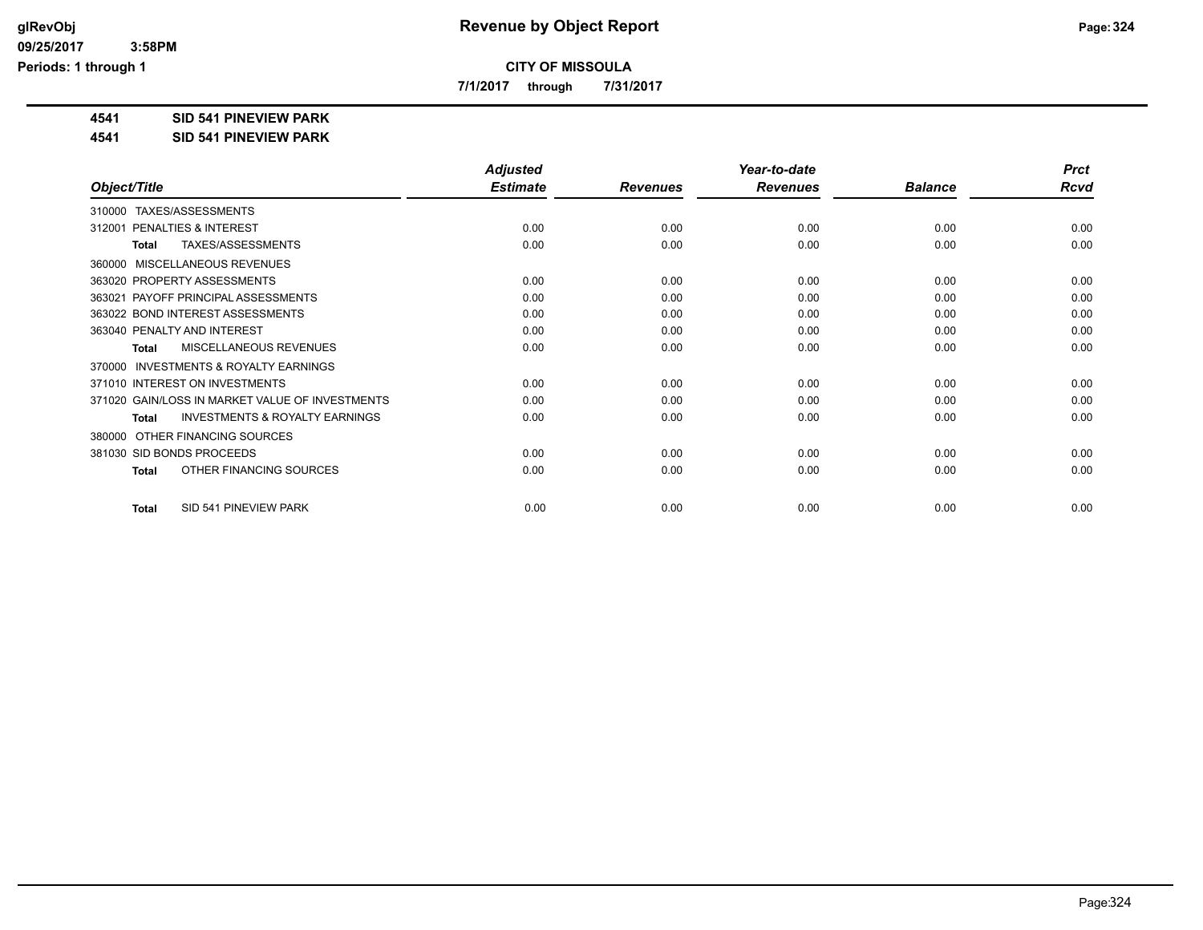# Revenue by Object Report

glRevObj
09/25/2017 3:58PM
Periods: 1 through 1

**CITY OF MISSOULA**

**7/1/2017 through 7/31/2017**

**4541 SID 541 PINEVIEW PARK**

**4541 SID 541 PINEVIEW PARK**

| Object/Title | Adjusted Estimate | Revenues | Year-to-date Revenues | Balance | Prct Rcvd |
|---|---|---|---|---|---|
| 310000 TAXES/ASSESSMENTS | | | | | |
| 312001 PENALTIES & INTEREST | 0.00 | 0.00 | 0.00 | 0.00 | 0.00 |
| **Total** TAXES/ASSESSMENTS | 0.00 | 0.00 | 0.00 | 0.00 | 0.00 |
| 360000 MISCELLANEOUS REVENUES | | | | | |
| 363020 PROPERTY ASSESSMENTS | 0.00 | 0.00 | 0.00 | 0.00 | 0.00 |
| 363021 PAYOFF PRINCIPAL ASSESSMENTS | 0.00 | 0.00 | 0.00 | 0.00 | 0.00 |
| 363022 BOND INTEREST ASSESSMENTS | 0.00 | 0.00 | 0.00 | 0.00 | 0.00 |
| 363040 PENALTY AND INTEREST | 0.00 | 0.00 | 0.00 | 0.00 | 0.00 |
| **Total** MISCELLANEOUS REVENUES | 0.00 | 0.00 | 0.00 | 0.00 | 0.00 |
| 370000 INVESTMENTS & ROYALTY EARNINGS | | | | | |
| 371010 INTEREST ON INVESTMENTS | 0.00 | 0.00 | 0.00 | 0.00 | 0.00 |
| 371020 GAIN/LOSS IN MARKET VALUE OF INVESTMENTS | 0.00 | 0.00 | 0.00 | 0.00 | 0.00 |
| **Total** INVESTMENTS & ROYALTY EARNINGS | 0.00 | 0.00 | 0.00 | 0.00 | 0.00 |
| 380000 OTHER FINANCING SOURCES | | | | | |
| 381030 SID BONDS PROCEEDS | 0.00 | 0.00 | 0.00 | 0.00 | 0.00 |
| **Total** OTHER FINANCING SOURCES | 0.00 | 0.00 | 0.00 | 0.00 | 0.00 |
| **Total** SID 541 PINEVIEW PARK | 0.00 | 0.00 | 0.00 | 0.00 | 0.00 |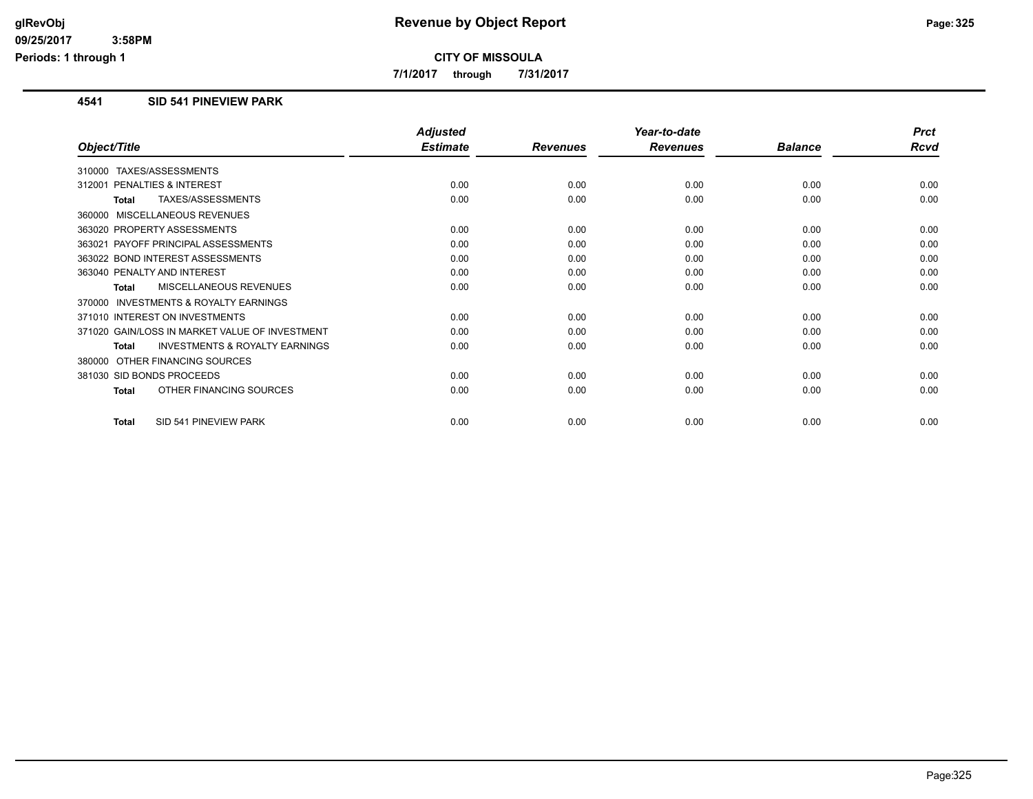# Revenue by Object Report

**CITY OF MISSOULA**

**7/1/2017 through 7/31/2017**

glRevObj
09/25/2017 3:58PM
Periods: 1 through 1

## 4541 SID 541 PINEVIEW PARK

| Object/Title | Adjusted Estimate | Revenues | Year-to-date Revenues | Balance | Prct Rcvd |
|---|---|---|---|---|---|
| 310000 TAXES/ASSESSMENTS | | | | | |
| 312001 PENALTIES & INTEREST | 0.00 | 0.00 | 0.00 | 0.00 | 0.00 |
| **Total** TAXES/ASSESSMENTS | 0.00 | 0.00 | 0.00 | 0.00 | 0.00 |
| 360000 MISCELLANEOUS REVENUES | | | | | |
| 363020 PROPERTY ASSESSMENTS | 0.00 | 0.00 | 0.00 | 0.00 | 0.00 |
| 363021 PAYOFF PRINCIPAL ASSESSMENTS | 0.00 | 0.00 | 0.00 | 0.00 | 0.00 |
| 363022 BOND INTEREST ASSESSMENTS | 0.00 | 0.00 | 0.00 | 0.00 | 0.00 |
| 363040 PENALTY AND INTEREST | 0.00 | 0.00 | 0.00 | 0.00 | 0.00 |
| **Total** MISCELLANEOUS REVENUES | 0.00 | 0.00 | 0.00 | 0.00 | 0.00 |
| 370000 INVESTMENTS & ROYALTY EARNINGS | | | | | |
| 371010 INTEREST ON INVESTMENTS | 0.00 | 0.00 | 0.00 | 0.00 | 0.00 |
| 371020 GAIN/LOSS IN MARKET VALUE OF INVESTMENT | 0.00 | 0.00 | 0.00 | 0.00 | 0.00 |
| **Total** INVESTMENTS & ROYALTY EARNINGS | 0.00 | 0.00 | 0.00 | 0.00 | 0.00 |
| 380000 OTHER FINANCING SOURCES | | | | | |
| 381030 SID BONDS PROCEEDS | 0.00 | 0.00 | 0.00 | 0.00 | 0.00 |
| **Total** OTHER FINANCING SOURCES | 0.00 | 0.00 | 0.00 | 0.00 | 0.00 |
| **Total** SID 541 PINEVIEW PARK | 0.00 | 0.00 | 0.00 | 0.00 | 0.00 |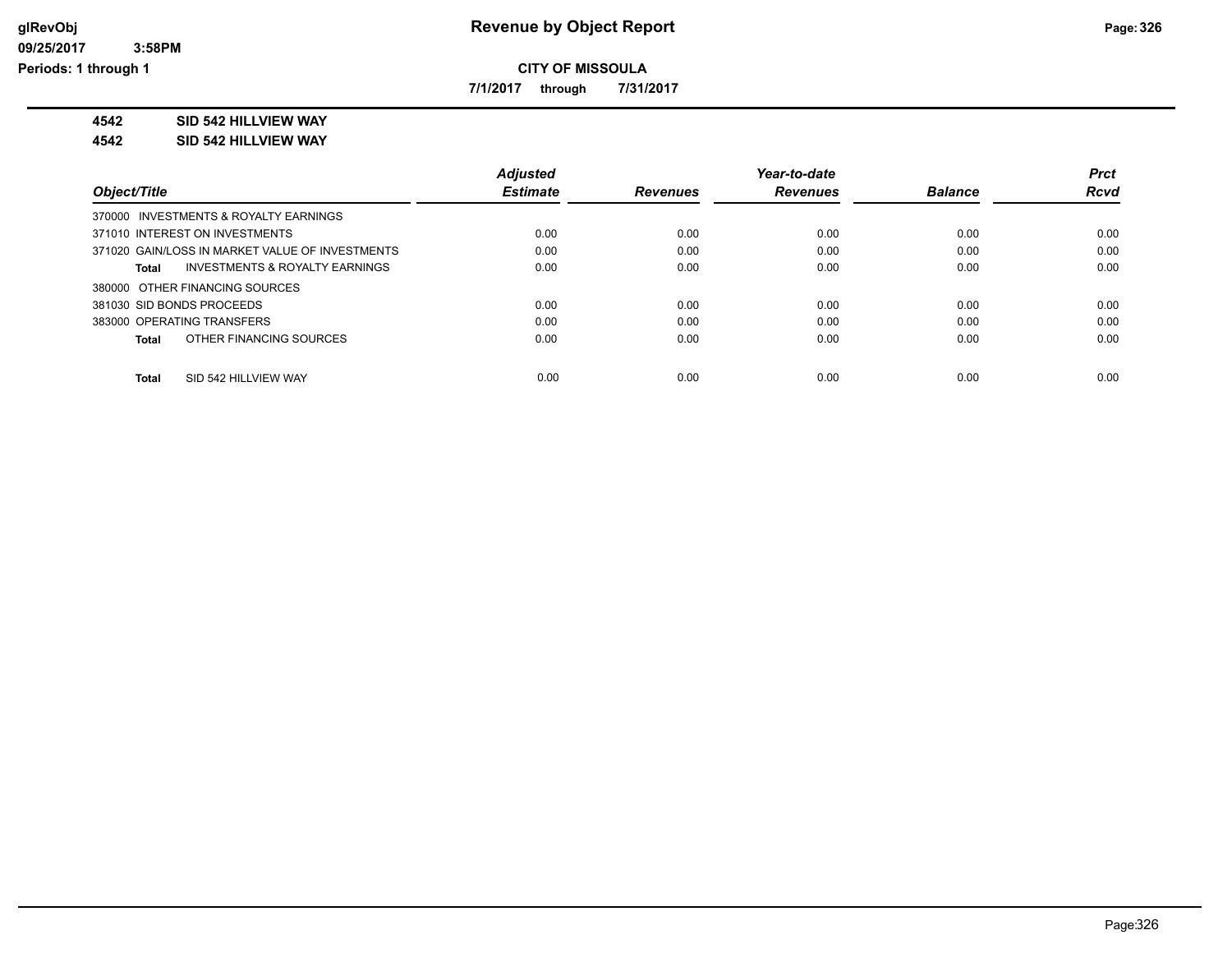# Revenue by Object Report

**CITY OF MISSOULA**

**7/1/2017 through 7/31/2017**

glRevObj
09/25/2017 3:58PM
Periods: 1 through 1

**4542 SID 542 HILLVIEW WAY**

**4542 SID 542 HILLVIEW WAY**

| Object/Title | Adjusted Estimate | Revenues | Year-to-date Revenues | Balance | Prct Rcvd |
|---|---|---|---|---|---|
| 370000 INVESTMENTS & ROYALTY EARNINGS | | | | | |
| 371010 INTEREST ON INVESTMENTS | 0.00 | 0.00 | 0.00 | 0.00 | 0.00 |
| 371020 GAIN/LOSS IN MARKET VALUE OF INVESTMENTS | 0.00 | 0.00 | 0.00 | 0.00 | 0.00 |
| **Total** INVESTMENTS & ROYALTY EARNINGS | 0.00 | 0.00 | 0.00 | 0.00 | 0.00 |
| 380000 OTHER FINANCING SOURCES | | | | | |
| 381030 SID BONDS PROCEEDS | 0.00 | 0.00 | 0.00 | 0.00 | 0.00 |
| 383000 OPERATING TRANSFERS | 0.00 | 0.00 | 0.00 | 0.00 | 0.00 |
| **Total** OTHER FINANCING SOURCES | 0.00 | 0.00 | 0.00 | 0.00 | 0.00 |
| **Total** SID 542 HILLVIEW WAY | 0.00 | 0.00 | 0.00 | 0.00 | 0.00 |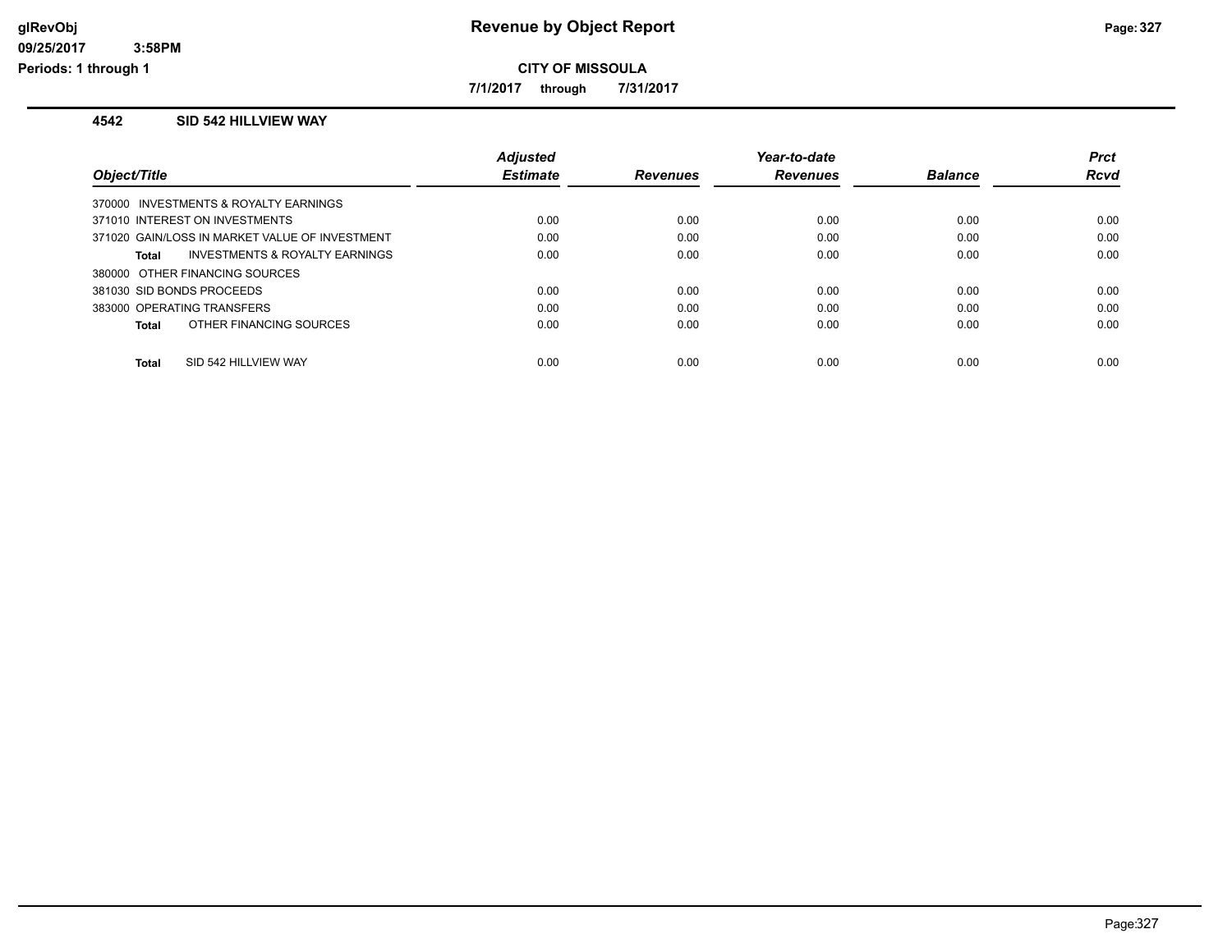# Revenue by Object Report

**CITY OF MISSOULA**

**7/1/2017 through 7/31/2017**

glRevObj
09/25/2017 3:58PM
Periods: 1 through 1

## 4542 SID 542 HILLVIEW WAY

| Object/Title | Adjusted Estimate | Revenues | Year-to-date Revenues | Balance | Prct Rcvd |
|---|---|---|---|---|---|
| 370000 INVESTMENTS & ROYALTY EARNINGS | | | | | |
| 371010 INTEREST ON INVESTMENTS | 0.00 | 0.00 | 0.00 | 0.00 | 0.00 |
| 371020 GAIN/LOSS IN MARKET VALUE OF INVESTMENT | 0.00 | 0.00 | 0.00 | 0.00 | 0.00 |
| **Total** INVESTMENTS & ROYALTY EARNINGS | 0.00 | 0.00 | 0.00 | 0.00 | 0.00 |
| 380000 OTHER FINANCING SOURCES | | | | | |
| 381030 SID BONDS PROCEEDS | 0.00 | 0.00 | 0.00 | 0.00 | 0.00 |
| 383000 OPERATING TRANSFERS | 0.00 | 0.00 | 0.00 | 0.00 | 0.00 |
| **Total** OTHER FINANCING SOURCES | 0.00 | 0.00 | 0.00 | 0.00 | 0.00 |
| **Total** SID 542 HILLVIEW WAY | 0.00 | 0.00 | 0.00 | 0.00 | 0.00 |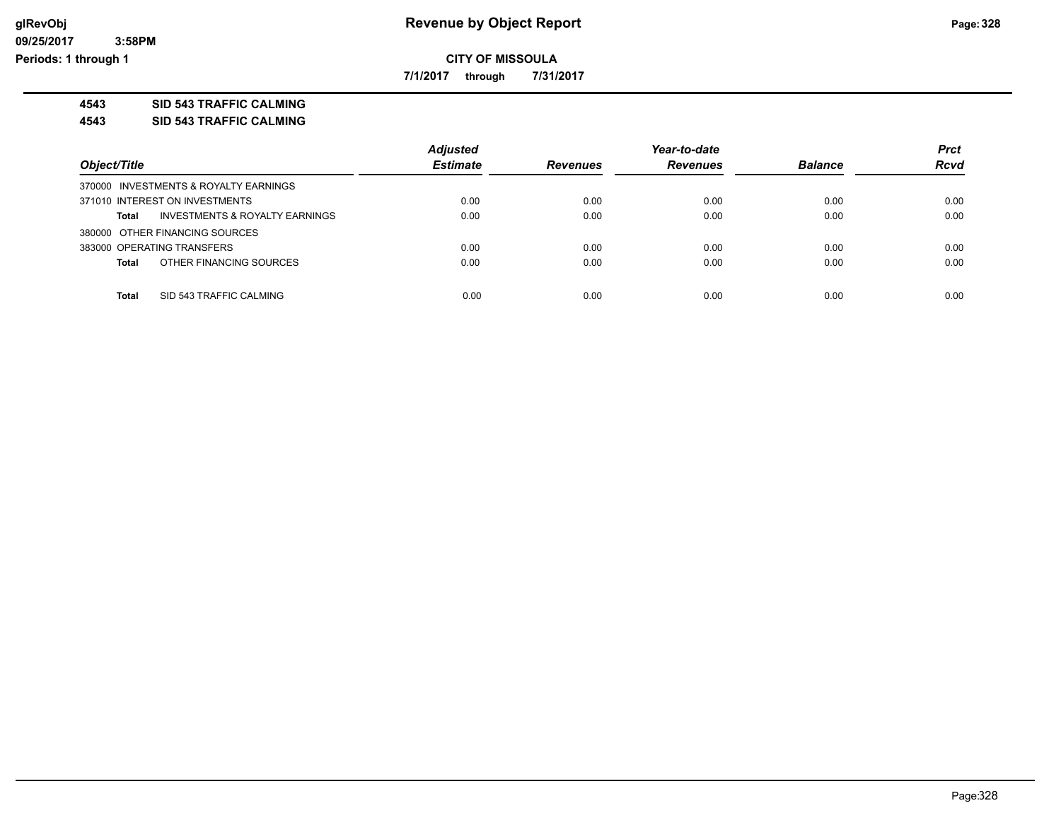**CITY OF MISSOULA**

**7/1/2017 through 7/31/2017**

**4543 SID 543 TRAFFIC CALMING**

**4543 SID 543 TRAFFIC CALMING**

| Object/Title | | Adjusted Estimate | Revenues | Year-to-date Revenues | Balance | Prct Rcvd |
|---|---|---|---|---|---|---|
| 370000 INVESTMENTS & ROYALTY EARNINGS | | | | | | |
| 371010 INTEREST ON INVESTMENTS | | 0.00 | 0.00 | 0.00 | 0.00 | 0.00 |
| **Total** | INVESTMENTS & ROYALTY EARNINGS | 0.00 | 0.00 | 0.00 | 0.00 | 0.00 |
| 380000 OTHER FINANCING SOURCES | | | | | | |
| 383000 OPERATING TRANSFERS | | 0.00 | 0.00 | 0.00 | 0.00 | 0.00 |
| **Total** | OTHER FINANCING SOURCES | 0.00 | 0.00 | 0.00 | 0.00 | 0.00 |
| **Total** | SID 543 TRAFFIC CALMING | 0.00 | 0.00 | 0.00 | 0.00 | 0.00 |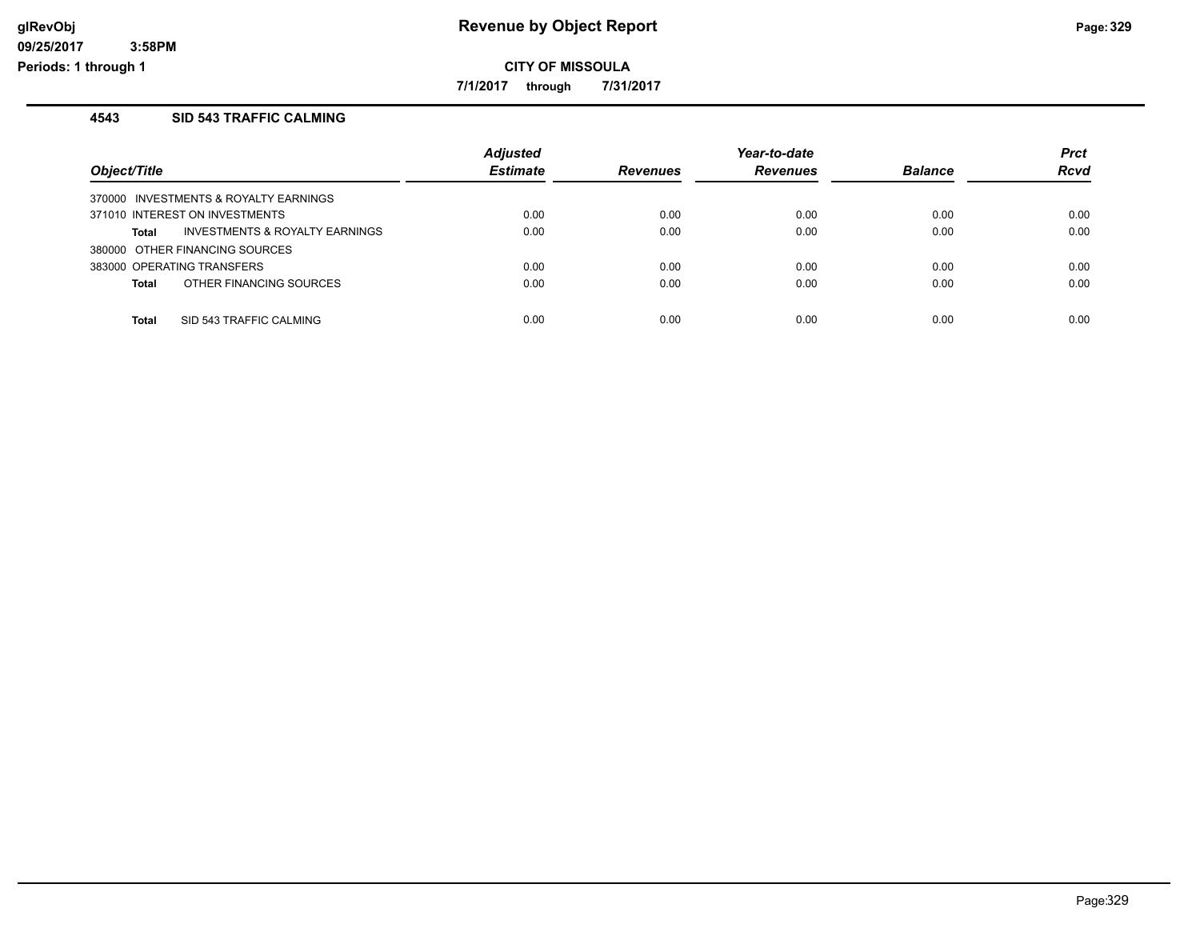# Revenue by Object Report

**CITY OF MISSOULA**

**7/1/2017 through 7/31/2017**

glRevObj
09/25/2017 3:58PM
Periods: 1 through 1

## 4543 SID 543 TRAFFIC CALMING

| Object/Title | Adjusted Estimate | Revenues | Year-to-date Revenues | Balance | Prct Rcvd |
|---|---|---|---|---|---|
| 370000 INVESTMENTS & ROYALTY EARNINGS | | | | | |
| 371010 INTEREST ON INVESTMENTS | 0.00 | 0.00 | 0.00 | 0.00 | 0.00 |
| **Total** INVESTMENTS & ROYALTY EARNINGS | 0.00 | 0.00 | 0.00 | 0.00 | 0.00 |
| 380000 OTHER FINANCING SOURCES | | | | | |
| 383000 OPERATING TRANSFERS | 0.00 | 0.00 | 0.00 | 0.00 | 0.00 |
| **Total** OTHER FINANCING SOURCES | 0.00 | 0.00 | 0.00 | 0.00 | 0.00 |
| **Total** SID 543 TRAFFIC CALMING | 0.00 | 0.00 | 0.00 | 0.00 | 0.00 |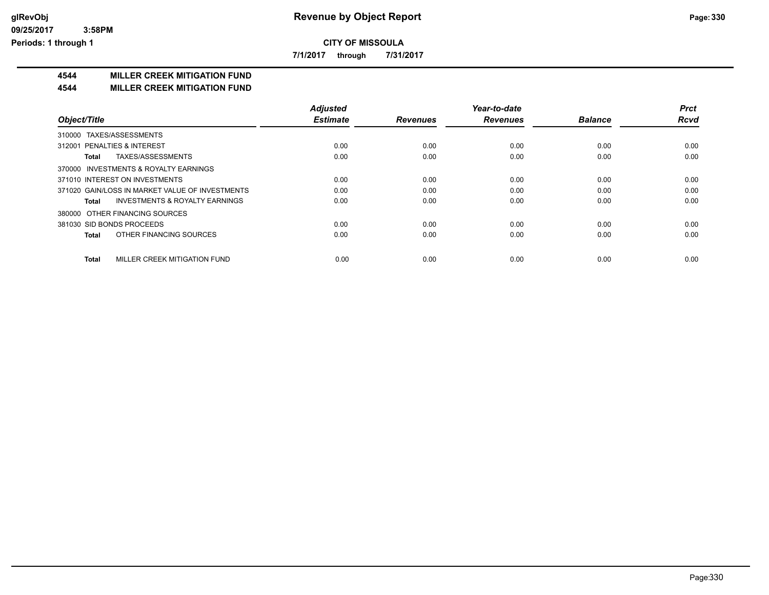# Revenue by Object Report

**CITY OF MISSOULA**

**7/1/2017 through 7/31/2017**

glRevObj
09/25/2017 3:58PM
Periods: 1 through 1

## 4544 MILLER CREEK MITIGATION FUND
## 4544 MILLER CREEK MITIGATION FUND

| Object/Title | Adjusted Estimate | Revenues | Year-to-date Revenues | Balance | Prct Rcvd |
|---|---|---|---|---|---|
| 310000 TAXES/ASSESSMENTS | | | | | |
| 312001 PENALTIES & INTEREST | 0.00 | 0.00 | 0.00 | 0.00 | 0.00 |
| **Total** TAXES/ASSESSMENTS | 0.00 | 0.00 | 0.00 | 0.00 | 0.00 |
| 370000 INVESTMENTS & ROYALTY EARNINGS | | | | | |
| 371010 INTEREST ON INVESTMENTS | 0.00 | 0.00 | 0.00 | 0.00 | 0.00 |
| 371020 GAIN/LOSS IN MARKET VALUE OF INVESTMENTS | 0.00 | 0.00 | 0.00 | 0.00 | 0.00 |
| **Total** INVESTMENTS & ROYALTY EARNINGS | 0.00 | 0.00 | 0.00 | 0.00 | 0.00 |
| 380000 OTHER FINANCING SOURCES | | | | | |
| 381030 SID BONDS PROCEEDS | 0.00 | 0.00 | 0.00 | 0.00 | 0.00 |
| **Total** OTHER FINANCING SOURCES | 0.00 | 0.00 | 0.00 | 0.00 | 0.00 |
| **Total** MILLER CREEK MITIGATION FUND | 0.00 | 0.00 | 0.00 | 0.00 | 0.00 |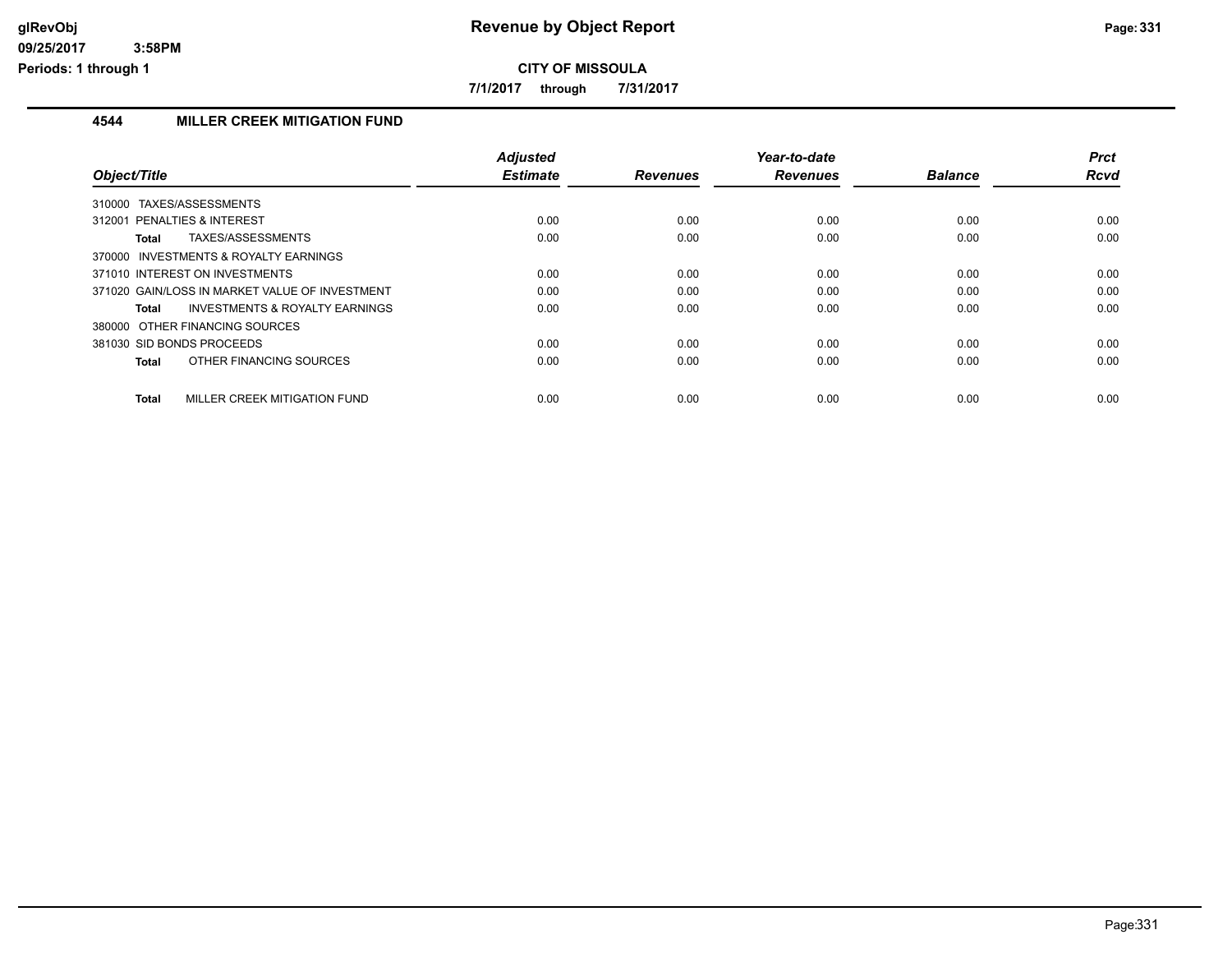**Revenue by Object Report**

**CITY OF MISSOULA**

**7/1/2017 through 7/31/2017**

glRevObj
09/25/2017 3:58PM
Periods: 1 through 1

## 4544 MILLER CREEK MITIGATION FUND

| Object/Title | Adjusted Estimate | Revenues | Year-to-date Revenues | Balance | Prct Rcvd |
|---|---|---|---|---|---|
| 310000 TAXES/ASSESSMENTS | | | | | |
| 312001 PENALTIES & INTEREST | 0.00 | 0.00 | 0.00 | 0.00 | 0.00 |
| **Total** TAXES/ASSESSMENTS | 0.00 | 0.00 | 0.00 | 0.00 | 0.00 |
| 370000 INVESTMENTS & ROYALTY EARNINGS | | | | | |
| 371010 INTEREST ON INVESTMENTS | 0.00 | 0.00 | 0.00 | 0.00 | 0.00 |
| 371020 GAIN/LOSS IN MARKET VALUE OF INVESTMENT | 0.00 | 0.00 | 0.00 | 0.00 | 0.00 |
| **Total** INVESTMENTS & ROYALTY EARNINGS | 0.00 | 0.00 | 0.00 | 0.00 | 0.00 |
| 380000 OTHER FINANCING SOURCES | | | | | |
| 381030 SID BONDS PROCEEDS | 0.00 | 0.00 | 0.00 | 0.00 | 0.00 |
| **Total** OTHER FINANCING SOURCES | 0.00 | 0.00 | 0.00 | 0.00 | 0.00 |
| **Total** MILLER CREEK MITIGATION FUND | 0.00 | 0.00 | 0.00 | 0.00 | 0.00 |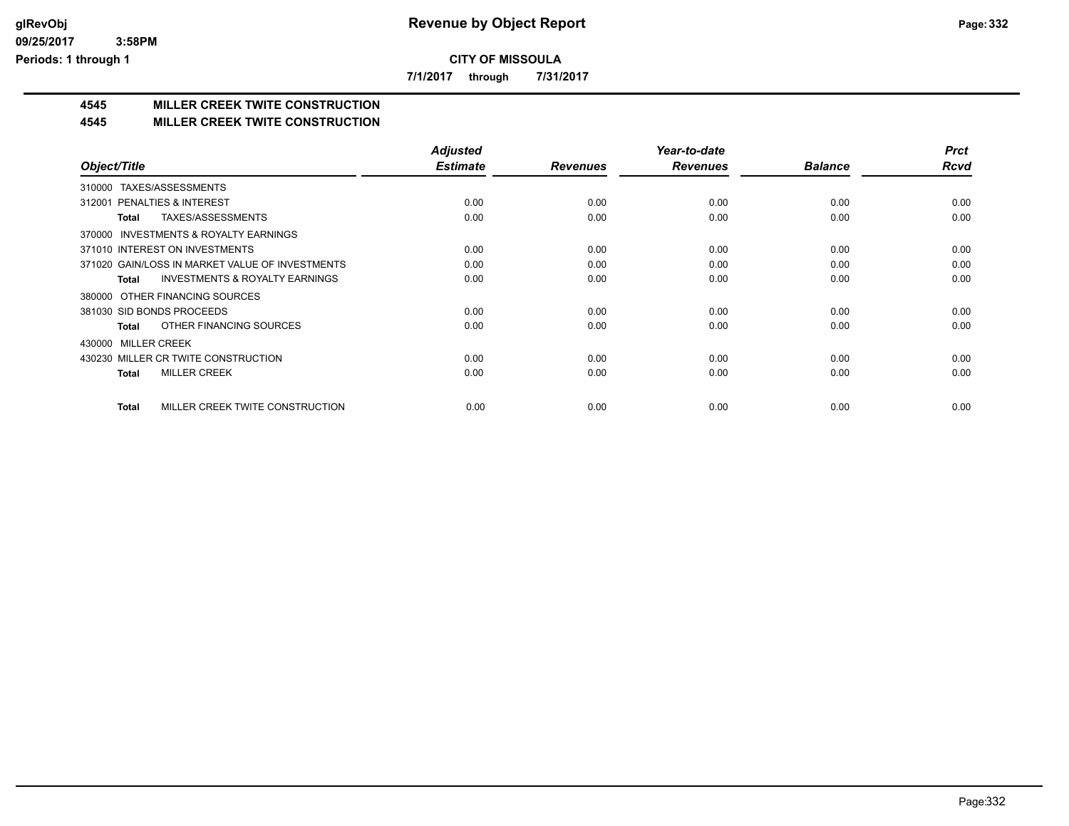# Revenue by Object Report

**CITY OF MISSOULA**

**7/1/2017 through 7/31/2017**

glRevObj
09/25/2017 3:58PM
Periods: 1 through 1

## 4545 MILLER CREEK TWITE CONSTRUCTION
## 4545 MILLER CREEK TWITE CONSTRUCTION

| Object/Title | Adjusted Estimate | Revenues | Year-to-date Revenues | Balance | Prct Rcvd |
|---|---|---|---|---|---|
| 310000 TAXES/ASSESSMENTS | | | | | |
| 312001 PENALTIES & INTEREST | 0.00 | 0.00 | 0.00 | 0.00 | 0.00 |
| **Total** TAXES/ASSESSMENTS | 0.00 | 0.00 | 0.00 | 0.00 | 0.00 |
| 370000 INVESTMENTS & ROYALTY EARNINGS | | | | | |
| 371010 INTEREST ON INVESTMENTS | 0.00 | 0.00 | 0.00 | 0.00 | 0.00 |
| 371020 GAIN/LOSS IN MARKET VALUE OF INVESTMENTS | 0.00 | 0.00 | 0.00 | 0.00 | 0.00 |
| **Total** INVESTMENTS & ROYALTY EARNINGS | 0.00 | 0.00 | 0.00 | 0.00 | 0.00 |
| 380000 OTHER FINANCING SOURCES | | | | | |
| 381030 SID BONDS PROCEEDS | 0.00 | 0.00 | 0.00 | 0.00 | 0.00 |
| **Total** OTHER FINANCING SOURCES | 0.00 | 0.00 | 0.00 | 0.00 | 0.00 |
| 430000 MILLER CREEK | | | | | |
| 430230 MILLER CR TWITE CONSTRUCTION | 0.00 | 0.00 | 0.00 | 0.00 | 0.00 |
| **Total** MILLER CREEK | 0.00 | 0.00 | 0.00 | 0.00 | 0.00 |
| **Total** MILLER CREEK TWITE CONSTRUCTION | 0.00 | 0.00 | 0.00 | 0.00 | 0.00 |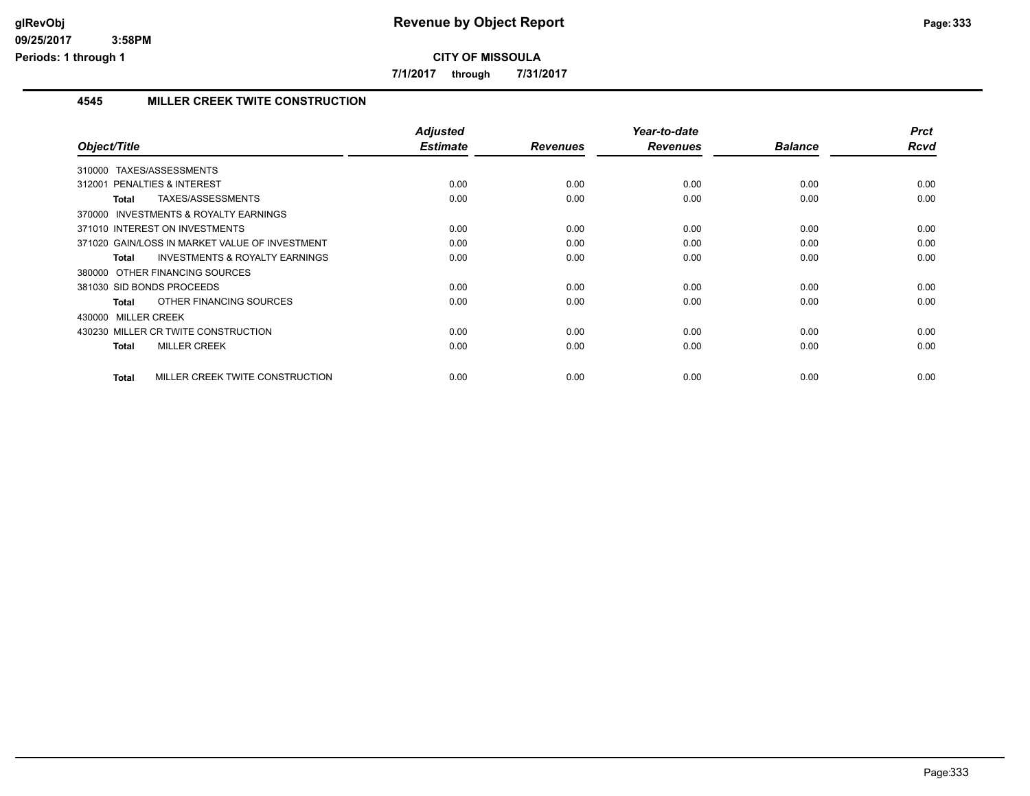# Revenue by Object Report

**CITY OF MISSOULA**

**7/1/2017 through 7/31/2017**

glRevObj
09/25/2017 3:58PM
Periods: 1 through 1

## 4545 MILLER CREEK TWITE CONSTRUCTION

| Object/Title | Adjusted Estimate | Revenues | Year-to-date Revenues | Balance | Prct Rcvd |
|---|---|---|---|---|---|
| 310000 TAXES/ASSESSMENTS | | | | | |
| 312001 PENALTIES & INTEREST | 0.00 | 0.00 | 0.00 | 0.00 | 0.00 |
| **Total** TAXES/ASSESSMENTS | 0.00 | 0.00 | 0.00 | 0.00 | 0.00 |
| 370000 INVESTMENTS & ROYALTY EARNINGS | | | | | |
| 371010 INTEREST ON INVESTMENTS | 0.00 | 0.00 | 0.00 | 0.00 | 0.00 |
| 371020 GAIN/LOSS IN MARKET VALUE OF INVESTMENT | 0.00 | 0.00 | 0.00 | 0.00 | 0.00 |
| **Total** INVESTMENTS & ROYALTY EARNINGS | 0.00 | 0.00 | 0.00 | 0.00 | 0.00 |
| 380000 OTHER FINANCING SOURCES | | | | | |
| 381030 SID BONDS PROCEEDS | 0.00 | 0.00 | 0.00 | 0.00 | 0.00 |
| **Total** OTHER FINANCING SOURCES | 0.00 | 0.00 | 0.00 | 0.00 | 0.00 |
| 430000 MILLER CREEK | | | | | |
| 430230 MILLER CR TWITE CONSTRUCTION | 0.00 | 0.00 | 0.00 | 0.00 | 0.00 |
| **Total** MILLER CREEK | 0.00 | 0.00 | 0.00 | 0.00 | 0.00 |
| **Total** MILLER CREEK TWITE CONSTRUCTION | 0.00 | 0.00 | 0.00 | 0.00 | 0.00 |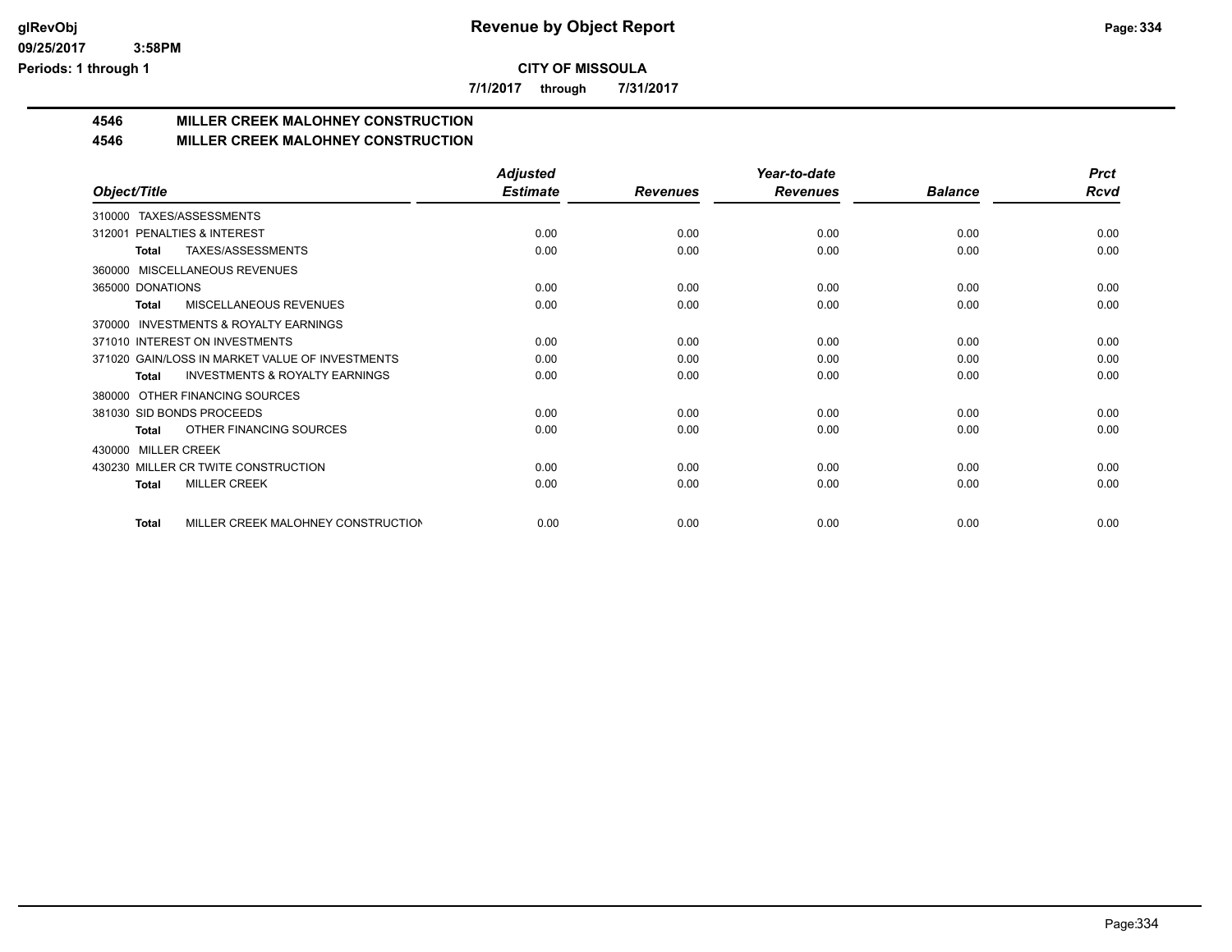# Revenue by Object Report

**CITY OF MISSOULA**

**7/1/2017 through 7/31/2017**

## 4546 MILLER CREEK MALOHNEY CONSTRUCTION
## 4546 MILLER CREEK MALOHNEY CONSTRUCTION

| Object/Title | Adjusted Estimate | Revenues | Year-to-date Revenues | Balance | Prct Rcvd |
|---|---|---|---|---|---|
| 310000 TAXES/ASSESSMENTS | | | | | |
| 312001 PENALTIES & INTEREST | 0.00 | 0.00 | 0.00 | 0.00 | 0.00 |
| **Total** TAXES/ASSESSMENTS | 0.00 | 0.00 | 0.00 | 0.00 | 0.00 |
| 360000 MISCELLANEOUS REVENUES | | | | | |
| 365000 DONATIONS | 0.00 | 0.00 | 0.00 | 0.00 | 0.00 |
| **Total** MISCELLANEOUS REVENUES | 0.00 | 0.00 | 0.00 | 0.00 | 0.00 |
| 370000 INVESTMENTS & ROYALTY EARNINGS | | | | | |
| 371010 INTEREST ON INVESTMENTS | 0.00 | 0.00 | 0.00 | 0.00 | 0.00 |
| 371020 GAIN/LOSS IN MARKET VALUE OF INVESTMENTS | 0.00 | 0.00 | 0.00 | 0.00 | 0.00 |
| **Total** INVESTMENTS & ROYALTY EARNINGS | 0.00 | 0.00 | 0.00 | 0.00 | 0.00 |
| 380000 OTHER FINANCING SOURCES | | | | | |
| 381030 SID BONDS PROCEEDS | 0.00 | 0.00 | 0.00 | 0.00 | 0.00 |
| **Total** OTHER FINANCING SOURCES | 0.00 | 0.00 | 0.00 | 0.00 | 0.00 |
| 430000 MILLER CREEK | | | | | |
| 430230 MILLER CR TWITE CONSTRUCTION | 0.00 | 0.00 | 0.00 | 0.00 | 0.00 |
| **Total** MILLER CREEK | 0.00 | 0.00 | 0.00 | 0.00 | 0.00 |
| **Total** MILLER CREEK MALOHNEY CONSTRUCTION | 0.00 | 0.00 | 0.00 | 0.00 | 0.00 |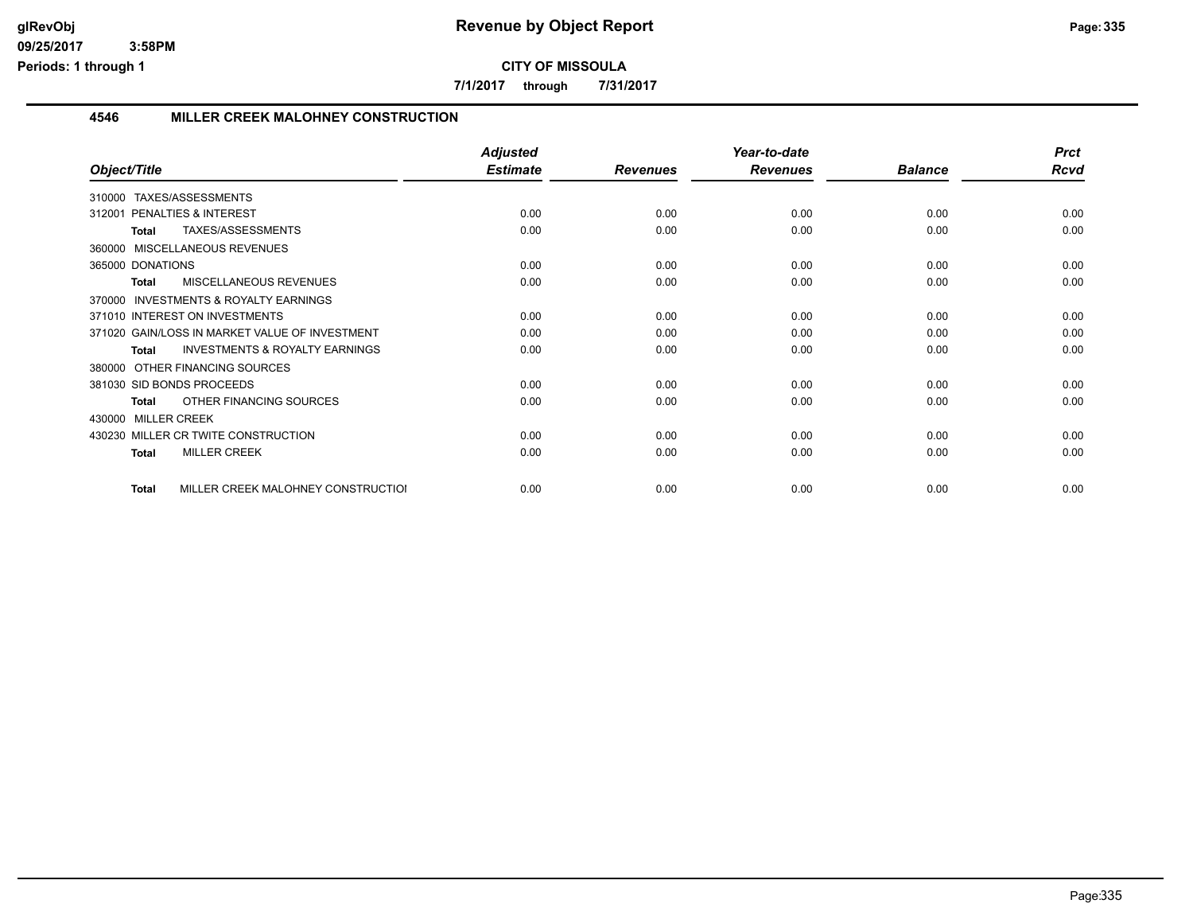**CITY OF MISSOULA**

**7/1/2017 through 7/31/2017**

## 4546 MILLER CREEK MALOHNEY CONSTRUCTION

| Object/Title | Adjusted Estimate | Revenues | Year-to-date Revenues | Balance | Prct Rcvd |
|---|---|---|---|---|---|
| 310000 TAXES/ASSESSMENTS | | | | | |
| 312001 PENALTIES & INTEREST | 0.00 | 0.00 | 0.00 | 0.00 | 0.00 |
| **Total** TAXES/ASSESSMENTS | 0.00 | 0.00 | 0.00 | 0.00 | 0.00 |
| 360000 MISCELLANEOUS REVENUES | | | | | |
| 365000 DONATIONS | 0.00 | 0.00 | 0.00 | 0.00 | 0.00 |
| **Total** MISCELLANEOUS REVENUES | 0.00 | 0.00 | 0.00 | 0.00 | 0.00 |
| 370000 INVESTMENTS & ROYALTY EARNINGS | | | | | |
| 371010 INTEREST ON INVESTMENTS | 0.00 | 0.00 | 0.00 | 0.00 | 0.00 |
| 371020 GAIN/LOSS IN MARKET VALUE OF INVESTMENT | 0.00 | 0.00 | 0.00 | 0.00 | 0.00 |
| **Total** INVESTMENTS & ROYALTY EARNINGS | 0.00 | 0.00 | 0.00 | 0.00 | 0.00 |
| 380000 OTHER FINANCING SOURCES | | | | | |
| 381030 SID BONDS PROCEEDS | 0.00 | 0.00 | 0.00 | 0.00 | 0.00 |
| **Total** OTHER FINANCING SOURCES | 0.00 | 0.00 | 0.00 | 0.00 | 0.00 |
| 430000 MILLER CREEK | | | | | |
| 430230 MILLER CR TWITE CONSTRUCTION | 0.00 | 0.00 | 0.00 | 0.00 | 0.00 |
| **Total** MILLER CREEK | 0.00 | 0.00 | 0.00 | 0.00 | 0.00 |
| **Total** MILLER CREEK MALOHNEY CONSTRUCTIOI | 0.00 | 0.00 | 0.00 | 0.00 | 0.00 |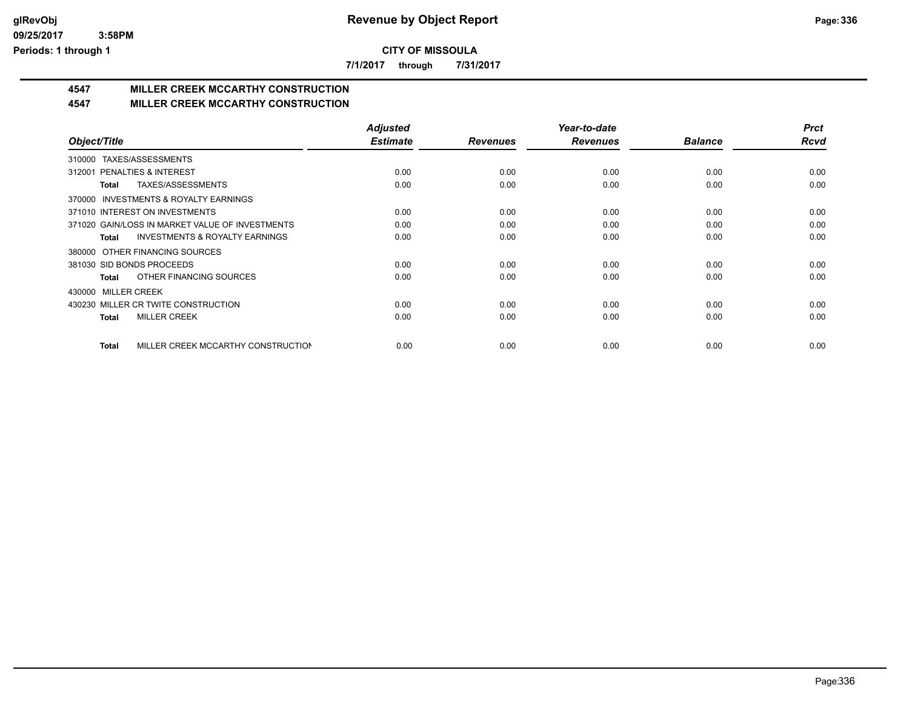# Revenue by Object Report

**CITY OF MISSOULA**

**7/1/2017 through 7/31/2017**

## 4547 MILLER CREEK MCCARTHY CONSTRUCTION
## 4547 MILLER CREEK MCCARTHY CONSTRUCTION

| Object/Title | Adjusted Estimate | Revenues | Year-to-date Revenues | Balance | Prct Rcvd |
|---|---|---|---|---|---|
| 310000 TAXES/ASSESSMENTS | | | | | |
| 312001 PENALTIES & INTEREST | 0.00 | 0.00 | 0.00 | 0.00 | 0.00 |
| **Total** TAXES/ASSESSMENTS | 0.00 | 0.00 | 0.00 | 0.00 | 0.00 |
| 370000 INVESTMENTS & ROYALTY EARNINGS | | | | | |
| 371010 INTEREST ON INVESTMENTS | 0.00 | 0.00 | 0.00 | 0.00 | 0.00 |
| 371020 GAIN/LOSS IN MARKET VALUE OF INVESTMENTS | 0.00 | 0.00 | 0.00 | 0.00 | 0.00 |
| **Total** INVESTMENTS & ROYALTY EARNINGS | 0.00 | 0.00 | 0.00 | 0.00 | 0.00 |
| 380000 OTHER FINANCING SOURCES | | | | | |
| 381030 SID BONDS PROCEEDS | 0.00 | 0.00 | 0.00 | 0.00 | 0.00 |
| **Total** OTHER FINANCING SOURCES | 0.00 | 0.00 | 0.00 | 0.00 | 0.00 |
| 430000 MILLER CREEK | | | | | |
| 430230 MILLER CR TWITE CONSTRUCTION | 0.00 | 0.00 | 0.00 | 0.00 | 0.00 |
| **Total** MILLER CREEK | 0.00 | 0.00 | 0.00 | 0.00 | 0.00 |
| **Total** MILLER CREEK MCCARTHY CONSTRUCTION | 0.00 | 0.00 | 0.00 | 0.00 | 0.00 |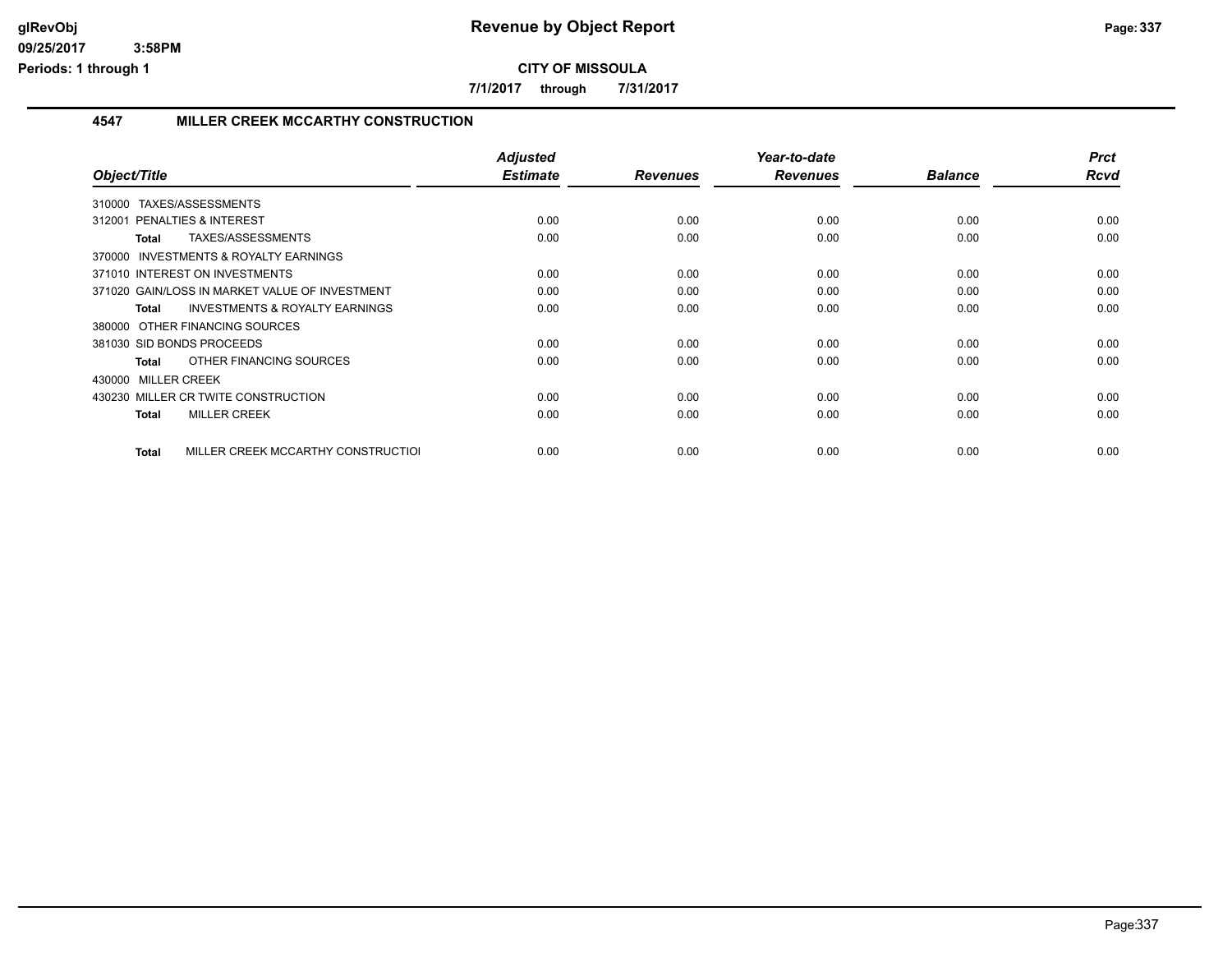# Revenue by Object Report

**CITY OF MISSOULA**

**7/1/2017 through 7/31/2017**

glRevObj
09/25/2017 3:58PM
Periods: 1 through 1

## 4547 MILLER CREEK MCCARTHY CONSTRUCTION

| Object/Title | Adjusted Estimate | Revenues | Year-to-date Revenues | Balance | Prct Rcvd |
|---|---|---|---|---|---|
| 310000 TAXES/ASSESSMENTS | | | | | |
| 312001 PENALTIES & INTEREST | 0.00 | 0.00 | 0.00 | 0.00 | 0.00 |
| **Total** TAXES/ASSESSMENTS | 0.00 | 0.00 | 0.00 | 0.00 | 0.00 |
| 370000 INVESTMENTS & ROYALTY EARNINGS | | | | | |
| 371010 INTEREST ON INVESTMENTS | 0.00 | 0.00 | 0.00 | 0.00 | 0.00 |
| 371020 GAIN/LOSS IN MARKET VALUE OF INVESTMENT | 0.00 | 0.00 | 0.00 | 0.00 | 0.00 |
| **Total** INVESTMENTS & ROYALTY EARNINGS | 0.00 | 0.00 | 0.00 | 0.00 | 0.00 |
| 380000 OTHER FINANCING SOURCES | | | | | |
| 381030 SID BONDS PROCEEDS | 0.00 | 0.00 | 0.00 | 0.00 | 0.00 |
| **Total** OTHER FINANCING SOURCES | 0.00 | 0.00 | 0.00 | 0.00 | 0.00 |
| 430000 MILLER CREEK | | | | | |
| 430230 MILLER CR TWITE CONSTRUCTION | 0.00 | 0.00 | 0.00 | 0.00 | 0.00 |
| **Total** MILLER CREEK | 0.00 | 0.00 | 0.00 | 0.00 | 0.00 |
| **Total** MILLER CREEK MCCARTHY CONSTRUCTIOI | 0.00 | 0.00 | 0.00 | 0.00 | 0.00 |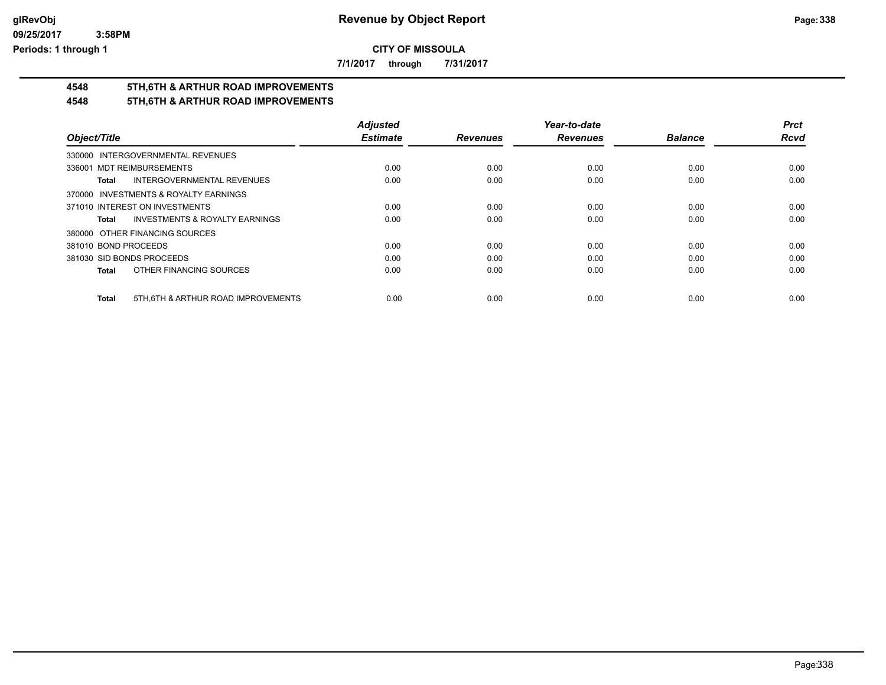# Revenue by Object Report

**CITY OF MISSOULA**

**7/1/2017 through 7/31/2017**

glRevObj
09/25/2017 3:58PM
Periods: 1 through 1

## 4548 5TH,6TH & ARTHUR ROAD IMPROVEMENTS
## 4548 5TH,6TH & ARTHUR ROAD IMPROVEMENTS

| Object/Title | Adjusted Estimate | Revenues | Year-to-date Revenues | Balance | Prct Rcvd |
|---|---|---|---|---|---|
| 330000 INTERGOVERNMENTAL REVENUES | | | | | |
| 336001 MDT REIMBURSEMENTS | 0.00 | 0.00 | 0.00 | 0.00 | 0.00 |
| **Total** INTERGOVERNMENTAL REVENUES | 0.00 | 0.00 | 0.00 | 0.00 | 0.00 |
| 370000 INVESTMENTS & ROYALTY EARNINGS | | | | | |
| 371010 INTEREST ON INVESTMENTS | 0.00 | 0.00 | 0.00 | 0.00 | 0.00 |
| **Total** INVESTMENTS & ROYALTY EARNINGS | 0.00 | 0.00 | 0.00 | 0.00 | 0.00 |
| 380000 OTHER FINANCING SOURCES | | | | | |
| 381010 BOND PROCEEDS | 0.00 | 0.00 | 0.00 | 0.00 | 0.00 |
| 381030 SID BONDS PROCEEDS | 0.00 | 0.00 | 0.00 | 0.00 | 0.00 |
| **Total** OTHER FINANCING SOURCES | 0.00 | 0.00 | 0.00 | 0.00 | 0.00 |
| **Total** 5TH,6TH & ARTHUR ROAD IMPROVEMENTS | 0.00 | 0.00 | 0.00 | 0.00 | 0.00 |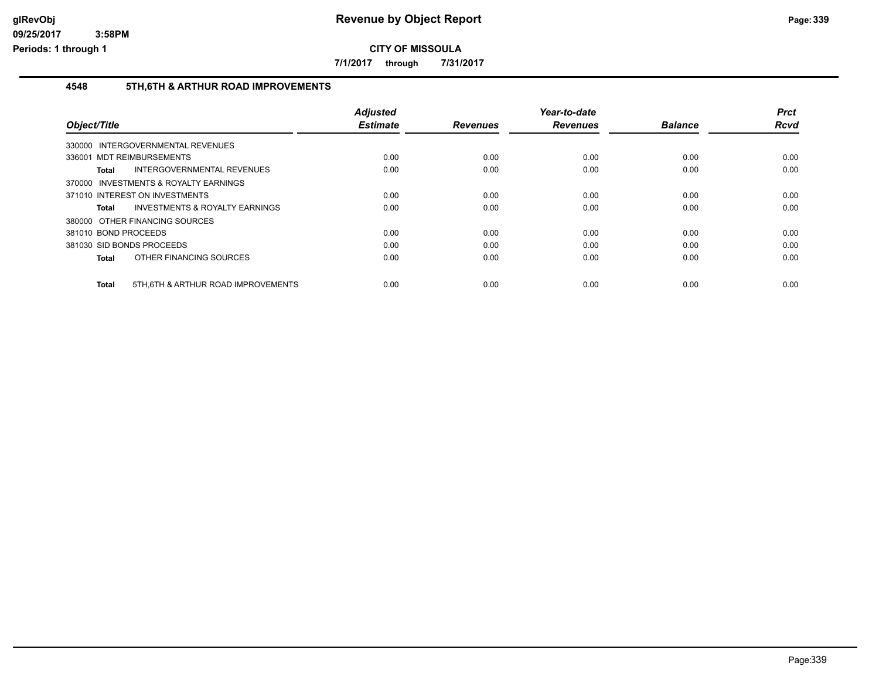**Revenue by Object Report**

**CITY OF MISSOULA**

**7/1/2017 through 7/31/2017**

glRevObj
09/25/2017 3:58PM
Periods: 1 through 1

## 4548 5TH,6TH & ARTHUR ROAD IMPROVEMENTS

| Object/Title | Adjusted Estimate | Revenues | Year-to-date Revenues | Balance | Prct Rcvd |
|---|---|---|---|---|---|
| 330000 INTERGOVERNMENTAL REVENUES | | | | | |
| 336001 MDT REIMBURSEMENTS | 0.00 | 0.00 | 0.00 | 0.00 | 0.00 |
| **Total** INTERGOVERNMENTAL REVENUES | 0.00 | 0.00 | 0.00 | 0.00 | 0.00 |
| 370000 INVESTMENTS & ROYALTY EARNINGS | | | | | |
| 371010 INTEREST ON INVESTMENTS | 0.00 | 0.00 | 0.00 | 0.00 | 0.00 |
| **Total** INVESTMENTS & ROYALTY EARNINGS | 0.00 | 0.00 | 0.00 | 0.00 | 0.00 |
| 380000 OTHER FINANCING SOURCES | | | | | |
| 381010 BOND PROCEEDS | 0.00 | 0.00 | 0.00 | 0.00 | 0.00 |
| 381030 SID BONDS PROCEEDS | 0.00 | 0.00 | 0.00 | 0.00 | 0.00 |
| **Total** OTHER FINANCING SOURCES | 0.00 | 0.00 | 0.00 | 0.00 | 0.00 |
| **Total** 5TH,6TH & ARTHUR ROAD IMPROVEMENTS | 0.00 | 0.00 | 0.00 | 0.00 | 0.00 |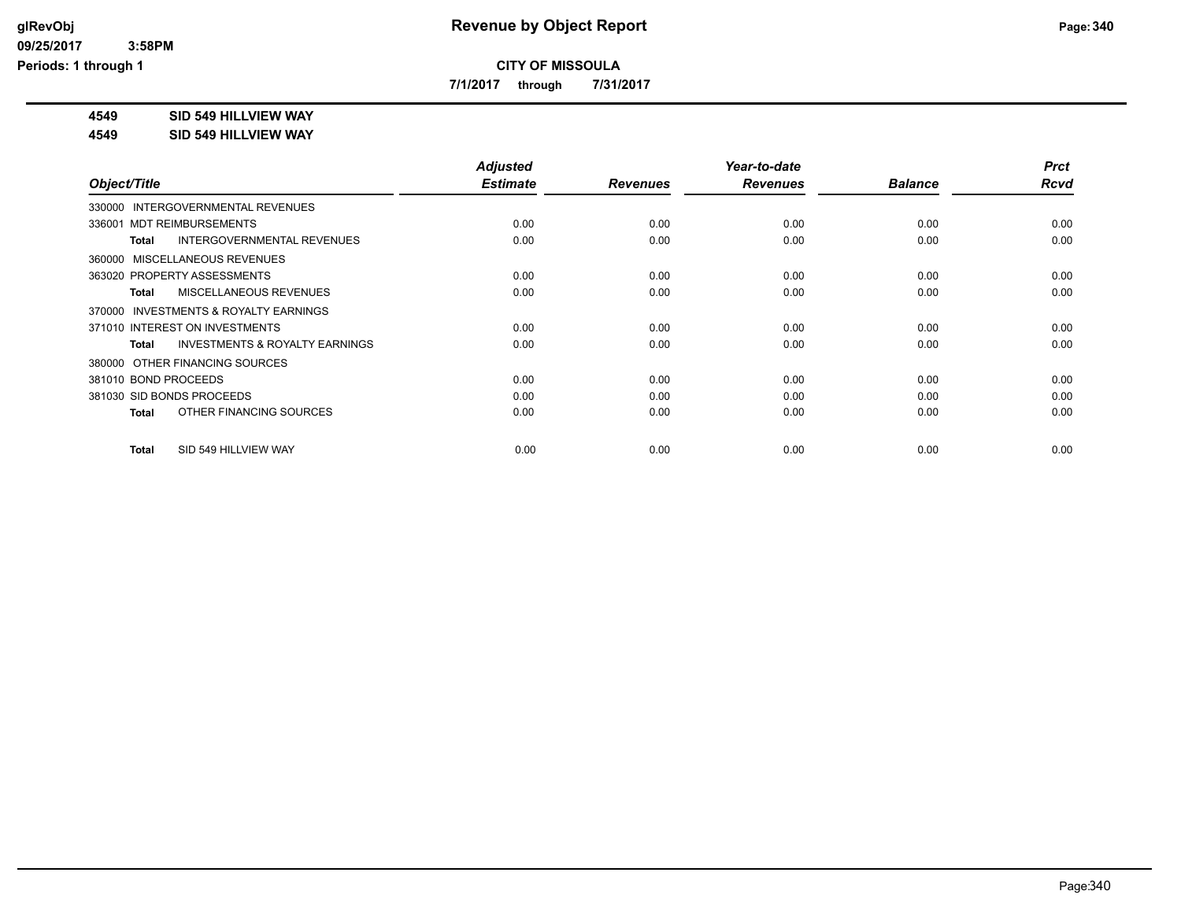# Revenue by Object Report

**glRevObj**
**09/25/2017 3:58PM**
**Periods: 1 through 1**

**CITY OF MISSOULA**

**7/1/2017 through 7/31/2017**

**4549 SID 549 HILLVIEW WAY**

**4549 SID 549 HILLVIEW WAY**

| Object/Title | Adjusted Estimate | Revenues | Year-to-date Revenues | Balance | Prct Rcvd |
|---|---|---|---|---|---|
| 330000 INTERGOVERNMENTAL REVENUES | | | | | |
| 336001 MDT REIMBURSEMENTS | 0.00 | 0.00 | 0.00 | 0.00 | 0.00 |
| **Total** INTERGOVERNMENTAL REVENUES | 0.00 | 0.00 | 0.00 | 0.00 | 0.00 |
| 360000 MISCELLANEOUS REVENUES | | | | | |
| 363020 PROPERTY ASSESSMENTS | 0.00 | 0.00 | 0.00 | 0.00 | 0.00 |
| **Total** MISCELLANEOUS REVENUES | 0.00 | 0.00 | 0.00 | 0.00 | 0.00 |
| 370000 INVESTMENTS & ROYALTY EARNINGS | | | | | |
| 371010 INTEREST ON INVESTMENTS | 0.00 | 0.00 | 0.00 | 0.00 | 0.00 |
| **Total** INVESTMENTS & ROYALTY EARNINGS | 0.00 | 0.00 | 0.00 | 0.00 | 0.00 |
| 380000 OTHER FINANCING SOURCES | | | | | |
| 381010 BOND PROCEEDS | 0.00 | 0.00 | 0.00 | 0.00 | 0.00 |
| 381030 SID BONDS PROCEEDS | 0.00 | 0.00 | 0.00 | 0.00 | 0.00 |
| **Total** OTHER FINANCING SOURCES | 0.00 | 0.00 | 0.00 | 0.00 | 0.00 |
| **Total** SID 549 HILLVIEW WAY | 0.00 | 0.00 | 0.00 | 0.00 | 0.00 |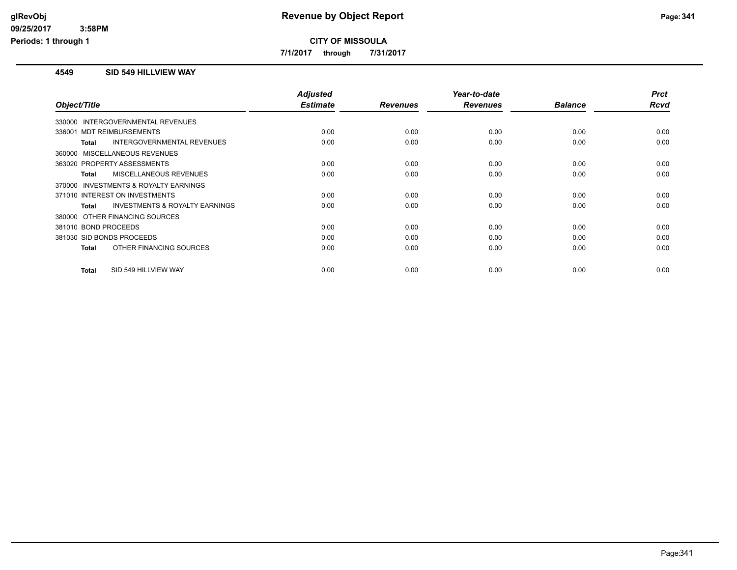# Revenue by Object Report

glRevObj
09/25/2017 3:58PM
Periods: 1 through 1

**CITY OF MISSOULA**

7/1/2017 through 7/31/2017

### 4549 SID 549 HILLVIEW WAY

| Object/Title | Adjusted Estimate | Revenues | Year-to-date Revenues | Balance | Prct Rcvd |
|---|---|---|---|---|---|
| 330000 INTERGOVERNMENTAL REVENUES | | | | | |
| 336001 MDT REIMBURSEMENTS | 0.00 | 0.00 | 0.00 | 0.00 | 0.00 |
| **Total** INTERGOVERNMENTAL REVENUES | 0.00 | 0.00 | 0.00 | 0.00 | 0.00 |
| 360000 MISCELLANEOUS REVENUES | | | | | |
| 363020 PROPERTY ASSESSMENTS | 0.00 | 0.00 | 0.00 | 0.00 | 0.00 |
| **Total** MISCELLANEOUS REVENUES | 0.00 | 0.00 | 0.00 | 0.00 | 0.00 |
| 370000 INVESTMENTS & ROYALTY EARNINGS | | | | | |
| 371010 INTEREST ON INVESTMENTS | 0.00 | 0.00 | 0.00 | 0.00 | 0.00 |
| **Total** INVESTMENTS & ROYALTY EARNINGS | 0.00 | 0.00 | 0.00 | 0.00 | 0.00 |
| 380000 OTHER FINANCING SOURCES | | | | | |
| 381010 BOND PROCEEDS | 0.00 | 0.00 | 0.00 | 0.00 | 0.00 |
| 381030 SID BONDS PROCEEDS | 0.00 | 0.00 | 0.00 | 0.00 | 0.00 |
| **Total** OTHER FINANCING SOURCES | 0.00 | 0.00 | 0.00 | 0.00 | 0.00 |
| **Total** SID 549 HILLVIEW WAY | 0.00 | 0.00 | 0.00 | 0.00 | 0.00 |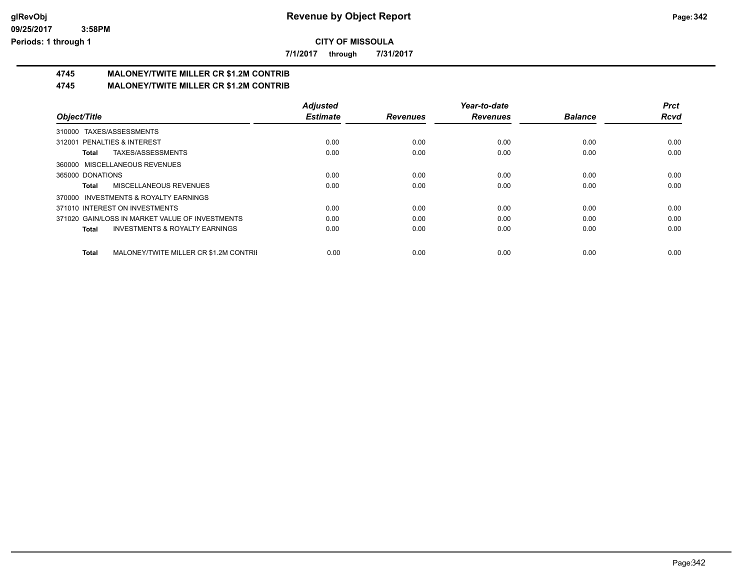**glRevObj**
**09/25/2017 3:58PM**
**Periods: 1 through 1**

# Revenue by Object Report

**CITY OF MISSOULA**

**7/1/2017 through 7/31/2017**

## 4745 MALONEY/TWITE MILLER CR $1.2M CONTRIB
## 4745 MALONEY/TWITE MILLER CR $1.2M CONTRIB

| Object/Title | Adjusted Estimate | Revenues | Year-to-date Revenues | Balance | Prct Rcvd |
|---|---|---|---|---|---|
| 310000 TAXES/ASSESSMENTS | | | | | |
| 312001 PENALTIES & INTEREST | 0.00 | 0.00 | 0.00 | 0.00 | 0.00 |
| **Total** TAXES/ASSESSMENTS | 0.00 | 0.00 | 0.00 | 0.00 | 0.00 |
| 360000 MISCELLANEOUS REVENUES | | | | | |
| 365000 DONATIONS | 0.00 | 0.00 | 0.00 | 0.00 | 0.00 |
| **Total** MISCELLANEOUS REVENUES | 0.00 | 0.00 | 0.00 | 0.00 | 0.00 |
| 370000 INVESTMENTS & ROYALTY EARNINGS | | | | | |
| 371010 INTEREST ON INVESTMENTS | 0.00 | 0.00 | 0.00 | 0.00 | 0.00 |
| 371020 GAIN/LOSS IN MARKET VALUE OF INVESTMENTS | 0.00 | 0.00 | 0.00 | 0.00 | 0.00 |
| **Total** INVESTMENTS & ROYALTY EARNINGS | 0.00 | 0.00 | 0.00 | 0.00 | 0.00 |
| **Total** MALONEY/TWITE MILLER CR $1.2M CONTRIB | 0.00 | 0.00 | 0.00 | 0.00 | 0.00 |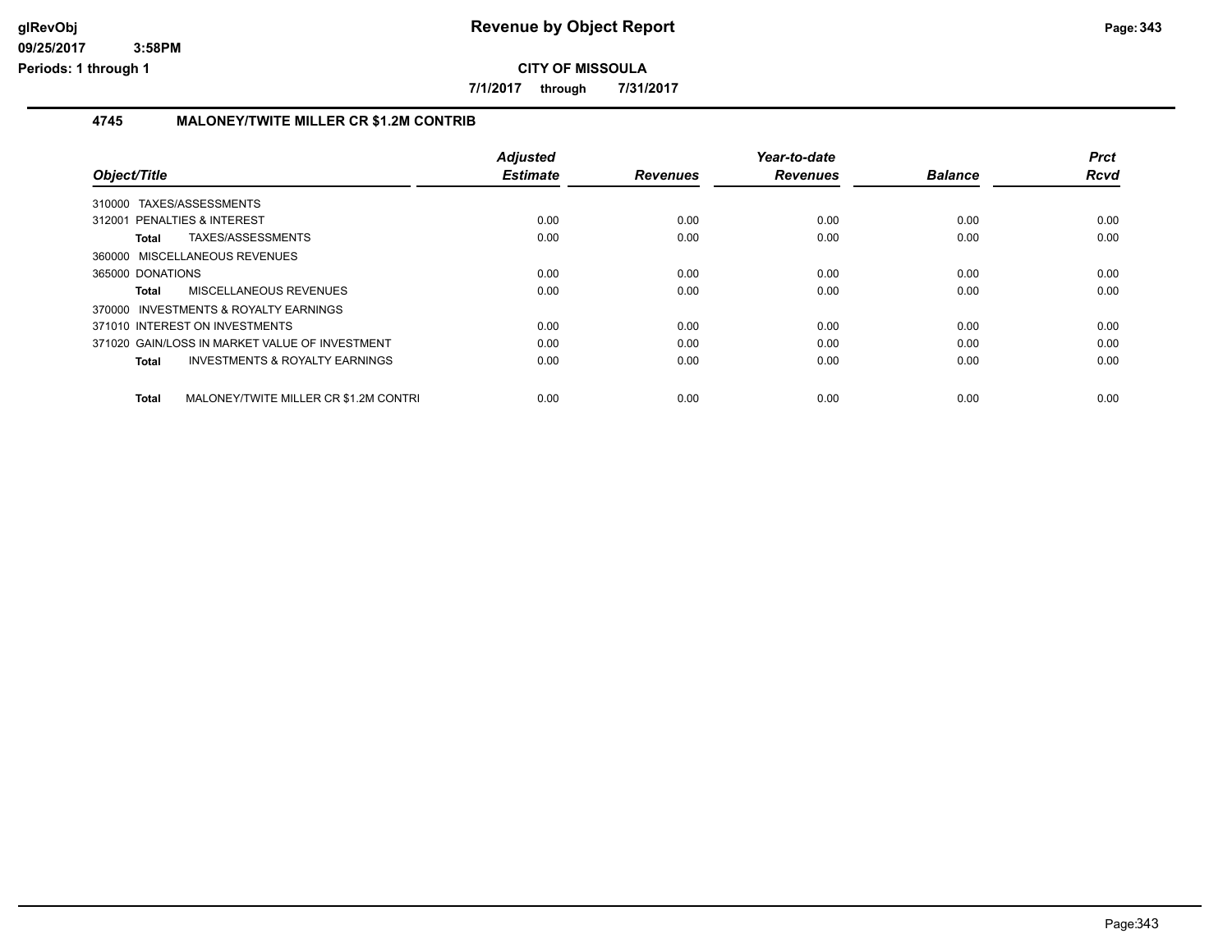# Revenue by Object Report

**CITY OF MISSOULA**

**7/1/2017 through 7/31/2017**

glRevObj
09/25/2017 3:58PM
Periods: 1 through 1

## 4745 MALONEY/TWITE MILLER CR $1.2M CONTRIB

| Object/Title | Adjusted Estimate | Revenues | Year-to-date Revenues | Balance | Prct Rcvd |
|---|---|---|---|---|---|
| 310000 TAXES/ASSESSMENTS | | | | | |
| 312001 PENALTIES & INTEREST | 0.00 | 0.00 | 0.00 | 0.00 | 0.00 |
| **Total** TAXES/ASSESSMENTS | 0.00 | 0.00 | 0.00 | 0.00 | 0.00 |
| 360000 MISCELLANEOUS REVENUES | | | | | |
| 365000 DONATIONS | 0.00 | 0.00 | 0.00 | 0.00 | 0.00 |
| **Total** MISCELLANEOUS REVENUES | 0.00 | 0.00 | 0.00 | 0.00 | 0.00 |
| 370000 INVESTMENTS & ROYALTY EARNINGS | | | | | |
| 371010 INTEREST ON INVESTMENTS | 0.00 | 0.00 | 0.00 | 0.00 | 0.00 |
| 371020 GAIN/LOSS IN MARKET VALUE OF INVESTMENT | 0.00 | 0.00 | 0.00 | 0.00 | 0.00 |
| **Total** INVESTMENTS & ROYALTY EARNINGS | 0.00 | 0.00 | 0.00 | 0.00 | 0.00 |
| **Total** MALONEY/TWITE MILLER CR $1.2M CONTRI | 0.00 | 0.00 | 0.00 | 0.00 | 0.00 |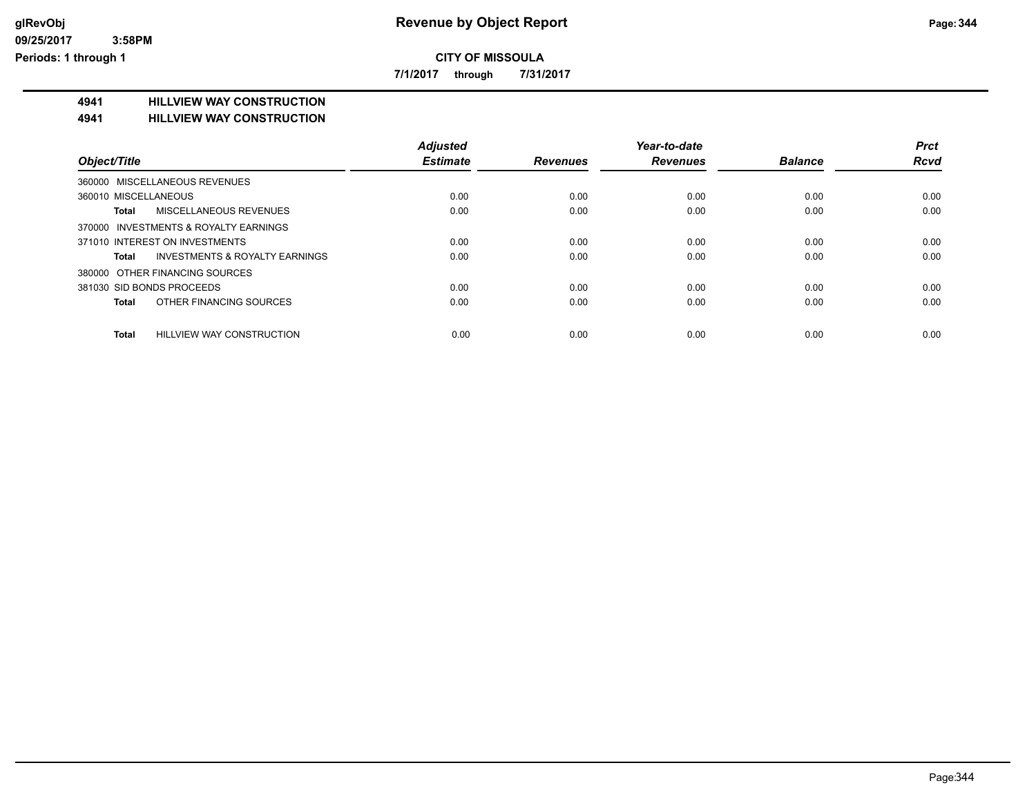**CITY OF MISSOULA**

**7/1/2017 through 7/31/2017**

## 4941 HILLVIEW WAY CONSTRUCTION

## 4941 HILLVIEW WAY CONSTRUCTION

| Object/Title | | Adjusted Estimate | Revenues | Year-to-date Revenues | Balance | Prct Rcvd |
|---|---|---|---|---|---|---|
| 360000 MISCELLANEOUS REVENUES | | | | | | |
| 360010 MISCELLANEOUS | | 0.00 | 0.00 | 0.00 | 0.00 | 0.00 |
| **Total** | MISCELLANEOUS REVENUES | 0.00 | 0.00 | 0.00 | 0.00 | 0.00 |
| 370000 INVESTMENTS & ROYALTY EARNINGS | | | | | | |
| 371010 INTEREST ON INVESTMENTS | | 0.00 | 0.00 | 0.00 | 0.00 | 0.00 |
| **Total** | INVESTMENTS & ROYALTY EARNINGS | 0.00 | 0.00 | 0.00 | 0.00 | 0.00 |
| 380000 OTHER FINANCING SOURCES | | | | | | |
| 381030 SID BONDS PROCEEDS | | 0.00 | 0.00 | 0.00 | 0.00 | 0.00 |
| **Total** | OTHER FINANCING SOURCES | 0.00 | 0.00 | 0.00 | 0.00 | 0.00 |
| **Total** | HILLVIEW WAY CONSTRUCTION | 0.00 | 0.00 | 0.00 | 0.00 | 0.00 |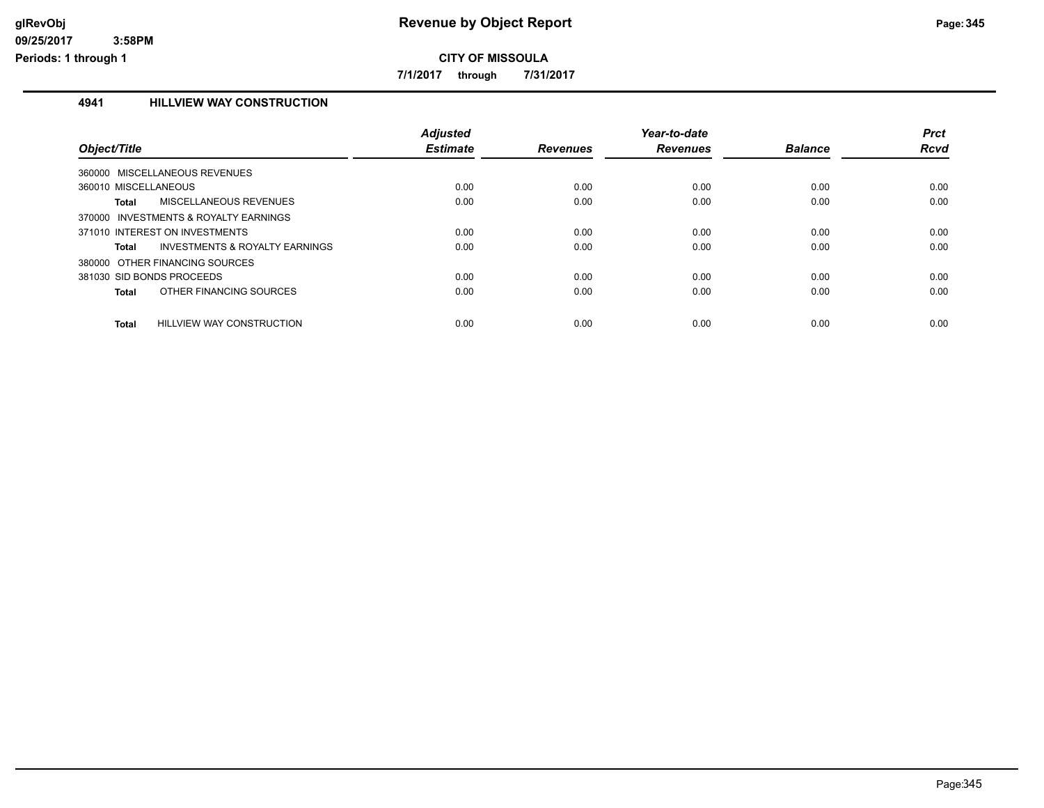# Revenue by Object Report

## CITY OF MISSOULA

**7/1/2017 through 7/31/2017**

glRevObj
09/25/2017 3:58PM
Periods: 1 through 1

### 4941 HILLVIEW WAY CONSTRUCTION

| Object/Title | Adjusted Estimate | Revenues | Year-to-date Revenues | Balance | Prct Rcvd |
|---|---|---|---|---|---|
| 360000 MISCELLANEOUS REVENUES | | | | | |
| 360010 MISCELLANEOUS | 0.00 | 0.00 | 0.00 | 0.00 | 0.00 |
| **Total** MISCELLANEOUS REVENUES | 0.00 | 0.00 | 0.00 | 0.00 | 0.00 |
| 370000 INVESTMENTS & ROYALTY EARNINGS | | | | | |
| 371010 INTEREST ON INVESTMENTS | 0.00 | 0.00 | 0.00 | 0.00 | 0.00 |
| **Total** INVESTMENTS & ROYALTY EARNINGS | 0.00 | 0.00 | 0.00 | 0.00 | 0.00 |
| 380000 OTHER FINANCING SOURCES | | | | | |
| 381030 SID BONDS PROCEEDS | 0.00 | 0.00 | 0.00 | 0.00 | 0.00 |
| **Total** OTHER FINANCING SOURCES | 0.00 | 0.00 | 0.00 | 0.00 | 0.00 |
| **Total** HILLVIEW WAY CONSTRUCTION | 0.00 | 0.00 | 0.00 | 0.00 | 0.00 |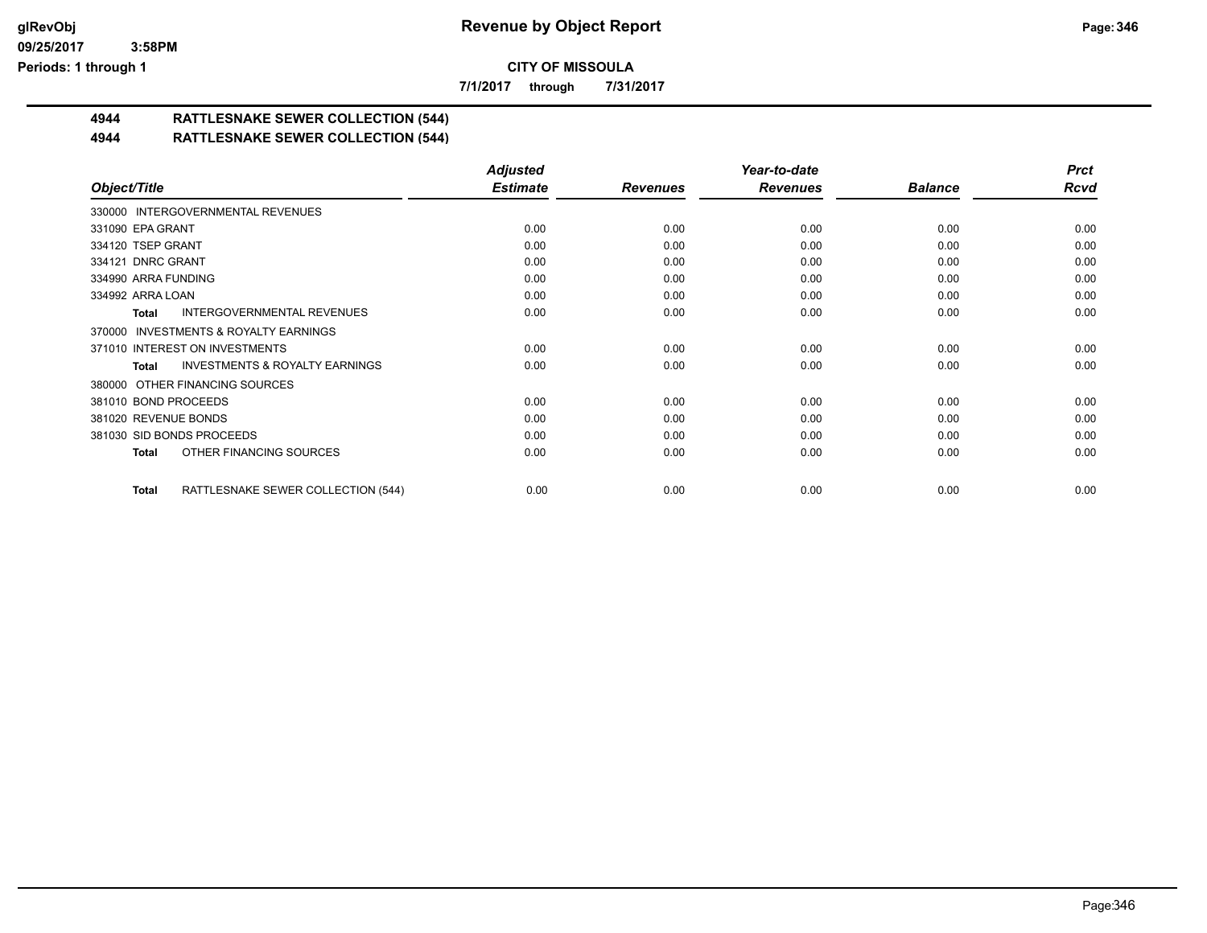# Revenue by Object Report

**CITY OF MISSOULA**

**7/1/2017 through 7/31/2017**

glRevObj
09/25/2017 3:58PM
Periods: 1 through 1

## 4944 RATTLESNAKE SEWER COLLECTION (544)
## 4944 RATTLESNAKE SEWER COLLECTION (544)

| Object/Title | Adjusted Estimate | Revenues | Year-to-date Revenues | Balance | Prct Rcvd |
|---|---|---|---|---|---|
| 330000 INTERGOVERNMENTAL REVENUES | | | | | |
| 331090 EPA GRANT | 0.00 | 0.00 | 0.00 | 0.00 | 0.00 |
| 334120 TSEP GRANT | 0.00 | 0.00 | 0.00 | 0.00 | 0.00 |
| 334121 DNRC GRANT | 0.00 | 0.00 | 0.00 | 0.00 | 0.00 |
| 334990 ARRA FUNDING | 0.00 | 0.00 | 0.00 | 0.00 | 0.00 |
| 334992 ARRA LOAN | 0.00 | 0.00 | 0.00 | 0.00 | 0.00 |
| **Total** INTERGOVERNMENTAL REVENUES | 0.00 | 0.00 | 0.00 | 0.00 | 0.00 |
| 370000 INVESTMENTS & ROYALTY EARNINGS | | | | | |
| 371010 INTEREST ON INVESTMENTS | 0.00 | 0.00 | 0.00 | 0.00 | 0.00 |
| **Total** INVESTMENTS & ROYALTY EARNINGS | 0.00 | 0.00 | 0.00 | 0.00 | 0.00 |
| 380000 OTHER FINANCING SOURCES | | | | | |
| 381010 BOND PROCEEDS | 0.00 | 0.00 | 0.00 | 0.00 | 0.00 |
| 381020 REVENUE BONDS | 0.00 | 0.00 | 0.00 | 0.00 | 0.00 |
| 381030 SID BONDS PROCEEDS | 0.00 | 0.00 | 0.00 | 0.00 | 0.00 |
| **Total** OTHER FINANCING SOURCES | 0.00 | 0.00 | 0.00 | 0.00 | 0.00 |
| **Total** RATTLESNAKE SEWER COLLECTION (544) | 0.00 | 0.00 | 0.00 | 0.00 | 0.00 |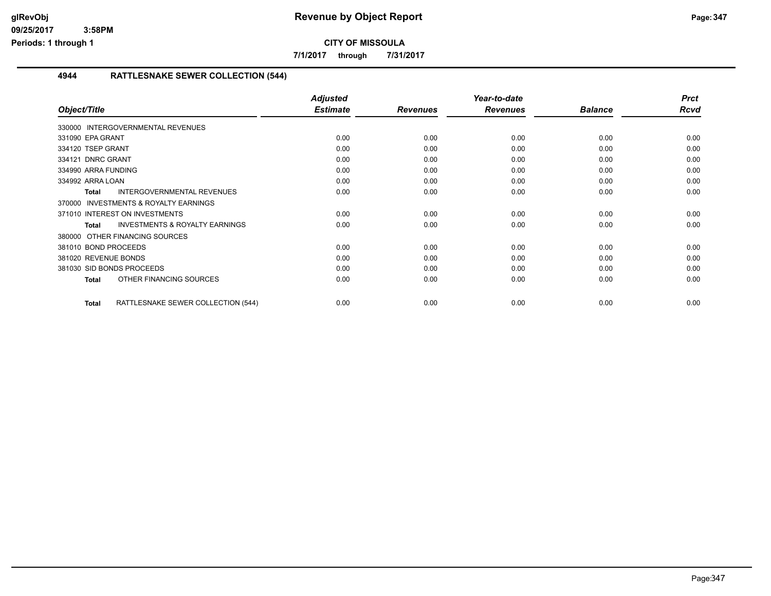# Revenue by Object Report

**CITY OF MISSOULA**

**7/1/2017 through 7/31/2017**

glRevObj
09/25/2017 3:58PM
Periods: 1 through 1

## 4944 RATTLESNAKE SEWER COLLECTION (544)

| Object/Title | Adjusted Estimate | Revenues | Year-to-date Revenues | Balance | Prct Rcvd |
|---|---|---|---|---|---|
| 330000 INTERGOVERNMENTAL REVENUES | | | | | |
| 331090 EPA GRANT | 0.00 | 0.00 | 0.00 | 0.00 | 0.00 |
| 334120 TSEP GRANT | 0.00 | 0.00 | 0.00 | 0.00 | 0.00 |
| 334121 DNRC GRANT | 0.00 | 0.00 | 0.00 | 0.00 | 0.00 |
| 334990 ARRA FUNDING | 0.00 | 0.00 | 0.00 | 0.00 | 0.00 |
| 334992 ARRA LOAN | 0.00 | 0.00 | 0.00 | 0.00 | 0.00 |
| **Total** INTERGOVERNMENTAL REVENUES | 0.00 | 0.00 | 0.00 | 0.00 | 0.00 |
| 370000 INVESTMENTS & ROYALTY EARNINGS | | | | | |
| 371010 INTEREST ON INVESTMENTS | 0.00 | 0.00 | 0.00 | 0.00 | 0.00 |
| **Total** INVESTMENTS & ROYALTY EARNINGS | 0.00 | 0.00 | 0.00 | 0.00 | 0.00 |
| 380000 OTHER FINANCING SOURCES | | | | | |
| 381010 BOND PROCEEDS | 0.00 | 0.00 | 0.00 | 0.00 | 0.00 |
| 381020 REVENUE BONDS | 0.00 | 0.00 | 0.00 | 0.00 | 0.00 |
| 381030 SID BONDS PROCEEDS | 0.00 | 0.00 | 0.00 | 0.00 | 0.00 |
| **Total** OTHER FINANCING SOURCES | 0.00 | 0.00 | 0.00 | 0.00 | 0.00 |
| **Total** RATTLESNAKE SEWER COLLECTION (544) | 0.00 | 0.00 | 0.00 | 0.00 | 0.00 |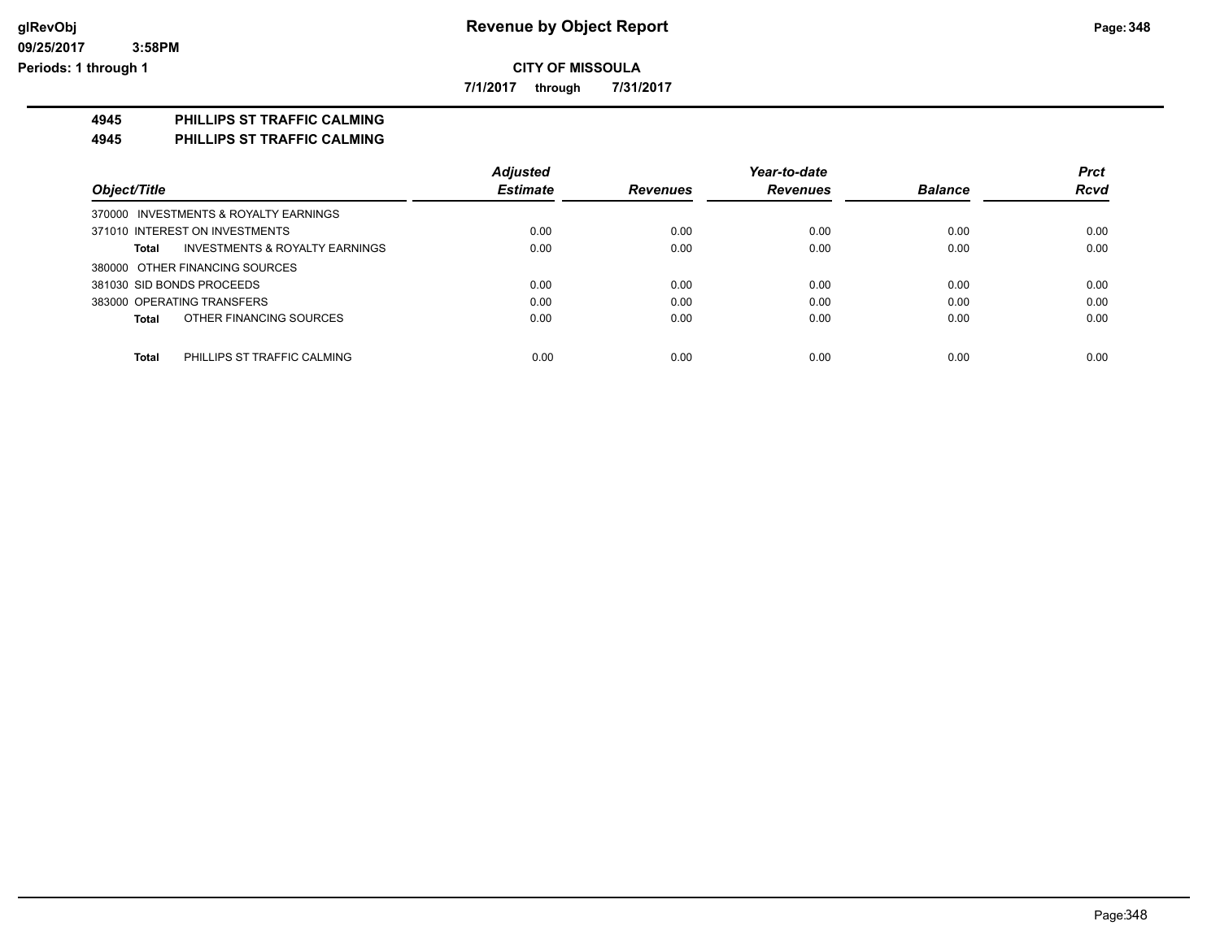**CITY OF MISSOULA**

**7/1/2017 through 7/31/2017**

## 4945 PHILLIPS ST TRAFFIC CALMING

## 4945 PHILLIPS ST TRAFFIC CALMING

| Object/Title | Adjusted Estimate | Revenues | Year-to-date Revenues | Balance | Prct Rcvd |
|---|---|---|---|---|---|
| 370000 INVESTMENTS & ROYALTY EARNINGS | | | | | |
| 371010 INTEREST ON INVESTMENTS | 0.00 | 0.00 | 0.00 | 0.00 | 0.00 |
| **Total** INVESTMENTS & ROYALTY EARNINGS | 0.00 | 0.00 | 0.00 | 0.00 | 0.00 |
| 380000 OTHER FINANCING SOURCES | | | | | |
| 381030 SID BONDS PROCEEDS | 0.00 | 0.00 | 0.00 | 0.00 | 0.00 |
| 383000 OPERATING TRANSFERS | 0.00 | 0.00 | 0.00 | 0.00 | 0.00 |
| **Total** OTHER FINANCING SOURCES | 0.00 | 0.00 | 0.00 | 0.00 | 0.00 |
| **Total** PHILLIPS ST TRAFFIC CALMING | 0.00 | 0.00 | 0.00 | 0.00 | 0.00 |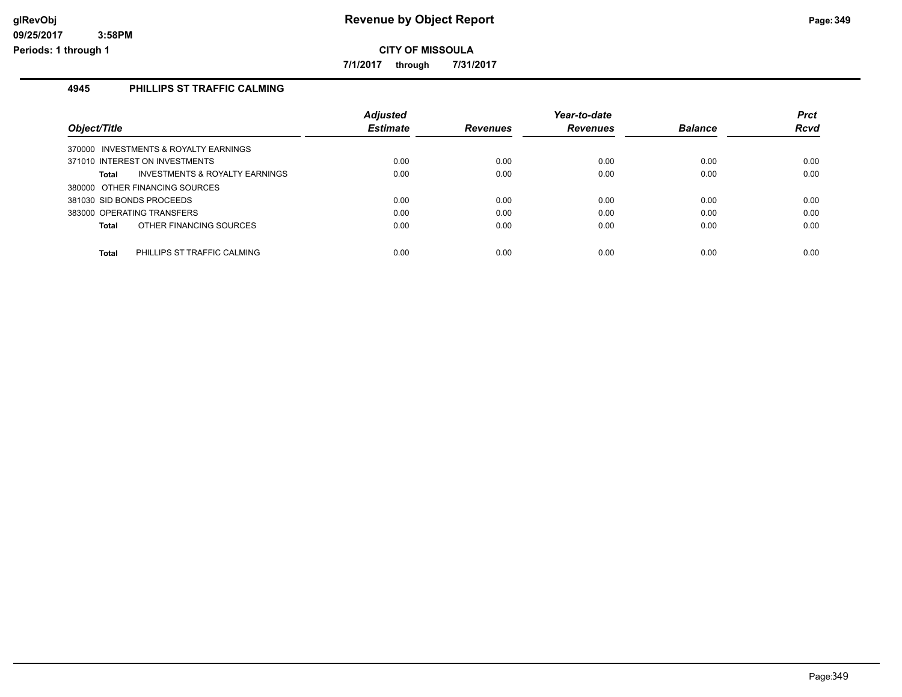# Revenue by Object Report

**CITY OF MISSOULA**

**7/1/2017 through 7/31/2017**

## 4945 PHILLIPS ST TRAFFIC CALMING

| Object/Title | Adjusted Estimate | Revenues | Year-to-date Revenues | Balance | Prct Rcvd |
|---|---|---|---|---|---|
| 370000 INVESTMENTS & ROYALTY EARNINGS | | | | | |
| 371010 INTEREST ON INVESTMENTS | 0.00 | 0.00 | 0.00 | 0.00 | 0.00 |
| **Total** INVESTMENTS & ROYALTY EARNINGS | 0.00 | 0.00 | 0.00 | 0.00 | 0.00 |
| 380000 OTHER FINANCING SOURCES | | | | | |
| 381030 SID BONDS PROCEEDS | 0.00 | 0.00 | 0.00 | 0.00 | 0.00 |
| 383000 OPERATING TRANSFERS | 0.00 | 0.00 | 0.00 | 0.00 | 0.00 |
| **Total** OTHER FINANCING SOURCES | 0.00 | 0.00 | 0.00 | 0.00 | 0.00 |
| **Total** PHILLIPS ST TRAFFIC CALMING | 0.00 | 0.00 | 0.00 | 0.00 | 0.00 |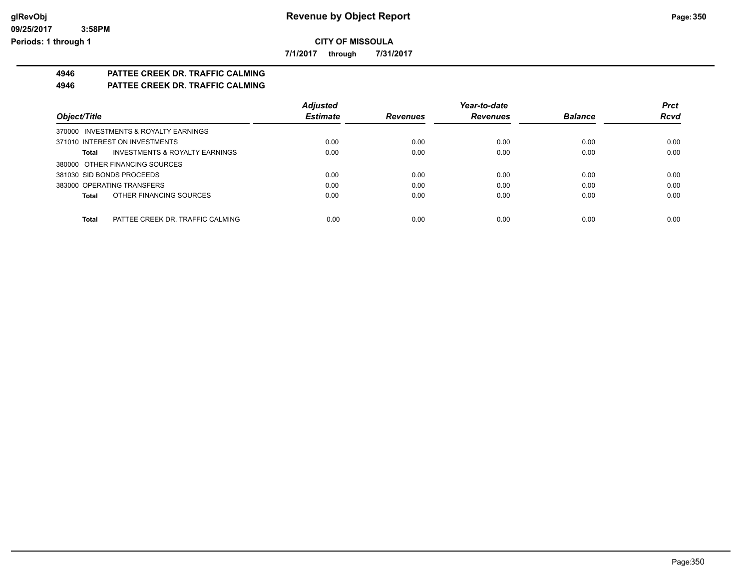**CITY OF MISSOULA**

**7/1/2017 through 7/31/2017**

## 4946 PATTEE CREEK DR. TRAFFIC CALMING

## 4946 PATTEE CREEK DR. TRAFFIC CALMING

| Object/Title | Adjusted Estimate | Revenues | Year-to-date Revenues | Balance | Prct Rcvd |
|---|---|---|---|---|---|
| 370000 INVESTMENTS & ROYALTY EARNINGS | | | | | |
| 371010 INTEREST ON INVESTMENTS | 0.00 | 0.00 | 0.00 | 0.00 | 0.00 |
| **Total** INVESTMENTS & ROYALTY EARNINGS | 0.00 | 0.00 | 0.00 | 0.00 | 0.00 |
| 380000 OTHER FINANCING SOURCES | | | | | |
| 381030 SID BONDS PROCEEDS | 0.00 | 0.00 | 0.00 | 0.00 | 0.00 |
| 383000 OPERATING TRANSFERS | 0.00 | 0.00 | 0.00 | 0.00 | 0.00 |
| **Total** OTHER FINANCING SOURCES | 0.00 | 0.00 | 0.00 | 0.00 | 0.00 |
| **Total** PATTEE CREEK DR. TRAFFIC CALMING | 0.00 | 0.00 | 0.00 | 0.00 | 0.00 |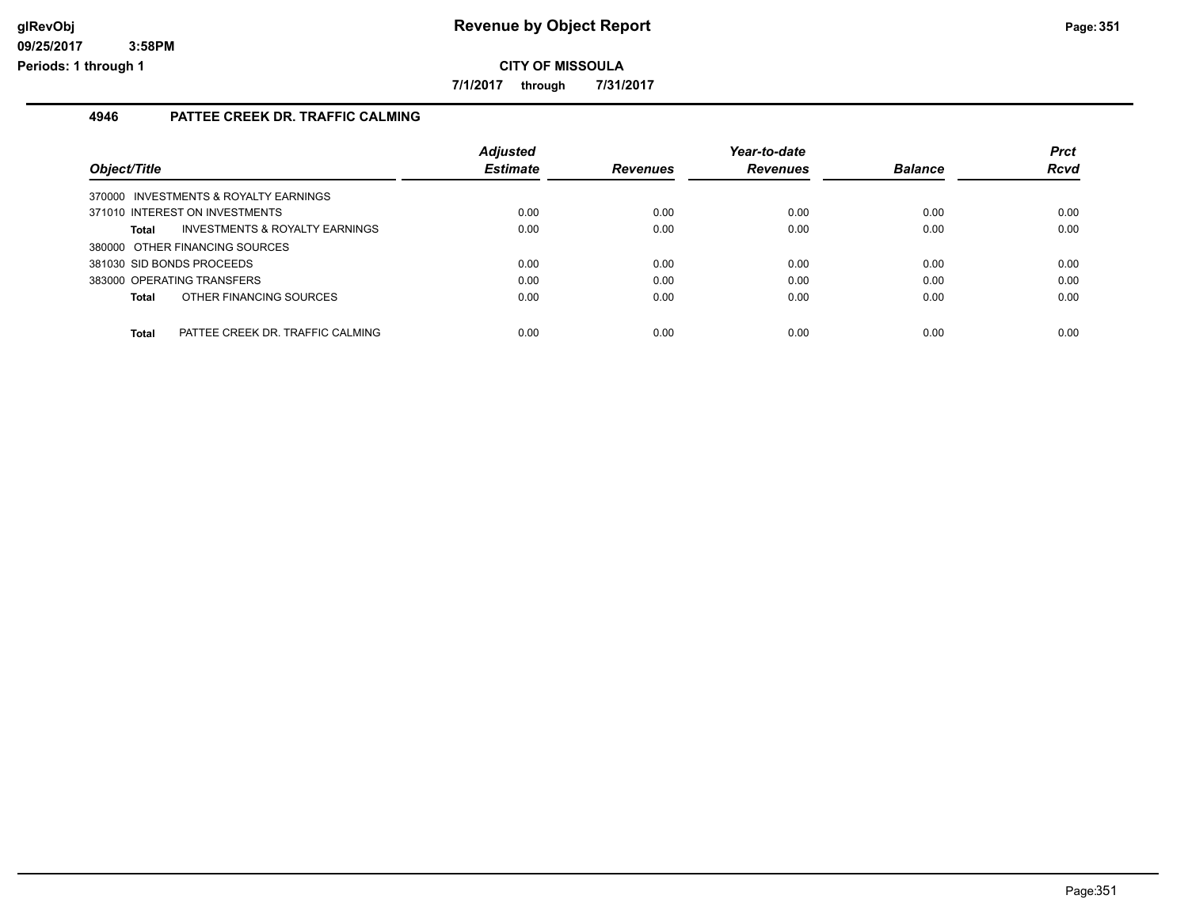# Revenue by Object Report

**CITY OF MISSOULA**

**7/1/2017 through 7/31/2017**

## 4946 PATTEE CREEK DR. TRAFFIC CALMING

| Object/Title | Adjusted Estimate | Revenues | Year-to-date Revenues | Balance | Prct Rcvd |
|---|---|---|---|---|---|
| 370000 INVESTMENTS & ROYALTY EARNINGS | | | | | |
| 371010 INTEREST ON INVESTMENTS | 0.00 | 0.00 | 0.00 | 0.00 | 0.00 |
| **Total** INVESTMENTS & ROYALTY EARNINGS | 0.00 | 0.00 | 0.00 | 0.00 | 0.00 |
| 380000 OTHER FINANCING SOURCES | | | | | |
| 381030 SID BONDS PROCEEDS | 0.00 | 0.00 | 0.00 | 0.00 | 0.00 |
| 383000 OPERATING TRANSFERS | 0.00 | 0.00 | 0.00 | 0.00 | 0.00 |
| **Total** OTHER FINANCING SOURCES | 0.00 | 0.00 | 0.00 | 0.00 | 0.00 |
| **Total** PATTEE CREEK DR. TRAFFIC CALMING | 0.00 | 0.00 | 0.00 | 0.00 | 0.00 |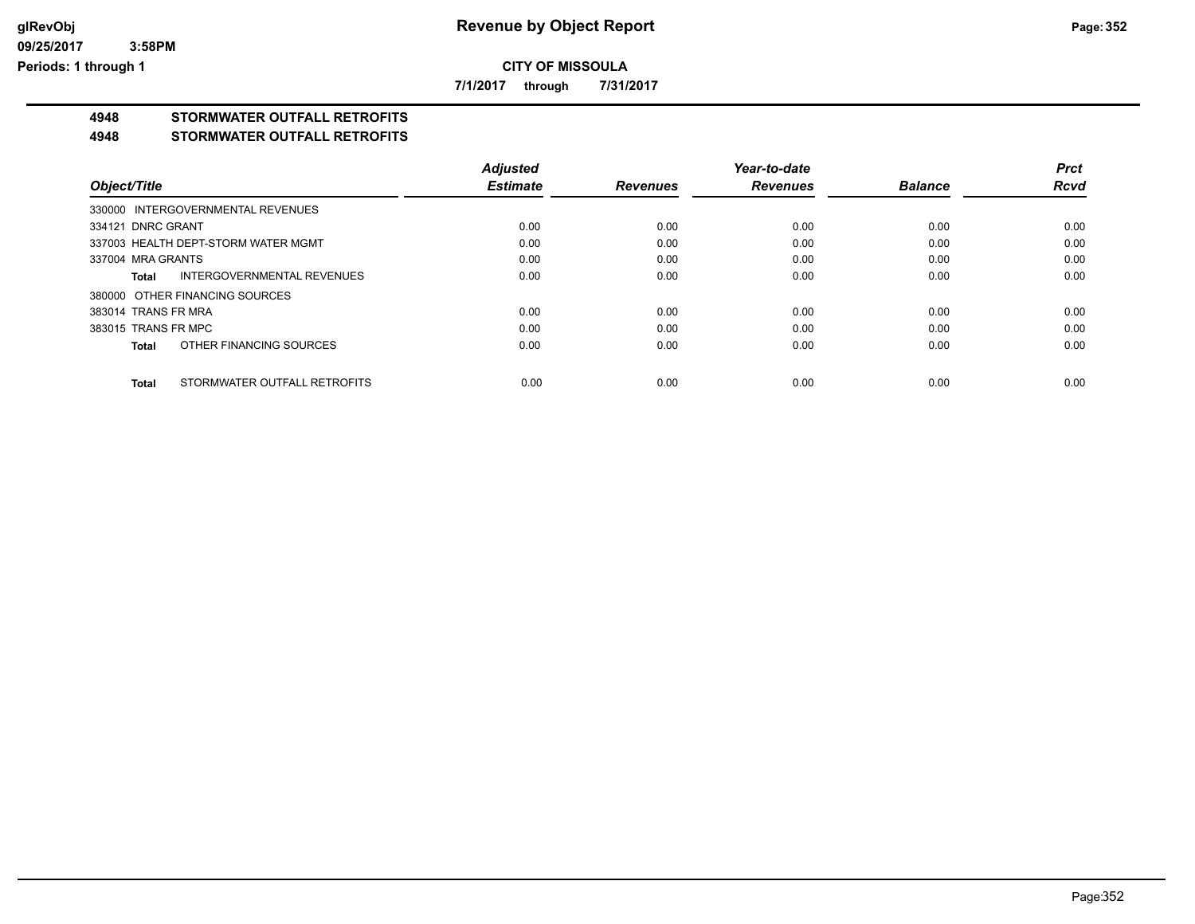# Revenue by Object Report

**CITY OF MISSOULA**

**7/1/2017 through 7/31/2017**

## 4948 STORMWATER OUTFALL RETROFITS

## 4948 STORMWATER OUTFALL RETROFITS

| Object/Title | Adjusted Estimate | Revenues | Year-to-date Revenues | Balance | Prct Rcvd |
|---|---|---|---|---|---|
| 330000 INTERGOVERNMENTAL REVENUES | | | | | |
| 334121 DNRC GRANT | 0.00 | 0.00 | 0.00 | 0.00 | 0.00 |
| 337003 HEALTH DEPT-STORM WATER MGMT | 0.00 | 0.00 | 0.00 | 0.00 | 0.00 |
| 337004 MRA GRANTS | 0.00 | 0.00 | 0.00 | 0.00 | 0.00 |
| **Total** INTERGOVERNMENTAL REVENUES | 0.00 | 0.00 | 0.00 | 0.00 | 0.00 |
| 380000 OTHER FINANCING SOURCES | | | | | |
| 383014 TRANS FR MRA | 0.00 | 0.00 | 0.00 | 0.00 | 0.00 |
| 383015 TRANS FR MPC | 0.00 | 0.00 | 0.00 | 0.00 | 0.00 |
| **Total** OTHER FINANCING SOURCES | 0.00 | 0.00 | 0.00 | 0.00 | 0.00 |
| **Total** STORMWATER OUTFALL RETROFITS | 0.00 | 0.00 | 0.00 | 0.00 | 0.00 |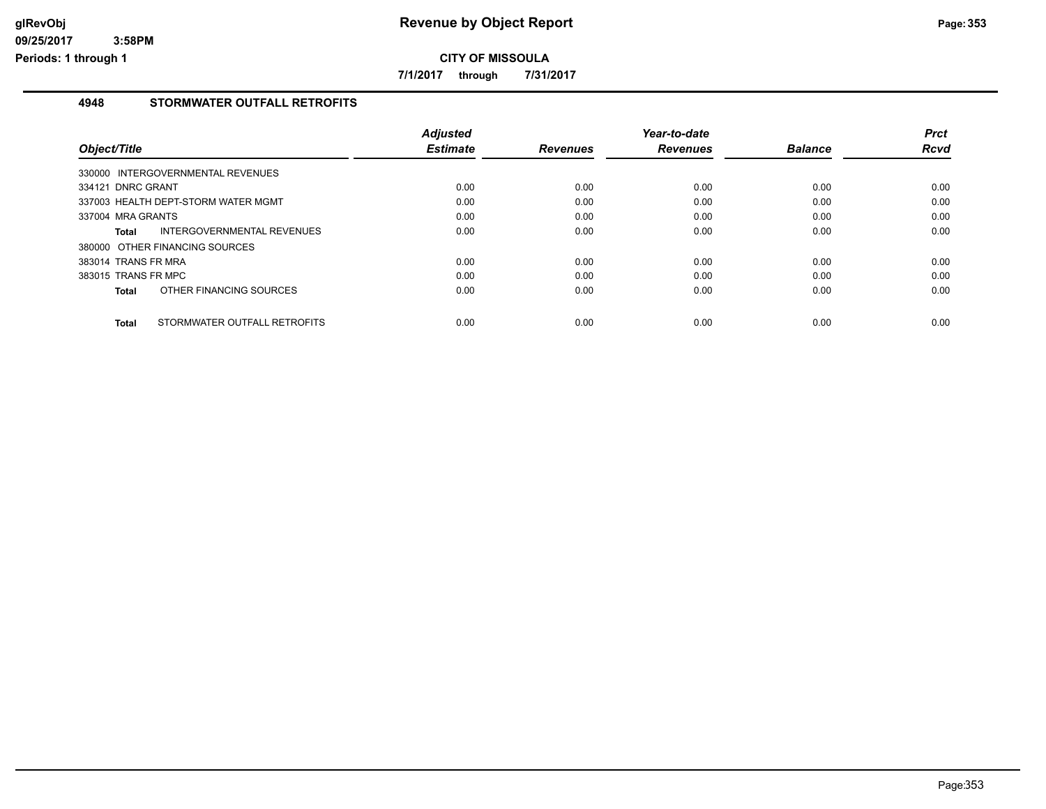**glRevObj**
**09/25/2017 3:58PM**
**Periods: 1 through 1**

# Revenue by Object Report

**CITY OF MISSOULA**

**7/1/2017 through 7/31/2017**

## 4948 STORMWATER OUTFALL RETROFITS

| Object/Title | Adjusted Estimate | Revenues | Year-to-date Revenues | Balance | Prct Rcvd |
|---|---|---|---|---|---|
| 330000 INTERGOVERNMENTAL REVENUES | | | | | |
| 334121 DNRC GRANT | 0.00 | 0.00 | 0.00 | 0.00 | 0.00 |
| 337003 HEALTH DEPT-STORM WATER MGMT | 0.00 | 0.00 | 0.00 | 0.00 | 0.00 |
| 337004 MRA GRANTS | 0.00 | 0.00 | 0.00 | 0.00 | 0.00 |
| **Total** INTERGOVERNMENTAL REVENUES | 0.00 | 0.00 | 0.00 | 0.00 | 0.00 |
| 380000 OTHER FINANCING SOURCES | | | | | |
| 383014 TRANS FR MRA | 0.00 | 0.00 | 0.00 | 0.00 | 0.00 |
| 383015 TRANS FR MPC | 0.00 | 0.00 | 0.00 | 0.00 | 0.00 |
| **Total** OTHER FINANCING SOURCES | 0.00 | 0.00 | 0.00 | 0.00 | 0.00 |
| **Total** STORMWATER OUTFALL RETROFITS | 0.00 | 0.00 | 0.00 | 0.00 | 0.00 |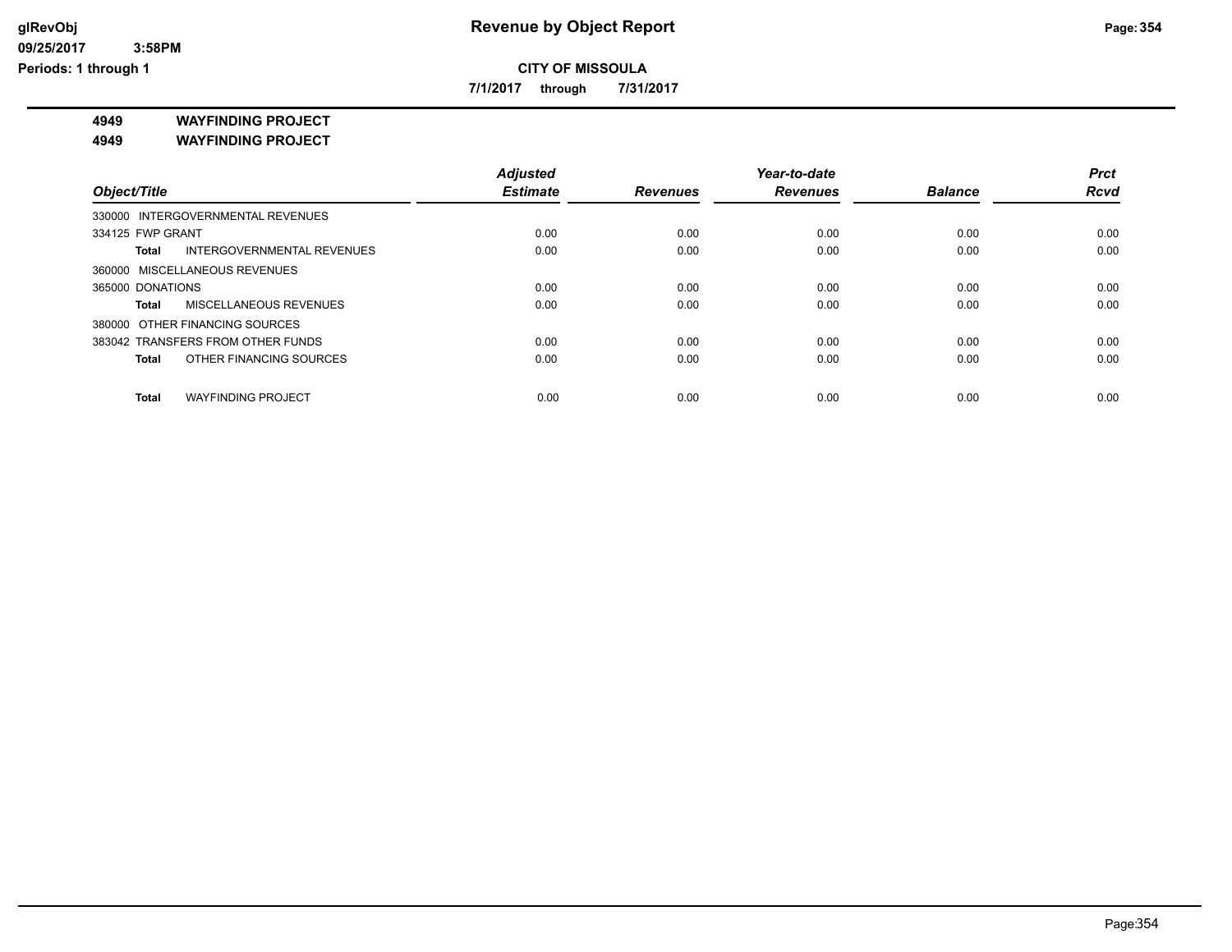# Revenue by Object Report

glRevObj
09/25/2017 3:58PM
Periods: 1 through 1

**CITY OF MISSOULA**

**7/1/2017 through 7/31/2017**

**4949 WAYFINDING PROJECT**
**4949 WAYFINDING PROJECT**

| Object/Title | Adjusted Estimate | Revenues | Year-to-date Revenues | Balance | Prct Rcvd |
|---|---|---|---|---|---|
| 330000 INTERGOVERNMENTAL REVENUES | | | | | |
| 334125 FWP GRANT | 0.00 | 0.00 | 0.00 | 0.00 | 0.00 |
| **Total** INTERGOVERNMENTAL REVENUES | 0.00 | 0.00 | 0.00 | 0.00 | 0.00 |
| 360000 MISCELLANEOUS REVENUES | | | | | |
| 365000 DONATIONS | 0.00 | 0.00 | 0.00 | 0.00 | 0.00 |
| **Total** MISCELLANEOUS REVENUES | 0.00 | 0.00 | 0.00 | 0.00 | 0.00 |
| 380000 OTHER FINANCING SOURCES | | | | | |
| 383042 TRANSFERS FROM OTHER FUNDS | 0.00 | 0.00 | 0.00 | 0.00 | 0.00 |
| **Total** OTHER FINANCING SOURCES | 0.00 | 0.00 | 0.00 | 0.00 | 0.00 |
| **Total** WAYFINDING PROJECT | 0.00 | 0.00 | 0.00 | 0.00 | 0.00 |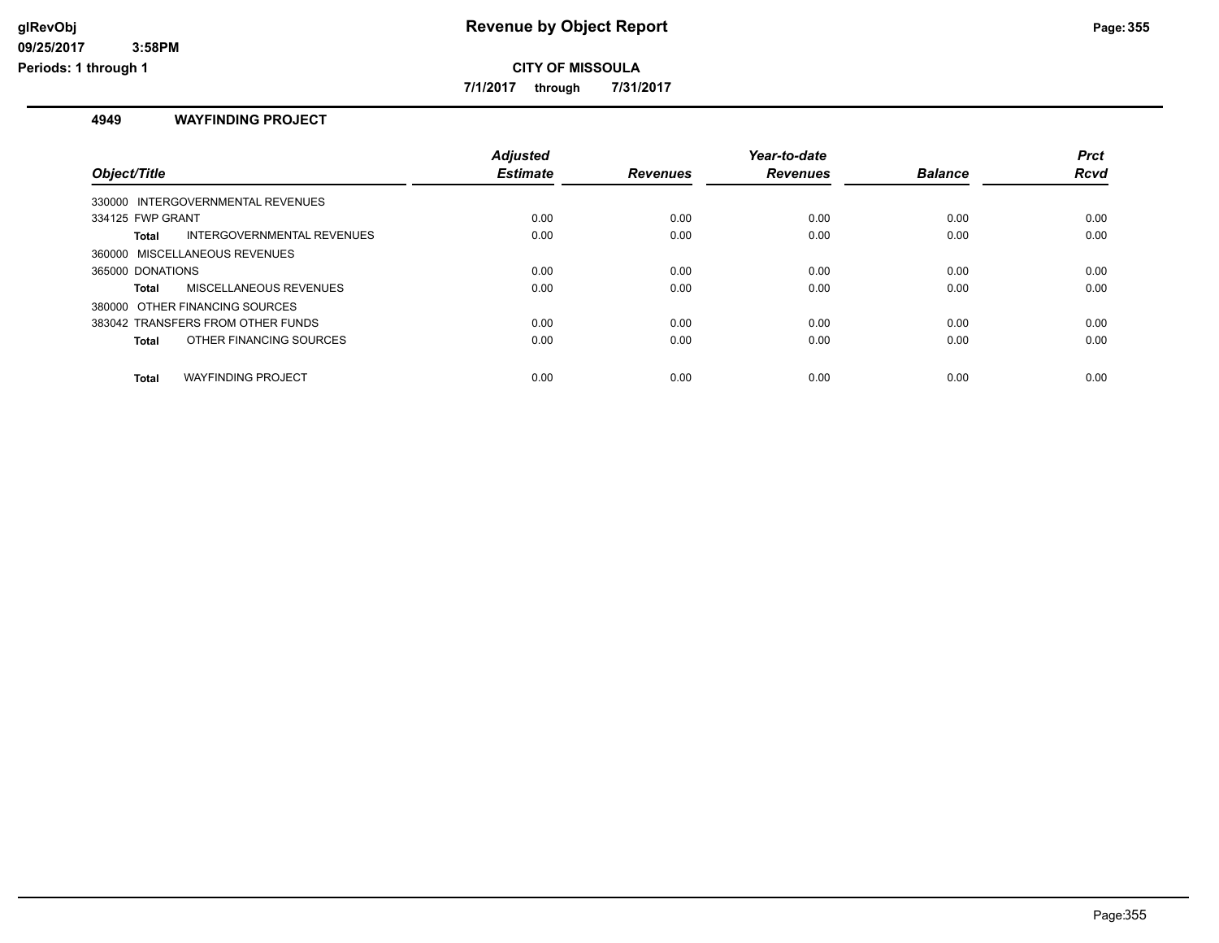**glRevObj**
**09/25/2017 3:58PM**
**Periods: 1 through 1**

# Revenue by Object Report

**CITY OF MISSOULA**

**7/1/2017 through 7/31/2017**

## 4949 WAYFINDING PROJECT

| Object/Title | Adjusted Estimate | Revenues | Year-to-date Revenues | Balance | Prct Rcvd |
|---|---|---|---|---|---|
| 330000 INTERGOVERNMENTAL REVENUES | | | | | |
| 334125 FWP GRANT | 0.00 | 0.00 | 0.00 | 0.00 | 0.00 |
| **Total** INTERGOVERNMENTAL REVENUES | 0.00 | 0.00 | 0.00 | 0.00 | 0.00 |
| 360000 MISCELLANEOUS REVENUES | | | | | |
| 365000 DONATIONS | 0.00 | 0.00 | 0.00 | 0.00 | 0.00 |
| **Total** MISCELLANEOUS REVENUES | 0.00 | 0.00 | 0.00 | 0.00 | 0.00 |
| 380000 OTHER FINANCING SOURCES | | | | | |
| 383042 TRANSFERS FROM OTHER FUNDS | 0.00 | 0.00 | 0.00 | 0.00 | 0.00 |
| **Total** OTHER FINANCING SOURCES | 0.00 | 0.00 | 0.00 | 0.00 | 0.00 |
| **Total** WAYFINDING PROJECT | 0.00 | 0.00 | 0.00 | 0.00 | 0.00 |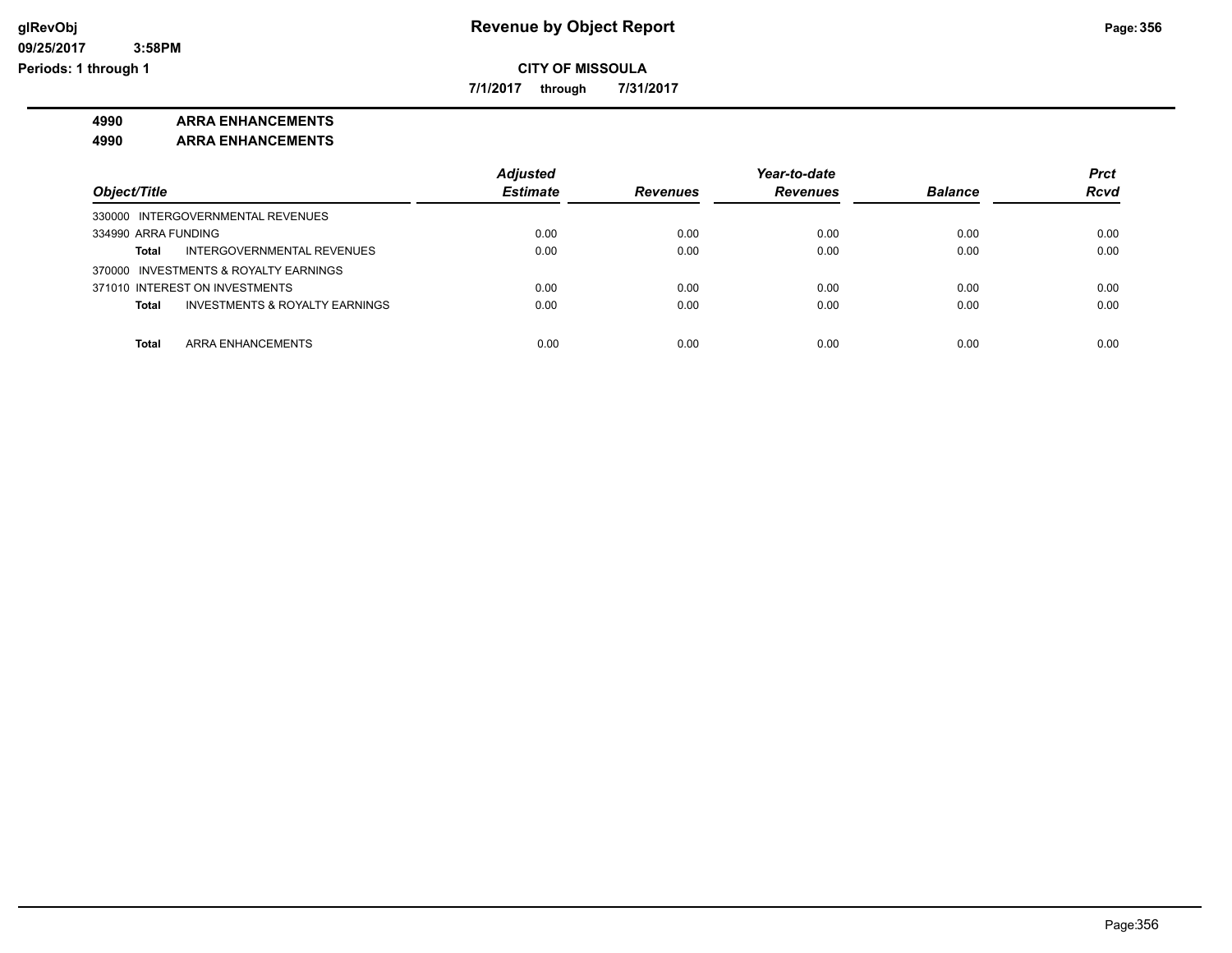# Revenue by Object Report

glRevObj
09/25/2017 3:58PM
Periods: 1 through 1

**CITY OF MISSOULA**

**7/1/2017 through 7/31/2017**

**4990 ARRA ENHANCEMENTS**

**4990 ARRA ENHANCEMENTS**

| Object/Title | Adjusted Estimate | Revenues | Year-to-date Revenues | Balance | Prct Rcvd |
|---|---|---|---|---|---|
| 330000 INTERGOVERNMENTAL REVENUES | | | | | |
| 334990 ARRA FUNDING | 0.00 | 0.00 | 0.00 | 0.00 | 0.00 |
| **Total** INTERGOVERNMENTAL REVENUES | 0.00 | 0.00 | 0.00 | 0.00 | 0.00 |
| 370000 INVESTMENTS & ROYALTY EARNINGS | | | | | |
| 371010 INTEREST ON INVESTMENTS | 0.00 | 0.00 | 0.00 | 0.00 | 0.00 |
| **Total** INVESTMENTS & ROYALTY EARNINGS | 0.00 | 0.00 | 0.00 | 0.00 | 0.00 |
| **Total** ARRA ENHANCEMENTS | 0.00 | 0.00 | 0.00 | 0.00 | 0.00 |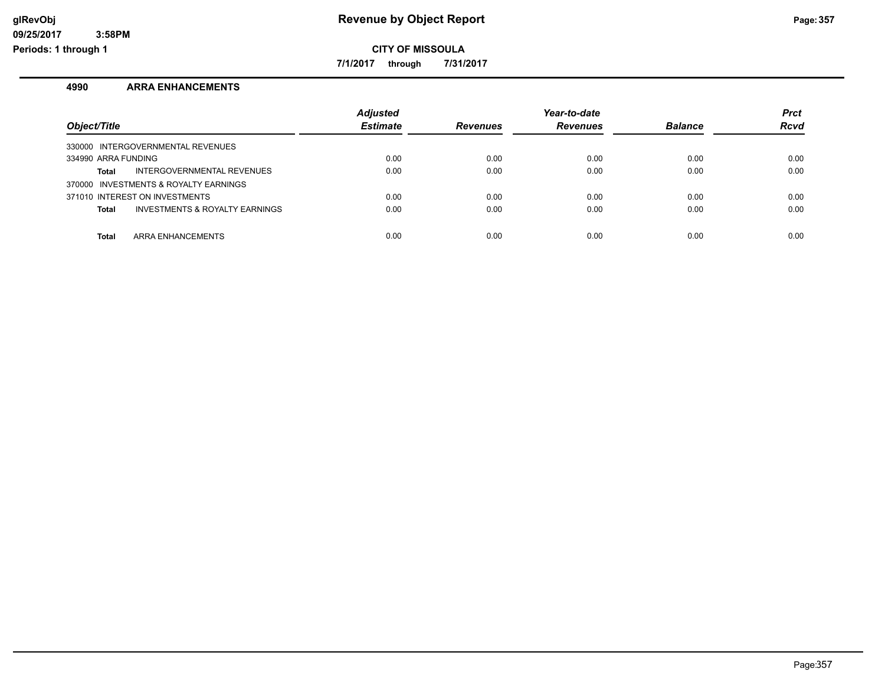**CITY OF MISSOULA**

**7/1/2017 through 7/31/2017**

### 4990 ARRA ENHANCEMENTS

| Object/Title | Adjusted Estimate | Revenues | Year-to-date Revenues | Balance | Prct Rcvd |
|---|---|---|---|---|---|
| 330000 INTERGOVERNMENTAL REVENUES | | | | | |
| 334990 ARRA FUNDING | 0.00 | 0.00 | 0.00 | 0.00 | 0.00 |
| **Total** INTERGOVERNMENTAL REVENUES | 0.00 | 0.00 | 0.00 | 0.00 | 0.00 |
| 370000 INVESTMENTS & ROYALTY EARNINGS | | | | | |
| 371010 INTEREST ON INVESTMENTS | 0.00 | 0.00 | 0.00 | 0.00 | 0.00 |
| **Total** INVESTMENTS & ROYALTY EARNINGS | 0.00 | 0.00 | 0.00 | 0.00 | 0.00 |
| **Total** ARRA ENHANCEMENTS | 0.00 | 0.00 | 0.00 | 0.00 | 0.00 |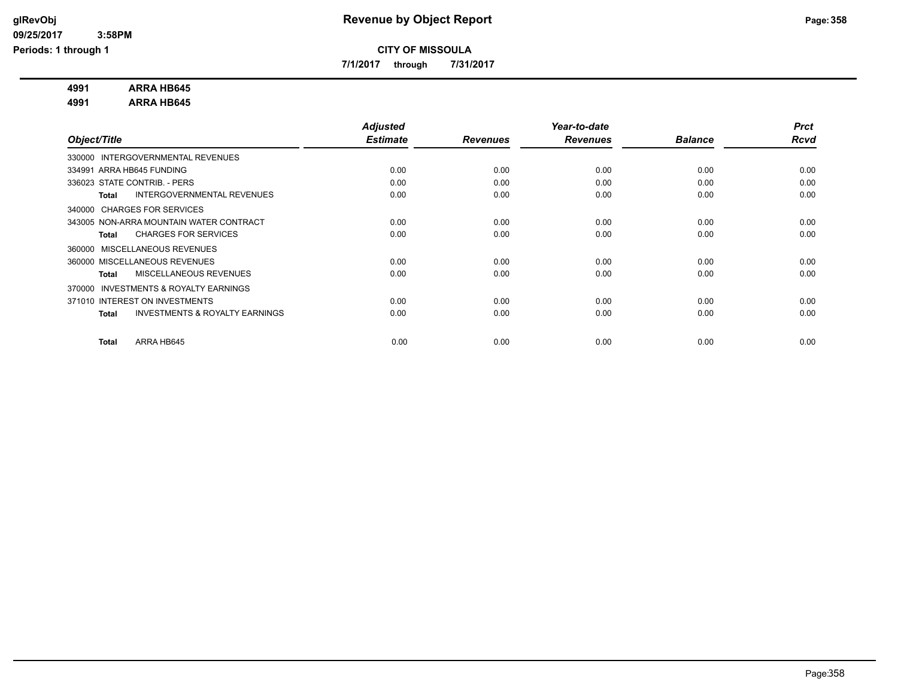# Revenue by Object Report

## CITY OF MISSOULA

**7/1/2017 through 7/31/2017**

**4991 ARRA HB645**

**4991 ARRA HB645**

| Object/Title | Adjusted Estimate | Revenues | Year-to-date Revenues | Balance | Prct Rcvd |
|---|---|---|---|---|---|
| 330000 INTERGOVERNMENTAL REVENUES | | | | | |
| 334991 ARRA HB645 FUNDING | 0.00 | 0.00 | 0.00 | 0.00 | 0.00 |
| 336023 STATE CONTRIB. - PERS | 0.00 | 0.00 | 0.00 | 0.00 | 0.00 |
| **Total** INTERGOVERNMENTAL REVENUES | 0.00 | 0.00 | 0.00 | 0.00 | 0.00 |
| 340000 CHARGES FOR SERVICES | | | | | |
| 343005 NON-ARRA MOUNTAIN WATER CONTRACT | 0.00 | 0.00 | 0.00 | 0.00 | 0.00 |
| **Total** CHARGES FOR SERVICES | 0.00 | 0.00 | 0.00 | 0.00 | 0.00 |
| 360000 MISCELLANEOUS REVENUES | | | | | |
| 360000 MISCELLANEOUS REVENUES | 0.00 | 0.00 | 0.00 | 0.00 | 0.00 |
| **Total** MISCELLANEOUS REVENUES | 0.00 | 0.00 | 0.00 | 0.00 | 0.00 |
| 370000 INVESTMENTS & ROYALTY EARNINGS | | | | | |
| 371010 INTEREST ON INVESTMENTS | 0.00 | 0.00 | 0.00 | 0.00 | 0.00 |
| **Total** INVESTMENTS & ROYALTY EARNINGS | 0.00 | 0.00 | 0.00 | 0.00 | 0.00 |
| **Total** ARRA HB645 | 0.00 | 0.00 | 0.00 | 0.00 | 0.00 |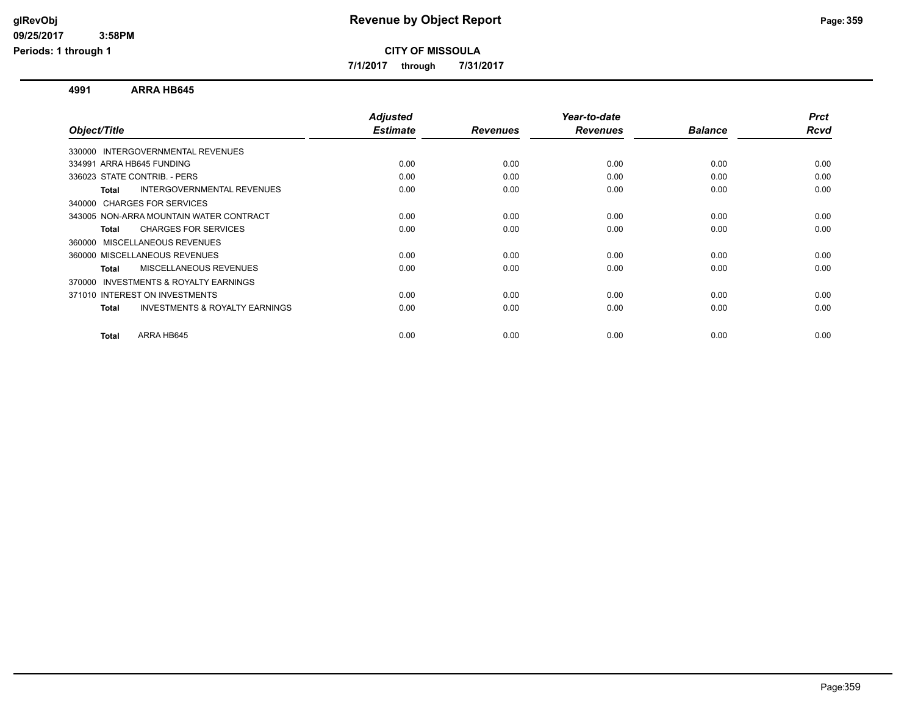**CITY OF MISSOULA**

**7/1/2017 through 7/31/2017**

## 4991 ARRA HB645

| Object/Title | Adjusted Estimate | Revenues | Year-to-date Revenues | Balance | Prct Rcvd |
|---|---|---|---|---|---|
| 330000 INTERGOVERNMENTAL REVENUES | | | | | |
| 334991 ARRA HB645 FUNDING | 0.00 | 0.00 | 0.00 | 0.00 | 0.00 |
| 336023 STATE CONTRIB. - PERS | 0.00 | 0.00 | 0.00 | 0.00 | 0.00 |
| **Total** INTERGOVERNMENTAL REVENUES | 0.00 | 0.00 | 0.00 | 0.00 | 0.00 |
| 340000 CHARGES FOR SERVICES | | | | | |
| 343005 NON-ARRA MOUNTAIN WATER CONTRACT | 0.00 | 0.00 | 0.00 | 0.00 | 0.00 |
| **Total** CHARGES FOR SERVICES | 0.00 | 0.00 | 0.00 | 0.00 | 0.00 |
| 360000 MISCELLANEOUS REVENUES | | | | | |
| 360000 MISCELLANEOUS REVENUES | 0.00 | 0.00 | 0.00 | 0.00 | 0.00 |
| **Total** MISCELLANEOUS REVENUES | 0.00 | 0.00 | 0.00 | 0.00 | 0.00 |
| 370000 INVESTMENTS & ROYALTY EARNINGS | | | | | |
| 371010 INTEREST ON INVESTMENTS | 0.00 | 0.00 | 0.00 | 0.00 | 0.00 |
| **Total** INVESTMENTS & ROYALTY EARNINGS | 0.00 | 0.00 | 0.00 | 0.00 | 0.00 |
| **Total** ARRA HB645 | 0.00 | 0.00 | 0.00 | 0.00 | 0.00 |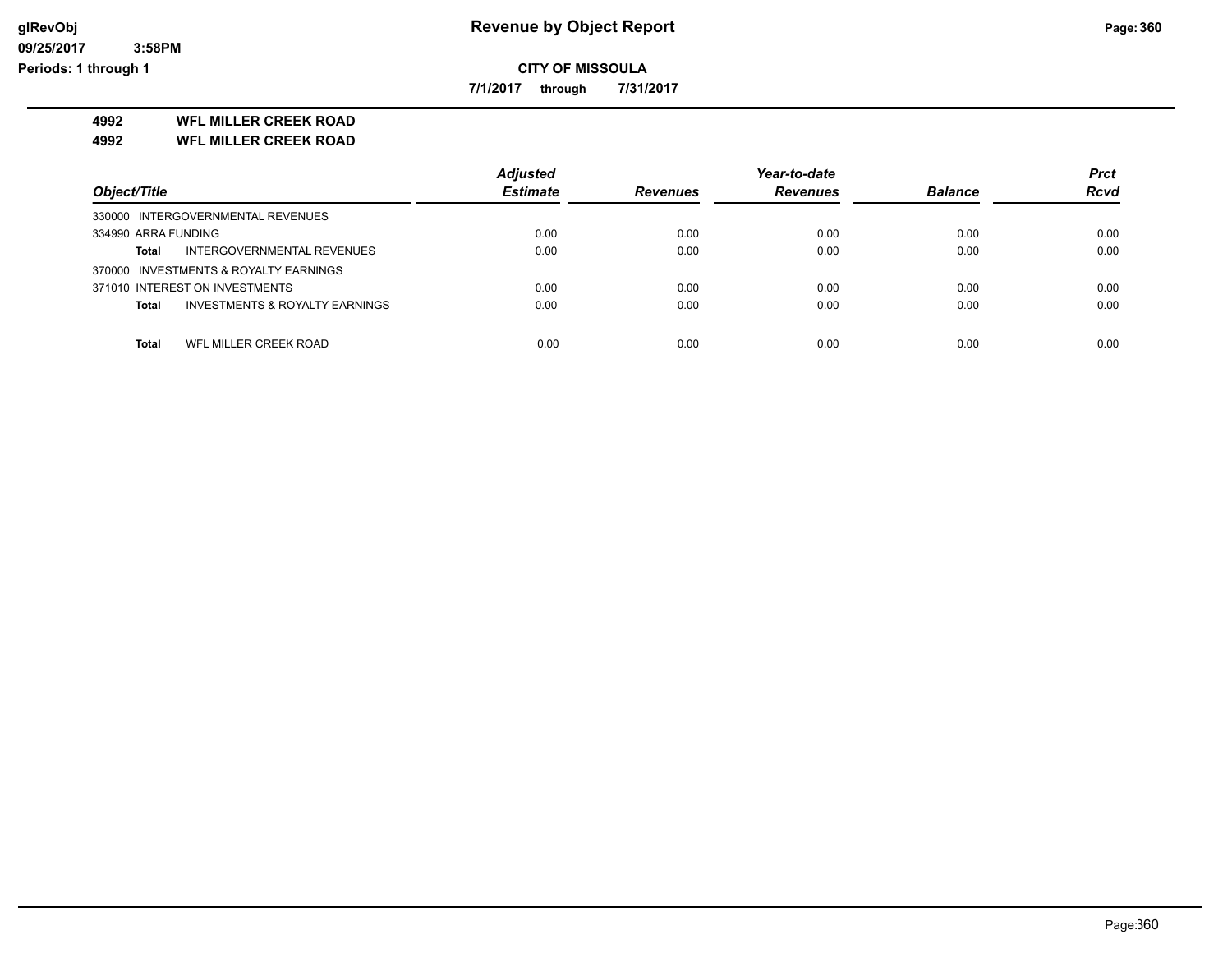# Revenue by Object Report

glRevObj
09/25/2017 3:58PM
Periods: 1 through 1

**CITY OF MISSOULA**

**7/1/2017 through 7/31/2017**

**4992 WFL MILLER CREEK ROAD**

**4992 WFL MILLER CREEK ROAD**

| Object/Title | | Adjusted Estimate | Revenues | Year-to-date Revenues | Balance | Prct Rcvd |
|---|---|---|---|---|---|---|
| 330000 INTERGOVERNMENTAL REVENUES | | | | | | |
| 334990 ARRA FUNDING | | 0.00 | 0.00 | 0.00 | 0.00 | 0.00 |
| **Total** | INTERGOVERNMENTAL REVENUES | 0.00 | 0.00 | 0.00 | 0.00 | 0.00 |
| 370000 INVESTMENTS & ROYALTY EARNINGS | | | | | | |
| 371010 INTEREST ON INVESTMENTS | | 0.00 | 0.00 | 0.00 | 0.00 | 0.00 |
| **Total** | INVESTMENTS & ROYALTY EARNINGS | 0.00 | 0.00 | 0.00 | 0.00 | 0.00 |
| **Total** | WFL MILLER CREEK ROAD | 0.00 | 0.00 | 0.00 | 0.00 | 0.00 |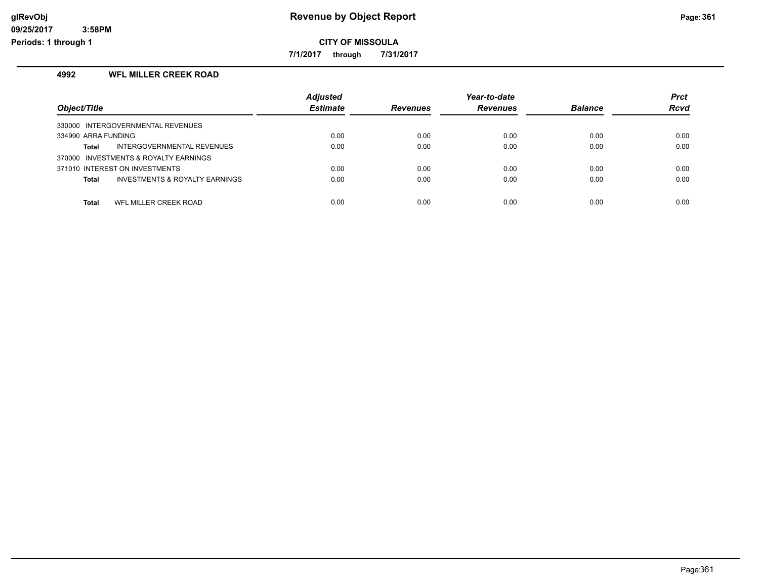**Revenue by Object Report**

**CITY OF MISSOULA**

**7/1/2017 through 7/31/2017**

glRevObj
09/25/2017 3:58PM
Periods: 1 through 1

### 4992 WFL MILLER CREEK ROAD

| Object/Title | | Adjusted Estimate | Revenues | Year-to-date Revenues | Balance | Prct Rcvd |
|---|---|---|---|---|---|---|
| 330000 INTERGOVERNMENTAL REVENUES | | | | | | |
| 334990 ARRA FUNDING | | 0.00 | 0.00 | 0.00 | 0.00 | 0.00 |
| **Total** | INTERGOVERNMENTAL REVENUES | 0.00 | 0.00 | 0.00 | 0.00 | 0.00 |
| 370000 INVESTMENTS & ROYALTY EARNINGS | | | | | | |
| 371010 INTEREST ON INVESTMENTS | | 0.00 | 0.00 | 0.00 | 0.00 | 0.00 |
| **Total** | INVESTMENTS & ROYALTY EARNINGS | 0.00 | 0.00 | 0.00 | 0.00 | 0.00 |
| **Total** | WFL MILLER CREEK ROAD | 0.00 | 0.00 | 0.00 | 0.00 | 0.00 |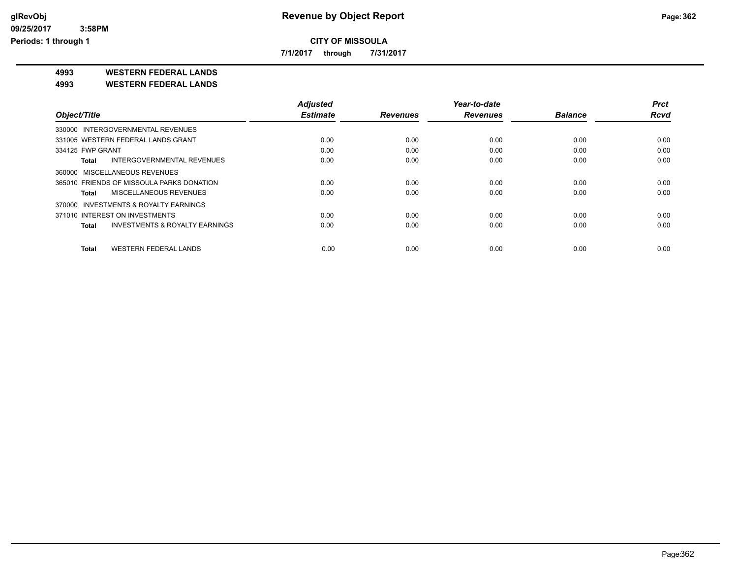# Revenue by Object Report

glRevObj
09/25/2017 3:58PM
Periods: 1 through 1

**CITY OF MISSOULA**

**7/1/2017 through 7/31/2017**

## 4993 WESTERN FEDERAL LANDS
## 4993 WESTERN FEDERAL LANDS

| Object/Title | Adjusted Estimate | Revenues | Year-to-date Revenues | Balance | Prct Rcvd |
|---|---|---|---|---|---|
| 330000 INTERGOVERNMENTAL REVENUES | | | | | |
| 331005 WESTERN FEDERAL LANDS GRANT | 0.00 | 0.00 | 0.00 | 0.00 | 0.00 |
| 334125 FWP GRANT | 0.00 | 0.00 | 0.00 | 0.00 | 0.00 |
| **Total** INTERGOVERNMENTAL REVENUES | 0.00 | 0.00 | 0.00 | 0.00 | 0.00 |
| 360000 MISCELLANEOUS REVENUES | | | | | |
| 365010 FRIENDS OF MISSOULA PARKS DONATION | 0.00 | 0.00 | 0.00 | 0.00 | 0.00 |
| **Total** MISCELLANEOUS REVENUES | 0.00 | 0.00 | 0.00 | 0.00 | 0.00 |
| 370000 INVESTMENTS & ROYALTY EARNINGS | | | | | |
| 371010 INTEREST ON INVESTMENTS | 0.00 | 0.00 | 0.00 | 0.00 | 0.00 |
| **Total** INVESTMENTS & ROYALTY EARNINGS | 0.00 | 0.00 | 0.00 | 0.00 | 0.00 |
| **Total** WESTERN FEDERAL LANDS | 0.00 | 0.00 | 0.00 | 0.00 | 0.00 |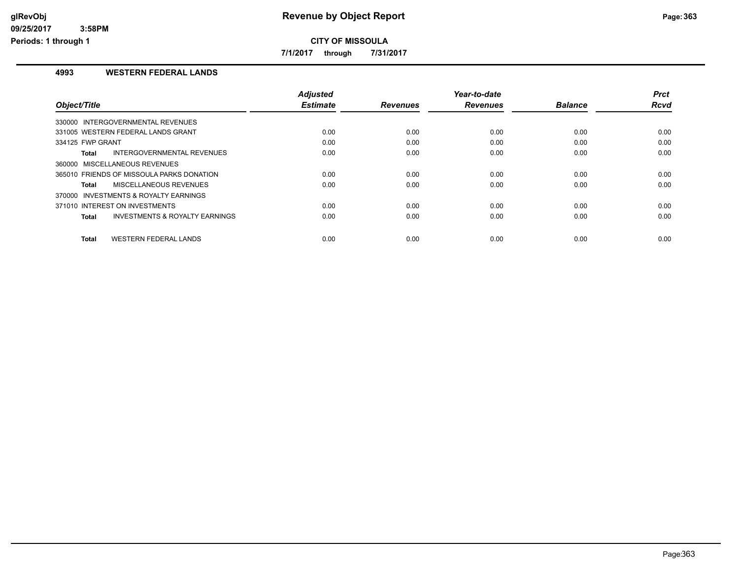**glRevObj**
**09/25/2017 3:58PM**
**Periods: 1 through 1**

# Revenue by Object Report

**CITY OF MISSOULA**

**7/1/2017 through 7/31/2017**

## 4993 WESTERN FEDERAL LANDS

| Object/Title | Adjusted Estimate | Revenues | Year-to-date Revenues | Balance | Prct Rcvd |
|---|---|---|---|---|---|
| 330000 INTERGOVERNMENTAL REVENUES | | | | | |
| 331005 WESTERN FEDERAL LANDS GRANT | 0.00 | 0.00 | 0.00 | 0.00 | 0.00 |
| 334125 FWP GRANT | 0.00 | 0.00 | 0.00 | 0.00 | 0.00 |
| **Total** INTERGOVERNMENTAL REVENUES | 0.00 | 0.00 | 0.00 | 0.00 | 0.00 |
| 360000 MISCELLANEOUS REVENUES | | | | | |
| 365010 FRIENDS OF MISSOULA PARKS DONATION | 0.00 | 0.00 | 0.00 | 0.00 | 0.00 |
| **Total** MISCELLANEOUS REVENUES | 0.00 | 0.00 | 0.00 | 0.00 | 0.00 |
| 370000 INVESTMENTS & ROYALTY EARNINGS | | | | | |
| 371010 INTEREST ON INVESTMENTS | 0.00 | 0.00 | 0.00 | 0.00 | 0.00 |
| **Total** INVESTMENTS & ROYALTY EARNINGS | 0.00 | 0.00 | 0.00 | 0.00 | 0.00 |
| **Total** WESTERN FEDERAL LANDS | 0.00 | 0.00 | 0.00 | 0.00 | 0.00 |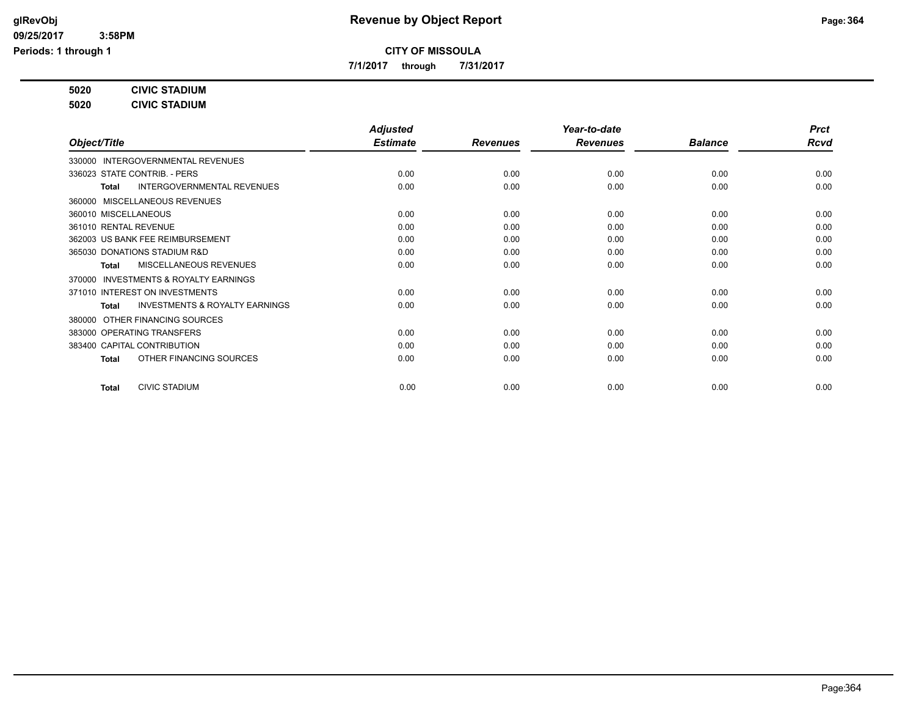# Revenue by Object Report

**CITY OF MISSOULA**

**7/1/2017 through 7/31/2017**

**5020 CIVIC STADIUM**

**5020 CIVIC STADIUM**

| Object/Title | Adjusted Estimate | Revenues | Year-to-date Revenues | Balance | Prct Rcvd |
|---|---|---|---|---|---|
| 330000 INTERGOVERNMENTAL REVENUES | | | | | |
| 336023 STATE CONTRIB. - PERS | 0.00 | 0.00 | 0.00 | 0.00 | 0.00 |
| **Total** INTERGOVERNMENTAL REVENUES | 0.00 | 0.00 | 0.00 | 0.00 | 0.00 |
| 360000 MISCELLANEOUS REVENUES | | | | | |
| 360010 MISCELLANEOUS | 0.00 | 0.00 | 0.00 | 0.00 | 0.00 |
| 361010 RENTAL REVENUE | 0.00 | 0.00 | 0.00 | 0.00 | 0.00 |
| 362003 US BANK FEE REIMBURSEMENT | 0.00 | 0.00 | 0.00 | 0.00 | 0.00 |
| 365030 DONATIONS STADIUM R&D | 0.00 | 0.00 | 0.00 | 0.00 | 0.00 |
| **Total** MISCELLANEOUS REVENUES | 0.00 | 0.00 | 0.00 | 0.00 | 0.00 |
| 370000 INVESTMENTS & ROYALTY EARNINGS | | | | | |
| 371010 INTEREST ON INVESTMENTS | 0.00 | 0.00 | 0.00 | 0.00 | 0.00 |
| **Total** INVESTMENTS & ROYALTY EARNINGS | 0.00 | 0.00 | 0.00 | 0.00 | 0.00 |
| 380000 OTHER FINANCING SOURCES | | | | | |
| 383000 OPERATING TRANSFERS | 0.00 | 0.00 | 0.00 | 0.00 | 0.00 |
| 383400 CAPITAL CONTRIBUTION | 0.00 | 0.00 | 0.00 | 0.00 | 0.00 |
| **Total** OTHER FINANCING SOURCES | 0.00 | 0.00 | 0.00 | 0.00 | 0.00 |
| **Total** CIVIC STADIUM | 0.00 | 0.00 | 0.00 | 0.00 | 0.00 |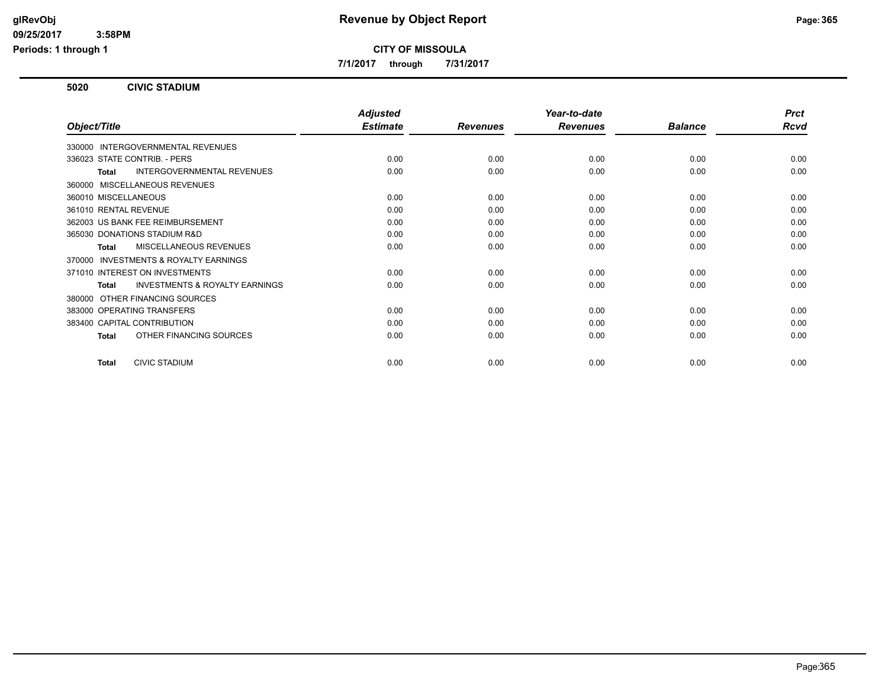# Revenue by Object Report

**CITY OF MISSOULA**

**7/1/2017 through 7/31/2017**

glRevObj
09/25/2017 3:58PM
Periods: 1 through 1

## 5020 CIVIC STADIUM

| Object/Title | Adjusted Estimate | Revenues | Year-to-date Revenues | Balance | Prct Rcvd |
|---|---|---|---|---|---|
| 330000 INTERGOVERNMENTAL REVENUES | | | | | |
| 336023 STATE CONTRIB. - PERS | 0.00 | 0.00 | 0.00 | 0.00 | 0.00 |
| **Total** INTERGOVERNMENTAL REVENUES | 0.00 | 0.00 | 0.00 | 0.00 | 0.00 |
| 360000 MISCELLANEOUS REVENUES | | | | | |
| 360010 MISCELLANEOUS | 0.00 | 0.00 | 0.00 | 0.00 | 0.00 |
| 361010 RENTAL REVENUE | 0.00 | 0.00 | 0.00 | 0.00 | 0.00 |
| 362003 US BANK FEE REIMBURSEMENT | 0.00 | 0.00 | 0.00 | 0.00 | 0.00 |
| 365030 DONATIONS STADIUM R&D | 0.00 | 0.00 | 0.00 | 0.00 | 0.00 |
| **Total** MISCELLANEOUS REVENUES | 0.00 | 0.00 | 0.00 | 0.00 | 0.00 |
| 370000 INVESTMENTS & ROYALTY EARNINGS | | | | | |
| 371010 INTEREST ON INVESTMENTS | 0.00 | 0.00 | 0.00 | 0.00 | 0.00 |
| **Total** INVESTMENTS & ROYALTY EARNINGS | 0.00 | 0.00 | 0.00 | 0.00 | 0.00 |
| 380000 OTHER FINANCING SOURCES | | | | | |
| 383000 OPERATING TRANSFERS | 0.00 | 0.00 | 0.00 | 0.00 | 0.00 |
| 383400 CAPITAL CONTRIBUTION | 0.00 | 0.00 | 0.00 | 0.00 | 0.00 |
| **Total** OTHER FINANCING SOURCES | 0.00 | 0.00 | 0.00 | 0.00 | 0.00 |
| **Total** CIVIC STADIUM | 0.00 | 0.00 | 0.00 | 0.00 | 0.00 |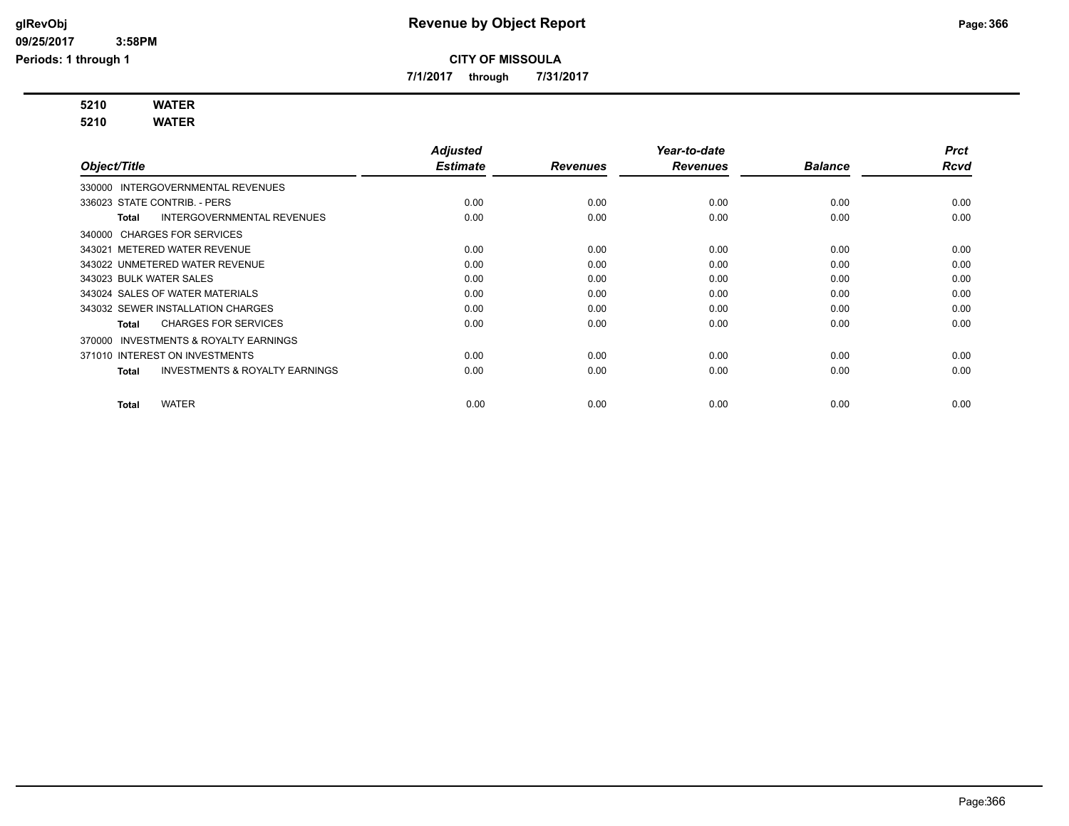# Revenue by Object Report

**CITY OF MISSOULA**

**7/1/2017 through 7/31/2017**

glRevObj
09/25/2017 3:58PM
Periods: 1 through 1

**5210 WATER**
**5210 WATER**

| Object/Title | Adjusted Estimate | Revenues | Year-to-date Revenues | Balance | Prct Rcvd |
|---|---|---|---|---|---|
| 330000 INTERGOVERNMENTAL REVENUES | | | | | |
| 336023 STATE CONTRIB. - PERS | 0.00 | 0.00 | 0.00 | 0.00 | 0.00 |
| **Total** INTERGOVERNMENTAL REVENUES | 0.00 | 0.00 | 0.00 | 0.00 | 0.00 |
| 340000 CHARGES FOR SERVICES | | | | | |
| 343021 METERED WATER REVENUE | 0.00 | 0.00 | 0.00 | 0.00 | 0.00 |
| 343022 UNMETERED WATER REVENUE | 0.00 | 0.00 | 0.00 | 0.00 | 0.00 |
| 343023 BULK WATER SALES | 0.00 | 0.00 | 0.00 | 0.00 | 0.00 |
| 343024 SALES OF WATER MATERIALS | 0.00 | 0.00 | 0.00 | 0.00 | 0.00 |
| 343032 SEWER INSTALLATION CHARGES | 0.00 | 0.00 | 0.00 | 0.00 | 0.00 |
| **Total** CHARGES FOR SERVICES | 0.00 | 0.00 | 0.00 | 0.00 | 0.00 |
| 370000 INVESTMENTS & ROYALTY EARNINGS | | | | | |
| 371010 INTEREST ON INVESTMENTS | 0.00 | 0.00 | 0.00 | 0.00 | 0.00 |
| **Total** INVESTMENTS & ROYALTY EARNINGS | 0.00 | 0.00 | 0.00 | 0.00 | 0.00 |
| **Total** WATER | 0.00 | 0.00 | 0.00 | 0.00 | 0.00 |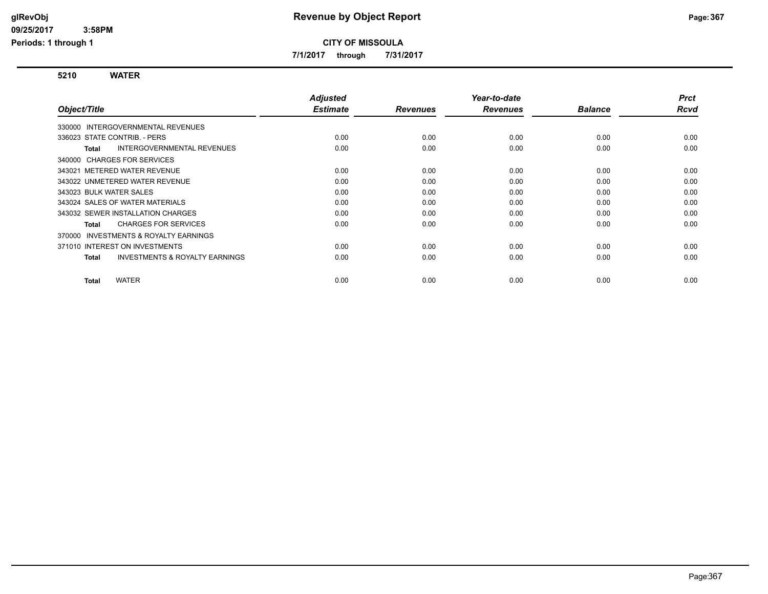glRevObj
09/25/2017 3:58PM
Periods: 1 through 1

# Revenue by Object Report

**CITY OF MISSOULA**

**7/1/2017 through 7/31/2017**

## 5210 WATER

| Object/Title | Adjusted Estimate | Revenues | Year-to-date Revenues | Balance | Prct Rcvd |
|---|---|---|---|---|---|
| 330000 INTERGOVERNMENTAL REVENUES | | | | | |
| 336023 STATE CONTRIB. - PERS | 0.00 | 0.00 | 0.00 | 0.00 | 0.00 |
| **Total** INTERGOVERNMENTAL REVENUES | 0.00 | 0.00 | 0.00 | 0.00 | 0.00 |
| 340000 CHARGES FOR SERVICES | | | | | |
| 343021 METERED WATER REVENUE | 0.00 | 0.00 | 0.00 | 0.00 | 0.00 |
| 343022 UNMETERED WATER REVENUE | 0.00 | 0.00 | 0.00 | 0.00 | 0.00 |
| 343023 BULK WATER SALES | 0.00 | 0.00 | 0.00 | 0.00 | 0.00 |
| 343024 SALES OF WATER MATERIALS | 0.00 | 0.00 | 0.00 | 0.00 | 0.00 |
| 343032 SEWER INSTALLATION CHARGES | 0.00 | 0.00 | 0.00 | 0.00 | 0.00 |
| **Total** CHARGES FOR SERVICES | 0.00 | 0.00 | 0.00 | 0.00 | 0.00 |
| 370000 INVESTMENTS & ROYALTY EARNINGS | | | | | |
| 371010 INTEREST ON INVESTMENTS | 0.00 | 0.00 | 0.00 | 0.00 | 0.00 |
| **Total** INVESTMENTS & ROYALTY EARNINGS | 0.00 | 0.00 | 0.00 | 0.00 | 0.00 |
| **Total** WATER | 0.00 | 0.00 | 0.00 | 0.00 | 0.00 |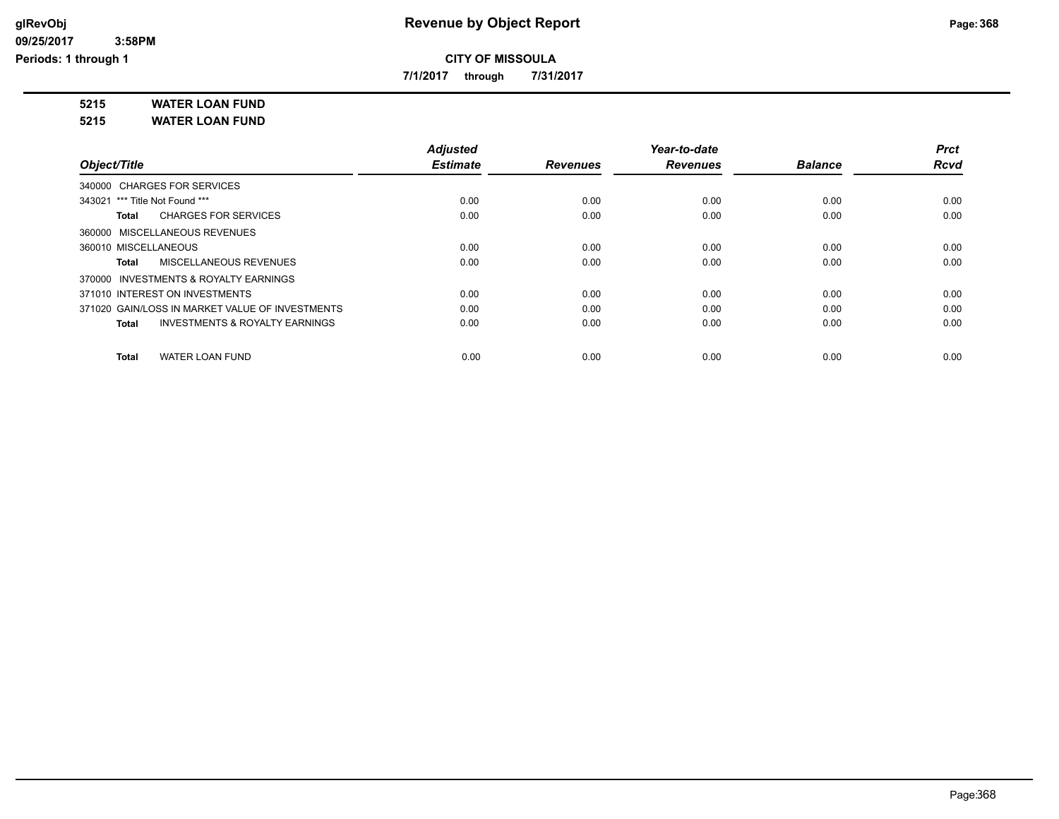glRevObj
09/25/2017 3:58PM
Periods: 1 through 1

# Revenue by Object Report

**CITY OF MISSOULA**

**7/1/2017 through 7/31/2017**

**5215 WATER LOAN FUND**

**5215 WATER LOAN FUND**

| Object/Title | Adjusted Estimate | Revenues | Year-to-date Revenues | Balance | Prct Rcvd |
|---|---|---|---|---|---|
| 340000 CHARGES FOR SERVICES | | | | | |
| 343021 *** Title Not Found *** | 0.00 | 0.00 | 0.00 | 0.00 | 0.00 |
| **Total** CHARGES FOR SERVICES | 0.00 | 0.00 | 0.00 | 0.00 | 0.00 |
| 360000 MISCELLANEOUS REVENUES | | | | | |
| 360010 MISCELLANEOUS | 0.00 | 0.00 | 0.00 | 0.00 | 0.00 |
| **Total** MISCELLANEOUS REVENUES | 0.00 | 0.00 | 0.00 | 0.00 | 0.00 |
| 370000 INVESTMENTS & ROYALTY EARNINGS | | | | | |
| 371010 INTEREST ON INVESTMENTS | 0.00 | 0.00 | 0.00 | 0.00 | 0.00 |
| 371020 GAIN/LOSS IN MARKET VALUE OF INVESTMENTS | 0.00 | 0.00 | 0.00 | 0.00 | 0.00 |
| **Total** INVESTMENTS & ROYALTY EARNINGS | 0.00 | 0.00 | 0.00 | 0.00 | 0.00 |
| **Total** WATER LOAN FUND | 0.00 | 0.00 | 0.00 | 0.00 | 0.00 |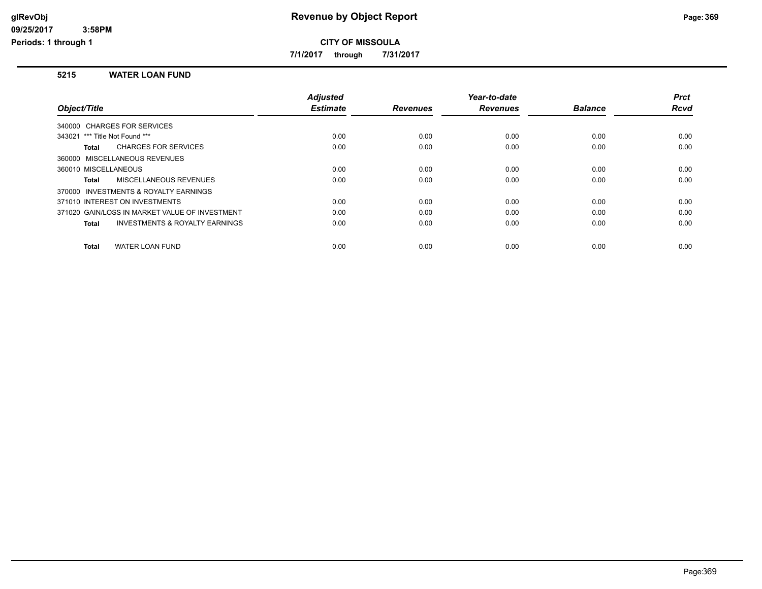**Revenue by Object Report**

**CITY OF MISSOULA**

**7/1/2017 through 7/31/2017**

glRevObj
09/25/2017 3:58PM
Periods: 1 through 1

## 5215 WATER LOAN FUND

| Object/Title | Adjusted Estimate | Revenues | Year-to-date Revenues | Balance | Prct Rcvd |
|---|---|---|---|---|---|
| 340000 CHARGES FOR SERVICES | | | | | |
| 343021 *** Title Not Found *** | 0.00 | 0.00 | 0.00 | 0.00 | 0.00 |
| **Total** CHARGES FOR SERVICES | 0.00 | 0.00 | 0.00 | 0.00 | 0.00 |
| 360000 MISCELLANEOUS REVENUES | | | | | |
| 360010 MISCELLANEOUS | 0.00 | 0.00 | 0.00 | 0.00 | 0.00 |
| **Total** MISCELLANEOUS REVENUES | 0.00 | 0.00 | 0.00 | 0.00 | 0.00 |
| 370000 INVESTMENTS & ROYALTY EARNINGS | | | | | |
| 371010 INTEREST ON INVESTMENTS | 0.00 | 0.00 | 0.00 | 0.00 | 0.00 |
| 371020 GAIN/LOSS IN MARKET VALUE OF INVESTMENT | 0.00 | 0.00 | 0.00 | 0.00 | 0.00 |
| **Total** INVESTMENTS & ROYALTY EARNINGS | 0.00 | 0.00 | 0.00 | 0.00 | 0.00 |
| **Total** WATER LOAN FUND | 0.00 | 0.00 | 0.00 | 0.00 | 0.00 |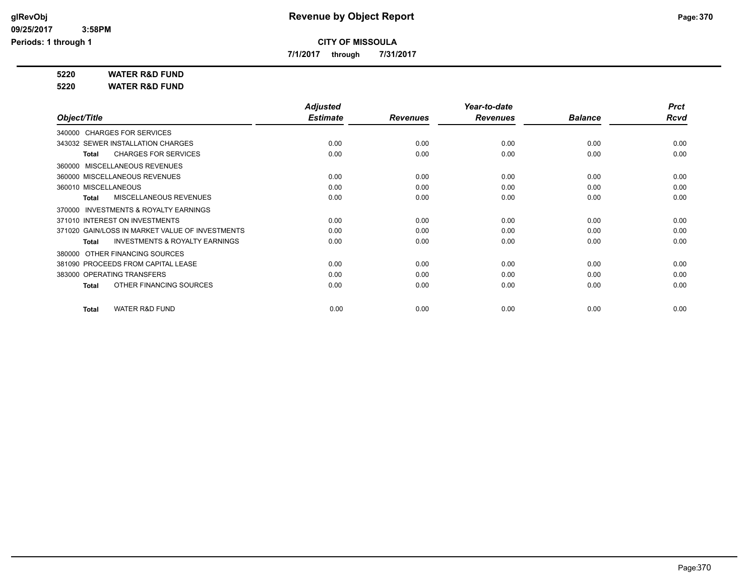# Revenue by Object Report

**CITY OF MISSOULA**

**7/1/2017 through 7/31/2017**

glRevObj
09/25/2017 3:58PM
Periods: 1 through 1

**5220 WATER R&D FUND**

**5220 WATER R&D FUND**

| Object/Title | Adjusted Estimate | Revenues | Year-to-date Revenues | Balance | Prct Rcvd |
|---|---|---|---|---|---|
| 340000 CHARGES FOR SERVICES | | | | | |
| 343032 SEWER INSTALLATION CHARGES | 0.00 | 0.00 | 0.00 | 0.00 | 0.00 |
| **Total** CHARGES FOR SERVICES | 0.00 | 0.00 | 0.00 | 0.00 | 0.00 |
| 360000 MISCELLANEOUS REVENUES | | | | | |
| 360000 MISCELLANEOUS REVENUES | 0.00 | 0.00 | 0.00 | 0.00 | 0.00 |
| 360010 MISCELLANEOUS | 0.00 | 0.00 | 0.00 | 0.00 | 0.00 |
| **Total** MISCELLANEOUS REVENUES | 0.00 | 0.00 | 0.00 | 0.00 | 0.00 |
| 370000 INVESTMENTS & ROYALTY EARNINGS | | | | | |
| 371010 INTEREST ON INVESTMENTS | 0.00 | 0.00 | 0.00 | 0.00 | 0.00 |
| 371020 GAIN/LOSS IN MARKET VALUE OF INVESTMENTS | 0.00 | 0.00 | 0.00 | 0.00 | 0.00 |
| **Total** INVESTMENTS & ROYALTY EARNINGS | 0.00 | 0.00 | 0.00 | 0.00 | 0.00 |
| 380000 OTHER FINANCING SOURCES | | | | | |
| 381090 PROCEEDS FROM CAPITAL LEASE | 0.00 | 0.00 | 0.00 | 0.00 | 0.00 |
| 383000 OPERATING TRANSFERS | 0.00 | 0.00 | 0.00 | 0.00 | 0.00 |
| **Total** OTHER FINANCING SOURCES | 0.00 | 0.00 | 0.00 | 0.00 | 0.00 |
| **Total** WATER R&D FUND | 0.00 | 0.00 | 0.00 | 0.00 | 0.00 |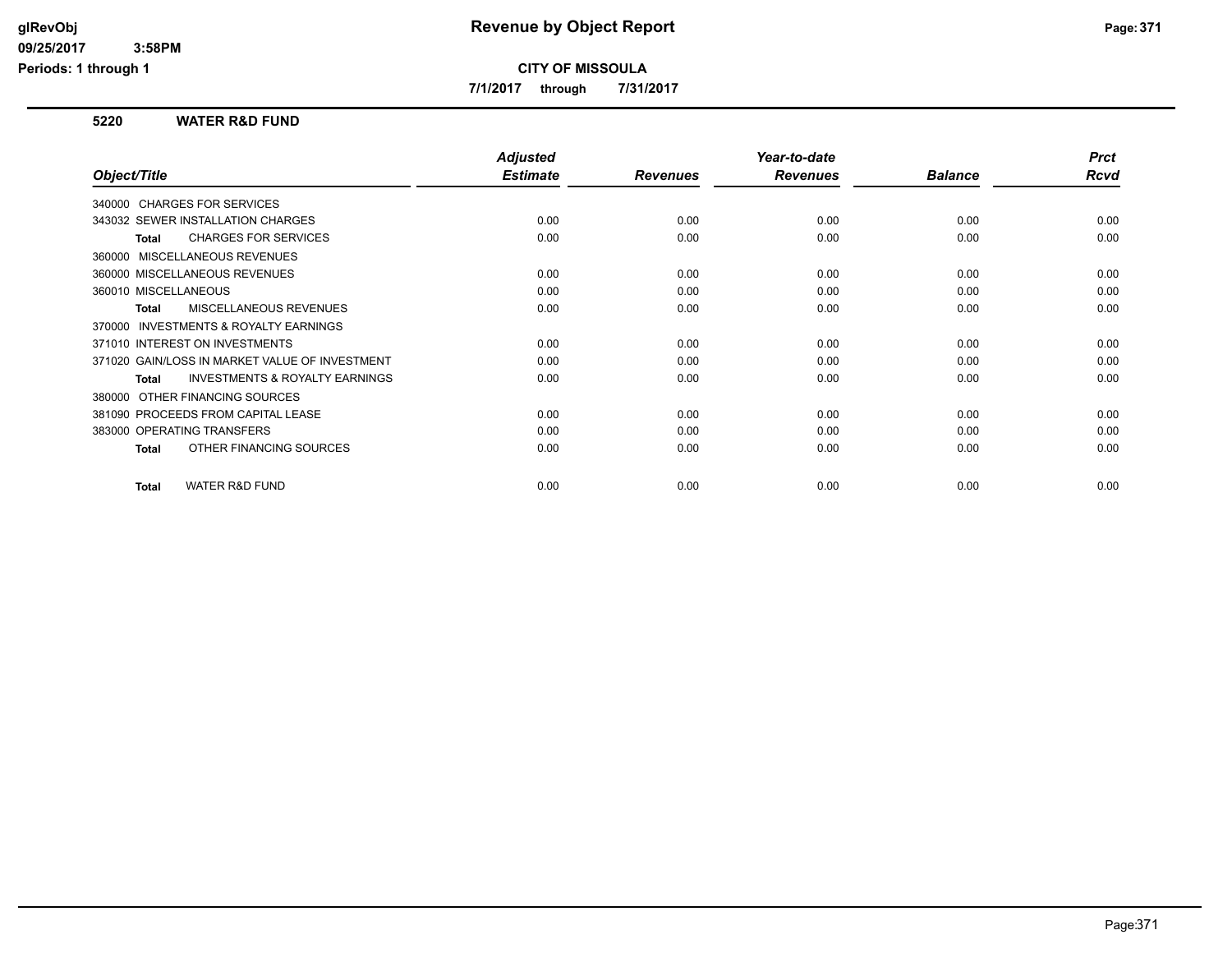**Revenue by Object Report**

**CITY OF MISSOULA**

**7/1/2017 through 7/31/2017**

glRevObj
09/25/2017 3:58PM
Periods: 1 through 1

### 5220 WATER R&D FUND

| Object/Title | Adjusted Estimate | Revenues | Year-to-date Revenues | Balance | Prct Rcvd |
|---|---|---|---|---|---|
| 340000 CHARGES FOR SERVICES | | | | | |
| 343032 SEWER INSTALLATION CHARGES | 0.00 | 0.00 | 0.00 | 0.00 | 0.00 |
| **Total** CHARGES FOR SERVICES | 0.00 | 0.00 | 0.00 | 0.00 | 0.00 |
| 360000 MISCELLANEOUS REVENUES | | | | | |
| 360000 MISCELLANEOUS REVENUES | 0.00 | 0.00 | 0.00 | 0.00 | 0.00 |
| 360010 MISCELLANEOUS | 0.00 | 0.00 | 0.00 | 0.00 | 0.00 |
| **Total** MISCELLANEOUS REVENUES | 0.00 | 0.00 | 0.00 | 0.00 | 0.00 |
| 370000 INVESTMENTS & ROYALTY EARNINGS | | | | | |
| 371010 INTEREST ON INVESTMENTS | 0.00 | 0.00 | 0.00 | 0.00 | 0.00 |
| 371020 GAIN/LOSS IN MARKET VALUE OF INVESTMENT | 0.00 | 0.00 | 0.00 | 0.00 | 0.00 |
| **Total** INVESTMENTS & ROYALTY EARNINGS | 0.00 | 0.00 | 0.00 | 0.00 | 0.00 |
| 380000 OTHER FINANCING SOURCES | | | | | |
| 381090 PROCEEDS FROM CAPITAL LEASE | 0.00 | 0.00 | 0.00 | 0.00 | 0.00 |
| 383000 OPERATING TRANSFERS | 0.00 | 0.00 | 0.00 | 0.00 | 0.00 |
| **Total** OTHER FINANCING SOURCES | 0.00 | 0.00 | 0.00 | 0.00 | 0.00 |
| **Total** WATER R&D FUND | 0.00 | 0.00 | 0.00 | 0.00 | 0.00 |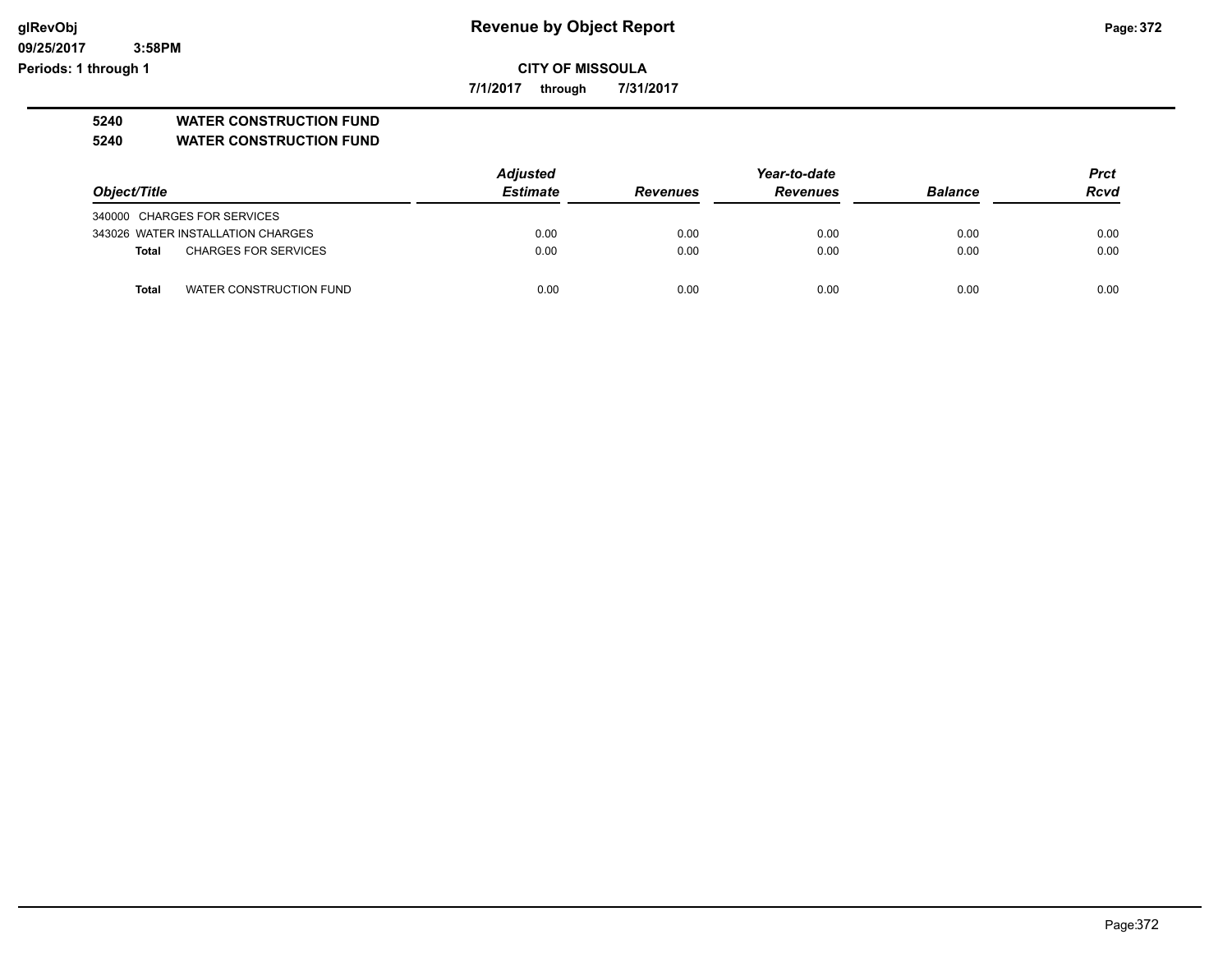# Revenue by Object Report

**CITY OF MISSOULA**

**7/1/2017 through 7/31/2017**

**5240 WATER CONSTRUCTION FUND**

**5240 WATER CONSTRUCTION FUND**

| Object/Title | | Adjusted Estimate | Revenues | Year-to-date Revenues | Balance | Prct Rcvd |
|---|---|---|---|---|---|---|
| 340000 | CHARGES FOR SERVICES | | | | | |
| 343026 | WATER INSTALLATION CHARGES | 0.00 | 0.00 | 0.00 | 0.00 | 0.00 |
| **Total** | CHARGES FOR SERVICES | 0.00 | 0.00 | 0.00 | 0.00 | 0.00 |
| **Total** | WATER CONSTRUCTION FUND | 0.00 | 0.00 | 0.00 | 0.00 | 0.00 |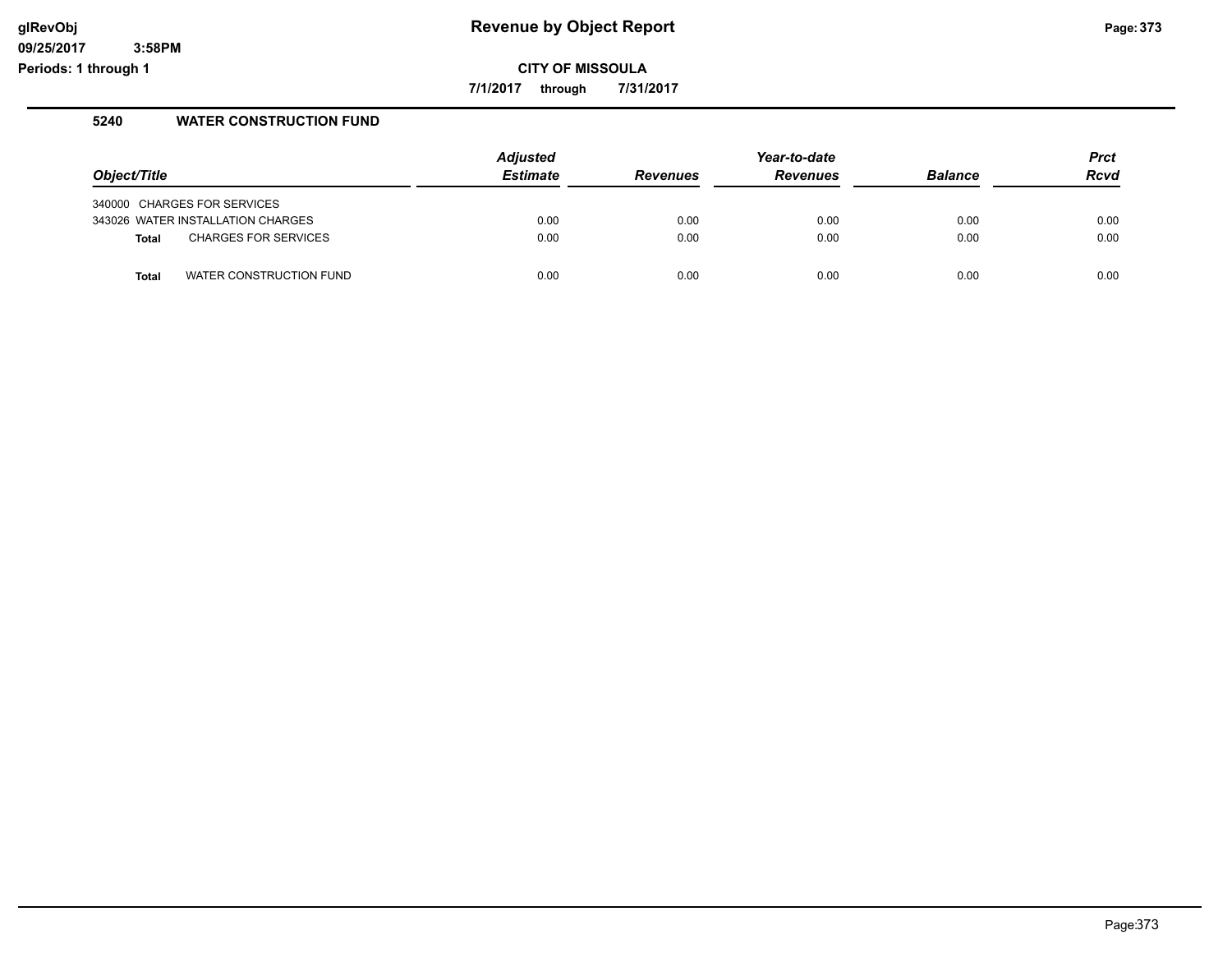**Revenue by Object Report**

**CITY OF MISSOULA**

**7/1/2017 through 7/31/2017**

glRevObj
09/25/2017 3:58PM
Periods: 1 through 1

### 5240 WATER CONSTRUCTION FUND

| Object/Title | Adjusted Estimate | Revenues | Year-to-date Revenues | Balance | Prct Rcvd |
|---|---|---|---|---|---|
| 340000 CHARGES FOR SERVICES | | | | | |
| 343026 WATER INSTALLATION CHARGES | 0.00 | 0.00 | 0.00 | 0.00 | 0.00 |
| **Total** CHARGES FOR SERVICES | 0.00 | 0.00 | 0.00 | 0.00 | 0.00 |
| **Total** WATER CONSTRUCTION FUND | 0.00 | 0.00 | 0.00 | 0.00 | 0.00 |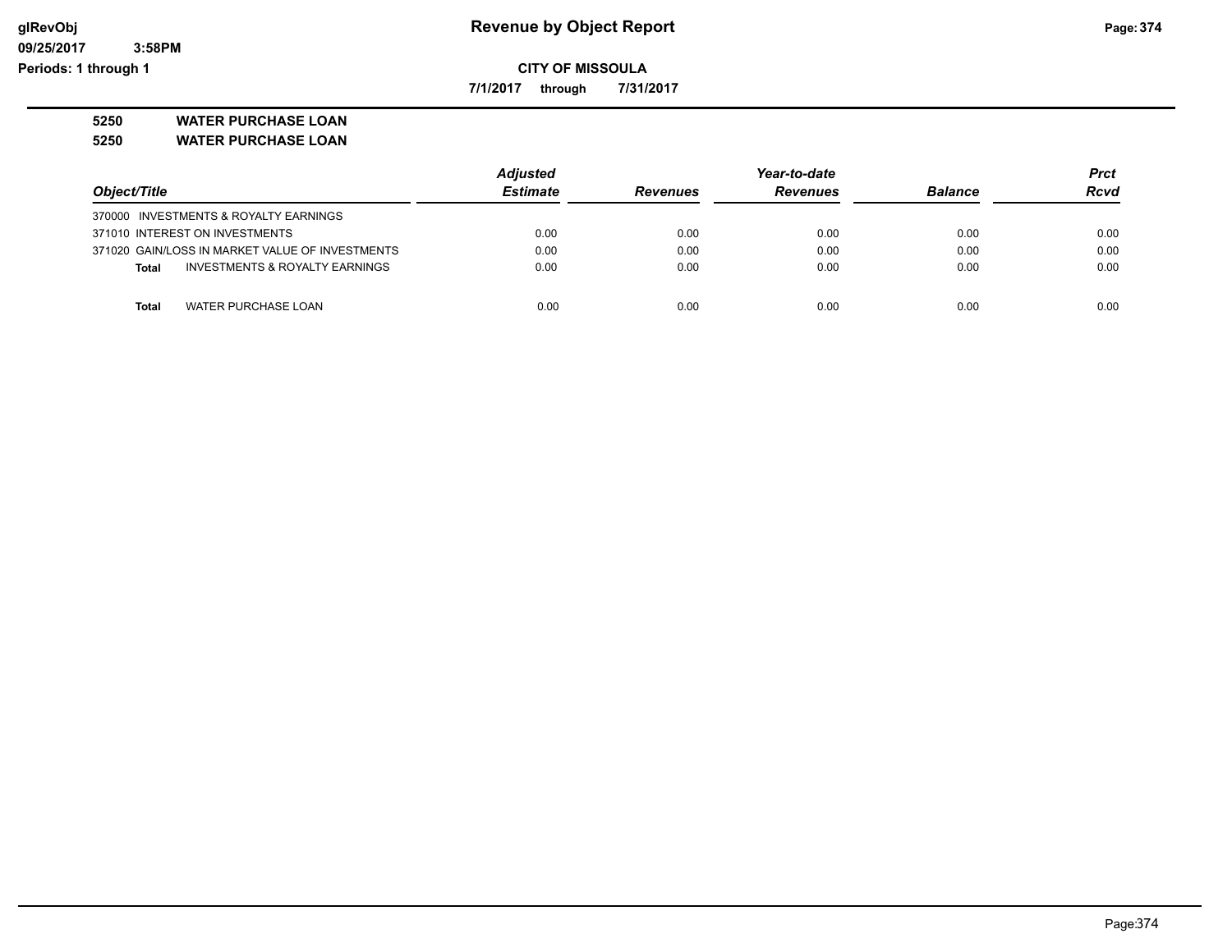**glRevObj** | **Revenue by Object Report**
**09/25/2017 3:58PM**
**Periods: 1 through 1**

**CITY OF MISSOULA**

**7/1/2017 through 7/31/2017**

**5250 WATER PURCHASE LOAN**

**5250 WATER PURCHASE LOAN**

| Object/Title | Adjusted Estimate | Revenues | Year-to-date Revenues | Balance | Prct Rcvd |
|---|---|---|---|---|---|
| 370000 INVESTMENTS & ROYALTY EARNINGS | | | | | |
| 371010 INTEREST ON INVESTMENTS | 0.00 | 0.00 | 0.00 | 0.00 | 0.00 |
| 371020 GAIN/LOSS IN MARKET VALUE OF INVESTMENTS | 0.00 | 0.00 | 0.00 | 0.00 | 0.00 |
| **Total** INVESTMENTS & ROYALTY EARNINGS | 0.00 | 0.00 | 0.00 | 0.00 | 0.00 |
| **Total** WATER PURCHASE LOAN | 0.00 | 0.00 | 0.00 | 0.00 | 0.00 |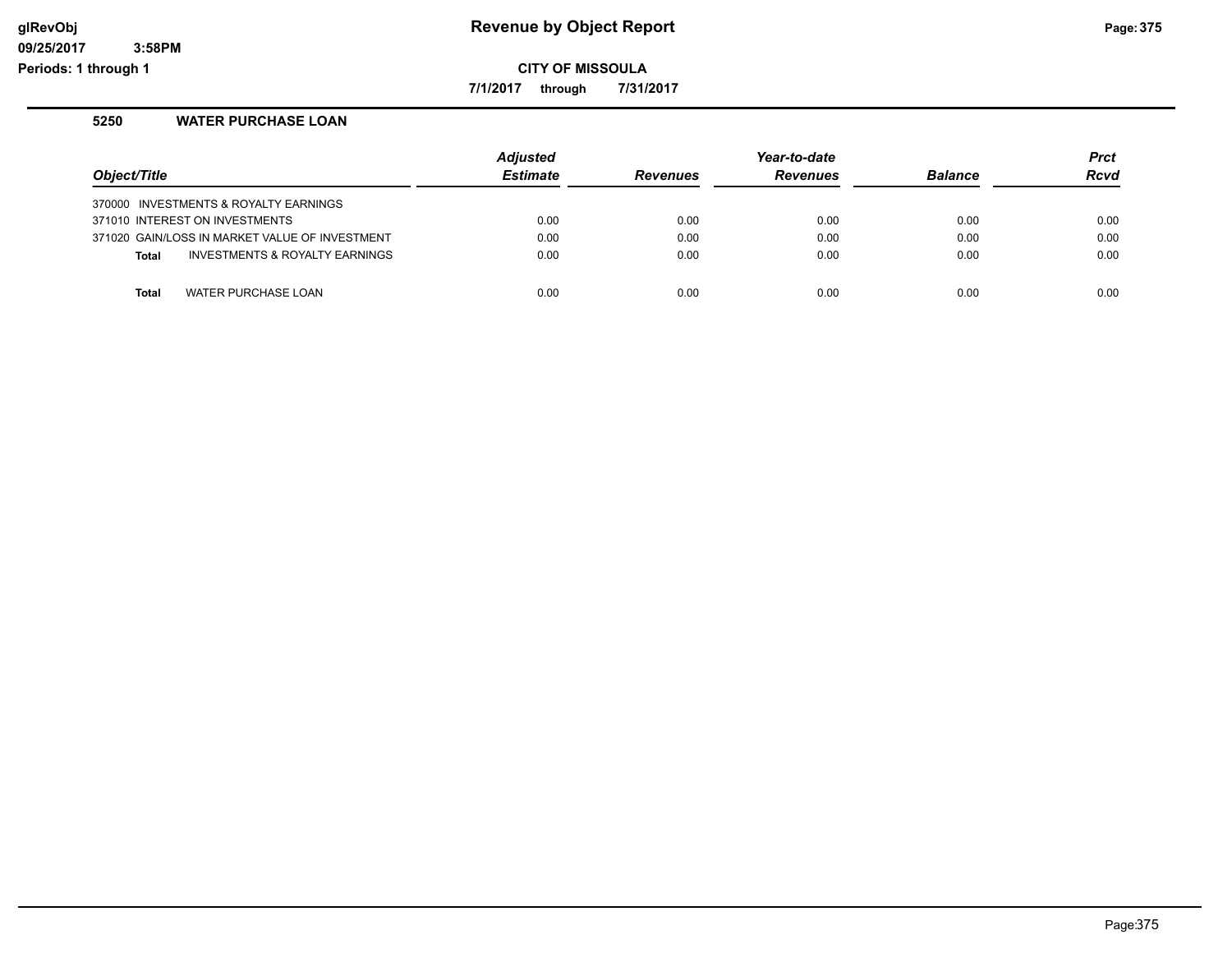**Revenue by Object Report**

**CITY OF MISSOULA**

**7/1/2017 through 7/31/2017**

glRevObj
09/25/2017 3:58PM
Periods: 1 through 1

## 5250 WATER PURCHASE LOAN

| Object/Title | Adjusted Estimate | Revenues | Year-to-date Revenues | Balance | Prct Rcvd |
|---|---|---|---|---|---|
| 370000 INVESTMENTS & ROYALTY EARNINGS | | | | | |
| 371010 INTEREST ON INVESTMENTS | 0.00 | 0.00 | 0.00 | 0.00 | 0.00 |
| 371020 GAIN/LOSS IN MARKET VALUE OF INVESTMENT | 0.00 | 0.00 | 0.00 | 0.00 | 0.00 |
| **Total** INVESTMENTS & ROYALTY EARNINGS | 0.00 | 0.00 | 0.00 | 0.00 | 0.00 |
| **Total** WATER PURCHASE LOAN | 0.00 | 0.00 | 0.00 | 0.00 | 0.00 |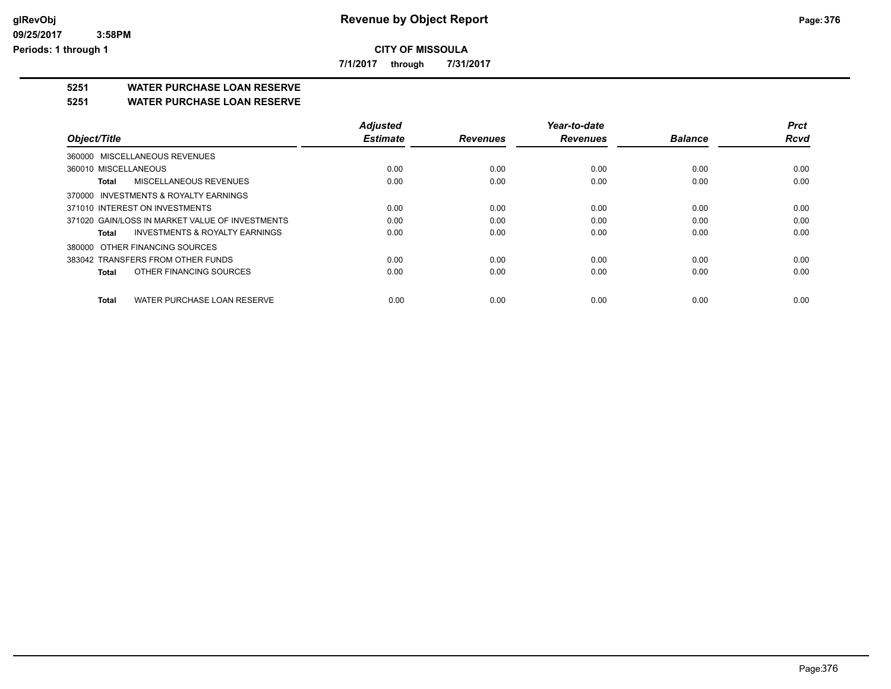**Revenue by Object Report**

**CITY OF MISSOULA**

**7/1/2017 through 7/31/2017**

glRevObj
09/25/2017 3:58PM
Periods: 1 through 1

## 5251 WATER PURCHASE LOAN RESERVE

## 5251 WATER PURCHASE LOAN RESERVE

| Object/Title | Adjusted Estimate | Revenues | Year-to-date Revenues | Balance | Prct Rcvd |
|---|---|---|---|---|---|
| 360000 MISCELLANEOUS REVENUES | | | | | |
| 360010 MISCELLANEOUS | 0.00 | 0.00 | 0.00 | 0.00 | 0.00 |
| **Total** MISCELLANEOUS REVENUES | 0.00 | 0.00 | 0.00 | 0.00 | 0.00 |
| 370000 INVESTMENTS & ROYALTY EARNINGS | | | | | |
| 371010 INTEREST ON INVESTMENTS | 0.00 | 0.00 | 0.00 | 0.00 | 0.00 |
| 371020 GAIN/LOSS IN MARKET VALUE OF INVESTMENTS | 0.00 | 0.00 | 0.00 | 0.00 | 0.00 |
| **Total** INVESTMENTS & ROYALTY EARNINGS | 0.00 | 0.00 | 0.00 | 0.00 | 0.00 |
| 380000 OTHER FINANCING SOURCES | | | | | |
| 383042 TRANSFERS FROM OTHER FUNDS | 0.00 | 0.00 | 0.00 | 0.00 | 0.00 |
| **Total** OTHER FINANCING SOURCES | 0.00 | 0.00 | 0.00 | 0.00 | 0.00 |
| **Total** WATER PURCHASE LOAN RESERVE | 0.00 | 0.00 | 0.00 | 0.00 | 0.00 |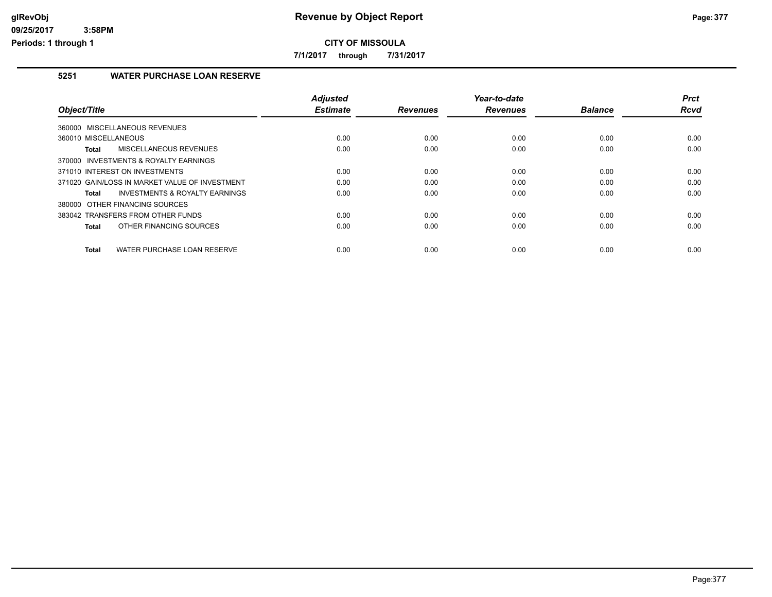# Revenue by Object Report

**CITY OF MISSOULA**

**7/1/2017 through 7/31/2017**

### 5251 WATER PURCHASE LOAN RESERVE

| Object/Title | Adjusted Estimate | Revenues | Year-to-date Revenues | Balance | Prct Rcvd |
|---|---|---|---|---|---|
| 360000 MISCELLANEOUS REVENUES | | | | | |
| 360010 MISCELLANEOUS | 0.00 | 0.00 | 0.00 | 0.00 | 0.00 |
| **Total** MISCELLANEOUS REVENUES | 0.00 | 0.00 | 0.00 | 0.00 | 0.00 |
| 370000 INVESTMENTS & ROYALTY EARNINGS | | | | | |
| 371010 INTEREST ON INVESTMENTS | 0.00 | 0.00 | 0.00 | 0.00 | 0.00 |
| 371020 GAIN/LOSS IN MARKET VALUE OF INVESTMENT | 0.00 | 0.00 | 0.00 | 0.00 | 0.00 |
| **Total** INVESTMENTS & ROYALTY EARNINGS | 0.00 | 0.00 | 0.00 | 0.00 | 0.00 |
| 380000 OTHER FINANCING SOURCES | | | | | |
| 383042 TRANSFERS FROM OTHER FUNDS | 0.00 | 0.00 | 0.00 | 0.00 | 0.00 |
| **Total** OTHER FINANCING SOURCES | 0.00 | 0.00 | 0.00 | 0.00 | 0.00 |
| **Total** WATER PURCHASE LOAN RESERVE | 0.00 | 0.00 | 0.00 | 0.00 | 0.00 |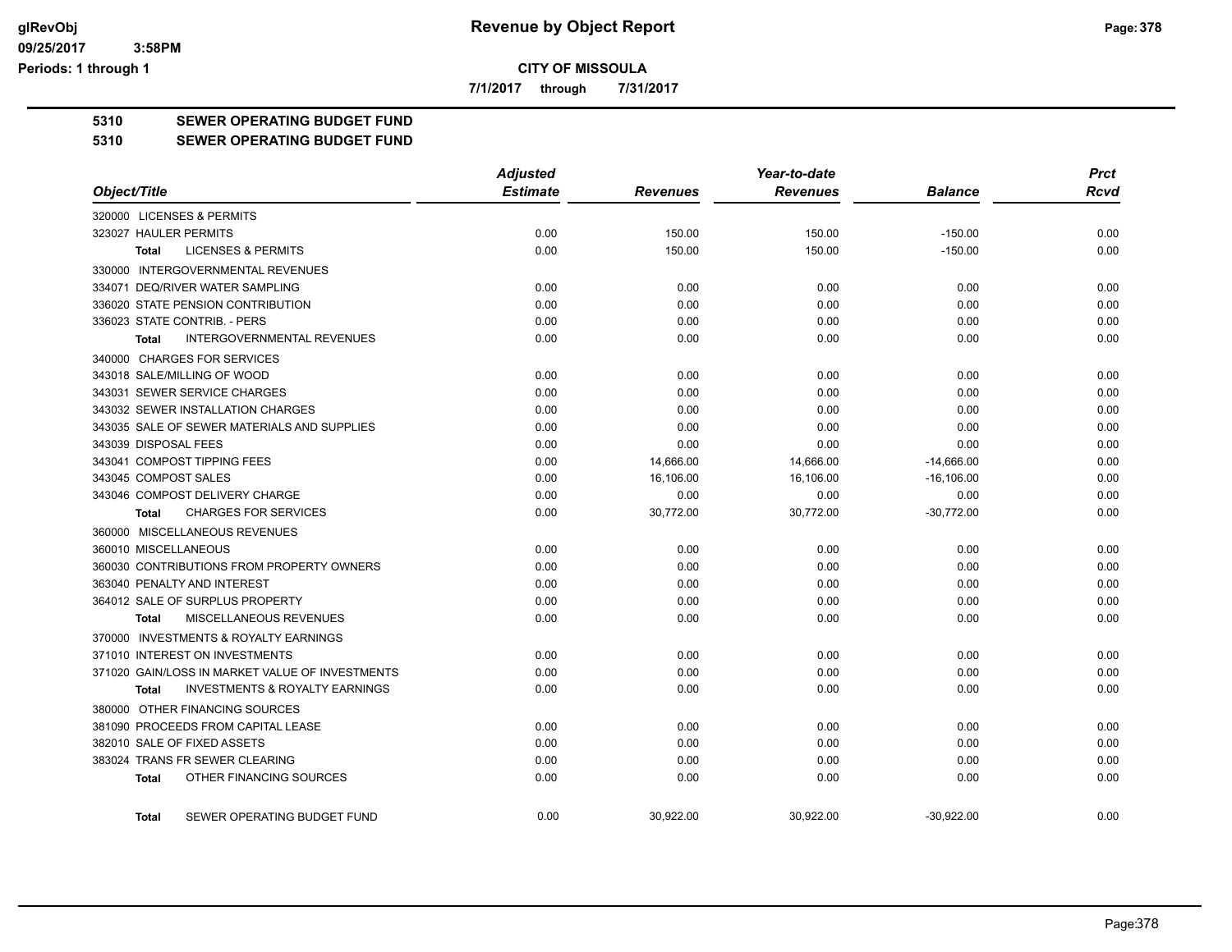# Revenue by Object Report

glRevObj
09/25/2017 3:58PM
Periods: 1 through 1

**CITY OF MISSOULA**

**7/1/2017 through 7/31/2017**

**5310 SEWER OPERATING BUDGET FUND**

**5310 SEWER OPERATING BUDGET FUND**

| Object/Title | Adjusted Estimate | Revenues | Year-to-date Revenues | Balance | Prct Rcvd |
|---|---|---|---|---|---|
| 320000 LICENSES & PERMITS | | | | | |
| 323027 HAULER PERMITS | 0.00 | 150.00 | 150.00 | -150.00 | 0.00 |
| **Total** LICENSES & PERMITS | 0.00 | 150.00 | 150.00 | -150.00 | 0.00 |
| 330000 INTERGOVERNMENTAL REVENUES | | | | | |
| 334071 DEQ/RIVER WATER SAMPLING | 0.00 | 0.00 | 0.00 | 0.00 | 0.00 |
| 336020 STATE PENSION CONTRIBUTION | 0.00 | 0.00 | 0.00 | 0.00 | 0.00 |
| 336023 STATE CONTRIB. - PERS | 0.00 | 0.00 | 0.00 | 0.00 | 0.00 |
| **Total** INTERGOVERNMENTAL REVENUES | 0.00 | 0.00 | 0.00 | 0.00 | 0.00 |
| 340000 CHARGES FOR SERVICES | | | | | |
| 343018 SALE/MILLING OF WOOD | 0.00 | 0.00 | 0.00 | 0.00 | 0.00 |
| 343031 SEWER SERVICE CHARGES | 0.00 | 0.00 | 0.00 | 0.00 | 0.00 |
| 343032 SEWER INSTALLATION CHARGES | 0.00 | 0.00 | 0.00 | 0.00 | 0.00 |
| 343035 SALE OF SEWER MATERIALS AND SUPPLIES | 0.00 | 0.00 | 0.00 | 0.00 | 0.00 |
| 343039 DISPOSAL FEES | 0.00 | 0.00 | 0.00 | 0.00 | 0.00 |
| 343041 COMPOST TIPPING FEES | 0.00 | 14,666.00 | 14,666.00 | -14,666.00 | 0.00 |
| 343045 COMPOST SALES | 0.00 | 16,106.00 | 16,106.00 | -16,106.00 | 0.00 |
| 343046 COMPOST DELIVERY CHARGE | 0.00 | 0.00 | 0.00 | 0.00 | 0.00 |
| **Total** CHARGES FOR SERVICES | 0.00 | 30,772.00 | 30,772.00 | -30,772.00 | 0.00 |
| 360000 MISCELLANEOUS REVENUES | | | | | |
| 360010 MISCELLANEOUS | 0.00 | 0.00 | 0.00 | 0.00 | 0.00 |
| 360030 CONTRIBUTIONS FROM PROPERTY OWNERS | 0.00 | 0.00 | 0.00 | 0.00 | 0.00 |
| 363040 PENALTY AND INTEREST | 0.00 | 0.00 | 0.00 | 0.00 | 0.00 |
| 364012 SALE OF SURPLUS PROPERTY | 0.00 | 0.00 | 0.00 | 0.00 | 0.00 |
| **Total** MISCELLANEOUS REVENUES | 0.00 | 0.00 | 0.00 | 0.00 | 0.00 |
| 370000 INVESTMENTS & ROYALTY EARNINGS | | | | | |
| 371010 INTEREST ON INVESTMENTS | 0.00 | 0.00 | 0.00 | 0.00 | 0.00 |
| 371020 GAIN/LOSS IN MARKET VALUE OF INVESTMENTS | 0.00 | 0.00 | 0.00 | 0.00 | 0.00 |
| **Total** INVESTMENTS & ROYALTY EARNINGS | 0.00 | 0.00 | 0.00 | 0.00 | 0.00 |
| 380000 OTHER FINANCING SOURCES | | | | | |
| 381090 PROCEEDS FROM CAPITAL LEASE | 0.00 | 0.00 | 0.00 | 0.00 | 0.00 |
| 382010 SALE OF FIXED ASSETS | 0.00 | 0.00 | 0.00 | 0.00 | 0.00 |
| 383024 TRANS FR SEWER CLEARING | 0.00 | 0.00 | 0.00 | 0.00 | 0.00 |
| **Total** OTHER FINANCING SOURCES | 0.00 | 0.00 | 0.00 | 0.00 | 0.00 |
| **Total** SEWER OPERATING BUDGET FUND | 0.00 | 30,922.00 | 30,922.00 | -30,922.00 | 0.00 |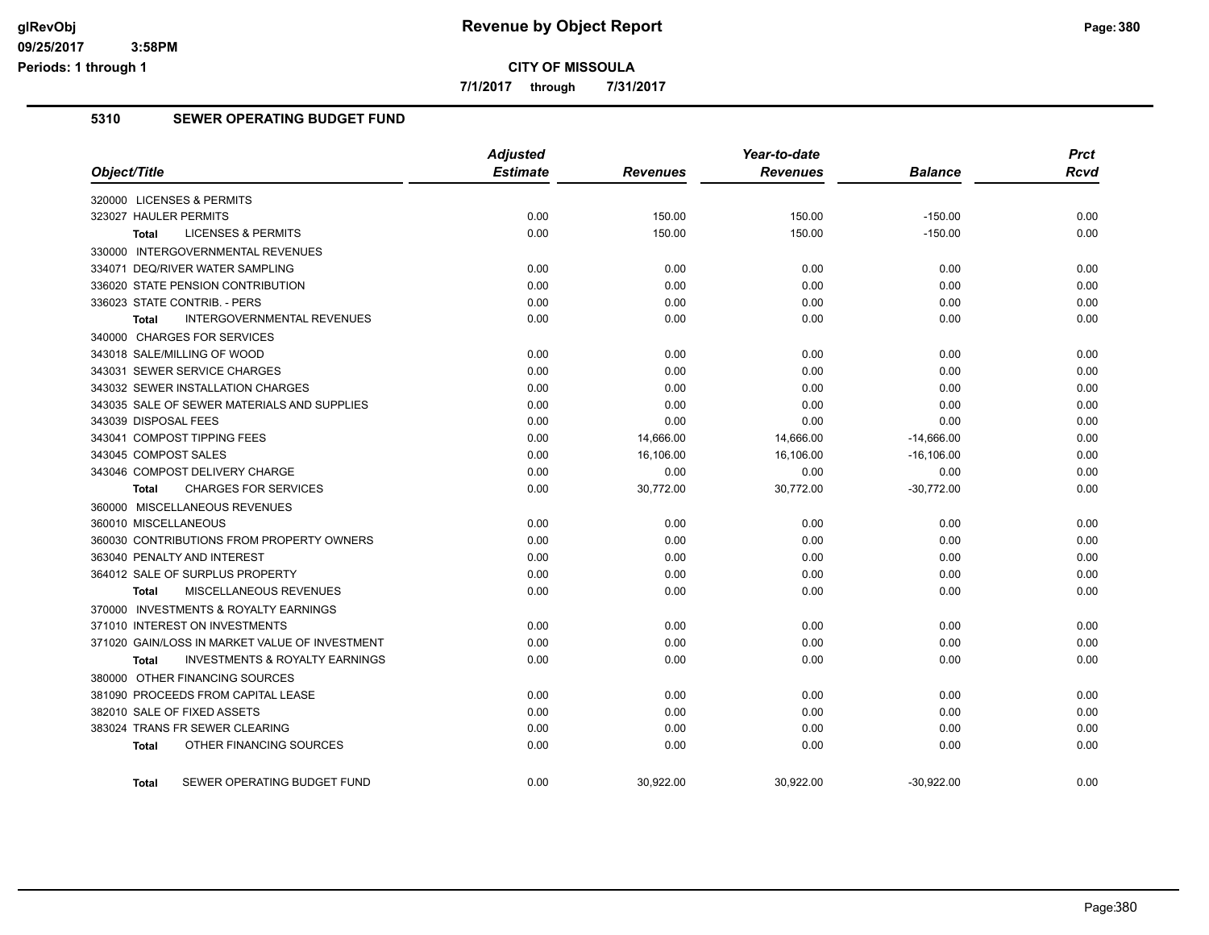# CITY OF MISSOULA

**7/1/2017 through 7/31/2017**

## 5310 SEWER OPERATING BUDGET FUND

| Object/Title | Adjusted Estimate | Revenues | Year-to-date Revenues | Balance | Prct Rcvd |
|---|---|---|---|---|---|
| 320000 LICENSES & PERMITS | | | | | |
| 323027 HAULER PERMITS | 0.00 | 150.00 | 150.00 | -150.00 | 0.00 |
| **Total** LICENSES & PERMITS | 0.00 | 150.00 | 150.00 | -150.00 | 0.00 |
| 330000 INTERGOVERNMENTAL REVENUES | | | | | |
| 334071 DEQ/RIVER WATER SAMPLING | 0.00 | 0.00 | 0.00 | 0.00 | 0.00 |
| 336020 STATE PENSION CONTRIBUTION | 0.00 | 0.00 | 0.00 | 0.00 | 0.00 |
| 336023 STATE CONTRIB. - PERS | 0.00 | 0.00 | 0.00 | 0.00 | 0.00 |
| **Total** INTERGOVERNMENTAL REVENUES | 0.00 | 0.00 | 0.00 | 0.00 | 0.00 |
| 340000 CHARGES FOR SERVICES | | | | | |
| 343018 SALE/MILLING OF WOOD | 0.00 | 0.00 | 0.00 | 0.00 | 0.00 |
| 343031 SEWER SERVICE CHARGES | 0.00 | 0.00 | 0.00 | 0.00 | 0.00 |
| 343032 SEWER INSTALLATION CHARGES | 0.00 | 0.00 | 0.00 | 0.00 | 0.00 |
| 343035 SALE OF SEWER MATERIALS AND SUPPLIES | 0.00 | 0.00 | 0.00 | 0.00 | 0.00 |
| 343039 DISPOSAL FEES | 0.00 | 0.00 | 0.00 | 0.00 | 0.00 |
| 343041 COMPOST TIPPING FEES | 0.00 | 14,666.00 | 14,666.00 | -14,666.00 | 0.00 |
| 343045 COMPOST SALES | 0.00 | 16,106.00 | 16,106.00 | -16,106.00 | 0.00 |
| 343046 COMPOST DELIVERY CHARGE | 0.00 | 0.00 | 0.00 | 0.00 | 0.00 |
| **Total** CHARGES FOR SERVICES | 0.00 | 30,772.00 | 30,772.00 | -30,772.00 | 0.00 |
| 360000 MISCELLANEOUS REVENUES | | | | | |
| 360010 MISCELLANEOUS | 0.00 | 0.00 | 0.00 | 0.00 | 0.00 |
| 360030 CONTRIBUTIONS FROM PROPERTY OWNERS | 0.00 | 0.00 | 0.00 | 0.00 | 0.00 |
| 363040 PENALTY AND INTEREST | 0.00 | 0.00 | 0.00 | 0.00 | 0.00 |
| 364012 SALE OF SURPLUS PROPERTY | 0.00 | 0.00 | 0.00 | 0.00 | 0.00 |
| **Total** MISCELLANEOUS REVENUES | 0.00 | 0.00 | 0.00 | 0.00 | 0.00 |
| 370000 INVESTMENTS & ROYALTY EARNINGS | | | | | |
| 371010 INTEREST ON INVESTMENTS | 0.00 | 0.00 | 0.00 | 0.00 | 0.00 |
| 371020 GAIN/LOSS IN MARKET VALUE OF INVESTMENT | 0.00 | 0.00 | 0.00 | 0.00 | 0.00 |
| **Total** INVESTMENTS & ROYALTY EARNINGS | 0.00 | 0.00 | 0.00 | 0.00 | 0.00 |
| 380000 OTHER FINANCING SOURCES | | | | | |
| 381090 PROCEEDS FROM CAPITAL LEASE | 0.00 | 0.00 | 0.00 | 0.00 | 0.00 |
| 382010 SALE OF FIXED ASSETS | 0.00 | 0.00 | 0.00 | 0.00 | 0.00 |
| 383024 TRANS FR SEWER CLEARING | 0.00 | 0.00 | 0.00 | 0.00 | 0.00 |
| **Total** OTHER FINANCING SOURCES | 0.00 | 0.00 | 0.00 | 0.00 | 0.00 |
| **Total** SEWER OPERATING BUDGET FUND | 0.00 | 30,922.00 | 30,922.00 | -30,922.00 | 0.00 |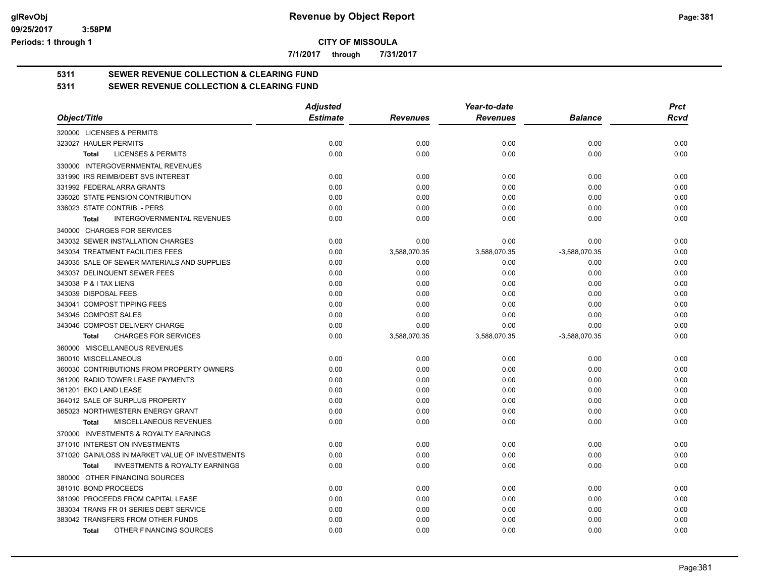**glRevObj** **Revenue by Object Report**
09/25/2017 3:58PM
Periods: 1 through 1

**CITY OF MISSOULA**

**7/1/2017 through 7/31/2017**

## 5311 SEWER REVENUE COLLECTION & CLEARING FUND
## 5311 SEWER REVENUE COLLECTION & CLEARING FUND

| Object/Title | Adjusted Estimate | Revenues | Year-to-date Revenues | Balance | Prct Rcvd |
|---|---|---|---|---|---|
| 320000 LICENSES & PERMITS | | | | | |
| 323027 HAULER PERMITS | 0.00 | 0.00 | 0.00 | 0.00 | 0.00 |
| **Total** LICENSES & PERMITS | 0.00 | 0.00 | 0.00 | 0.00 | 0.00 |
| 330000 INTERGOVERNMENTAL REVENUES | | | | | |
| 331990 IRS REIMB/DEBT SVS INTEREST | 0.00 | 0.00 | 0.00 | 0.00 | 0.00 |
| 331992 FEDERAL ARRA GRANTS | 0.00 | 0.00 | 0.00 | 0.00 | 0.00 |
| 336020 STATE PENSION CONTRIBUTION | 0.00 | 0.00 | 0.00 | 0.00 | 0.00 |
| 336023 STATE CONTRIB. - PERS | 0.00 | 0.00 | 0.00 | 0.00 | 0.00 |
| **Total** INTERGOVERNMENTAL REVENUES | 0.00 | 0.00 | 0.00 | 0.00 | 0.00 |
| 340000 CHARGES FOR SERVICES | | | | | |
| 343032 SEWER INSTALLATION CHARGES | 0.00 | 0.00 | 0.00 | 0.00 | 0.00 |
| 343034 TREATMENT FACILITIES FEES | 0.00 | 3,588,070.35 | 3,588,070.35 | -3,588,070.35 | 0.00 |
| 343035 SALE OF SEWER MATERIALS AND SUPPLIES | 0.00 | 0.00 | 0.00 | 0.00 | 0.00 |
| 343037 DELINQUENT SEWER FEES | 0.00 | 0.00 | 0.00 | 0.00 | 0.00 |
| 343038 P & I TAX LIENS | 0.00 | 0.00 | 0.00 | 0.00 | 0.00 |
| 343039 DISPOSAL FEES | 0.00 | 0.00 | 0.00 | 0.00 | 0.00 |
| 343041 COMPOST TIPPING FEES | 0.00 | 0.00 | 0.00 | 0.00 | 0.00 |
| 343045 COMPOST SALES | 0.00 | 0.00 | 0.00 | 0.00 | 0.00 |
| 343046 COMPOST DELIVERY CHARGE | 0.00 | 0.00 | 0.00 | 0.00 | 0.00 |
| **Total** CHARGES FOR SERVICES | 0.00 | 3,588,070.35 | 3,588,070.35 | -3,588,070.35 | 0.00 |
| 360000 MISCELLANEOUS REVENUES | | | | | |
| 360010 MISCELLANEOUS | 0.00 | 0.00 | 0.00 | 0.00 | 0.00 |
| 360030 CONTRIBUTIONS FROM PROPERTY OWNERS | 0.00 | 0.00 | 0.00 | 0.00 | 0.00 |
| 361200 RADIO TOWER LEASE PAYMENTS | 0.00 | 0.00 | 0.00 | 0.00 | 0.00 |
| 361201 EKO LAND LEASE | 0.00 | 0.00 | 0.00 | 0.00 | 0.00 |
| 364012 SALE OF SURPLUS PROPERTY | 0.00 | 0.00 | 0.00 | 0.00 | 0.00 |
| 365023 NORTHWESTERN ENERGY GRANT | 0.00 | 0.00 | 0.00 | 0.00 | 0.00 |
| **Total** MISCELLANEOUS REVENUES | 0.00 | 0.00 | 0.00 | 0.00 | 0.00 |
| 370000 INVESTMENTS & ROYALTY EARNINGS | | | | | |
| 371010 INTEREST ON INVESTMENTS | 0.00 | 0.00 | 0.00 | 0.00 | 0.00 |
| 371020 GAIN/LOSS IN MARKET VALUE OF INVESTMENTS | 0.00 | 0.00 | 0.00 | 0.00 | 0.00 |
| **Total** INVESTMENTS & ROYALTY EARNINGS | 0.00 | 0.00 | 0.00 | 0.00 | 0.00 |
| 380000 OTHER FINANCING SOURCES | | | | | |
| 381010 BOND PROCEEDS | 0.00 | 0.00 | 0.00 | 0.00 | 0.00 |
| 381090 PROCEEDS FROM CAPITAL LEASE | 0.00 | 0.00 | 0.00 | 0.00 | 0.00 |
| 383034 TRANS FR 01 SERIES DEBT SERVICE | 0.00 | 0.00 | 0.00 | 0.00 | 0.00 |
| 383042 TRANSFERS FROM OTHER FUNDS | 0.00 | 0.00 | 0.00 | 0.00 | 0.00 |
| **Total** OTHER FINANCING SOURCES | 0.00 | 0.00 | 0.00 | 0.00 | 0.00 |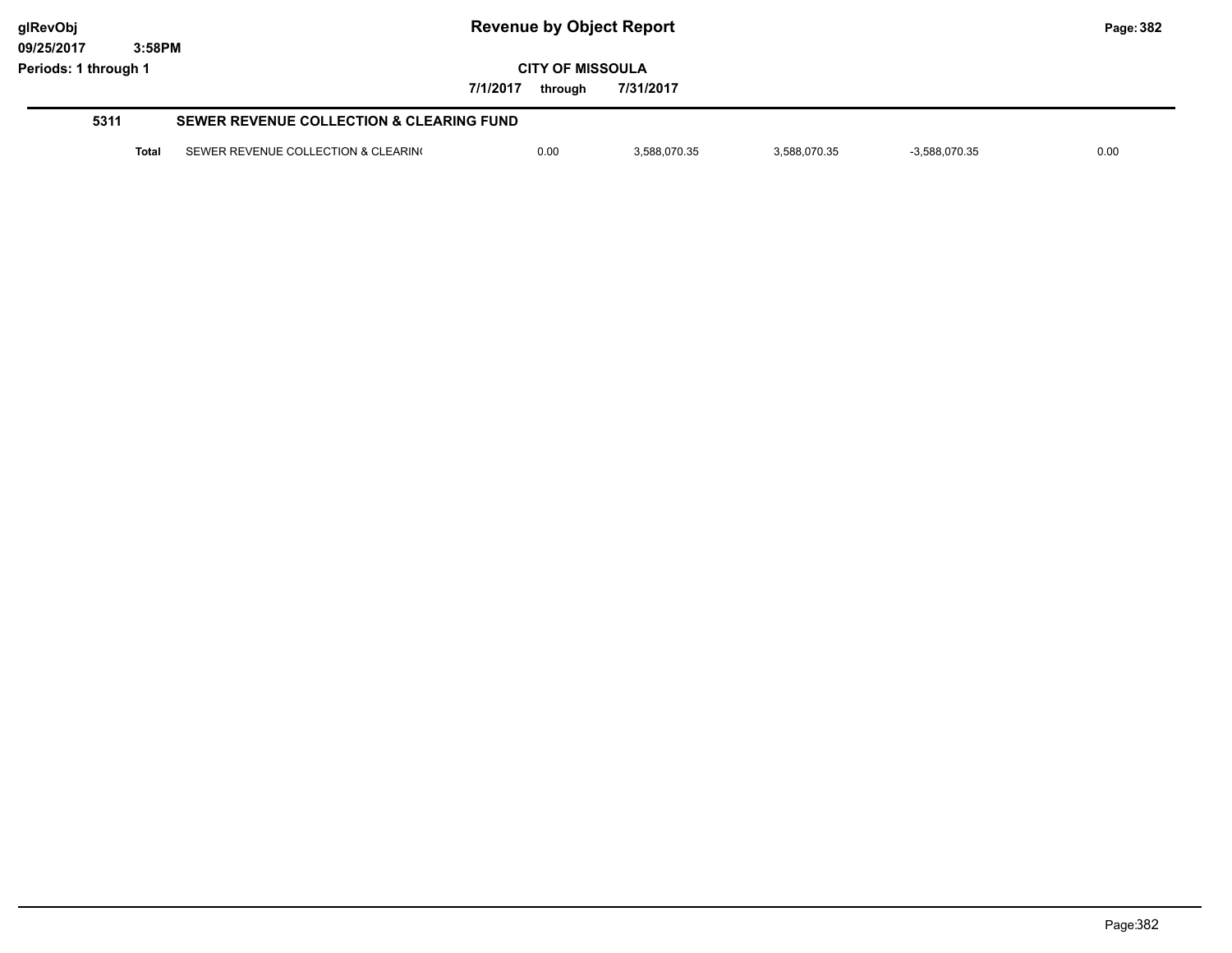# Revenue by Object Report

glRevObj
09/25/2017 3:58PM
Periods: 1 through 1

**CITY OF MISSOULA**

7/1/2017 through 7/31/2017

## 5311 SEWER REVENUE COLLECTION & CLEARING FUND

| | | | | | | |
|---|---|---|---|---|---|---|
| **Total** | SEWER REVENUE COLLECTION & CLEARIN( | 0.00 | 3,588,070.35 | 3,588,070.35 | -3,588,070.35 | 0.00 |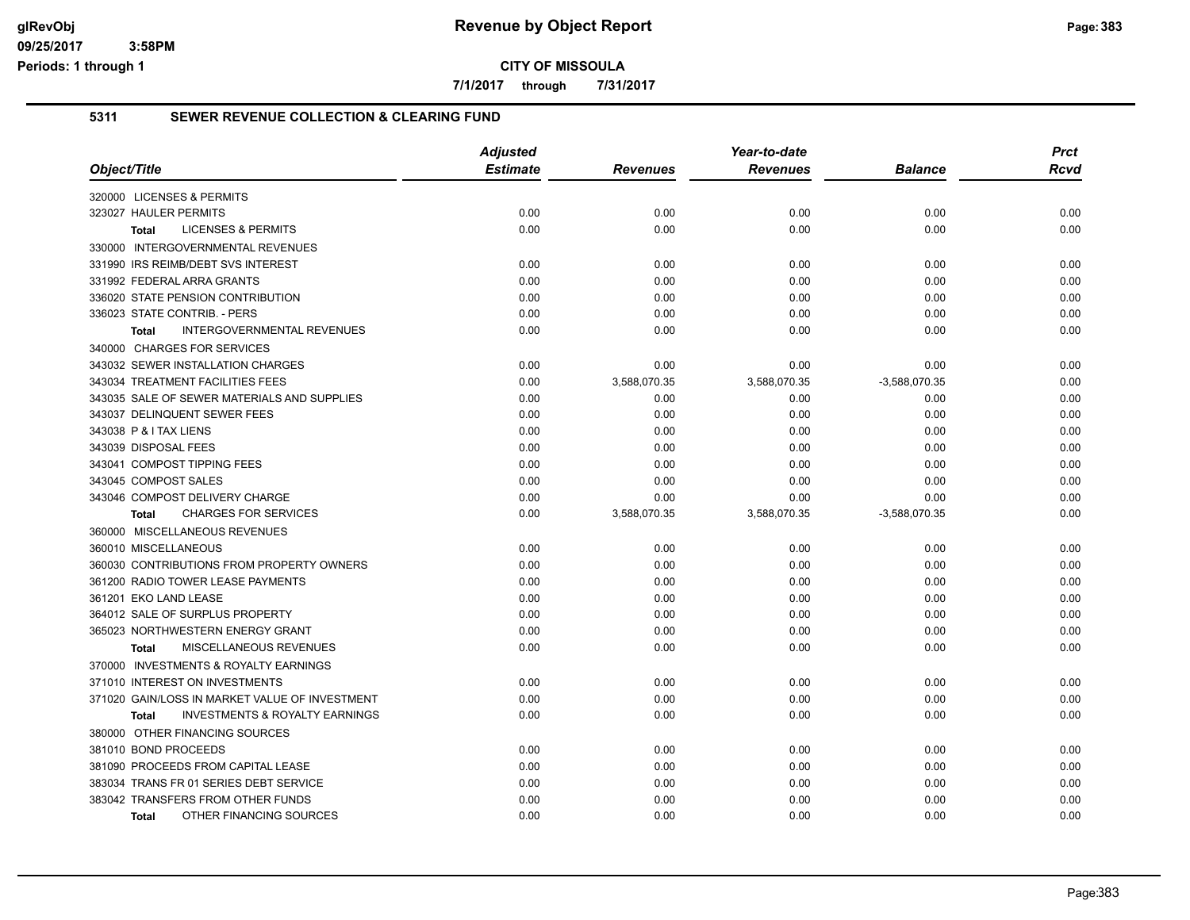**Revenue by Object Report**

**CITY OF MISSOULA**

**7/1/2017 through 7/31/2017**

## 5311 SEWER REVENUE COLLECTION & CLEARING FUND

| Object/Title | Adjusted Estimate | Revenues | Year-to-date Revenues | Balance | Prct Rcvd |
|---|---|---|---|---|---|
| 320000 LICENSES & PERMITS | | | | | |
| 323027 HAULER PERMITS | 0.00 | 0.00 | 0.00 | 0.00 | 0.00 |
| **Total** LICENSES & PERMITS | 0.00 | 0.00 | 0.00 | 0.00 | 0.00 |
| 330000 INTERGOVERNMENTAL REVENUES | | | | | |
| 331990 IRS REIMB/DEBT SVS INTEREST | 0.00 | 0.00 | 0.00 | 0.00 | 0.00 |
| 331992 FEDERAL ARRA GRANTS | 0.00 | 0.00 | 0.00 | 0.00 | 0.00 |
| 336020 STATE PENSION CONTRIBUTION | 0.00 | 0.00 | 0.00 | 0.00 | 0.00 |
| 336023 STATE CONTRIB. - PERS | 0.00 | 0.00 | 0.00 | 0.00 | 0.00 |
| **Total** INTERGOVERNMENTAL REVENUES | 0.00 | 0.00 | 0.00 | 0.00 | 0.00 |
| 340000 CHARGES FOR SERVICES | | | | | |
| 343032 SEWER INSTALLATION CHARGES | 0.00 | 0.00 | 0.00 | 0.00 | 0.00 |
| 343034 TREATMENT FACILITIES FEES | 0.00 | 3,588,070.35 | 3,588,070.35 | -3,588,070.35 | 0.00 |
| 343035 SALE OF SEWER MATERIALS AND SUPPLIES | 0.00 | 0.00 | 0.00 | 0.00 | 0.00 |
| 343037 DELINQUENT SEWER FEES | 0.00 | 0.00 | 0.00 | 0.00 | 0.00 |
| 343038 P & I TAX LIENS | 0.00 | 0.00 | 0.00 | 0.00 | 0.00 |
| 343039 DISPOSAL FEES | 0.00 | 0.00 | 0.00 | 0.00 | 0.00 |
| 343041 COMPOST TIPPING FEES | 0.00 | 0.00 | 0.00 | 0.00 | 0.00 |
| 343045 COMPOST SALES | 0.00 | 0.00 | 0.00 | 0.00 | 0.00 |
| 343046 COMPOST DELIVERY CHARGE | 0.00 | 0.00 | 0.00 | 0.00 | 0.00 |
| **Total** CHARGES FOR SERVICES | 0.00 | 3,588,070.35 | 3,588,070.35 | -3,588,070.35 | 0.00 |
| 360000 MISCELLANEOUS REVENUES | | | | | |
| 360010 MISCELLANEOUS | 0.00 | 0.00 | 0.00 | 0.00 | 0.00 |
| 360030 CONTRIBUTIONS FROM PROPERTY OWNERS | 0.00 | 0.00 | 0.00 | 0.00 | 0.00 |
| 361200 RADIO TOWER LEASE PAYMENTS | 0.00 | 0.00 | 0.00 | 0.00 | 0.00 |
| 361201 EKO LAND LEASE | 0.00 | 0.00 | 0.00 | 0.00 | 0.00 |
| 364012 SALE OF SURPLUS PROPERTY | 0.00 | 0.00 | 0.00 | 0.00 | 0.00 |
| 365023 NORTHWESTERN ENERGY GRANT | 0.00 | 0.00 | 0.00 | 0.00 | 0.00 |
| **Total** MISCELLANEOUS REVENUES | 0.00 | 0.00 | 0.00 | 0.00 | 0.00 |
| 370000 INVESTMENTS & ROYALTY EARNINGS | | | | | |
| 371010 INTEREST ON INVESTMENTS | 0.00 | 0.00 | 0.00 | 0.00 | 0.00 |
| 371020 GAIN/LOSS IN MARKET VALUE OF INVESTMENT | 0.00 | 0.00 | 0.00 | 0.00 | 0.00 |
| **Total** INVESTMENTS & ROYALTY EARNINGS | 0.00 | 0.00 | 0.00 | 0.00 | 0.00 |
| 380000 OTHER FINANCING SOURCES | | | | | |
| 381010 BOND PROCEEDS | 0.00 | 0.00 | 0.00 | 0.00 | 0.00 |
| 381090 PROCEEDS FROM CAPITAL LEASE | 0.00 | 0.00 | 0.00 | 0.00 | 0.00 |
| 383034 TRANS FR 01 SERIES DEBT SERVICE | 0.00 | 0.00 | 0.00 | 0.00 | 0.00 |
| 383042 TRANSFERS FROM OTHER FUNDS | 0.00 | 0.00 | 0.00 | 0.00 | 0.00 |
| **Total** OTHER FINANCING SOURCES | 0.00 | 0.00 | 0.00 | 0.00 | 0.00 |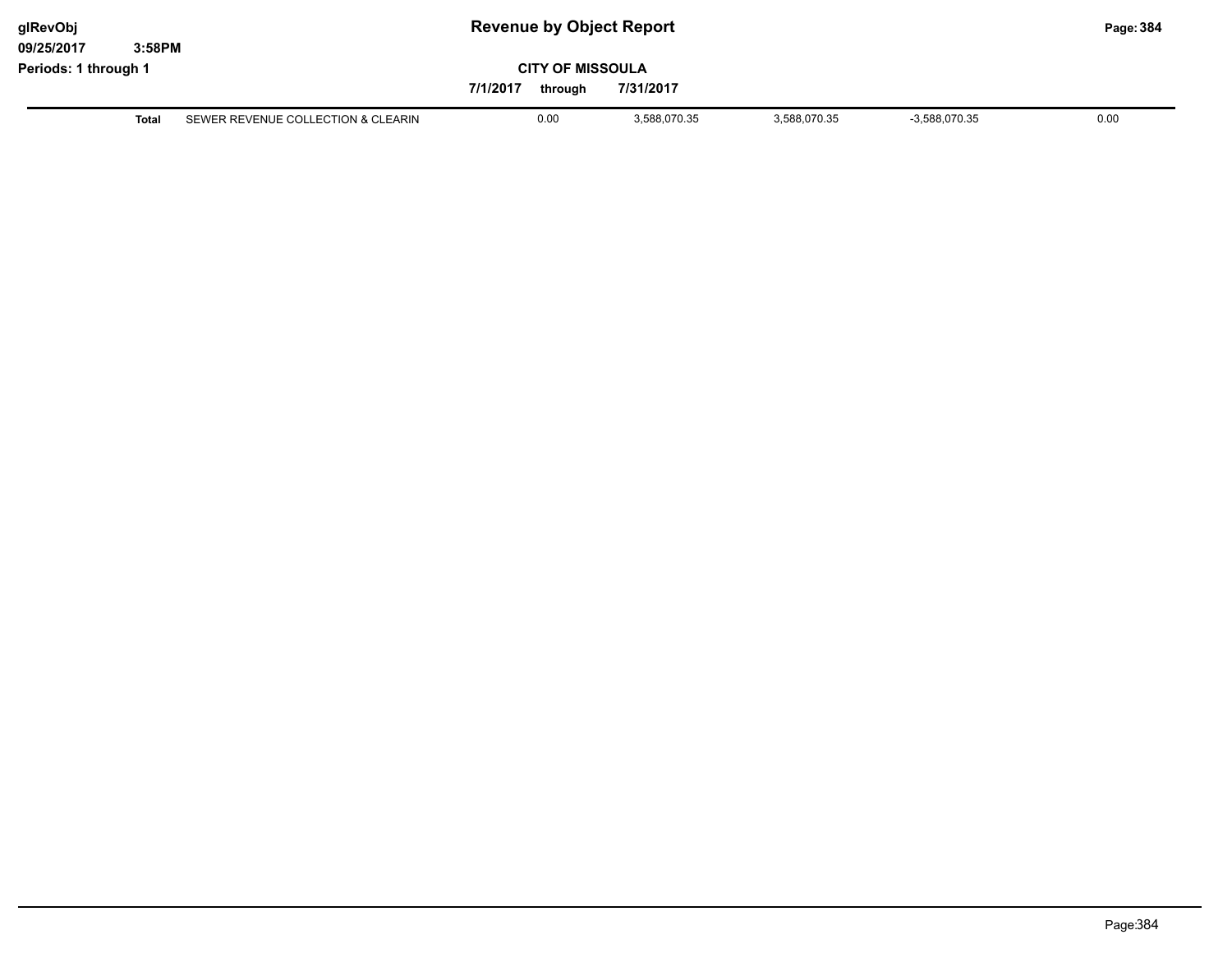| Total | SEWER REVENUE COLLECTION & CLEARIN | 0.00 | 3,588,070.35 | 3,588,070.35 | -3,588,070.35 | 0.00 |
|---|---|---|---|---|---|---|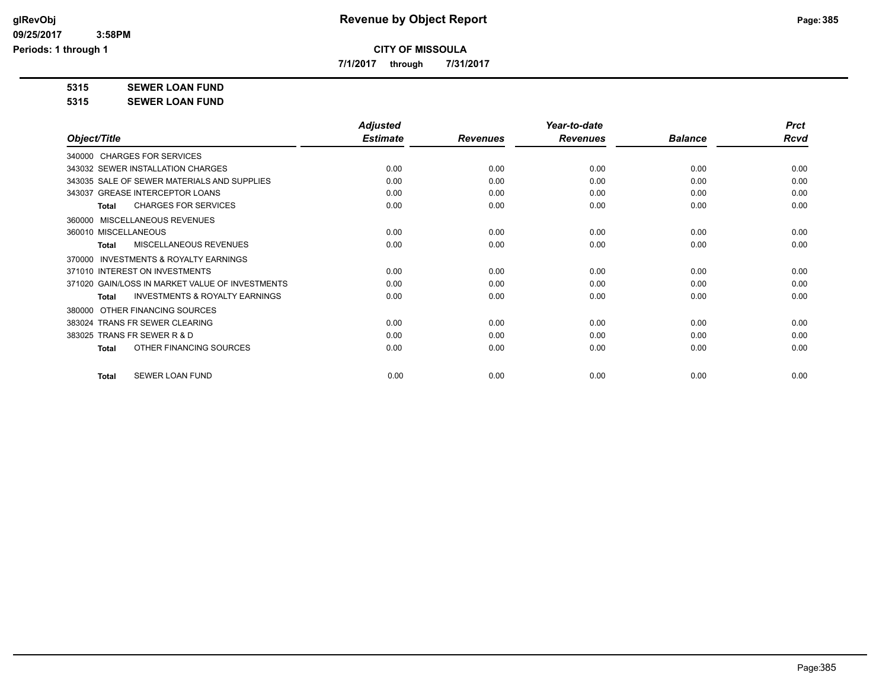# Revenue by Object Report

**CITY OF MISSOULA**

**7/1/2017 through 7/31/2017**

glRevObj
09/25/2017 3:58PM
Periods: 1 through 1

**5315 SEWER LOAN FUND**

**5315 SEWER LOAN FUND**

| Object/Title | Adjusted Estimate | Revenues | Year-to-date Revenues | Balance | Prct Rcvd |
|---|---|---|---|---|---|
| 340000 CHARGES FOR SERVICES | | | | | |
| 343032 SEWER INSTALLATION CHARGES | 0.00 | 0.00 | 0.00 | 0.00 | 0.00 |
| 343035 SALE OF SEWER MATERIALS AND SUPPLIES | 0.00 | 0.00 | 0.00 | 0.00 | 0.00 |
| 343037 GREASE INTERCEPTOR LOANS | 0.00 | 0.00 | 0.00 | 0.00 | 0.00 |
| **Total** CHARGES FOR SERVICES | 0.00 | 0.00 | 0.00 | 0.00 | 0.00 |
| 360000 MISCELLANEOUS REVENUES | | | | | |
| 360010 MISCELLANEOUS | 0.00 | 0.00 | 0.00 | 0.00 | 0.00 |
| **Total** MISCELLANEOUS REVENUES | 0.00 | 0.00 | 0.00 | 0.00 | 0.00 |
| 370000 INVESTMENTS & ROYALTY EARNINGS | | | | | |
| 371010 INTEREST ON INVESTMENTS | 0.00 | 0.00 | 0.00 | 0.00 | 0.00 |
| 371020 GAIN/LOSS IN MARKET VALUE OF INVESTMENTS | 0.00 | 0.00 | 0.00 | 0.00 | 0.00 |
| **Total** INVESTMENTS & ROYALTY EARNINGS | 0.00 | 0.00 | 0.00 | 0.00 | 0.00 |
| 380000 OTHER FINANCING SOURCES | | | | | |
| 383024 TRANS FR SEWER CLEARING | 0.00 | 0.00 | 0.00 | 0.00 | 0.00 |
| 383025 TRANS FR SEWER R & D | 0.00 | 0.00 | 0.00 | 0.00 | 0.00 |
| **Total** OTHER FINANCING SOURCES | 0.00 | 0.00 | 0.00 | 0.00 | 0.00 |
| **Total** SEWER LOAN FUND | 0.00 | 0.00 | 0.00 | 0.00 | 0.00 |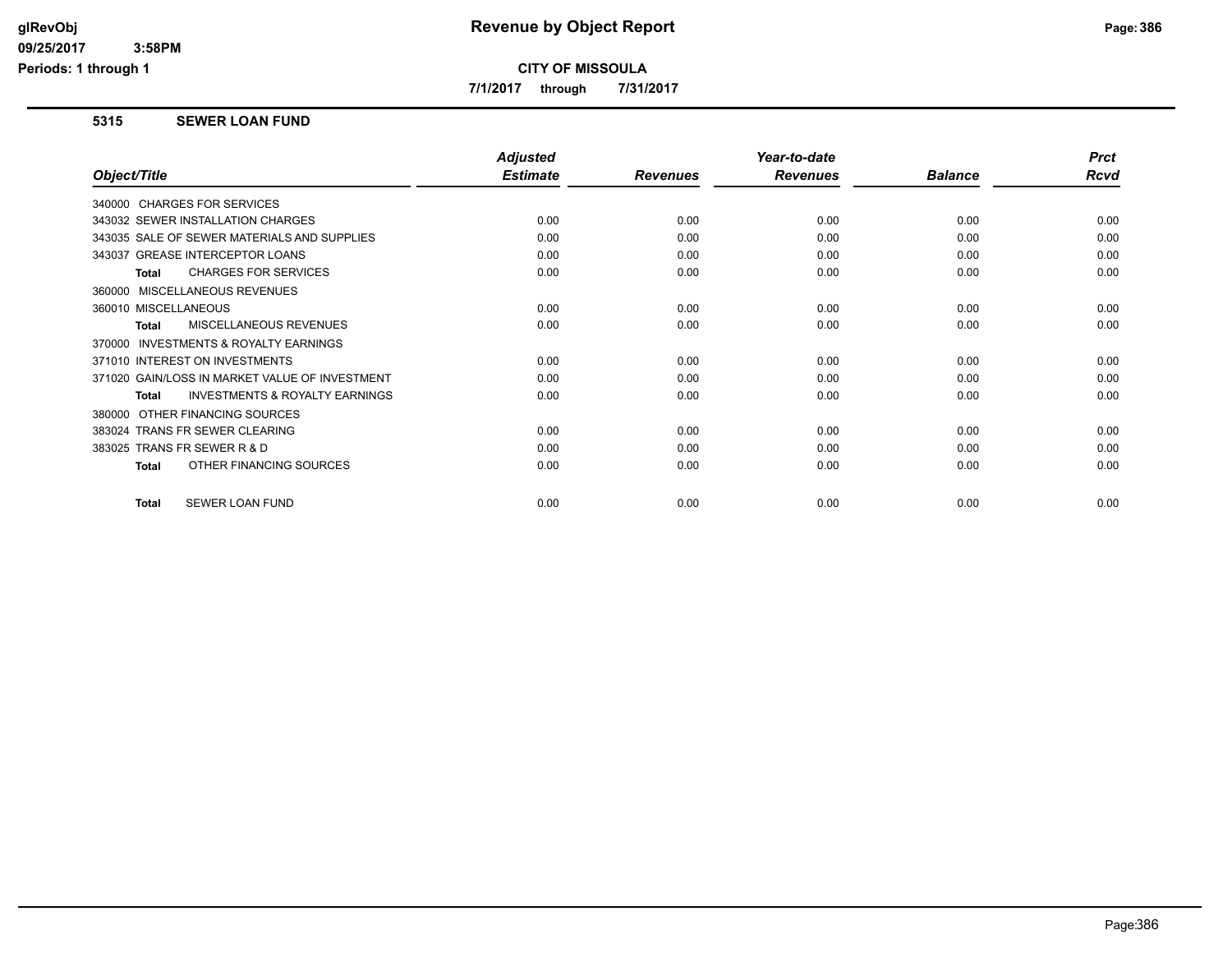# Revenue by Object Report

**CITY OF MISSOULA**

**7/1/2017 through 7/31/2017**

## 5315 SEWER LOAN FUND

| Object/Title | Adjusted Estimate | Revenues | Year-to-date Revenues | Balance | Prct Rcvd |
|---|---|---|---|---|---|
| 340000 CHARGES FOR SERVICES | | | | | |
| 343032 SEWER INSTALLATION CHARGES | 0.00 | 0.00 | 0.00 | 0.00 | 0.00 |
| 343035 SALE OF SEWER MATERIALS AND SUPPLIES | 0.00 | 0.00 | 0.00 | 0.00 | 0.00 |
| 343037 GREASE INTERCEPTOR LOANS | 0.00 | 0.00 | 0.00 | 0.00 | 0.00 |
| **Total** CHARGES FOR SERVICES | 0.00 | 0.00 | 0.00 | 0.00 | 0.00 |
| 360000 MISCELLANEOUS REVENUES | | | | | |
| 360010 MISCELLANEOUS | 0.00 | 0.00 | 0.00 | 0.00 | 0.00 |
| **Total** MISCELLANEOUS REVENUES | 0.00 | 0.00 | 0.00 | 0.00 | 0.00 |
| 370000 INVESTMENTS & ROYALTY EARNINGS | | | | | |
| 371010 INTEREST ON INVESTMENTS | 0.00 | 0.00 | 0.00 | 0.00 | 0.00 |
| 371020 GAIN/LOSS IN MARKET VALUE OF INVESTMENT | 0.00 | 0.00 | 0.00 | 0.00 | 0.00 |
| **Total** INVESTMENTS & ROYALTY EARNINGS | 0.00 | 0.00 | 0.00 | 0.00 | 0.00 |
| 380000 OTHER FINANCING SOURCES | | | | | |
| 383024 TRANS FR SEWER CLEARING | 0.00 | 0.00 | 0.00 | 0.00 | 0.00 |
| 383025 TRANS FR SEWER R & D | 0.00 | 0.00 | 0.00 | 0.00 | 0.00 |
| **Total** OTHER FINANCING SOURCES | 0.00 | 0.00 | 0.00 | 0.00 | 0.00 |
| **Total** SEWER LOAN FUND | 0.00 | 0.00 | 0.00 | 0.00 | 0.00 |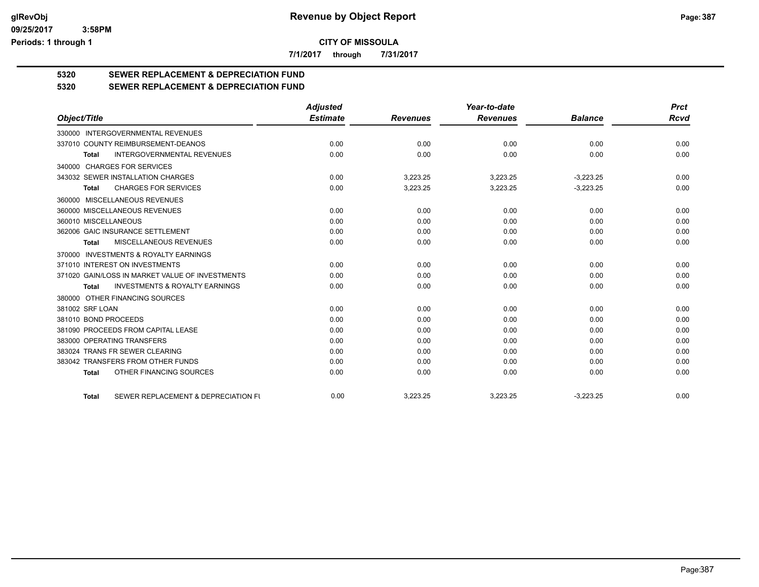**CITY OF MISSOULA**

**7/1/2017 through 7/31/2017**

**Periods: 1 through 1**

## 5320 SEWER REPLACEMENT & DEPRECIATION FUND

## 5320 SEWER REPLACEMENT & DEPRECIATION FUND

| Object/Title | Adjusted Estimate | Revenues | Year-to-date Revenues | Balance | Prct Rcvd |
|---|---|---|---|---|---|
| 330000 INTERGOVERNMENTAL REVENUES | | | | | |
| 337010 COUNTY REIMBURSEMENT-DEANOS | 0.00 | 0.00 | 0.00 | 0.00 | 0.00 |
| **Total** INTERGOVERNMENTAL REVENUES | 0.00 | 0.00 | 0.00 | 0.00 | 0.00 |
| 340000 CHARGES FOR SERVICES | | | | | |
| 343032 SEWER INSTALLATION CHARGES | 0.00 | 3,223.25 | 3,223.25 | -3,223.25 | 0.00 |
| **Total** CHARGES FOR SERVICES | 0.00 | 3,223.25 | 3,223.25 | -3,223.25 | 0.00 |
| 360000 MISCELLANEOUS REVENUES | | | | | |
| 360000 MISCELLANEOUS REVENUES | 0.00 | 0.00 | 0.00 | 0.00 | 0.00 |
| 360010 MISCELLANEOUS | 0.00 | 0.00 | 0.00 | 0.00 | 0.00 |
| 362006 GAIC INSURANCE SETTLEMENT | 0.00 | 0.00 | 0.00 | 0.00 | 0.00 |
| **Total** MISCELLANEOUS REVENUES | 0.00 | 0.00 | 0.00 | 0.00 | 0.00 |
| 370000 INVESTMENTS & ROYALTY EARNINGS | | | | | |
| 371010 INTEREST ON INVESTMENTS | 0.00 | 0.00 | 0.00 | 0.00 | 0.00 |
| 371020 GAIN/LOSS IN MARKET VALUE OF INVESTMENTS | 0.00 | 0.00 | 0.00 | 0.00 | 0.00 |
| **Total** INVESTMENTS & ROYALTY EARNINGS | 0.00 | 0.00 | 0.00 | 0.00 | 0.00 |
| 380000 OTHER FINANCING SOURCES | | | | | |
| 381002 SRF LOAN | 0.00 | 0.00 | 0.00 | 0.00 | 0.00 |
| 381010 BOND PROCEEDS | 0.00 | 0.00 | 0.00 | 0.00 | 0.00 |
| 381090 PROCEEDS FROM CAPITAL LEASE | 0.00 | 0.00 | 0.00 | 0.00 | 0.00 |
| 383000 OPERATING TRANSFERS | 0.00 | 0.00 | 0.00 | 0.00 | 0.00 |
| 383024 TRANS FR SEWER CLEARING | 0.00 | 0.00 | 0.00 | 0.00 | 0.00 |
| 383042 TRANSFERS FROM OTHER FUNDS | 0.00 | 0.00 | 0.00 | 0.00 | 0.00 |
| **Total** OTHER FINANCING SOURCES | 0.00 | 0.00 | 0.00 | 0.00 | 0.00 |
| **Total** SEWER REPLACEMENT & DEPRECIATION FU | 0.00 | 3,223.25 | 3,223.25 | -3,223.25 | 0.00 |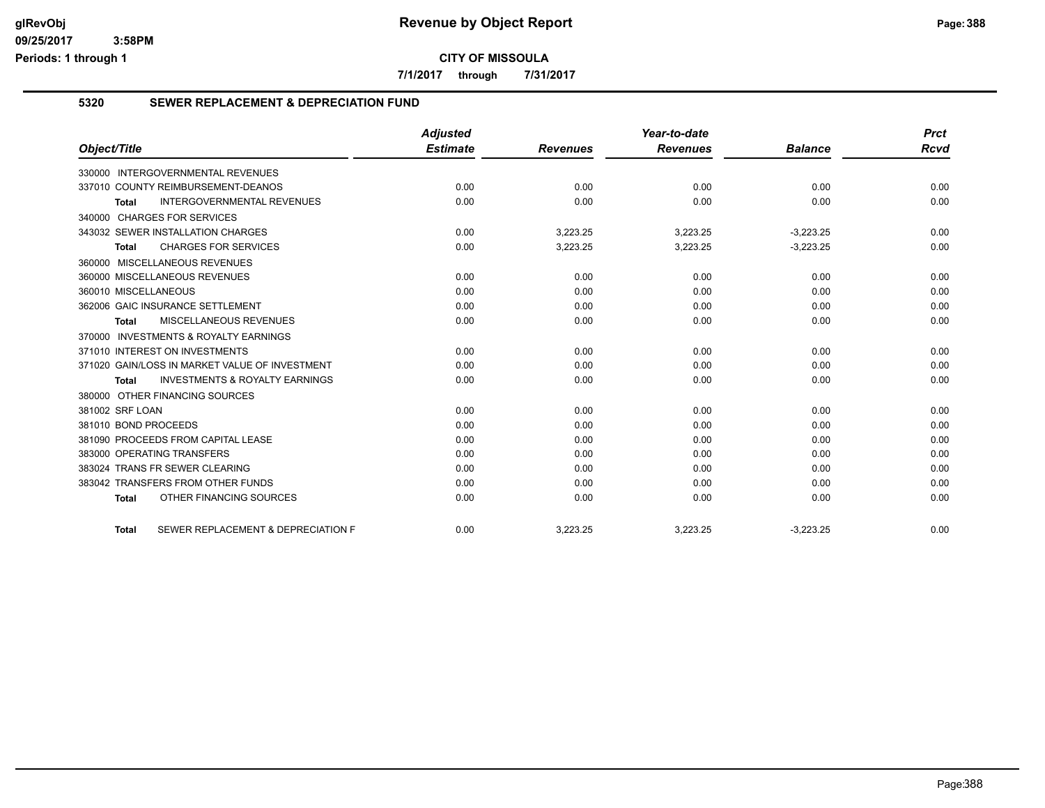**CITY OF MISSOULA**

**7/1/2017 through 7/31/2017**

## 5320 SEWER REPLACEMENT & DEPRECIATION FUND

| Object/Title | Adjusted Estimate | Revenues | Year-to-date Revenues | Balance | Prct Rcvd |
|---|---|---|---|---|---|
| 330000 INTERGOVERNMENTAL REVENUES | | | | | |
| 337010 COUNTY REIMBURSEMENT-DEANOS | 0.00 | 0.00 | 0.00 | 0.00 | 0.00 |
| **Total** INTERGOVERNMENTAL REVENUES | 0.00 | 0.00 | 0.00 | 0.00 | 0.00 |
| 340000 CHARGES FOR SERVICES | | | | | |
| 343032 SEWER INSTALLATION CHARGES | 0.00 | 3,223.25 | 3,223.25 | -3,223.25 | 0.00 |
| **Total** CHARGES FOR SERVICES | 0.00 | 3,223.25 | 3,223.25 | -3,223.25 | 0.00 |
| 360000 MISCELLANEOUS REVENUES | | | | | |
| 360000 MISCELLANEOUS REVENUES | 0.00 | 0.00 | 0.00 | 0.00 | 0.00 |
| 360010 MISCELLANEOUS | 0.00 | 0.00 | 0.00 | 0.00 | 0.00 |
| 362006 GAIC INSURANCE SETTLEMENT | 0.00 | 0.00 | 0.00 | 0.00 | 0.00 |
| **Total** MISCELLANEOUS REVENUES | 0.00 | 0.00 | 0.00 | 0.00 | 0.00 |
| 370000 INVESTMENTS & ROYALTY EARNINGS | | | | | |
| 371010 INTEREST ON INVESTMENTS | 0.00 | 0.00 | 0.00 | 0.00 | 0.00 |
| 371020 GAIN/LOSS IN MARKET VALUE OF INVESTMENT | 0.00 | 0.00 | 0.00 | 0.00 | 0.00 |
| **Total** INVESTMENTS & ROYALTY EARNINGS | 0.00 | 0.00 | 0.00 | 0.00 | 0.00 |
| 380000 OTHER FINANCING SOURCES | | | | | |
| 381002 SRF LOAN | 0.00 | 0.00 | 0.00 | 0.00 | 0.00 |
| 381010 BOND PROCEEDS | 0.00 | 0.00 | 0.00 | 0.00 | 0.00 |
| 381090 PROCEEDS FROM CAPITAL LEASE | 0.00 | 0.00 | 0.00 | 0.00 | 0.00 |
| 383000 OPERATING TRANSFERS | 0.00 | 0.00 | 0.00 | 0.00 | 0.00 |
| 383024 TRANS FR SEWER CLEARING | 0.00 | 0.00 | 0.00 | 0.00 | 0.00 |
| 383042 TRANSFERS FROM OTHER FUNDS | 0.00 | 0.00 | 0.00 | 0.00 | 0.00 |
| **Total** OTHER FINANCING SOURCES | 0.00 | 0.00 | 0.00 | 0.00 | 0.00 |
| **Total** SEWER REPLACEMENT & DEPRECIATION F | 0.00 | 3,223.25 | 3,223.25 | -3,223.25 | 0.00 |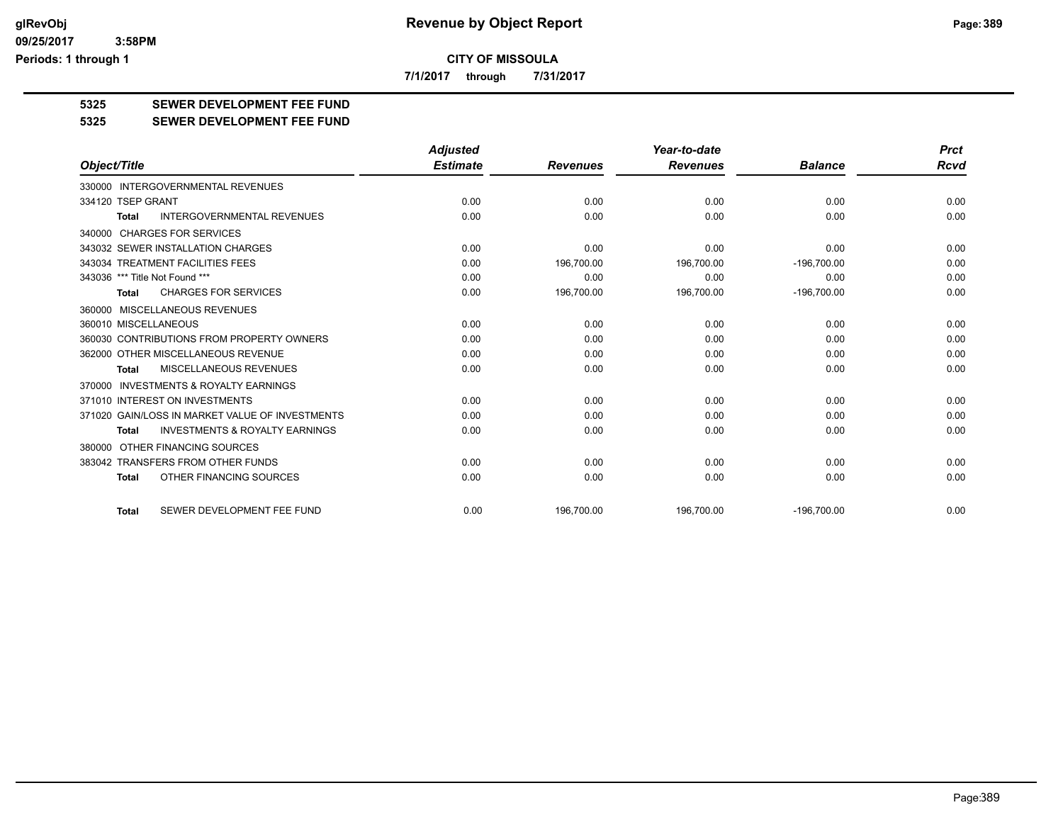# Revenue by Object Report

**CITY OF MISSOULA**

**7/1/2017 through 7/31/2017**

glRevObj
09/25/2017 3:58PM
Periods: 1 through 1

## 5325 SEWER DEVELOPMENT FEE FUND

### 5325 SEWER DEVELOPMENT FEE FUND

| Object/Title | Adjusted Estimate | Revenues | Year-to-date Revenues | Balance | Prct Rcvd |
|---|---|---|---|---|---|
| 330000 INTERGOVERNMENTAL REVENUES | | | | | |
| 334120 TSEP GRANT | 0.00 | 0.00 | 0.00 | 0.00 | 0.00 |
| **Total** INTERGOVERNMENTAL REVENUES | 0.00 | 0.00 | 0.00 | 0.00 | 0.00 |
| 340000 CHARGES FOR SERVICES | | | | | |
| 343032 SEWER INSTALLATION CHARGES | 0.00 | 0.00 | 0.00 | 0.00 | 0.00 |
| 343034 TREATMENT FACILITIES FEES | 0.00 | 196,700.00 | 196,700.00 | -196,700.00 | 0.00 |
| 343036 *** Title Not Found *** | 0.00 | 0.00 | 0.00 | 0.00 | 0.00 |
| **Total** CHARGES FOR SERVICES | 0.00 | 196,700.00 | 196,700.00 | -196,700.00 | 0.00 |
| 360000 MISCELLANEOUS REVENUES | | | | | |
| 360010 MISCELLANEOUS | 0.00 | 0.00 | 0.00 | 0.00 | 0.00 |
| 360030 CONTRIBUTIONS FROM PROPERTY OWNERS | 0.00 | 0.00 | 0.00 | 0.00 | 0.00 |
| 362000 OTHER MISCELLANEOUS REVENUE | 0.00 | 0.00 | 0.00 | 0.00 | 0.00 |
| **Total** MISCELLANEOUS REVENUES | 0.00 | 0.00 | 0.00 | 0.00 | 0.00 |
| 370000 INVESTMENTS & ROYALTY EARNINGS | | | | | |
| 371010 INTEREST ON INVESTMENTS | 0.00 | 0.00 | 0.00 | 0.00 | 0.00 |
| 371020 GAIN/LOSS IN MARKET VALUE OF INVESTMENTS | 0.00 | 0.00 | 0.00 | 0.00 | 0.00 |
| **Total** INVESTMENTS & ROYALTY EARNINGS | 0.00 | 0.00 | 0.00 | 0.00 | 0.00 |
| 380000 OTHER FINANCING SOURCES | | | | | |
| 383042 TRANSFERS FROM OTHER FUNDS | 0.00 | 0.00 | 0.00 | 0.00 | 0.00 |
| **Total** OTHER FINANCING SOURCES | 0.00 | 0.00 | 0.00 | 0.00 | 0.00 |
| **Total** SEWER DEVELOPMENT FEE FUND | 0.00 | 196,700.00 | 196,700.00 | -196,700.00 | 0.00 |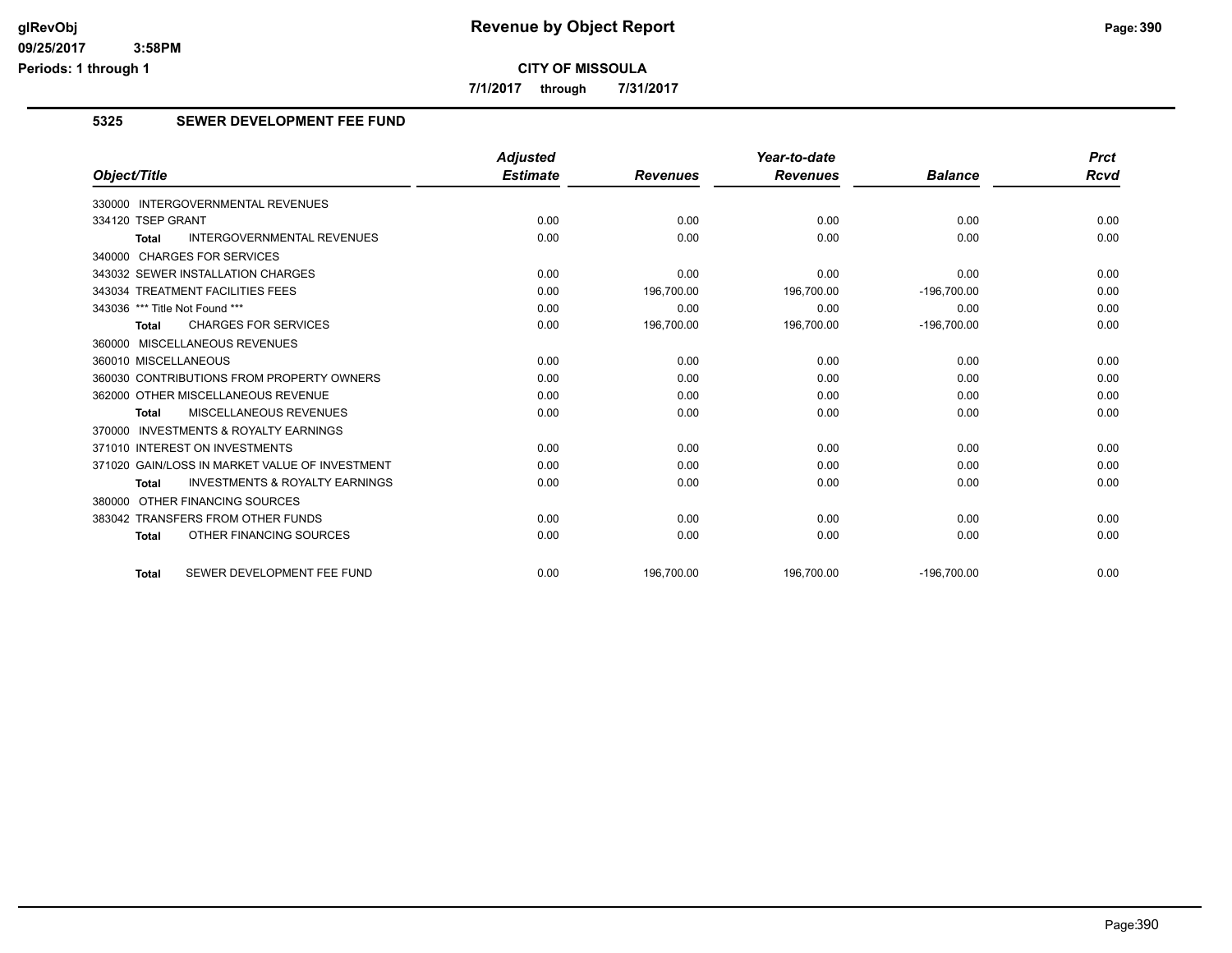# Revenue by Object Report

**CITY OF MISSOULA**

**7/1/2017 through 7/31/2017**

glRevObj
09/25/2017 3:58PM
Periods: 1 through 1

## 5325 SEWER DEVELOPMENT FEE FUND

| Object/Title | Adjusted Estimate | Revenues | Year-to-date Revenues | Balance | Prct Rcvd |
|---|---|---|---|---|---|
| 330000 INTERGOVERNMENTAL REVENUES | | | | | |
| 334120 TSEP GRANT | 0.00 | 0.00 | 0.00 | 0.00 | 0.00 |
| **Total** INTERGOVERNMENTAL REVENUES | 0.00 | 0.00 | 0.00 | 0.00 | 0.00 |
| 340000 CHARGES FOR SERVICES | | | | | |
| 343032 SEWER INSTALLATION CHARGES | 0.00 | 0.00 | 0.00 | 0.00 | 0.00 |
| 343034 TREATMENT FACILITIES FEES | 0.00 | 196,700.00 | 196,700.00 | -196,700.00 | 0.00 |
| 343036 *** Title Not Found *** | 0.00 | 0.00 | 0.00 | 0.00 | 0.00 |
| **Total** CHARGES FOR SERVICES | 0.00 | 196,700.00 | 196,700.00 | -196,700.00 | 0.00 |
| 360000 MISCELLANEOUS REVENUES | | | | | |
| 360010 MISCELLANEOUS | 0.00 | 0.00 | 0.00 | 0.00 | 0.00 |
| 360030 CONTRIBUTIONS FROM PROPERTY OWNERS | 0.00 | 0.00 | 0.00 | 0.00 | 0.00 |
| 362000 OTHER MISCELLANEOUS REVENUE | 0.00 | 0.00 | 0.00 | 0.00 | 0.00 |
| **Total** MISCELLANEOUS REVENUES | 0.00 | 0.00 | 0.00 | 0.00 | 0.00 |
| 370000 INVESTMENTS & ROYALTY EARNINGS | | | | | |
| 371010 INTEREST ON INVESTMENTS | 0.00 | 0.00 | 0.00 | 0.00 | 0.00 |
| 371020 GAIN/LOSS IN MARKET VALUE OF INVESTMENT | 0.00 | 0.00 | 0.00 | 0.00 | 0.00 |
| **Total** INVESTMENTS & ROYALTY EARNINGS | 0.00 | 0.00 | 0.00 | 0.00 | 0.00 |
| 380000 OTHER FINANCING SOURCES | | | | | |
| 383042 TRANSFERS FROM OTHER FUNDS | 0.00 | 0.00 | 0.00 | 0.00 | 0.00 |
| **Total** OTHER FINANCING SOURCES | 0.00 | 0.00 | 0.00 | 0.00 | 0.00 |
| **Total** SEWER DEVELOPMENT FEE FUND | 0.00 | 196,700.00 | 196,700.00 | -196,700.00 | 0.00 |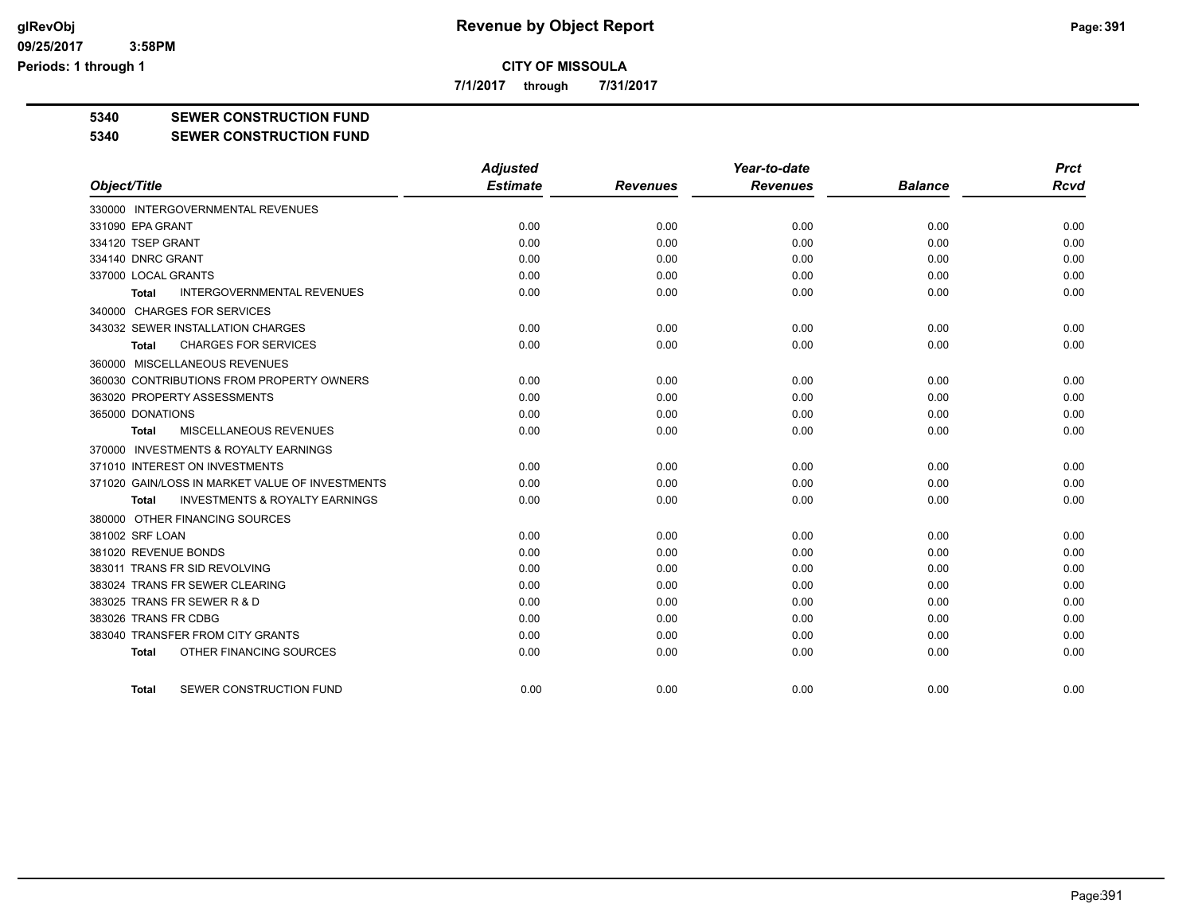**Revenue by Object Report**

**CITY OF MISSOULA**

**7/1/2017 through 7/31/2017**

glRevObj
09/25/2017 3:58PM
Periods: 1 through 1

**5340 SEWER CONSTRUCTION FUND**

**5340 SEWER CONSTRUCTION FUND**

| Object/Title | Adjusted Estimate | Revenues | Year-to-date Revenues | Balance | Prct Rcvd |
|---|---|---|---|---|---|
| 330000 INTERGOVERNMENTAL REVENUES | | | | | |
| 331090 EPA GRANT | 0.00 | 0.00 | 0.00 | 0.00 | 0.00 |
| 334120 TSEP GRANT | 0.00 | 0.00 | 0.00 | 0.00 | 0.00 |
| 334140 DNRC GRANT | 0.00 | 0.00 | 0.00 | 0.00 | 0.00 |
| 337000 LOCAL GRANTS | 0.00 | 0.00 | 0.00 | 0.00 | 0.00 |
| **Total** INTERGOVERNMENTAL REVENUES | 0.00 | 0.00 | 0.00 | 0.00 | 0.00 |
| 340000 CHARGES FOR SERVICES | | | | | |
| 343032 SEWER INSTALLATION CHARGES | 0.00 | 0.00 | 0.00 | 0.00 | 0.00 |
| **Total** CHARGES FOR SERVICES | 0.00 | 0.00 | 0.00 | 0.00 | 0.00 |
| 360000 MISCELLANEOUS REVENUES | | | | | |
| 360030 CONTRIBUTIONS FROM PROPERTY OWNERS | 0.00 | 0.00 | 0.00 | 0.00 | 0.00 |
| 363020 PROPERTY ASSESSMENTS | 0.00 | 0.00 | 0.00 | 0.00 | 0.00 |
| 365000 DONATIONS | 0.00 | 0.00 | 0.00 | 0.00 | 0.00 |
| **Total** MISCELLANEOUS REVENUES | 0.00 | 0.00 | 0.00 | 0.00 | 0.00 |
| 370000 INVESTMENTS & ROYALTY EARNINGS | | | | | |
| 371010 INTEREST ON INVESTMENTS | 0.00 | 0.00 | 0.00 | 0.00 | 0.00 |
| 371020 GAIN/LOSS IN MARKET VALUE OF INVESTMENTS | 0.00 | 0.00 | 0.00 | 0.00 | 0.00 |
| **Total** INVESTMENTS & ROYALTY EARNINGS | 0.00 | 0.00 | 0.00 | 0.00 | 0.00 |
| 380000 OTHER FINANCING SOURCES | | | | | |
| 381002 SRF LOAN | 0.00 | 0.00 | 0.00 | 0.00 | 0.00 |
| 381020 REVENUE BONDS | 0.00 | 0.00 | 0.00 | 0.00 | 0.00 |
| 383011 TRANS FR SID REVOLVING | 0.00 | 0.00 | 0.00 | 0.00 | 0.00 |
| 383024 TRANS FR SEWER CLEARING | 0.00 | 0.00 | 0.00 | 0.00 | 0.00 |
| 383025 TRANS FR SEWER R & D | 0.00 | 0.00 | 0.00 | 0.00 | 0.00 |
| 383026 TRANS FR CDBG | 0.00 | 0.00 | 0.00 | 0.00 | 0.00 |
| 383040 TRANSFER FROM CITY GRANTS | 0.00 | 0.00 | 0.00 | 0.00 | 0.00 |
| **Total** OTHER FINANCING SOURCES | 0.00 | 0.00 | 0.00 | 0.00 | 0.00 |
| **Total** SEWER CONSTRUCTION FUND | 0.00 | 0.00 | 0.00 | 0.00 | 0.00 |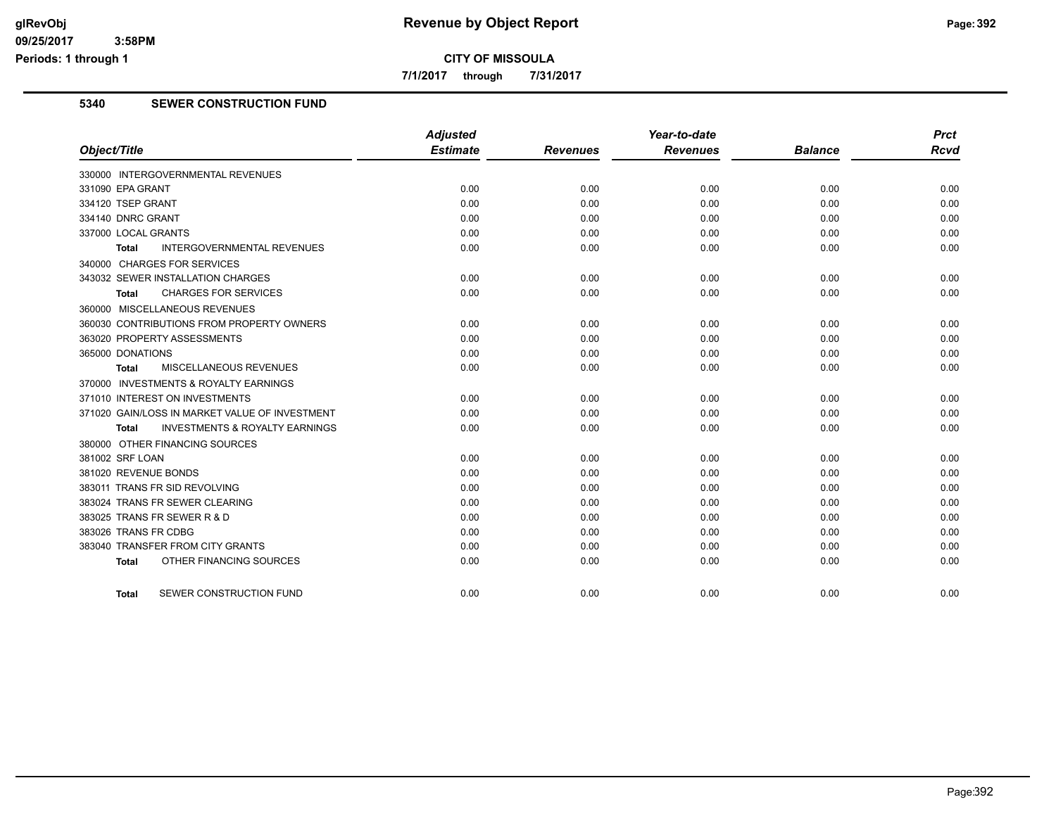# Revenue by Object Report

**CITY OF MISSOULA**

**7/1/2017 through 7/31/2017**

glRevObj
09/25/2017 3:58PM
Periods: 1 through 1

## 5340 SEWER CONSTRUCTION FUND

| Object/Title | Adjusted Estimate | Revenues | Year-to-date Revenues | Balance | Prct Rcvd |
|---|---|---|---|---|---|
| 330000 INTERGOVERNMENTAL REVENUES | | | | | |
| 331090 EPA GRANT | 0.00 | 0.00 | 0.00 | 0.00 | 0.00 |
| 334120 TSEP GRANT | 0.00 | 0.00 | 0.00 | 0.00 | 0.00 |
| 334140 DNRC GRANT | 0.00 | 0.00 | 0.00 | 0.00 | 0.00 |
| 337000 LOCAL GRANTS | 0.00 | 0.00 | 0.00 | 0.00 | 0.00 |
| **Total** INTERGOVERNMENTAL REVENUES | 0.00 | 0.00 | 0.00 | 0.00 | 0.00 |
| 340000 CHARGES FOR SERVICES | | | | | |
| 343032 SEWER INSTALLATION CHARGES | 0.00 | 0.00 | 0.00 | 0.00 | 0.00 |
| **Total** CHARGES FOR SERVICES | 0.00 | 0.00 | 0.00 | 0.00 | 0.00 |
| 360000 MISCELLANEOUS REVENUES | | | | | |
| 360030 CONTRIBUTIONS FROM PROPERTY OWNERS | 0.00 | 0.00 | 0.00 | 0.00 | 0.00 |
| 363020 PROPERTY ASSESSMENTS | 0.00 | 0.00 | 0.00 | 0.00 | 0.00 |
| 365000 DONATIONS | 0.00 | 0.00 | 0.00 | 0.00 | 0.00 |
| **Total** MISCELLANEOUS REVENUES | 0.00 | 0.00 | 0.00 | 0.00 | 0.00 |
| 370000 INVESTMENTS & ROYALTY EARNINGS | | | | | |
| 371010 INTEREST ON INVESTMENTS | 0.00 | 0.00 | 0.00 | 0.00 | 0.00 |
| 371020 GAIN/LOSS IN MARKET VALUE OF INVESTMENT | 0.00 | 0.00 | 0.00 | 0.00 | 0.00 |
| **Total** INVESTMENTS & ROYALTY EARNINGS | 0.00 | 0.00 | 0.00 | 0.00 | 0.00 |
| 380000 OTHER FINANCING SOURCES | | | | | |
| 381002 SRF LOAN | 0.00 | 0.00 | 0.00 | 0.00 | 0.00 |
| 381020 REVENUE BONDS | 0.00 | 0.00 | 0.00 | 0.00 | 0.00 |
| 383011 TRANS FR SID REVOLVING | 0.00 | 0.00 | 0.00 | 0.00 | 0.00 |
| 383024 TRANS FR SEWER CLEARING | 0.00 | 0.00 | 0.00 | 0.00 | 0.00 |
| 383025 TRANS FR SEWER R & D | 0.00 | 0.00 | 0.00 | 0.00 | 0.00 |
| 383026 TRANS FR CDBG | 0.00 | 0.00 | 0.00 | 0.00 | 0.00 |
| 383040 TRANSFER FROM CITY GRANTS | 0.00 | 0.00 | 0.00 | 0.00 | 0.00 |
| **Total** OTHER FINANCING SOURCES | 0.00 | 0.00 | 0.00 | 0.00 | 0.00 |
| **Total** SEWER CONSTRUCTION FUND | 0.00 | 0.00 | 0.00 | 0.00 | 0.00 |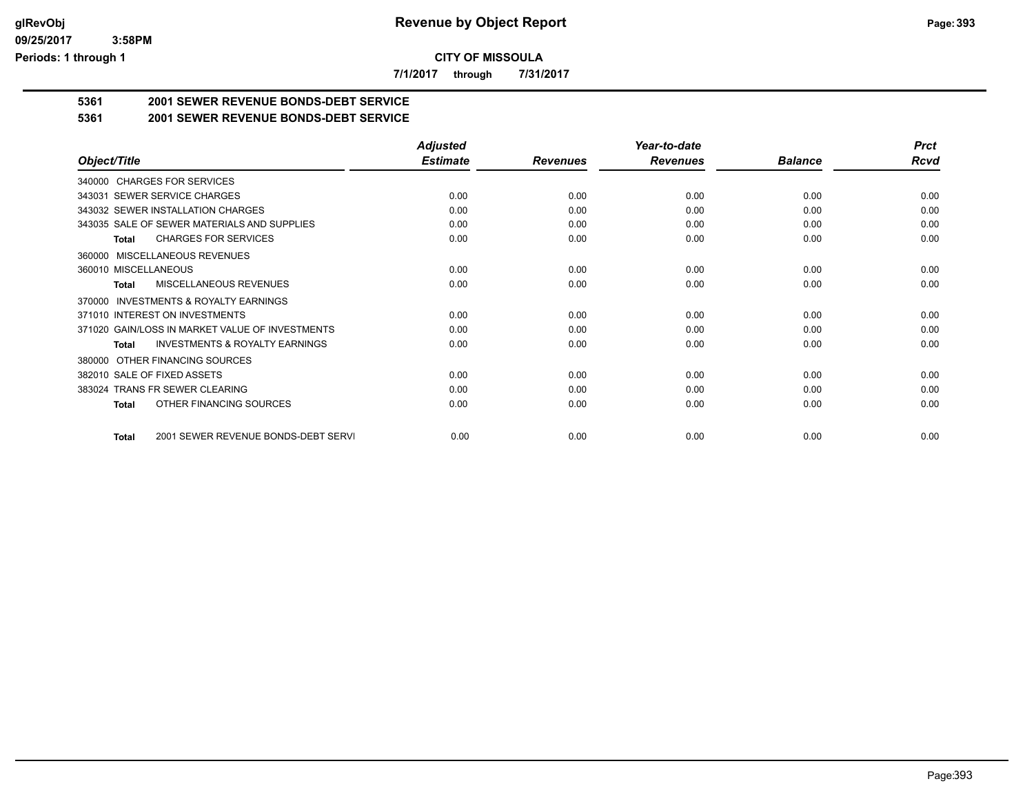**CITY OF MISSOULA**

**7/1/2017 through 7/31/2017**

**5361 2001 SEWER REVENUE BONDS-DEBT SERVICE**

**5361 2001 SEWER REVENUE BONDS-DEBT SERVICE**

| Object/Title | Adjusted Estimate | Revenues | Year-to-date Revenues | Balance | Prct Rcvd |
|---|---|---|---|---|---|
| 340000 CHARGES FOR SERVICES | | | | | |
| 343031 SEWER SERVICE CHARGES | 0.00 | 0.00 | 0.00 | 0.00 | 0.00 |
| 343032 SEWER INSTALLATION CHARGES | 0.00 | 0.00 | 0.00 | 0.00 | 0.00 |
| 343035 SALE OF SEWER MATERIALS AND SUPPLIES | 0.00 | 0.00 | 0.00 | 0.00 | 0.00 |
| **Total** CHARGES FOR SERVICES | 0.00 | 0.00 | 0.00 | 0.00 | 0.00 |
| 360000 MISCELLANEOUS REVENUES | | | | | |
| 360010 MISCELLANEOUS | 0.00 | 0.00 | 0.00 | 0.00 | 0.00 |
| **Total** MISCELLANEOUS REVENUES | 0.00 | 0.00 | 0.00 | 0.00 | 0.00 |
| 370000 INVESTMENTS & ROYALTY EARNINGS | | | | | |
| 371010 INTEREST ON INVESTMENTS | 0.00 | 0.00 | 0.00 | 0.00 | 0.00 |
| 371020 GAIN/LOSS IN MARKET VALUE OF INVESTMENTS | 0.00 | 0.00 | 0.00 | 0.00 | 0.00 |
| **Total** INVESTMENTS & ROYALTY EARNINGS | 0.00 | 0.00 | 0.00 | 0.00 | 0.00 |
| 380000 OTHER FINANCING SOURCES | | | | | |
| 382010 SALE OF FIXED ASSETS | 0.00 | 0.00 | 0.00 | 0.00 | 0.00 |
| 383024 TRANS FR SEWER CLEARING | 0.00 | 0.00 | 0.00 | 0.00 | 0.00 |
| **Total** OTHER FINANCING SOURCES | 0.00 | 0.00 | 0.00 | 0.00 | 0.00 |
| **Total** 2001 SEWER REVENUE BONDS-DEBT SERVI | 0.00 | 0.00 | 0.00 | 0.00 | 0.00 |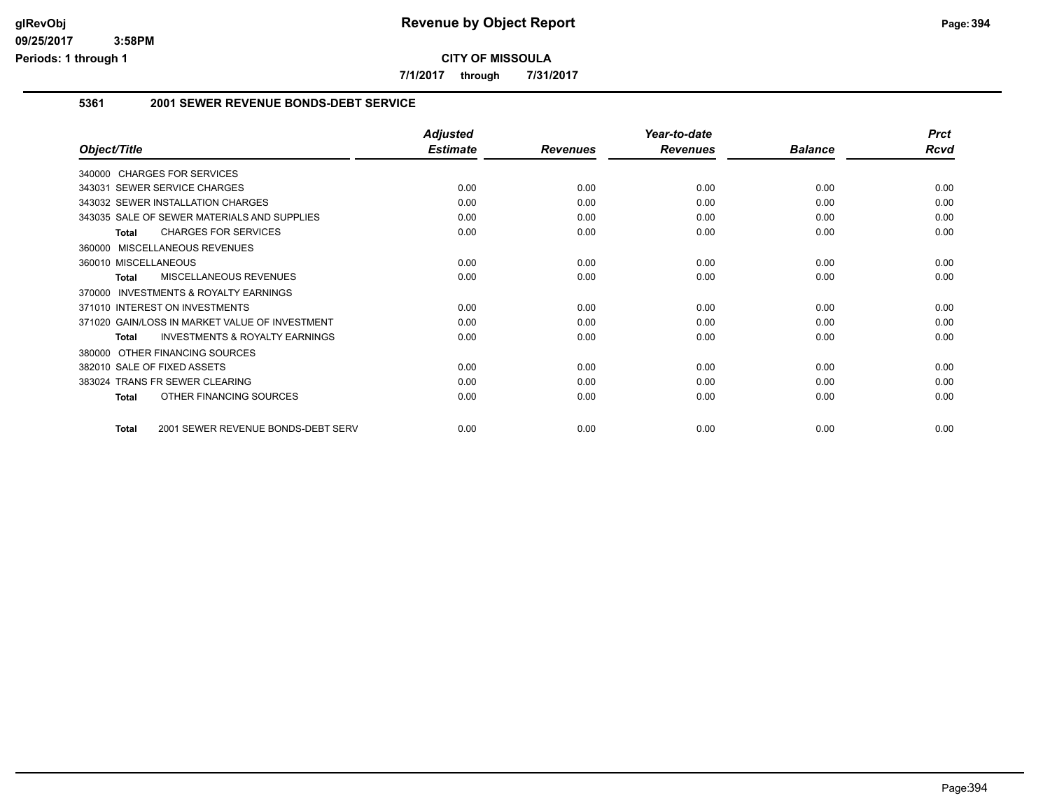# Revenue by Object Report

**CITY OF MISSOULA**

**7/1/2017 through 7/31/2017**

glRevObj
09/25/2017 3:58PM
Periods: 1 through 1

## 5361 2001 SEWER REVENUE BONDS-DEBT SERVICE

| Object/Title | Adjusted Estimate | Revenues | Year-to-date Revenues | Balance | Prct Rcvd |
|---|---|---|---|---|---|
| 340000 CHARGES FOR SERVICES | | | | | |
| 343031 SEWER SERVICE CHARGES | 0.00 | 0.00 | 0.00 | 0.00 | 0.00 |
| 343032 SEWER INSTALLATION CHARGES | 0.00 | 0.00 | 0.00 | 0.00 | 0.00 |
| 343035 SALE OF SEWER MATERIALS AND SUPPLIES | 0.00 | 0.00 | 0.00 | 0.00 | 0.00 |
| **Total** CHARGES FOR SERVICES | 0.00 | 0.00 | 0.00 | 0.00 | 0.00 |
| 360000 MISCELLANEOUS REVENUES | | | | | |
| 360010 MISCELLANEOUS | 0.00 | 0.00 | 0.00 | 0.00 | 0.00 |
| **Total** MISCELLANEOUS REVENUES | 0.00 | 0.00 | 0.00 | 0.00 | 0.00 |
| 370000 INVESTMENTS & ROYALTY EARNINGS | | | | | |
| 371010 INTEREST ON INVESTMENTS | 0.00 | 0.00 | 0.00 | 0.00 | 0.00 |
| 371020 GAIN/LOSS IN MARKET VALUE OF INVESTMENT | 0.00 | 0.00 | 0.00 | 0.00 | 0.00 |
| **Total** INVESTMENTS & ROYALTY EARNINGS | 0.00 | 0.00 | 0.00 | 0.00 | 0.00 |
| 380000 OTHER FINANCING SOURCES | | | | | |
| 382010 SALE OF FIXED ASSETS | 0.00 | 0.00 | 0.00 | 0.00 | 0.00 |
| 383024 TRANS FR SEWER CLEARING | 0.00 | 0.00 | 0.00 | 0.00 | 0.00 |
| **Total** OTHER FINANCING SOURCES | 0.00 | 0.00 | 0.00 | 0.00 | 0.00 |
| **Total** 2001 SEWER REVENUE BONDS-DEBT SERV | 0.00 | 0.00 | 0.00 | 0.00 | 0.00 |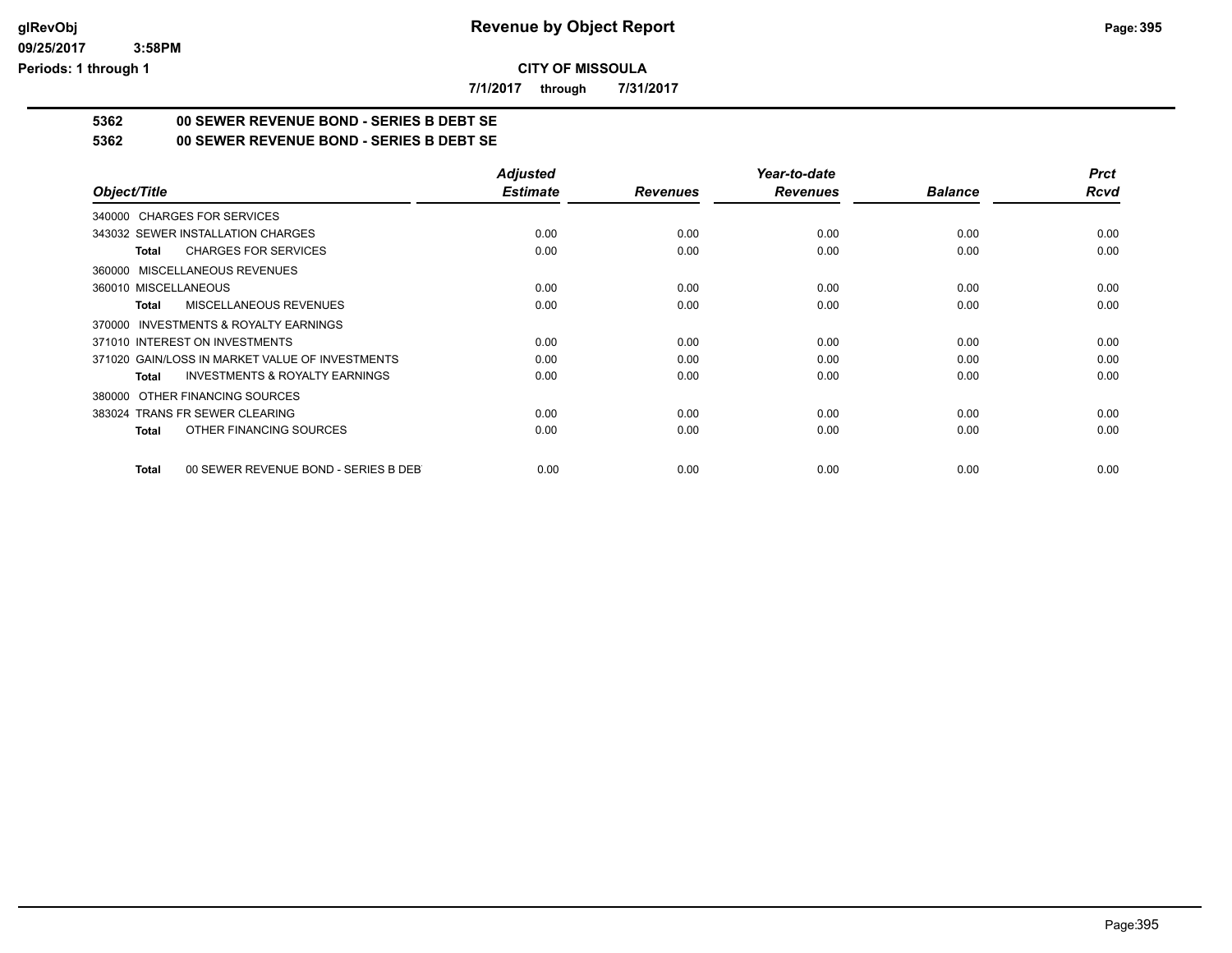**CITY OF MISSOULA**

**7/1/2017 through 7/31/2017**

**5362 00 SEWER REVENUE BOND - SERIES B DEBT SE**

**5362 00 SEWER REVENUE BOND - SERIES B DEBT SE**

| Object/Title | Adjusted Estimate | Revenues | Year-to-date Revenues | Balance | Prct Rcvd |
|---|---|---|---|---|---|
| 340000 CHARGES FOR SERVICES | | | | | |
| 343032 SEWER INSTALLATION CHARGES | 0.00 | 0.00 | 0.00 | 0.00 | 0.00 |
| **Total** CHARGES FOR SERVICES | 0.00 | 0.00 | 0.00 | 0.00 | 0.00 |
| 360000 MISCELLANEOUS REVENUES | | | | | |
| 360010 MISCELLANEOUS | 0.00 | 0.00 | 0.00 | 0.00 | 0.00 |
| **Total** MISCELLANEOUS REVENUES | 0.00 | 0.00 | 0.00 | 0.00 | 0.00 |
| 370000 INVESTMENTS & ROYALTY EARNINGS | | | | | |
| 371010 INTEREST ON INVESTMENTS | 0.00 | 0.00 | 0.00 | 0.00 | 0.00 |
| 371020 GAIN/LOSS IN MARKET VALUE OF INVESTMENTS | 0.00 | 0.00 | 0.00 | 0.00 | 0.00 |
| **Total** INVESTMENTS & ROYALTY EARNINGS | 0.00 | 0.00 | 0.00 | 0.00 | 0.00 |
| 380000 OTHER FINANCING SOURCES | | | | | |
| 383024 TRANS FR SEWER CLEARING | 0.00 | 0.00 | 0.00 | 0.00 | 0.00 |
| **Total** OTHER FINANCING SOURCES | 0.00 | 0.00 | 0.00 | 0.00 | 0.00 |
| **Total** 00 SEWER REVENUE BOND - SERIES B DEBT | 0.00 | 0.00 | 0.00 | 0.00 | 0.00 |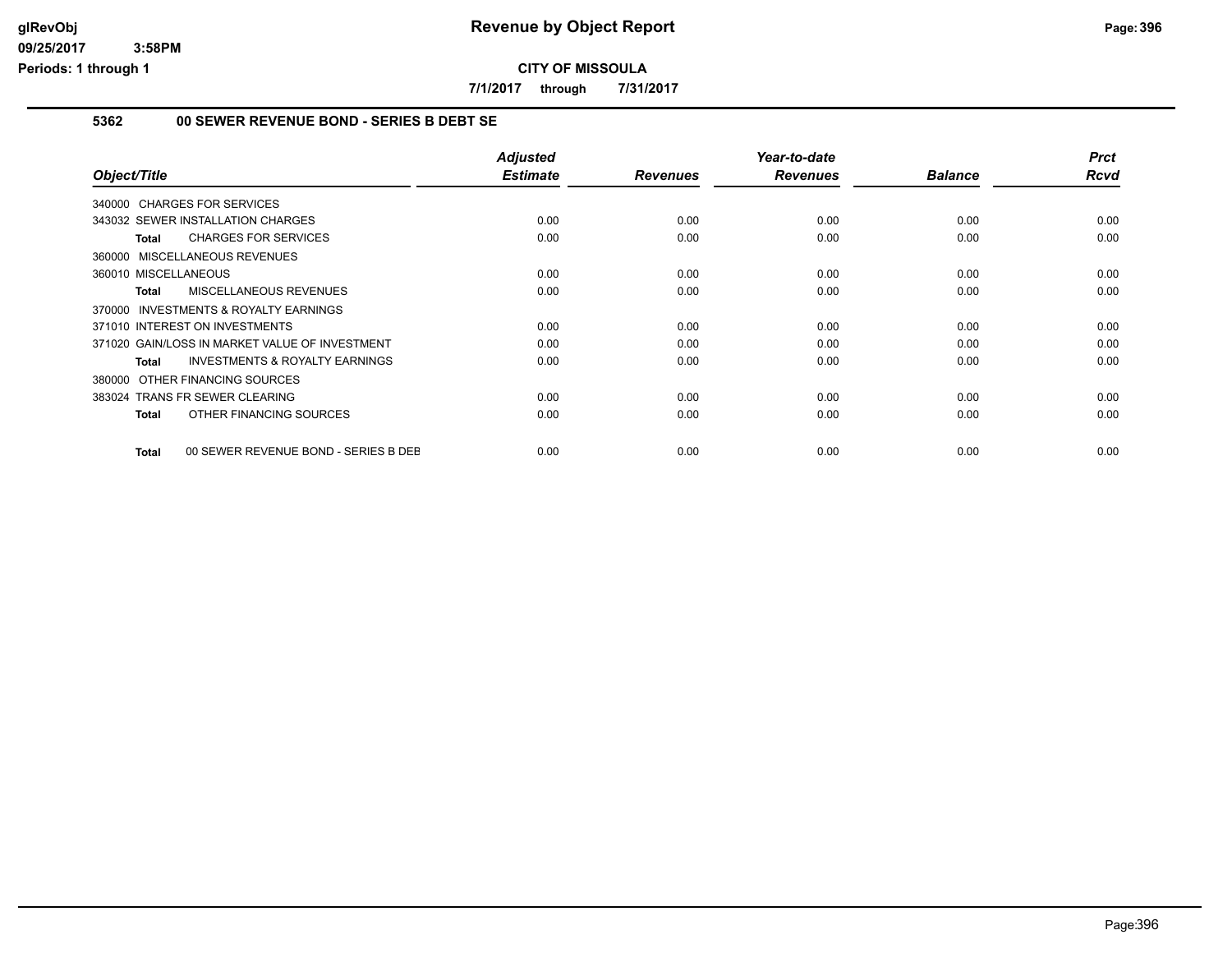# Revenue by Object Report

**CITY OF MISSOULA**

**7/1/2017 through 7/31/2017**

glRevObj
09/25/2017 3:58PM
Periods: 1 through 1

## 5362 00 SEWER REVENUE BOND - SERIES B DEBT SE

| Object/Title | Adjusted Estimate | Revenues | Year-to-date Revenues | Balance | Prct Rcvd |
|---|---|---|---|---|---|
| 340000 CHARGES FOR SERVICES | | | | | |
| 343032 SEWER INSTALLATION CHARGES | 0.00 | 0.00 | 0.00 | 0.00 | 0.00 |
| **Total** CHARGES FOR SERVICES | 0.00 | 0.00 | 0.00 | 0.00 | 0.00 |
| 360000 MISCELLANEOUS REVENUES | | | | | |
| 360010 MISCELLANEOUS | 0.00 | 0.00 | 0.00 | 0.00 | 0.00 |
| **Total** MISCELLANEOUS REVENUES | 0.00 | 0.00 | 0.00 | 0.00 | 0.00 |
| 370000 INVESTMENTS & ROYALTY EARNINGS | | | | | |
| 371010 INTEREST ON INVESTMENTS | 0.00 | 0.00 | 0.00 | 0.00 | 0.00 |
| 371020 GAIN/LOSS IN MARKET VALUE OF INVESTMENT | 0.00 | 0.00 | 0.00 | 0.00 | 0.00 |
| **Total** INVESTMENTS & ROYALTY EARNINGS | 0.00 | 0.00 | 0.00 | 0.00 | 0.00 |
| 380000 OTHER FINANCING SOURCES | | | | | |
| 383024 TRANS FR SEWER CLEARING | 0.00 | 0.00 | 0.00 | 0.00 | 0.00 |
| **Total** OTHER FINANCING SOURCES | 0.00 | 0.00 | 0.00 | 0.00 | 0.00 |
| **Total** 00 SEWER REVENUE BOND - SERIES B DEB | 0.00 | 0.00 | 0.00 | 0.00 | 0.00 |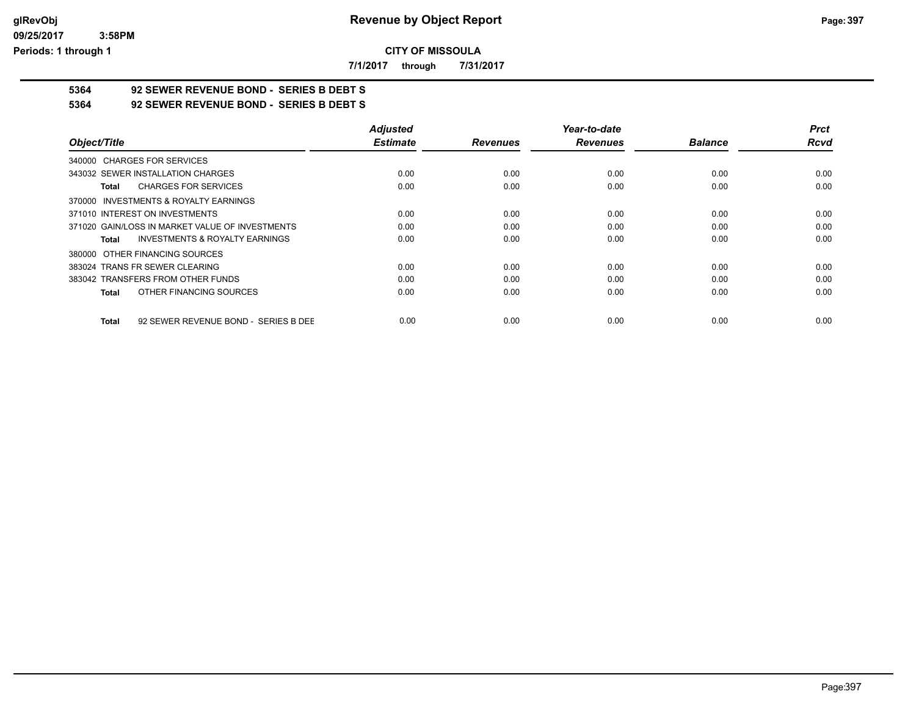# Revenue by Object Report

**CITY OF MISSOULA**

**7/1/2017 through 7/31/2017**

**5364 92 SEWER REVENUE BOND - SERIES B DEBT S**

**5364 92 SEWER REVENUE BOND - SERIES B DEBT S**

| Object/Title | Adjusted Estimate | Revenues | Year-to-date Revenues | Balance | Prct Rcvd |
|---|---|---|---|---|---|
| 340000 CHARGES FOR SERVICES | | | | | |
| 343032 SEWER INSTALLATION CHARGES | 0.00 | 0.00 | 0.00 | 0.00 | 0.00 |
| **Total** CHARGES FOR SERVICES | 0.00 | 0.00 | 0.00 | 0.00 | 0.00 |
| 370000 INVESTMENTS & ROYALTY EARNINGS | | | | | |
| 371010 INTEREST ON INVESTMENTS | 0.00 | 0.00 | 0.00 | 0.00 | 0.00 |
| 371020 GAIN/LOSS IN MARKET VALUE OF INVESTMENTS | 0.00 | 0.00 | 0.00 | 0.00 | 0.00 |
| **Total** INVESTMENTS & ROYALTY EARNINGS | 0.00 | 0.00 | 0.00 | 0.00 | 0.00 |
| 380000 OTHER FINANCING SOURCES | | | | | |
| 383024 TRANS FR SEWER CLEARING | 0.00 | 0.00 | 0.00 | 0.00 | 0.00 |
| 383042 TRANSFERS FROM OTHER FUNDS | 0.00 | 0.00 | 0.00 | 0.00 | 0.00 |
| **Total** OTHER FINANCING SOURCES | 0.00 | 0.00 | 0.00 | 0.00 | 0.00 |
| **Total** 92 SEWER REVENUE BOND - SERIES B DEE | 0.00 | 0.00 | 0.00 | 0.00 | 0.00 |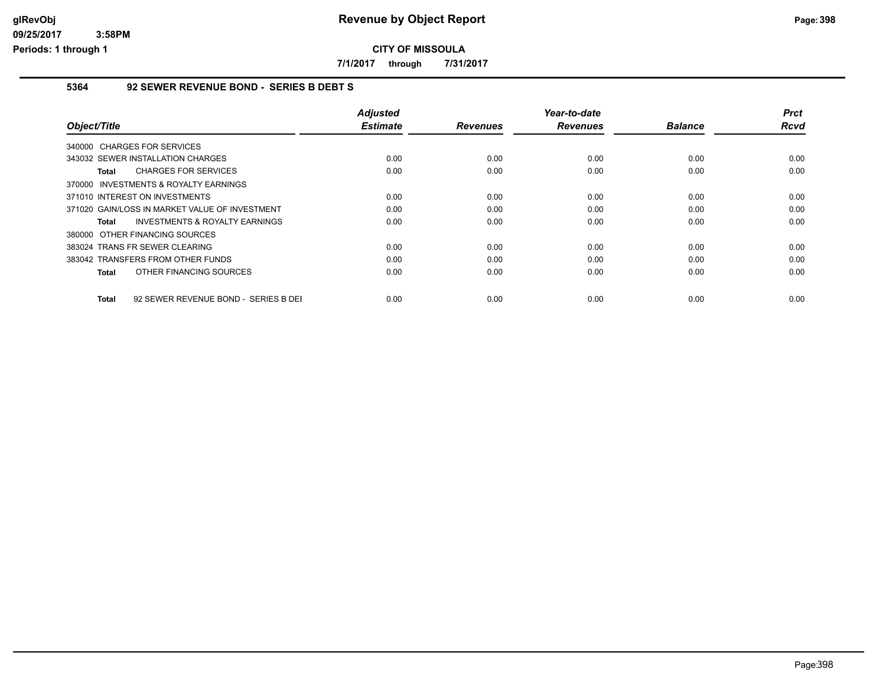# Revenue by Object Report

glRevObj
09/25/2017 3:58PM
Periods: 1 through 1

**CITY OF MISSOULA**

**7/1/2017 through 7/31/2017**

## 5364 92 SEWER REVENUE BOND - SERIES B DEBT S

| Object/Title | Adjusted Estimate | Revenues | Year-to-date Revenues | Balance | Prct Rcvd |
|---|---|---|---|---|---|
| 340000 CHARGES FOR SERVICES | | | | | |
| 343032 SEWER INSTALLATION CHARGES | 0.00 | 0.00 | 0.00 | 0.00 | 0.00 |
| **Total** CHARGES FOR SERVICES | 0.00 | 0.00 | 0.00 | 0.00 | 0.00 |
| 370000 INVESTMENTS & ROYALTY EARNINGS | | | | | |
| 371010 INTEREST ON INVESTMENTS | 0.00 | 0.00 | 0.00 | 0.00 | 0.00 |
| 371020 GAIN/LOSS IN MARKET VALUE OF INVESTMENT | 0.00 | 0.00 | 0.00 | 0.00 | 0.00 |
| **Total** INVESTMENTS & ROYALTY EARNINGS | 0.00 | 0.00 | 0.00 | 0.00 | 0.00 |
| 380000 OTHER FINANCING SOURCES | | | | | |
| 383024 TRANS FR SEWER CLEARING | 0.00 | 0.00 | 0.00 | 0.00 | 0.00 |
| 383042 TRANSFERS FROM OTHER FUNDS | 0.00 | 0.00 | 0.00 | 0.00 | 0.00 |
| **Total** OTHER FINANCING SOURCES | 0.00 | 0.00 | 0.00 | 0.00 | 0.00 |
| **Total** 92 SEWER REVENUE BOND - SERIES B DEI | 0.00 | 0.00 | 0.00 | 0.00 | 0.00 |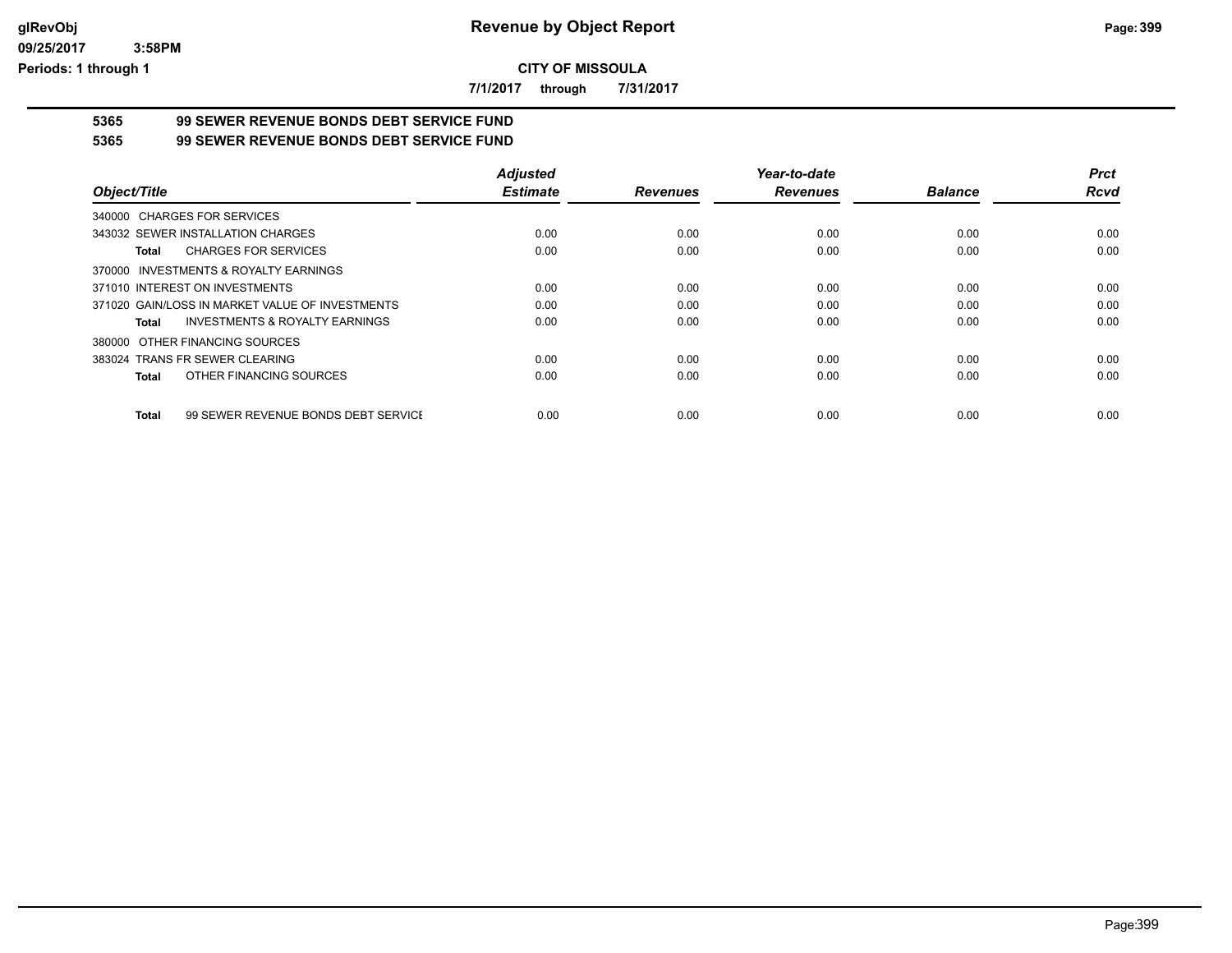# Revenue by Object Report

**CITY OF MISSOULA**

**7/1/2017 through 7/31/2017**

**5365 99 SEWER REVENUE BONDS DEBT SERVICE FUND**

**5365 99 SEWER REVENUE BONDS DEBT SERVICE FUND**

| Object/Title | Adjusted Estimate | Revenues | Year-to-date Revenues | Balance | Prct Rcvd |
|---|---|---|---|---|---|
| 340000 CHARGES FOR SERVICES | | | | | |
| 343032 SEWER INSTALLATION CHARGES | 0.00 | 0.00 | 0.00 | 0.00 | 0.00 |
| **Total** CHARGES FOR SERVICES | 0.00 | 0.00 | 0.00 | 0.00 | 0.00 |
| 370000 INVESTMENTS & ROYALTY EARNINGS | | | | | |
| 371010 INTEREST ON INVESTMENTS | 0.00 | 0.00 | 0.00 | 0.00 | 0.00 |
| 371020 GAIN/LOSS IN MARKET VALUE OF INVESTMENTS | 0.00 | 0.00 | 0.00 | 0.00 | 0.00 |
| **Total** INVESTMENTS & ROYALTY EARNINGS | 0.00 | 0.00 | 0.00 | 0.00 | 0.00 |
| 380000 OTHER FINANCING SOURCES | | | | | |
| 383024 TRANS FR SEWER CLEARING | 0.00 | 0.00 | 0.00 | 0.00 | 0.00 |
| **Total** OTHER FINANCING SOURCES | 0.00 | 0.00 | 0.00 | 0.00 | 0.00 |
| **Total** 99 SEWER REVENUE BONDS DEBT SERVICE | 0.00 | 0.00 | 0.00 | 0.00 | 0.00 |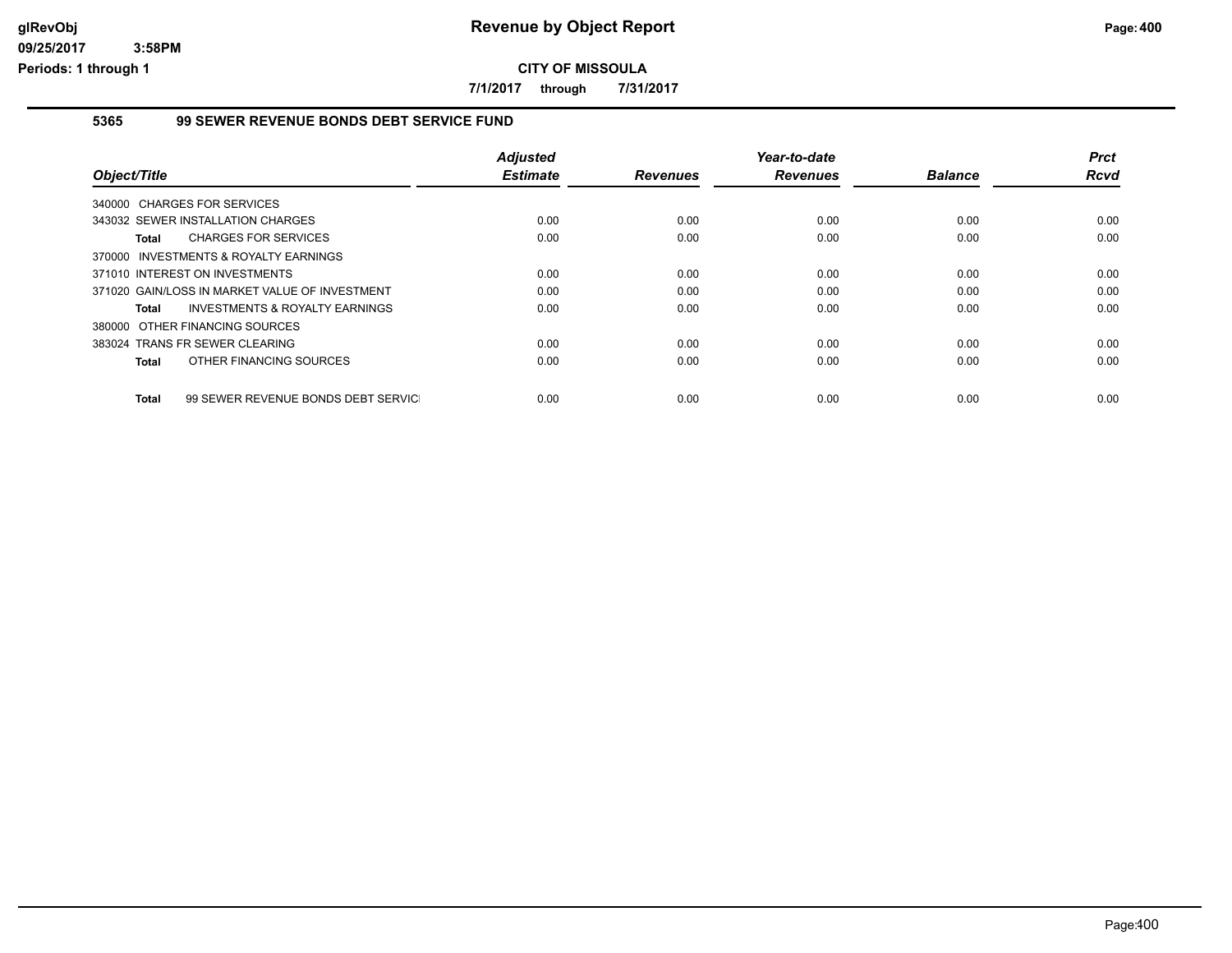# Revenue by Object Report

glRevObj
09/25/2017 3:58PM
Periods: 1 through 1

**CITY OF MISSOULA**

**7/1/2017 through 7/31/2017**

## 5365 99 SEWER REVENUE BONDS DEBT SERVICE FUND

| Object/Title | Adjusted Estimate | Revenues | Year-to-date Revenues | Balance | Prct Rcvd |
|---|---|---|---|---|---|
| 340000 CHARGES FOR SERVICES | | | | | |
| 343032 SEWER INSTALLATION CHARGES | 0.00 | 0.00 | 0.00 | 0.00 | 0.00 |
| **Total** CHARGES FOR SERVICES | 0.00 | 0.00 | 0.00 | 0.00 | 0.00 |
| 370000 INVESTMENTS & ROYALTY EARNINGS | | | | | |
| 371010 INTEREST ON INVESTMENTS | 0.00 | 0.00 | 0.00 | 0.00 | 0.00 |
| 371020 GAIN/LOSS IN MARKET VALUE OF INVESTMENT | 0.00 | 0.00 | 0.00 | 0.00 | 0.00 |
| **Total** INVESTMENTS & ROYALTY EARNINGS | 0.00 | 0.00 | 0.00 | 0.00 | 0.00 |
| 380000 OTHER FINANCING SOURCES | | | | | |
| 383024 TRANS FR SEWER CLEARING | 0.00 | 0.00 | 0.00 | 0.00 | 0.00 |
| **Total** OTHER FINANCING SOURCES | 0.00 | 0.00 | 0.00 | 0.00 | 0.00 |
| **Total** 99 SEWER REVENUE BONDS DEBT SERVICI | 0.00 | 0.00 | 0.00 | 0.00 | 0.00 |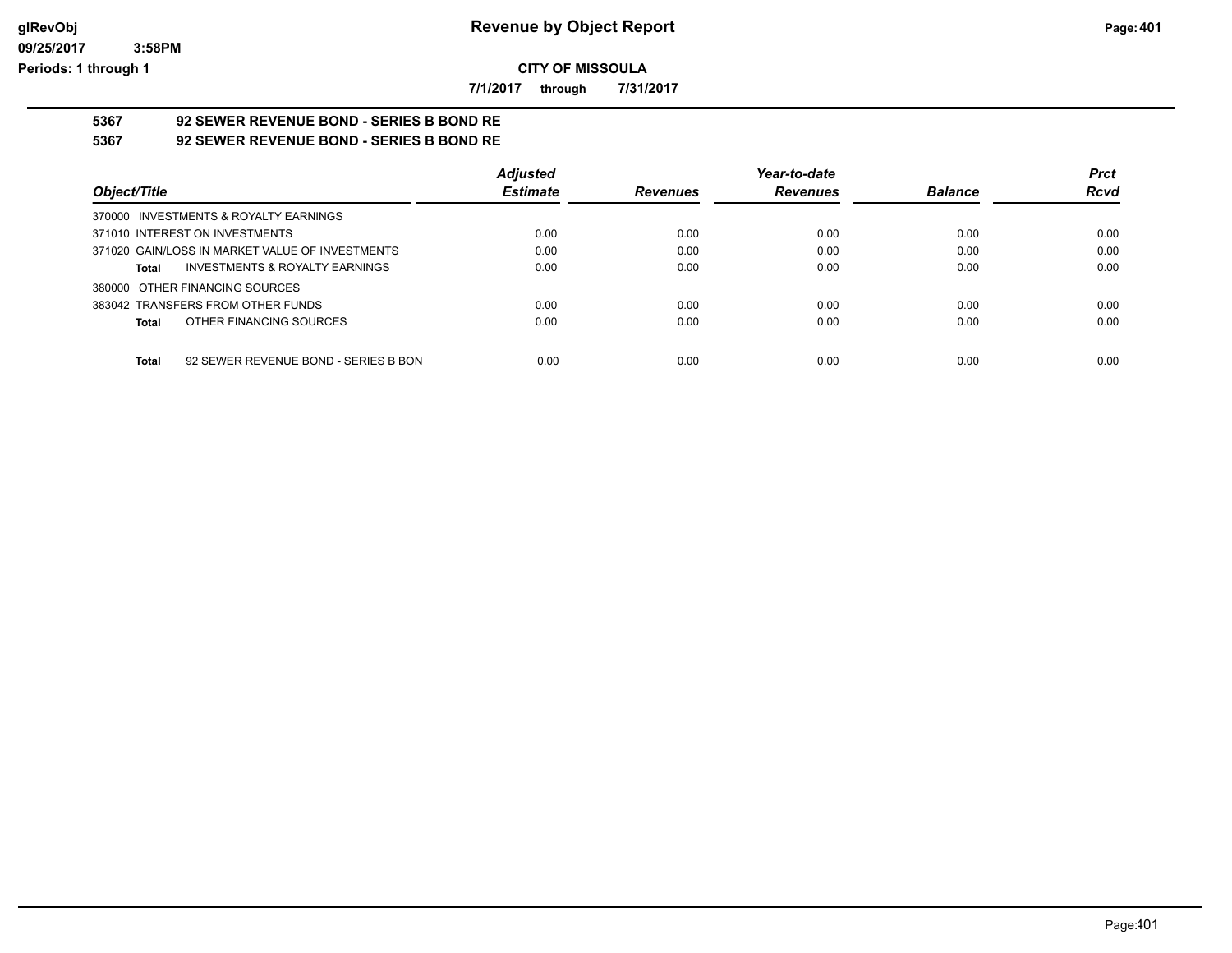# Revenue by Object Report

## CITY OF MISSOULA

**7/1/2017 through 7/31/2017**

**5367 92 SEWER REVENUE BOND - SERIES B BOND RE**

**5367 92 SEWER REVENUE BOND - SERIES B BOND RE**

| Object/Title | Adjusted Estimate | Revenues | Year-to-date Revenues | Balance | Prct Rcvd |
|---|---|---|---|---|---|
| 370000 INVESTMENTS & ROYALTY EARNINGS | | | | | |
| 371010 INTEREST ON INVESTMENTS | 0.00 | 0.00 | 0.00 | 0.00 | 0.00 |
| 371020 GAIN/LOSS IN MARKET VALUE OF INVESTMENTS | 0.00 | 0.00 | 0.00 | 0.00 | 0.00 |
| **Total** INVESTMENTS & ROYALTY EARNINGS | 0.00 | 0.00 | 0.00 | 0.00 | 0.00 |
| 380000 OTHER FINANCING SOURCES | | | | | |
| 383042 TRANSFERS FROM OTHER FUNDS | 0.00 | 0.00 | 0.00 | 0.00 | 0.00 |
| **Total** OTHER FINANCING SOURCES | 0.00 | 0.00 | 0.00 | 0.00 | 0.00 |
| **Total** 92 SEWER REVENUE BOND - SERIES B BON | 0.00 | 0.00 | 0.00 | 0.00 | 0.00 |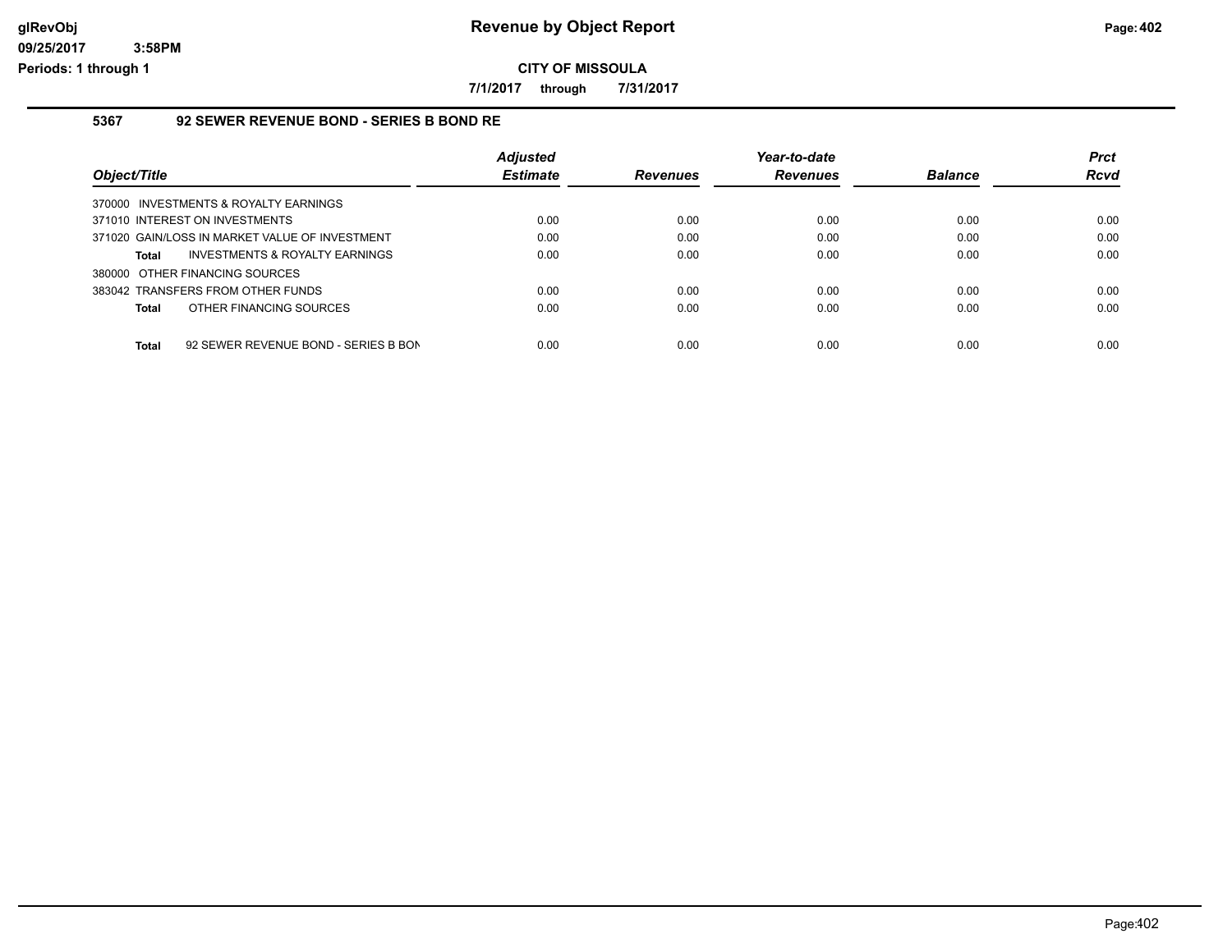## CITY OF MISSOULA

7/1/2017 through 7/31/2017

### 5367 92 SEWER REVENUE BOND - SERIES B BOND RE

| Object/Title | Adjusted Estimate | Revenues | Year-to-date Revenues | Balance | Prct Rcvd |
|---|---|---|---|---|---|
| 370000 INVESTMENTS & ROYALTY EARNINGS | | | | | |
| 371010 INTEREST ON INVESTMENTS | 0.00 | 0.00 | 0.00 | 0.00 | 0.00 |
| 371020 GAIN/LOSS IN MARKET VALUE OF INVESTMENT | 0.00 | 0.00 | 0.00 | 0.00 | 0.00 |
| **Total** INVESTMENTS & ROYALTY EARNINGS | 0.00 | 0.00 | 0.00 | 0.00 | 0.00 |
| 380000 OTHER FINANCING SOURCES | | | | | |
| 383042 TRANSFERS FROM OTHER FUNDS | 0.00 | 0.00 | 0.00 | 0.00 | 0.00 |
| **Total** OTHER FINANCING SOURCES | 0.00 | 0.00 | 0.00 | 0.00 | 0.00 |
| **Total** 92 SEWER REVENUE BOND - SERIES B BON | 0.00 | 0.00 | 0.00 | 0.00 | 0.00 |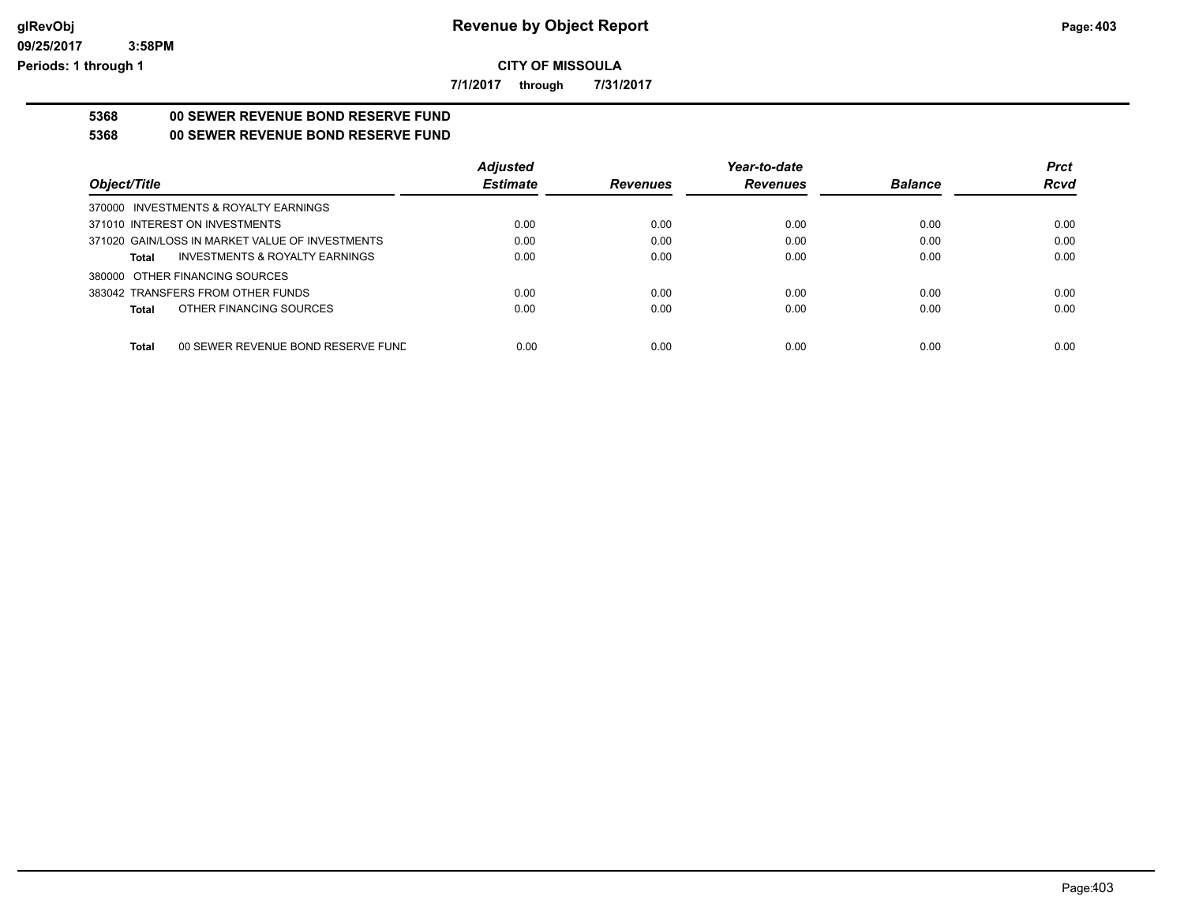# Revenue by Object Report

**CITY OF MISSOULA**

**7/1/2017 through 7/31/2017**

glRevObj
09/25/2017 3:58PM
Periods: 1 through 1

## 5368 00 SEWER REVENUE BOND RESERVE FUND

## 5368 00 SEWER REVENUE BOND RESERVE FUND

| Object/Title | Adjusted Estimate | Revenues | Year-to-date Revenues | Balance | Prct Rcvd |
|---|---|---|---|---|---|
| 370000 INVESTMENTS & ROYALTY EARNINGS | | | | | |
| 371010 INTEREST ON INVESTMENTS | 0.00 | 0.00 | 0.00 | 0.00 | 0.00 |
| 371020 GAIN/LOSS IN MARKET VALUE OF INVESTMENTS | 0.00 | 0.00 | 0.00 | 0.00 | 0.00 |
| **Total** INVESTMENTS & ROYALTY EARNINGS | 0.00 | 0.00 | 0.00 | 0.00 | 0.00 |
| 380000 OTHER FINANCING SOURCES | | | | | |
| 383042 TRANSFERS FROM OTHER FUNDS | 0.00 | 0.00 | 0.00 | 0.00 | 0.00 |
| **Total** OTHER FINANCING SOURCES | 0.00 | 0.00 | 0.00 | 0.00 | 0.00 |
| **Total** 00 SEWER REVENUE BOND RESERVE FUND | 0.00 | 0.00 | 0.00 | 0.00 | 0.00 |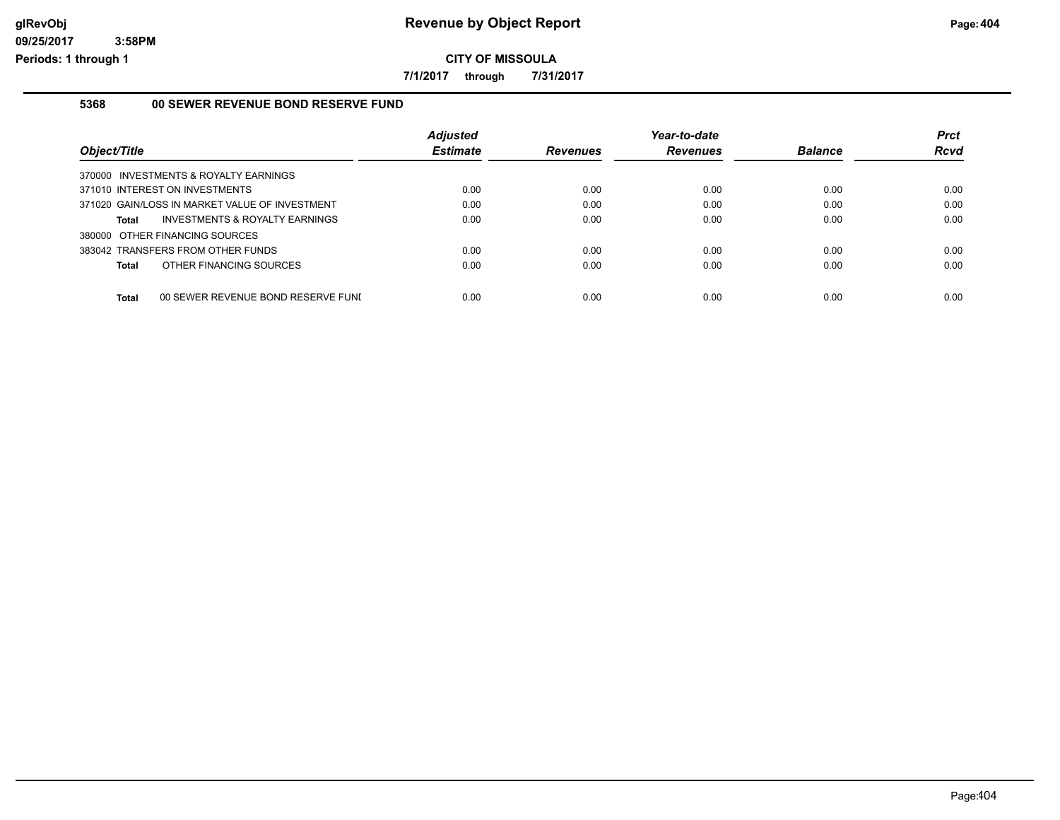# Revenue by Object Report

**CITY OF MISSOULA**

**7/1/2017 through 7/31/2017**

glRevObj
09/25/2017 3:58PM
Periods: 1 through 1

## 5368 00 SEWER REVENUE BOND RESERVE FUND

| Object/Title | Adjusted Estimate | Revenues | Year-to-date Revenues | Balance | Prct Rcvd |
|---|---|---|---|---|---|
| 370000 INVESTMENTS & ROYALTY EARNINGS | | | | | |
| 371010 INTEREST ON INVESTMENTS | 0.00 | 0.00 | 0.00 | 0.00 | 0.00 |
| 371020 GAIN/LOSS IN MARKET VALUE OF INVESTMENT | 0.00 | 0.00 | 0.00 | 0.00 | 0.00 |
| **Total** INVESTMENTS & ROYALTY EARNINGS | 0.00 | 0.00 | 0.00 | 0.00 | 0.00 |
| 380000 OTHER FINANCING SOURCES | | | | | |
| 383042 TRANSFERS FROM OTHER FUNDS | 0.00 | 0.00 | 0.00 | 0.00 | 0.00 |
| **Total** OTHER FINANCING SOURCES | 0.00 | 0.00 | 0.00 | 0.00 | 0.00 |
| **Total** 00 SEWER REVENUE BOND RESERVE FUNI | 0.00 | 0.00 | 0.00 | 0.00 | 0.00 |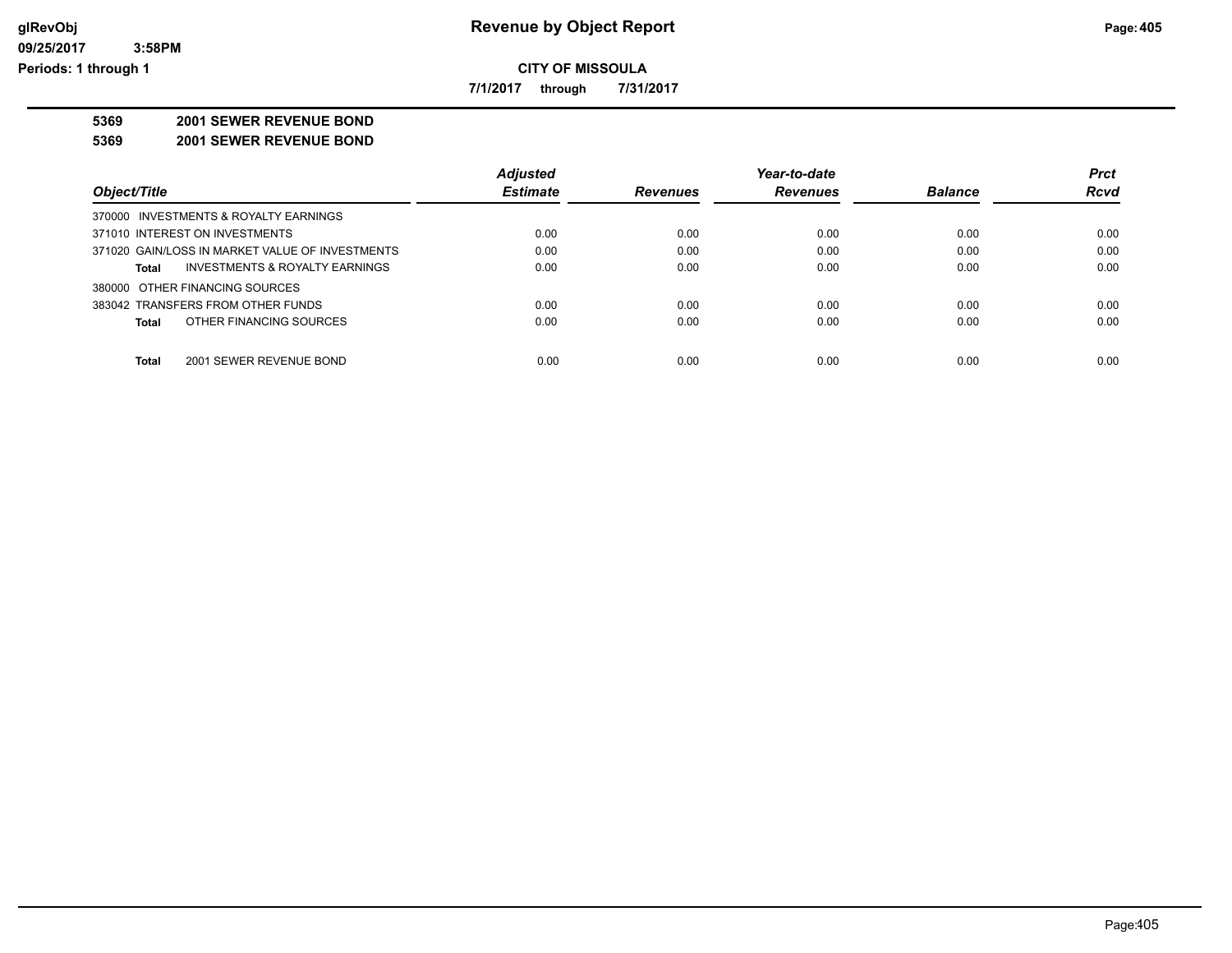# Revenue by Object Report

glRevObj
09/25/2017 3:58PM
Periods: 1 through 1

**CITY OF MISSOULA**

**7/1/2017 through 7/31/2017**

**5369 2001 SEWER REVENUE BOND**

**5369 2001 SEWER REVENUE BOND**

| Object/Title | Adjusted Estimate | Revenues | Year-to-date Revenues | Balance | Prct Rcvd |
|---|---|---|---|---|---|
| 370000 INVESTMENTS & ROYALTY EARNINGS | | | | | |
| 371010 INTEREST ON INVESTMENTS | 0.00 | 0.00 | 0.00 | 0.00 | 0.00 |
| 371020 GAIN/LOSS IN MARKET VALUE OF INVESTMENTS | 0.00 | 0.00 | 0.00 | 0.00 | 0.00 |
| **Total** INVESTMENTS & ROYALTY EARNINGS | 0.00 | 0.00 | 0.00 | 0.00 | 0.00 |
| 380000 OTHER FINANCING SOURCES | | | | | |
| 383042 TRANSFERS FROM OTHER FUNDS | 0.00 | 0.00 | 0.00 | 0.00 | 0.00 |
| **Total** OTHER FINANCING SOURCES | 0.00 | 0.00 | 0.00 | 0.00 | 0.00 |
| **Total** 2001 SEWER REVENUE BOND | 0.00 | 0.00 | 0.00 | 0.00 | 0.00 |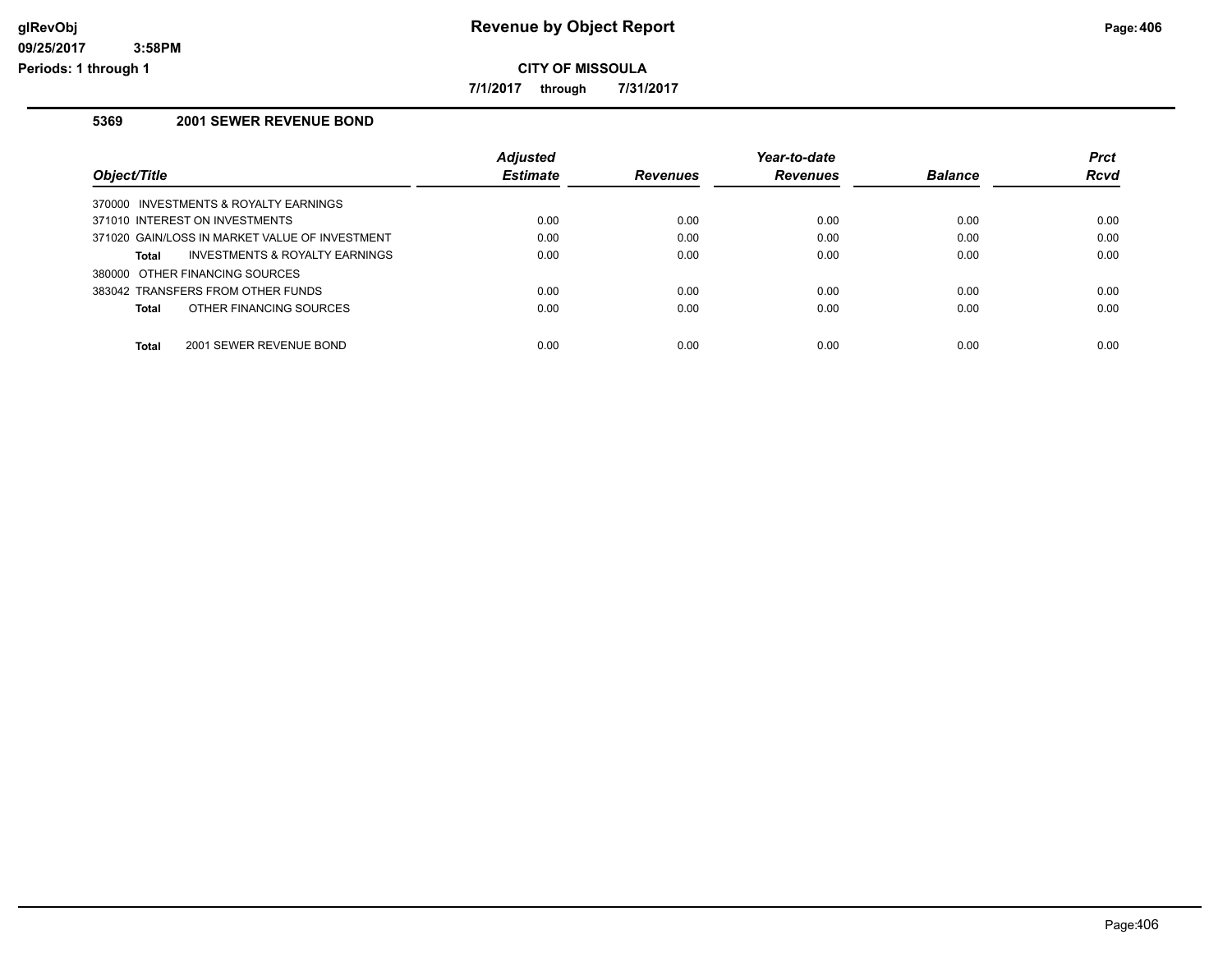**Revenue by Object Report**

**CITY OF MISSOULA**

**7/1/2017 through 7/31/2017**

glRevObj
09/25/2017 3:58PM
Periods: 1 through 1

## 5369 2001 SEWER REVENUE BOND

| Object/Title | Adjusted Estimate | Revenues | Year-to-date Revenues | Balance | Prct Rcvd |
|---|---|---|---|---|---|
| 370000 INVESTMENTS & ROYALTY EARNINGS | | | | | |
| 371010 INTEREST ON INVESTMENTS | 0.00 | 0.00 | 0.00 | 0.00 | 0.00 |
| 371020 GAIN/LOSS IN MARKET VALUE OF INVESTMENT | 0.00 | 0.00 | 0.00 | 0.00 | 0.00 |
| **Total** INVESTMENTS & ROYALTY EARNINGS | 0.00 | 0.00 | 0.00 | 0.00 | 0.00 |
| 380000 OTHER FINANCING SOURCES | | | | | |
| 383042 TRANSFERS FROM OTHER FUNDS | 0.00 | 0.00 | 0.00 | 0.00 | 0.00 |
| **Total** OTHER FINANCING SOURCES | 0.00 | 0.00 | 0.00 | 0.00 | 0.00 |
| **Total** 2001 SEWER REVENUE BOND | 0.00 | 0.00 | 0.00 | 0.00 | 0.00 |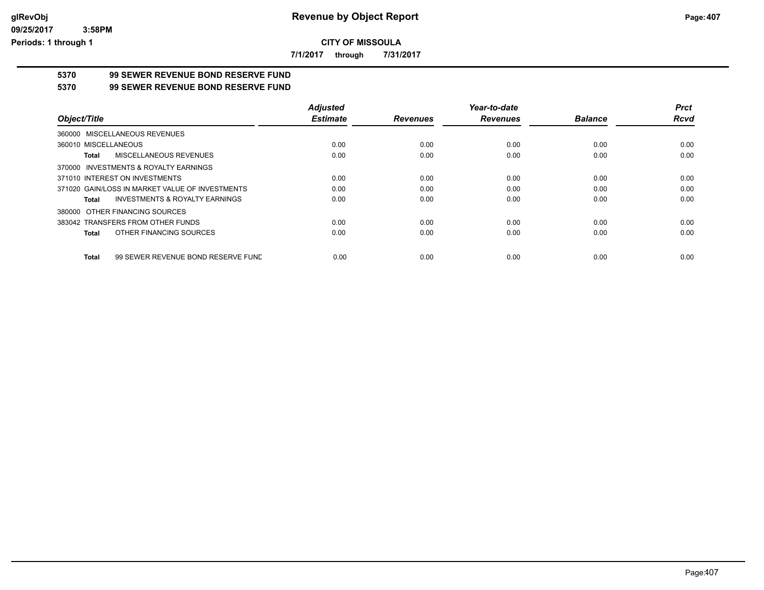**CITY OF MISSOULA**

**7/1/2017 through 7/31/2017**

## 5370 99 SEWER REVENUE BOND RESERVE FUND

## 5370 99 SEWER REVENUE BOND RESERVE FUND

| Object/Title | Adjusted Estimate | Revenues | Year-to-date Revenues | Balance | Prct Rcvd |
|---|---|---|---|---|---|
| 360000 MISCELLANEOUS REVENUES | | | | | |
| 360010 MISCELLANEOUS | 0.00 | 0.00 | 0.00 | 0.00 | 0.00 |
| **Total** MISCELLANEOUS REVENUES | 0.00 | 0.00 | 0.00 | 0.00 | 0.00 |
| 370000 INVESTMENTS & ROYALTY EARNINGS | | | | | |
| 371010 INTEREST ON INVESTMENTS | 0.00 | 0.00 | 0.00 | 0.00 | 0.00 |
| 371020 GAIN/LOSS IN MARKET VALUE OF INVESTMENTS | 0.00 | 0.00 | 0.00 | 0.00 | 0.00 |
| **Total** INVESTMENTS & ROYALTY EARNINGS | 0.00 | 0.00 | 0.00 | 0.00 | 0.00 |
| 380000 OTHER FINANCING SOURCES | | | | | |
| 383042 TRANSFERS FROM OTHER FUNDS | 0.00 | 0.00 | 0.00 | 0.00 | 0.00 |
| **Total** OTHER FINANCING SOURCES | 0.00 | 0.00 | 0.00 | 0.00 | 0.00 |
| **Total** 99 SEWER REVENUE BOND RESERVE FUND | 0.00 | 0.00 | 0.00 | 0.00 | 0.00 |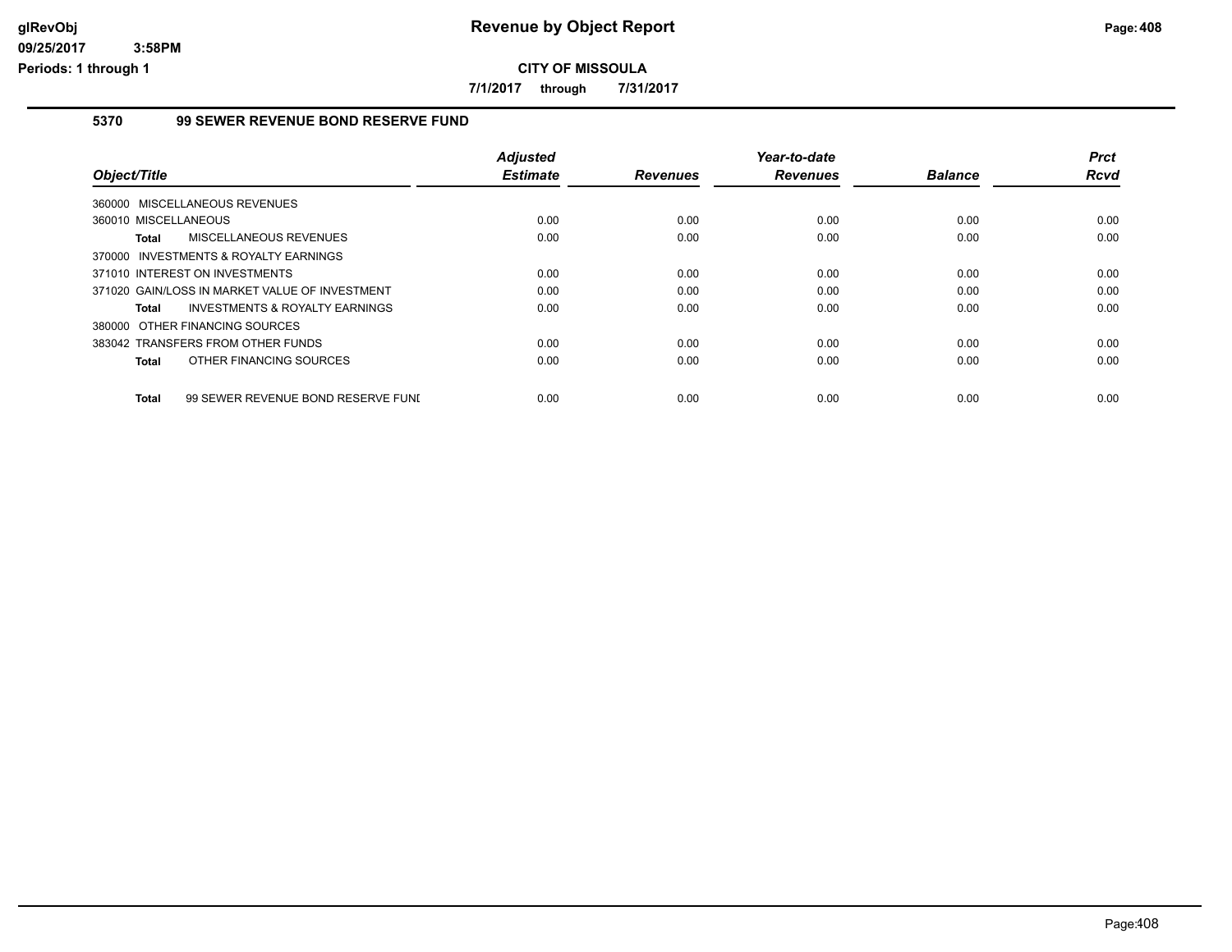# Revenue by Object Report

**CITY OF MISSOULA**

**7/1/2017 through 7/31/2017**

## 5370 99 SEWER REVENUE BOND RESERVE FUND

| Object/Title | Adjusted Estimate | Revenues | Year-to-date Revenues | Balance | Prct Rcvd |
|---|---|---|---|---|---|
| 360000 MISCELLANEOUS REVENUES | | | | | |
| 360010 MISCELLANEOUS | 0.00 | 0.00 | 0.00 | 0.00 | 0.00 |
| **Total** MISCELLANEOUS REVENUES | 0.00 | 0.00 | 0.00 | 0.00 | 0.00 |
| 370000 INVESTMENTS & ROYALTY EARNINGS | | | | | |
| 371010 INTEREST ON INVESTMENTS | 0.00 | 0.00 | 0.00 | 0.00 | 0.00 |
| 371020 GAIN/LOSS IN MARKET VALUE OF INVESTMENT | 0.00 | 0.00 | 0.00 | 0.00 | 0.00 |
| **Total** INVESTMENTS & ROYALTY EARNINGS | 0.00 | 0.00 | 0.00 | 0.00 | 0.00 |
| 380000 OTHER FINANCING SOURCES | | | | | |
| 383042 TRANSFERS FROM OTHER FUNDS | 0.00 | 0.00 | 0.00 | 0.00 | 0.00 |
| **Total** OTHER FINANCING SOURCES | 0.00 | 0.00 | 0.00 | 0.00 | 0.00 |
| **Total** 99 SEWER REVENUE BOND RESERVE FUNI | 0.00 | 0.00 | 0.00 | 0.00 | 0.00 |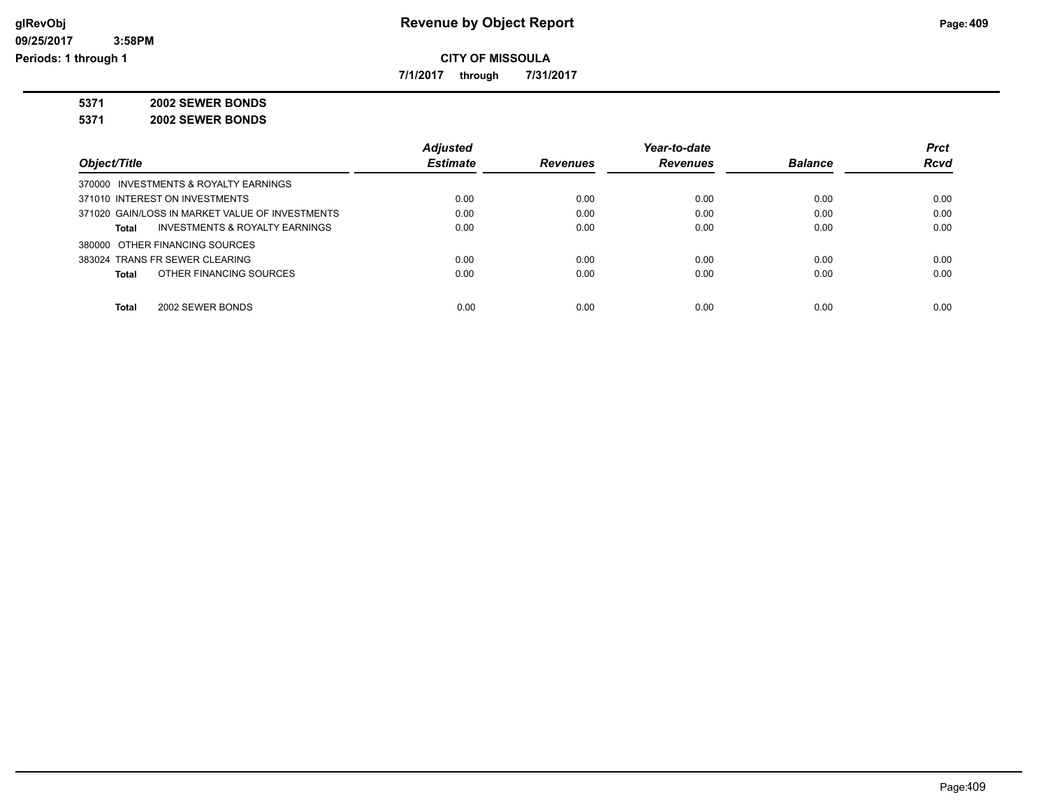# Revenue by Object Report

glRevObj
09/25/2017 3:58PM
Periods: 1 through 1

## CITY OF MISSOULA

7/1/2017 through 7/31/2017

**5371 2002 SEWER BONDS**

**5371 2002 SEWER BONDS**

| Object/Title | Adjusted Estimate | Revenues | Year-to-date Revenues | Balance | Prct Rcvd |
|---|---|---|---|---|---|
| 370000 INVESTMENTS & ROYALTY EARNINGS | | | | | |
| 371010 INTEREST ON INVESTMENTS | 0.00 | 0.00 | 0.00 | 0.00 | 0.00 |
| 371020 GAIN/LOSS IN MARKET VALUE OF INVESTMENTS | 0.00 | 0.00 | 0.00 | 0.00 | 0.00 |
| **Total** INVESTMENTS & ROYALTY EARNINGS | 0.00 | 0.00 | 0.00 | 0.00 | 0.00 |
| 380000 OTHER FINANCING SOURCES | | | | | |
| 383024 TRANS FR SEWER CLEARING | 0.00 | 0.00 | 0.00 | 0.00 | 0.00 |
| **Total** OTHER FINANCING SOURCES | 0.00 | 0.00 | 0.00 | 0.00 | 0.00 |
| **Total** 2002 SEWER BONDS | 0.00 | 0.00 | 0.00 | 0.00 | 0.00 |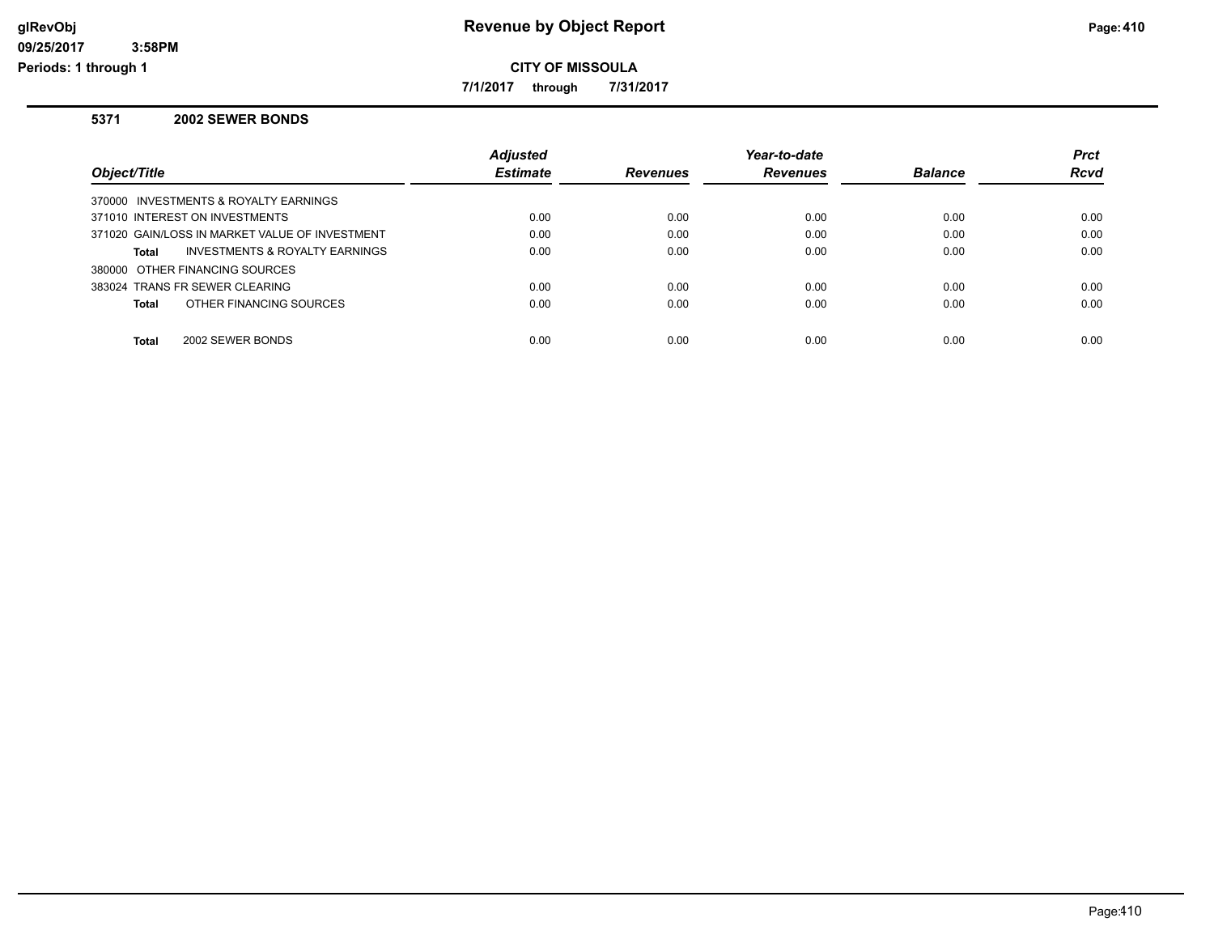# Revenue by Object Report

**CITY OF MISSOULA**

**7/1/2017 through 7/31/2017**

glRevObj
09/25/2017 3:58PM
Periods: 1 through 1

## 5371 2002 SEWER BONDS

| Object/Title | Adjusted Estimate | Revenues | Year-to-date Revenues | Balance | Prct Rcvd |
|---|---|---|---|---|---|
| 370000 INVESTMENTS & ROYALTY EARNINGS | | | | | |
| 371010 INTEREST ON INVESTMENTS | 0.00 | 0.00 | 0.00 | 0.00 | 0.00 |
| 371020 GAIN/LOSS IN MARKET VALUE OF INVESTMENT | 0.00 | 0.00 | 0.00 | 0.00 | 0.00 |
| **Total** INVESTMENTS & ROYALTY EARNINGS | 0.00 | 0.00 | 0.00 | 0.00 | 0.00 |
| 380000 OTHER FINANCING SOURCES | | | | | |
| 383024 TRANS FR SEWER CLEARING | 0.00 | 0.00 | 0.00 | 0.00 | 0.00 |
| **Total** OTHER FINANCING SOURCES | 0.00 | 0.00 | 0.00 | 0.00 | 0.00 |
| **Total** 2002 SEWER BONDS | 0.00 | 0.00 | 0.00 | 0.00 | 0.00 |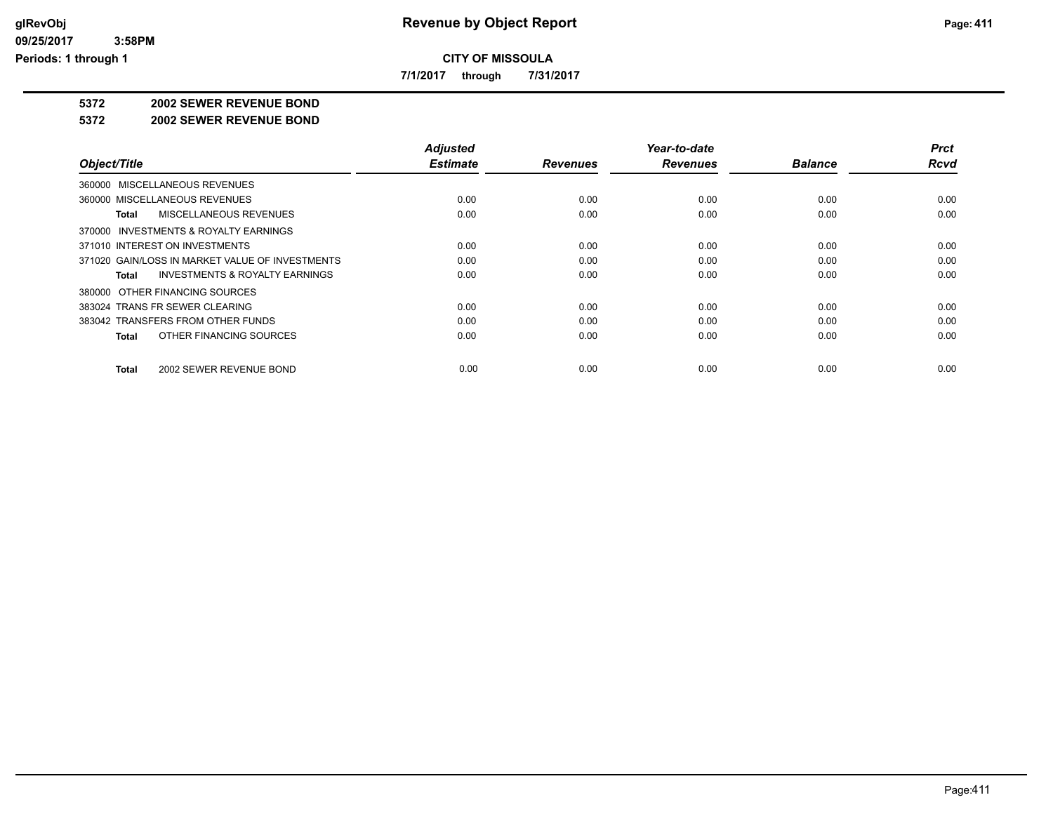**Revenue by Object Report**

**CITY OF MISSOULA**

**7/1/2017 through 7/31/2017**

glRevObj
09/25/2017 3:58PM
Periods: 1 through 1

## 5372 2002 SEWER REVENUE BOND

## 5372 2002 SEWER REVENUE BOND

| Object/Title | Adjusted Estimate | Revenues | Year-to-date Revenues | Balance | Prct Rcvd |
|---|---|---|---|---|---|
| 360000 MISCELLANEOUS REVENUES | | | | | |
| 360000 MISCELLANEOUS REVENUES | 0.00 | 0.00 | 0.00 | 0.00 | 0.00 |
| **Total** MISCELLANEOUS REVENUES | 0.00 | 0.00 | 0.00 | 0.00 | 0.00 |
| 370000 INVESTMENTS & ROYALTY EARNINGS | | | | | |
| 371010 INTEREST ON INVESTMENTS | 0.00 | 0.00 | 0.00 | 0.00 | 0.00 |
| 371020 GAIN/LOSS IN MARKET VALUE OF INVESTMENTS | 0.00 | 0.00 | 0.00 | 0.00 | 0.00 |
| **Total** INVESTMENTS & ROYALTY EARNINGS | 0.00 | 0.00 | 0.00 | 0.00 | 0.00 |
| 380000 OTHER FINANCING SOURCES | | | | | |
| 383024 TRANS FR SEWER CLEARING | 0.00 | 0.00 | 0.00 | 0.00 | 0.00 |
| 383042 TRANSFERS FROM OTHER FUNDS | 0.00 | 0.00 | 0.00 | 0.00 | 0.00 |
| **Total** OTHER FINANCING SOURCES | 0.00 | 0.00 | 0.00 | 0.00 | 0.00 |
| **Total** 2002 SEWER REVENUE BOND | 0.00 | 0.00 | 0.00 | 0.00 | 0.00 |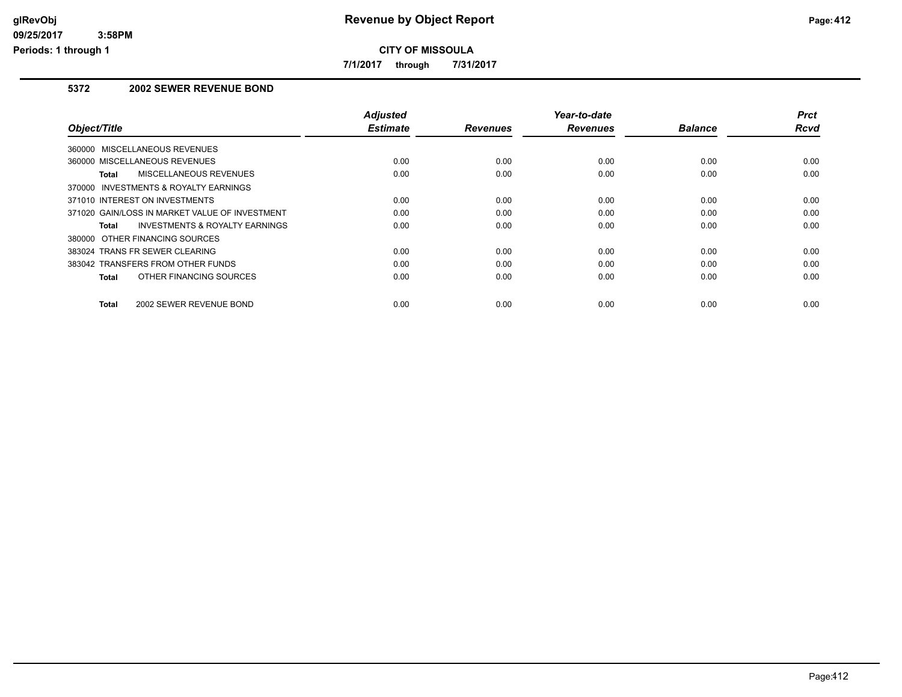# Revenue by Object Report

glRevObj
09/25/2017 3:58PM
Periods: 1 through 1

**CITY OF MISSOULA**

**7/1/2017 through 7/31/2017**

## 5372 2002 SEWER REVENUE BOND

| Object/Title | Adjusted Estimate | Revenues | Year-to-date Revenues | Balance | Prct Rcvd |
|---|---|---|---|---|---|
| 360000 MISCELLANEOUS REVENUES | | | | | |
| 360000 MISCELLANEOUS REVENUES | 0.00 | 0.00 | 0.00 | 0.00 | 0.00 |
| **Total** MISCELLANEOUS REVENUES | 0.00 | 0.00 | 0.00 | 0.00 | 0.00 |
| 370000 INVESTMENTS & ROYALTY EARNINGS | | | | | |
| 371010 INTEREST ON INVESTMENTS | 0.00 | 0.00 | 0.00 | 0.00 | 0.00 |
| 371020 GAIN/LOSS IN MARKET VALUE OF INVESTMENT | 0.00 | 0.00 | 0.00 | 0.00 | 0.00 |
| **Total** INVESTMENTS & ROYALTY EARNINGS | 0.00 | 0.00 | 0.00 | 0.00 | 0.00 |
| 380000 OTHER FINANCING SOURCES | | | | | |
| 383024 TRANS FR SEWER CLEARING | 0.00 | 0.00 | 0.00 | 0.00 | 0.00 |
| 383042 TRANSFERS FROM OTHER FUNDS | 0.00 | 0.00 | 0.00 | 0.00 | 0.00 |
| **Total** OTHER FINANCING SOURCES | 0.00 | 0.00 | 0.00 | 0.00 | 0.00 |
| **Total** 2002 SEWER REVENUE BOND | 0.00 | 0.00 | 0.00 | 0.00 | 0.00 |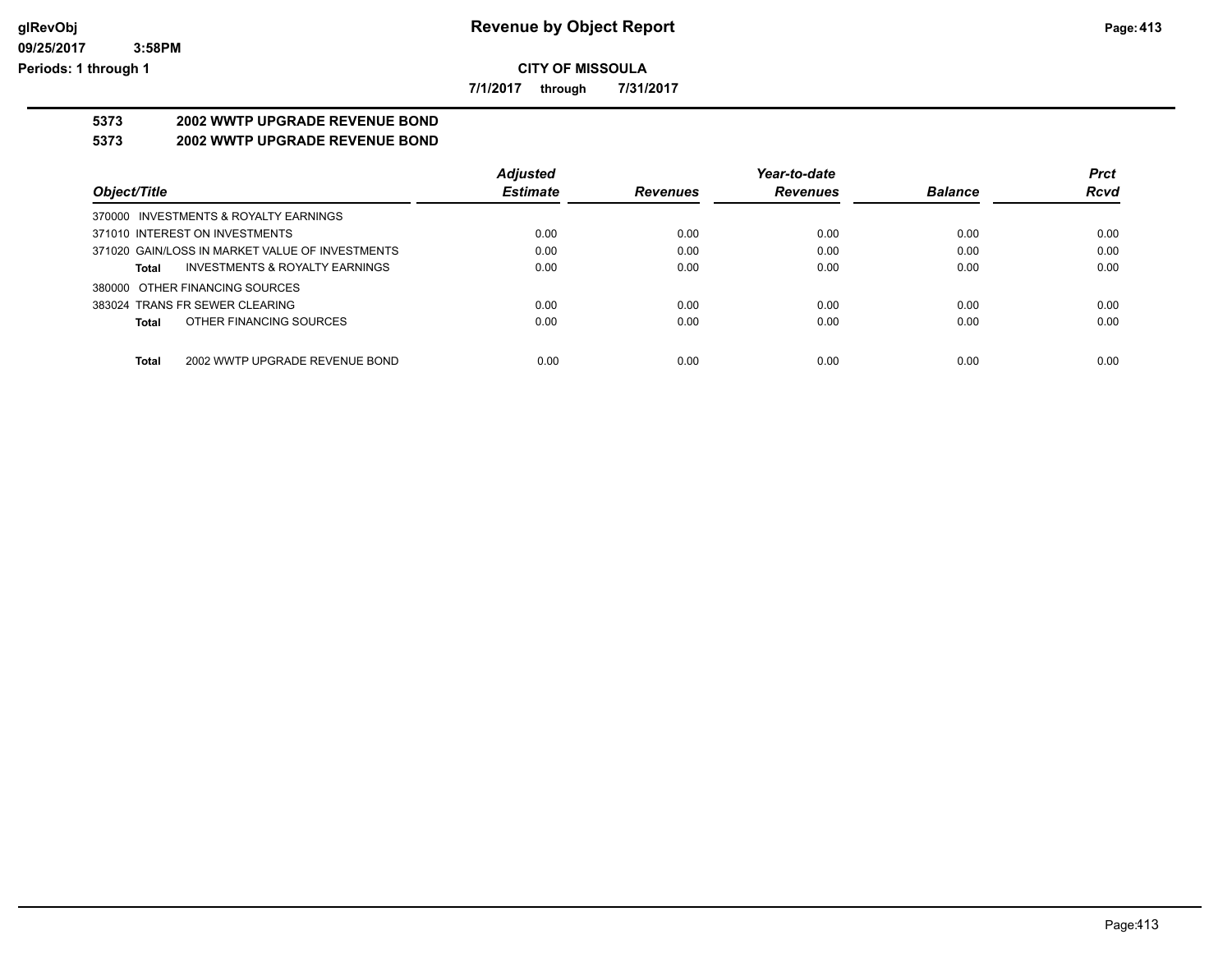**CITY OF MISSOULA**

**7/1/2017 through 7/31/2017**

## 5373 2002 WWTP UPGRADE REVENUE BOND

## 5373 2002 WWTP UPGRADE REVENUE BOND

| Object/Title | Adjusted Estimate | Revenues | Year-to-date Revenues | Balance | Prct Rcvd |
|---|---|---|---|---|---|
| 370000 INVESTMENTS & ROYALTY EARNINGS | | | | | |
| 371010 INTEREST ON INVESTMENTS | 0.00 | 0.00 | 0.00 | 0.00 | 0.00 |
| 371020 GAIN/LOSS IN MARKET VALUE OF INVESTMENTS | 0.00 | 0.00 | 0.00 | 0.00 | 0.00 |
| **Total** INVESTMENTS & ROYALTY EARNINGS | 0.00 | 0.00 | 0.00 | 0.00 | 0.00 |
| 380000 OTHER FINANCING SOURCES | | | | | |
| 383024 TRANS FR SEWER CLEARING | 0.00 | 0.00 | 0.00 | 0.00 | 0.00 |
| **Total** OTHER FINANCING SOURCES | 0.00 | 0.00 | 0.00 | 0.00 | 0.00 |
| **Total** 2002 WWTP UPGRADE REVENUE BOND | 0.00 | 0.00 | 0.00 | 0.00 | 0.00 |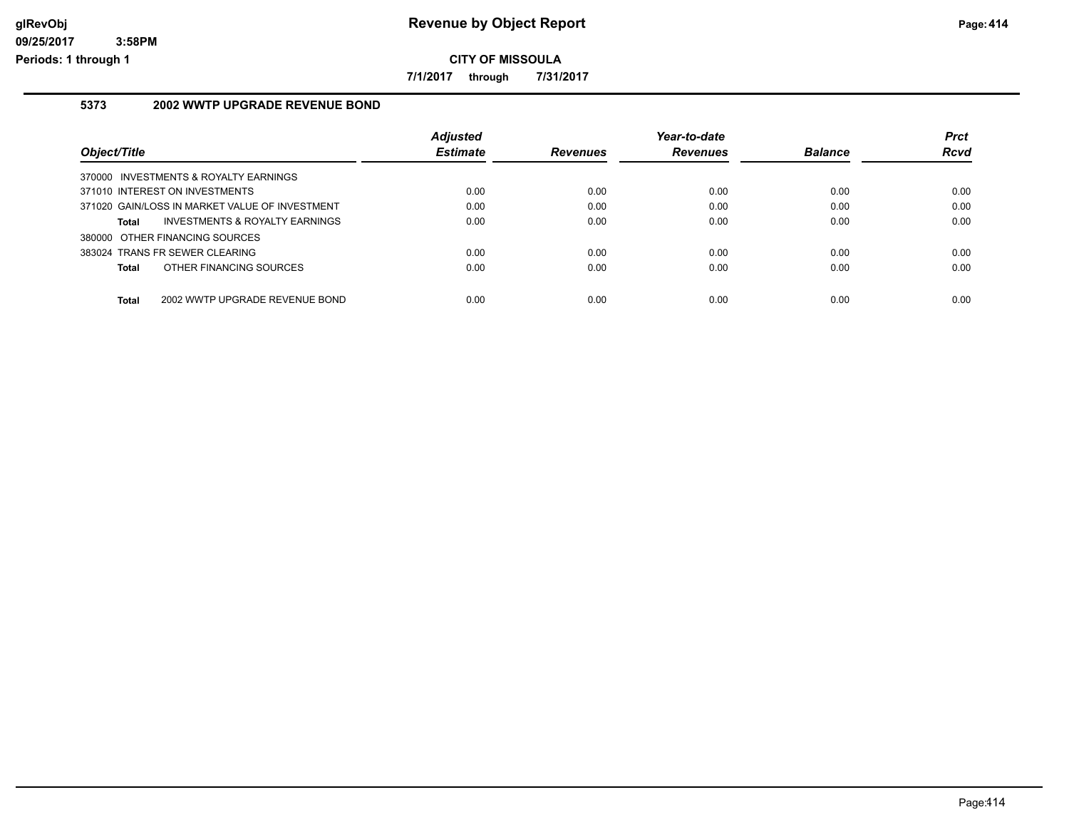# Revenue by Object Report

**CITY OF MISSOULA**

**7/1/2017 through 7/31/2017**

glRevObj
09/25/2017 3:58PM
Periods: 1 through 1

### 5373 2002 WWTP UPGRADE REVENUE BOND

| Object/Title | Adjusted Estimate | Revenues | Year-to-date Revenues | Balance | Prct Rcvd |
|---|---|---|---|---|---|
| 370000 INVESTMENTS & ROYALTY EARNINGS | | | | | |
| 371010 INTEREST ON INVESTMENTS | 0.00 | 0.00 | 0.00 | 0.00 | 0.00 |
| 371020 GAIN/LOSS IN MARKET VALUE OF INVESTMENT | 0.00 | 0.00 | 0.00 | 0.00 | 0.00 |
| **Total** INVESTMENTS & ROYALTY EARNINGS | 0.00 | 0.00 | 0.00 | 0.00 | 0.00 |
| 380000 OTHER FINANCING SOURCES | | | | | |
| 383024 TRANS FR SEWER CLEARING | 0.00 | 0.00 | 0.00 | 0.00 | 0.00 |
| **Total** OTHER FINANCING SOURCES | 0.00 | 0.00 | 0.00 | 0.00 | 0.00 |
| **Total** 2002 WWTP UPGRADE REVENUE BOND | 0.00 | 0.00 | 0.00 | 0.00 | 0.00 |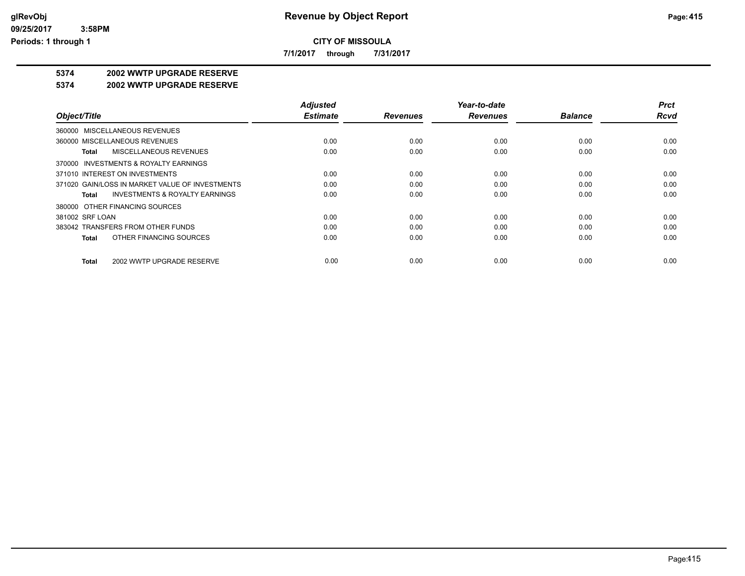**Revenue by Object Report**

**CITY OF MISSOULA**

**7/1/2017 through 7/31/2017**

## 5374 2002 WWTP UPGRADE RESERVE

### 5374 2002 WWTP UPGRADE RESERVE

| Object/Title | Adjusted Estimate | Revenues | Year-to-date Revenues | Balance | Prct Rcvd |
|---|---|---|---|---|---|
| 360000 MISCELLANEOUS REVENUES | | | | | |
| 360000 MISCELLANEOUS REVENUES | 0.00 | 0.00 | 0.00 | 0.00 | 0.00 |
| **Total** MISCELLANEOUS REVENUES | 0.00 | 0.00 | 0.00 | 0.00 | 0.00 |
| 370000 INVESTMENTS & ROYALTY EARNINGS | | | | | |
| 371010 INTEREST ON INVESTMENTS | 0.00 | 0.00 | 0.00 | 0.00 | 0.00 |
| 371020 GAIN/LOSS IN MARKET VALUE OF INVESTMENTS | 0.00 | 0.00 | 0.00 | 0.00 | 0.00 |
| **Total** INVESTMENTS & ROYALTY EARNINGS | 0.00 | 0.00 | 0.00 | 0.00 | 0.00 |
| 380000 OTHER FINANCING SOURCES | | | | | |
| 381002 SRF LOAN | 0.00 | 0.00 | 0.00 | 0.00 | 0.00 |
| 383042 TRANSFERS FROM OTHER FUNDS | 0.00 | 0.00 | 0.00 | 0.00 | 0.00 |
| **Total** OTHER FINANCING SOURCES | 0.00 | 0.00 | 0.00 | 0.00 | 0.00 |
| **Total** 2002 WWTP UPGRADE RESERVE | 0.00 | 0.00 | 0.00 | 0.00 | 0.00 |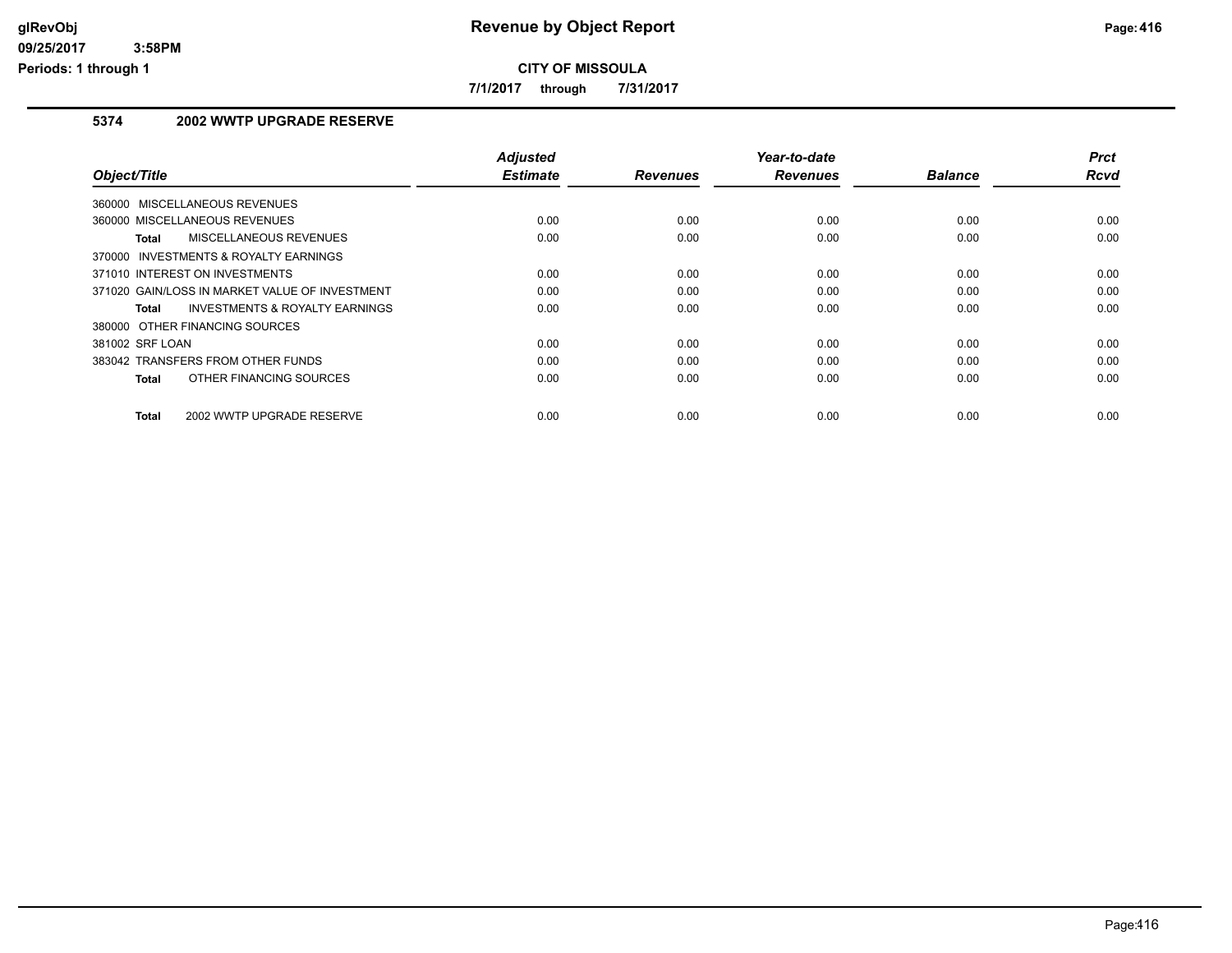# Revenue by Object Report

**CITY OF MISSOULA**

**7/1/2017 through 7/31/2017**

glRevObj
09/25/2017 3:58PM
Periods: 1 through 1

## 5374 2002 WWTP UPGRADE RESERVE

| Object/Title | Adjusted Estimate | Revenues | Year-to-date Revenues | Balance | Prct Rcvd |
|---|---|---|---|---|---|
| 360000 MISCELLANEOUS REVENUES | | | | | |
| 360000 MISCELLANEOUS REVENUES | 0.00 | 0.00 | 0.00 | 0.00 | 0.00 |
| **Total** MISCELLANEOUS REVENUES | 0.00 | 0.00 | 0.00 | 0.00 | 0.00 |
| 370000 INVESTMENTS & ROYALTY EARNINGS | | | | | |
| 371010 INTEREST ON INVESTMENTS | 0.00 | 0.00 | 0.00 | 0.00 | 0.00 |
| 371020 GAIN/LOSS IN MARKET VALUE OF INVESTMENT | 0.00 | 0.00 | 0.00 | 0.00 | 0.00 |
| **Total** INVESTMENTS & ROYALTY EARNINGS | 0.00 | 0.00 | 0.00 | 0.00 | 0.00 |
| 380000 OTHER FINANCING SOURCES | | | | | |
| 381002 SRF LOAN | 0.00 | 0.00 | 0.00 | 0.00 | 0.00 |
| 383042 TRANSFERS FROM OTHER FUNDS | 0.00 | 0.00 | 0.00 | 0.00 | 0.00 |
| **Total** OTHER FINANCING SOURCES | 0.00 | 0.00 | 0.00 | 0.00 | 0.00 |
| **Total** 2002 WWTP UPGRADE RESERVE | 0.00 | 0.00 | 0.00 | 0.00 | 0.00 |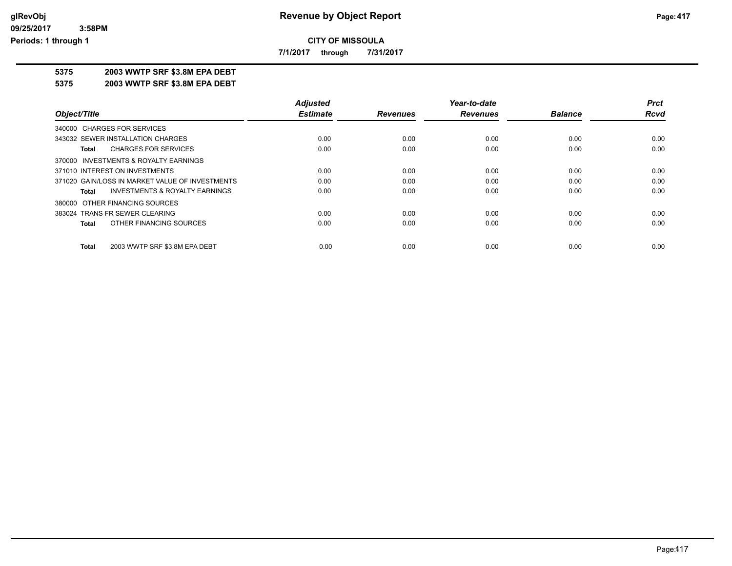**CITY OF MISSOULA**

**7/1/2017 through 7/31/2017**

**5375 2003 WWTP SRF $3.8M EPA DEBT**

**5375 2003 WWTP SRF $3.8M EPA DEBT**

| Object/Title | Adjusted Estimate | Revenues | Year-to-date Revenues | Balance | Prct Rcvd |
|---|---|---|---|---|---|
| 340000 CHARGES FOR SERVICES | | | | | |
| 343032 SEWER INSTALLATION CHARGES | 0.00 | 0.00 | 0.00 | 0.00 | 0.00 |
| **Total** CHARGES FOR SERVICES | 0.00 | 0.00 | 0.00 | 0.00 | 0.00 |
| 370000 INVESTMENTS & ROYALTY EARNINGS | | | | | |
| 371010 INTEREST ON INVESTMENTS | 0.00 | 0.00 | 0.00 | 0.00 | 0.00 |
| 371020 GAIN/LOSS IN MARKET VALUE OF INVESTMENTS | 0.00 | 0.00 | 0.00 | 0.00 | 0.00 |
| **Total** INVESTMENTS & ROYALTY EARNINGS | 0.00 | 0.00 | 0.00 | 0.00 | 0.00 |
| 380000 OTHER FINANCING SOURCES | | | | | |
| 383024 TRANS FR SEWER CLEARING | 0.00 | 0.00 | 0.00 | 0.00 | 0.00 |
| **Total** OTHER FINANCING SOURCES | 0.00 | 0.00 | 0.00 | 0.00 | 0.00 |
| **Total** 2003 WWTP SRF $3.8M EPA DEBT | 0.00 | 0.00 | 0.00 | 0.00 | 0.00 |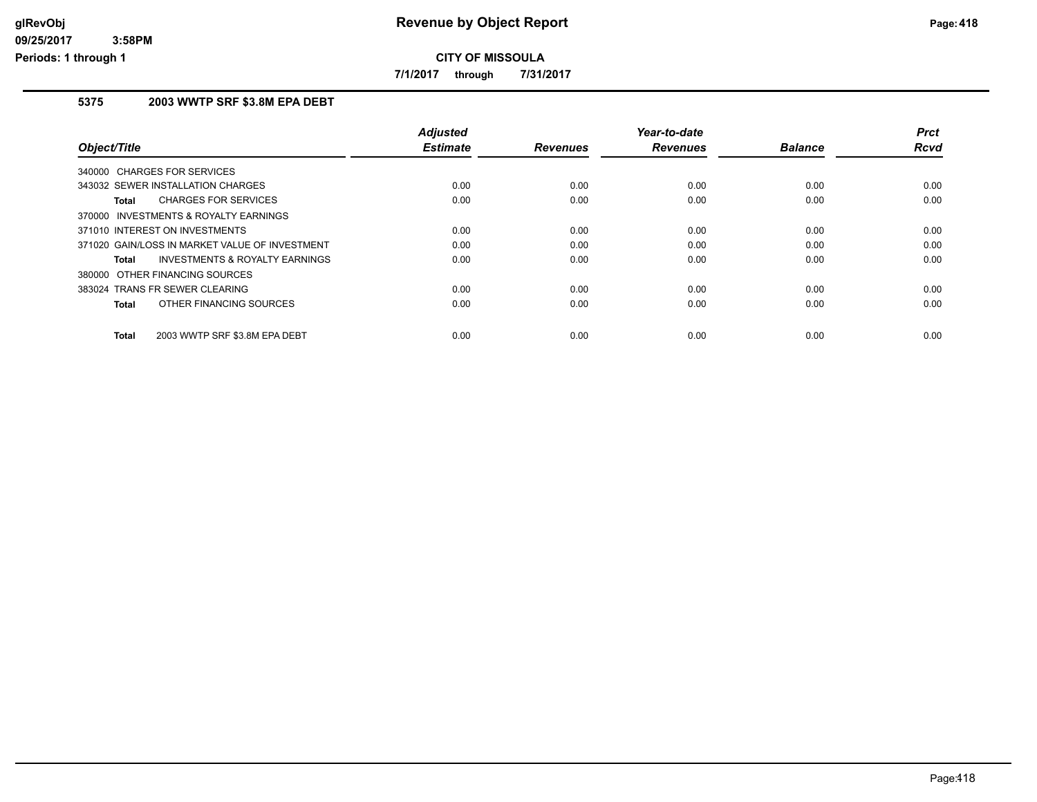# Revenue by Object Report

**CITY OF MISSOULA**

**7/1/2017 through 7/31/2017**

glRevObj
09/25/2017 3:58PM
Periods: 1 through 1

## 5375 2003 WWTP SRF $3.8M EPA DEBT

| Object/Title | Adjusted Estimate | Revenues | Year-to-date Revenues | Balance | Prct Rcvd |
|---|---|---|---|---|---|
| 340000 CHARGES FOR SERVICES | | | | | |
| 343032 SEWER INSTALLATION CHARGES | 0.00 | 0.00 | 0.00 | 0.00 | 0.00 |
| **Total** CHARGES FOR SERVICES | 0.00 | 0.00 | 0.00 | 0.00 | 0.00 |
| 370000 INVESTMENTS & ROYALTY EARNINGS | | | | | |
| 371010 INTEREST ON INVESTMENTS | 0.00 | 0.00 | 0.00 | 0.00 | 0.00 |
| 371020 GAIN/LOSS IN MARKET VALUE OF INVESTMENT | 0.00 | 0.00 | 0.00 | 0.00 | 0.00 |
| **Total** INVESTMENTS & ROYALTY EARNINGS | 0.00 | 0.00 | 0.00 | 0.00 | 0.00 |
| 380000 OTHER FINANCING SOURCES | | | | | |
| 383024 TRANS FR SEWER CLEARING | 0.00 | 0.00 | 0.00 | 0.00 | 0.00 |
| **Total** OTHER FINANCING SOURCES | 0.00 | 0.00 | 0.00 | 0.00 | 0.00 |
| **Total** 2003 WWTP SRF $3.8M EPA DEBT | 0.00 | 0.00 | 0.00 | 0.00 | 0.00 |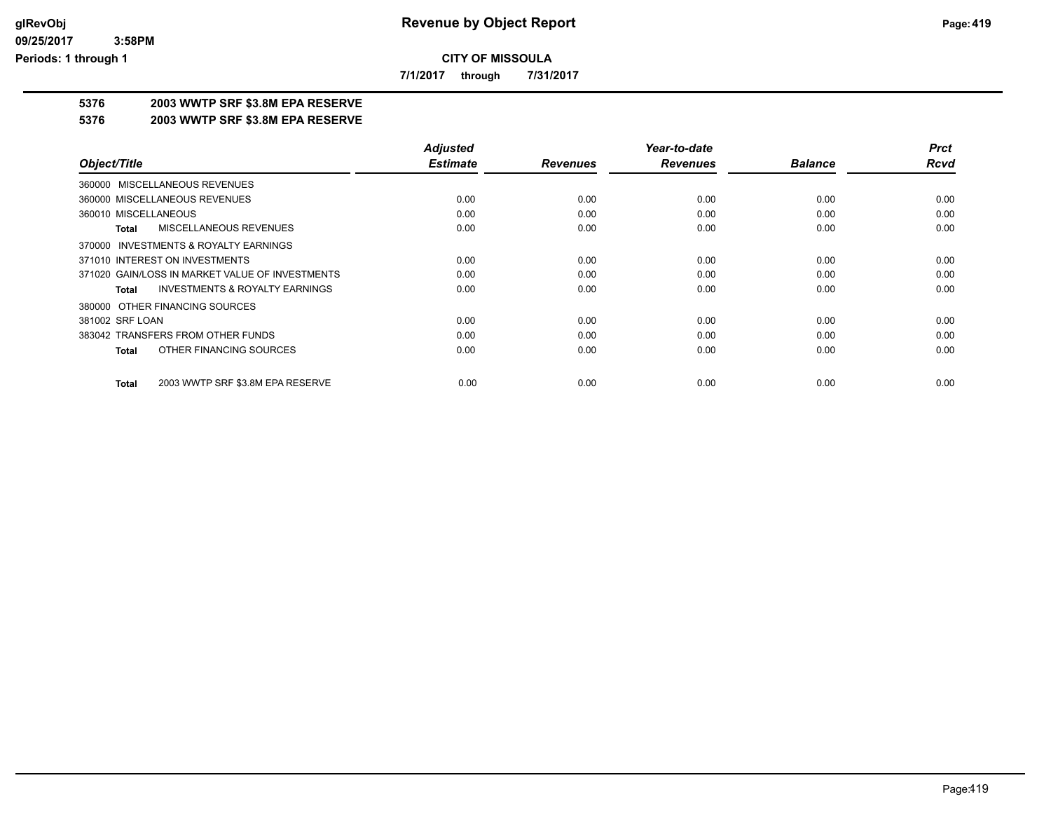**glRevObj**
**09/25/2017 3:58PM**
**Periods: 1 through 1**

# Revenue by Object Report

**CITY OF MISSOULA**

**7/1/2017 through 7/31/2017**

## 5376 2003 WWTP SRF $3.8M EPA RESERVE

## 5376 2003 WWTP SRF $3.8M EPA RESERVE

| Object/Title | Adjusted Estimate | Revenues | Year-to-date Revenues | Balance | Prct Rcvd |
|---|---|---|---|---|---|
| 360000 MISCELLANEOUS REVENUES | | | | | |
| 360000 MISCELLANEOUS REVENUES | 0.00 | 0.00 | 0.00 | 0.00 | 0.00 |
| 360010 MISCELLANEOUS | 0.00 | 0.00 | 0.00 | 0.00 | 0.00 |
| **Total** MISCELLANEOUS REVENUES | 0.00 | 0.00 | 0.00 | 0.00 | 0.00 |
| 370000 INVESTMENTS & ROYALTY EARNINGS | | | | | |
| 371010 INTEREST ON INVESTMENTS | 0.00 | 0.00 | 0.00 | 0.00 | 0.00 |
| 371020 GAIN/LOSS IN MARKET VALUE OF INVESTMENTS | 0.00 | 0.00 | 0.00 | 0.00 | 0.00 |
| **Total** INVESTMENTS & ROYALTY EARNINGS | 0.00 | 0.00 | 0.00 | 0.00 | 0.00 |
| 380000 OTHER FINANCING SOURCES | | | | | |
| 381002 SRF LOAN | 0.00 | 0.00 | 0.00 | 0.00 | 0.00 |
| 383042 TRANSFERS FROM OTHER FUNDS | 0.00 | 0.00 | 0.00 | 0.00 | 0.00 |
| **Total** OTHER FINANCING SOURCES | 0.00 | 0.00 | 0.00 | 0.00 | 0.00 |
| **Total** 2003 WWTP SRF $3.8M EPA RESERVE | 0.00 | 0.00 | 0.00 | 0.00 | 0.00 |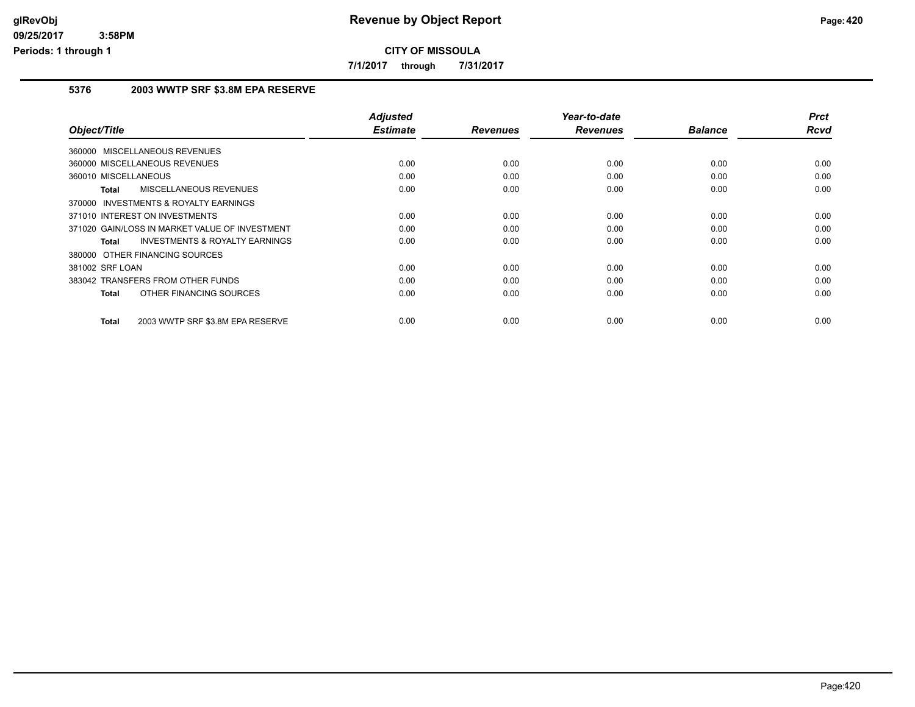# Revenue by Object Report

**CITY OF MISSOULA**

**7/1/2017 through 7/31/2017**

glRevObj
09/25/2017 3:58PM
Periods: 1 through 1

## 5376 2003 WWTP SRF $3.8M EPA RESERVE

| Object/Title | Adjusted Estimate | Revenues | Year-to-date Revenues | Balance | Prct Rcvd |
|---|---|---|---|---|---|
| 360000 MISCELLANEOUS REVENUES | | | | | |
| 360000 MISCELLANEOUS REVENUES | 0.00 | 0.00 | 0.00 | 0.00 | 0.00 |
| 360010 MISCELLANEOUS | 0.00 | 0.00 | 0.00 | 0.00 | 0.00 |
| **Total** MISCELLANEOUS REVENUES | 0.00 | 0.00 | 0.00 | 0.00 | 0.00 |
| 370000 INVESTMENTS & ROYALTY EARNINGS | | | | | |
| 371010 INTEREST ON INVESTMENTS | 0.00 | 0.00 | 0.00 | 0.00 | 0.00 |
| 371020 GAIN/LOSS IN MARKET VALUE OF INVESTMENT | 0.00 | 0.00 | 0.00 | 0.00 | 0.00 |
| **Total** INVESTMENTS & ROYALTY EARNINGS | 0.00 | 0.00 | 0.00 | 0.00 | 0.00 |
| 380000 OTHER FINANCING SOURCES | | | | | |
| 381002 SRF LOAN | 0.00 | 0.00 | 0.00 | 0.00 | 0.00 |
| 383042 TRANSFERS FROM OTHER FUNDS | 0.00 | 0.00 | 0.00 | 0.00 | 0.00 |
| **Total** OTHER FINANCING SOURCES | 0.00 | 0.00 | 0.00 | 0.00 | 0.00 |
| **Total** 2003 WWTP SRF $3.8M EPA RESERVE | 0.00 | 0.00 | 0.00 | 0.00 | 0.00 |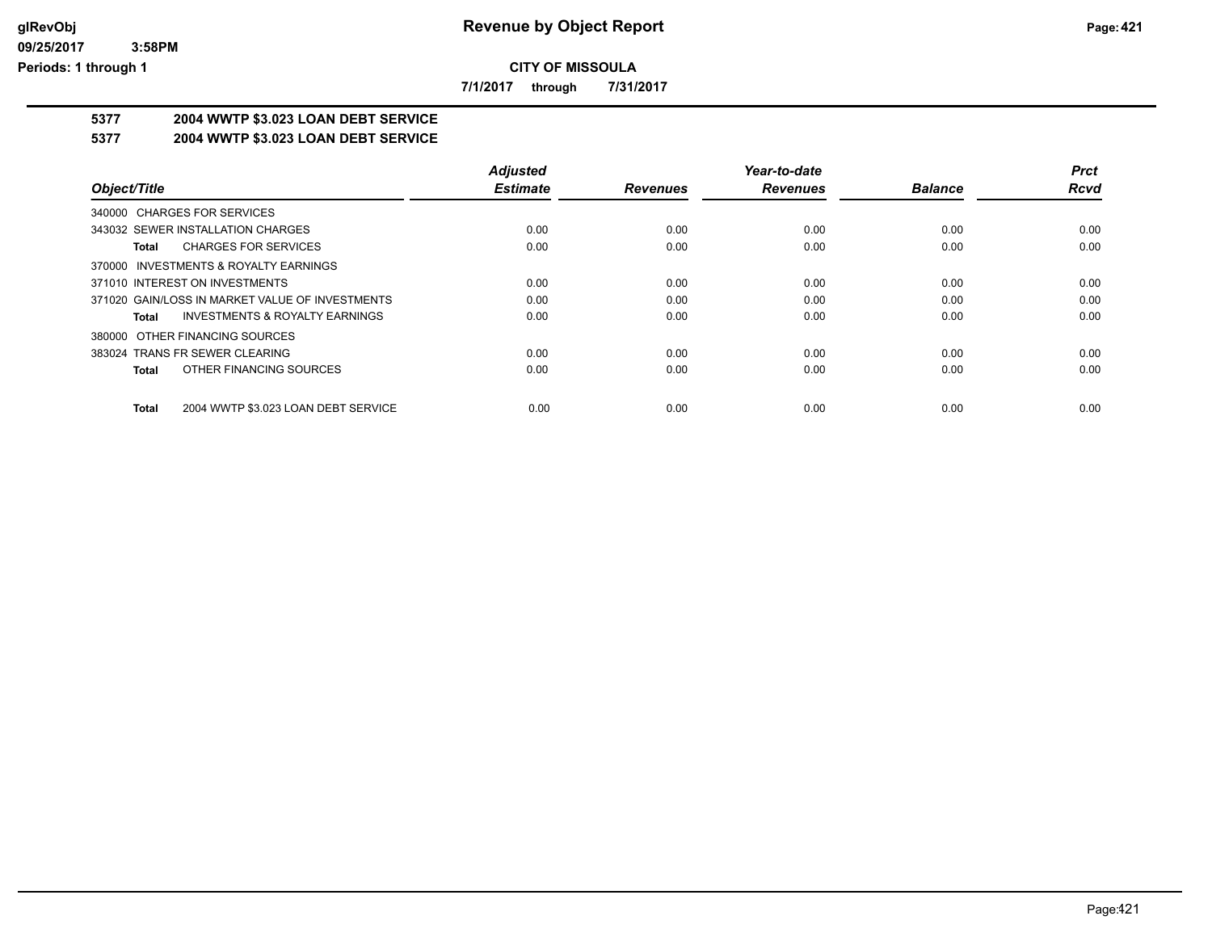# Revenue by Object Report

**CITY OF MISSOULA**

**7/1/2017 through 7/31/2017**

glRevObj
09/25/2017 3:58PM
Periods: 1 through 1

## 5377 2004 WWTP $3.023 LOAN DEBT SERVICE

### 5377 2004 WWTP $3.023 LOAN DEBT SERVICE

| Object/Title | Adjusted Estimate | Revenues | Year-to-date Revenues | Balance | Prct Rcvd |
|---|---|---|---|---|---|
| 340000 CHARGES FOR SERVICES | | | | | |
| 343032 SEWER INSTALLATION CHARGES | 0.00 | 0.00 | 0.00 | 0.00 | 0.00 |
| **Total** CHARGES FOR SERVICES | 0.00 | 0.00 | 0.00 | 0.00 | 0.00 |
| 370000 INVESTMENTS & ROYALTY EARNINGS | | | | | |
| 371010 INTEREST ON INVESTMENTS | 0.00 | 0.00 | 0.00 | 0.00 | 0.00 |
| 371020 GAIN/LOSS IN MARKET VALUE OF INVESTMENTS | 0.00 | 0.00 | 0.00 | 0.00 | 0.00 |
| **Total** INVESTMENTS & ROYALTY EARNINGS | 0.00 | 0.00 | 0.00 | 0.00 | 0.00 |
| 380000 OTHER FINANCING SOURCES | | | | | |
| 383024 TRANS FR SEWER CLEARING | 0.00 | 0.00 | 0.00 | 0.00 | 0.00 |
| **Total** OTHER FINANCING SOURCES | 0.00 | 0.00 | 0.00 | 0.00 | 0.00 |
| **Total** 2004 WWTP $3.023 LOAN DEBT SERVICE | 0.00 | 0.00 | 0.00 | 0.00 | 0.00 |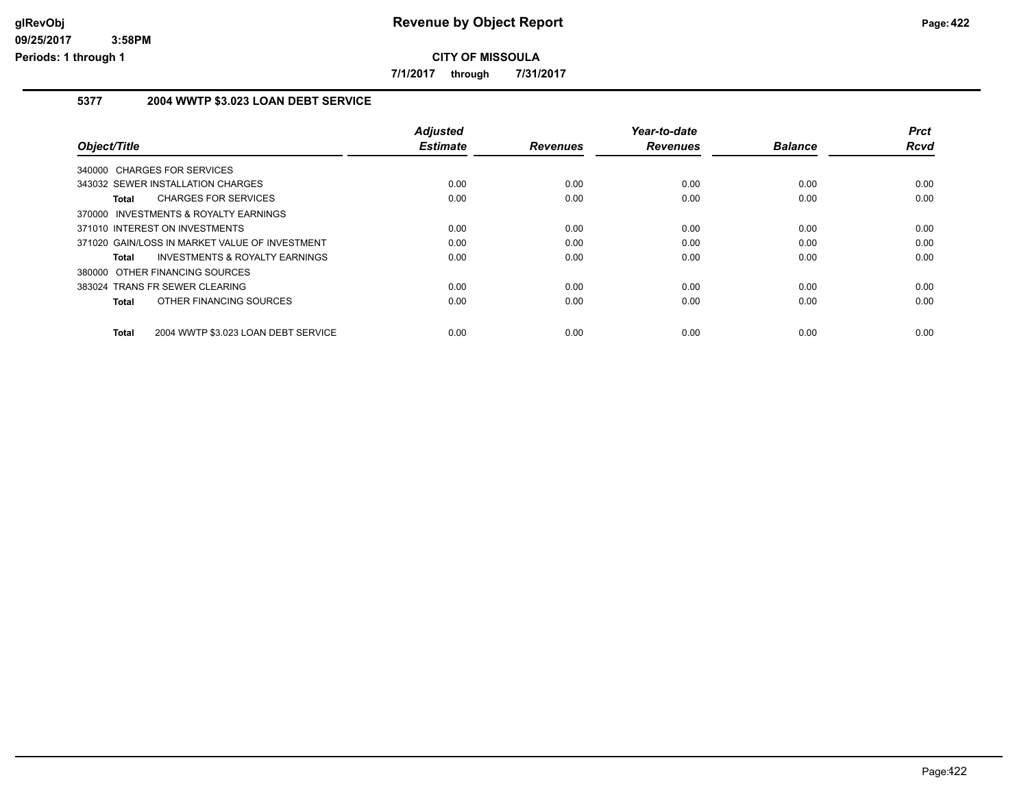# Revenue by Object Report

**CITY OF MISSOULA**

**7/1/2017 through 7/31/2017**

glRevObj
09/25/2017 3:58PM
Periods: 1 through 1

## 5377 2004 WWTP $3.023 LOAN DEBT SERVICE

| Object/Title | Adjusted Estimate | Revenues | Year-to-date Revenues | Balance | Prct Rcvd |
|---|---|---|---|---|---|
| 340000 CHARGES FOR SERVICES | | | | | |
| 343032 SEWER INSTALLATION CHARGES | 0.00 | 0.00 | 0.00 | 0.00 | 0.00 |
| **Total** CHARGES FOR SERVICES | 0.00 | 0.00 | 0.00 | 0.00 | 0.00 |
| 370000 INVESTMENTS & ROYALTY EARNINGS | | | | | |
| 371010 INTEREST ON INVESTMENTS | 0.00 | 0.00 | 0.00 | 0.00 | 0.00 |
| 371020 GAIN/LOSS IN MARKET VALUE OF INVESTMENT | 0.00 | 0.00 | 0.00 | 0.00 | 0.00 |
| **Total** INVESTMENTS & ROYALTY EARNINGS | 0.00 | 0.00 | 0.00 | 0.00 | 0.00 |
| 380000 OTHER FINANCING SOURCES | | | | | |
| 383024 TRANS FR SEWER CLEARING | 0.00 | 0.00 | 0.00 | 0.00 | 0.00 |
| **Total** OTHER FINANCING SOURCES | 0.00 | 0.00 | 0.00 | 0.00 | 0.00 |
| **Total** 2004 WWTP $3.023 LOAN DEBT SERVICE | 0.00 | 0.00 | 0.00 | 0.00 | 0.00 |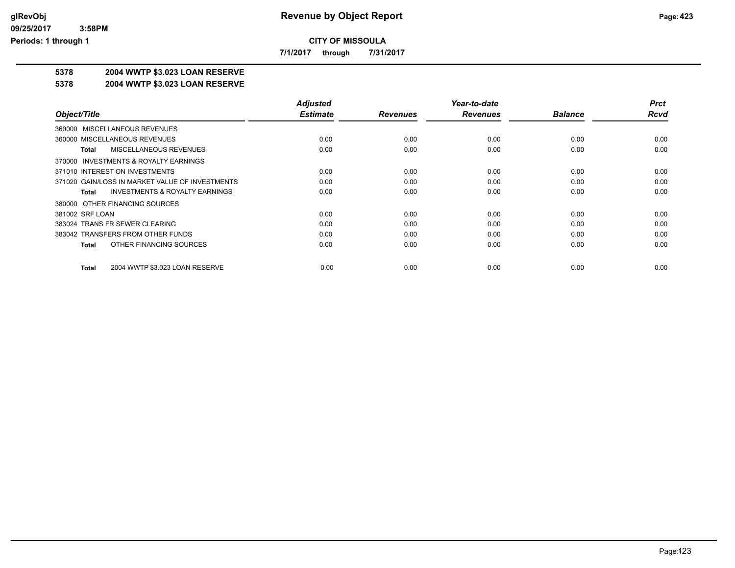# Revenue by Object Report

**CITY OF MISSOULA**

**7/1/2017 through 7/31/2017**

**5378 2004 WWTP $3.023 LOAN RESERVE**

**5378 2004 WWTP $3.023 LOAN RESERVE**

| Object/Title | Adjusted Estimate | Revenues | Year-to-date Revenues | Balance | Prct Rcvd |
|---|---|---|---|---|---|
| 360000 MISCELLANEOUS REVENUES | | | | | |
| 360000 MISCELLANEOUS REVENUES | 0.00 | 0.00 | 0.00 | 0.00 | 0.00 |
| **Total** MISCELLANEOUS REVENUES | 0.00 | 0.00 | 0.00 | 0.00 | 0.00 |
| 370000 INVESTMENTS & ROYALTY EARNINGS | | | | | |
| 371010 INTEREST ON INVESTMENTS | 0.00 | 0.00 | 0.00 | 0.00 | 0.00 |
| 371020 GAIN/LOSS IN MARKET VALUE OF INVESTMENTS | 0.00 | 0.00 | 0.00 | 0.00 | 0.00 |
| **Total** INVESTMENTS & ROYALTY EARNINGS | 0.00 | 0.00 | 0.00 | 0.00 | 0.00 |
| 380000 OTHER FINANCING SOURCES | | | | | |
| 381002 SRF LOAN | 0.00 | 0.00 | 0.00 | 0.00 | 0.00 |
| 383024 TRANS FR SEWER CLEARING | 0.00 | 0.00 | 0.00 | 0.00 | 0.00 |
| 383042 TRANSFERS FROM OTHER FUNDS | 0.00 | 0.00 | 0.00 | 0.00 | 0.00 |
| **Total** OTHER FINANCING SOURCES | 0.00 | 0.00 | 0.00 | 0.00 | 0.00 |
| **Total** 2004 WWTP $3.023 LOAN RESERVE | 0.00 | 0.00 | 0.00 | 0.00 | 0.00 |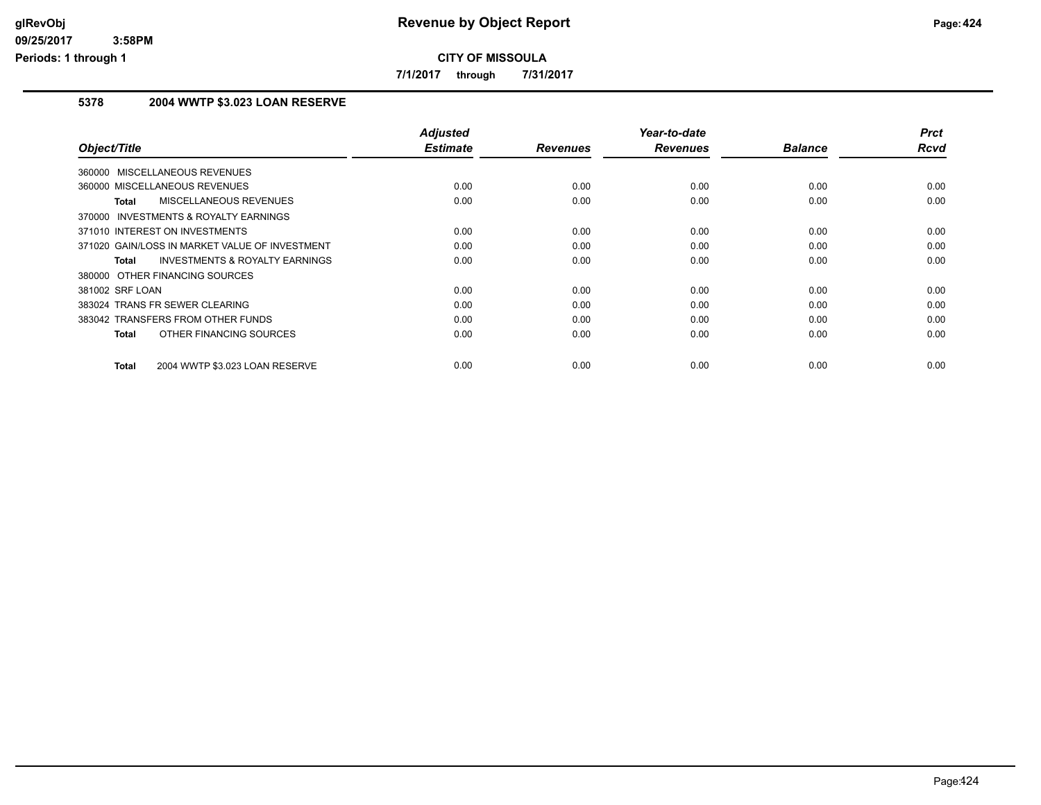## Revenue by Object Report

**CITY OF MISSOULA**

**7/1/2017 through 7/31/2017**

glRevObj
09/25/2017 3:58PM
Periods: 1 through 1

### 5378 2004 WWTP $3.023 LOAN RESERVE

| Object/Title | Adjusted Estimate | Revenues | Year-to-date Revenues | Balance | Prct Rcvd |
|---|---|---|---|---|---|
| 360000 MISCELLANEOUS REVENUES | | | | | |
| 360000 MISCELLANEOUS REVENUES | 0.00 | 0.00 | 0.00 | 0.00 | 0.00 |
| **Total** MISCELLANEOUS REVENUES | 0.00 | 0.00 | 0.00 | 0.00 | 0.00 |
| 370000 INVESTMENTS & ROYALTY EARNINGS | | | | | |
| 371010 INTEREST ON INVESTMENTS | 0.00 | 0.00 | 0.00 | 0.00 | 0.00 |
| 371020 GAIN/LOSS IN MARKET VALUE OF INVESTMENT | 0.00 | 0.00 | 0.00 | 0.00 | 0.00 |
| **Total** INVESTMENTS & ROYALTY EARNINGS | 0.00 | 0.00 | 0.00 | 0.00 | 0.00 |
| 380000 OTHER FINANCING SOURCES | | | | | |
| 381002 SRF LOAN | 0.00 | 0.00 | 0.00 | 0.00 | 0.00 |
| 383024 TRANS FR SEWER CLEARING | 0.00 | 0.00 | 0.00 | 0.00 | 0.00 |
| 383042 TRANSFERS FROM OTHER FUNDS | 0.00 | 0.00 | 0.00 | 0.00 | 0.00 |
| **Total** OTHER FINANCING SOURCES | 0.00 | 0.00 | 0.00 | 0.00 | 0.00 |
| **Total** 2004 WWTP $3.023 LOAN RESERVE | 0.00 | 0.00 | 0.00 | 0.00 | 0.00 |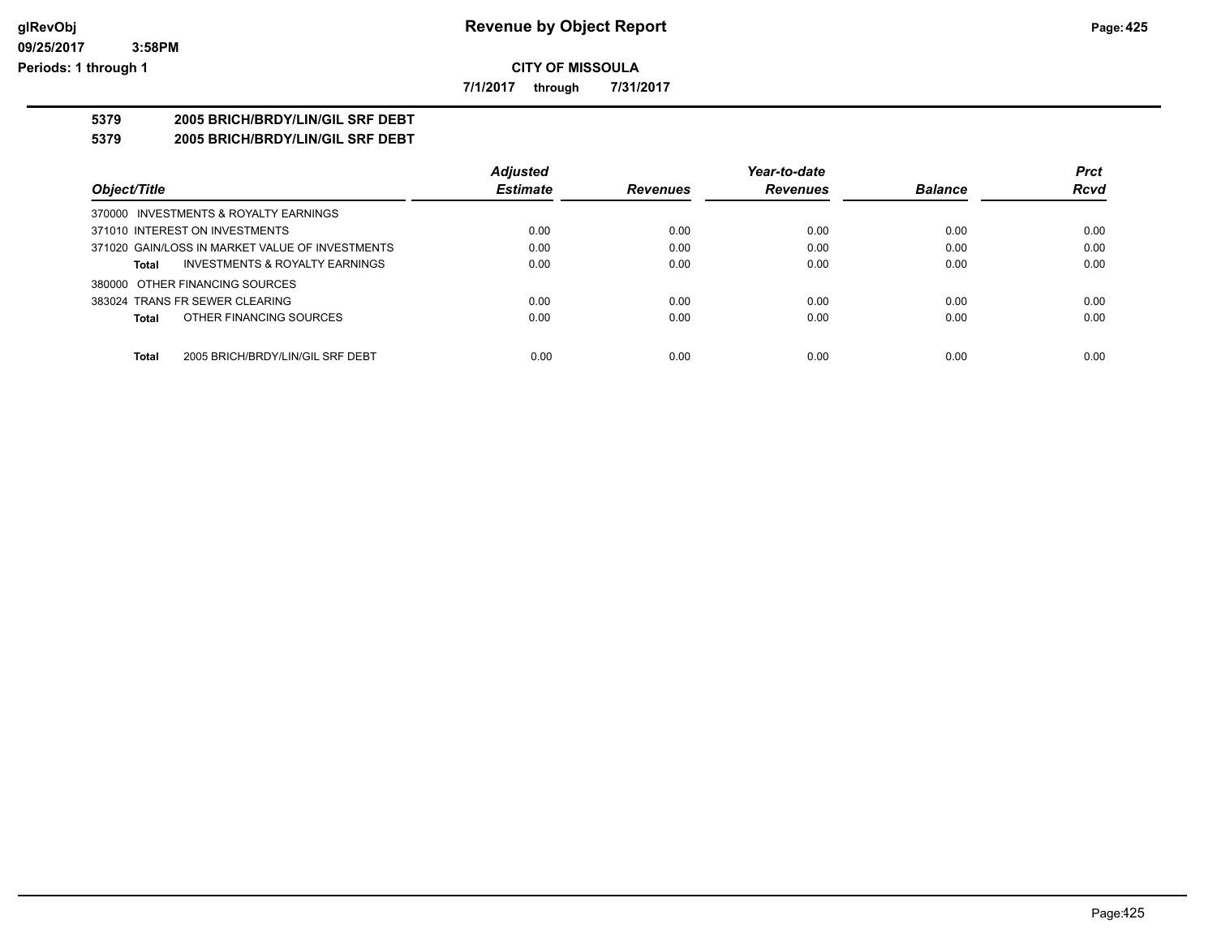**CITY OF MISSOULA**

**7/1/2017 through 7/31/2017**

**5379 2005 BRICH/BRDY/LIN/GIL SRF DEBT**

**5379 2005 BRICH/BRDY/LIN/GIL SRF DEBT**

| Object/Title | Adjusted Estimate | Revenues | Year-to-date Revenues | Balance | Prct Rcvd |
|---|---|---|---|---|---|
| 370000 INVESTMENTS & ROYALTY EARNINGS | | | | | |
| 371010 INTEREST ON INVESTMENTS | 0.00 | 0.00 | 0.00 | 0.00 | 0.00 |
| 371020 GAIN/LOSS IN MARKET VALUE OF INVESTMENTS | 0.00 | 0.00 | 0.00 | 0.00 | 0.00 |
| **Total** INVESTMENTS & ROYALTY EARNINGS | 0.00 | 0.00 | 0.00 | 0.00 | 0.00 |
| 380000 OTHER FINANCING SOURCES | | | | | |
| 383024 TRANS FR SEWER CLEARING | 0.00 | 0.00 | 0.00 | 0.00 | 0.00 |
| **Total** OTHER FINANCING SOURCES | 0.00 | 0.00 | 0.00 | 0.00 | 0.00 |
| **Total** 2005 BRICH/BRDY/LIN/GIL SRF DEBT | 0.00 | 0.00 | 0.00 | 0.00 | 0.00 |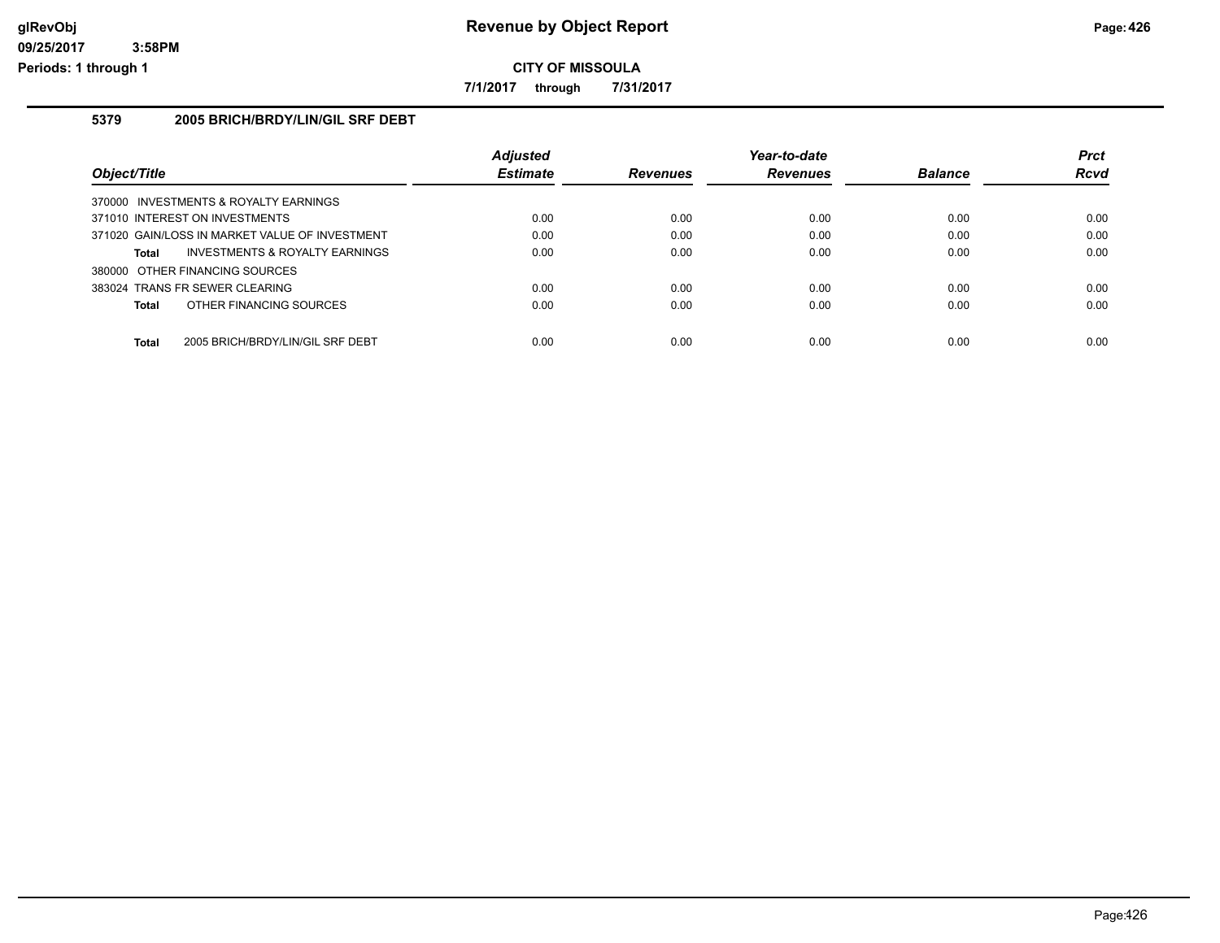# Revenue by Object Report

**CITY OF MISSOULA**

**7/1/2017 through 7/31/2017**

glRevObj
09/25/2017 3:58PM
Periods: 1 through 1

## 5379 2005 BRICH/BRDY/LIN/GIL SRF DEBT

| Object/Title | Adjusted Estimate | Revenues | Year-to-date Revenues | Balance | Prct Rcvd |
|---|---|---|---|---|---|
| 370000 INVESTMENTS & ROYALTY EARNINGS | | | | | |
| 371010 INTEREST ON INVESTMENTS | 0.00 | 0.00 | 0.00 | 0.00 | 0.00 |
| 371020 GAIN/LOSS IN MARKET VALUE OF INVESTMENT | 0.00 | 0.00 | 0.00 | 0.00 | 0.00 |
| **Total** INVESTMENTS & ROYALTY EARNINGS | 0.00 | 0.00 | 0.00 | 0.00 | 0.00 |
| 380000 OTHER FINANCING SOURCES | | | | | |
| 383024 TRANS FR SEWER CLEARING | 0.00 | 0.00 | 0.00 | 0.00 | 0.00 |
| **Total** OTHER FINANCING SOURCES | 0.00 | 0.00 | 0.00 | 0.00 | 0.00 |
| **Total** 2005 BRICH/BRDY/LIN/GIL SRF DEBT | 0.00 | 0.00 | 0.00 | 0.00 | 0.00 |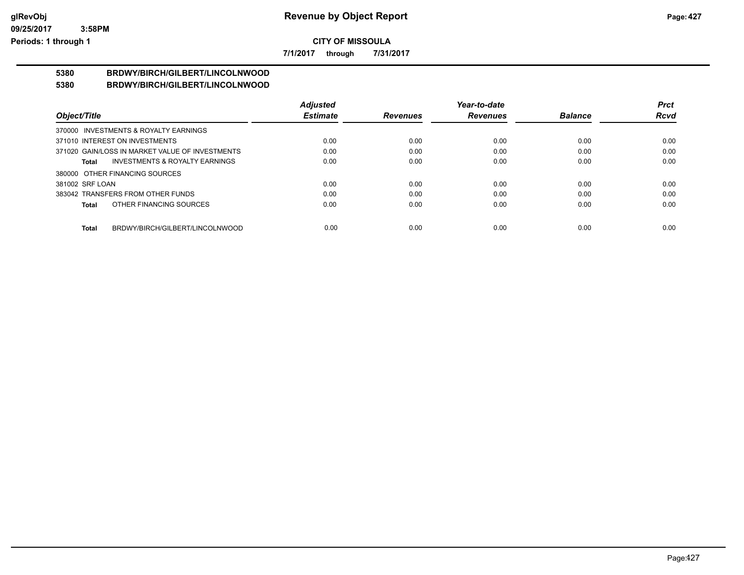**CITY OF MISSOULA**

**7/1/2017 through 7/31/2017**

**5380 BRDWY/BIRCH/GILBERT/LINCOLNWOOD**

**5380 BRDWY/BIRCH/GILBERT/LINCOLNWOOD**

| Object/Title | Adjusted Estimate | Revenues | Year-to-date Revenues | Balance | Prct Rcvd |
|---|---|---|---|---|---|
| 370000 INVESTMENTS & ROYALTY EARNINGS | | | | | |
| 371010 INTEREST ON INVESTMENTS | 0.00 | 0.00 | 0.00 | 0.00 | 0.00 |
| 371020 GAIN/LOSS IN MARKET VALUE OF INVESTMENTS | 0.00 | 0.00 | 0.00 | 0.00 | 0.00 |
| **Total** INVESTMENTS & ROYALTY EARNINGS | 0.00 | 0.00 | 0.00 | 0.00 | 0.00 |
| 380000 OTHER FINANCING SOURCES | | | | | |
| 381002 SRF LOAN | 0.00 | 0.00 | 0.00 | 0.00 | 0.00 |
| 383042 TRANSFERS FROM OTHER FUNDS | 0.00 | 0.00 | 0.00 | 0.00 | 0.00 |
| **Total** OTHER FINANCING SOURCES | 0.00 | 0.00 | 0.00 | 0.00 | 0.00 |
| **Total** BRDWY/BIRCH/GILBERT/LINCOLNWOOD | 0.00 | 0.00 | 0.00 | 0.00 | 0.00 |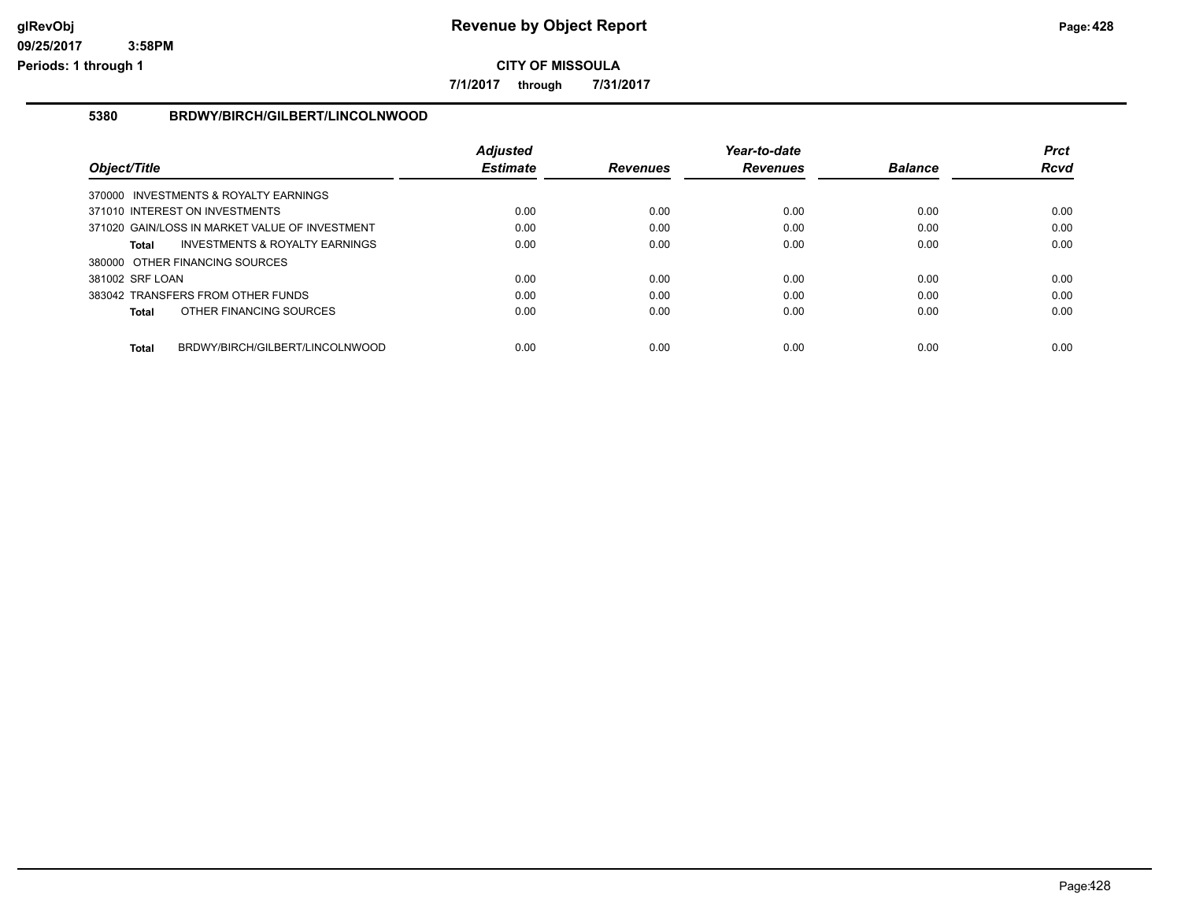# Revenue by Object Report

glRevObj
09/25/2017 3:58PM
Periods: 1 through 1

**CITY OF MISSOULA**

**7/1/2017 through 7/31/2017**

## 5380 BRDWY/BIRCH/GILBERT/LINCOLNWOOD

| Object/Title | Adjusted Estimate | Revenues | Year-to-date Revenues | Balance | Prct Rcvd |
|---|---|---|---|---|---|
| 370000 INVESTMENTS & ROYALTY EARNINGS | | | | | |
| 371010 INTEREST ON INVESTMENTS | 0.00 | 0.00 | 0.00 | 0.00 | 0.00 |
| 371020 GAIN/LOSS IN MARKET VALUE OF INVESTMENT | 0.00 | 0.00 | 0.00 | 0.00 | 0.00 |
| **Total** INVESTMENTS & ROYALTY EARNINGS | 0.00 | 0.00 | 0.00 | 0.00 | 0.00 |
| 380000 OTHER FINANCING SOURCES | | | | | |
| 381002 SRF LOAN | 0.00 | 0.00 | 0.00 | 0.00 | 0.00 |
| 383042 TRANSFERS FROM OTHER FUNDS | 0.00 | 0.00 | 0.00 | 0.00 | 0.00 |
| **Total** OTHER FINANCING SOURCES | 0.00 | 0.00 | 0.00 | 0.00 | 0.00 |
| **Total** BRDWY/BIRCH/GILBERT/LINCOLNWOOD | 0.00 | 0.00 | 0.00 | 0.00 | 0.00 |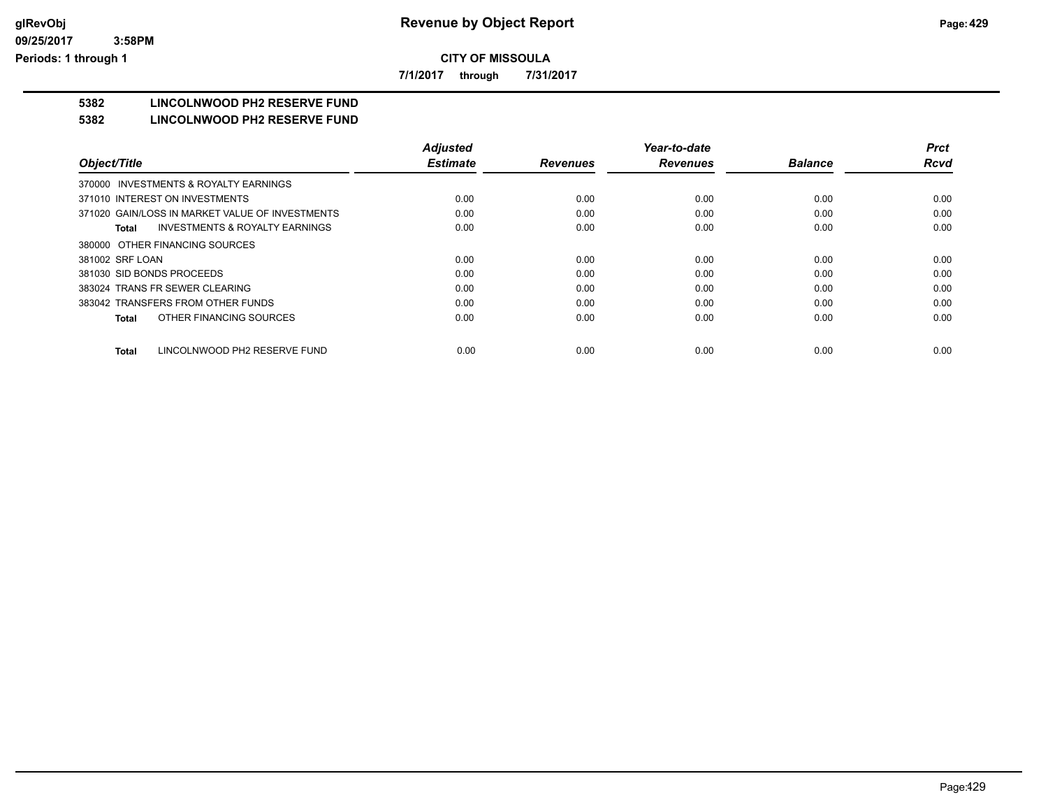**CITY OF MISSOULA**

**7/1/2017 through 7/31/2017**

**5382 LINCOLNWOOD PH2 RESERVE FUND**

**5382 LINCOLNWOOD PH2 RESERVE FUND**

| Object/Title | Adjusted Estimate | Revenues | Year-to-date Revenues | Balance | Prct Rcvd |
|---|---|---|---|---|---|
| 370000 INVESTMENTS & ROYALTY EARNINGS | | | | | |
| 371010 INTEREST ON INVESTMENTS | 0.00 | 0.00 | 0.00 | 0.00 | 0.00 |
| 371020 GAIN/LOSS IN MARKET VALUE OF INVESTMENTS | 0.00 | 0.00 | 0.00 | 0.00 | 0.00 |
| **Total** INVESTMENTS & ROYALTY EARNINGS | 0.00 | 0.00 | 0.00 | 0.00 | 0.00 |
| 380000 OTHER FINANCING SOURCES | | | | | |
| 381002 SRF LOAN | 0.00 | 0.00 | 0.00 | 0.00 | 0.00 |
| 381030 SID BONDS PROCEEDS | 0.00 | 0.00 | 0.00 | 0.00 | 0.00 |
| 383024 TRANS FR SEWER CLEARING | 0.00 | 0.00 | 0.00 | 0.00 | 0.00 |
| 383042 TRANSFERS FROM OTHER FUNDS | 0.00 | 0.00 | 0.00 | 0.00 | 0.00 |
| **Total** OTHER FINANCING SOURCES | 0.00 | 0.00 | 0.00 | 0.00 | 0.00 |
| **Total** LINCOLNWOOD PH2 RESERVE FUND | 0.00 | 0.00 | 0.00 | 0.00 | 0.00 |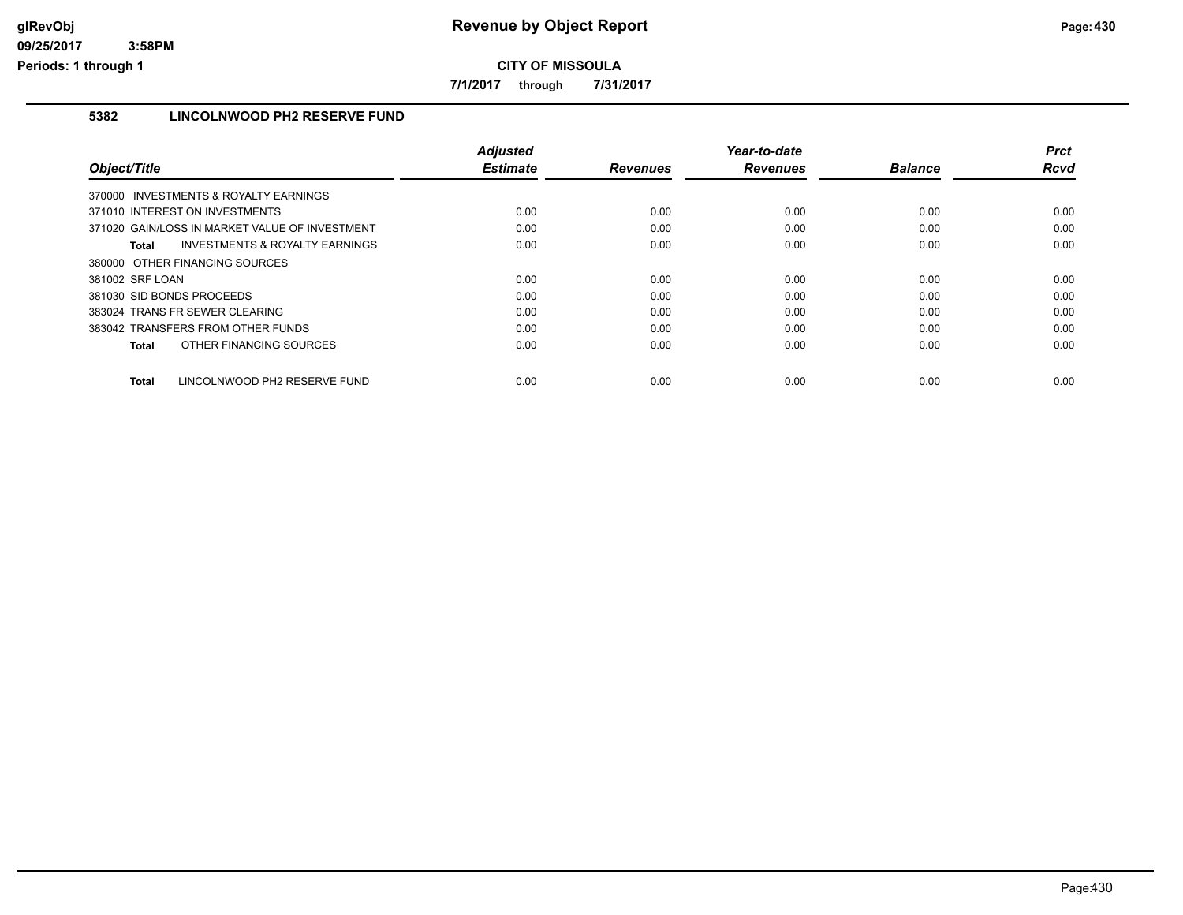# Revenue by Object Report

## CITY OF MISSOULA

**7/1/2017 through 7/31/2017**

### 5382 LINCOLNWOOD PH2 RESERVE FUND

| Object/Title | Adjusted Estimate | Revenues | Year-to-date Revenues | Balance | Prct Rcvd |
|---|---|---|---|---|---|
| 370000 INVESTMENTS & ROYALTY EARNINGS | | | | | |
| 371010 INTEREST ON INVESTMENTS | 0.00 | 0.00 | 0.00 | 0.00 | 0.00 |
| 371020 GAIN/LOSS IN MARKET VALUE OF INVESTMENT | 0.00 | 0.00 | 0.00 | 0.00 | 0.00 |
| **Total** INVESTMENTS & ROYALTY EARNINGS | 0.00 | 0.00 | 0.00 | 0.00 | 0.00 |
| 380000 OTHER FINANCING SOURCES | | | | | |
| 381002 SRF LOAN | 0.00 | 0.00 | 0.00 | 0.00 | 0.00 |
| 381030 SID BONDS PROCEEDS | 0.00 | 0.00 | 0.00 | 0.00 | 0.00 |
| 383024 TRANS FR SEWER CLEARING | 0.00 | 0.00 | 0.00 | 0.00 | 0.00 |
| 383042 TRANSFERS FROM OTHER FUNDS | 0.00 | 0.00 | 0.00 | 0.00 | 0.00 |
| **Total** OTHER FINANCING SOURCES | 0.00 | 0.00 | 0.00 | 0.00 | 0.00 |
| **Total** LINCOLNWOOD PH2 RESERVE FUND | 0.00 | 0.00 | 0.00 | 0.00 | 0.00 |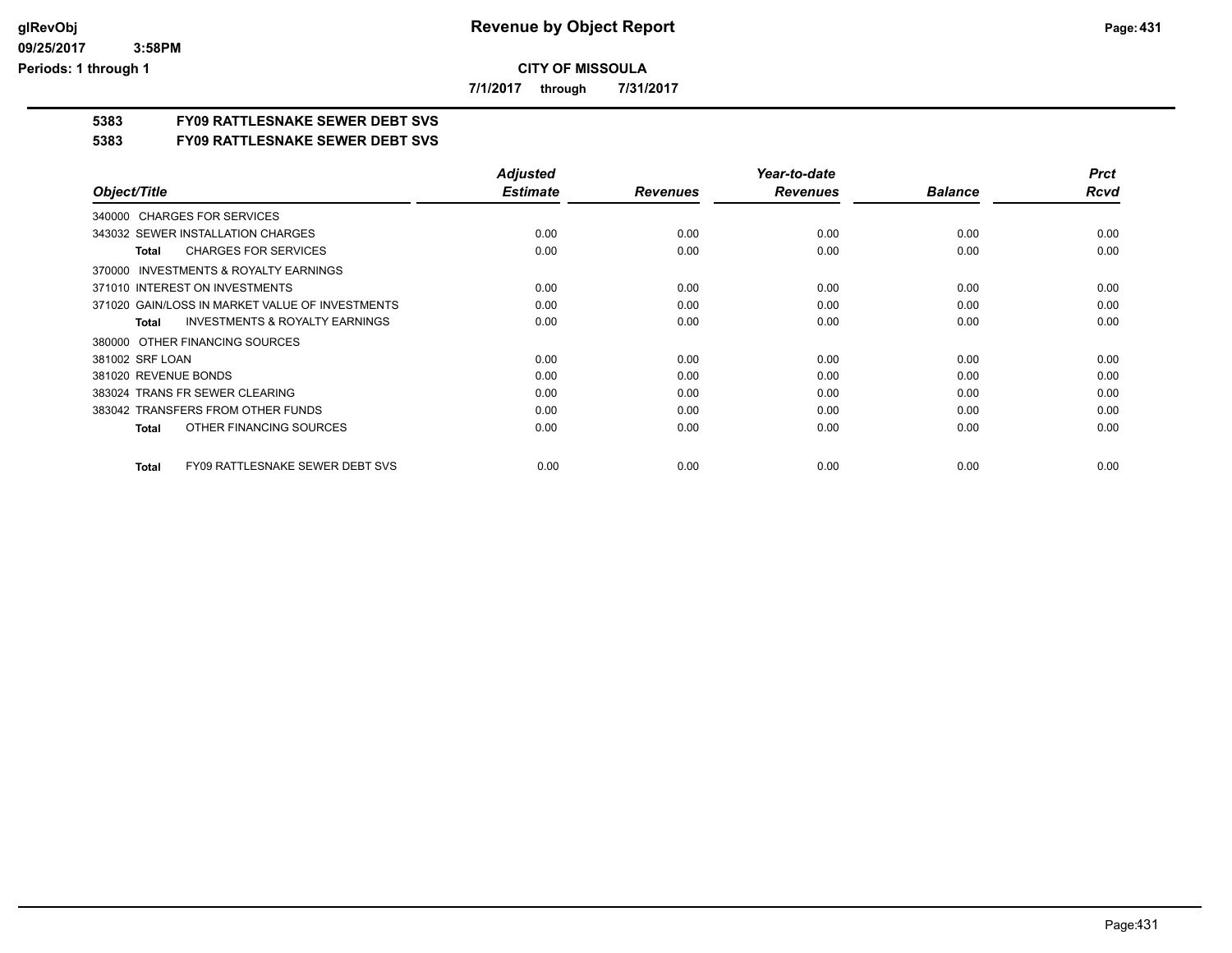**CITY OF MISSOULA**

**7/1/2017 through 7/31/2017**

## 5383 FY09 RATTLESNAKE SEWER DEBT SVS

## 5383 FY09 RATTLESNAKE SEWER DEBT SVS

| Object/Title | Adjusted Estimate | Revenues | Year-to-date Revenues | Balance | Prct Rcvd |
|---|---|---|---|---|---|
| 340000 CHARGES FOR SERVICES | | | | | |
| 343032 SEWER INSTALLATION CHARGES | 0.00 | 0.00 | 0.00 | 0.00 | 0.00 |
| **Total** CHARGES FOR SERVICES | 0.00 | 0.00 | 0.00 | 0.00 | 0.00 |
| 370000 INVESTMENTS & ROYALTY EARNINGS | | | | | |
| 371010 INTEREST ON INVESTMENTS | 0.00 | 0.00 | 0.00 | 0.00 | 0.00 |
| 371020 GAIN/LOSS IN MARKET VALUE OF INVESTMENTS | 0.00 | 0.00 | 0.00 | 0.00 | 0.00 |
| **Total** INVESTMENTS & ROYALTY EARNINGS | 0.00 | 0.00 | 0.00 | 0.00 | 0.00 |
| 380000 OTHER FINANCING SOURCES | | | | | |
| 381002 SRF LOAN | 0.00 | 0.00 | 0.00 | 0.00 | 0.00 |
| 381020 REVENUE BONDS | 0.00 | 0.00 | 0.00 | 0.00 | 0.00 |
| 383024 TRANS FR SEWER CLEARING | 0.00 | 0.00 | 0.00 | 0.00 | 0.00 |
| 383042 TRANSFERS FROM OTHER FUNDS | 0.00 | 0.00 | 0.00 | 0.00 | 0.00 |
| **Total** OTHER FINANCING SOURCES | 0.00 | 0.00 | 0.00 | 0.00 | 0.00 |
| **Total** FY09 RATTLESNAKE SEWER DEBT SVS | 0.00 | 0.00 | 0.00 | 0.00 | 0.00 |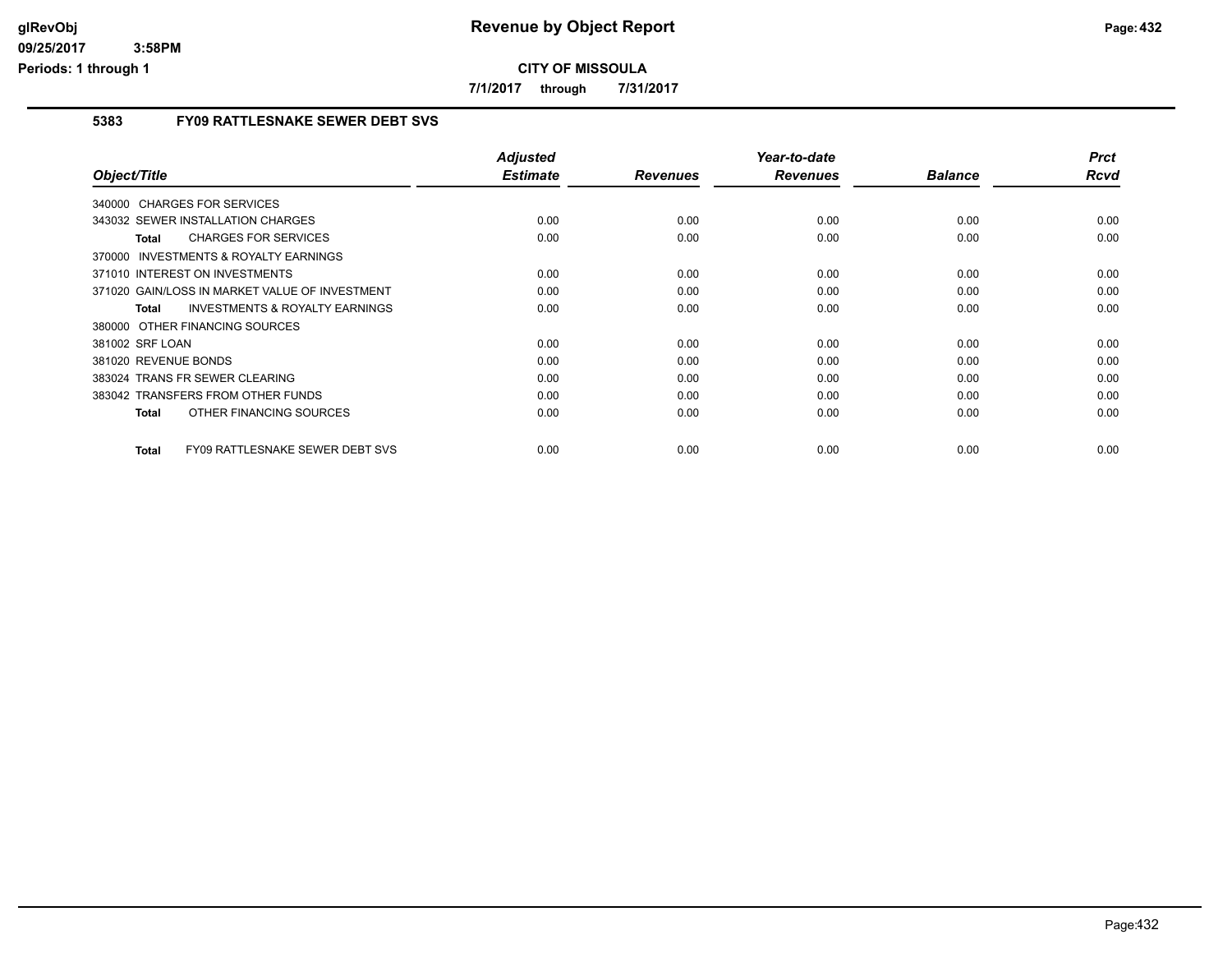# Revenue by Object Report

**CITY OF MISSOULA**

**7/1/2017 through 7/31/2017**

## 5383 FY09 RATTLESNAKE SEWER DEBT SVS

| Object/Title | Adjusted Estimate | Revenues | Year-to-date Revenues | Balance | Prct Rcvd |
|---|---|---|---|---|---|
| 340000 CHARGES FOR SERVICES | | | | | |
| 343032 SEWER INSTALLATION CHARGES | 0.00 | 0.00 | 0.00 | 0.00 | 0.00 |
| **Total** CHARGES FOR SERVICES | 0.00 | 0.00 | 0.00 | 0.00 | 0.00 |
| 370000 INVESTMENTS & ROYALTY EARNINGS | | | | | |
| 371010 INTEREST ON INVESTMENTS | 0.00 | 0.00 | 0.00 | 0.00 | 0.00 |
| 371020 GAIN/LOSS IN MARKET VALUE OF INVESTMENT | 0.00 | 0.00 | 0.00 | 0.00 | 0.00 |
| **Total** INVESTMENTS & ROYALTY EARNINGS | 0.00 | 0.00 | 0.00 | 0.00 | 0.00 |
| 380000 OTHER FINANCING SOURCES | | | | | |
| 381002 SRF LOAN | 0.00 | 0.00 | 0.00 | 0.00 | 0.00 |
| 381020 REVENUE BONDS | 0.00 | 0.00 | 0.00 | 0.00 | 0.00 |
| 383024 TRANS FR SEWER CLEARING | 0.00 | 0.00 | 0.00 | 0.00 | 0.00 |
| 383042 TRANSFERS FROM OTHER FUNDS | 0.00 | 0.00 | 0.00 | 0.00 | 0.00 |
| **Total** OTHER FINANCING SOURCES | 0.00 | 0.00 | 0.00 | 0.00 | 0.00 |
| **Total** FY09 RATTLESNAKE SEWER DEBT SVS | 0.00 | 0.00 | 0.00 | 0.00 | 0.00 |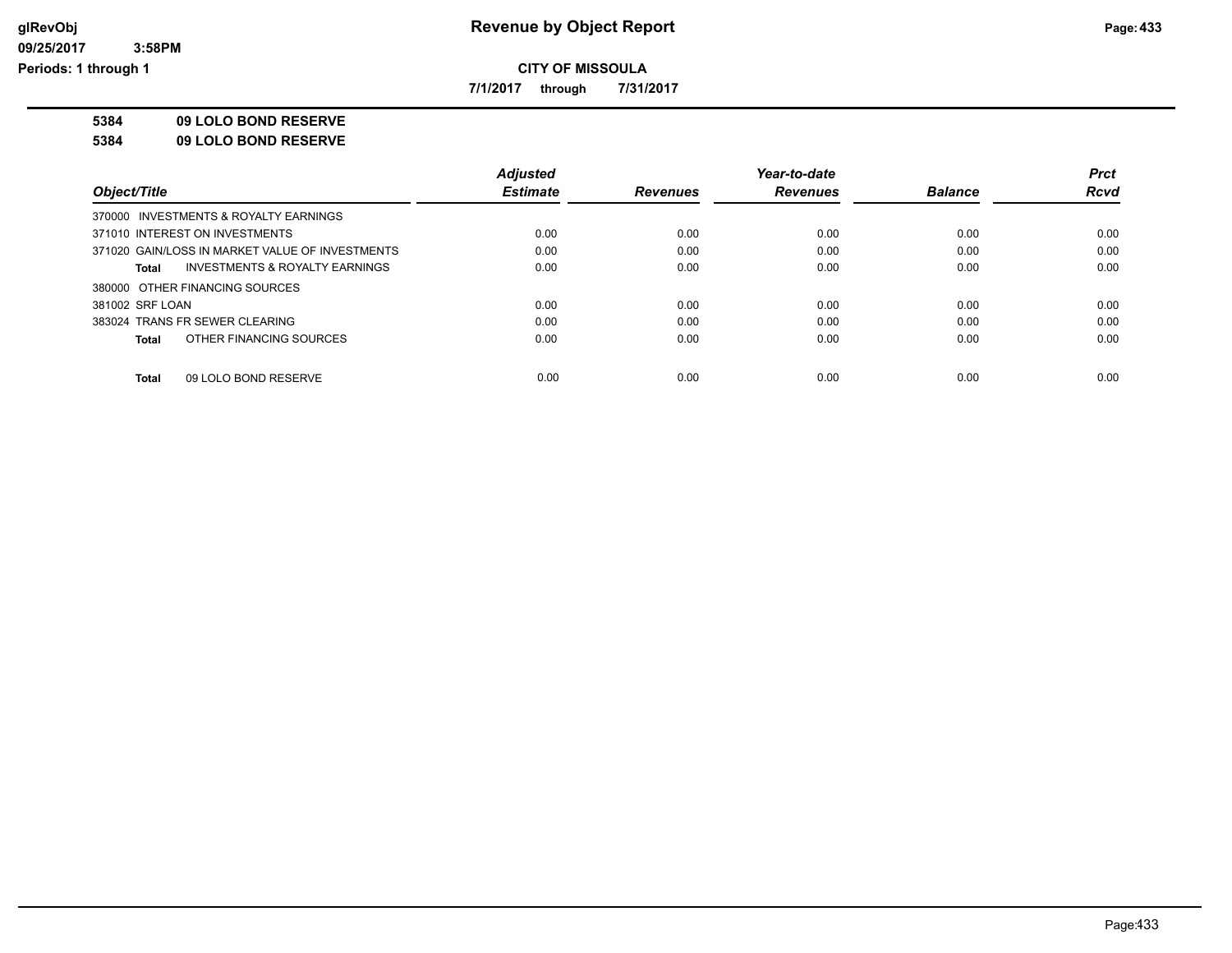# Revenue by Object Report

**CITY OF MISSOULA**

**7/1/2017 through 7/31/2017**

glRevObj
09/25/2017 3:58PM
Periods: 1 through 1

**5384 09 LOLO BOND RESERVE**

**5384 09 LOLO BOND RESERVE**

| Object/Title | Adjusted Estimate | Revenues | Year-to-date Revenues | Balance | Prct Rcvd |
|---|---|---|---|---|---|
| 370000 INVESTMENTS & ROYALTY EARNINGS | | | | | |
| 371010 INTEREST ON INVESTMENTS | 0.00 | 0.00 | 0.00 | 0.00 | 0.00 |
| 371020 GAIN/LOSS IN MARKET VALUE OF INVESTMENTS | 0.00 | 0.00 | 0.00 | 0.00 | 0.00 |
| **Total** INVESTMENTS & ROYALTY EARNINGS | 0.00 | 0.00 | 0.00 | 0.00 | 0.00 |
| 380000 OTHER FINANCING SOURCES | | | | | |
| 381002 SRF LOAN | 0.00 | 0.00 | 0.00 | 0.00 | 0.00 |
| 383024 TRANS FR SEWER CLEARING | 0.00 | 0.00 | 0.00 | 0.00 | 0.00 |
| **Total** OTHER FINANCING SOURCES | 0.00 | 0.00 | 0.00 | 0.00 | 0.00 |
| **Total** 09 LOLO BOND RESERVE | 0.00 | 0.00 | 0.00 | 0.00 | 0.00 |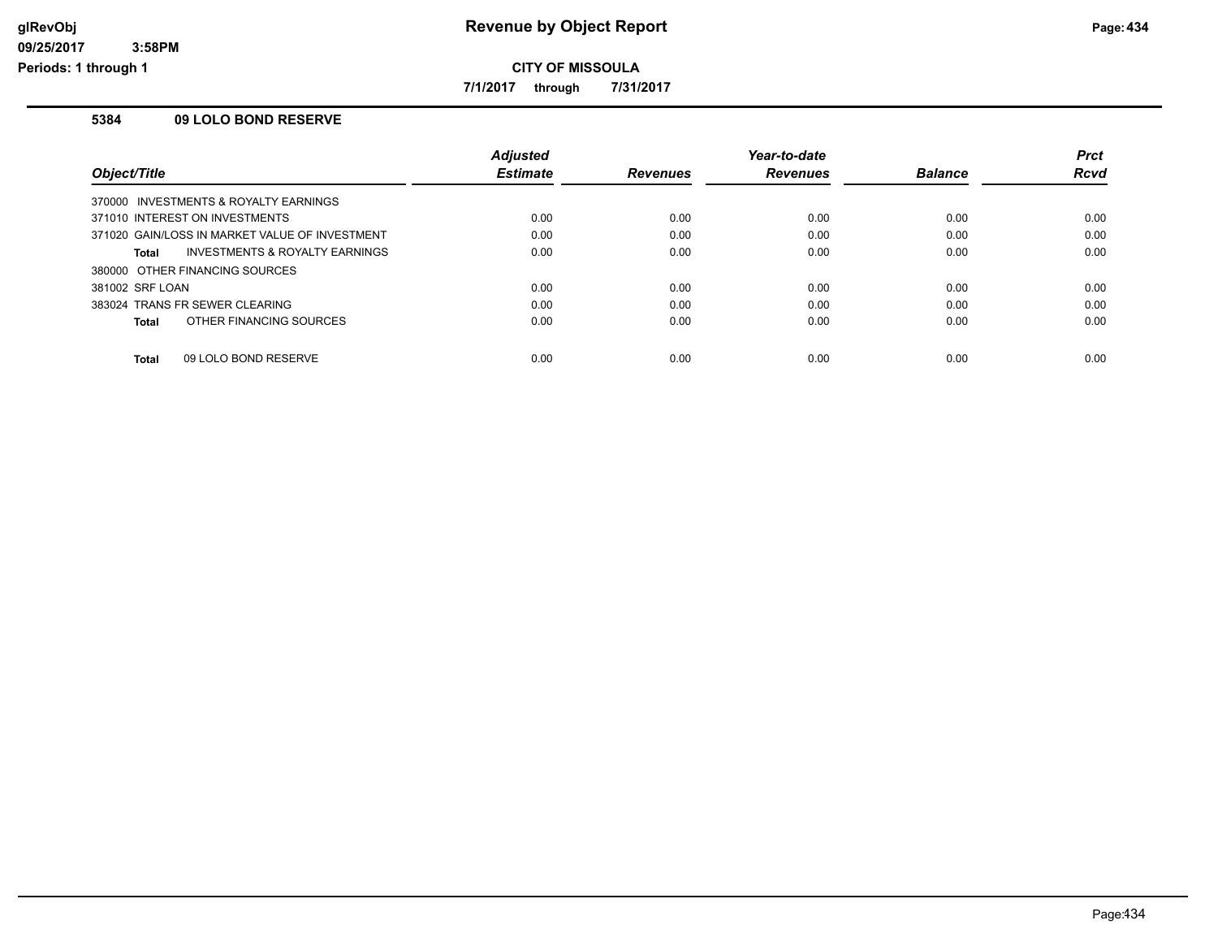# Revenue by Object Report

**CITY OF MISSOULA**

**7/1/2017 through 7/31/2017**

### 5384 09 LOLO BOND RESERVE

| Object/Title | Adjusted Estimate | Revenues | Year-to-date Revenues | Balance | Prct Rcvd |
|---|---|---|---|---|---|
| 370000 INVESTMENTS & ROYALTY EARNINGS | | | | | |
| 371010 INTEREST ON INVESTMENTS | 0.00 | 0.00 | 0.00 | 0.00 | 0.00 |
| 371020 GAIN/LOSS IN MARKET VALUE OF INVESTMENT | 0.00 | 0.00 | 0.00 | 0.00 | 0.00 |
| **Total** INVESTMENTS & ROYALTY EARNINGS | 0.00 | 0.00 | 0.00 | 0.00 | 0.00 |
| 380000 OTHER FINANCING SOURCES | | | | | |
| 381002 SRF LOAN | 0.00 | 0.00 | 0.00 | 0.00 | 0.00 |
| 383024 TRANS FR SEWER CLEARING | 0.00 | 0.00 | 0.00 | 0.00 | 0.00 |
| **Total** OTHER FINANCING SOURCES | 0.00 | 0.00 | 0.00 | 0.00 | 0.00 |
| **Total** 09 LOLO BOND RESERVE | 0.00 | 0.00 | 0.00 | 0.00 | 0.00 |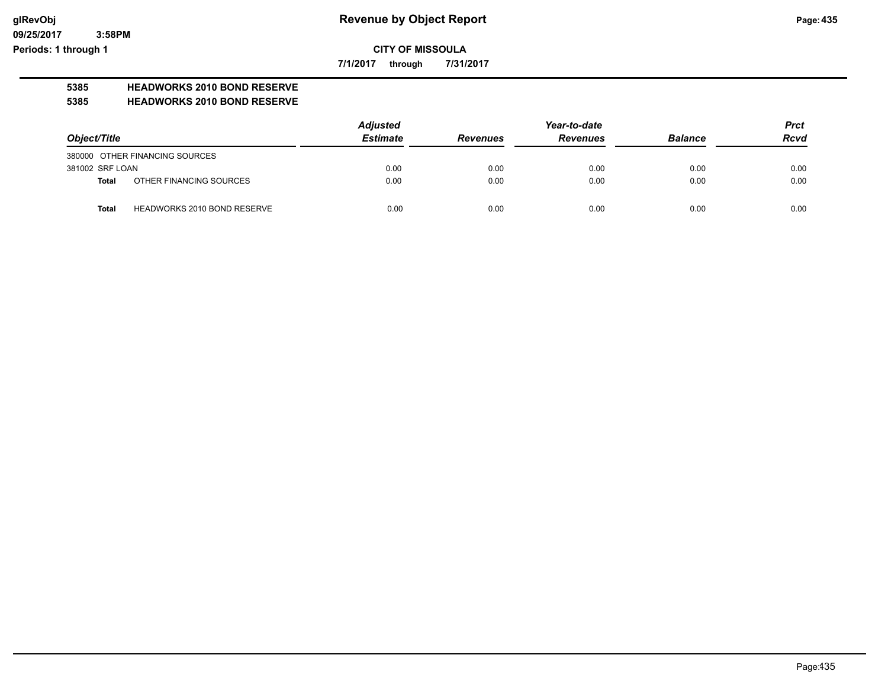**glRevObj**
**09/25/2017 3:58PM**
**Periods: 1 through 1**

# Revenue by Object Report

**CITY OF MISSOULA**

**7/1/2017 through 7/31/2017**

**5385 HEADWORKS 2010 BOND RESERVE**

**5385 HEADWORKS 2010 BOND RESERVE**

| *Object/Title* | *Adjusted Estimate* | *Revenues* | *Year-to-date Revenues* | *Balance* | *Prct Rcvd* |
|---|---|---|---|---|---|
| 380000 OTHER FINANCING SOURCES | | | | | |
| 381002 SRF LOAN | 0.00 | 0.00 | 0.00 | 0.00 | 0.00 |
| **Total** OTHER FINANCING SOURCES | 0.00 | 0.00 | 0.00 | 0.00 | 0.00 |
| **Total** HEADWORKS 2010 BOND RESERVE | 0.00 | 0.00 | 0.00 | 0.00 | 0.00 |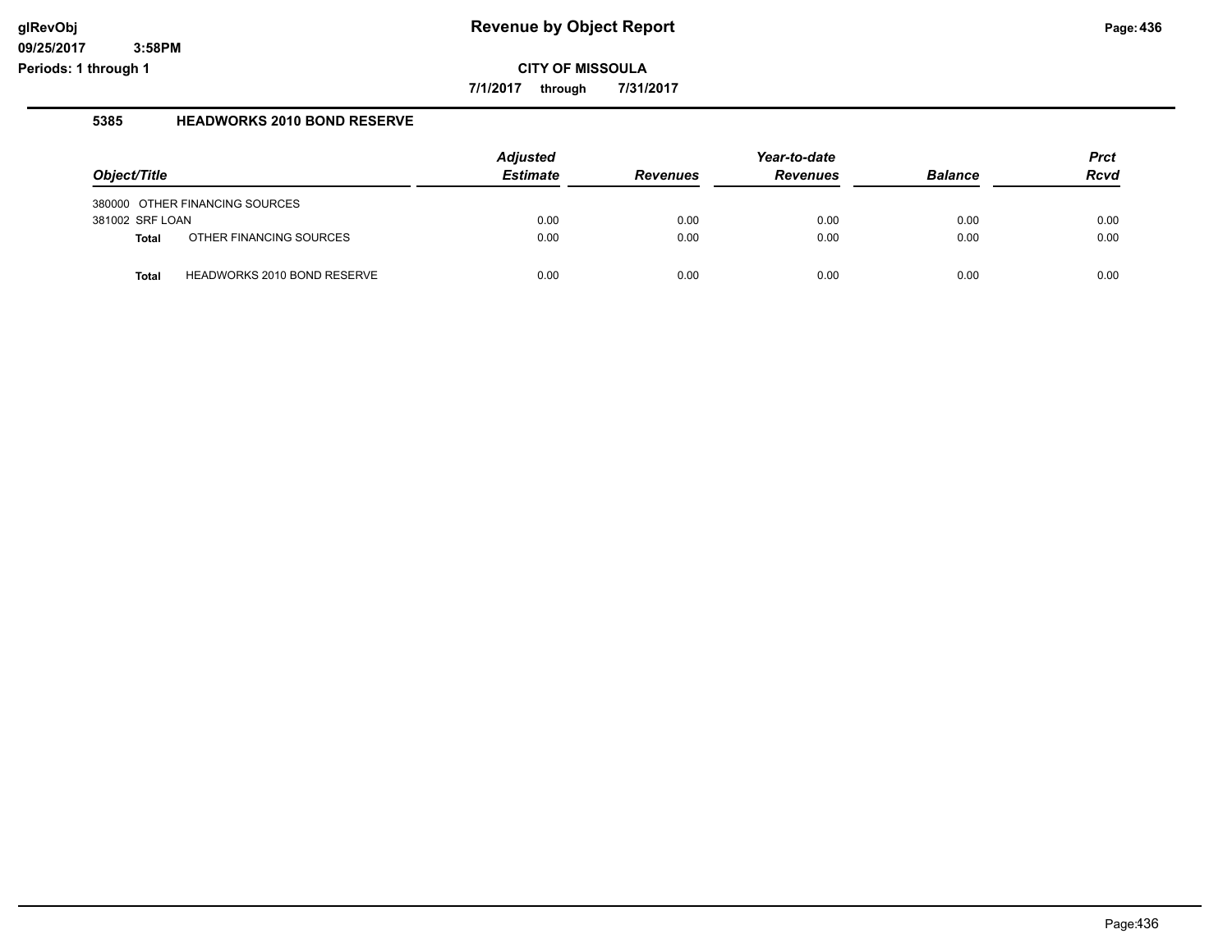# Revenue by Object Report

glRevObj
09/25/2017 3:58PM
Periods: 1 through 1

**CITY OF MISSOULA**

**7/1/2017 through 7/31/2017**

## 5385 HEADWORKS 2010 BOND RESERVE

| Object/Title | Adjusted Estimate | Revenues | Year-to-date Revenues | Balance | Prct Rcvd |
|---|---|---|---|---|---|
| 380000 OTHER FINANCING SOURCES | | | | | |
| 381002 SRF LOAN | 0.00 | 0.00 | 0.00 | 0.00 | 0.00 |
| **Total** OTHER FINANCING SOURCES | 0.00 | 0.00 | 0.00 | 0.00 | 0.00 |
| **Total** HEADWORKS 2010 BOND RESERVE | 0.00 | 0.00 | 0.00 | 0.00 | 0.00 |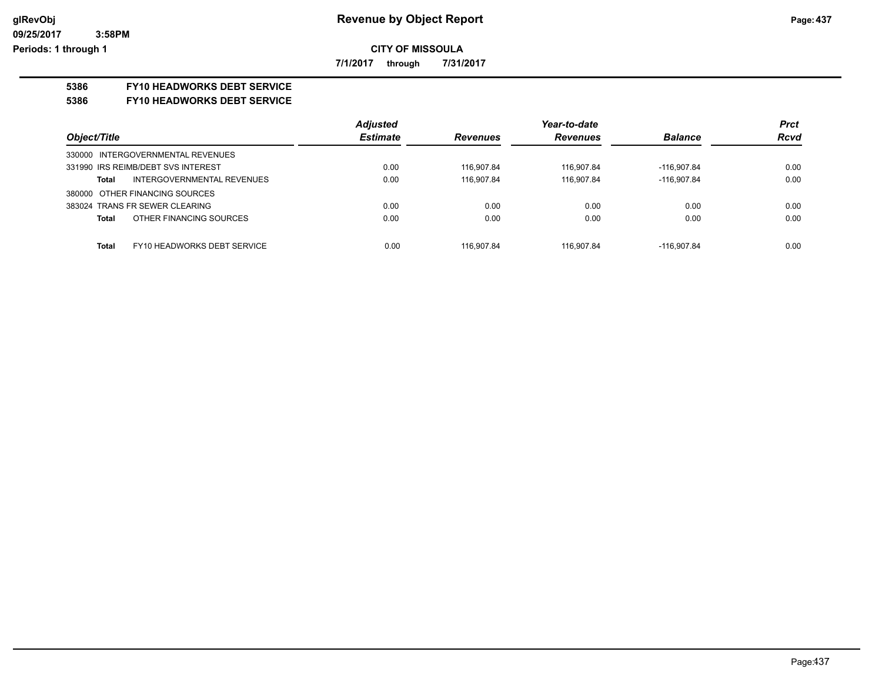# Revenue by Object Report

**CITY OF MISSOULA**

**7/1/2017 through 7/31/2017**

glRevObj
09/25/2017 3:58PM
Periods: 1 through 1

**5386 FY10 HEADWORKS DEBT SERVICE**

**5386 FY10 HEADWORKS DEBT SERVICE**

| Object/Title | Adjusted Estimate | Revenues | Year-to-date Revenues | Balance | Prct Rcvd |
|---|---|---|---|---|---|
| 330000 INTERGOVERNMENTAL REVENUES | | | | | |
| 331990 IRS REIMB/DEBT SVS INTEREST | 0.00 | 116,907.84 | 116,907.84 | -116,907.84 | 0.00 |
| **Total** INTERGOVERNMENTAL REVENUES | 0.00 | 116,907.84 | 116,907.84 | -116,907.84 | 0.00 |
| 380000 OTHER FINANCING SOURCES | | | | | |
| 383024 TRANS FR SEWER CLEARING | 0.00 | 0.00 | 0.00 | 0.00 | 0.00 |
| **Total** OTHER FINANCING SOURCES | 0.00 | 0.00 | 0.00 | 0.00 | 0.00 |
| **Total** FY10 HEADWORKS DEBT SERVICE | 0.00 | 116,907.84 | 116,907.84 | -116,907.84 | 0.00 |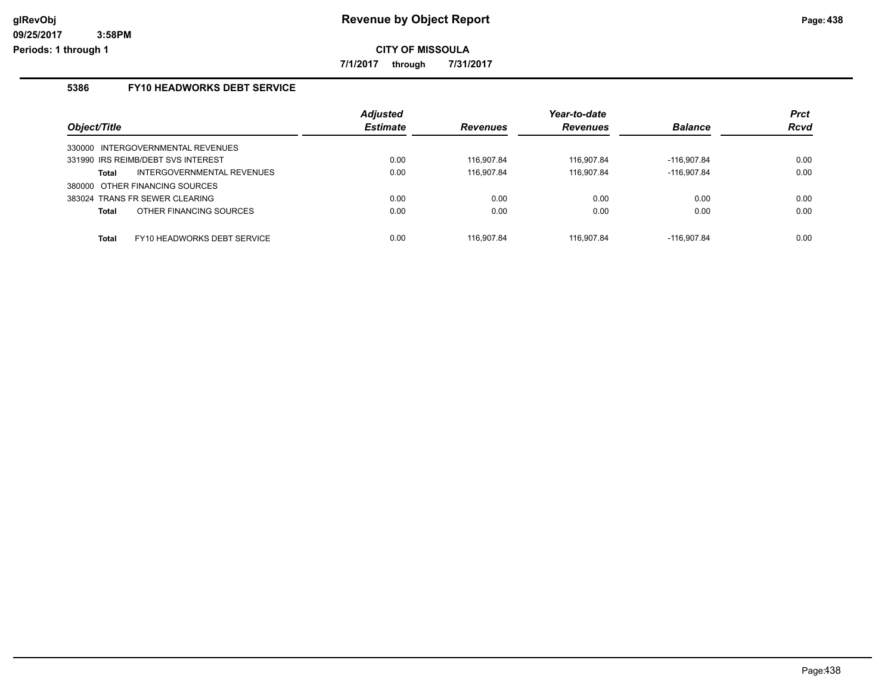# Revenue by Object Report

glRevObj
09/25/2017 3:58PM
Periods: 1 through 1

**CITY OF MISSOULA**

**7/1/2017 through 7/31/2017**

## 5386 FY10 HEADWORKS DEBT SERVICE

| Object/Title | Adjusted Estimate | Revenues | Year-to-date Revenues | Balance | Prct Rcvd |
|---|---|---|---|---|---|
| 330000 INTERGOVERNMENTAL REVENUES | | | | | |
| 331990 IRS REIMB/DEBT SVS INTEREST | 0.00 | 116,907.84 | 116,907.84 | -116,907.84 | 0.00 |
| **Total** INTERGOVERNMENTAL REVENUES | 0.00 | 116,907.84 | 116,907.84 | -116,907.84 | 0.00 |
| 380000 OTHER FINANCING SOURCES | | | | | |
| 383024 TRANS FR SEWER CLEARING | 0.00 | 0.00 | 0.00 | 0.00 | 0.00 |
| **Total** OTHER FINANCING SOURCES | 0.00 | 0.00 | 0.00 | 0.00 | 0.00 |
| **Total** FY10 HEADWORKS DEBT SERVICE | 0.00 | 116,907.84 | 116,907.84 | -116,907.84 | 0.00 |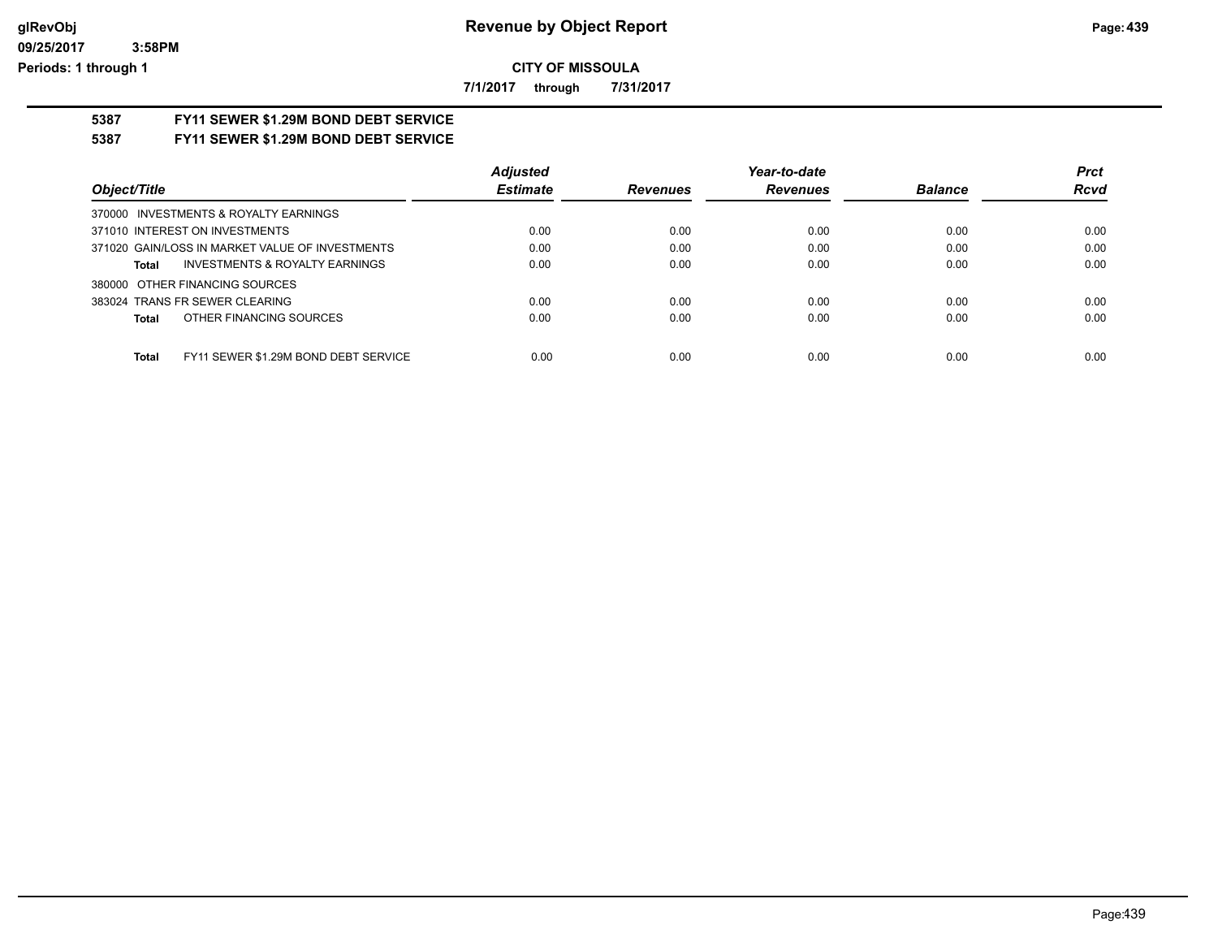# CITY OF MISSOULA

**7/1/2017 through 7/31/2017**

## 5387 FY11 SEWER $1.29M BOND DEBT SERVICE

## 5387 FY11 SEWER $1.29M BOND DEBT SERVICE

| Object/Title | Adjusted Estimate | Revenues | Year-to-date Revenues | Balance | Prct Rcvd |
|---|---|---|---|---|---|
| 370000 INVESTMENTS & ROYALTY EARNINGS | | | | | |
| 371010 INTEREST ON INVESTMENTS | 0.00 | 0.00 | 0.00 | 0.00 | 0.00 |
| 371020 GAIN/LOSS IN MARKET VALUE OF INVESTMENTS | 0.00 | 0.00 | 0.00 | 0.00 | 0.00 |
| **Total** INVESTMENTS & ROYALTY EARNINGS | 0.00 | 0.00 | 0.00 | 0.00 | 0.00 |
| 380000 OTHER FINANCING SOURCES | | | | | |
| 383024 TRANS FR SEWER CLEARING | 0.00 | 0.00 | 0.00 | 0.00 | 0.00 |
| **Total** OTHER FINANCING SOURCES | 0.00 | 0.00 | 0.00 | 0.00 | 0.00 |
| **Total** FY11 SEWER $1.29M BOND DEBT SERVICE | 0.00 | 0.00 | 0.00 | 0.00 | 0.00 |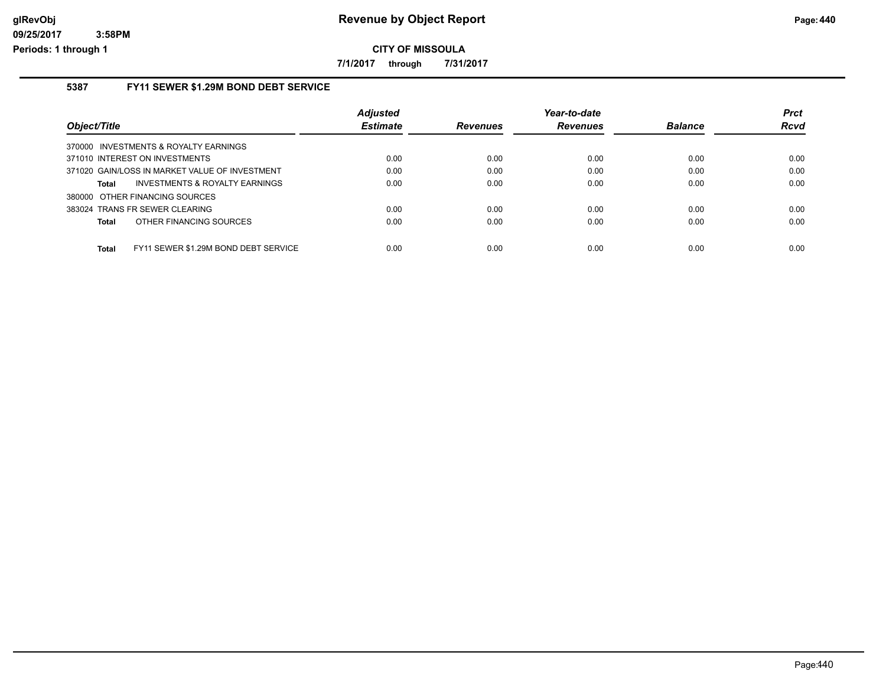# Revenue by Object Report

**CITY OF MISSOULA**

**7/1/2017 through 7/31/2017**

glRevObj
09/25/2017 3:58PM
Periods: 1 through 1

## 5387 FY11 SEWER $1.29M BOND DEBT SERVICE

| Object/Title | Adjusted Estimate | Revenues | Year-to-date Revenues | Balance | Prct Rcvd |
|---|---|---|---|---|---|
| 370000 INVESTMENTS & ROYALTY EARNINGS | | | | | |
| 371010 INTEREST ON INVESTMENTS | 0.00 | 0.00 | 0.00 | 0.00 | 0.00 |
| 371020 GAIN/LOSS IN MARKET VALUE OF INVESTMENT | 0.00 | 0.00 | 0.00 | 0.00 | 0.00 |
| **Total** INVESTMENTS & ROYALTY EARNINGS | 0.00 | 0.00 | 0.00 | 0.00 | 0.00 |
| 380000 OTHER FINANCING SOURCES | | | | | |
| 383024 TRANS FR SEWER CLEARING | 0.00 | 0.00 | 0.00 | 0.00 | 0.00 |
| **Total** OTHER FINANCING SOURCES | 0.00 | 0.00 | 0.00 | 0.00 | 0.00 |
| **Total** FY11 SEWER $1.29M BOND DEBT SERVICE | 0.00 | 0.00 | 0.00 | 0.00 | 0.00 |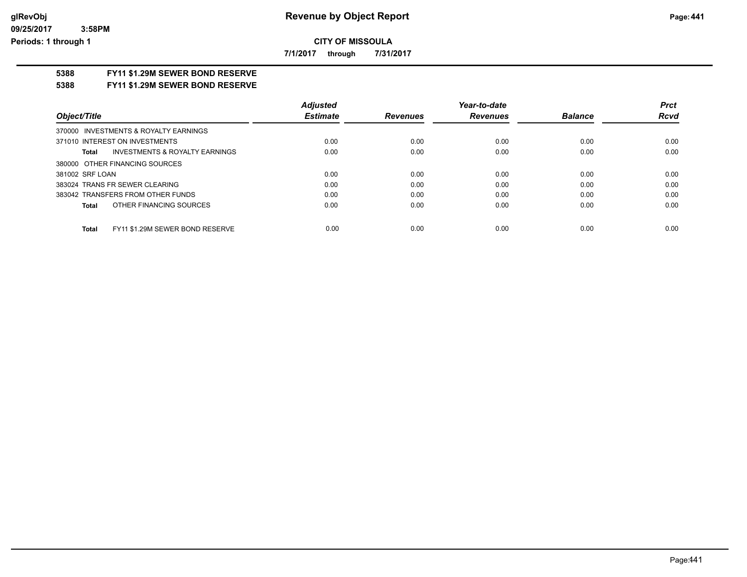**glRevObj**
**09/25/2017 3:58PM**
**Periods: 1 through 1**

# Revenue by Object Report

**CITY OF MISSOULA**

**7/1/2017 through 7/31/2017**

## 5388 FY11 $1.29M SEWER BOND RESERVE

## 5388 FY11 $1.29M SEWER BOND RESERVE

| Object/Title | Adjusted Estimate | Revenues | Year-to-date Revenues | Balance | Prct Rcvd |
|---|---|---|---|---|---|
| 370000 INVESTMENTS & ROYALTY EARNINGS | | | | | |
| 371010 INTEREST ON INVESTMENTS | 0.00 | 0.00 | 0.00 | 0.00 | 0.00 |
| **Total** INVESTMENTS & ROYALTY EARNINGS | 0.00 | 0.00 | 0.00 | 0.00 | 0.00 |
| 380000 OTHER FINANCING SOURCES | | | | | |
| 381002 SRF LOAN | 0.00 | 0.00 | 0.00 | 0.00 | 0.00 |
| 383024 TRANS FR SEWER CLEARING | 0.00 | 0.00 | 0.00 | 0.00 | 0.00 |
| 383042 TRANSFERS FROM OTHER FUNDS | 0.00 | 0.00 | 0.00 | 0.00 | 0.00 |
| **Total** OTHER FINANCING SOURCES | 0.00 | 0.00 | 0.00 | 0.00 | 0.00 |
| **Total** FY11 $1.29M SEWER BOND RESERVE | 0.00 | 0.00 | 0.00 | 0.00 | 0.00 |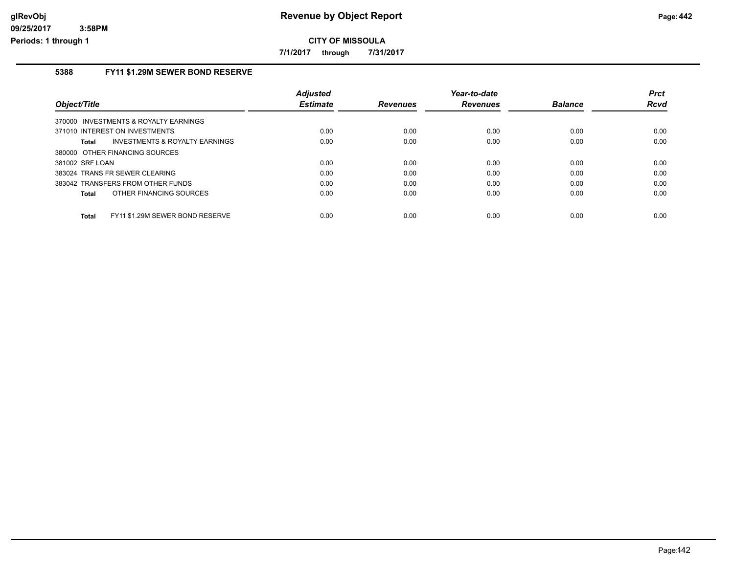# Revenue by Object Report

**CITY OF MISSOULA**

**7/1/2017 through 7/31/2017**

glRevObj
09/25/2017 3:58PM
Periods: 1 through 1

### 5388 FY11 $1.29M SEWER BOND RESERVE

| Object/Title | Adjusted Estimate | Revenues | Year-to-date Revenues | Balance | Prct Rcvd |
|---|---|---|---|---|---|
| 370000 INVESTMENTS & ROYALTY EARNINGS | | | | | |
| 371010 INTEREST ON INVESTMENTS | 0.00 | 0.00 | 0.00 | 0.00 | 0.00 |
| **Total** INVESTMENTS & ROYALTY EARNINGS | 0.00 | 0.00 | 0.00 | 0.00 | 0.00 |
| 380000 OTHER FINANCING SOURCES | | | | | |
| 381002 SRF LOAN | 0.00 | 0.00 | 0.00 | 0.00 | 0.00 |
| 383024 TRANS FR SEWER CLEARING | 0.00 | 0.00 | 0.00 | 0.00 | 0.00 |
| 383042 TRANSFERS FROM OTHER FUNDS | 0.00 | 0.00 | 0.00 | 0.00 | 0.00 |
| **Total** OTHER FINANCING SOURCES | 0.00 | 0.00 | 0.00 | 0.00 | 0.00 |
| **Total** FY11 $1.29M SEWER BOND RESERVE | 0.00 | 0.00 | 0.00 | 0.00 | 0.00 |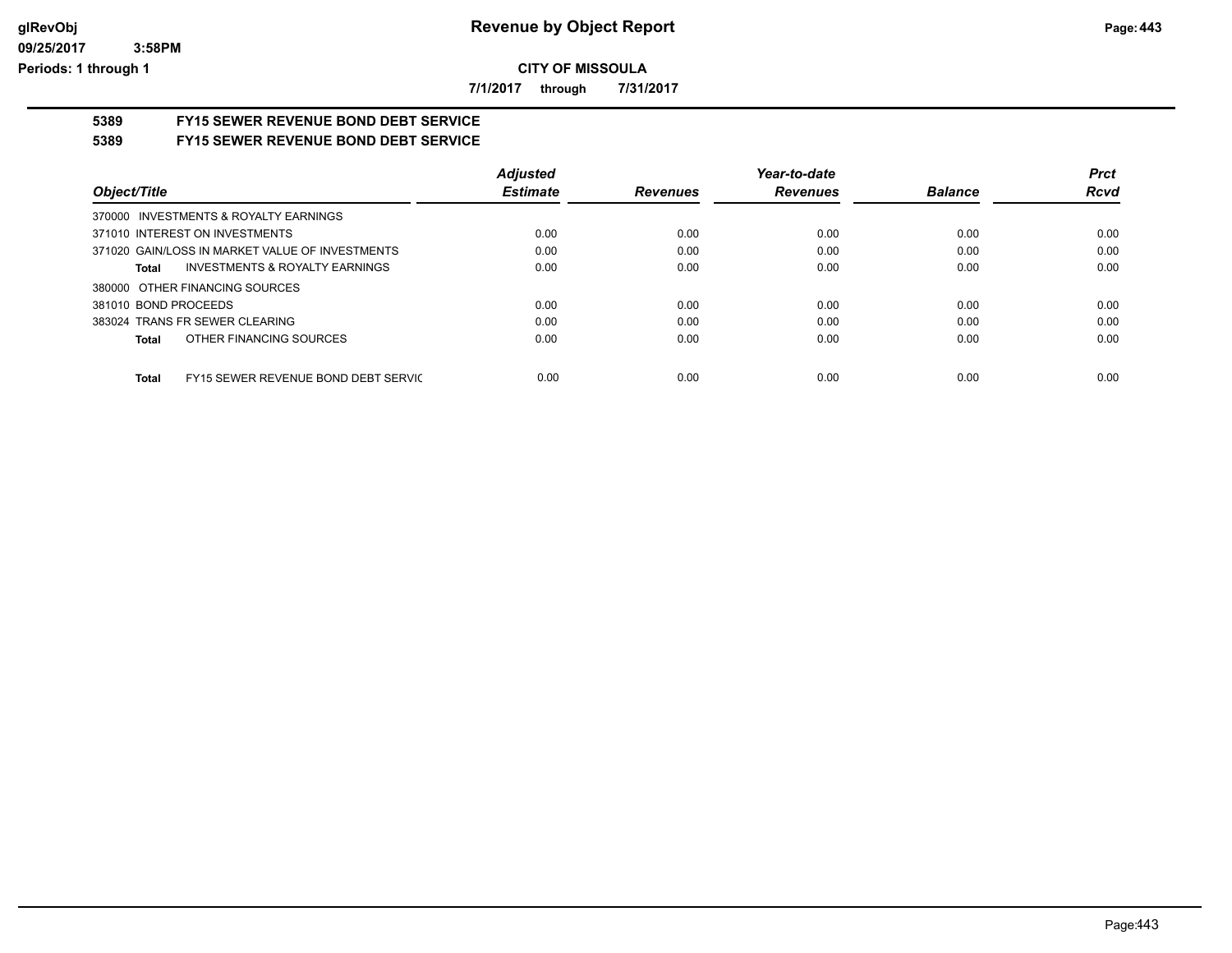**CITY OF MISSOULA**

**7/1/2017 through 7/31/2017**

## 5389 FY15 SEWER REVENUE BOND DEBT SERVICE

## 5389 FY15 SEWER REVENUE BOND DEBT SERVICE

| Object/Title | Adjusted Estimate | Revenues | Year-to-date Revenues | Balance | Prct Rcvd |
|---|---|---|---|---|---|
| 370000 INVESTMENTS & ROYALTY EARNINGS | | | | | |
| 371010 INTEREST ON INVESTMENTS | 0.00 | 0.00 | 0.00 | 0.00 | 0.00 |
| 371020 GAIN/LOSS IN MARKET VALUE OF INVESTMENTS | 0.00 | 0.00 | 0.00 | 0.00 | 0.00 |
| **Total** INVESTMENTS & ROYALTY EARNINGS | 0.00 | 0.00 | 0.00 | 0.00 | 0.00 |
| 380000 OTHER FINANCING SOURCES | | | | | |
| 381010 BOND PROCEEDS | 0.00 | 0.00 | 0.00 | 0.00 | 0.00 |
| 383024 TRANS FR SEWER CLEARING | 0.00 | 0.00 | 0.00 | 0.00 | 0.00 |
| **Total** OTHER FINANCING SOURCES | 0.00 | 0.00 | 0.00 | 0.00 | 0.00 |
| **Total** FY15 SEWER REVENUE BOND DEBT SERVIC | 0.00 | 0.00 | 0.00 | 0.00 | 0.00 |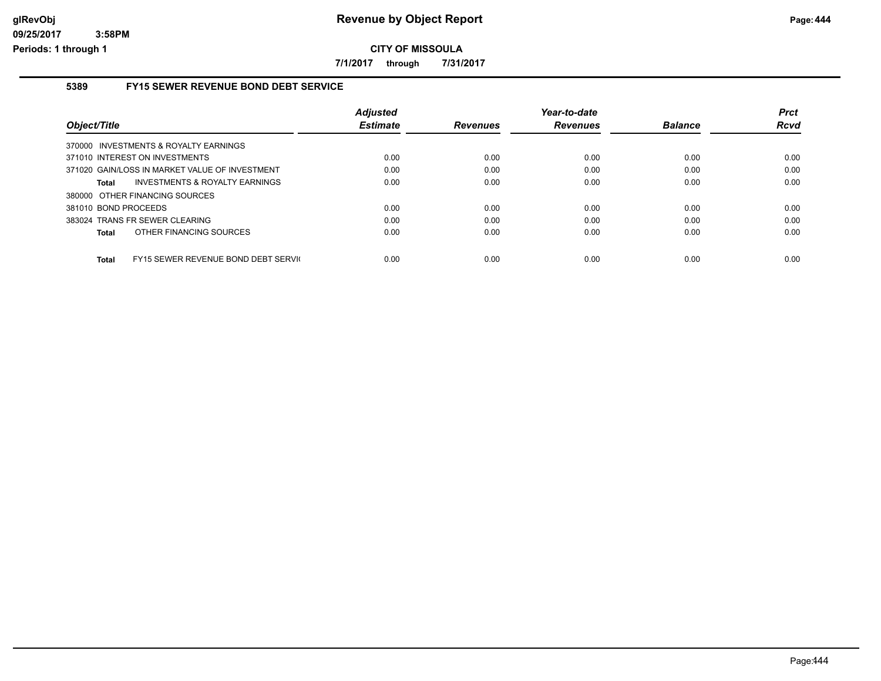# Revenue by Object Report

**CITY OF MISSOULA**

**7/1/2017 through 7/31/2017**

glRevObj
09/25/2017 3:58PM
Periods: 1 through 1

### 5389 FY15 SEWER REVENUE BOND DEBT SERVICE

| Object/Title | Adjusted Estimate | Revenues | Year-to-date Revenues | Balance | Prct Rcvd |
|---|---|---|---|---|---|
| 370000 INVESTMENTS & ROYALTY EARNINGS | | | | | |
| 371010 INTEREST ON INVESTMENTS | 0.00 | 0.00 | 0.00 | 0.00 | 0.00 |
| 371020 GAIN/LOSS IN MARKET VALUE OF INVESTMENT | 0.00 | 0.00 | 0.00 | 0.00 | 0.00 |
| **Total** INVESTMENTS & ROYALTY EARNINGS | 0.00 | 0.00 | 0.00 | 0.00 | 0.00 |
| 380000 OTHER FINANCING SOURCES | | | | | |
| 381010 BOND PROCEEDS | 0.00 | 0.00 | 0.00 | 0.00 | 0.00 |
| 383024 TRANS FR SEWER CLEARING | 0.00 | 0.00 | 0.00 | 0.00 | 0.00 |
| **Total** OTHER FINANCING SOURCES | 0.00 | 0.00 | 0.00 | 0.00 | 0.00 |
| **Total** FY15 SEWER REVENUE BOND DEBT SERVI( | 0.00 | 0.00 | 0.00 | 0.00 | 0.00 |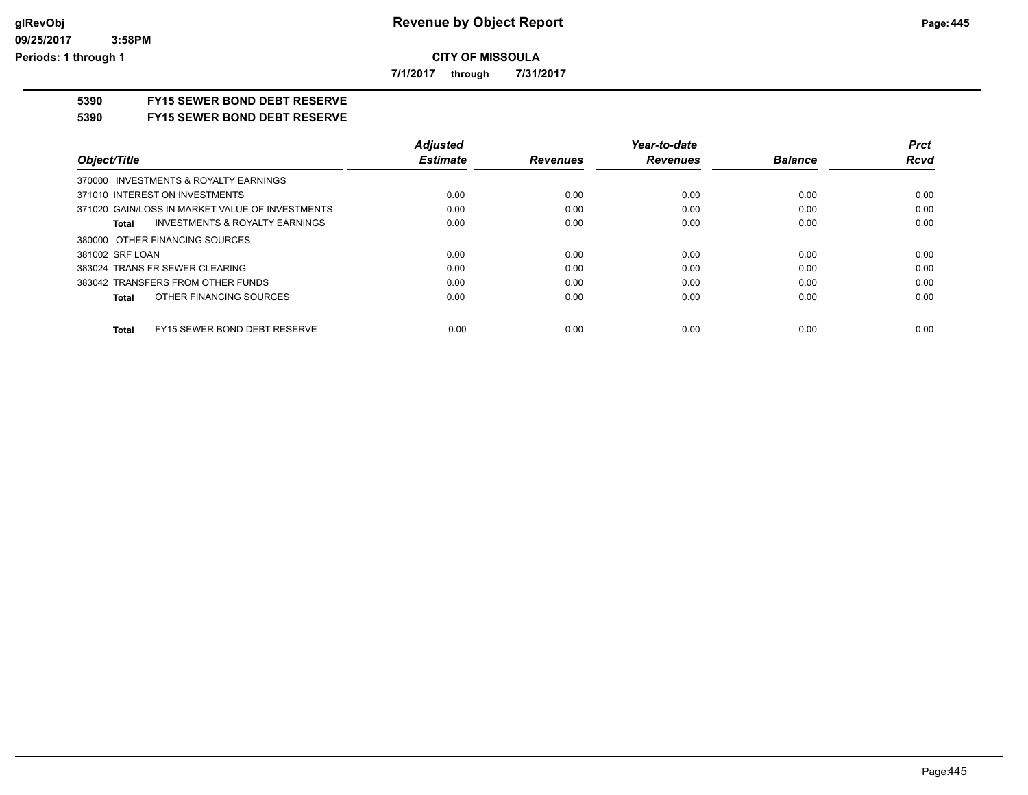**CITY OF MISSOULA**

**7/1/2017 through 7/31/2017**

## 5390 FY15 SEWER BOND DEBT RESERVE

## 5390 FY15 SEWER BOND DEBT RESERVE

| Object/Title | Adjusted Estimate | Revenues | Year-to-date Revenues | Balance | Prct Rcvd |
|---|---|---|---|---|---|
| 370000 INVESTMENTS & ROYALTY EARNINGS | | | | | |
| 371010 INTEREST ON INVESTMENTS | 0.00 | 0.00 | 0.00 | 0.00 | 0.00 |
| 371020 GAIN/LOSS IN MARKET VALUE OF INVESTMENTS | 0.00 | 0.00 | 0.00 | 0.00 | 0.00 |
| **Total** INVESTMENTS & ROYALTY EARNINGS | 0.00 | 0.00 | 0.00 | 0.00 | 0.00 |
| 380000 OTHER FINANCING SOURCES | | | | | |
| 381002 SRF LOAN | 0.00 | 0.00 | 0.00 | 0.00 | 0.00 |
| 383024 TRANS FR SEWER CLEARING | 0.00 | 0.00 | 0.00 | 0.00 | 0.00 |
| 383042 TRANSFERS FROM OTHER FUNDS | 0.00 | 0.00 | 0.00 | 0.00 | 0.00 |
| **Total** OTHER FINANCING SOURCES | 0.00 | 0.00 | 0.00 | 0.00 | 0.00 |
| **Total** FY15 SEWER BOND DEBT RESERVE | 0.00 | 0.00 | 0.00 | 0.00 | 0.00 |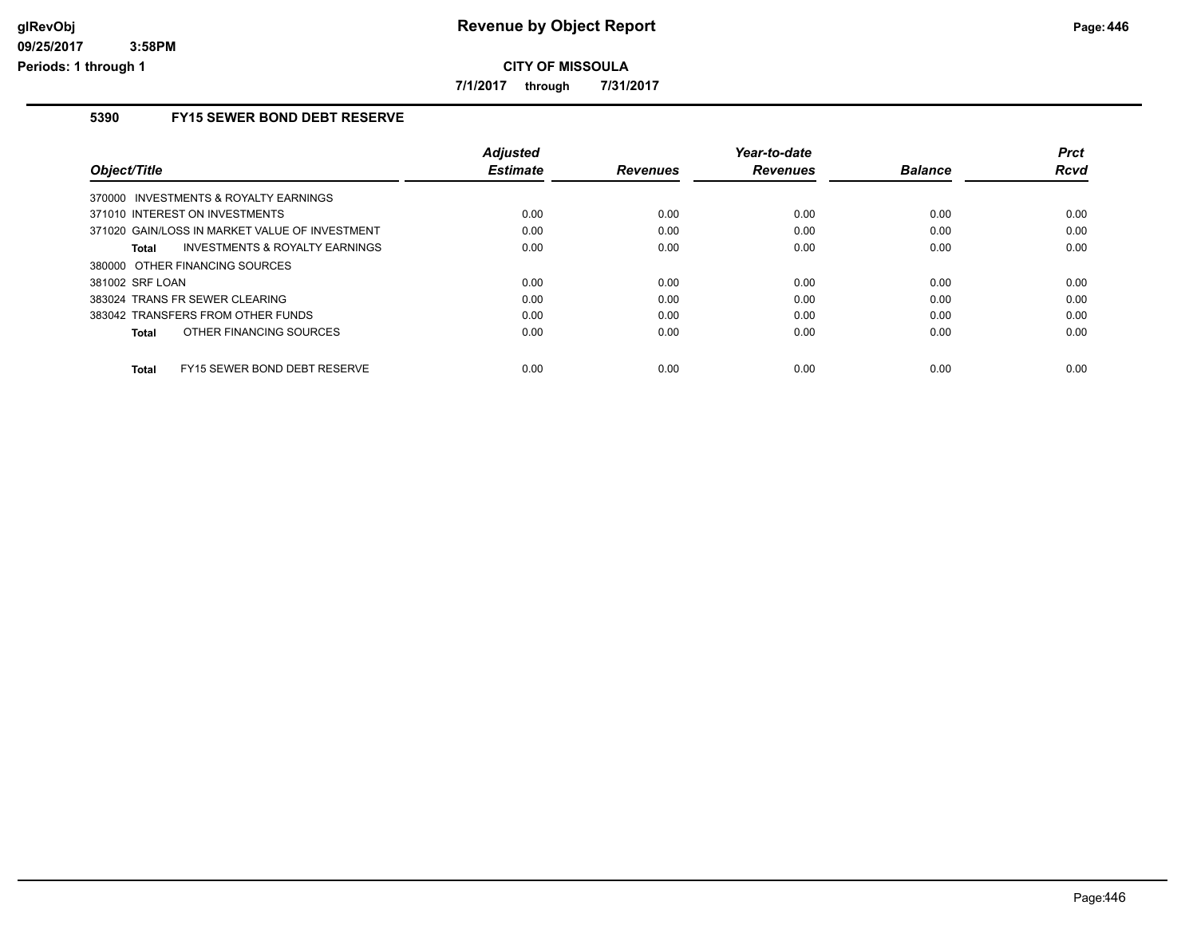**Revenue by Object Report**

**CITY OF MISSOULA**

**7/1/2017 through 7/31/2017**

glRevObj
09/25/2017 3:58PM
Periods: 1 through 1

## 5390 FY15 SEWER BOND DEBT RESERVE

| Object/Title | Adjusted Estimate | Revenues | Year-to-date Revenues | Balance | Prct Rcvd |
|---|---|---|---|---|---|
| 370000 INVESTMENTS & ROYALTY EARNINGS | | | | | |
| 371010 INTEREST ON INVESTMENTS | 0.00 | 0.00 | 0.00 | 0.00 | 0.00 |
| 371020 GAIN/LOSS IN MARKET VALUE OF INVESTMENT | 0.00 | 0.00 | 0.00 | 0.00 | 0.00 |
| **Total** INVESTMENTS & ROYALTY EARNINGS | 0.00 | 0.00 | 0.00 | 0.00 | 0.00 |
| 380000 OTHER FINANCING SOURCES | | | | | |
| 381002 SRF LOAN | 0.00 | 0.00 | 0.00 | 0.00 | 0.00 |
| 383024 TRANS FR SEWER CLEARING | 0.00 | 0.00 | 0.00 | 0.00 | 0.00 |
| 383042 TRANSFERS FROM OTHER FUNDS | 0.00 | 0.00 | 0.00 | 0.00 | 0.00 |
| **Total** OTHER FINANCING SOURCES | 0.00 | 0.00 | 0.00 | 0.00 | 0.00 |
| **Total** FY15 SEWER BOND DEBT RESERVE | 0.00 | 0.00 | 0.00 | 0.00 | 0.00 |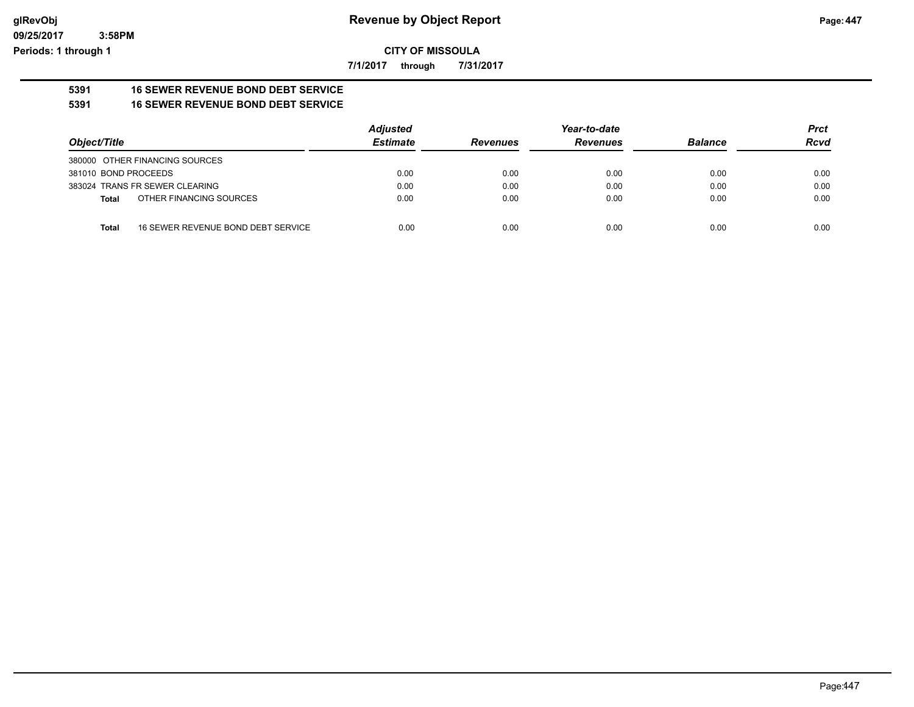# Revenue by Object Report

**CITY OF MISSOULA**

**7/1/2017 through 7/31/2017**

**5391 16 SEWER REVENUE BOND DEBT SERVICE**

**5391 16 SEWER REVENUE BOND DEBT SERVICE**

| Object/Title | Adjusted Estimate | Revenues | Year-to-date Revenues | Balance | Prct Rcvd |
|---|---|---|---|---|---|
| 380000 OTHER FINANCING SOURCES | | | | | |
| 381010 BOND PROCEEDS | 0.00 | 0.00 | 0.00 | 0.00 | 0.00 |
| 383024 TRANS FR SEWER CLEARING | 0.00 | 0.00 | 0.00 | 0.00 | 0.00 |
| **Total** OTHER FINANCING SOURCES | 0.00 | 0.00 | 0.00 | 0.00 | 0.00 |
| **Total** 16 SEWER REVENUE BOND DEBT SERVICE | 0.00 | 0.00 | 0.00 | 0.00 | 0.00 |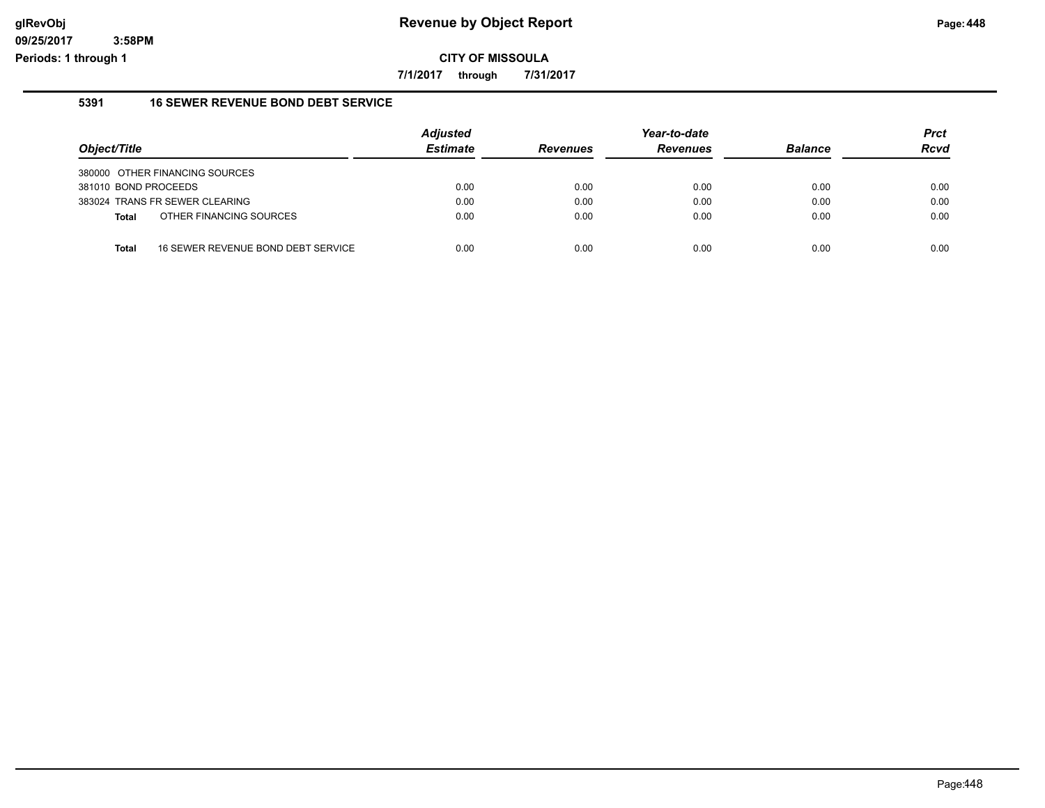# Revenue by Object Report

**CITY OF MISSOULA**

**7/1/2017 through 7/31/2017**

## 5391 16 SEWER REVENUE BOND DEBT SERVICE

| Object/Title | Adjusted Estimate | Revenues | Year-to-date Revenues | Balance | Prct Rcvd |
|---|---|---|---|---|---|
| 380000 OTHER FINANCING SOURCES | | | | | |
| 381010 BOND PROCEEDS | 0.00 | 0.00 | 0.00 | 0.00 | 0.00 |
| 383024 TRANS FR SEWER CLEARING | 0.00 | 0.00 | 0.00 | 0.00 | 0.00 |
| **Total** OTHER FINANCING SOURCES | 0.00 | 0.00 | 0.00 | 0.00 | 0.00 |
| **Total** 16 SEWER REVENUE BOND DEBT SERVICE | 0.00 | 0.00 | 0.00 | 0.00 | 0.00 |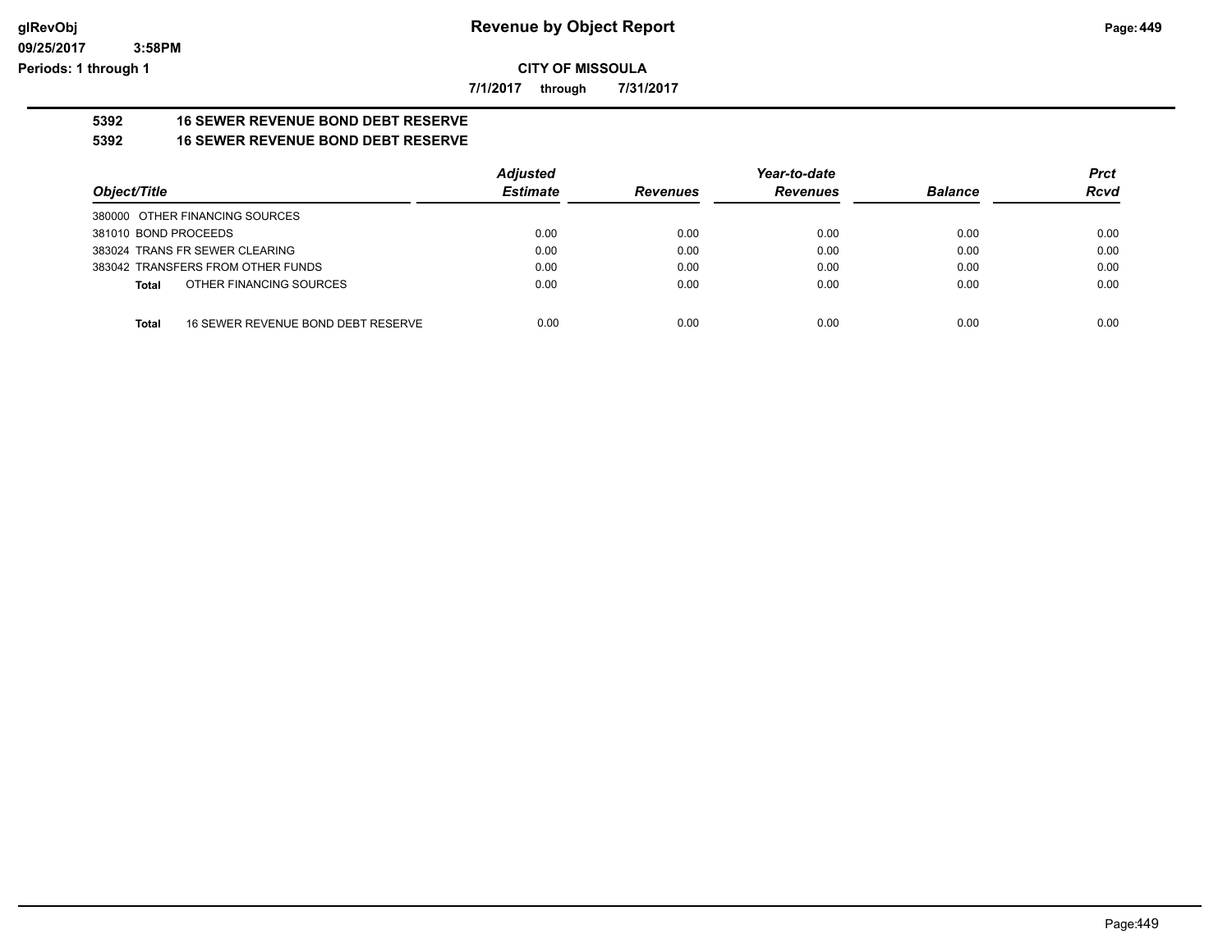# Revenue by Object Report

glRevObj
09/25/2017 3:58PM
Periods: 1 through 1

**CITY OF MISSOULA**

**7/1/2017 through 7/31/2017**

## 5392 16 SEWER REVENUE BOND DEBT RESERVE

## 5392 16 SEWER REVENUE BOND DEBT RESERVE

| Object/Title | Adjusted Estimate | Revenues | Year-to-date Revenues | Balance | Prct Rcvd |
|---|---|---|---|---|---|
| 380000 OTHER FINANCING SOURCES | | | | | |
| 381010 BOND PROCEEDS | 0.00 | 0.00 | 0.00 | 0.00 | 0.00 |
| 383024 TRANS FR SEWER CLEARING | 0.00 | 0.00 | 0.00 | 0.00 | 0.00 |
| 383042 TRANSFERS FROM OTHER FUNDS | 0.00 | 0.00 | 0.00 | 0.00 | 0.00 |
| **Total** OTHER FINANCING SOURCES | 0.00 | 0.00 | 0.00 | 0.00 | 0.00 |
| **Total** 16 SEWER REVENUE BOND DEBT RESERVE | 0.00 | 0.00 | 0.00 | 0.00 | 0.00 |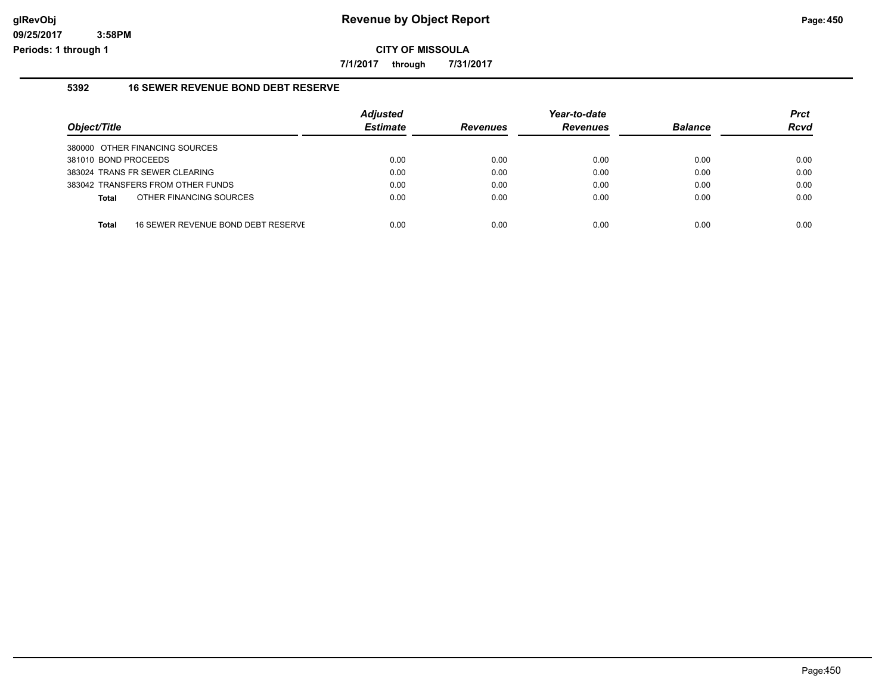# Revenue by Object Report

**CITY OF MISSOULA**

**7/1/2017 through 7/31/2017**

glRevObj
09/25/2017 3:58PM
Periods: 1 through 1

### 5392 16 SEWER REVENUE BOND DEBT RESERVE

| Object/Title | Adjusted Estimate | Revenues | Year-to-date Revenues | Balance | Prct Rcvd |
|---|---|---|---|---|---|
| 380000 OTHER FINANCING SOURCES | | | | | |
| 381010 BOND PROCEEDS | 0.00 | 0.00 | 0.00 | 0.00 | 0.00 |
| 383024 TRANS FR SEWER CLEARING | 0.00 | 0.00 | 0.00 | 0.00 | 0.00 |
| 383042 TRANSFERS FROM OTHER FUNDS | 0.00 | 0.00 | 0.00 | 0.00 | 0.00 |
| **Total** OTHER FINANCING SOURCES | 0.00 | 0.00 | 0.00 | 0.00 | 0.00 |
| **Total** 16 SEWER REVENUE BOND DEBT RESERVE | 0.00 | 0.00 | 0.00 | 0.00 | 0.00 |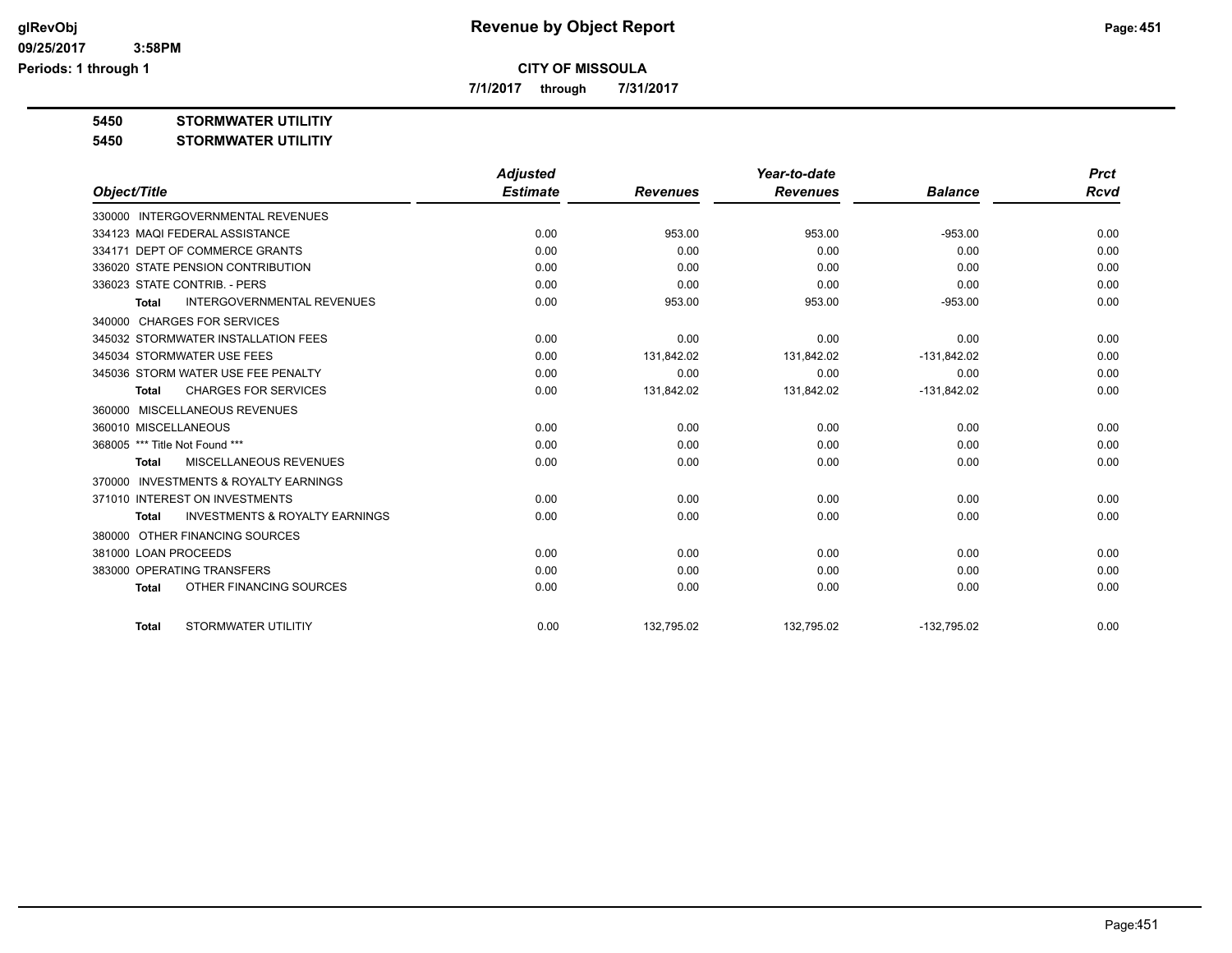**Revenue by Object Report**

**CITY OF MISSOULA**

**7/1/2017 through 7/31/2017**

**5450 STORMWATER UTILITIY**

**5450 STORMWATER UTILITIY**

| Object/Title | Adjusted Estimate | Revenues | Year-to-date Revenues | Balance | Prct Rcvd |
|---|---|---|---|---|---|
| 330000 INTERGOVERNMENTAL REVENUES | | | | | |
| 334123 MAQI FEDERAL ASSISTANCE | 0.00 | 953.00 | 953.00 | -953.00 | 0.00 |
| 334171 DEPT OF COMMERCE GRANTS | 0.00 | 0.00 | 0.00 | 0.00 | 0.00 |
| 336020 STATE PENSION CONTRIBUTION | 0.00 | 0.00 | 0.00 | 0.00 | 0.00 |
| 336023 STATE CONTRIB. - PERS | 0.00 | 0.00 | 0.00 | 0.00 | 0.00 |
| **Total** INTERGOVERNMENTAL REVENUES | 0.00 | 953.00 | 953.00 | -953.00 | 0.00 |
| 340000 CHARGES FOR SERVICES | | | | | |
| 345032 STORMWATER INSTALLATION FEES | 0.00 | 0.00 | 0.00 | 0.00 | 0.00 |
| 345034 STORMWATER USE FEES | 0.00 | 131,842.02 | 131,842.02 | -131,842.02 | 0.00 |
| 345036 STORM WATER USE FEE PENALTY | 0.00 | 0.00 | 0.00 | 0.00 | 0.00 |
| **Total** CHARGES FOR SERVICES | 0.00 | 131,842.02 | 131,842.02 | -131,842.02 | 0.00 |
| 360000 MISCELLANEOUS REVENUES | | | | | |
| 360010 MISCELLANEOUS | 0.00 | 0.00 | 0.00 | 0.00 | 0.00 |
| 368005 *** Title Not Found *** | 0.00 | 0.00 | 0.00 | 0.00 | 0.00 |
| **Total** MISCELLANEOUS REVENUES | 0.00 | 0.00 | 0.00 | 0.00 | 0.00 |
| 370000 INVESTMENTS & ROYALTY EARNINGS | | | | | |
| 371010 INTEREST ON INVESTMENTS | 0.00 | 0.00 | 0.00 | 0.00 | 0.00 |
| **Total** INVESTMENTS & ROYALTY EARNINGS | 0.00 | 0.00 | 0.00 | 0.00 | 0.00 |
| 380000 OTHER FINANCING SOURCES | | | | | |
| 381000 LOAN PROCEEDS | 0.00 | 0.00 | 0.00 | 0.00 | 0.00 |
| 383000 OPERATING TRANSFERS | 0.00 | 0.00 | 0.00 | 0.00 | 0.00 |
| **Total** OTHER FINANCING SOURCES | 0.00 | 0.00 | 0.00 | 0.00 | 0.00 |
| **Total** STORMWATER UTILITIY | 0.00 | 132,795.02 | 132,795.02 | -132,795.02 | 0.00 |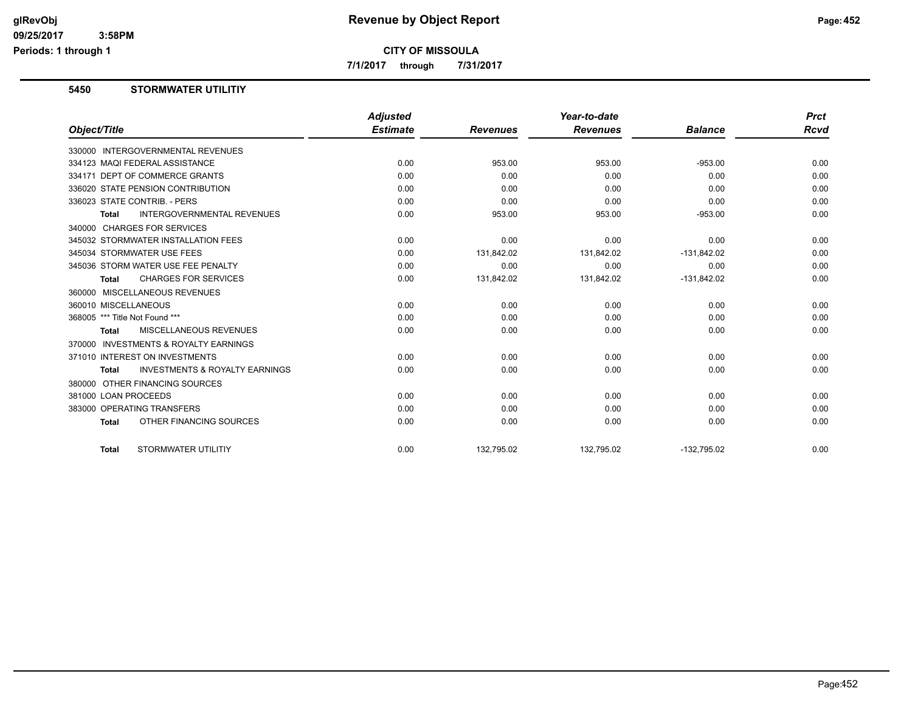**CITY OF MISSOULA**

**7/1/2017 through 7/31/2017**

## 5450 STORMWATER UTILITIY

| Object/Title | Adjusted Estimate | Revenues | Year-to-date Revenues | Balance | Prct Rcvd |
|---|---|---|---|---|---|
| 330000 INTERGOVERNMENTAL REVENUES | | | | | |
| 334123 MAQI FEDERAL ASSISTANCE | 0.00 | 953.00 | 953.00 | -953.00 | 0.00 |
| 334171 DEPT OF COMMERCE GRANTS | 0.00 | 0.00 | 0.00 | 0.00 | 0.00 |
| 336020 STATE PENSION CONTRIBUTION | 0.00 | 0.00 | 0.00 | 0.00 | 0.00 |
| 336023 STATE CONTRIB. - PERS | 0.00 | 0.00 | 0.00 | 0.00 | 0.00 |
| **Total** INTERGOVERNMENTAL REVENUES | 0.00 | 953.00 | 953.00 | -953.00 | 0.00 |
| 340000 CHARGES FOR SERVICES | | | | | |
| 345032 STORMWATER INSTALLATION FEES | 0.00 | 0.00 | 0.00 | 0.00 | 0.00 |
| 345034 STORMWATER USE FEES | 0.00 | 131,842.02 | 131,842.02 | -131,842.02 | 0.00 |
| 345036 STORM WATER USE FEE PENALTY | 0.00 | 0.00 | 0.00 | 0.00 | 0.00 |
| **Total** CHARGES FOR SERVICES | 0.00 | 131,842.02 | 131,842.02 | -131,842.02 | 0.00 |
| 360000 MISCELLANEOUS REVENUES | | | | | |
| 360010 MISCELLANEOUS | 0.00 | 0.00 | 0.00 | 0.00 | 0.00 |
| 368005 *** Title Not Found *** | 0.00 | 0.00 | 0.00 | 0.00 | 0.00 |
| **Total** MISCELLANEOUS REVENUES | 0.00 | 0.00 | 0.00 | 0.00 | 0.00 |
| 370000 INVESTMENTS & ROYALTY EARNINGS | | | | | |
| 371010 INTEREST ON INVESTMENTS | 0.00 | 0.00 | 0.00 | 0.00 | 0.00 |
| **Total** INVESTMENTS & ROYALTY EARNINGS | 0.00 | 0.00 | 0.00 | 0.00 | 0.00 |
| 380000 OTHER FINANCING SOURCES | | | | | |
| 381000 LOAN PROCEEDS | 0.00 | 0.00 | 0.00 | 0.00 | 0.00 |
| 383000 OPERATING TRANSFERS | 0.00 | 0.00 | 0.00 | 0.00 | 0.00 |
| **Total** OTHER FINANCING SOURCES | 0.00 | 0.00 | 0.00 | 0.00 | 0.00 |
| **Total** STORMWATER UTILITIY | 0.00 | 132,795.02 | 132,795.02 | -132,795.02 | 0.00 |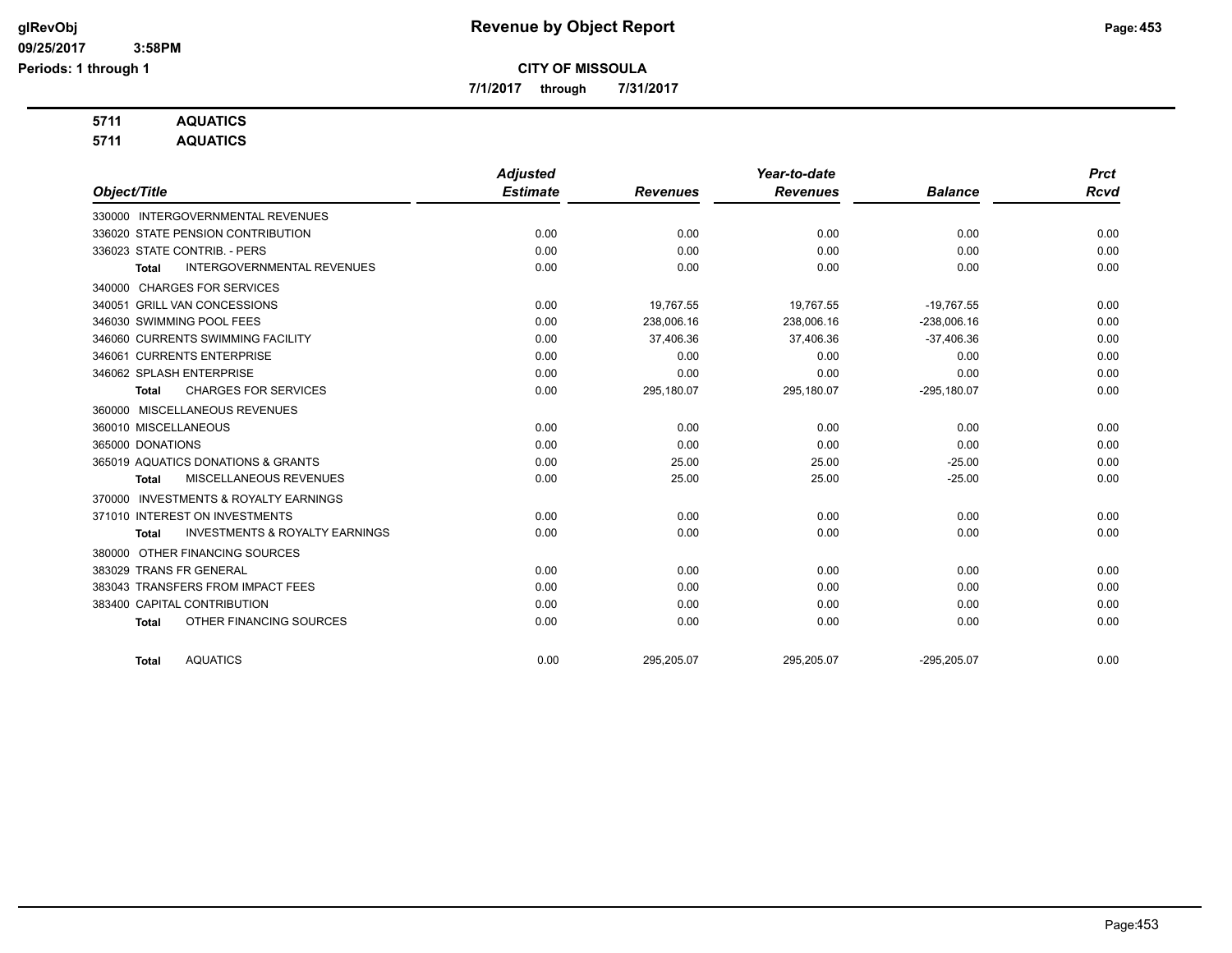**CITY OF MISSOULA**

**7/1/2017 through 7/31/2017**

**5711 AQUATICS**

**5711 AQUATICS**

| Object/Title | Adjusted Estimate | Revenues | Year-to-date Revenues | Balance | Prct Rcvd |
|---|---|---|---|---|---|
| 330000 INTERGOVERNMENTAL REVENUES | | | | | |
| 336020 STATE PENSION CONTRIBUTION | 0.00 | 0.00 | 0.00 | 0.00 | 0.00 |
| 336023 STATE CONTRIB. - PERS | 0.00 | 0.00 | 0.00 | 0.00 | 0.00 |
| **Total** INTERGOVERNMENTAL REVENUES | 0.00 | 0.00 | 0.00 | 0.00 | 0.00 |
| 340000 CHARGES FOR SERVICES | | | | | |
| 340051 GRILL VAN CONCESSIONS | 0.00 | 19,767.55 | 19,767.55 | -19,767.55 | 0.00 |
| 346030 SWIMMING POOL FEES | 0.00 | 238,006.16 | 238,006.16 | -238,006.16 | 0.00 |
| 346060 CURRENTS SWIMMING FACILITY | 0.00 | 37,406.36 | 37,406.36 | -37,406.36 | 0.00 |
| 346061 CURRENTS ENTERPRISE | 0.00 | 0.00 | 0.00 | 0.00 | 0.00 |
| 346062 SPLASH ENTERPRISE | 0.00 | 0.00 | 0.00 | 0.00 | 0.00 |
| **Total** CHARGES FOR SERVICES | 0.00 | 295,180.07 | 295,180.07 | -295,180.07 | 0.00 |
| 360000 MISCELLANEOUS REVENUES | | | | | |
| 360010 MISCELLANEOUS | 0.00 | 0.00 | 0.00 | 0.00 | 0.00 |
| 365000 DONATIONS | 0.00 | 0.00 | 0.00 | 0.00 | 0.00 |
| 365019 AQUATICS DONATIONS & GRANTS | 0.00 | 25.00 | 25.00 | -25.00 | 0.00 |
| **Total** MISCELLANEOUS REVENUES | 0.00 | 25.00 | 25.00 | -25.00 | 0.00 |
| 370000 INVESTMENTS & ROYALTY EARNINGS | | | | | |
| 371010 INTEREST ON INVESTMENTS | 0.00 | 0.00 | 0.00 | 0.00 | 0.00 |
| **Total** INVESTMENTS & ROYALTY EARNINGS | 0.00 | 0.00 | 0.00 | 0.00 | 0.00 |
| 380000 OTHER FINANCING SOURCES | | | | | |
| 383029 TRANS FR GENERAL | 0.00 | 0.00 | 0.00 | 0.00 | 0.00 |
| 383043 TRANSFERS FROM IMPACT FEES | 0.00 | 0.00 | 0.00 | 0.00 | 0.00 |
| 383400 CAPITAL CONTRIBUTION | 0.00 | 0.00 | 0.00 | 0.00 | 0.00 |
| **Total** OTHER FINANCING SOURCES | 0.00 | 0.00 | 0.00 | 0.00 | 0.00 |
| **Total** AQUATICS | 0.00 | 295,205.07 | 295,205.07 | -295,205.07 | 0.00 |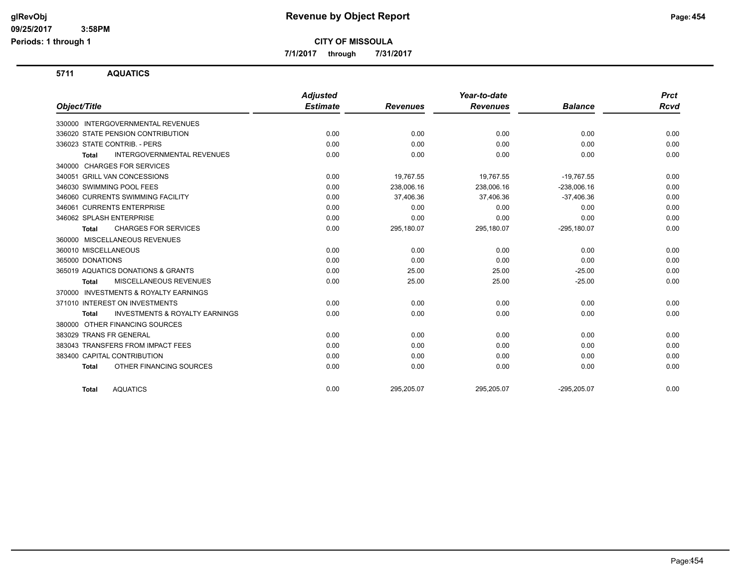# Revenue by Object Report

**CITY OF MISSOULA**

**7/1/2017 through 7/31/2017**

## 5711 AQUATICS

| Object/Title | Adjusted Estimate | Revenues | Year-to-date Revenues | Balance | Prct Rcvd |
|---|---|---|---|---|---|
| 330000 INTERGOVERNMENTAL REVENUES | | | | | |
| 336020 STATE PENSION CONTRIBUTION | 0.00 | 0.00 | 0.00 | 0.00 | 0.00 |
| 336023 STATE CONTRIB. - PERS | 0.00 | 0.00 | 0.00 | 0.00 | 0.00 |
| **Total** INTERGOVERNMENTAL REVENUES | 0.00 | 0.00 | 0.00 | 0.00 | 0.00 |
| 340000 CHARGES FOR SERVICES | | | | | |
| 340051 GRILL VAN CONCESSIONS | 0.00 | 19,767.55 | 19,767.55 | -19,767.55 | 0.00 |
| 346030 SWIMMING POOL FEES | 0.00 | 238,006.16 | 238,006.16 | -238,006.16 | 0.00 |
| 346060 CURRENTS SWIMMING FACILITY | 0.00 | 37,406.36 | 37,406.36 | -37,406.36 | 0.00 |
| 346061 CURRENTS ENTERPRISE | 0.00 | 0.00 | 0.00 | 0.00 | 0.00 |
| 346062 SPLASH ENTERPRISE | 0.00 | 0.00 | 0.00 | 0.00 | 0.00 |
| **Total** CHARGES FOR SERVICES | 0.00 | 295,180.07 | 295,180.07 | -295,180.07 | 0.00 |
| 360000 MISCELLANEOUS REVENUES | | | | | |
| 360010 MISCELLANEOUS | 0.00 | 0.00 | 0.00 | 0.00 | 0.00 |
| 365000 DONATIONS | 0.00 | 0.00 | 0.00 | 0.00 | 0.00 |
| 365019 AQUATICS DONATIONS & GRANTS | 0.00 | 25.00 | 25.00 | -25.00 | 0.00 |
| **Total** MISCELLANEOUS REVENUES | 0.00 | 25.00 | 25.00 | -25.00 | 0.00 |
| 370000 INVESTMENTS & ROYALTY EARNINGS | | | | | |
| 371010 INTEREST ON INVESTMENTS | 0.00 | 0.00 | 0.00 | 0.00 | 0.00 |
| **Total** INVESTMENTS & ROYALTY EARNINGS | 0.00 | 0.00 | 0.00 | 0.00 | 0.00 |
| 380000 OTHER FINANCING SOURCES | | | | | |
| 383029 TRANS FR GENERAL | 0.00 | 0.00 | 0.00 | 0.00 | 0.00 |
| 383043 TRANSFERS FROM IMPACT FEES | 0.00 | 0.00 | 0.00 | 0.00 | 0.00 |
| 383400 CAPITAL CONTRIBUTION | 0.00 | 0.00 | 0.00 | 0.00 | 0.00 |
| **Total** OTHER FINANCING SOURCES | 0.00 | 0.00 | 0.00 | 0.00 | 0.00 |
| **Total** AQUATICS | 0.00 | 295,205.07 | 295,205.07 | -295,205.07 | 0.00 |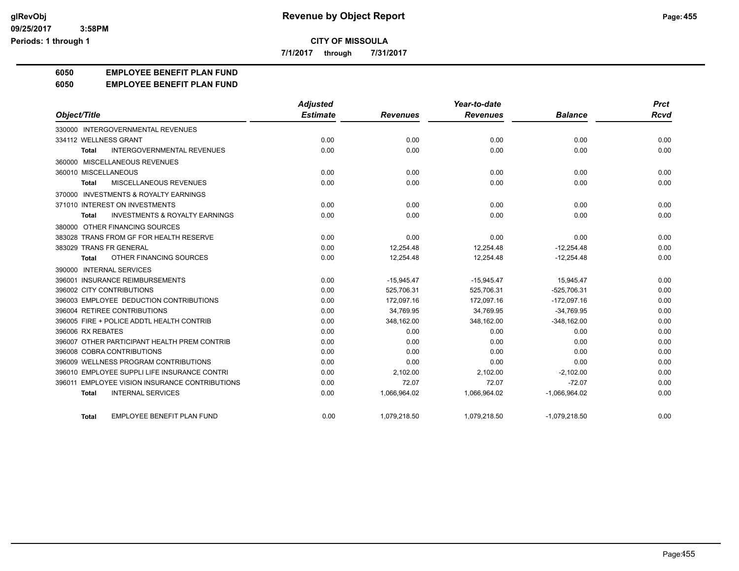# CITY OF MISSOULA

**7/1/2017 through 7/31/2017**

## 6050 EMPLOYEE BENEFIT PLAN FUND
## 6050 EMPLOYEE BENEFIT PLAN FUND

| Object/Title | Adjusted Estimate | Revenues | Year-to-date Revenues | Balance | Prct Rcvd |
|---|---|---|---|---|---|
| 330000 INTERGOVERNMENTAL REVENUES | | | | | |
| 334112 WELLNESS GRANT | 0.00 | 0.00 | 0.00 | 0.00 | 0.00 |
| **Total** INTERGOVERNMENTAL REVENUES | 0.00 | 0.00 | 0.00 | 0.00 | 0.00 |
| 360000 MISCELLANEOUS REVENUES | | | | | |
| 360010 MISCELLANEOUS | 0.00 | 0.00 | 0.00 | 0.00 | 0.00 |
| **Total** MISCELLANEOUS REVENUES | 0.00 | 0.00 | 0.00 | 0.00 | 0.00 |
| 370000 INVESTMENTS & ROYALTY EARNINGS | | | | | |
| 371010 INTEREST ON INVESTMENTS | 0.00 | 0.00 | 0.00 | 0.00 | 0.00 |
| **Total** INVESTMENTS & ROYALTY EARNINGS | 0.00 | 0.00 | 0.00 | 0.00 | 0.00 |
| 380000 OTHER FINANCING SOURCES | | | | | |
| 383028 TRANS FROM GF FOR HEALTH RESERVE | 0.00 | 0.00 | 0.00 | 0.00 | 0.00 |
| 383029 TRANS FR GENERAL | 0.00 | 12,254.48 | 12,254.48 | -12,254.48 | 0.00 |
| **Total** OTHER FINANCING SOURCES | 0.00 | 12,254.48 | 12,254.48 | -12,254.48 | 0.00 |
| 390000 INTERNAL SERVICES | | | | | |
| 396001 INSURANCE REIMBURSEMENTS | 0.00 | -15,945.47 | -15,945.47 | 15,945.47 | 0.00 |
| 396002 CITY CONTRIBUTIONS | 0.00 | 525,706.31 | 525,706.31 | -525,706.31 | 0.00 |
| 396003 EMPLOYEE DEDUCTION CONTRIBUTIONS | 0.00 | 172,097.16 | 172,097.16 | -172,097.16 | 0.00 |
| 396004 RETIREE CONTRIBUTIONS | 0.00 | 34,769.95 | 34,769.95 | -34,769.95 | 0.00 |
| 396005 FIRE + POLICE ADDTL HEALTH CONTRIB | 0.00 | 348,162.00 | 348,162.00 | -348,162.00 | 0.00 |
| 396006 RX REBATES | 0.00 | 0.00 | 0.00 | 0.00 | 0.00 |
| 396007 OTHER PARTICIPANT HEALTH PREM CONTRIB | 0.00 | 0.00 | 0.00 | 0.00 | 0.00 |
| 396008 COBRA CONTRIBUTIONS | 0.00 | 0.00 | 0.00 | 0.00 | 0.00 |
| 396009 WELLNESS PROGRAM CONTRIBUTIONS | 0.00 | 0.00 | 0.00 | 0.00 | 0.00 |
| 396010 EMPLOYEE SUPPLI LIFE INSURANCE CONTRI | 0.00 | 2,102.00 | 2,102.00 | -2,102.00 | 0.00 |
| 396011 EMPLOYEE VISION INSURANCE CONTRIBUTIONS | 0.00 | 72.07 | 72.07 | -72.07 | 0.00 |
| **Total** INTERNAL SERVICES | 0.00 | 1,066,964.02 | 1,066,964.02 | -1,066,964.02 | 0.00 |
| **Total** EMPLOYEE BENEFIT PLAN FUND | 0.00 | 1,079,218.50 | 1,079,218.50 | -1,079,218.50 | 0.00 |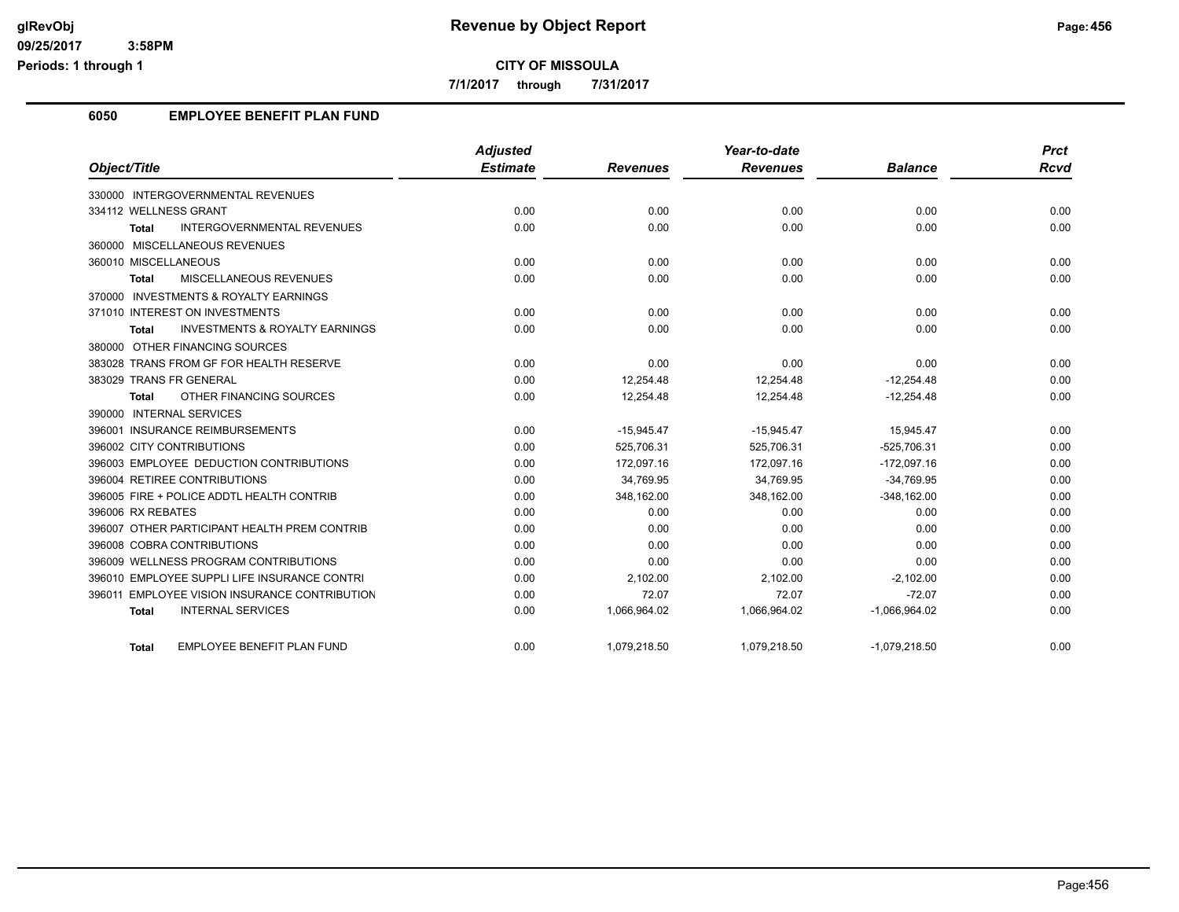# Revenue by Object Report

glRevObj
09/25/2017 3:58PM
Periods: 1 through 1

**CITY OF MISSOULA**

7/1/2017 through 7/31/2017

## 6050 EMPLOYEE BENEFIT PLAN FUND

| Object/Title | Adjusted Estimate | Revenues | Year-to-date Revenues | Balance | Prct Rcvd |
|---|---|---|---|---|---|
| 330000 INTERGOVERNMENTAL REVENUES | | | | | |
| 334112 WELLNESS GRANT | 0.00 | 0.00 | 0.00 | 0.00 | 0.00 |
| **Total** INTERGOVERNMENTAL REVENUES | 0.00 | 0.00 | 0.00 | 0.00 | 0.00 |
| 360000 MISCELLANEOUS REVENUES | | | | | |
| 360010 MISCELLANEOUS | 0.00 | 0.00 | 0.00 | 0.00 | 0.00 |
| **Total** MISCELLANEOUS REVENUES | 0.00 | 0.00 | 0.00 | 0.00 | 0.00 |
| 370000 INVESTMENTS & ROYALTY EARNINGS | | | | | |
| 371010 INTEREST ON INVESTMENTS | 0.00 | 0.00 | 0.00 | 0.00 | 0.00 |
| **Total** INVESTMENTS & ROYALTY EARNINGS | 0.00 | 0.00 | 0.00 | 0.00 | 0.00 |
| 380000 OTHER FINANCING SOURCES | | | | | |
| 383028 TRANS FROM GF FOR HEALTH RESERVE | 0.00 | 0.00 | 0.00 | 0.00 | 0.00 |
| 383029 TRANS FR GENERAL | 0.00 | 12,254.48 | 12,254.48 | -12,254.48 | 0.00 |
| **Total** OTHER FINANCING SOURCES | 0.00 | 12,254.48 | 12,254.48 | -12,254.48 | 0.00 |
| 390000 INTERNAL SERVICES | | | | | |
| 396001 INSURANCE REIMBURSEMENTS | 0.00 | -15,945.47 | -15,945.47 | 15,945.47 | 0.00 |
| 396002 CITY CONTRIBUTIONS | 0.00 | 525,706.31 | 525,706.31 | -525,706.31 | 0.00 |
| 396003 EMPLOYEE DEDUCTION CONTRIBUTIONS | 0.00 | 172,097.16 | 172,097.16 | -172,097.16 | 0.00 |
| 396004 RETIREE CONTRIBUTIONS | 0.00 | 34,769.95 | 34,769.95 | -34,769.95 | 0.00 |
| 396005 FIRE + POLICE ADDTL HEALTH CONTRIB | 0.00 | 348,162.00 | 348,162.00 | -348,162.00 | 0.00 |
| 396006 RX REBATES | 0.00 | 0.00 | 0.00 | 0.00 | 0.00 |
| 396007 OTHER PARTICIPANT HEALTH PREM CONTRIB | 0.00 | 0.00 | 0.00 | 0.00 | 0.00 |
| 396008 COBRA CONTRIBUTIONS | 0.00 | 0.00 | 0.00 | 0.00 | 0.00 |
| 396009 WELLNESS PROGRAM CONTRIBUTIONS | 0.00 | 0.00 | 0.00 | 0.00 | 0.00 |
| 396010 EMPLOYEE SUPPLI LIFE INSURANCE CONTRI | 0.00 | 2,102.00 | 2,102.00 | -2,102.00 | 0.00 |
| 396011 EMPLOYEE VISION INSURANCE CONTRIBUTION | 0.00 | 72.07 | 72.07 | -72.07 | 0.00 |
| **Total** INTERNAL SERVICES | 0.00 | 1,066,964.02 | 1,066,964.02 | -1,066,964.02 | 0.00 |
| **Total** EMPLOYEE BENEFIT PLAN FUND | 0.00 | 1,079,218.50 | 1,079,218.50 | -1,079,218.50 | 0.00 |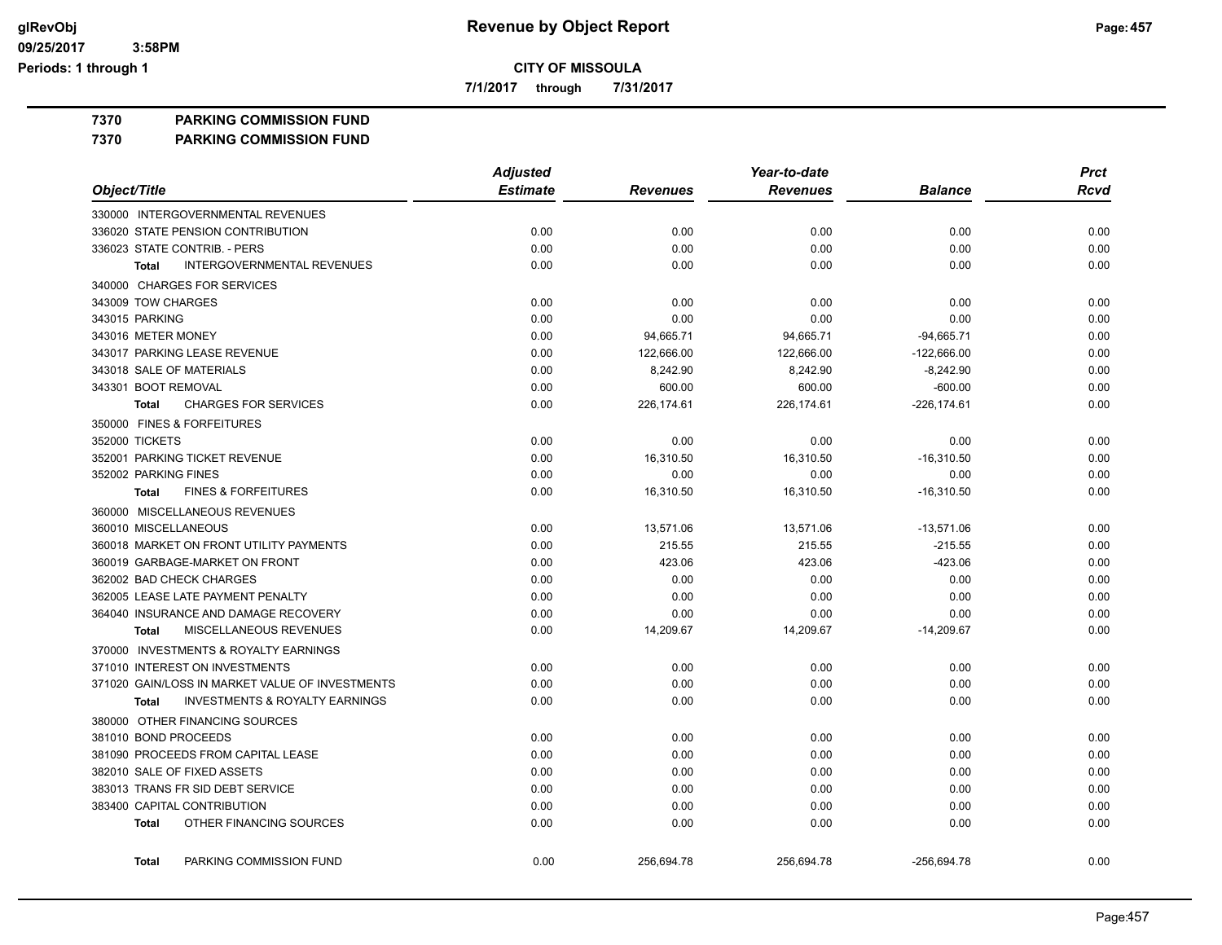# CITY OF MISSOULA

**7/1/2017 through 7/31/2017**

**7370 PARKING COMMISSION FUND**

**7370 PARKING COMMISSION FUND**

| Object/Title | Adjusted Estimate | Revenues | Year-to-date Revenues | Balance | Prct Rcvd |
|---|---|---|---|---|---|
| 330000 INTERGOVERNMENTAL REVENUES | | | | | |
| 336020 STATE PENSION CONTRIBUTION | 0.00 | 0.00 | 0.00 | 0.00 | 0.00 |
| 336023 STATE CONTRIB. - PERS | 0.00 | 0.00 | 0.00 | 0.00 | 0.00 |
| **Total** INTERGOVERNMENTAL REVENUES | 0.00 | 0.00 | 0.00 | 0.00 | 0.00 |
| 340000 CHARGES FOR SERVICES | | | | | |
| 343009 TOW CHARGES | 0.00 | 0.00 | 0.00 | 0.00 | 0.00 |
| 343015 PARKING | 0.00 | 0.00 | 0.00 | 0.00 | 0.00 |
| 343016 METER MONEY | 0.00 | 94,665.71 | 94,665.71 | -94,665.71 | 0.00 |
| 343017 PARKING LEASE REVENUE | 0.00 | 122,666.00 | 122,666.00 | -122,666.00 | 0.00 |
| 343018 SALE OF MATERIALS | 0.00 | 8,242.90 | 8,242.90 | -8,242.90 | 0.00 |
| 343301 BOOT REMOVAL | 0.00 | 600.00 | 600.00 | -600.00 | 0.00 |
| **Total** CHARGES FOR SERVICES | 0.00 | 226,174.61 | 226,174.61 | -226,174.61 | 0.00 |
| 350000 FINES & FORFEITURES | | | | | |
| 352000 TICKETS | 0.00 | 0.00 | 0.00 | 0.00 | 0.00 |
| 352001 PARKING TICKET REVENUE | 0.00 | 16,310.50 | 16,310.50 | -16,310.50 | 0.00 |
| 352002 PARKING FINES | 0.00 | 0.00 | 0.00 | 0.00 | 0.00 |
| **Total** FINES & FORFEITURES | 0.00 | 16,310.50 | 16,310.50 | -16,310.50 | 0.00 |
| 360000 MISCELLANEOUS REVENUES | | | | | |
| 360010 MISCELLANEOUS | 0.00 | 13,571.06 | 13,571.06 | -13,571.06 | 0.00 |
| 360018 MARKET ON FRONT UTILITY PAYMENTS | 0.00 | 215.55 | 215.55 | -215.55 | 0.00 |
| 360019 GARBAGE-MARKET ON FRONT | 0.00 | 423.06 | 423.06 | -423.06 | 0.00 |
| 362002 BAD CHECK CHARGES | 0.00 | 0.00 | 0.00 | 0.00 | 0.00 |
| 362005 LEASE LATE PAYMENT PENALTY | 0.00 | 0.00 | 0.00 | 0.00 | 0.00 |
| 364040 INSURANCE AND DAMAGE RECOVERY | 0.00 | 0.00 | 0.00 | 0.00 | 0.00 |
| **Total** MISCELLANEOUS REVENUES | 0.00 | 14,209.67 | 14,209.67 | -14,209.67 | 0.00 |
| 370000 INVESTMENTS & ROYALTY EARNINGS | | | | | |
| 371010 INTEREST ON INVESTMENTS | 0.00 | 0.00 | 0.00 | 0.00 | 0.00 |
| 371020 GAIN/LOSS IN MARKET VALUE OF INVESTMENTS | 0.00 | 0.00 | 0.00 | 0.00 | 0.00 |
| **Total** INVESTMENTS & ROYALTY EARNINGS | 0.00 | 0.00 | 0.00 | 0.00 | 0.00 |
| 380000 OTHER FINANCING SOURCES | | | | | |
| 381010 BOND PROCEEDS | 0.00 | 0.00 | 0.00 | 0.00 | 0.00 |
| 381090 PROCEEDS FROM CAPITAL LEASE | 0.00 | 0.00 | 0.00 | 0.00 | 0.00 |
| 382010 SALE OF FIXED ASSETS | 0.00 | 0.00 | 0.00 | 0.00 | 0.00 |
| 383013 TRANS FR SID DEBT SERVICE | 0.00 | 0.00 | 0.00 | 0.00 | 0.00 |
| 383400 CAPITAL CONTRIBUTION | 0.00 | 0.00 | 0.00 | 0.00 | 0.00 |
| **Total** OTHER FINANCING SOURCES | 0.00 | 0.00 | 0.00 | 0.00 | 0.00 |
| **Total** PARKING COMMISSION FUND | 0.00 | 256,694.78 | 256,694.78 | -256,694.78 | 0.00 |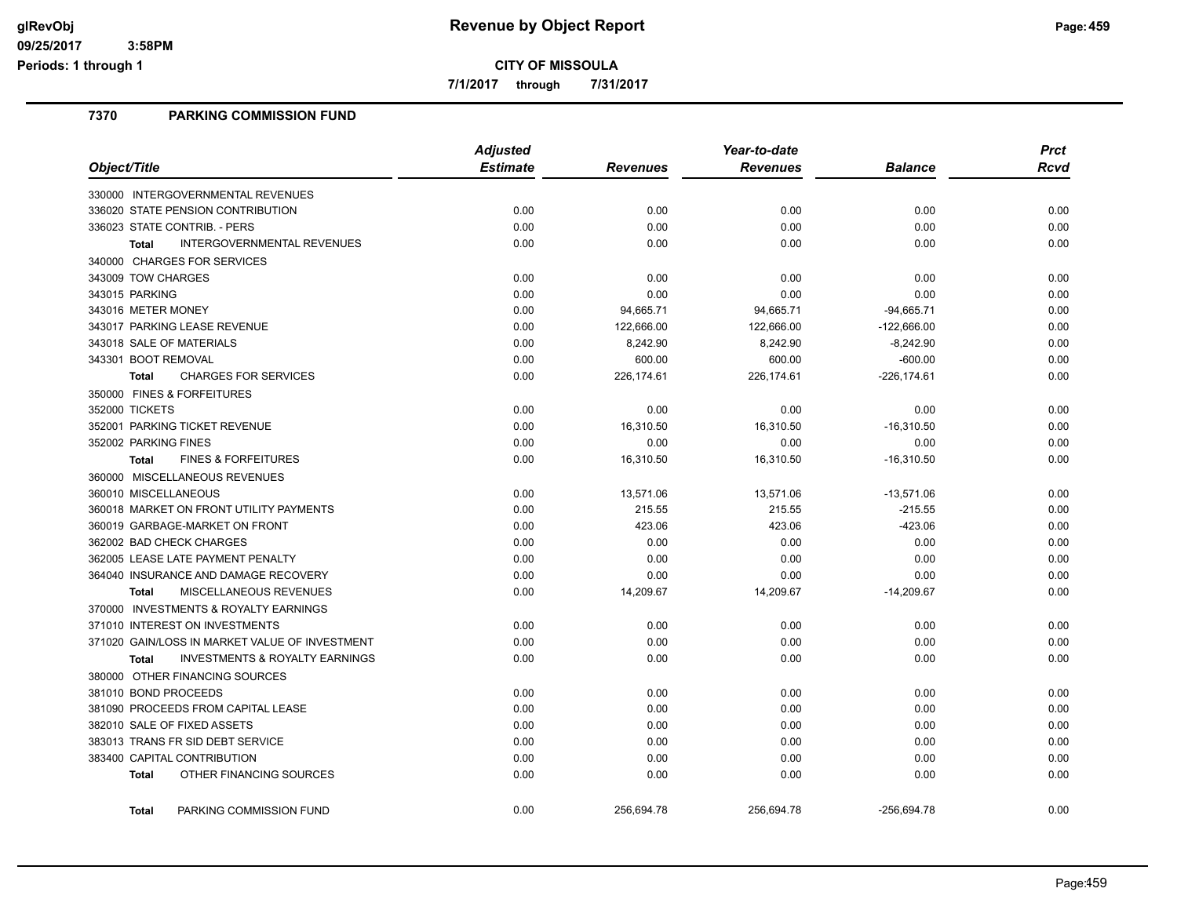glRevObj
09/25/2017 3:58PM
Periods: 1 through 1

# Revenue by Object Report

**CITY OF MISSOULA**

**7/1/2017 through 7/31/2017**

## 7370 PARKING COMMISSION FUND

| Object/Title | Adjusted Estimate | Revenues | Year-to-date Revenues | Balance | Prct Rcvd |
|---|---|---|---|---|---|
| 330000 INTERGOVERNMENTAL REVENUES | | | | | |
| 336020 STATE PENSION CONTRIBUTION | 0.00 | 0.00 | 0.00 | 0.00 | 0.00 |
| 336023 STATE CONTRIB. - PERS | 0.00 | 0.00 | 0.00 | 0.00 | 0.00 |
| **Total** INTERGOVERNMENTAL REVENUES | 0.00 | 0.00 | 0.00 | 0.00 | 0.00 |
| 340000 CHARGES FOR SERVICES | | | | | |
| 343009 TOW CHARGES | 0.00 | 0.00 | 0.00 | 0.00 | 0.00 |
| 343015 PARKING | 0.00 | 0.00 | 0.00 | 0.00 | 0.00 |
| 343016 METER MONEY | 0.00 | 94,665.71 | 94,665.71 | -94,665.71 | 0.00 |
| 343017 PARKING LEASE REVENUE | 0.00 | 122,666.00 | 122,666.00 | -122,666.00 | 0.00 |
| 343018 SALE OF MATERIALS | 0.00 | 8,242.90 | 8,242.90 | -8,242.90 | 0.00 |
| 343301 BOOT REMOVAL | 0.00 | 600.00 | 600.00 | -600.00 | 0.00 |
| **Total** CHARGES FOR SERVICES | 0.00 | 226,174.61 | 226,174.61 | -226,174.61 | 0.00 |
| 350000 FINES & FORFEITURES | | | | | |
| 352000 TICKETS | 0.00 | 0.00 | 0.00 | 0.00 | 0.00 |
| 352001 PARKING TICKET REVENUE | 0.00 | 16,310.50 | 16,310.50 | -16,310.50 | 0.00 |
| 352002 PARKING FINES | 0.00 | 0.00 | 0.00 | 0.00 | 0.00 |
| **Total** FINES & FORFEITURES | 0.00 | 16,310.50 | 16,310.50 | -16,310.50 | 0.00 |
| 360000 MISCELLANEOUS REVENUES | | | | | |
| 360010 MISCELLANEOUS | 0.00 | 13,571.06 | 13,571.06 | -13,571.06 | 0.00 |
| 360018 MARKET ON FRONT UTILITY PAYMENTS | 0.00 | 215.55 | 215.55 | -215.55 | 0.00 |
| 360019 GARBAGE-MARKET ON FRONT | 0.00 | 423.06 | 423.06 | -423.06 | 0.00 |
| 362002 BAD CHECK CHARGES | 0.00 | 0.00 | 0.00 | 0.00 | 0.00 |
| 362005 LEASE LATE PAYMENT PENALTY | 0.00 | 0.00 | 0.00 | 0.00 | 0.00 |
| 364040 INSURANCE AND DAMAGE RECOVERY | 0.00 | 0.00 | 0.00 | 0.00 | 0.00 |
| **Total** MISCELLANEOUS REVENUES | 0.00 | 14,209.67 | 14,209.67 | -14,209.67 | 0.00 |
| 370000 INVESTMENTS & ROYALTY EARNINGS | | | | | |
| 371010 INTEREST ON INVESTMENTS | 0.00 | 0.00 | 0.00 | 0.00 | 0.00 |
| 371020 GAIN/LOSS IN MARKET VALUE OF INVESTMENT | 0.00 | 0.00 | 0.00 | 0.00 | 0.00 |
| **Total** INVESTMENTS & ROYALTY EARNINGS | 0.00 | 0.00 | 0.00 | 0.00 | 0.00 |
| 380000 OTHER FINANCING SOURCES | | | | | |
| 381010 BOND PROCEEDS | 0.00 | 0.00 | 0.00 | 0.00 | 0.00 |
| 381090 PROCEEDS FROM CAPITAL LEASE | 0.00 | 0.00 | 0.00 | 0.00 | 0.00 |
| 382010 SALE OF FIXED ASSETS | 0.00 | 0.00 | 0.00 | 0.00 | 0.00 |
| 383013 TRANS FR SID DEBT SERVICE | 0.00 | 0.00 | 0.00 | 0.00 | 0.00 |
| 383400 CAPITAL CONTRIBUTION | 0.00 | 0.00 | 0.00 | 0.00 | 0.00 |
| **Total** OTHER FINANCING SOURCES | 0.00 | 0.00 | 0.00 | 0.00 | 0.00 |
| **Total** PARKING COMMISSION FUND | 0.00 | 256,694.78 | 256,694.78 | -256,694.78 | 0.00 |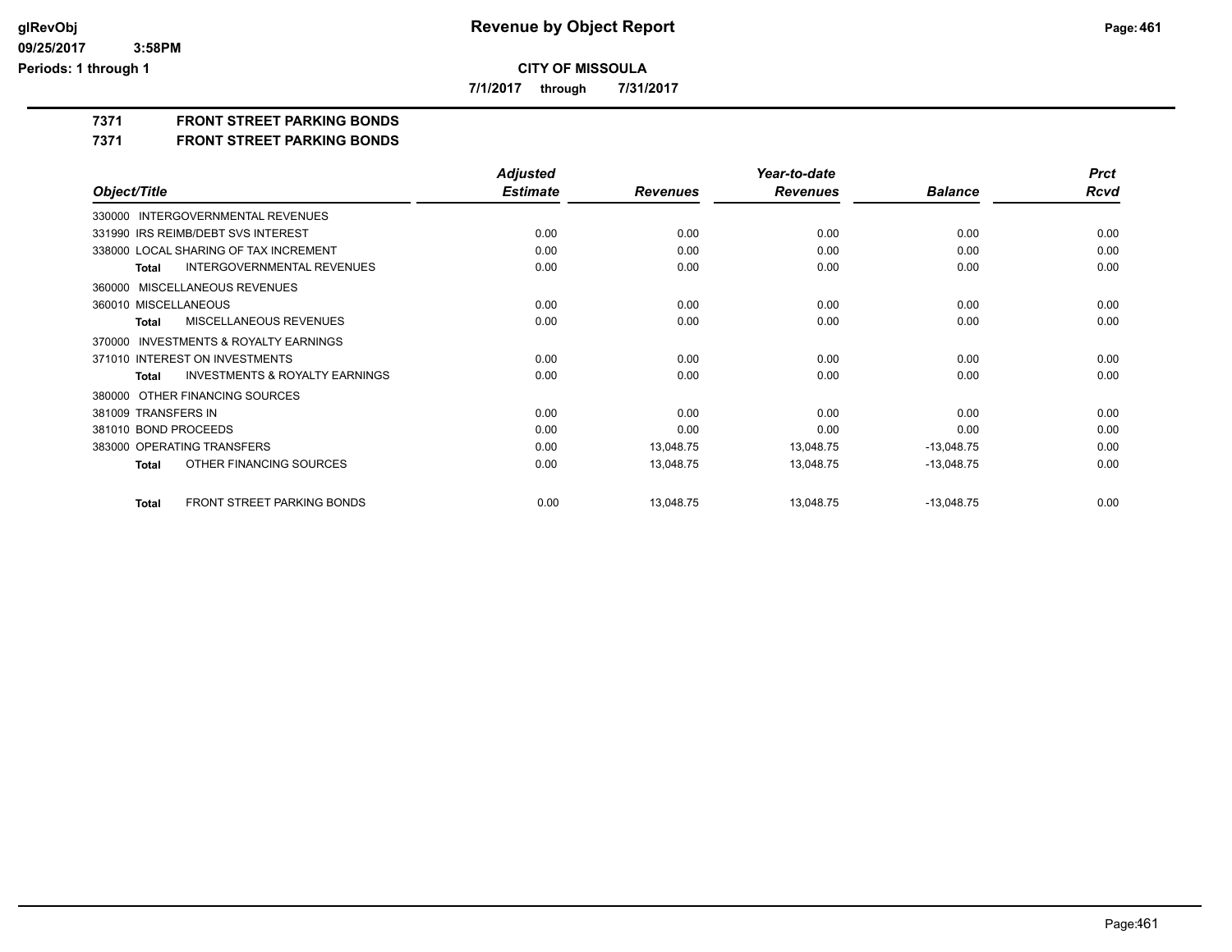**CITY OF MISSOULA**

**7/1/2017 through 7/31/2017**

## 7371 FRONT STREET PARKING BONDS

## 7371 FRONT STREET PARKING BONDS

| Object/Title | Adjusted Estimate | Revenues | Year-to-date Revenues | Balance | Prct Rcvd |
|---|---|---|---|---|---|
| 330000 INTERGOVERNMENTAL REVENUES | | | | | |
| 331990 IRS REIMB/DEBT SVS INTEREST | 0.00 | 0.00 | 0.00 | 0.00 | 0.00 |
| 338000 LOCAL SHARING OF TAX INCREMENT | 0.00 | 0.00 | 0.00 | 0.00 | 0.00 |
| **Total** INTERGOVERNMENTAL REVENUES | 0.00 | 0.00 | 0.00 | 0.00 | 0.00 |
| 360000 MISCELLANEOUS REVENUES | | | | | |
| 360010 MISCELLANEOUS | 0.00 | 0.00 | 0.00 | 0.00 | 0.00 |
| **Total** MISCELLANEOUS REVENUES | 0.00 | 0.00 | 0.00 | 0.00 | 0.00 |
| 370000 INVESTMENTS & ROYALTY EARNINGS | | | | | |
| 371010 INTEREST ON INVESTMENTS | 0.00 | 0.00 | 0.00 | 0.00 | 0.00 |
| **Total** INVESTMENTS & ROYALTY EARNINGS | 0.00 | 0.00 | 0.00 | 0.00 | 0.00 |
| 380000 OTHER FINANCING SOURCES | | | | | |
| 381009 TRANSFERS IN | 0.00 | 0.00 | 0.00 | 0.00 | 0.00 |
| 381010 BOND PROCEEDS | 0.00 | 0.00 | 0.00 | 0.00 | 0.00 |
| 383000 OPERATING TRANSFERS | 0.00 | 13,048.75 | 13,048.75 | -13,048.75 | 0.00 |
| **Total** OTHER FINANCING SOURCES | 0.00 | 13,048.75 | 13,048.75 | -13,048.75 | 0.00 |
| **Total** FRONT STREET PARKING BONDS | 0.00 | 13,048.75 | 13,048.75 | -13,048.75 | 0.00 |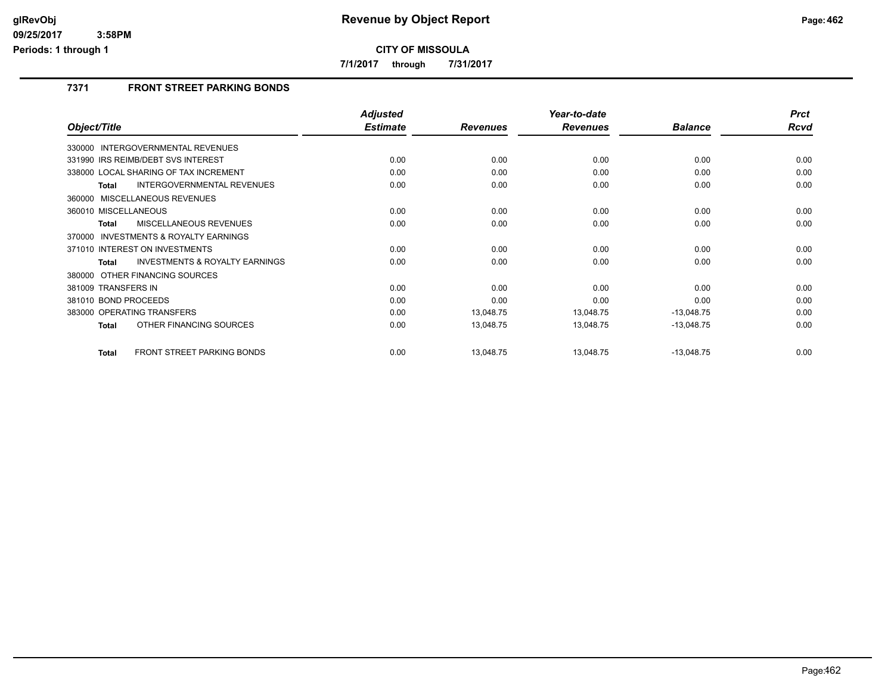# Revenue by Object Report

**CITY OF MISSOULA**

**7/1/2017 through 7/31/2017**

glRevObj
09/25/2017 3:58PM
Periods: 1 through 1

## 7371 FRONT STREET PARKING BONDS

| Object/Title | Adjusted Estimate | Revenues | Year-to-date Revenues | Balance | Prct Rcvd |
|---|---|---|---|---|---|
| 330000 INTERGOVERNMENTAL REVENUES | | | | | |
| 331990 IRS REIMB/DEBT SVS INTEREST | 0.00 | 0.00 | 0.00 | 0.00 | 0.00 |
| 338000 LOCAL SHARING OF TAX INCREMENT | 0.00 | 0.00 | 0.00 | 0.00 | 0.00 |
| **Total** INTERGOVERNMENTAL REVENUES | 0.00 | 0.00 | 0.00 | 0.00 | 0.00 |
| 360000 MISCELLANEOUS REVENUES | | | | | |
| 360010 MISCELLANEOUS | 0.00 | 0.00 | 0.00 | 0.00 | 0.00 |
| **Total** MISCELLANEOUS REVENUES | 0.00 | 0.00 | 0.00 | 0.00 | 0.00 |
| 370000 INVESTMENTS & ROYALTY EARNINGS | | | | | |
| 371010 INTEREST ON INVESTMENTS | 0.00 | 0.00 | 0.00 | 0.00 | 0.00 |
| **Total** INVESTMENTS & ROYALTY EARNINGS | 0.00 | 0.00 | 0.00 | 0.00 | 0.00 |
| 380000 OTHER FINANCING SOURCES | | | | | |
| 381009 TRANSFERS IN | 0.00 | 0.00 | 0.00 | 0.00 | 0.00 |
| 381010 BOND PROCEEDS | 0.00 | 0.00 | 0.00 | 0.00 | 0.00 |
| 383000 OPERATING TRANSFERS | 0.00 | 13,048.75 | 13,048.75 | -13,048.75 | 0.00 |
| **Total** OTHER FINANCING SOURCES | 0.00 | 13,048.75 | 13,048.75 | -13,048.75 | 0.00 |
| **Total** FRONT STREET PARKING BONDS | 0.00 | 13,048.75 | 13,048.75 | -13,048.75 | 0.00 |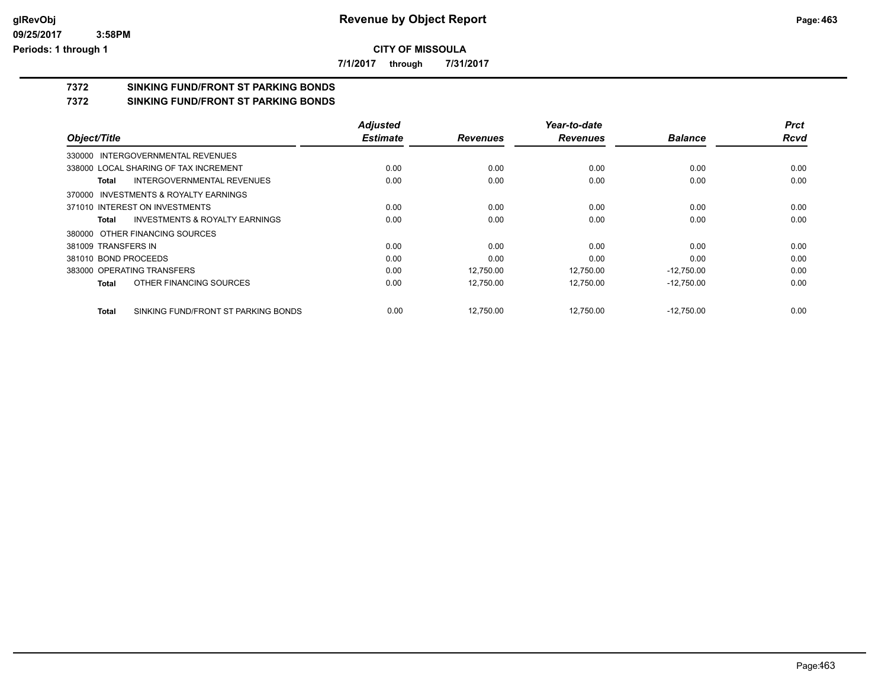**CITY OF MISSOULA**

**7/1/2017 through 7/31/2017**

# 7372 SINKING FUND/FRONT ST PARKING BONDS

## 7372 SINKING FUND/FRONT ST PARKING BONDS

| Object/Title | Adjusted Estimate | Revenues | Year-to-date Revenues | Balance | Prct Rcvd |
|---|---|---|---|---|---|
| 330000 INTERGOVERNMENTAL REVENUES | | | | | |
| 338000 LOCAL SHARING OF TAX INCREMENT | 0.00 | 0.00 | 0.00 | 0.00 | 0.00 |
| **Total** INTERGOVERNMENTAL REVENUES | 0.00 | 0.00 | 0.00 | 0.00 | 0.00 |
| 370000 INVESTMENTS & ROYALTY EARNINGS | | | | | |
| 371010 INTEREST ON INVESTMENTS | 0.00 | 0.00 | 0.00 | 0.00 | 0.00 |
| **Total** INVESTMENTS & ROYALTY EARNINGS | 0.00 | 0.00 | 0.00 | 0.00 | 0.00 |
| 380000 OTHER FINANCING SOURCES | | | | | |
| 381009 TRANSFERS IN | 0.00 | 0.00 | 0.00 | 0.00 | 0.00 |
| 381010 BOND PROCEEDS | 0.00 | 0.00 | 0.00 | 0.00 | 0.00 |
| 383000 OPERATING TRANSFERS | 0.00 | 12,750.00 | 12,750.00 | -12,750.00 | 0.00 |
| **Total** OTHER FINANCING SOURCES | 0.00 | 12,750.00 | 12,750.00 | -12,750.00 | 0.00 |
| **Total** SINKING FUND/FRONT ST PARKING BONDS | 0.00 | 12,750.00 | 12,750.00 | -12,750.00 | 0.00 |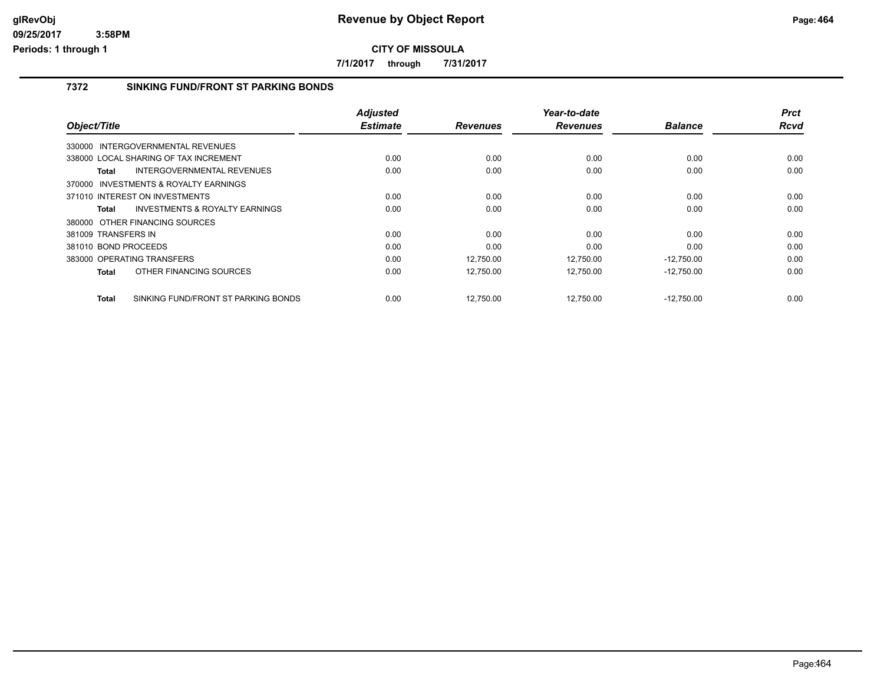# Revenue by Object Report

**CITY OF MISSOULA**

**7/1/2017 through 7/31/2017**

glRevObj
09/25/2017 3:58PM
Periods: 1 through 1

## 7372 SINKING FUND/FRONT ST PARKING BONDS

| Object/Title | Adjusted Estimate | Revenues | Year-to-date Revenues | Balance | Prct Rcvd |
|---|---|---|---|---|---|
| 330000 INTERGOVERNMENTAL REVENUES | | | | | |
| 338000 LOCAL SHARING OF TAX INCREMENT | 0.00 | 0.00 | 0.00 | 0.00 | 0.00 |
| **Total** INTERGOVERNMENTAL REVENUES | 0.00 | 0.00 | 0.00 | 0.00 | 0.00 |
| 370000 INVESTMENTS & ROYALTY EARNINGS | | | | | |
| 371010 INTEREST ON INVESTMENTS | 0.00 | 0.00 | 0.00 | 0.00 | 0.00 |
| **Total** INVESTMENTS & ROYALTY EARNINGS | 0.00 | 0.00 | 0.00 | 0.00 | 0.00 |
| 380000 OTHER FINANCING SOURCES | | | | | |
| 381009 TRANSFERS IN | 0.00 | 0.00 | 0.00 | 0.00 | 0.00 |
| 381010 BOND PROCEEDS | 0.00 | 0.00 | 0.00 | 0.00 | 0.00 |
| 383000 OPERATING TRANSFERS | 0.00 | 12,750.00 | 12,750.00 | -12,750.00 | 0.00 |
| **Total** OTHER FINANCING SOURCES | 0.00 | 12,750.00 | 12,750.00 | -12,750.00 | 0.00 |
| **Total** SINKING FUND/FRONT ST PARKING BONDS | 0.00 | 12,750.00 | 12,750.00 | -12,750.00 | 0.00 |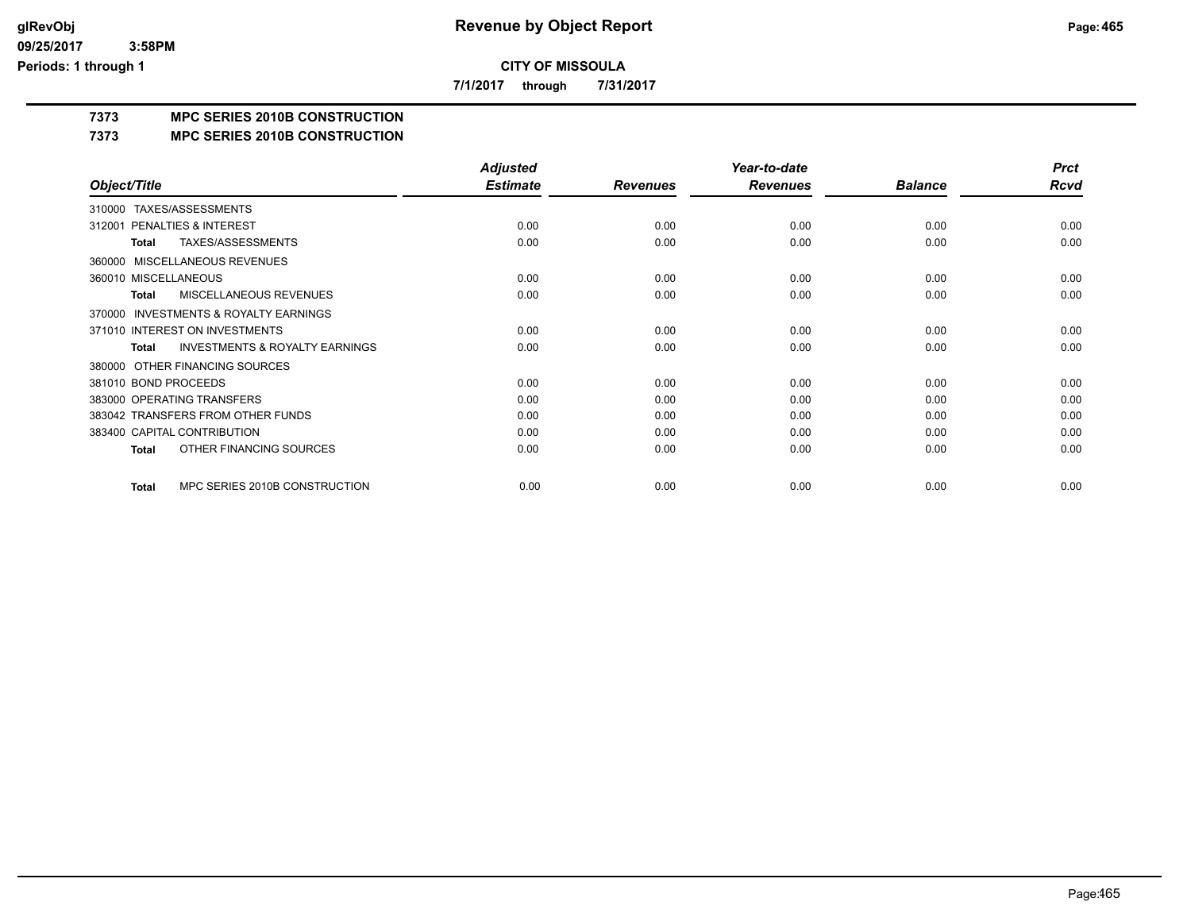**CITY OF MISSOULA**

**7/1/2017 through 7/31/2017**

**7373 MPC SERIES 2010B CONSTRUCTION**

**7373 MPC SERIES 2010B CONSTRUCTION**

| Object/Title | Adjusted Estimate | Revenues | Year-to-date Revenues | Balance | Prct Rcvd |
|---|---|---|---|---|---|
| 310000 TAXES/ASSESSMENTS | | | | | |
| 312001 PENALTIES & INTEREST | 0.00 | 0.00 | 0.00 | 0.00 | 0.00 |
| **Total** TAXES/ASSESSMENTS | 0.00 | 0.00 | 0.00 | 0.00 | 0.00 |
| 360000 MISCELLANEOUS REVENUES | | | | | |
| 360010 MISCELLANEOUS | 0.00 | 0.00 | 0.00 | 0.00 | 0.00 |
| **Total** MISCELLANEOUS REVENUES | 0.00 | 0.00 | 0.00 | 0.00 | 0.00 |
| 370000 INVESTMENTS & ROYALTY EARNINGS | | | | | |
| 371010 INTEREST ON INVESTMENTS | 0.00 | 0.00 | 0.00 | 0.00 | 0.00 |
| **Total** INVESTMENTS & ROYALTY EARNINGS | 0.00 | 0.00 | 0.00 | 0.00 | 0.00 |
| 380000 OTHER FINANCING SOURCES | | | | | |
| 381010 BOND PROCEEDS | 0.00 | 0.00 | 0.00 | 0.00 | 0.00 |
| 383000 OPERATING TRANSFERS | 0.00 | 0.00 | 0.00 | 0.00 | 0.00 |
| 383042 TRANSFERS FROM OTHER FUNDS | 0.00 | 0.00 | 0.00 | 0.00 | 0.00 |
| 383400 CAPITAL CONTRIBUTION | 0.00 | 0.00 | 0.00 | 0.00 | 0.00 |
| **Total** OTHER FINANCING SOURCES | 0.00 | 0.00 | 0.00 | 0.00 | 0.00 |
| **Total** MPC SERIES 2010B CONSTRUCTION | 0.00 | 0.00 | 0.00 | 0.00 | 0.00 |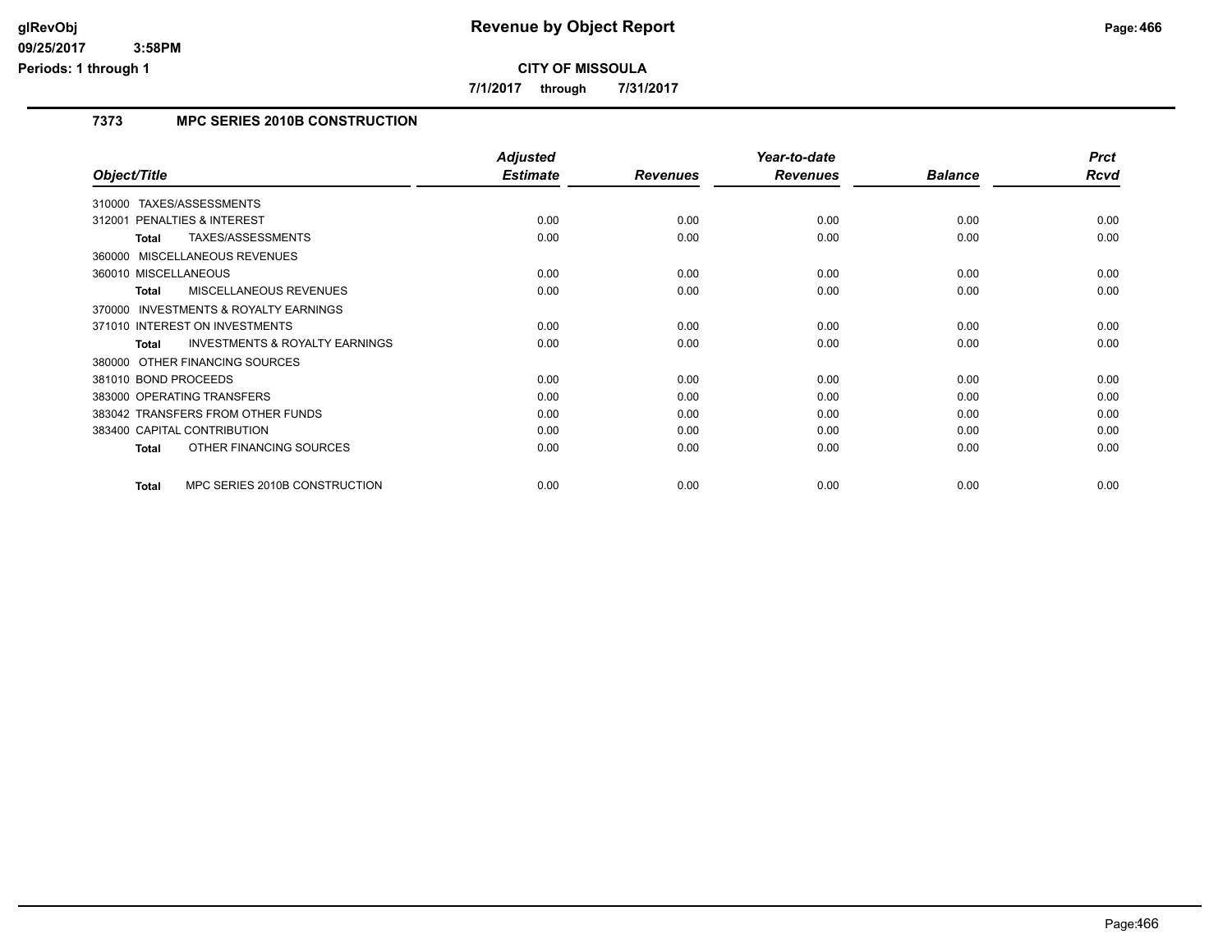# Revenue by Object Report

**CITY OF MISSOULA**

**7/1/2017 through 7/31/2017**

glRevObj
09/25/2017 3:58PM
Periods: 1 through 1

## 7373 MPC SERIES 2010B CONSTRUCTION

| Object/Title | Adjusted Estimate | Revenues | Year-to-date Revenues | Balance | Prct Rcvd |
|---|---|---|---|---|---|
| 310000 TAXES/ASSESSMENTS | | | | | |
| 312001 PENALTIES & INTEREST | 0.00 | 0.00 | 0.00 | 0.00 | 0.00 |
| **Total** TAXES/ASSESSMENTS | 0.00 | 0.00 | 0.00 | 0.00 | 0.00 |
| 360000 MISCELLANEOUS REVENUES | | | | | |
| 360010 MISCELLANEOUS | 0.00 | 0.00 | 0.00 | 0.00 | 0.00 |
| **Total** MISCELLANEOUS REVENUES | 0.00 | 0.00 | 0.00 | 0.00 | 0.00 |
| 370000 INVESTMENTS & ROYALTY EARNINGS | | | | | |
| 371010 INTEREST ON INVESTMENTS | 0.00 | 0.00 | 0.00 | 0.00 | 0.00 |
| **Total** INVESTMENTS & ROYALTY EARNINGS | 0.00 | 0.00 | 0.00 | 0.00 | 0.00 |
| 380000 OTHER FINANCING SOURCES | | | | | |
| 381010 BOND PROCEEDS | 0.00 | 0.00 | 0.00 | 0.00 | 0.00 |
| 383000 OPERATING TRANSFERS | 0.00 | 0.00 | 0.00 | 0.00 | 0.00 |
| 383042 TRANSFERS FROM OTHER FUNDS | 0.00 | 0.00 | 0.00 | 0.00 | 0.00 |
| 383400 CAPITAL CONTRIBUTION | 0.00 | 0.00 | 0.00 | 0.00 | 0.00 |
| **Total** OTHER FINANCING SOURCES | 0.00 | 0.00 | 0.00 | 0.00 | 0.00 |
| **Total** MPC SERIES 2010B CONSTRUCTION | 0.00 | 0.00 | 0.00 | 0.00 | 0.00 |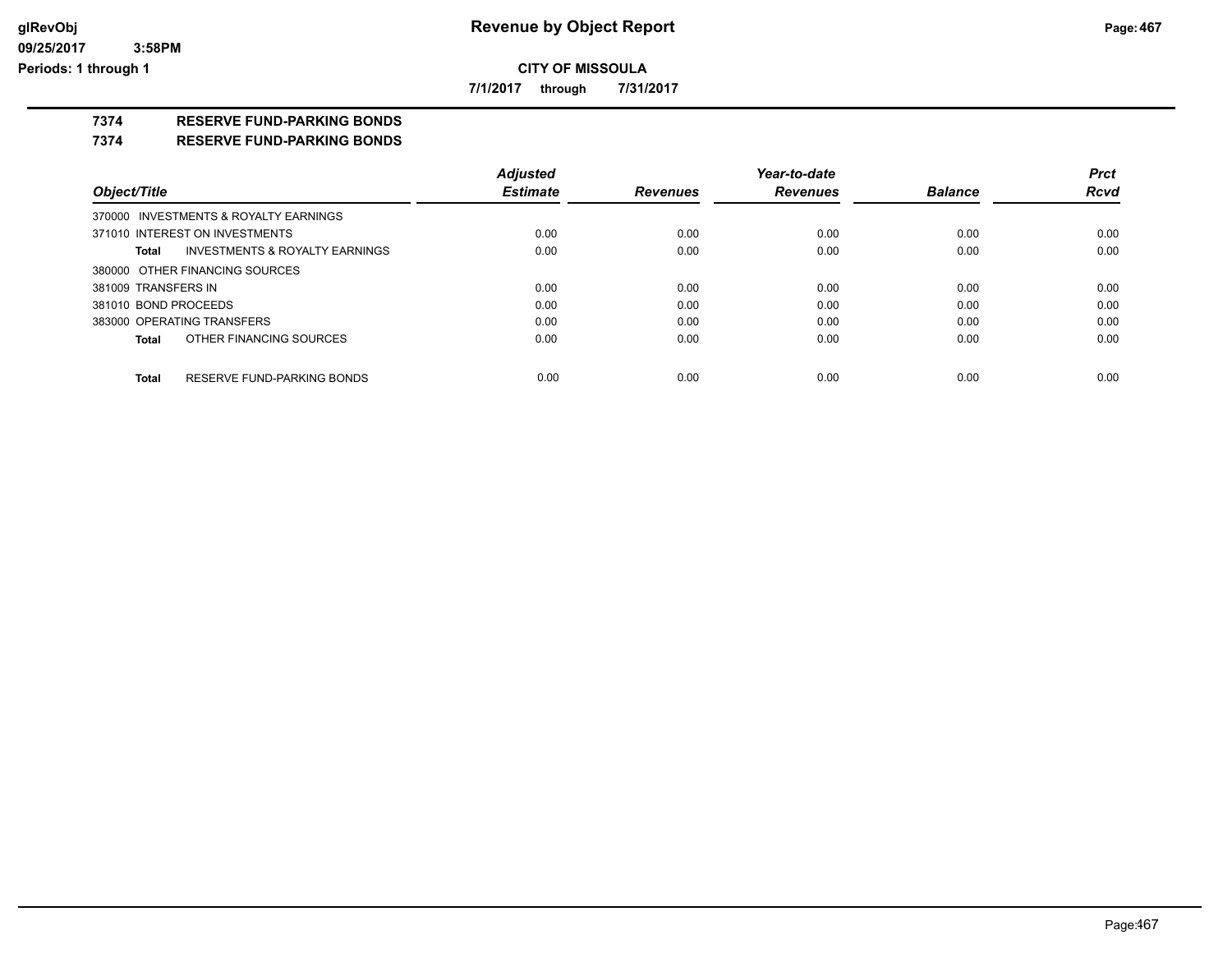**CITY OF MISSOULA**

**7/1/2017 through 7/31/2017**

**7374 RESERVE FUND-PARKING BONDS**

**7374 RESERVE FUND-PARKING BONDS**

| Object/Title | Adjusted Estimate | Revenues | Year-to-date Revenues | Balance | Prct Rcvd |
|---|---|---|---|---|---|
| 370000 INVESTMENTS & ROYALTY EARNINGS | | | | | |
| 371010 INTEREST ON INVESTMENTS | 0.00 | 0.00 | 0.00 | 0.00 | 0.00 |
| **Total** INVESTMENTS & ROYALTY EARNINGS | 0.00 | 0.00 | 0.00 | 0.00 | 0.00 |
| 380000 OTHER FINANCING SOURCES | | | | | |
| 381009 TRANSFERS IN | 0.00 | 0.00 | 0.00 | 0.00 | 0.00 |
| 381010 BOND PROCEEDS | 0.00 | 0.00 | 0.00 | 0.00 | 0.00 |
| 383000 OPERATING TRANSFERS | 0.00 | 0.00 | 0.00 | 0.00 | 0.00 |
| **Total** OTHER FINANCING SOURCES | 0.00 | 0.00 | 0.00 | 0.00 | 0.00 |
| **Total** RESERVE FUND-PARKING BONDS | 0.00 | 0.00 | 0.00 | 0.00 | 0.00 |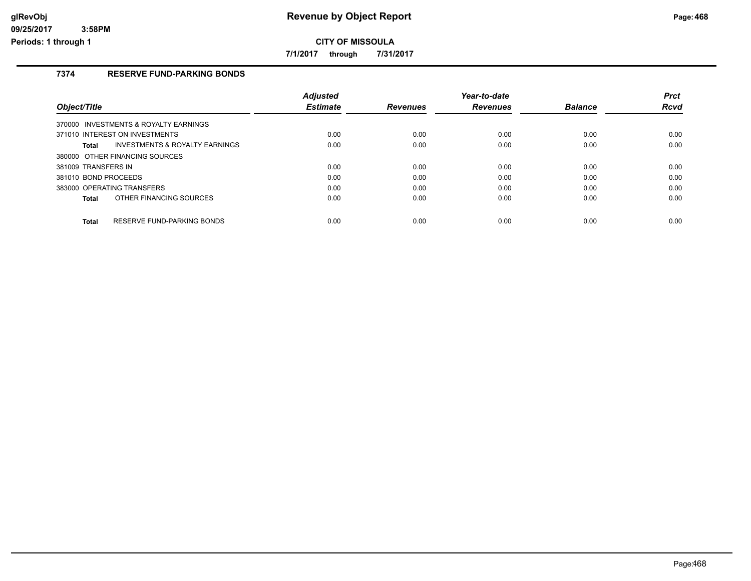# Revenue by Object Report

**CITY OF MISSOULA**

**7/1/2017 through 7/31/2017**

glRevObj
09/25/2017 3:58PM
Periods: 1 through 1

## 7374 RESERVE FUND-PARKING BONDS

| Object/Title | Adjusted Estimate | Revenues | Year-to-date Revenues | Balance | Prct Rcvd |
|---|---|---|---|---|---|
| 370000 INVESTMENTS & ROYALTY EARNINGS | | | | | |
| 371010 INTEREST ON INVESTMENTS | 0.00 | 0.00 | 0.00 | 0.00 | 0.00 |
| **Total** INVESTMENTS & ROYALTY EARNINGS | 0.00 | 0.00 | 0.00 | 0.00 | 0.00 |
| 380000 OTHER FINANCING SOURCES | | | | | |
| 381009 TRANSFERS IN | 0.00 | 0.00 | 0.00 | 0.00 | 0.00 |
| 381010 BOND PROCEEDS | 0.00 | 0.00 | 0.00 | 0.00 | 0.00 |
| 383000 OPERATING TRANSFERS | 0.00 | 0.00 | 0.00 | 0.00 | 0.00 |
| **Total** OTHER FINANCING SOURCES | 0.00 | 0.00 | 0.00 | 0.00 | 0.00 |
| **Total** RESERVE FUND-PARKING BONDS | 0.00 | 0.00 | 0.00 | 0.00 | 0.00 |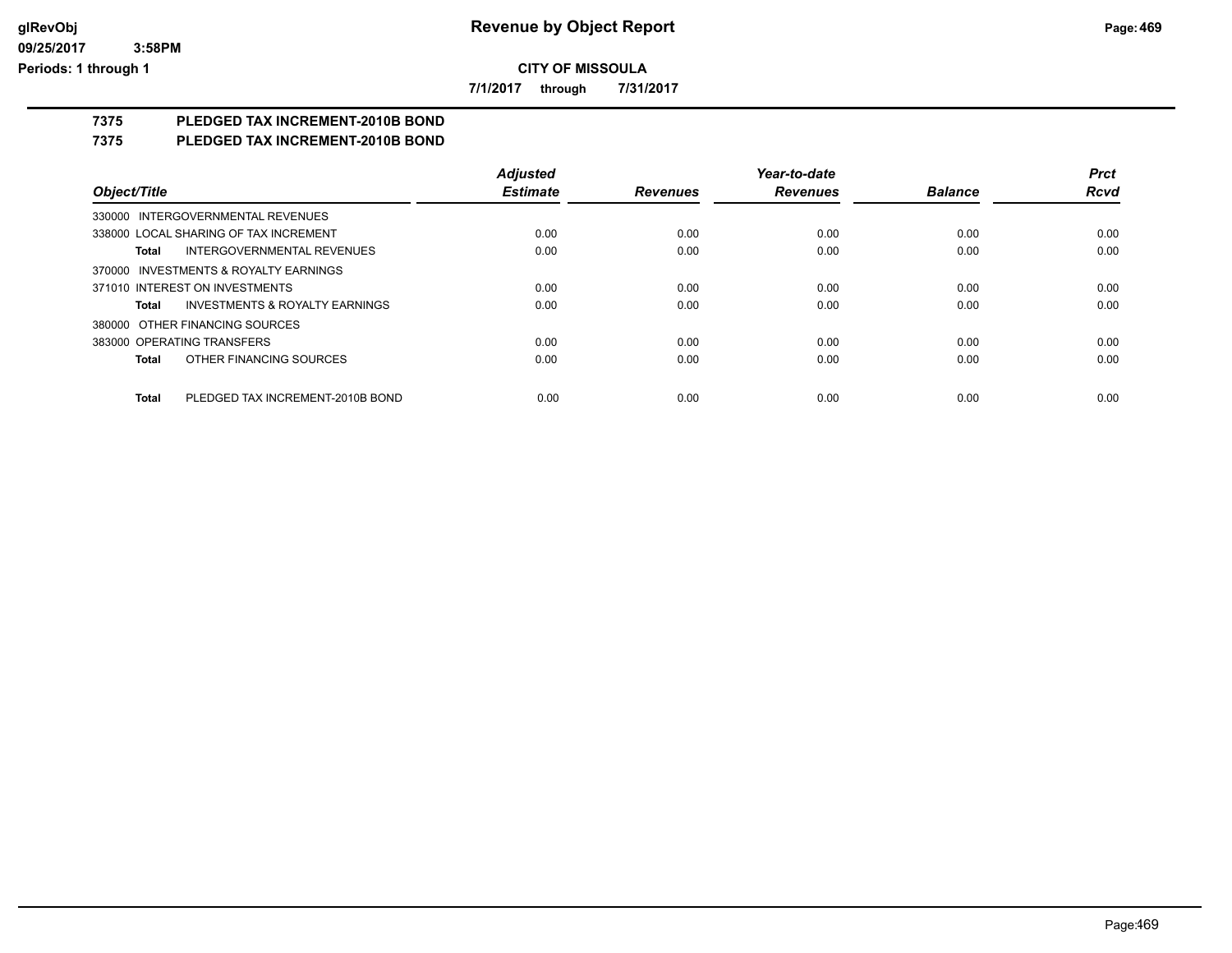# Revenue by Object Report

**CITY OF MISSOULA**

**7/1/2017 through 7/31/2017**

glRevObj
09/25/2017 3:58PM
Periods: 1 through 1

## 7375 PLEDGED TAX INCREMENT-2010B BOND

## 7375 PLEDGED TAX INCREMENT-2010B BOND

| Object/Title | Adjusted Estimate | Revenues | Year-to-date Revenues | Balance | Prct Rcvd |
|---|---|---|---|---|---|
| 330000 INTERGOVERNMENTAL REVENUES | | | | | |
| 338000 LOCAL SHARING OF TAX INCREMENT | 0.00 | 0.00 | 0.00 | 0.00 | 0.00 |
| **Total** INTERGOVERNMENTAL REVENUES | 0.00 | 0.00 | 0.00 | 0.00 | 0.00 |
| 370000 INVESTMENTS & ROYALTY EARNINGS | | | | | |
| 371010 INTEREST ON INVESTMENTS | 0.00 | 0.00 | 0.00 | 0.00 | 0.00 |
| **Total** INVESTMENTS & ROYALTY EARNINGS | 0.00 | 0.00 | 0.00 | 0.00 | 0.00 |
| 380000 OTHER FINANCING SOURCES | | | | | |
| 383000 OPERATING TRANSFERS | 0.00 | 0.00 | 0.00 | 0.00 | 0.00 |
| **Total** OTHER FINANCING SOURCES | 0.00 | 0.00 | 0.00 | 0.00 | 0.00 |
| **Total** PLEDGED TAX INCREMENT-2010B BOND | 0.00 | 0.00 | 0.00 | 0.00 | 0.00 |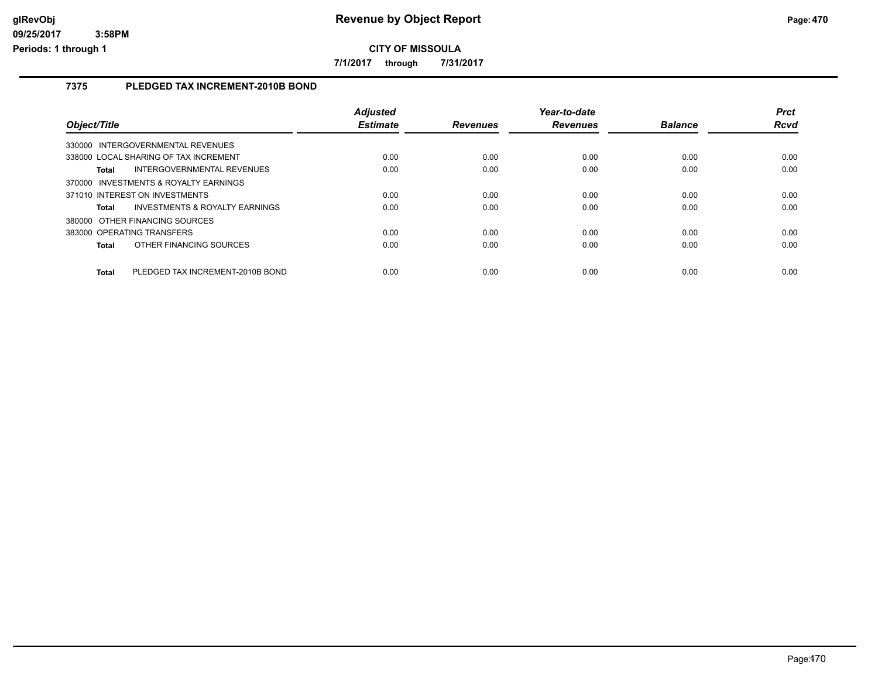# Revenue by Object Report

glRevObj
09/25/2017 3:58PM
Periods: 1 through 1

**CITY OF MISSOULA**

**7/1/2017 through 7/31/2017**

## 7375 PLEDGED TAX INCREMENT-2010B BOND

| Object/Title | Adjusted Estimate | Revenues | Year-to-date Revenues | Balance | Prct Rcvd |
|---|---|---|---|---|---|
| 330000 INTERGOVERNMENTAL REVENUES | | | | | |
| 338000 LOCAL SHARING OF TAX INCREMENT | 0.00 | 0.00 | 0.00 | 0.00 | 0.00 |
| **Total** INTERGOVERNMENTAL REVENUES | 0.00 | 0.00 | 0.00 | 0.00 | 0.00 |
| 370000 INVESTMENTS & ROYALTY EARNINGS | | | | | |
| 371010 INTEREST ON INVESTMENTS | 0.00 | 0.00 | 0.00 | 0.00 | 0.00 |
| **Total** INVESTMENTS & ROYALTY EARNINGS | 0.00 | 0.00 | 0.00 | 0.00 | 0.00 |
| 380000 OTHER FINANCING SOURCES | | | | | |
| 383000 OPERATING TRANSFERS | 0.00 | 0.00 | 0.00 | 0.00 | 0.00 |
| **Total** OTHER FINANCING SOURCES | 0.00 | 0.00 | 0.00 | 0.00 | 0.00 |
| **Total** PLEDGED TAX INCREMENT-2010B BOND | 0.00 | 0.00 | 0.00 | 0.00 | 0.00 |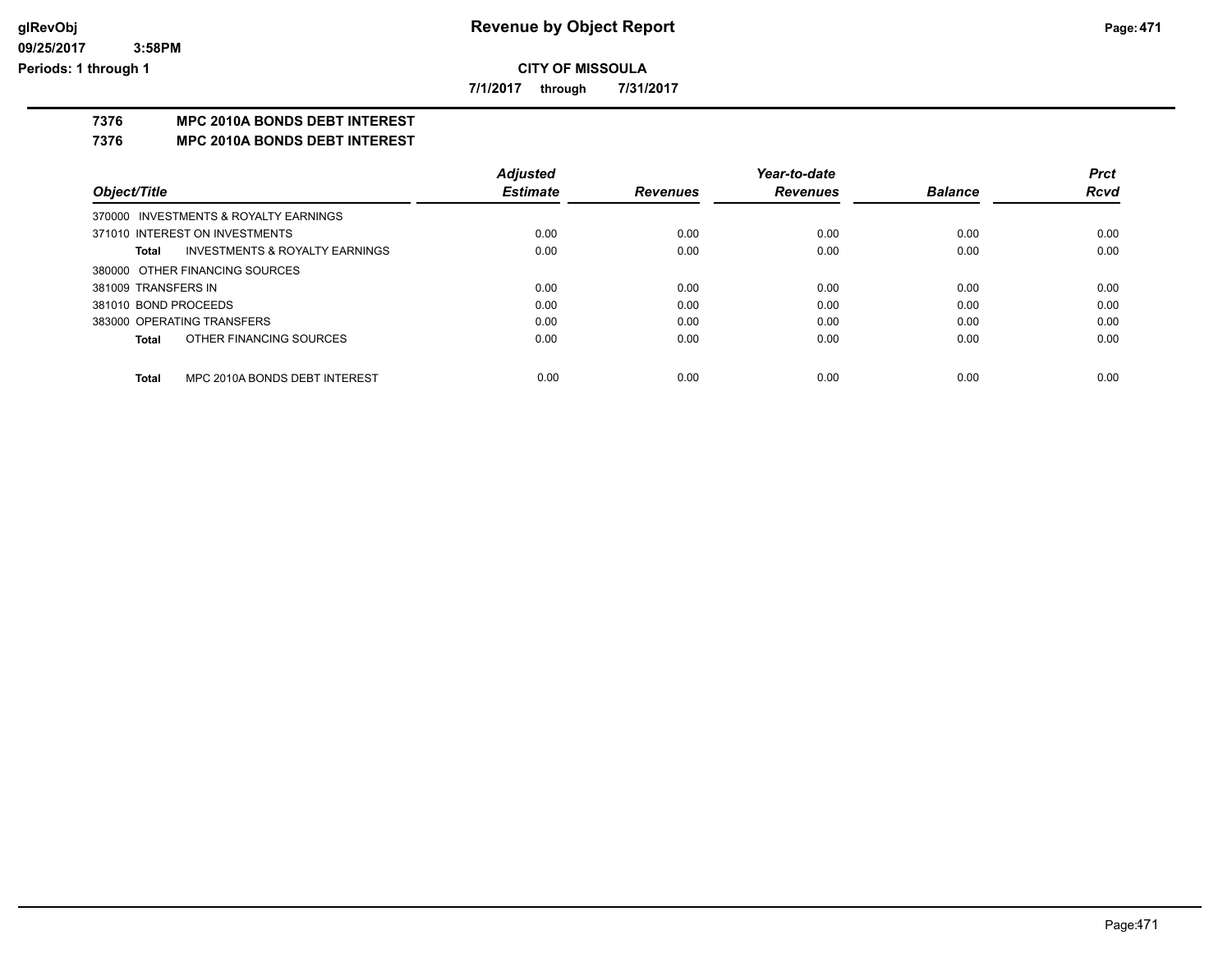# Revenue by Object Report

**CITY OF MISSOULA**

**7/1/2017 through 7/31/2017**

glRevObj
09/25/2017 3:58PM
Periods: 1 through 1

## 7376 MPC 2010A BONDS DEBT INTEREST

## 7376 MPC 2010A BONDS DEBT INTEREST

| Object/Title | Adjusted Estimate | Revenues | Year-to-date Revenues | Balance | Prct Rcvd |
|---|---|---|---|---|---|
| 370000 INVESTMENTS & ROYALTY EARNINGS | | | | | |
| 371010 INTEREST ON INVESTMENTS | 0.00 | 0.00 | 0.00 | 0.00 | 0.00 |
| **Total** INVESTMENTS & ROYALTY EARNINGS | 0.00 | 0.00 | 0.00 | 0.00 | 0.00 |
| 380000 OTHER FINANCING SOURCES | | | | | |
| 381009 TRANSFERS IN | 0.00 | 0.00 | 0.00 | 0.00 | 0.00 |
| 381010 BOND PROCEEDS | 0.00 | 0.00 | 0.00 | 0.00 | 0.00 |
| 383000 OPERATING TRANSFERS | 0.00 | 0.00 | 0.00 | 0.00 | 0.00 |
| **Total** OTHER FINANCING SOURCES | 0.00 | 0.00 | 0.00 | 0.00 | 0.00 |
| **Total** MPC 2010A BONDS DEBT INTEREST | 0.00 | 0.00 | 0.00 | 0.00 | 0.00 |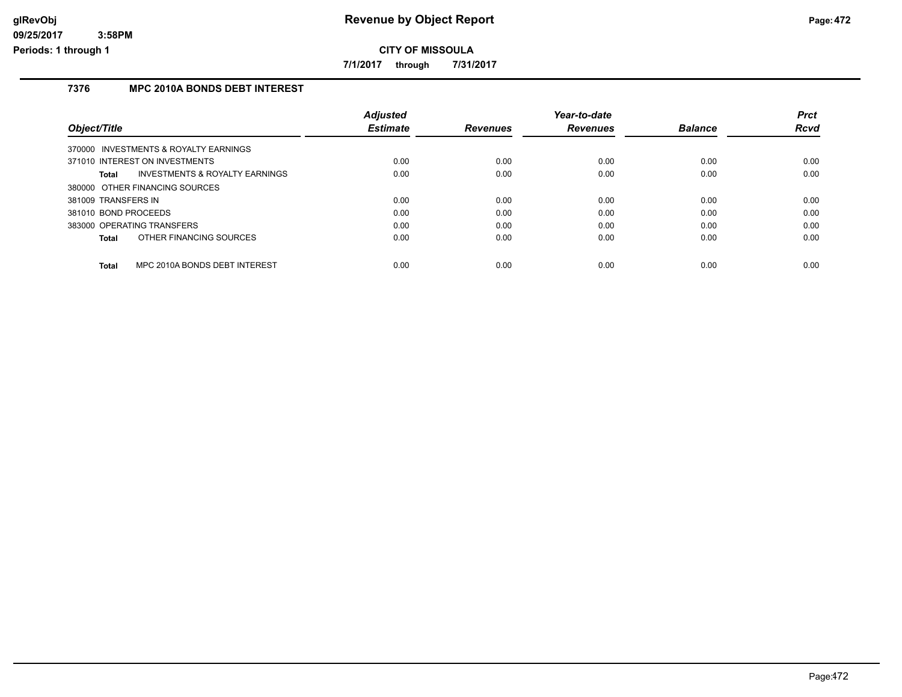# Revenue by Object Report

**CITY OF MISSOULA**

**7/1/2017 through 7/31/2017**

glRevObj
09/25/2017 3:58PM
Periods: 1 through 1

### 7376 MPC 2010A BONDS DEBT INTEREST

| Object/Title | Adjusted Estimate | Revenues | Year-to-date Revenues | Balance | Prct Rcvd |
|---|---|---|---|---|---|
| 370000 INVESTMENTS & ROYALTY EARNINGS | | | | | |
| 371010 INTEREST ON INVESTMENTS | 0.00 | 0.00 | 0.00 | 0.00 | 0.00 |
| **Total** INVESTMENTS & ROYALTY EARNINGS | 0.00 | 0.00 | 0.00 | 0.00 | 0.00 |
| 380000 OTHER FINANCING SOURCES | | | | | |
| 381009 TRANSFERS IN | 0.00 | 0.00 | 0.00 | 0.00 | 0.00 |
| 381010 BOND PROCEEDS | 0.00 | 0.00 | 0.00 | 0.00 | 0.00 |
| 383000 OPERATING TRANSFERS | 0.00 | 0.00 | 0.00 | 0.00 | 0.00 |
| **Total** OTHER FINANCING SOURCES | 0.00 | 0.00 | 0.00 | 0.00 | 0.00 |
| **Total** MPC 2010A BONDS DEBT INTEREST | 0.00 | 0.00 | 0.00 | 0.00 | 0.00 |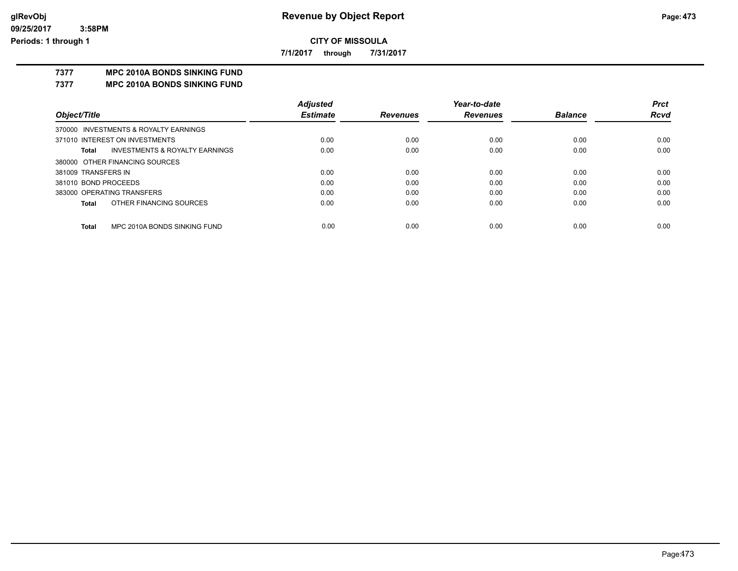# Revenue by Object Report

## CITY OF MISSOULA

**7/1/2017 through 7/31/2017**

### 7377 MPC 2010A BONDS SINKING FUND

### 7377 MPC 2010A BONDS SINKING FUND

| Object/Title | Adjusted Estimate | Revenues | Year-to-date Revenues | Balance | Prct Rcvd |
|---|---|---|---|---|---|
| 370000 INVESTMENTS & ROYALTY EARNINGS | | | | | |
| 371010 INTEREST ON INVESTMENTS | 0.00 | 0.00 | 0.00 | 0.00 | 0.00 |
| **Total** INVESTMENTS & ROYALTY EARNINGS | 0.00 | 0.00 | 0.00 | 0.00 | 0.00 |
| 380000 OTHER FINANCING SOURCES | | | | | |
| 381009 TRANSFERS IN | 0.00 | 0.00 | 0.00 | 0.00 | 0.00 |
| 381010 BOND PROCEEDS | 0.00 | 0.00 | 0.00 | 0.00 | 0.00 |
| 383000 OPERATING TRANSFERS | 0.00 | 0.00 | 0.00 | 0.00 | 0.00 |
| **Total** OTHER FINANCING SOURCES | 0.00 | 0.00 | 0.00 | 0.00 | 0.00 |
| **Total** MPC 2010A BONDS SINKING FUND | 0.00 | 0.00 | 0.00 | 0.00 | 0.00 |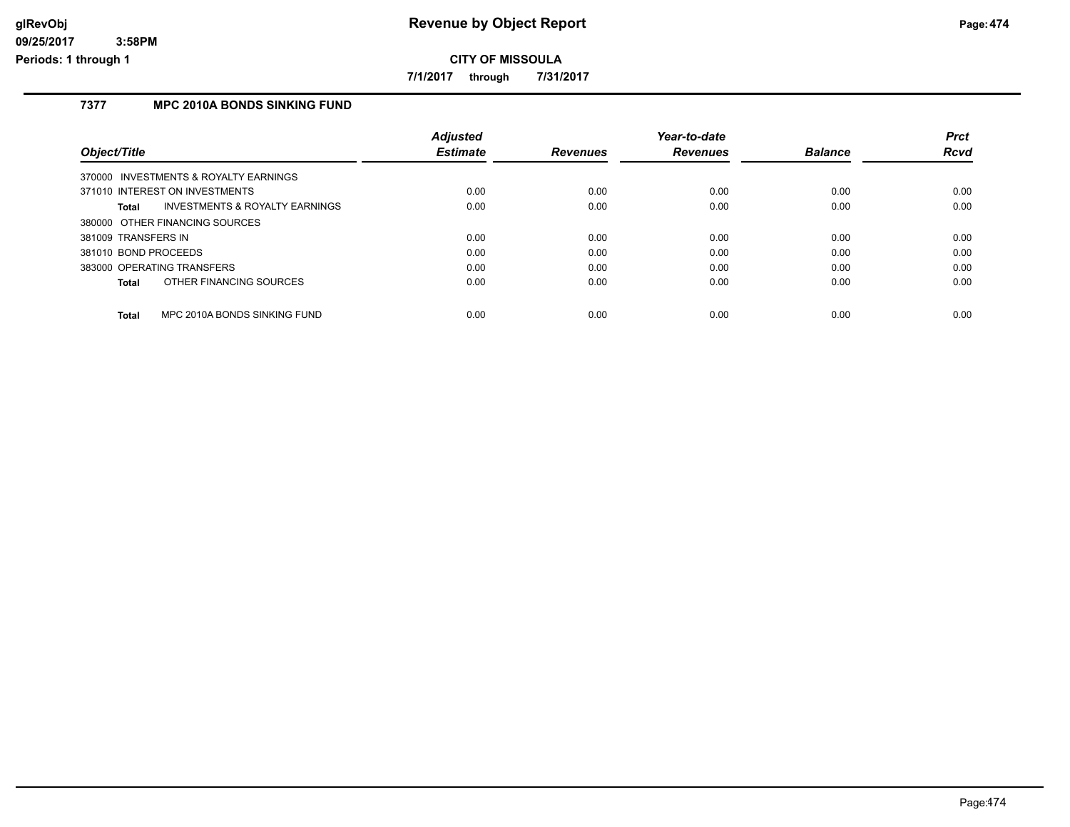# Revenue by Object Report

glRevObj
09/25/2017 3:58PM
Periods: 1 through 1

**CITY OF MISSOULA**

**7/1/2017 through 7/31/2017**

## 7377 MPC 2010A BONDS SINKING FUND

| Object/Title | Adjusted Estimate | Revenues | Year-to-date Revenues | Balance | Prct Rcvd |
|---|---|---|---|---|---|
| 370000 INVESTMENTS & ROYALTY EARNINGS | | | | | |
| 371010 INTEREST ON INVESTMENTS | 0.00 | 0.00 | 0.00 | 0.00 | 0.00 |
| **Total** INVESTMENTS & ROYALTY EARNINGS | 0.00 | 0.00 | 0.00 | 0.00 | 0.00 |
| 380000 OTHER FINANCING SOURCES | | | | | |
| 381009 TRANSFERS IN | 0.00 | 0.00 | 0.00 | 0.00 | 0.00 |
| 381010 BOND PROCEEDS | 0.00 | 0.00 | 0.00 | 0.00 | 0.00 |
| 383000 OPERATING TRANSFERS | 0.00 | 0.00 | 0.00 | 0.00 | 0.00 |
| **Total** OTHER FINANCING SOURCES | 0.00 | 0.00 | 0.00 | 0.00 | 0.00 |
| **Total** MPC 2010A BONDS SINKING FUND | 0.00 | 0.00 | 0.00 | 0.00 | 0.00 |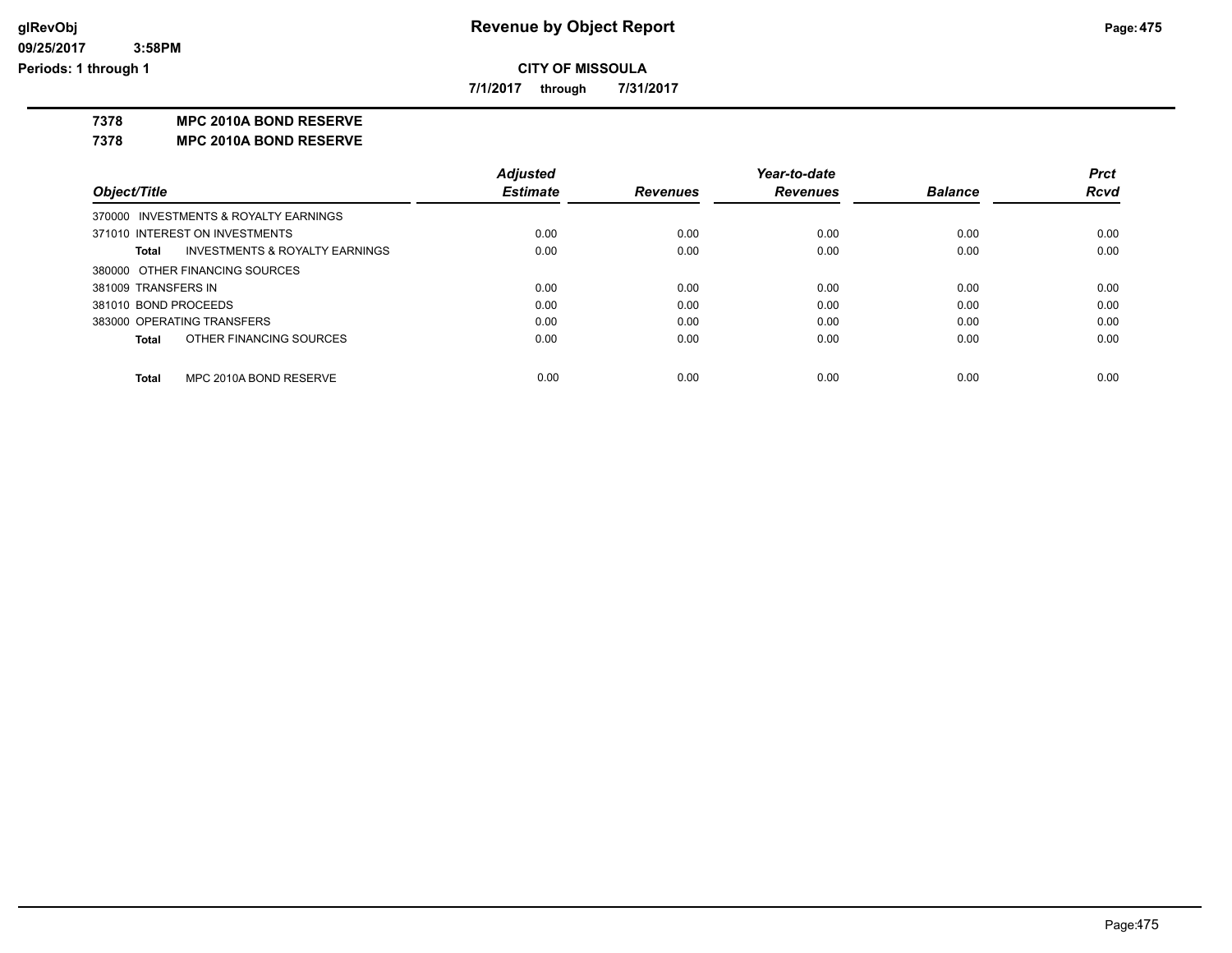**Revenue by Object Report**

**CITY OF MISSOULA**

**7/1/2017 through 7/31/2017**

glRevObj
09/25/2017 3:58PM
Periods: 1 through 1

**7378 MPC 2010A BOND RESERVE**

**7378 MPC 2010A BOND RESERVE**

| Object/Title | Adjusted Estimate | Revenues | Year-to-date Revenues | Balance | Prct Rcvd |
|---|---|---|---|---|---|
| 370000 INVESTMENTS & ROYALTY EARNINGS | | | | | |
| 371010 INTEREST ON INVESTMENTS | 0.00 | 0.00 | 0.00 | 0.00 | 0.00 |
| **Total** INVESTMENTS & ROYALTY EARNINGS | 0.00 | 0.00 | 0.00 | 0.00 | 0.00 |
| 380000 OTHER FINANCING SOURCES | | | | | |
| 381009 TRANSFERS IN | 0.00 | 0.00 | 0.00 | 0.00 | 0.00 |
| 381010 BOND PROCEEDS | 0.00 | 0.00 | 0.00 | 0.00 | 0.00 |
| 383000 OPERATING TRANSFERS | 0.00 | 0.00 | 0.00 | 0.00 | 0.00 |
| **Total** OTHER FINANCING SOURCES | 0.00 | 0.00 | 0.00 | 0.00 | 0.00 |
| **Total** MPC 2010A BOND RESERVE | 0.00 | 0.00 | 0.00 | 0.00 | 0.00 |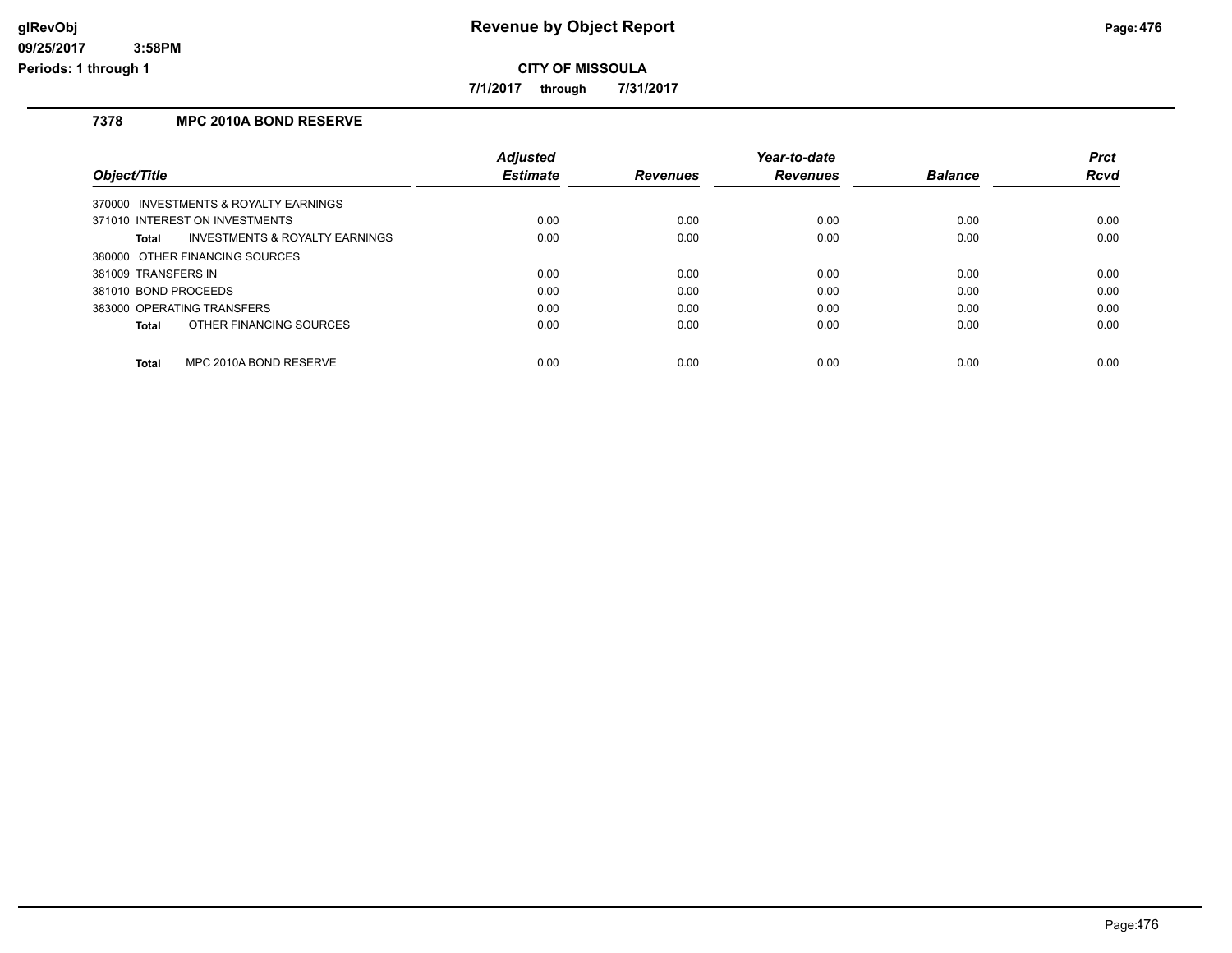# Revenue by Object Report

**CITY OF MISSOULA**

**7/1/2017 through 7/31/2017**

## 7378 MPC 2010A BOND RESERVE

| Object/Title | Adjusted Estimate | Revenues | Year-to-date Revenues | Balance | Prct Rcvd |
|---|---|---|---|---|---|
| 370000 INVESTMENTS & ROYALTY EARNINGS | | | | | |
| 371010 INTEREST ON INVESTMENTS | 0.00 | 0.00 | 0.00 | 0.00 | 0.00 |
| **Total** INVESTMENTS & ROYALTY EARNINGS | 0.00 | 0.00 | 0.00 | 0.00 | 0.00 |
| 380000 OTHER FINANCING SOURCES | | | | | |
| 381009 TRANSFERS IN | 0.00 | 0.00 | 0.00 | 0.00 | 0.00 |
| 381010 BOND PROCEEDS | 0.00 | 0.00 | 0.00 | 0.00 | 0.00 |
| 383000 OPERATING TRANSFERS | 0.00 | 0.00 | 0.00 | 0.00 | 0.00 |
| **Total** OTHER FINANCING SOURCES | 0.00 | 0.00 | 0.00 | 0.00 | 0.00 |
| **Total** MPC 2010A BOND RESERVE | 0.00 | 0.00 | 0.00 | 0.00 | 0.00 |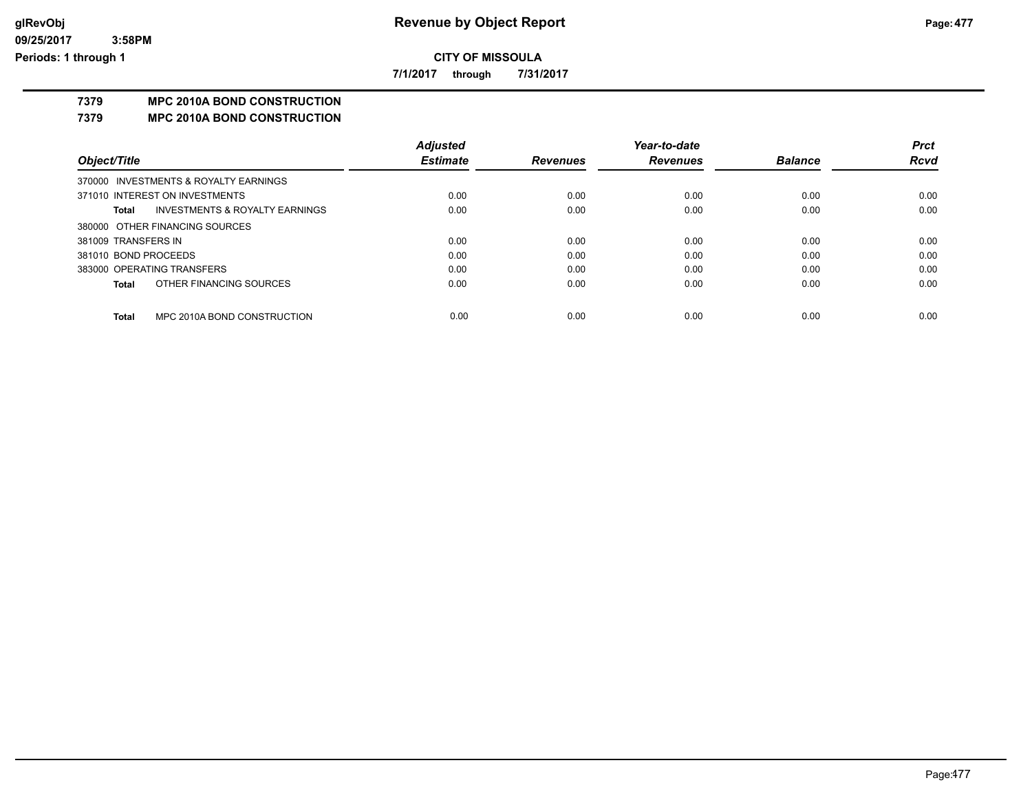# Revenue by Object Report

**CITY OF MISSOULA**

**7/1/2017 through 7/31/2017**

glRevObj
09/25/2017 3:58PM
Periods: 1 through 1

## 7379 MPC 2010A BOND CONSTRUCTION
## 7379 MPC 2010A BOND CONSTRUCTION

| Object/Title | Adjusted Estimate | Revenues | Year-to-date Revenues | Balance | Prct Rcvd |
|---|---|---|---|---|---|
| 370000 INVESTMENTS & ROYALTY EARNINGS | | | | | |
| 371010 INTEREST ON INVESTMENTS | 0.00 | 0.00 | 0.00 | 0.00 | 0.00 |
| **Total** INVESTMENTS & ROYALTY EARNINGS | 0.00 | 0.00 | 0.00 | 0.00 | 0.00 |
| 380000 OTHER FINANCING SOURCES | | | | | |
| 381009 TRANSFERS IN | 0.00 | 0.00 | 0.00 | 0.00 | 0.00 |
| 381010 BOND PROCEEDS | 0.00 | 0.00 | 0.00 | 0.00 | 0.00 |
| 383000 OPERATING TRANSFERS | 0.00 | 0.00 | 0.00 | 0.00 | 0.00 |
| **Total** OTHER FINANCING SOURCES | 0.00 | 0.00 | 0.00 | 0.00 | 0.00 |
| **Total** MPC 2010A BOND CONSTRUCTION | 0.00 | 0.00 | 0.00 | 0.00 | 0.00 |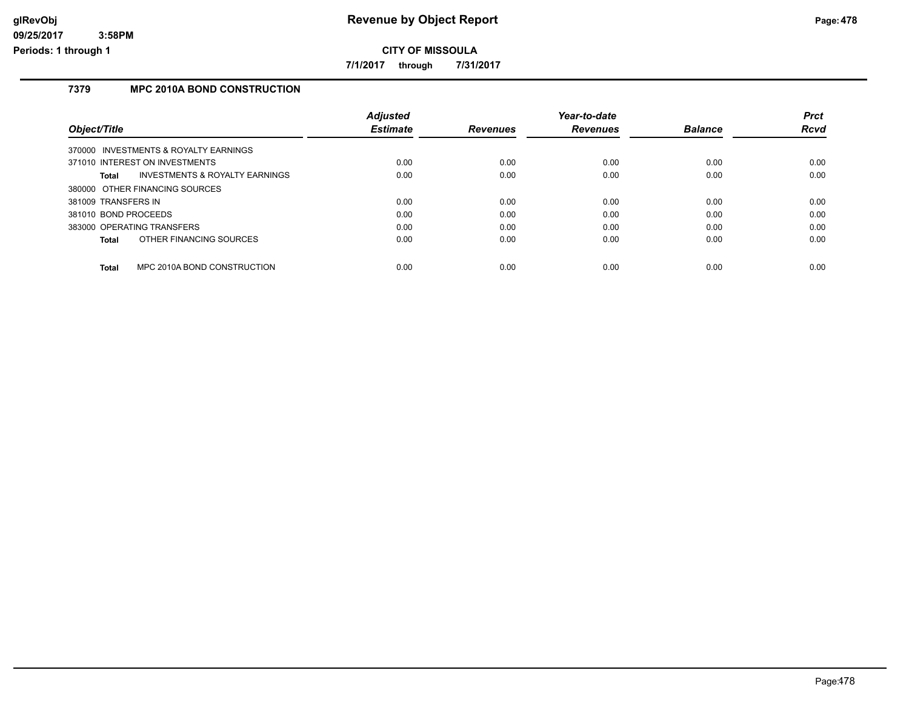# Revenue by Object Report

**CITY OF MISSOULA**

**7/1/2017 through 7/31/2017**

glRevObj
09/25/2017 3:58PM
Periods: 1 through 1

## 7379 MPC 2010A BOND CONSTRUCTION

| Object/Title | Adjusted Estimate | Revenues | Year-to-date Revenues | Balance | Prct Rcvd |
|---|---|---|---|---|---|
| 370000 INVESTMENTS & ROYALTY EARNINGS | | | | | |
| 371010 INTEREST ON INVESTMENTS | 0.00 | 0.00 | 0.00 | 0.00 | 0.00 |
| **Total** INVESTMENTS & ROYALTY EARNINGS | 0.00 | 0.00 | 0.00 | 0.00 | 0.00 |
| 380000 OTHER FINANCING SOURCES | | | | | |
| 381009 TRANSFERS IN | 0.00 | 0.00 | 0.00 | 0.00 | 0.00 |
| 381010 BOND PROCEEDS | 0.00 | 0.00 | 0.00 | 0.00 | 0.00 |
| 383000 OPERATING TRANSFERS | 0.00 | 0.00 | 0.00 | 0.00 | 0.00 |
| **Total** OTHER FINANCING SOURCES | 0.00 | 0.00 | 0.00 | 0.00 | 0.00 |
| **Total** MPC 2010A BOND CONSTRUCTION | 0.00 | 0.00 | 0.00 | 0.00 | 0.00 |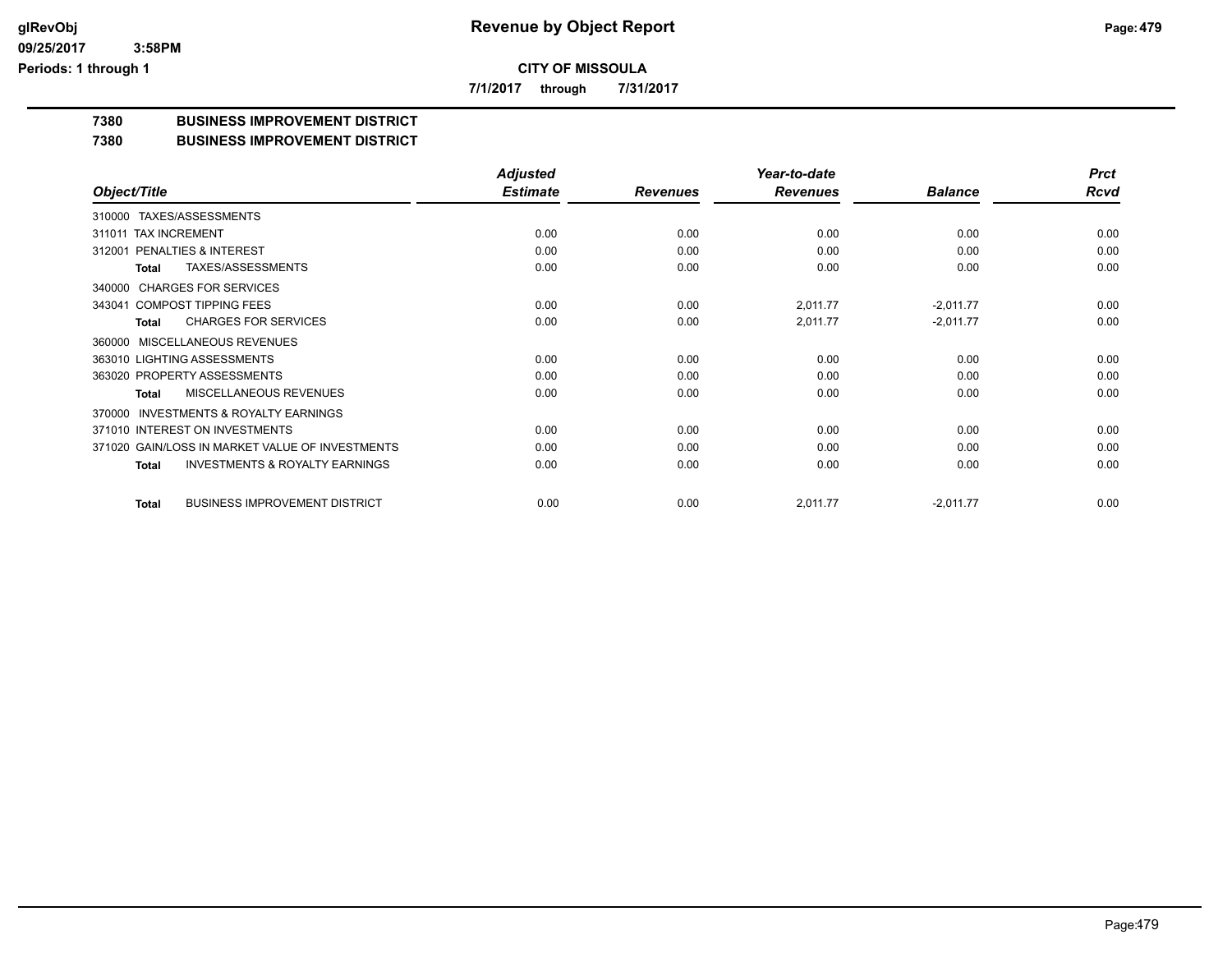# CITY OF MISSOULA

**7/1/2017 through 7/31/2017**

## 7380 BUSINESS IMPROVEMENT DISTRICT

### 7380 BUSINESS IMPROVEMENT DISTRICT

| Object/Title | Adjusted Estimate | Revenues | Year-to-date Revenues | Balance | Prct Rcvd |
|---|---|---|---|---|---|
| 310000 TAXES/ASSESSMENTS | | | | | |
| 311011 TAX INCREMENT | 0.00 | 0.00 | 0.00 | 0.00 | 0.00 |
| 312001 PENALTIES & INTEREST | 0.00 | 0.00 | 0.00 | 0.00 | 0.00 |
| **Total** TAXES/ASSESSMENTS | 0.00 | 0.00 | 0.00 | 0.00 | 0.00 |
| 340000 CHARGES FOR SERVICES | | | | | |
| 343041 COMPOST TIPPING FEES | 0.00 | 0.00 | 2,011.77 | -2,011.77 | 0.00 |
| **Total** CHARGES FOR SERVICES | 0.00 | 0.00 | 2,011.77 | -2,011.77 | 0.00 |
| 360000 MISCELLANEOUS REVENUES | | | | | |
| 363010 LIGHTING ASSESSMENTS | 0.00 | 0.00 | 0.00 | 0.00 | 0.00 |
| 363020 PROPERTY ASSESSMENTS | 0.00 | 0.00 | 0.00 | 0.00 | 0.00 |
| **Total** MISCELLANEOUS REVENUES | 0.00 | 0.00 | 0.00 | 0.00 | 0.00 |
| 370000 INVESTMENTS & ROYALTY EARNINGS | | | | | |
| 371010 INTEREST ON INVESTMENTS | 0.00 | 0.00 | 0.00 | 0.00 | 0.00 |
| 371020 GAIN/LOSS IN MARKET VALUE OF INVESTMENTS | 0.00 | 0.00 | 0.00 | 0.00 | 0.00 |
| **Total** INVESTMENTS & ROYALTY EARNINGS | 0.00 | 0.00 | 0.00 | 0.00 | 0.00 |
| **Total** BUSINESS IMPROVEMENT DISTRICT | 0.00 | 0.00 | 2,011.77 | -2,011.77 | 0.00 |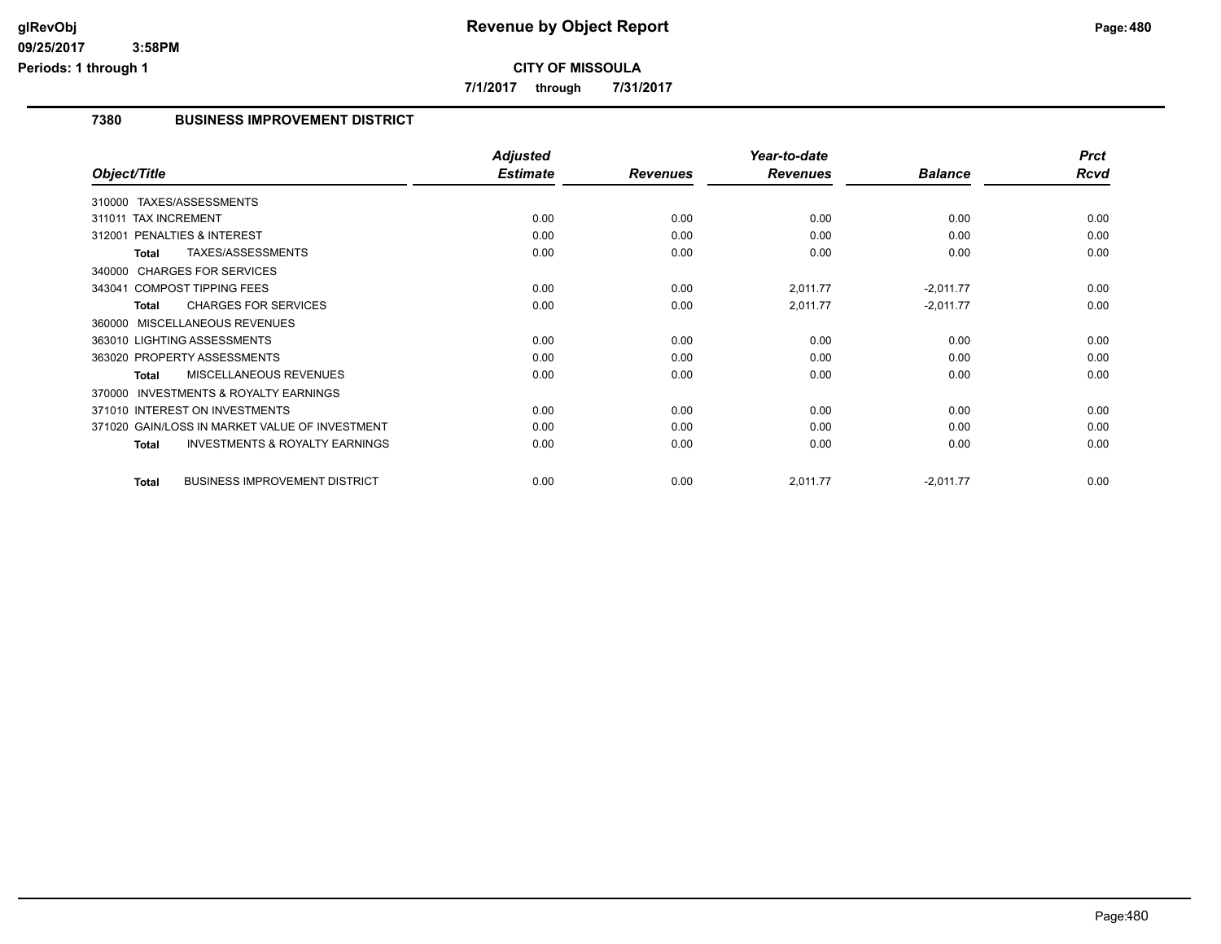# Revenue by Object Report

glRevObj
09/25/2017 3:58PM
Periods: 1 through 1

**CITY OF MISSOULA**

**7/1/2017 through 7/31/2017**

## 7380 BUSINESS IMPROVEMENT DISTRICT

| Object/Title | Adjusted Estimate | Revenues | Year-to-date Revenues | Balance | Prct Rcvd |
|---|---|---|---|---|---|
| 310000 TAXES/ASSESSMENTS | | | | | |
| 311011 TAX INCREMENT | 0.00 | 0.00 | 0.00 | 0.00 | 0.00 |
| 312001 PENALTIES & INTEREST | 0.00 | 0.00 | 0.00 | 0.00 | 0.00 |
| **Total** TAXES/ASSESSMENTS | 0.00 | 0.00 | 0.00 | 0.00 | 0.00 |
| 340000 CHARGES FOR SERVICES | | | | | |
| 343041 COMPOST TIPPING FEES | 0.00 | 0.00 | 2,011.77 | -2,011.77 | 0.00 |
| **Total** CHARGES FOR SERVICES | 0.00 | 0.00 | 2,011.77 | -2,011.77 | 0.00 |
| 360000 MISCELLANEOUS REVENUES | | | | | |
| 363010 LIGHTING ASSESSMENTS | 0.00 | 0.00 | 0.00 | 0.00 | 0.00 |
| 363020 PROPERTY ASSESSMENTS | 0.00 | 0.00 | 0.00 | 0.00 | 0.00 |
| **Total** MISCELLANEOUS REVENUES | 0.00 | 0.00 | 0.00 | 0.00 | 0.00 |
| 370000 INVESTMENTS & ROYALTY EARNINGS | | | | | |
| 371010 INTEREST ON INVESTMENTS | 0.00 | 0.00 | 0.00 | 0.00 | 0.00 |
| 371020 GAIN/LOSS IN MARKET VALUE OF INVESTMENT | 0.00 | 0.00 | 0.00 | 0.00 | 0.00 |
| **Total** INVESTMENTS & ROYALTY EARNINGS | 0.00 | 0.00 | 0.00 | 0.00 | 0.00 |
| **Total** BUSINESS IMPROVEMENT DISTRICT | 0.00 | 0.00 | 2,011.77 | -2,011.77 | 0.00 |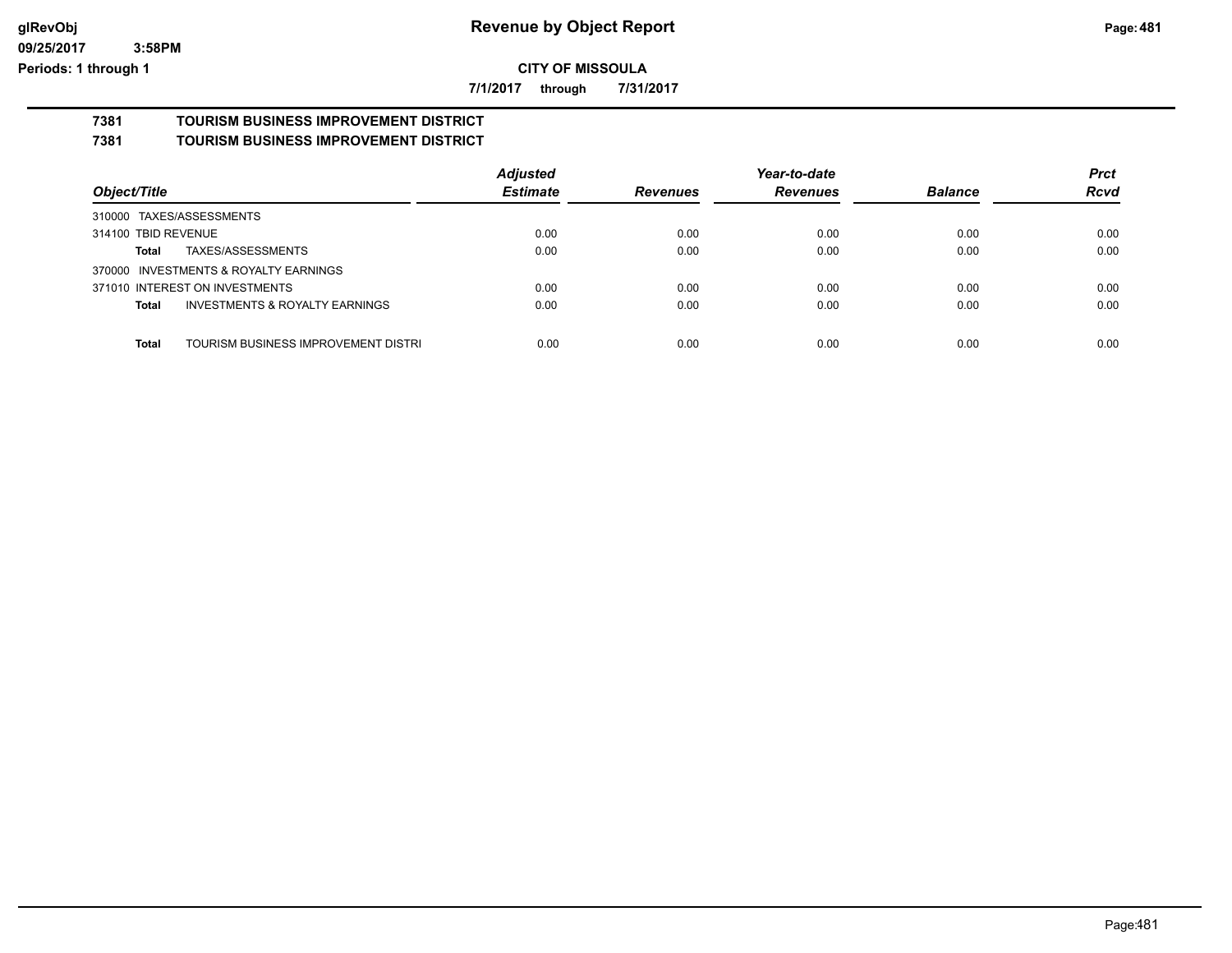# Revenue by Object Report

**CITY OF MISSOULA**

**7/1/2017 through 7/31/2017**

glRevObj
09/25/2017 3:58PM
Periods: 1 through 1

**7381 TOURISM BUSINESS IMPROVEMENT DISTRICT**

**7381 TOURISM BUSINESS IMPROVEMENT DISTRICT**

| Object/Title | Adjusted Estimate | Revenues | Year-to-date Revenues | Balance | Prct Rcvd |
|---|---|---|---|---|---|
| 310000 TAXES/ASSESSMENTS | | | | | |
| 314100 TBID REVENUE | 0.00 | 0.00 | 0.00 | 0.00 | 0.00 |
| **Total** TAXES/ASSESSMENTS | 0.00 | 0.00 | 0.00 | 0.00 | 0.00 |
| 370000 INVESTMENTS & ROYALTY EARNINGS | | | | | |
| 371010 INTEREST ON INVESTMENTS | 0.00 | 0.00 | 0.00 | 0.00 | 0.00 |
| **Total** INVESTMENTS & ROYALTY EARNINGS | 0.00 | 0.00 | 0.00 | 0.00 | 0.00 |
| **Total** TOURISM BUSINESS IMPROVEMENT DISTRI | 0.00 | 0.00 | 0.00 | 0.00 | 0.00 |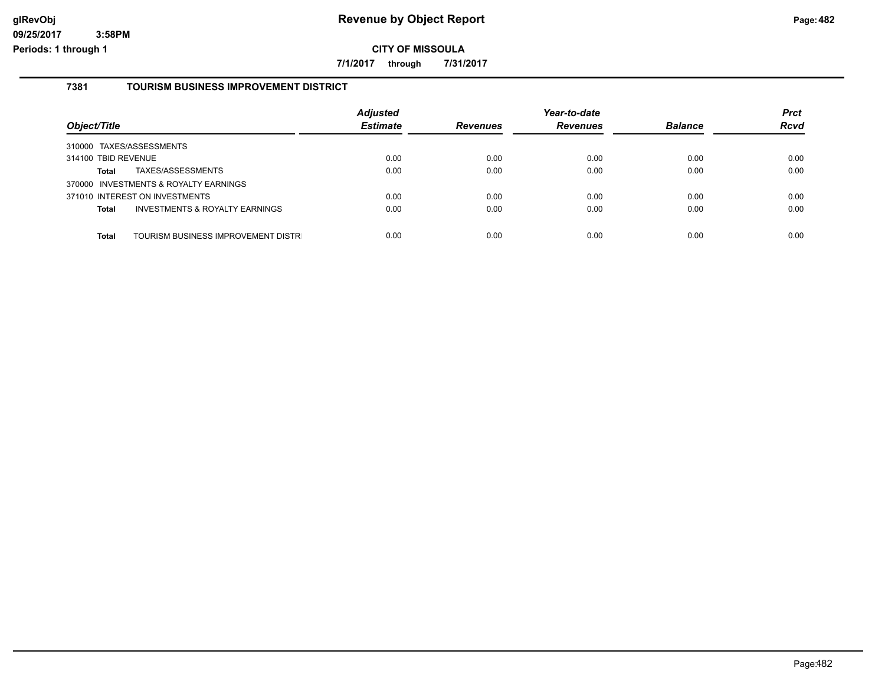**CITY OF MISSOULA**

**7/1/2017 through 7/31/2017**

### 7381 TOURISM BUSINESS IMPROVEMENT DISTRICT

| Object/Title | Adjusted Estimate | Revenues | Year-to-date Revenues | Balance | Prct Rcvd |
|---|---|---|---|---|---|
| 310000 TAXES/ASSESSMENTS | | | | | |
| 314100 TBID REVENUE | 0.00 | 0.00 | 0.00 | 0.00 | 0.00 |
| **Total** TAXES/ASSESSMENTS | 0.00 | 0.00 | 0.00 | 0.00 | 0.00 |
| 370000 INVESTMENTS & ROYALTY EARNINGS | | | | | |
| 371010 INTEREST ON INVESTMENTS | 0.00 | 0.00 | 0.00 | 0.00 | 0.00 |
| **Total** INVESTMENTS & ROYALTY EARNINGS | 0.00 | 0.00 | 0.00 | 0.00 | 0.00 |
| **Total** TOURISM BUSINESS IMPROVEMENT DISTR | 0.00 | 0.00 | 0.00 | 0.00 | 0.00 |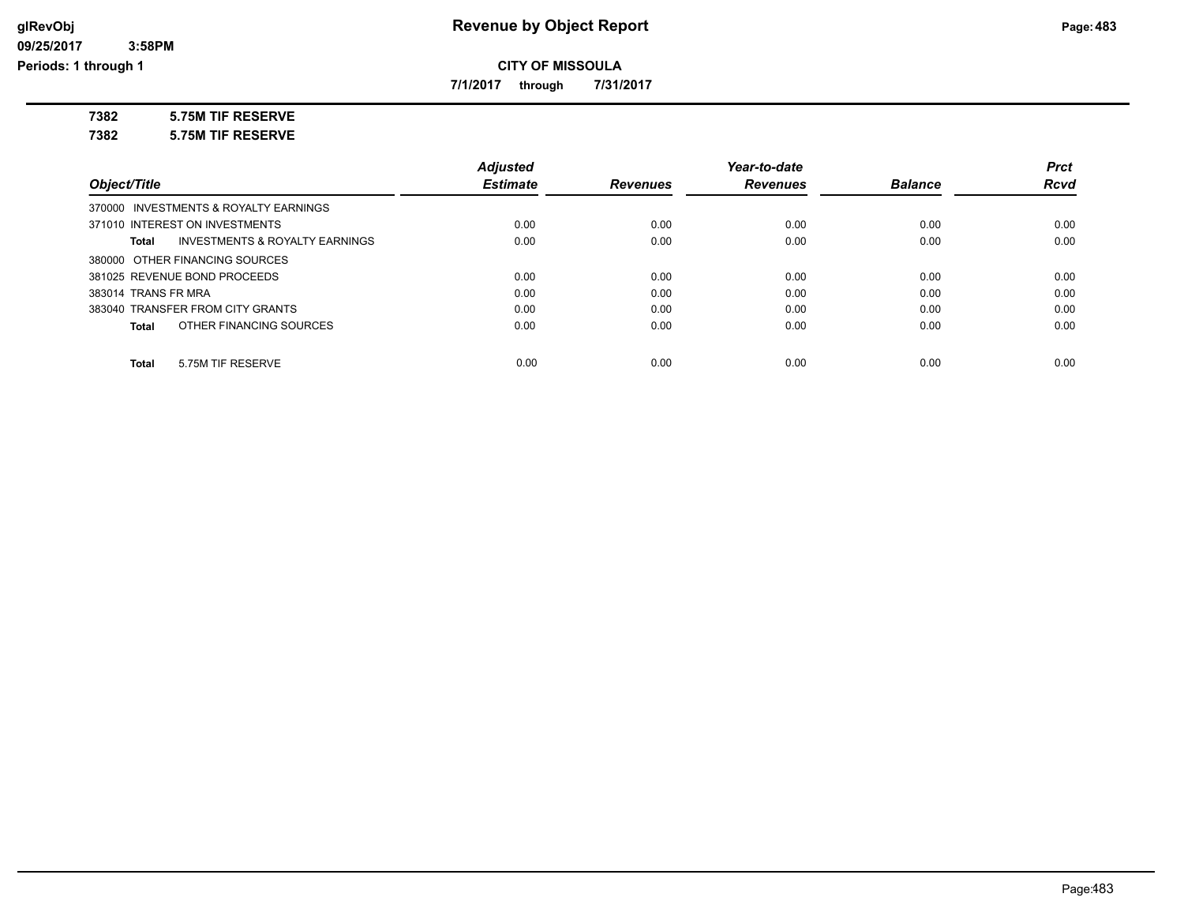# Revenue by Object Report

**CITY OF MISSOULA**

**7/1/2017 through 7/31/2017**

**7382 5.75M TIF RESERVE**

**7382 5.75M TIF RESERVE**

| Object/Title | Adjusted Estimate | Revenues | Year-to-date Revenues | Balance | Prct Rcvd |
|---|---|---|---|---|---|
| 370000 INVESTMENTS & ROYALTY EARNINGS | | | | | |
| 371010 INTEREST ON INVESTMENTS | 0.00 | 0.00 | 0.00 | 0.00 | 0.00 |
| **Total** INVESTMENTS & ROYALTY EARNINGS | 0.00 | 0.00 | 0.00 | 0.00 | 0.00 |
| 380000 OTHER FINANCING SOURCES | | | | | |
| 381025 REVENUE BOND PROCEEDS | 0.00 | 0.00 | 0.00 | 0.00 | 0.00 |
| 383014 TRANS FR MRA | 0.00 | 0.00 | 0.00 | 0.00 | 0.00 |
| 383040 TRANSFER FROM CITY GRANTS | 0.00 | 0.00 | 0.00 | 0.00 | 0.00 |
| **Total** OTHER FINANCING SOURCES | 0.00 | 0.00 | 0.00 | 0.00 | 0.00 |
| **Total** 5.75M TIF RESERVE | 0.00 | 0.00 | 0.00 | 0.00 | 0.00 |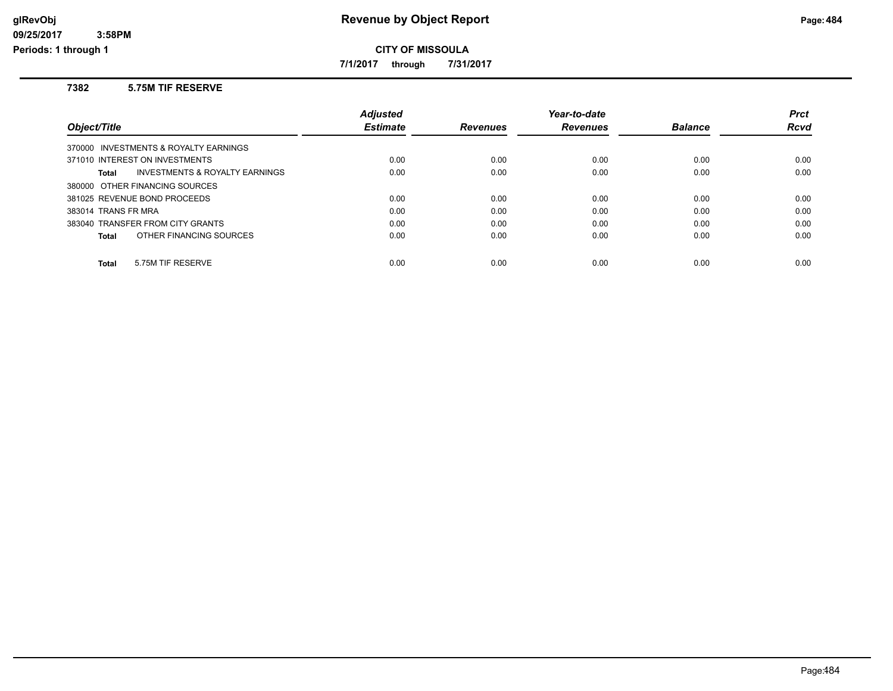# Revenue by Object Report

**CITY OF MISSOULA**

**7/1/2017 through 7/31/2017**

glRevObj
09/25/2017 3:58PM
Periods: 1 through 1

## 7382 5.75M TIF RESERVE

| Object/Title | Adjusted Estimate | Revenues | Year-to-date Revenues | Balance | Prct Rcvd |
|---|---|---|---|---|---|
| 370000 INVESTMENTS & ROYALTY EARNINGS | | | | | |
| 371010 INTEREST ON INVESTMENTS | 0.00 | 0.00 | 0.00 | 0.00 | 0.00 |
| **Total** INVESTMENTS & ROYALTY EARNINGS | 0.00 | 0.00 | 0.00 | 0.00 | 0.00 |
| 380000 OTHER FINANCING SOURCES | | | | | |
| 381025 REVENUE BOND PROCEEDS | 0.00 | 0.00 | 0.00 | 0.00 | 0.00 |
| 383014 TRANS FR MRA | 0.00 | 0.00 | 0.00 | 0.00 | 0.00 |
| 383040 TRANSFER FROM CITY GRANTS | 0.00 | 0.00 | 0.00 | 0.00 | 0.00 |
| **Total** OTHER FINANCING SOURCES | 0.00 | 0.00 | 0.00 | 0.00 | 0.00 |
| **Total** 5.75M TIF RESERVE | 0.00 | 0.00 | 0.00 | 0.00 | 0.00 |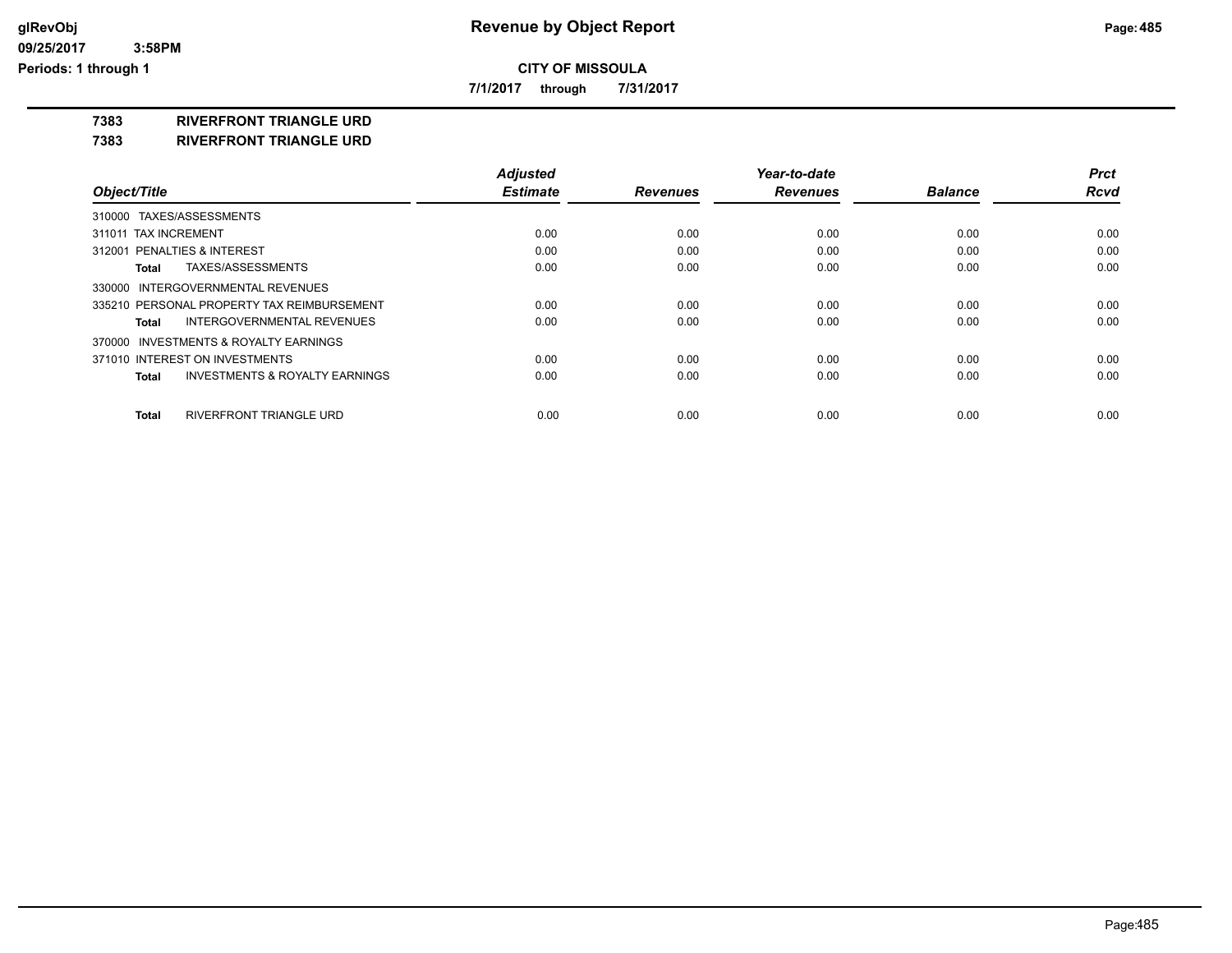**Revenue by Object Report**

**CITY OF MISSOULA**

**7/1/2017 through 7/31/2017**

**7383 RIVERFRONT TRIANGLE URD**

**7383 RIVERFRONT TRIANGLE URD**

| Object/Title | Adjusted Estimate | Revenues | Year-to-date Revenues | Balance | Prct Rcvd |
|---|---|---|---|---|---|
| 310000 TAXES/ASSESSMENTS | | | | | |
| 311011 TAX INCREMENT | 0.00 | 0.00 | 0.00 | 0.00 | 0.00 |
| 312001 PENALTIES & INTEREST | 0.00 | 0.00 | 0.00 | 0.00 | 0.00 |
| **Total** TAXES/ASSESSMENTS | 0.00 | 0.00 | 0.00 | 0.00 | 0.00 |
| 330000 INTERGOVERNMENTAL REVENUES | | | | | |
| 335210 PERSONAL PROPERTY TAX REIMBURSEMENT | 0.00 | 0.00 | 0.00 | 0.00 | 0.00 |
| **Total** INTERGOVERNMENTAL REVENUES | 0.00 | 0.00 | 0.00 | 0.00 | 0.00 |
| 370000 INVESTMENTS & ROYALTY EARNINGS | | | | | |
| 371010 INTEREST ON INVESTMENTS | 0.00 | 0.00 | 0.00 | 0.00 | 0.00 |
| **Total** INVESTMENTS & ROYALTY EARNINGS | 0.00 | 0.00 | 0.00 | 0.00 | 0.00 |
| **Total** RIVERFRONT TRIANGLE URD | 0.00 | 0.00 | 0.00 | 0.00 | 0.00 |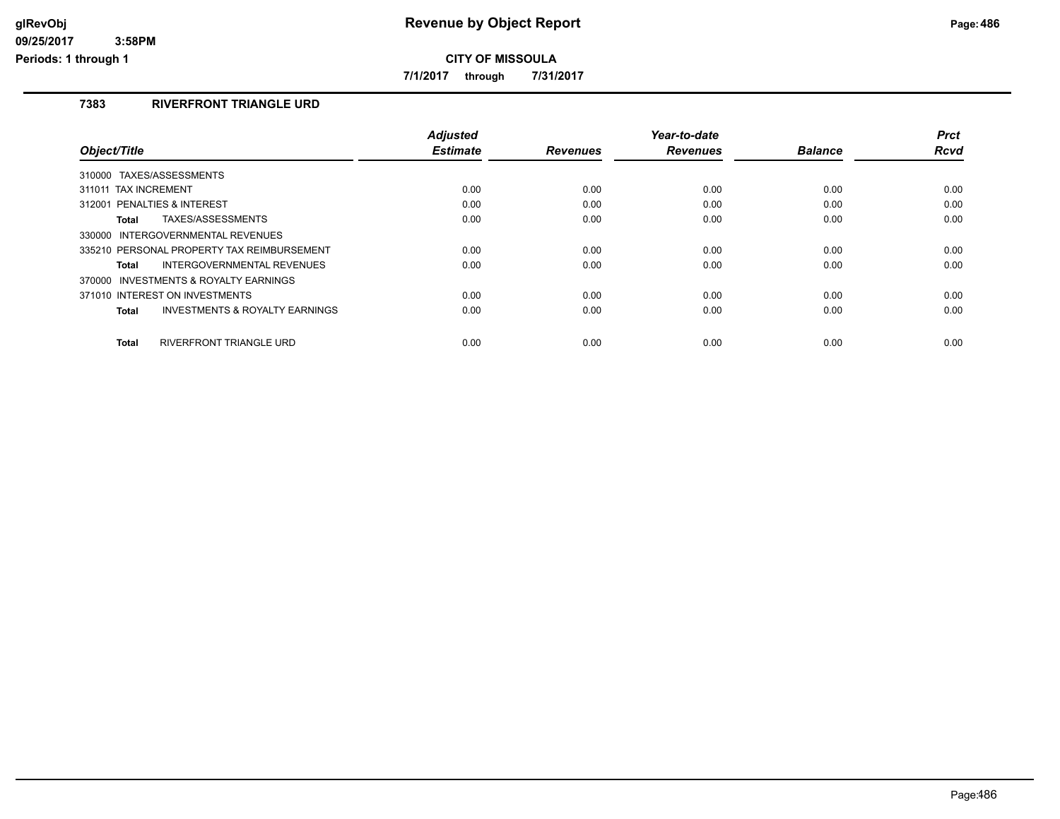# Revenue by Object Report

**CITY OF MISSOULA**

**7/1/2017 through 7/31/2017**

glRevObj
09/25/2017 3:58PM
Periods: 1 through 1

## 7383 RIVERFRONT TRIANGLE URD

| Object/Title | Adjusted Estimate | Revenues | Year-to-date Revenues | Balance | Prct Rcvd |
|---|---|---|---|---|---|
| 310000 TAXES/ASSESSMENTS | | | | | |
| 311011 TAX INCREMENT | 0.00 | 0.00 | 0.00 | 0.00 | 0.00 |
| 312001 PENALTIES & INTEREST | 0.00 | 0.00 | 0.00 | 0.00 | 0.00 |
| **Total** TAXES/ASSESSMENTS | 0.00 | 0.00 | 0.00 | 0.00 | 0.00 |
| 330000 INTERGOVERNMENTAL REVENUES | | | | | |
| 335210 PERSONAL PROPERTY TAX REIMBURSEMENT | 0.00 | 0.00 | 0.00 | 0.00 | 0.00 |
| **Total** INTERGOVERNMENTAL REVENUES | 0.00 | 0.00 | 0.00 | 0.00 | 0.00 |
| 370000 INVESTMENTS & ROYALTY EARNINGS | | | | | |
| 371010 INTEREST ON INVESTMENTS | 0.00 | 0.00 | 0.00 | 0.00 | 0.00 |
| **Total** INVESTMENTS & ROYALTY EARNINGS | 0.00 | 0.00 | 0.00 | 0.00 | 0.00 |
| **Total** RIVERFRONT TRIANGLE URD | 0.00 | 0.00 | 0.00 | 0.00 | 0.00 |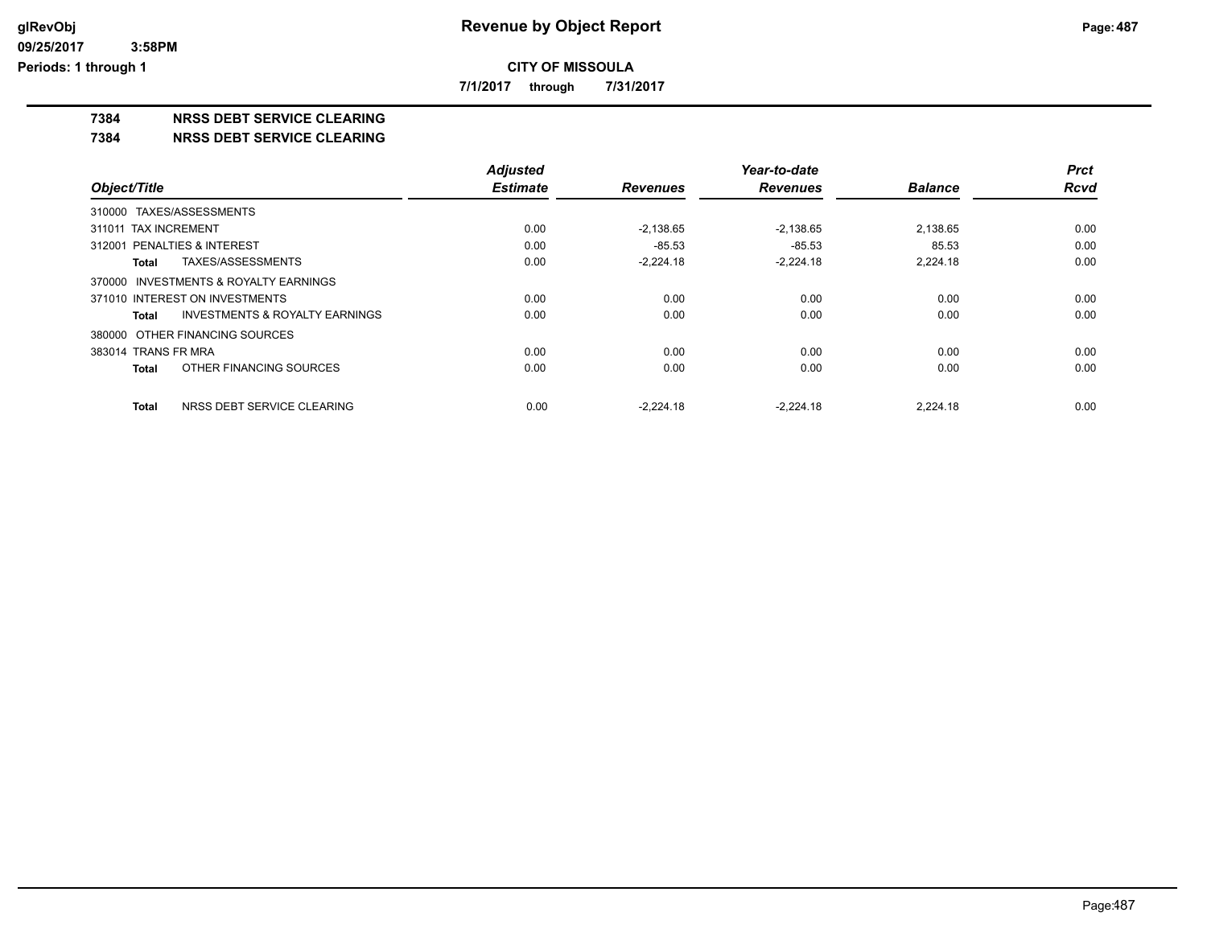# Revenue by Object Report

**CITY OF MISSOULA**

**7/1/2017 through 7/31/2017**

glRevObj
09/25/2017 3:58PM
Periods: 1 through 1

## 7384 NRSS DEBT SERVICE CLEARING

## 7384 NRSS DEBT SERVICE CLEARING

| Object/Title | Adjusted Estimate | Revenues | Year-to-date Revenues | Balance | Prct Rcvd |
|---|---|---|---|---|---|
| 310000 TAXES/ASSESSMENTS | | | | | |
| 311011 TAX INCREMENT | 0.00 | -2,138.65 | -2,138.65 | 2,138.65 | 0.00 |
| 312001 PENALTIES & INTEREST | 0.00 | -85.53 | -85.53 | 85.53 | 0.00 |
| **Total** TAXES/ASSESSMENTS | 0.00 | -2,224.18 | -2,224.18 | 2,224.18 | 0.00 |
| 370000 INVESTMENTS & ROYALTY EARNINGS | | | | | |
| 371010 INTEREST ON INVESTMENTS | 0.00 | 0.00 | 0.00 | 0.00 | 0.00 |
| **Total** INVESTMENTS & ROYALTY EARNINGS | 0.00 | 0.00 | 0.00 | 0.00 | 0.00 |
| 380000 OTHER FINANCING SOURCES | | | | | |
| 383014 TRANS FR MRA | 0.00 | 0.00 | 0.00 | 0.00 | 0.00 |
| **Total** OTHER FINANCING SOURCES | 0.00 | 0.00 | 0.00 | 0.00 | 0.00 |
| **Total** NRSS DEBT SERVICE CLEARING | 0.00 | -2,224.18 | -2,224.18 | 2,224.18 | 0.00 |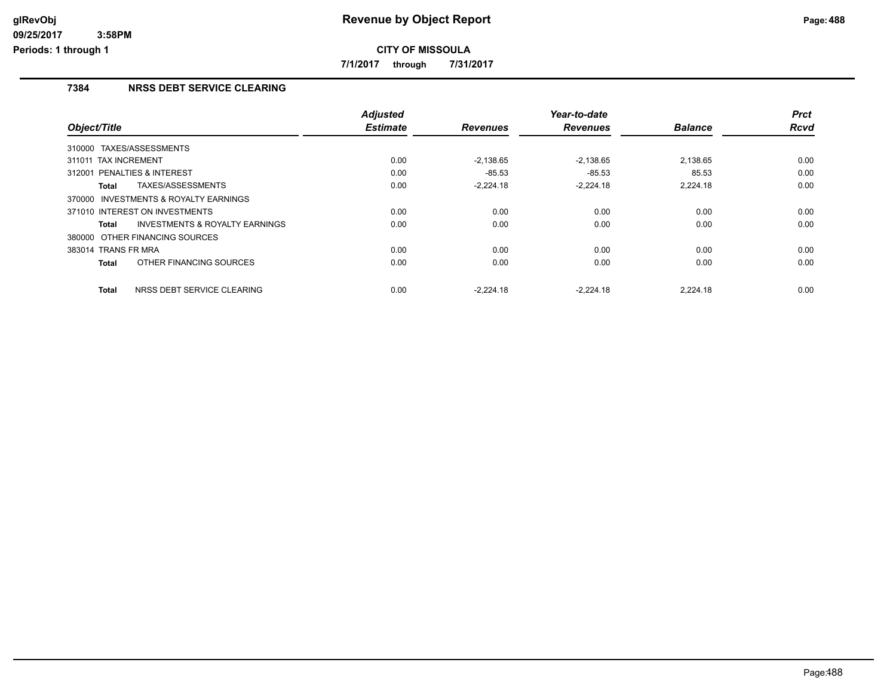**Revenue by Object Report**

**CITY OF MISSOULA**

**7/1/2017 through 7/31/2017**

glRevObj
09/25/2017 3:58PM
Periods: 1 through 1

## 7384 NRSS DEBT SERVICE CLEARING

| Object/Title | Adjusted Estimate | Revenues | Year-to-date Revenues | Balance | Prct Rcvd |
|---|---|---|---|---|---|
| 310000 TAXES/ASSESSMENTS | | | | | |
| 311011 TAX INCREMENT | 0.00 | -2,138.65 | -2,138.65 | 2,138.65 | 0.00 |
| 312001 PENALTIES & INTEREST | 0.00 | -85.53 | -85.53 | 85.53 | 0.00 |
| **Total** TAXES/ASSESSMENTS | 0.00 | -2,224.18 | -2,224.18 | 2,224.18 | 0.00 |
| 370000 INVESTMENTS & ROYALTY EARNINGS | | | | | |
| 371010 INTEREST ON INVESTMENTS | 0.00 | 0.00 | 0.00 | 0.00 | 0.00 |
| **Total** INVESTMENTS & ROYALTY EARNINGS | 0.00 | 0.00 | 0.00 | 0.00 | 0.00 |
| 380000 OTHER FINANCING SOURCES | | | | | |
| 383014 TRANS FR MRA | 0.00 | 0.00 | 0.00 | 0.00 | 0.00 |
| **Total** OTHER FINANCING SOURCES | 0.00 | 0.00 | 0.00 | 0.00 | 0.00 |
| **Total** NRSS DEBT SERVICE CLEARING | 0.00 | -2,224.18 | -2,224.18 | 2,224.18 | 0.00 |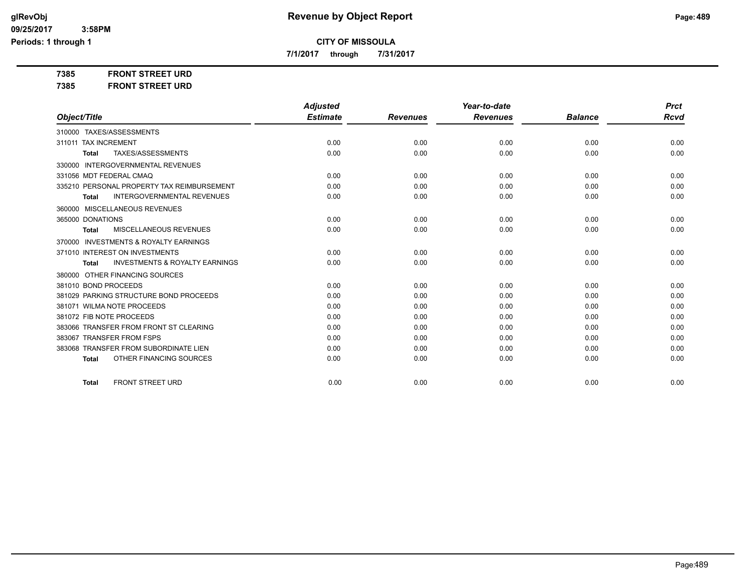# Revenue by Object Report

**CITY OF MISSOULA**

**7/1/2017 through 7/31/2017**

glRevObj
09/25/2017 3:58PM
Periods: 1 through 1

**7385 FRONT STREET URD**

**7385 FRONT STREET URD**

| Object/Title | Adjusted Estimate | Revenues | Year-to-date Revenues | Balance | Prct Rcvd |
|---|---|---|---|---|---|
| 310000 TAXES/ASSESSMENTS | | | | | |
| 311011 TAX INCREMENT | 0.00 | 0.00 | 0.00 | 0.00 | 0.00 |
| **Total** TAXES/ASSESSMENTS | 0.00 | 0.00 | 0.00 | 0.00 | 0.00 |
| 330000 INTERGOVERNMENTAL REVENUES | | | | | |
| 331056 MDT FEDERAL CMAQ | 0.00 | 0.00 | 0.00 | 0.00 | 0.00 |
| 335210 PERSONAL PROPERTY TAX REIMBURSEMENT | 0.00 | 0.00 | 0.00 | 0.00 | 0.00 |
| **Total** INTERGOVERNMENTAL REVENUES | 0.00 | 0.00 | 0.00 | 0.00 | 0.00 |
| 360000 MISCELLANEOUS REVENUES | | | | | |
| 365000 DONATIONS | 0.00 | 0.00 | 0.00 | 0.00 | 0.00 |
| **Total** MISCELLANEOUS REVENUES | 0.00 | 0.00 | 0.00 | 0.00 | 0.00 |
| 370000 INVESTMENTS & ROYALTY EARNINGS | | | | | |
| 371010 INTEREST ON INVESTMENTS | 0.00 | 0.00 | 0.00 | 0.00 | 0.00 |
| **Total** INVESTMENTS & ROYALTY EARNINGS | 0.00 | 0.00 | 0.00 | 0.00 | 0.00 |
| 380000 OTHER FINANCING SOURCES | | | | | |
| 381010 BOND PROCEEDS | 0.00 | 0.00 | 0.00 | 0.00 | 0.00 |
| 381029 PARKING STRUCTURE BOND PROCEEDS | 0.00 | 0.00 | 0.00 | 0.00 | 0.00 |
| 381071 WILMA NOTE PROCEEDS | 0.00 | 0.00 | 0.00 | 0.00 | 0.00 |
| 381072 FIB NOTE PROCEEDS | 0.00 | 0.00 | 0.00 | 0.00 | 0.00 |
| 383066 TRANSFER FROM FRONT ST CLEARING | 0.00 | 0.00 | 0.00 | 0.00 | 0.00 |
| 383067 TRANSFER FROM FSPS | 0.00 | 0.00 | 0.00 | 0.00 | 0.00 |
| 383068 TRANSFER FROM SUBORDINATE LIEN | 0.00 | 0.00 | 0.00 | 0.00 | 0.00 |
| **Total** OTHER FINANCING SOURCES | 0.00 | 0.00 | 0.00 | 0.00 | 0.00 |
| **Total** FRONT STREET URD | 0.00 | 0.00 | 0.00 | 0.00 | 0.00 |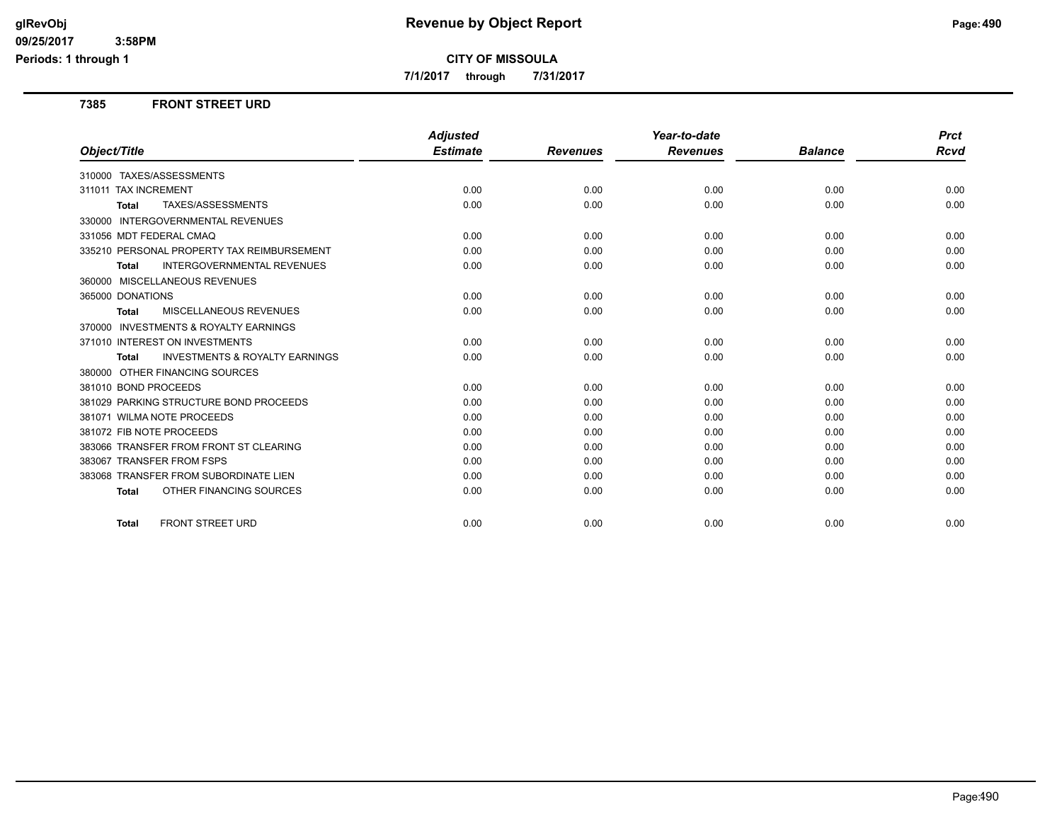# Revenue by Object Report

## CITY OF MISSOULA

**7/1/2017 through 7/31/2017**

glRevObj
09/25/2017 3:58PM
Periods: 1 through 1

### 7385 FRONT STREET URD

| Object/Title | Adjusted Estimate | Revenues | Year-to-date Revenues | Balance | Prct Rcvd |
|---|---|---|---|---|---|
| 310000 TAXES/ASSESSMENTS | | | | | |
| 311011 TAX INCREMENT | 0.00 | 0.00 | 0.00 | 0.00 | 0.00 |
| **Total** TAXES/ASSESSMENTS | 0.00 | 0.00 | 0.00 | 0.00 | 0.00 |
| 330000 INTERGOVERNMENTAL REVENUES | | | | | |
| 331056 MDT FEDERAL CMAQ | 0.00 | 0.00 | 0.00 | 0.00 | 0.00 |
| 335210 PERSONAL PROPERTY TAX REIMBURSEMENT | 0.00 | 0.00 | 0.00 | 0.00 | 0.00 |
| **Total** INTERGOVERNMENTAL REVENUES | 0.00 | 0.00 | 0.00 | 0.00 | 0.00 |
| 360000 MISCELLANEOUS REVENUES | | | | | |
| 365000 DONATIONS | 0.00 | 0.00 | 0.00 | 0.00 | 0.00 |
| **Total** MISCELLANEOUS REVENUES | 0.00 | 0.00 | 0.00 | 0.00 | 0.00 |
| 370000 INVESTMENTS & ROYALTY EARNINGS | | | | | |
| 371010 INTEREST ON INVESTMENTS | 0.00 | 0.00 | 0.00 | 0.00 | 0.00 |
| **Total** INVESTMENTS & ROYALTY EARNINGS | 0.00 | 0.00 | 0.00 | 0.00 | 0.00 |
| 380000 OTHER FINANCING SOURCES | | | | | |
| 381010 BOND PROCEEDS | 0.00 | 0.00 | 0.00 | 0.00 | 0.00 |
| 381029 PARKING STRUCTURE BOND PROCEEDS | 0.00 | 0.00 | 0.00 | 0.00 | 0.00 |
| 381071 WILMA NOTE PROCEEDS | 0.00 | 0.00 | 0.00 | 0.00 | 0.00 |
| 381072 FIB NOTE PROCEEDS | 0.00 | 0.00 | 0.00 | 0.00 | 0.00 |
| 383066 TRANSFER FROM FRONT ST CLEARING | 0.00 | 0.00 | 0.00 | 0.00 | 0.00 |
| 383067 TRANSFER FROM FSPS | 0.00 | 0.00 | 0.00 | 0.00 | 0.00 |
| 383068 TRANSFER FROM SUBORDINATE LIEN | 0.00 | 0.00 | 0.00 | 0.00 | 0.00 |
| **Total** OTHER FINANCING SOURCES | 0.00 | 0.00 | 0.00 | 0.00 | 0.00 |
| **Total** FRONT STREET URD | 0.00 | 0.00 | 0.00 | 0.00 | 0.00 |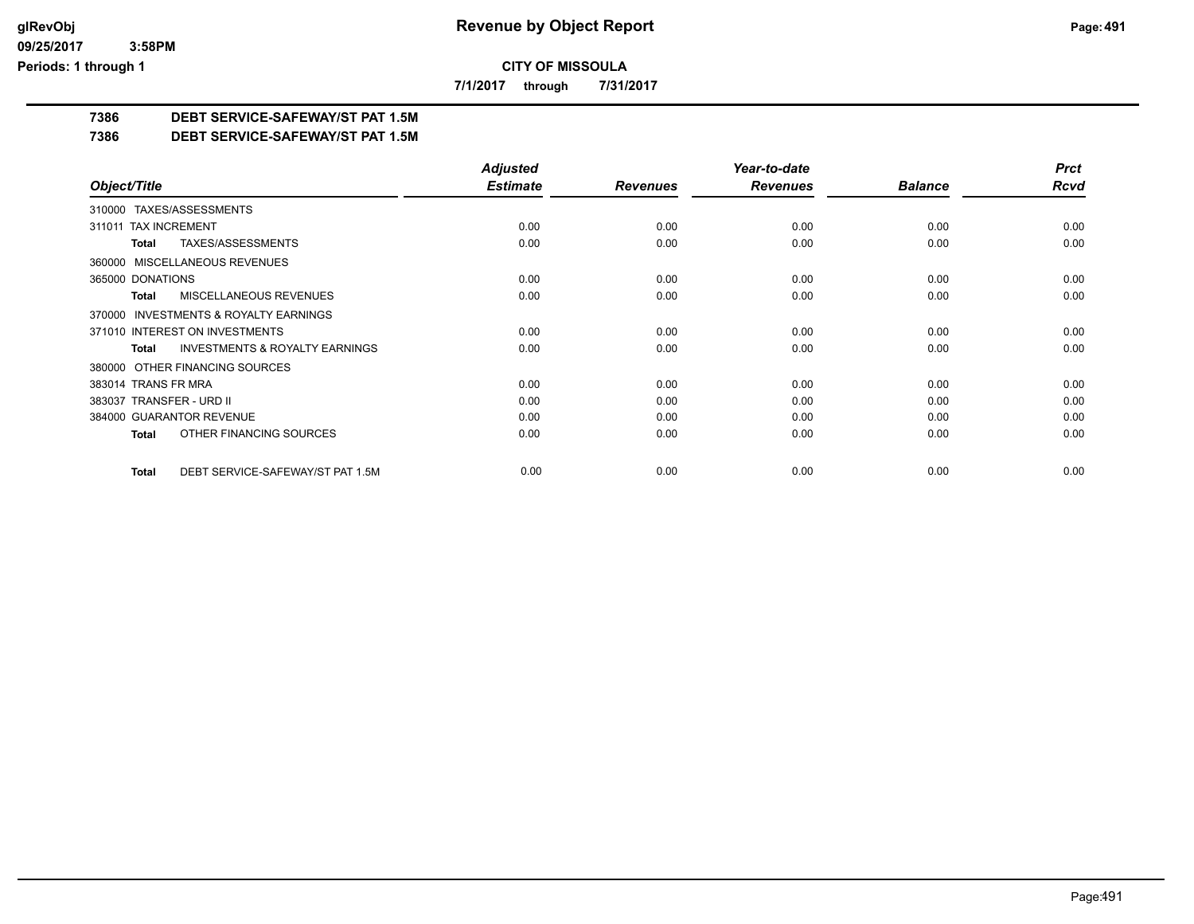**CITY OF MISSOULA**

**7/1/2017 through 7/31/2017**

## 7386 DEBT SERVICE-SAFEWAY/ST PAT 1.5M

## 7386 DEBT SERVICE-SAFEWAY/ST PAT 1.5M

| Object/Title | Adjusted Estimate | Revenues | Year-to-date Revenues | Balance | Prct Rcvd |
|---|---|---|---|---|---|
| 310000 TAXES/ASSESSMENTS | | | | | |
| 311011 TAX INCREMENT | 0.00 | 0.00 | 0.00 | 0.00 | 0.00 |
| **Total** TAXES/ASSESSMENTS | 0.00 | 0.00 | 0.00 | 0.00 | 0.00 |
| 360000 MISCELLANEOUS REVENUES | | | | | |
| 365000 DONATIONS | 0.00 | 0.00 | 0.00 | 0.00 | 0.00 |
| **Total** MISCELLANEOUS REVENUES | 0.00 | 0.00 | 0.00 | 0.00 | 0.00 |
| 370000 INVESTMENTS & ROYALTY EARNINGS | | | | | |
| 371010 INTEREST ON INVESTMENTS | 0.00 | 0.00 | 0.00 | 0.00 | 0.00 |
| **Total** INVESTMENTS & ROYALTY EARNINGS | 0.00 | 0.00 | 0.00 | 0.00 | 0.00 |
| 380000 OTHER FINANCING SOURCES | | | | | |
| 383014 TRANS FR MRA | 0.00 | 0.00 | 0.00 | 0.00 | 0.00 |
| 383037 TRANSFER - URD II | 0.00 | 0.00 | 0.00 | 0.00 | 0.00 |
| 384000 GUARANTOR REVENUE | 0.00 | 0.00 | 0.00 | 0.00 | 0.00 |
| **Total** OTHER FINANCING SOURCES | 0.00 | 0.00 | 0.00 | 0.00 | 0.00 |
| **Total** DEBT SERVICE-SAFEWAY/ST PAT 1.5M | 0.00 | 0.00 | 0.00 | 0.00 | 0.00 |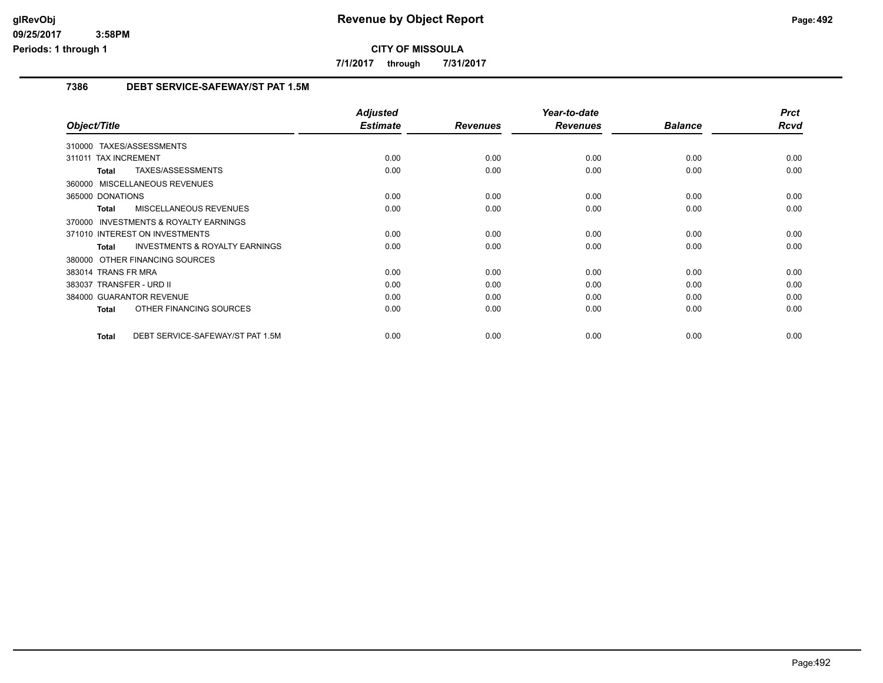# Revenue by Object Report

**CITY OF MISSOULA**

**7/1/2017 through 7/31/2017**

## 7386 DEBT SERVICE-SAFEWAY/ST PAT 1.5M

| Object/Title | Adjusted Estimate | Revenues | Year-to-date Revenues | Balance | Prct Rcvd |
|---|---|---|---|---|---|
| 310000 TAXES/ASSESSMENTS | | | | | |
| 311011 TAX INCREMENT | 0.00 | 0.00 | 0.00 | 0.00 | 0.00 |
| **Total** TAXES/ASSESSMENTS | 0.00 | 0.00 | 0.00 | 0.00 | 0.00 |
| 360000 MISCELLANEOUS REVENUES | | | | | |
| 365000 DONATIONS | 0.00 | 0.00 | 0.00 | 0.00 | 0.00 |
| **Total** MISCELLANEOUS REVENUES | 0.00 | 0.00 | 0.00 | 0.00 | 0.00 |
| 370000 INVESTMENTS & ROYALTY EARNINGS | | | | | |
| 371010 INTEREST ON INVESTMENTS | 0.00 | 0.00 | 0.00 | 0.00 | 0.00 |
| **Total** INVESTMENTS & ROYALTY EARNINGS | 0.00 | 0.00 | 0.00 | 0.00 | 0.00 |
| 380000 OTHER FINANCING SOURCES | | | | | |
| 383014 TRANS FR MRA | 0.00 | 0.00 | 0.00 | 0.00 | 0.00 |
| 383037 TRANSFER - URD II | 0.00 | 0.00 | 0.00 | 0.00 | 0.00 |
| 384000 GUARANTOR REVENUE | 0.00 | 0.00 | 0.00 | 0.00 | 0.00 |
| **Total** OTHER FINANCING SOURCES | 0.00 | 0.00 | 0.00 | 0.00 | 0.00 |
| **Total** DEBT SERVICE-SAFEWAY/ST PAT 1.5M | 0.00 | 0.00 | 0.00 | 0.00 | 0.00 |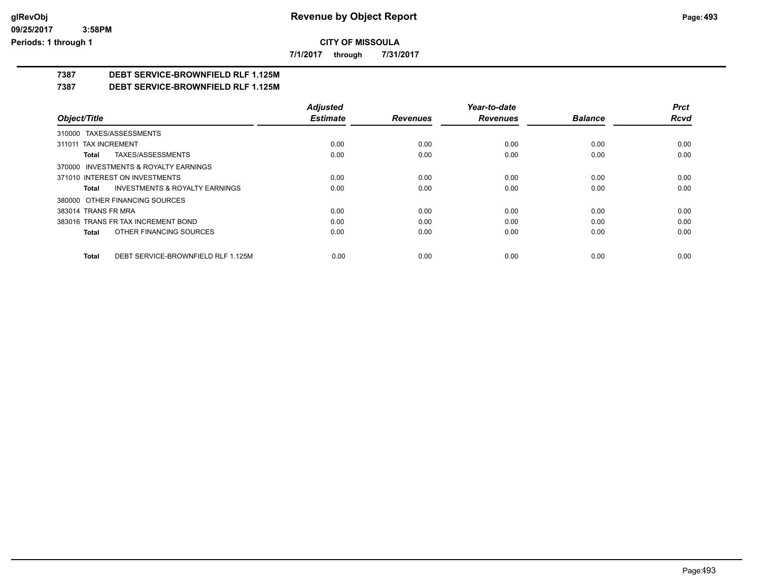**glRevObj**
**09/25/2017 3:58PM**
**Periods: 1 through 1**

# Revenue by Object Report

**CITY OF MISSOULA**

**7/1/2017 through 7/31/2017**

## 7387 DEBT SERVICE-BROWNFIELD RLF 1.125M

## 7387 DEBT SERVICE-BROWNFIELD RLF 1.125M

| Object/Title | Adjusted Estimate | Revenues | Year-to-date Revenues | Balance | Prct Rcvd |
|---|---|---|---|---|---|
| 310000 TAXES/ASSESSMENTS | | | | | |
| 311011 TAX INCREMENT | 0.00 | 0.00 | 0.00 | 0.00 | 0.00 |
| **Total** TAXES/ASSESSMENTS | 0.00 | 0.00 | 0.00 | 0.00 | 0.00 |
| 370000 INVESTMENTS & ROYALTY EARNINGS | | | | | |
| 371010 INTEREST ON INVESTMENTS | 0.00 | 0.00 | 0.00 | 0.00 | 0.00 |
| **Total** INVESTMENTS & ROYALTY EARNINGS | 0.00 | 0.00 | 0.00 | 0.00 | 0.00 |
| 380000 OTHER FINANCING SOURCES | | | | | |
| 383014 TRANS FR MRA | 0.00 | 0.00 | 0.00 | 0.00 | 0.00 |
| 383016 TRANS FR TAX INCREMENT BOND | 0.00 | 0.00 | 0.00 | 0.00 | 0.00 |
| **Total** OTHER FINANCING SOURCES | 0.00 | 0.00 | 0.00 | 0.00 | 0.00 |
| **Total** DEBT SERVICE-BROWNFIELD RLF 1.125M | 0.00 | 0.00 | 0.00 | 0.00 | 0.00 |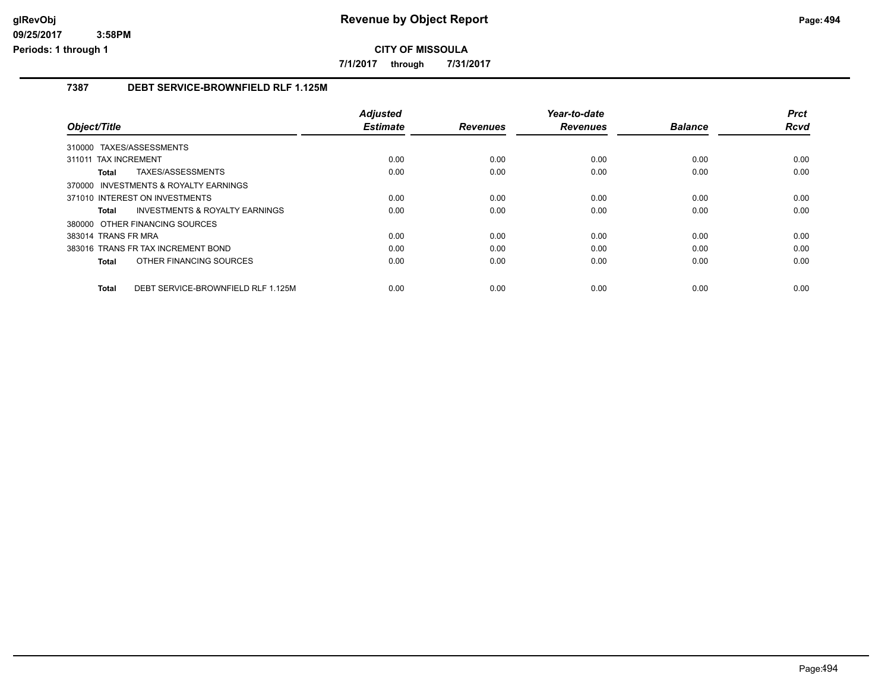## CITY OF MISSOULA

**7/1/2017 through 7/31/2017**

### 7387 DEBT SERVICE-BROWNFIELD RLF 1.125M

| Object/Title | Adjusted Estimate | Revenues | Year-to-date Revenues | Balance | Prct Rcvd |
|---|---|---|---|---|---|
| 310000 TAXES/ASSESSMENTS | | | | | |
| 311011 TAX INCREMENT | 0.00 | 0.00 | 0.00 | 0.00 | 0.00 |
| **Total** TAXES/ASSESSMENTS | 0.00 | 0.00 | 0.00 | 0.00 | 0.00 |
| 370000 INVESTMENTS & ROYALTY EARNINGS | | | | | |
| 371010 INTEREST ON INVESTMENTS | 0.00 | 0.00 | 0.00 | 0.00 | 0.00 |
| **Total** INVESTMENTS & ROYALTY EARNINGS | 0.00 | 0.00 | 0.00 | 0.00 | 0.00 |
| 380000 OTHER FINANCING SOURCES | | | | | |
| 383014 TRANS FR MRA | 0.00 | 0.00 | 0.00 | 0.00 | 0.00 |
| 383016 TRANS FR TAX INCREMENT BOND | 0.00 | 0.00 | 0.00 | 0.00 | 0.00 |
| **Total** OTHER FINANCING SOURCES | 0.00 | 0.00 | 0.00 | 0.00 | 0.00 |
| **Total** DEBT SERVICE-BROWNFIELD RLF 1.125M | 0.00 | 0.00 | 0.00 | 0.00 | 0.00 |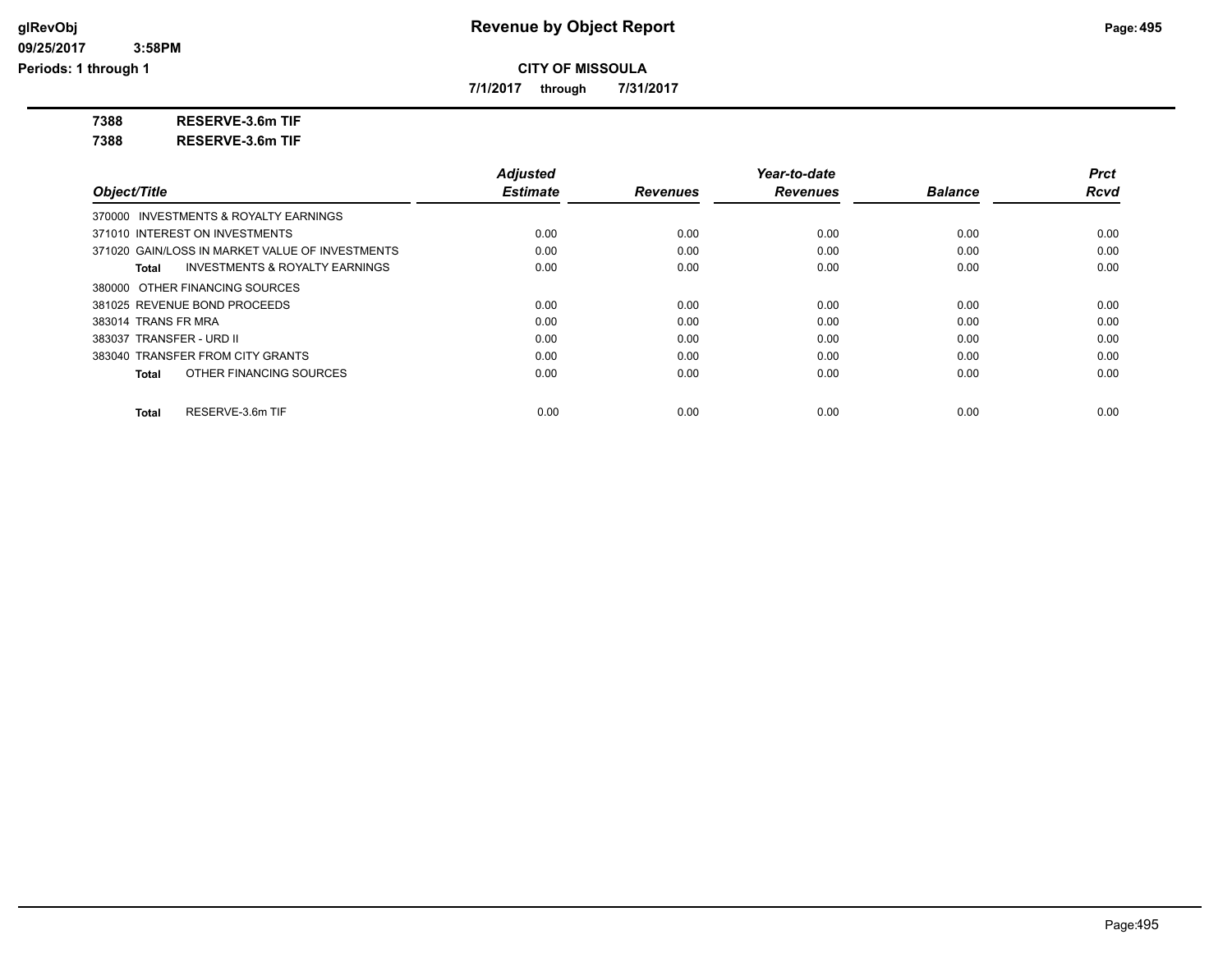**CITY OF MISSOULA**

**7/1/2017 through 7/31/2017**

**7388 RESERVE-3.6m TIF**

**7388 RESERVE-3.6m TIF**

| Object/Title | Adjusted Estimate | Revenues | Year-to-date Revenues | Balance | Prct Rcvd |
|---|---|---|---|---|---|
| 370000 INVESTMENTS & ROYALTY EARNINGS | | | | | |
| 371010 INTEREST ON INVESTMENTS | 0.00 | 0.00 | 0.00 | 0.00 | 0.00 |
| 371020 GAIN/LOSS IN MARKET VALUE OF INVESTMENTS | 0.00 | 0.00 | 0.00 | 0.00 | 0.00 |
| **Total** INVESTMENTS & ROYALTY EARNINGS | 0.00 | 0.00 | 0.00 | 0.00 | 0.00 |
| 380000 OTHER FINANCING SOURCES | | | | | |
| 381025 REVENUE BOND PROCEEDS | 0.00 | 0.00 | 0.00 | 0.00 | 0.00 |
| 383014 TRANS FR MRA | 0.00 | 0.00 | 0.00 | 0.00 | 0.00 |
| 383037 TRANSFER - URD II | 0.00 | 0.00 | 0.00 | 0.00 | 0.00 |
| 383040 TRANSFER FROM CITY GRANTS | 0.00 | 0.00 | 0.00 | 0.00 | 0.00 |
| **Total** OTHER FINANCING SOURCES | 0.00 | 0.00 | 0.00 | 0.00 | 0.00 |
| **Total** RESERVE-3.6m TIF | 0.00 | 0.00 | 0.00 | 0.00 | 0.00 |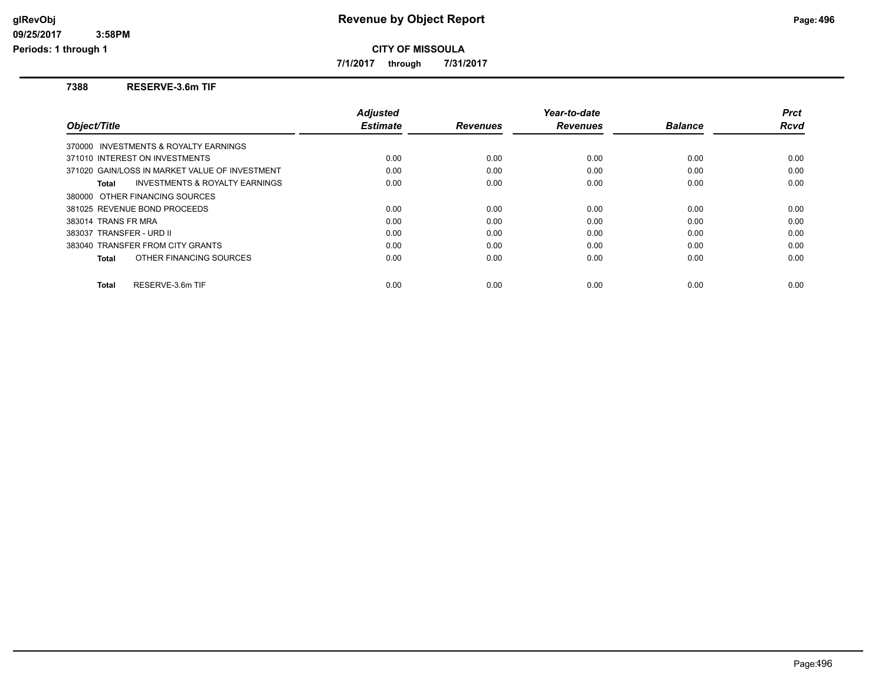# Revenue by Object Report

**CITY OF MISSOULA**

**7/1/2017 through 7/31/2017**

glRevObj
09/25/2017 3:58PM
Periods: 1 through 1

### 7388 RESERVE-3.6m TIF

| Object/Title | Adjusted Estimate | Revenues | Year-to-date Revenues | Balance | Prct Rcvd |
|---|---|---|---|---|---|
| 370000 INVESTMENTS & ROYALTY EARNINGS | | | | | |
| 371010 INTEREST ON INVESTMENTS | 0.00 | 0.00 | 0.00 | 0.00 | 0.00 |
| 371020 GAIN/LOSS IN MARKET VALUE OF INVESTMENT | 0.00 | 0.00 | 0.00 | 0.00 | 0.00 |
| **Total** INVESTMENTS & ROYALTY EARNINGS | 0.00 | 0.00 | 0.00 | 0.00 | 0.00 |
| 380000 OTHER FINANCING SOURCES | | | | | |
| 381025 REVENUE BOND PROCEEDS | 0.00 | 0.00 | 0.00 | 0.00 | 0.00 |
| 383014 TRANS FR MRA | 0.00 | 0.00 | 0.00 | 0.00 | 0.00 |
| 383037 TRANSFER - URD II | 0.00 | 0.00 | 0.00 | 0.00 | 0.00 |
| 383040 TRANSFER FROM CITY GRANTS | 0.00 | 0.00 | 0.00 | 0.00 | 0.00 |
| **Total** OTHER FINANCING SOURCES | 0.00 | 0.00 | 0.00 | 0.00 | 0.00 |
| **Total** RESERVE-3.6m TIF | 0.00 | 0.00 | 0.00 | 0.00 | 0.00 |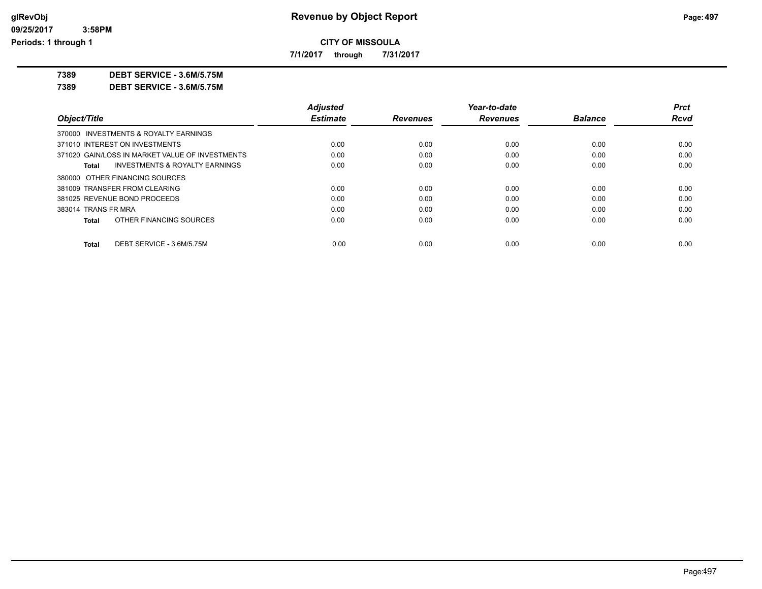# Revenue by Object Report

glRevObj
09/25/2017 3:58PM
Periods: 1 through 1

**CITY OF MISSOULA**

**7/1/2017 through 7/31/2017**

**7389 DEBT SERVICE - 3.6M/5.75M**

**7389 DEBT SERVICE - 3.6M/5.75M**

| Object/Title | Adjusted Estimate | Revenues | Year-to-date Revenues | Balance | Prct Rcvd |
|---|---|---|---|---|---|
| 370000 INVESTMENTS & ROYALTY EARNINGS | | | | | |
| 371010 INTEREST ON INVESTMENTS | 0.00 | 0.00 | 0.00 | 0.00 | 0.00 |
| 371020 GAIN/LOSS IN MARKET VALUE OF INVESTMENTS | 0.00 | 0.00 | 0.00 | 0.00 | 0.00 |
| **Total** INVESTMENTS & ROYALTY EARNINGS | 0.00 | 0.00 | 0.00 | 0.00 | 0.00 |
| 380000 OTHER FINANCING SOURCES | | | | | |
| 381009 TRANSFER FROM CLEARING | 0.00 | 0.00 | 0.00 | 0.00 | 0.00 |
| 381025 REVENUE BOND PROCEEDS | 0.00 | 0.00 | 0.00 | 0.00 | 0.00 |
| 383014 TRANS FR MRA | 0.00 | 0.00 | 0.00 | 0.00 | 0.00 |
| **Total** OTHER FINANCING SOURCES | 0.00 | 0.00 | 0.00 | 0.00 | 0.00 |
| **Total** DEBT SERVICE - 3.6M/5.75M | 0.00 | 0.00 | 0.00 | 0.00 | 0.00 |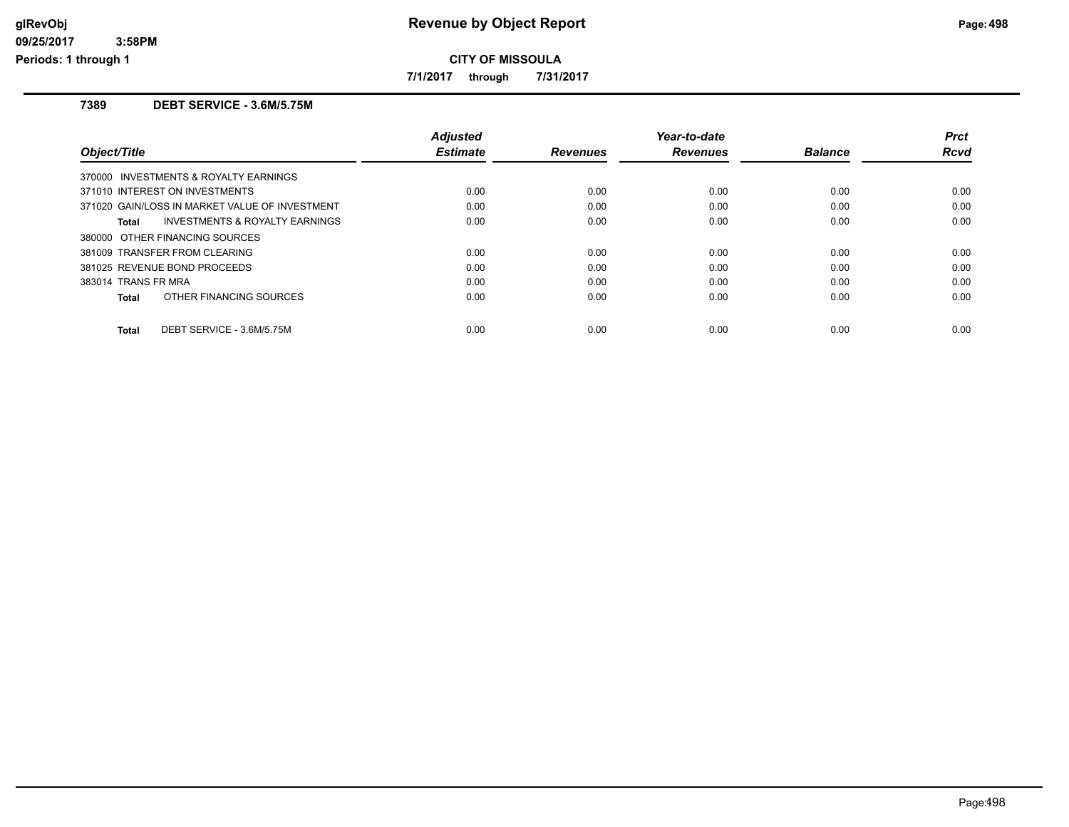# Revenue by Object Report

**CITY OF MISSOULA**

**7/1/2017 through 7/31/2017**

glRevObj
09/25/2017 3:58PM
Periods: 1 through 1

## 7389 DEBT SERVICE - 3.6M/5.75M

| Object/Title | Adjusted Estimate | Revenues | Year-to-date Revenues | Balance | Prct Rcvd |
|---|---|---|---|---|---|
| 370000 INVESTMENTS & ROYALTY EARNINGS | | | | | |
| 371010 INTEREST ON INVESTMENTS | 0.00 | 0.00 | 0.00 | 0.00 | 0.00 |
| 371020 GAIN/LOSS IN MARKET VALUE OF INVESTMENT | 0.00 | 0.00 | 0.00 | 0.00 | 0.00 |
| **Total** INVESTMENTS & ROYALTY EARNINGS | 0.00 | 0.00 | 0.00 | 0.00 | 0.00 |
| 380000 OTHER FINANCING SOURCES | | | | | |
| 381009 TRANSFER FROM CLEARING | 0.00 | 0.00 | 0.00 | 0.00 | 0.00 |
| 381025 REVENUE BOND PROCEEDS | 0.00 | 0.00 | 0.00 | 0.00 | 0.00 |
| 383014 TRANS FR MRA | 0.00 | 0.00 | 0.00 | 0.00 | 0.00 |
| **Total** OTHER FINANCING SOURCES | 0.00 | 0.00 | 0.00 | 0.00 | 0.00 |
| **Total** DEBT SERVICE - 3.6M/5.75M | 0.00 | 0.00 | 0.00 | 0.00 | 0.00 |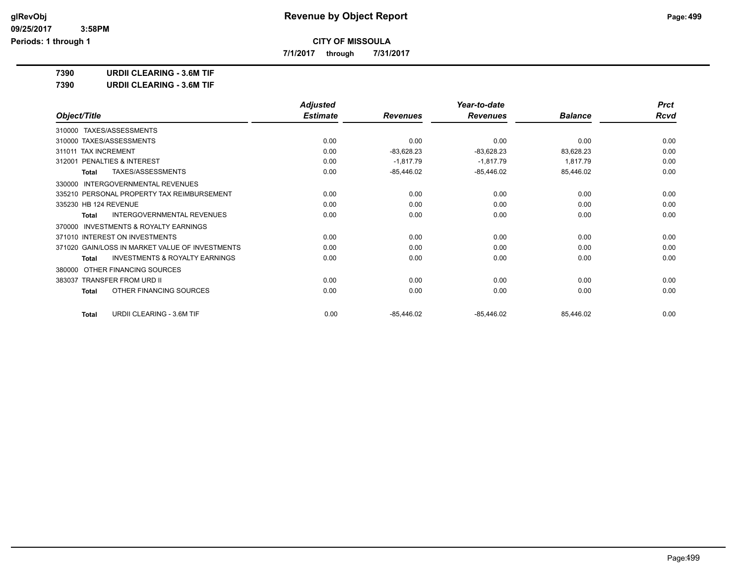**CITY OF MISSOULA**

**7/1/2017 through 7/31/2017**

**7390 URDII CLEARING - 3.6M TIF**

**7390 URDII CLEARING - 3.6M TIF**

| Object/Title | Adjusted Estimate | Revenues | Year-to-date Revenues | Balance | Prct Rcvd |
|---|---|---|---|---|---|
| 310000 TAXES/ASSESSMENTS | | | | | |
| 310000 TAXES/ASSESSMENTS | 0.00 | 0.00 | 0.00 | 0.00 | 0.00 |
| 311011 TAX INCREMENT | 0.00 | -83,628.23 | -83,628.23 | 83,628.23 | 0.00 |
| 312001 PENALTIES & INTEREST | 0.00 | -1,817.79 | -1,817.79 | 1,817.79 | 0.00 |
| **Total** TAXES/ASSESSMENTS | 0.00 | -85,446.02 | -85,446.02 | 85,446.02 | 0.00 |
| 330000 INTERGOVERNMENTAL REVENUES | | | | | |
| 335210 PERSONAL PROPERTY TAX REIMBURSEMENT | 0.00 | 0.00 | 0.00 | 0.00 | 0.00 |
| 335230 HB 124 REVENUE | 0.00 | 0.00 | 0.00 | 0.00 | 0.00 |
| **Total** INTERGOVERNMENTAL REVENUES | 0.00 | 0.00 | 0.00 | 0.00 | 0.00 |
| 370000 INVESTMENTS & ROYALTY EARNINGS | | | | | |
| 371010 INTEREST ON INVESTMENTS | 0.00 | 0.00 | 0.00 | 0.00 | 0.00 |
| 371020 GAIN/LOSS IN MARKET VALUE OF INVESTMENTS | 0.00 | 0.00 | 0.00 | 0.00 | 0.00 |
| **Total** INVESTMENTS & ROYALTY EARNINGS | 0.00 | 0.00 | 0.00 | 0.00 | 0.00 |
| 380000 OTHER FINANCING SOURCES | | | | | |
| 383037 TRANSFER FROM URD II | 0.00 | 0.00 | 0.00 | 0.00 | 0.00 |
| **Total** OTHER FINANCING SOURCES | 0.00 | 0.00 | 0.00 | 0.00 | 0.00 |
| **Total** URDII CLEARING - 3.6M TIF | 0.00 | -85,446.02 | -85,446.02 | 85,446.02 | 0.00 |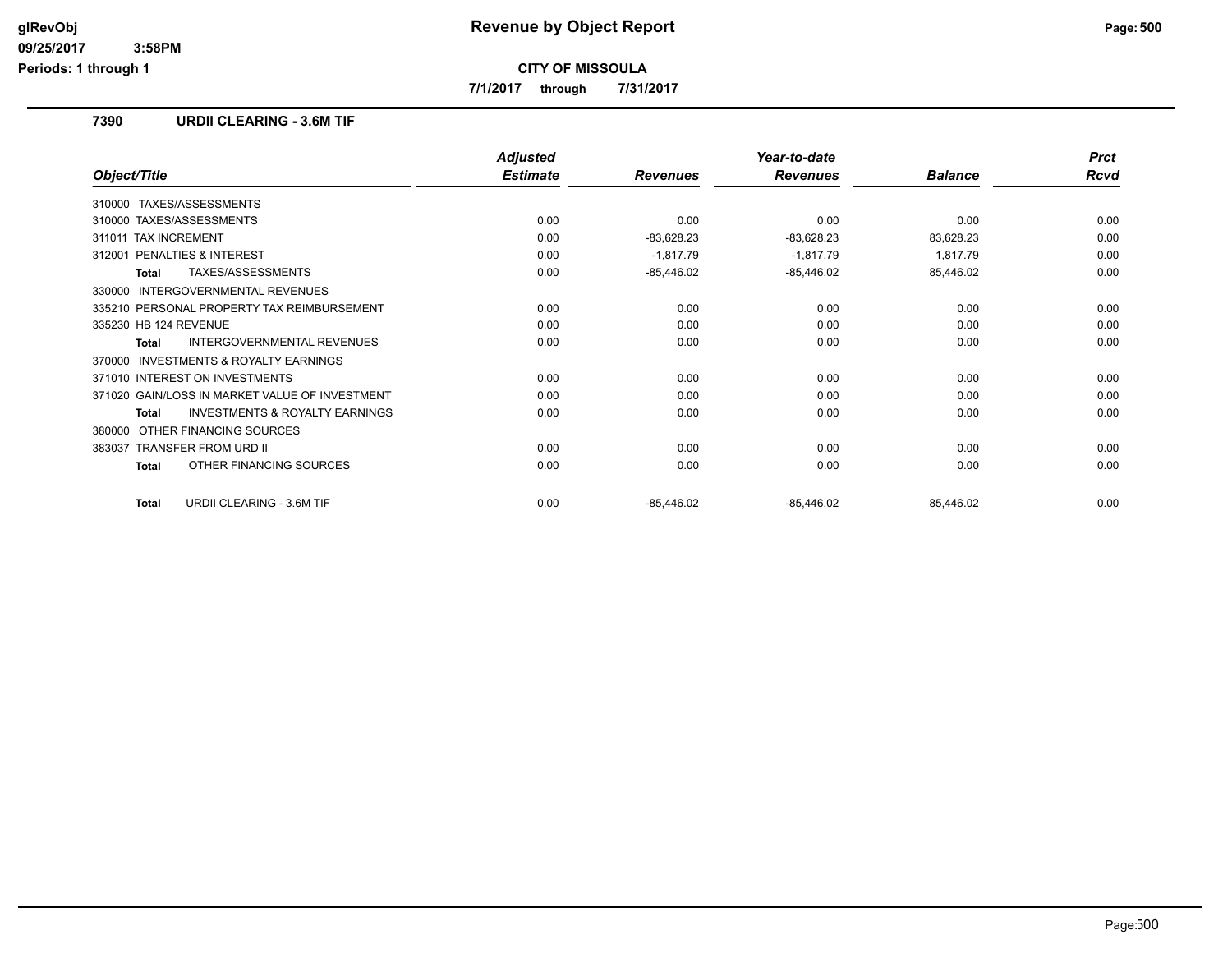# Revenue by Object Report

glRevObj
09/25/2017 3:58PM
Periods: 1 through 1

**CITY OF MISSOULA**

**7/1/2017 through 7/31/2017**

## 7390 URDII CLEARING - 3.6M TIF

| Object/Title | Adjusted Estimate | Revenues | Year-to-date Revenues | Balance | Prct Rcvd |
|---|---|---|---|---|---|
| 310000 TAXES/ASSESSMENTS | | | | | |
| 310000 TAXES/ASSESSMENTS | 0.00 | 0.00 | 0.00 | 0.00 | 0.00 |
| 311011 TAX INCREMENT | 0.00 | -83,628.23 | -83,628.23 | 83,628.23 | 0.00 |
| 312001 PENALTIES & INTEREST | 0.00 | -1,817.79 | -1,817.79 | 1,817.79 | 0.00 |
| **Total** TAXES/ASSESSMENTS | 0.00 | -85,446.02 | -85,446.02 | 85,446.02 | 0.00 |
| 330000 INTERGOVERNMENTAL REVENUES | | | | | |
| 335210 PERSONAL PROPERTY TAX REIMBURSEMENT | 0.00 | 0.00 | 0.00 | 0.00 | 0.00 |
| 335230 HB 124 REVENUE | 0.00 | 0.00 | 0.00 | 0.00 | 0.00 |
| **Total** INTERGOVERNMENTAL REVENUES | 0.00 | 0.00 | 0.00 | 0.00 | 0.00 |
| 370000 INVESTMENTS & ROYALTY EARNINGS | | | | | |
| 371010 INTEREST ON INVESTMENTS | 0.00 | 0.00 | 0.00 | 0.00 | 0.00 |
| 371020 GAIN/LOSS IN MARKET VALUE OF INVESTMENT | 0.00 | 0.00 | 0.00 | 0.00 | 0.00 |
| **Total** INVESTMENTS & ROYALTY EARNINGS | 0.00 | 0.00 | 0.00 | 0.00 | 0.00 |
| 380000 OTHER FINANCING SOURCES | | | | | |
| 383037 TRANSFER FROM URD II | 0.00 | 0.00 | 0.00 | 0.00 | 0.00 |
| **Total** OTHER FINANCING SOURCES | 0.00 | 0.00 | 0.00 | 0.00 | 0.00 |
| **Total** URDII CLEARING - 3.6M TIF | 0.00 | -85,446.02 | -85,446.02 | 85,446.02 | 0.00 |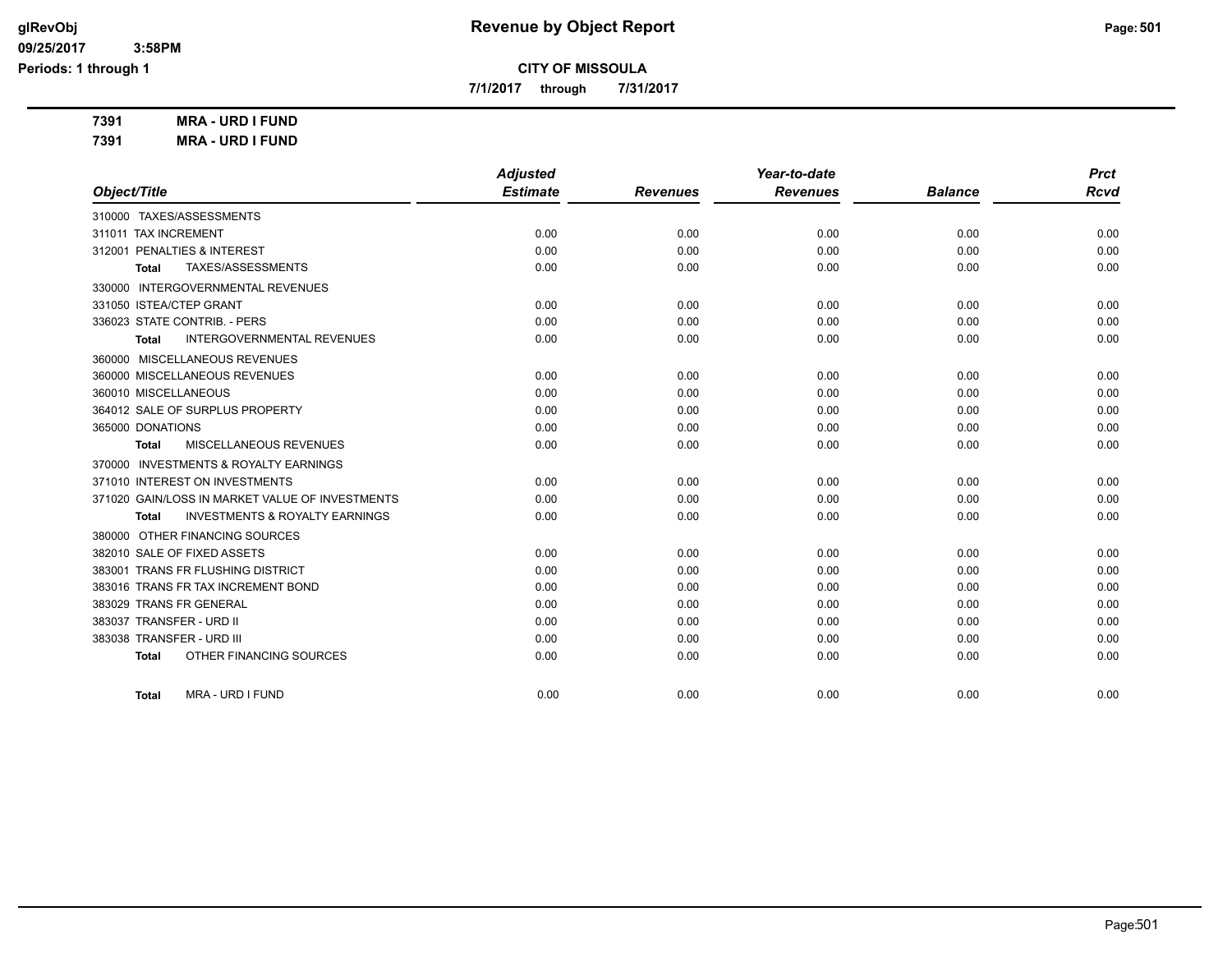# Revenue by Object Report

**CITY OF MISSOULA**

7/1/2017 through 7/31/2017

glRevObj
09/25/2017 3:58PM
Periods: 1 through 1

**7391 MRA - URD I FUND**

**7391 MRA - URD I FUND**

| Object/Title | Adjusted Estimate | Revenues | Year-to-date Revenues | Balance | Prct Rcvd |
|---|---|---|---|---|---|
| 310000 TAXES/ASSESSMENTS | | | | | |
| 311011 TAX INCREMENT | 0.00 | 0.00 | 0.00 | 0.00 | 0.00 |
| 312001 PENALTIES & INTEREST | 0.00 | 0.00 | 0.00 | 0.00 | 0.00 |
| **Total** TAXES/ASSESSMENTS | 0.00 | 0.00 | 0.00 | 0.00 | 0.00 |
| 330000 INTERGOVERNMENTAL REVENUES | | | | | |
| 331050 ISTEA/CTEP GRANT | 0.00 | 0.00 | 0.00 | 0.00 | 0.00 |
| 336023 STATE CONTRIB. - PERS | 0.00 | 0.00 | 0.00 | 0.00 | 0.00 |
| **Total** INTERGOVERNMENTAL REVENUES | 0.00 | 0.00 | 0.00 | 0.00 | 0.00 |
| 360000 MISCELLANEOUS REVENUES | | | | | |
| 360000 MISCELLANEOUS REVENUES | 0.00 | 0.00 | 0.00 | 0.00 | 0.00 |
| 360010 MISCELLANEOUS | 0.00 | 0.00 | 0.00 | 0.00 | 0.00 |
| 364012 SALE OF SURPLUS PROPERTY | 0.00 | 0.00 | 0.00 | 0.00 | 0.00 |
| 365000 DONATIONS | 0.00 | 0.00 | 0.00 | 0.00 | 0.00 |
| **Total** MISCELLANEOUS REVENUES | 0.00 | 0.00 | 0.00 | 0.00 | 0.00 |
| 370000 INVESTMENTS & ROYALTY EARNINGS | | | | | |
| 371010 INTEREST ON INVESTMENTS | 0.00 | 0.00 | 0.00 | 0.00 | 0.00 |
| 371020 GAIN/LOSS IN MARKET VALUE OF INVESTMENTS | 0.00 | 0.00 | 0.00 | 0.00 | 0.00 |
| **Total** INVESTMENTS & ROYALTY EARNINGS | 0.00 | 0.00 | 0.00 | 0.00 | 0.00 |
| 380000 OTHER FINANCING SOURCES | | | | | |
| 382010 SALE OF FIXED ASSETS | 0.00 | 0.00 | 0.00 | 0.00 | 0.00 |
| 383001 TRANS FR FLUSHING DISTRICT | 0.00 | 0.00 | 0.00 | 0.00 | 0.00 |
| 383016 TRANS FR TAX INCREMENT BOND | 0.00 | 0.00 | 0.00 | 0.00 | 0.00 |
| 383029 TRANS FR GENERAL | 0.00 | 0.00 | 0.00 | 0.00 | 0.00 |
| 383037 TRANSFER - URD II | 0.00 | 0.00 | 0.00 | 0.00 | 0.00 |
| 383038 TRANSFER - URD III | 0.00 | 0.00 | 0.00 | 0.00 | 0.00 |
| **Total** OTHER FINANCING SOURCES | 0.00 | 0.00 | 0.00 | 0.00 | 0.00 |
| **Total** MRA - URD I FUND | 0.00 | 0.00 | 0.00 | 0.00 | 0.00 |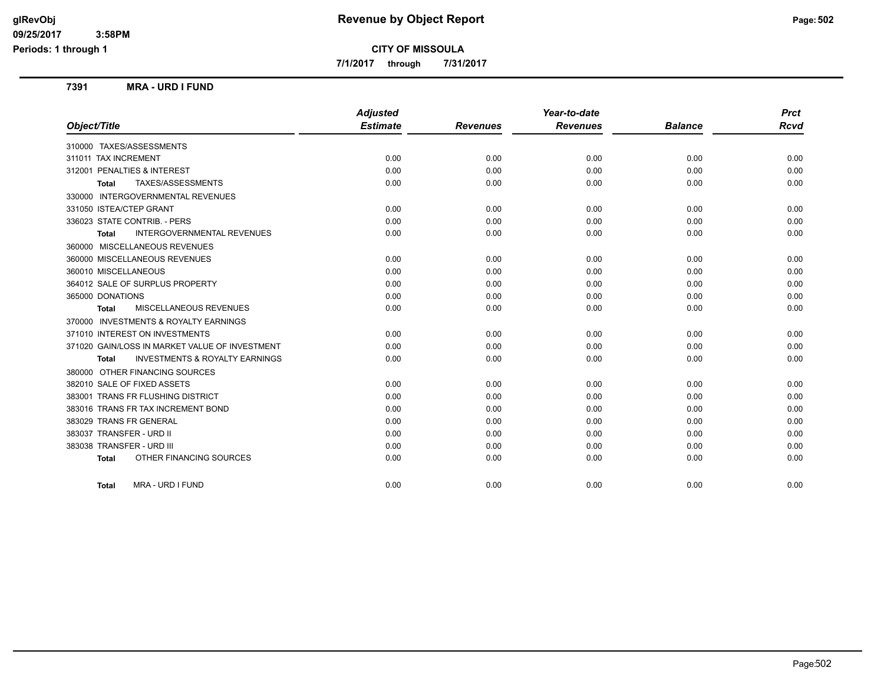# Revenue by Object Report

**CITY OF MISSOULA**

**7/1/2017 through 7/31/2017**

glRevObj
09/25/2017 3:58PM
Periods: 1 through 1

## 7391 MRA - URD I FUND

| Object/Title | Adjusted Estimate | Revenues | Year-to-date Revenues | Balance | Prct Rcvd |
|---|---|---|---|---|---|
| 310000 TAXES/ASSESSMENTS | | | | | |
| 311011 TAX INCREMENT | 0.00 | 0.00 | 0.00 | 0.00 | 0.00 |
| 312001 PENALTIES & INTEREST | 0.00 | 0.00 | 0.00 | 0.00 | 0.00 |
| **Total** TAXES/ASSESSMENTS | 0.00 | 0.00 | 0.00 | 0.00 | 0.00 |
| 330000 INTERGOVERNMENTAL REVENUES | | | | | |
| 331050 ISTEA/CTEP GRANT | 0.00 | 0.00 | 0.00 | 0.00 | 0.00 |
| 336023 STATE CONTRIB. - PERS | 0.00 | 0.00 | 0.00 | 0.00 | 0.00 |
| **Total** INTERGOVERNMENTAL REVENUES | 0.00 | 0.00 | 0.00 | 0.00 | 0.00 |
| 360000 MISCELLANEOUS REVENUES | | | | | |
| 360000 MISCELLANEOUS REVENUES | 0.00 | 0.00 | 0.00 | 0.00 | 0.00 |
| 360010 MISCELLANEOUS | 0.00 | 0.00 | 0.00 | 0.00 | 0.00 |
| 364012 SALE OF SURPLUS PROPERTY | 0.00 | 0.00 | 0.00 | 0.00 | 0.00 |
| 365000 DONATIONS | 0.00 | 0.00 | 0.00 | 0.00 | 0.00 |
| **Total** MISCELLANEOUS REVENUES | 0.00 | 0.00 | 0.00 | 0.00 | 0.00 |
| 370000 INVESTMENTS & ROYALTY EARNINGS | | | | | |
| 371010 INTEREST ON INVESTMENTS | 0.00 | 0.00 | 0.00 | 0.00 | 0.00 |
| 371020 GAIN/LOSS IN MARKET VALUE OF INVESTMENT | 0.00 | 0.00 | 0.00 | 0.00 | 0.00 |
| **Total** INVESTMENTS & ROYALTY EARNINGS | 0.00 | 0.00 | 0.00 | 0.00 | 0.00 |
| 380000 OTHER FINANCING SOURCES | | | | | |
| 382010 SALE OF FIXED ASSETS | 0.00 | 0.00 | 0.00 | 0.00 | 0.00 |
| 383001 TRANS FR FLUSHING DISTRICT | 0.00 | 0.00 | 0.00 | 0.00 | 0.00 |
| 383016 TRANS FR TAX INCREMENT BOND | 0.00 | 0.00 | 0.00 | 0.00 | 0.00 |
| 383029 TRANS FR GENERAL | 0.00 | 0.00 | 0.00 | 0.00 | 0.00 |
| 383037 TRANSFER - URD II | 0.00 | 0.00 | 0.00 | 0.00 | 0.00 |
| 383038 TRANSFER - URD III | 0.00 | 0.00 | 0.00 | 0.00 | 0.00 |
| **Total** OTHER FINANCING SOURCES | 0.00 | 0.00 | 0.00 | 0.00 | 0.00 |
| **Total** MRA - URD I FUND | 0.00 | 0.00 | 0.00 | 0.00 | 0.00 |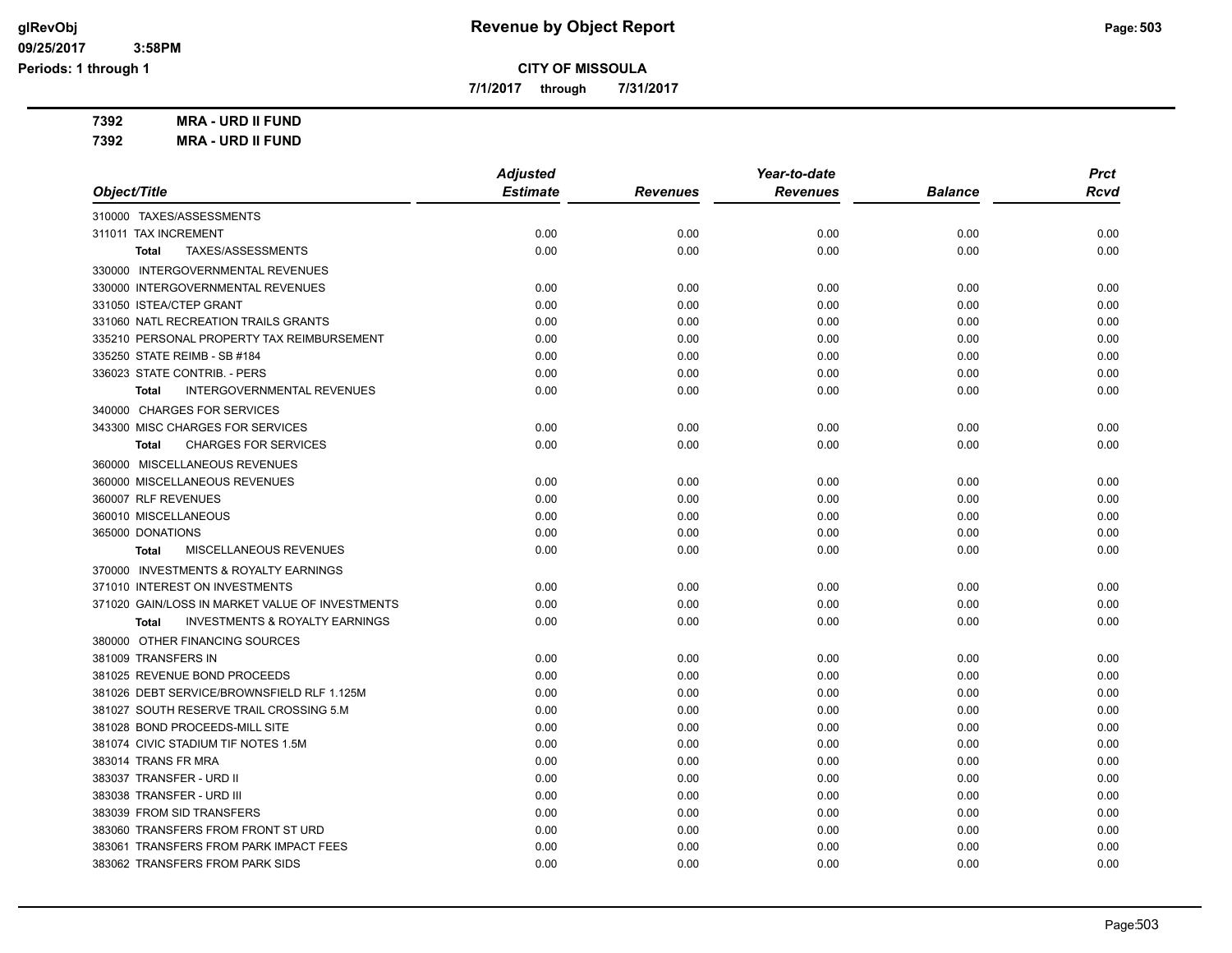**CITY OF MISSOULA**

**7/1/2017 through 7/31/2017**

**7392 MRA - URD II FUND**

**7392 MRA - URD II FUND**

| Object/Title | Adjusted Estimate | Revenues | Year-to-date Revenues | Balance | Prct Rcvd |
|---|---|---|---|---|---|
| 310000 TAXES/ASSESSMENTS | | | | | |
| 311011 TAX INCREMENT | 0.00 | 0.00 | 0.00 | 0.00 | 0.00 |
| **Total** TAXES/ASSESSMENTS | 0.00 | 0.00 | 0.00 | 0.00 | 0.00 |
| 330000 INTERGOVERNMENTAL REVENUES | | | | | |
| 330000 INTERGOVERNMENTAL REVENUES | 0.00 | 0.00 | 0.00 | 0.00 | 0.00 |
| 331050 ISTEA/CTEP GRANT | 0.00 | 0.00 | 0.00 | 0.00 | 0.00 |
| 331060 NATL RECREATION TRAILS GRANTS | 0.00 | 0.00 | 0.00 | 0.00 | 0.00 |
| 335210 PERSONAL PROPERTY TAX REIMBURSEMENT | 0.00 | 0.00 | 0.00 | 0.00 | 0.00 |
| 335250 STATE REIMB - SB #184 | 0.00 | 0.00 | 0.00 | 0.00 | 0.00 |
| 336023 STATE CONTRIB. - PERS | 0.00 | 0.00 | 0.00 | 0.00 | 0.00 |
| **Total** INTERGOVERNMENTAL REVENUES | 0.00 | 0.00 | 0.00 | 0.00 | 0.00 |
| 340000 CHARGES FOR SERVICES | | | | | |
| 343300 MISC CHARGES FOR SERVICES | 0.00 | 0.00 | 0.00 | 0.00 | 0.00 |
| **Total** CHARGES FOR SERVICES | 0.00 | 0.00 | 0.00 | 0.00 | 0.00 |
| 360000 MISCELLANEOUS REVENUES | | | | | |
| 360000 MISCELLANEOUS REVENUES | 0.00 | 0.00 | 0.00 | 0.00 | 0.00 |
| 360007 RLF REVENUES | 0.00 | 0.00 | 0.00 | 0.00 | 0.00 |
| 360010 MISCELLANEOUS | 0.00 | 0.00 | 0.00 | 0.00 | 0.00 |
| 365000 DONATIONS | 0.00 | 0.00 | 0.00 | 0.00 | 0.00 |
| **Total** MISCELLANEOUS REVENUES | 0.00 | 0.00 | 0.00 | 0.00 | 0.00 |
| 370000 INVESTMENTS & ROYALTY EARNINGS | | | | | |
| 371010 INTEREST ON INVESTMENTS | 0.00 | 0.00 | 0.00 | 0.00 | 0.00 |
| 371020 GAIN/LOSS IN MARKET VALUE OF INVESTMENTS | 0.00 | 0.00 | 0.00 | 0.00 | 0.00 |
| **Total** INVESTMENTS & ROYALTY EARNINGS | 0.00 | 0.00 | 0.00 | 0.00 | 0.00 |
| 380000 OTHER FINANCING SOURCES | | | | | |
| 381009 TRANSFERS IN | 0.00 | 0.00 | 0.00 | 0.00 | 0.00 |
| 381025 REVENUE BOND PROCEEDS | 0.00 | 0.00 | 0.00 | 0.00 | 0.00 |
| 381026 DEBT SERVICE/BROWNSFIELD RLF 1.125M | 0.00 | 0.00 | 0.00 | 0.00 | 0.00 |
| 381027 SOUTH RESERVE TRAIL CROSSING 5.M | 0.00 | 0.00 | 0.00 | 0.00 | 0.00 |
| 381028 BOND PROCEEDS-MILL SITE | 0.00 | 0.00 | 0.00 | 0.00 | 0.00 |
| 381074 CIVIC STADIUM TIF NOTES 1.5M | 0.00 | 0.00 | 0.00 | 0.00 | 0.00 |
| 383014 TRANS FR MRA | 0.00 | 0.00 | 0.00 | 0.00 | 0.00 |
| 383037 TRANSFER - URD II | 0.00 | 0.00 | 0.00 | 0.00 | 0.00 |
| 383038 TRANSFER - URD III | 0.00 | 0.00 | 0.00 | 0.00 | 0.00 |
| 383039 FROM SID TRANSFERS | 0.00 | 0.00 | 0.00 | 0.00 | 0.00 |
| 383060 TRANSFERS FROM FRONT ST URD | 0.00 | 0.00 | 0.00 | 0.00 | 0.00 |
| 383061 TRANSFERS FROM PARK IMPACT FEES | 0.00 | 0.00 | 0.00 | 0.00 | 0.00 |
| 383062 TRANSFERS FROM PARK SIDS | 0.00 | 0.00 | 0.00 | 0.00 | 0.00 |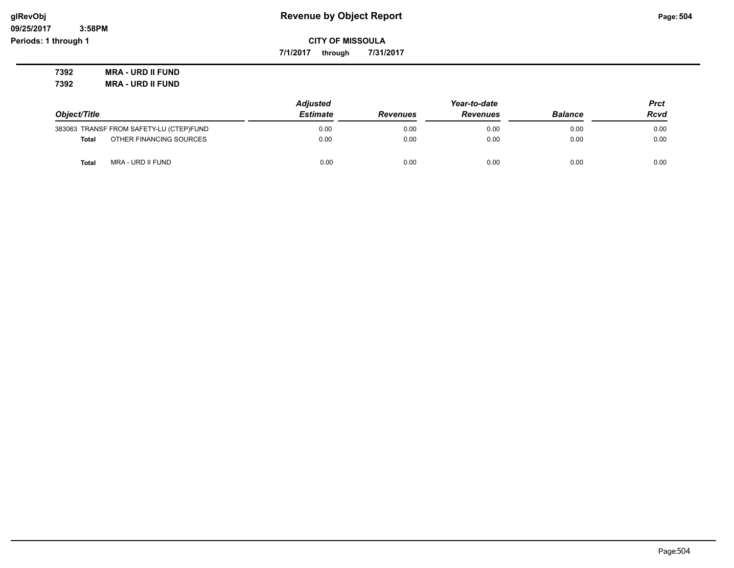**Revenue by Object Report**

**CITY OF MISSOULA**

**7/1/2017 through 7/31/2017**

glRevObj
09/25/2017 3:58PM
Periods: 1 through 1

**7392 MRA - URD II FUND**

**7392 MRA - URD II FUND**

| Object/Title | Adjusted Estimate | Revenues | Year-to-date Revenues | Balance | Prct Rcvd |
|---|---|---|---|---|---|
| 383063 TRANSF FROM SAFETY-LU (CTEP)FUND | 0.00 | 0.00 | 0.00 | 0.00 | 0.00 |
| **Total** OTHER FINANCING SOURCES | 0.00 | 0.00 | 0.00 | 0.00 | 0.00 |
| **Total** MRA - URD II FUND | 0.00 | 0.00 | 0.00 | 0.00 | 0.00 |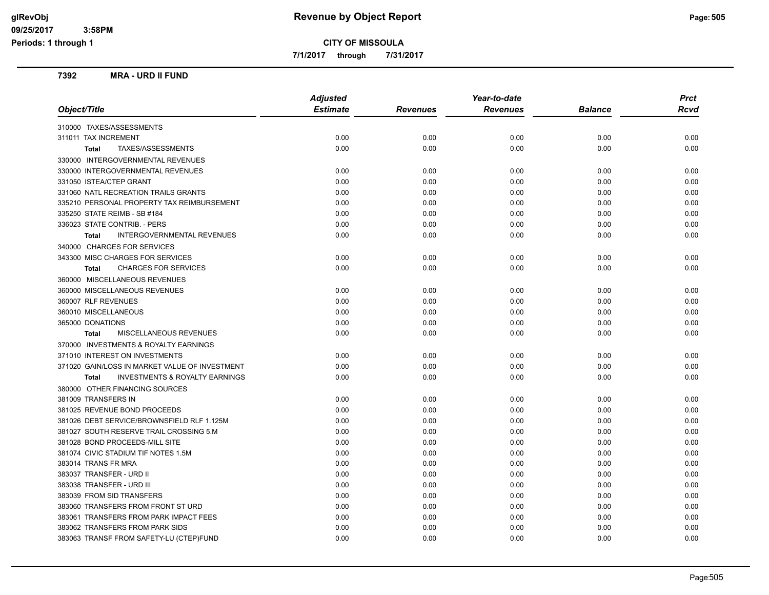# Revenue by Object Report

**CITY OF MISSOULA**

**7/1/2017 through 7/31/2017**

glRevObj
09/25/2017 3:58PM
Periods: 1 through 1

## 7392 MRA - URD II FUND

| Object/Title | Adjusted Estimate | Revenues | Year-to-date Revenues | Balance | Prct Rcvd |
|---|---|---|---|---|---|
| 310000 TAXES/ASSESSMENTS | | | | | |
| 311011 TAX INCREMENT | 0.00 | 0.00 | 0.00 | 0.00 | 0.00 |
| **Total** TAXES/ASSESSMENTS | 0.00 | 0.00 | 0.00 | 0.00 | 0.00 |
| 330000 INTERGOVERNMENTAL REVENUES | | | | | |
| 330000 INTERGOVERNMENTAL REVENUES | 0.00 | 0.00 | 0.00 | 0.00 | 0.00 |
| 331050 ISTEA/CTEP GRANT | 0.00 | 0.00 | 0.00 | 0.00 | 0.00 |
| 331060 NATL RECREATION TRAILS GRANTS | 0.00 | 0.00 | 0.00 | 0.00 | 0.00 |
| 335210 PERSONAL PROPERTY TAX REIMBURSEMENT | 0.00 | 0.00 | 0.00 | 0.00 | 0.00 |
| 335250 STATE REIMB - SB #184 | 0.00 | 0.00 | 0.00 | 0.00 | 0.00 |
| 336023 STATE CONTRIB. - PERS | 0.00 | 0.00 | 0.00 | 0.00 | 0.00 |
| **Total** INTERGOVERNMENTAL REVENUES | 0.00 | 0.00 | 0.00 | 0.00 | 0.00 |
| 340000 CHARGES FOR SERVICES | | | | | |
| 343300 MISC CHARGES FOR SERVICES | 0.00 | 0.00 | 0.00 | 0.00 | 0.00 |
| **Total** CHARGES FOR SERVICES | 0.00 | 0.00 | 0.00 | 0.00 | 0.00 |
| 360000 MISCELLANEOUS REVENUES | | | | | |
| 360000 MISCELLANEOUS REVENUES | 0.00 | 0.00 | 0.00 | 0.00 | 0.00 |
| 360007 RLF REVENUES | 0.00 | 0.00 | 0.00 | 0.00 | 0.00 |
| 360010 MISCELLANEOUS | 0.00 | 0.00 | 0.00 | 0.00 | 0.00 |
| 365000 DONATIONS | 0.00 | 0.00 | 0.00 | 0.00 | 0.00 |
| **Total** MISCELLANEOUS REVENUES | 0.00 | 0.00 | 0.00 | 0.00 | 0.00 |
| 370000 INVESTMENTS & ROYALTY EARNINGS | | | | | |
| 371010 INTEREST ON INVESTMENTS | 0.00 | 0.00 | 0.00 | 0.00 | 0.00 |
| 371020 GAIN/LOSS IN MARKET VALUE OF INVESTMENT | 0.00 | 0.00 | 0.00 | 0.00 | 0.00 |
| **Total** INVESTMENTS & ROYALTY EARNINGS | 0.00 | 0.00 | 0.00 | 0.00 | 0.00 |
| 380000 OTHER FINANCING SOURCES | | | | | |
| 381009 TRANSFERS IN | 0.00 | 0.00 | 0.00 | 0.00 | 0.00 |
| 381025 REVENUE BOND PROCEEDS | 0.00 | 0.00 | 0.00 | 0.00 | 0.00 |
| 381026 DEBT SERVICE/BROWNSFIELD RLF 1.125M | 0.00 | 0.00 | 0.00 | 0.00 | 0.00 |
| 381027 SOUTH RESERVE TRAIL CROSSING 5.M | 0.00 | 0.00 | 0.00 | 0.00 | 0.00 |
| 381028 BOND PROCEEDS-MILL SITE | 0.00 | 0.00 | 0.00 | 0.00 | 0.00 |
| 381074 CIVIC STADIUM TIF NOTES 1.5M | 0.00 | 0.00 | 0.00 | 0.00 | 0.00 |
| 383014 TRANS FR MRA | 0.00 | 0.00 | 0.00 | 0.00 | 0.00 |
| 383037 TRANSFER - URD II | 0.00 | 0.00 | 0.00 | 0.00 | 0.00 |
| 383038 TRANSFER - URD III | 0.00 | 0.00 | 0.00 | 0.00 | 0.00 |
| 383039 FROM SID TRANSFERS | 0.00 | 0.00 | 0.00 | 0.00 | 0.00 |
| 383060 TRANSFERS FROM FRONT ST URD | 0.00 | 0.00 | 0.00 | 0.00 | 0.00 |
| 383061 TRANSFERS FROM PARK IMPACT FEES | 0.00 | 0.00 | 0.00 | 0.00 | 0.00 |
| 383062 TRANSFERS FROM PARK SIDS | 0.00 | 0.00 | 0.00 | 0.00 | 0.00 |
| 383063 TRANSF FROM SAFETY-LU (CTEP)FUND | 0.00 | 0.00 | 0.00 | 0.00 | 0.00 |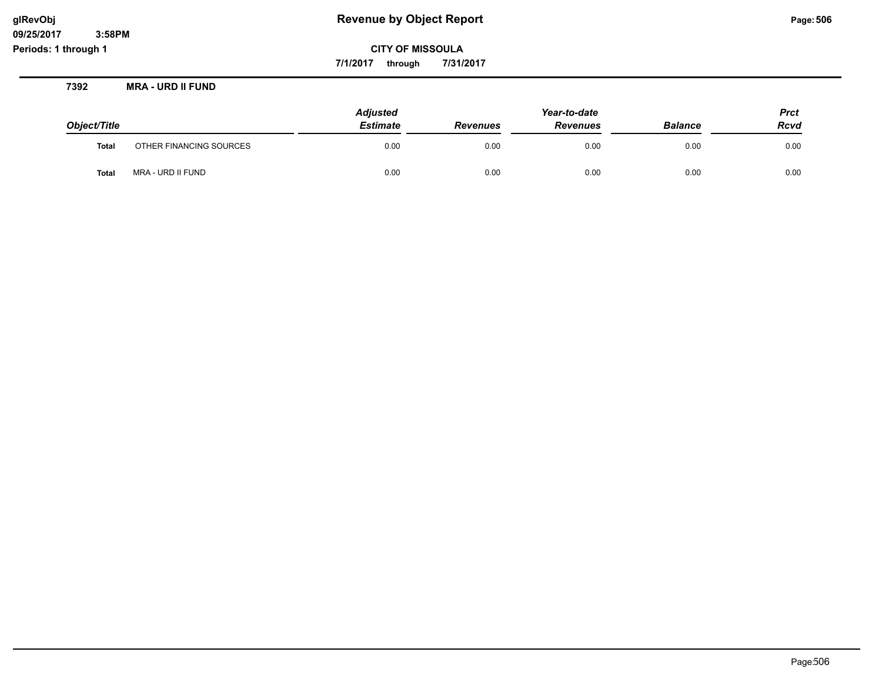# Revenue by Object Report

**CITY OF MISSOULA**

**7/1/2017 through 7/31/2017**

glRevObj
09/25/2017 3:58PM
Periods: 1 through 1

## 7392 MRA - URD II FUND

| Object/Title | | Adjusted Estimate | Revenues | Year-to-date Revenues | Balance | Prct Rcvd |
|---|---|---|---|---|---|---|
| **Total** | OTHER FINANCING SOURCES | 0.00 | 0.00 | 0.00 | 0.00 | 0.00 |
| **Total** | MRA - URD II FUND | 0.00 | 0.00 | 0.00 | 0.00 | 0.00 |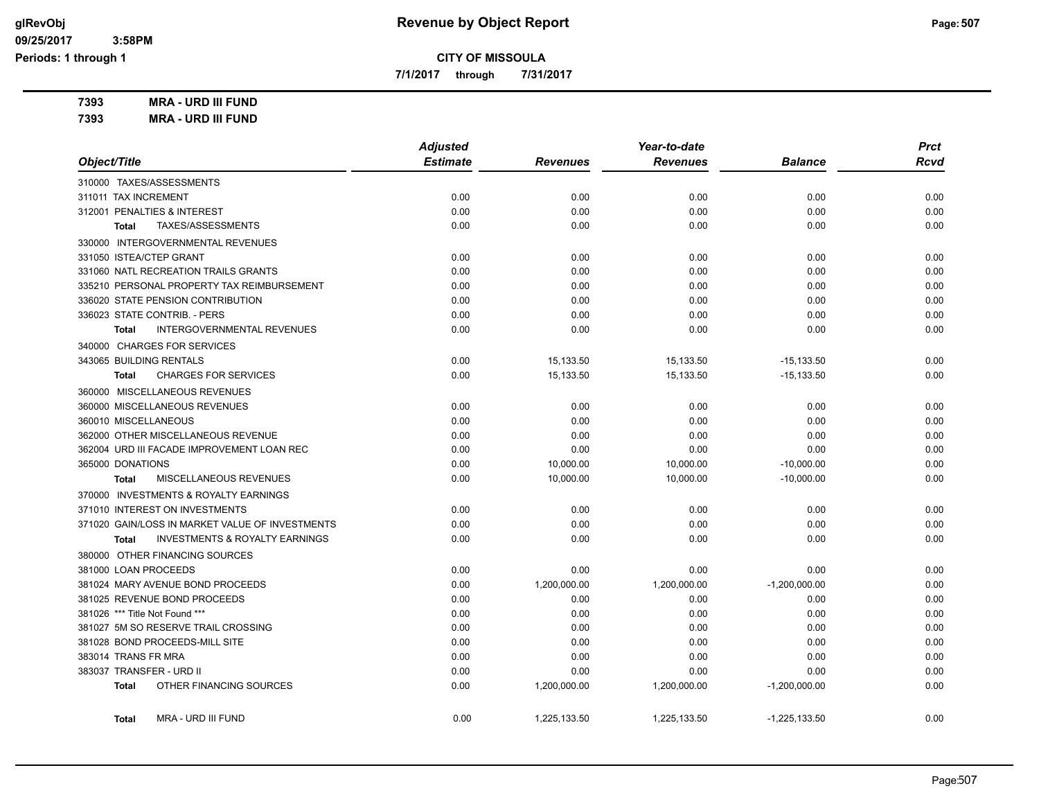**CITY OF MISSOULA**

**Revenue by Object Report**

glRevObj
09/25/2017 3:58PM
Periods: 1 through 1

7/1/2017 through 7/31/2017

**7393 MRA - URD III FUND**

**7393 MRA - URD III FUND**

| Object/Title | Adjusted Estimate | Revenues | Year-to-date Revenues | Balance | Prct Rcvd |
|---|---|---|---|---|---|
| 310000 TAXES/ASSESSMENTS | | | | | |
| 311011 TAX INCREMENT | 0.00 | 0.00 | 0.00 | 0.00 | 0.00 |
| 312001 PENALTIES & INTEREST | 0.00 | 0.00 | 0.00 | 0.00 | 0.00 |
| **Total** TAXES/ASSESSMENTS | 0.00 | 0.00 | 0.00 | 0.00 | 0.00 |
| 330000 INTERGOVERNMENTAL REVENUES | | | | | |
| 331050 ISTEA/CTEP GRANT | 0.00 | 0.00 | 0.00 | 0.00 | 0.00 |
| 331060 NATL RECREATION TRAILS GRANTS | 0.00 | 0.00 | 0.00 | 0.00 | 0.00 |
| 335210 PERSONAL PROPERTY TAX REIMBURSEMENT | 0.00 | 0.00 | 0.00 | 0.00 | 0.00 |
| 336020 STATE PENSION CONTRIBUTION | 0.00 | 0.00 | 0.00 | 0.00 | 0.00 |
| 336023 STATE CONTRIB. - PERS | 0.00 | 0.00 | 0.00 | 0.00 | 0.00 |
| **Total** INTERGOVERNMENTAL REVENUES | 0.00 | 0.00 | 0.00 | 0.00 | 0.00 |
| 340000 CHARGES FOR SERVICES | | | | | |
| 343065 BUILDING RENTALS | 0.00 | 15,133.50 | 15,133.50 | -15,133.50 | 0.00 |
| **Total** CHARGES FOR SERVICES | 0.00 | 15,133.50 | 15,133.50 | -15,133.50 | 0.00 |
| 360000 MISCELLANEOUS REVENUES | | | | | |
| 360000 MISCELLANEOUS REVENUES | 0.00 | 0.00 | 0.00 | 0.00 | 0.00 |
| 360010 MISCELLANEOUS | 0.00 | 0.00 | 0.00 | 0.00 | 0.00 |
| 362000 OTHER MISCELLANEOUS REVENUE | 0.00 | 0.00 | 0.00 | 0.00 | 0.00 |
| 362004 URD III FACADE IMPROVEMENT LOAN REC | 0.00 | 0.00 | 0.00 | 0.00 | 0.00 |
| 365000 DONATIONS | 0.00 | 10,000.00 | 10,000.00 | -10,000.00 | 0.00 |
| **Total** MISCELLANEOUS REVENUES | 0.00 | 10,000.00 | 10,000.00 | -10,000.00 | 0.00 |
| 370000 INVESTMENTS & ROYALTY EARNINGS | | | | | |
| 371010 INTEREST ON INVESTMENTS | 0.00 | 0.00 | 0.00 | 0.00 | 0.00 |
| 371020 GAIN/LOSS IN MARKET VALUE OF INVESTMENTS | 0.00 | 0.00 | 0.00 | 0.00 | 0.00 |
| **Total** INVESTMENTS & ROYALTY EARNINGS | 0.00 | 0.00 | 0.00 | 0.00 | 0.00 |
| 380000 OTHER FINANCING SOURCES | | | | | |
| 381000 LOAN PROCEEDS | 0.00 | 0.00 | 0.00 | 0.00 | 0.00 |
| 381024 MARY AVENUE BOND PROCEEDS | 0.00 | 1,200,000.00 | 1,200,000.00 | -1,200,000.00 | 0.00 |
| 381025 REVENUE BOND PROCEEDS | 0.00 | 0.00 | 0.00 | 0.00 | 0.00 |
| 381026 *** Title Not Found *** | 0.00 | 0.00 | 0.00 | 0.00 | 0.00 |
| 381027 5M SO RESERVE TRAIL CROSSING | 0.00 | 0.00 | 0.00 | 0.00 | 0.00 |
| 381028 BOND PROCEEDS-MILL SITE | 0.00 | 0.00 | 0.00 | 0.00 | 0.00 |
| 383014 TRANS FR MRA | 0.00 | 0.00 | 0.00 | 0.00 | 0.00 |
| 383037 TRANSFER - URD II | 0.00 | 0.00 | 0.00 | 0.00 | 0.00 |
| **Total** OTHER FINANCING SOURCES | 0.00 | 1,200,000.00 | 1,200,000.00 | -1,200,000.00 | 0.00 |
| **Total** MRA - URD III FUND | 0.00 | 1,225,133.50 | 1,225,133.50 | -1,225,133.50 | 0.00 |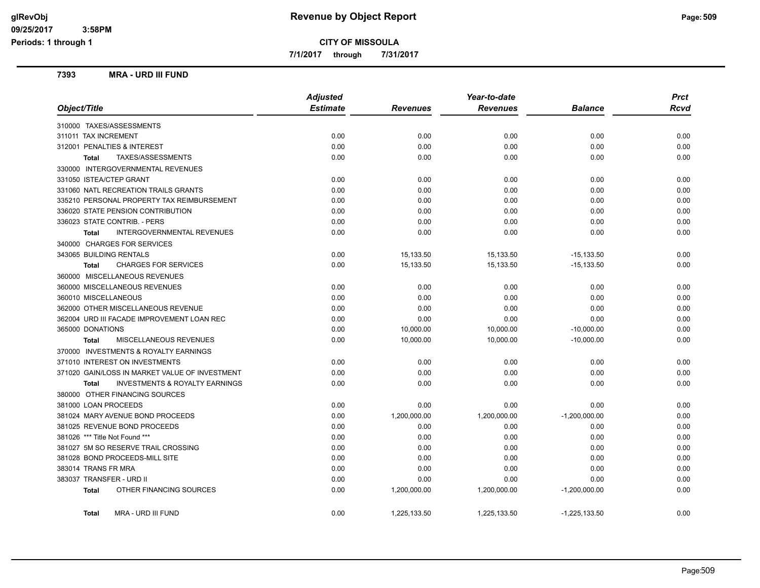# Revenue by Object Report

glRevObj
09/25/2017 3:58PM
Periods: 1 through 1

**CITY OF MISSOULA**

**7/1/2017 through 7/31/2017**

## 7393 MRA - URD III FUND

| Object/Title | Adjusted Estimate | Revenues | Year-to-date Revenues | Balance | Prct Rcvd |
|---|---|---|---|---|---|
| 310000 TAXES/ASSESSMENTS | | | | | |
| 311011 TAX INCREMENT | 0.00 | 0.00 | 0.00 | 0.00 | 0.00 |
| 312001 PENALTIES & INTEREST | 0.00 | 0.00 | 0.00 | 0.00 | 0.00 |
| **Total** TAXES/ASSESSMENTS | 0.00 | 0.00 | 0.00 | 0.00 | 0.00 |
| 330000 INTERGOVERNMENTAL REVENUES | | | | | |
| 331050 ISTEA/CTEP GRANT | 0.00 | 0.00 | 0.00 | 0.00 | 0.00 |
| 331060 NATL RECREATION TRAILS GRANTS | 0.00 | 0.00 | 0.00 | 0.00 | 0.00 |
| 335210 PERSONAL PROPERTY TAX REIMBURSEMENT | 0.00 | 0.00 | 0.00 | 0.00 | 0.00 |
| 336020 STATE PENSION CONTRIBUTION | 0.00 | 0.00 | 0.00 | 0.00 | 0.00 |
| 336023 STATE CONTRIB. - PERS | 0.00 | 0.00 | 0.00 | 0.00 | 0.00 |
| **Total** INTERGOVERNMENTAL REVENUES | 0.00 | 0.00 | 0.00 | 0.00 | 0.00 |
| 340000 CHARGES FOR SERVICES | | | | | |
| 343065 BUILDING RENTALS | 0.00 | 15,133.50 | 15,133.50 | -15,133.50 | 0.00 |
| **Total** CHARGES FOR SERVICES | 0.00 | 15,133.50 | 15,133.50 | -15,133.50 | 0.00 |
| 360000 MISCELLANEOUS REVENUES | | | | | |
| 360000 MISCELLANEOUS REVENUES | 0.00 | 0.00 | 0.00 | 0.00 | 0.00 |
| 360010 MISCELLANEOUS | 0.00 | 0.00 | 0.00 | 0.00 | 0.00 |
| 362000 OTHER MISCELLANEOUS REVENUE | 0.00 | 0.00 | 0.00 | 0.00 | 0.00 |
| 362004 URD III FACADE IMPROVEMENT LOAN REC | 0.00 | 0.00 | 0.00 | 0.00 | 0.00 |
| 365000 DONATIONS | 0.00 | 10,000.00 | 10,000.00 | -10,000.00 | 0.00 |
| **Total** MISCELLANEOUS REVENUES | 0.00 | 10,000.00 | 10,000.00 | -10,000.00 | 0.00 |
| 370000 INVESTMENTS & ROYALTY EARNINGS | | | | | |
| 371010 INTEREST ON INVESTMENTS | 0.00 | 0.00 | 0.00 | 0.00 | 0.00 |
| 371020 GAIN/LOSS IN MARKET VALUE OF INVESTMENT | 0.00 | 0.00 | 0.00 | 0.00 | 0.00 |
| **Total** INVESTMENTS & ROYALTY EARNINGS | 0.00 | 0.00 | 0.00 | 0.00 | 0.00 |
| 380000 OTHER FINANCING SOURCES | | | | | |
| 381000 LOAN PROCEEDS | 0.00 | 0.00 | 0.00 | 0.00 | 0.00 |
| 381024 MARY AVENUE BOND PROCEEDS | 0.00 | 1,200,000.00 | 1,200,000.00 | -1,200,000.00 | 0.00 |
| 381025 REVENUE BOND PROCEEDS | 0.00 | 0.00 | 0.00 | 0.00 | 0.00 |
| 381026 *** Title Not Found *** | 0.00 | 0.00 | 0.00 | 0.00 | 0.00 |
| 381027 5M SO RESERVE TRAIL CROSSING | 0.00 | 0.00 | 0.00 | 0.00 | 0.00 |
| 381028 BOND PROCEEDS-MILL SITE | 0.00 | 0.00 | 0.00 | 0.00 | 0.00 |
| 383014 TRANS FR MRA | 0.00 | 0.00 | 0.00 | 0.00 | 0.00 |
| 383037 TRANSFER - URD II | 0.00 | 0.00 | 0.00 | 0.00 | 0.00 |
| **Total** OTHER FINANCING SOURCES | 0.00 | 1,200,000.00 | 1,200,000.00 | -1,200,000.00 | 0.00 |
| **Total** MRA - URD III FUND | 0.00 | 1,225,133.50 | 1,225,133.50 | -1,225,133.50 | 0.00 |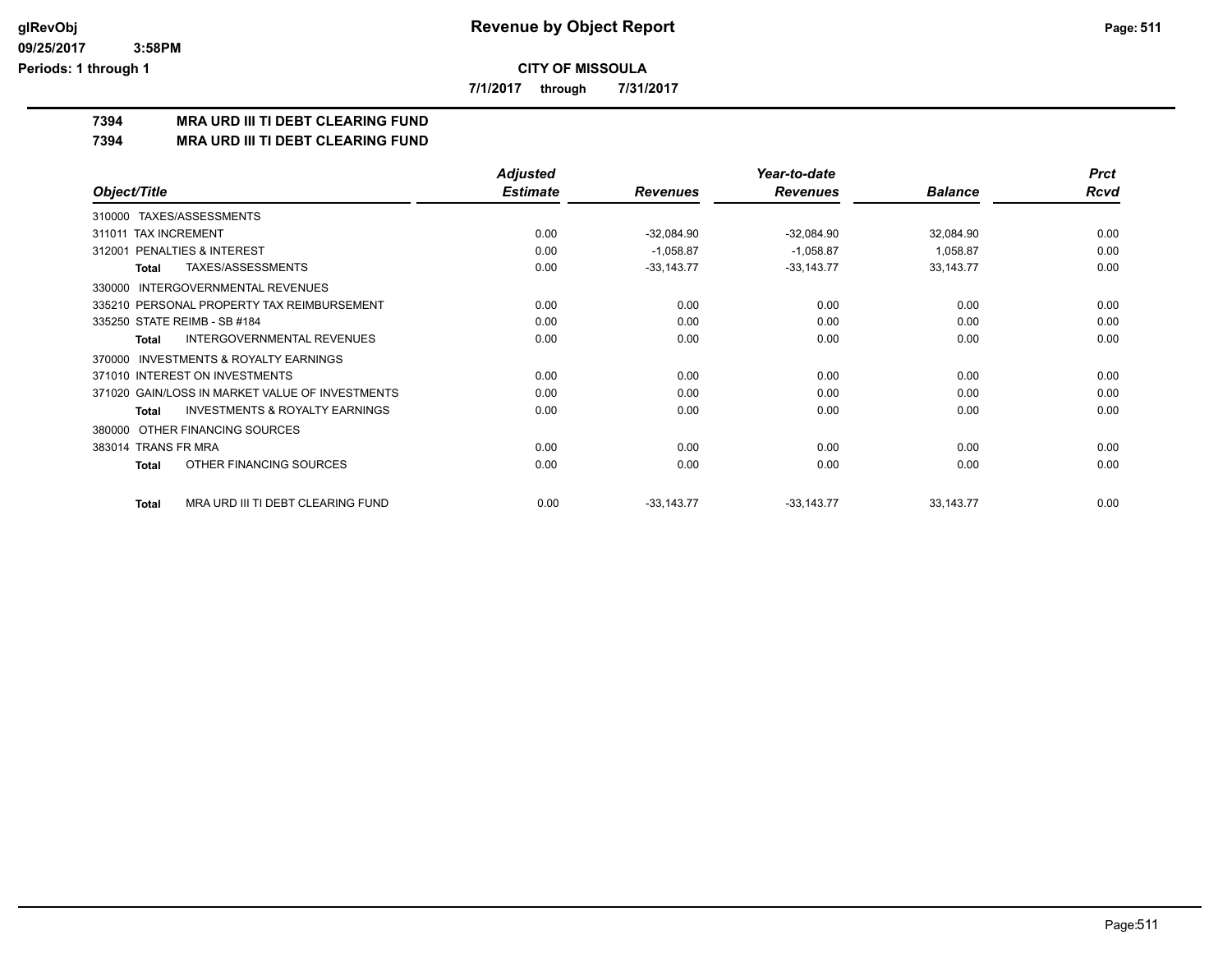**glRevObj**
**09/25/2017 3:58PM**
**Periods: 1 through 1**

# Revenue by Object Report

**CITY OF MISSOULA**

**7/1/2017 through 7/31/2017**

## 7394 MRA URD III TI DEBT CLEARING FUND
## 7394 MRA URD III TI DEBT CLEARING FUND

| Object/Title | Adjusted Estimate | Revenues | Year-to-date Revenues | Balance | Prct Rcvd |
|---|---|---|---|---|---|
| 310000 TAXES/ASSESSMENTS | | | | | |
| 311011 TAX INCREMENT | 0.00 | -32,084.90 | -32,084.90 | 32,084.90 | 0.00 |
| 312001 PENALTIES & INTEREST | 0.00 | -1,058.87 | -1,058.87 | 1,058.87 | 0.00 |
| **Total** TAXES/ASSESSMENTS | 0.00 | -33,143.77 | -33,143.77 | 33,143.77 | 0.00 |
| 330000 INTERGOVERNMENTAL REVENUES | | | | | |
| 335210 PERSONAL PROPERTY TAX REIMBURSEMENT | 0.00 | 0.00 | 0.00 | 0.00 | 0.00 |
| 335250 STATE REIMB - SB #184 | 0.00 | 0.00 | 0.00 | 0.00 | 0.00 |
| **Total** INTERGOVERNMENTAL REVENUES | 0.00 | 0.00 | 0.00 | 0.00 | 0.00 |
| 370000 INVESTMENTS & ROYALTY EARNINGS | | | | | |
| 371010 INTEREST ON INVESTMENTS | 0.00 | 0.00 | 0.00 | 0.00 | 0.00 |
| 371020 GAIN/LOSS IN MARKET VALUE OF INVESTMENTS | 0.00 | 0.00 | 0.00 | 0.00 | 0.00 |
| **Total** INVESTMENTS & ROYALTY EARNINGS | 0.00 | 0.00 | 0.00 | 0.00 | 0.00 |
| 380000 OTHER FINANCING SOURCES | | | | | |
| 383014 TRANS FR MRA | 0.00 | 0.00 | 0.00 | 0.00 | 0.00 |
| **Total** OTHER FINANCING SOURCES | 0.00 | 0.00 | 0.00 | 0.00 | 0.00 |
| **Total** MRA URD III TI DEBT CLEARING FUND | 0.00 | -33,143.77 | -33,143.77 | 33,143.77 | 0.00 |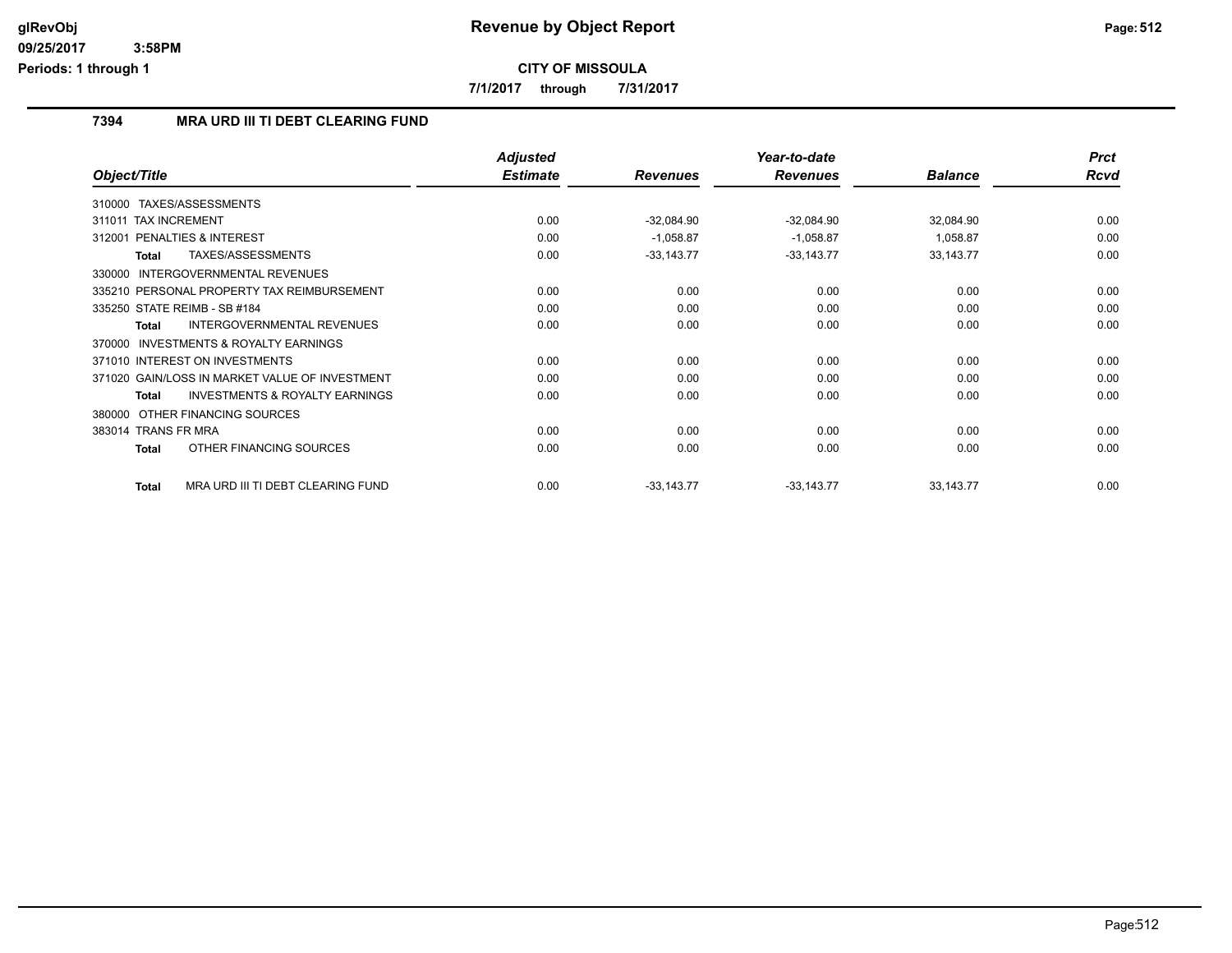# Revenue by Object Report

**CITY OF MISSOULA**

**7/1/2017 through 7/31/2017**

## 7394 MRA URD III TI DEBT CLEARING FUND

| Object/Title | Adjusted Estimate | Revenues | Year-to-date Revenues | Balance | Prct Rcvd |
|---|---|---|---|---|---|
| 310000 TAXES/ASSESSMENTS | | | | | |
| 311011 TAX INCREMENT | 0.00 | -32,084.90 | -32,084.90 | 32,084.90 | 0.00 |
| 312001 PENALTIES & INTEREST | 0.00 | -1,058.87 | -1,058.87 | 1,058.87 | 0.00 |
| **Total** TAXES/ASSESSMENTS | 0.00 | -33,143.77 | -33,143.77 | 33,143.77 | 0.00 |
| 330000 INTERGOVERNMENTAL REVENUES | | | | | |
| 335210 PERSONAL PROPERTY TAX REIMBURSEMENT | 0.00 | 0.00 | 0.00 | 0.00 | 0.00 |
| 335250 STATE REIMB - SB #184 | 0.00 | 0.00 | 0.00 | 0.00 | 0.00 |
| **Total** INTERGOVERNMENTAL REVENUES | 0.00 | 0.00 | 0.00 | 0.00 | 0.00 |
| 370000 INVESTMENTS & ROYALTY EARNINGS | | | | | |
| 371010 INTEREST ON INVESTMENTS | 0.00 | 0.00 | 0.00 | 0.00 | 0.00 |
| 371020 GAIN/LOSS IN MARKET VALUE OF INVESTMENT | 0.00 | 0.00 | 0.00 | 0.00 | 0.00 |
| **Total** INVESTMENTS & ROYALTY EARNINGS | 0.00 | 0.00 | 0.00 | 0.00 | 0.00 |
| 380000 OTHER FINANCING SOURCES | | | | | |
| 383014 TRANS FR MRA | 0.00 | 0.00 | 0.00 | 0.00 | 0.00 |
| **Total** OTHER FINANCING SOURCES | 0.00 | 0.00 | 0.00 | 0.00 | 0.00 |
| **Total** MRA URD III TI DEBT CLEARING FUND | 0.00 | -33,143.77 | -33,143.77 | 33,143.77 | 0.00 |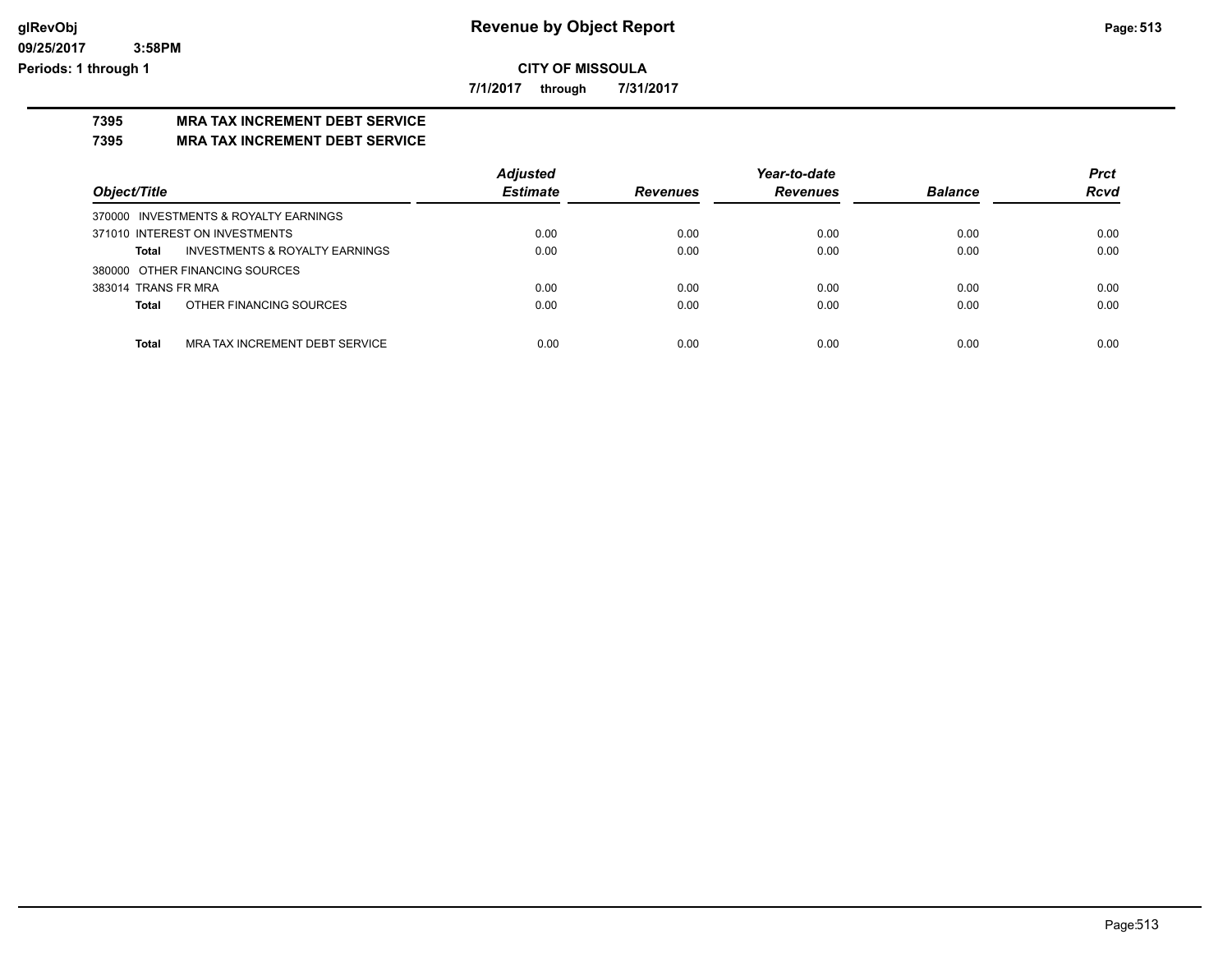**Revenue by Object Report**

**CITY OF MISSOULA**

**7/1/2017 through 7/31/2017**

glRevObj
09/25/2017 3:58PM
Periods: 1 through 1

## 7395 MRA TAX INCREMENT DEBT SERVICE

## 7395 MRA TAX INCREMENT DEBT SERVICE

| Object/Title | Adjusted Estimate | Revenues | Year-to-date Revenues | Balance | Prct Rcvd |
|---|---|---|---|---|---|
| 370000 INVESTMENTS & ROYALTY EARNINGS | | | | | |
| 371010 INTEREST ON INVESTMENTS | 0.00 | 0.00 | 0.00 | 0.00 | 0.00 |
| **Total** INVESTMENTS & ROYALTY EARNINGS | 0.00 | 0.00 | 0.00 | 0.00 | 0.00 |
| 380000 OTHER FINANCING SOURCES | | | | | |
| 383014 TRANS FR MRA | 0.00 | 0.00 | 0.00 | 0.00 | 0.00 |
| **Total** OTHER FINANCING SOURCES | 0.00 | 0.00 | 0.00 | 0.00 | 0.00 |
| **Total** MRA TAX INCREMENT DEBT SERVICE | 0.00 | 0.00 | 0.00 | 0.00 | 0.00 |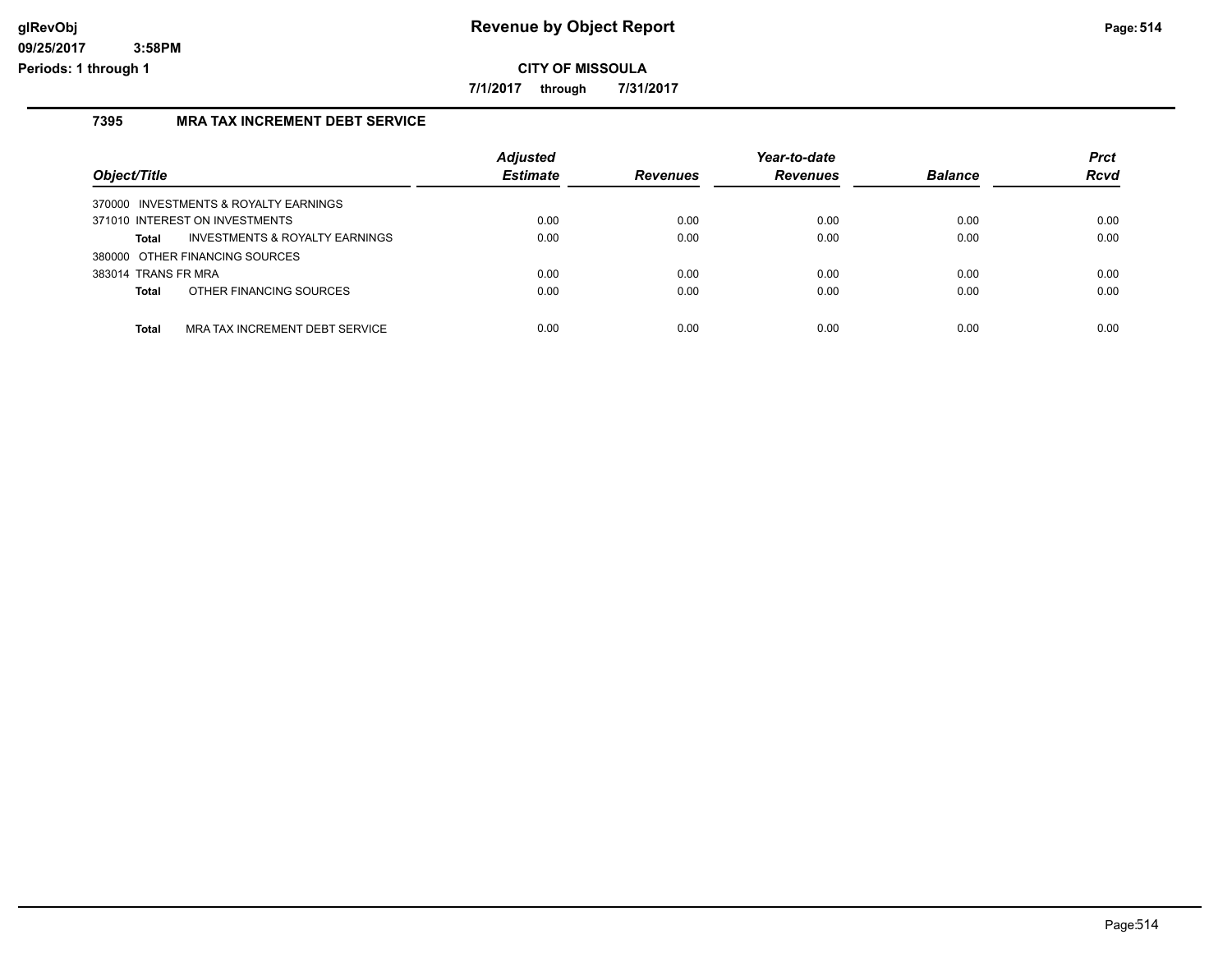# Revenue by Object Report

glRevObj
09/25/2017 3:58PM
Periods: 1 through 1

**CITY OF MISSOULA**

**7/1/2017 through 7/31/2017**

## 7395 MRA TAX INCREMENT DEBT SERVICE

| Object/Title | Adjusted Estimate | Revenues | Year-to-date Revenues | Balance | Prct Rcvd |
|---|---|---|---|---|---|
| 370000 INVESTMENTS & ROYALTY EARNINGS | | | | | |
| 371010 INTEREST ON INVESTMENTS | 0.00 | 0.00 | 0.00 | 0.00 | 0.00 |
| **Total** INVESTMENTS & ROYALTY EARNINGS | 0.00 | 0.00 | 0.00 | 0.00 | 0.00 |
| 380000 OTHER FINANCING SOURCES | | | | | |
| 383014 TRANS FR MRA | 0.00 | 0.00 | 0.00 | 0.00 | 0.00 |
| **Total** OTHER FINANCING SOURCES | 0.00 | 0.00 | 0.00 | 0.00 | 0.00 |
| **Total** MRA TAX INCREMENT DEBT SERVICE | 0.00 | 0.00 | 0.00 | 0.00 | 0.00 |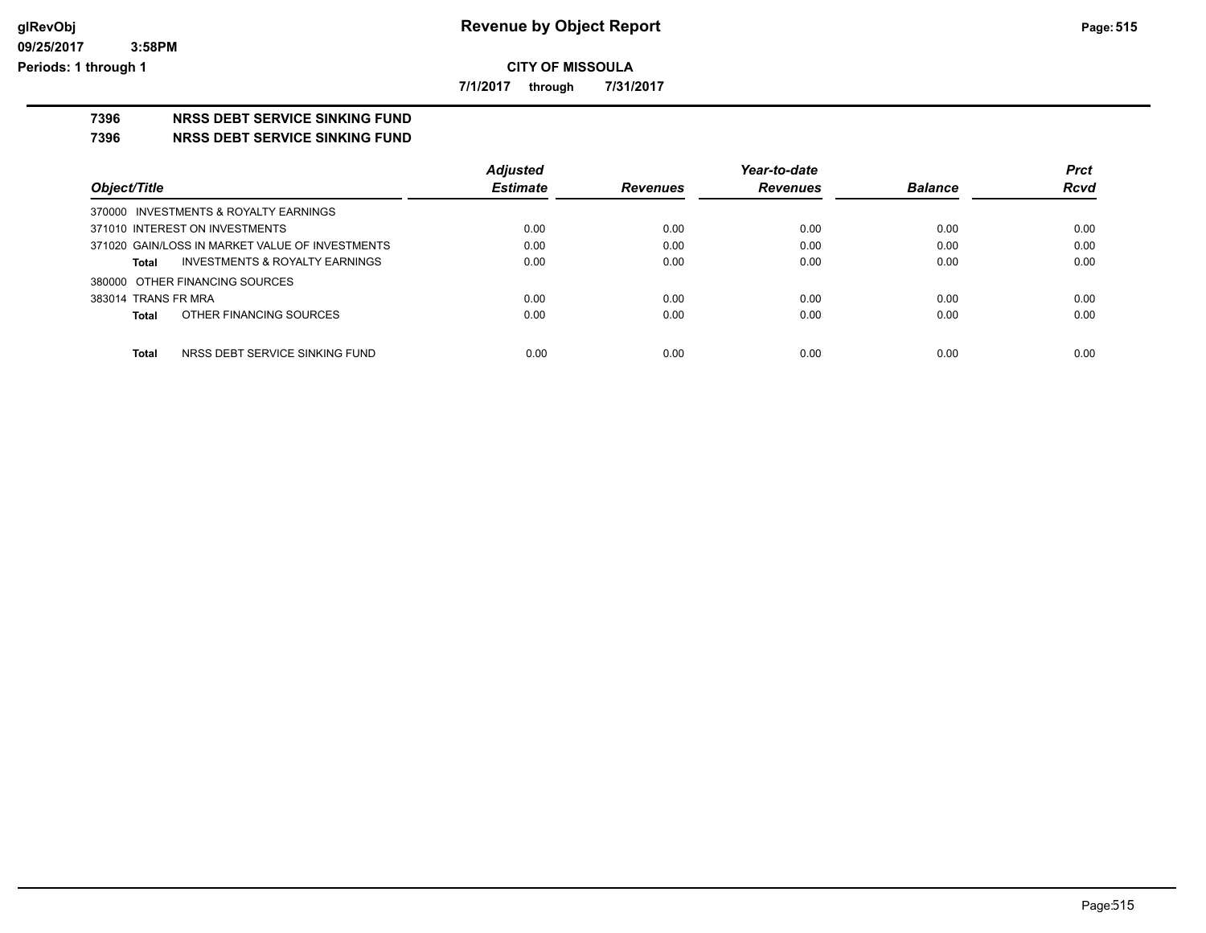**Revenue by Object Report**

**CITY OF MISSOULA**

**7/1/2017 through 7/31/2017**

glRevObj
09/25/2017 3:58PM
Periods: 1 through 1

## 7396 NRSS DEBT SERVICE SINKING FUND

## 7396 NRSS DEBT SERVICE SINKING FUND

| Object/Title | Adjusted Estimate | Revenues | Year-to-date Revenues | Balance | Prct Rcvd |
|---|---|---|---|---|---|
| 370000 INVESTMENTS & ROYALTY EARNINGS | | | | | |
| 371010 INTEREST ON INVESTMENTS | 0.00 | 0.00 | 0.00 | 0.00 | 0.00 |
| 371020 GAIN/LOSS IN MARKET VALUE OF INVESTMENTS | 0.00 | 0.00 | 0.00 | 0.00 | 0.00 |
| **Total** INVESTMENTS & ROYALTY EARNINGS | 0.00 | 0.00 | 0.00 | 0.00 | 0.00 |
| 380000 OTHER FINANCING SOURCES | | | | | |
| 383014 TRANS FR MRA | 0.00 | 0.00 | 0.00 | 0.00 | 0.00 |
| **Total** OTHER FINANCING SOURCES | 0.00 | 0.00 | 0.00 | 0.00 | 0.00 |
| **Total** NRSS DEBT SERVICE SINKING FUND | 0.00 | 0.00 | 0.00 | 0.00 | 0.00 |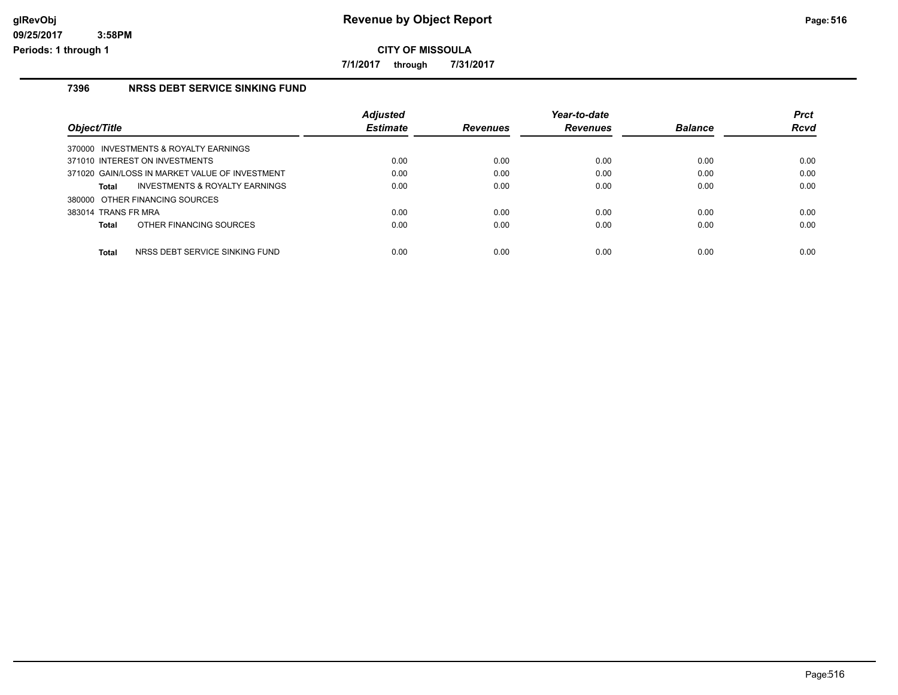# Revenue by Object Report

**CITY OF MISSOULA**

**7/1/2017 through 7/31/2017**

## 7396 NRSS DEBT SERVICE SINKING FUND

| Object/Title | Adjusted Estimate | Revenues | Year-to-date Revenues | Balance | Prct Rcvd |
|---|---|---|---|---|---|
| 370000 INVESTMENTS & ROYALTY EARNINGS | | | | | |
| 371010 INTEREST ON INVESTMENTS | 0.00 | 0.00 | 0.00 | 0.00 | 0.00 |
| 371020 GAIN/LOSS IN MARKET VALUE OF INVESTMENT | 0.00 | 0.00 | 0.00 | 0.00 | 0.00 |
| **Total** INVESTMENTS & ROYALTY EARNINGS | 0.00 | 0.00 | 0.00 | 0.00 | 0.00 |
| 380000 OTHER FINANCING SOURCES | | | | | |
| 383014 TRANS FR MRA | 0.00 | 0.00 | 0.00 | 0.00 | 0.00 |
| **Total** OTHER FINANCING SOURCES | 0.00 | 0.00 | 0.00 | 0.00 | 0.00 |
| **Total** NRSS DEBT SERVICE SINKING FUND | 0.00 | 0.00 | 0.00 | 0.00 | 0.00 |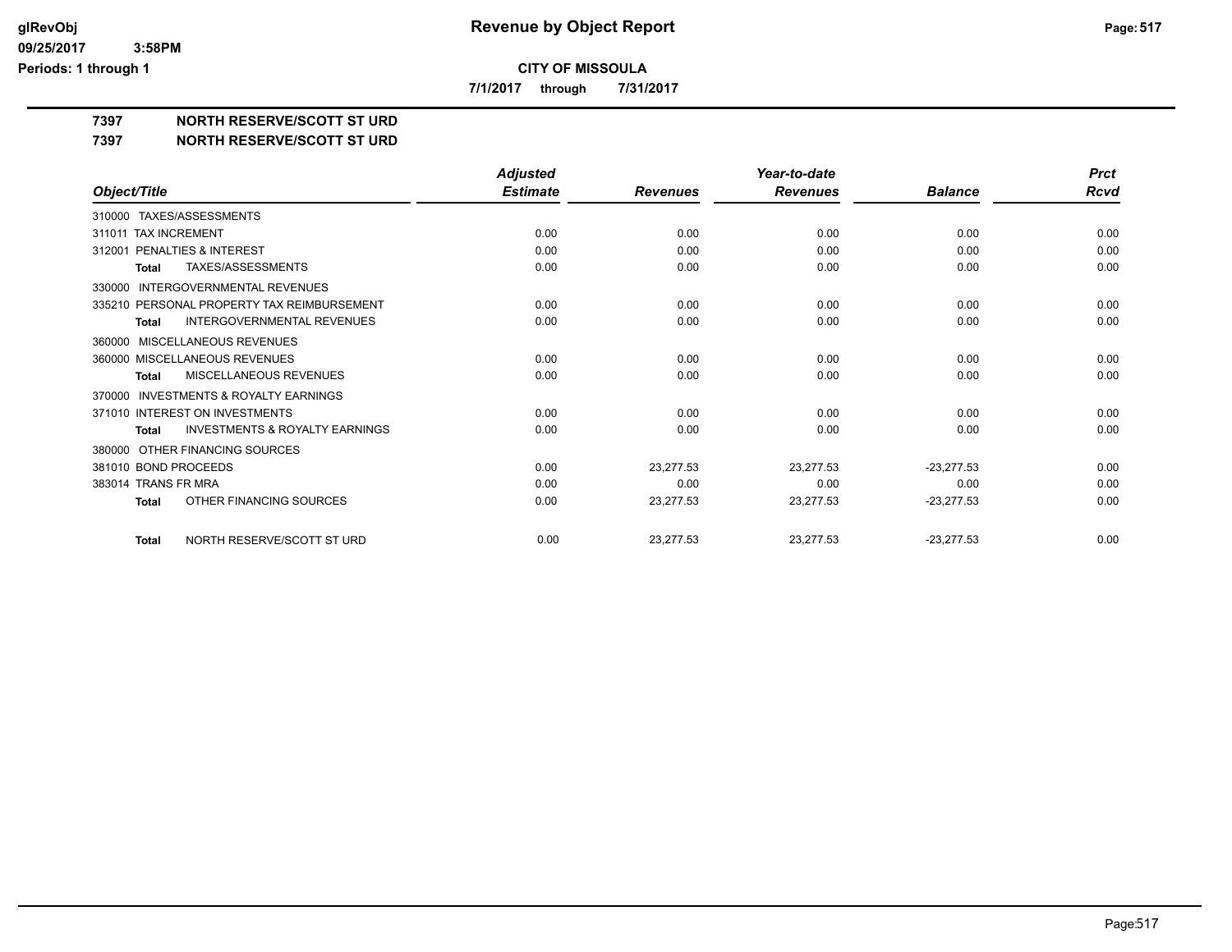# Revenue by Object Report

## CITY OF MISSOULA

7/1/2017 through 7/31/2017

### 7397 NORTH RESERVE/SCOTT ST URD

### 7397 NORTH RESERVE/SCOTT ST URD

| Object/Title | Adjusted Estimate | Revenues | Year-to-date Revenues | Balance | Prct Rcvd |
|---|---|---|---|---|---|
| 310000 TAXES/ASSESSMENTS | | | | | |
| 311011 TAX INCREMENT | 0.00 | 0.00 | 0.00 | 0.00 | 0.00 |
| 312001 PENALTIES & INTEREST | 0.00 | 0.00 | 0.00 | 0.00 | 0.00 |
| **Total** TAXES/ASSESSMENTS | 0.00 | 0.00 | 0.00 | 0.00 | 0.00 |
| 330000 INTERGOVERNMENTAL REVENUES | | | | | |
| 335210 PERSONAL PROPERTY TAX REIMBURSEMENT | 0.00 | 0.00 | 0.00 | 0.00 | 0.00 |
| **Total** INTERGOVERNMENTAL REVENUES | 0.00 | 0.00 | 0.00 | 0.00 | 0.00 |
| 360000 MISCELLANEOUS REVENUES | | | | | |
| 360000 MISCELLANEOUS REVENUES | 0.00 | 0.00 | 0.00 | 0.00 | 0.00 |
| **Total** MISCELLANEOUS REVENUES | 0.00 | 0.00 | 0.00 | 0.00 | 0.00 |
| 370000 INVESTMENTS & ROYALTY EARNINGS | | | | | |
| 371010 INTEREST ON INVESTMENTS | 0.00 | 0.00 | 0.00 | 0.00 | 0.00 |
| **Total** INVESTMENTS & ROYALTY EARNINGS | 0.00 | 0.00 | 0.00 | 0.00 | 0.00 |
| 380000 OTHER FINANCING SOURCES | | | | | |
| 381010 BOND PROCEEDS | 0.00 | 23,277.53 | 23,277.53 | -23,277.53 | 0.00 |
| 383014 TRANS FR MRA | 0.00 | 0.00 | 0.00 | 0.00 | 0.00 |
| **Total** OTHER FINANCING SOURCES | 0.00 | 23,277.53 | 23,277.53 | -23,277.53 | 0.00 |
| **Total** NORTH RESERVE/SCOTT ST URD | 0.00 | 23,277.53 | 23,277.53 | -23,277.53 | 0.00 |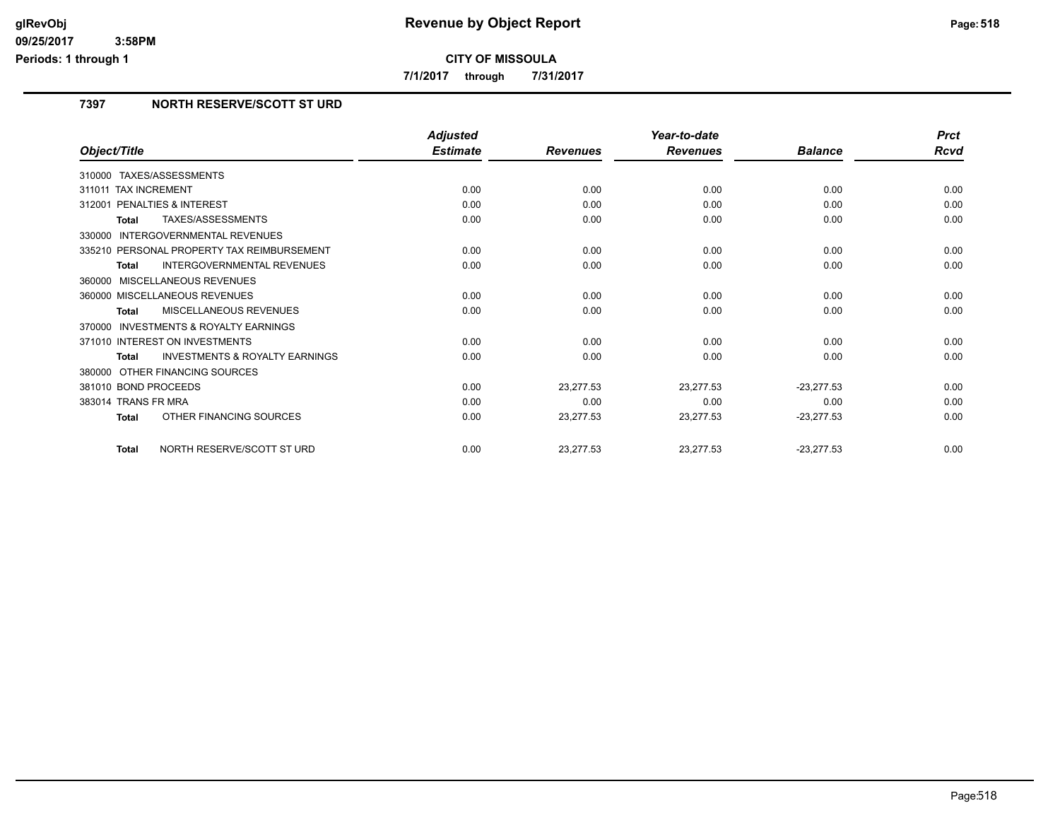**CITY OF MISSOULA**

**7/1/2017 through 7/31/2017**

## 7397 NORTH RESERVE/SCOTT ST URD

| Object/Title | Adjusted Estimate | Revenues | Year-to-date Revenues | Balance | Prct Rcvd |
|---|---|---|---|---|---|
| 310000 TAXES/ASSESSMENTS | | | | | |
| 311011 TAX INCREMENT | 0.00 | 0.00 | 0.00 | 0.00 | 0.00 |
| 312001 PENALTIES & INTEREST | 0.00 | 0.00 | 0.00 | 0.00 | 0.00 |
| **Total** TAXES/ASSESSMENTS | 0.00 | 0.00 | 0.00 | 0.00 | 0.00 |
| 330000 INTERGOVERNMENTAL REVENUES | | | | | |
| 335210 PERSONAL PROPERTY TAX REIMBURSEMENT | 0.00 | 0.00 | 0.00 | 0.00 | 0.00 |
| **Total** INTERGOVERNMENTAL REVENUES | 0.00 | 0.00 | 0.00 | 0.00 | 0.00 |
| 360000 MISCELLANEOUS REVENUES | | | | | |
| 360000 MISCELLANEOUS REVENUES | 0.00 | 0.00 | 0.00 | 0.00 | 0.00 |
| **Total** MISCELLANEOUS REVENUES | 0.00 | 0.00 | 0.00 | 0.00 | 0.00 |
| 370000 INVESTMENTS & ROYALTY EARNINGS | | | | | |
| 371010 INTEREST ON INVESTMENTS | 0.00 | 0.00 | 0.00 | 0.00 | 0.00 |
| **Total** INVESTMENTS & ROYALTY EARNINGS | 0.00 | 0.00 | 0.00 | 0.00 | 0.00 |
| 380000 OTHER FINANCING SOURCES | | | | | |
| 381010 BOND PROCEEDS | 0.00 | 23,277.53 | 23,277.53 | -23,277.53 | 0.00 |
| 383014 TRANS FR MRA | 0.00 | 0.00 | 0.00 | 0.00 | 0.00 |
| **Total** OTHER FINANCING SOURCES | 0.00 | 23,277.53 | 23,277.53 | -23,277.53 | 0.00 |
| **Total** NORTH RESERVE/SCOTT ST URD | 0.00 | 23,277.53 | 23,277.53 | -23,277.53 | 0.00 |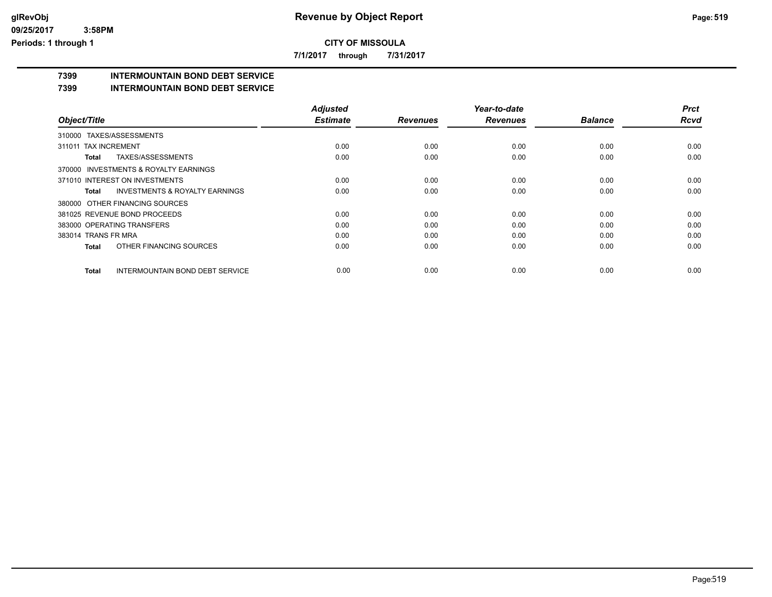**Revenue by Object Report**

**CITY OF MISSOULA**

**7/1/2017 through 7/31/2017**

## 7399 INTERMOUNTAIN BOND DEBT SERVICE

### 7399 INTERMOUNTAIN BOND DEBT SERVICE

| Object/Title | Adjusted Estimate | Revenues | Year-to-date Revenues | Balance | Prct Rcvd |
|---|---|---|---|---|---|
| 310000 TAXES/ASSESSMENTS | | | | | |
| 311011 TAX INCREMENT | 0.00 | 0.00 | 0.00 | 0.00 | 0.00 |
| **Total** TAXES/ASSESSMENTS | 0.00 | 0.00 | 0.00 | 0.00 | 0.00 |
| 370000 INVESTMENTS & ROYALTY EARNINGS | | | | | |
| 371010 INTEREST ON INVESTMENTS | 0.00 | 0.00 | 0.00 | 0.00 | 0.00 |
| **Total** INVESTMENTS & ROYALTY EARNINGS | 0.00 | 0.00 | 0.00 | 0.00 | 0.00 |
| 380000 OTHER FINANCING SOURCES | | | | | |
| 381025 REVENUE BOND PROCEEDS | 0.00 | 0.00 | 0.00 | 0.00 | 0.00 |
| 383000 OPERATING TRANSFERS | 0.00 | 0.00 | 0.00 | 0.00 | 0.00 |
| 383014 TRANS FR MRA | 0.00 | 0.00 | 0.00 | 0.00 | 0.00 |
| **Total** OTHER FINANCING SOURCES | 0.00 | 0.00 | 0.00 | 0.00 | 0.00 |
| **Total** INTERMOUNTAIN BOND DEBT SERVICE | 0.00 | 0.00 | 0.00 | 0.00 | 0.00 |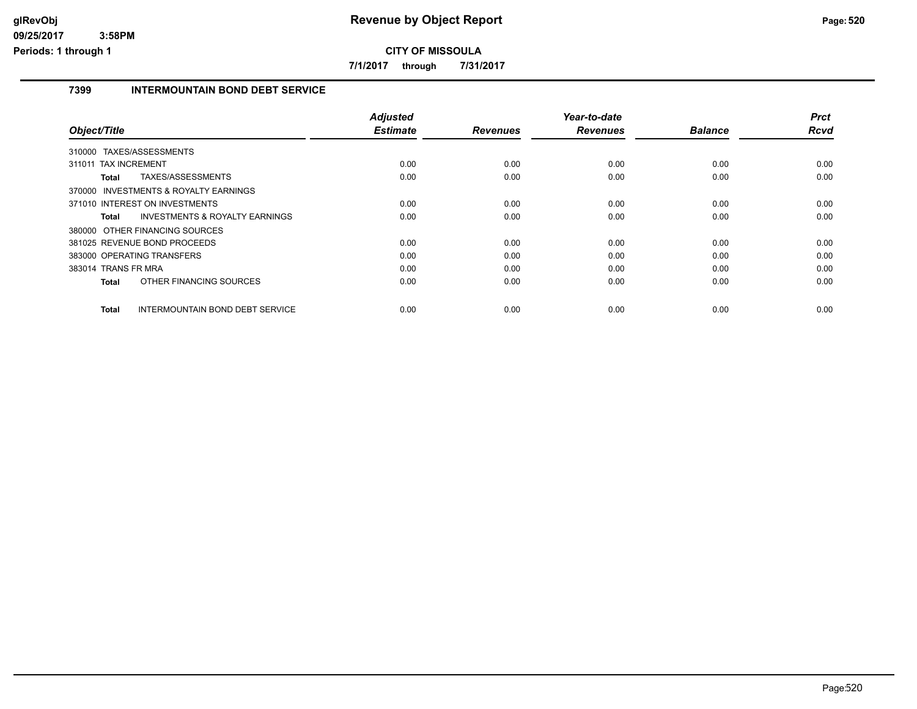**glRevObj**
**09/25/2017 3:58PM**
**Periods: 1 through 1**

# Revenue by Object Report

**CITY OF MISSOULA**

**7/1/2017 through 7/31/2017**

## 7399 INTERMOUNTAIN BOND DEBT SERVICE

| Object/Title | Adjusted Estimate | Revenues | Year-to-date Revenues | Balance | Prct Rcvd |
|---|---|---|---|---|---|
| 310000 TAXES/ASSESSMENTS | | | | | |
| 311011 TAX INCREMENT | 0.00 | 0.00 | 0.00 | 0.00 | 0.00 |
| **Total** TAXES/ASSESSMENTS | 0.00 | 0.00 | 0.00 | 0.00 | 0.00 |
| 370000 INVESTMENTS & ROYALTY EARNINGS | | | | | |
| 371010 INTEREST ON INVESTMENTS | 0.00 | 0.00 | 0.00 | 0.00 | 0.00 |
| **Total** INVESTMENTS & ROYALTY EARNINGS | 0.00 | 0.00 | 0.00 | 0.00 | 0.00 |
| 380000 OTHER FINANCING SOURCES | | | | | |
| 381025 REVENUE BOND PROCEEDS | 0.00 | 0.00 | 0.00 | 0.00 | 0.00 |
| 383000 OPERATING TRANSFERS | 0.00 | 0.00 | 0.00 | 0.00 | 0.00 |
| 383014 TRANS FR MRA | 0.00 | 0.00 | 0.00 | 0.00 | 0.00 |
| **Total** OTHER FINANCING SOURCES | 0.00 | 0.00 | 0.00 | 0.00 | 0.00 |
| **Total** INTERMOUNTAIN BOND DEBT SERVICE | 0.00 | 0.00 | 0.00 | 0.00 | 0.00 |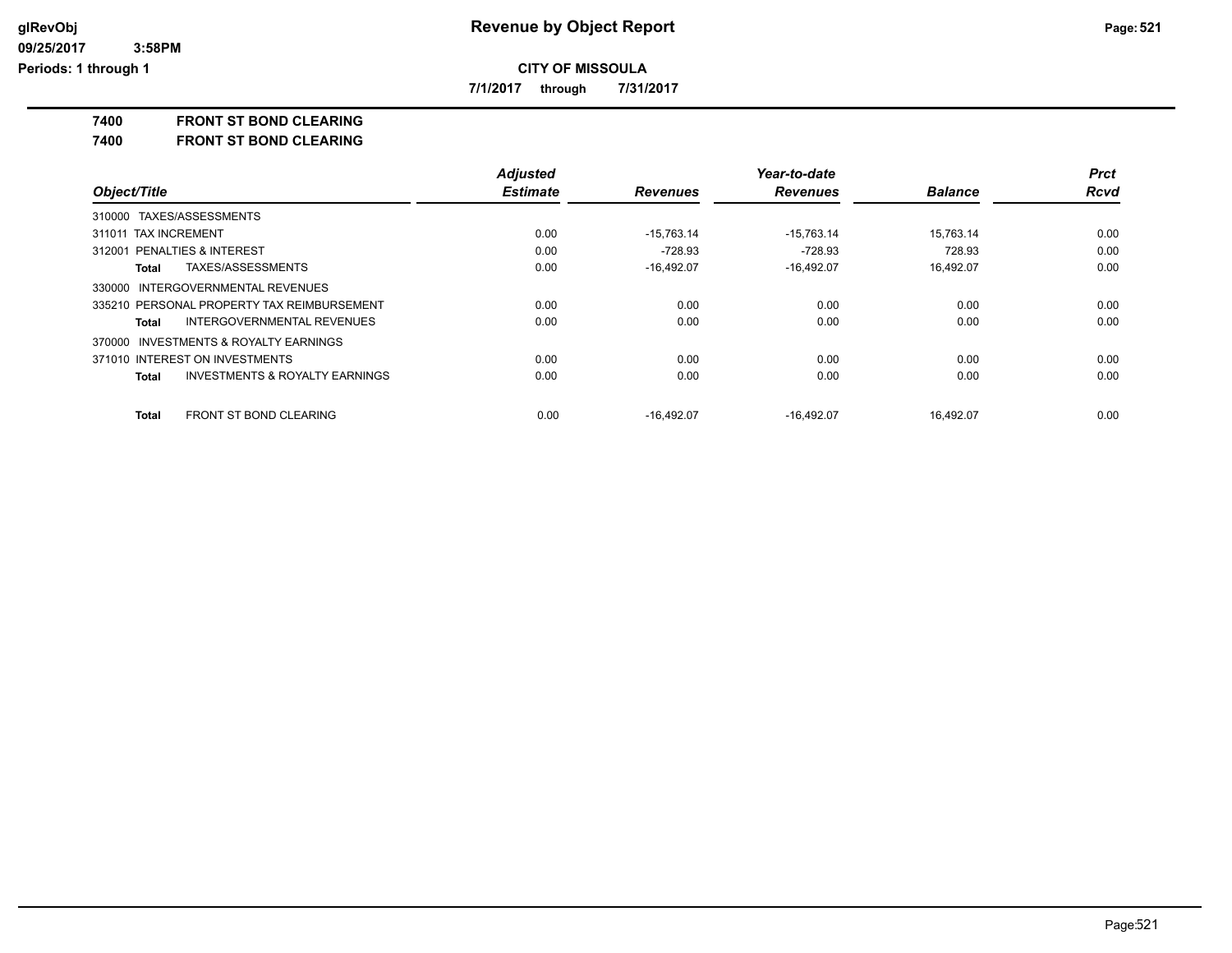**Revenue by Object Report**

**CITY OF MISSOULA**

**7/1/2017 through 7/31/2017**

glRevObj
09/25/2017 3:58PM
Periods: 1 through 1

**7400 FRONT ST BOND CLEARING**

**7400 FRONT ST BOND CLEARING**

| Object/Title | Adjusted Estimate | Revenues | Year-to-date Revenues | Balance | Prct Rcvd |
|---|---|---|---|---|---|
| 310000 TAXES/ASSESSMENTS | | | | | |
| 311011 TAX INCREMENT | 0.00 | -15,763.14 | -15,763.14 | 15,763.14 | 0.00 |
| 312001 PENALTIES & INTEREST | 0.00 | -728.93 | -728.93 | 728.93 | 0.00 |
| **Total** TAXES/ASSESSMENTS | 0.00 | -16,492.07 | -16,492.07 | 16,492.07 | 0.00 |
| 330000 INTERGOVERNMENTAL REVENUES | | | | | |
| 335210 PERSONAL PROPERTY TAX REIMBURSEMENT | 0.00 | 0.00 | 0.00 | 0.00 | 0.00 |
| **Total** INTERGOVERNMENTAL REVENUES | 0.00 | 0.00 | 0.00 | 0.00 | 0.00 |
| 370000 INVESTMENTS & ROYALTY EARNINGS | | | | | |
| 371010 INTEREST ON INVESTMENTS | 0.00 | 0.00 | 0.00 | 0.00 | 0.00 |
| **Total** INVESTMENTS & ROYALTY EARNINGS | 0.00 | 0.00 | 0.00 | 0.00 | 0.00 |
| **Total** FRONT ST BOND CLEARING | 0.00 | -16,492.07 | -16,492.07 | 16,492.07 | 0.00 |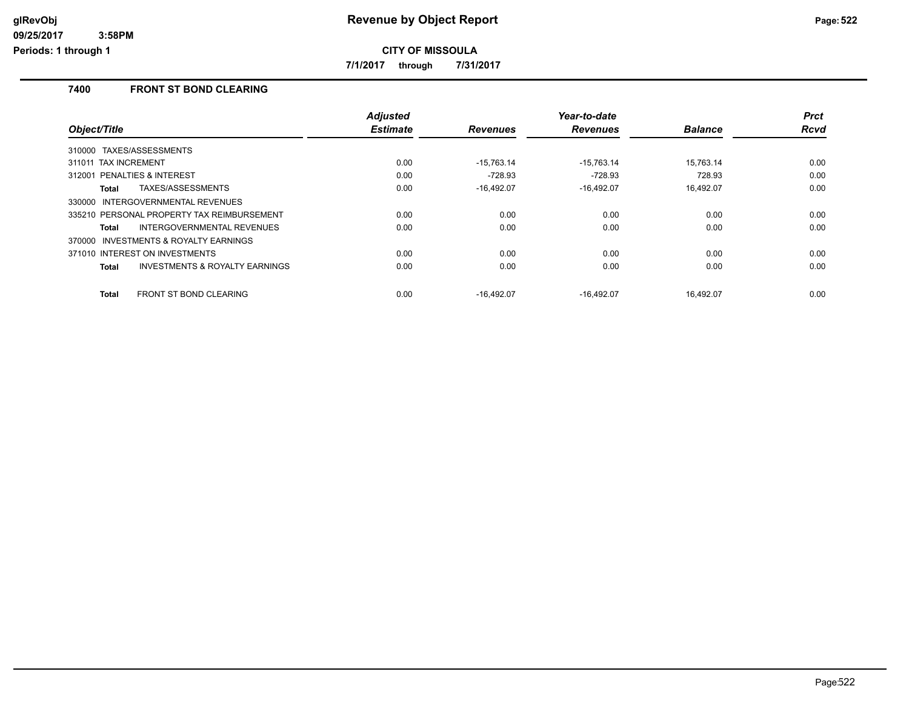# Revenue by Object Report

**CITY OF MISSOULA**

**7/1/2017 through 7/31/2017**

glRevObj
09/25/2017 3:58PM
Periods: 1 through 1

## 7400 FRONT ST BOND CLEARING

| Object/Title | Adjusted Estimate | Revenues | Year-to-date Revenues | Balance | Prct Rcvd |
|---|---|---|---|---|---|
| 310000 TAXES/ASSESSMENTS | | | | | |
| 311011 TAX INCREMENT | 0.00 | -15,763.14 | -15,763.14 | 15,763.14 | 0.00 |
| 312001 PENALTIES & INTEREST | 0.00 | -728.93 | -728.93 | 728.93 | 0.00 |
| **Total** TAXES/ASSESSMENTS | 0.00 | -16,492.07 | -16,492.07 | 16,492.07 | 0.00 |
| 330000 INTERGOVERNMENTAL REVENUES | | | | | |
| 335210 PERSONAL PROPERTY TAX REIMBURSEMENT | 0.00 | 0.00 | 0.00 | 0.00 | 0.00 |
| **Total** INTERGOVERNMENTAL REVENUES | 0.00 | 0.00 | 0.00 | 0.00 | 0.00 |
| 370000 INVESTMENTS & ROYALTY EARNINGS | | | | | |
| 371010 INTEREST ON INVESTMENTS | 0.00 | 0.00 | 0.00 | 0.00 | 0.00 |
| **Total** INVESTMENTS & ROYALTY EARNINGS | 0.00 | 0.00 | 0.00 | 0.00 | 0.00 |
| **Total** FRONT ST BOND CLEARING | 0.00 | -16,492.07 | -16,492.07 | 16,492.07 | 0.00 |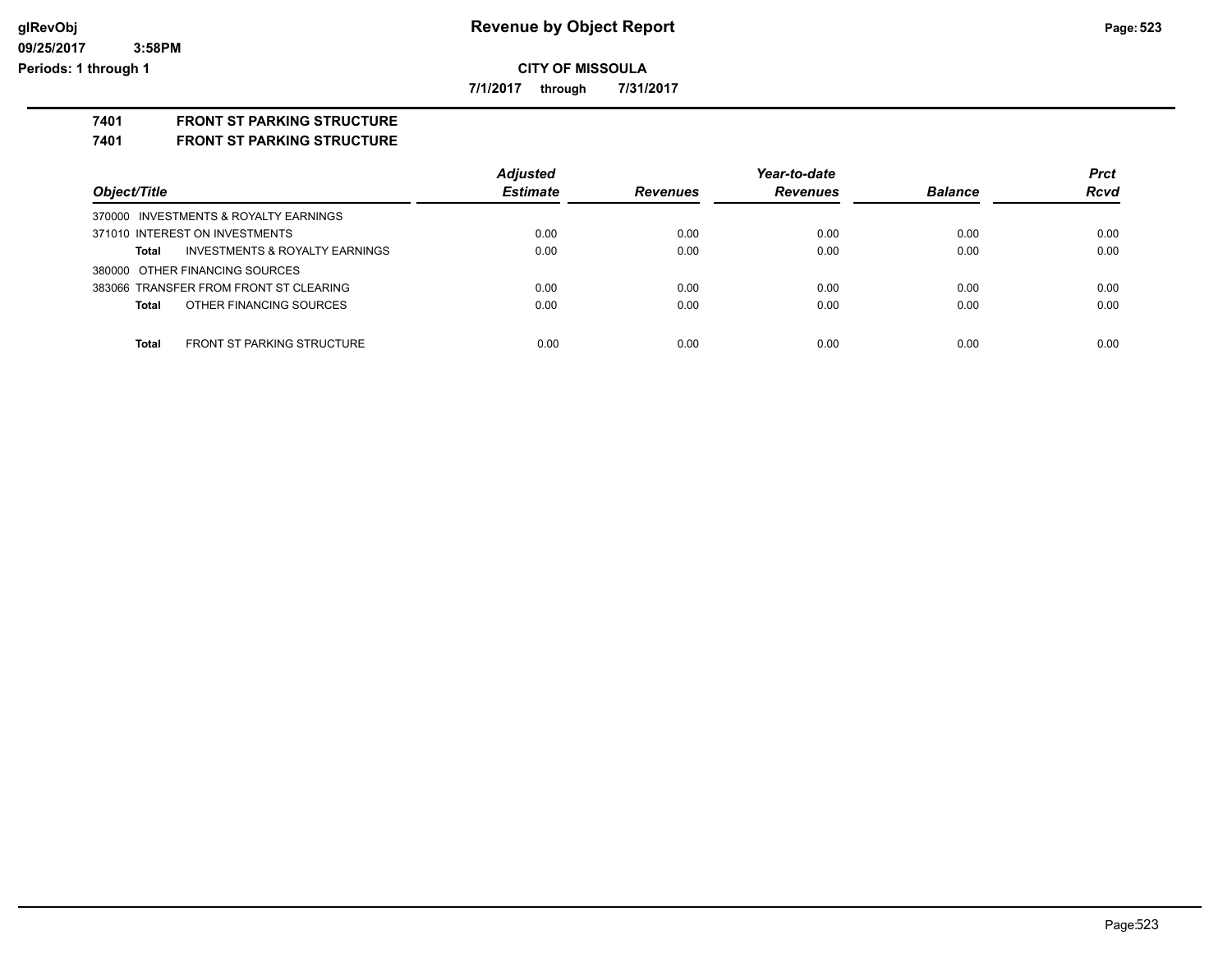**CITY OF MISSOULA**

**7/1/2017 through 7/31/2017**

## 7401 FRONT ST PARKING STRUCTURE

### 7401 FRONT ST PARKING STRUCTURE

| Object/Title | Adjusted Estimate | Revenues | Year-to-date Revenues | Balance | Prct Rcvd |
|---|---|---|---|---|---|
| 370000 INVESTMENTS & ROYALTY EARNINGS | | | | | |
| 371010 INTEREST ON INVESTMENTS | 0.00 | 0.00 | 0.00 | 0.00 | 0.00 |
| **Total** INVESTMENTS & ROYALTY EARNINGS | 0.00 | 0.00 | 0.00 | 0.00 | 0.00 |
| 380000 OTHER FINANCING SOURCES | | | | | |
| 383066 TRANSFER FROM FRONT ST CLEARING | 0.00 | 0.00 | 0.00 | 0.00 | 0.00 |
| **Total** OTHER FINANCING SOURCES | 0.00 | 0.00 | 0.00 | 0.00 | 0.00 |
| **Total** FRONT ST PARKING STRUCTURE | 0.00 | 0.00 | 0.00 | 0.00 | 0.00 |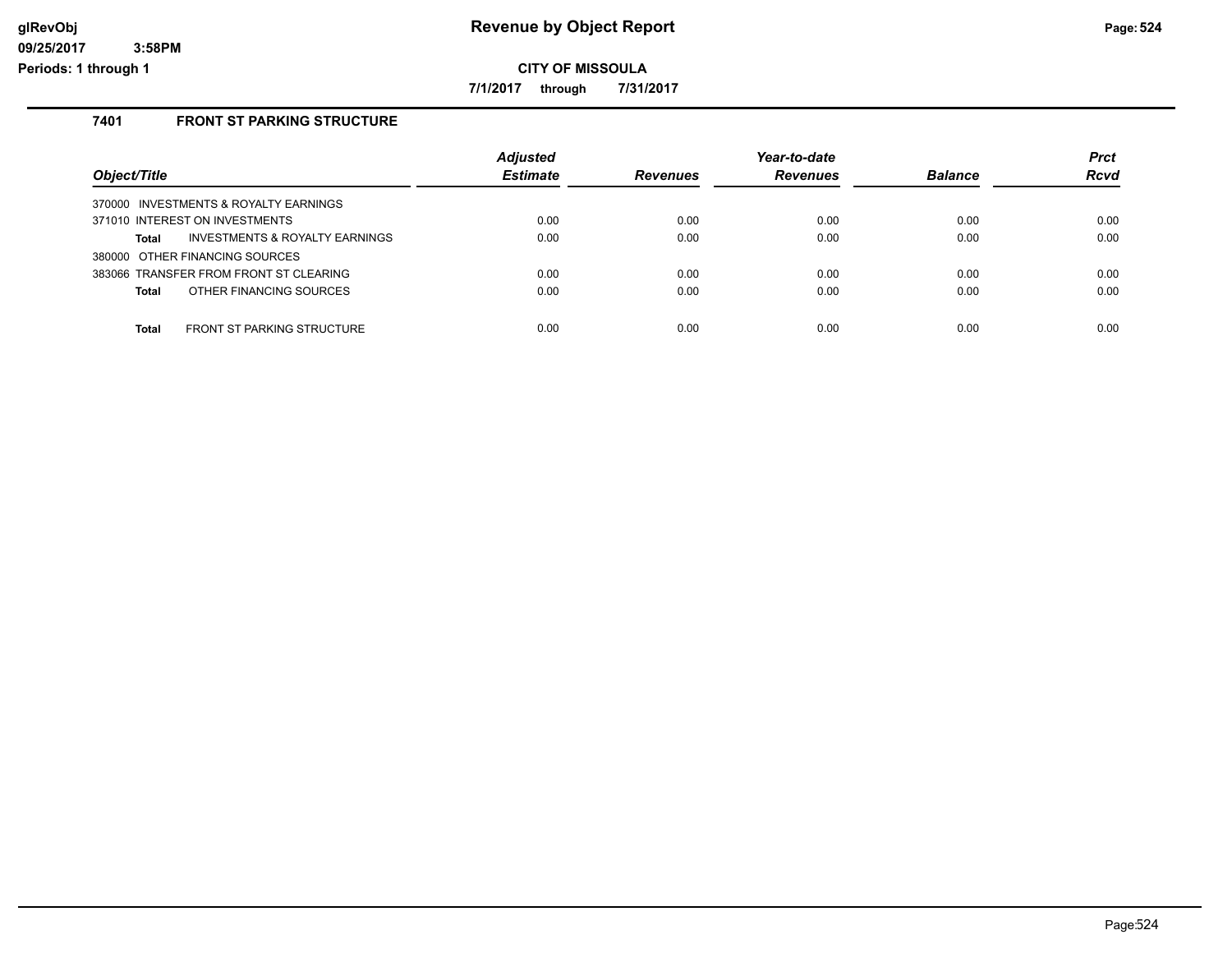# Revenue by Object Report

glRevObj
09/25/2017 3:58PM
Periods: 1 through 1

**CITY OF MISSOULA**

**7/1/2017 through 7/31/2017**

## 7401 FRONT ST PARKING STRUCTURE

| Object/Title | Adjusted Estimate | Revenues | Year-to-date Revenues | Balance | Prct Rcvd |
|---|---|---|---|---|---|
| 370000 INVESTMENTS & ROYALTY EARNINGS | | | | | |
| 371010 INTEREST ON INVESTMENTS | 0.00 | 0.00 | 0.00 | 0.00 | 0.00 |
| **Total** INVESTMENTS & ROYALTY EARNINGS | 0.00 | 0.00 | 0.00 | 0.00 | 0.00 |
| 380000 OTHER FINANCING SOURCES | | | | | |
| 383066 TRANSFER FROM FRONT ST CLEARING | 0.00 | 0.00 | 0.00 | 0.00 | 0.00 |
| **Total** OTHER FINANCING SOURCES | 0.00 | 0.00 | 0.00 | 0.00 | 0.00 |
| **Total** FRONT ST PARKING STRUCTURE | 0.00 | 0.00 | 0.00 | 0.00 | 0.00 |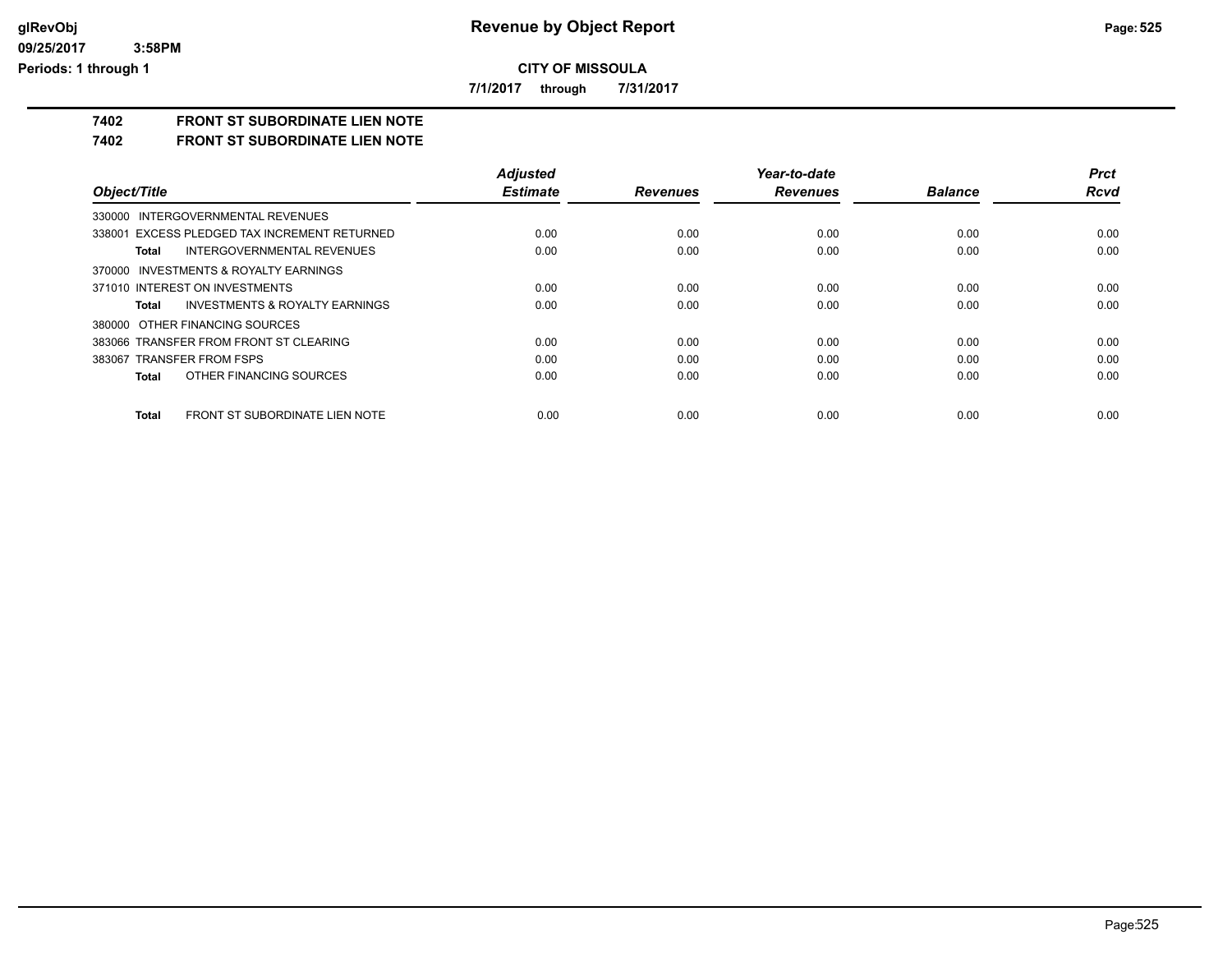# Revenue by Object Report

**CITY OF MISSOULA**

**7/1/2017 through 7/31/2017**

glRevObj
09/25/2017 3:58PM
Periods: 1 through 1

## 7402 FRONT ST SUBORDINATE LIEN NOTE

## 7402 FRONT ST SUBORDINATE LIEN NOTE

| Object/Title | Adjusted Estimate | Revenues | Year-to-date Revenues | Balance | Prct Rcvd |
|---|---|---|---|---|---|
| 330000 INTERGOVERNMENTAL REVENUES | | | | | |
| 338001 EXCESS PLEDGED TAX INCREMENT RETURNED | 0.00 | 0.00 | 0.00 | 0.00 | 0.00 |
| **Total** INTERGOVERNMENTAL REVENUES | 0.00 | 0.00 | 0.00 | 0.00 | 0.00 |
| 370000 INVESTMENTS & ROYALTY EARNINGS | | | | | |
| 371010 INTEREST ON INVESTMENTS | 0.00 | 0.00 | 0.00 | 0.00 | 0.00 |
| **Total** INVESTMENTS & ROYALTY EARNINGS | 0.00 | 0.00 | 0.00 | 0.00 | 0.00 |
| 380000 OTHER FINANCING SOURCES | | | | | |
| 383066 TRANSFER FROM FRONT ST CLEARING | 0.00 | 0.00 | 0.00 | 0.00 | 0.00 |
| 383067 TRANSFER FROM FSPS | 0.00 | 0.00 | 0.00 | 0.00 | 0.00 |
| **Total** OTHER FINANCING SOURCES | 0.00 | 0.00 | 0.00 | 0.00 | 0.00 |
| **Total** FRONT ST SUBORDINATE LIEN NOTE | 0.00 | 0.00 | 0.00 | 0.00 | 0.00 |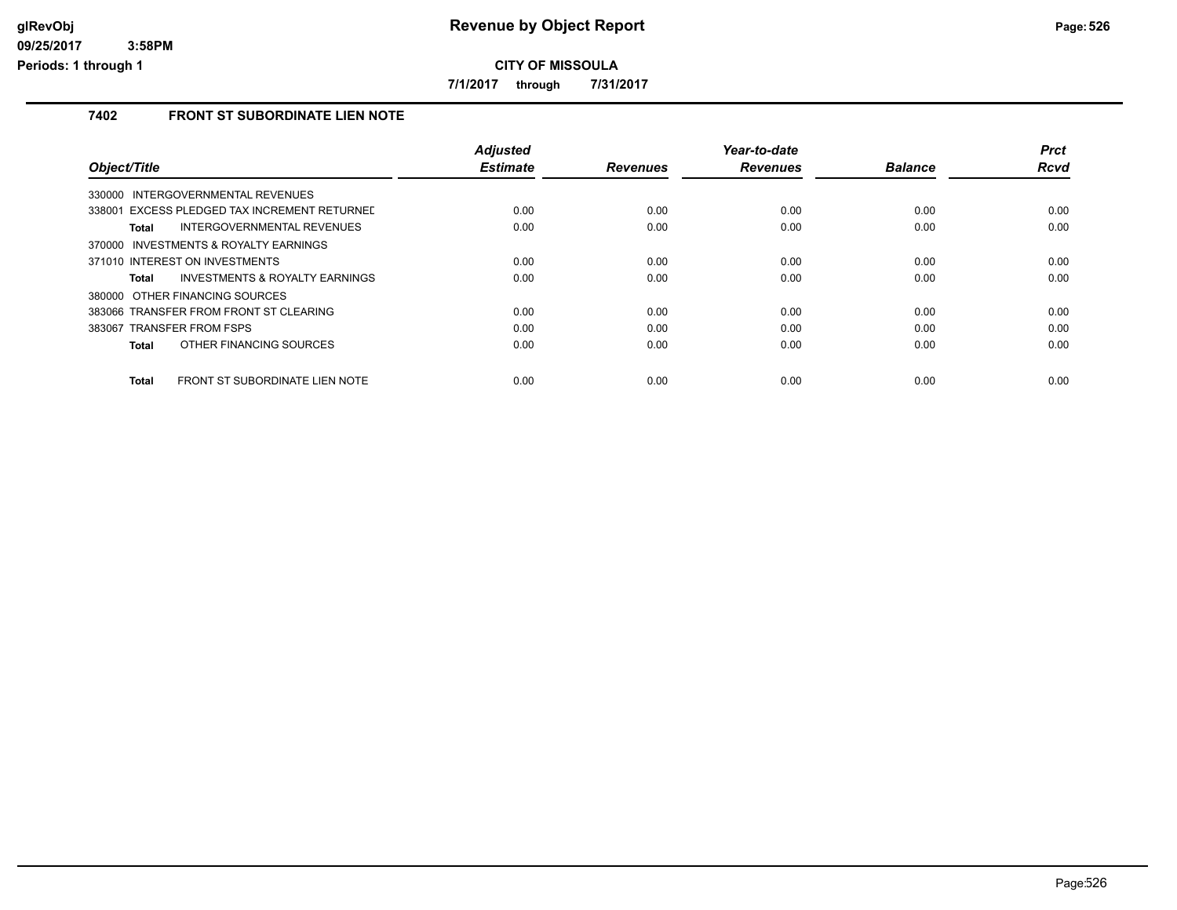# Revenue by Object Report

**CITY OF MISSOULA**

**7/1/2017 through 7/31/2017**

glRevObj
09/25/2017 3:58PM
Periods: 1 through 1

## 7402 FRONT ST SUBORDINATE LIEN NOTE

| Object/Title | Adjusted Estimate | Revenues | Year-to-date Revenues | Balance | Prct Rcvd |
|---|---|---|---|---|---|
| 330000 INTERGOVERNMENTAL REVENUES | | | | | |
| 338001 EXCESS PLEDGED TAX INCREMENT RETURNED | 0.00 | 0.00 | 0.00 | 0.00 | 0.00 |
| **Total** INTERGOVERNMENTAL REVENUES | 0.00 | 0.00 | 0.00 | 0.00 | 0.00 |
| 370000 INVESTMENTS & ROYALTY EARNINGS | | | | | |
| 371010 INTEREST ON INVESTMENTS | 0.00 | 0.00 | 0.00 | 0.00 | 0.00 |
| **Total** INVESTMENTS & ROYALTY EARNINGS | 0.00 | 0.00 | 0.00 | 0.00 | 0.00 |
| 380000 OTHER FINANCING SOURCES | | | | | |
| 383066 TRANSFER FROM FRONT ST CLEARING | 0.00 | 0.00 | 0.00 | 0.00 | 0.00 |
| 383067 TRANSFER FROM FSPS | 0.00 | 0.00 | 0.00 | 0.00 | 0.00 |
| **Total** OTHER FINANCING SOURCES | 0.00 | 0.00 | 0.00 | 0.00 | 0.00 |
| **Total** FRONT ST SUBORDINATE LIEN NOTE | 0.00 | 0.00 | 0.00 | 0.00 | 0.00 |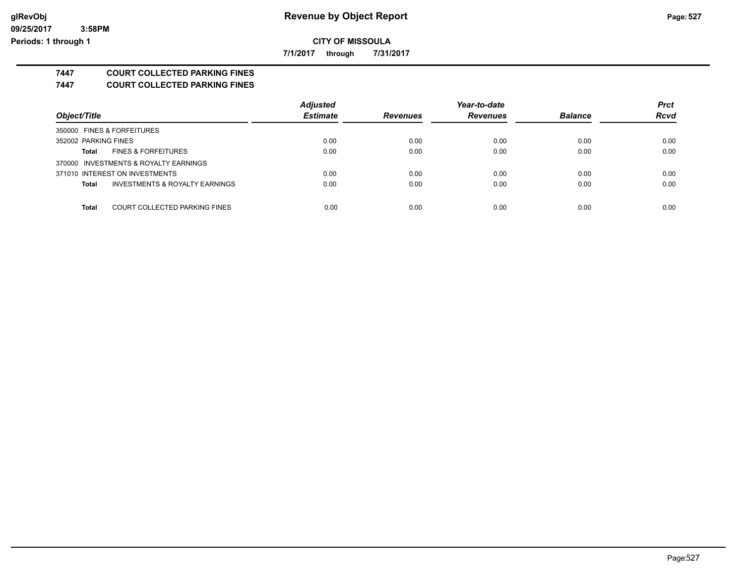# Revenue by Object Report

**CITY OF MISSOULA**

**7/1/2017 through 7/31/2017**

glRevObj
09/25/2017 3:58PM
Periods: 1 through 1

## 7447 COURT COLLECTED PARKING FINES

## 7447 COURT COLLECTED PARKING FINES

| Object/Title | | Adjusted Estimate | Revenues | Year-to-date Revenues | Balance | Prct Rcvd |
|---|---|---|---|---|---|---|
| 350000 FINES & FORFEITURES | | | | | | |
| 352002 PARKING FINES | | 0.00 | 0.00 | 0.00 | 0.00 | 0.00 |
| **Total** | FINES & FORFEITURES | 0.00 | 0.00 | 0.00 | 0.00 | 0.00 |
| 370000 INVESTMENTS & ROYALTY EARNINGS | | | | | | |
| 371010 INTEREST ON INVESTMENTS | | 0.00 | 0.00 | 0.00 | 0.00 | 0.00 |
| **Total** | INVESTMENTS & ROYALTY EARNINGS | 0.00 | 0.00 | 0.00 | 0.00 | 0.00 |
| **Total** | COURT COLLECTED PARKING FINES | 0.00 | 0.00 | 0.00 | 0.00 | 0.00 |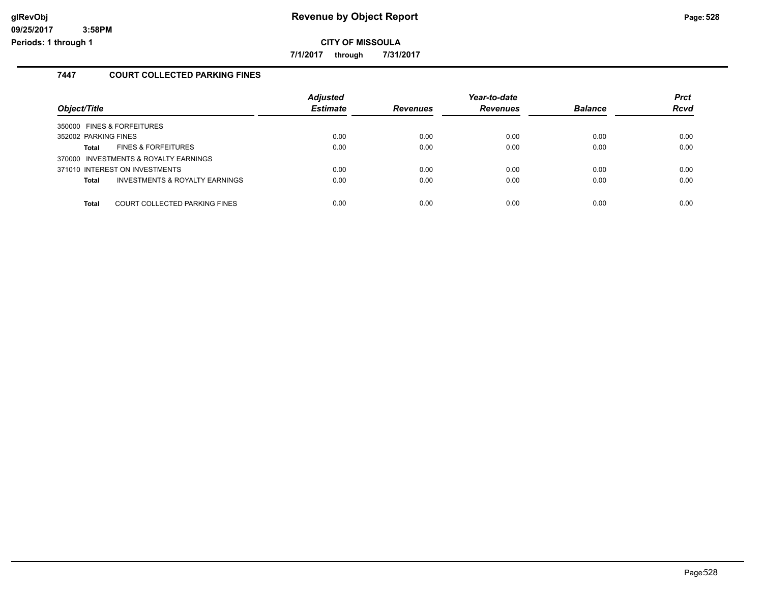# Revenue by Object Report

glRevObj
09/25/2017 3:58PM
Periods: 1 through 1

**CITY OF MISSOULA**

**7/1/2017 through 7/31/2017**

## 7447 COURT COLLECTED PARKING FINES

| Object/Title | Adjusted Estimate | Revenues | Year-to-date Revenues | Balance | Prct Rcvd |
|---|---|---|---|---|---|
| 350000 FINES & FORFEITURES | | | | | |
| 352002 PARKING FINES | 0.00 | 0.00 | 0.00 | 0.00 | 0.00 |
| **Total** FINES & FORFEITURES | 0.00 | 0.00 | 0.00 | 0.00 | 0.00 |
| 370000 INVESTMENTS & ROYALTY EARNINGS | | | | | |
| 371010 INTEREST ON INVESTMENTS | 0.00 | 0.00 | 0.00 | 0.00 | 0.00 |
| **Total** INVESTMENTS & ROYALTY EARNINGS | 0.00 | 0.00 | 0.00 | 0.00 | 0.00 |
| **Total** COURT COLLECTED PARKING FINES | 0.00 | 0.00 | 0.00 | 0.00 | 0.00 |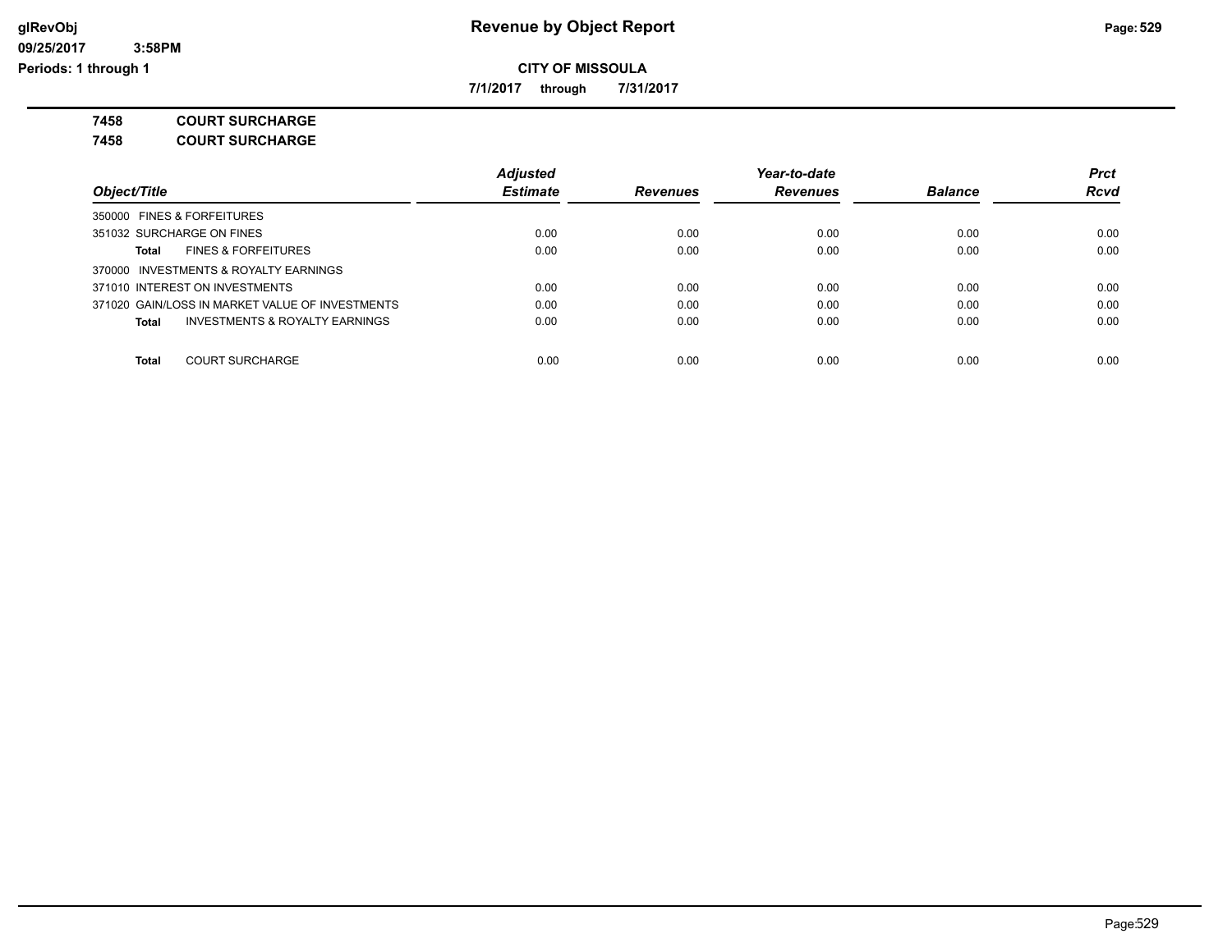# Revenue by Object Report

**CITY OF MISSOULA**

**7/1/2017 through 7/31/2017**

**7458 COURT SURCHARGE**

**7458 COURT SURCHARGE**

| Object/Title | Adjusted Estimate | Revenues | Year-to-date Revenues | Balance | Prct Rcvd |
|---|---|---|---|---|---|
| 350000 FINES & FORFEITURES | | | | | |
| 351032 SURCHARGE ON FINES | 0.00 | 0.00 | 0.00 | 0.00 | 0.00 |
| **Total** FINES & FORFEITURES | 0.00 | 0.00 | 0.00 | 0.00 | 0.00 |
| 370000 INVESTMENTS & ROYALTY EARNINGS | | | | | |
| 371010 INTEREST ON INVESTMENTS | 0.00 | 0.00 | 0.00 | 0.00 | 0.00 |
| 371020 GAIN/LOSS IN MARKET VALUE OF INVESTMENTS | 0.00 | 0.00 | 0.00 | 0.00 | 0.00 |
| **Total** INVESTMENTS & ROYALTY EARNINGS | 0.00 | 0.00 | 0.00 | 0.00 | 0.00 |
| **Total** COURT SURCHARGE | 0.00 | 0.00 | 0.00 | 0.00 | 0.00 |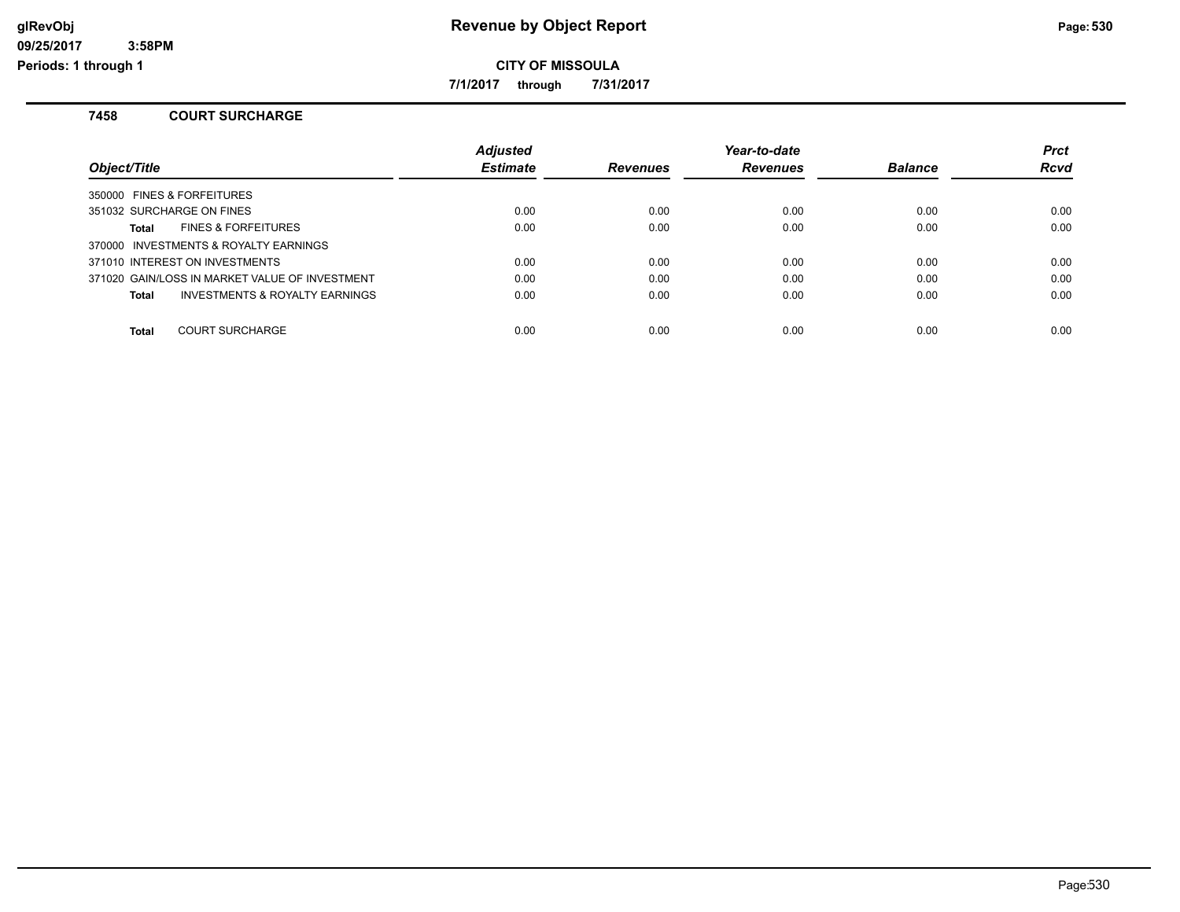# Revenue by Object Report

glRevObj
09/25/2017 3:58PM
Periods: 1 through 1

**CITY OF MISSOULA**

**7/1/2017 through 7/31/2017**

## 7458 COURT SURCHARGE

| Object/Title | Adjusted Estimate | Revenues | Year-to-date Revenues | Balance | Prct Rcvd |
|---|---|---|---|---|---|
| 350000 FINES & FORFEITURES | | | | | |
| 351032 SURCHARGE ON FINES | 0.00 | 0.00 | 0.00 | 0.00 | 0.00 |
| **Total** FINES & FORFEITURES | 0.00 | 0.00 | 0.00 | 0.00 | 0.00 |
| 370000 INVESTMENTS & ROYALTY EARNINGS | | | | | |
| 371010 INTEREST ON INVESTMENTS | 0.00 | 0.00 | 0.00 | 0.00 | 0.00 |
| 371020 GAIN/LOSS IN MARKET VALUE OF INVESTMENT | 0.00 | 0.00 | 0.00 | 0.00 | 0.00 |
| **Total** INVESTMENTS & ROYALTY EARNINGS | 0.00 | 0.00 | 0.00 | 0.00 | 0.00 |
| **Total** COURT SURCHARGE | 0.00 | 0.00 | 0.00 | 0.00 | 0.00 |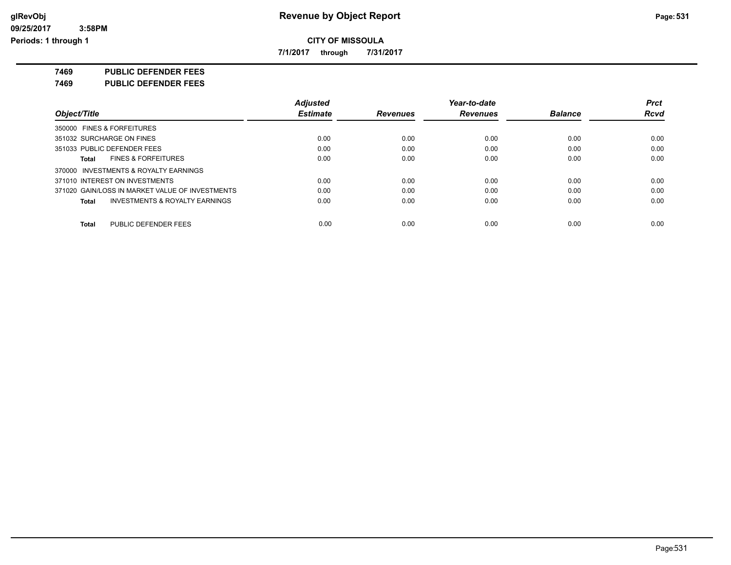**glRevObj**
**09/25/2017 3:58PM**
**Periods: 1 through 1**

# Revenue by Object Report

**CITY OF MISSOULA**

**7/1/2017 through 7/31/2017**

## 7469 PUBLIC DEFENDER FEES
## 7469 PUBLIC DEFENDER FEES

| Object/Title | Adjusted Estimate | Revenues | Year-to-date Revenues | Balance | Prct Rcvd |
|---|---|---|---|---|---|
| 350000 FINES & FORFEITURES | | | | | |
| 351032 SURCHARGE ON FINES | 0.00 | 0.00 | 0.00 | 0.00 | 0.00 |
| 351033 PUBLIC DEFENDER FEES | 0.00 | 0.00 | 0.00 | 0.00 | 0.00 |
| **Total** FINES & FORFEITURES | 0.00 | 0.00 | 0.00 | 0.00 | 0.00 |
| 370000 INVESTMENTS & ROYALTY EARNINGS | | | | | |
| 371010 INTEREST ON INVESTMENTS | 0.00 | 0.00 | 0.00 | 0.00 | 0.00 |
| 371020 GAIN/LOSS IN MARKET VALUE OF INVESTMENTS | 0.00 | 0.00 | 0.00 | 0.00 | 0.00 |
| **Total** INVESTMENTS & ROYALTY EARNINGS | 0.00 | 0.00 | 0.00 | 0.00 | 0.00 |
| **Total** PUBLIC DEFENDER FEES | 0.00 | 0.00 | 0.00 | 0.00 | 0.00 |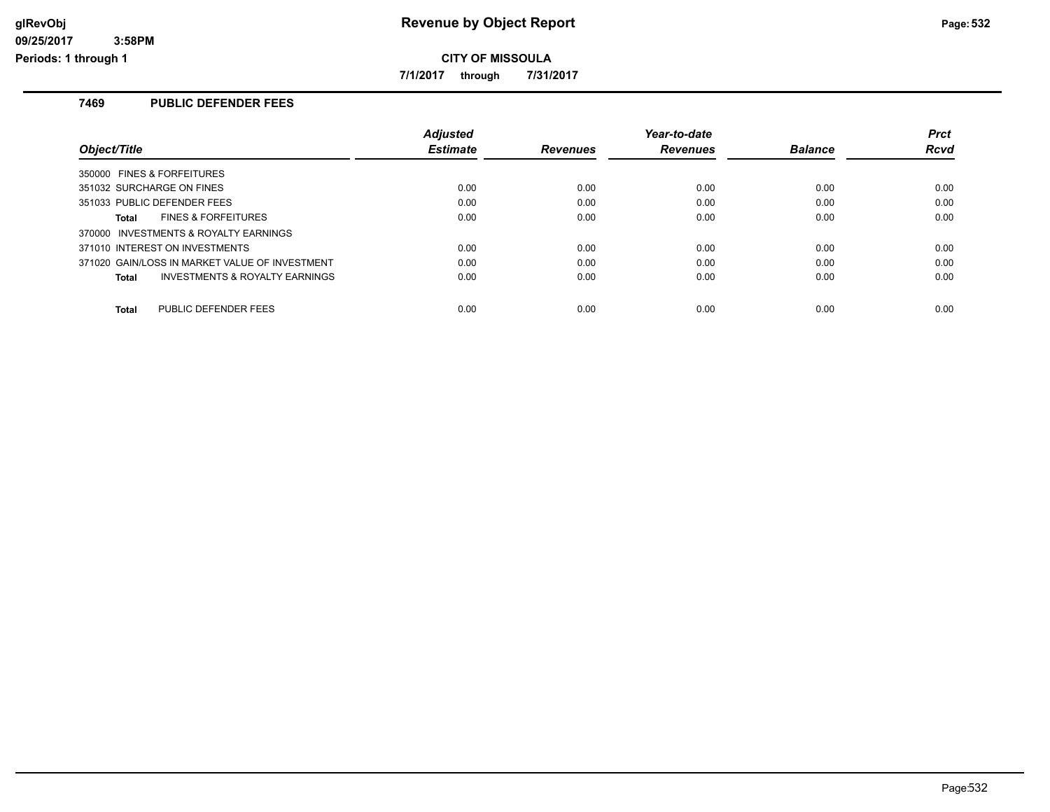# Revenue by Object Report

**CITY OF MISSOULA**

**7/1/2017 through 7/31/2017**

glRevObj
09/25/2017 3:58PM
Periods: 1 through 1

## 7469 PUBLIC DEFENDER FEES

| Object/Title | Adjusted Estimate | Revenues | Year-to-date Revenues | Balance | Prct Rcvd |
|---|---|---|---|---|---|
| 350000 FINES & FORFEITURES | | | | | |
| 351032 SURCHARGE ON FINES | 0.00 | 0.00 | 0.00 | 0.00 | 0.00 |
| 351033 PUBLIC DEFENDER FEES | 0.00 | 0.00 | 0.00 | 0.00 | 0.00 |
| **Total** FINES & FORFEITURES | 0.00 | 0.00 | 0.00 | 0.00 | 0.00 |
| 370000 INVESTMENTS & ROYALTY EARNINGS | | | | | |
| 371010 INTEREST ON INVESTMENTS | 0.00 | 0.00 | 0.00 | 0.00 | 0.00 |
| 371020 GAIN/LOSS IN MARKET VALUE OF INVESTMENT | 0.00 | 0.00 | 0.00 | 0.00 | 0.00 |
| **Total** INVESTMENTS & ROYALTY EARNINGS | 0.00 | 0.00 | 0.00 | 0.00 | 0.00 |
| **Total** PUBLIC DEFENDER FEES | 0.00 | 0.00 | 0.00 | 0.00 | 0.00 |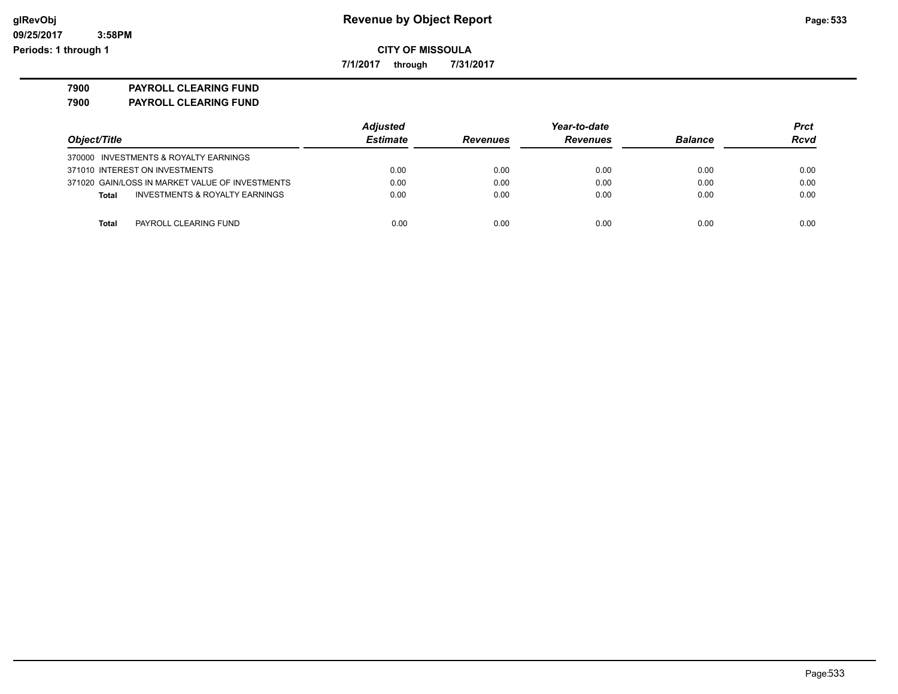# Revenue by Object Report

**CITY OF MISSOULA**

**7/1/2017 through 7/31/2017**

glRevObj
09/25/2017 3:58PM
Periods: 1 through 1

**7900 PAYROLL CLEARING FUND**

**7900 PAYROLL CLEARING FUND**

| Object/Title | Adjusted Estimate | Revenues | Year-to-date Revenues | Balance | Prct Rcvd |
|---|---|---|---|---|---|
| 370000 INVESTMENTS & ROYALTY EARNINGS | | | | | |
| 371010 INTEREST ON INVESTMENTS | 0.00 | 0.00 | 0.00 | 0.00 | 0.00 |
| 371020 GAIN/LOSS IN MARKET VALUE OF INVESTMENTS | 0.00 | 0.00 | 0.00 | 0.00 | 0.00 |
| **Total** INVESTMENTS & ROYALTY EARNINGS | 0.00 | 0.00 | 0.00 | 0.00 | 0.00 |
| **Total** PAYROLL CLEARING FUND | 0.00 | 0.00 | 0.00 | 0.00 | 0.00 |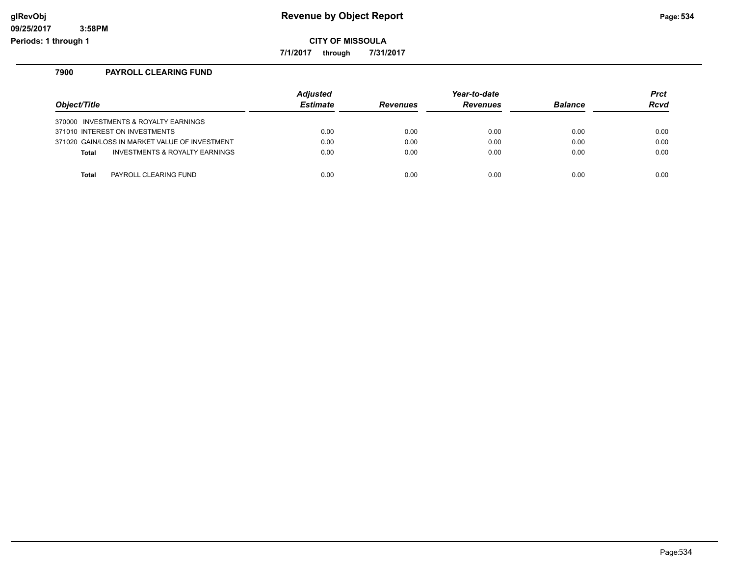# Revenue by Object Report

**CITY OF MISSOULA**

**7/1/2017 through 7/31/2017**

glRevObj
09/25/2017 3:58PM
Periods: 1 through 1

## 7900 PAYROLL CLEARING FUND

| Object/Title | Adjusted Estimate | Revenues | Year-to-date Revenues | Balance | Prct Rcvd |
|---|---|---|---|---|---|
| 370000 INVESTMENTS & ROYALTY EARNINGS | | | | | |
| 371010 INTEREST ON INVESTMENTS | 0.00 | 0.00 | 0.00 | 0.00 | 0.00 |
| 371020 GAIN/LOSS IN MARKET VALUE OF INVESTMENT | 0.00 | 0.00 | 0.00 | 0.00 | 0.00 |
| **Total** INVESTMENTS & ROYALTY EARNINGS | 0.00 | 0.00 | 0.00 | 0.00 | 0.00 |
| **Total** PAYROLL CLEARING FUND | 0.00 | 0.00 | 0.00 | 0.00 | 0.00 |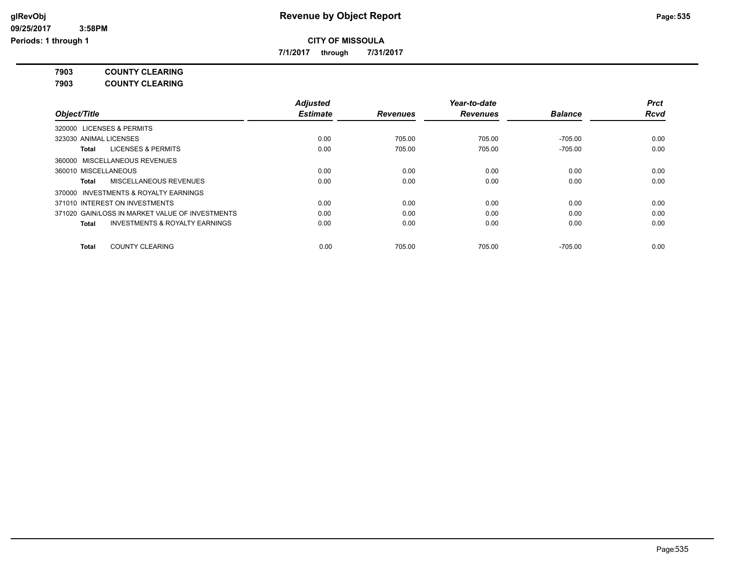## CITY OF MISSOULA

**7/1/2017 through 7/31/2017**

**7903 COUNTY CLEARING**

**7903 COUNTY CLEARING**

| Object/Title | Adjusted Estimate | Revenues | Year-to-date Revenues | Balance | Prct Rcvd |
|---|---|---|---|---|---|
| 320000 LICENSES & PERMITS | | | | | |
| 323030 ANIMAL LICENSES | 0.00 | 705.00 | 705.00 | -705.00 | 0.00 |
| **Total** LICENSES & PERMITS | 0.00 | 705.00 | 705.00 | -705.00 | 0.00 |
| 360000 MISCELLANEOUS REVENUES | | | | | |
| 360010 MISCELLANEOUS | 0.00 | 0.00 | 0.00 | 0.00 | 0.00 |
| **Total** MISCELLANEOUS REVENUES | 0.00 | 0.00 | 0.00 | 0.00 | 0.00 |
| 370000 INVESTMENTS & ROYALTY EARNINGS | | | | | |
| 371010 INTEREST ON INVESTMENTS | 0.00 | 0.00 | 0.00 | 0.00 | 0.00 |
| 371020 GAIN/LOSS IN MARKET VALUE OF INVESTMENTS | 0.00 | 0.00 | 0.00 | 0.00 | 0.00 |
| **Total** INVESTMENTS & ROYALTY EARNINGS | 0.00 | 0.00 | 0.00 | 0.00 | 0.00 |
| **Total** COUNTY CLEARING | 0.00 | 705.00 | 705.00 | -705.00 | 0.00 |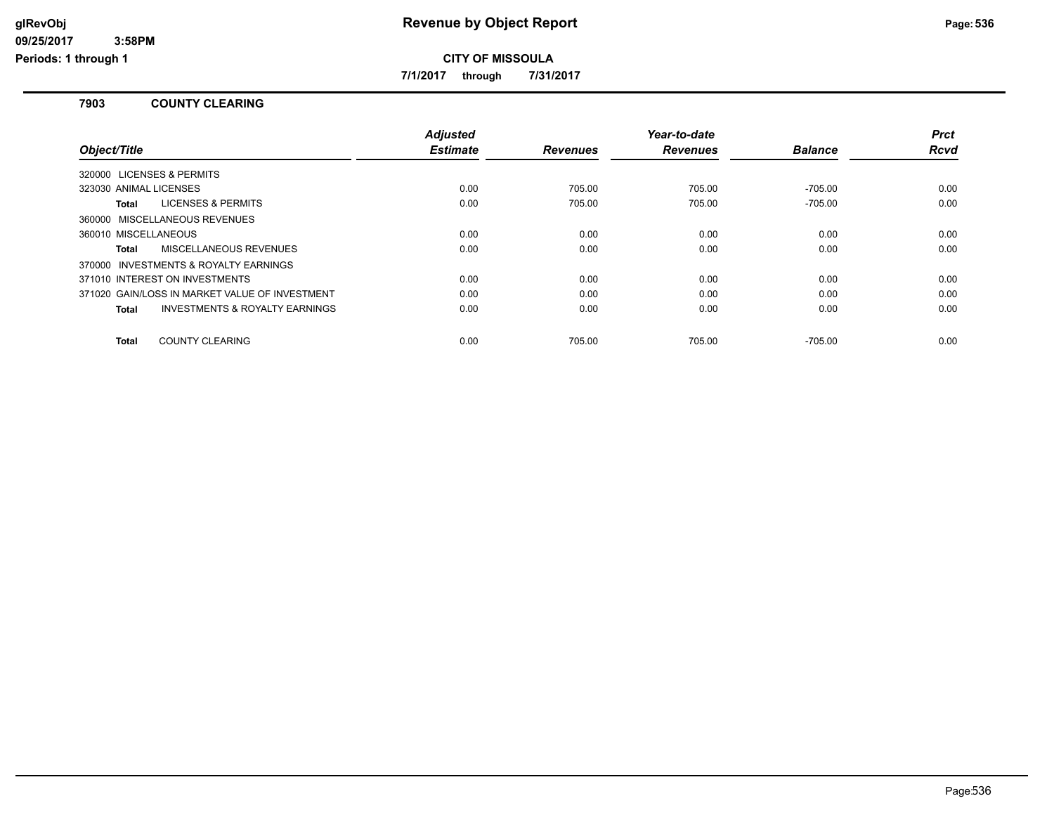# Revenue by Object Report

**CITY OF MISSOULA**

**7/1/2017 through 7/31/2017**

glRevObj
09/25/2017 3:58PM
Periods: 1 through 1

## 7903 COUNTY CLEARING

| Object/Title | Adjusted Estimate | Revenues | Year-to-date Revenues | Balance | Prct Rcvd |
|---|---|---|---|---|---|
| 320000 LICENSES & PERMITS | | | | | |
| 323030 ANIMAL LICENSES | 0.00 | 705.00 | 705.00 | -705.00 | 0.00 |
| **Total** LICENSES & PERMITS | 0.00 | 705.00 | 705.00 | -705.00 | 0.00 |
| 360000 MISCELLANEOUS REVENUES | | | | | |
| 360010 MISCELLANEOUS | 0.00 | 0.00 | 0.00 | 0.00 | 0.00 |
| **Total** MISCELLANEOUS REVENUES | 0.00 | 0.00 | 0.00 | 0.00 | 0.00 |
| 370000 INVESTMENTS & ROYALTY EARNINGS | | | | | |
| 371010 INTEREST ON INVESTMENTS | 0.00 | 0.00 | 0.00 | 0.00 | 0.00 |
| 371020 GAIN/LOSS IN MARKET VALUE OF INVESTMENT | 0.00 | 0.00 | 0.00 | 0.00 | 0.00 |
| **Total** INVESTMENTS & ROYALTY EARNINGS | 0.00 | 0.00 | 0.00 | 0.00 | 0.00 |
| **Total** COUNTY CLEARING | 0.00 | 705.00 | 705.00 | -705.00 | 0.00 |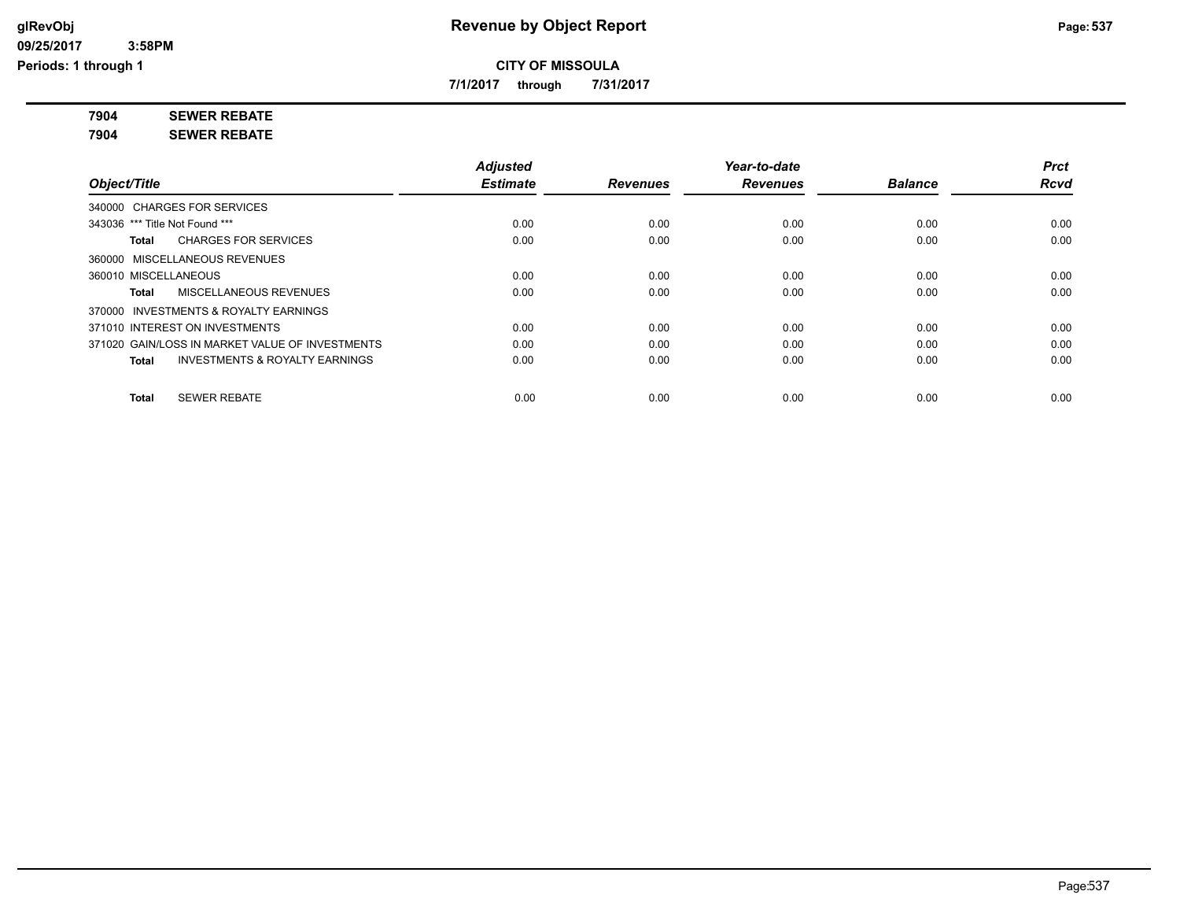**CITY OF MISSOULA**

**7/1/2017 through 7/31/2017**

**7904 SEWER REBATE**

**7904 SEWER REBATE**

| Object/Title | Adjusted Estimate | Revenues | Year-to-date Revenues | Balance | Prct Rcvd |
|---|---|---|---|---|---|
| 340000 CHARGES FOR SERVICES | | | | | |
| 343036 *** Title Not Found *** | 0.00 | 0.00 | 0.00 | 0.00 | 0.00 |
| **Total** CHARGES FOR SERVICES | 0.00 | 0.00 | 0.00 | 0.00 | 0.00 |
| 360000 MISCELLANEOUS REVENUES | | | | | |
| 360010 MISCELLANEOUS | 0.00 | 0.00 | 0.00 | 0.00 | 0.00 |
| **Total** MISCELLANEOUS REVENUES | 0.00 | 0.00 | 0.00 | 0.00 | 0.00 |
| 370000 INVESTMENTS & ROYALTY EARNINGS | | | | | |
| 371010 INTEREST ON INVESTMENTS | 0.00 | 0.00 | 0.00 | 0.00 | 0.00 |
| 371020 GAIN/LOSS IN MARKET VALUE OF INVESTMENTS | 0.00 | 0.00 | 0.00 | 0.00 | 0.00 |
| **Total** INVESTMENTS & ROYALTY EARNINGS | 0.00 | 0.00 | 0.00 | 0.00 | 0.00 |
| **Total** SEWER REBATE | 0.00 | 0.00 | 0.00 | 0.00 | 0.00 |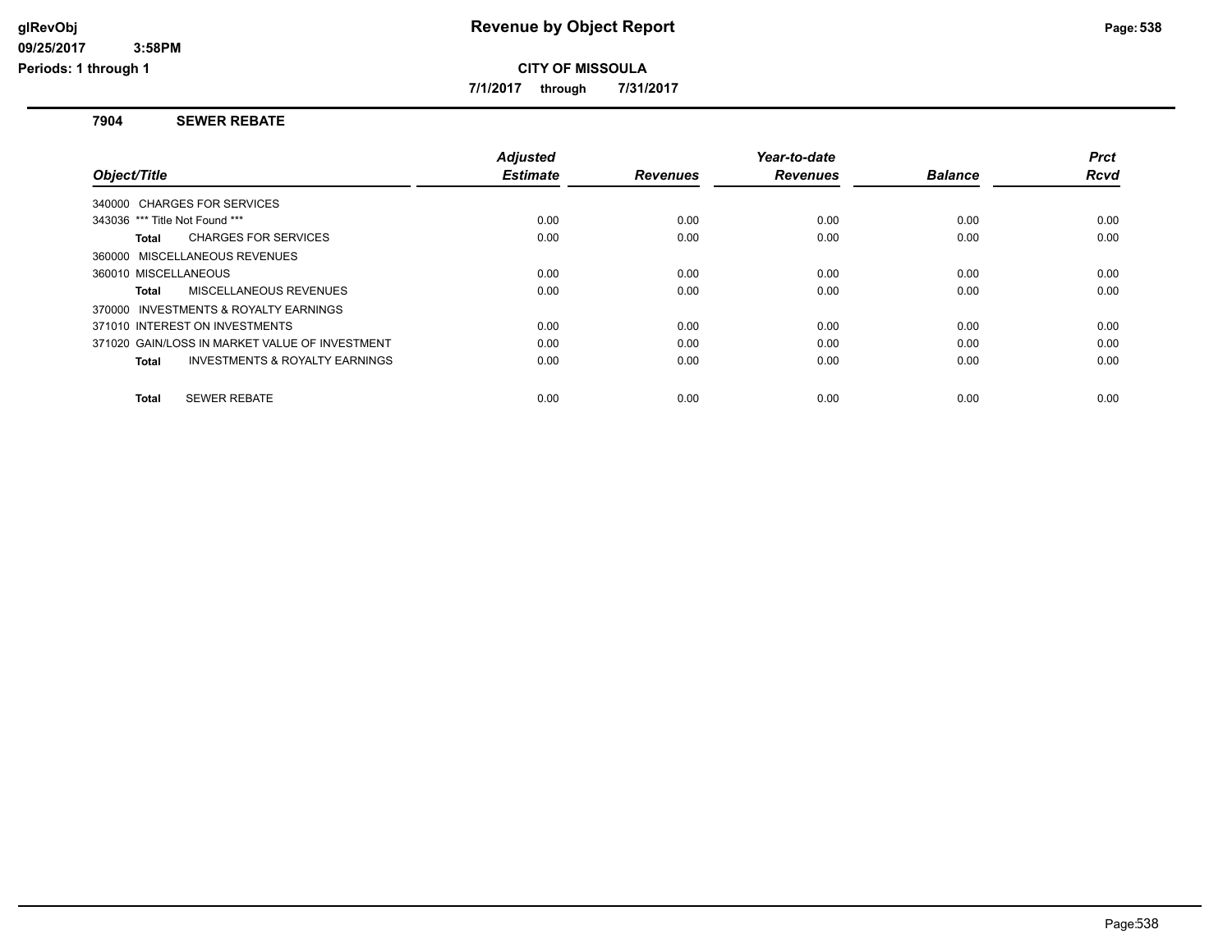**glRevObj**
**09/25/2017 3:58PM**
**Periods: 1 through 1**

# Revenue by Object Report

**CITY OF MISSOULA**

**7/1/2017 through 7/31/2017**

## 7904 SEWER REBATE

| Object/Title | Adjusted Estimate | Revenues | Year-to-date Revenues | Balance | Prct Rcvd |
|---|---|---|---|---|---|
| 340000 CHARGES FOR SERVICES | | | | | |
| 343036 *** Title Not Found *** | 0.00 | 0.00 | 0.00 | 0.00 | 0.00 |
| **Total** CHARGES FOR SERVICES | 0.00 | 0.00 | 0.00 | 0.00 | 0.00 |
| 360000 MISCELLANEOUS REVENUES | | | | | |
| 360010 MISCELLANEOUS | 0.00 | 0.00 | 0.00 | 0.00 | 0.00 |
| **Total** MISCELLANEOUS REVENUES | 0.00 | 0.00 | 0.00 | 0.00 | 0.00 |
| 370000 INVESTMENTS & ROYALTY EARNINGS | | | | | |
| 371010 INTEREST ON INVESTMENTS | 0.00 | 0.00 | 0.00 | 0.00 | 0.00 |
| 371020 GAIN/LOSS IN MARKET VALUE OF INVESTMENT | 0.00 | 0.00 | 0.00 | 0.00 | 0.00 |
| **Total** INVESTMENTS & ROYALTY EARNINGS | 0.00 | 0.00 | 0.00 | 0.00 | 0.00 |
| **Total** SEWER REBATE | 0.00 | 0.00 | 0.00 | 0.00 | 0.00 |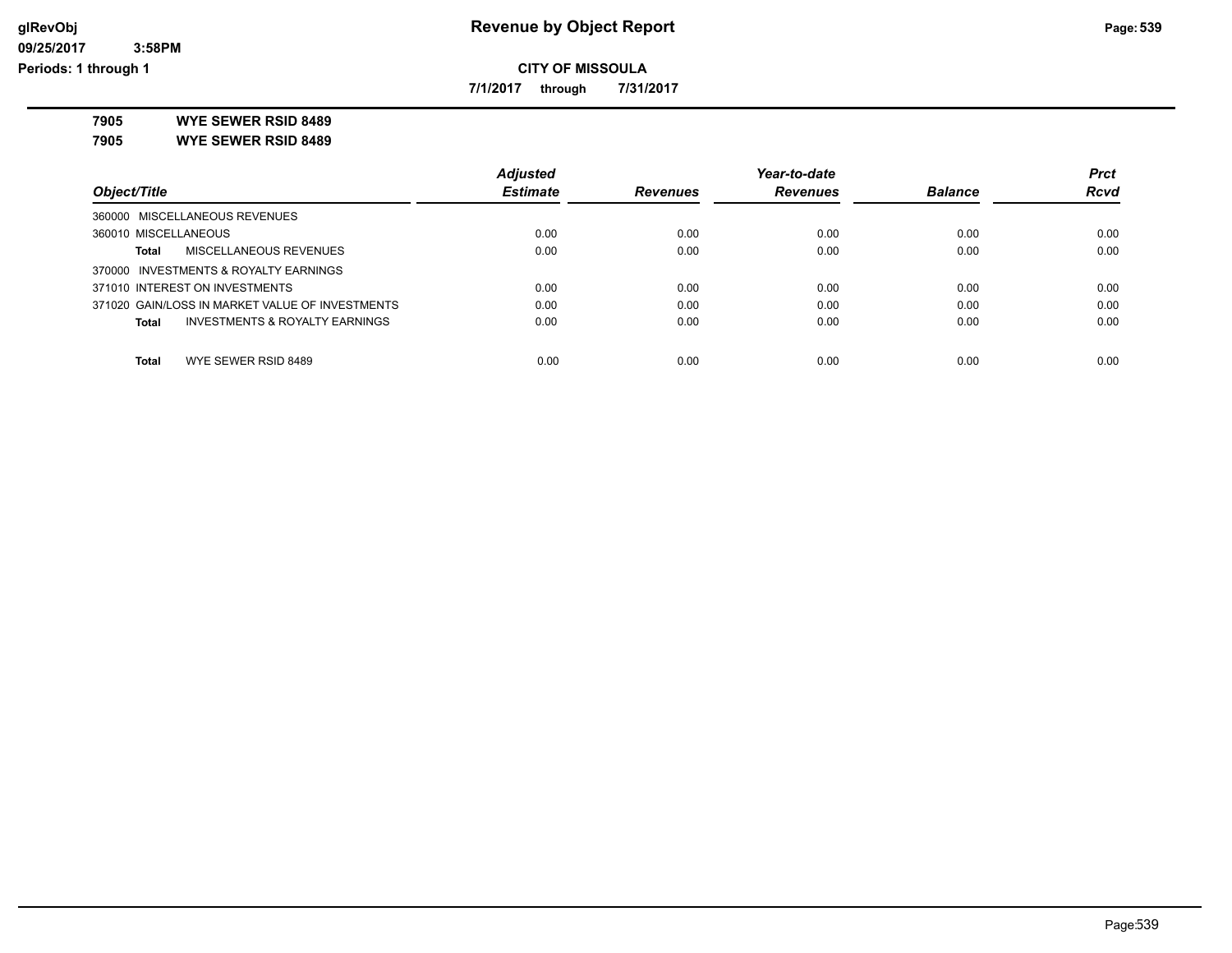**CITY OF MISSOULA**

**7/1/2017 through 7/31/2017**

**7905 WYE SEWER RSID 8489**

**7905 WYE SEWER RSID 8489**

| Object/Title | Adjusted Estimate | Revenues | Year-to-date Revenues | Balance | Prct Rcvd |
|---|---|---|---|---|---|
| 360000 MISCELLANEOUS REVENUES | | | | | |
| 360010 MISCELLANEOUS | 0.00 | 0.00 | 0.00 | 0.00 | 0.00 |
| **Total** MISCELLANEOUS REVENUES | 0.00 | 0.00 | 0.00 | 0.00 | 0.00 |
| 370000 INVESTMENTS & ROYALTY EARNINGS | | | | | |
| 371010 INTEREST ON INVESTMENTS | 0.00 | 0.00 | 0.00 | 0.00 | 0.00 |
| 371020 GAIN/LOSS IN MARKET VALUE OF INVESTMENTS | 0.00 | 0.00 | 0.00 | 0.00 | 0.00 |
| **Total** INVESTMENTS & ROYALTY EARNINGS | 0.00 | 0.00 | 0.00 | 0.00 | 0.00 |
| **Total** WYE SEWER RSID 8489 | 0.00 | 0.00 | 0.00 | 0.00 | 0.00 |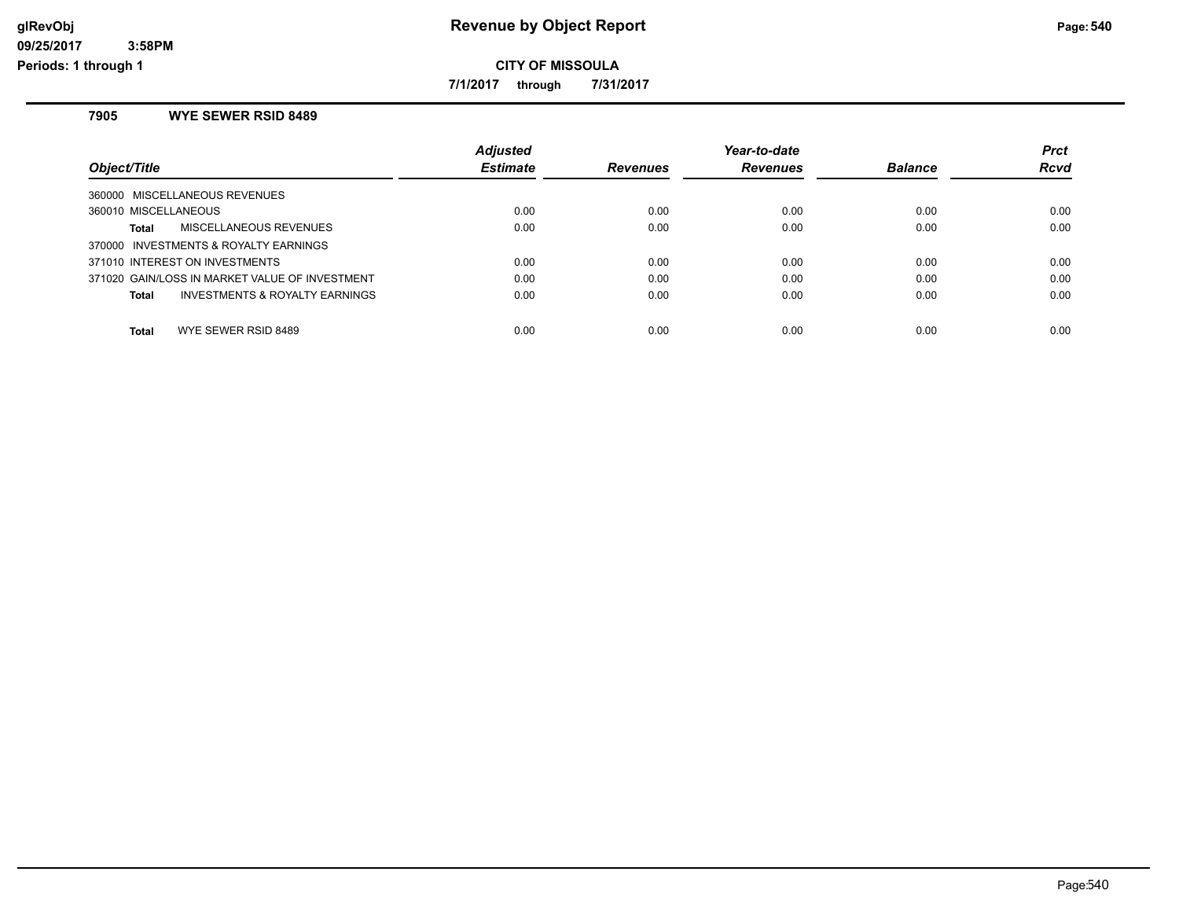# Revenue by Object Report

**CITY OF MISSOULA**

**7/1/2017 through 7/31/2017**

glRevObj
09/25/2017 3:58PM
Periods: 1 through 1

## 7905 WYE SEWER RSID 8489

| Object/Title | Adjusted Estimate | Revenues | Year-to-date Revenues | Balance | Prct Rcvd |
|---|---|---|---|---|---|
| 360000 MISCELLANEOUS REVENUES | | | | | |
| 360010 MISCELLANEOUS | 0.00 | 0.00 | 0.00 | 0.00 | 0.00 |
| **Total** MISCELLANEOUS REVENUES | 0.00 | 0.00 | 0.00 | 0.00 | 0.00 |
| 370000 INVESTMENTS & ROYALTY EARNINGS | | | | | |
| 371010 INTEREST ON INVESTMENTS | 0.00 | 0.00 | 0.00 | 0.00 | 0.00 |
| 371020 GAIN/LOSS IN MARKET VALUE OF INVESTMENT | 0.00 | 0.00 | 0.00 | 0.00 | 0.00 |
| **Total** INVESTMENTS & ROYALTY EARNINGS | 0.00 | 0.00 | 0.00 | 0.00 | 0.00 |
| **Total** WYE SEWER RSID 8489 | 0.00 | 0.00 | 0.00 | 0.00 | 0.00 |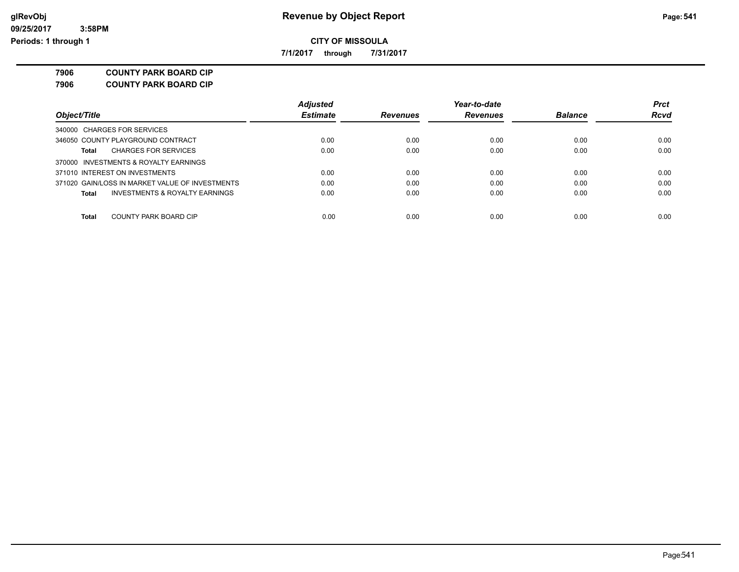# Revenue by Object Report

**CITY OF MISSOULA**

**7/1/2017 through 7/31/2017**

**7906 COUNTY PARK BOARD CIP**

**7906 COUNTY PARK BOARD CIP**

| Object/Title | Adjusted Estimate | Revenues | Year-to-date Revenues | Balance | Prct Rcvd |
|---|---|---|---|---|---|
| 340000 CHARGES FOR SERVICES | | | | | |
| 346050 COUNTY PLAYGROUND CONTRACT | 0.00 | 0.00 | 0.00 | 0.00 | 0.00 |
| **Total** CHARGES FOR SERVICES | 0.00 | 0.00 | 0.00 | 0.00 | 0.00 |
| 370000 INVESTMENTS & ROYALTY EARNINGS | | | | | |
| 371010 INTEREST ON INVESTMENTS | 0.00 | 0.00 | 0.00 | 0.00 | 0.00 |
| 371020 GAIN/LOSS IN MARKET VALUE OF INVESTMENTS | 0.00 | 0.00 | 0.00 | 0.00 | 0.00 |
| **Total** INVESTMENTS & ROYALTY EARNINGS | 0.00 | 0.00 | 0.00 | 0.00 | 0.00 |
| **Total** COUNTY PARK BOARD CIP | 0.00 | 0.00 | 0.00 | 0.00 | 0.00 |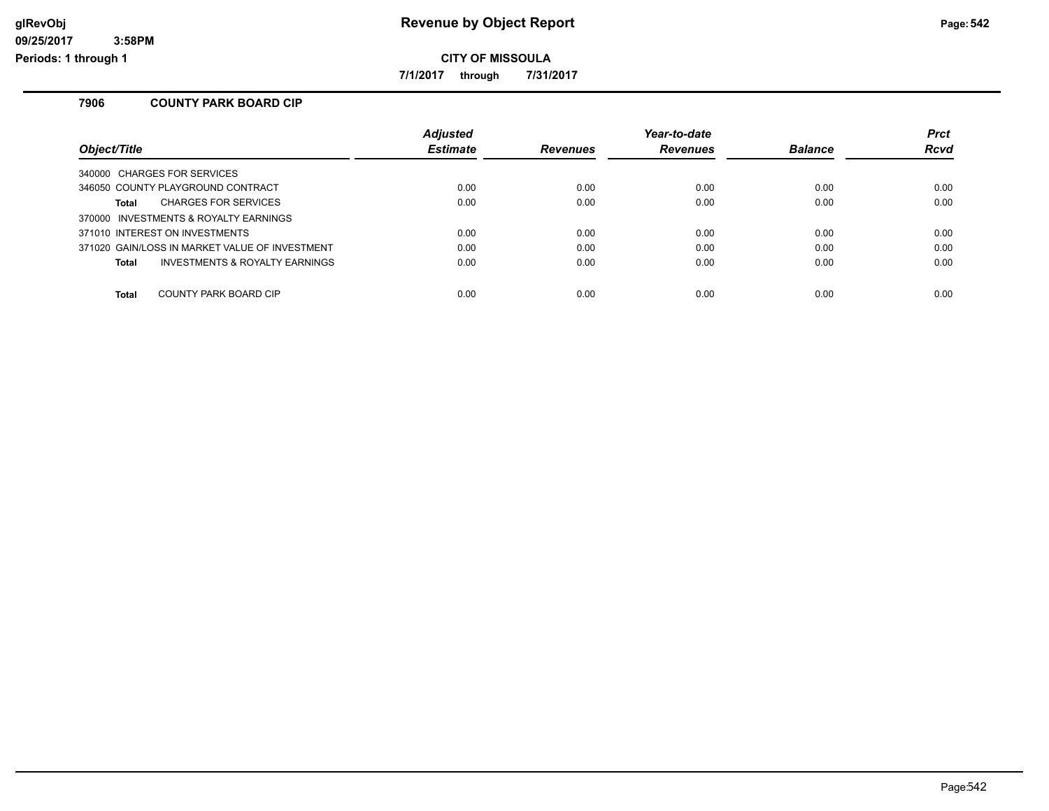**CITY OF MISSOULA**

**7/1/2017 through 7/31/2017**

## 7906 COUNTY PARK BOARD CIP

| Object/Title | Adjusted Estimate | Revenues | Year-to-date Revenues | Balance | Prct Rcvd |
|---|---|---|---|---|---|
| 340000 CHARGES FOR SERVICES | | | | | |
| 346050 COUNTY PLAYGROUND CONTRACT | 0.00 | 0.00 | 0.00 | 0.00 | 0.00 |
| **Total** CHARGES FOR SERVICES | 0.00 | 0.00 | 0.00 | 0.00 | 0.00 |
| 370000 INVESTMENTS & ROYALTY EARNINGS | | | | | |
| 371010 INTEREST ON INVESTMENTS | 0.00 | 0.00 | 0.00 | 0.00 | 0.00 |
| 371020 GAIN/LOSS IN MARKET VALUE OF INVESTMENT | 0.00 | 0.00 | 0.00 | 0.00 | 0.00 |
| **Total** INVESTMENTS & ROYALTY EARNINGS | 0.00 | 0.00 | 0.00 | 0.00 | 0.00 |
| **Total** COUNTY PARK BOARD CIP | 0.00 | 0.00 | 0.00 | 0.00 | 0.00 |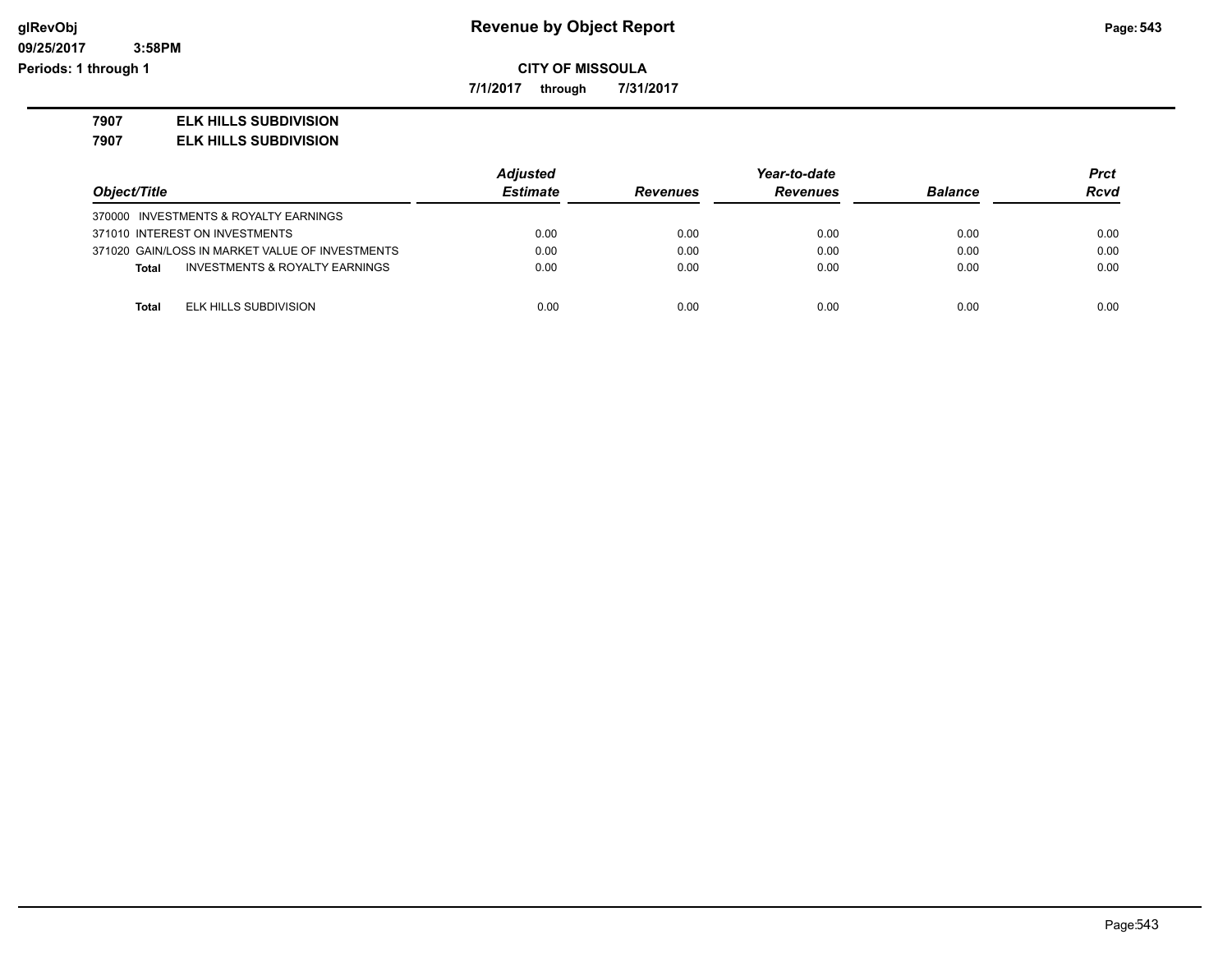**CITY OF MISSOULA**

**7/1/2017 through 7/31/2017**

**7907 ELK HILLS SUBDIVISION**

**7907 ELK HILLS SUBDIVISION**

| Object/Title | Adjusted Estimate | Revenues | Year-to-date Revenues | Balance | Prct Rcvd |
|---|---|---|---|---|---|
| 370000 INVESTMENTS & ROYALTY EARNINGS | | | | | |
| 371010 INTEREST ON INVESTMENTS | 0.00 | 0.00 | 0.00 | 0.00 | 0.00 |
| 371020 GAIN/LOSS IN MARKET VALUE OF INVESTMENTS | 0.00 | 0.00 | 0.00 | 0.00 | 0.00 |
| **Total** INVESTMENTS & ROYALTY EARNINGS | 0.00 | 0.00 | 0.00 | 0.00 | 0.00 |
| **Total** ELK HILLS SUBDIVISION | 0.00 | 0.00 | 0.00 | 0.00 | 0.00 |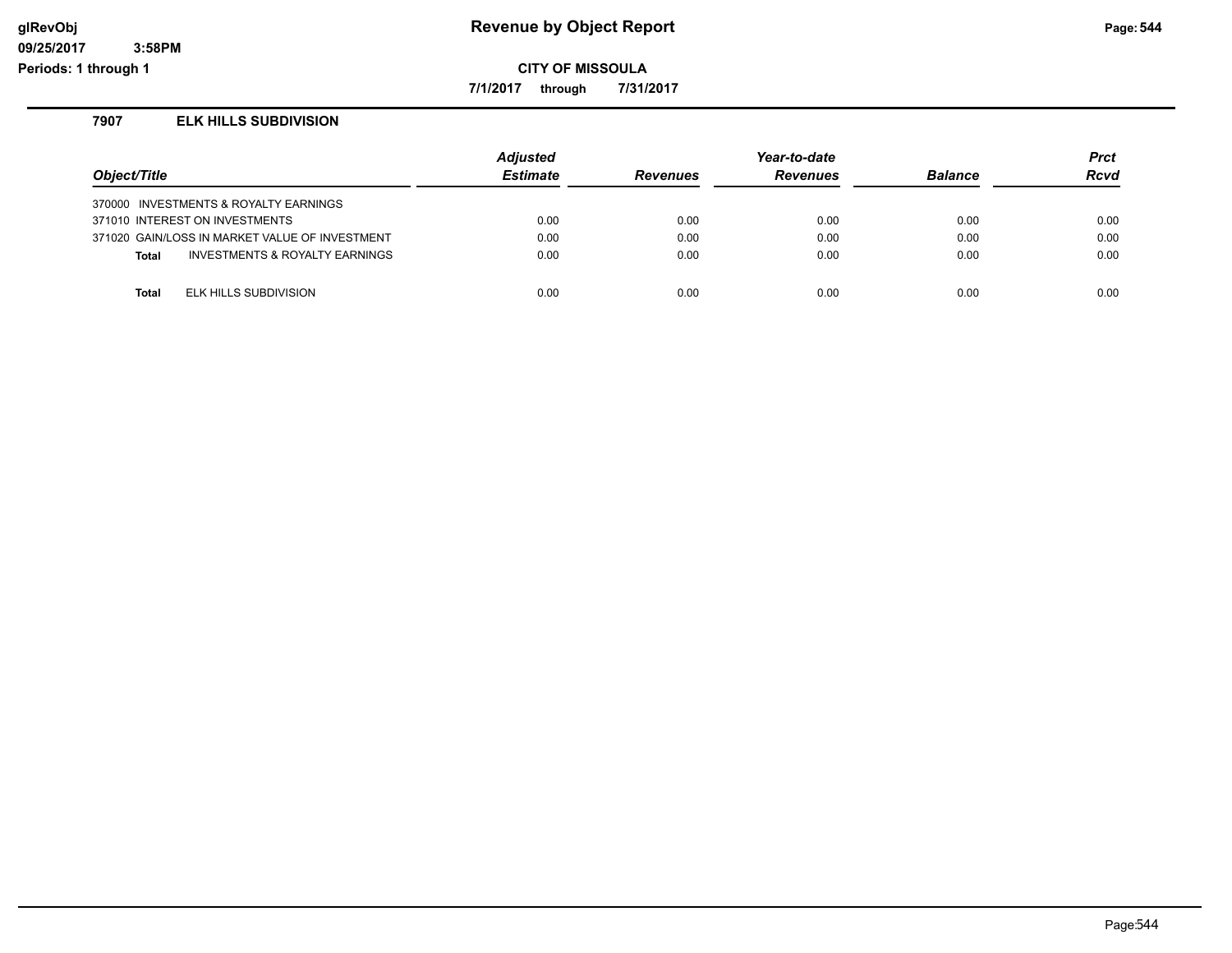# Revenue by Object Report

**CITY OF MISSOULA**

**7/1/2017 through 7/31/2017**

glRevObj
09/25/2017 3:58PM
Periods: 1 through 1

## 7907 ELK HILLS SUBDIVISION

| Object/Title | Adjusted Estimate | Revenues | Year-to-date Revenues | Balance | Prct Rcvd |
|---|---|---|---|---|---|
| 370000 INVESTMENTS & ROYALTY EARNINGS | | | | | |
| 371010 INTEREST ON INVESTMENTS | 0.00 | 0.00 | 0.00 | 0.00 | 0.00 |
| 371020 GAIN/LOSS IN MARKET VALUE OF INVESTMENT | 0.00 | 0.00 | 0.00 | 0.00 | 0.00 |
| **Total** INVESTMENTS & ROYALTY EARNINGS | 0.00 | 0.00 | 0.00 | 0.00 | 0.00 |
| **Total** ELK HILLS SUBDIVISION | 0.00 | 0.00 | 0.00 | 0.00 | 0.00 |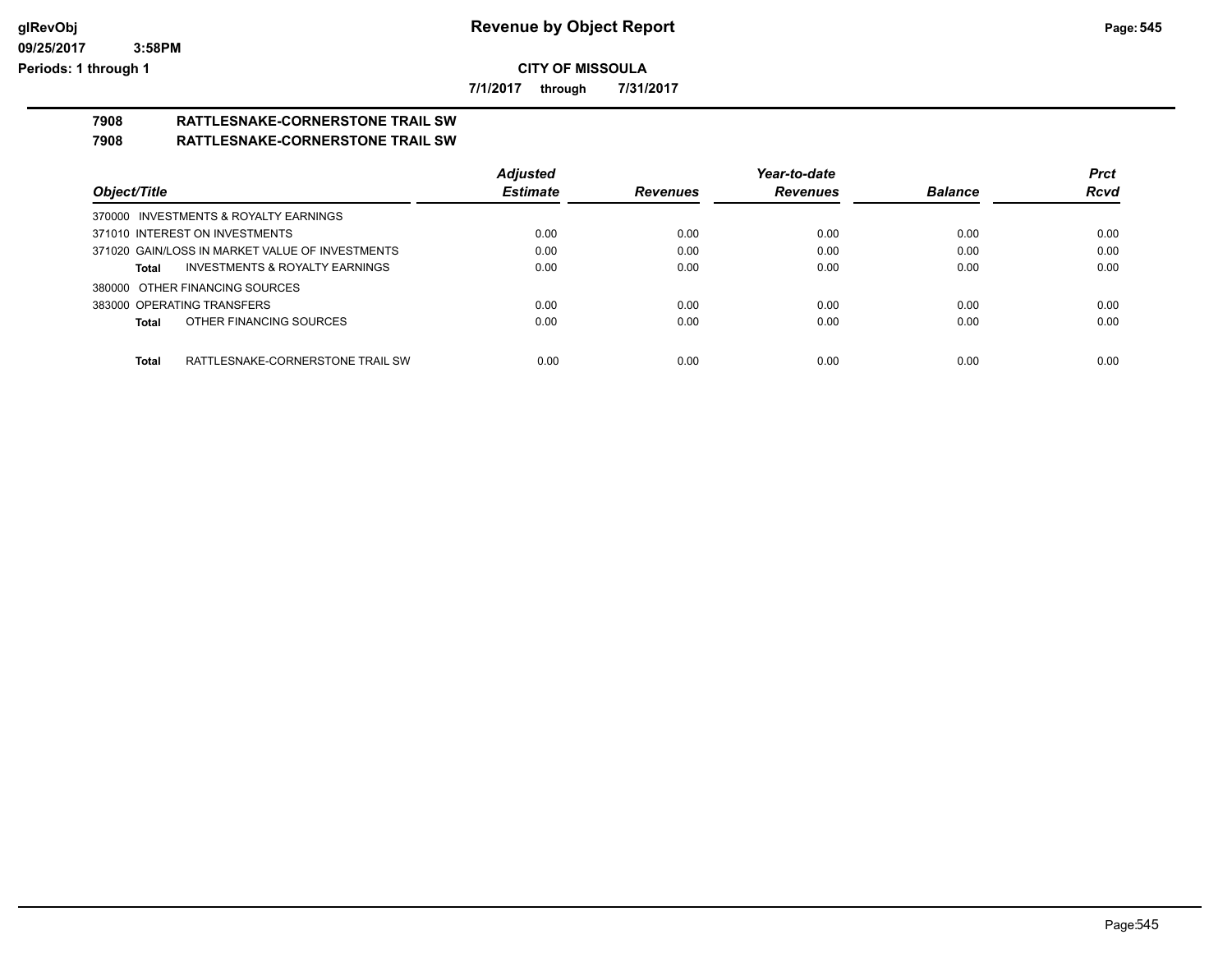# Revenue by Object Report

glRevObj
09/25/2017 3:58PM
Periods: 1 through 1

**CITY OF MISSOULA**

**7/1/2017 through 7/31/2017**

## 7908 RATTLESNAKE-CORNERSTONE TRAIL SW

## 7908 RATTLESNAKE-CORNERSTONE TRAIL SW

| Object/Title | Adjusted Estimate | Revenues | Year-to-date Revenues | Balance | Prct Rcvd |
|---|---|---|---|---|---|
| 370000 INVESTMENTS & ROYALTY EARNINGS | | | | | |
| 371010 INTEREST ON INVESTMENTS | 0.00 | 0.00 | 0.00 | 0.00 | 0.00 |
| 371020 GAIN/LOSS IN MARKET VALUE OF INVESTMENTS | 0.00 | 0.00 | 0.00 | 0.00 | 0.00 |
| **Total** INVESTMENTS & ROYALTY EARNINGS | 0.00 | 0.00 | 0.00 | 0.00 | 0.00 |
| 380000 OTHER FINANCING SOURCES | | | | | |
| 383000 OPERATING TRANSFERS | 0.00 | 0.00 | 0.00 | 0.00 | 0.00 |
| **Total** OTHER FINANCING SOURCES | 0.00 | 0.00 | 0.00 | 0.00 | 0.00 |
| **Total** RATTLESNAKE-CORNERSTONE TRAIL SW | 0.00 | 0.00 | 0.00 | 0.00 | 0.00 |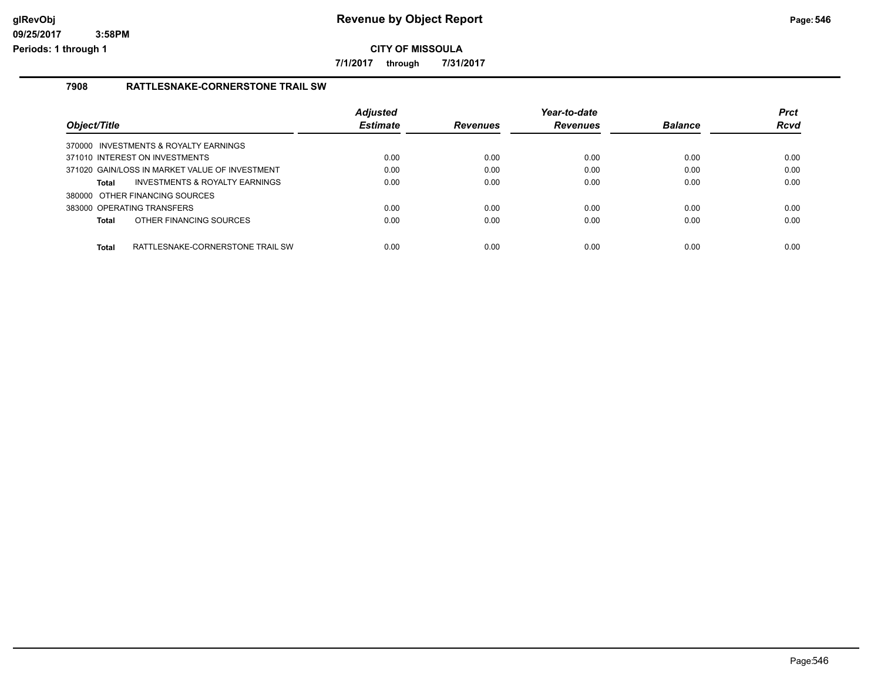**Revenue by Object Report**

**CITY OF MISSOULA**

**7/1/2017 through 7/31/2017**

glRevObj
09/25/2017 3:58PM
Periods: 1 through 1

## 7908 RATTLESNAKE-CORNERSTONE TRAIL SW

| Object/Title | Adjusted Estimate | Revenues | Year-to-date Revenues | Balance | Prct Rcvd |
|---|---|---|---|---|---|
| 370000 INVESTMENTS & ROYALTY EARNINGS | | | | | |
| 371010 INTEREST ON INVESTMENTS | 0.00 | 0.00 | 0.00 | 0.00 | 0.00 |
| 371020 GAIN/LOSS IN MARKET VALUE OF INVESTMENT | 0.00 | 0.00 | 0.00 | 0.00 | 0.00 |
| **Total** INVESTMENTS & ROYALTY EARNINGS | 0.00 | 0.00 | 0.00 | 0.00 | 0.00 |
| 380000 OTHER FINANCING SOURCES | | | | | |
| 383000 OPERATING TRANSFERS | 0.00 | 0.00 | 0.00 | 0.00 | 0.00 |
| **Total** OTHER FINANCING SOURCES | 0.00 | 0.00 | 0.00 | 0.00 | 0.00 |
| **Total** RATTLESNAKE-CORNERSTONE TRAIL SW | 0.00 | 0.00 | 0.00 | 0.00 | 0.00 |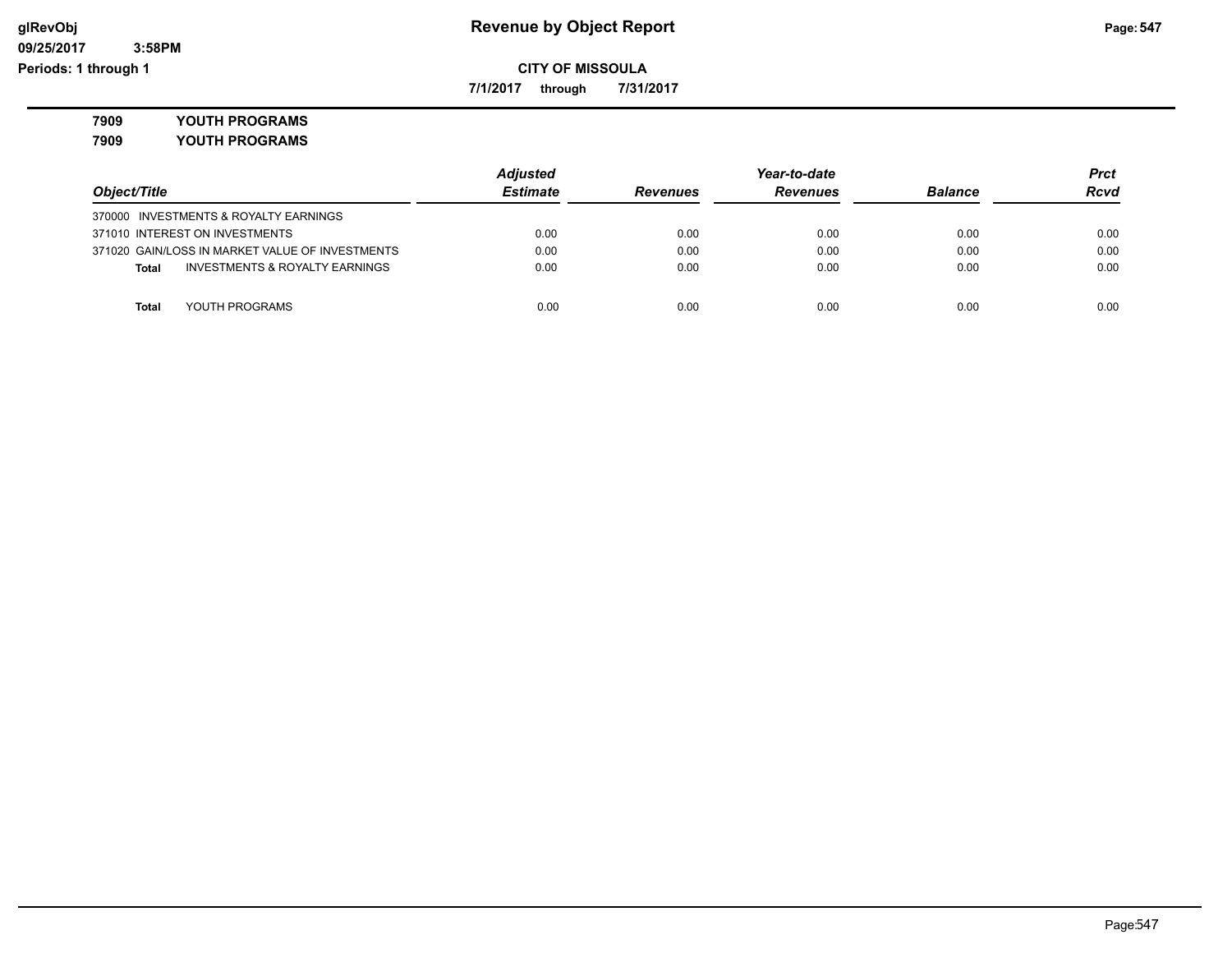**Revenue by Object Report**

**CITY OF MISSOULA**

**7/1/2017 through 7/31/2017**

glRevObj
09/25/2017 3:58PM
Periods: 1 through 1

**7909 YOUTH PROGRAMS**

**7909 YOUTH PROGRAMS**

| Object/Title | Adjusted Estimate | Revenues | Year-to-date Revenues | Balance | Prct Rcvd |
|---|---|---|---|---|---|
| 370000 INVESTMENTS & ROYALTY EARNINGS | | | | | |
| 371010 INTEREST ON INVESTMENTS | 0.00 | 0.00 | 0.00 | 0.00 | 0.00 |
| 371020 GAIN/LOSS IN MARKET VALUE OF INVESTMENTS | 0.00 | 0.00 | 0.00 | 0.00 | 0.00 |
| **Total** INVESTMENTS & ROYALTY EARNINGS | 0.00 | 0.00 | 0.00 | 0.00 | 0.00 |
| **Total** YOUTH PROGRAMS | 0.00 | 0.00 | 0.00 | 0.00 | 0.00 |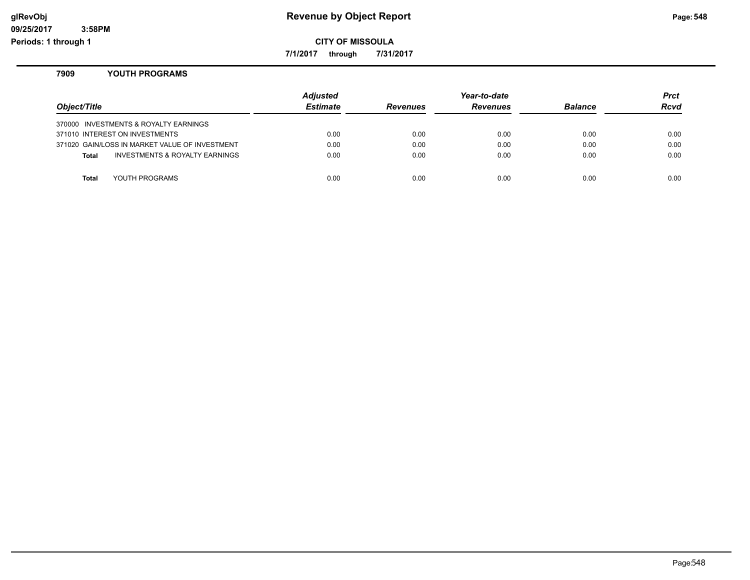**glRevObj**
**09/25/2017 3:58PM**
**Periods: 1 through 1**

# Revenue by Object Report

**CITY OF MISSOULA**

**7/1/2017 through 7/31/2017**

## 7909 YOUTH PROGRAMS

| Object/Title | Adjusted Estimate | Revenues | Year-to-date Revenues | Balance | Prct Rcvd |
|---|---|---|---|---|---|
| 370000 INVESTMENTS & ROYALTY EARNINGS | | | | | |
| 371010 INTEREST ON INVESTMENTS | 0.00 | 0.00 | 0.00 | 0.00 | 0.00 |
| 371020 GAIN/LOSS IN MARKET VALUE OF INVESTMENT | 0.00 | 0.00 | 0.00 | 0.00 | 0.00 |
| **Total** INVESTMENTS & ROYALTY EARNINGS | 0.00 | 0.00 | 0.00 | 0.00 | 0.00 |
| **Total** YOUTH PROGRAMS | 0.00 | 0.00 | 0.00 | 0.00 | 0.00 |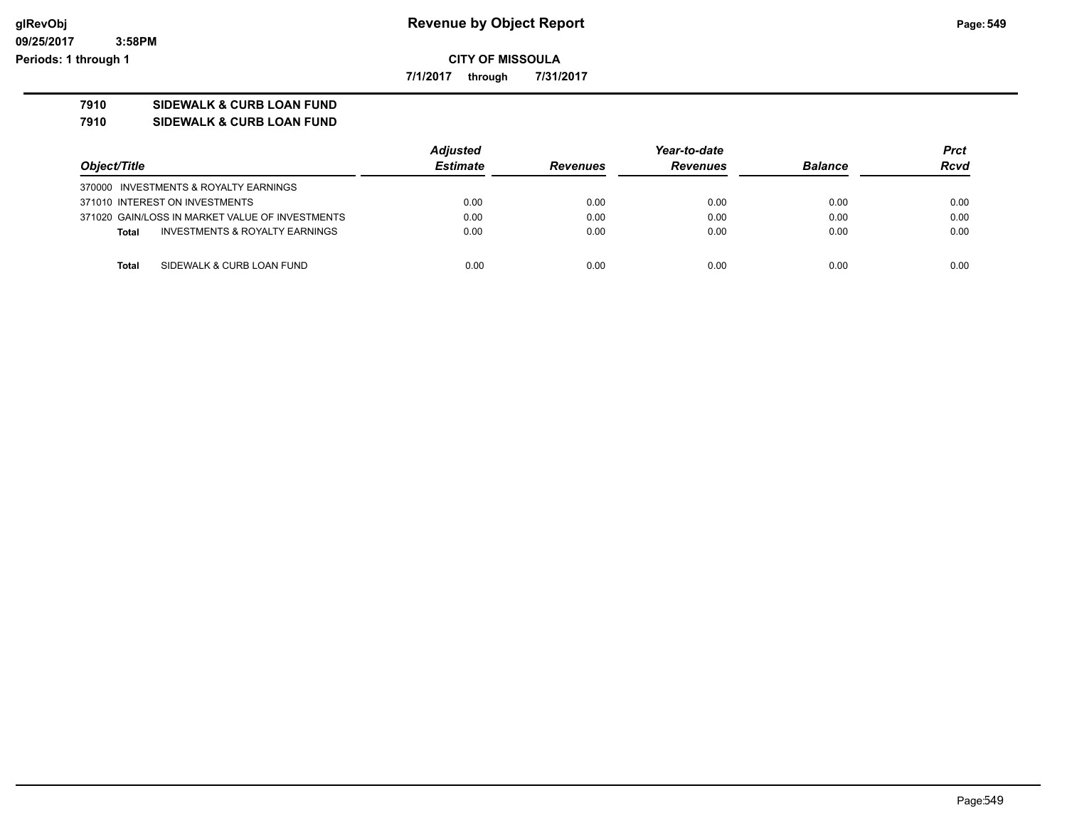## CITY OF MISSOULA

**7/1/2017 through 7/31/2017**

**7910 SIDEWALK & CURB LOAN FUND**

**7910 SIDEWALK & CURB LOAN FUND**

| Object/Title | Adjusted Estimate | Revenues | Year-to-date Revenues | Balance | Prct Rcvd |
|---|---|---|---|---|---|
| 370000 INVESTMENTS & ROYALTY EARNINGS | | | | | |
| 371010 INTEREST ON INVESTMENTS | 0.00 | 0.00 | 0.00 | 0.00 | 0.00 |
| 371020 GAIN/LOSS IN MARKET VALUE OF INVESTMENTS | 0.00 | 0.00 | 0.00 | 0.00 | 0.00 |
| **Total** INVESTMENTS & ROYALTY EARNINGS | 0.00 | 0.00 | 0.00 | 0.00 | 0.00 |
| **Total** SIDEWALK & CURB LOAN FUND | 0.00 | 0.00 | 0.00 | 0.00 | 0.00 |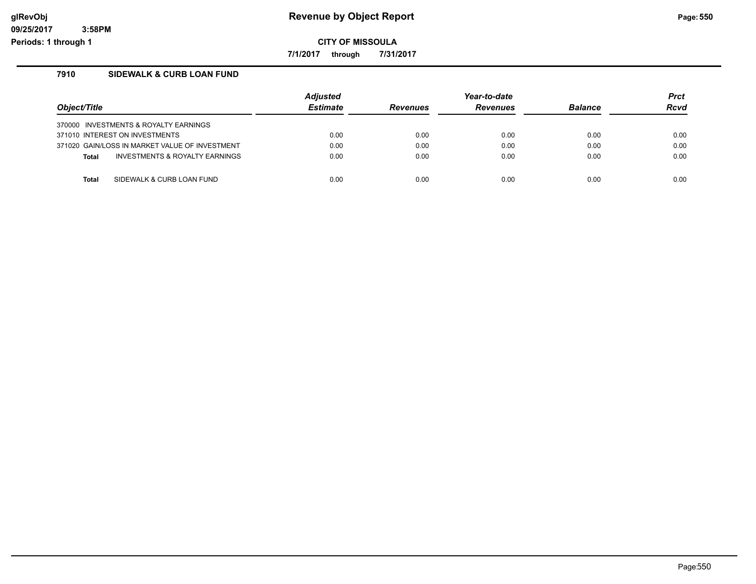# Revenue by Object Report

**CITY OF MISSOULA**

**7/1/2017 through 7/31/2017**

glRevObj
09/25/2017 3:58PM
Periods: 1 through 1

## 7910 SIDEWALK & CURB LOAN FUND

| Object/Title | Adjusted Estimate | Revenues | Year-to-date Revenues | Balance | Prct Rcvd |
|---|---|---|---|---|---|
| 370000 INVESTMENTS & ROYALTY EARNINGS | | | | | |
| 371010 INTEREST ON INVESTMENTS | 0.00 | 0.00 | 0.00 | 0.00 | 0.00 |
| 371020 GAIN/LOSS IN MARKET VALUE OF INVESTMENT | 0.00 | 0.00 | 0.00 | 0.00 | 0.00 |
| **Total** INVESTMENTS & ROYALTY EARNINGS | 0.00 | 0.00 | 0.00 | 0.00 | 0.00 |
| **Total** SIDEWALK & CURB LOAN FUND | 0.00 | 0.00 | 0.00 | 0.00 | 0.00 |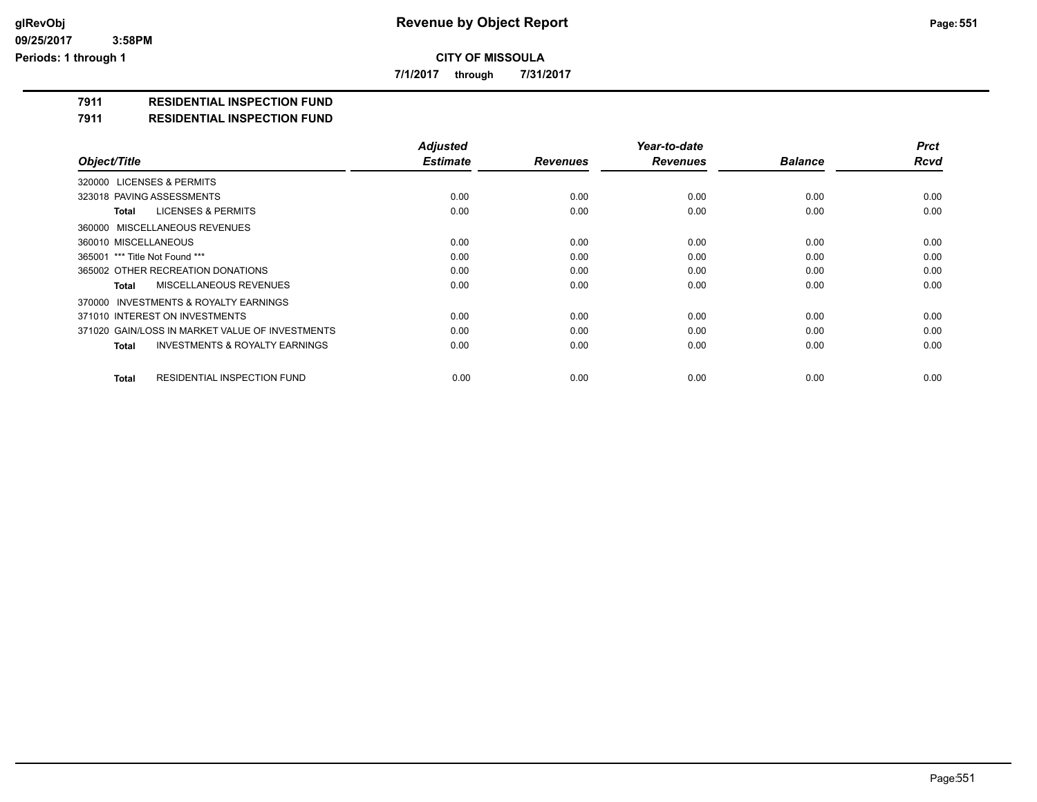# Revenue by Object Report

**CITY OF MISSOULA**

**7/1/2017 through 7/31/2017**

glRevObj
09/25/2017 3:58PM
Periods: 1 through 1

**7911 RESIDENTIAL INSPECTION FUND**

**7911 RESIDENTIAL INSPECTION FUND**

| Object/Title | Adjusted Estimate | Revenues | Year-to-date Revenues | Balance | Prct Rcvd |
|---|---|---|---|---|---|
| 320000 LICENSES & PERMITS | | | | | |
| 323018 PAVING ASSESSMENTS | 0.00 | 0.00 | 0.00 | 0.00 | 0.00 |
| **Total** LICENSES & PERMITS | 0.00 | 0.00 | 0.00 | 0.00 | 0.00 |
| 360000 MISCELLANEOUS REVENUES | | | | | |
| 360010 MISCELLANEOUS | 0.00 | 0.00 | 0.00 | 0.00 | 0.00 |
| 365001 *** Title Not Found *** | 0.00 | 0.00 | 0.00 | 0.00 | 0.00 |
| 365002 OTHER RECREATION DONATIONS | 0.00 | 0.00 | 0.00 | 0.00 | 0.00 |
| **Total** MISCELLANEOUS REVENUES | 0.00 | 0.00 | 0.00 | 0.00 | 0.00 |
| 370000 INVESTMENTS & ROYALTY EARNINGS | | | | | |
| 371010 INTEREST ON INVESTMENTS | 0.00 | 0.00 | 0.00 | 0.00 | 0.00 |
| 371020 GAIN/LOSS IN MARKET VALUE OF INVESTMENTS | 0.00 | 0.00 | 0.00 | 0.00 | 0.00 |
| **Total** INVESTMENTS & ROYALTY EARNINGS | 0.00 | 0.00 | 0.00 | 0.00 | 0.00 |
| **Total** RESIDENTIAL INSPECTION FUND | 0.00 | 0.00 | 0.00 | 0.00 | 0.00 |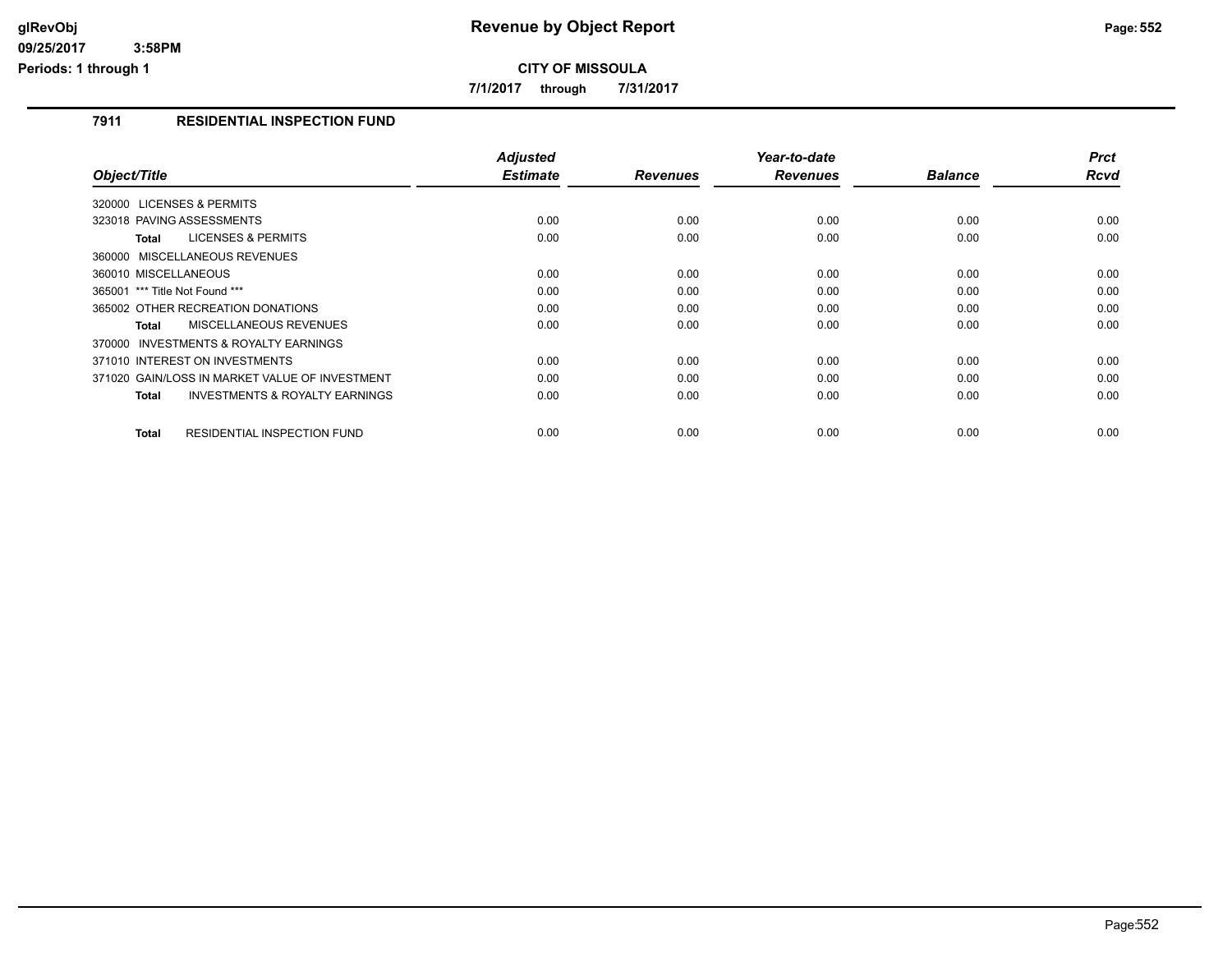# Revenue by Object Report

**CITY OF MISSOULA**

**7/1/2017 through 7/31/2017**

glRevObj
09/25/2017 3:58PM
Periods: 1 through 1

## 7911 RESIDENTIAL INSPECTION FUND

| Object/Title | Adjusted Estimate | Revenues | Year-to-date Revenues | Balance | Prct Rcvd |
|---|---|---|---|---|---|
| 320000 LICENSES & PERMITS | | | | | |
| 323018 PAVING ASSESSMENTS | 0.00 | 0.00 | 0.00 | 0.00 | 0.00 |
| **Total** LICENSES & PERMITS | 0.00 | 0.00 | 0.00 | 0.00 | 0.00 |
| 360000 MISCELLANEOUS REVENUES | | | | | |
| 360010 MISCELLANEOUS | 0.00 | 0.00 | 0.00 | 0.00 | 0.00 |
| 365001 *** Title Not Found *** | 0.00 | 0.00 | 0.00 | 0.00 | 0.00 |
| 365002 OTHER RECREATION DONATIONS | 0.00 | 0.00 | 0.00 | 0.00 | 0.00 |
| **Total** MISCELLANEOUS REVENUES | 0.00 | 0.00 | 0.00 | 0.00 | 0.00 |
| 370000 INVESTMENTS & ROYALTY EARNINGS | | | | | |
| 371010 INTEREST ON INVESTMENTS | 0.00 | 0.00 | 0.00 | 0.00 | 0.00 |
| 371020 GAIN/LOSS IN MARKET VALUE OF INVESTMENT | 0.00 | 0.00 | 0.00 | 0.00 | 0.00 |
| **Total** INVESTMENTS & ROYALTY EARNINGS | 0.00 | 0.00 | 0.00 | 0.00 | 0.00 |
| **Total** RESIDENTIAL INSPECTION FUND | 0.00 | 0.00 | 0.00 | 0.00 | 0.00 |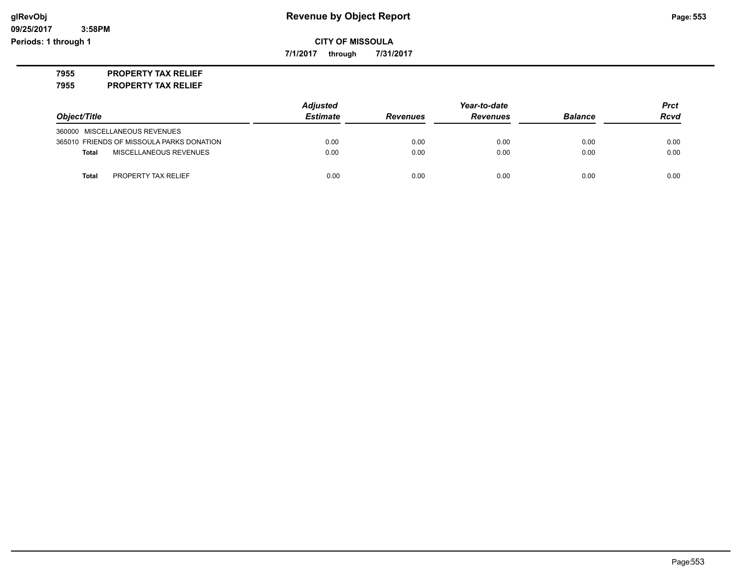# Revenue by Object Report

glRevObj
09/25/2017 3:58PM
Periods: 1 through 1

**CITY OF MISSOULA**

**7/1/2017 through 7/31/2017**

**7955 PROPERTY TAX RELIEF**

**7955 PROPERTY TAX RELIEF**

| Object/Title | Adjusted Estimate | Revenues | Year-to-date Revenues | Balance | Prct Rcvd |
|---|---|---|---|---|---|
| 360000 MISCELLANEOUS REVENUES | | | | | |
| 365010 FRIENDS OF MISSOULA PARKS DONATION | 0.00 | 0.00 | 0.00 | 0.00 | 0.00 |
| **Total** MISCELLANEOUS REVENUES | 0.00 | 0.00 | 0.00 | 0.00 | 0.00 |
| **Total** PROPERTY TAX RELIEF | 0.00 | 0.00 | 0.00 | 0.00 | 0.00 |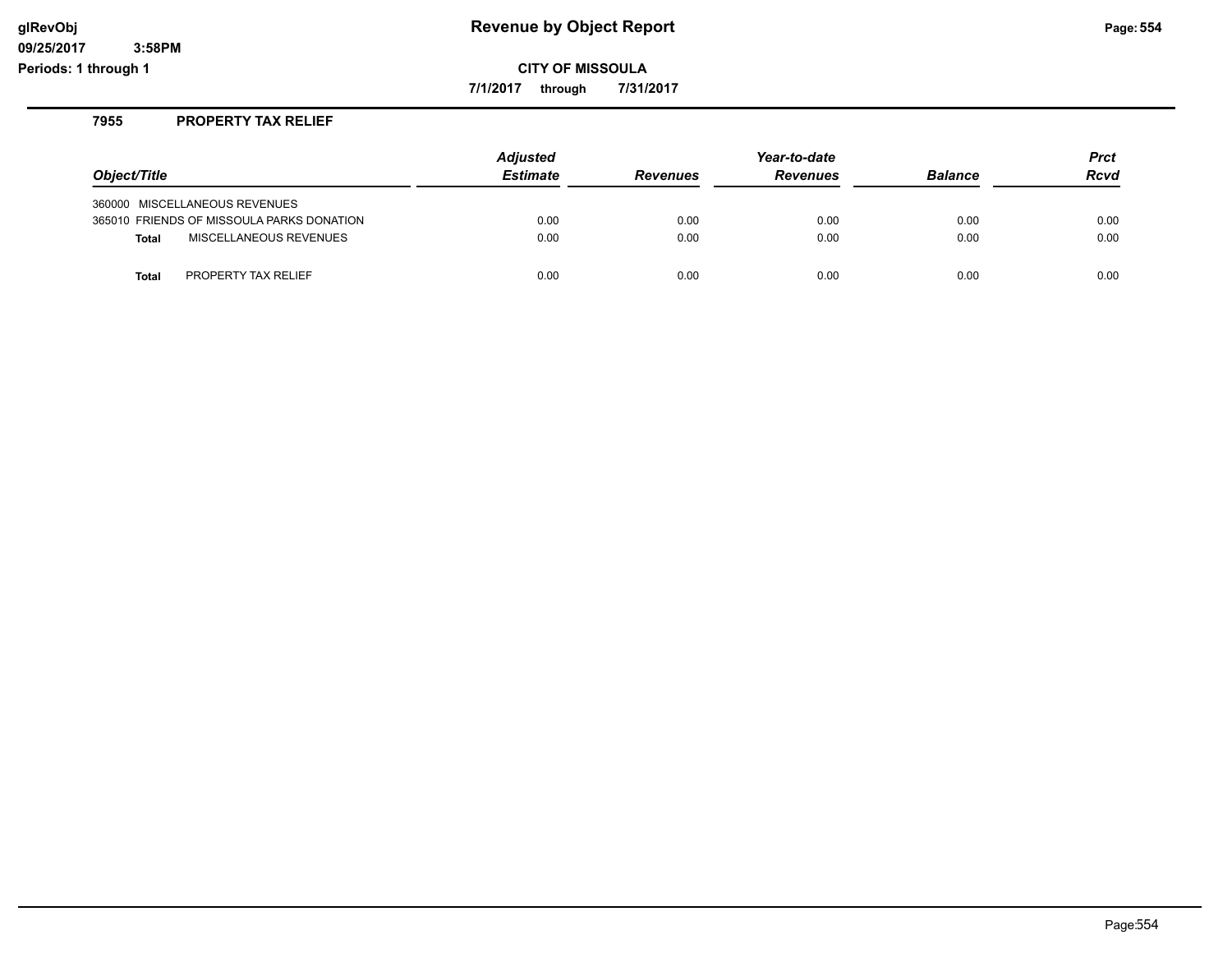# Revenue by Object Report

glRevObj
09/25/2017 3:58PM
Periods: 1 through 1

**CITY OF MISSOULA**

**7/1/2017 through 7/31/2017**

## 7955 PROPERTY TAX RELIEF

| Object/Title | Adjusted Estimate | Revenues | Year-to-date Revenues | Balance | Prct Rcvd |
|---|---|---|---|---|---|
| 360000 MISCELLANEOUS REVENUES | | | | | |
| 365010 FRIENDS OF MISSOULA PARKS DONATION | 0.00 | 0.00 | 0.00 | 0.00 | 0.00 |
| **Total** MISCELLANEOUS REVENUES | 0.00 | 0.00 | 0.00 | 0.00 | 0.00 |
| **Total** PROPERTY TAX RELIEF | 0.00 | 0.00 | 0.00 | 0.00 | 0.00 |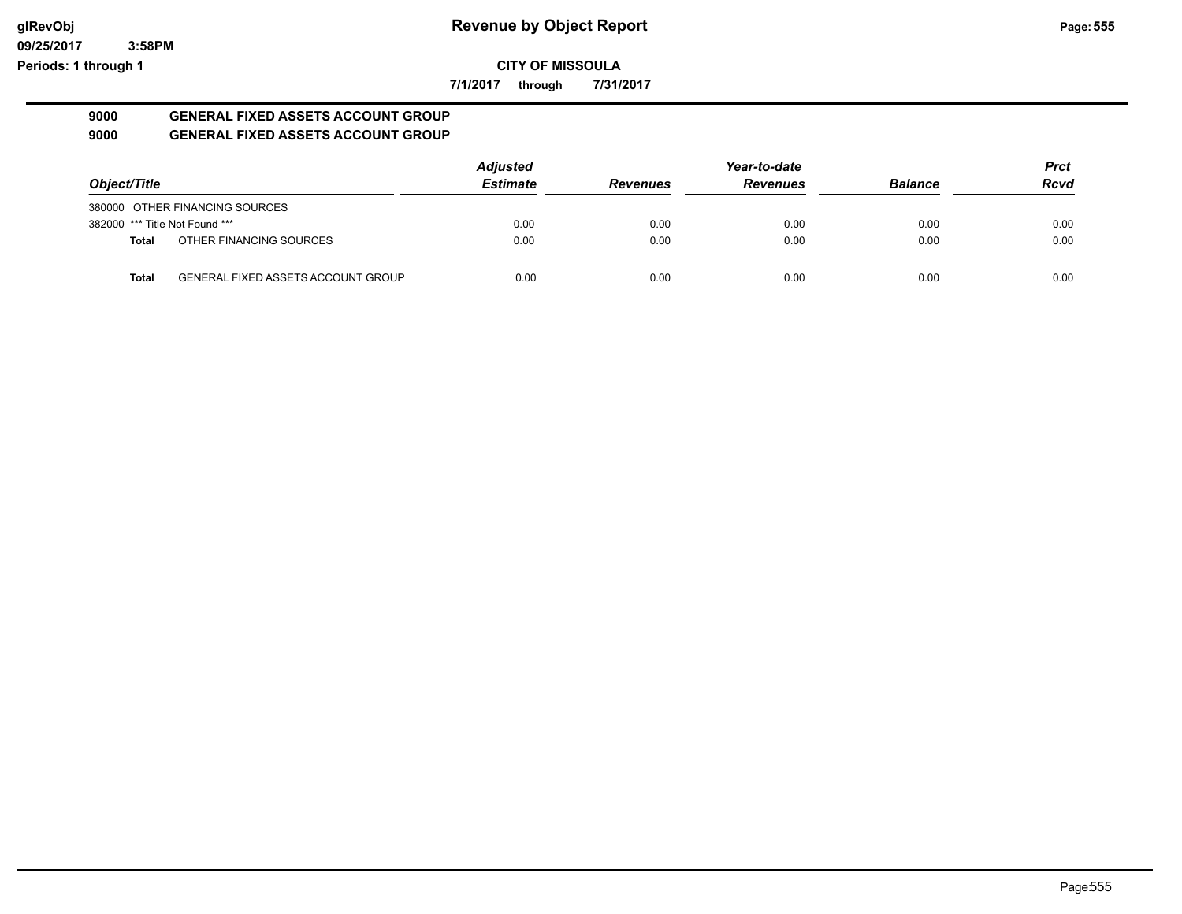# Revenue by Object Report

glRevObj
09/25/2017 3:58PM
Periods: 1 through 1

**CITY OF MISSOULA**

**7/1/2017 through 7/31/2017**

## 9000 GENERAL FIXED ASSETS ACCOUNT GROUP
## 9000 GENERAL FIXED ASSETS ACCOUNT GROUP

| Object/Title | Adjusted Estimate | Revenues | Year-to-date Revenues | Balance | Prct Rcvd |
|---|---|---|---|---|---|
| 380000 OTHER FINANCING SOURCES | | | | | |
| 382000 *** Title Not Found *** | 0.00 | 0.00 | 0.00 | 0.00 | 0.00 |
| **Total** OTHER FINANCING SOURCES | 0.00 | 0.00 | 0.00 | 0.00 | 0.00 |
| **Total** GENERAL FIXED ASSETS ACCOUNT GROUP | 0.00 | 0.00 | 0.00 | 0.00 | 0.00 |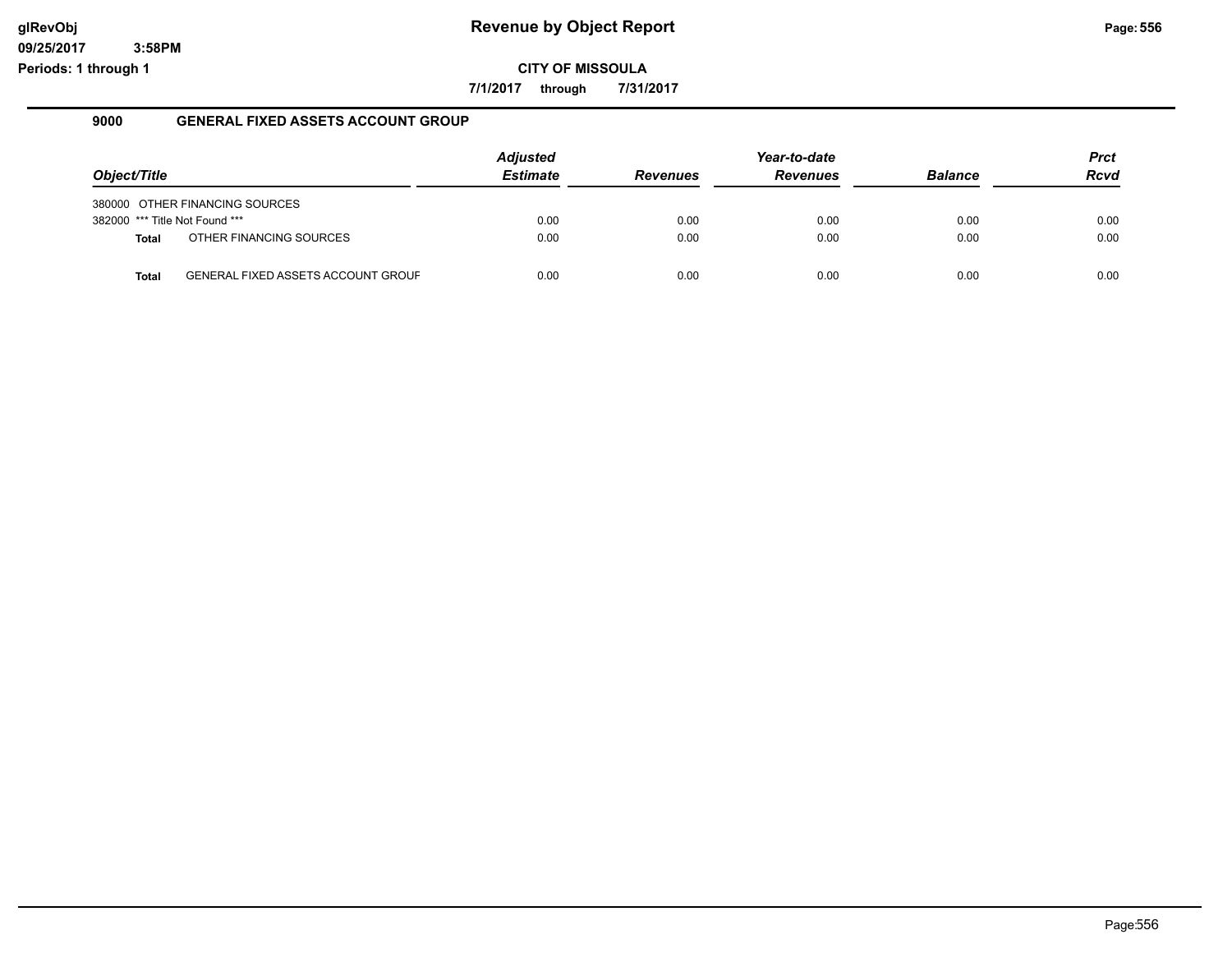# Revenue by Object Report

glRevObj
09/25/2017 3:58PM
Periods: 1 through 1

**CITY OF MISSOULA**

**7/1/2017 through 7/31/2017**

## 9000 GENERAL FIXED ASSETS ACCOUNT GROUP

| Object/Title | | Adjusted Estimate | Revenues | Year-to-date Revenues | Balance | Prct Rcvd |
|---|---|---|---|---|---|---|
| 380000 | OTHER FINANCING SOURCES | | | | | |
| 382000 | *** Title Not Found *** | 0.00 | 0.00 | 0.00 | 0.00 | 0.00 |
| **Total** | OTHER FINANCING SOURCES | 0.00 | 0.00 | 0.00 | 0.00 | 0.00 |
| **Total** | GENERAL FIXED ASSETS ACCOUNT GROUF | 0.00 | 0.00 | 0.00 | 0.00 | 0.00 |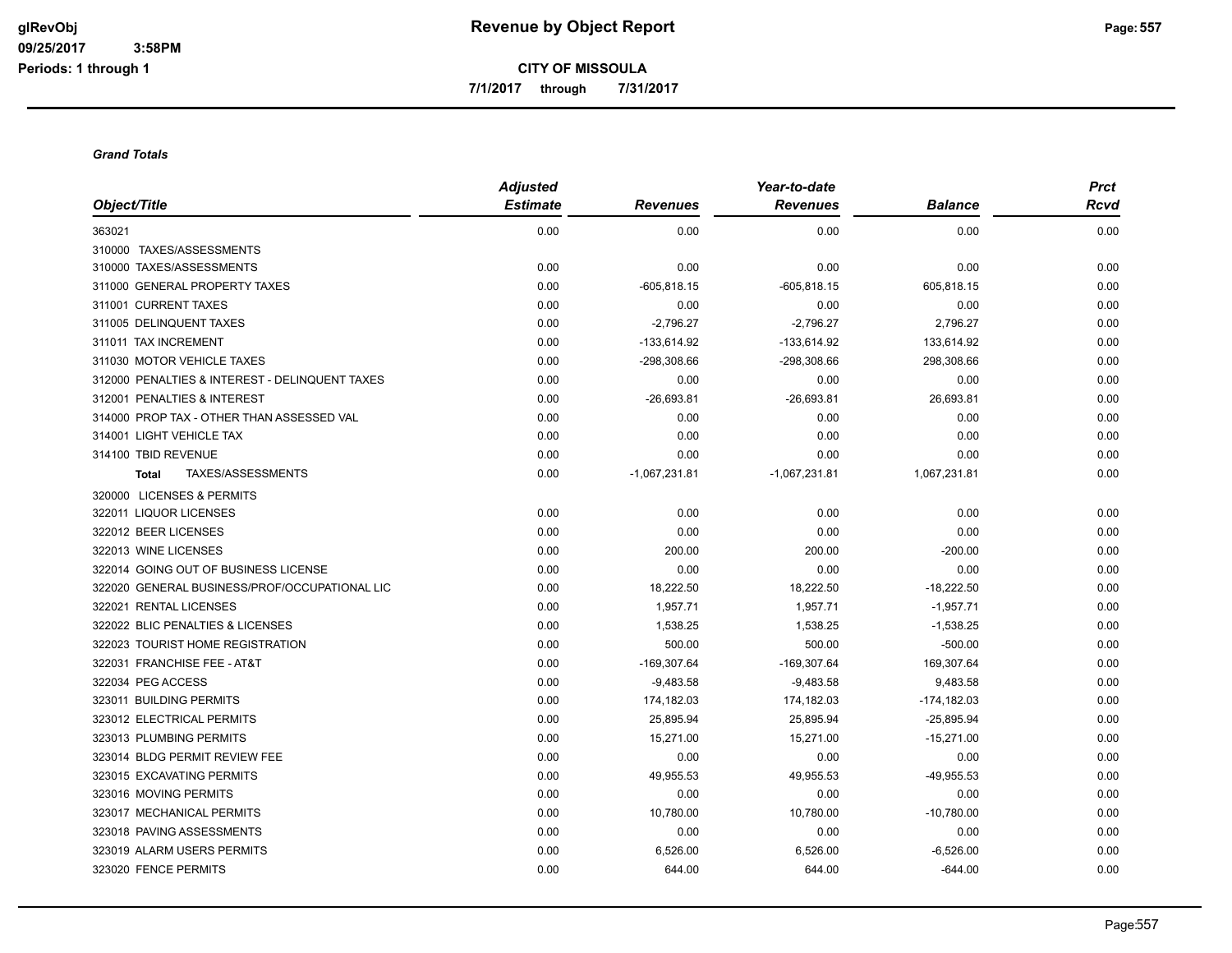# Revenue by Object Report

glRevObj
09/25/2017 3:58PM
Periods: 1 through 1

**CITY OF MISSOULA**

**7/1/2017 through 7/31/2017**

***Grand Totals***

| Object/Title | Adjusted Estimate | Revenues | Year-to-date Revenues | Balance | Prct Rcvd |
|---|---|---|---|---|---|
| 363021 | 0.00 | 0.00 | 0.00 | 0.00 | 0.00 |
| 310000 TAXES/ASSESSMENTS | | | | | |
| 310000 TAXES/ASSESSMENTS | 0.00 | 0.00 | 0.00 | 0.00 | 0.00 |
| 311000 GENERAL PROPERTY TAXES | 0.00 | -605,818.15 | -605,818.15 | 605,818.15 | 0.00 |
| 311001 CURRENT TAXES | 0.00 | 0.00 | 0.00 | 0.00 | 0.00 |
| 311005 DELINQUENT TAXES | 0.00 | -2,796.27 | -2,796.27 | 2,796.27 | 0.00 |
| 311011 TAX INCREMENT | 0.00 | -133,614.92 | -133,614.92 | 133,614.92 | 0.00 |
| 311030 MOTOR VEHICLE TAXES | 0.00 | -298,308.66 | -298,308.66 | 298,308.66 | 0.00 |
| 312000 PENALTIES & INTEREST - DELINQUENT TAXES | 0.00 | 0.00 | 0.00 | 0.00 | 0.00 |
| 312001 PENALTIES & INTEREST | 0.00 | -26,693.81 | -26,693.81 | 26,693.81 | 0.00 |
| 314000 PROP TAX - OTHER THAN ASSESSED VAL | 0.00 | 0.00 | 0.00 | 0.00 | 0.00 |
| 314001 LIGHT VEHICLE TAX | 0.00 | 0.00 | 0.00 | 0.00 | 0.00 |
| 314100 TBID REVENUE | 0.00 | 0.00 | 0.00 | 0.00 | 0.00 |
| **Total** TAXES/ASSESSMENTS | 0.00 | -1,067,231.81 | -1,067,231.81 | 1,067,231.81 | 0.00 |
| 320000 LICENSES & PERMITS | | | | | |
| 322011 LIQUOR LICENSES | 0.00 | 0.00 | 0.00 | 0.00 | 0.00 |
| 322012 BEER LICENSES | 0.00 | 0.00 | 0.00 | 0.00 | 0.00 |
| 322013 WINE LICENSES | 0.00 | 200.00 | 200.00 | -200.00 | 0.00 |
| 322014 GOING OUT OF BUSINESS LICENSE | 0.00 | 0.00 | 0.00 | 0.00 | 0.00 |
| 322020 GENERAL BUSINESS/PROF/OCCUPATIONAL LIC | 0.00 | 18,222.50 | 18,222.50 | -18,222.50 | 0.00 |
| 322021 RENTAL LICENSES | 0.00 | 1,957.71 | 1,957.71 | -1,957.71 | 0.00 |
| 322022 BLIC PENALTIES & LICENSES | 0.00 | 1,538.25 | 1,538.25 | -1,538.25 | 0.00 |
| 322023 TOURIST HOME REGISTRATION | 0.00 | 500.00 | 500.00 | -500.00 | 0.00 |
| 322031 FRANCHISE FEE - AT&T | 0.00 | -169,307.64 | -169,307.64 | 169,307.64 | 0.00 |
| 322034 PEG ACCESS | 0.00 | -9,483.58 | -9,483.58 | 9,483.58 | 0.00 |
| 323011 BUILDING PERMITS | 0.00 | 174,182.03 | 174,182.03 | -174,182.03 | 0.00 |
| 323012 ELECTRICAL PERMITS | 0.00 | 25,895.94 | 25,895.94 | -25,895.94 | 0.00 |
| 323013 PLUMBING PERMITS | 0.00 | 15,271.00 | 15,271.00 | -15,271.00 | 0.00 |
| 323014 BLDG PERMIT REVIEW FEE | 0.00 | 0.00 | 0.00 | 0.00 | 0.00 |
| 323015 EXCAVATING PERMITS | 0.00 | 49,955.53 | 49,955.53 | -49,955.53 | 0.00 |
| 323016 MOVING PERMITS | 0.00 | 0.00 | 0.00 | 0.00 | 0.00 |
| 323017 MECHANICAL PERMITS | 0.00 | 10,780.00 | 10,780.00 | -10,780.00 | 0.00 |
| 323018 PAVING ASSESSMENTS | 0.00 | 0.00 | 0.00 | 0.00 | 0.00 |
| 323019 ALARM USERS PERMITS | 0.00 | 6,526.00 | 6,526.00 | -6,526.00 | 0.00 |
| 323020 FENCE PERMITS | 0.00 | 644.00 | 644.00 | -644.00 | 0.00 |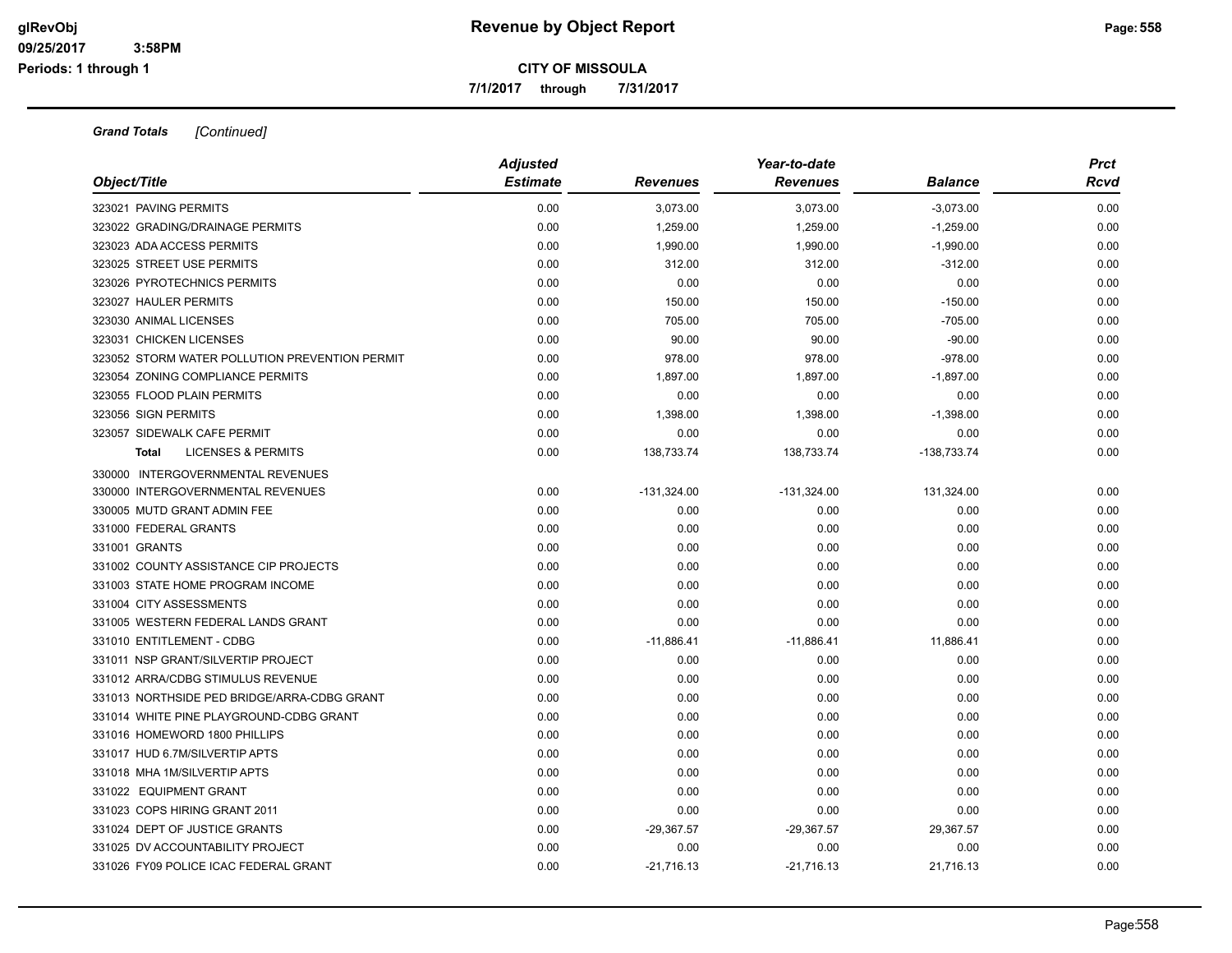**Revenue by Object Report**

**CITY OF MISSOULA**

**7/1/2017 through 7/31/2017**

***Grand Totals*** *[Continued]*

| *Object/Title* | *Adjusted Estimate* | *Revenues* | *Year-to-date Revenues* | *Balance* | *Prct Rcvd* |
|---|---|---|---|---|---|
| 323021 PAVING PERMITS | 0.00 | 3,073.00 | 3,073.00 | -3,073.00 | 0.00 |
| 323022 GRADING/DRAINAGE PERMITS | 0.00 | 1,259.00 | 1,259.00 | -1,259.00 | 0.00 |
| 323023 ADA ACCESS PERMITS | 0.00 | 1,990.00 | 1,990.00 | -1,990.00 | 0.00 |
| 323025 STREET USE PERMITS | 0.00 | 312.00 | 312.00 | -312.00 | 0.00 |
| 323026 PYROTECHNICS PERMITS | 0.00 | 0.00 | 0.00 | 0.00 | 0.00 |
| 323027 HAULER PERMITS | 0.00 | 150.00 | 150.00 | -150.00 | 0.00 |
| 323030 ANIMAL LICENSES | 0.00 | 705.00 | 705.00 | -705.00 | 0.00 |
| 323031 CHICKEN LICENSES | 0.00 | 90.00 | 90.00 | -90.00 | 0.00 |
| 323052 STORM WATER POLLUTION PREVENTION PERMIT | 0.00 | 978.00 | 978.00 | -978.00 | 0.00 |
| 323054 ZONING COMPLIANCE PERMITS | 0.00 | 1,897.00 | 1,897.00 | -1,897.00 | 0.00 |
| 323055 FLOOD PLAIN PERMITS | 0.00 | 0.00 | 0.00 | 0.00 | 0.00 |
| 323056 SIGN PERMITS | 0.00 | 1,398.00 | 1,398.00 | -1,398.00 | 0.00 |
| 323057 SIDEWALK CAFE PERMIT | 0.00 | 0.00 | 0.00 | 0.00 | 0.00 |
| **Total** LICENSES & PERMITS | 0.00 | 138,733.74 | 138,733.74 | -138,733.74 | 0.00 |
| 330000 INTERGOVERNMENTAL REVENUES | | | | | |
| 330000 INTERGOVERNMENTAL REVENUES | 0.00 | -131,324.00 | -131,324.00 | 131,324.00 | 0.00 |
| 330005 MUTD GRANT ADMIN FEE | 0.00 | 0.00 | 0.00 | 0.00 | 0.00 |
| 331000 FEDERAL GRANTS | 0.00 | 0.00 | 0.00 | 0.00 | 0.00 |
| 331001 GRANTS | 0.00 | 0.00 | 0.00 | 0.00 | 0.00 |
| 331002 COUNTY ASSISTANCE CIP PROJECTS | 0.00 | 0.00 | 0.00 | 0.00 | 0.00 |
| 331003 STATE HOME PROGRAM INCOME | 0.00 | 0.00 | 0.00 | 0.00 | 0.00 |
| 331004 CITY ASSESSMENTS | 0.00 | 0.00 | 0.00 | 0.00 | 0.00 |
| 331005 WESTERN FEDERAL LANDS GRANT | 0.00 | 0.00 | 0.00 | 0.00 | 0.00 |
| 331010 ENTITLEMENT - CDBG | 0.00 | -11,886.41 | -11,886.41 | 11,886.41 | 0.00 |
| 331011 NSP GRANT/SILVERTIP PROJECT | 0.00 | 0.00 | 0.00 | 0.00 | 0.00 |
| 331012 ARRA/CDBG STIMULUS REVENUE | 0.00 | 0.00 | 0.00 | 0.00 | 0.00 |
| 331013 NORTHSIDE PED BRIDGE/ARRA-CDBG GRANT | 0.00 | 0.00 | 0.00 | 0.00 | 0.00 |
| 331014 WHITE PINE PLAYGROUND-CDBG GRANT | 0.00 | 0.00 | 0.00 | 0.00 | 0.00 |
| 331016 HOMEWORD 1800 PHILLIPS | 0.00 | 0.00 | 0.00 | 0.00 | 0.00 |
| 331017 HUD 6.7M/SILVERTIP APTS | 0.00 | 0.00 | 0.00 | 0.00 | 0.00 |
| 331018 MHA 1M/SILVERTIP APTS | 0.00 | 0.00 | 0.00 | 0.00 | 0.00 |
| 331022 EQUIPMENT GRANT | 0.00 | 0.00 | 0.00 | 0.00 | 0.00 |
| 331023 COPS HIRING GRANT 2011 | 0.00 | 0.00 | 0.00 | 0.00 | 0.00 |
| 331024 DEPT OF JUSTICE GRANTS | 0.00 | -29,367.57 | -29,367.57 | 29,367.57 | 0.00 |
| 331025 DV ACCOUNTABILITY PROJECT | 0.00 | 0.00 | 0.00 | 0.00 | 0.00 |
| 331026 FY09 POLICE ICAC FEDERAL GRANT | 0.00 | -21,716.13 | -21,716.13 | 21,716.13 | 0.00 |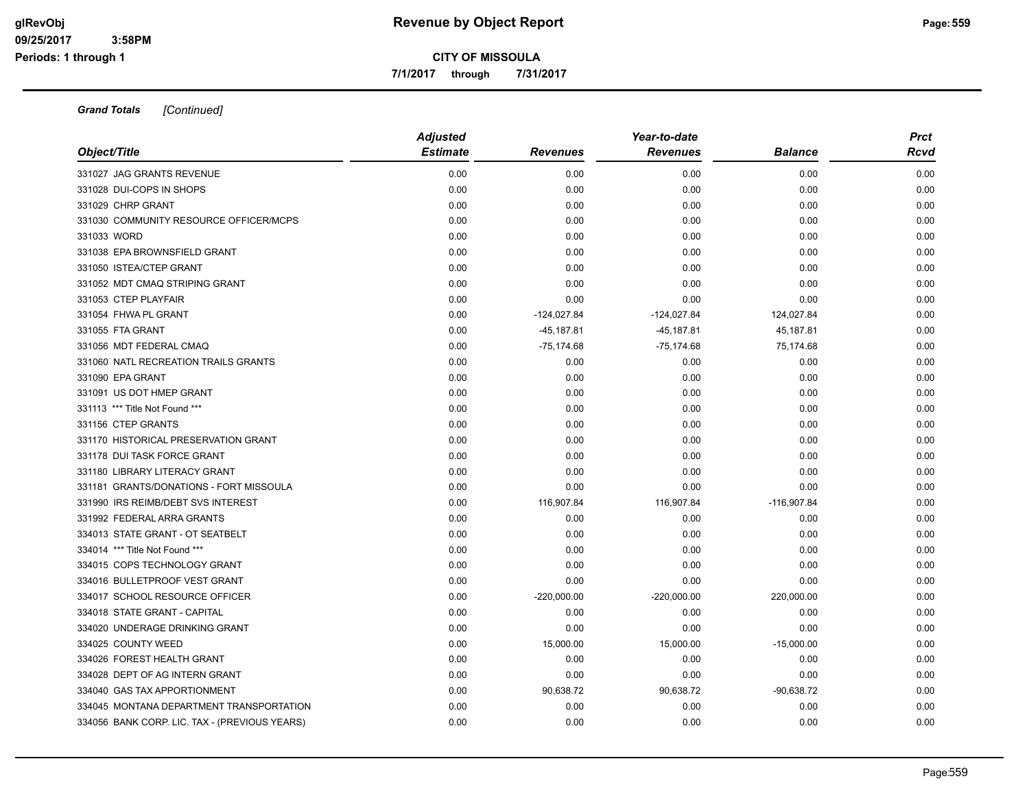# Revenue by Object Report

**CITY OF MISSOULA**

**7/1/2017 through 7/31/2017**

glRevObj
09/25/2017 3:58PM
Periods: 1 through 1

***Grand Totals*** *[Continued]*

| Object/Title | Adjusted Estimate | Revenues | Year-to-date Revenues | Balance | Prct Rcvd |
|---|---|---|---|---|---|
| 331027 JAG GRANTS REVENUE | 0.00 | 0.00 | 0.00 | 0.00 | 0.00 |
| 331028 DUI-COPS IN SHOPS | 0.00 | 0.00 | 0.00 | 0.00 | 0.00 |
| 331029 CHRP GRANT | 0.00 | 0.00 | 0.00 | 0.00 | 0.00 |
| 331030 COMMUNITY RESOURCE OFFICER/MCPS | 0.00 | 0.00 | 0.00 | 0.00 | 0.00 |
| 331033 WORD | 0.00 | 0.00 | 0.00 | 0.00 | 0.00 |
| 331038 EPA BROWNSFIELD GRANT | 0.00 | 0.00 | 0.00 | 0.00 | 0.00 |
| 331050 ISTEA/CTEP GRANT | 0.00 | 0.00 | 0.00 | 0.00 | 0.00 |
| 331052 MDT CMAQ STRIPING GRANT | 0.00 | 0.00 | 0.00 | 0.00 | 0.00 |
| 331053 CTEP PLAYFAIR | 0.00 | 0.00 | 0.00 | 0.00 | 0.00 |
| 331054 FHWA PL GRANT | 0.00 | -124,027.84 | -124,027.84 | 124,027.84 | 0.00 |
| 331055 FTA GRANT | 0.00 | -45,187.81 | -45,187.81 | 45,187.81 | 0.00 |
| 331056 MDT FEDERAL CMAQ | 0.00 | -75,174.68 | -75,174.68 | 75,174.68 | 0.00 |
| 331060 NATL RECREATION TRAILS GRANTS | 0.00 | 0.00 | 0.00 | 0.00 | 0.00 |
| 331090 EPA GRANT | 0.00 | 0.00 | 0.00 | 0.00 | 0.00 |
| 331091 US DOT HMEP GRANT | 0.00 | 0.00 | 0.00 | 0.00 | 0.00 |
| 331113 *** Title Not Found *** | 0.00 | 0.00 | 0.00 | 0.00 | 0.00 |
| 331156 CTEP GRANTS | 0.00 | 0.00 | 0.00 | 0.00 | 0.00 |
| 331170 HISTORICAL PRESERVATION GRANT | 0.00 | 0.00 | 0.00 | 0.00 | 0.00 |
| 331178 DUI TASK FORCE GRANT | 0.00 | 0.00 | 0.00 | 0.00 | 0.00 |
| 331180 LIBRARY LITERACY GRANT | 0.00 | 0.00 | 0.00 | 0.00 | 0.00 |
| 331181 GRANTS/DONATIONS - FORT MISSOULA | 0.00 | 0.00 | 0.00 | 0.00 | 0.00 |
| 331990 IRS REIMB/DEBT SVS INTEREST | 0.00 | 116,907.84 | 116,907.84 | -116,907.84 | 0.00 |
| 331992 FEDERAL ARRA GRANTS | 0.00 | 0.00 | 0.00 | 0.00 | 0.00 |
| 334013 STATE GRANT - OT SEATBELT | 0.00 | 0.00 | 0.00 | 0.00 | 0.00 |
| 334014 *** Title Not Found *** | 0.00 | 0.00 | 0.00 | 0.00 | 0.00 |
| 334015 COPS TECHNOLOGY GRANT | 0.00 | 0.00 | 0.00 | 0.00 | 0.00 |
| 334016 BULLETPROOF VEST GRANT | 0.00 | 0.00 | 0.00 | 0.00 | 0.00 |
| 334017 SCHOOL RESOURCE OFFICER | 0.00 | -220,000.00 | -220,000.00 | 220,000.00 | 0.00 |
| 334018 STATE GRANT - CAPITAL | 0.00 | 0.00 | 0.00 | 0.00 | 0.00 |
| 334020 UNDERAGE DRINKING GRANT | 0.00 | 0.00 | 0.00 | 0.00 | 0.00 |
| 334025 COUNTY WEED | 0.00 | 15,000.00 | 15,000.00 | -15,000.00 | 0.00 |
| 334026 FOREST HEALTH GRANT | 0.00 | 0.00 | 0.00 | 0.00 | 0.00 |
| 334028 DEPT OF AG INTERN GRANT | 0.00 | 0.00 | 0.00 | 0.00 | 0.00 |
| 334040 GAS TAX APPORTIONMENT | 0.00 | 90,638.72 | 90,638.72 | -90,638.72 | 0.00 |
| 334045 MONTANA DEPARTMENT TRANSPORTATION | 0.00 | 0.00 | 0.00 | 0.00 | 0.00 |
| 334056 BANK CORP. LIC. TAX - (PREVIOUS YEARS) | 0.00 | 0.00 | 0.00 | 0.00 | 0.00 |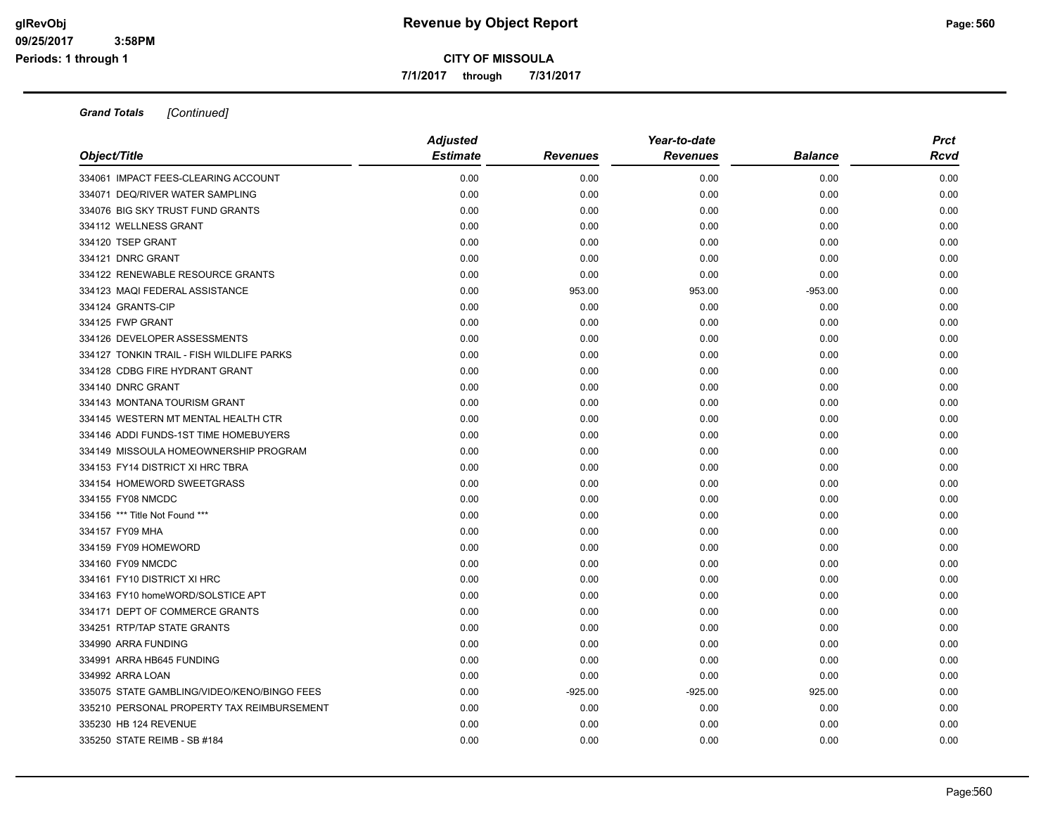**Revenue by Object Report**

**CITY OF MISSOULA**

**7/1/2017 through 7/31/2017**

***Grand Totals*** *[Continued]*

| *Object/Title* | *Adjusted Estimate* | *Revenues* | *Year-to-date Revenues* | *Balance* | *Prct Rcvd* |
|---|---|---|---|---|---|
| 334061 IMPACT FEES-CLEARING ACCOUNT | 0.00 | 0.00 | 0.00 | 0.00 | 0.00 |
| 334071 DEQ/RIVER WATER SAMPLING | 0.00 | 0.00 | 0.00 | 0.00 | 0.00 |
| 334076 BIG SKY TRUST FUND GRANTS | 0.00 | 0.00 | 0.00 | 0.00 | 0.00 |
| 334112 WELLNESS GRANT | 0.00 | 0.00 | 0.00 | 0.00 | 0.00 |
| 334120 TSEP GRANT | 0.00 | 0.00 | 0.00 | 0.00 | 0.00 |
| 334121 DNRC GRANT | 0.00 | 0.00 | 0.00 | 0.00 | 0.00 |
| 334122 RENEWABLE RESOURCE GRANTS | 0.00 | 0.00 | 0.00 | 0.00 | 0.00 |
| 334123 MAQI FEDERAL ASSISTANCE | 0.00 | 953.00 | 953.00 | -953.00 | 0.00 |
| 334124 GRANTS-CIP | 0.00 | 0.00 | 0.00 | 0.00 | 0.00 |
| 334125 FWP GRANT | 0.00 | 0.00 | 0.00 | 0.00 | 0.00 |
| 334126 DEVELOPER ASSESSMENTS | 0.00 | 0.00 | 0.00 | 0.00 | 0.00 |
| 334127 TONKIN TRAIL - FISH WILDLIFE PARKS | 0.00 | 0.00 | 0.00 | 0.00 | 0.00 |
| 334128 CDBG FIRE HYDRANT GRANT | 0.00 | 0.00 | 0.00 | 0.00 | 0.00 |
| 334140 DNRC GRANT | 0.00 | 0.00 | 0.00 | 0.00 | 0.00 |
| 334143 MONTANA TOURISM GRANT | 0.00 | 0.00 | 0.00 | 0.00 | 0.00 |
| 334145 WESTERN MT MENTAL HEALTH CTR | 0.00 | 0.00 | 0.00 | 0.00 | 0.00 |
| 334146 ADDI FUNDS-1ST TIME HOMEBUYERS | 0.00 | 0.00 | 0.00 | 0.00 | 0.00 |
| 334149 MISSOULA HOMEOWNERSHIP PROGRAM | 0.00 | 0.00 | 0.00 | 0.00 | 0.00 |
| 334153 FY14 DISTRICT XI HRC TBRA | 0.00 | 0.00 | 0.00 | 0.00 | 0.00 |
| 334154 HOMEWORD SWEETGRASS | 0.00 | 0.00 | 0.00 | 0.00 | 0.00 |
| 334155 FY08 NMCDC | 0.00 | 0.00 | 0.00 | 0.00 | 0.00 |
| 334156 *** Title Not Found *** | 0.00 | 0.00 | 0.00 | 0.00 | 0.00 |
| 334157 FY09 MHA | 0.00 | 0.00 | 0.00 | 0.00 | 0.00 |
| 334159 FY09 HOMEWORD | 0.00 | 0.00 | 0.00 | 0.00 | 0.00 |
| 334160 FY09 NMCDC | 0.00 | 0.00 | 0.00 | 0.00 | 0.00 |
| 334161 FY10 DISTRICT XI HRC | 0.00 | 0.00 | 0.00 | 0.00 | 0.00 |
| 334163 FY10 homeWORD/SOLSTICE APT | 0.00 | 0.00 | 0.00 | 0.00 | 0.00 |
| 334171 DEPT OF COMMERCE GRANTS | 0.00 | 0.00 | 0.00 | 0.00 | 0.00 |
| 334251 RTP/TAP STATE GRANTS | 0.00 | 0.00 | 0.00 | 0.00 | 0.00 |
| 334990 ARRA FUNDING | 0.00 | 0.00 | 0.00 | 0.00 | 0.00 |
| 334991 ARRA HB645 FUNDING | 0.00 | 0.00 | 0.00 | 0.00 | 0.00 |
| 334992 ARRA LOAN | 0.00 | 0.00 | 0.00 | 0.00 | 0.00 |
| 335075 STATE GAMBLING/VIDEO/KENO/BINGO FEES | 0.00 | -925.00 | -925.00 | 925.00 | 0.00 |
| 335210 PERSONAL PROPERTY TAX REIMBURSEMENT | 0.00 | 0.00 | 0.00 | 0.00 | 0.00 |
| 335230 HB 124 REVENUE | 0.00 | 0.00 | 0.00 | 0.00 | 0.00 |
| 335250 STATE REIMB - SB #184 | 0.00 | 0.00 | 0.00 | 0.00 | 0.00 |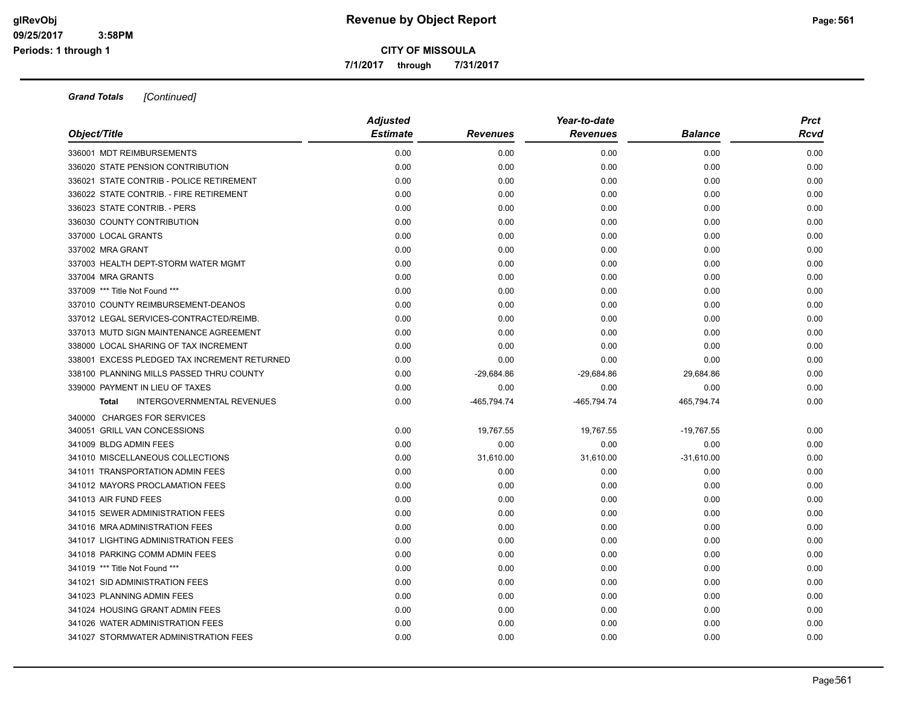**Grand Totals** *[Continued]*

| Object/Title | Adjusted Estimate | Revenues | Year-to-date Revenues | Balance | Prct Rcvd |
|---|---|---|---|---|---|
| 336001 MDT REIMBURSEMENTS | 0.00 | 0.00 | 0.00 | 0.00 | 0.00 |
| 336020 STATE PENSION CONTRIBUTION | 0.00 | 0.00 | 0.00 | 0.00 | 0.00 |
| 336021 STATE CONTRIB - POLICE RETIREMENT | 0.00 | 0.00 | 0.00 | 0.00 | 0.00 |
| 336022 STATE CONTRIB. - FIRE RETIREMENT | 0.00 | 0.00 | 0.00 | 0.00 | 0.00 |
| 336023 STATE CONTRIB. - PERS | 0.00 | 0.00 | 0.00 | 0.00 | 0.00 |
| 336030 COUNTY CONTRIBUTION | 0.00 | 0.00 | 0.00 | 0.00 | 0.00 |
| 337000 LOCAL GRANTS | 0.00 | 0.00 | 0.00 | 0.00 | 0.00 |
| 337002 MRA GRANT | 0.00 | 0.00 | 0.00 | 0.00 | 0.00 |
| 337003 HEALTH DEPT-STORM WATER MGMT | 0.00 | 0.00 | 0.00 | 0.00 | 0.00 |
| 337004 MRA GRANTS | 0.00 | 0.00 | 0.00 | 0.00 | 0.00 |
| 337009 *** Title Not Found *** | 0.00 | 0.00 | 0.00 | 0.00 | 0.00 |
| 337010 COUNTY REIMBURSEMENT-DEANOS | 0.00 | 0.00 | 0.00 | 0.00 | 0.00 |
| 337012 LEGAL SERVICES-CONTRACTED/REIMB. | 0.00 | 0.00 | 0.00 | 0.00 | 0.00 |
| 337013 MUTD SIGN MAINTENANCE AGREEMENT | 0.00 | 0.00 | 0.00 | 0.00 | 0.00 |
| 338000 LOCAL SHARING OF TAX INCREMENT | 0.00 | 0.00 | 0.00 | 0.00 | 0.00 |
| 338001 EXCESS PLEDGED TAX INCREMENT RETURNED | 0.00 | 0.00 | 0.00 | 0.00 | 0.00 |
| 338100 PLANNING MILLS PASSED THRU COUNTY | 0.00 | -29,684.86 | -29,684.86 | 29,684.86 | 0.00 |
| 339000 PAYMENT IN LIEU OF TAXES | 0.00 | 0.00 | 0.00 | 0.00 | 0.00 |
| **Total** INTERGOVERNMENTAL REVENUES | 0.00 | -465,794.74 | -465,794.74 | 465,794.74 | 0.00 |
| 340000 CHARGES FOR SERVICES | | | | | |
| 340051 GRILL VAN CONCESSIONS | 0.00 | 19,767.55 | 19,767.55 | -19,767.55 | 0.00 |
| 341009 BLDG ADMIN FEES | 0.00 | 0.00 | 0.00 | 0.00 | 0.00 |
| 341010 MISCELLANEOUS COLLECTIONS | 0.00 | 31,610.00 | 31,610.00 | -31,610.00 | 0.00 |
| 341011 TRANSPORTATION ADMIN FEES | 0.00 | 0.00 | 0.00 | 0.00 | 0.00 |
| 341012 MAYORS PROCLAMATION FEES | 0.00 | 0.00 | 0.00 | 0.00 | 0.00 |
| 341013 AIR FUND FEES | 0.00 | 0.00 | 0.00 | 0.00 | 0.00 |
| 341015 SEWER ADMINISTRATION FEES | 0.00 | 0.00 | 0.00 | 0.00 | 0.00 |
| 341016 MRA ADMINISTRATION FEES | 0.00 | 0.00 | 0.00 | 0.00 | 0.00 |
| 341017 LIGHTING ADMINISTRATION FEES | 0.00 | 0.00 | 0.00 | 0.00 | 0.00 |
| 341018 PARKING COMM ADMIN FEES | 0.00 | 0.00 | 0.00 | 0.00 | 0.00 |
| 341019 *** Title Not Found *** | 0.00 | 0.00 | 0.00 | 0.00 | 0.00 |
| 341021 SID ADMINISTRATION FEES | 0.00 | 0.00 | 0.00 | 0.00 | 0.00 |
| 341023 PLANNING ADMIN FEES | 0.00 | 0.00 | 0.00 | 0.00 | 0.00 |
| 341024 HOUSING GRANT ADMIN FEES | 0.00 | 0.00 | 0.00 | 0.00 | 0.00 |
| 341026 WATER ADMINISTRATION FEES | 0.00 | 0.00 | 0.00 | 0.00 | 0.00 |
| 341027 STORMWATER ADMINISTRATION FEES | 0.00 | 0.00 | 0.00 | 0.00 | 0.00 |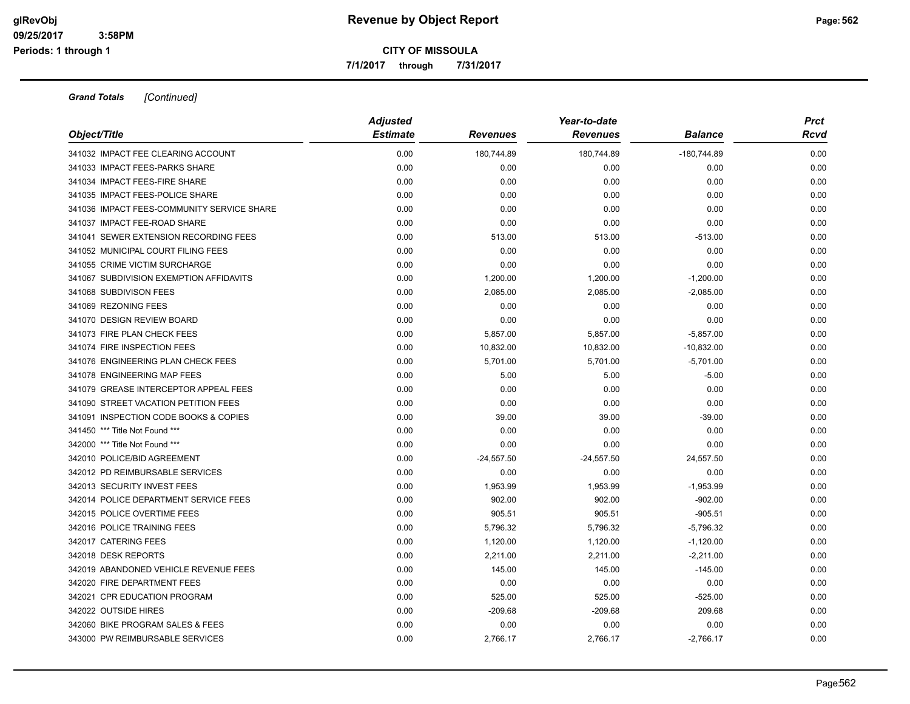**Grand Totals** *[Continued]*

| Object/Title | Adjusted Estimate | Revenues | Year-to-date Revenues | Balance | Prct Rcvd |
|---|---|---|---|---|---|
| 341032 IMPACT FEE CLEARING ACCOUNT | 0.00 | 180,744.89 | 180,744.89 | -180,744.89 | 0.00 |
| 341033 IMPACT FEES-PARKS SHARE | 0.00 | 0.00 | 0.00 | 0.00 | 0.00 |
| 341034 IMPACT FEES-FIRE SHARE | 0.00 | 0.00 | 0.00 | 0.00 | 0.00 |
| 341035 IMPACT FEES-POLICE SHARE | 0.00 | 0.00 | 0.00 | 0.00 | 0.00 |
| 341036 IMPACT FEES-COMMUNITY SERVICE SHARE | 0.00 | 0.00 | 0.00 | 0.00 | 0.00 |
| 341037 IMPACT FEE-ROAD SHARE | 0.00 | 0.00 | 0.00 | 0.00 | 0.00 |
| 341041 SEWER EXTENSION RECORDING FEES | 0.00 | 513.00 | 513.00 | -513.00 | 0.00 |
| 341052 MUNICIPAL COURT FILING FEES | 0.00 | 0.00 | 0.00 | 0.00 | 0.00 |
| 341055 CRIME VICTIM SURCHARGE | 0.00 | 0.00 | 0.00 | 0.00 | 0.00 |
| 341067 SUBDIVISION EXEMPTION AFFIDAVITS | 0.00 | 1,200.00 | 1,200.00 | -1,200.00 | 0.00 |
| 341068 SUBDIVISON FEES | 0.00 | 2,085.00 | 2,085.00 | -2,085.00 | 0.00 |
| 341069 REZONING FEES | 0.00 | 0.00 | 0.00 | 0.00 | 0.00 |
| 341070 DESIGN REVIEW BOARD | 0.00 | 0.00 | 0.00 | 0.00 | 0.00 |
| 341073 FIRE PLAN CHECK FEES | 0.00 | 5,857.00 | 5,857.00 | -5,857.00 | 0.00 |
| 341074 FIRE INSPECTION FEES | 0.00 | 10,832.00 | 10,832.00 | -10,832.00 | 0.00 |
| 341076 ENGINEERING PLAN CHECK FEES | 0.00 | 5,701.00 | 5,701.00 | -5,701.00 | 0.00 |
| 341078 ENGINEERING MAP FEES | 0.00 | 5.00 | 5.00 | -5.00 | 0.00 |
| 341079 GREASE INTERCEPTOR APPEAL FEES | 0.00 | 0.00 | 0.00 | 0.00 | 0.00 |
| 341090 STREET VACATION PETITION FEES | 0.00 | 0.00 | 0.00 | 0.00 | 0.00 |
| 341091 INSPECTION CODE BOOKS & COPIES | 0.00 | 39.00 | 39.00 | -39.00 | 0.00 |
| 341450 *** Title Not Found *** | 0.00 | 0.00 | 0.00 | 0.00 | 0.00 |
| 342000 *** Title Not Found *** | 0.00 | 0.00 | 0.00 | 0.00 | 0.00 |
| 342010 POLICE/BID AGREEMENT | 0.00 | -24,557.50 | -24,557.50 | 24,557.50 | 0.00 |
| 342012 PD REIMBURSABLE SERVICES | 0.00 | 0.00 | 0.00 | 0.00 | 0.00 |
| 342013 SECURITY INVEST FEES | 0.00 | 1,953.99 | 1,953.99 | -1,953.99 | 0.00 |
| 342014 POLICE DEPARTMENT SERVICE FEES | 0.00 | 902.00 | 902.00 | -902.00 | 0.00 |
| 342015 POLICE OVERTIME FEES | 0.00 | 905.51 | 905.51 | -905.51 | 0.00 |
| 342016 POLICE TRAINING FEES | 0.00 | 5,796.32 | 5,796.32 | -5,796.32 | 0.00 |
| 342017 CATERING FEES | 0.00 | 1,120.00 | 1,120.00 | -1,120.00 | 0.00 |
| 342018 DESK REPORTS | 0.00 | 2,211.00 | 2,211.00 | -2,211.00 | 0.00 |
| 342019 ABANDONED VEHICLE REVENUE FEES | 0.00 | 145.00 | 145.00 | -145.00 | 0.00 |
| 342020 FIRE DEPARTMENT FEES | 0.00 | 0.00 | 0.00 | 0.00 | 0.00 |
| 342021 CPR EDUCATION PROGRAM | 0.00 | 525.00 | 525.00 | -525.00 | 0.00 |
| 342022 OUTSIDE HIRES | 0.00 | -209.68 | -209.68 | 209.68 | 0.00 |
| 342060 BIKE PROGRAM SALES & FEES | 0.00 | 0.00 | 0.00 | 0.00 | 0.00 |
| 343000 PW REIMBURSABLE SERVICES | 0.00 | 2,766.17 | 2,766.17 | -2,766.17 | 0.00 |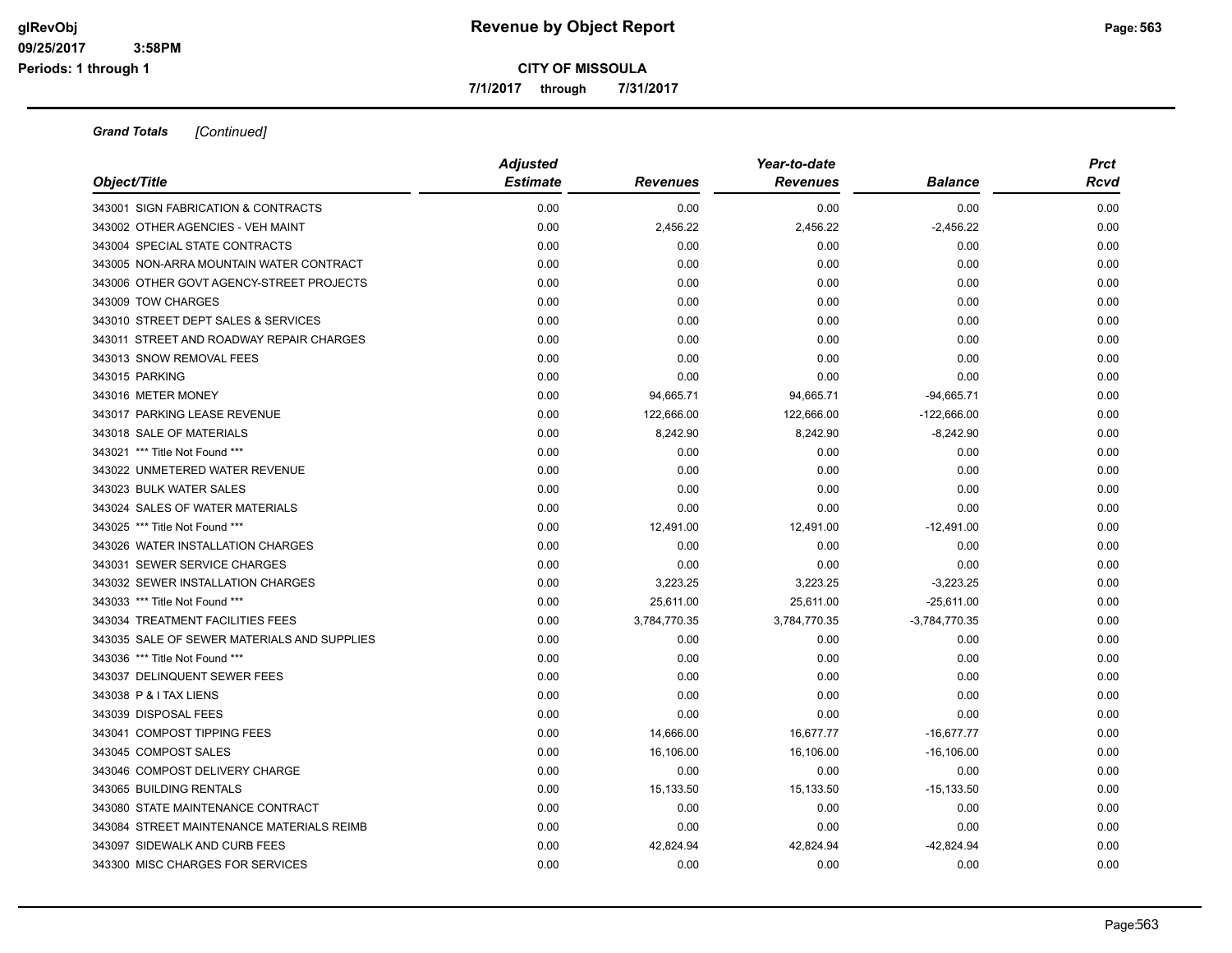**CITY OF MISSOULA**

**7/1/2017 through 7/31/2017**

***Grand Totals*** *[Continued]*

| *Object/Title* | *Adjusted Estimate* | *Revenues* | *Year-to-date Revenues* | *Balance* | *Prct Rcvd* |
|---|---|---|---|---|---|
| 343001 SIGN FABRICATION & CONTRACTS | 0.00 | 0.00 | 0.00 | 0.00 | 0.00 |
| 343002 OTHER AGENCIES - VEH MAINT | 0.00 | 2,456.22 | 2,456.22 | -2,456.22 | 0.00 |
| 343004 SPECIAL STATE CONTRACTS | 0.00 | 0.00 | 0.00 | 0.00 | 0.00 |
| 343005 NON-ARRA MOUNTAIN WATER CONTRACT | 0.00 | 0.00 | 0.00 | 0.00 | 0.00 |
| 343006 OTHER GOVT AGENCY-STREET PROJECTS | 0.00 | 0.00 | 0.00 | 0.00 | 0.00 |
| 343009 TOW CHARGES | 0.00 | 0.00 | 0.00 | 0.00 | 0.00 |
| 343010 STREET DEPT SALES & SERVICES | 0.00 | 0.00 | 0.00 | 0.00 | 0.00 |
| 343011 STREET AND ROADWAY REPAIR CHARGES | 0.00 | 0.00 | 0.00 | 0.00 | 0.00 |
| 343013 SNOW REMOVAL FEES | 0.00 | 0.00 | 0.00 | 0.00 | 0.00 |
| 343015 PARKING | 0.00 | 0.00 | 0.00 | 0.00 | 0.00 |
| 343016 METER MONEY | 0.00 | 94,665.71 | 94,665.71 | -94,665.71 | 0.00 |
| 343017 PARKING LEASE REVENUE | 0.00 | 122,666.00 | 122,666.00 | -122,666.00 | 0.00 |
| 343018 SALE OF MATERIALS | 0.00 | 8,242.90 | 8,242.90 | -8,242.90 | 0.00 |
| 343021 *** Title Not Found *** | 0.00 | 0.00 | 0.00 | 0.00 | 0.00 |
| 343022 UNMETERED WATER REVENUE | 0.00 | 0.00 | 0.00 | 0.00 | 0.00 |
| 343023 BULK WATER SALES | 0.00 | 0.00 | 0.00 | 0.00 | 0.00 |
| 343024 SALES OF WATER MATERIALS | 0.00 | 0.00 | 0.00 | 0.00 | 0.00 |
| 343025 *** Title Not Found *** | 0.00 | 12,491.00 | 12,491.00 | -12,491.00 | 0.00 |
| 343026 WATER INSTALLATION CHARGES | 0.00 | 0.00 | 0.00 | 0.00 | 0.00 |
| 343031 SEWER SERVICE CHARGES | 0.00 | 0.00 | 0.00 | 0.00 | 0.00 |
| 343032 SEWER INSTALLATION CHARGES | 0.00 | 3,223.25 | 3,223.25 | -3,223.25 | 0.00 |
| 343033 *** Title Not Found *** | 0.00 | 25,611.00 | 25,611.00 | -25,611.00 | 0.00 |
| 343034 TREATMENT FACILITIES FEES | 0.00 | 3,784,770.35 | 3,784,770.35 | -3,784,770.35 | 0.00 |
| 343035 SALE OF SEWER MATERIALS AND SUPPLIES | 0.00 | 0.00 | 0.00 | 0.00 | 0.00 |
| 343036 *** Title Not Found *** | 0.00 | 0.00 | 0.00 | 0.00 | 0.00 |
| 343037 DELINQUENT SEWER FEES | 0.00 | 0.00 | 0.00 | 0.00 | 0.00 |
| 343038 P & I TAX LIENS | 0.00 | 0.00 | 0.00 | 0.00 | 0.00 |
| 343039 DISPOSAL FEES | 0.00 | 0.00 | 0.00 | 0.00 | 0.00 |
| 343041 COMPOST TIPPING FEES | 0.00 | 14,666.00 | 16,677.77 | -16,677.77 | 0.00 |
| 343045 COMPOST SALES | 0.00 | 16,106.00 | 16,106.00 | -16,106.00 | 0.00 |
| 343046 COMPOST DELIVERY CHARGE | 0.00 | 0.00 | 0.00 | 0.00 | 0.00 |
| 343065 BUILDING RENTALS | 0.00 | 15,133.50 | 15,133.50 | -15,133.50 | 0.00 |
| 343080 STATE MAINTENANCE CONTRACT | 0.00 | 0.00 | 0.00 | 0.00 | 0.00 |
| 343084 STREET MAINTENANCE MATERIALS REIMB | 0.00 | 0.00 | 0.00 | 0.00 | 0.00 |
| 343097 SIDEWALK AND CURB FEES | 0.00 | 42,824.94 | 42,824.94 | -42,824.94 | 0.00 |
| 343300 MISC CHARGES FOR SERVICES | 0.00 | 0.00 | 0.00 | 0.00 | 0.00 |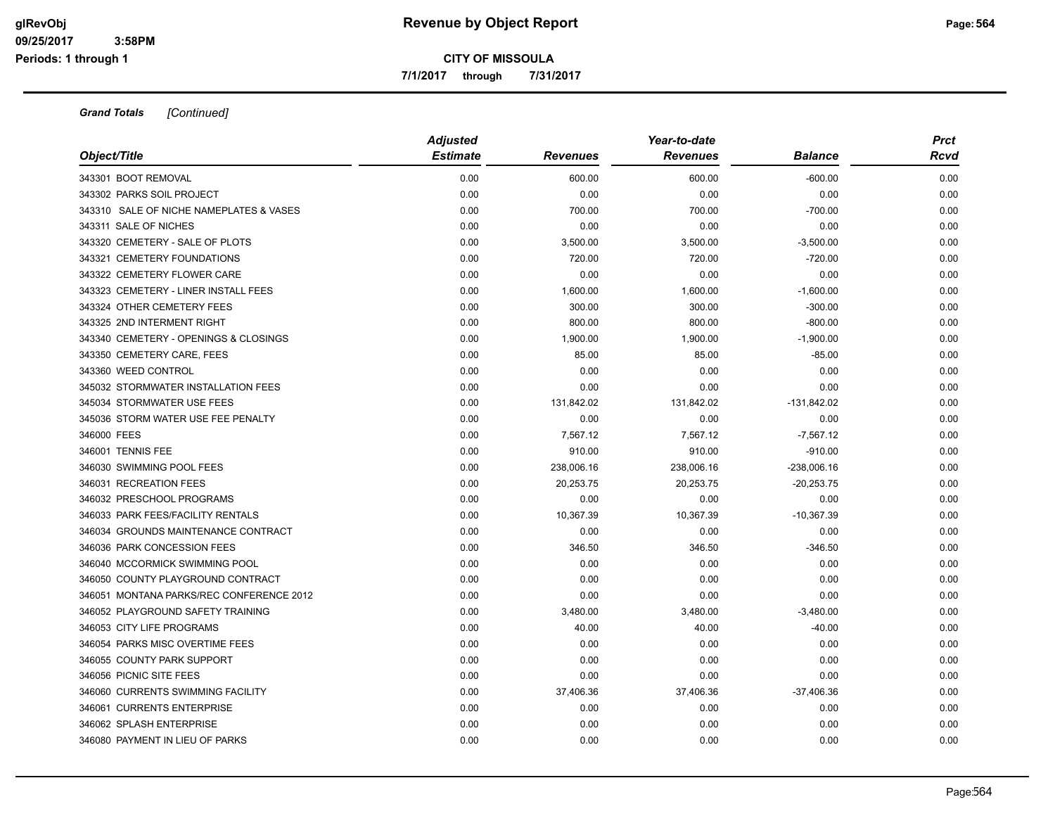**Grand Totals** *[Continued]*

| Object/Title | Adjusted Estimate | Revenues | Year-to-date Revenues | Balance | Prct Rcvd |
|---|---|---|---|---|---|
| 343301 BOOT REMOVAL | 0.00 | 600.00 | 600.00 | -600.00 | 0.00 |
| 343302 PARKS SOIL PROJECT | 0.00 | 0.00 | 0.00 | 0.00 | 0.00 |
| 343310 SALE OF NICHE NAMEPLATES & VASES | 0.00 | 700.00 | 700.00 | -700.00 | 0.00 |
| 343311 SALE OF NICHES | 0.00 | 0.00 | 0.00 | 0.00 | 0.00 |
| 343320 CEMETERY - SALE OF PLOTS | 0.00 | 3,500.00 | 3,500.00 | -3,500.00 | 0.00 |
| 343321 CEMETERY FOUNDATIONS | 0.00 | 720.00 | 720.00 | -720.00 | 0.00 |
| 343322 CEMETERY FLOWER CARE | 0.00 | 0.00 | 0.00 | 0.00 | 0.00 |
| 343323 CEMETERY - LINER INSTALL FEES | 0.00 | 1,600.00 | 1,600.00 | -1,600.00 | 0.00 |
| 343324 OTHER CEMETERY FEES | 0.00 | 300.00 | 300.00 | -300.00 | 0.00 |
| 343325 2ND INTERMENT RIGHT | 0.00 | 800.00 | 800.00 | -800.00 | 0.00 |
| 343340 CEMETERY - OPENINGS & CLOSINGS | 0.00 | 1,900.00 | 1,900.00 | -1,900.00 | 0.00 |
| 343350 CEMETERY CARE, FEES | 0.00 | 85.00 | 85.00 | -85.00 | 0.00 |
| 343360 WEED CONTROL | 0.00 | 0.00 | 0.00 | 0.00 | 0.00 |
| 345032 STORMWATER INSTALLATION FEES | 0.00 | 0.00 | 0.00 | 0.00 | 0.00 |
| 345034 STORMWATER USE FEES | 0.00 | 131,842.02 | 131,842.02 | -131,842.02 | 0.00 |
| 345036 STORM WATER USE FEE PENALTY | 0.00 | 0.00 | 0.00 | 0.00 | 0.00 |
| 346000 FEES | 0.00 | 7,567.12 | 7,567.12 | -7,567.12 | 0.00 |
| 346001 TENNIS FEE | 0.00 | 910.00 | 910.00 | -910.00 | 0.00 |
| 346030 SWIMMING POOL FEES | 0.00 | 238,006.16 | 238,006.16 | -238,006.16 | 0.00 |
| 346031 RECREATION FEES | 0.00 | 20,253.75 | 20,253.75 | -20,253.75 | 0.00 |
| 346032 PRESCHOOL PROGRAMS | 0.00 | 0.00 | 0.00 | 0.00 | 0.00 |
| 346033 PARK FEES/FACILITY RENTALS | 0.00 | 10,367.39 | 10,367.39 | -10,367.39 | 0.00 |
| 346034 GROUNDS MAINTENANCE CONTRACT | 0.00 | 0.00 | 0.00 | 0.00 | 0.00 |
| 346036 PARK CONCESSION FEES | 0.00 | 346.50 | 346.50 | -346.50 | 0.00 |
| 346040 MCCORMICK SWIMMING POOL | 0.00 | 0.00 | 0.00 | 0.00 | 0.00 |
| 346050 COUNTY PLAYGROUND CONTRACT | 0.00 | 0.00 | 0.00 | 0.00 | 0.00 |
| 346051 MONTANA PARKS/REC CONFERENCE 2012 | 0.00 | 0.00 | 0.00 | 0.00 | 0.00 |
| 346052 PLAYGROUND SAFETY TRAINING | 0.00 | 3,480.00 | 3,480.00 | -3,480.00 | 0.00 |
| 346053 CITY LIFE PROGRAMS | 0.00 | 40.00 | 40.00 | -40.00 | 0.00 |
| 346054 PARKS MISC OVERTIME FEES | 0.00 | 0.00 | 0.00 | 0.00 | 0.00 |
| 346055 COUNTY PARK SUPPORT | 0.00 | 0.00 | 0.00 | 0.00 | 0.00 |
| 346056 PICNIC SITE FEES | 0.00 | 0.00 | 0.00 | 0.00 | 0.00 |
| 346060 CURRENTS SWIMMING FACILITY | 0.00 | 37,406.36 | 37,406.36 | -37,406.36 | 0.00 |
| 346061 CURRENTS ENTERPRISE | 0.00 | 0.00 | 0.00 | 0.00 | 0.00 |
| 346062 SPLASH ENTERPRISE | 0.00 | 0.00 | 0.00 | 0.00 | 0.00 |
| 346080 PAYMENT IN LIEU OF PARKS | 0.00 | 0.00 | 0.00 | 0.00 | 0.00 |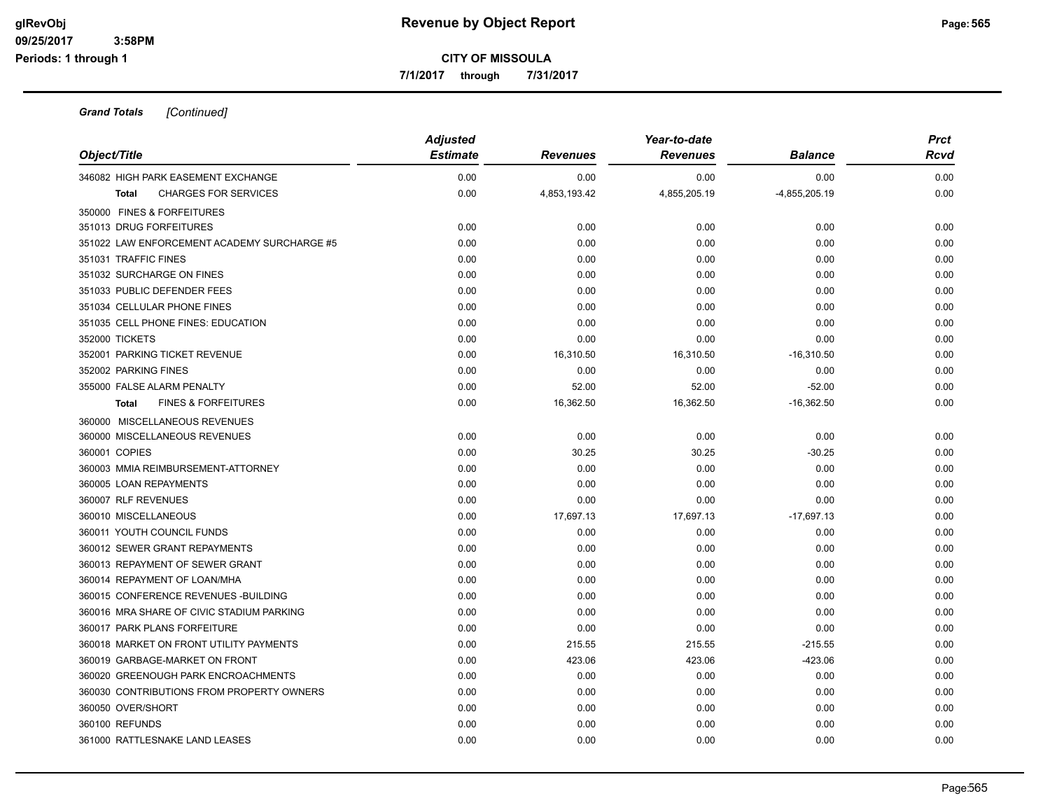**Revenue by Object Report**

**CITY OF MISSOULA**

**7/1/2017 through 7/31/2017**

***Grand Totals*** *[Continued]*

| Object/Title | Adjusted Estimate | Revenues | Year-to-date Revenues | Balance | Prct Rcvd |
|---|---|---|---|---|---|
| 346082 HIGH PARK EASEMENT EXCHANGE | 0.00 | 0.00 | 0.00 | 0.00 | 0.00 |
| **Total** CHARGES FOR SERVICES | 0.00 | 4,853,193.42 | 4,855,205.19 | -4,855,205.19 | 0.00 |
| 350000 FINES & FORFEITURES | | | | | |
| 351013 DRUG FORFEITURES | 0.00 | 0.00 | 0.00 | 0.00 | 0.00 |
| 351022 LAW ENFORCEMENT ACADEMY SURCHARGE #5 | 0.00 | 0.00 | 0.00 | 0.00 | 0.00 |
| 351031 TRAFFIC FINES | 0.00 | 0.00 | 0.00 | 0.00 | 0.00 |
| 351032 SURCHARGE ON FINES | 0.00 | 0.00 | 0.00 | 0.00 | 0.00 |
| 351033 PUBLIC DEFENDER FEES | 0.00 | 0.00 | 0.00 | 0.00 | 0.00 |
| 351034 CELLULAR PHONE FINES | 0.00 | 0.00 | 0.00 | 0.00 | 0.00 |
| 351035 CELL PHONE FINES: EDUCATION | 0.00 | 0.00 | 0.00 | 0.00 | 0.00 |
| 352000 TICKETS | 0.00 | 0.00 | 0.00 | 0.00 | 0.00 |
| 352001 PARKING TICKET REVENUE | 0.00 | 16,310.50 | 16,310.50 | -16,310.50 | 0.00 |
| 352002 PARKING FINES | 0.00 | 0.00 | 0.00 | 0.00 | 0.00 |
| 355000 FALSE ALARM PENALTY | 0.00 | 52.00 | 52.00 | -52.00 | 0.00 |
| **Total** FINES & FORFEITURES | 0.00 | 16,362.50 | 16,362.50 | -16,362.50 | 0.00 |
| 360000 MISCELLANEOUS REVENUES | | | | | |
| 360000 MISCELLANEOUS REVENUES | 0.00 | 0.00 | 0.00 | 0.00 | 0.00 |
| 360001 COPIES | 0.00 | 30.25 | 30.25 | -30.25 | 0.00 |
| 360003 MMIA REIMBURSEMENT-ATTORNEY | 0.00 | 0.00 | 0.00 | 0.00 | 0.00 |
| 360005 LOAN REPAYMENTS | 0.00 | 0.00 | 0.00 | 0.00 | 0.00 |
| 360007 RLF REVENUES | 0.00 | 0.00 | 0.00 | 0.00 | 0.00 |
| 360010 MISCELLANEOUS | 0.00 | 17,697.13 | 17,697.13 | -17,697.13 | 0.00 |
| 360011 YOUTH COUNCIL FUNDS | 0.00 | 0.00 | 0.00 | 0.00 | 0.00 |
| 360012 SEWER GRANT REPAYMENTS | 0.00 | 0.00 | 0.00 | 0.00 | 0.00 |
| 360013 REPAYMENT OF SEWER GRANT | 0.00 | 0.00 | 0.00 | 0.00 | 0.00 |
| 360014 REPAYMENT OF LOAN/MHA | 0.00 | 0.00 | 0.00 | 0.00 | 0.00 |
| 360015 CONFERENCE REVENUES -BUILDING | 0.00 | 0.00 | 0.00 | 0.00 | 0.00 |
| 360016 MRA SHARE OF CIVIC STADIUM PARKING | 0.00 | 0.00 | 0.00 | 0.00 | 0.00 |
| 360017 PARK PLANS FORFEITURE | 0.00 | 0.00 | 0.00 | 0.00 | 0.00 |
| 360018 MARKET ON FRONT UTILITY PAYMENTS | 0.00 | 215.55 | 215.55 | -215.55 | 0.00 |
| 360019 GARBAGE-MARKET ON FRONT | 0.00 | 423.06 | 423.06 | -423.06 | 0.00 |
| 360020 GREENOUGH PARK ENCROACHMENTS | 0.00 | 0.00 | 0.00 | 0.00 | 0.00 |
| 360030 CONTRIBUTIONS FROM PROPERTY OWNERS | 0.00 | 0.00 | 0.00 | 0.00 | 0.00 |
| 360050 OVER/SHORT | 0.00 | 0.00 | 0.00 | 0.00 | 0.00 |
| 360100 REFUNDS | 0.00 | 0.00 | 0.00 | 0.00 | 0.00 |
| 361000 RATTLESNAKE LAND LEASES | 0.00 | 0.00 | 0.00 | 0.00 | 0.00 |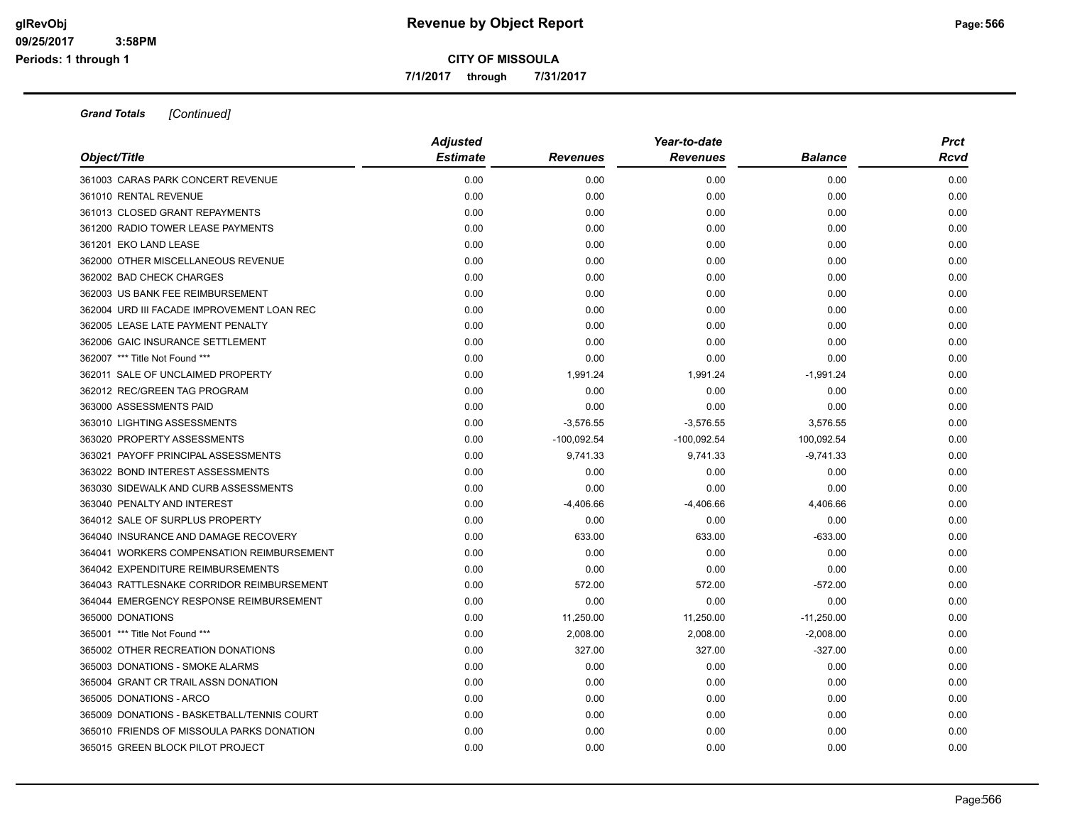# Revenue by Object Report

## CITY OF MISSOULA

7/1/2017 through 7/31/2017

***Grand Totals*** *[Continued]*

| Object/Title | Adjusted Estimate | Revenues | Year-to-date Revenues | Balance | Prct Rcvd |
|---|---|---|---|---|---|
| 361003 CARAS PARK CONCERT REVENUE | 0.00 | 0.00 | 0.00 | 0.00 | 0.00 |
| 361010 RENTAL REVENUE | 0.00 | 0.00 | 0.00 | 0.00 | 0.00 |
| 361013 CLOSED GRANT REPAYMENTS | 0.00 | 0.00 | 0.00 | 0.00 | 0.00 |
| 361200 RADIO TOWER LEASE PAYMENTS | 0.00 | 0.00 | 0.00 | 0.00 | 0.00 |
| 361201 EKO LAND LEASE | 0.00 | 0.00 | 0.00 | 0.00 | 0.00 |
| 362000 OTHER MISCELLANEOUS REVENUE | 0.00 | 0.00 | 0.00 | 0.00 | 0.00 |
| 362002 BAD CHECK CHARGES | 0.00 | 0.00 | 0.00 | 0.00 | 0.00 |
| 362003 US BANK FEE REIMBURSEMENT | 0.00 | 0.00 | 0.00 | 0.00 | 0.00 |
| 362004 URD III FACADE IMPROVEMENT LOAN REC | 0.00 | 0.00 | 0.00 | 0.00 | 0.00 |
| 362005 LEASE LATE PAYMENT PENALTY | 0.00 | 0.00 | 0.00 | 0.00 | 0.00 |
| 362006 GAIC INSURANCE SETTLEMENT | 0.00 | 0.00 | 0.00 | 0.00 | 0.00 |
| 362007 *** Title Not Found *** | 0.00 | 0.00 | 0.00 | 0.00 | 0.00 |
| 362011 SALE OF UNCLAIMED PROPERTY | 0.00 | 1,991.24 | 1,991.24 | -1,991.24 | 0.00 |
| 362012 REC/GREEN TAG PROGRAM | 0.00 | 0.00 | 0.00 | 0.00 | 0.00 |
| 363000 ASSESSMENTS PAID | 0.00 | 0.00 | 0.00 | 0.00 | 0.00 |
| 363010 LIGHTING ASSESSMENTS | 0.00 | -3,576.55 | -3,576.55 | 3,576.55 | 0.00 |
| 363020 PROPERTY ASSESSMENTS | 0.00 | -100,092.54 | -100,092.54 | 100,092.54 | 0.00 |
| 363021 PAYOFF PRINCIPAL ASSESSMENTS | 0.00 | 9,741.33 | 9,741.33 | -9,741.33 | 0.00 |
| 363022 BOND INTEREST ASSESSMENTS | 0.00 | 0.00 | 0.00 | 0.00 | 0.00 |
| 363030 SIDEWALK AND CURB ASSESSMENTS | 0.00 | 0.00 | 0.00 | 0.00 | 0.00 |
| 363040 PENALTY AND INTEREST | 0.00 | -4,406.66 | -4,406.66 | 4,406.66 | 0.00 |
| 364012 SALE OF SURPLUS PROPERTY | 0.00 | 0.00 | 0.00 | 0.00 | 0.00 |
| 364040 INSURANCE AND DAMAGE RECOVERY | 0.00 | 633.00 | 633.00 | -633.00 | 0.00 |
| 364041 WORKERS COMPENSATION REIMBURSEMENT | 0.00 | 0.00 | 0.00 | 0.00 | 0.00 |
| 364042 EXPENDITURE REIMBURSEMENTS | 0.00 | 0.00 | 0.00 | 0.00 | 0.00 |
| 364043 RATTLESNAKE CORRIDOR REIMBURSEMENT | 0.00 | 572.00 | 572.00 | -572.00 | 0.00 |
| 364044 EMERGENCY RESPONSE REIMBURSEMENT | 0.00 | 0.00 | 0.00 | 0.00 | 0.00 |
| 365000 DONATIONS | 0.00 | 11,250.00 | 11,250.00 | -11,250.00 | 0.00 |
| 365001 *** Title Not Found *** | 0.00 | 2,008.00 | 2,008.00 | -2,008.00 | 0.00 |
| 365002 OTHER RECREATION DONATIONS | 0.00 | 327.00 | 327.00 | -327.00 | 0.00 |
| 365003 DONATIONS - SMOKE ALARMS | 0.00 | 0.00 | 0.00 | 0.00 | 0.00 |
| 365004 GRANT CR TRAIL ASSN DONATION | 0.00 | 0.00 | 0.00 | 0.00 | 0.00 |
| 365005 DONATIONS - ARCO | 0.00 | 0.00 | 0.00 | 0.00 | 0.00 |
| 365009 DONATIONS - BASKETBALL/TENNIS COURT | 0.00 | 0.00 | 0.00 | 0.00 | 0.00 |
| 365010 FRIENDS OF MISSOULA PARKS DONATION | 0.00 | 0.00 | 0.00 | 0.00 | 0.00 |
| 365015 GREEN BLOCK PILOT PROJECT | 0.00 | 0.00 | 0.00 | 0.00 | 0.00 |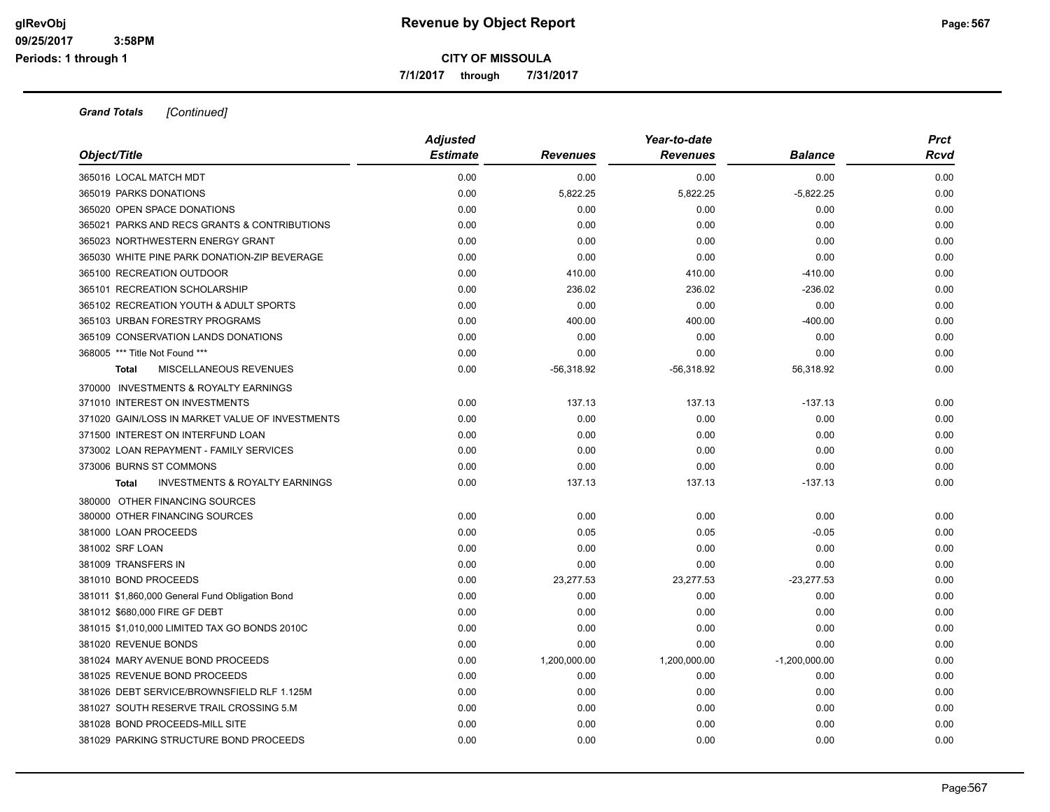**CITY OF MISSOULA**

**7/1/2017 through 7/31/2017**

***Grand Totals*** *[Continued]*

| Object/Title | Adjusted Estimate | Revenues | Year-to-date Revenues | Balance | Prct Rcvd |
|---|---|---|---|---|---|
| 365016 LOCAL MATCH MDT | 0.00 | 0.00 | 0.00 | 0.00 | 0.00 |
| 365019 PARKS DONATIONS | 0.00 | 5,822.25 | 5,822.25 | -5,822.25 | 0.00 |
| 365020 OPEN SPACE DONATIONS | 0.00 | 0.00 | 0.00 | 0.00 | 0.00 |
| 365021 PARKS AND RECS GRANTS & CONTRIBUTIONS | 0.00 | 0.00 | 0.00 | 0.00 | 0.00 |
| 365023 NORTHWESTERN ENERGY GRANT | 0.00 | 0.00 | 0.00 | 0.00 | 0.00 |
| 365030 WHITE PINE PARK DONATION-ZIP BEVERAGE | 0.00 | 0.00 | 0.00 | 0.00 | 0.00 |
| 365100 RECREATION OUTDOOR | 0.00 | 410.00 | 410.00 | -410.00 | 0.00 |
| 365101 RECREATION SCHOLARSHIP | 0.00 | 236.02 | 236.02 | -236.02 | 0.00 |
| 365102 RECREATION YOUTH & ADULT SPORTS | 0.00 | 0.00 | 0.00 | 0.00 | 0.00 |
| 365103 URBAN FORESTRY PROGRAMS | 0.00 | 400.00 | 400.00 | -400.00 | 0.00 |
| 365109 CONSERVATION LANDS DONATIONS | 0.00 | 0.00 | 0.00 | 0.00 | 0.00 |
| 368005 *** Title Not Found *** | 0.00 | 0.00 | 0.00 | 0.00 | 0.00 |
| **Total** MISCELLANEOUS REVENUES | 0.00 | -56,318.92 | -56,318.92 | 56,318.92 | 0.00 |
| 370000 INVESTMENTS & ROYALTY EARNINGS | | | | | |
| 371010 INTEREST ON INVESTMENTS | 0.00 | 137.13 | 137.13 | -137.13 | 0.00 |
| 371020 GAIN/LOSS IN MARKET VALUE OF INVESTMENTS | 0.00 | 0.00 | 0.00 | 0.00 | 0.00 |
| 371500 INTEREST ON INTERFUND LOAN | 0.00 | 0.00 | 0.00 | 0.00 | 0.00 |
| 373002 LOAN REPAYMENT - FAMILY SERVICES | 0.00 | 0.00 | 0.00 | 0.00 | 0.00 |
| 373006 BURNS ST COMMONS | 0.00 | 0.00 | 0.00 | 0.00 | 0.00 |
| **Total** INVESTMENTS & ROYALTY EARNINGS | 0.00 | 137.13 | 137.13 | -137.13 | 0.00 |
| 380000 OTHER FINANCING SOURCES | | | | | |
| 380000 OTHER FINANCING SOURCES | 0.00 | 0.00 | 0.00 | 0.00 | 0.00 |
| 381000 LOAN PROCEEDS | 0.00 | 0.05 | 0.05 | -0.05 | 0.00 |
| 381002 SRF LOAN | 0.00 | 0.00 | 0.00 | 0.00 | 0.00 |
| 381009 TRANSFERS IN | 0.00 | 0.00 | 0.00 | 0.00 | 0.00 |
| 381010 BOND PROCEEDS | 0.00 | 23,277.53 | 23,277.53 | -23,277.53 | 0.00 |
| 381011 $1,860,000 General Fund Obligation Bond | 0.00 | 0.00 | 0.00 | 0.00 | 0.00 |
| 381012 $680,000 FIRE GF DEBT | 0.00 | 0.00 | 0.00 | 0.00 | 0.00 |
| 381015 $1,010,000 LIMITED TAX GO BONDS 2010C | 0.00 | 0.00 | 0.00 | 0.00 | 0.00 |
| 381020 REVENUE BONDS | 0.00 | 0.00 | 0.00 | 0.00 | 0.00 |
| 381024 MARY AVENUE BOND PROCEEDS | 0.00 | 1,200,000.00 | 1,200,000.00 | -1,200,000.00 | 0.00 |
| 381025 REVENUE BOND PROCEEDS | 0.00 | 0.00 | 0.00 | 0.00 | 0.00 |
| 381026 DEBT SERVICE/BROWNSFIELD RLF 1.125M | 0.00 | 0.00 | 0.00 | 0.00 | 0.00 |
| 381027 SOUTH RESERVE TRAIL CROSSING 5.M | 0.00 | 0.00 | 0.00 | 0.00 | 0.00 |
| 381028 BOND PROCEEDS-MILL SITE | 0.00 | 0.00 | 0.00 | 0.00 | 0.00 |
| 381029 PARKING STRUCTURE BOND PROCEEDS | 0.00 | 0.00 | 0.00 | 0.00 | 0.00 |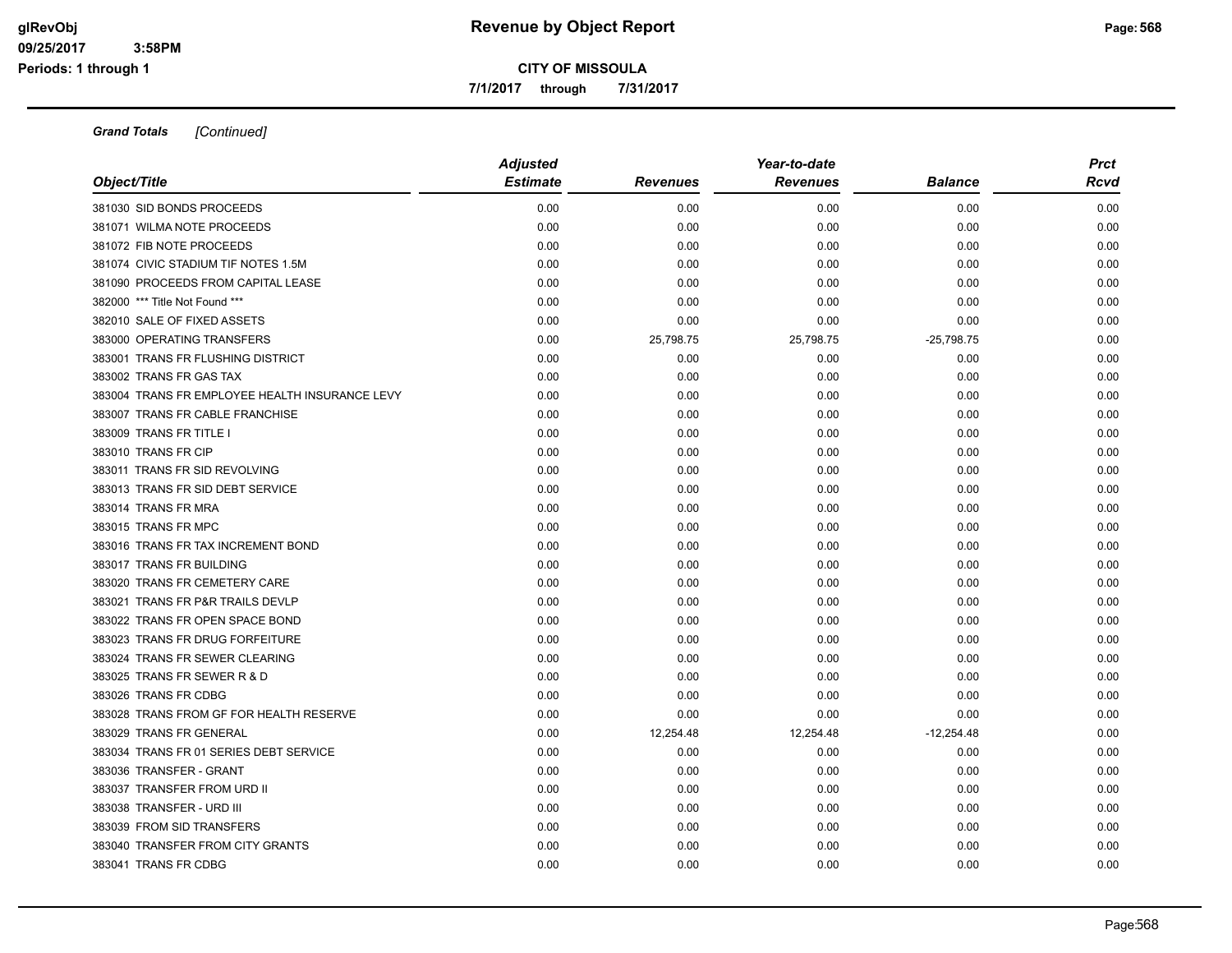**Revenue by Object Report**

**CITY OF MISSOULA**

**7/1/2017 through 7/31/2017**

***Grand Totals*** *[Continued]*

| Object/Title | Adjusted Estimate | Revenues | Year-to-date Revenues | Balance | Prct Rcvd |
|---|---|---|---|---|---|
| 381030 SID BONDS PROCEEDS | 0.00 | 0.00 | 0.00 | 0.00 | 0.00 |
| 381071 WILMA NOTE PROCEEDS | 0.00 | 0.00 | 0.00 | 0.00 | 0.00 |
| 381072 FIB NOTE PROCEEDS | 0.00 | 0.00 | 0.00 | 0.00 | 0.00 |
| 381074 CIVIC STADIUM TIF NOTES 1.5M | 0.00 | 0.00 | 0.00 | 0.00 | 0.00 |
| 381090 PROCEEDS FROM CAPITAL LEASE | 0.00 | 0.00 | 0.00 | 0.00 | 0.00 |
| 382000 *** Title Not Found *** | 0.00 | 0.00 | 0.00 | 0.00 | 0.00 |
| 382010 SALE OF FIXED ASSETS | 0.00 | 0.00 | 0.00 | 0.00 | 0.00 |
| 383000 OPERATING TRANSFERS | 0.00 | 25,798.75 | 25,798.75 | -25,798.75 | 0.00 |
| 383001 TRANS FR FLUSHING DISTRICT | 0.00 | 0.00 | 0.00 | 0.00 | 0.00 |
| 383002 TRANS FR GAS TAX | 0.00 | 0.00 | 0.00 | 0.00 | 0.00 |
| 383004 TRANS FR EMPLOYEE HEALTH INSURANCE LEVY | 0.00 | 0.00 | 0.00 | 0.00 | 0.00 |
| 383007 TRANS FR CABLE FRANCHISE | 0.00 | 0.00 | 0.00 | 0.00 | 0.00 |
| 383009 TRANS FR TITLE I | 0.00 | 0.00 | 0.00 | 0.00 | 0.00 |
| 383010 TRANS FR CIP | 0.00 | 0.00 | 0.00 | 0.00 | 0.00 |
| 383011 TRANS FR SID REVOLVING | 0.00 | 0.00 | 0.00 | 0.00 | 0.00 |
| 383013 TRANS FR SID DEBT SERVICE | 0.00 | 0.00 | 0.00 | 0.00 | 0.00 |
| 383014 TRANS FR MRA | 0.00 | 0.00 | 0.00 | 0.00 | 0.00 |
| 383015 TRANS FR MPC | 0.00 | 0.00 | 0.00 | 0.00 | 0.00 |
| 383016 TRANS FR TAX INCREMENT BOND | 0.00 | 0.00 | 0.00 | 0.00 | 0.00 |
| 383017 TRANS FR BUILDING | 0.00 | 0.00 | 0.00 | 0.00 | 0.00 |
| 383020 TRANS FR CEMETERY CARE | 0.00 | 0.00 | 0.00 | 0.00 | 0.00 |
| 383021 TRANS FR P&R TRAILS DEVLP | 0.00 | 0.00 | 0.00 | 0.00 | 0.00 |
| 383022 TRANS FR OPEN SPACE BOND | 0.00 | 0.00 | 0.00 | 0.00 | 0.00 |
| 383023 TRANS FR DRUG FORFEITURE | 0.00 | 0.00 | 0.00 | 0.00 | 0.00 |
| 383024 TRANS FR SEWER CLEARING | 0.00 | 0.00 | 0.00 | 0.00 | 0.00 |
| 383025 TRANS FR SEWER R & D | 0.00 | 0.00 | 0.00 | 0.00 | 0.00 |
| 383026 TRANS FR CDBG | 0.00 | 0.00 | 0.00 | 0.00 | 0.00 |
| 383028 TRANS FROM GF FOR HEALTH RESERVE | 0.00 | 0.00 | 0.00 | 0.00 | 0.00 |
| 383029 TRANS FR GENERAL | 0.00 | 12,254.48 | 12,254.48 | -12,254.48 | 0.00 |
| 383034 TRANS FR 01 SERIES DEBT SERVICE | 0.00 | 0.00 | 0.00 | 0.00 | 0.00 |
| 383036 TRANSFER - GRANT | 0.00 | 0.00 | 0.00 | 0.00 | 0.00 |
| 383037 TRANSFER FROM URD II | 0.00 | 0.00 | 0.00 | 0.00 | 0.00 |
| 383038 TRANSFER - URD III | 0.00 | 0.00 | 0.00 | 0.00 | 0.00 |
| 383039 FROM SID TRANSFERS | 0.00 | 0.00 | 0.00 | 0.00 | 0.00 |
| 383040 TRANSFER FROM CITY GRANTS | 0.00 | 0.00 | 0.00 | 0.00 | 0.00 |
| 383041 TRANS FR CDBG | 0.00 | 0.00 | 0.00 | 0.00 | 0.00 |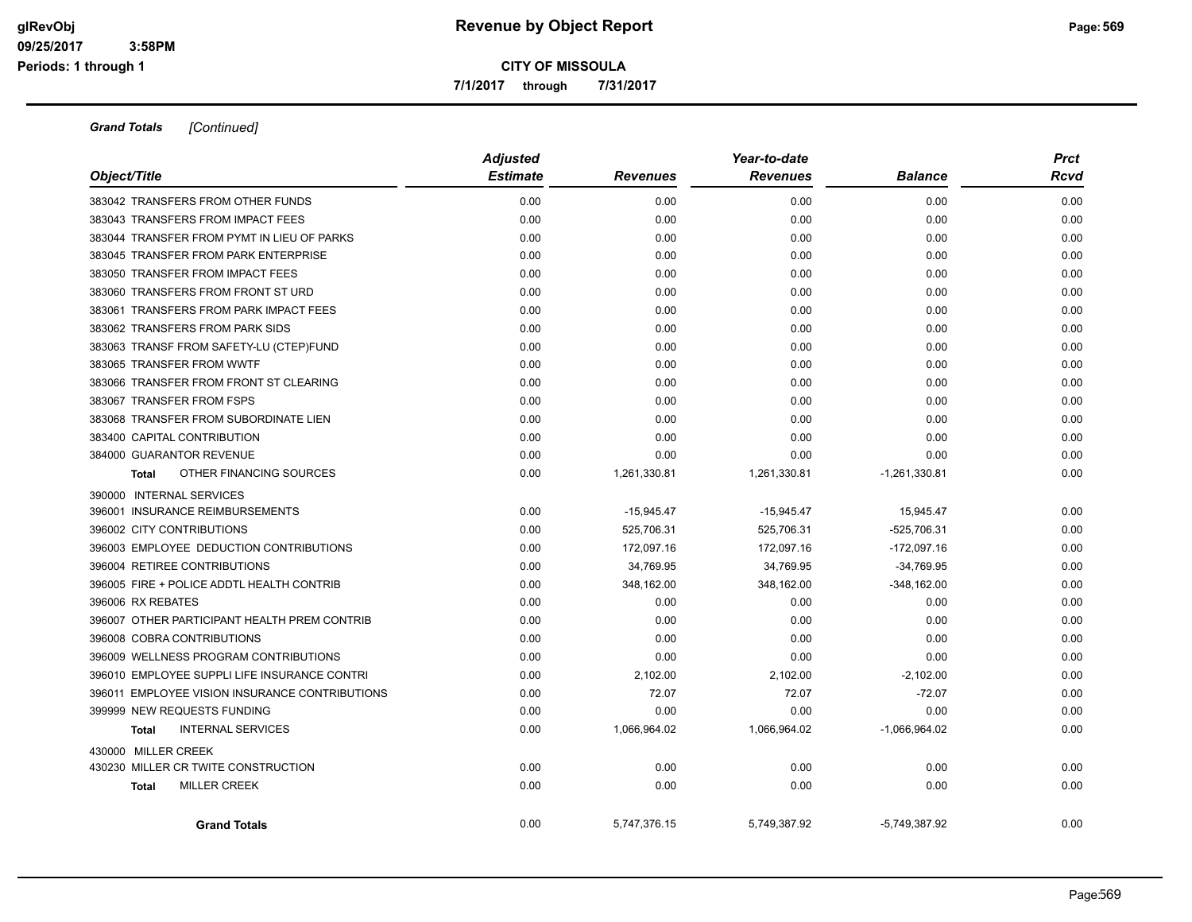**Grand Totals** *[Continued]*

| Object/Title | Adjusted Estimate | Revenues | Year-to-date Revenues | Balance | Prct Rcvd |
|---|---|---|---|---|---|
| 383042 TRANSFERS FROM OTHER FUNDS | 0.00 | 0.00 | 0.00 | 0.00 | 0.00 |
| 383043 TRANSFERS FROM IMPACT FEES | 0.00 | 0.00 | 0.00 | 0.00 | 0.00 |
| 383044 TRANSFER FROM PYMT IN LIEU OF PARKS | 0.00 | 0.00 | 0.00 | 0.00 | 0.00 |
| 383045 TRANSFER FROM PARK ENTERPRISE | 0.00 | 0.00 | 0.00 | 0.00 | 0.00 |
| 383050 TRANSFER FROM IMPACT FEES | 0.00 | 0.00 | 0.00 | 0.00 | 0.00 |
| 383060 TRANSFERS FROM FRONT ST URD | 0.00 | 0.00 | 0.00 | 0.00 | 0.00 |
| 383061 TRANSFERS FROM PARK IMPACT FEES | 0.00 | 0.00 | 0.00 | 0.00 | 0.00 |
| 383062 TRANSFERS FROM PARK SIDS | 0.00 | 0.00 | 0.00 | 0.00 | 0.00 |
| 383063 TRANSF FROM SAFETY-LU (CTEP)FUND | 0.00 | 0.00 | 0.00 | 0.00 | 0.00 |
| 383065 TRANSFER FROM WWTF | 0.00 | 0.00 | 0.00 | 0.00 | 0.00 |
| 383066 TRANSFER FROM FRONT ST CLEARING | 0.00 | 0.00 | 0.00 | 0.00 | 0.00 |
| 383067 TRANSFER FROM FSPS | 0.00 | 0.00 | 0.00 | 0.00 | 0.00 |
| 383068 TRANSFER FROM SUBORDINATE LIEN | 0.00 | 0.00 | 0.00 | 0.00 | 0.00 |
| 383400 CAPITAL CONTRIBUTION | 0.00 | 0.00 | 0.00 | 0.00 | 0.00 |
| 384000 GUARANTOR REVENUE | 0.00 | 0.00 | 0.00 | 0.00 | 0.00 |
| **Total** OTHER FINANCING SOURCES | 0.00 | 1,261,330.81 | 1,261,330.81 | -1,261,330.81 | 0.00 |
| 390000 INTERNAL SERVICES | | | | | |
| 396001 INSURANCE REIMBURSEMENTS | 0.00 | -15,945.47 | -15,945.47 | 15,945.47 | 0.00 |
| 396002 CITY CONTRIBUTIONS | 0.00 | 525,706.31 | 525,706.31 | -525,706.31 | 0.00 |
| 396003 EMPLOYEE DEDUCTION CONTRIBUTIONS | 0.00 | 172,097.16 | 172,097.16 | -172,097.16 | 0.00 |
| 396004 RETIREE CONTRIBUTIONS | 0.00 | 34,769.95 | 34,769.95 | -34,769.95 | 0.00 |
| 396005 FIRE + POLICE ADDTL HEALTH CONTRIB | 0.00 | 348,162.00 | 348,162.00 | -348,162.00 | 0.00 |
| 396006 RX REBATES | 0.00 | 0.00 | 0.00 | 0.00 | 0.00 |
| 396007 OTHER PARTICIPANT HEALTH PREM CONTRIB | 0.00 | 0.00 | 0.00 | 0.00 | 0.00 |
| 396008 COBRA CONTRIBUTIONS | 0.00 | 0.00 | 0.00 | 0.00 | 0.00 |
| 396009 WELLNESS PROGRAM CONTRIBUTIONS | 0.00 | 0.00 | 0.00 | 0.00 | 0.00 |
| 396010 EMPLOYEE SUPPLI LIFE INSURANCE CONTRI | 0.00 | 2,102.00 | 2,102.00 | -2,102.00 | 0.00 |
| 396011 EMPLOYEE VISION INSURANCE CONTRIBUTIONS | 0.00 | 72.07 | 72.07 | -72.07 | 0.00 |
| 399999 NEW REQUESTS FUNDING | 0.00 | 0.00 | 0.00 | 0.00 | 0.00 |
| **Total** INTERNAL SERVICES | 0.00 | 1,066,964.02 | 1,066,964.02 | -1,066,964.02 | 0.00 |
| 430000 MILLER CREEK | | | | | |
| 430230 MILLER CR TWITE CONSTRUCTION | 0.00 | 0.00 | 0.00 | 0.00 | 0.00 |
| **Total** MILLER CREEK | 0.00 | 0.00 | 0.00 | 0.00 | 0.00 |
| **Grand Totals** | 0.00 | 5,747,376.15 | 5,749,387.92 | -5,749,387.92 | 0.00 |